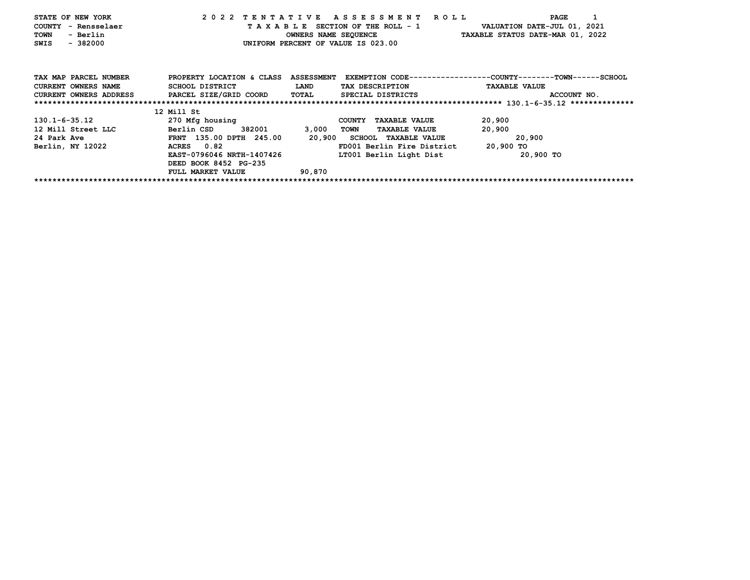STATE OF NEW YORK
COUNTY - Rensselaer
TOWN - Berlin
SWIS - 382000

# 2022 TENTATIVE ASSESSMENT ROLL

TAXABLE SECTION OF THE ROLL - 1
OWNERS NAME SEQUENCE
UNIFORM PERCENT OF VALUE IS 023.00

VALUATION DATE-JUL 01, 2021
TAXABLE STATUS DATE-MAR 01, 2022

| TAX MAP PARCEL NUMBER / CURRENT OWNERS NAME / CURRENT OWNERS ADDRESS | PROPERTY LOCATION & CLASS / SCHOOL DISTRICT / PARCEL SIZE/GRID COORD | ASSESSMENT LAND / TOTAL | EXEMPTION CODE / TAX DESCRIPTION / SPECIAL DISTRICTS | TAXABLE VALUE (COUNTY / TOWN / SCHOOL) / ACCOUNT NO. |
|---|---|---|---|---|
| 130.1-6-35.12 | 12 Mill St | | | |
| 130.1-6-35.12 | 270 Mfg housing | | COUNTY TAXABLE VALUE | 20,900 |
| 12 Mill Street LLC | Berlin CSD 382001 | 3,000 | TOWN TAXABLE VALUE | 20,900 |
| 24 Park Ave | FRNT 135.00 DPTH 245.00 | 20,900 | SCHOOL TAXABLE VALUE | 20,900 |
| Berlin, NY 12022 | ACRES 0.82 | | FD001 Berlin Fire District | 20,900 TO |
| | EAST-0796046 NRTH-1407426 | | LT001 Berlin Light Dist | 20,900 TO |
| | DEED BOOK 8452 PG-235 | | | |
| | FULL MARKET VALUE | 90,870 | | |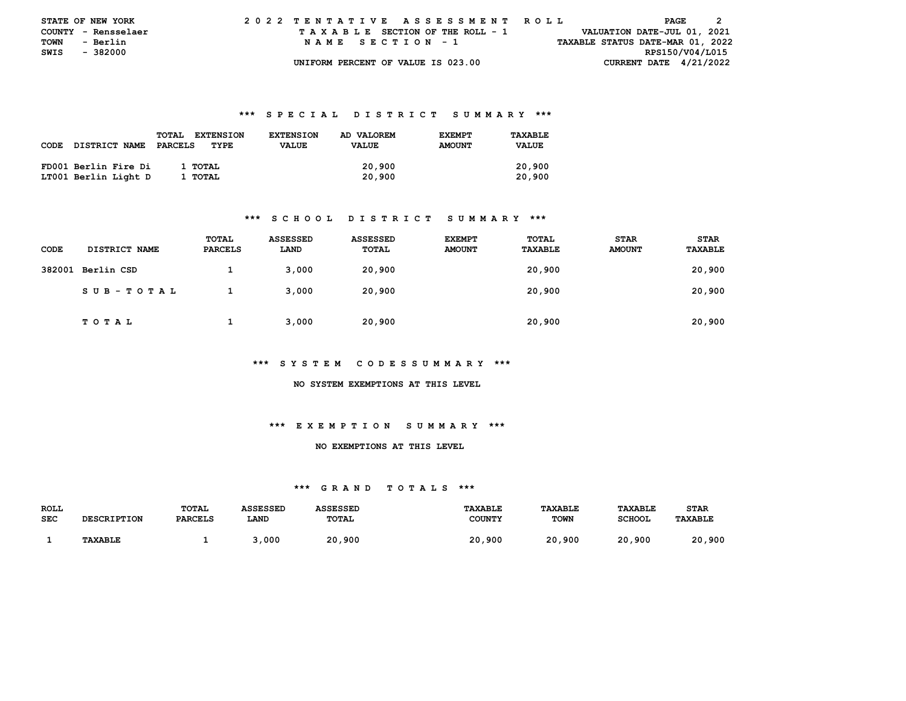STATE OF NEW YORK
COUNTY - Rensselaer
TOWN - Berlin
SWIS - 382000

2022 TENTATIVE ASSESSMENT ROLL
TAXABLE SECTION OF THE ROLL - 1
NAME SECTION - 1
UNIFORM PERCENT OF VALUE IS 023.00

VALUATION DATE-JUL 01, 2021
TAXABLE STATUS DATE-MAR 01, 2022
RPS150/V04/L015
CURRENT DATE 4/21/2022

### *** SPECIAL DISTRICT SUMMARY ***

| CODE DISTRICT NAME | TOTAL PARCELS | EXTENSION TYPE | EXTENSION VALUE | AD VALOREM VALUE | EXEMPT AMOUNT | TAXABLE VALUE |
|---|---|---|---|---|---|---|
| FD001 Berlin Fire Di | 1 | TOTAL | | 20,900 | | 20,900 |
| LT001 Berlin Light D | 1 | TOTAL | | 20,900 | | 20,900 |

### *** SCHOOL DISTRICT SUMMARY ***

| CODE | DISTRICT NAME | TOTAL PARCELS | ASSESSED LAND | ASSESSED TOTAL | EXEMPT AMOUNT | TOTAL TAXABLE | STAR AMOUNT | STAR TAXABLE |
|---|---|---|---|---|---|---|---|---|
| 382001 | Berlin CSD | 1 | 3,000 | 20,900 | | 20,900 | | 20,900 |
| | SUB-TOTAL | 1 | 3,000 | 20,900 | | 20,900 | | 20,900 |
| | TOTAL | 1 | 3,000 | 20,900 | | 20,900 | | 20,900 |

### *** SYSTEM CODESSUMMARY ***

NO SYSTEM EXEMPTIONS AT THIS LEVEL

### *** EXEMPTION SUMMARY ***

NO EXEMPTIONS AT THIS LEVEL

### *** GRAND TOTALS ***

| ROLL SEC | DESCRIPTION | TOTAL PARCELS | ASSESSED LAND | ASSESSED TOTAL | TAXABLE COUNTY | TAXABLE TOWN | TAXABLE SCHOOL | STAR TAXABLE |
|---|---|---|---|---|---|---|---|---|
| 1 | TAXABLE | 1 | 3,000 | 20,900 | 20,900 | 20,900 | 20,900 | 20,900 |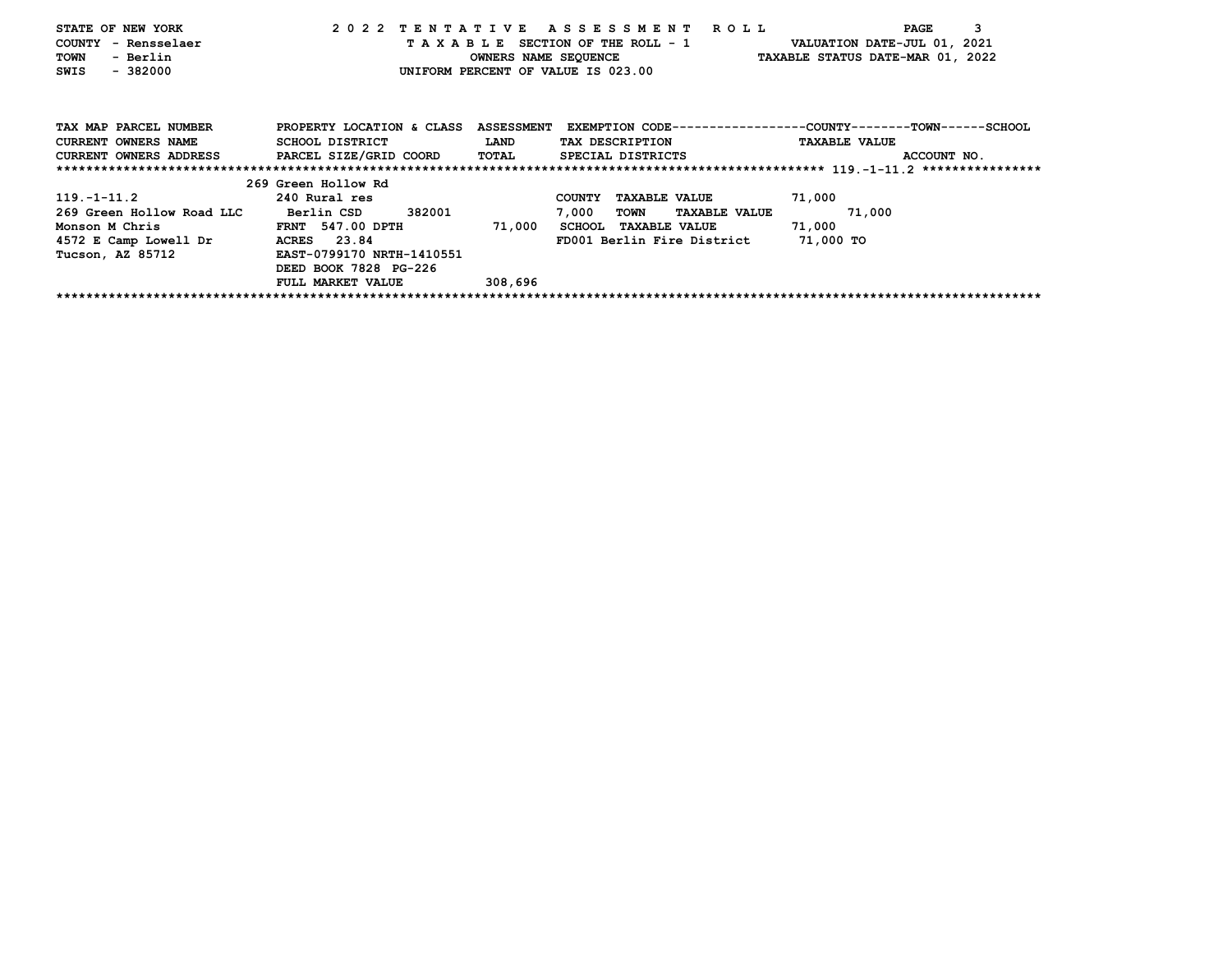STATE OF NEW YORK
COUNTY - Rensselaer
TOWN - Berlin
SWIS - 382000

2022 TENTATIVE ASSESSMENT ROLL
TAXABLE SECTION OF THE ROLL - 1
OWNERS NAME SEQUENCE
UNIFORM PERCENT OF VALUE IS 023.00

VALUATION DATE-JUL 01, 2021
TAXABLE STATUS DATE-MAR 01, 2022

| TAX MAP PARCEL NUMBER / CURRENT OWNERS NAME / CURRENT OWNERS ADDRESS | PROPERTY LOCATION & CLASS / SCHOOL DISTRICT / PARCEL SIZE/GRID COORD | ASSESSMENT LAND / TOTAL | EXEMPTION CODE / TAX DESCRIPTION / SPECIAL DISTRICTS | TAXABLE VALUE (COUNTY / TOWN / SCHOOL) | ACCOUNT NO. |
|---|---|---|---|---|---|
| 119.-1-11.2 | 269 Green Hollow Rd | | | | |
| | 240 Rural res | | COUNTY TAXABLE VALUE | 71,000 | |
| 269 Green Hollow Road LLC | Berlin CSD 382001 | 7,000 | TOWN TAXABLE VALUE | 71,000 | |
| Monson M Chris | FRNT 547.00 DPTH | 71,000 | SCHOOL TAXABLE VALUE | 71,000 | |
| 4572 E Camp Lowell Dr | ACRES 23.84 | | FD001 Berlin Fire District | 71,000 TO | |
| Tucson, AZ 85712 | EAST-0799170 NRTH-1410551 | | | | |
| | DEED BOOK 7828 PG-226 | | | | |
| | FULL MARKET VALUE | 308,696 | | | |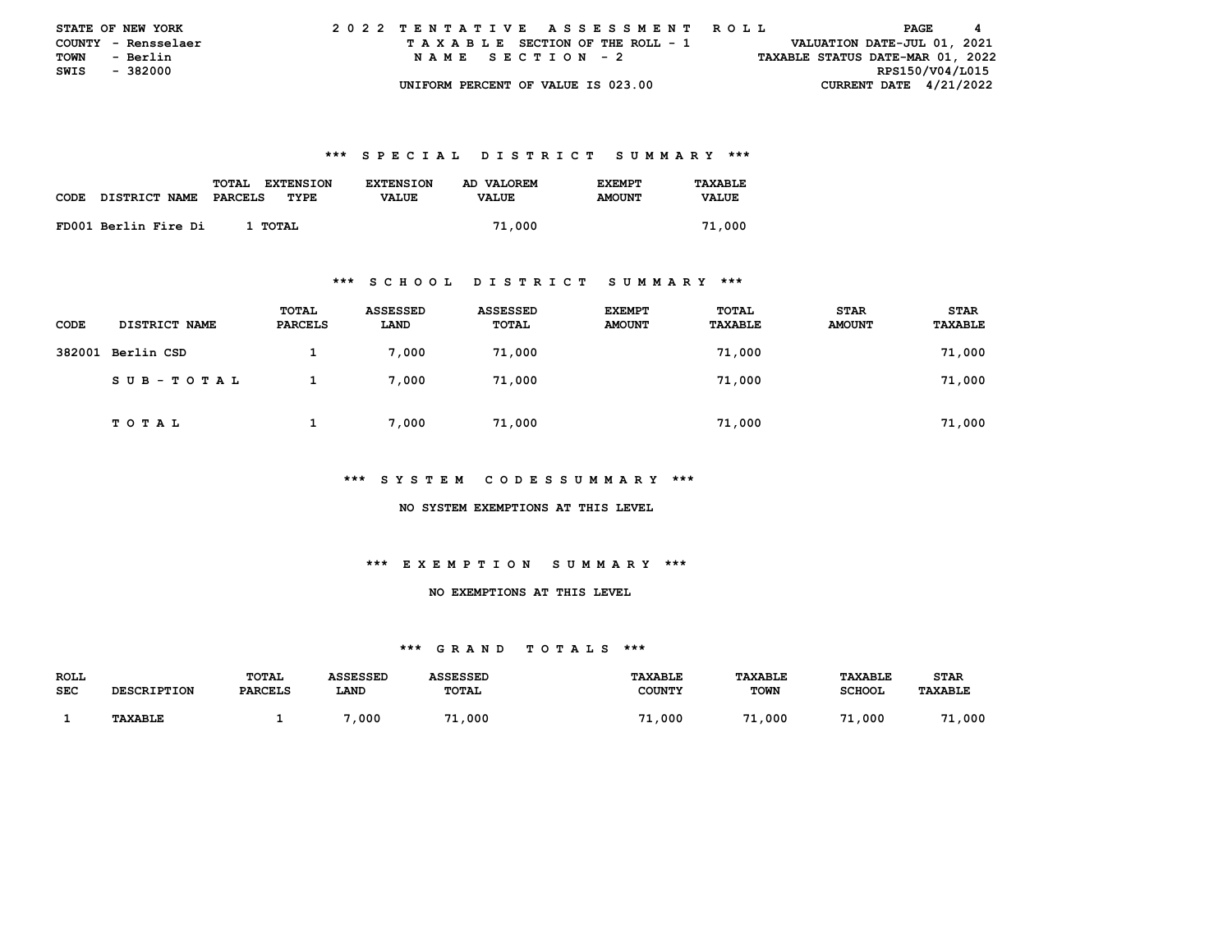STATE OF NEW YORK — 2022 TENTATIVE ASSESSMENT ROLL
COUNTY - Rensselaer — TAXABLE SECTION OF THE ROLL - 1 — VALUATION DATE-JUL 01, 2021
TOWN - Berlin — NAME SECTION - 2 — TAXABLE STATUS DATE-MAR 01, 2022
SWIS - 382000 — RPS150/V04/L015
UNIFORM PERCENT OF VALUE IS 023.00 — CURRENT DATE 4/21/2022

### *** SPECIAL DISTRICT SUMMARY ***

| CODE | DISTRICT NAME | TOTAL PARCELS | EXTENSION TYPE | EXTENSION VALUE | AD VALOREM VALUE | EXEMPT AMOUNT | TAXABLE VALUE |
|---|---|---|---|---|---|---|---|
| FD001 | Berlin Fire Di | 1 | TOTAL | | 71,000 | | 71,000 |

### *** SCHOOL DISTRICT SUMMARY ***

| CODE | DISTRICT NAME | TOTAL PARCELS | ASSESSED LAND | ASSESSED TOTAL | EXEMPT AMOUNT | TOTAL TAXABLE | STAR AMOUNT | STAR TAXABLE |
|---|---|---|---|---|---|---|---|---|
| 382001 | Berlin CSD | 1 | 7,000 | 71,000 | | 71,000 | | 71,000 |
| | SUB-TOTAL | 1 | 7,000 | 71,000 | | 71,000 | | 71,000 |
| | TOTAL | 1 | 7,000 | 71,000 | | 71,000 | | 71,000 |

### *** SYSTEM CODES SUMMARY ***

NO SYSTEM EXEMPTIONS AT THIS LEVEL

### *** EXEMPTION SUMMARY ***

NO EXEMPTIONS AT THIS LEVEL

### *** GRAND TOTALS ***

| ROLL SEC | DESCRIPTION | TOTAL PARCELS | ASSESSED LAND | ASSESSED TOTAL | TAXABLE COUNTY | TAXABLE TOWN | TAXABLE SCHOOL | STAR TAXABLE |
|---|---|---|---|---|---|---|---|---|
| 1 | TAXABLE | 1 | 7,000 | 71,000 | 71,000 | 71,000 | 71,000 | 71,000 |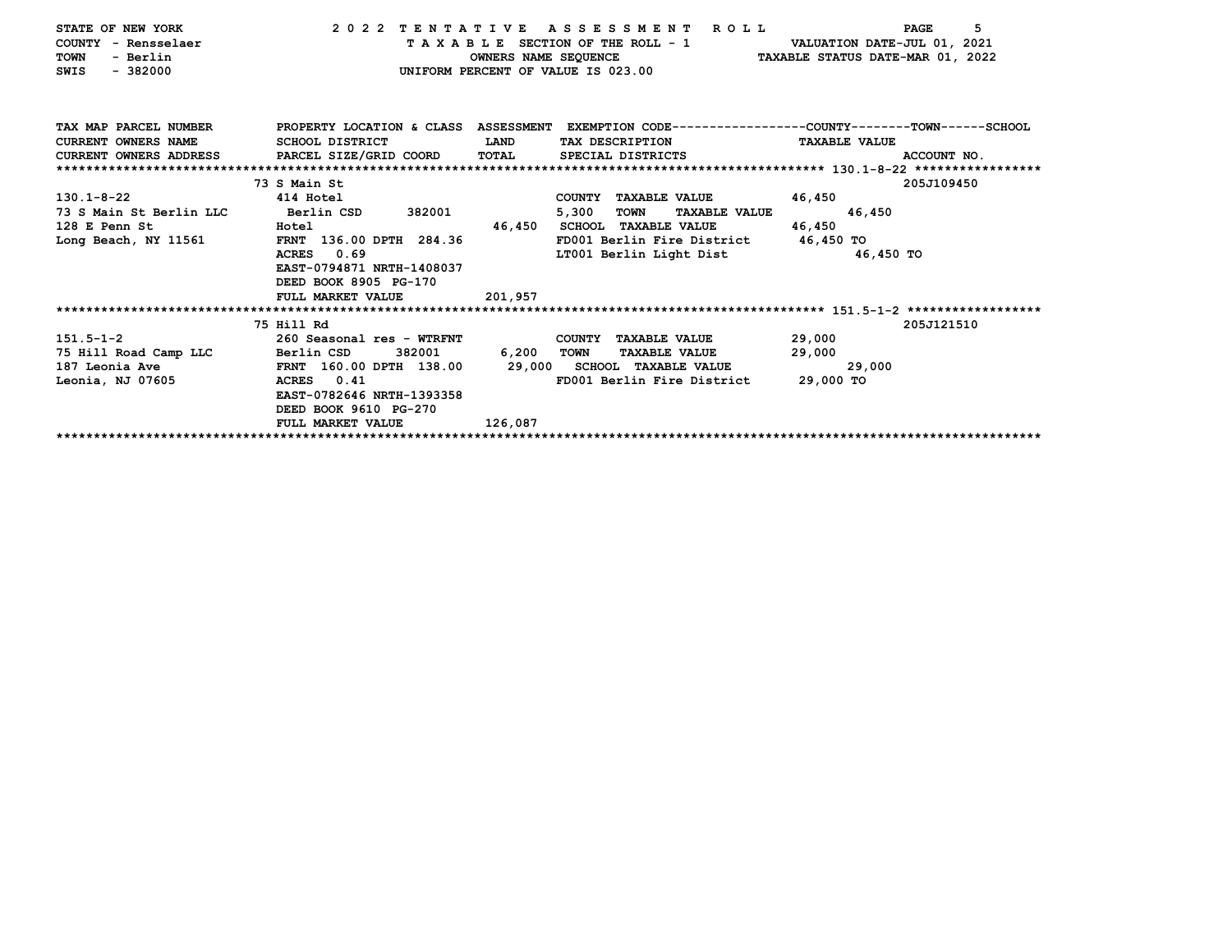STATE OF NEW YORK
COUNTY - Rensselaer
TOWN - Berlin
SWIS - 382000

2022 TENTATIVE ASSESSMENT ROLL
TAXABLE SECTION OF THE ROLL - 1
OWNERS NAME SEQUENCE
UNIFORM PERCENT OF VALUE IS 023.00

VALUATION DATE-JUL 01, 2021
TAXABLE STATUS DATE-MAR 01, 2022

| TAX MAP PARCEL NUMBER / CURRENT OWNERS NAME / CURRENT OWNERS ADDRESS | PROPERTY LOCATION & CLASS / SCHOOL DISTRICT / PARCEL SIZE/GRID COORD | ASSESSMENT LAND | ASSESSMENT TOTAL | EXEMPTION CODE / TAX DESCRIPTION / SPECIAL DISTRICTS | TAXABLE VALUE (COUNTY--------TOWN------SCHOOL) | ACCOUNT NO. |
|---|---|---|---|---|---|---|
| **130.1-8-22** | 73 S Main St | | | | | 205J109450 |
| 73 S Main St Berlin LLC | 414 Hotel | | | COUNTY TAXABLE VALUE | 46,450 | |
| 128 E Penn St | Berlin CSD 382001 | 5,300 | | TOWN TAXABLE VALUE | 46,450 | |
| Long Beach, NY 11561 | Hotel | | 46,450 | SCHOOL TAXABLE VALUE | 46,450 | |
| | FRNT 136.00 DPTH 284.36 | | | FD001 Berlin Fire District | 46,450 TO | |
| | ACRES 0.69 | | | LT001 Berlin Light Dist | 46,450 TO | |
| | EAST-0794871 NRTH-1408037 | | | | | |
| | DEED BOOK 8905 PG-170 | | | | | |
| | FULL MARKET VALUE | | 201,957 | | | |
| **151.5-1-2** | 75 Hill Rd | | | | | 205J121510 |
| 75 Hill Road Camp LLC | 260 Seasonal res - WTRFNT | | | COUNTY TAXABLE VALUE | 29,000 | |
| 187 Leonia Ave | Berlin CSD 382001 | 6,200 | | TOWN TAXABLE VALUE | 29,000 | |
| Leonia, NJ 07605 | FRNT 160.00 DPTH 138.00 | | 29,000 | SCHOOL TAXABLE VALUE | 29,000 | |
| | ACRES 0.41 | | | FD001 Berlin Fire District | 29,000 TO | |
| | EAST-0782646 NRTH-1393358 | | | | | |
| | DEED BOOK 9610 PG-270 | | | | | |
| | FULL MARKET VALUE | | 126,087 | | | |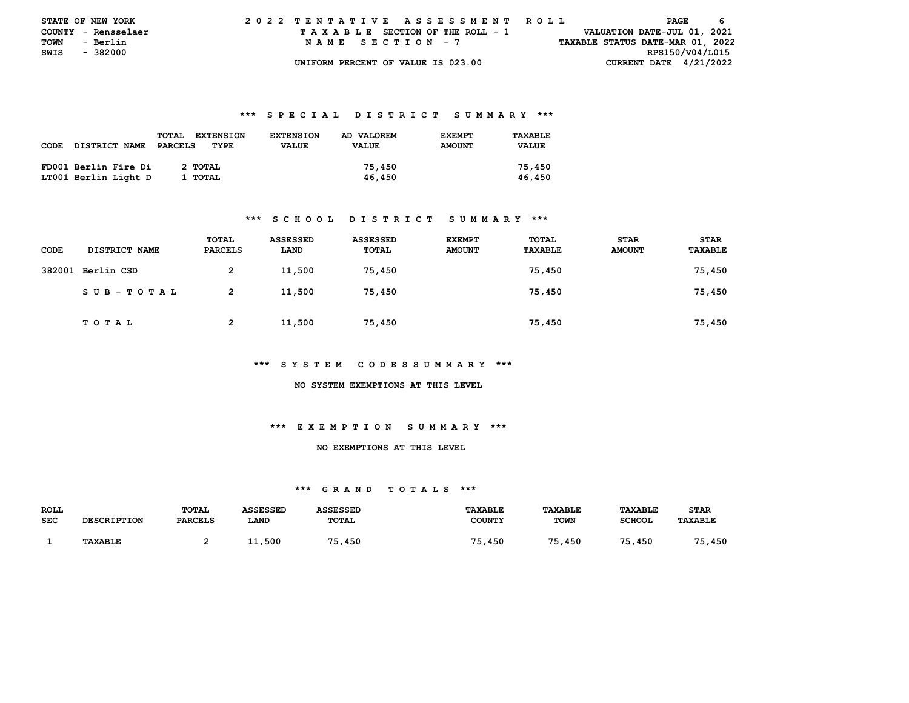STATE OF NEW YORK
COUNTY - Rensselaer
TOWN - Berlin
SWIS - 382000

2022 TENTATIVE ASSESSMENT ROLL
TAXABLE SECTION OF THE ROLL - 1
NAME SECTION - 7
UNIFORM PERCENT OF VALUE IS 023.00

VALUATION DATE-JUL 01, 2021
TAXABLE STATUS DATE-MAR 01, 2022
RPS150/V04/L015
CURRENT DATE 4/21/2022

### *** SPECIAL DISTRICT SUMMARY ***

| CODE | DISTRICT NAME | TOTAL PARCELS | EXTENSION TYPE | EXTENSION VALUE | AD VALOREM VALUE | EXEMPT AMOUNT | TAXABLE VALUE |
|---|---|---|---|---|---|---|---|
| FD001 | Berlin Fire Di | 2 | TOTAL | | 75,450 | | 75,450 |
| LT001 | Berlin Light D | 1 | TOTAL | | 46,450 | | 46,450 |

### *** SCHOOL DISTRICT SUMMARY ***

| CODE | DISTRICT NAME | TOTAL PARCELS | ASSESSED LAND | ASSESSED TOTAL | EXEMPT AMOUNT | TOTAL TAXABLE | STAR AMOUNT | STAR TAXABLE |
|---|---|---|---|---|---|---|---|---|
| 382001 | Berlin CSD | 2 | 11,500 | 75,450 | | 75,450 | | 75,450 |
| | SUB-TOTAL | 2 | 11,500 | 75,450 | | 75,450 | | 75,450 |
| | TOTAL | 2 | 11,500 | 75,450 | | 75,450 | | 75,450 |

### *** SYSTEM CODES SUMMARY ***

NO SYSTEM EXEMPTIONS AT THIS LEVEL

### *** EXEMPTION SUMMARY ***

NO EXEMPTIONS AT THIS LEVEL

### *** GRAND TOTALS ***

| ROLL SEC | DESCRIPTION | TOTAL PARCELS | ASSESSED LAND | ASSESSED TOTAL | TAXABLE COUNTY | TAXABLE TOWN | TAXABLE SCHOOL | STAR TAXABLE |
|---|---|---|---|---|---|---|---|---|
| 1 | TAXABLE | 2 | 11,500 | 75,450 | 75,450 | 75,450 | 75,450 | 75,450 |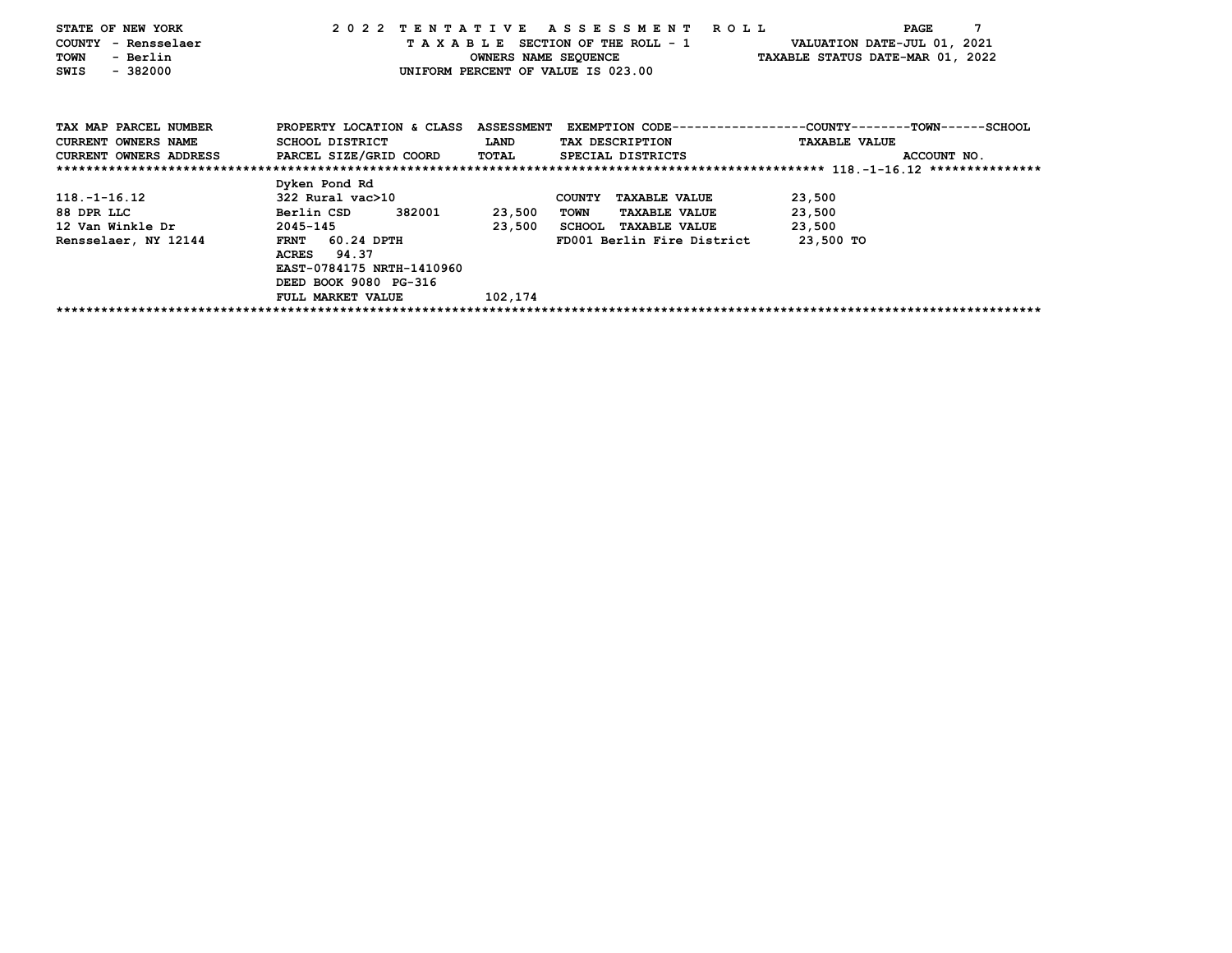STATE OF NEW YORK
COUNTY - Rensselaer
TOWN - Berlin
SWIS - 382000

**2022 TENTATIVE ASSESSMENT ROLL**
TAXABLE SECTION OF THE ROLL - 1
OWNERS NAME SEQUENCE
UNIFORM PERCENT OF VALUE IS 023.00

VALUATION DATE-JUL 01, 2021
TAXABLE STATUS DATE-MAR 01, 2022

| TAX MAP PARCEL NUMBER / CURRENT OWNERS NAME / CURRENT OWNERS ADDRESS | PROPERTY LOCATION & CLASS / SCHOOL DISTRICT / PARCEL SIZE/GRID COORD | ASSESSMENT LAND / TOTAL | EXEMPTION CODE / TAX DESCRIPTION / SPECIAL DISTRICTS | COUNTY--------TOWN------SCHOOL TAXABLE VALUE | ACCOUNT NO. |
|---|---|---|---|---|---|
| | Dyken Pond Rd | | | | 118.-1-16.12 |
| 118.-1-16.12 | 322 Rural vac>10 | | COUNTY TAXABLE VALUE | 23,500 | |
| 88 DPR LLC | Berlin CSD 382001 | 23,500 | TOWN TAXABLE VALUE | 23,500 | |
| 12 Van Winkle Dr | 2045-145 | 23,500 | SCHOOL TAXABLE VALUE | 23,500 | |
| Rensselaer, NY 12144 | FRNT 60.24 DPTH | | FD001 Berlin Fire District | 23,500 TO | |
| | ACRES 94.37 | | | | |
| | EAST-0784175 NRTH-1410960 | | | | |
| | DEED BOOK 9080 PG-316 | | | | |
| | FULL MARKET VALUE | 102,174 | | | |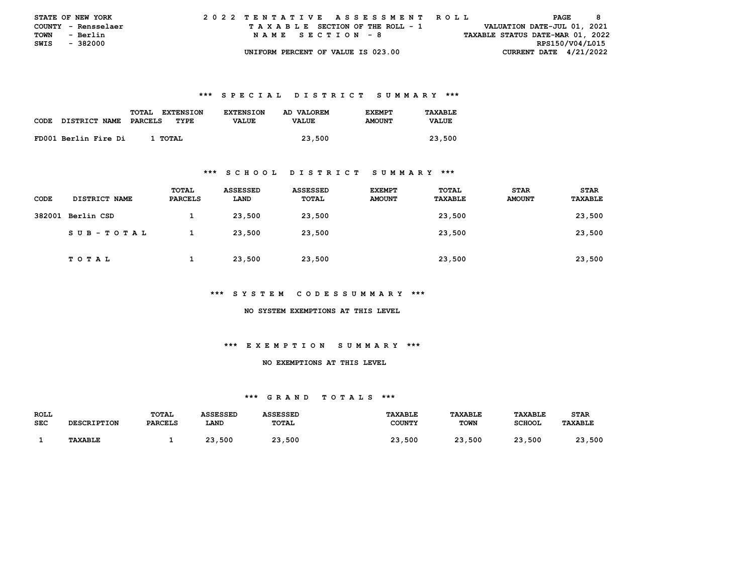STATE OF NEW YORK | 2022 TENTATIVE ASSESSMENT ROLL
COUNTY - Rensselaer | TAXABLE SECTION OF THE ROLL - 1 | VALUATION DATE-JUL 01, 2021
TOWN - Berlin | NAME SECTION - 8 | TAXABLE STATUS DATE-MAR 01, 2022
SWIS - 382000 | RPS150/V04/L015
UNIFORM PERCENT OF VALUE IS 023.00 | CURRENT DATE 4/21/2022

### *** SPECIAL DISTRICT SUMMARY ***

| CODE | DISTRICT NAME | TOTAL PARCELS | EXTENSION TYPE | EXTENSION VALUE | AD VALOREM VALUE | EXEMPT AMOUNT | TAXABLE VALUE |
|---|---|---|---|---|---|---|---|
| FD001 | Berlin Fire Di | 1 | TOTAL | | 23,500 | | 23,500 |

### *** SCHOOL DISTRICT SUMMARY ***

| CODE | DISTRICT NAME | TOTAL PARCELS | ASSESSED LAND | ASSESSED TOTAL | EXEMPT AMOUNT | TOTAL TAXABLE | STAR AMOUNT | STAR TAXABLE |
|---|---|---|---|---|---|---|---|---|
| 382001 | Berlin CSD | 1 | 23,500 | 23,500 | | 23,500 | | 23,500 |
| | SUB-TOTAL | 1 | 23,500 | 23,500 | | 23,500 | | 23,500 |
| | TOTAL | 1 | 23,500 | 23,500 | | 23,500 | | 23,500 |

### *** SYSTEM CODES SUMMARY ***

NO SYSTEM EXEMPTIONS AT THIS LEVEL

### *** EXEMPTION SUMMARY ***

NO EXEMPTIONS AT THIS LEVEL

### *** GRAND TOTALS ***

| ROLL SEC | DESCRIPTION | TOTAL PARCELS | ASSESSED LAND | ASSESSED TOTAL | TAXABLE COUNTY | TAXABLE TOWN | TAXABLE SCHOOL | STAR TAXABLE |
|---|---|---|---|---|---|---|---|---|
| 1 | TAXABLE | 1 | 23,500 | 23,500 | 23,500 | 23,500 | 23,500 | 23,500 |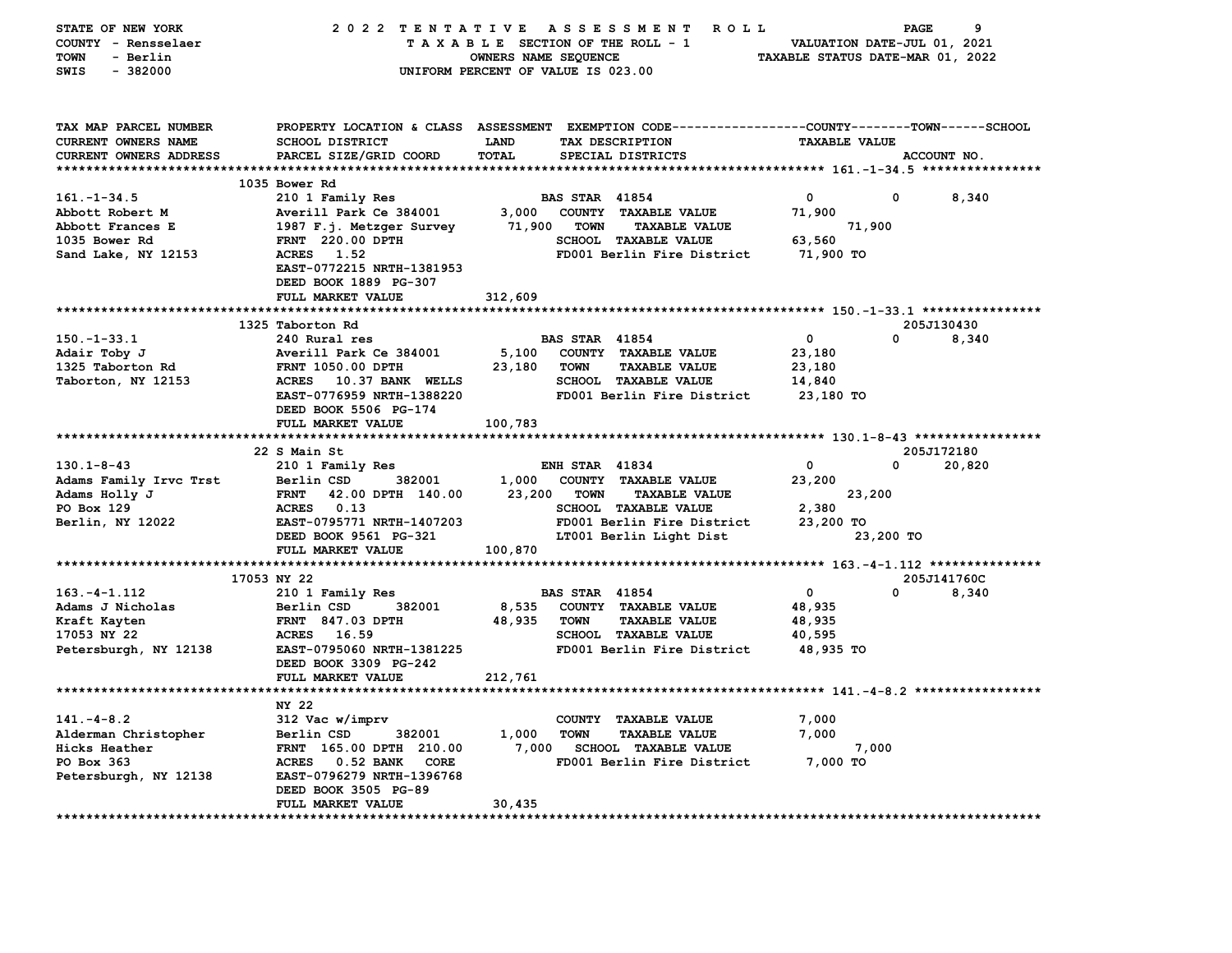STATE OF NEW YORK
COUNTY - Rensselaer
TOWN - Berlin
SWIS - 382000

# 2022 TENTATIVE ASSESSMENT ROLL

TAXABLE SECTION OF THE ROLL - 1
OWNERS NAME SEQUENCE
UNIFORM PERCENT OF VALUE IS 023.00

VALUATION DATE-JUL 01, 2021
TAXABLE STATUS DATE-MAR 01, 2022

| TAX MAP PARCEL NUMBER / CURRENT OWNERS NAME / CURRENT OWNERS ADDRESS | PROPERTY LOCATION & CLASS / SCHOOL DISTRICT / PARCEL SIZE/GRID COORD | ASSESSMENT LAND / TOTAL | EXEMPTION CODE / TAX DESCRIPTION / SPECIAL DISTRICTS | COUNTY TAXABLE VALUE | TOWN | SCHOOL | ACCOUNT NO. |
|---|---|---|---|---|---|---|---|
| **161.-1-34.5** | 1035 Bower Rd | | | | | | |
| 161.-1-34.5 | 210 1 Family Res | | BAS STAR 41854 | 0 | 0 | 8,340 | |
| Abbott Robert M | Averill Park Ce 384001 | 3,000 | COUNTY TAXABLE VALUE | 71,900 | | | |
| Abbott Frances E | 1987 F.j. Metzger Survey | 71,900 | TOWN TAXABLE VALUE | | 71,900 | | |
| 1035 Bower Rd | FRNT 220.00 DPTH | | SCHOOL TAXABLE VALUE | | | 63,560 | |
| Sand Lake, NY 12153 | ACRES 1.52 | | FD001 Berlin Fire District | 71,900 TO | | | |
| | EAST-0772215 NRTH-1381953 | | | | | | |
| | DEED BOOK 1889 PG-307 | | | | | | |
| | FULL MARKET VALUE | 312,609 | | | | | |
| **150.-1-33.1** | 1325 Taborton Rd | | | | | | 205J130430 |
| 150.-1-33.1 | 240 Rural res | | BAS STAR 41854 | 0 | 0 | 8,340 | |
| Adair Toby J | Averill Park Ce 384001 | 5,100 | COUNTY TAXABLE VALUE | 23,180 | | | |
| 1325 Taborton Rd | FRNT 1050.00 DPTH | 23,180 | TOWN TAXABLE VALUE | | 23,180 | | |
| Taborton, NY 12153 | ACRES 10.37 BANK WELLS | | SCHOOL TAXABLE VALUE | | | 14,840 | |
| | EAST-0776959 NRTH-1388220 | | FD001 Berlin Fire District | 23,180 TO | | | |
| | DEED BOOK 5506 PG-174 | | | | | | |
| | FULL MARKET VALUE | 100,783 | | | | | |
| **130.1-8-43** | 22 S Main St | | | | | | 205J172180 |
| 130.1-8-43 | 210 1 Family Res | | ENH STAR 41834 | 0 | 0 | 20,820 | |
| Adams Family Irvc Trst | Berlin CSD 382001 | 1,000 | COUNTY TAXABLE VALUE | 23,200 | | | |
| Adams Holly J | FRNT 42.00 DPTH 140.00 | 23,200 | TOWN TAXABLE VALUE | | 23,200 | | |
| PO Box 129 | ACRES 0.13 | | SCHOOL TAXABLE VALUE | | | 2,380 | |
| Berlin, NY 12022 | EAST-0795771 NRTH-1407203 | | FD001 Berlin Fire District | 23,200 TO | | | |
| | DEED BOOK 9561 PG-321 | | LT001 Berlin Light Dist | | 23,200 TO | | |
| | FULL MARKET VALUE | 100,870 | | | | | |
| **163.-4-1.112** | 17053 NY 22 | | | | | | 205J141760C |
| 163.-4-1.112 | 210 1 Family Res | | BAS STAR 41854 | 0 | 0 | 8,340 | |
| Adams J Nicholas | Berlin CSD 382001 | 8,535 | COUNTY TAXABLE VALUE | 48,935 | | | |
| Kraft Kayten | FRNT 847.03 DPTH | 48,935 | TOWN TAXABLE VALUE | | 48,935 | | |
| 17053 NY 22 | ACRES 16.59 | | SCHOOL TAXABLE VALUE | | | 40,595 | |
| Petersburgh, NY 12138 | EAST-0795060 NRTH-1381225 | | FD001 Berlin Fire District | 48,935 TO | | | |
| | DEED BOOK 3309 PG-242 | | | | | | |
| | FULL MARKET VALUE | 212,761 | | | | | |
| **141.-4-8.2** | NY 22 | | | | | | |
| 141.-4-8.2 | 312 Vac w/imprv | | COUNTY TAXABLE VALUE | 7,000 | | | |
| Alderman Christopher | Berlin CSD 382001 | 1,000 | TOWN TAXABLE VALUE | | 7,000 | | |
| Hicks Heather | FRNT 165.00 DPTH 210.00 | 7,000 | SCHOOL TAXABLE VALUE | | | 7,000 | |
| PO Box 363 | ACRES 0.52 BANK CORE | | FD001 Berlin Fire District | 7,000 TO | | | |
| Petersburgh, NY 12138 | EAST-0796279 NRTH-1396768 | | | | | | |
| | DEED BOOK 3505 PG-89 | | | | | | |
| | FULL MARKET VALUE | 30,435 | | | | | |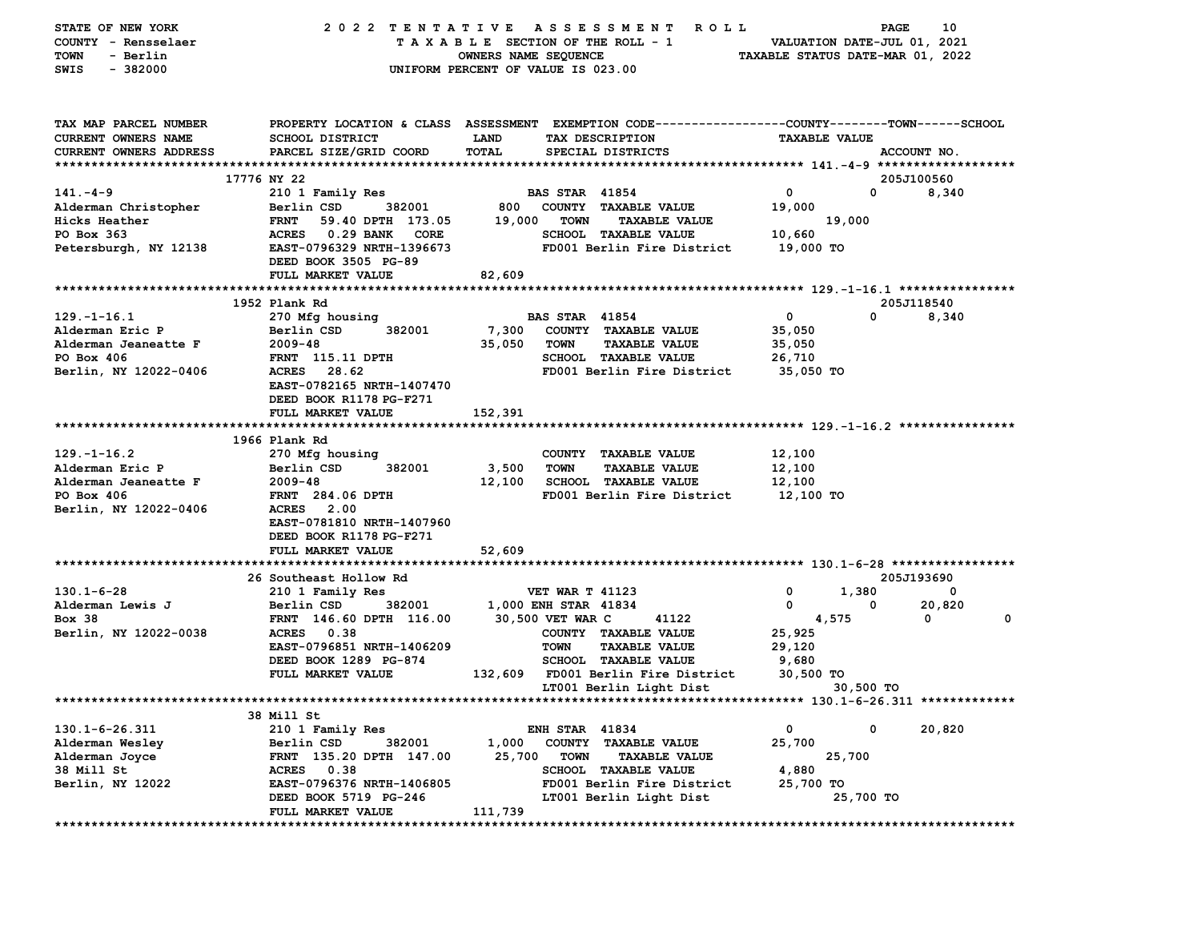STATE OF NEW YORK — 2022 TENTATIVE ASSESSMENT ROLL
COUNTY - Rensselaer — TAXABLE SECTION OF THE ROLL - 1 — VALUATION DATE-JUL 01, 2021
TOWN - Berlin — OWNERS NAME SEQUENCE — TAXABLE STATUS DATE-MAR 01, 2022
SWIS - 382000 — UNIFORM PERCENT OF VALUE IS 023.00

| TAX MAP PARCEL NUMBER / CURRENT OWNERS NAME / CURRENT OWNERS ADDRESS | PROPERTY LOCATION & CLASS / SCHOOL DISTRICT / PARCEL SIZE/GRID COORD | ASSESSMENT LAND / TOTAL | EXEMPTION CODE / TAX DESCRIPTION / SPECIAL DISTRICTS | COUNTY | TOWN | SCHOOL | TAXABLE VALUE / ACCOUNT NO. |
|---|---|---|---|---|---|---|---|
| | **17776 NY 22** | | | | | | 205J100560 |
| 141.-4-9 | 210 1 Family Res | | BAS STAR 41854 | 0 | 0 | 8,340 | |
| Alderman Christopher | Berlin CSD 382001 | 800 | COUNTY TAXABLE VALUE | | | | 19,000 |
| Hicks Heather | FRNT 59.40 DPTH 173.05 | 19,000 | TOWN TAXABLE VALUE | | | | 19,000 |
| PO Box 363 | ACRES 0.29 BANK CORE | | SCHOOL TAXABLE VALUE | | | | 10,660 |
| Petersburgh, NY 12138 | EAST-0796329 NRTH-1396673 | | FD001 Berlin Fire District | | | | 19,000 TO |
| | DEED BOOK 3505 PG-89 | | | | | | |
| | FULL MARKET VALUE | 82,609 | | | | | |
| | **1952 Plank Rd** | | | | | | 205J118540 |
| 129.-1-16.1 | 270 Mfg housing | | BAS STAR 41854 | 0 | 0 | 8,340 | |
| Alderman Eric P | Berlin CSD 382001 | 7,300 | COUNTY TAXABLE VALUE | | | | 35,050 |
| Alderman Jeaneatte F | 2009-48 | 35,050 | TOWN TAXABLE VALUE | | | | 35,050 |
| PO Box 406 | FRNT 115.11 DPTH | | SCHOOL TAXABLE VALUE | | | | 26,710 |
| Berlin, NY 12022-0406 | ACRES 28.62 | | FD001 Berlin Fire District | | | | 35,050 TO |
| | EAST-0782165 NRTH-1407470 | | | | | | |
| | DEED BOOK R1178 PG-F271 | | | | | | |
| | FULL MARKET VALUE | 152,391 | | | | | |
| | **1966 Plank Rd** | | | | | | |
| 129.-1-16.2 | 270 Mfg housing | | COUNTY TAXABLE VALUE | | | | 12,100 |
| Alderman Eric P | Berlin CSD 382001 | 3,500 | TOWN TAXABLE VALUE | | | | 12,100 |
| Alderman Jeaneatte F | 2009-48 | 12,100 | SCHOOL TAXABLE VALUE | | | | 12,100 |
| PO Box 406 | FRNT 284.06 DPTH | | FD001 Berlin Fire District | | | | 12,100 TO |
| Berlin, NY 12022-0406 | ACRES 2.00 | | | | | | |
| | EAST-0781810 NRTH-1407960 | | | | | | |
| | DEED BOOK R1178 PG-F271 | | | | | | |
| | FULL MARKET VALUE | 52,609 | | | | | |
| | **26 Southeast Hollow Rd** | | | | | | 205J193690 |
| 130.1-6-28 | 210 1 Family Res | | VET WAR T 41123 | 0 | 1,380 | 0 | |
| Alderman Lewis J | Berlin CSD 382001 | 1,000 | ENH STAR 41834 | 0 | 0 | 20,820 | |
| Box 38 | FRNT 146.60 DPTH 116.00 | 30,500 | VET WAR C 41122 | 4,575 | 0 | 0 | |
| Berlin, NY 12022-0038 | ACRES 0.38 | | COUNTY TAXABLE VALUE | | | | 25,925 |
| | EAST-0796851 NRTH-1406209 | | TOWN TAXABLE VALUE | | | | 29,120 |
| | DEED BOOK 1289 PG-874 | | SCHOOL TAXABLE VALUE | | | | 9,680 |
| | FULL MARKET VALUE | 132,609 | FD001 Berlin Fire District | | | | 30,500 TO |
| | | | LT001 Berlin Light Dist | | | | 30,500 TO |
| | **38 Mill St** | | | | | | |
| 130.1-6-26.311 | 210 1 Family Res | | ENH STAR 41834 | 0 | 0 | 20,820 | |
| Alderman Wesley | Berlin CSD 382001 | 1,000 | COUNTY TAXABLE VALUE | | | | 25,700 |
| Alderman Joyce | FRNT 135.20 DPTH 147.00 | 25,700 | TOWN TAXABLE VALUE | | | | 25,700 |
| 38 Mill St | ACRES 0.38 | | SCHOOL TAXABLE VALUE | | | | 4,880 |
| Berlin, NY 12022 | EAST-0796376 NRTH-1406805 | | FD001 Berlin Fire District | | | | 25,700 TO |
| | DEED BOOK 5719 PG-246 | | LT001 Berlin Light Dist | | | | 25,700 TO |
| | FULL MARKET VALUE | 111,739 | | | | | |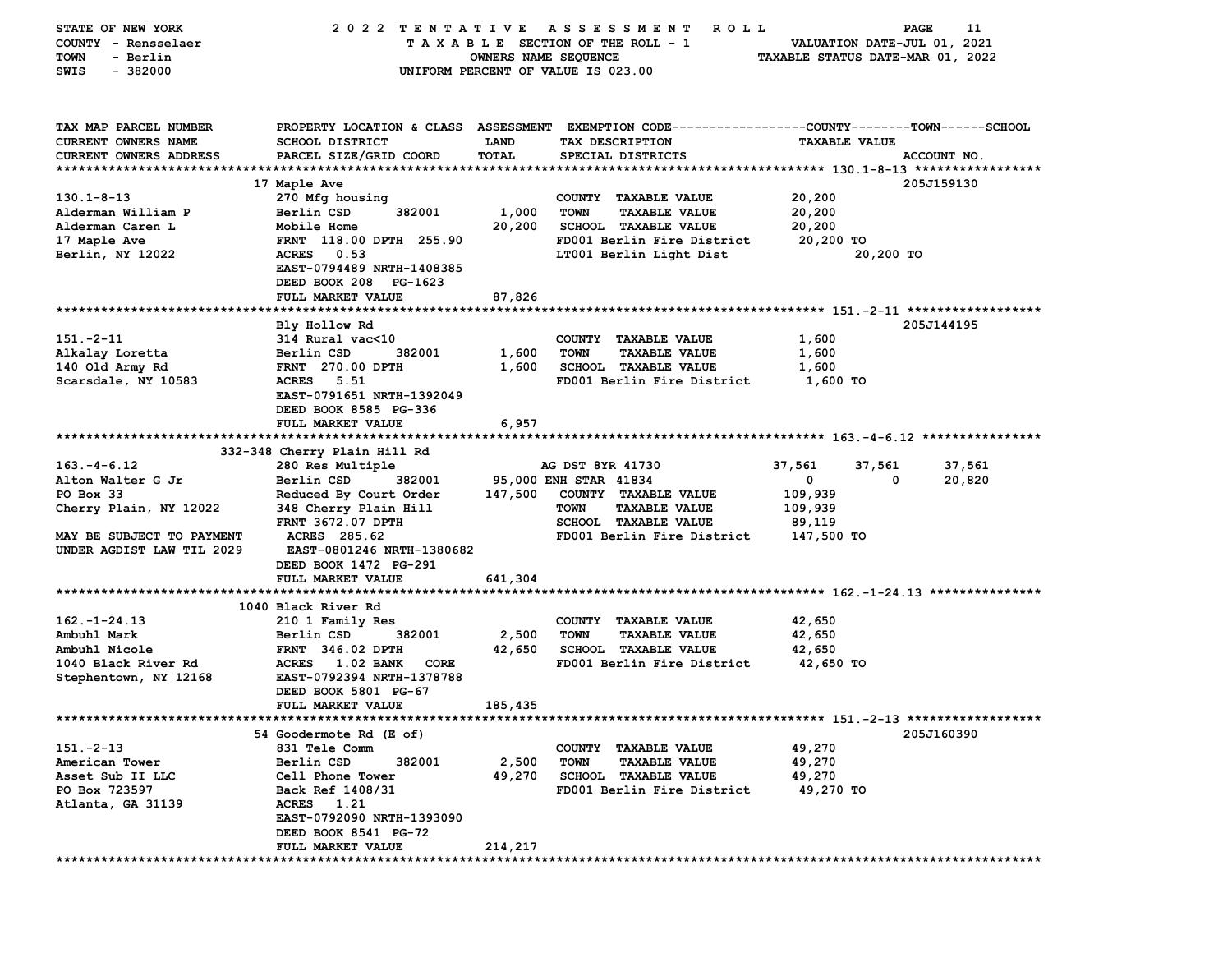STATE OF NEW YORK — 2022 TENTATIVE ASSESSMENT ROLL
COUNTY - Rensselaer — TAXABLE SECTION OF THE ROLL - 1 — VALUATION DATE-JUL 01, 2021
TOWN - Berlin — OWNERS NAME SEQUENCE — TAXABLE STATUS DATE-MAR 01, 2022
SWIS - 382000 — UNIFORM PERCENT OF VALUE IS 023.00

| TAX MAP PARCEL NUMBER / CURRENT OWNERS NAME / CURRENT OWNERS ADDRESS | PROPERTY LOCATION & CLASS / SCHOOL DISTRICT / PARCEL SIZE/GRID COORD | ASSESSMENT LAND / TOTAL | EXEMPTION CODE / TAX DESCRIPTION / SPECIAL DISTRICTS | COUNTY TAXABLE VALUE | TOWN | SCHOOL | ACCOUNT NO. |
|---|---|---|---|---|---|---|---|
| **130.1-8-13** | 17 Maple Ave | | | | | | 205J159130 |
| 130.1-8-13 | 270 Mfg housing | | COUNTY TAXABLE VALUE | 20,200 | | | |
| Alderman William P | Berlin CSD 382001 | 1,000 | TOWN TAXABLE VALUE | 20,200 | | | |
| Alderman Caren L | Mobile Home | 20,200 | SCHOOL TAXABLE VALUE | 20,200 | | | |
| 17 Maple Ave | FRNT 118.00 DPTH 255.90 | | FD001 Berlin Fire District | 20,200 TO | | | |
| Berlin, NY 12022 | ACRES 0.53 | | LT001 Berlin Light Dist | | 20,200 TO | | |
| | EAST-0794489 NRTH-1408385 | | | | | | |
| | DEED BOOK 208 PG-1623 | | | | | | |
| | FULL MARKET VALUE | 87,826 | | | | | |
| **151.-2-11** | Bly Hollow Rd | | | | | | 205J144195 |
| 151.-2-11 | 314 Rural vac<10 | | COUNTY TAXABLE VALUE | 1,600 | | | |
| Alkalay Loretta | Berlin CSD 382001 | 1,600 | TOWN TAXABLE VALUE | 1,600 | | | |
| 140 Old Army Rd | FRNT 270.00 DPTH | 1,600 | SCHOOL TAXABLE VALUE | 1,600 | | | |
| Scarsdale, NY 10583 | ACRES 5.51 | | FD001 Berlin Fire District | 1,600 TO | | | |
| | EAST-0791651 NRTH-1392049 | | | | | | |
| | DEED BOOK 8585 PG-336 | | | | | | |
| | FULL MARKET VALUE | 6,957 | | | | | |
| **163.-4-6.12** | 332-348 Cherry Plain Hill Rd | | | | | | |
| 163.-4-6.12 | 280 Res Multiple | | AG DST 8YR 41730 | 37,561 | 37,561 | 37,561 | |
| Alton Walter G Jr | Berlin CSD 382001 | 95,000 | ENH STAR 41834 | 0 | 0 | 20,820 | |
| PO Box 33 | Reduced By Court Order | 147,500 | COUNTY TAXABLE VALUE | 109,939 | | | |
| Cherry Plain, NY 12022 | 348 Cherry Plain Hill | | TOWN TAXABLE VALUE | 109,939 | | | |
| | FRNT 3672.07 DPTH | | SCHOOL TAXABLE VALUE | 89,119 | | | |
| MAY BE SUBJECT TO PAYMENT | ACRES 285.62 | | FD001 Berlin Fire District | 147,500 TO | | | |
| UNDER AGDIST LAW TIL 2029 | EAST-0801246 NRTH-1380682 | | | | | | |
| | DEED BOOK 1472 PG-291 | | | | | | |
| | FULL MARKET VALUE | 641,304 | | | | | |
| **162.-1-24.13** | 1040 Black River Rd | | | | | | |
| 162.-1-24.13 | 210 1 Family Res | | COUNTY TAXABLE VALUE | 42,650 | | | |
| Ambuhl Mark | Berlin CSD 382001 | 2,500 | TOWN TAXABLE VALUE | 42,650 | | | |
| Ambuhl Nicole | FRNT 346.02 DPTH | 42,650 | SCHOOL TAXABLE VALUE | 42,650 | | | |
| 1040 Black River Rd | ACRES 1.02 BANK CORE | | FD001 Berlin Fire District | 42,650 TO | | | |
| Stephentown, NY 12168 | EAST-0792394 NRTH-1378788 | | | | | | |
| | DEED BOOK 5801 PG-67 | | | | | | |
| | FULL MARKET VALUE | 185,435 | | | | | |
| **151.-2-13** | 54 Goodermote Rd (E of) | | | | | | 205J160390 |
| 151.-2-13 | 831 Tele Comm | | COUNTY TAXABLE VALUE | 49,270 | | | |
| American Tower | Berlin CSD 382001 | 2,500 | TOWN TAXABLE VALUE | 49,270 | | | |
| Asset Sub II LLC | Cell Phone Tower | 49,270 | SCHOOL TAXABLE VALUE | 49,270 | | | |
| PO Box 723597 | Back Ref 1408/31 | | FD001 Berlin Fire District | 49,270 TO | | | |
| Atlanta, GA 31139 | ACRES 1.21 | | | | | | |
| | EAST-0792090 NRTH-1393090 | | | | | | |
| | DEED BOOK 8541 PG-72 | | | | | | |
| | FULL MARKET VALUE | 214,217 | | | | | |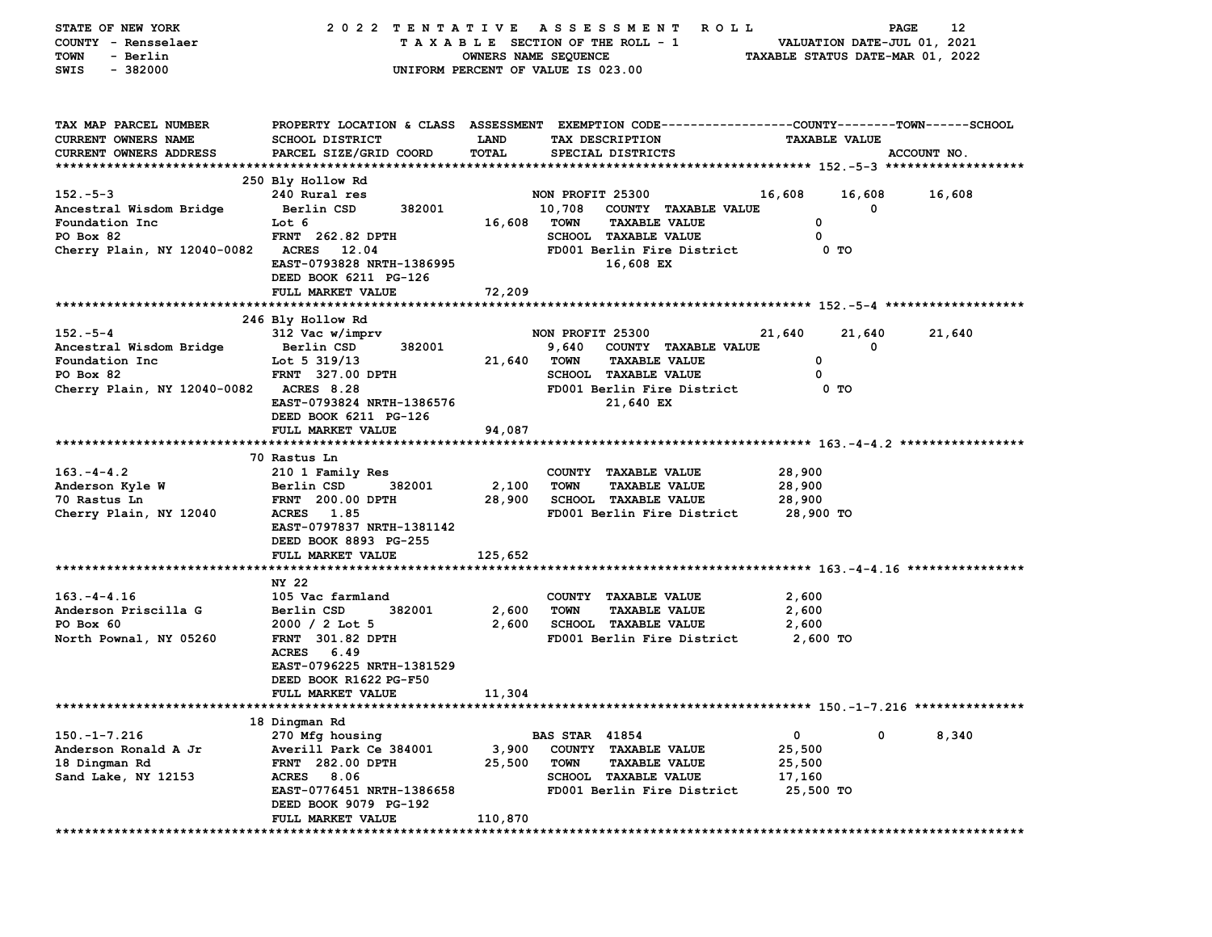STATE OF NEW YORK — 2022 TENTATIVE ASSESSMENT ROLL
COUNTY - Rensselaer — TAXABLE SECTION OF THE ROLL - 1 — VALUATION DATE-JUL 01, 2021
TOWN - Berlin — OWNERS NAME SEQUENCE — TAXABLE STATUS DATE-MAR 01, 2022
SWIS - 382000 — UNIFORM PERCENT OF VALUE IS 023.00

| TAX MAP PARCEL NUMBER / CURRENT OWNERS NAME / CURRENT OWNERS ADDRESS | PROPERTY LOCATION & CLASS / SCHOOL DISTRICT / PARCEL SIZE/GRID COORD | ASSESSMENT LAND / TOTAL | EXEMPTION CODE / TAX DESCRIPTION / SPECIAL DISTRICTS | COUNTY TAXABLE VALUE | TOWN | SCHOOL / ACCOUNT NO. |
|---|---|---|---|---|---|---|
| **152.-5-3** | 250 Bly Hollow Rd | | | | | |
| 152.-5-3 | 240 Rural res | | NON PROFIT 25300 | 16,608 | 16,608 | 16,608 |
| Ancestral Wisdom Bridge | Berlin CSD 382001 | 10,708 | COUNTY TAXABLE VALUE | 0 | | |
| Foundation Inc | Lot 6 | 16,608 | TOWN TAXABLE VALUE | 0 | | |
| PO Box 82 | FRNT 262.82 DPTH | | SCHOOL TAXABLE VALUE | 0 | | |
| Cherry Plain, NY 12040-0082 | ACRES 12.04 | | FD001 Berlin Fire District | 0 TO | | |
| | EAST-0793828 NRTH-1386995 | | 16,608 EX | | | |
| | DEED BOOK 6211 PG-126 | | | | | |
| | FULL MARKET VALUE | 72,209 | | | | |
| **152.-5-4** | 246 Bly Hollow Rd | | | | | |
| 152.-5-4 | 312 Vac w/imprv | | NON PROFIT 25300 | 21,640 | 21,640 | 21,640 |
| Ancestral Wisdom Bridge | Berlin CSD 382001 | 9,640 | COUNTY TAXABLE VALUE | 0 | | |
| Foundation Inc | Lot 5 319/13 | 21,640 | TOWN TAXABLE VALUE | 0 | | |
| PO Box 82 | FRNT 327.00 DPTH | | SCHOOL TAXABLE VALUE | 0 | | |
| Cherry Plain, NY 12040-0082 | ACRES 8.28 | | FD001 Berlin Fire District | 0 TO | | |
| | EAST-0793824 NRTH-1386576 | | 21,640 EX | | | |
| | DEED BOOK 6211 PG-126 | | | | | |
| | FULL MARKET VALUE | 94,087 | | | | |
| **163.-4-4.2** | 70 Rastus Ln | | | | | |
| 163.-4-4.2 | 210 1 Family Res | | COUNTY TAXABLE VALUE | 28,900 | | |
| Anderson Kyle W | Berlin CSD 382001 | 2,100 | TOWN TAXABLE VALUE | 28,900 | | |
| 70 Rastus Ln | FRNT 200.00 DPTH | 28,900 | SCHOOL TAXABLE VALUE | 28,900 | | |
| Cherry Plain, NY 12040 | ACRES 1.85 | | FD001 Berlin Fire District | 28,900 TO | | |
| | EAST-0797837 NRTH-1381142 | | | | | |
| | DEED BOOK 8893 PG-255 | | | | | |
| | FULL MARKET VALUE | 125,652 | | | | |
| **163.-4-4.16** | NY 22 | | | | | |
| 163.-4-4.16 | 105 Vac farmland | | COUNTY TAXABLE VALUE | 2,600 | | |
| Anderson Priscilla G | Berlin CSD 382001 | 2,600 | TOWN TAXABLE VALUE | 2,600 | | |
| PO Box 60 | 2000 / 2 Lot 5 | 2,600 | SCHOOL TAXABLE VALUE | 2,600 | | |
| North Pownal, NY 05260 | FRNT 301.82 DPTH | | FD001 Berlin Fire District | 2,600 TO | | |
| | ACRES 6.49 | | | | | |
| | EAST-0796225 NRTH-1381529 | | | | | |
| | DEED BOOK R1622 PG-F50 | | | | | |
| | FULL MARKET VALUE | 11,304 | | | | |
| **150.-1-7.216** | 18 Dingman Rd | | | | | |
| 150.-1-7.216 | 270 Mfg housing | | BAS STAR 41854 | 0 | 0 | 8,340 |
| Anderson Ronald A Jr | Averill Park Ce 384001 | 3,900 | COUNTY TAXABLE VALUE | 25,500 | | |
| 18 Dingman Rd | FRNT 282.00 DPTH | 25,500 | TOWN TAXABLE VALUE | 25,500 | | |
| Sand Lake, NY 12153 | ACRES 8.06 | | SCHOOL TAXABLE VALUE | 17,160 | | |
| | EAST-0776451 NRTH-1386658 | | FD001 Berlin Fire District | 25,500 TO | | |
| | DEED BOOK 9079 PG-192 | | | | | |
| | FULL MARKET VALUE | 110,870 | | | | |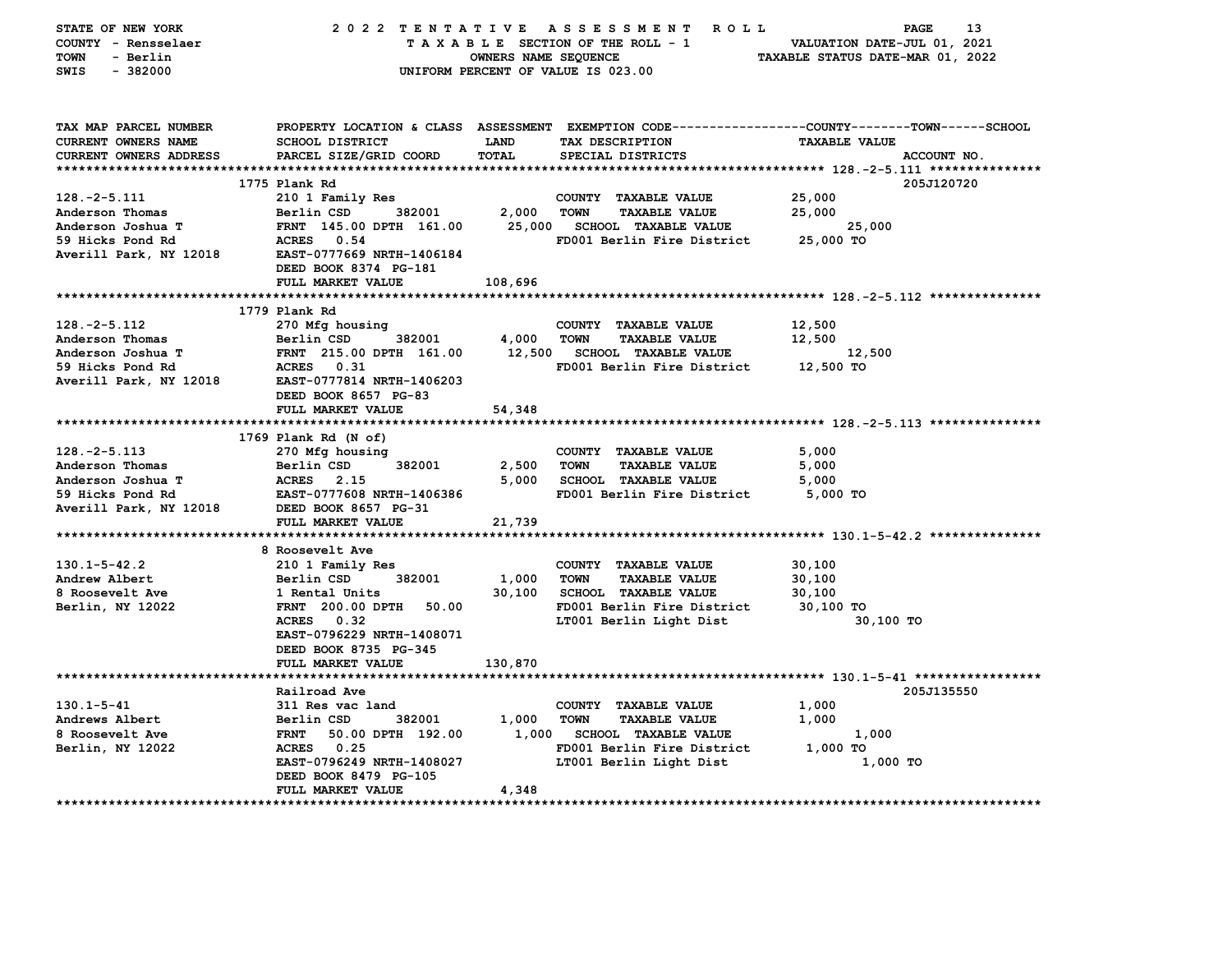STATE OF NEW YORK — 2022 TENTATIVE ASSESSMENT ROLL
COUNTY - Rensselaer — TAXABLE SECTION OF THE ROLL - 1 — VALUATION DATE-JUL 01, 2021
TOWN - Berlin — OWNERS NAME SEQUENCE — TAXABLE STATUS DATE-MAR 01, 2022
SWIS - 382000 — UNIFORM PERCENT OF VALUE IS 023.00

| TAX MAP PARCEL NUMBER / CURRENT OWNERS NAME / CURRENT OWNERS ADDRESS | PROPERTY LOCATION & CLASS / SCHOOL DISTRICT / PARCEL SIZE/GRID COORD | ASSESSMENT LAND / TOTAL | EXEMPTION CODE / TAX DESCRIPTION / SPECIAL DISTRICTS | TAXABLE VALUE (COUNTY / TOWN / SCHOOL) | ACCOUNT NO. |
|---|---|---|---|---|---|
| **128.-2-5.111** | 1775 Plank Rd | | | | 205J120720 |
| 128.-2-5.111 | 210 1 Family Res | | COUNTY TAXABLE VALUE | 25,000 | |
| Anderson Thomas | Berlin CSD 382001 | 2,000 | TOWN TAXABLE VALUE | 25,000 | |
| Anderson Joshua T | FRNT 145.00 DPTH 161.00 | 25,000 | SCHOOL TAXABLE VALUE | 25,000 | |
| 59 Hicks Pond Rd | ACRES 0.54 | | FD001 Berlin Fire District | 25,000 TO | |
| Averill Park, NY 12018 | EAST-0777669 NRTH-1406184 | | | | |
| | DEED BOOK 8374 PG-181 | | | | |
| | FULL MARKET VALUE | 108,696 | | | |
| **128.-2-5.112** | 1779 Plank Rd | | | | |
| 128.-2-5.112 | 270 Mfg housing | | COUNTY TAXABLE VALUE | 12,500 | |
| Anderson Thomas | Berlin CSD 382001 | 4,000 | TOWN TAXABLE VALUE | 12,500 | |
| Anderson Joshua T | FRNT 215.00 DPTH 161.00 | 12,500 | SCHOOL TAXABLE VALUE | 12,500 | |
| 59 Hicks Pond Rd | ACRES 0.31 | | FD001 Berlin Fire District | 12,500 TO | |
| Averill Park, NY 12018 | EAST-0777814 NRTH-1406203 | | | | |
| | DEED BOOK 8657 PG-83 | | | | |
| | FULL MARKET VALUE | 54,348 | | | |
| **128.-2-5.113** | 1769 Plank Rd (N of) | | | | |
| 128.-2-5.113 | 270 Mfg housing | | COUNTY TAXABLE VALUE | 5,000 | |
| Anderson Thomas | Berlin CSD 382001 | 2,500 | TOWN TAXABLE VALUE | 5,000 | |
| Anderson Joshua T | ACRES 2.15 | 5,000 | SCHOOL TAXABLE VALUE | 5,000 | |
| 59 Hicks Pond Rd | EAST-0777608 NRTH-1406386 | | FD001 Berlin Fire District | 5,000 TO | |
| Averill Park, NY 12018 | DEED BOOK 8657 PG-31 | | | | |
| | FULL MARKET VALUE | 21,739 | | | |
| **130.1-5-42.2** | 8 Roosevelt Ave | | | | |
| 130.1-5-42.2 | 210 1 Family Res | | COUNTY TAXABLE VALUE | 30,100 | |
| Andrew Albert | Berlin CSD 382001 | 1,000 | TOWN TAXABLE VALUE | 30,100 | |
| 8 Roosevelt Ave | 1 Rental Units | 30,100 | SCHOOL TAXABLE VALUE | 30,100 | |
| Berlin, NY 12022 | FRNT 200.00 DPTH 50.00 | | FD001 Berlin Fire District | 30,100 TO | |
| | ACRES 0.32 | | LT001 Berlin Light Dist | 30,100 TO | |
| | EAST-0796229 NRTH-1408071 | | | | |
| | DEED BOOK 8735 PG-345 | | | | |
| | FULL MARKET VALUE | 130,870 | | | |
| **130.1-5-41** | Railroad Ave | | | | 205J135550 |
| 130.1-5-41 | 311 Res vac land | | COUNTY TAXABLE VALUE | 1,000 | |
| Andrews Albert | Berlin CSD 382001 | 1,000 | TOWN TAXABLE VALUE | 1,000 | |
| 8 Roosevelt Ave | FRNT 50.00 DPTH 192.00 | 1,000 | SCHOOL TAXABLE VALUE | 1,000 | |
| Berlin, NY 12022 | ACRES 0.25 | | FD001 Berlin Fire District | 1,000 TO | |
| | EAST-0796249 NRTH-1408027 | | LT001 Berlin Light Dist | 1,000 TO | |
| | DEED BOOK 8479 PG-105 | | | | |
| | FULL MARKET VALUE | 4,348 | | | |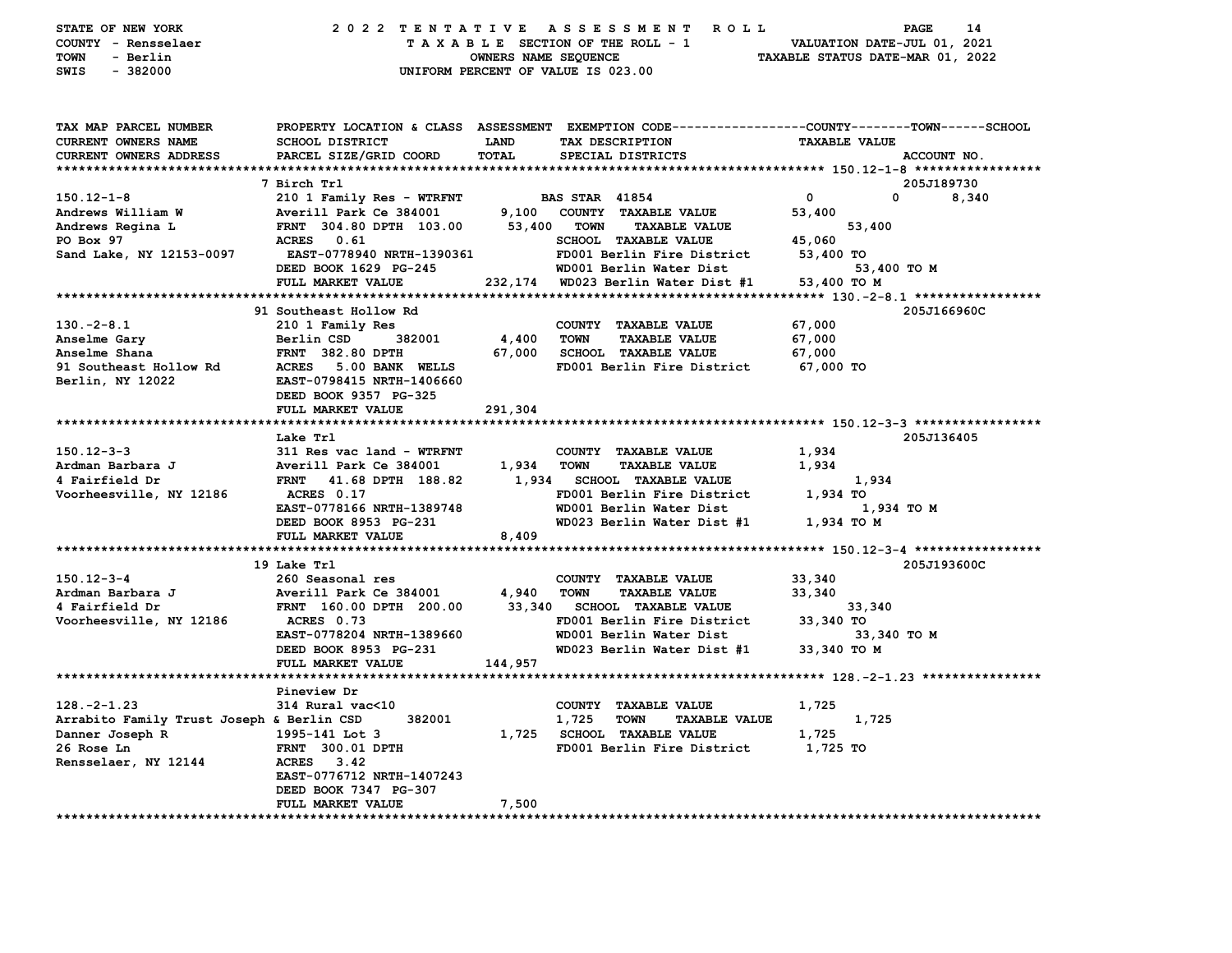STATE OF NEW YORK — 2022 TENTATIVE ASSESSMENT ROLL
COUNTY - Rensselaer — TAXABLE SECTION OF THE ROLL - 1 — VALUATION DATE-JUL 01, 2021
TOWN - Berlin — OWNERS NAME SEQUENCE — TAXABLE STATUS DATE-MAR 01, 2022
SWIS - 382000 — UNIFORM PERCENT OF VALUE IS 023.00

```
TAX MAP PARCEL NUMBER        PROPERTY LOCATION & CLASS  ASSESSMENT  EXEMPTION CODE------------------COUNTY--------TOWN------SCHOOL
CURRENT OWNERS NAME          SCHOOL DISTRICT               LAND      TAX DESCRIPTION                    TAXABLE VALUE
CURRENT OWNERS ADDRESS       PARCEL SIZE/GRID COORD        TOTAL     SPECIAL DISTRICTS                                    ACCOUNT NO.
******************************************************************************************************* 150.12-1-8 *****************
                             7 Birch Trl                                                                              205J189730
150.12-1-8                   210 1 Family Res - WTRFNT          BAS STAR  41854                  0            0       8,340
Andrews William W            Averill Park Ce 384001     9,100   COUNTY  TAXABLE VALUE         53,400
Andrews Regina L             FRNT 304.80 DPTH 103.00   53,400   TOWN    TAXABLE VALUE            53,400
PO Box 97                    ACRES   0.61                       SCHOOL  TAXABLE VALUE         45,060
Sand Lake, NY 12153-0097     EAST-0778940 NRTH-1390361          FD001 Berlin Fire District     53,400 TO
                             DEED BOOK 1629  PG-245             WD001 Berlin Water Dist               53,400 TO M
                             FULL MARKET VALUE         232,174  WD023 Berlin Water Dist #1     53,400 TO M
******************************************************************************************************* 130.-2-8.1 *****************
                             91 Southeast Hollow Rd                                                                   205J166960C
130.-2-8.1                   210 1 Family Res                   COUNTY  TAXABLE VALUE         67,000
Anselme Gary                 Berlin CSD       382001    4,400   TOWN    TAXABLE VALUE         67,000
Anselme Shana                FRNT 382.80 DPTH          67,000   SCHOOL  TAXABLE VALUE         67,000
91 Southeast Hollow Rd       ACRES   5.00 BANK  WELLS           FD001 Berlin Fire District     67,000 TO
Berlin, NY 12022             EAST-0798415 NRTH-1406660
                             DEED BOOK 9357  PG-325
                             FULL MARKET VALUE         291,304
******************************************************************************************************* 150.12-3-3 *****************
                             Lake Trl                                                                                 205J136405
150.12-3-3                   311 Res vac land - WTRFNT          COUNTY  TAXABLE VALUE          1,934
Ardman Barbara J             Averill Park Ce 384001     1,934   TOWN    TAXABLE VALUE          1,934
4 Fairfield Dr               FRNT  41.68 DPTH 188.82    1,934   SCHOOL  TAXABLE VALUE             1,934
Voorheesville, NY 12186      ACRES 0.17                         FD001 Berlin Fire District      1,934 TO
                             EAST-0778166 NRTH-1389748          WD001 Berlin Water Dist                1,934 TO M
                             DEED BOOK 8953  PG-231             WD023 Berlin Water Dist #1      1,934 TO M
                             FULL MARKET VALUE           8,409
******************************************************************************************************* 150.12-3-4 *****************
                             19 Lake Trl                                                                              205J193600C
150.12-3-4                   260 Seasonal res                   COUNTY  TAXABLE VALUE         33,340
Ardman Barbara J             Averill Park Ce 384001     4,940   TOWN    TAXABLE VALUE         33,340
4 Fairfield Dr               FRNT 160.00 DPTH 200.00   33,340   SCHOOL  TAXABLE VALUE            33,340
Voorheesville, NY 12186      ACRES 0.73                         FD001 Berlin Fire District     33,340 TO
                             EAST-0778204 NRTH-1389660          WD001 Berlin Water Dist               33,340 TO M
                             DEED BOOK 8953  PG-231             WD023 Berlin Water Dist #1     33,340 TO M
                             FULL MARKET VALUE         144,957
******************************************************************************************************* 128.-2-1.23 ****************
                             Pineview Dr
128.-2-1.23                  314 Rural vac<10                   COUNTY  TAXABLE VALUE          1,725
Arrabito Family Trust Joseph & Berlin CSD     382001    1,725   TOWN    TAXABLE VALUE             1,725
Danner Joseph R              1995-141 Lot 3             1,725   SCHOOL  TAXABLE VALUE          1,725
26 Rose Ln                   FRNT 300.01 DPTH                   FD001 Berlin Fire District      1,725 TO
Rensselaer, NY 12144         ACRES   3.42
                             EAST-0776712 NRTH-1407243
                             DEED BOOK 7347  PG-307
                             FULL MARKET VALUE           7,500
************************************************************************************************************************************
```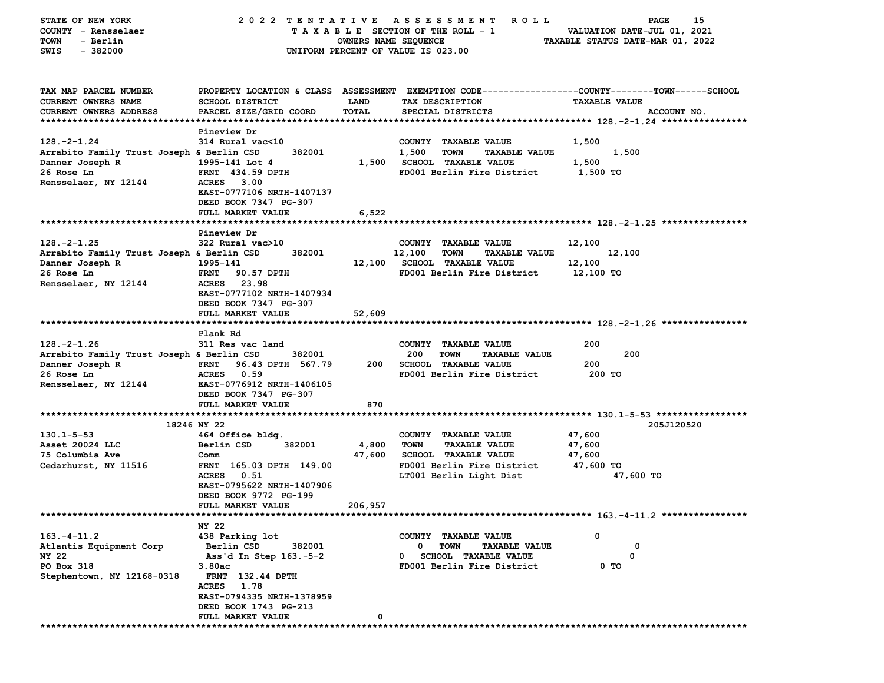STATE OF NEW YORK — 2022 TENTATIVE ASSESSMENT ROLL
COUNTY - Rensselaer — TAXABLE SECTION OF THE ROLL - 1 — VALUATION DATE-JUL 01, 2021
TOWN - Berlin — OWNERS NAME SEQUENCE — TAXABLE STATUS DATE-MAR 01, 2022
SWIS - 382000 — UNIFORM PERCENT OF VALUE IS 023.00

| TAX MAP PARCEL NUMBER / CURRENT OWNERS NAME / CURRENT OWNERS ADDRESS | PROPERTY LOCATION & CLASS / SCHOOL DISTRICT / PARCEL SIZE/GRID COORD | ASSESSMENT LAND / TOTAL | EXEMPTION CODE / TAX DESCRIPTION / SPECIAL DISTRICTS | COUNTY / TOWN / SCHOOL TAXABLE VALUE | ACCOUNT NO. |
|---|---|---|---|---|---|
| **128.-2-1.24** | Pineview Dr | | | | |
| 128.-2-1.24 | 314 Rural vac<10 | | COUNTY TAXABLE VALUE | 1,500 | |
| Arrabito Family Trust Joseph & | Berlin CSD 382001 | 1,500 | TOWN TAXABLE VALUE | 1,500 | |
| Danner Joseph R | 1995-141 Lot 4 | 1,500 | SCHOOL TAXABLE VALUE | 1,500 | |
| 26 Rose Ln | FRNT 434.59 DPTH | | FD001 Berlin Fire District | 1,500 TO | |
| Rensselaer, NY 12144 | ACRES 3.00 | | | | |
| | EAST-0777106 NRTH-1407137 | | | | |
| | DEED BOOK 7347 PG-307 | | | | |
| | FULL MARKET VALUE | 6,522 | | | |
| **128.-2-1.25** | Pineview Dr | | | | |
| 128.-2-1.25 | 322 Rural vac>10 | | COUNTY TAXABLE VALUE | 12,100 | |
| Arrabito Family Trust Joseph & | Berlin CSD 382001 | 12,100 | TOWN TAXABLE VALUE | 12,100 | |
| Danner Joseph R | 1995-141 | 12,100 | SCHOOL TAXABLE VALUE | 12,100 | |
| 26 Rose Ln | FRNT 90.57 DPTH | | FD001 Berlin Fire District | 12,100 TO | |
| Rensselaer, NY 12144 | ACRES 23.98 | | | | |
| | EAST-0777102 NRTH-1407934 | | | | |
| | DEED BOOK 7347 PG-307 | | | | |
| | FULL MARKET VALUE | 52,609 | | | |
| **128.-2-1.26** | Plank Rd | | | | |
| 128.-2-1.26 | 311 Res vac land | | COUNTY TAXABLE VALUE | 200 | |
| Arrabito Family Trust Joseph & | Berlin CSD 382001 | 200 | TOWN TAXABLE VALUE | 200 | |
| Danner Joseph R | FRNT 96.43 DPTH 567.79 | 200 | SCHOOL TAXABLE VALUE | 200 | |
| 26 Rose Ln | ACRES 0.59 | | FD001 Berlin Fire District | 200 TO | |
| Rensselaer, NY 12144 | EAST-0776912 NRTH-1406105 | | | | |
| | DEED BOOK 7347 PG-307 | | | | |
| | FULL MARKET VALUE | 870 | | | |
| **130.1-5-53** | 18246 NY 22 | | | | 205J120520 |
| 130.1-5-53 | 464 Office bldg. | | COUNTY TAXABLE VALUE | 47,600 | |
| Asset 20024 LLC | Berlin CSD 382001 | 4,800 | TOWN TAXABLE VALUE | 47,600 | |
| 75 Columbia Ave | Comm | 47,600 | SCHOOL TAXABLE VALUE | 47,600 | |
| Cedarhurst, NY 11516 | FRNT 165.03 DPTH 149.00 | | FD001 Berlin Fire District | 47,600 TO | |
| | ACRES 0.51 | | LT001 Berlin Light Dist | 47,600 TO | |
| | EAST-0795622 NRTH-1407906 | | | | |
| | DEED BOOK 9772 PG-199 | | | | |
| | FULL MARKET VALUE | 206,957 | | | |
| **163.-4-11.2** | NY 22 | | | | |
| 163.-4-11.2 | 438 Parking lot | | COUNTY TAXABLE VALUE | 0 | |
| Atlantis Equipment Corp | Berlin CSD 382001 | 0 | TOWN TAXABLE VALUE | 0 | |
| NY 22 | Ass'd In Step 163.-5-2 | 0 | SCHOOL TAXABLE VALUE | 0 | |
| PO Box 318 | 3.80ac | | FD001 Berlin Fire District | 0 TO | |
| Stephentown, NY 12168-0318 | FRNT 132.44 DPTH | | | | |
| | ACRES 1.78 | | | | |
| | EAST-0794335 NRTH-1378959 | | | | |
| | DEED BOOK 1743 PG-213 | | | | |
| | FULL MARKET VALUE | 0 | | | |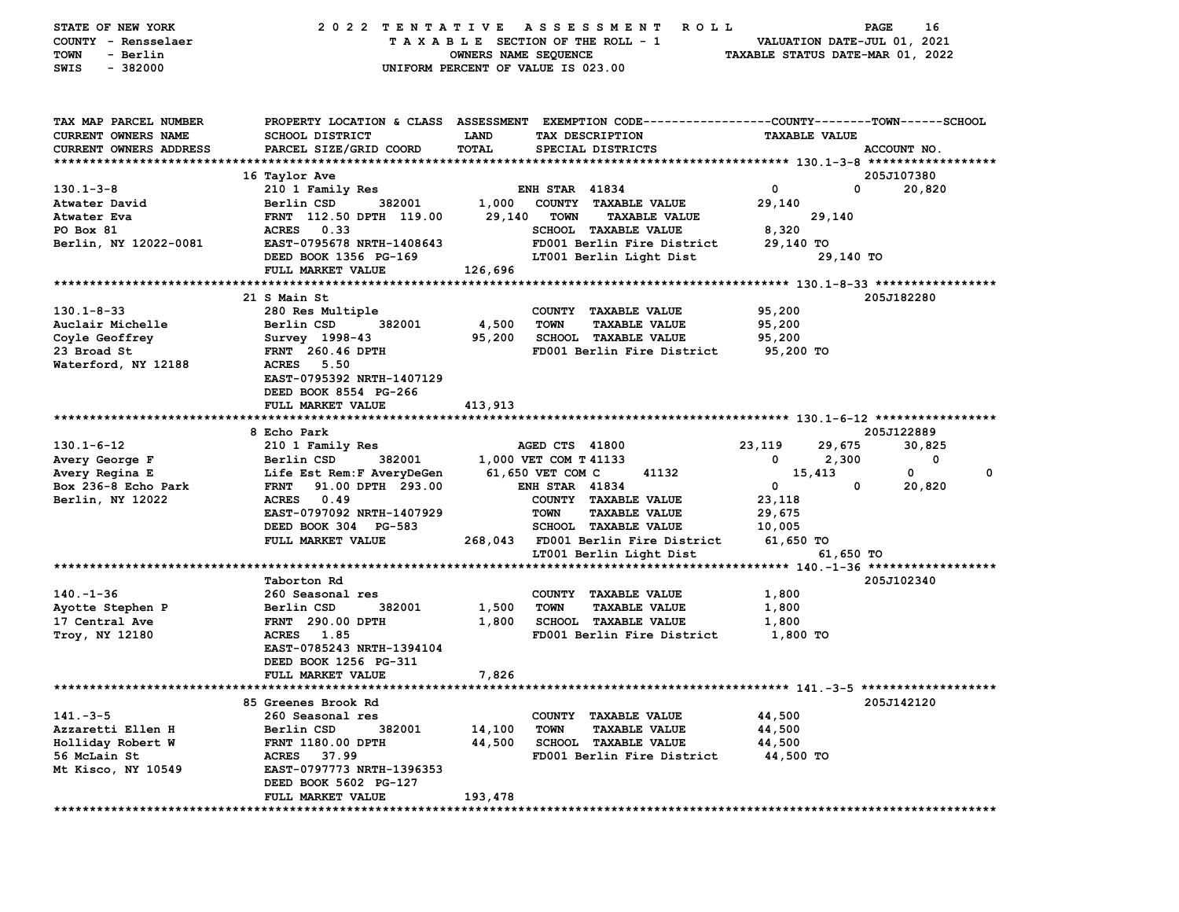STATE OF NEW YORK
COUNTY - Rensselaer
TOWN - Berlin
SWIS - 382000

2022 TENTATIVE ASSESSMENT ROLL
TAXABLE SECTION OF THE ROLL - 1
OWNERS NAME SEQUENCE
UNIFORM PERCENT OF VALUE IS 023.00

VALUATION DATE-JUL 01, 2021
TAXABLE STATUS DATE-MAR 01, 2022

| TAX MAP PARCEL NUMBER / CURRENT OWNERS NAME / CURRENT OWNERS ADDRESS | PROPERTY LOCATION & CLASS / SCHOOL DISTRICT / PARCEL SIZE/GRID COORD | ASSESSMENT LAND / TOTAL | EXEMPTION CODE / TAX DESCRIPTION / SPECIAL DISTRICTS | COUNTY TAXABLE VALUE | TOWN | SCHOOL | ACCOUNT NO. |
|---|---|---|---|---|---|---|---|
| **130.1-3-8** | 16 Taylor Ave | | | | | | 205J107380 |
| 130.1-3-8 | 210 1 Family Res | | ENH STAR 41834 | 0 | 0 | 20,820 | |
| Atwater David | Berlin CSD 382001 | 1,000 | COUNTY TAXABLE VALUE | 29,140 | | | |
| Atwater Eva | FRNT 112.50 DPTH 119.00 | 29,140 | TOWN TAXABLE VALUE | | 29,140 | | |
| PO Box 81 | ACRES 0.33 | | SCHOOL TAXABLE VALUE | | | 8,320 | |
| Berlin, NY 12022-0081 | EAST-0795678 NRTH-1408643 | | FD001 Berlin Fire District | 29,140 TO | | | |
| | DEED BOOK 1356 PG-169 | | LT001 Berlin Light Dist | 29,140 TO | | | |
| | FULL MARKET VALUE | 126,696 | | | | | |
| **130.1-8-33** | 21 S Main St | | | | | | 205J182280 |
| 130.1-8-33 | 280 Res Multiple | | COUNTY TAXABLE VALUE | 95,200 | | | |
| Auclair Michelle | Berlin CSD 382001 | 4,500 | TOWN TAXABLE VALUE | | 95,200 | | |
| Coyle Geoffrey | Survey 1998-43 | 95,200 | SCHOOL TAXABLE VALUE | | | 95,200 | |
| 23 Broad St | FRNT 260.46 DPTH | | FD001 Berlin Fire District | 95,200 TO | | | |
| Waterford, NY 12188 | ACRES 5.50 | | | | | | |
| | EAST-0795392 NRTH-1407129 | | | | | | |
| | DEED BOOK 8554 PG-266 | | | | | | |
| | FULL MARKET VALUE | 413,913 | | | | | |
| **130.1-6-12** | 8 Echo Park | | | | | | 205J122889 |
| 130.1-6-12 | 210 1 Family Res | | AGED CTS 41800 | 23,119 | 29,675 | 30,825 | |
| Avery George F | Berlin CSD 382001 | 1,000 | VET COM T 41133 | 0 | 2,300 | 0 | |
| Avery Regina E | Life Est Rem:F AveryDeGen | 61,650 | VET COM C 41132 | 15,413 | 0 | 0 | |
| Box 236-8 Echo Park | FRNT 91.00 DPTH 293.00 | | ENH STAR 41834 | 0 | 0 | 20,820 | |
| Berlin, NY 12022 | ACRES 0.49 | | COUNTY TAXABLE VALUE | 23,118 | | | |
| | EAST-0797092 NRTH-1407929 | | TOWN TAXABLE VALUE | | 29,675 | | |
| | DEED BOOK 304 PG-583 | | SCHOOL TAXABLE VALUE | | | 10,005 | |
| | FULL MARKET VALUE | 268,043 | FD001 Berlin Fire District | 61,650 TO | | | |
| | | | LT001 Berlin Light Dist | 61,650 TO | | | |
| **140.-1-36** | Taborton Rd | | | | | | 205J102340 |
| 140.-1-36 | 260 Seasonal res | | COUNTY TAXABLE VALUE | 1,800 | | | |
| Ayotte Stephen P | Berlin CSD 382001 | 1,500 | TOWN TAXABLE VALUE | | 1,800 | | |
| 17 Central Ave | FRNT 290.00 DPTH | 1,800 | SCHOOL TAXABLE VALUE | | | 1,800 | |
| Troy, NY 12180 | ACRES 1.85 | | FD001 Berlin Fire District | 1,800 TO | | | |
| | EAST-0785243 NRTH-1394104 | | | | | | |
| | DEED BOOK 1256 PG-311 | | | | | | |
| | FULL MARKET VALUE | 7,826 | | | | | |
| **141.-3-5** | 85 Greenes Brook Rd | | | | | | 205J142120 |
| 141.-3-5 | 260 Seasonal res | | COUNTY TAXABLE VALUE | 44,500 | | | |
| Azzaretti Ellen H | Berlin CSD 382001 | 14,100 | TOWN TAXABLE VALUE | | 44,500 | | |
| Holliday Robert W | FRNT 1180.00 DPTH | 44,500 | SCHOOL TAXABLE VALUE | | | 44,500 | |
| 56 McLain St | ACRES 37.99 | | FD001 Berlin Fire District | 44,500 TO | | | |
| Mt Kisco, NY 10549 | EAST-0797773 NRTH-1396353 | | | | | | |
| | DEED BOOK 5602 PG-127 | | | | | | |
| | FULL MARKET VALUE | 193,478 | | | | | |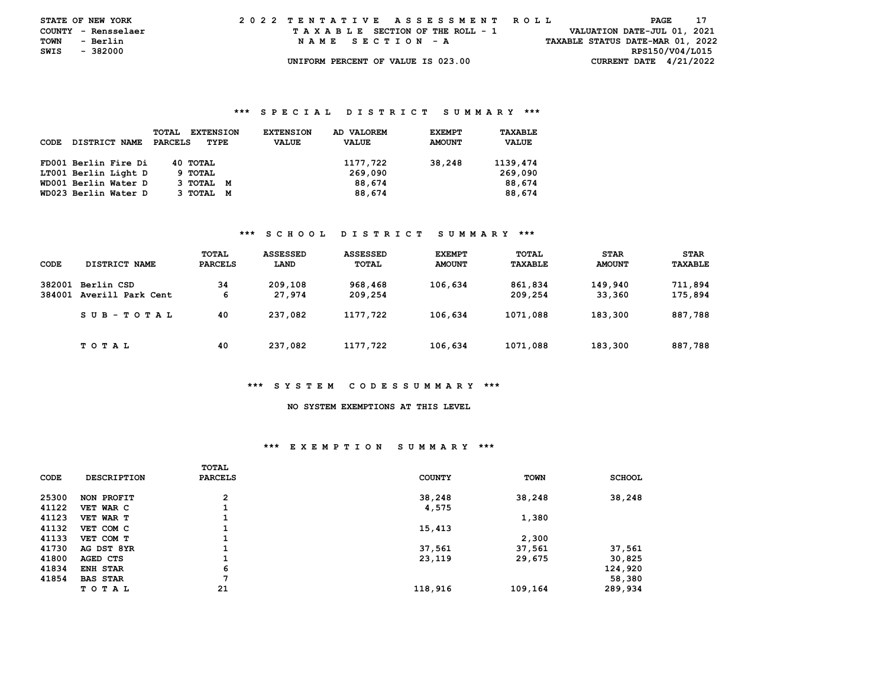STATE OF NEW YORK
COUNTY - Rensselaer
TOWN - Berlin
SWIS - 382000

2022 TENTATIVE ASSESSMENT ROLL
TAXABLE SECTION OF THE ROLL - 1
NAME SECTION - A
UNIFORM PERCENT OF VALUE IS 023.00

VALUATION DATE-JUL 01, 2021
TAXABLE STATUS DATE-MAR 01, 2022
RPS150/V04/L015
CURRENT DATE 4/21/2022

### *** SPECIAL DISTRICT SUMMARY ***

| CODE | DISTRICT NAME | TOTAL PARCELS | EXTENSION TYPE | EXTENSION VALUE | AD VALOREM VALUE | EXEMPT AMOUNT | TAXABLE VALUE |
|---|---|---|---|---|---|---|---|
| FD001 | Berlin Fire Di | 40 | TOTAL | | 1177,722 | 38,248 | 1139,474 |
| LT001 | Berlin Light D | 9 | TOTAL | | 269,090 | | 269,090 |
| WD001 | Berlin Water D | 3 | TOTAL M | | 88,674 | | 88,674 |
| WD023 | Berlin Water D | 3 | TOTAL M | | 88,674 | | 88,674 |

### *** SCHOOL DISTRICT SUMMARY ***

| CODE | DISTRICT NAME | TOTAL PARCELS | ASSESSED LAND | ASSESSED TOTAL | EXEMPT AMOUNT | TOTAL TAXABLE | STAR AMOUNT | STAR TAXABLE |
|---|---|---|---|---|---|---|---|---|
| 382001 | Berlin CSD | 34 | 209,108 | 968,468 | 106,634 | 861,834 | 149,940 | 711,894 |
| 384001 | Averill Park Cent | 6 | 27,974 | 209,254 | | 209,254 | 33,360 | 175,894 |
| | SUB-TOTAL | 40 | 237,082 | 1177,722 | 106,634 | 1071,088 | 183,300 | 887,788 |
| | TOTAL | 40 | 237,082 | 1177,722 | 106,634 | 1071,088 | 183,300 | 887,788 |

### *** SYSTEM CODESSUMMARY ***

NO SYSTEM EXEMPTIONS AT THIS LEVEL

### *** EXEMPTION SUMMARY ***

| CODE | DESCRIPTION | TOTAL PARCELS | COUNTY | TOWN | SCHOOL |
|---|---|---|---|---|---|
| 25300 | NON PROFIT | 2 | 38,248 | 38,248 | 38,248 |
| 41122 | VET WAR C | 1 | 4,575 | | |
| 41123 | VET WAR T | 1 | | 1,380 | |
| 41132 | VET COM C | 1 | 15,413 | | |
| 41133 | VET COM T | 1 | | 2,300 | |
| 41730 | AG DST 8YR | 1 | 37,561 | 37,561 | 37,561 |
| 41800 | AGED CTS | 1 | 23,119 | 29,675 | 30,825 |
| 41834 | ENH STAR | 6 | | | 124,920 |
| 41854 | BAS STAR | 7 | | | 58,380 |
| | TOTAL | 21 | 118,916 | 109,164 | 289,934 |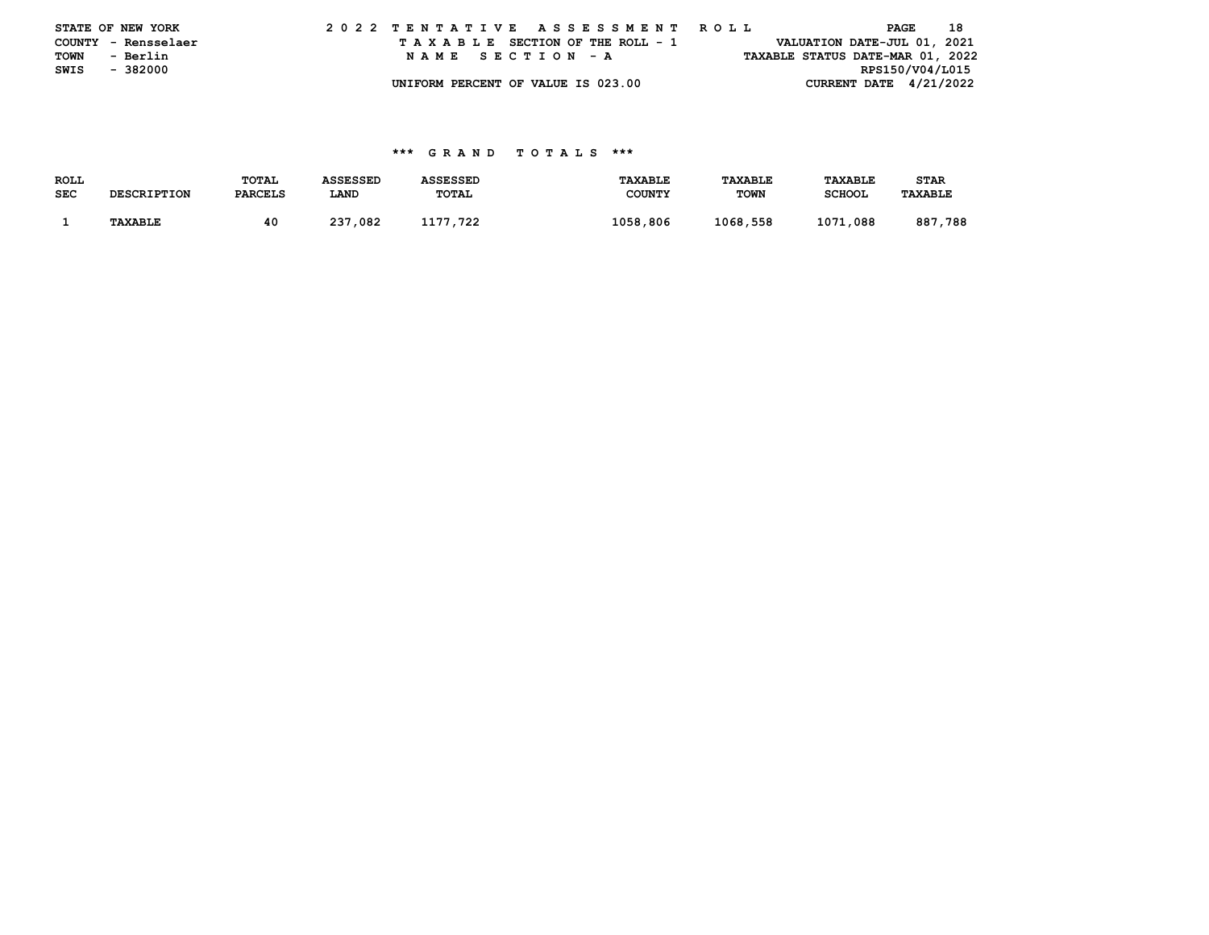STATE OF NEW YORK
COUNTY - Rensselaer
TOWN - Berlin
SWIS - 382000

2 0 2 2 T E N T A T I V E A S S E S S M E N T R O L L
T A X A B L E SECTION OF THE ROLL - 1
N A M E S E C T I O N - A
UNIFORM PERCENT OF VALUE IS 023.00

VALUATION DATE-JUL 01, 2021
TAXABLE STATUS DATE-MAR 01, 2022
RPS150/V04/L015
CURRENT DATE 4/21/2022

### \*\*\* G R A N D T O T A L S \*\*\*

| ROLL SEC | DESCRIPTION | TOTAL PARCELS | ASSESSED LAND | ASSESSED TOTAL | TAXABLE COUNTY | TAXABLE TOWN | TAXABLE SCHOOL | STAR TAXABLE |
|---|---|---|---|---|---|---|---|---|
| 1 | TAXABLE | 40 | 237,082 | 1177,722 | 1058,806 | 1068,558 | 1071,088 | 887,788 |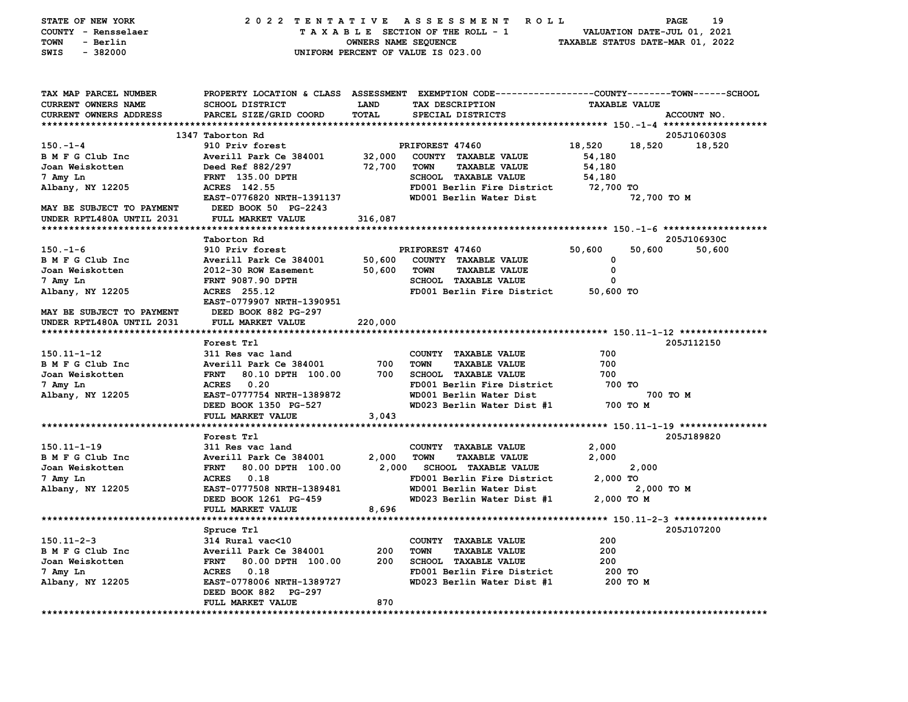STATE OF NEW YORK — 2022 TENTATIVE ASSESSMENT ROLL
COUNTY - Rensselaer — TAXABLE SECTION OF THE ROLL - 1 — VALUATION DATE-JUL 01, 2021
TOWN - Berlin — OWNERS NAME SEQUENCE — TAXABLE STATUS DATE-MAR 01, 2022
SWIS - 382000 — UNIFORM PERCENT OF VALUE IS 023.00

| TAX MAP PARCEL NUMBER / CURRENT OWNERS NAME / CURRENT OWNERS ADDRESS | PROPERTY LOCATION & CLASS / SCHOOL DISTRICT / PARCEL SIZE/GRID COORD | ASSESSMENT LAND | ASSESSMENT TOTAL | EXEMPTION CODE / TAX DESCRIPTION / SPECIAL DISTRICTS | COUNTY TAXABLE VALUE | TOWN | SCHOOL | ACCOUNT NO. |
|---|---|---|---|---|---|---|---|---|
| **150.-1-4** | 1347 Taborton Rd | | | | | | | 205J106030S |
| 150.-1-4 | 910 Priv forest | | | PRIFOREST 47460 | 18,520 | 18,520 | 18,520 | |
| B M F G Club Inc | Averill Park Ce 384001 | 32,000 | | COUNTY TAXABLE VALUE | 54,180 | | | |
| Joan Weiskotten | Deed Ref 882/297 | | 72,700 | TOWN TAXABLE VALUE | 54,180 | | | |
| 7 Amy Ln | FRNT 135.00 DPTH | | | SCHOOL TAXABLE VALUE | 54,180 | | | |
| Albany, NY 12205 | ACRES 142.55 | | | FD001 Berlin Fire District | 72,700 TO | | | |
| | EAST-0776820 NRTH-1391137 | | | WD001 Berlin Water Dist | 72,700 TO M | | | |
| MAY BE SUBJECT TO PAYMENT | DEED BOOK 50 PG-2243 | | | | | | | |
| UNDER RPTL480A UNTIL 2031 | FULL MARKET VALUE | | 316,087 | | | | | |
| **150.-1-6** | Taborton Rd | | | | | | | 205J106930C |
| 150.-1-6 | 910 Priv forest | | | PRIFOREST 47460 | 50,600 | 50,600 | 50,600 | |
| B M F G Club Inc | Averill Park Ce 384001 | 50,600 | | COUNTY TAXABLE VALUE | 0 | | | |
| Joan Weiskotten | 2012-30 ROW Easement | | 50,600 | TOWN TAXABLE VALUE | 0 | | | |
| 7 Amy Ln | FRNT 9087.90 DPTH | | | SCHOOL TAXABLE VALUE | 0 | | | |
| Albany, NY 12205 | ACRES 255.12 | | | FD001 Berlin Fire District | 50,600 TO | | | |
| | EAST-0779907 NRTH-1390951 | | | | | | | |
| MAY BE SUBJECT TO PAYMENT | DEED BOOK 882 PG-297 | | | | | | | |
| UNDER RPTL480A UNTIL 2031 | FULL MARKET VALUE | | 220,000 | | | | | |
| **150.11-1-12** | Forest Trl | | | | | | | 205J112150 |
| 150.11-1-12 | 311 Res vac land | | | COUNTY TAXABLE VALUE | 700 | | | |
| B M F G Club Inc | Averill Park Ce 384001 | 700 | | TOWN TAXABLE VALUE | 700 | | | |
| Joan Weiskotten | FRNT 80.10 DPTH 100.00 | | 700 | SCHOOL TAXABLE VALUE | 700 | | | |
| 7 Amy Ln | ACRES 0.20 | | | FD001 Berlin Fire District | 700 TO | | | |
| Albany, NY 12205 | EAST-0777754 NRTH-1389872 | | | WD001 Berlin Water Dist | 700 TO M | | | |
| | DEED BOOK 1350 PG-527 | | | WD023 Berlin Water Dist #1 | 700 TO M | | | |
| | FULL MARKET VALUE | | 3,043 | | | | | |
| **150.11-1-19** | Forest Trl | | | | | | | 205J189820 |
| 150.11-1-19 | 311 Res vac land | | | COUNTY TAXABLE VALUE | 2,000 | | | |
| B M F G Club Inc | Averill Park Ce 384001 | 2,000 | | TOWN TAXABLE VALUE | 2,000 | | | |
| Joan Weiskotten | FRNT 80.00 DPTH 100.00 | | 2,000 | SCHOOL TAXABLE VALUE | 2,000 | | | |
| 7 Amy Ln | ACRES 0.18 | | | FD001 Berlin Fire District | 2,000 TO | | | |
| Albany, NY 12205 | EAST-0777508 NRTH-1389481 | | | WD001 Berlin Water Dist | 2,000 TO M | | | |
| | DEED BOOK 1261 PG-459 | | | WD023 Berlin Water Dist #1 | 2,000 TO M | | | |
| | FULL MARKET VALUE | | 8,696 | | | | | |
| **150.11-2-3** | Spruce Trl | | | | | | | 205J107200 |
| 150.11-2-3 | 314 Rural vac<10 | | | COUNTY TAXABLE VALUE | 200 | | | |
| B M F G Club Inc | Averill Park Ce 384001 | 200 | | TOWN TAXABLE VALUE | 200 | | | |
| Joan Weiskotten | FRNT 80.00 DPTH 100.00 | | 200 | SCHOOL TAXABLE VALUE | 200 | | | |
| 7 Amy Ln | ACRES 0.18 | | | FD001 Berlin Fire District | 200 TO | | | |
| Albany, NY 12205 | EAST-0778006 NRTH-1389727 | | | WD023 Berlin Water Dist #1 | 200 TO M | | | |
| | DEED BOOK 882 PG-297 | | | | | | | |
| | FULL MARKET VALUE | | 870 | | | | | |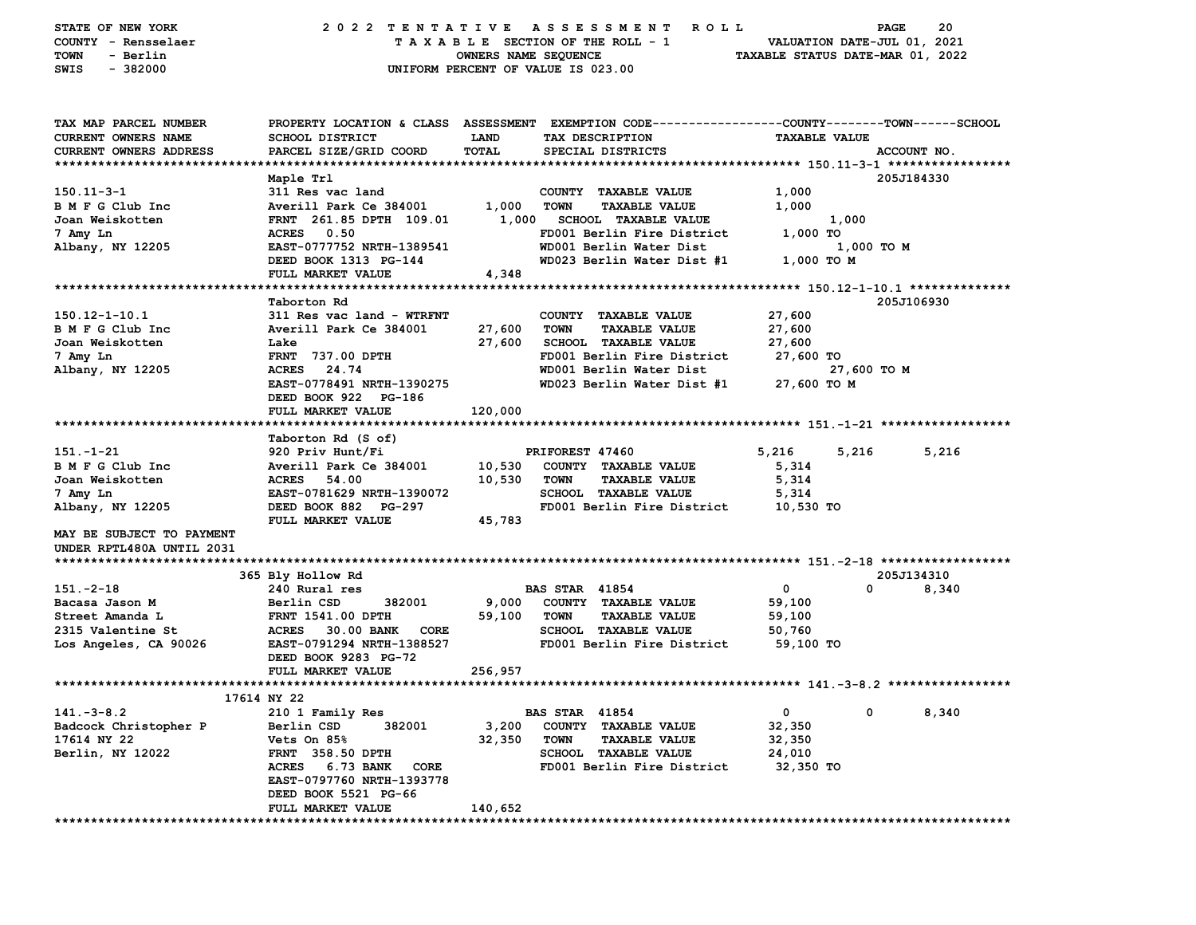STATE OF NEW YORK — 2022 TENTATIVE ASSESSMENT ROLL
COUNTY - Rensselaer — TAXABLE SECTION OF THE ROLL - 1 — VALUATION DATE-JUL 01, 2021
TOWN - Berlin — OWNERS NAME SEQUENCE — TAXABLE STATUS DATE-MAR 01, 2022
SWIS - 382000 — UNIFORM PERCENT OF VALUE IS 023.00

| TAX MAP PARCEL NUMBER / CURRENT OWNERS NAME / CURRENT OWNERS ADDRESS | PROPERTY LOCATION & CLASS / SCHOOL DISTRICT / PARCEL SIZE/GRID COORD | ASSESSMENT LAND / TOTAL | EXEMPTION CODE / TAX DESCRIPTION / SPECIAL DISTRICTS | COUNTY | TOWN | SCHOOL | TAXABLE VALUE / ACCOUNT NO. |
|---|---|---|---|---|---|---|---|
| **150.11-3-1** | Maple Trl | | | | | | 205J184330 |
| 150.11-3-1 | 311 Res vac land | | COUNTY TAXABLE VALUE | 1,000 | | | |
| B M F G Club Inc | Averill Park Ce 384001 | 1,000 | TOWN TAXABLE VALUE | | 1,000 | | |
| Joan Weiskotten | FRNT 261.85 DPTH 109.01 | 1,000 | SCHOOL TAXABLE VALUE | | | 1,000 | |
| 7 Amy Ln | ACRES 0.50 | | FD001 Berlin Fire District | 1,000 TO | | | |
| Albany, NY 12205 | EAST-0777752 NRTH-1389541 | | WD001 Berlin Water Dist | 1,000 TO M | | | |
| | DEED BOOK 1313 PG-144 | | WD023 Berlin Water Dist #1 | 1,000 TO M | | | |
| | FULL MARKET VALUE | 4,348 | | | | | |
| **150.12-1-10.1** | Taborton Rd | | | | | | 205J106930 |
| 150.12-1-10.1 | 311 Res vac land - WTRFNT | | COUNTY TAXABLE VALUE | 27,600 | | | |
| B M F G Club Inc | Averill Park Ce 384001 | 27,600 | TOWN TAXABLE VALUE | | 27,600 | | |
| Joan Weiskotten | Lake | 27,600 | SCHOOL TAXABLE VALUE | | | 27,600 | |
| 7 Amy Ln | FRNT 737.00 DPTH | | FD001 Berlin Fire District | 27,600 TO | | | |
| Albany, NY 12205 | ACRES 24.74 | | WD001 Berlin Water Dist | 27,600 TO M | | | |
| | EAST-0778491 NRTH-1390275 | | WD023 Berlin Water Dist #1 | 27,600 TO M | | | |
| | DEED BOOK 922 PG-186 | | | | | | |
| | FULL MARKET VALUE | 120,000 | | | | | |
| **151.-1-21** | Taborton Rd (S of) | | | | | | |
| 151.-1-21 | 920 Priv Hunt/Fi | | PRIFOREST 47460 | 5,216 | 5,216 | 5,216 | |
| B M F G Club Inc | Averill Park Ce 384001 | 10,530 | COUNTY TAXABLE VALUE | 5,314 | | | |
| Joan Weiskotten | ACRES 54.00 | 10,530 | TOWN TAXABLE VALUE | | 5,314 | | |
| 7 Amy Ln | EAST-0781629 NRTH-1390072 | | SCHOOL TAXABLE VALUE | | | 5,314 | |
| Albany, NY 12205 | DEED BOOK 882 PG-297 | | FD001 Berlin Fire District | 10,530 TO | | | |
| | FULL MARKET VALUE | 45,783 | | | | | |
| MAY BE SUBJECT TO PAYMENT UNDER RPTL480A UNTIL 2031 | | | | | | | |
| **151.-2-18** | 365 Bly Hollow Rd | | | | | | 205J134310 |
| 151.-2-18 | 240 Rural res | | BAS STAR 41854 | 0 | 0 | 8,340 | |
| Bacasa Jason M | Berlin CSD 382001 | 9,000 | COUNTY TAXABLE VALUE | 59,100 | | | |
| Street Amanda L | FRNT 1541.00 DPTH | 59,100 | TOWN TAXABLE VALUE | | 59,100 | | |
| 2315 Valentine St | ACRES 30.00 BANK CORE | | SCHOOL TAXABLE VALUE | | | 50,760 | |
| Los Angeles, CA 90026 | EAST-0791294 NRTH-1388527 | | FD001 Berlin Fire District | 59,100 TO | | | |
| | DEED BOOK 9283 PG-72 | | | | | | |
| | FULL MARKET VALUE | 256,957 | | | | | |
| **141.-3-8.2** | 17614 NY 22 | | | | | | |
| 141.-3-8.2 | 210 1 Family Res | | BAS STAR 41854 | 0 | 0 | 8,340 | |
| Badcock Christopher P | Berlin CSD 382001 | 3,200 | COUNTY TAXABLE VALUE | 32,350 | | | |
| 17614 NY 22 | Vets On 85% | 32,350 | TOWN TAXABLE VALUE | | 32,350 | | |
| Berlin, NY 12022 | FRNT 358.50 DPTH | | SCHOOL TAXABLE VALUE | | | 24,010 | |
| | ACRES 6.73 BANK CORE | | FD001 Berlin Fire District | 32,350 TO | | | |
| | EAST-0797760 NRTH-1393778 | | | | | | |
| | DEED BOOK 5521 PG-66 | | | | | | |
| | FULL MARKET VALUE | 140,652 | | | | | |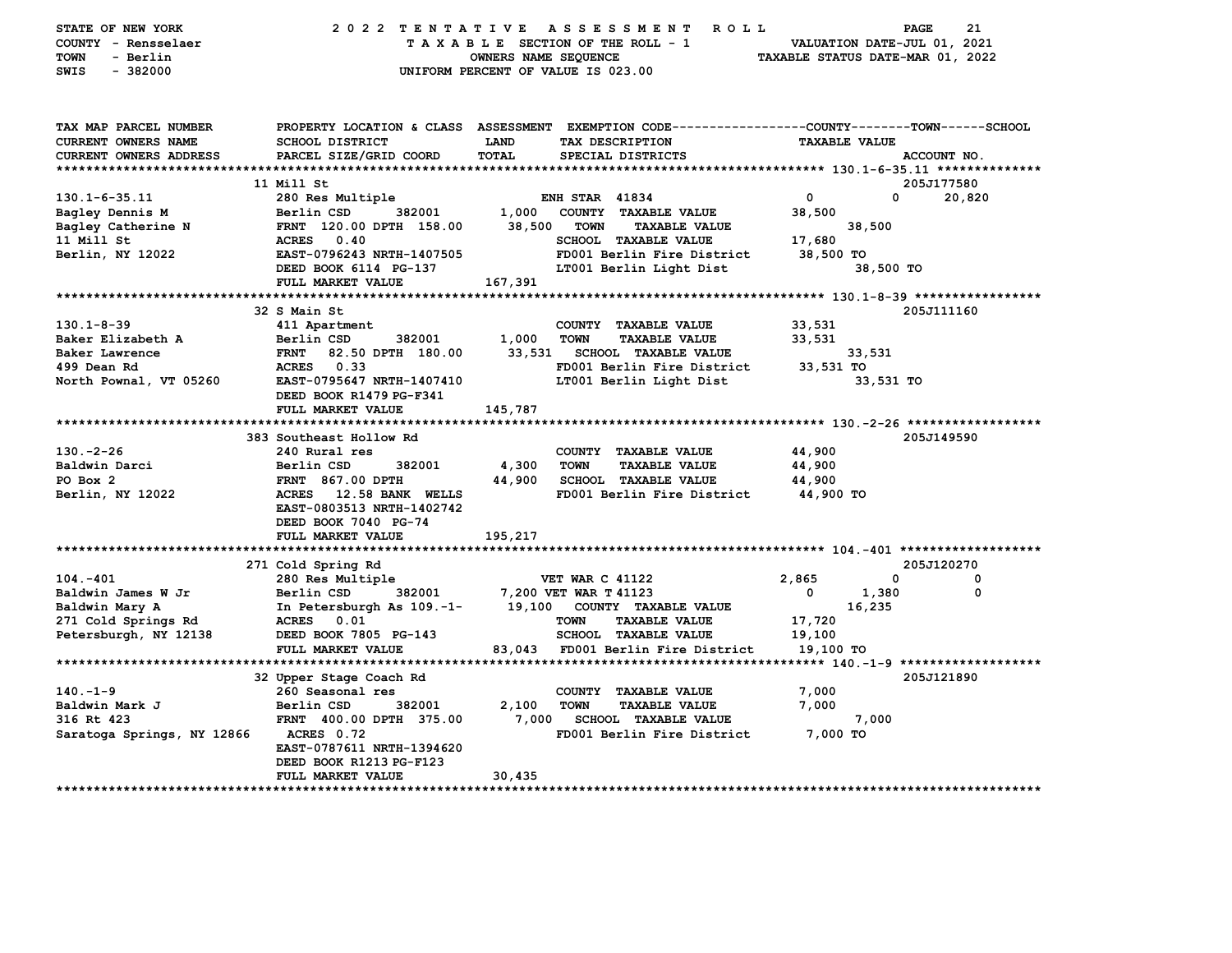STATE OF NEW YORK — 2022 TENTATIVE ASSESSMENT ROLL
COUNTY - Rensselaer — TAXABLE SECTION OF THE ROLL - 1 — VALUATION DATE-JUL 01, 2021
TOWN - Berlin — OWNERS NAME SEQUENCE — TAXABLE STATUS DATE-MAR 01, 2022
SWIS - 382000 — UNIFORM PERCENT OF VALUE IS 023.00

| TAX MAP PARCEL NUMBER / CURRENT OWNERS NAME / CURRENT OWNERS ADDRESS | PROPERTY LOCATION & CLASS / SCHOOL DISTRICT / PARCEL SIZE/GRID COORD | ASSESSMENT LAND / TOTAL | EXEMPTION CODE / TAX DESCRIPTION / SPECIAL DISTRICTS | COUNTY TAXABLE VALUE | TOWN | SCHOOL | ACCOUNT NO. |
|---|---|---|---|---|---|---|---|
| | 11 Mill St | | | | | | 205J177580 |
| 130.1-6-35.11 | 280 Res Multiple | | ENH STAR 41834 | 0 | 0 | 20,820 | |
| Bagley Dennis M | Berlin CSD 382001 | 1,000 | COUNTY TAXABLE VALUE | 38,500 | | | |
| Bagley Catherine N | FRNT 120.00 DPTH 158.00 | 38,500 | TOWN TAXABLE VALUE | | 38,500 | | |
| 11 Mill St | ACRES 0.40 | | SCHOOL TAXABLE VALUE | | | 17,680 | |
| Berlin, NY 12022 | EAST-0796243 NRTH-1407505 | | FD001 Berlin Fire District | 38,500 TO | | | |
| | DEED BOOK 6114 PG-137 | | LT001 Berlin Light Dist | 38,500 TO | | | |
| | FULL MARKET VALUE | 167,391 | | | | | |
| | 32 S Main St | | | | | | 205J111160 |
| 130.1-8-39 | 411 Apartment | | COUNTY TAXABLE VALUE | 33,531 | | | |
| Baker Elizabeth A | Berlin CSD 382001 | 1,000 | TOWN TAXABLE VALUE | | 33,531 | | |
| Baker Lawrence | FRNT 82.50 DPTH 180.00 | 33,531 | SCHOOL TAXABLE VALUE | | | 33,531 | |
| 499 Dean Rd | ACRES 0.33 | | FD001 Berlin Fire District | 33,531 TO | | | |
| North Pownal, VT 05260 | EAST-0795647 NRTH-1407410 | | LT001 Berlin Light Dist | 33,531 TO | | | |
| | DEED BOOK R1479 PG-F341 | | | | | | |
| | FULL MARKET VALUE | 145,787 | | | | | |
| | 383 Southeast Hollow Rd | | | | | | 205J149590 |
| 130.-2-26 | 240 Rural res | | COUNTY TAXABLE VALUE | 44,900 | | | |
| Baldwin Darci | Berlin CSD 382001 | 4,300 | TOWN TAXABLE VALUE | | 44,900 | | |
| PO Box 2 | FRNT 867.00 DPTH | 44,900 | SCHOOL TAXABLE VALUE | | | 44,900 | |
| Berlin, NY 12022 | ACRES 12.58 BANK WELLS | | FD001 Berlin Fire District | 44,900 TO | | | |
| | EAST-0803513 NRTH-1402742 | | | | | | |
| | DEED BOOK 7040 PG-74 | | | | | | |
| | FULL MARKET VALUE | 195,217 | | | | | |
| | 271 Cold Spring Rd | | | | | | 205J120270 |
| 104.-401 | 280 Res Multiple | | VET WAR C 41122 | 2,865 | 0 | 0 | |
| Baldwin James W Jr | Berlin CSD 382001 | 7,200 | VET WAR T 41123 | 0 | 1,380 | 0 | |
| Baldwin Mary A | In Petersburgh As 109.-1- | 19,100 | COUNTY TAXABLE VALUE | 16,235 | | | |
| 271 Cold Springs Rd | ACRES 0.01 | | TOWN TAXABLE VALUE | | 17,720 | | |
| Petersburgh, NY 12138 | DEED BOOK 7805 PG-143 | | SCHOOL TAXABLE VALUE | | | 19,100 | |
| | FULL MARKET VALUE | 83,043 | FD001 Berlin Fire District | 19,100 TO | | | |
| | 32 Upper Stage Coach Rd | | | | | | 205J121890 |
| 140.-1-9 | 260 Seasonal res | | COUNTY TAXABLE VALUE | 7,000 | | | |
| Baldwin Mark J | Berlin CSD 382001 | 2,100 | TOWN TAXABLE VALUE | | 7,000 | | |
| 316 Rt 423 | FRNT 400.00 DPTH 375.00 | 7,000 | SCHOOL TAXABLE VALUE | | | 7,000 | |
| Saratoga Springs, NY 12866 | ACRES 0.72 | | FD001 Berlin Fire District | 7,000 TO | | | |
| | EAST-0787611 NRTH-1394620 | | | | | | |
| | DEED BOOK R1213 PG-F123 | | | | | | |
| | FULL MARKET VALUE | 30,435 | | | | | |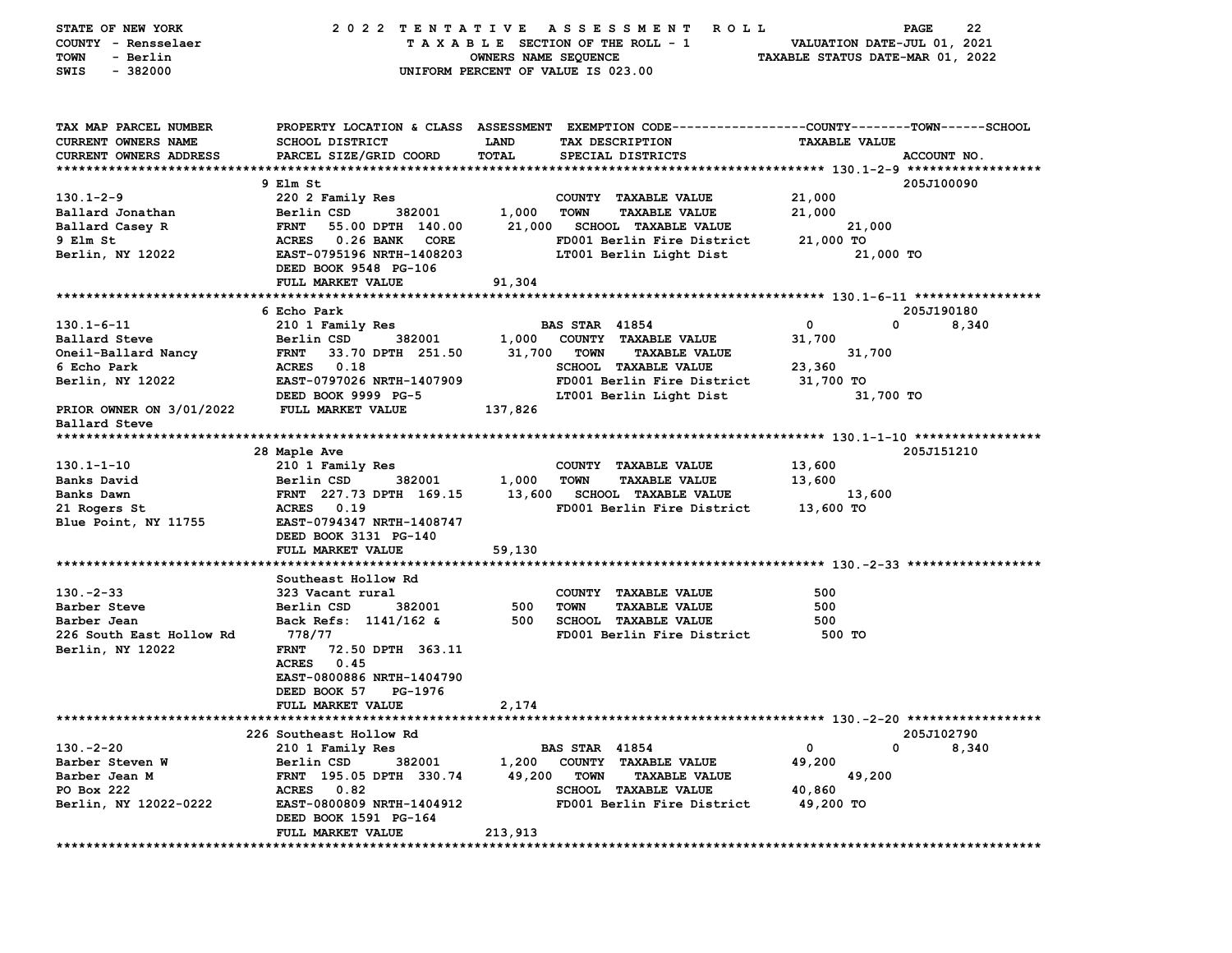STATE OF NEW YORK — 2022 TENTATIVE ASSESSMENT ROLL
COUNTY - Rensselaer — TAXABLE SECTION OF THE ROLL - 1 — VALUATION DATE-JUL 01, 2021
TOWN - Berlin — OWNERS NAME SEQUENCE — TAXABLE STATUS DATE-MAR 01, 2022
SWIS - 382000 — UNIFORM PERCENT OF VALUE IS 023.00

| TAX MAP PARCEL NUMBER / CURRENT OWNERS NAME / CURRENT OWNERS ADDRESS | PROPERTY LOCATION & CLASS / SCHOOL DISTRICT / PARCEL SIZE/GRID COORD | ASSESSMENT LAND / TOTAL | EXEMPTION CODE / TAX DESCRIPTION / SPECIAL DISTRICTS | COUNTY | TOWN | SCHOOL / TAXABLE VALUE | ACCOUNT NO. |
|---|---|---|---|---|---|---|---|
| **130.1-2-9** | 9 Elm St | | | | | | 205J100090 |
| Ballard Jonathan | 220 2 Family Res | | COUNTY TAXABLE VALUE | 21,000 | | | |
| Ballard Casey R | Berlin CSD 382001 | 1,000 | TOWN TAXABLE VALUE | | 21,000 | | |
| 9 Elm St | FRNT 55.00 DPTH 140.00 | 21,000 | SCHOOL TAXABLE VALUE | | | 21,000 | |
| Berlin, NY 12022 | ACRES 0.26 BANK CORE | | FD001 Berlin Fire District | 21,000 TO | | | |
| | EAST-0795196 NRTH-1408203 | | LT001 Berlin Light Dist | 21,000 TO | | | |
| | DEED BOOK 9548 PG-106 | | | | | | |
| | FULL MARKET VALUE | 91,304 | | | | | |
| **130.1-6-11** | 6 Echo Park | | | | | | 205J190180 |
| Ballard Steve | 210 1 Family Res | | BAS STAR 41854 | 0 | 0 | 8,340 | |
| Oneil-Ballard Nancy | Berlin CSD 382001 | 1,000 | COUNTY TAXABLE VALUE | 31,700 | | | |
| 6 Echo Park | FRNT 33.70 DPTH 251.50 | 31,700 | TOWN TAXABLE VALUE | | 31,700 | | |
| Berlin, NY 12022 | ACRES 0.18 | | SCHOOL TAXABLE VALUE | | | 23,360 | |
| | EAST-0797026 NRTH-1407909 | | FD001 Berlin Fire District | 31,700 TO | | | |
| | DEED BOOK 9999 PG-5 | | LT001 Berlin Light Dist | 31,700 TO | | | |
| PRIOR OWNER ON 3/01/2022 Ballard Steve | FULL MARKET VALUE | 137,826 | | | | | |
| **130.1-1-10** | 28 Maple Ave | | | | | | 205J151210 |
| Banks David | 210 1 Family Res | | COUNTY TAXABLE VALUE | 13,600 | | | |
| Banks Dawn | Berlin CSD 382001 | 1,000 | TOWN TAXABLE VALUE | | 13,600 | | |
| 21 Rogers St | FRNT 227.73 DPTH 169.15 | 13,600 | SCHOOL TAXABLE VALUE | | | 13,600 | |
| Blue Point, NY 11755 | ACRES 0.19 | | FD001 Berlin Fire District | 13,600 TO | | | |
| | EAST-0794347 NRTH-1408747 | | | | | | |
| | DEED BOOK 3131 PG-140 | | | | | | |
| | FULL MARKET VALUE | 59,130 | | | | | |
| **130.-2-33** | Southeast Hollow Rd | | | | | | |
| Barber Steve | 323 Vacant rural | | COUNTY TAXABLE VALUE | 500 | | | |
| Barber Jean | Berlin CSD 382001 | 500 | TOWN TAXABLE VALUE | | 500 | | |
| 226 South East Hollow Rd | Back Refs: 1141/162 & 778/77 | 500 | SCHOOL TAXABLE VALUE | | | 500 | |
| Berlin, NY 12022 | FRNT 72.50 DPTH 363.11 | | FD001 Berlin Fire District | 500 TO | | | |
| | ACRES 0.45 | | | | | | |
| | EAST-0800886 NRTH-1404790 | | | | | | |
| | DEED BOOK 57 PG-1976 | | | | | | |
| | FULL MARKET VALUE | 2,174 | | | | | |
| **130.-2-20** | 226 Southeast Hollow Rd | | | | | | 205J102790 |
| Barber Steven W | 210 1 Family Res | | BAS STAR 41854 | 0 | 0 | 8,340 | |
| Barber Jean M | Berlin CSD 382001 | 1,200 | COUNTY TAXABLE VALUE | 49,200 | | | |
| PO Box 222 | FRNT 195.05 DPTH 330.74 | 49,200 | TOWN TAXABLE VALUE | | 49,200 | | |
| Berlin, NY 12022-0222 | ACRES 0.82 | | SCHOOL TAXABLE VALUE | | | 40,860 | |
| | EAST-0800809 NRTH-1404912 | | FD001 Berlin Fire District | 49,200 TO | | | |
| | DEED BOOK 1591 PG-164 | | | | | | |
| | FULL MARKET VALUE | 213,913 | | | | | |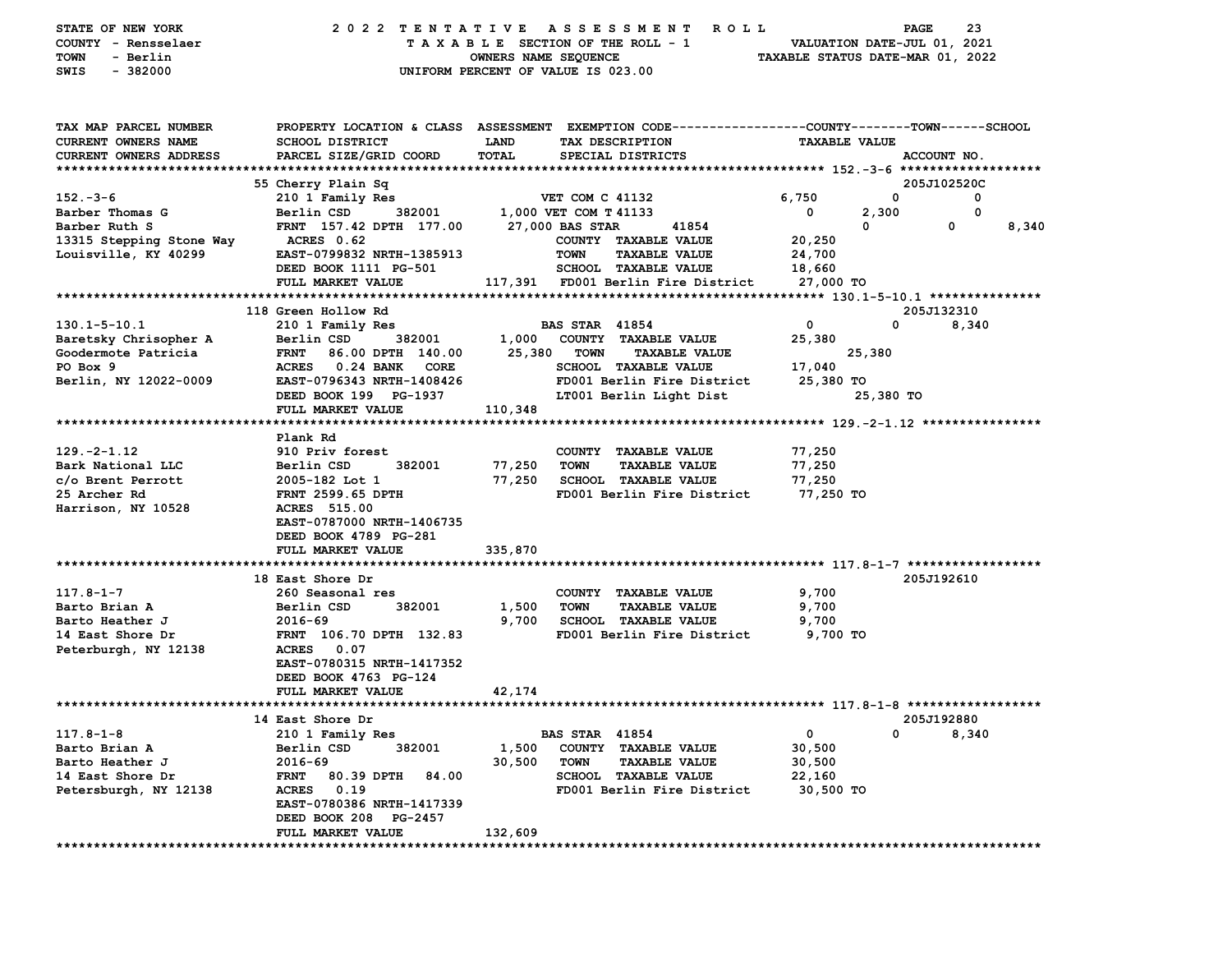STATE OF NEW YORK — 2022 TENTATIVE ASSESSMENT ROLL
COUNTY - Rensselaer — TAXABLE SECTION OF THE ROLL - 1 — VALUATION DATE-JUL 01, 2021
TOWN - Berlin — OWNERS NAME SEQUENCE — TAXABLE STATUS DATE-MAR 01, 2022
SWIS - 382000 — UNIFORM PERCENT OF VALUE IS 023.00

| TAX MAP PARCEL NUMBER / CURRENT OWNERS NAME / CURRENT OWNERS ADDRESS | PROPERTY LOCATION & CLASS / SCHOOL DISTRICT / PARCEL SIZE/GRID COORD | ASSESSMENT LAND | ASSESSMENT TOTAL | EXEMPTION CODE / TAX DESCRIPTION / SPECIAL DISTRICTS | COUNTY TAXABLE VALUE | TOWN | SCHOOL | ACCOUNT NO. |
|---|---|---|---|---|---|---|---|---|
| | 55 Cherry Plain Sq | | | | | | | 205J102520C |
| 152.-3-6 | 210 1 Family Res | | | VET COM C 41132 | 6,750 | 0 | 0 | |
| Barber Thomas G | Berlin CSD 382001 | 1,000 | | VET COM T 41133 | 0 | 2,300 | 0 | |
| Barber Ruth S | FRNT 157.42 DPTH 177.00 | | 27,000 | BAS STAR 41854 | 0 | 0 | 8,340 | |
| 13315 Stepping Stone Way | ACRES 0.62 | | | COUNTY TAXABLE VALUE | 20,250 | | | |
| Louisville, KY 40299 | EAST-0799832 NRTH-1385913 | | | TOWN TAXABLE VALUE | 24,700 | | | |
| | DEED BOOK 1111 PG-501 | | | SCHOOL TAXABLE VALUE | 18,660 | | | |
| | FULL MARKET VALUE | | 117,391 | FD001 Berlin Fire District | 27,000 TO | | | |
| | 118 Green Hollow Rd | | | | | | | 205J132310 |
| 130.1-5-10.1 | 210 1 Family Res | | | BAS STAR 41854 | 0 | 0 | 8,340 | |
| Baretsky Chrisopher A | Berlin CSD 382001 | 1,000 | | COUNTY TAXABLE VALUE | 25,380 | | | |
| Goodermote Patricia | FRNT 86.00 DPTH 140.00 | | 25,380 | TOWN TAXABLE VALUE | 25,380 | | | |
| PO Box 9 | ACRES 0.24 BANK CORE | | | SCHOOL TAXABLE VALUE | 17,040 | | | |
| Berlin, NY 12022-0009 | EAST-0796343 NRTH-1408426 | | | FD001 Berlin Fire District | 25,380 TO | | | |
| | DEED BOOK 199 PG-1937 | | | LT001 Berlin Light Dist | 25,380 TO | | | |
| | FULL MARKET VALUE | | 110,348 | | | | | |
| | Plank Rd | | | | | | | |
| 129.-2-1.12 | 910 Priv forest | | | COUNTY TAXABLE VALUE | 77,250 | | | |
| Bark National LLC | Berlin CSD 382001 | 77,250 | | TOWN TAXABLE VALUE | 77,250 | | | |
| c/o Brent Perrott | 2005-182 Lot 1 | | 77,250 | SCHOOL TAXABLE VALUE | 77,250 | | | |
| 25 Archer Rd | FRNT 2599.65 DPTH | | | FD001 Berlin Fire District | 77,250 TO | | | |
| Harrison, NY 10528 | ACRES 515.00 | | | | | | | |
| | EAST-0787000 NRTH-1406735 | | | | | | | |
| | DEED BOOK 4789 PG-281 | | | | | | | |
| | FULL MARKET VALUE | | 335,870 | | | | | |
| | 18 East Shore Dr | | | | | | | 205J192610 |
| 117.8-1-7 | 260 Seasonal res | | | COUNTY TAXABLE VALUE | 9,700 | | | |
| Barto Brian A | Berlin CSD 382001 | 1,500 | | TOWN TAXABLE VALUE | 9,700 | | | |
| Barto Heather J | 2016-69 | | 9,700 | SCHOOL TAXABLE VALUE | 9,700 | | | |
| 14 East Shore Dr | FRNT 106.70 DPTH 132.83 | | | FD001 Berlin Fire District | 9,700 TO | | | |
| Peterburgh, NY 12138 | ACRES 0.07 | | | | | | | |
| | EAST-0780315 NRTH-1417352 | | | | | | | |
| | DEED BOOK 4763 PG-124 | | | | | | | |
| | FULL MARKET VALUE | | 42,174 | | | | | |
| | 14 East Shore Dr | | | | | | | 205J192880 |
| 117.8-1-8 | 210 1 Family Res | | | BAS STAR 41854 | 0 | 0 | 8,340 | |
| Barto Brian A | Berlin CSD 382001 | 1,500 | | COUNTY TAXABLE VALUE | 30,500 | | | |
| Barto Heather J | 2016-69 | | 30,500 | TOWN TAXABLE VALUE | 30,500 | | | |
| 14 East Shore Dr | FRNT 80.39 DPTH 84.00 | | | SCHOOL TAXABLE VALUE | 22,160 | | | |
| Petersburgh, NY 12138 | ACRES 0.19 | | | FD001 Berlin Fire District | 30,500 TO | | | |
| | EAST-0780386 NRTH-1417339 | | | | | | | |
| | DEED BOOK 208 PG-2457 | | | | | | | |
| | FULL MARKET VALUE | | 132,609 | | | | | |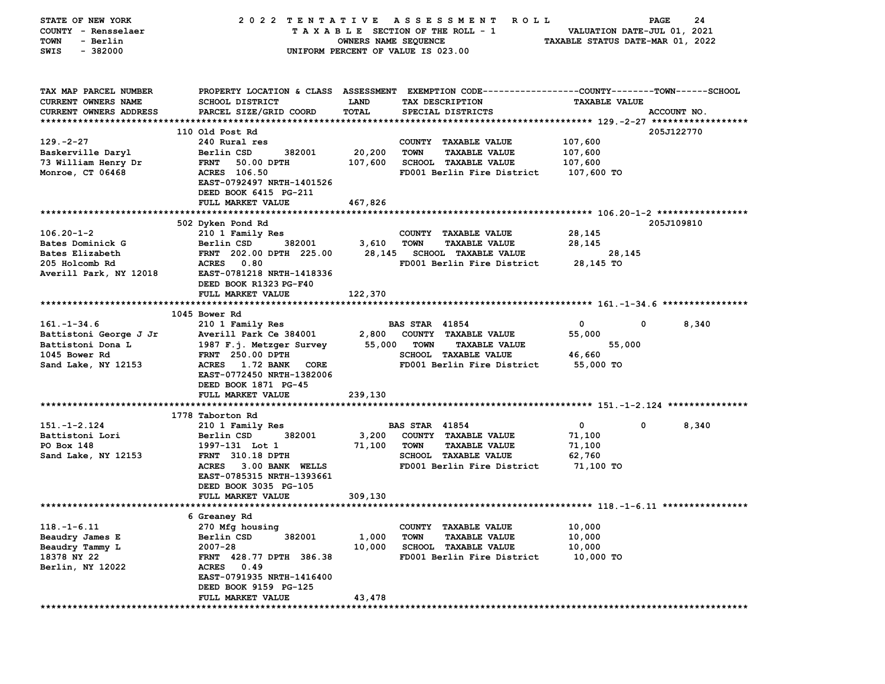STATE OF NEW YORK — 2022 TENTATIVE ASSESSMENT ROLL
COUNTY - Rensselaer — TAXABLE SECTION OF THE ROLL - 1 — VALUATION DATE-JUL 01, 2021
TOWN - Berlin — OWNERS NAME SEQUENCE — TAXABLE STATUS DATE-MAR 01, 2022
SWIS - 382000 — UNIFORM PERCENT OF VALUE IS 023.00

| TAX MAP PARCEL NUMBER / CURRENT OWNERS NAME / CURRENT OWNERS ADDRESS | PROPERTY LOCATION & CLASS / SCHOOL DISTRICT / PARCEL SIZE/GRID COORD | ASSESSMENT LAND / TOTAL | EXEMPTION CODE / TAX DESCRIPTION / SPECIAL DISTRICTS | COUNTY | TOWN | SCHOOL | TAXABLE VALUE / ACCOUNT NO. |
|---|---|---|---|---|---|---|---|
| **129.-2-27** | 110 Old Post Rd | | | | | | 205J122770 |
| 129.-2-27 | 240 Rural res | | COUNTY TAXABLE VALUE | | | | 107,600 |
| Baskerville Daryl | Berlin CSD 382001 | 20,200 | TOWN TAXABLE VALUE | | | | 107,600 |
| 73 William Henry Dr | FRNT 50.00 DPTH | 107,600 | SCHOOL TAXABLE VALUE | | | | 107,600 |
| Monroe, CT 06468 | ACRES 106.50 | | FD001 Berlin Fire District | | | | 107,600 TO |
| | EAST-0792497 NRTH-1401526 | | | | | | |
| | DEED BOOK 6415 PG-211 | | | | | | |
| | FULL MARKET VALUE | 467,826 | | | | | |
| **106.20-1-2** | 502 Dyken Pond Rd | | | | | | 205J109810 |
| 106.20-1-2 | 210 1 Family Res | | COUNTY TAXABLE VALUE | | | | 28,145 |
| Bates Dominick G | Berlin CSD 382001 | 3,610 | TOWN TAXABLE VALUE | | | | 28,145 |
| Bates Elizabeth | FRNT 202.00 DPTH 225.00 | 28,145 | SCHOOL TAXABLE VALUE | | | | 28,145 |
| 205 Holcomb Rd | ACRES 0.80 | | FD001 Berlin Fire District | | | | 28,145 TO |
| Averill Park, NY 12018 | EAST-0781218 NRTH-1418336 | | | | | | |
| | DEED BOOK R1323 PG-F40 | | | | | | |
| | FULL MARKET VALUE | 122,370 | | | | | |
| **161.-1-34.6** | 1045 Bower Rd | | | | | | |
| 161.-1-34.6 | 210 1 Family Res | | BAS STAR 41854 | 0 | 0 | 8,340 | |
| Battistoni George J Jr | Averill Park Ce 384001 | 2,800 | COUNTY TAXABLE VALUE | | | | 55,000 |
| Battistoni Dona L | 1987 F.j. Metzger Survey | 55,000 | TOWN TAXABLE VALUE | | | | 55,000 |
| 1045 Bower Rd | FRNT 250.00 DPTH | | SCHOOL TAXABLE VALUE | | | | 46,660 |
| Sand Lake, NY 12153 | ACRES 1.72 BANK CORE | | FD001 Berlin Fire District | | | | 55,000 TO |
| | EAST-0772450 NRTH-1382006 | | | | | | |
| | DEED BOOK 1871 PG-45 | | | | | | |
| | FULL MARKET VALUE | 239,130 | | | | | |
| **151.-1-2.124** | 1778 Taborton Rd | | | | | | |
| 151.-1-2.124 | 210 1 Family Res | | BAS STAR 41854 | 0 | 0 | 8,340 | |
| Battistoni Lori | Berlin CSD 382001 | 3,200 | COUNTY TAXABLE VALUE | | | | 71,100 |
| PO Box 148 | 1997-131 Lot 1 | 71,100 | TOWN TAXABLE VALUE | | | | 71,100 |
| Sand Lake, NY 12153 | FRNT 310.18 DPTH | | SCHOOL TAXABLE VALUE | | | | 62,760 |
| | ACRES 3.00 BANK WELLS | | FD001 Berlin Fire District | | | | 71,100 TO |
| | EAST-0785315 NRTH-1393661 | | | | | | |
| | DEED BOOK 3035 PG-105 | | | | | | |
| | FULL MARKET VALUE | 309,130 | | | | | |
| **118.-1-6.11** | 6 Greaney Rd | | | | | | |
| 118.-1-6.11 | 270 Mfg housing | | COUNTY TAXABLE VALUE | | | | 10,000 |
| Beaudry James E | Berlin CSD 382001 | 1,000 | TOWN TAXABLE VALUE | | | | 10,000 |
| Beaudry Tammy L | 2007-28 | 10,000 | SCHOOL TAXABLE VALUE | | | | 10,000 |
| 18378 NY 22 | FRNT 428.77 DPTH 386.38 | | FD001 Berlin Fire District | | | | 10,000 TO |
| Berlin, NY 12022 | ACRES 0.49 | | | | | | |
| | EAST-0791935 NRTH-1416400 | | | | | | |
| | DEED BOOK 9159 PG-125 | | | | | | |
| | FULL MARKET VALUE | 43,478 | | | | | |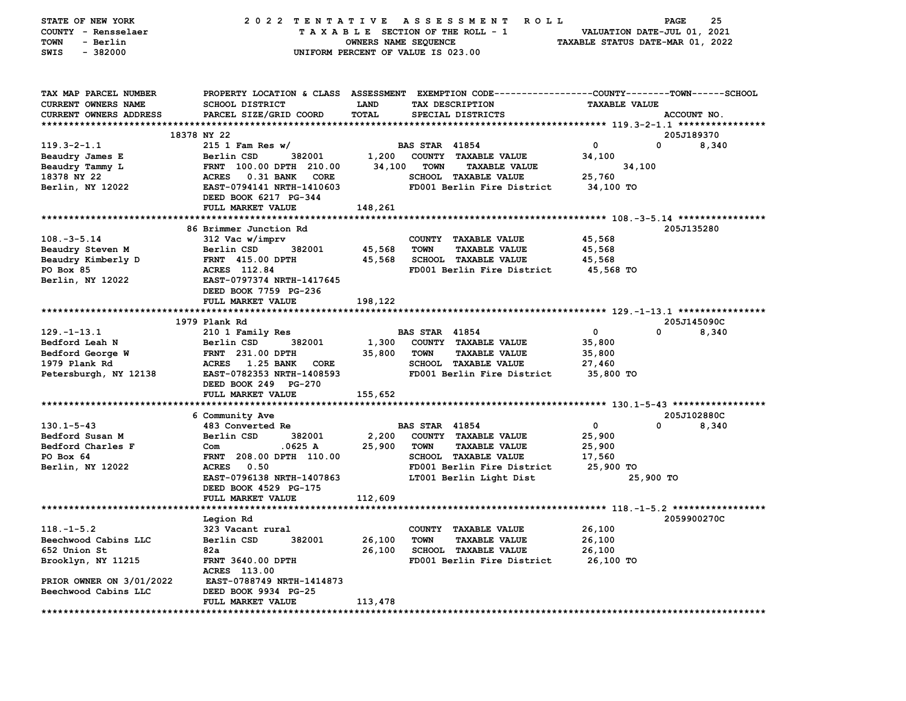STATE OF NEW YORK — 2022 TENTATIVE ASSESSMENT ROLL — PAGE 25
COUNTY - Rensselaer — TAXABLE SECTION OF THE ROLL - 1 — VALUATION DATE-JUL 01, 2021
TOWN - Berlin — OWNERS NAME SEQUENCE — TAXABLE STATUS DATE-MAR 01, 2022
SWIS - 382000 — UNIFORM PERCENT OF VALUE IS 023.00

| TAX MAP PARCEL NUMBER / CURRENT OWNERS NAME / CURRENT OWNERS ADDRESS | PROPERTY LOCATION & CLASS / SCHOOL DISTRICT / PARCEL SIZE/GRID COORD | ASSESSMENT LAND / TOTAL | EXEMPTION CODE / TAX DESCRIPTION / SPECIAL DISTRICTS | COUNTY TAXABLE VALUE | TOWN | SCHOOL / ACCOUNT NO. |
|---|---|---|---|---|---|---|
| **119.3-2-1.1** | 18378 NY 22 | | | | | 205J189370 |
| 119.3-2-1.1 | 215 1 Fam Res w/ | | BAS STAR 41854 | 0 | 0 | 8,340 |
| Beaudry James E | Berlin CSD 382001 | 1,200 | COUNTY TAXABLE VALUE | 34,100 | | |
| Beaudry Tammy L | FRNT 100.00 DPTH 210.00 | 34,100 | TOWN TAXABLE VALUE | | 34,100 | |
| 18378 NY 22 | ACRES 0.31 BANK CORE | | SCHOOL TAXABLE VALUE | 25,760 | | |
| Berlin, NY 12022 | EAST-0794141 NRTH-1410603 | | FD001 Berlin Fire District | 34,100 TO | | |
| | DEED BOOK 6217 PG-344 | | | | | |
| | FULL MARKET VALUE | 148,261 | | | | |
| **108.-3-5.14** | 86 Brimmer Junction Rd | | | | | 205J135280 |
| 108.-3-5.14 | 312 Vac w/imprv | | COUNTY TAXABLE VALUE | 45,568 | | |
| Beaudry Steven M | Berlin CSD 382001 | 45,568 | TOWN TAXABLE VALUE | 45,568 | | |
| Beaudry Kimberly D | FRNT 415.00 DPTH | 45,568 | SCHOOL TAXABLE VALUE | 45,568 | | |
| PO Box 85 | ACRES 112.84 | | FD001 Berlin Fire District | 45,568 TO | | |
| Berlin, NY 12022 | EAST-0797374 NRTH-1417645 | | | | | |
| | DEED BOOK 7759 PG-236 | | | | | |
| | FULL MARKET VALUE | 198,122 | | | | |
| **129.-1-13.1** | 1979 Plank Rd | | | | | 205J145090C |
| 129.-1-13.1 | 210 1 Family Res | | BAS STAR 41854 | 0 | 0 | 8,340 |
| Bedford Leah N | Berlin CSD 382001 | 1,300 | COUNTY TAXABLE VALUE | 35,800 | | |
| Bedford George W | FRNT 231.00 DPTH | 35,800 | TOWN TAXABLE VALUE | 35,800 | | |
| 1979 Plank Rd | ACRES 1.25 BANK CORE | | SCHOOL TAXABLE VALUE | 27,460 | | |
| Petersburgh, NY 12138 | EAST-0782353 NRTH-1408593 | | FD001 Berlin Fire District | 35,800 TO | | |
| | DEED BOOK 249 PG-270 | | | | | |
| | FULL MARKET VALUE | 155,652 | | | | |
| **130.1-5-43** | 6 Community Ave | | | | | 205J102880C |
| 130.1-5-43 | 483 Converted Re | | BAS STAR 41854 | 0 | 0 | 8,340 |
| Bedford Susan M | Berlin CSD 382001 | 2,200 | COUNTY TAXABLE VALUE | 25,900 | | |
| Bedford Charles F | Com .0625 A | 25,900 | TOWN TAXABLE VALUE | 25,900 | | |
| PO Box 64 | FRNT 208.00 DPTH 110.00 | | SCHOOL TAXABLE VALUE | 17,560 | | |
| Berlin, NY 12022 | ACRES 0.50 | | FD001 Berlin Fire District | 25,900 TO | | |
| | EAST-0796138 NRTH-1407863 | | LT001 Berlin Light Dist | | 25,900 TO | |
| | DEED BOOK 4529 PG-175 | | | | | |
| | FULL MARKET VALUE | 112,609 | | | | |
| **118.-1-5.2** | Legion Rd | | | | | 2059900270C |
| 118.-1-5.2 | 323 Vacant rural | | COUNTY TAXABLE VALUE | 26,100 | | |
| Beechwood Cabins LLC | Berlin CSD 382001 | 26,100 | TOWN TAXABLE VALUE | 26,100 | | |
| 652 Union St | 82a | 26,100 | SCHOOL TAXABLE VALUE | 26,100 | | |
| Brooklyn, NY 11215 | FRNT 3640.00 DPTH | | FD001 Berlin Fire District | 26,100 TO | | |
| | ACRES 113.00 | | | | | |
| PRIOR OWNER ON 3/01/2022 | EAST-0788749 NRTH-1414873 | | | | | |
| Beechwood Cabins LLC | DEED BOOK 9934 PG-25 | | | | | |
| | FULL MARKET VALUE | 113,478 | | | | |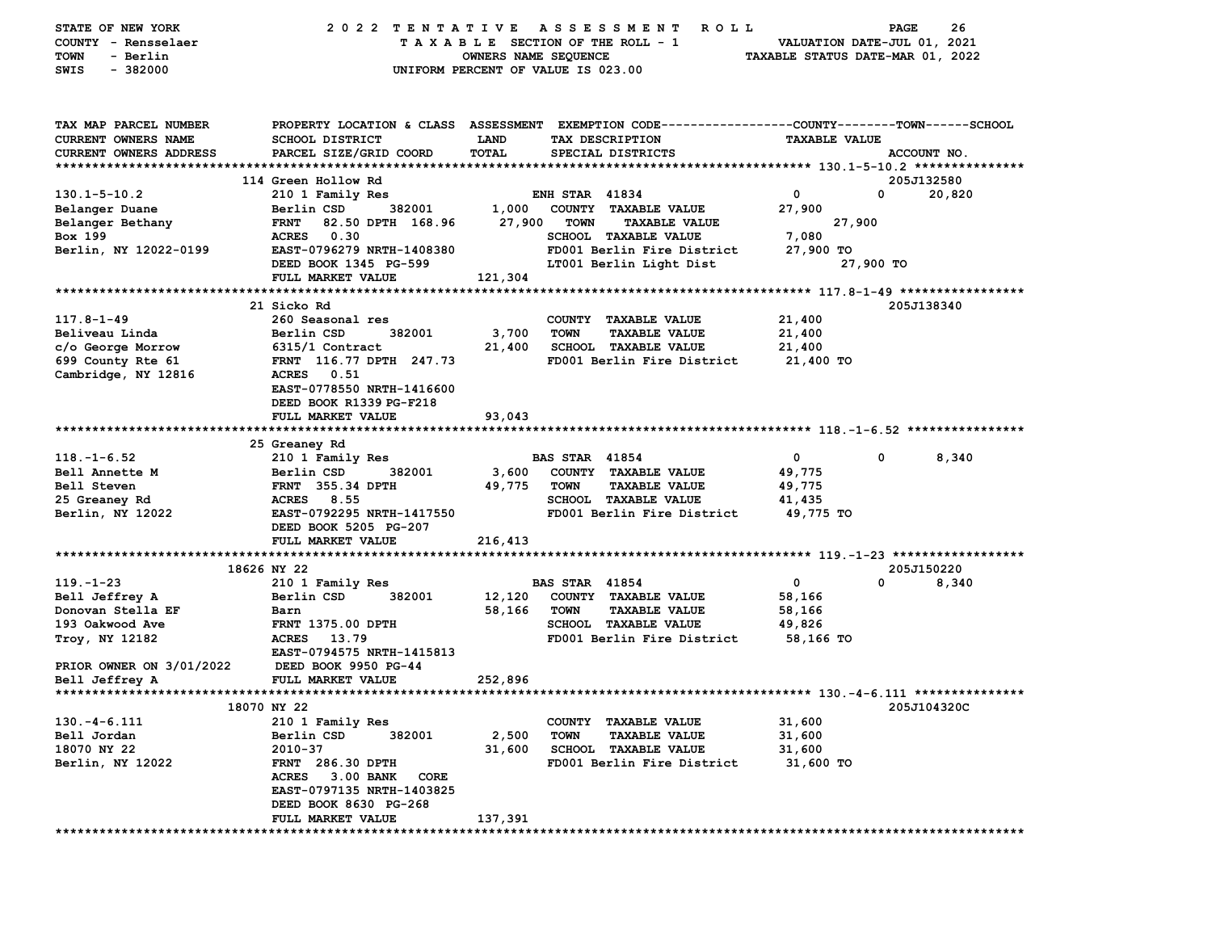STATE OF NEW YORK — 2022 TENTATIVE ASSESSMENT ROLL
COUNTY - Rensselaer — TAXABLE SECTION OF THE ROLL - 1 — VALUATION DATE-JUL 01, 2021
TOWN - Berlin — OWNERS NAME SEQUENCE — TAXABLE STATUS DATE-MAR 01, 2022
SWIS - 382000 — UNIFORM PERCENT OF VALUE IS 023.00

```
TAX MAP PARCEL NUMBER        PROPERTY LOCATION & CLASS  ASSESSMENT  EXEMPTION CODE------------------COUNTY--------TOWN------SCHOOL
CURRENT OWNERS NAME          SCHOOL DISTRICT              LAND       TAX DESCRIPTION                  TAXABLE VALUE
CURRENT OWNERS ADDRESS       PARCEL SIZE/GRID COORD       TOTAL      SPECIAL DISTRICTS                                    ACCOUNT NO.
****************************************************************************************************** 130.1-5-10.2 ***************
                             114 Green Hollow Rd                                                                          205J132580
130.1-5-10.2                 210 1 Family Res                        ENH STAR  41834                  0            0       20,820
Belanger Duane               Berlin CSD        382001       1,000    COUNTY  TAXABLE VALUE            27,900
Belanger Bethany             FRNT   82.50 DPTH  168.96     27,900    TOWN    TAXABLE VALUE                   27,900
Box 199                      ACRES    0.30                           SCHOOL  TAXABLE VALUE            7,080
Berlin, NY 12022-0199        EAST-0796279 NRTH-1408380               FD001 Berlin Fire District       27,900 TO
                             DEED BOOK 1345  PG-599                  LT001 Berlin Light Dist                 27,900 TO
                             FULL MARKET VALUE            121,304
****************************************************************************************************** 117.8-1-49 *****************
                             21 Sicko Rd                                                                                  205J138340
117.8-1-49                   260 Seasonal res                        COUNTY  TAXABLE VALUE            21,400
Beliveau Linda               Berlin CSD        382001       3,700    TOWN    TAXABLE VALUE            21,400
c/o George Morrow            6315/1 Contract               21,400    SCHOOL  TAXABLE VALUE            21,400
699 County Rte 61            FRNT  116.77 DPTH  247.73               FD001 Berlin Fire District       21,400 TO
Cambridge, NY 12816          ACRES    0.51
                             EAST-0778550 NRTH-1416600
                             DEED BOOK R1339 PG-F218
                             FULL MARKET VALUE             93,043
****************************************************************************************************** 118.-1-6.52 ****************
                             25 Greaney Rd
118.-1-6.52                  210 1 Family Res                        BAS STAR  41854                  0            0        8,340
Bell Annette M               Berlin CSD        382001       3,600    COUNTY  TAXABLE VALUE            49,775
Bell Steven                  FRNT  355.34 DPTH             49,775    TOWN    TAXABLE VALUE            49,775
25 Greaney Rd                ACRES    8.55                           SCHOOL  TAXABLE VALUE            41,435
Berlin, NY 12022             EAST-0792295 NRTH-1417550               FD001 Berlin Fire District       49,775 TO
                             DEED BOOK 5205  PG-207
                             FULL MARKET VALUE            216,413
****************************************************************************************************** 119.-1-23 ******************
                             18626 NY 22                                                                                  205J150220
119.-1-23                    210 1 Family Res                        BAS STAR  41854                  0            0        8,340
Bell Jeffrey A               Berlin CSD        382001      12,120    COUNTY  TAXABLE VALUE            58,166
Donovan Stella EF            Barn                          58,166    TOWN    TAXABLE VALUE            58,166
193 Oakwood Ave              FRNT 1375.00 DPTH                       SCHOOL  TAXABLE VALUE            49,826
Troy, NY 12182               ACRES   13.79                           FD001 Berlin Fire District       58,166 TO
                             EAST-0794575 NRTH-1415813
PRIOR OWNER ON 3/01/2022     DEED BOOK 9950  PG-44
Bell Jeffrey A               FULL MARKET VALUE            252,896
****************************************************************************************************** 130.-4-6.111 ***************
                             18070 NY 22                                                                                  205J104320C
130.-4-6.111                 210 1 Family Res                        COUNTY  TAXABLE VALUE            31,600
Bell Jordan                  Berlin CSD        382001       2,500    TOWN    TAXABLE VALUE            31,600
18070 NY 22                  2010-37                       31,600    SCHOOL  TAXABLE VALUE            31,600
Berlin, NY 12022             FRNT  286.30 DPTH                       FD001 Berlin Fire District       31,600 TO
                             ACRES    3.00 BANK    CORE
                             EAST-0797135 NRTH-1403825
                             DEED BOOK 8630  PG-268
                             FULL MARKET VALUE            137,391
************************************************************************************************************************************
```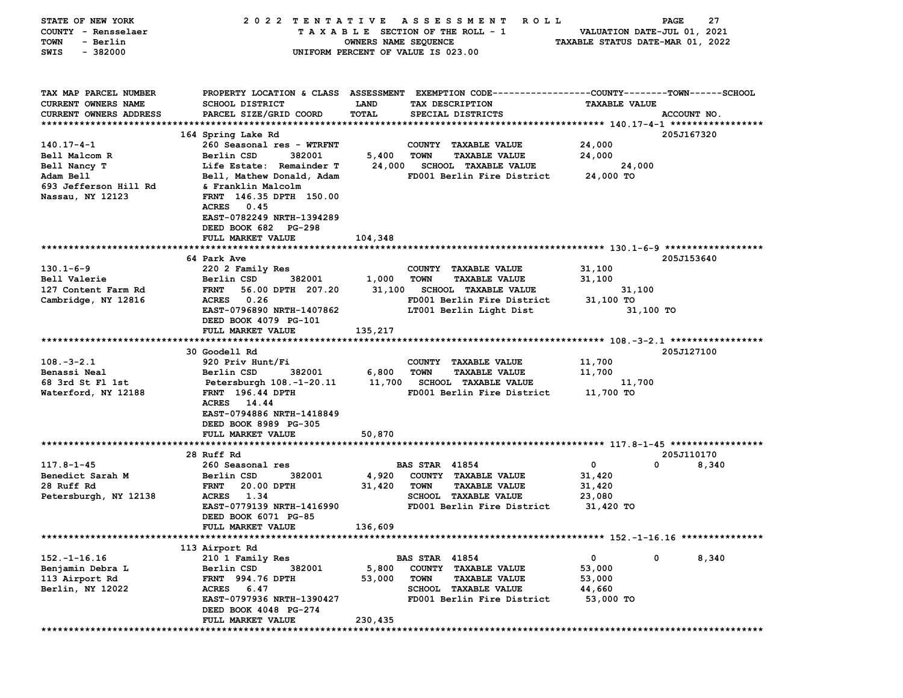STATE OF NEW YORK — 2022 TENTATIVE ASSESSMENT ROLL

COUNTY - Rensselaer — TAXABLE SECTION OF THE ROLL - 1 — VALUATION DATE-JUL 01, 2021

TOWN - Berlin — OWNERS NAME SEQUENCE — TAXABLE STATUS DATE-MAR 01, 2022

SWIS - 382000 — UNIFORM PERCENT OF VALUE IS 023.00

| TAX MAP PARCEL NUMBER / CURRENT OWNERS NAME / CURRENT OWNERS ADDRESS | PROPERTY LOCATION & CLASS / SCHOOL DISTRICT / PARCEL SIZE/GRID COORD | ASSESSMENT LAND | ASSESSMENT TOTAL | EXEMPTION CODE / TAX DESCRIPTION / SPECIAL DISTRICTS | COUNTY TAXABLE VALUE | TOWN | SCHOOL | ACCOUNT NO. |
|---|---|---|---|---|---|---|---|---|
| **140.17-4-1** | 164 Spring Lake Rd | | | | | | | 205J167320 |
| Bell Malcom R | 260 Seasonal res - WTRFNT | | | COUNTY TAXABLE VALUE | 24,000 | | | |
| Bell Nancy T | Berlin CSD 382001 | 5,400 | | TOWN TAXABLE VALUE | 24,000 | | | |
| Adam Bell | Life Estate: Remainder T | | 24,000 | SCHOOL TAXABLE VALUE | | | 24,000 | |
| 693 Jefferson Hill Rd | Bell, Mathew Donald, Adam | | | FD001 Berlin Fire District | 24,000 TO | | | |
| Nassau, NY 12123 | & Franklin Malcolm | | | | | | | |
| | FRNT 146.35 DPTH 150.00 | | | | | | | |
| | ACRES 0.45 | | | | | | | |
| | EAST-0782249 NRTH-1394289 | | | | | | | |
| | DEED BOOK 682 PG-298 | | | | | | | |
| | FULL MARKET VALUE | | 104,348 | | | | | |
| **130.1-6-9** | 64 Park Ave | | | | | | | 205J153640 |
| Bell Valerie | 220 2 Family Res | | | COUNTY TAXABLE VALUE | 31,100 | | | |
| 127 Content Farm Rd | Berlin CSD 382001 | 1,000 | | TOWN TAXABLE VALUE | 31,100 | | | |
| Cambridge, NY 12816 | FRNT 56.00 DPTH 207.20 | | 31,100 | SCHOOL TAXABLE VALUE | | | 31,100 | |
| | ACRES 0.26 | | | FD001 Berlin Fire District | 31,100 TO | | | |
| | EAST-0796890 NRTH-1407862 | | | LT001 Berlin Light Dist | | | 31,100 TO | |
| | DEED BOOK 4079 PG-101 | | | | | | | |
| | FULL MARKET VALUE | | 135,217 | | | | | |
| **108.-3-2.1** | 30 Goodell Rd | | | | | | | 205J127100 |
| Benassi Neal | 920 Priv Hunt/Fi | | | COUNTY TAXABLE VALUE | 11,700 | | | |
| 68 3rd St Fl 1st | Berlin CSD 382001 | 6,800 | | TOWN TAXABLE VALUE | 11,700 | | | |
| Waterford, NY 12188 | Petersburgh 108.-1-20.11 | | 11,700 | SCHOOL TAXABLE VALUE | | | 11,700 | |
| | FRNT 196.44 DPTH | | | FD001 Berlin Fire District | 11,700 TO | | | |
| | ACRES 14.44 | | | | | | | |
| | EAST-0794886 NRTH-1418849 | | | | | | | |
| | DEED BOOK 8989 PG-305 | | | | | | | |
| | FULL MARKET VALUE | | 50,870 | | | | | |
| **117.8-1-45** | 28 Ruff Rd | | | | | | | 205J110170 |
| Benedict Sarah M | 260 Seasonal res | | | BAS STAR 41854 | 0 | 0 | 8,340 | |
| 28 Ruff Rd | Berlin CSD 382001 | 4,920 | | COUNTY TAXABLE VALUE | 31,420 | | | |
| Petersburgh, NY 12138 | FRNT 20.00 DPTH | | 31,420 | TOWN TAXABLE VALUE | 31,420 | | | |
| | ACRES 1.34 | | | SCHOOL TAXABLE VALUE | 23,080 | | | |
| | EAST-0779139 NRTH-1416990 | | | FD001 Berlin Fire District | 31,420 TO | | | |
| | DEED BOOK 6071 PG-85 | | | | | | | |
| | FULL MARKET VALUE | | 136,609 | | | | | |
| **152.-1-16.16** | 113 Airport Rd | | | | | | | |
| Benjamin Debra L | 210 1 Family Res | | | BAS STAR 41854 | 0 | 0 | 8,340 | |
| 113 Airport Rd | Berlin CSD 382001 | 5,800 | | COUNTY TAXABLE VALUE | 53,000 | | | |
| Berlin, NY 12022 | FRNT 994.76 DPTH | | 53,000 | TOWN TAXABLE VALUE | 53,000 | | | |
| | ACRES 6.47 | | | SCHOOL TAXABLE VALUE | 44,660 | | | |
| | EAST-0797936 NRTH-1390427 | | | FD001 Berlin Fire District | 53,000 TO | | | |
| | DEED BOOK 4048 PG-274 | | | | | | | |
| | FULL MARKET VALUE | | 230,435 | | | | | |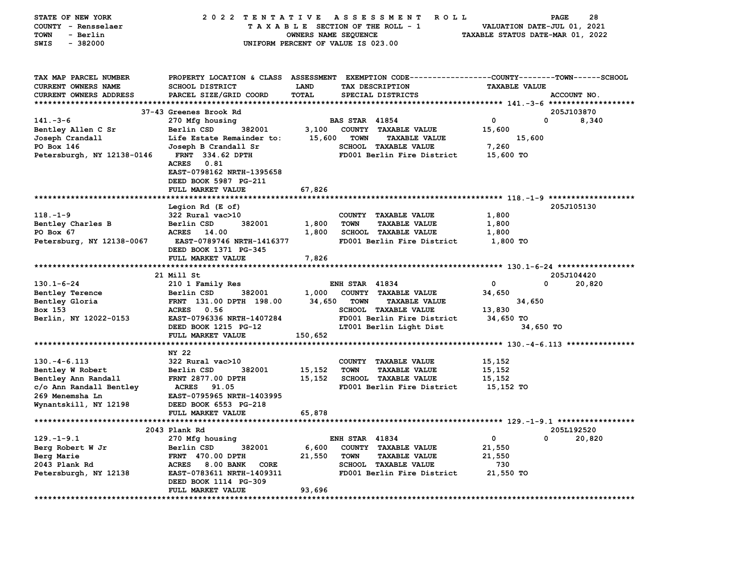STATE OF NEW YORK — 2022 TENTATIVE ASSESSMENT ROLL
COUNTY - Rensselaer — TAXABLE SECTION OF THE ROLL - 1 — VALUATION DATE-JUL 01, 2021
TOWN - Berlin — OWNERS NAME SEQUENCE — TAXABLE STATUS DATE-MAR 01, 2022
SWIS - 382000 — UNIFORM PERCENT OF VALUE IS 023.00

| TAX MAP PARCEL NUMBER / CURRENT OWNERS NAME / CURRENT OWNERS ADDRESS | PROPERTY LOCATION & CLASS / SCHOOL DISTRICT / PARCEL SIZE/GRID COORD | ASSESSMENT LAND / TOTAL | EXEMPTION CODE / TAX DESCRIPTION / SPECIAL DISTRICTS | COUNTY TAXABLE VALUE | TOWN | SCHOOL | ACCOUNT NO. |
|---|---|---|---|---|---|---|---|
| | 37-43 Greenes Brook Rd | | | | | | 205J103870 |
| 141.-3-6 | 270 Mfg housing | | BAS STAR 41854 | 0 | 0 | 8,340 | |
| Bentley Allen C Sr | Berlin CSD 382001 | 3,100 | COUNTY TAXABLE VALUE | 15,600 | | | |
| Joseph Crandall | Life Estate Remainder to: | 15,600 | TOWN TAXABLE VALUE | | 15,600 | | |
| PO Box 146 | Joseph B Crandall Sr | | SCHOOL TAXABLE VALUE | 7,260 | | | |
| Petersburgh, NY 12138-0146 | FRNT 334.62 DPTH | | FD001 Berlin Fire District | 15,600 TO | | | |
| | ACRES 0.81 | | | | | | |
| | EAST-0798162 NRTH-1395658 | | | | | | |
| | DEED BOOK 5987 PG-211 | | | | | | |
| | FULL MARKET VALUE | 67,826 | | | | | |
| | Legion Rd (E of) | | | | | | 205J105130 |
| 118.-1-9 | 322 Rural vac>10 | | COUNTY TAXABLE VALUE | 1,800 | | | |
| Bentley Charles B | Berlin CSD 382001 | 1,800 | TOWN TAXABLE VALUE | 1,800 | | | |
| PO Box 67 | ACRES 14.00 | 1,800 | SCHOOL TAXABLE VALUE | 1,800 | | | |
| Petersburg, NY 12138-0067 | EAST-0789746 NRTH-1416377 | | FD001 Berlin Fire District | 1,800 TO | | | |
| | DEED BOOK 1371 PG-345 | | | | | | |
| | FULL MARKET VALUE | 7,826 | | | | | |
| | 21 Mill St | | | | | | 205J104420 |
| 130.1-6-24 | 210 1 Family Res | | ENH STAR 41834 | 0 | 0 | 20,820 | |
| Bentley Terence | Berlin CSD 382001 | 1,000 | COUNTY TAXABLE VALUE | 34,650 | | | |
| Bentley Gloria | FRNT 131.00 DPTH 198.00 | 34,650 | TOWN TAXABLE VALUE | | 34,650 | | |
| Box 153 | ACRES 0.56 | | SCHOOL TAXABLE VALUE | 13,830 | | | |
| Berlin, NY 12022-0153 | EAST-0796336 NRTH-1407284 | | FD001 Berlin Fire District | 34,650 TO | | | |
| | DEED BOOK 1215 PG-12 | | LT001 Berlin Light Dist | | 34,650 TO | | |
| | FULL MARKET VALUE | 150,652 | | | | | |
| | NY 22 | | | | | | |
| 130.-4-6.113 | 322 Rural vac>10 | | COUNTY TAXABLE VALUE | 15,152 | | | |
| Bentley W Robert | Berlin CSD 382001 | 15,152 | TOWN TAXABLE VALUE | 15,152 | | | |
| Bentley Ann Randall | FRNT 2877.00 DPTH | 15,152 | SCHOOL TAXABLE VALUE | 15,152 | | | |
| c/o Ann Randall Bentley | ACRES 91.05 | | FD001 Berlin Fire District | 15,152 TO | | | |
| 269 Menemsha Ln | EAST-0795965 NRTH-1403995 | | | | | | |
| Wynantskill, NY 12198 | DEED BOOK 6553 PG-218 | | | | | | |
| | FULL MARKET VALUE | 65,878 | | | | | |
| | 2043 Plank Rd | | | | | | 205L192520 |
| 129.-1-9.1 | 270 Mfg housing | | ENH STAR 41834 | 0 | 0 | 20,820 | |
| Berg Robert W Jr | Berlin CSD 382001 | 6,600 | COUNTY TAXABLE VALUE | 21,550 | | | |
| Berg Marie | FRNT 470.00 DPTH | 21,550 | TOWN TAXABLE VALUE | 21,550 | | | |
| 2043 Plank Rd | ACRES 8.00 BANK CORE | | SCHOOL TAXABLE VALUE | 730 | | | |
| Petersburgh, NY 12138 | EAST-0783611 NRTH-1409311 | | FD001 Berlin Fire District | 21,550 TO | | | |
| | DEED BOOK 1114 PG-309 | | | | | | |
| | FULL MARKET VALUE | 93,696 | | | | | |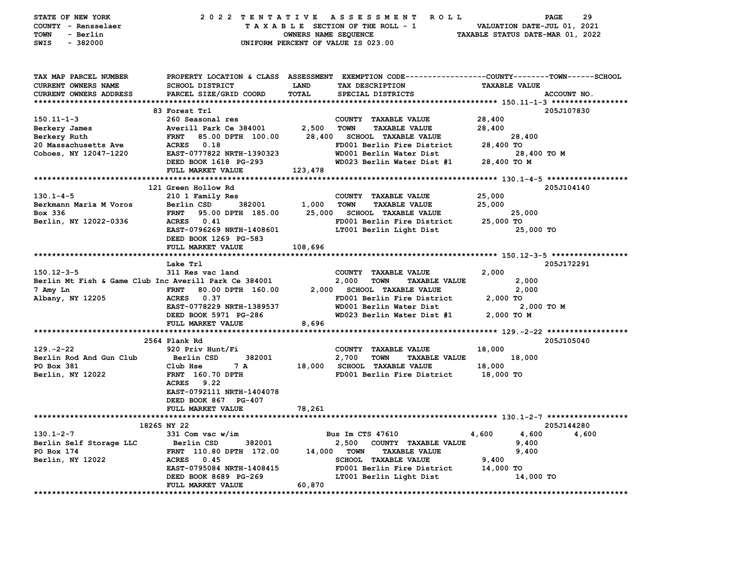STATE OF NEW YORK — 2022 TENTATIVE ASSESSMENT ROLL
COUNTY - Rensselaer — TAXABLE SECTION OF THE ROLL - 1 — VALUATION DATE-JUL 01, 2021
TOWN - Berlin — OWNERS NAME SEQUENCE — TAXABLE STATUS DATE-MAR 01, 2022
SWIS - 382000 — UNIFORM PERCENT OF VALUE IS 023.00

| TAX MAP PARCEL NUMBER / CURRENT OWNERS NAME / CURRENT OWNERS ADDRESS | PROPERTY LOCATION & CLASS / SCHOOL DISTRICT / PARCEL SIZE/GRID COORD | ASSESSMENT LAND / TOTAL | EXEMPTION CODE / TAX DESCRIPTION / SPECIAL DISTRICTS | COUNTY / TOWN / SCHOOL TAXABLE VALUE | ACCOUNT NO. |
|---|---|---|---|---|---|
| **150.11-1-3** | 83 Forest Trl | | | | 205J107830 |
| 150.11-1-3 | 260 Seasonal res | | COUNTY TAXABLE VALUE | 28,400 | |
| Berkery James | Averill Park Ce 384001 | 2,500 | TOWN TAXABLE VALUE | 28,400 | |
| Berkery Ruth | FRNT 85.00 DPTH 100.00 | 28,400 | SCHOOL TAXABLE VALUE | 28,400 | |
| 20 Massachusetts Ave | ACRES 0.18 | | FD001 Berlin Fire District | 28,400 TO | |
| Cohoes, NY 12047-1220 | EAST-0777822 NRTH-1390323 | | WD001 Berlin Water Dist | 28,400 TO M | |
| | DEED BOOK 1618 PG-293 | | WD023 Berlin Water Dist #1 | 28,400 TO M | |
| | FULL MARKET VALUE | 123,478 | | | |
| **130.1-4-5** | 121 Green Hollow Rd | | | | 205J104140 |
| 130.1-4-5 | 210 1 Family Res | | COUNTY TAXABLE VALUE | 25,000 | |
| Berkmann Maria M Voros | Berlin CSD 382001 | 1,000 | TOWN TAXABLE VALUE | 25,000 | |
| Box 336 | FRNT 95.00 DPTH 185.00 | 25,000 | SCHOOL TAXABLE VALUE | 25,000 | |
| Berlin, NY 12022-0336 | ACRES 0.41 | | FD001 Berlin Fire District | 25,000 TO | |
| | EAST-0796269 NRTH-1408601 | | LT001 Berlin Light Dist | 25,000 TO | |
| | DEED BOOK 1269 PG-583 | | | | |
| | FULL MARKET VALUE | 108,696 | | | |
| **150.12-3-5** | Lake Trl | | | | 205J172291 |
| 150.12-3-5 | 311 Res vac land | | COUNTY TAXABLE VALUE | 2,000 | |
| Berlin Mt Fish & Game Club Inc | Averill Park Ce 384001 | 2,000 | TOWN TAXABLE VALUE | 2,000 | |
| 7 Amy Ln | FRNT 80.00 DPTH 160.00 | 2,000 | SCHOOL TAXABLE VALUE | 2,000 | |
| Albany, NY 12205 | ACRES 0.37 | | FD001 Berlin Fire District | 2,000 TO | |
| | EAST-0778229 NRTH-1389537 | | WD001 Berlin Water Dist | 2,000 TO M | |
| | DEED BOOK 5971 PG-286 | | WD023 Berlin Water Dist #1 | 2,000 TO M | |
| | FULL MARKET VALUE | 8,696 | | | |
| **129.-2-22** | 2564 Plank Rd | | | | 205J105040 |
| 129.-2-22 | 920 Priv Hunt/Fi | | COUNTY TAXABLE VALUE | 18,000 | |
| Berlin Rod And Gun Club | Berlin CSD 382001 | 2,700 | TOWN TAXABLE VALUE | 18,000 | |
| PO Box 381 | Club Hse 7 A | 18,000 | SCHOOL TAXABLE VALUE | 18,000 | |
| Berlin, NY 12022 | FRNT 160.70 DPTH | | FD001 Berlin Fire District | 18,000 TO | |
| | ACRES 9.22 | | | | |
| | EAST-0792111 NRTH-1404078 | | | | |
| | DEED BOOK 867 PG-407 | | | | |
| | FULL MARKET VALUE | 78,261 | | | |
| **130.1-2-7** | 18265 NY 22 | | | | 205J144280 |
| 130.1-2-7 | 331 Com vac w/im | | Bus Im CTS 47610 | 4,600 4,600 4,600 | |
| Berlin Self Storage LLC | Berlin CSD 382001 | 2,500 | COUNTY TAXABLE VALUE | 9,400 | |
| PO Box 174 | FRNT 110.80 DPTH 172.00 | 14,000 | TOWN TAXABLE VALUE | 9,400 | |
| Berlin, NY 12022 | ACRES 0.45 | | SCHOOL TAXABLE VALUE | 9,400 | |
| | EAST-0795084 NRTH-1408415 | | FD001 Berlin Fire District | 14,000 TO | |
| | DEED BOOK 8689 PG-269 | | LT001 Berlin Light Dist | 14,000 TO | |
| | FULL MARKET VALUE | 60,870 | | | |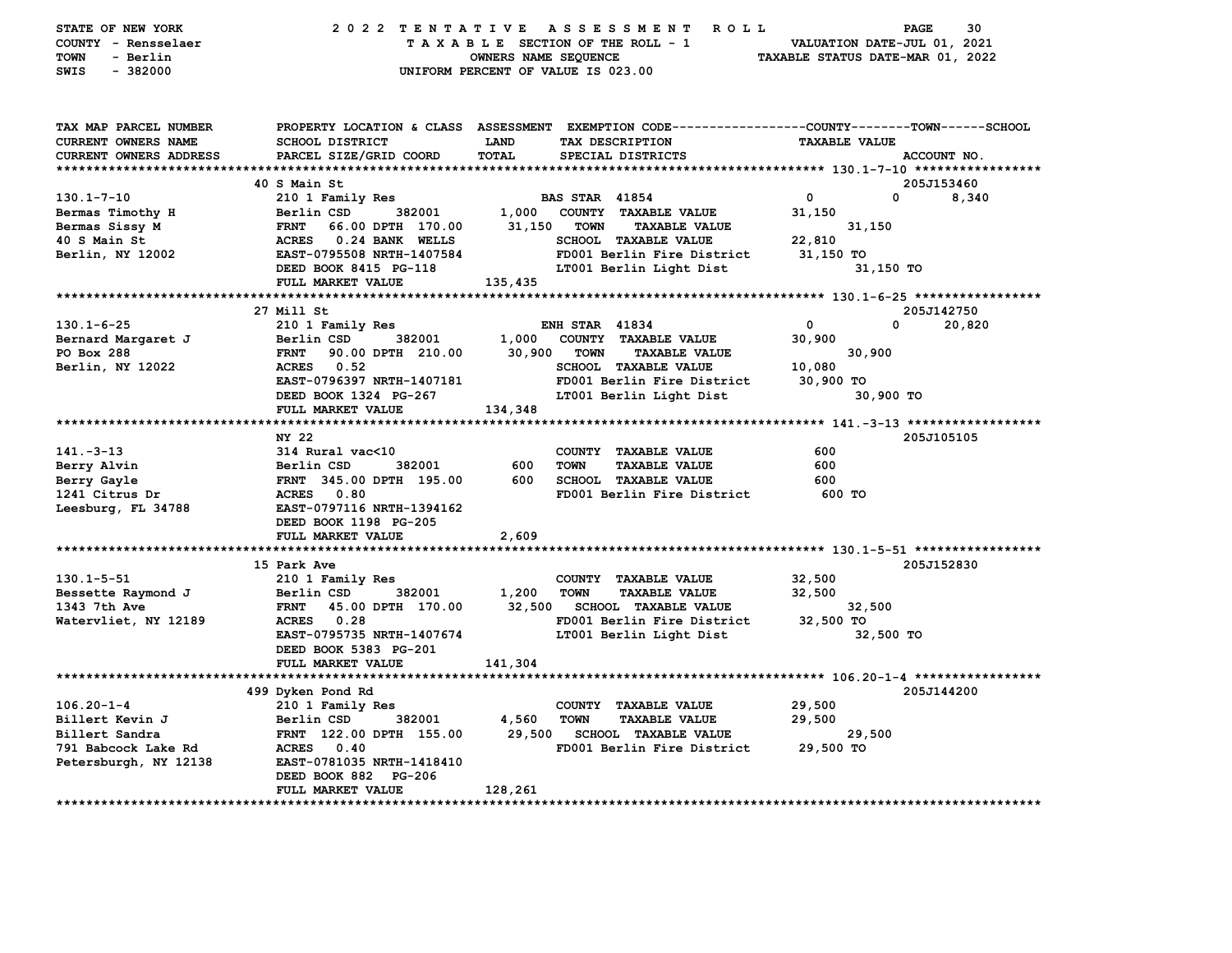STATE OF NEW YORK — 2022 TENTATIVE ASSESSMENT ROLL — PAGE 30
COUNTY - Rensselaer — TAXABLE SECTION OF THE ROLL - 1 — VALUATION DATE-JUL 01, 2021
TOWN - Berlin — OWNERS NAME SEQUENCE — TAXABLE STATUS DATE-MAR 01, 2022
SWIS - 382000 — UNIFORM PERCENT OF VALUE IS 023.00

| TAX MAP PARCEL NUMBER / CURRENT OWNERS NAME / CURRENT OWNERS ADDRESS | PROPERTY LOCATION & CLASS / SCHOOL DISTRICT / PARCEL SIZE/GRID COORD | ASSESSMENT LAND / TOTAL | EXEMPTION CODE / TAX DESCRIPTION / SPECIAL DISTRICTS | COUNTY TAXABLE VALUE | TOWN | SCHOOL | ACCOUNT NO. |
|---|---|---|---|---|---|---|---|
| **130.1-7-10** | 40 S Main St | | | | | | 205J153460 |
| 130.1-7-10 | 210 1 Family Res | | BAS STAR 41854 | 0 | 0 | 8,340 | |
| Bermas Timothy H | Berlin CSD 382001 | 1,000 | COUNTY TAXABLE VALUE | 31,150 | | | |
| Bermas Sissy M | FRNT 66.00 DPTH 170.00 | 31,150 | TOWN TAXABLE VALUE | | 31,150 | | |
| 40 S Main St | ACRES 0.24 BANK WELLS | | SCHOOL TAXABLE VALUE | 22,810 | | | |
| Berlin, NY 12002 | EAST-0795508 NRTH-1407584 | | FD001 Berlin Fire District | 31,150 TO | | | |
| | DEED BOOK 8415 PG-118 | | LT001 Berlin Light Dist | | 31,150 TO | | |
| | FULL MARKET VALUE | 135,435 | | | | | |
| **130.1-6-25** | 27 Mill St | | | | | | 205J142750 |
| 130.1-6-25 | 210 1 Family Res | | ENH STAR 41834 | 0 | 0 | 20,820 | |
| Bernard Margaret J | Berlin CSD 382001 | 1,000 | COUNTY TAXABLE VALUE | 30,900 | | | |
| PO Box 288 | FRNT 90.00 DPTH 210.00 | 30,900 | TOWN TAXABLE VALUE | | 30,900 | | |
| Berlin, NY 12022 | ACRES 0.52 | | SCHOOL TAXABLE VALUE | 10,080 | | | |
| | EAST-0796397 NRTH-1407181 | | FD001 Berlin Fire District | 30,900 TO | | | |
| | DEED BOOK 1324 PG-267 | | LT001 Berlin Light Dist | | 30,900 TO | | |
| | FULL MARKET VALUE | 134,348 | | | | | |
| **141.-3-13** | NY 22 | | | | | | 205J105105 |
| 141.-3-13 | 314 Rural vac<10 | | COUNTY TAXABLE VALUE | 600 | | | |
| Berry Alvin | Berlin CSD 382001 | 600 | TOWN TAXABLE VALUE | 600 | | | |
| Berry Gayle | FRNT 345.00 DPTH 195.00 | 600 | SCHOOL TAXABLE VALUE | 600 | | | |
| 1241 Citrus Dr | ACRES 0.80 | | FD001 Berlin Fire District | 600 TO | | | |
| Leesburg, FL 34788 | EAST-0797116 NRTH-1394162 | | | | | | |
| | DEED BOOK 1198 PG-205 | | | | | | |
| | FULL MARKET VALUE | 2,609 | | | | | |
| **130.1-5-51** | 15 Park Ave | | | | | | 205J152830 |
| 130.1-5-51 | 210 1 Family Res | | COUNTY TAXABLE VALUE | 32,500 | | | |
| Bessette Raymond J | Berlin CSD 382001 | 1,200 | TOWN TAXABLE VALUE | 32,500 | | | |
| 1343 7th Ave | FRNT 45.00 DPTH 170.00 | 32,500 | SCHOOL TAXABLE VALUE | | 32,500 | | |
| Watervliet, NY 12189 | ACRES 0.28 | | FD001 Berlin Fire District | 32,500 TO | | | |
| | EAST-0795735 NRTH-1407674 | | LT001 Berlin Light Dist | | 32,500 TO | | |
| | DEED BOOK 5383 PG-201 | | | | | | |
| | FULL MARKET VALUE | 141,304 | | | | | |
| **106.20-1-4** | 499 Dyken Pond Rd | | | | | | 205J144200 |
| 106.20-1-4 | 210 1 Family Res | | COUNTY TAXABLE VALUE | 29,500 | | | |
| Billert Kevin J | Berlin CSD 382001 | 4,560 | TOWN TAXABLE VALUE | 29,500 | | | |
| Billert Sandra | FRNT 122.00 DPTH 155.00 | 29,500 | SCHOOL TAXABLE VALUE | | 29,500 | | |
| 791 Babcock Lake Rd | ACRES 0.40 | | FD001 Berlin Fire District | 29,500 TO | | | |
| Petersburgh, NY 12138 | EAST-0781035 NRTH-1418410 | | | | | | |
| | DEED BOOK 882 PG-206 | | | | | | |
| | FULL MARKET VALUE | 128,261 | | | | | |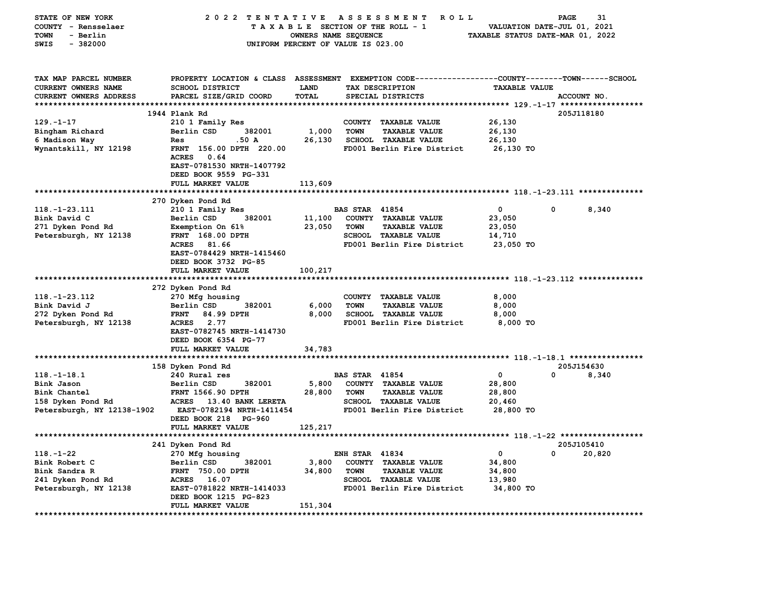STATE OF NEW YORK — 2022 TENTATIVE ASSESSMENT ROLL
COUNTY - Rensselaer — TAXABLE SECTION OF THE ROLL - 1 — VALUATION DATE-JUL 01, 2021
TOWN - Berlin — OWNERS NAME SEQUENCE — TAXABLE STATUS DATE-MAR 01, 2022
SWIS - 382000 — UNIFORM PERCENT OF VALUE IS 023.00

| TAX MAP PARCEL NUMBER / CURRENT OWNERS NAME / CURRENT OWNERS ADDRESS | PROPERTY LOCATION & CLASS / SCHOOL DISTRICT / PARCEL SIZE/GRID COORD | ASSESSMENT LAND | TOTAL | EXEMPTION CODE / TAX DESCRIPTION / SPECIAL DISTRICTS | COUNTY | TOWN | SCHOOL / ACCOUNT NO. |
|---|---|---|---|---|---|---|---|
| **129.-1-17** | 1944 Plank Rd | | | | | | 205J118180 |
| 129.-1-17 | 210 1 Family Res | | | COUNTY TAXABLE VALUE | 26,130 | | |
| Bingham Richard | Berlin CSD 382001 | 1,000 | | TOWN TAXABLE VALUE | 26,130 | | |
| 6 Madison Way | Res .50 A | | 26,130 | SCHOOL TAXABLE VALUE | 26,130 | | |
| Wynantskill, NY 12198 | FRNT 156.00 DPTH 220.00 | | | FD001 Berlin Fire District | 26,130 TO | | |
| | ACRES 0.64 | | | | | | |
| | EAST-0781530 NRTH-1407792 | | | | | | |
| | DEED BOOK 9559 PG-331 | | | | | | |
| | FULL MARKET VALUE | | 113,609 | | | | |
| **118.-1-23.111** | 270 Dyken Pond Rd | | | | | | |
| 118.-1-23.111 | 210 1 Family Res | | | BAS STAR 41854 | 0 | 0 | 8,340 |
| Bink David C | Berlin CSD 382001 | 11,100 | | COUNTY TAXABLE VALUE | 23,050 | | |
| 271 Dyken Pond Rd | Exemption On 61% | | 23,050 | TOWN TAXABLE VALUE | 23,050 | | |
| Petersburgh, NY 12138 | FRNT 168.00 DPTH | | | SCHOOL TAXABLE VALUE | 14,710 | | |
| | ACRES 81.66 | | | FD001 Berlin Fire District | 23,050 TO | | |
| | EAST-0784429 NRTH-1415460 | | | | | | |
| | DEED BOOK 3732 PG-85 | | | | | | |
| | FULL MARKET VALUE | | 100,217 | | | | |
| **118.-1-23.112** | 272 Dyken Pond Rd | | | | | | |
| 118.-1-23.112 | 270 Mfg housing | | | COUNTY TAXABLE VALUE | 8,000 | | |
| Bink David J | Berlin CSD 382001 | 6,000 | | TOWN TAXABLE VALUE | 8,000 | | |
| 272 Dyken Pond Rd | FRNT 84.99 DPTH | | 8,000 | SCHOOL TAXABLE VALUE | 8,000 | | |
| Petersburgh, NY 12138 | ACRES 2.77 | | | FD001 Berlin Fire District | 8,000 TO | | |
| | EAST-0782745 NRTH-1414730 | | | | | | |
| | DEED BOOK 6354 PG-77 | | | | | | |
| | FULL MARKET VALUE | | 34,783 | | | | |
| **118.-1-18.1** | 158 Dyken Pond Rd | | | | | | 205J154630 |
| 118.-1-18.1 | 240 Rural res | | | BAS STAR 41854 | 0 | 0 | 8,340 |
| Bink Jason | Berlin CSD 382001 | 5,800 | | COUNTY TAXABLE VALUE | 28,800 | | |
| Bink Chantel | FRNT 1566.90 DPTH | | 28,800 | TOWN TAXABLE VALUE | 28,800 | | |
| 158 Dyken Pond Rd | ACRES 13.40 BANK LERETA | | | SCHOOL TAXABLE VALUE | 20,460 | | |
| Petersburgh, NY 12138-1902 | EAST-0782194 NRTH-1411454 | | | FD001 Berlin Fire District | 28,800 TO | | |
| | DEED BOOK 218 PG-960 | | | | | | |
| | FULL MARKET VALUE | | 125,217 | | | | |
| **118.-1-22** | 241 Dyken Pond Rd | | | | | | 205J105410 |
| 118.-1-22 | 270 Mfg housing | | | ENH STAR 41834 | 0 | 0 | 20,820 |
| Bink Robert C | Berlin CSD 382001 | 3,800 | | COUNTY TAXABLE VALUE | 34,800 | | |
| Bink Sandra R | FRNT 750.00 DPTH | | 34,800 | TOWN TAXABLE VALUE | 34,800 | | |
| 241 Dyken Pond Rd | ACRES 16.07 | | | SCHOOL TAXABLE VALUE | 13,980 | | |
| Petersburgh, NY 12138 | EAST-0781822 NRTH-1414033 | | | FD001 Berlin Fire District | 34,800 TO | | |
| | DEED BOOK 1215 PG-823 | | | | | | |
| | FULL MARKET VALUE | | 151,304 | | | | |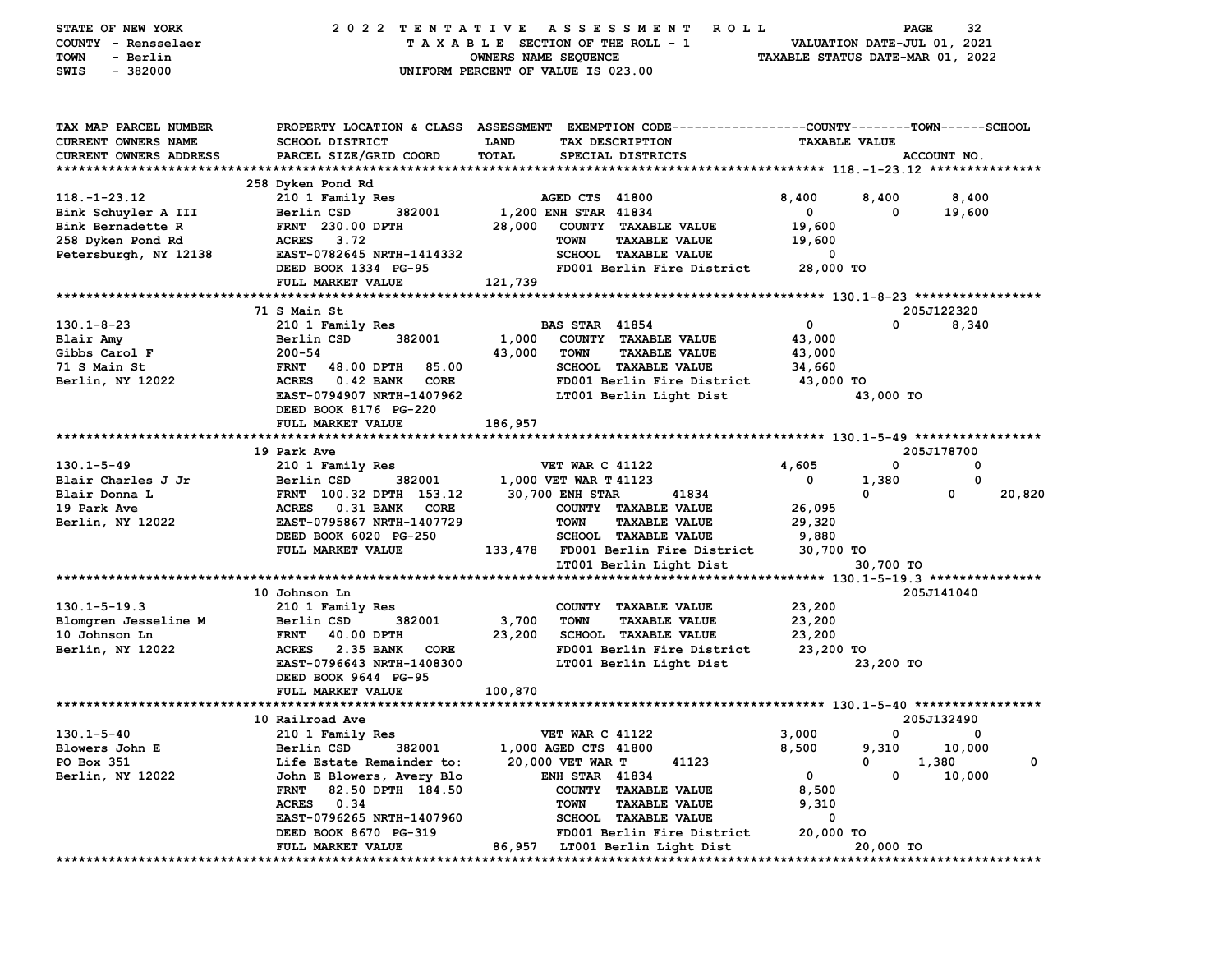STATE OF NEW YORK — 2022 TENTATIVE ASSESSMENT ROLL
COUNTY - Rensselaer — TAXABLE SECTION OF THE ROLL - 1 — VALUATION DATE-JUL 01, 2021
TOWN - Berlin — OWNERS NAME SEQUENCE — TAXABLE STATUS DATE-MAR 01, 2022
SWIS - 382000 — UNIFORM PERCENT OF VALUE IS 023.00

```
TAX MAP PARCEL NUMBER        PROPERTY LOCATION & CLASS  ASSESSMENT  EXEMPTION CODE------------------COUNTY--------TOWN------SCHOOL
CURRENT OWNERS NAME          SCHOOL DISTRICT             LAND        TAX DESCRIPTION                   TAXABLE VALUE
CURRENT OWNERS ADDRESS       PARCEL SIZE/GRID COORD      TOTAL       SPECIAL DISTRICTS                                      ACCOUNT NO.
****************************************************************************************************** 118.-1-23.12 ***************
                             258 Dyken Pond Rd
118.-1-23.12                 210 1 Family Res                  AGED CTS  41800              8,400       8,400       8,400
Bink Schuyler A III          Berlin CSD      382001      1,200 ENH STAR  41834                  0           0      19,600
Bink Bernadette R            FRNT 230.00 DPTH           28,000   COUNTY  TAXABLE VALUE       19,600
258 Dyken Pond Rd            ACRES    3.72                       TOWN    TAXABLE VALUE       19,600
Petersburgh, NY 12138        EAST-0782645 NRTH-1414332           SCHOOL  TAXABLE VALUE            0
                             DEED BOOK 1334  PG-95               FD001 Berlin Fire District  28,000 TO
                             FULL MARKET VALUE         121,739
****************************************************************************************************** 130.1-8-23 *****************
                             71 S Main St                                                                           205J122320
130.1-8-23                   210 1 Family Res                  BAS STAR  41854                  0           0       8,340
Blair Amy                    Berlin CSD      382001      1,000   COUNTY  TAXABLE VALUE       43,000
Gibbs Carol F                200-54                     43,000   TOWN    TAXABLE VALUE       43,000
71 S Main St                 FRNT  48.00 DPTH  85.00             SCHOOL  TAXABLE VALUE       34,660
Berlin, NY 12022             ACRES    0.42 BANK   CORE           FD001 Berlin Fire District  43,000 TO
                             EAST-0794907 NRTH-1407962           LT001 Berlin Light Dist              43,000 TO
                             DEED BOOK 8176  PG-220
                             FULL MARKET VALUE         186,957
****************************************************************************************************** 130.1-5-49 *****************
                             19 Park Ave                                                                            205J178700
130.1-5-49                   210 1 Family Res                  VET WAR C 41122              4,605           0           0
Blair Charles J Jr           Berlin CSD      382001      1,000 VET WAR T 41123                  0       1,380           0
Blair Donna L                FRNT 100.32 DPTH 153.12    30,700 ENH STAR       41834                         0           0      20,820
19 Park Ave                  ACRES    0.31 BANK   CORE           COUNTY  TAXABLE VALUE       26,095
Berlin, NY 12022             EAST-0795867 NRTH-1407729           TOWN    TAXABLE VALUE       29,320
                             DEED BOOK 6020  PG-250              SCHOOL  TAXABLE VALUE        9,880
                             FULL MARKET VALUE         133,478   FD001 Berlin Fire District  30,700 TO
                                                                 LT001 Berlin Light Dist              30,700 TO
****************************************************************************************************** 130.1-5-19.3 ***************
                             10 Johnson Ln                                                                          205J141040
130.1-5-19.3                 210 1 Family Res                    COUNTY  TAXABLE VALUE       23,200
Blomgren Jesseline M         Berlin CSD      382001      3,700   TOWN    TAXABLE VALUE       23,200
10 Johnson Ln                FRNT  40.00 DPTH           23,200   SCHOOL  TAXABLE VALUE       23,200
Berlin, NY 12022             ACRES    2.35 BANK   CORE           FD001 Berlin Fire District  23,200 TO
                             EAST-0796643 NRTH-1408300           LT001 Berlin Light Dist              23,200 TO
                             DEED BOOK 9644  PG-95
                             FULL MARKET VALUE         100,870
****************************************************************************************************** 130.1-5-40 *****************
                             10 Railroad Ave                                                                        205J132490
130.1-5-40                   210 1 Family Res                  VET WAR C 41122              3,000           0           0
Blowers John E               Berlin CSD      382001      1,000 AGED CTS  41800              8,500       9,310      10,000
PO Box 351                   Life Estate Remainder to:  20,000 VET WAR T       41123                         0       1,380           0
Berlin, NY 12022             John E Blowers, Avery Blo         ENH STAR  41834                  0           0      10,000
                             FRNT  82.50 DPTH 184.50             COUNTY  TAXABLE VALUE        8,500
                             ACRES    0.34                       TOWN    TAXABLE VALUE        9,310
                             EAST-0796265 NRTH-1407960           SCHOOL  TAXABLE VALUE            0
                             DEED BOOK 8670  PG-319              FD001 Berlin Fire District  20,000 TO
                             FULL MARKET VALUE          86,957   LT001 Berlin Light Dist              20,000 TO
************************************************************************************************************************************
```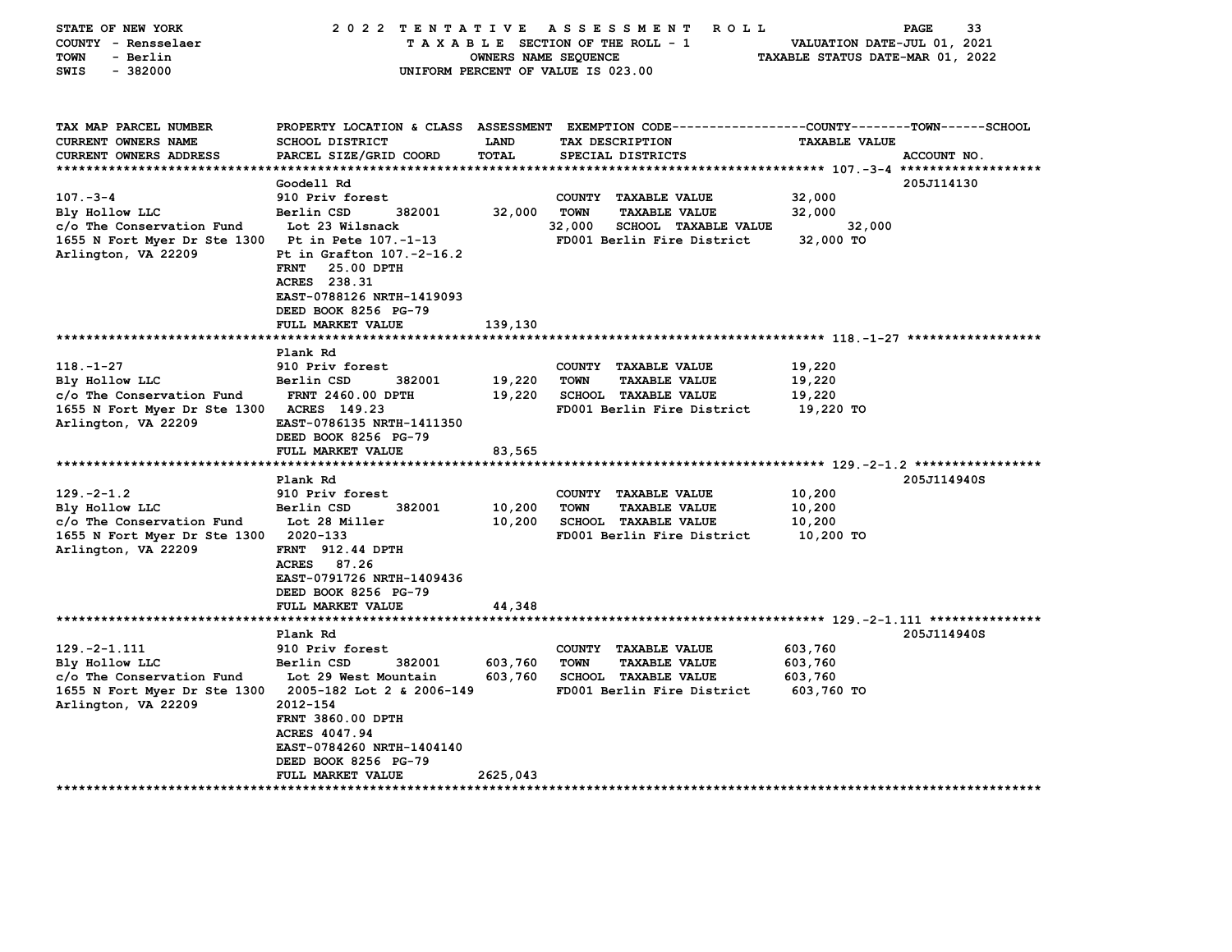STATE OF NEW YORK — 2022 TENTATIVE ASSESSMENT ROLL
COUNTY - Rensselaer — TAXABLE SECTION OF THE ROLL - 1 — VALUATION DATE-JUL 01, 2021
TOWN - Berlin — OWNERS NAME SEQUENCE — TAXABLE STATUS DATE-MAR 01, 2022
SWIS - 382000 — UNIFORM PERCENT OF VALUE IS 023.00

| TAX MAP PARCEL NUMBER / CURRENT OWNERS NAME / CURRENT OWNERS ADDRESS | PROPERTY LOCATION & CLASS / SCHOOL DISTRICT / PARCEL SIZE/GRID COORD | ASSESSMENT LAND | TOTAL | EXEMPTION CODE / TAX DESCRIPTION / SPECIAL DISTRICTS | TAXABLE VALUE (COUNTY / TOWN / SCHOOL) | ACCOUNT NO. |
|---|---|---|---|---|---|---|
| **107.-3-4** | Goodell Rd | | | | | 205J114130 |
| 107.-3-4 | 910 Priv forest | | | COUNTY TAXABLE VALUE | 32,000 | |
| Bly Hollow LLC | Berlin CSD 382001 | 32,000 | | TOWN TAXABLE VALUE | 32,000 | |
| c/o The Conservation Fund | Lot 23 Wilsnack | | 32,000 | SCHOOL TAXABLE VALUE | 32,000 | |
| 1655 N Fort Myer Dr Ste 1300 | Pt in Pete 107.-1-13 | | | FD001 Berlin Fire District | 32,000 TO | |
| Arlington, VA 22209 | Pt in Grafton 107.-2-16.2 | | | | | |
| | FRNT 25.00 DPTH | | | | | |
| | ACRES 238.31 | | | | | |
| | EAST-0788126 NRTH-1419093 | | | | | |
| | DEED BOOK 8256 PG-79 | | | | | |
| | FULL MARKET VALUE | | 139,130 | | | |
| **118.-1-27** | Plank Rd | | | | | |
| 118.-1-27 | 910 Priv forest | | | COUNTY TAXABLE VALUE | 19,220 | |
| Bly Hollow LLC | Berlin CSD 382001 | 19,220 | | TOWN TAXABLE VALUE | 19,220 | |
| c/o The Conservation Fund | FRNT 2460.00 DPTH | | 19,220 | SCHOOL TAXABLE VALUE | 19,220 | |
| 1655 N Fort Myer Dr Ste 1300 | ACRES 149.23 | | | FD001 Berlin Fire District | 19,220 TO | |
| Arlington, VA 22209 | EAST-0786135 NRTH-1411350 | | | | | |
| | DEED BOOK 8256 PG-79 | | | | | |
| | FULL MARKET VALUE | | 83,565 | | | |
| **129.-2-1.2** | Plank Rd | | | | | 205J114940S |
| 129.-2-1.2 | 910 Priv forest | | | COUNTY TAXABLE VALUE | 10,200 | |
| Bly Hollow LLC | Berlin CSD 382001 | 10,200 | | TOWN TAXABLE VALUE | 10,200 | |
| c/o The Conservation Fund | Lot 28 Miller | | 10,200 | SCHOOL TAXABLE VALUE | 10,200 | |
| 1655 N Fort Myer Dr Ste 1300 | 2020-133 | | | FD001 Berlin Fire District | 10,200 TO | |
| Arlington, VA 22209 | FRNT 912.44 DPTH | | | | | |
| | ACRES 87.26 | | | | | |
| | EAST-0791726 NRTH-1409436 | | | | | |
| | DEED BOOK 8256 PG-79 | | | | | |
| | FULL MARKET VALUE | | 44,348 | | | |
| **129.-2-1.111** | Plank Rd | | | | | 205J114940S |
| 129.-2-1.111 | 910 Priv forest | | | COUNTY TAXABLE VALUE | 603,760 | |
| Bly Hollow LLC | Berlin CSD 382001 | 603,760 | | TOWN TAXABLE VALUE | 603,760 | |
| c/o The Conservation Fund | Lot 29 West Mountain | | 603,760 | SCHOOL TAXABLE VALUE | 603,760 | |
| 1655 N Fort Myer Dr Ste 1300 | 2005-182 Lot 2 & 2006-149 | | | FD001 Berlin Fire District | 603,760 TO | |
| Arlington, VA 22209 | 2012-154 | | | | | |
| | FRNT 3860.00 DPTH | | | | | |
| | ACRES 4047.94 | | | | | |
| | EAST-0784260 NRTH-1404140 | | | | | |
| | DEED BOOK 8256 PG-79 | | | | | |
| | FULL MARKET VALUE | | 2625,043 | | | |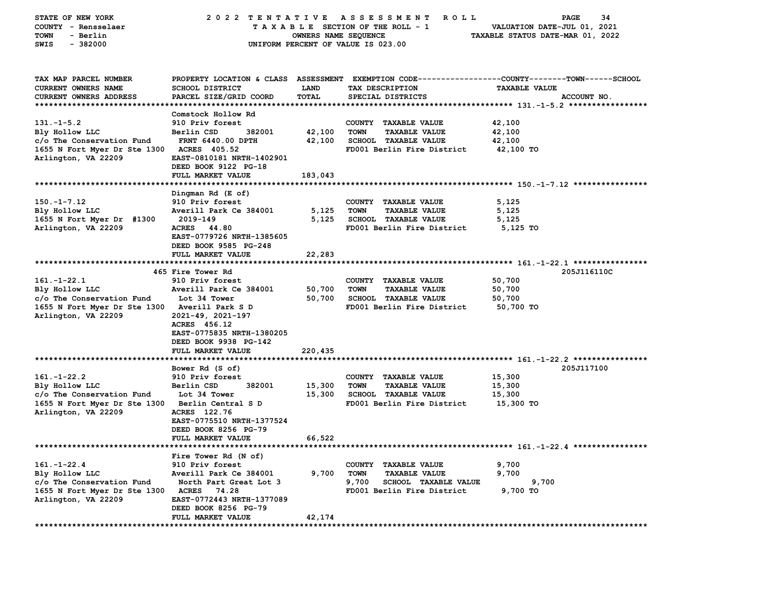STATE OF NEW YORK — 2022 TENTATIVE ASSESSMENT ROLL
COUNTY - Rensselaer — TAXABLE SECTION OF THE ROLL - 1 — VALUATION DATE-JUL 01, 2021
TOWN - Berlin — OWNERS NAME SEQUENCE — TAXABLE STATUS DATE-MAR 01, 2022
SWIS - 382000 — UNIFORM PERCENT OF VALUE IS 023.00

| TAX MAP PARCEL NUMBER / CURRENT OWNERS NAME / CURRENT OWNERS ADDRESS | PROPERTY LOCATION & CLASS / SCHOOL DISTRICT / PARCEL SIZE/GRID COORD | ASSESSMENT LAND | TOTAL | EXEMPTION CODE / TAX DESCRIPTION / SPECIAL DISTRICTS | TAXABLE VALUE (COUNTY / TOWN / SCHOOL) | ACCOUNT NO. |
|---|---|---|---|---|---|---|
| **131.-1-5.2** | Comstock Hollow Rd | | | | | |
| 131.-1-5.2 | 910 Priv forest | | | COUNTY TAXABLE VALUE | 42,100 | |
| Bly Hollow LLC | Berlin CSD 382001 | 42,100 | | TOWN TAXABLE VALUE | 42,100 | |
| c/o The Conservation Fund | FRNT 6440.00 DPTH | | 42,100 | SCHOOL TAXABLE VALUE | 42,100 | |
| 1655 N Fort Myer Dr Ste 1300 | ACRES 405.52 | | | FD001 Berlin Fire District | 42,100 TO | |
| Arlington, VA 22209 | EAST-0810181 NRTH-1402901 | | | | | |
| | DEED BOOK 9122 PG-18 | | | | | |
| | FULL MARKET VALUE | | 183,043 | | | |
| **150.-1-7.12** | Dingman Rd (E of) | | | | | |
| 150.-1-7.12 | 910 Priv forest | | | COUNTY TAXABLE VALUE | 5,125 | |
| Bly Hollow LLC | Averill Park Ce 384001 | 5,125 | | TOWN TAXABLE VALUE | 5,125 | |
| 1655 N Fort Myer Dr #1300 | 2019-149 | | 5,125 | SCHOOL TAXABLE VALUE | 5,125 | |
| Arlington, VA 22209 | ACRES 44.80 | | | FD001 Berlin Fire District | 5,125 TO | |
| | EAST-0779726 NRTH-1385605 | | | | | |
| | DEED BOOK 9585 PG-248 | | | | | |
| | FULL MARKET VALUE | | 22,283 | | | |
| **161.-1-22.1** | 465 Fire Tower Rd | | | | | 205J116110C |
| 161.-1-22.1 | 910 Priv forest | | | COUNTY TAXABLE VALUE | 50,700 | |
| Bly Hollow LLC | Averill Park Ce 384001 | 50,700 | | TOWN TAXABLE VALUE | 50,700 | |
| c/o The Conservation Fund | Lot 34 Tower | | 50,700 | SCHOOL TAXABLE VALUE | 50,700 | |
| 1655 N Fort Myer Dr Ste 1300 | Averill Park S D | | | FD001 Berlin Fire District | 50,700 TO | |
| Arlington, VA 22209 | 2021-49, 2021-197 | | | | | |
| | ACRES 456.12 | | | | | |
| | EAST-0775835 NRTH-1380205 | | | | | |
| | DEED BOOK 9938 PG-142 | | | | | |
| | FULL MARKET VALUE | | 220,435 | | | |
| **161.-1-22.2** | Bower Rd (S of) | | | | | 205J117100 |
| 161.-1-22.2 | 910 Priv forest | | | COUNTY TAXABLE VALUE | 15,300 | |
| Bly Hollow LLC | Berlin CSD 382001 | 15,300 | | TOWN TAXABLE VALUE | 15,300 | |
| c/o The Conservation Fund | Lot 34 Tower | | 15,300 | SCHOOL TAXABLE VALUE | 15,300 | |
| 1655 N Fort Myer Dr Ste 1300 | Berlin Central S D | | | FD001 Berlin Fire District | 15,300 TO | |
| Arlington, VA 22209 | ACRES 122.76 | | | | | |
| | EAST-0775510 NRTH-1377524 | | | | | |
| | DEED BOOK 8256 PG-79 | | | | | |
| | FULL MARKET VALUE | | 66,522 | | | |
| **161.-1-22.4** | Fire Tower Rd (N of) | | | | | |
| 161.-1-22.4 | 910 Priv forest | | | COUNTY TAXABLE VALUE | 9,700 | |
| Bly Hollow LLC | Averill Park Ce 384001 | 9,700 | | TOWN TAXABLE VALUE | 9,700 | |
| c/o The Conservation Fund | North Part Great Lot 3 | | 9,700 | SCHOOL TAXABLE VALUE | 9,700 | |
| 1655 N Fort Myer Dr Ste 1300 | ACRES 74.28 | | | FD001 Berlin Fire District | 9,700 TO | |
| Arlington, VA 22209 | EAST-0772443 NRTH-1377089 | | | | | |
| | DEED BOOK 8256 PG-79 | | | | | |
| | FULL MARKET VALUE | | 42,174 | | | |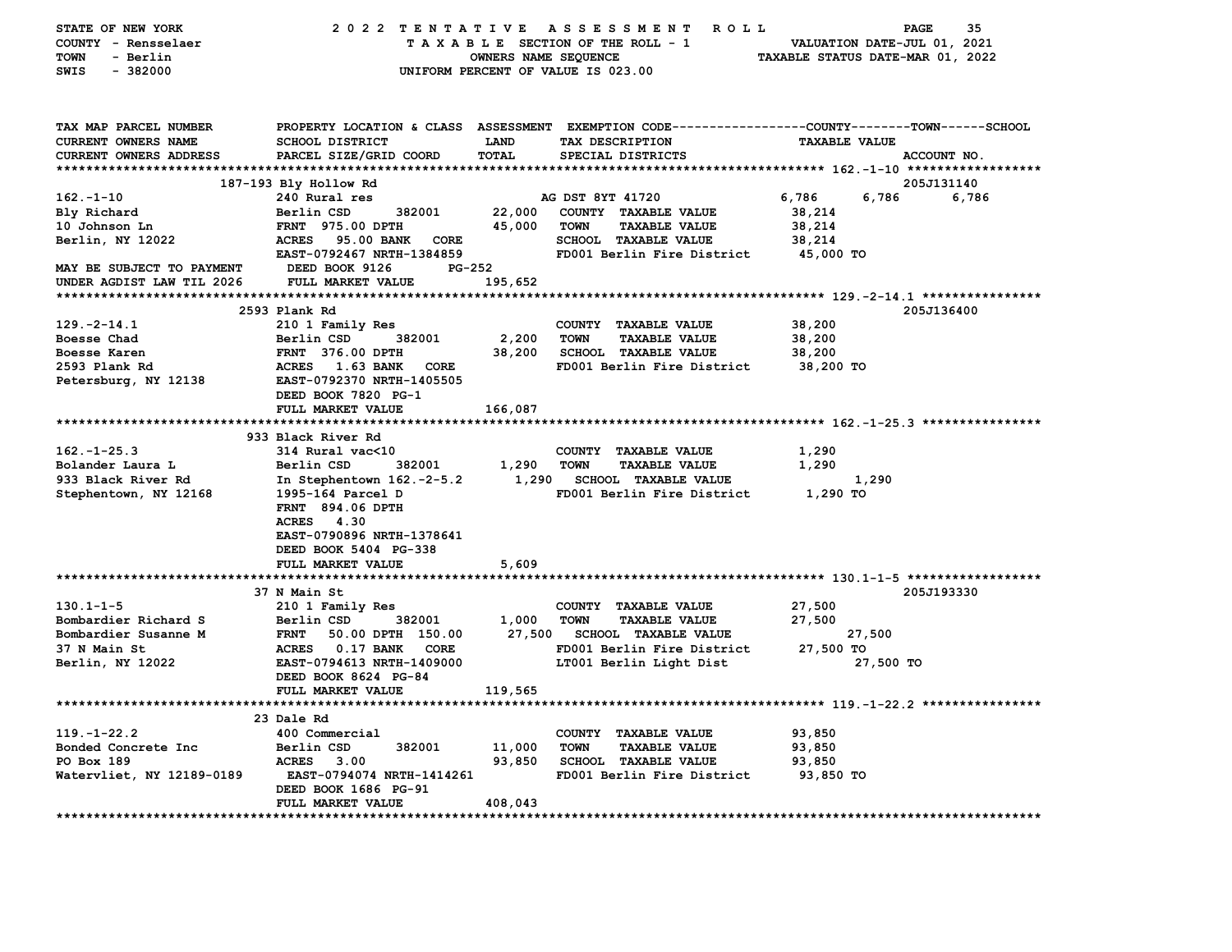STATE OF NEW YORK
COUNTY - Rensselaer
TOWN - Berlin
SWIS - 382000

2022 TENTATIVE ASSESSMENT ROLL
TAXABLE SECTION OF THE ROLL - 1
OWNERS NAME SEQUENCE
UNIFORM PERCENT OF VALUE IS 023.00

VALUATION DATE-JUL 01, 2021
TAXABLE STATUS DATE-MAR 01, 2022

| TAX MAP PARCEL NUMBER / CURRENT OWNERS NAME / CURRENT OWNERS ADDRESS | PROPERTY LOCATION & CLASS / SCHOOL DISTRICT / PARCEL SIZE/GRID COORD | ASSESSMENT LAND / TOTAL | EXEMPTION CODE / TAX DESCRIPTION / SPECIAL DISTRICTS | COUNTY / TAXABLE VALUE | TOWN | SCHOOL / ACCOUNT NO. |
|---|---|---|---|---|---|---|
| **162.-1-10** | 187-193 Bly Hollow Rd | | | | | 205J131140 |
| 162.-1-10 | 240 Rural res | | AG DST 8YT 41720 | 6,786 | 6,786 | 6,786 |
| Bly Richard | Berlin CSD 382001 | 22,000 | COUNTY TAXABLE VALUE | 38,214 | | |
| 10 Johnson Ln | FRNT 975.00 DPTH | 45,000 | TOWN TAXABLE VALUE | 38,214 | | |
| Berlin, NY 12022 | ACRES 95.00 BANK CORE | | SCHOOL TAXABLE VALUE | 38,214 | | |
| | EAST-0792467 NRTH-1384859 | | FD001 Berlin Fire District | 45,000 TO | | |
| MAY BE SUBJECT TO PAYMENT | DEED BOOK 9126 PG-252 | | | | | |
| UNDER AGDIST LAW TIL 2026 | FULL MARKET VALUE | 195,652 | | | | |
| **129.-2-14.1** | 2593 Plank Rd | | | | | 205J136400 |
| 129.-2-14.1 | 210 1 Family Res | | COUNTY TAXABLE VALUE | 38,200 | | |
| Boesse Chad | Berlin CSD 382001 | 2,200 | TOWN TAXABLE VALUE | 38,200 | | |
| Boesse Karen | FRNT 376.00 DPTH | 38,200 | SCHOOL TAXABLE VALUE | 38,200 | | |
| 2593 Plank Rd | ACRES 1.63 BANK CORE | | FD001 Berlin Fire District | 38,200 TO | | |
| Petersburg, NY 12138 | EAST-0792370 NRTH-1405505 | | | | | |
| | DEED BOOK 7820 PG-1 | | | | | |
| | FULL MARKET VALUE | 166,087 | | | | |
| **162.-1-25.3** | 933 Black River Rd | | | | | |
| 162.-1-25.3 | 314 Rural vac<10 | | COUNTY TAXABLE VALUE | 1,290 | | |
| Bolander Laura L | Berlin CSD 382001 | 1,290 | TOWN TAXABLE VALUE | 1,290 | | |
| 933 Black River Rd | In Stephentown 162.-2-5.2 | 1,290 | SCHOOL TAXABLE VALUE | 1,290 | | |
| Stephentown, NY 12168 | 1995-164 Parcel D | | FD001 Berlin Fire District | 1,290 TO | | |
| | FRNT 894.06 DPTH | | | | | |
| | ACRES 4.30 | | | | | |
| | EAST-0790896 NRTH-1378641 | | | | | |
| | DEED BOOK 5404 PG-338 | | | | | |
| | FULL MARKET VALUE | 5,609 | | | | |
| **130.1-1-5** | 37 N Main St | | | | | 205J193330 |
| 130.1-1-5 | 210 1 Family Res | | COUNTY TAXABLE VALUE | 27,500 | | |
| Bombardier Richard S | Berlin CSD 382001 | 1,000 | TOWN TAXABLE VALUE | 27,500 | | |
| Bombardier Susanne M | FRNT 50.00 DPTH 150.00 | 27,500 | SCHOOL TAXABLE VALUE | 27,500 | | |
| 37 N Main St | ACRES 0.17 BANK CORE | | FD001 Berlin Fire District | 27,500 TO | | |
| Berlin, NY 12022 | EAST-0794613 NRTH-1409000 | | LT001 Berlin Light Dist | 27,500 TO | | |
| | DEED BOOK 8624 PG-84 | | | | | |
| | FULL MARKET VALUE | 119,565 | | | | |
| **119.-1-22.2** | 23 Dale Rd | | | | | |
| 119.-1-22.2 | 400 Commercial | | COUNTY TAXABLE VALUE | 93,850 | | |
| Bonded Concrete Inc | Berlin CSD 382001 | 11,000 | TOWN TAXABLE VALUE | 93,850 | | |
| PO Box 189 | ACRES 3.00 | 93,850 | SCHOOL TAXABLE VALUE | 93,850 | | |
| Watervliet, NY 12189-0189 | EAST-0794074 NRTH-1414261 | | FD001 Berlin Fire District | 93,850 TO | | |
| | DEED BOOK 1686 PG-91 | | | | | |
| | FULL MARKET VALUE | 408,043 | | | | |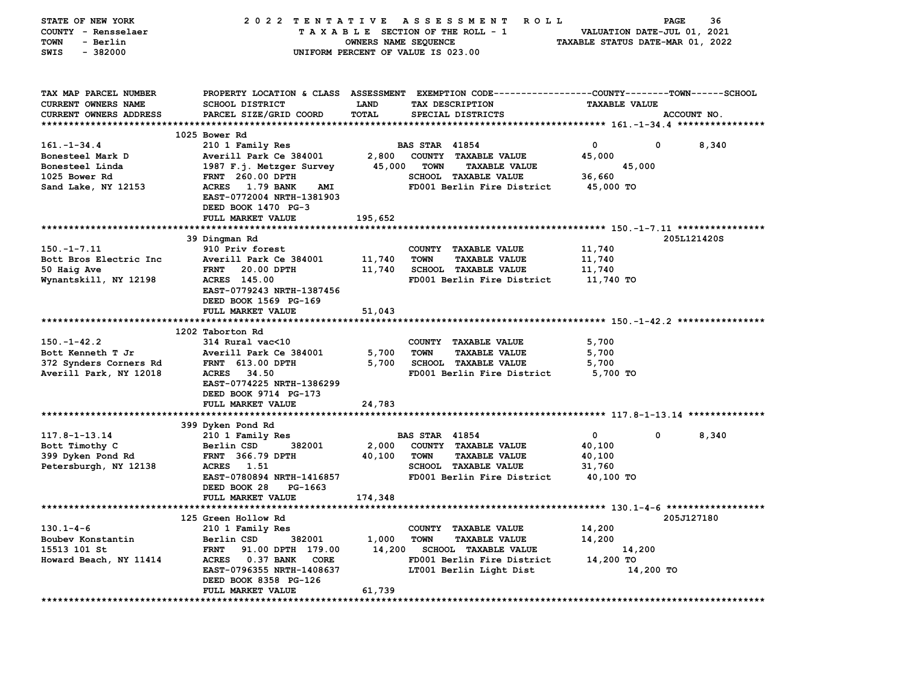STATE OF NEW YORK — 2022 TENTATIVE ASSESSMENT ROLL
COUNTY - Rensselaer — TAXABLE SECTION OF THE ROLL - 1 — VALUATION DATE-JUL 01, 2021
TOWN - Berlin — OWNERS NAME SEQUENCE — TAXABLE STATUS DATE-MAR 01, 2022
SWIS - 382000 — UNIFORM PERCENT OF VALUE IS 023.00

| TAX MAP PARCEL NUMBER / CURRENT OWNERS NAME / CURRENT OWNERS ADDRESS | PROPERTY LOCATION & CLASS / SCHOOL DISTRICT / PARCEL SIZE/GRID COORD | ASSESSMENT LAND / TOTAL | EXEMPTION CODE / TAX DESCRIPTION / SPECIAL DISTRICTS | COUNTY | TOWN | SCHOOL / ACCOUNT NO. |
|---|---|---|---|---|---|---|
| **161.-1-34.4** | 1025 Bower Rd | | | | | |
| 161.-1-34.4 | 210 1 Family Res | | BAS STAR 41854 | 0 | 0 | 8,340 |
| Bonesteel Mark D | Averill Park Ce 384001 | 2,800 | COUNTY TAXABLE VALUE | 45,000 | | |
| Bonesteel Linda | 1987 F.j. Metzger Survey | 45,000 | TOWN TAXABLE VALUE | | 45,000 | |
| 1025 Bower Rd | FRNT 260.00 DPTH | | SCHOOL TAXABLE VALUE | | | 36,660 |
| Sand Lake, NY 12153 | ACRES 1.79 BANK AMI | | FD001 Berlin Fire District | 45,000 TO | | |
| | EAST-0772004 NRTH-1381903 | | | | | |
| | DEED BOOK 1470 PG-3 | | | | | |
| | FULL MARKET VALUE | 195,652 | | | | |
| **150.-1-7.11** | 39 Dingman Rd | | | | | 205L121420S |
| 150.-1-7.11 | 910 Priv forest | | COUNTY TAXABLE VALUE | 11,740 | | |
| Bott Bros Electric Inc | Averill Park Ce 384001 | 11,740 | TOWN TAXABLE VALUE | | 11,740 | |
| 50 Haig Ave | FRNT 20.00 DPTH | 11,740 | SCHOOL TAXABLE VALUE | | | 11,740 |
| Wynantskill, NY 12198 | ACRES 145.00 | | FD001 Berlin Fire District | 11,740 TO | | |
| | EAST-0779243 NRTH-1387456 | | | | | |
| | DEED BOOK 1569 PG-169 | | | | | |
| | FULL MARKET VALUE | 51,043 | | | | |
| **150.-1-42.2** | 1202 Taborton Rd | | | | | |
| 150.-1-42.2 | 314 Rural vac<10 | | COUNTY TAXABLE VALUE | 5,700 | | |
| Bott Kenneth T Jr | Averill Park Ce 384001 | 5,700 | TOWN TAXABLE VALUE | | 5,700 | |
| 372 Synders Corners Rd | FRNT 613.00 DPTH | 5,700 | SCHOOL TAXABLE VALUE | | | 5,700 |
| Averill Park, NY 12018 | ACRES 34.50 | | FD001 Berlin Fire District | 5,700 TO | | |
| | EAST-0774225 NRTH-1386299 | | | | | |
| | DEED BOOK 9714 PG-173 | | | | | |
| | FULL MARKET VALUE | 24,783 | | | | |
| **117.8-1-13.14** | 399 Dyken Pond Rd | | | | | |
| 117.8-1-13.14 | 210 1 Family Res | | BAS STAR 41854 | 0 | 0 | 8,340 |
| Bott Timothy C | Berlin CSD 382001 | 2,000 | COUNTY TAXABLE VALUE | 40,100 | | |
| 399 Dyken Pond Rd | FRNT 366.79 DPTH | 40,100 | TOWN TAXABLE VALUE | | 40,100 | |
| Petersburgh, NY 12138 | ACRES 1.51 | | SCHOOL TAXABLE VALUE | | | 31,760 |
| | EAST-0780894 NRTH-1416857 | | FD001 Berlin Fire District | 40,100 TO | | |
| | DEED BOOK 28 PG-1663 | | | | | |
| | FULL MARKET VALUE | 174,348 | | | | |
| **130.1-4-6** | 125 Green Hollow Rd | | | | | 205J127180 |
| 130.1-4-6 | 210 1 Family Res | | COUNTY TAXABLE VALUE | 14,200 | | |
| Boubev Konstantin | Berlin CSD 382001 | 1,000 | TOWN TAXABLE VALUE | | 14,200 | |
| 15513 101 St | FRNT 91.00 DPTH 179.00 | 14,200 | SCHOOL TAXABLE VALUE | | | 14,200 |
| Howard Beach, NY 11414 | ACRES 0.37 BANK CORE | | FD001 Berlin Fire District | 14,200 TO | | |
| | EAST-0796355 NRTH-1408637 | | LT001 Berlin Light Dist | 14,200 TO | | |
| | DEED BOOK 8358 PG-126 | | | | | |
| | FULL MARKET VALUE | 61,739 | | | | |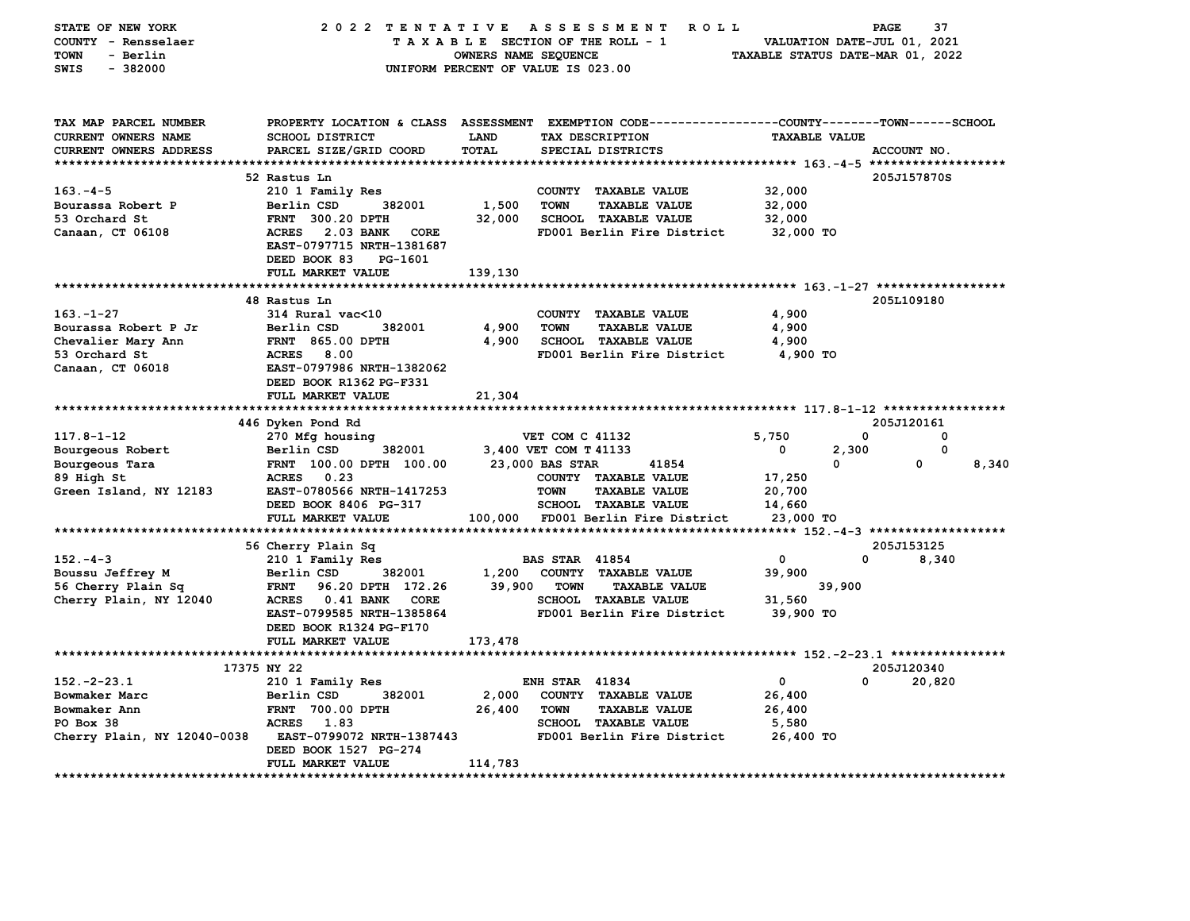STATE OF NEW YORK — 2022 TENTATIVE ASSESSMENT ROLL
COUNTY - Rensselaer — TAXABLE SECTION OF THE ROLL - 1 — VALUATION DATE-JUL 01, 2021
TOWN - Berlin — OWNERS NAME SEQUENCE — TAXABLE STATUS DATE-MAR 01, 2022
SWIS - 382000 — UNIFORM PERCENT OF VALUE IS 023.00

```
TAX MAP PARCEL NUMBER        PROPERTY LOCATION & CLASS  ASSESSMENT  EXEMPTION CODE------------------COUNTY--------TOWN------SCHOOL
CURRENT OWNERS NAME          SCHOOL DISTRICT              LAND       TAX DESCRIPTION                 TAXABLE VALUE
CURRENT OWNERS ADDRESS       PARCEL SIZE/GRID COORD       TOTAL      SPECIAL DISTRICTS                                    ACCOUNT NO.
******************************************************************************************************* 163.-4-5 *******************
                             52 Rastus Ln                                                                                205J157870S
163.-4-5                     210 1 Family Res                        COUNTY  TAXABLE VALUE           32,000
Bourassa Robert P            Berlin CSD      382001       1,500      TOWN    TAXABLE VALUE           32,000
53 Orchard St                FRNT  300.20 DPTH            32,000     SCHOOL  TAXABLE VALUE           32,000
Canaan, CT 06108             ACRES   2.03 BANK   CORE                FD001 Berlin Fire District      32,000 TO
                             EAST-0797715 NRTH-1381687
                             DEED BOOK 83    PG-1601
                             FULL MARKET VALUE            139,130
******************************************************************************************************* 163.-1-27 ******************
                             48 Rastus Ln                                                                                205L109180
163.-1-27                    314 Rural vac<10                        COUNTY  TAXABLE VALUE           4,900
Bourassa Robert P Jr         Berlin CSD      382001       4,900      TOWN    TAXABLE VALUE           4,900
Chevalier Mary Ann           FRNT  865.00 DPTH            4,900      SCHOOL  TAXABLE VALUE           4,900
53 Orchard St                ACRES   8.00                            FD001 Berlin Fire District      4,900 TO
Canaan, CT 06018             EAST-0797986 NRTH-1382062
                             DEED BOOK R1362 PG-F331
                             FULL MARKET VALUE            21,304
******************************************************************************************************* 117.8-1-12 *****************
                             446 Dyken Pond Rd                                                                           205J120161
117.8-1-12                   270 Mfg housing                         VET COM C 41132                 5,750          0           0
Bourgeous Robert             Berlin CSD      382001       3,400 VET COM T 41133                      0          2,300           0
Bourgeous Tara               FRNT  100.00 DPTH  100.00    23,000 BAS STAR      41854                            0           0       8,340
89 High St                   ACRES   0.23                            COUNTY  TAXABLE VALUE           17,250
Green Island, NY 12183       EAST-0780566 NRTH-1417253               TOWN    TAXABLE VALUE           20,700
                             DEED BOOK 8406  PG-317                  SCHOOL  TAXABLE VALUE           14,660
                             FULL MARKET VALUE            100,000    FD001 Berlin Fire District      23,000 TO
******************************************************************************************************* 152.-4-3 *******************
                             56 Cherry Plain Sq                                                                          205J153125
152.-4-3                     210 1 Family Res                        BAS STAR  41854                 0              0       8,340
Boussu Jeffrey M             Berlin CSD      382001       1,200      COUNTY  TAXABLE VALUE           39,900
56 Cherry Plain Sq           FRNT   96.20 DPTH  172.26    39,900     TOWN    TAXABLE VALUE                  39,900
Cherry Plain, NY 12040       ACRES   0.41 BANK   CORE                SCHOOL  TAXABLE VALUE           31,560
                             EAST-0799585 NRTH-1385864               FD001 Berlin Fire District      39,900 TO
                             DEED BOOK R1324 PG-F170
                             FULL MARKET VALUE            173,478
******************************************************************************************************* 152.-2-23.1 ****************
                             17375 NY 22                                                                                 205J120340
152.-2-23.1                  210 1 Family Res                        ENH STAR  41834                 0              0      20,820
Bowmaker Marc                Berlin CSD      382001       2,000      COUNTY  TAXABLE VALUE           26,400
Bowmaker Ann                 FRNT  700.00 DPTH            26,400     TOWN    TAXABLE VALUE           26,400
PO Box 38                    ACRES   1.83                            SCHOOL  TAXABLE VALUE           5,580
Cherry Plain, NY 12040-0038  EAST-0799072 NRTH-1387443               FD001 Berlin Fire District      26,400 TO
                             DEED BOOK 1527  PG-274
                             FULL MARKET VALUE            114,783
************************************************************************************************************************************
```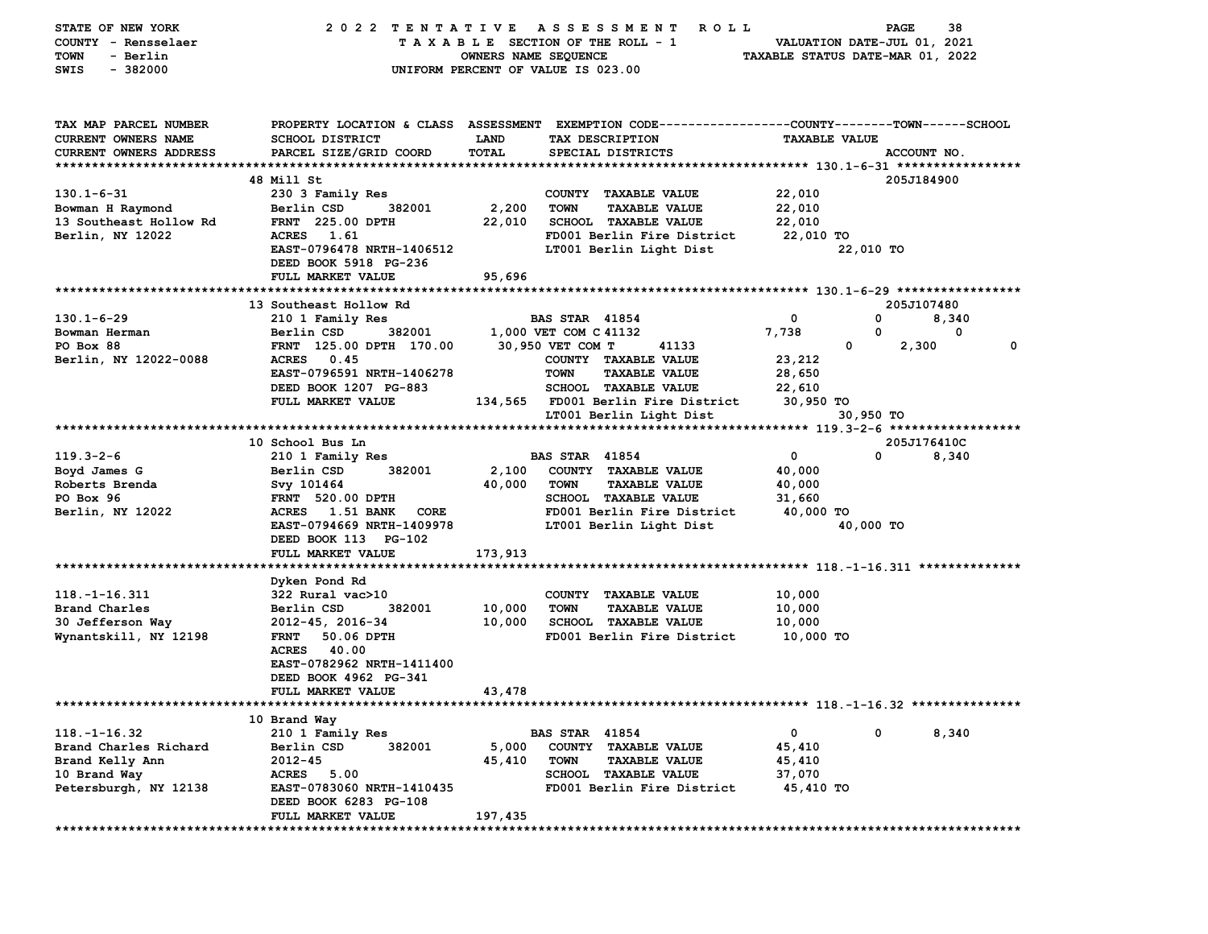STATE OF NEW YORK — 2022 TENTATIVE ASSESSMENT ROLL
COUNTY - Rensselaer — TAXABLE SECTION OF THE ROLL - 1 — VALUATION DATE-JUL 01, 2021
TOWN - Berlin — OWNERS NAME SEQUENCE — TAXABLE STATUS DATE-MAR 01, 2022
SWIS - 382000 — UNIFORM PERCENT OF VALUE IS 023.00

| TAX MAP PARCEL NUMBER / CURRENT OWNERS NAME / CURRENT OWNERS ADDRESS | PROPERTY LOCATION & CLASS / SCHOOL DISTRICT / PARCEL SIZE/GRID COORD | ASSESSMENT LAND / TOTAL | EXEMPTION CODE / TAX DESCRIPTION / SPECIAL DISTRICTS | COUNTY TAXABLE VALUE | TOWN | SCHOOL / ACCOUNT NO. |
|---|---|---|---|---|---|---|
| **130.1-6-31** | 48 Mill St | | | | | 205J184900 |
| 130.1-6-31 | 230 3 Family Res | | COUNTY TAXABLE VALUE | 22,010 | | |
| Bowman H Raymond | Berlin CSD 382001 | 2,200 | TOWN TAXABLE VALUE | 22,010 | | |
| 13 Southeast Hollow Rd | FRNT 225.00 DPTH | 22,010 | SCHOOL TAXABLE VALUE | 22,010 | | |
| Berlin, NY 12022 | ACRES 1.61 | | FD001 Berlin Fire District | 22,010 TO | | |
| | EAST-0796478 NRTH-1406512 | | LT001 Berlin Light Dist | | 22,010 TO | |
| | DEED BOOK 5918 PG-236 | | | | | |
| | FULL MARKET VALUE | 95,696 | | | | |
| **130.1-6-29** | 13 Southeast Hollow Rd | | | | | 205J107480 |
| 130.1-6-29 | 210 1 Family Res | | BAS STAR 41854 | 0 | 0 | 8,340 |
| Bowman Herman | Berlin CSD 382001 | 1,000 | VET COM C 41132 | 7,738 | 0 | 0 |
| PO Box 88 | FRNT 125.00 DPTH 170.00 | 30,950 | VET COM T 41133 | 0 | 2,300 | 0 |
| Berlin, NY 12022-0088 | ACRES 0.45 | | COUNTY TAXABLE VALUE | 23,212 | | |
| | EAST-0796591 NRTH-1406278 | | TOWN TAXABLE VALUE | 28,650 | | |
| | DEED BOOK 1207 PG-883 | | SCHOOL TAXABLE VALUE | 22,610 | | |
| | FULL MARKET VALUE | 134,565 | FD001 Berlin Fire District | 30,950 TO | | |
| | | | LT001 Berlin Light Dist | | 30,950 TO | |
| **119.3-2-6** | 10 School Bus Ln | | | | | 205J176410C |
| 119.3-2-6 | 210 1 Family Res | | BAS STAR 41854 | 0 | 0 | 8,340 |
| Boyd James G | Berlin CSD 382001 | 2,100 | COUNTY TAXABLE VALUE | 40,000 | | |
| Roberts Brenda | Svy 101464 | 40,000 | TOWN TAXABLE VALUE | 40,000 | | |
| PO Box 96 | FRNT 520.00 DPTH | | SCHOOL TAXABLE VALUE | 31,660 | | |
| Berlin, NY 12022 | ACRES 1.51 BANK CORE | | FD001 Berlin Fire District | 40,000 TO | | |
| | EAST-0794669 NRTH-1409978 | | LT001 Berlin Light Dist | | 40,000 TO | |
| | DEED BOOK 113 PG-102 | | | | | |
| | FULL MARKET VALUE | 173,913 | | | | |
| **118.-1-16.311** | Dyken Pond Rd | | | | | |
| 118.-1-16.311 | 322 Rural vac>10 | | COUNTY TAXABLE VALUE | 10,000 | | |
| Brand Charles | Berlin CSD 382001 | 10,000 | TOWN TAXABLE VALUE | 10,000 | | |
| 30 Jefferson Way | 2012-45, 2016-34 | 10,000 | SCHOOL TAXABLE VALUE | 10,000 | | |
| Wynantskill, NY 12198 | FRNT 50.06 DPTH | | FD001 Berlin Fire District | 10,000 TO | | |
| | ACRES 40.00 | | | | | |
| | EAST-0782962 NRTH-1411400 | | | | | |
| | DEED BOOK 4962 PG-341 | | | | | |
| | FULL MARKET VALUE | 43,478 | | | | |
| **118.-1-16.32** | 10 Brand Way | | | | | |
| 118.-1-16.32 | 210 1 Family Res | | BAS STAR 41854 | 0 | 0 | 8,340 |
| Brand Charles Richard | Berlin CSD 382001 | 5,000 | COUNTY TAXABLE VALUE | 45,410 | | |
| Brand Kelly Ann | 2012-45 | 45,410 | TOWN TAXABLE VALUE | 45,410 | | |
| 10 Brand Way | ACRES 5.00 | | SCHOOL TAXABLE VALUE | 37,070 | | |
| Petersburgh, NY 12138 | EAST-0783060 NRTH-1410435 | | FD001 Berlin Fire District | 45,410 TO | | |
| | DEED BOOK 6283 PG-108 | | | | | |
| | FULL MARKET VALUE | 197,435 | | | | |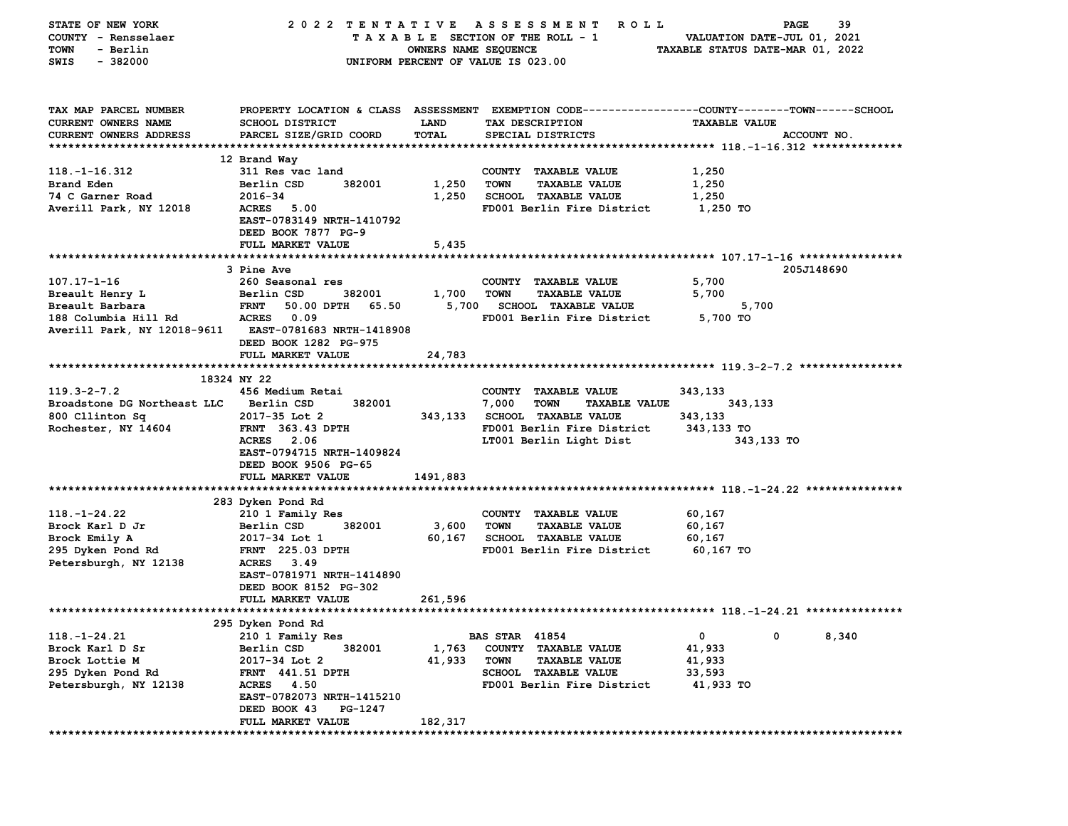STATE OF NEW YORK — COUNTY - Rensselaer — TOWN - Berlin — SWIS - 382000

**2022 TENTATIVE ASSESSMENT ROLL**
TAXABLE SECTION OF THE ROLL - 1
OWNERS NAME SEQUENCE
UNIFORM PERCENT OF VALUE IS 023.00

VALUATION DATE-JUL 01, 2021
TAXABLE STATUS DATE-MAR 01, 2022

| TAX MAP PARCEL NUMBER / CURRENT OWNERS NAME / CURRENT OWNERS ADDRESS | PROPERTY LOCATION & CLASS / SCHOOL DISTRICT / PARCEL SIZE/GRID COORD | ASSESSMENT LAND | TOTAL | EXEMPTION CODE / TAX DESCRIPTION / SPECIAL DISTRICTS | COUNTY | TOWN | SCHOOL / TAXABLE VALUE | ACCOUNT NO. |
|---|---|---|---|---|---|---|---|---|
| **118.-1-16.312** | 12 Brand Way | | | | | | | |
| | 311 Res vac land | | | COUNTY TAXABLE VALUE | 1,250 | | | |
| Brand Eden | Berlin CSD 382001 | 1,250 | | TOWN TAXABLE VALUE | | 1,250 | | |
| 74 C Garner Road | 2016-34 | | 1,250 | SCHOOL TAXABLE VALUE | | | 1,250 | |
| Averill Park, NY 12018 | ACRES 5.00 | | | FD001 Berlin Fire District | 1,250 TO | | | |
| | EAST-0783149 NRTH-1410792 | | | | | | | |
| | DEED BOOK 7877 PG-9 | | | | | | | |
| | FULL MARKET VALUE | | 5,435 | | | | | |
| **107.17-1-16** | 3 Pine Ave | | | | | | | 205J148690 |
| | 260 Seasonal res | | | COUNTY TAXABLE VALUE | 5,700 | | | |
| Breault Henry L | Berlin CSD 382001 | 1,700 | | TOWN TAXABLE VALUE | | 5,700 | | |
| Breault Barbara | FRNT 50.00 DPTH 65.50 | | 5,700 | SCHOOL TAXABLE VALUE | | | 5,700 | |
| 188 Columbia Hill Rd | ACRES 0.09 | | | FD001 Berlin Fire District | 5,700 TO | | | |
| Averill Park, NY 12018-9611 | EAST-0781683 NRTH-1418908 | | | | | | | |
| | DEED BOOK 1282 PG-975 | | | | | | | |
| | FULL MARKET VALUE | | 24,783 | | | | | |
| **119.3-2-7.2** | 18324 NY 22 | | | | | | | |
| | 456 Medium Retai | | | COUNTY TAXABLE VALUE | 343,133 | | | |
| Broadstone DG Northeast LLC | Berlin CSD 382001 | 7,000 | | TOWN TAXABLE VALUE | | 343,133 | | |
| 800 Cllinton Sq | 2017-35 Lot 2 | | 343,133 | SCHOOL TAXABLE VALUE | | | 343,133 | |
| Rochester, NY 14604 | FRNT 363.43 DPTH | | | FD001 Berlin Fire District | 343,133 TO | | | |
| | ACRES 2.06 | | | LT001 Berlin Light Dist | 343,133 TO | | | |
| | EAST-0794715 NRTH-1409824 | | | | | | | |
| | DEED BOOK 9506 PG-65 | | | | | | | |
| | FULL MARKET VALUE | | 1491,883 | | | | | |
| **118.-1-24.22** | 283 Dyken Pond Rd | | | | | | | |
| | 210 1 Family Res | | | COUNTY TAXABLE VALUE | 60,167 | | | |
| Brock Karl D Jr | Berlin CSD 382001 | 3,600 | | TOWN TAXABLE VALUE | | 60,167 | | |
| Brock Emily A | 2017-34 Lot 1 | | 60,167 | SCHOOL TAXABLE VALUE | | | 60,167 | |
| 295 Dyken Pond Rd | FRNT 225.03 DPTH | | | FD001 Berlin Fire District | 60,167 TO | | | |
| Petersburgh, NY 12138 | ACRES 3.49 | | | | | | | |
| | EAST-0781971 NRTH-1414890 | | | | | | | |
| | DEED BOOK 8152 PG-302 | | | | | | | |
| | FULL MARKET VALUE | | 261,596 | | | | | |
| **118.-1-24.21** | 295 Dyken Pond Rd | | | | | | | |
| | 210 1 Family Res | | | BAS STAR 41854 | 0 | 0 | 8,340 | |
| Brock Karl D Sr | Berlin CSD 382001 | 1,763 | | COUNTY TAXABLE VALUE | 41,933 | | | |
| Brock Lottie M | 2017-34 Lot 2 | | 41,933 | TOWN TAXABLE VALUE | | 41,933 | | |
| 295 Dyken Pond Rd | FRNT 441.51 DPTH | | | SCHOOL TAXABLE VALUE | | | 33,593 | |
| Petersburgh, NY 12138 | ACRES 4.50 | | | FD001 Berlin Fire District | 41,933 TO | | | |
| | EAST-0782073 NRTH-1415210 | | | | | | | |
| | DEED BOOK 43 PG-1247 | | | | | | | |
| | FULL MARKET VALUE | | 182,317 | | | | | |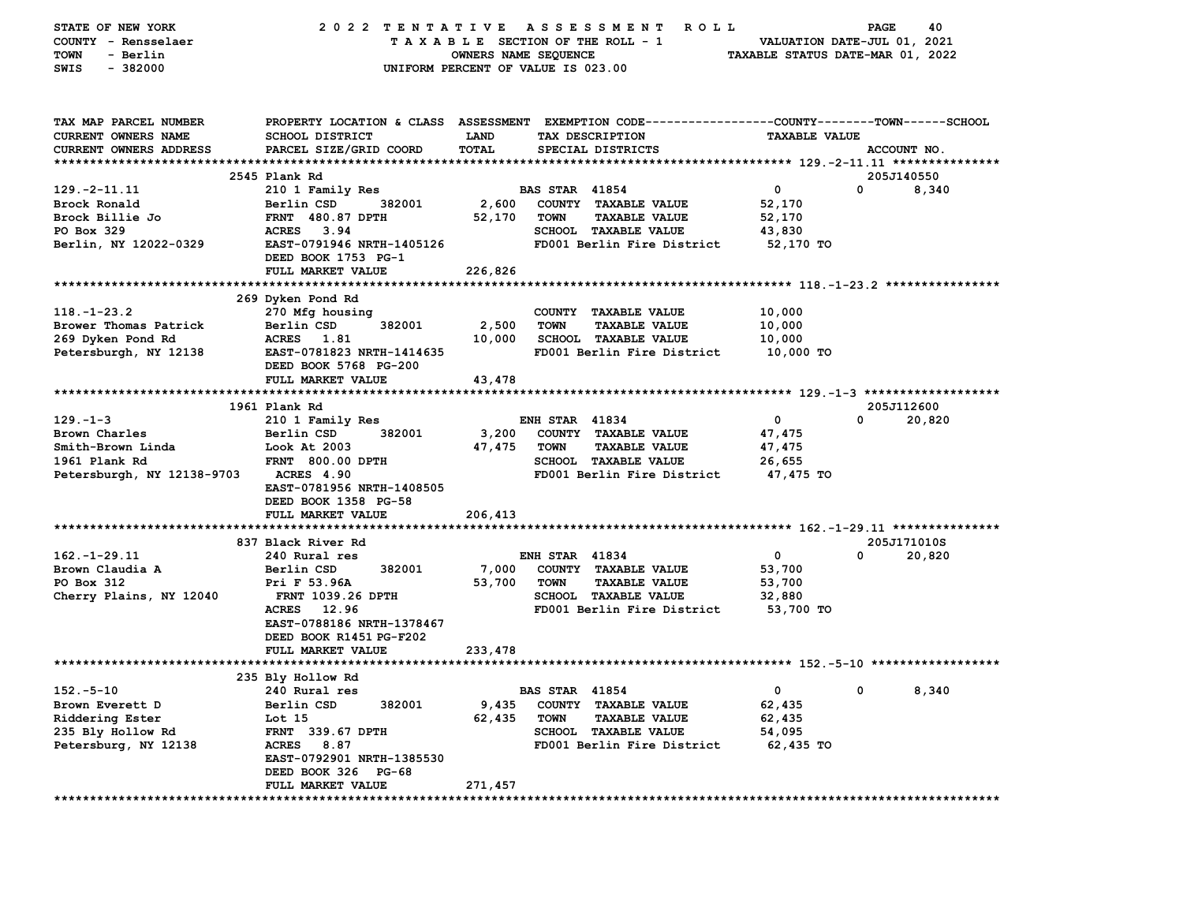STATE OF NEW YORK — 2022 TENTATIVE ASSESSMENT ROLL
COUNTY - Rensselaer — TAXABLE SECTION OF THE ROLL - 1 — VALUATION DATE-JUL 01, 2021
TOWN - Berlin — OWNERS NAME SEQUENCE — TAXABLE STATUS DATE-MAR 01, 2022
SWIS - 382000 — UNIFORM PERCENT OF VALUE IS 023.00

| TAX MAP PARCEL NUMBER / CURRENT OWNERS NAME / CURRENT OWNERS ADDRESS | PROPERTY LOCATION & CLASS / SCHOOL DISTRICT / PARCEL SIZE/GRID COORD | ASSESSMENT LAND / TOTAL | EXEMPTION CODE / TAX DESCRIPTION / SPECIAL DISTRICTS | COUNTY TAXABLE VALUE | TOWN | SCHOOL / ACCOUNT NO. |
|---|---|---|---|---|---|---|
| | 2545 Plank Rd | | | | | 205J140550 |
| 129.-2-11.11 | 210 1 Family Res | | BAS STAR 41854 | 0 | 0 | 8,340 |
| Brock Ronald | Berlin CSD 382001 | 2,600 | COUNTY TAXABLE VALUE | 52,170 | | |
| Brock Billie Jo | FRNT 480.87 DPTH | 52,170 | TOWN TAXABLE VALUE | 52,170 | | |
| PO Box 329 | ACRES 3.94 | | SCHOOL TAXABLE VALUE | 43,830 | | |
| Berlin, NY 12022-0329 | EAST-0791946 NRTH-1405126 | | FD001 Berlin Fire District | 52,170 TO | | |
| | DEED BOOK 1753 PG-1 | | | | | |
| | FULL MARKET VALUE | 226,826 | | | | |
| | 269 Dyken Pond Rd | | | | | |
| 118.-1-23.2 | 270 Mfg housing | | COUNTY TAXABLE VALUE | 10,000 | | |
| Brower Thomas Patrick | Berlin CSD 382001 | 2,500 | TOWN TAXABLE VALUE | 10,000 | | |
| 269 Dyken Pond Rd | ACRES 1.81 | 10,000 | SCHOOL TAXABLE VALUE | 10,000 | | |
| Petersburgh, NY 12138 | EAST-0781823 NRTH-1414635 | | FD001 Berlin Fire District | 10,000 TO | | |
| | DEED BOOK 5768 PG-200 | | | | | |
| | FULL MARKET VALUE | 43,478 | | | | |
| | 1961 Plank Rd | | | | | 205J112600 |
| 129.-1-3 | 210 1 Family Res | | ENH STAR 41834 | 0 | 0 | 20,820 |
| Brown Charles | Berlin CSD 382001 | 3,200 | COUNTY TAXABLE VALUE | 47,475 | | |
| Smith-Brown Linda | Look At 2003 | 47,475 | TOWN TAXABLE VALUE | 47,475 | | |
| 1961 Plank Rd | FRNT 800.00 DPTH | | SCHOOL TAXABLE VALUE | 26,655 | | |
| Petersburgh, NY 12138-9703 | ACRES 4.90 | | FD001 Berlin Fire District | 47,475 TO | | |
| | EAST-0781956 NRTH-1408505 | | | | | |
| | DEED BOOK 1358 PG-58 | | | | | |
| | FULL MARKET VALUE | 206,413 | | | | |
| | 837 Black River Rd | | | | | 205J171010S |
| 162.-1-29.11 | 240 Rural res | | ENH STAR 41834 | 0 | 0 | 20,820 |
| Brown Claudia A | Berlin CSD 382001 | 7,000 | COUNTY TAXABLE VALUE | 53,700 | | |
| PO Box 312 | Pri F 53.96A | 53,700 | TOWN TAXABLE VALUE | 53,700 | | |
| Cherry Plains, NY 12040 | FRNT 1039.26 DPTH | | SCHOOL TAXABLE VALUE | 32,880 | | |
| | ACRES 12.96 | | FD001 Berlin Fire District | 53,700 TO | | |
| | EAST-0788186 NRTH-1378467 | | | | | |
| | DEED BOOK R1451 PG-F202 | | | | | |
| | FULL MARKET VALUE | 233,478 | | | | |
| | 235 Bly Hollow Rd | | | | | |
| 152.-5-10 | 240 Rural res | | BAS STAR 41854 | 0 | 0 | 8,340 |
| Brown Everett D | Berlin CSD 382001 | 9,435 | COUNTY TAXABLE VALUE | 62,435 | | |
| Riddering Ester | Lot 15 | 62,435 | TOWN TAXABLE VALUE | 62,435 | | |
| 235 Bly Hollow Rd | FRNT 339.67 DPTH | | SCHOOL TAXABLE VALUE | 54,095 | | |
| Petersburg, NY 12138 | ACRES 8.87 | | FD001 Berlin Fire District | 62,435 TO | | |
| | EAST-0792901 NRTH-1385530 | | | | | |
| | DEED BOOK 326 PG-68 | | | | | |
| | FULL MARKET VALUE | 271,457 | | | | |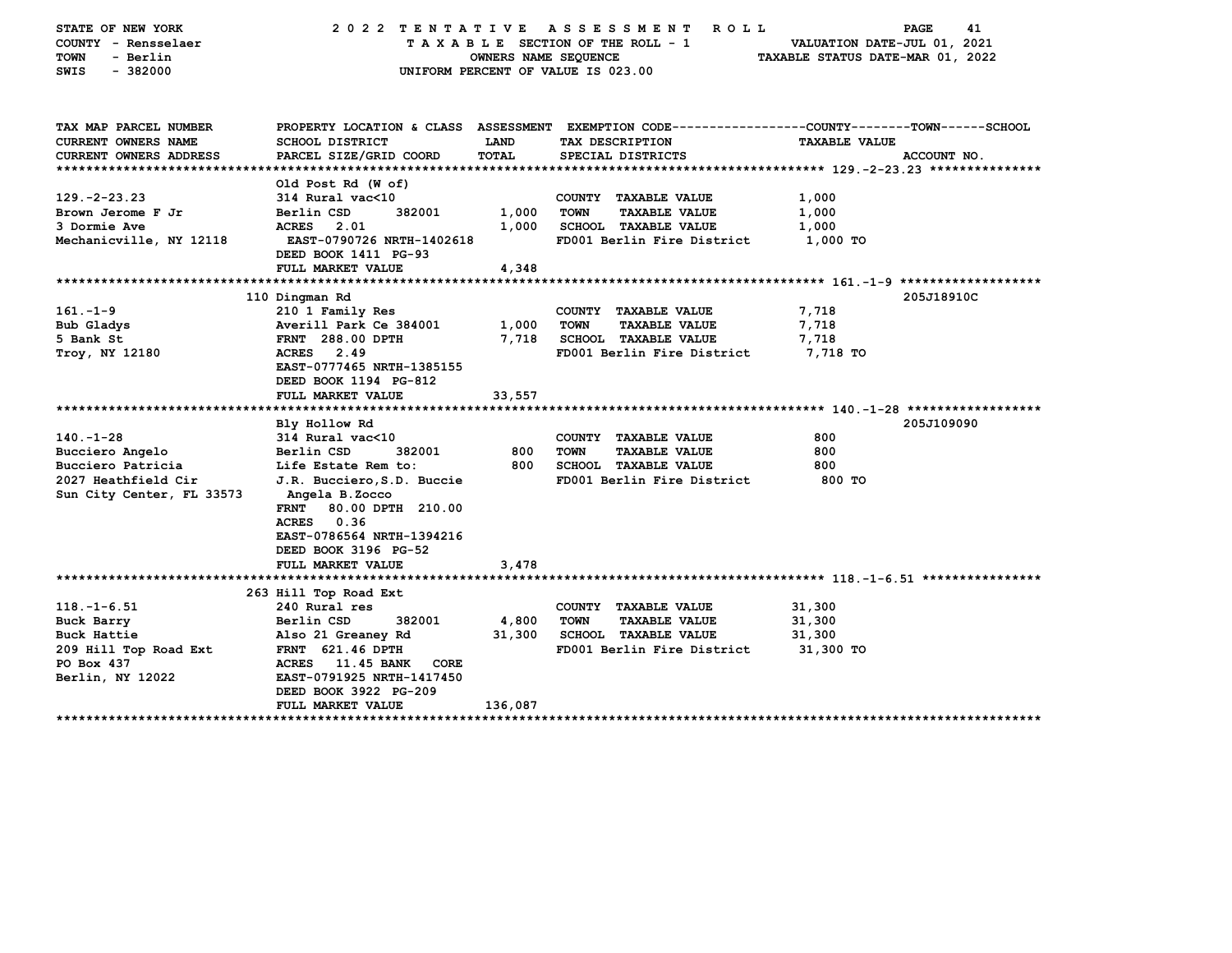STATE OF NEW YORK — COUNTY - Rensselaer — TOWN - Berlin — SWIS - 382000

2022 TENTATIVE ASSESSMENT ROLL — TAXABLE SECTION OF THE ROLL - 1 — OWNERS NAME SEQUENCE — UNIFORM PERCENT OF VALUE IS 023.00

VALUATION DATE-JUL 01, 2021 — TAXABLE STATUS DATE-MAR 01, 2022

| TAX MAP PARCEL NUMBER / CURRENT OWNERS NAME / CURRENT OWNERS ADDRESS | PROPERTY LOCATION & CLASS / SCHOOL DISTRICT / PARCEL SIZE/GRID COORD | ASSESSMENT LAND / TOTAL | EXEMPTION CODE / TAX DESCRIPTION / SPECIAL DISTRICTS | TAXABLE VALUE | ACCOUNT NO. |
|---|---|---|---|---|---|
| **129.-2-23.23** | Old Post Rd (W of) | | | | |
| 129.-2-23.23 | 314 Rural vac<10 | | COUNTY TAXABLE VALUE | 1,000 | |
| Brown Jerome F Jr | Berlin CSD 382001 | 1,000 | TOWN TAXABLE VALUE | 1,000 | |
| 3 Dormie Ave | ACRES 2.01 | 1,000 | SCHOOL TAXABLE VALUE | 1,000 | |
| Mechanicville, NY 12118 | EAST-0790726 NRTH-1402618 | | FD001 Berlin Fire District | 1,000 TO | |
| | DEED BOOK 1411 PG-93 | | | | |
| | FULL MARKET VALUE | 4,348 | | | |
| **161.-1-9** | 110 Dingman Rd | | | | 205J18910C |
| 161.-1-9 | 210 1 Family Res | | COUNTY TAXABLE VALUE | 7,718 | |
| Bub Gladys | Averill Park Ce 384001 | 1,000 | TOWN TAXABLE VALUE | 7,718 | |
| 5 Bank St | FRNT 288.00 DPTH | 7,718 | SCHOOL TAXABLE VALUE | 7,718 | |
| Troy, NY 12180 | ACRES 2.49 | | FD001 Berlin Fire District | 7,718 TO | |
| | EAST-0777465 NRTH-1385155 | | | | |
| | DEED BOOK 1194 PG-812 | | | | |
| | FULL MARKET VALUE | 33,557 | | | |
| **140.-1-28** | Bly Hollow Rd | | | | 205J109090 |
| 140.-1-28 | 314 Rural vac<10 | | COUNTY TAXABLE VALUE | 800 | |
| Bucciero Angelo | Berlin CSD 382001 | 800 | TOWN TAXABLE VALUE | 800 | |
| Bucciero Patricia | Life Estate Rem to: | 800 | SCHOOL TAXABLE VALUE | 800 | |
| 2027 Heathfield Cir | J.R. Bucciero,S.D. Buccie | | FD001 Berlin Fire District | 800 TO | |
| Sun City Center, FL 33573 | Angela B.Zocco | | | | |
| | FRNT 80.00 DPTH 210.00 | | | | |
| | ACRES 0.36 | | | | |
| | EAST-0786564 NRTH-1394216 | | | | |
| | DEED BOOK 3196 PG-52 | | | | |
| | FULL MARKET VALUE | 3,478 | | | |
| **118.-1-6.51** | 263 Hill Top Road Ext | | | | |
| 118.-1-6.51 | 240 Rural res | | COUNTY TAXABLE VALUE | 31,300 | |
| Buck Barry | Berlin CSD 382001 | 4,800 | TOWN TAXABLE VALUE | 31,300 | |
| Buck Hattie | Also 21 Greaney Rd | 31,300 | SCHOOL TAXABLE VALUE | 31,300 | |
| 209 Hill Top Road Ext | FRNT 621.46 DPTH | | FD001 Berlin Fire District | 31,300 TO | |
| PO Box 437 | ACRES 11.45 BANK CORE | | | | |
| Berlin, NY 12022 | EAST-0791925 NRTH-1417450 | | | | |
| | DEED BOOK 3922 PG-209 | | | | |
| | FULL MARKET VALUE | 136,087 | | | |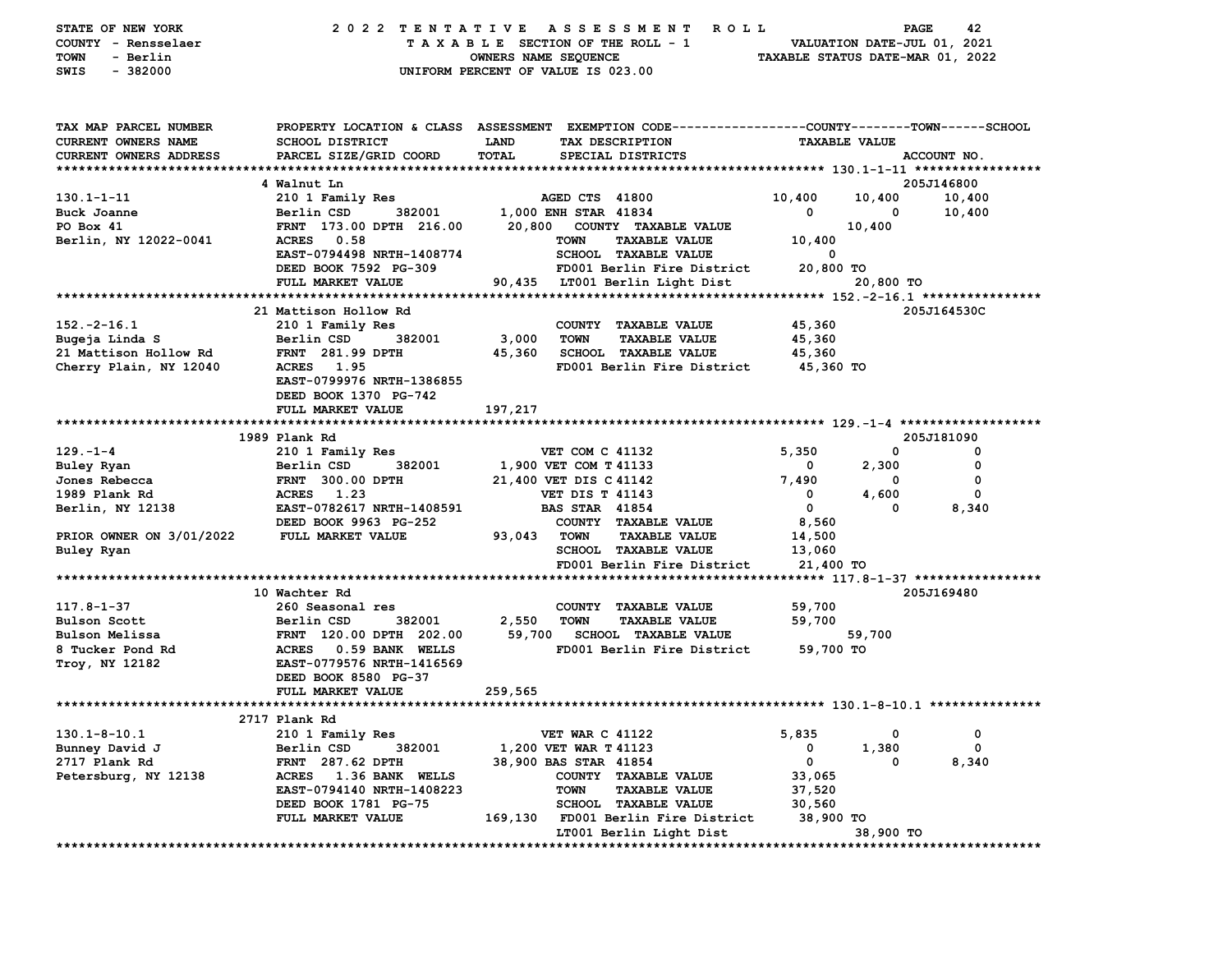STATE OF NEW YORK — 2022 TENTATIVE ASSESSMENT ROLL
COUNTY - Rensselaer — TAXABLE SECTION OF THE ROLL - 1 — VALUATION DATE-JUL 01, 2021
TOWN - Berlin — OWNERS NAME SEQUENCE — TAXABLE STATUS DATE-MAR 01, 2022
SWIS - 382000 — UNIFORM PERCENT OF VALUE IS 023.00

```
TAX MAP PARCEL NUMBER        PROPERTY LOCATION & CLASS  ASSESSMENT  EXEMPTION CODE------------------COUNTY--------TOWN------SCHOOL
CURRENT OWNERS NAME          SCHOOL DISTRICT             LAND        TAX DESCRIPTION                    TAXABLE VALUE
CURRENT OWNERS ADDRESS       PARCEL SIZE/GRID COORD      TOTAL       SPECIAL DISTRICTS                                      ACCOUNT NO.
****************************************************************************************************** 130.1-1-11 *****************
                             4 Walnut Ln                                                                                205J146800
130.1-1-11                   210 1 Family Res                 AGED CTS  41800            10,400      10,400       10,400
Buck Joanne                  Berlin CSD       382001     1,000 ENH STAR  41834                 0           0       10,400
PO Box 41                    FRNT 173.00 DPTH 216.00    20,800    COUNTY  TAXABLE VALUE                10,400
Berlin, NY 12022-0041        ACRES    0.58                        TOWN    TAXABLE VALUE        10,400
                             EAST-0794498 NRTH-1408774            SCHOOL  TAXABLE VALUE             0
                             DEED BOOK 7592  PG-309               FD001 Berlin Fire District     20,800 TO
                             FULL MARKET VALUE          90,435    LT001 Berlin Light Dist               20,800 TO
****************************************************************************************************** 152.-2-16.1 ****************
                             21 Mattison Hollow Rd                                                                      205J164530C
152.-2-16.1                  210 1 Family Res                     COUNTY  TAXABLE VALUE        45,360
Bugeja Linda S               Berlin CSD       382001     3,000    TOWN    TAXABLE VALUE        45,360
21 Mattison Hollow Rd        FRNT 281.99 DPTH           45,360    SCHOOL  TAXABLE VALUE        45,360
Cherry Plain, NY 12040       ACRES    1.95                        FD001 Berlin Fire District     45,360 TO
                             EAST-0799976 NRTH-1386855
                             DEED BOOK 1370  PG-742
                             FULL MARKET VALUE         197,217
****************************************************************************************************** 129.-1-4 *******************
                             1989 Plank Rd                                                                              205J181090
129.-1-4                     210 1 Family Res                 VET COM C 41132             5,350           0            0
Buley Ryan                   Berlin CSD       382001     1,900 VET COM T 41133                 0       2,300            0
Jones Rebecca                FRNT 300.00 DPTH           21,400 VET DIS C 41142             7,490           0            0
1989 Plank Rd                ACRES    1.23                    VET DIS T 41143                 0       4,600            0
Berlin, NY 12138             EAST-0782617 NRTH-1408591        BAS STAR  41854                 0           0        8,340
                             DEED BOOK 9963  PG-252               COUNTY  TAXABLE VALUE         8,560
PRIOR OWNER ON 3/01/2022     FULL MARKET VALUE          93,043    TOWN    TAXABLE VALUE        14,500
Buley Ryan                                                        SCHOOL  TAXABLE VALUE        13,060
                                                                  FD001 Berlin Fire District     21,400 TO
****************************************************************************************************** 117.8-1-37 *****************
                             10 Wachter Rd                                                                              205J169480
117.8-1-37                   260 Seasonal res                     COUNTY  TAXABLE VALUE        59,700
Bulson Scott                 Berlin CSD       382001     2,550    TOWN    TAXABLE VALUE        59,700
Bulson Melissa               FRNT 120.00 DPTH 202.00    59,700    SCHOOL  TAXABLE VALUE                59,700
8 Tucker Pond Rd             ACRES    0.59 BANK  WELLS            FD001 Berlin Fire District     59,700 TO
Troy, NY 12182               EAST-0779576 NRTH-1416569
                             DEED BOOK 8580  PG-37
                             FULL MARKET VALUE         259,565
****************************************************************************************************** 130.1-8-10.1 ***************
                             2717 Plank Rd
130.1-8-10.1                 210 1 Family Res                 VET WAR C 41122             5,835           0            0
Bunney David J               Berlin CSD       382001     1,200 VET WAR T 41123                 0       1,380            0
2717 Plank Rd                FRNT 287.62 DPTH           38,900 BAS STAR  41854                 0           0        8,340
Petersburg, NY 12138         ACRES    1.36 BANK  WELLS        COUNTY  TAXABLE VALUE        33,065
                             EAST-0794140 NRTH-1408223            TOWN    TAXABLE VALUE        37,520
                             DEED BOOK 1781  PG-75                SCHOOL  TAXABLE VALUE        30,560
                             FULL MARKET VALUE         169,130    FD001 Berlin Fire District     38,900 TO
                                                                  LT001 Berlin Light Dist               38,900 TO
************************************************************************************************************************************
```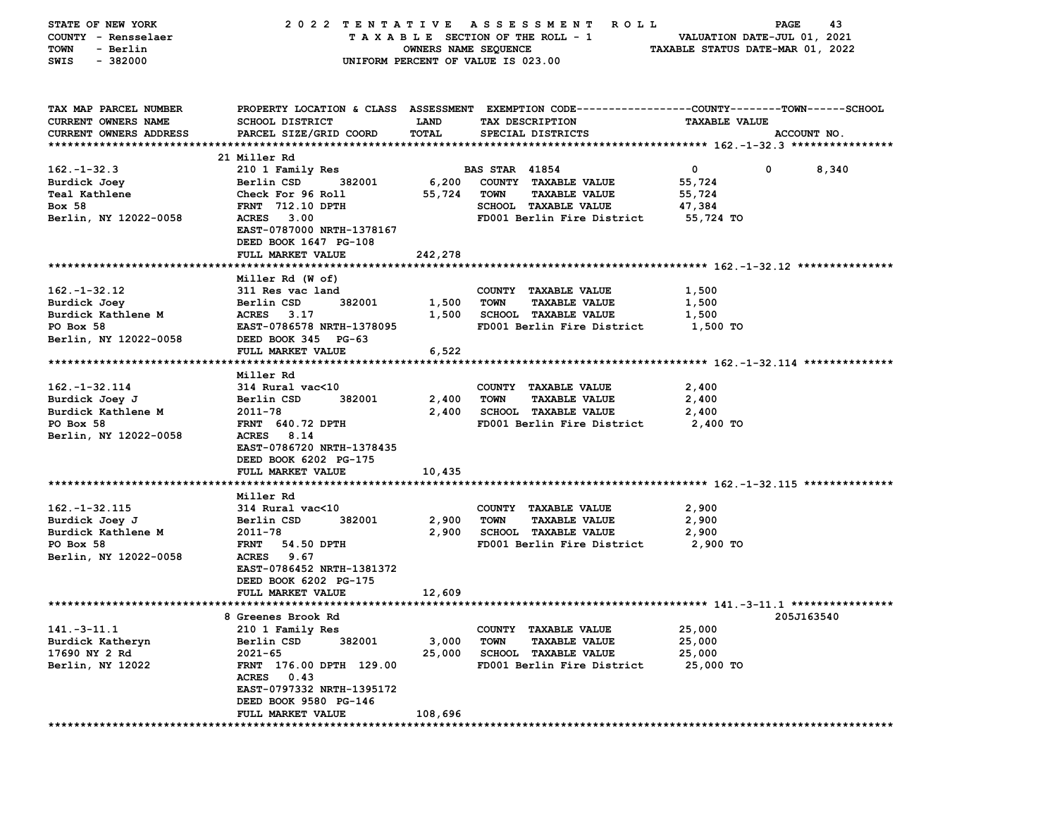STATE OF NEW YORK — 2022 TENTATIVE ASSESSMENT ROLL
COUNTY - Rensselaer — TAXABLE SECTION OF THE ROLL - 1 — VALUATION DATE-JUL 01, 2021
TOWN - Berlin — OWNERS NAME SEQUENCE — TAXABLE STATUS DATE-MAR 01, 2022
SWIS - 382000 — UNIFORM PERCENT OF VALUE IS 023.00

| TAX MAP PARCEL NUMBER / CURRENT OWNERS NAME / CURRENT OWNERS ADDRESS | PROPERTY LOCATION & CLASS / SCHOOL DISTRICT / PARCEL SIZE/GRID COORD | ASSESSMENT LAND | TOTAL | EXEMPTION CODE / TAX DESCRIPTION / SPECIAL DISTRICTS | COUNTY | TOWN | SCHOOL / TAXABLE VALUE | ACCOUNT NO. |
|---|---|---|---|---|---|---|---|---|
| **162.-1-32.3** | 21 Miller Rd | | | | | | | |
| 162.-1-32.3 | 210 1 Family Res | | | BAS STAR 41854 | 0 | 0 | 8,340 | |
| Burdick Joey | Berlin CSD 382001 | 6,200 | | COUNTY TAXABLE VALUE | 55,724 | | | |
| Teal Kathlene | Check For 96 Roll | | 55,724 | TOWN TAXABLE VALUE | | 55,724 | | |
| Box 58 | FRNT 712.10 DPTH | | | SCHOOL TAXABLE VALUE | | | 47,384 | |
| Berlin, NY 12022-0058 | ACRES 3.00 | | | FD001 Berlin Fire District | 55,724 TO | | | |
| | EAST-0787000 NRTH-1378167 | | | | | | | |
| | DEED BOOK 1647 PG-108 | | | | | | | |
| | FULL MARKET VALUE | | 242,278 | | | | | |
| **162.-1-32.12** | Miller Rd (W of) | | | | | | | |
| 162.-1-32.12 | 311 Res vac land | | | COUNTY TAXABLE VALUE | 1,500 | | | |
| Burdick Joey | Berlin CSD 382001 | 1,500 | | TOWN TAXABLE VALUE | | 1,500 | | |
| Burdick Kathlene M | ACRES 3.17 | | 1,500 | SCHOOL TAXABLE VALUE | | | 1,500 | |
| PO Box 58 | EAST-0786578 NRTH-1378095 | | | FD001 Berlin Fire District | 1,500 TO | | | |
| Berlin, NY 12022-0058 | DEED BOOK 345 PG-63 | | | | | | | |
| | FULL MARKET VALUE | | 6,522 | | | | | |
| **162.-1-32.114** | Miller Rd | | | | | | | |
| 162.-1-32.114 | 314 Rural vac<10 | | | COUNTY TAXABLE VALUE | 2,400 | | | |
| Burdick Joey J | Berlin CSD 382001 | 2,400 | | TOWN TAXABLE VALUE | | 2,400 | | |
| Burdick Kathlene M | 2011-78 | | 2,400 | SCHOOL TAXABLE VALUE | | | 2,400 | |
| PO Box 58 | FRNT 640.72 DPTH | | | FD001 Berlin Fire District | 2,400 TO | | | |
| Berlin, NY 12022-0058 | ACRES 8.14 | | | | | | | |
| | EAST-0786720 NRTH-1378435 | | | | | | | |
| | DEED BOOK 6202 PG-175 | | | | | | | |
| | FULL MARKET VALUE | | 10,435 | | | | | |
| **162.-1-32.115** | Miller Rd | | | | | | | |
| 162.-1-32.115 | 314 Rural vac<10 | | | COUNTY TAXABLE VALUE | 2,900 | | | |
| Burdick Joey J | Berlin CSD 382001 | 2,900 | | TOWN TAXABLE VALUE | | 2,900 | | |
| Burdick Kathlene M | 2011-78 | | 2,900 | SCHOOL TAXABLE VALUE | | | 2,900 | |
| PO Box 58 | FRNT 54.50 DPTH | | | FD001 Berlin Fire District | 2,900 TO | | | |
| Berlin, NY 12022-0058 | ACRES 9.67 | | | | | | | |
| | EAST-0786452 NRTH-1381372 | | | | | | | |
| | DEED BOOK 6202 PG-175 | | | | | | | |
| | FULL MARKET VALUE | | 12,609 | | | | | |
| **141.-3-11.1** | 8 Greenes Brook Rd | | | | | | | 205J163540 |
| 141.-3-11.1 | 210 1 Family Res | | | COUNTY TAXABLE VALUE | 25,000 | | | |
| Burdick Katheryn | Berlin CSD 382001 | 3,000 | | TOWN TAXABLE VALUE | | 25,000 | | |
| 17690 NY 2 Rd | 2021-65 | | 25,000 | SCHOOL TAXABLE VALUE | | | 25,000 | |
| Berlin, NY 12022 | FRNT 176.00 DPTH 129.00 | | | FD001 Berlin Fire District | 25,000 TO | | | |
| | ACRES 0.43 | | | | | | | |
| | EAST-0797332 NRTH-1395172 | | | | | | | |
| | DEED BOOK 9580 PG-146 | | | | | | | |
| | FULL MARKET VALUE | | 108,696 | | | | | |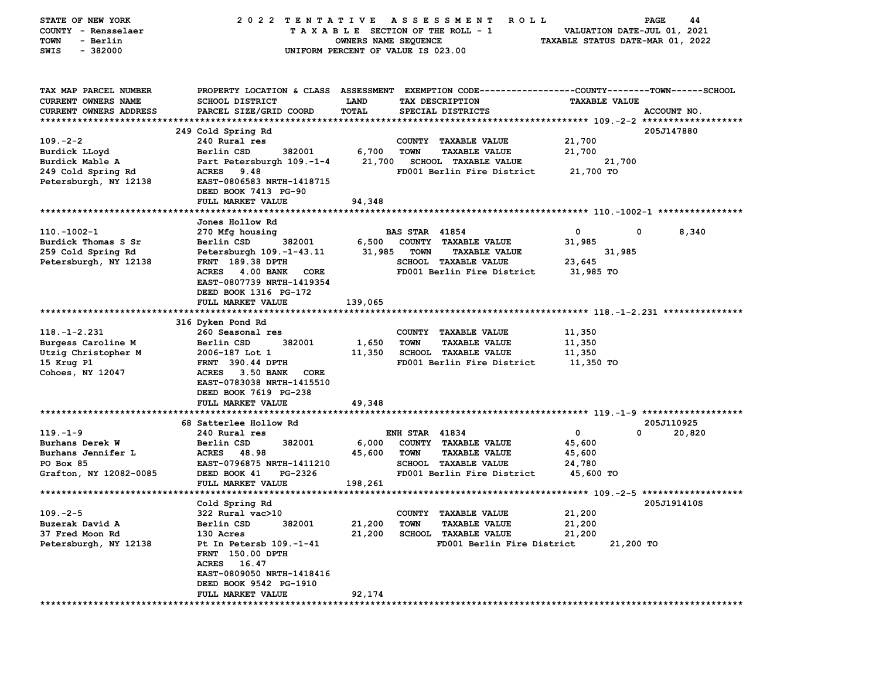STATE OF NEW YORK — 2022 TENTATIVE ASSESSMENT ROLL
COUNTY - Rensselaer — TAXABLE SECTION OF THE ROLL - 1 — VALUATION DATE-JUL 01, 2021
TOWN - Berlin — OWNERS NAME SEQUENCE — TAXABLE STATUS DATE-MAR 01, 2022
SWIS - 382000 — UNIFORM PERCENT OF VALUE IS 023.00

| TAX MAP PARCEL NUMBER / CURRENT OWNERS NAME / CURRENT OWNERS ADDRESS | PROPERTY LOCATION & CLASS / SCHOOL DISTRICT / PARCEL SIZE/GRID COORD | ASSESSMENT LAND / TOTAL | EXEMPTION CODE / TAX DESCRIPTION / SPECIAL DISTRICTS | COUNTY TAXABLE VALUE | TOWN | SCHOOL | ACCOUNT NO. |
|---|---|---|---|---|---|---|---|
| **109.-2-2** | 249 Cold Spring Rd | | | | | | 205J147880 |
| 109.-2-2 | 240 Rural res | | COUNTY TAXABLE VALUE | 21,700 | | | |
| Burdick LLoyd | Berlin CSD 382001 | 6,700 | TOWN TAXABLE VALUE | | 21,700 | | |
| Burdick Mable A | Part Petersburgh 109.-1-4 | 21,700 | SCHOOL TAXABLE VALUE | | | 21,700 | |
| 249 Cold Spring Rd | ACRES 9.48 | | FD001 Berlin Fire District | 21,700 TO | | | |
| Petersburgh, NY 12138 | EAST-0806583 NRTH-1418715 | | | | | | |
| | DEED BOOK 7413 PG-90 | | | | | | |
| | FULL MARKET VALUE | 94,348 | | | | | |
| **110.-1002-1** | Jones Hollow Rd | | | | | | |
| 110.-1002-1 | 270 Mfg housing | | BAS STAR 41854 | 0 | 0 | 8,340 | |
| Burdick Thomas S Sr | Berlin CSD 382001 | 6,500 | COUNTY TAXABLE VALUE | 31,985 | | | |
| 259 Cold Spring Rd | Petersburgh 109.-1-43.11 | 31,985 | TOWN TAXABLE VALUE | | 31,985 | | |
| Petersburgh, NY 12138 | FRNT 189.38 DPTH | | SCHOOL TAXABLE VALUE | | | 23,645 | |
| | ACRES 4.00 BANK CORE | | FD001 Berlin Fire District | 31,985 TO | | | |
| | EAST-0807739 NRTH-1419354 | | | | | | |
| | DEED BOOK 1316 PG-172 | | | | | | |
| | FULL MARKET VALUE | 139,065 | | | | | |
| **118.-1-2.231** | 316 Dyken Pond Rd | | | | | | |
| 118.-1-2.231 | 260 Seasonal res | | COUNTY TAXABLE VALUE | 11,350 | | | |
| Burgess Caroline M | Berlin CSD 382001 | 1,650 | TOWN TAXABLE VALUE | | 11,350 | | |
| Utzig Christopher M | 2006-187 Lot 1 | 11,350 | SCHOOL TAXABLE VALUE | | | 11,350 | |
| 15 Krug Pl | FRNT 390.44 DPTH | | FD001 Berlin Fire District | 11,350 TO | | | |
| Cohoes, NY 12047 | ACRES 3.50 BANK CORE | | | | | | |
| | EAST-0783038 NRTH-1415510 | | | | | | |
| | DEED BOOK 7619 PG-238 | | | | | | |
| | FULL MARKET VALUE | 49,348 | | | | | |
| **119.-1-9** | 68 Satterlee Hollow Rd | | | | | | 205J110925 |
| 119.-1-9 | 240 Rural res | | ENH STAR 41834 | 0 | 0 | 20,820 | |
| Burhans Derek W | Berlin CSD 382001 | 6,000 | COUNTY TAXABLE VALUE | 45,600 | | | |
| Burhans Jennifer L | ACRES 48.98 | 45,600 | TOWN TAXABLE VALUE | | 45,600 | | |
| PO Box 85 | EAST-0796875 NRTH-1411210 | | SCHOOL TAXABLE VALUE | | | 24,780 | |
| Grafton, NY 12082-0085 | DEED BOOK 41 PG-2326 | | FD001 Berlin Fire District | 45,600 TO | | | |
| | FULL MARKET VALUE | 198,261 | | | | | |
| **109.-2-5** | Cold Spring Rd | | | | | | 205J191410S |
| 109.-2-5 | 322 Rural vac>10 | | COUNTY TAXABLE VALUE | 21,200 | | | |
| Buzerak David A | Berlin CSD 382001 | 21,200 | TOWN TAXABLE VALUE | | 21,200 | | |
| 37 Fred Moon Rd | 130 Acres | 21,200 | SCHOOL TAXABLE VALUE | | | 21,200 | |
| Petersburgh, NY 12138 | Pt In Petersb 109.-1-41 | | FD001 Berlin Fire District | 21,200 TO | | | |
| | FRNT 150.00 DPTH | | | | | | |
| | ACRES 16.47 | | | | | | |
| | EAST-0809050 NRTH-1418416 | | | | | | |
| | DEED BOOK 9542 PG-1910 | | | | | | |
| | FULL MARKET VALUE | 92,174 | | | | | |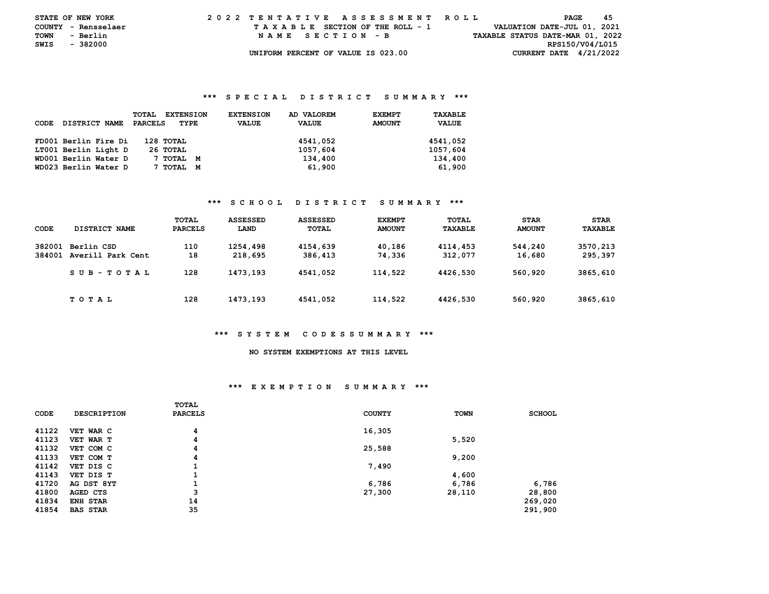STATE OF NEW YORK — 2022 TENTATIVE ASSESSMENT ROLL
COUNTY - Rensselaer — TAXABLE SECTION OF THE ROLL - 1 — VALUATION DATE-JUL 01, 2021
TOWN - Berlin — NAME SECTION - B — TAXABLE STATUS DATE-MAR 01, 2022
SWIS - 382000 — RPS150/V04/L015
UNIFORM PERCENT OF VALUE IS 023.00 — CURRENT DATE 4/21/2022

### *** SPECIAL DISTRICT SUMMARY ***

| CODE | DISTRICT NAME | TOTAL PARCELS | EXTENSION TYPE | EXTENSION VALUE | AD VALOREM VALUE | EXEMPT AMOUNT | TAXABLE VALUE |
|---|---|---|---|---|---|---|---|
| FD001 | Berlin Fire Di | 128 | TOTAL | | 4541,052 | | 4541,052 |
| LT001 | Berlin Light D | 26 | TOTAL | | 1057,604 | | 1057,604 |
| WD001 | Berlin Water D | 7 | TOTAL M | | 134,400 | | 134,400 |
| WD023 | Berlin Water D | 7 | TOTAL M | | 61,900 | | 61,900 |

### *** SCHOOL DISTRICT SUMMARY ***

| CODE | DISTRICT NAME | TOTAL PARCELS | ASSESSED LAND | ASSESSED TOTAL | EXEMPT AMOUNT | TOTAL TAXABLE | STAR AMOUNT | STAR TAXABLE |
|---|---|---|---|---|---|---|---|---|
| 382001 | Berlin CSD | 110 | 1254,498 | 4154,639 | 40,186 | 4114,453 | 544,240 | 3570,213 |
| 384001 | Averill Park Cent | 18 | 218,695 | 386,413 | 74,336 | 312,077 | 16,680 | 295,397 |
| | SUB-TOTAL | 128 | 1473,193 | 4541,052 | 114,522 | 4426,530 | 560,920 | 3865,610 |
| | TOTAL | 128 | 1473,193 | 4541,052 | 114,522 | 4426,530 | 560,920 | 3865,610 |

### *** SYSTEM CODES SUMMARY ***

NO SYSTEM EXEMPTIONS AT THIS LEVEL

### *** EXEMPTION SUMMARY ***

| CODE | DESCRIPTION | TOTAL PARCELS | COUNTY | TOWN | SCHOOL |
|---|---|---|---|---|---|
| 41122 | VET WAR C | 4 | 16,305 | | |
| 41123 | VET WAR T | 4 | | 5,520 | |
| 41132 | VET COM C | 4 | 25,588 | | |
| 41133 | VET COM T | 4 | | 9,200 | |
| 41142 | VET DIS C | 1 | 7,490 | | |
| 41143 | VET DIS T | 1 | | 4,600 | |
| 41720 | AG DST 8YT | 1 | 6,786 | 6,786 | 6,786 |
| 41800 | AGED CTS | 3 | 27,300 | 28,110 | 28,800 |
| 41834 | ENH STAR | 14 | | | 269,020 |
| 41854 | BAS STAR | 35 | | | 291,900 |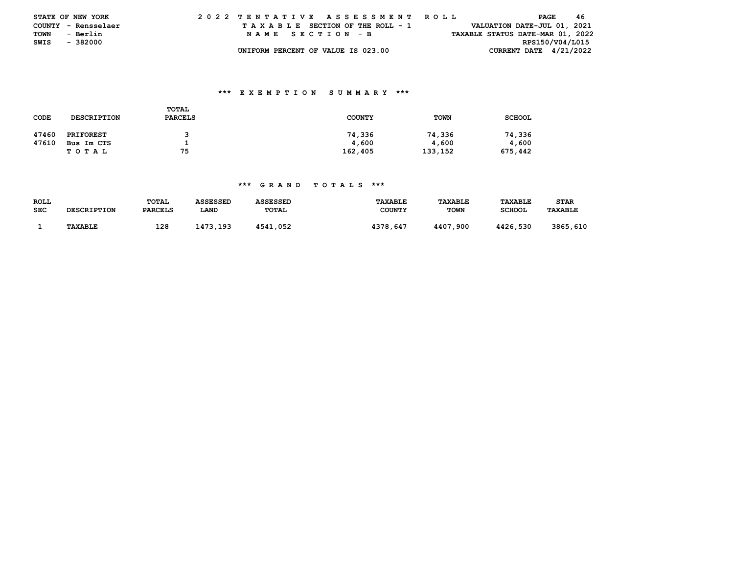STATE OF NEW YORK
COUNTY - Rensselaer
TOWN - Berlin
SWIS - 382000

2022 TENTATIVE ASSESSMENT ROLL
TAXABLE SECTION OF THE ROLL - 1
NAME SECTION - B
UNIFORM PERCENT OF VALUE IS 023.00

VALUATION DATE-JUL 01, 2021
TAXABLE STATUS DATE-MAR 01, 2022
RPS150/V04/L015
CURRENT DATE 4/21/2022

### *** EXEMPTION SUMMARY ***

| CODE | DESCRIPTION | TOTAL PARCELS | COUNTY | TOWN | SCHOOL |
|---|---|---|---|---|---|
| 47460 | PRIFOREST | 3 | 74,336 | 74,336 | 74,336 |
| 47610 | Bus Im CTS | 1 | 4,600 | 4,600 | 4,600 |
| | TOTAL | 75 | 162,405 | 133,152 | 675,442 |

### *** GRAND TOTALS ***

| ROLL SEC | DESCRIPTION | TOTAL PARCELS | ASSESSED LAND | ASSESSED TOTAL | TAXABLE COUNTY | TAXABLE TOWN | TAXABLE SCHOOL | STAR TAXABLE |
|---|---|---|---|---|---|---|---|---|
| 1 | TAXABLE | 128 | 1473,193 | 4541,052 | 4378,647 | 4407,900 | 4426,530 | 3865,610 |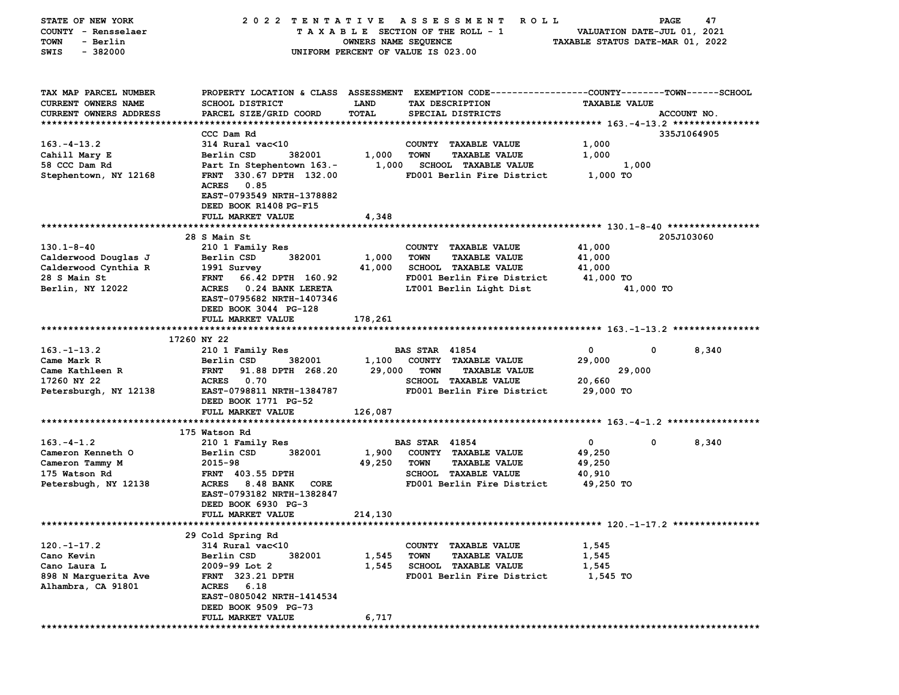STATE OF NEW YORK — COUNTY - Rensselaer — TOWN - Berlin — SWIS - 382000

**2022 TENTATIVE ASSESSMENT ROLL**
TAXABLE SECTION OF THE ROLL - 1
OWNERS NAME SEQUENCE
UNIFORM PERCENT OF VALUE IS 023.00

VALUATION DATE-JUL 01, 2021
TAXABLE STATUS DATE-MAR 01, 2022

| TAX MAP PARCEL NUMBER / CURRENT OWNERS NAME / CURRENT OWNERS ADDRESS | PROPERTY LOCATION & CLASS / SCHOOL DISTRICT / PARCEL SIZE/GRID COORD | ASSESSMENT LAND | TOTAL | EXEMPTION CODE / TAX DESCRIPTION / SPECIAL DISTRICTS | COUNTY TAXABLE VALUE | TOWN | SCHOOL | ACCOUNT NO. |
|---|---|---|---|---|---|---|---|---|
| **163.-4-13.2** | CCC Dam Rd | | | | | | | 335J1064905 |
| 163.-4-13.2 | 314 Rural vac<10 | | | COUNTY TAXABLE VALUE | 1,000 | | | |
| Cahill Mary E | Berlin CSD 382001 | 1,000 | | TOWN TAXABLE VALUE | 1,000 | | | |
| 58 CCC Dam Rd | Part In Stephentown 163.- | | 1,000 | SCHOOL TAXABLE VALUE | 1,000 | | | |
| Stephentown, NY 12168 | FRNT 330.67 DPTH 132.00 | | | FD001 Berlin Fire District | 1,000 TO | | | |
| | ACRES 0.85 | | | | | | | |
| | EAST-0793549 NRTH-1378882 | | | | | | | |
| | DEED BOOK R1408 PG-F15 | | | | | | | |
| | FULL MARKET VALUE | | 4,348 | | | | | |
| **130.1-8-40** | 28 S Main St | | | | | | | 205J103060 |
| 130.1-8-40 | 210 1 Family Res | | | COUNTY TAXABLE VALUE | 41,000 | | | |
| Calderwood Douglas J | Berlin CSD 382001 | 1,000 | | TOWN TAXABLE VALUE | 41,000 | | | |
| Calderwood Cynthia R | 1991 Survey | | 41,000 | SCHOOL TAXABLE VALUE | 41,000 | | | |
| 28 S Main St | FRNT 66.42 DPTH 160.92 | | | FD001 Berlin Fire District | 41,000 TO | | | |
| Berlin, NY 12022 | ACRES 0.24 BANK LERETA | | | LT001 Berlin Light Dist | 41,000 TO | | | |
| | EAST-0795682 NRTH-1407346 | | | | | | | |
| | DEED BOOK 3044 PG-128 | | | | | | | |
| | FULL MARKET VALUE | | 178,261 | | | | | |
| **163.-1-13.2** | 17260 NY 22 | | | | | | | |
| 163.-1-13.2 | 210 1 Family Res | | | BAS STAR 41854 | 0 | 0 | 8,340 | |
| Came Mark R | Berlin CSD 382001 | 1,100 | | COUNTY TAXABLE VALUE | 29,000 | | | |
| Came Kathleen R | FRNT 91.88 DPTH 268.20 | | 29,000 | TOWN TAXABLE VALUE | 29,000 | | | |
| 17260 NY 22 | ACRES 0.70 | | | SCHOOL TAXABLE VALUE | 20,660 | | | |
| Petersburgh, NY 12138 | EAST-0798811 NRTH-1384787 | | | FD001 Berlin Fire District | 29,000 TO | | | |
| | DEED BOOK 1771 PG-52 | | | | | | | |
| | FULL MARKET VALUE | | 126,087 | | | | | |
| **163.-4-1.2** | 175 Watson Rd | | | | | | | |
| 163.-4-1.2 | 210 1 Family Res | | | BAS STAR 41854 | 0 | 0 | 8,340 | |
| Cameron Kenneth O | Berlin CSD 382001 | 1,900 | | COUNTY TAXABLE VALUE | 49,250 | | | |
| Cameron Tammy M | 2015-98 | | 49,250 | TOWN TAXABLE VALUE | 49,250 | | | |
| 175 Watson Rd | FRNT 403.55 DPTH | | | SCHOOL TAXABLE VALUE | 40,910 | | | |
| Petersbugh, NY 12138 | ACRES 8.48 BANK CORE | | | FD001 Berlin Fire District | 49,250 TO | | | |
| | EAST-0793182 NRTH-1382847 | | | | | | | |
| | DEED BOOK 6930 PG-3 | | | | | | | |
| | FULL MARKET VALUE | | 214,130 | | | | | |
| **120.-1-17.2** | 29 Cold Spring Rd | | | | | | | |
| 120.-1-17.2 | 314 Rural vac<10 | | | COUNTY TAXABLE VALUE | 1,545 | | | |
| Cano Kevin | Berlin CSD 382001 | 1,545 | | TOWN TAXABLE VALUE | 1,545 | | | |
| Cano Laura L | 2009-99 Lot 2 | | 1,545 | SCHOOL TAXABLE VALUE | 1,545 | | | |
| 898 N Marguerita Ave | FRNT 323.21 DPTH | | | FD001 Berlin Fire District | 1,545 TO | | | |
| Alhambra, CA 91801 | ACRES 6.18 | | | | | | | |
| | EAST-0805042 NRTH-1414534 | | | | | | | |
| | DEED BOOK 9509 PG-73 | | | | | | | |
| | FULL MARKET VALUE | | 6,717 | | | | | |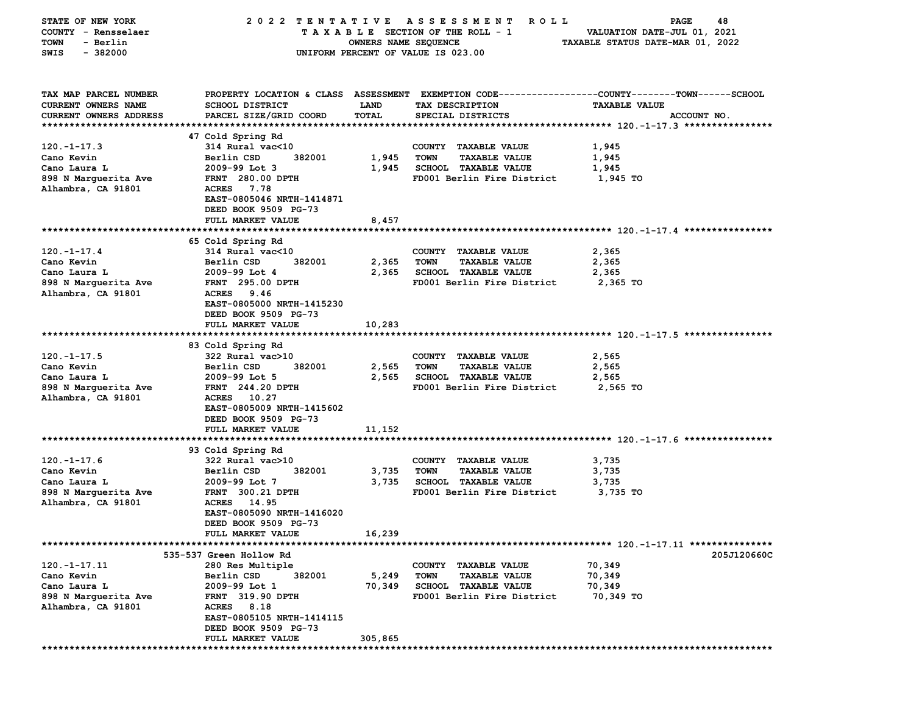STATE OF NEW YORK — 2022 TENTATIVE ASSESSMENT ROLL
COUNTY - Rensselaer — TAXABLE SECTION OF THE ROLL - 1 — VALUATION DATE-JUL 01, 2021
TOWN - Berlin — OWNERS NAME SEQUENCE — TAXABLE STATUS DATE-MAR 01, 2022
SWIS - 382000 — UNIFORM PERCENT OF VALUE IS 023.00

| TAX MAP PARCEL NUMBER / CURRENT OWNERS NAME / CURRENT OWNERS ADDRESS | PROPERTY LOCATION & CLASS / SCHOOL DISTRICT / PARCEL SIZE/GRID COORD | ASSESSMENT LAND | TOTAL | EXEMPTION CODE / TAX DESCRIPTION / SPECIAL DISTRICTS | TAXABLE VALUE | ACCOUNT NO. |
|---|---|---|---|---|---|---|
| **120.-1-17.3** | 47 Cold Spring Rd | | | | | |
| 120.-1-17.3 | 314 Rural vac<10 | | | COUNTY TAXABLE VALUE | 1,945 | |
| Cano Kevin | Berlin CSD 382001 | 1,945 | | TOWN TAXABLE VALUE | 1,945 | |
| Cano Laura L | 2009-99 Lot 3 | | 1,945 | SCHOOL TAXABLE VALUE | 1,945 | |
| 898 N Marguerita Ave | FRNT 280.00 DPTH | | | FD001 Berlin Fire District | 1,945 TO | |
| Alhambra, CA 91801 | ACRES 7.78 | | | | | |
| | EAST-0805046 NRTH-1414871 | | | | | |
| | DEED BOOK 9509 PG-73 | | | | | |
| | FULL MARKET VALUE | | 8,457 | | | |
| **120.-1-17.4** | 65 Cold Spring Rd | | | | | |
| 120.-1-17.4 | 314 Rural vac<10 | | | COUNTY TAXABLE VALUE | 2,365 | |
| Cano Kevin | Berlin CSD 382001 | 2,365 | | TOWN TAXABLE VALUE | 2,365 | |
| Cano Laura L | 2009-99 Lot 4 | | 2,365 | SCHOOL TAXABLE VALUE | 2,365 | |
| 898 N Marguerita Ave | FRNT 295.00 DPTH | | | FD001 Berlin Fire District | 2,365 TO | |
| Alhambra, CA 91801 | ACRES 9.46 | | | | | |
| | EAST-0805000 NRTH-1415230 | | | | | |
| | DEED BOOK 9509 PG-73 | | | | | |
| | FULL MARKET VALUE | | 10,283 | | | |
| **120.-1-17.5** | 83 Cold Spring Rd | | | | | |
| 120.-1-17.5 | 322 Rural vac>10 | | | COUNTY TAXABLE VALUE | 2,565 | |
| Cano Kevin | Berlin CSD 382001 | 2,565 | | TOWN TAXABLE VALUE | 2,565 | |
| Cano Laura L | 2009-99 Lot 5 | | 2,565 | SCHOOL TAXABLE VALUE | 2,565 | |
| 898 N Marguerita Ave | FRNT 244.20 DPTH | | | FD001 Berlin Fire District | 2,565 TO | |
| Alhambra, CA 91801 | ACRES 10.27 | | | | | |
| | EAST-0805009 NRTH-1415602 | | | | | |
| | DEED BOOK 9509 PG-73 | | | | | |
| | FULL MARKET VALUE | | 11,152 | | | |
| **120.-1-17.6** | 93 Cold Spring Rd | | | | | |
| 120.-1-17.6 | 322 Rural vac>10 | | | COUNTY TAXABLE VALUE | 3,735 | |
| Cano Kevin | Berlin CSD 382001 | 3,735 | | TOWN TAXABLE VALUE | 3,735 | |
| Cano Laura L | 2009-99 Lot 7 | | 3,735 | SCHOOL TAXABLE VALUE | 3,735 | |
| 898 N Marguerita Ave | FRNT 300.21 DPTH | | | FD001 Berlin Fire District | 3,735 TO | |
| Alhambra, CA 91801 | ACRES 14.95 | | | | | |
| | EAST-0805090 NRTH-1416020 | | | | | |
| | DEED BOOK 9509 PG-73 | | | | | |
| | FULL MARKET VALUE | | 16,239 | | | |
| **120.-1-17.11** | 535-537 Green Hollow Rd | | | | | 205J120660C |
| 120.-1-17.11 | 280 Res Multiple | | | COUNTY TAXABLE VALUE | 70,349 | |
| Cano Kevin | Berlin CSD 382001 | 5,249 | | TOWN TAXABLE VALUE | 70,349 | |
| Cano Laura L | 2009-99 Lot 1 | | 70,349 | SCHOOL TAXABLE VALUE | 70,349 | |
| 898 N Marguerita Ave | FRNT 319.90 DPTH | | | FD001 Berlin Fire District | 70,349 TO | |
| Alhambra, CA 91801 | ACRES 8.18 | | | | | |
| | EAST-0805105 NRTH-1414115 | | | | | |
| | DEED BOOK 9509 PG-73 | | | | | |
| | FULL MARKET VALUE | | 305,865 | | | |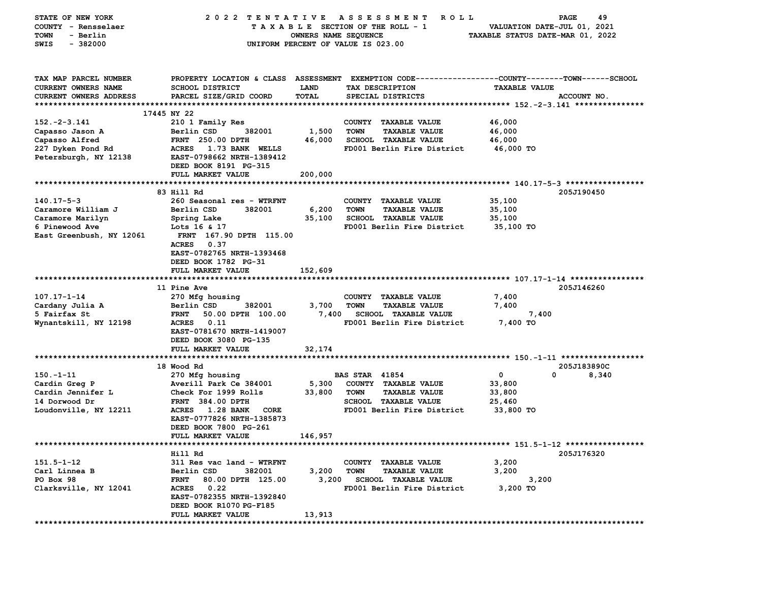STATE OF NEW YORK — 2022 TENTATIVE ASSESSMENT ROLL
COUNTY - Rensselaer — TAXABLE SECTION OF THE ROLL - 1 — VALUATION DATE-JUL 01, 2021
TOWN - Berlin — OWNERS NAME SEQUENCE — TAXABLE STATUS DATE-MAR 01, 2022
SWIS - 382000 — UNIFORM PERCENT OF VALUE IS 023.00

| TAX MAP PARCEL NUMBER / CURRENT OWNERS NAME / CURRENT OWNERS ADDRESS | PROPERTY LOCATION & CLASS / SCHOOL DISTRICT / PARCEL SIZE/GRID COORD | ASSESSMENT LAND / TOTAL | EXEMPTION CODE / TAX DESCRIPTION / SPECIAL DISTRICTS | COUNTY / TOWN / SCHOOL TAXABLE VALUE | ACCOUNT NO. |
|---|---|---|---|---|---|
| **152.-2-3.141** | 17445 NY 22 | | | | |
| 152.-2-3.141 | 210 1 Family Res | | COUNTY TAXABLE VALUE | 46,000 | |
| Capasso Jason A | Berlin CSD 382001 | 1,500 | TOWN TAXABLE VALUE | 46,000 | |
| Capasso Alfred | FRNT 250.00 DPTH | 46,000 | SCHOOL TAXABLE VALUE | 46,000 | |
| 227 Dyken Pond Rd | ACRES 1.73 BANK WELLS | | FD001 Berlin Fire District | 46,000 TO | |
| Petersburgh, NY 12138 | EAST-0798662 NRTH-1389412 | | | | |
| | DEED BOOK 8191 PG-315 | | | | |
| | FULL MARKET VALUE | 200,000 | | | |
| **140.17-5-3** | 83 Hill Rd | | | | 205J190450 |
| 140.17-5-3 | 260 Seasonal res - WTRFNT | | COUNTY TAXABLE VALUE | 35,100 | |
| Caramore William J | Berlin CSD 382001 | 6,200 | TOWN TAXABLE VALUE | 35,100 | |
| Caramore Marilyn | Spring Lake | 35,100 | SCHOOL TAXABLE VALUE | 35,100 | |
| 6 Pinewood Ave | Lots 16 & 17 | | FD001 Berlin Fire District | 35,100 TO | |
| East Greenbush, NY 12061 | FRNT 167.90 DPTH 115.00 | | | | |
| | ACRES 0.37 | | | | |
| | EAST-0782765 NRTH-1393468 | | | | |
| | DEED BOOK 1782 PG-31 | | | | |
| | FULL MARKET VALUE | 152,609 | | | |
| **107.17-1-14** | 11 Pine Ave | | | | 205J146260 |
| 107.17-1-14 | 270 Mfg housing | | COUNTY TAXABLE VALUE | 7,400 | |
| Cardany Julia A | Berlin CSD 382001 | 3,700 | TOWN TAXABLE VALUE | 7,400 | |
| 5 Fairfax St | FRNT 50.00 DPTH 100.00 | 7,400 | SCHOOL TAXABLE VALUE | 7,400 | |
| Wynantskill, NY 12198 | ACRES 0.11 | | FD001 Berlin Fire District | 7,400 TO | |
| | EAST-0781670 NRTH-1419007 | | | | |
| | DEED BOOK 3080 PG-135 | | | | |
| | FULL MARKET VALUE | 32,174 | | | |
| **150.-1-11** | 18 Wood Rd | | | | 205J183890C |
| 150.-1-11 | 270 Mfg housing | | BAS STAR 41854 | 0 / 0 / 8,340 | |
| Cardin Greg P | Averill Park Ce 384001 | 5,300 | COUNTY TAXABLE VALUE | 33,800 | |
| Cardin Jennifer L | Check For 1999 Rolls | 33,800 | TOWN TAXABLE VALUE | 33,800 | |
| 14 Dorwood Dr | FRNT 384.00 DPTH | | SCHOOL TAXABLE VALUE | 25,460 | |
| Loudonville, NY 12211 | ACRES 1.28 BANK CORE | | FD001 Berlin Fire District | 33,800 TO | |
| | EAST-0777826 NRTH-1385873 | | | | |
| | DEED BOOK 7800 PG-261 | | | | |
| | FULL MARKET VALUE | 146,957 | | | |
| **151.5-1-12** | Hill Rd | | | | 205J176320 |
| 151.5-1-12 | 311 Res vac land - WTRFNT | | COUNTY TAXABLE VALUE | 3,200 | |
| Carl Linnea B | Berlin CSD 382001 | 3,200 | TOWN TAXABLE VALUE | 3,200 | |
| PO Box 98 | FRNT 80.00 DPTH 125.00 | 3,200 | SCHOOL TAXABLE VALUE | 3,200 | |
| Clarksville, NY 12041 | ACRES 0.22 | | FD001 Berlin Fire District | 3,200 TO | |
| | EAST-0782355 NRTH-1392840 | | | | |
| | DEED BOOK R1070 PG-F185 | | | | |
| | FULL MARKET VALUE | 13,913 | | | |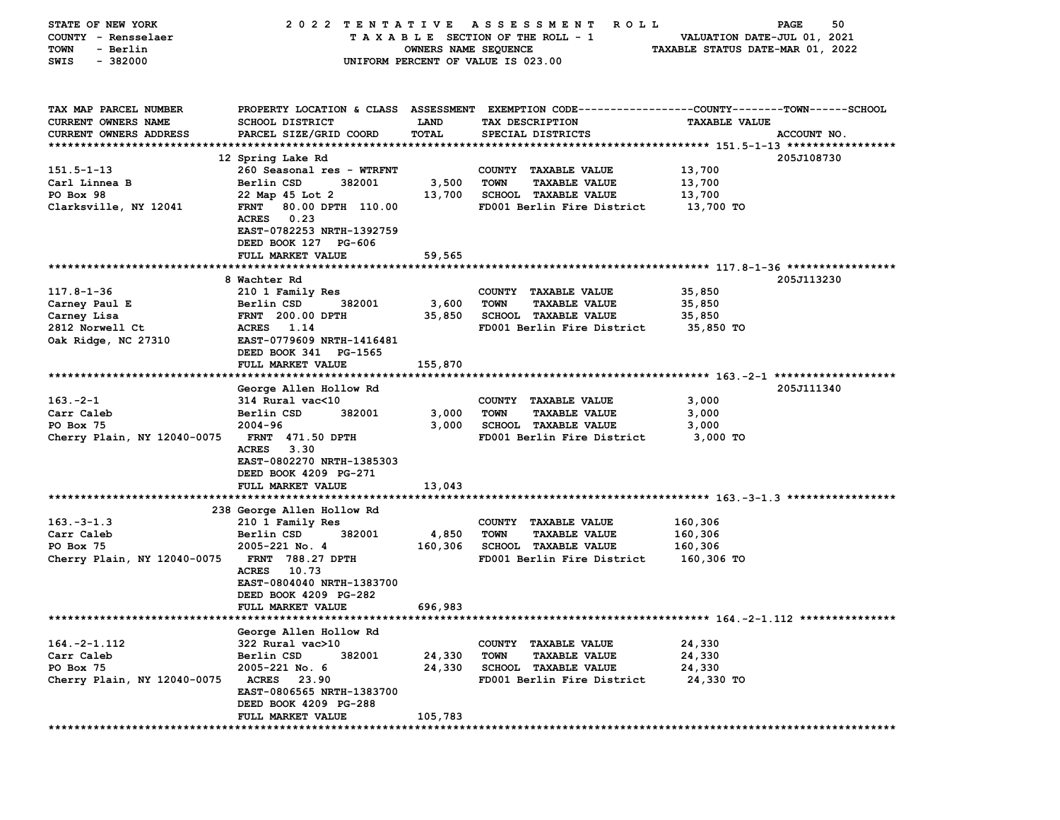STATE OF NEW YORK — 2022 TENTATIVE ASSESSMENT ROLL
COUNTY - Rensselaer — TAXABLE SECTION OF THE ROLL - 1 — VALUATION DATE-JUL 01, 2021
TOWN - Berlin — OWNERS NAME SEQUENCE — TAXABLE STATUS DATE-MAR 01, 2022
SWIS - 382000 — UNIFORM PERCENT OF VALUE IS 023.00

| TAX MAP PARCEL NUMBER / CURRENT OWNERS NAME / CURRENT OWNERS ADDRESS | PROPERTY LOCATION & CLASS / SCHOOL DISTRICT / PARCEL SIZE/GRID COORD | ASSESSMENT LAND / TOTAL | EXEMPTION CODE / TAX DESCRIPTION / SPECIAL DISTRICTS | TAXABLE VALUE | ACCOUNT NO. |
|---|---|---|---|---|---|
| **151.5-1-13** | 12 Spring Lake Rd | | | | 205J108730 |
| 151.5-1-13 | 260 Seasonal res - WTRFNT | | COUNTY TAXABLE VALUE | 13,700 | |
| Carl Linnea B | Berlin CSD 382001 | 3,500 | TOWN TAXABLE VALUE | 13,700 | |
| PO Box 98 | 22 Map 45 Lot 2 | 13,700 | SCHOOL TAXABLE VALUE | 13,700 | |
| Clarksville, NY 12041 | FRNT 80.00 DPTH 110.00 | | FD001 Berlin Fire District | 13,700 TO | |
| | ACRES 0.23 | | | | |
| | EAST-0782253 NRTH-1392759 | | | | |
| | DEED BOOK 127 PG-606 | | | | |
| | FULL MARKET VALUE | 59,565 | | | |
| **117.8-1-36** | 8 Wachter Rd | | | | 205J113230 |
| 117.8-1-36 | 210 1 Family Res | | COUNTY TAXABLE VALUE | 35,850 | |
| Carney Paul E | Berlin CSD 382001 | 3,600 | TOWN TAXABLE VALUE | 35,850 | |
| Carney Lisa | FRNT 200.00 DPTH | 35,850 | SCHOOL TAXABLE VALUE | 35,850 | |
| 2812 Norwell Ct | ACRES 1.14 | | FD001 Berlin Fire District | 35,850 TO | |
| Oak Ridge, NC 27310 | EAST-0779609 NRTH-1416481 | | | | |
| | DEED BOOK 341 PG-1565 | | | | |
| | FULL MARKET VALUE | 155,870 | | | |
| **163.-2-1** | George Allen Hollow Rd | | | | 205J111340 |
| 163.-2-1 | 314 Rural vac<10 | | COUNTY TAXABLE VALUE | 3,000 | |
| Carr Caleb | Berlin CSD 382001 | 3,000 | TOWN TAXABLE VALUE | 3,000 | |
| PO Box 75 | 2004-96 | 3,000 | SCHOOL TAXABLE VALUE | 3,000 | |
| Cherry Plain, NY 12040-0075 | FRNT 471.50 DPTH | | FD001 Berlin Fire District | 3,000 TO | |
| | ACRES 3.30 | | | | |
| | EAST-0802270 NRTH-1385303 | | | | |
| | DEED BOOK 4209 PG-271 | | | | |
| | FULL MARKET VALUE | 13,043 | | | |
| **163.-3-1.3** | 238 George Allen Hollow Rd | | | | |
| 163.-3-1.3 | 210 1 Family Res | | COUNTY TAXABLE VALUE | 160,306 | |
| Carr Caleb | Berlin CSD 382001 | 4,850 | TOWN TAXABLE VALUE | 160,306 | |
| PO Box 75 | 2005-221 No. 4 | 160,306 | SCHOOL TAXABLE VALUE | 160,306 | |
| Cherry Plain, NY 12040-0075 | FRNT 788.27 DPTH | | FD001 Berlin Fire District | 160,306 TO | |
| | ACRES 10.73 | | | | |
| | EAST-0804040 NRTH-1383700 | | | | |
| | DEED BOOK 4209 PG-282 | | | | |
| | FULL MARKET VALUE | 696,983 | | | |
| **164.-2-1.112** | George Allen Hollow Rd | | | | |
| 164.-2-1.112 | 322 Rural vac>10 | | COUNTY TAXABLE VALUE | 24,330 | |
| Carr Caleb | Berlin CSD 382001 | 24,330 | TOWN TAXABLE VALUE | 24,330 | |
| PO Box 75 | 2005-221 No. 6 | 24,330 | SCHOOL TAXABLE VALUE | 24,330 | |
| Cherry Plain, NY 12040-0075 | ACRES 23.90 | | FD001 Berlin Fire District | 24,330 TO | |
| | EAST-0806565 NRTH-1383700 | | | | |
| | DEED BOOK 4209 PG-288 | | | | |
| | FULL MARKET VALUE | 105,783 | | | |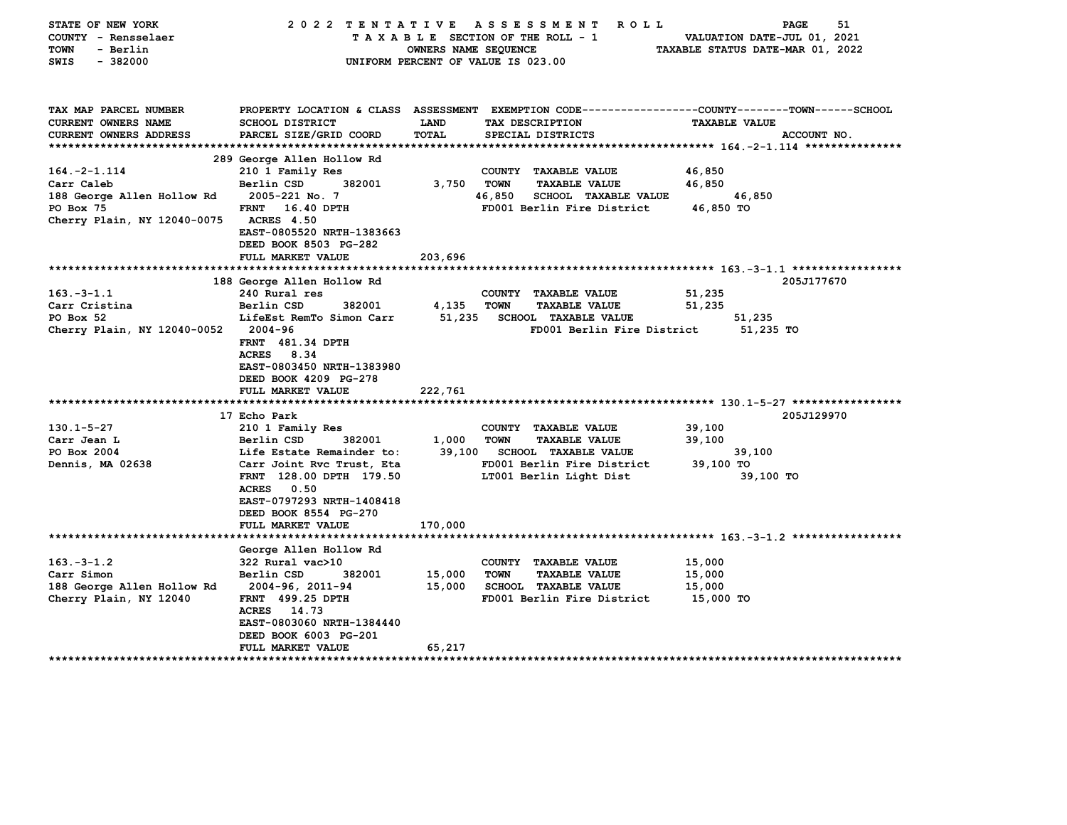STATE OF NEW YORK — 2022 TENTATIVE ASSESSMENT ROLL — PAGE 51
COUNTY - Rensselaer — TAXABLE SECTION OF THE ROLL - 1 — VALUATION DATE-JUL 01, 2021
TOWN - Berlin — OWNERS NAME SEQUENCE — TAXABLE STATUS DATE-MAR 01, 2022
SWIS - 382000 — UNIFORM PERCENT OF VALUE IS 023.00

| TAX MAP PARCEL NUMBER / CURRENT OWNERS NAME / CURRENT OWNERS ADDRESS | PROPERTY LOCATION & CLASS / SCHOOL DISTRICT / PARCEL SIZE/GRID COORD | ASSESSMENT LAND / TOTAL | EXEMPTION CODE / TAX DESCRIPTION / SPECIAL DISTRICTS | COUNTY / TOWN / SCHOOL TAXABLE VALUE | ACCOUNT NO. |
|---|---|---|---|---|---|
| **164.-2-1.114** | 289 George Allen Hollow Rd | | | | |
| 164.-2-1.114 | 210 1 Family Res | | COUNTY TAXABLE VALUE | 46,850 | |
| Carr Caleb | Berlin CSD 382001 | 3,750 | TOWN TAXABLE VALUE | 46,850 | |
| 188 George Allen Hollow Rd | 2005-221 No. 7 | 46,850 | SCHOOL TAXABLE VALUE | 46,850 | |
| PO Box 75 | FRNT 16.40 DPTH | | FD001 Berlin Fire District | 46,850 TO | |
| Cherry Plain, NY 12040-0075 | ACRES 4.50 | | | | |
| | EAST-0805520 NRTH-1383663 | | | | |
| | DEED BOOK 8503 PG-282 | | | | |
| | FULL MARKET VALUE | 203,696 | | | |
| **163.-3-1.1** | 188 George Allen Hollow Rd | | | | 205J177670 |
| 163.-3-1.1 | 240 Rural res | | COUNTY TAXABLE VALUE | 51,235 | |
| Carr Cristina | Berlin CSD 382001 | 4,135 | TOWN TAXABLE VALUE | 51,235 | |
| PO Box 52 | LifeEst RemTo Simon Carr | 51,235 | SCHOOL TAXABLE VALUE | 51,235 | |
| Cherry Plain, NY 12040-0052 | 2004-96 | | FD001 Berlin Fire District | 51,235 TO | |
| | FRNT 481.34 DPTH | | | | |
| | ACRES 8.34 | | | | |
| | EAST-0803450 NRTH-1383980 | | | | |
| | DEED BOOK 4209 PG-278 | | | | |
| | FULL MARKET VALUE | 222,761 | | | |
| **130.1-5-27** | 17 Echo Park | | | | 205J129970 |
| 130.1-5-27 | 210 1 Family Res | | COUNTY TAXABLE VALUE | 39,100 | |
| Carr Jean L | Berlin CSD 382001 | 1,000 | TOWN TAXABLE VALUE | 39,100 | |
| PO Box 2004 | Life Estate Remainder to: | 39,100 | SCHOOL TAXABLE VALUE | 39,100 | |
| Dennis, MA 02638 | Carr Joint Rvc Trust, Eta | | FD001 Berlin Fire District | 39,100 TO | |
| | FRNT 128.00 DPTH 179.50 | | LT001 Berlin Light Dist | 39,100 TO | |
| | ACRES 0.50 | | | | |
| | EAST-0797293 NRTH-1408418 | | | | |
| | DEED BOOK 8554 PG-270 | | | | |
| | FULL MARKET VALUE | 170,000 | | | |
| **163.-3-1.2** | George Allen Hollow Rd | | | | |
| 163.-3-1.2 | 322 Rural vac>10 | | COUNTY TAXABLE VALUE | 15,000 | |
| Carr Simon | Berlin CSD 382001 | 15,000 | TOWN TAXABLE VALUE | 15,000 | |
| 188 George Allen Hollow Rd | 2004-96, 2011-94 | 15,000 | SCHOOL TAXABLE VALUE | 15,000 | |
| Cherry Plain, NY 12040 | FRNT 499.25 DPTH | | FD001 Berlin Fire District | 15,000 TO | |
| | ACRES 14.73 | | | | |
| | EAST-0803060 NRTH-1384440 | | | | |
| | DEED BOOK 6003 PG-201 | | | | |
| | FULL MARKET VALUE | 65,217 | | | |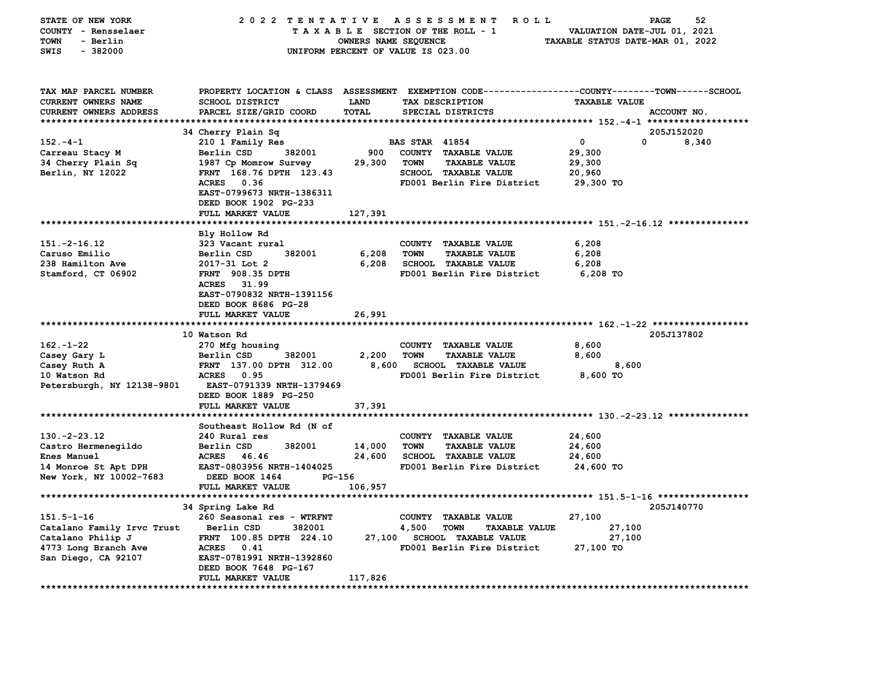STATE OF NEW YORK — 2022 TENTATIVE ASSESSMENT ROLL
COUNTY - Rensselaer — TAXABLE SECTION OF THE ROLL - 1 — VALUATION DATE-JUL 01, 2021
TOWN - Berlin — OWNERS NAME SEQUENCE — TAXABLE STATUS DATE-MAR 01, 2022
SWIS - 382000 — UNIFORM PERCENT OF VALUE IS 023.00

| TAX MAP PARCEL NUMBER / CURRENT OWNERS NAME / CURRENT OWNERS ADDRESS | PROPERTY LOCATION & CLASS / SCHOOL DISTRICT / PARCEL SIZE/GRID COORD | ASSESSMENT LAND / TOTAL | EXEMPTION CODE / TAX DESCRIPTION / SPECIAL DISTRICTS | COUNTY / TOWN / SCHOOL TAXABLE VALUE | ACCOUNT NO. |
|---|---|---|---|---|---|
| **152.-4-1** | 34 Cherry Plain Sq | | | | 205J152020 |
| 152.-4-1 | 210 1 Family Res | | BAS STAR 41854 | 0 0 8,340 | |
| Carreau Stacy M | Berlin CSD 382001 | 900 | COUNTY TAXABLE VALUE | 29,300 | |
| 34 Cherry Plain Sq | 1987 Cp Momrow Survey | 29,300 | TOWN TAXABLE VALUE | 29,300 | |
| Berlin, NY 12022 | FRNT 168.76 DPTH 123.43 | | SCHOOL TAXABLE VALUE | 20,960 | |
| | ACRES 0.36 | | FD001 Berlin Fire District | 29,300 TO | |
| | EAST-0799673 NRTH-1386311 | | | | |
| | DEED BOOK 1902 PG-233 | | | | |
| | FULL MARKET VALUE | 127,391 | | | |
| **151.-2-16.12** | Bly Hollow Rd | | | | |
| 151.-2-16.12 | 323 Vacant rural | | COUNTY TAXABLE VALUE | 6,208 | |
| Caruso Emilio | Berlin CSD 382001 | 6,208 | TOWN TAXABLE VALUE | 6,208 | |
| 238 Hamilton Ave | 2017-31 Lot 2 | 6,208 | SCHOOL TAXABLE VALUE | 6,208 | |
| Stamford, CT 06902 | FRNT 908.35 DPTH | | FD001 Berlin Fire District | 6,208 TO | |
| | ACRES 31.99 | | | | |
| | EAST-0790832 NRTH-1391156 | | | | |
| | DEED BOOK 8686 PG-28 | | | | |
| | FULL MARKET VALUE | 26,991 | | | |
| **162.-1-22** | 10 Watson Rd | | | | 205J137802 |
| 162.-1-22 | 270 Mfg housing | | COUNTY TAXABLE VALUE | 8,600 | |
| Casey Gary L | Berlin CSD 382001 | 2,200 | TOWN TAXABLE VALUE | 8,600 | |
| Casey Ruth A | FRNT 137.00 DPTH 312.00 | 8,600 | SCHOOL TAXABLE VALUE | 8,600 | |
| 10 Watson Rd | ACRES 0.95 | | FD001 Berlin Fire District | 8,600 TO | |
| Petersburgh, NY 12138-9801 | EAST-0791339 NRTH-1379469 | | | | |
| | DEED BOOK 1889 PG-250 | | | | |
| | FULL MARKET VALUE | 37,391 | | | |
| **130.-2-23.12** | Southeast Hollow Rd (N of | | | | |
| 130.-2-23.12 | 240 Rural res | | COUNTY TAXABLE VALUE | 24,600 | |
| Castro Hermenegildo | Berlin CSD 382001 | 14,000 | TOWN TAXABLE VALUE | 24,600 | |
| Enes Manuel | ACRES 46.46 | 24,600 | SCHOOL TAXABLE VALUE | 24,600 | |
| 14 Monroe St Apt DPH | EAST-0803956 NRTH-1404025 | | FD001 Berlin Fire District | 24,600 TO | |
| New York, NY 10002-7683 | DEED BOOK 1464 PG-156 | | | | |
| | FULL MARKET VALUE | 106,957 | | | |
| **151.5-1-16** | 34 Spring Lake Rd | | | | 205J140770 |
| 151.5-1-16 | 260 Seasonal res - WTRFNT | | COUNTY TAXABLE VALUE | 27,100 | |
| Catalano Family Irvc Trust | Berlin CSD 382001 | 4,500 | TOWN TAXABLE VALUE | 27,100 | |
| Catalano Philip J | FRNT 100.85 DPTH 224.10 | 27,100 | SCHOOL TAXABLE VALUE | 27,100 | |
| 4773 Long Branch Ave | ACRES 0.41 | | FD001 Berlin Fire District | 27,100 TO | |
| San Diego, CA 92107 | EAST-0781991 NRTH-1392860 | | | | |
| | DEED BOOK 7648 PG-167 | | | | |
| | FULL MARKET VALUE | 117,826 | | | |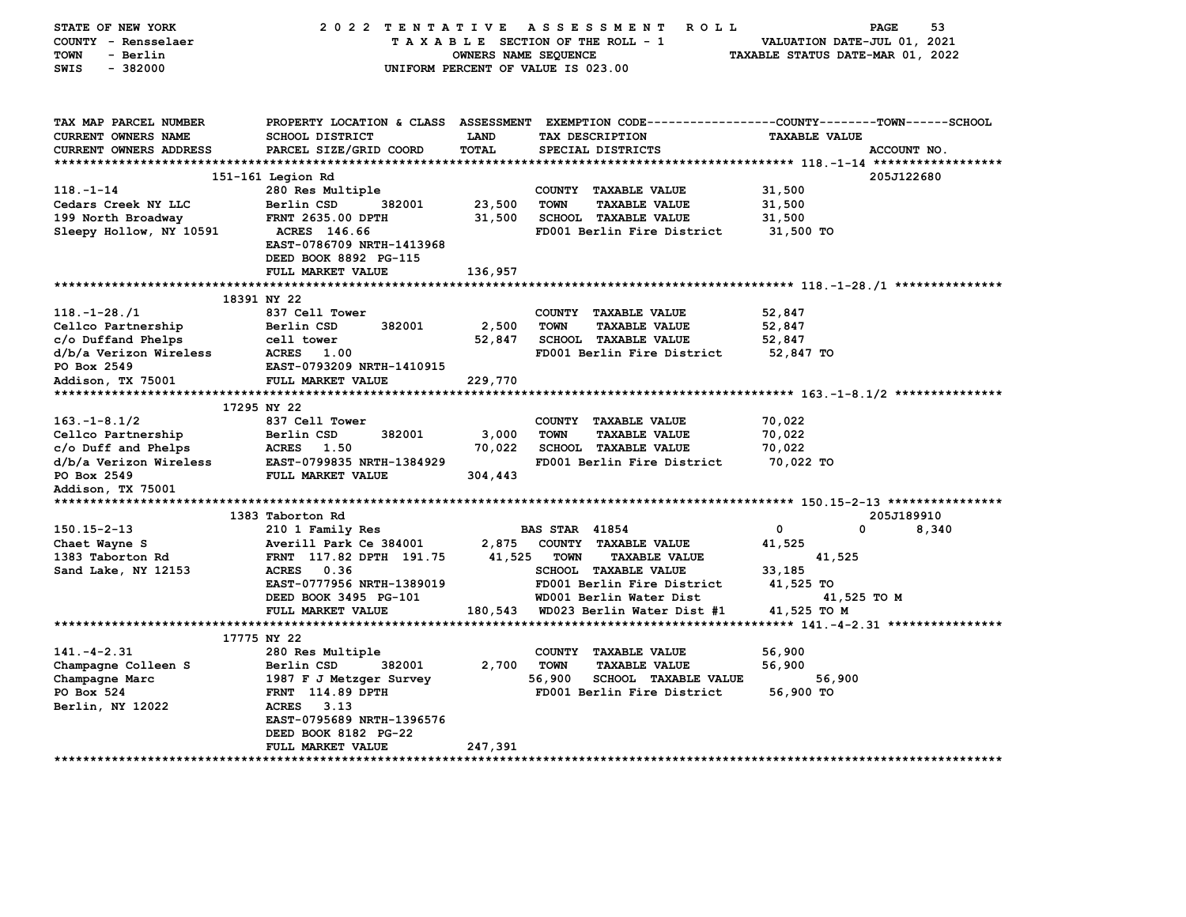STATE OF NEW YORK — 2022 TENTATIVE ASSESSMENT ROLL
COUNTY - Rensselaer — TAXABLE SECTION OF THE ROLL - 1 — VALUATION DATE-JUL 01, 2021
TOWN - Berlin — OWNERS NAME SEQUENCE — TAXABLE STATUS DATE-MAR 01, 2022
SWIS - 382000 — UNIFORM PERCENT OF VALUE IS 023.00

| TAX MAP PARCEL NUMBER / CURRENT OWNERS NAME / CURRENT OWNERS ADDRESS | PROPERTY LOCATION & CLASS / SCHOOL DISTRICT / PARCEL SIZE/GRID COORD | ASSESSMENT LAND | TOTAL | EXEMPTION CODE / TAX DESCRIPTION / SPECIAL DISTRICTS | COUNTY / TOWN / SCHOOL TAXABLE VALUE | ACCOUNT NO. |
|---|---|---|---|---|---|---|
| **118.-1-14** | 151-161 Legion Rd | | | | | 205J122680 |
| Cedars Creek NY LLC | 280 Res Multiple | | | COUNTY TAXABLE VALUE | 31,500 | |
| 199 North Broadway | Berlin CSD 382001 | 23,500 | | TOWN TAXABLE VALUE | 31,500 | |
| Sleepy Hollow, NY 10591 | FRNT 2635.00 DPTH | | 31,500 | SCHOOL TAXABLE VALUE | 31,500 | |
| | ACRES 146.66 | | | FD001 Berlin Fire District | 31,500 TO | |
| | EAST-0786709 NRTH-1413968 | | | | | |
| | DEED BOOK 8892 PG-115 | | | | | |
| | FULL MARKET VALUE | | 136,957 | | | |
| **118.-1-28./1** | 18391 NY 22 | | | | | |
| Cellco Partnership | 837 Cell Tower | | | COUNTY TAXABLE VALUE | 52,847 | |
| c/o Duffand Phelps | Berlin CSD 382001 | 2,500 | | TOWN TAXABLE VALUE | 52,847 | |
| d/b/a Verizon Wireless | cell tower | | 52,847 | SCHOOL TAXABLE VALUE | 52,847 | |
| PO Box 2549 | ACRES 1.00 | | | FD001 Berlin Fire District | 52,847 TO | |
| Addison, TX 75001 | EAST-0793209 NRTH-1410915 | | | | | |
| | FULL MARKET VALUE | | 229,770 | | | |
| **163.-1-8.1/2** | 17295 NY 22 | | | | | |
| Cellco Partnership | 837 Cell Tower | | | COUNTY TAXABLE VALUE | 70,022 | |
| c/o Duff and Phelps | Berlin CSD 382001 | 3,000 | | TOWN TAXABLE VALUE | 70,022 | |
| d/b/a Verizon Wireless | ACRES 1.50 | | 70,022 | SCHOOL TAXABLE VALUE | 70,022 | |
| PO Box 2549 | EAST-0799835 NRTH-1384929 | | | FD001 Berlin Fire District | 70,022 TO | |
| Addison, TX 75001 | FULL MARKET VALUE | | 304,443 | | | |
| **150.15-2-13** | 1383 Taborton Rd | | | | | 205J189910 |
| Chaet Wayne S | 210 1 Family Res | | | BAS STAR 41854 | 0 / 0 / 8,340 | |
| 1383 Taborton Rd | Averill Park Ce 384001 | 2,875 | | COUNTY TAXABLE VALUE | 41,525 | |
| Sand Lake, NY 12153 | FRNT 117.82 DPTH 191.75 | | 41,525 | TOWN TAXABLE VALUE | 41,525 | |
| | ACRES 0.36 | | | SCHOOL TAXABLE VALUE | 33,185 | |
| | EAST-0777956 NRTH-1389019 | | | FD001 Berlin Fire District | 41,525 TO | |
| | DEED BOOK 3495 PG-101 | | | WD001 Berlin Water Dist | 41,525 TO M | |
| | FULL MARKET VALUE | | 180,543 | WD023 Berlin Water Dist #1 | 41,525 TO M | |
| **141.-4-2.31** | 17775 NY 22 | | | | | |
| Champagne Colleen S | 280 Res Multiple | | | COUNTY TAXABLE VALUE | 56,900 | |
| Champagne Marc | Berlin CSD 382001 | 2,700 | | TOWN TAXABLE VALUE | 56,900 | |
| PO Box 524 | 1987 F J Metzger Survey | | 56,900 | SCHOOL TAXABLE VALUE | 56,900 | |
| Berlin, NY 12022 | FRNT 114.89 DPTH | | | FD001 Berlin Fire District | 56,900 TO | |
| | ACRES 3.13 | | | | | |
| | EAST-0795689 NRTH-1396576 | | | | | |
| | DEED BOOK 8182 PG-22 | | | | | |
| | FULL MARKET VALUE | | 247,391 | | | |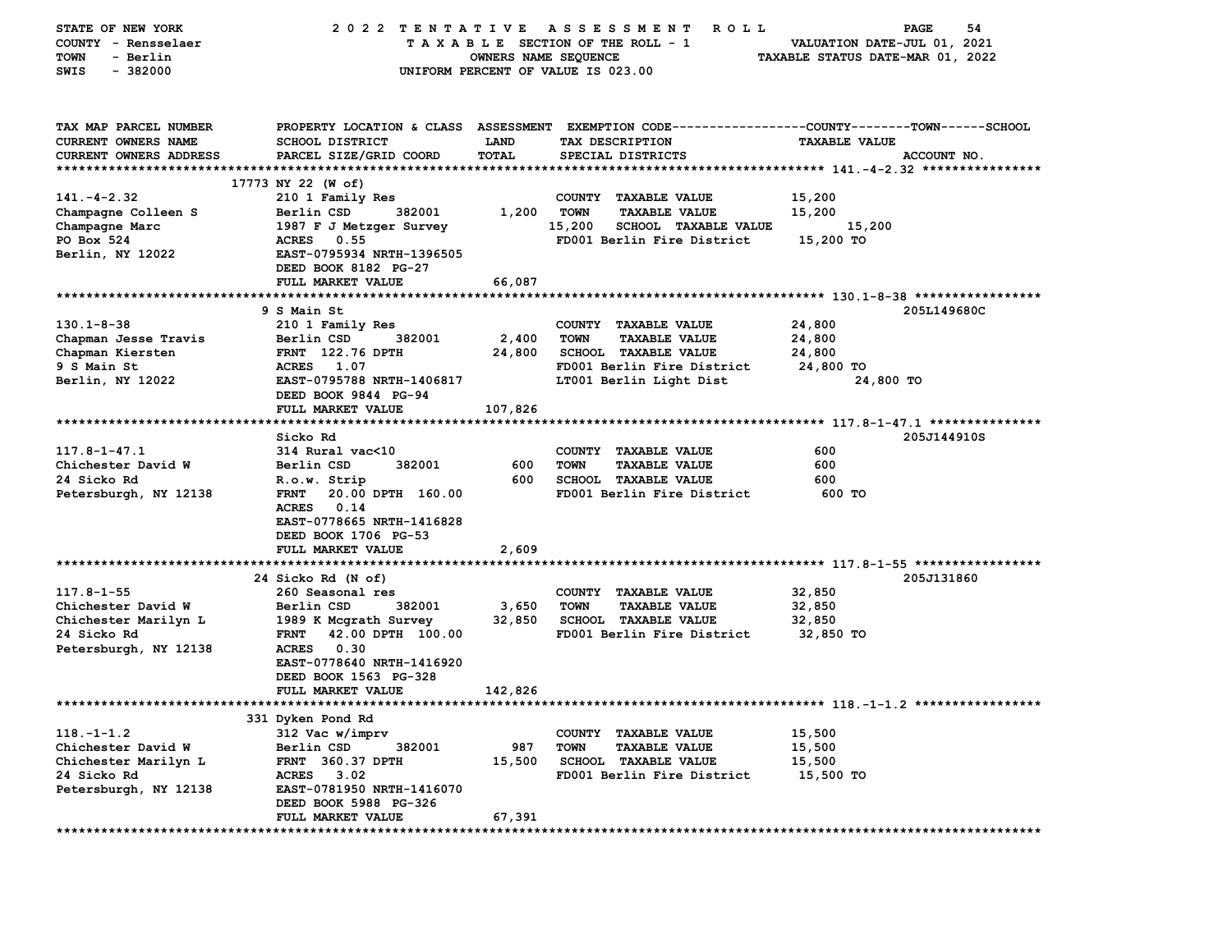STATE OF NEW YORK — 2022 TENTATIVE ASSESSMENT ROLL
COUNTY - Rensselaer — TAXABLE SECTION OF THE ROLL - 1 — VALUATION DATE-JUL 01, 2021
TOWN - Berlin — OWNERS NAME SEQUENCE — TAXABLE STATUS DATE-MAR 01, 2022
SWIS - 382000 — UNIFORM PERCENT OF VALUE IS 023.00

| TAX MAP PARCEL NUMBER / CURRENT OWNERS NAME / CURRENT OWNERS ADDRESS | PROPERTY LOCATION & CLASS / SCHOOL DISTRICT / PARCEL SIZE/GRID COORD | ASSESSMENT LAND | ASSESSMENT TOTAL | EXEMPTION CODE / TAX DESCRIPTION / SPECIAL DISTRICTS | TAXABLE VALUE (COUNTY / TOWN / SCHOOL) | ACCOUNT NO. |
|---|---|---|---|---|---|---|
| 141.-4-2.32 | 17773 NY 22 (W of) | | | | | |
| 141.-4-2.32 | 210 1 Family Res | | | COUNTY TAXABLE VALUE | 15,200 | |
| Champagne Colleen S | Berlin CSD 382001 | 1,200 | | TOWN TAXABLE VALUE | 15,200 | |
| Champagne Marc | 1987 F J Metzger Survey | | 15,200 | SCHOOL TAXABLE VALUE | 15,200 | |
| PO Box 524 | ACRES 0.55 | | | FD001 Berlin Fire District | 15,200 TO | |
| Berlin, NY 12022 | EAST-0795934 NRTH-1396505 | | | | | |
| | DEED BOOK 8182 PG-27 | | | | | |
| | FULL MARKET VALUE | | 66,087 | | | |
| 130.1-8-38 | 9 S Main St | | | | | 205L149680C |
| 130.1-8-38 | 210 1 Family Res | | | COUNTY TAXABLE VALUE | 24,800 | |
| Chapman Jesse Travis | Berlin CSD 382001 | 2,400 | | TOWN TAXABLE VALUE | 24,800 | |
| Chapman Kiersten | FRNT 122.76 DPTH | | 24,800 | SCHOOL TAXABLE VALUE | 24,800 | |
| 9 S Main St | ACRES 1.07 | | | FD001 Berlin Fire District | 24,800 TO | |
| Berlin, NY 12022 | EAST-0795788 NRTH-1406817 | | | LT001 Berlin Light Dist | 24,800 TO | |
| | DEED BOOK 9844 PG-94 | | | | | |
| | FULL MARKET VALUE | | 107,826 | | | |
| 117.8-1-47.1 | Sicko Rd | | | | | 205J144910S |
| 117.8-1-47.1 | 314 Rural vac<10 | | | COUNTY TAXABLE VALUE | 600 | |
| Chichester David W | Berlin CSD 382001 | 600 | | TOWN TAXABLE VALUE | 600 | |
| 24 Sicko Rd | R.o.w. Strip | | 600 | SCHOOL TAXABLE VALUE | 600 | |
| Petersburgh, NY 12138 | FRNT 20.00 DPTH 160.00 | | | FD001 Berlin Fire District | 600 TO | |
| | ACRES 0.14 | | | | | |
| | EAST-0778665 NRTH-1416828 | | | | | |
| | DEED BOOK 1706 PG-53 | | | | | |
| | FULL MARKET VALUE | | 2,609 | | | |
| 117.8-1-55 | 24 Sicko Rd (N of) | | | | | 205J131860 |
| 117.8-1-55 | 260 Seasonal res | | | COUNTY TAXABLE VALUE | 32,850 | |
| Chichester David W | Berlin CSD 382001 | 3,650 | | TOWN TAXABLE VALUE | 32,850 | |
| Chichester Marilyn L | 1989 K Mcgrath Survey | | 32,850 | SCHOOL TAXABLE VALUE | 32,850 | |
| 24 Sicko Rd | FRNT 42.00 DPTH 100.00 | | | FD001 Berlin Fire District | 32,850 TO | |
| Petersburgh, NY 12138 | ACRES 0.30 | | | | | |
| | EAST-0778640 NRTH-1416920 | | | | | |
| | DEED BOOK 1563 PG-328 | | | | | |
| | FULL MARKET VALUE | | 142,826 | | | |
| 118.-1-1.2 | 331 Dyken Pond Rd | | | | | |
| 118.-1-1.2 | 312 Vac w/imprv | | | COUNTY TAXABLE VALUE | 15,500 | |
| Chichester David W | Berlin CSD 382001 | 987 | | TOWN TAXABLE VALUE | 15,500 | |
| Chichester Marilyn L | FRNT 360.37 DPTH | | 15,500 | SCHOOL TAXABLE VALUE | 15,500 | |
| 24 Sicko Rd | ACRES 3.02 | | | FD001 Berlin Fire District | 15,500 TO | |
| Petersburgh, NY 12138 | EAST-0781950 NRTH-1416070 | | | | | |
| | DEED BOOK 5988 PG-326 | | | | | |
| | FULL MARKET VALUE | | 67,391 | | | |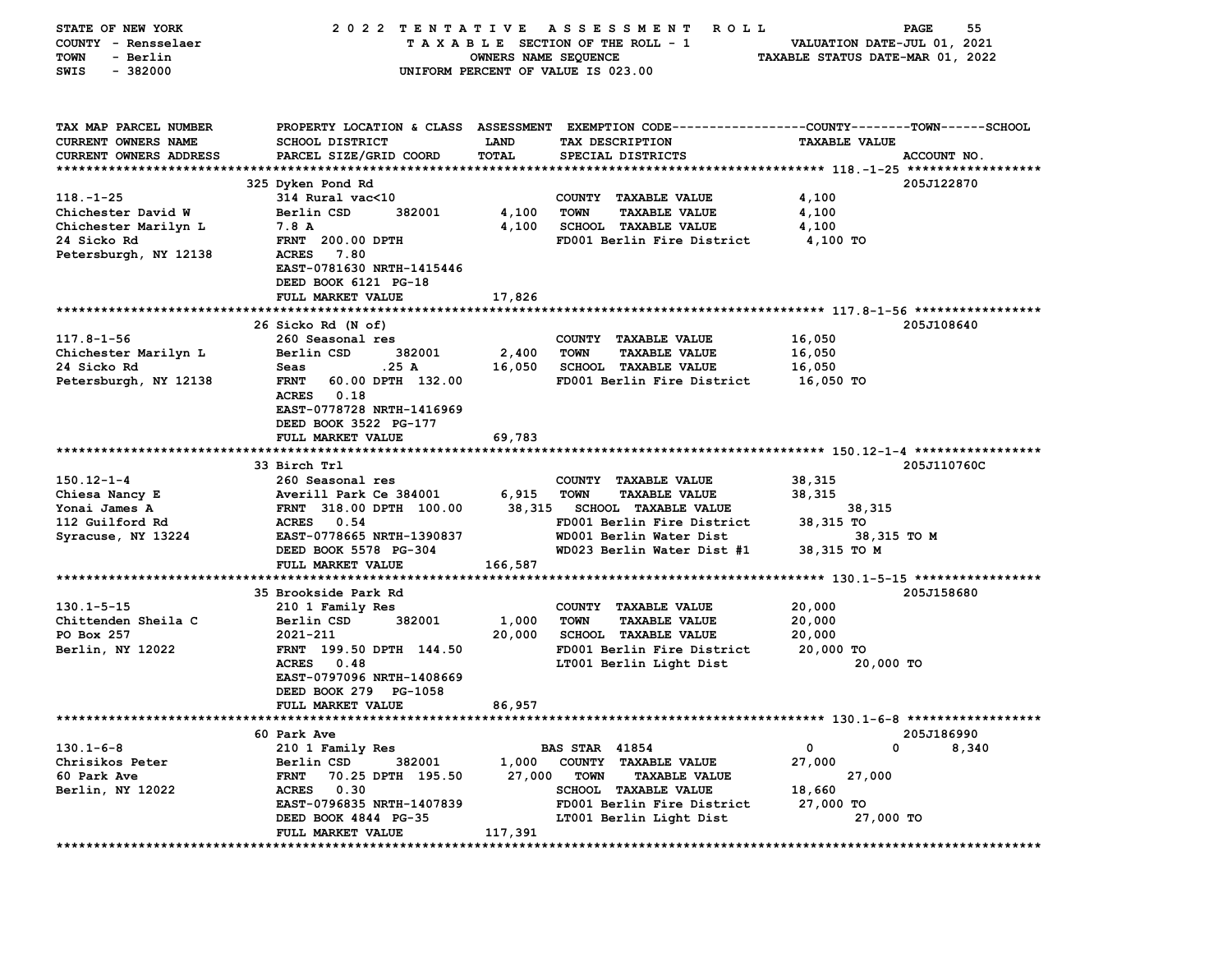STATE OF NEW YORK — COUNTY - Rensselaer — TOWN - Berlin — SWIS - 382000

**2022 TENTATIVE ASSESSMENT ROLL**
TAXABLE SECTION OF THE ROLL - 1
OWNERS NAME SEQUENCE
UNIFORM PERCENT OF VALUE IS 023.00

VALUATION DATE-JUL 01, 2021
TAXABLE STATUS DATE-MAR 01, 2022

| TAX MAP PARCEL NUMBER / CURRENT OWNERS NAME / CURRENT OWNERS ADDRESS | PROPERTY LOCATION & CLASS / SCHOOL DISTRICT / PARCEL SIZE/GRID COORD | ASSESSMENT LAND / TOTAL | EXEMPTION CODE / TAX DESCRIPTION / SPECIAL DISTRICTS | COUNTY / TOWN / SCHOOL TAXABLE VALUE | ACCOUNT NO. |
|---|---|---|---|---|---|
| **118.-1-25** | 325 Dyken Pond Rd | | | | 205J122870 |
| Chichester David W | 314 Rural vac<10 | | COUNTY TAXABLE VALUE | 4,100 | |
| Chichester Marilyn L | Berlin CSD 382001 | 4,100 | TOWN TAXABLE VALUE | 4,100 | |
| 24 Sicko Rd | 7.8 A | 4,100 | SCHOOL TAXABLE VALUE | 4,100 | |
| Petersburgh, NY 12138 | FRNT 200.00 DPTH | | FD001 Berlin Fire District | 4,100 TO | |
| | ACRES 7.80 | | | | |
| | EAST-0781630 NRTH-1415446 | | | | |
| | DEED BOOK 6121 PG-18 | | | | |
| | FULL MARKET VALUE | 17,826 | | | |
| **117.8-1-56** | 26 Sicko Rd (N of) | | | | 205J108640 |
| Chichester Marilyn L | 260 Seasonal res | | COUNTY TAXABLE VALUE | 16,050 | |
| 24 Sicko Rd | Berlin CSD 382001 | 2,400 | TOWN TAXABLE VALUE | 16,050 | |
| Petersburgh, NY 12138 | Seas .25 A | 16,050 | SCHOOL TAXABLE VALUE | 16,050 | |
| | FRNT 60.00 DPTH 132.00 | | FD001 Berlin Fire District | 16,050 TO | |
| | ACRES 0.18 | | | | |
| | EAST-0778728 NRTH-1416969 | | | | |
| | DEED BOOK 3522 PG-177 | | | | |
| | FULL MARKET VALUE | 69,783 | | | |
| **150.12-1-4** | 33 Birch Trl | | | | 205J110760C |
| Chiesa Nancy E | 260 Seasonal res | | COUNTY TAXABLE VALUE | 38,315 | |
| Yonai James A | Averill Park Ce 384001 | 6,915 | TOWN TAXABLE VALUE | 38,315 | |
| 112 Guilford Rd | FRNT 318.00 DPTH 100.00 | 38,315 | SCHOOL TAXABLE VALUE | 38,315 | |
| Syracuse, NY 13224 | ACRES 0.54 | | FD001 Berlin Fire District | 38,315 TO | |
| | EAST-0778665 NRTH-1390837 | | WD001 Berlin Water Dist | 38,315 TO M | |
| | DEED BOOK 5578 PG-304 | | WD023 Berlin Water Dist #1 | 38,315 TO M | |
| | FULL MARKET VALUE | 166,587 | | | |
| **130.1-5-15** | 35 Brookside Park Rd | | | | 205J158680 |
| Chittenden Sheila C | 210 1 Family Res | | COUNTY TAXABLE VALUE | 20,000 | |
| PO Box 257 | Berlin CSD 382001 | 1,000 | TOWN TAXABLE VALUE | 20,000 | |
| Berlin, NY 12022 | 2021-211 | 20,000 | SCHOOL TAXABLE VALUE | 20,000 | |
| | FRNT 199.50 DPTH 144.50 | | FD001 Berlin Fire District | 20,000 TO | |
| | ACRES 0.48 | | LT001 Berlin Light Dist | 20,000 TO | |
| | EAST-0797096 NRTH-1408669 | | | | |
| | DEED BOOK 279 PG-1058 | | | | |
| | FULL MARKET VALUE | 86,957 | | | |
| **130.1-6-8** | 60 Park Ave | | | | 205J186990 |
| Chrisikos Peter | 210 1 Family Res | | BAS STAR 41854 | 0 / 0 / 8,340 | |
| 60 Park Ave | Berlin CSD 382001 | 1,000 | COUNTY TAXABLE VALUE | 27,000 | |
| Berlin, NY 12022 | FRNT 70.25 DPTH 195.50 | 27,000 | TOWN TAXABLE VALUE | 27,000 | |
| | ACRES 0.30 | | SCHOOL TAXABLE VALUE | 18,660 | |
| | EAST-0796835 NRTH-1407839 | | FD001 Berlin Fire District | 27,000 TO | |
| | DEED BOOK 4844 PG-35 | | LT001 Berlin Light Dist | 27,000 TO | |
| | FULL MARKET VALUE | 117,391 | | | |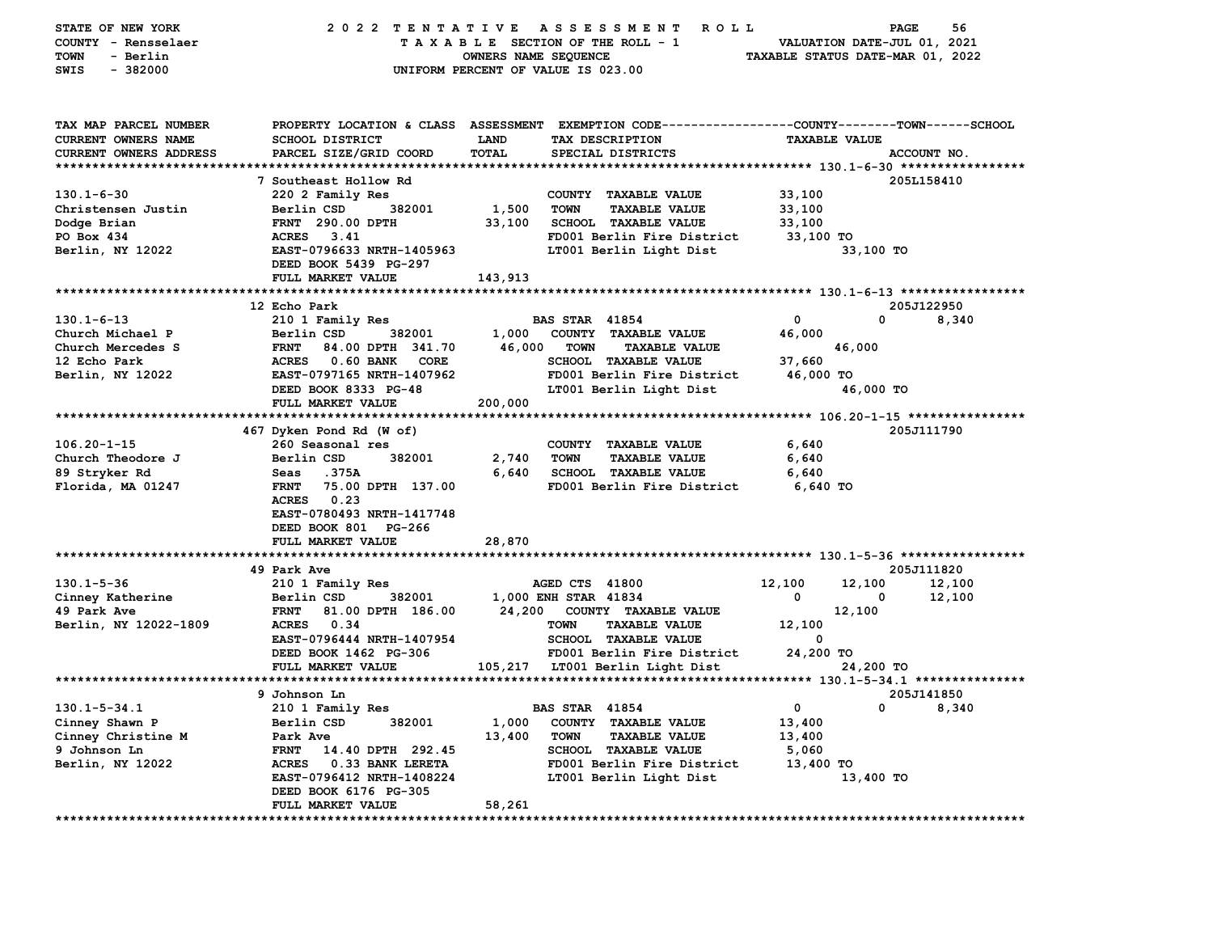STATE OF NEW YORK — 2022 TENTATIVE ASSESSMENT ROLL
COUNTY - Rensselaer — TAXABLE SECTION OF THE ROLL - 1 — VALUATION DATE-JUL 01, 2021
TOWN - Berlin — OWNERS NAME SEQUENCE — TAXABLE STATUS DATE-MAR 01, 2022
SWIS - 382000 — UNIFORM PERCENT OF VALUE IS 023.00

| TAX MAP PARCEL NUMBER / CURRENT OWNERS NAME / CURRENT OWNERS ADDRESS | PROPERTY LOCATION & CLASS / SCHOOL DISTRICT / PARCEL SIZE/GRID COORD | ASSESSMENT LAND | TOTAL | EXEMPTION CODE / TAX DESCRIPTION / SPECIAL DISTRICTS | COUNTY | TOWN | SCHOOL | ACCOUNT NO. |
|---|---|---|---|---|---|---|---|---|
| **130.1-6-30** | 7 Southeast Hollow Rd | | | | | | | 205L158410 |
| Christensen Justin | 220 2 Family Res | | | COUNTY TAXABLE VALUE | 33,100 | | | |
| Dodge Brian | Berlin CSD 382001 | 1,500 | | TOWN TAXABLE VALUE | | 33,100 | | |
| PO Box 434 | FRNT 290.00 DPTH | | 33,100 | SCHOOL TAXABLE VALUE | | | 33,100 | |
| Berlin, NY 12022 | ACRES 3.41 | | | FD001 Berlin Fire District | 33,100 TO | | | |
| | EAST-0796633 NRTH-1405963 | | | LT001 Berlin Light Dist | | 33,100 TO | | |
| | DEED BOOK 5439 PG-297 | | | | | | | |
| | FULL MARKET VALUE | | 143,913 | | | | | |
| **130.1-6-13** | 12 Echo Park | | | | | | | 205J122950 |
| Church Michael P | 210 1 Family Res | | | BAS STAR 41854 | 0 | 0 | 8,340 | |
| Church Mercedes S | Berlin CSD 382001 | 1,000 | | COUNTY TAXABLE VALUE | 46,000 | | | |
| 12 Echo Park | FRNT 84.00 DPTH 341.70 | | 46,000 | TOWN TAXABLE VALUE | | 46,000 | | |
| Berlin, NY 12022 | ACRES 0.60 BANK CORE | | | SCHOOL TAXABLE VALUE | | | 37,660 | |
| | EAST-0797165 NRTH-1407962 | | | FD001 Berlin Fire District | 46,000 TO | | | |
| | DEED BOOK 8333 PG-48 | | | LT001 Berlin Light Dist | | 46,000 TO | | |
| | FULL MARKET VALUE | | 200,000 | | | | | |
| **106.20-1-15** | 467 Dyken Pond Rd (W of) | | | | | | | 205J111790 |
| Church Theodore J | 260 Seasonal res | | | COUNTY TAXABLE VALUE | 6,640 | | | |
| 89 Stryker Rd | Berlin CSD 382001 | 2,740 | | TOWN TAXABLE VALUE | | 6,640 | | |
| Florida, MA 01247 | Seas .375A | | 6,640 | SCHOOL TAXABLE VALUE | | | 6,640 | |
| | FRNT 75.00 DPTH 137.00 | | | FD001 Berlin Fire District | 6,640 TO | | | |
| | ACRES 0.23 | | | | | | | |
| | EAST-0780493 NRTH-1417748 | | | | | | | |
| | DEED BOOK 801 PG-266 | | | | | | | |
| | FULL MARKET VALUE | | 28,870 | | | | | |
| **130.1-5-36** | 49 Park Ave | | | | | | | 205J111820 |
| Cinney Katherine | 210 1 Family Res | | | AGED CTS 41800 | 12,100 | 12,100 | 12,100 | |
| 49 Park Ave | Berlin CSD 382001 | 1,000 | | ENH STAR 41834 | 0 | 0 | 12,100 | |
| Berlin, NY 12022-1809 | FRNT 81.00 DPTH 186.00 | | 24,200 | COUNTY TAXABLE VALUE | 12,100 | | | |
| | ACRES 0.34 | | | TOWN TAXABLE VALUE | | 12,100 | | |
| | EAST-0796444 NRTH-1407954 | | | SCHOOL TAXABLE VALUE | | | 0 | |
| | DEED BOOK 1462 PG-306 | | | FD001 Berlin Fire District | 24,200 TO | | | |
| | FULL MARKET VALUE | | 105,217 | LT001 Berlin Light Dist | | 24,200 TO | | |
| **130.1-5-34.1** | 9 Johnson Ln | | | | | | | 205J141850 |
| Cinney Shawn P | 210 1 Family Res | | | BAS STAR 41854 | 0 | 0 | 8,340 | |
| Cinney Christine M | Berlin CSD 382001 | 1,000 | | COUNTY TAXABLE VALUE | 13,400 | | | |
| 9 Johnson Ln | Park Ave | | 13,400 | TOWN TAXABLE VALUE | | 13,400 | | |
| Berlin, NY 12022 | FRNT 14.40 DPTH 292.45 | | | SCHOOL TAXABLE VALUE | | | 5,060 | |
| | ACRES 0.33 BANK LERETA | | | FD001 Berlin Fire District | 13,400 TO | | | |
| | EAST-0796412 NRTH-1408224 | | | LT001 Berlin Light Dist | | 13,400 TO | | |
| | DEED BOOK 6176 PG-305 | | | | | | | |
| | FULL MARKET VALUE | | 58,261 | | | | | |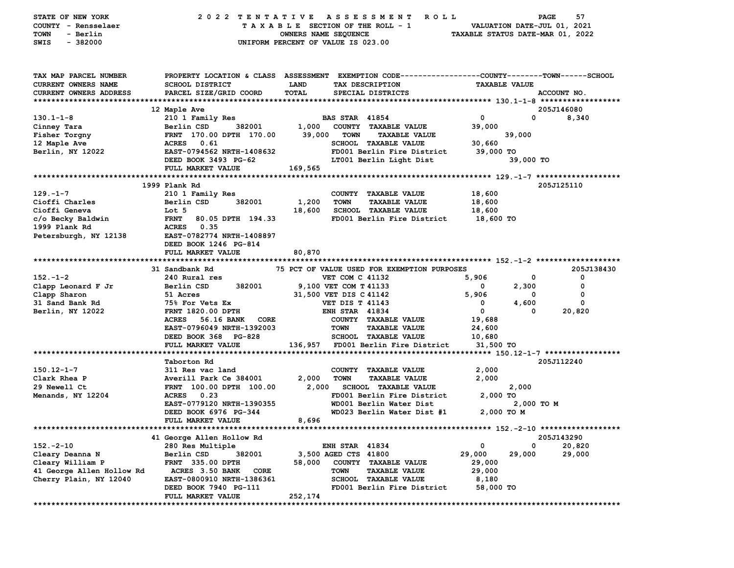STATE OF NEW YORK — 2022 TENTATIVE ASSESSMENT ROLL
COUNTY - Rensselaer — TAXABLE SECTION OF THE ROLL - 1 — VALUATION DATE-JUL 01, 2021
TOWN - Berlin — OWNERS NAME SEQUENCE — TAXABLE STATUS DATE-MAR 01, 2022
SWIS - 382000 — UNIFORM PERCENT OF VALUE IS 023.00

```
TAX MAP PARCEL NUMBER        PROPERTY LOCATION & CLASS  ASSESSMENT  EXEMPTION CODE------------------COUNTY--------TOWN------SCHOOL
CURRENT OWNERS NAME          SCHOOL DISTRICT               LAND      TAX DESCRIPTION                 TAXABLE VALUE
CURRENT OWNERS ADDRESS       PARCEL SIZE/GRID COORD        TOTAL     SPECIAL DISTRICTS                                  ACCOUNT NO.
****************************************************************************************************** 130.1-1-8 ******************
                             12 Maple Ave                                                                                 205J146080
130.1-1-8                    210 1 Family Res                       BAS STAR  41854                 0              0         8,340
Cinney Tara                  Berlin CSD      382001       1,000    COUNTY  TAXABLE VALUE          39,000
Fisher Torgny                FRNT 170.00 DPTH 170.00     39,000    TOWN    TAXABLE VALUE                 39,000
12 Maple Ave                 ACRES   0.61                          SCHOOL  TAXABLE VALUE          30,660
Berlin, NY 12022             EAST-0794562 NRTH-1408632             FD001 Berlin Fire District      39,000 TO
                             DEED BOOK 3493 PG-62                  LT001 Berlin Light Dist                39,000 TO
                             FULL MARKET VALUE           169,565
****************************************************************************************************** 129.-1-7 *******************
                             1999 Plank Rd                                                                                205J125110
129.-1-7                     210 1 Family Res                       COUNTY  TAXABLE VALUE          18,600
Cioffi Charles               Berlin CSD      382001       1,200    TOWN    TAXABLE VALUE          18,600
Cioffi Geneva                Lot 5                       18,600    SCHOOL  TAXABLE VALUE          18,600
c/o Becky Baldwin            FRNT  80.05 DPTH 194.33               FD001 Berlin Fire District      18,600 TO
1999 Plank Rd                ACRES   0.35
Petersburgh, NY 12138        EAST-0782774 NRTH-1408897
                             DEED BOOK 1246 PG-814
                             FULL MARKET VALUE            80,870
****************************************************************************************************** 152.-1-2 *******************
                             31 Sandbank Rd                75 PCT OF VALUE USED FOR EXEMPTION PURPOSES                    205J138430
152.-1-2                     240 Rural res                          VET COM C 41132              5,906              0             0
Clapp Leonard F Jr           Berlin CSD      382001       9,100 VET COM T 41133                 0          2,300             0
Clapp Sharon                 51 Acres                    31,500 VET DIS C 41142              5,906              0             0
31 Sand Bank Rd              75% For Vets Ex                        VET DIS T 41143                 0          4,600             0
Berlin, NY 12022             FRNT 1820.00 DPTH                      ENH STAR  41834                 0              0        20,820
                             ACRES   56.16 BANK   CORE              COUNTY  TAXABLE VALUE          19,688
                             EAST-0796049 NRTH-1392003              TOWN    TAXABLE VALUE          24,600
                             DEED BOOK 368   PG-828                 SCHOOL  TAXABLE VALUE          10,680
                             FULL MARKET VALUE           136,957    FD001 Berlin Fire District      31,500 TO
****************************************************************************************************** 150.12-1-7 *****************
                             Taborton Rd                                                                                  205J112240
150.12-1-7                   311 Res vac land                       COUNTY  TAXABLE VALUE           2,000
Clark Rhea P                 Averill Park Ce 384001       2,000    TOWN    TAXABLE VALUE           2,000
29 Newell Ct                 FRNT 100.00 DPTH 100.00      2,000    SCHOOL  TAXABLE VALUE                  2,000
Menands, NY 12204            ACRES   0.23                          FD001 Berlin Fire District       2,000 TO
                             EAST-0779120 NRTH-1390355             WD001 Berlin Water Dist                 2,000 TO M
                             DEED BOOK 6976 PG-344                 WD023 Berlin Water Dist #1       2,000 TO M
                             FULL MARKET VALUE             8,696
****************************************************************************************************** 152.-2-10 ******************
                             41 George Allen Hollow Rd                                                                    205J143290
152.-2-10                    280 Res Multiple                       ENH STAR  41834                 0              0        20,820
Cleary Deanna N              Berlin CSD      382001       3,500 AGED CTS 41800              29,000         29,000        29,000
Cleary William P             FRNT 335.00 DPTH            58,000    COUNTY  TAXABLE VALUE          29,000
41 George Allen Hollow Rd    ACRES  3.50 BANK    CORE              TOWN    TAXABLE VALUE          29,000
Cherry Plain, NY 12040       EAST-0800910 NRTH-1386361             SCHOOL  TAXABLE VALUE           8,180
                             DEED BOOK 7940 PG-111                 FD001 Berlin Fire District      58,000 TO
                             FULL MARKET VALUE           252,174
************************************************************************************************************************************
```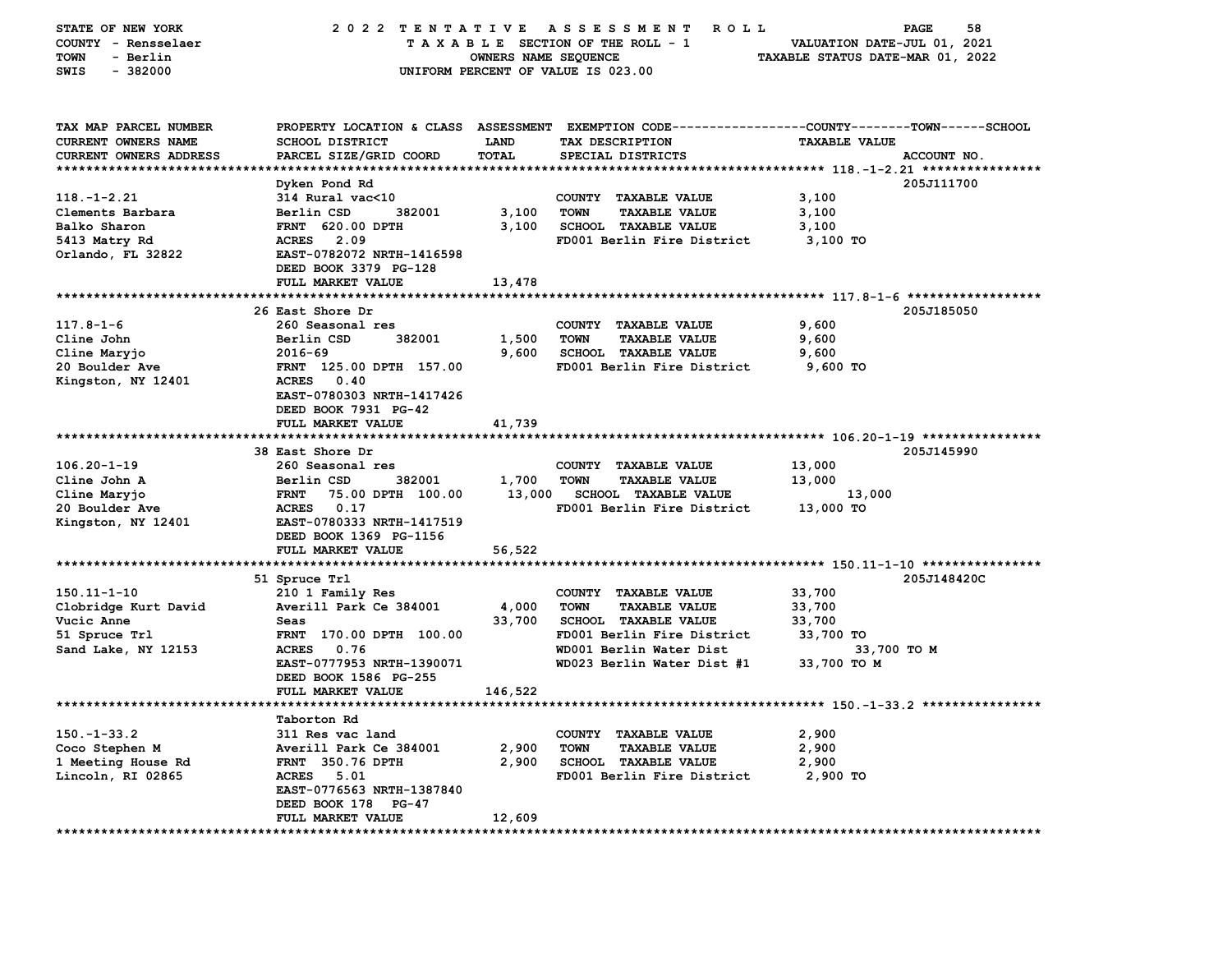STATE OF NEW YORK — 2022 TENTATIVE ASSESSMENT ROLL
COUNTY - Rensselaer — TAXABLE SECTION OF THE ROLL - 1 — VALUATION DATE-JUL 01, 2021
TOWN - Berlin — OWNERS NAME SEQUENCE — TAXABLE STATUS DATE-MAR 01, 2022
SWIS - 382000 — UNIFORM PERCENT OF VALUE IS 023.00

| TAX MAP PARCEL NUMBER / CURRENT OWNERS NAME / CURRENT OWNERS ADDRESS | PROPERTY LOCATION & CLASS / SCHOOL DISTRICT / PARCEL SIZE/GRID COORD | ASSESSMENT LAND / TOTAL | EXEMPTION CODE / TAX DESCRIPTION / SPECIAL DISTRICTS | TAXABLE VALUE | ACCOUNT NO. |
|---|---|---|---|---|---|
| **118.-1-2.21** | Dyken Pond Rd | | | | 205J111700 |
| 118.-1-2.21 | 314 Rural vac<10 | | COUNTY TAXABLE VALUE | 3,100 | |
| Clements Barbara | Berlin CSD 382001 | 3,100 | TOWN TAXABLE VALUE | 3,100 | |
| Balko Sharon | FRNT 620.00 DPTH | 3,100 | SCHOOL TAXABLE VALUE | 3,100 | |
| 5413 Matry Rd | ACRES 2.09 | | FD001 Berlin Fire District | 3,100 TO | |
| Orlando, FL 32822 | EAST-0782072 NRTH-1416598 | | | | |
| | DEED BOOK 3379 PG-128 | | | | |
| | FULL MARKET VALUE | 13,478 | | | |
| **117.8-1-6** | 26 East Shore Dr | | | | 205J185050 |
| 117.8-1-6 | 260 Seasonal res | | COUNTY TAXABLE VALUE | 9,600 | |
| Cline John | Berlin CSD 382001 | 1,500 | TOWN TAXABLE VALUE | 9,600 | |
| Cline Maryjo | 2016-69 | 9,600 | SCHOOL TAXABLE VALUE | 9,600 | |
| 20 Boulder Ave | FRNT 125.00 DPTH 157.00 | | FD001 Berlin Fire District | 9,600 TO | |
| Kingston, NY 12401 | ACRES 0.40 | | | | |
| | EAST-0780303 NRTH-1417426 | | | | |
| | DEED BOOK 7931 PG-42 | | | | |
| | FULL MARKET VALUE | 41,739 | | | |
| **106.20-1-19** | 38 East Shore Dr | | | | 205J145990 |
| 106.20-1-19 | 260 Seasonal res | | COUNTY TAXABLE VALUE | 13,000 | |
| Cline John A | Berlin CSD 382001 | 1,700 | TOWN TAXABLE VALUE | 13,000 | |
| Cline Maryjo | FRNT 75.00 DPTH 100.00 | 13,000 | SCHOOL TAXABLE VALUE | 13,000 | |
| 20 Boulder Ave | ACRES 0.17 | | FD001 Berlin Fire District | 13,000 TO | |
| Kingston, NY 12401 | EAST-0780333 NRTH-1417519 | | | | |
| | DEED BOOK 1369 PG-1156 | | | | |
| | FULL MARKET VALUE | 56,522 | | | |
| **150.11-1-10** | 51 Spruce Trl | | | | 205J148420C |
| 150.11-1-10 | 210 1 Family Res | | COUNTY TAXABLE VALUE | 33,700 | |
| Clobridge Kurt David | Averill Park Ce 384001 | 4,000 | TOWN TAXABLE VALUE | 33,700 | |
| Vucic Anne | Seas | 33,700 | SCHOOL TAXABLE VALUE | 33,700 | |
| 51 Spruce Trl | FRNT 170.00 DPTH 100.00 | | FD001 Berlin Fire District | 33,700 TO | |
| Sand Lake, NY 12153 | ACRES 0.76 | | WD001 Berlin Water Dist | 33,700 TO M | |
| | EAST-0777953 NRTH-1390071 | | WD023 Berlin Water Dist #1 | 33,700 TO M | |
| | DEED BOOK 1586 PG-255 | | | | |
| | FULL MARKET VALUE | 146,522 | | | |
| **150.-1-33.2** | Taborton Rd | | | | |
| 150.-1-33.2 | 311 Res vac land | | COUNTY TAXABLE VALUE | 2,900 | |
| Coco Stephen M | Averill Park Ce 384001 | 2,900 | TOWN TAXABLE VALUE | 2,900 | |
| 1 Meeting House Rd | FRNT 350.76 DPTH | 2,900 | SCHOOL TAXABLE VALUE | 2,900 | |
| Lincoln, RI 02865 | ACRES 5.01 | | FD001 Berlin Fire District | 2,900 TO | |
| | EAST-0776563 NRTH-1387840 | | | | |
| | DEED BOOK 178 PG-47 | | | | |
| | FULL MARKET VALUE | 12,609 | | | |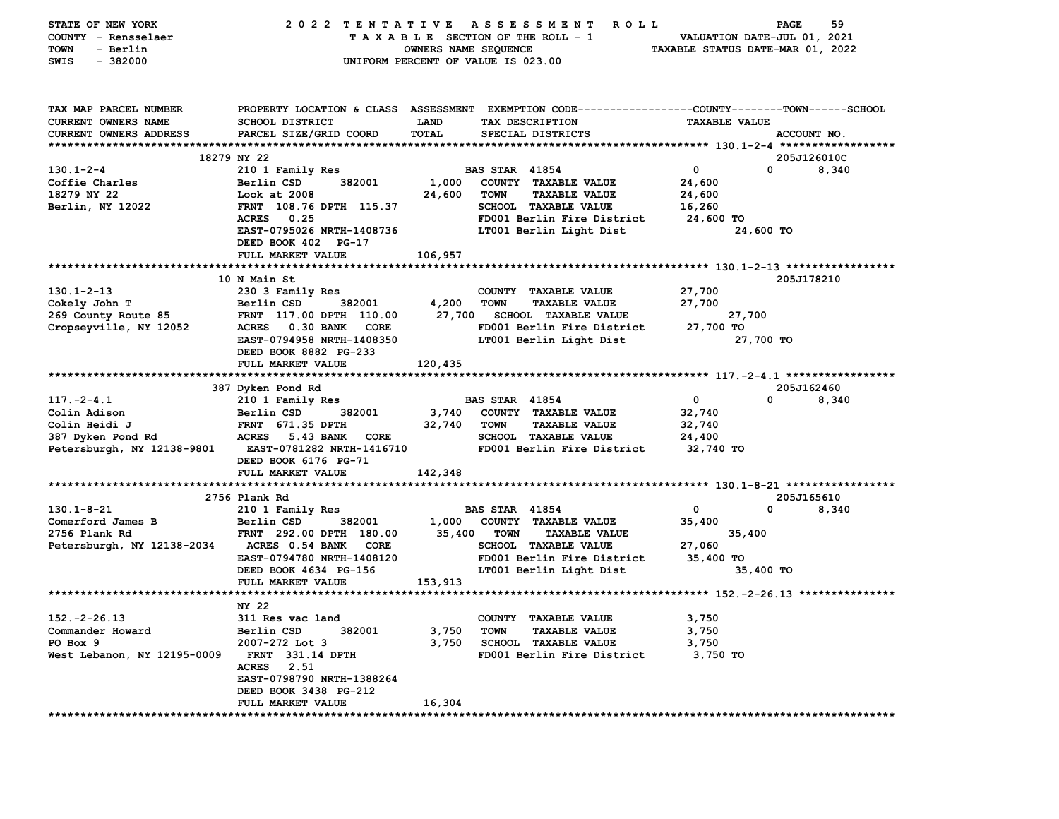STATE OF NEW YORK — 2022 TENTATIVE ASSESSMENT ROLL
COUNTY - Rensselaer — TAXABLE SECTION OF THE ROLL - 1 — VALUATION DATE-JUL 01, 2021
TOWN - Berlin — OWNERS NAME SEQUENCE — TAXABLE STATUS DATE-MAR 01, 2022
SWIS - 382000 — UNIFORM PERCENT OF VALUE IS 023.00

| TAX MAP PARCEL NUMBER / CURRENT OWNERS NAME / CURRENT OWNERS ADDRESS | PROPERTY LOCATION & CLASS / SCHOOL DISTRICT / PARCEL SIZE/GRID COORD | ASSESSMENT LAND / TOTAL | EXEMPTION CODE / TAX DESCRIPTION / SPECIAL DISTRICTS | COUNTY | TOWN | SCHOOL / ACCOUNT NO. |
|---|---|---|---|---|---|---|
| **130.1-2-4** | 18279 NY 22 | | | | | 205J126010C |
| 130.1-2-4 | 210 1 Family Res | | BAS STAR 41854 | 0 | 0 | 8,340 |
| Coffie Charles | Berlin CSD 382001 | 1,000 | COUNTY TAXABLE VALUE | 24,600 | | |
| 18279 NY 22 | Look at 2008 | 24,600 | TOWN TAXABLE VALUE | | 24,600 | |
| Berlin, NY 12022 | FRNT 108.76 DPTH 115.37 | | SCHOOL TAXABLE VALUE | | | 16,260 |
| | ACRES 0.25 | | FD001 Berlin Fire District | 24,600 TO | | |
| | EAST-0795026 NRTH-1408736 | | LT001 Berlin Light Dist | 24,600 TO | | |
| | DEED BOOK 402 PG-17 | | | | | |
| | FULL MARKET VALUE | 106,957 | | | | |
| **130.1-2-13** | 10 N Main St | | | | | 205J178210 |
| 130.1-2-13 | 230 3 Family Res | | COUNTY TAXABLE VALUE | 27,700 | | |
| Cokely John T | Berlin CSD 382001 | 4,200 | TOWN TAXABLE VALUE | | 27,700 | |
| 269 County Route 85 | FRNT 117.00 DPTH 110.00 | 27,700 | SCHOOL TAXABLE VALUE | | | 27,700 |
| Cropseyville, NY 12052 | ACRES 0.30 BANK CORE | | FD001 Berlin Fire District | 27,700 TO | | |
| | EAST-0794958 NRTH-1408350 | | LT001 Berlin Light Dist | 27,700 TO | | |
| | DEED BOOK 8882 PG-233 | | | | | |
| | FULL MARKET VALUE | 120,435 | | | | |
| **117.-2-4.1** | 387 Dyken Pond Rd | | | | | 205J162460 |
| 117.-2-4.1 | 210 1 Family Res | | BAS STAR 41854 | 0 | 0 | 8,340 |
| Colin Adison | Berlin CSD 382001 | 3,740 | COUNTY TAXABLE VALUE | 32,740 | | |
| Colin Heidi J | FRNT 671.35 DPTH | 32,740 | TOWN TAXABLE VALUE | | 32,740 | |
| 387 Dyken Pond Rd | ACRES 5.43 BANK CORE | | SCHOOL TAXABLE VALUE | | | 24,400 |
| Petersburgh, NY 12138-9801 | EAST-0781282 NRTH-1416710 | | FD001 Berlin Fire District | 32,740 TO | | |
| | DEED BOOK 6176 PG-71 | | | | | |
| | FULL MARKET VALUE | 142,348 | | | | |
| **130.1-8-21** | 2756 Plank Rd | | | | | 205J165610 |
| 130.1-8-21 | 210 1 Family Res | | BAS STAR 41854 | 0 | 0 | 8,340 |
| Comerford James B | Berlin CSD 382001 | 1,000 | COUNTY TAXABLE VALUE | 35,400 | | |
| 2756 Plank Rd | FRNT 292.00 DPTH 180.00 | 35,400 | TOWN TAXABLE VALUE | | 35,400 | |
| Petersburgh, NY 12138-2034 | ACRES 0.54 BANK CORE | | SCHOOL TAXABLE VALUE | | | 27,060 |
| | EAST-0794780 NRTH-1408120 | | FD001 Berlin Fire District | 35,400 TO | | |
| | DEED BOOK 4634 PG-156 | | LT001 Berlin Light Dist | 35,400 TO | | |
| | FULL MARKET VALUE | 153,913 | | | | |
| **152.-2-26.13** | NY 22 | | | | | |
| 152.-2-26.13 | 311 Res vac land | | COUNTY TAXABLE VALUE | 3,750 | | |
| Commander Howard | Berlin CSD 382001 | 3,750 | TOWN TAXABLE VALUE | | 3,750 | |
| PO Box 9 | 2007-272 Lot 3 | 3,750 | SCHOOL TAXABLE VALUE | | | 3,750 |
| West Lebanon, NY 12195-0009 | FRNT 331.14 DPTH | | FD001 Berlin Fire District | 3,750 TO | | |
| | ACRES 2.51 | | | | | |
| | EAST-0798790 NRTH-1388264 | | | | | |
| | DEED BOOK 3438 PG-212 | | | | | |
| | FULL MARKET VALUE | 16,304 | | | | |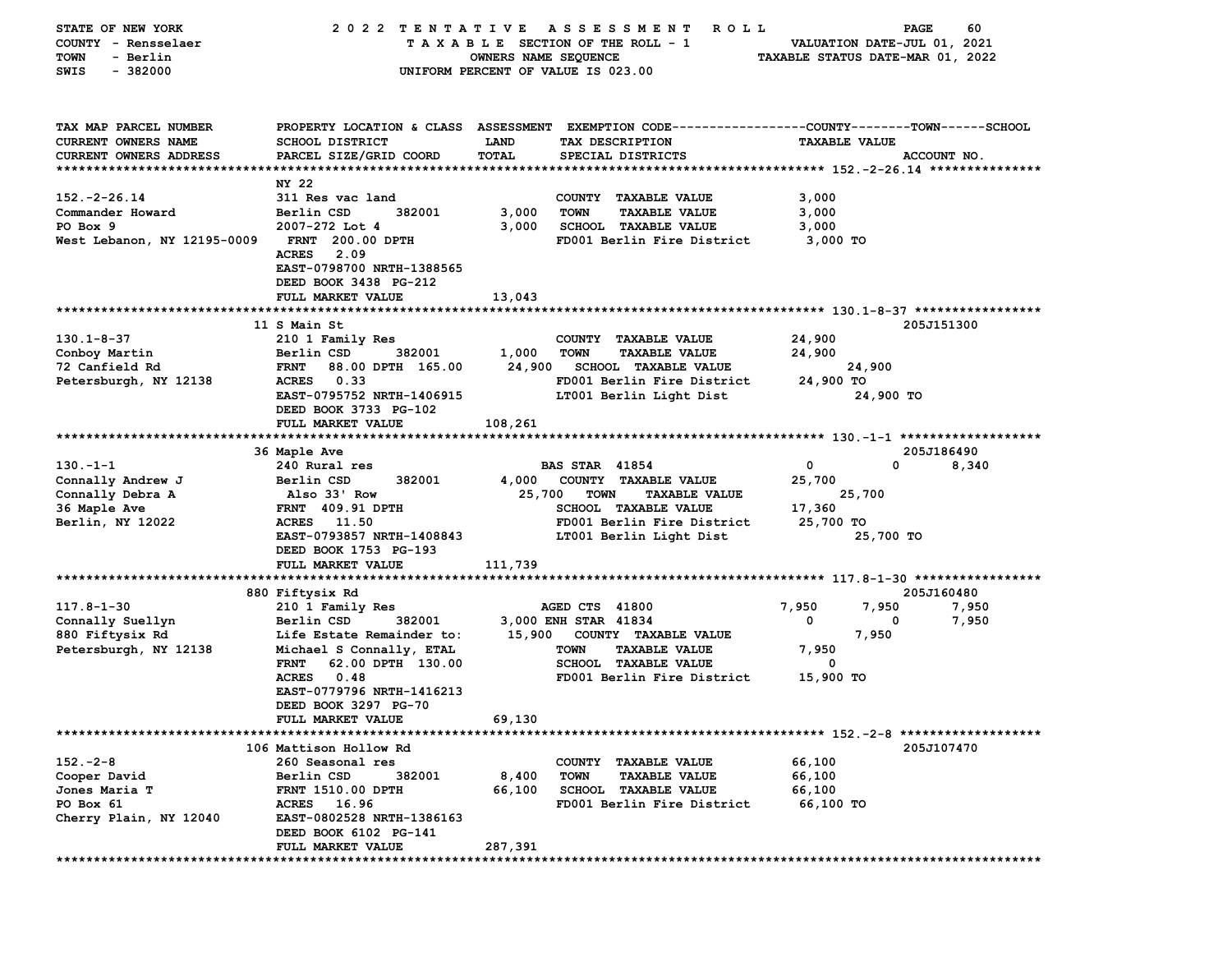STATE OF NEW YORK — COUNTY - Rensselaer — TOWN - Berlin — SWIS - 382000

2022 TENTATIVE ASSESSMENT ROLL — TAXABLE SECTION OF THE ROLL - 1 — OWNERS NAME SEQUENCE — UNIFORM PERCENT OF VALUE IS 023.00

VALUATION DATE-JUL 01, 2021 — TAXABLE STATUS DATE-MAR 01, 2022

```
TAX MAP PARCEL NUMBER          PROPERTY LOCATION & CLASS  ASSESSMENT  EXEMPTION CODE------------------COUNTY--------TOWN------SCHOOL
CURRENT OWNERS NAME            SCHOOL DISTRICT               LAND       TAX DESCRIPTION                   TAXABLE VALUE
CURRENT OWNERS ADDRESS         PARCEL SIZE/GRID COORD        TOTAL      SPECIAL DISTRICTS                                          ACCOUNT NO.
******************************************************************************************************* 152.-2-26.14 ***************
                               NY 22
152.-2-26.14                   311 Res vac land                         COUNTY  TAXABLE VALUE             3,000
Commander Howard               Berlin CSD        382001      3,000      TOWN    TAXABLE VALUE             3,000
PO Box 9                       2007-272 Lot 4                3,000      SCHOOL  TAXABLE VALUE             3,000
West Lebanon, NY 12195-0009    FRNT  200.00 DPTH                        FD001 Berlin Fire District        3,000 TO
                               ACRES   2.09
                               EAST-0798700 NRTH-1388565
                               DEED BOOK 3438  PG-212
                               FULL MARKET VALUE            13,043
******************************************************************************************************* 130.1-8-37 *****************
                               11 S Main St                                                                                205J151300
130.1-8-37                     210 1 Family Res                         COUNTY  TAXABLE VALUE            24,900
Conboy Martin                  Berlin CSD        382001      1,000      TOWN    TAXABLE VALUE            24,900
72 Canfield Rd                 FRNT   88.00 DPTH  165.00    24,900      SCHOOL  TAXABLE VALUE            24,900
Petersburgh, NY 12138          ACRES   0.33                             FD001 Berlin Fire District       24,900 TO
                               EAST-0795752 NRTH-1406915                LT001 Berlin Light Dist          24,900 TO
                               DEED BOOK 3733  PG-102
                               FULL MARKET VALUE           108,261
******************************************************************************************************* 130.-1-1 *******************
                               36 Maple Ave                                                                                205J186490
130.-1-1                       240 Rural res                            BAS STAR  41854                       0           0       8,340
Connally Andrew J              Berlin CSD        382001      4,000      COUNTY  TAXABLE VALUE            25,700
Connally Debra A               Also 33' Row                 25,700      TOWN    TAXABLE VALUE            25,700
36 Maple Ave                   FRNT  409.91 DPTH                        SCHOOL  TAXABLE VALUE            17,360
Berlin, NY 12022               ACRES  11.50                             FD001 Berlin Fire District       25,700 TO
                               EAST-0793857 NRTH-1408843                LT001 Berlin Light Dist          25,700 TO
                               DEED BOOK 1753  PG-193
                               FULL MARKET VALUE           111,739
******************************************************************************************************* 117.8-1-30 *****************
                               880 Fiftysix Rd                                                                             205J160480
117.8-1-30                     210 1 Family Res                         AGED CTS  41800                   7,950       7,950       7,950
Connally Suellyn               Berlin CSD        382001      3,000      ENH STAR  41834                       0           0       7,950
880 Fiftysix Rd                Life Estate Remainder to:    15,900      COUNTY  TAXABLE VALUE             7,950
Petersburgh, NY 12138          Michael S Connally, ETAL                 TOWN    TAXABLE VALUE             7,950
                               FRNT   62.00 DPTH  130.00                SCHOOL  TAXABLE VALUE                 0
                               ACRES   0.48                             FD001 Berlin Fire District       15,900 TO
                               EAST-0779796 NRTH-1416213
                               DEED BOOK 3297  PG-70
                               FULL MARKET VALUE            69,130
******************************************************************************************************* 152.-2-8 *******************
                               106 Mattison Hollow Rd                                                                      205J107470
152.-2-8                       260 Seasonal res                         COUNTY  TAXABLE VALUE            66,100
Cooper David                   Berlin CSD        382001      8,400      TOWN    TAXABLE VALUE            66,100
Jones Maria T                  FRNT 1510.00 DPTH            66,100      SCHOOL  TAXABLE VALUE            66,100
PO Box 61                      ACRES  16.96                             FD001 Berlin Fire District       66,100 TO
Cherry Plain, NY 12040         EAST-0802528 NRTH-1386163
                               DEED BOOK 6102  PG-141
                               FULL MARKET VALUE           287,391
************************************************************************************************************************************
```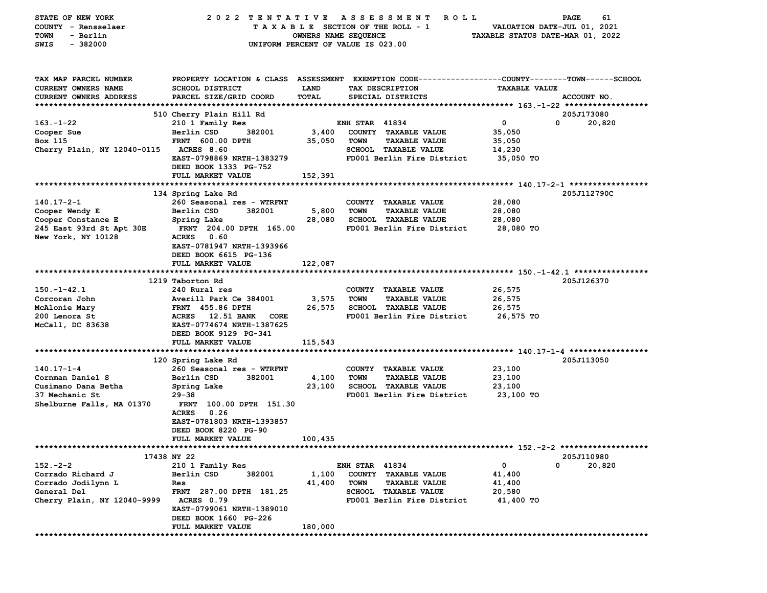STATE OF NEW YORK
COUNTY - Rensselaer
TOWN - Berlin
SWIS - 382000

2022 TENTATIVE ASSESSMENT ROLL
TAXABLE SECTION OF THE ROLL - 1
OWNERS NAME SEQUENCE
UNIFORM PERCENT OF VALUE IS 023.00

VALUATION DATE-JUL 01, 2021
TAXABLE STATUS DATE-MAR 01, 2022

| TAX MAP PARCEL NUMBER / CURRENT OWNERS NAME / CURRENT OWNERS ADDRESS | PROPERTY LOCATION & CLASS / SCHOOL DISTRICT / PARCEL SIZE/GRID COORD | ASSESSMENT LAND | TOTAL | EXEMPTION CODE / TAX DESCRIPTION / SPECIAL DISTRICTS | COUNTY TAXABLE VALUE | TOWN | SCHOOL | ACCOUNT NO. |
|---|---|---|---|---|---|---|---|---|
| 163.-1-22 | 510 Cherry Plain Hill Rd | | | | | | | 205J173080 |
| 163.-1-22 | 210 1 Family Res | | | ENH STAR 41834 | 0 | 0 | 20,820 | |
| Cooper Sue | Berlin CSD 382001 | 3,400 | | COUNTY TAXABLE VALUE | 35,050 | | | |
| Box 115 | FRNT 600.00 DPTH | | 35,050 | TOWN TAXABLE VALUE | 35,050 | | | |
| Cherry Plain, NY 12040-0115 | ACRES 8.60 | | | SCHOOL TAXABLE VALUE | 14,230 | | | |
| | EAST-0798869 NRTH-1383279 | | | FD001 Berlin Fire District | 35,050 TO | | | |
| | DEED BOOK 1333 PG-752 | | | | | | | |
| | FULL MARKET VALUE | | 152,391 | | | | | |
| 140.17-2-1 | 134 Spring Lake Rd | | | | | | | 205J112790C |
| 140.17-2-1 | 260 Seasonal res - WTRFNT | | | COUNTY TAXABLE VALUE | 28,080 | | | |
| Cooper Wendy E | Berlin CSD 382001 | 5,800 | | TOWN TAXABLE VALUE | 28,080 | | | |
| Cooper Constance E | Spring Lake | | 28,080 | SCHOOL TAXABLE VALUE | 28,080 | | | |
| 245 East 93rd St Apt 30E | FRNT 204.00 DPTH 165.00 | | | FD001 Berlin Fire District | 28,080 TO | | | |
| New York, NY 10128 | ACRES 0.60 | | | | | | | |
| | EAST-0781947 NRTH-1393966 | | | | | | | |
| | DEED BOOK 6615 PG-136 | | | | | | | |
| | FULL MARKET VALUE | | 122,087 | | | | | |
| 150.-1-42.1 | 1219 Taborton Rd | | | | | | | 205J126370 |
| 150.-1-42.1 | 240 Rural res | | | COUNTY TAXABLE VALUE | 26,575 | | | |
| Corcoran John | Averill Park Ce 384001 | 3,575 | | TOWN TAXABLE VALUE | 26,575 | | | |
| McAlonie Mary | FRNT 455.86 DPTH | | 26,575 | SCHOOL TAXABLE VALUE | 26,575 | | | |
| 200 Lenora St | ACRES 12.51 BANK CORE | | | FD001 Berlin Fire District | 26,575 TO | | | |
| McCall, DC 83638 | EAST-0774674 NRTH-1387625 | | | | | | | |
| | DEED BOOK 9129 PG-341 | | | | | | | |
| | FULL MARKET VALUE | | 115,543 | | | | | |
| 140.17-1-4 | 120 Spring Lake Rd | | | | | | | 205J113050 |
| 140.17-1-4 | 260 Seasonal res - WTRFNT | | | COUNTY TAXABLE VALUE | 23,100 | | | |
| Cornman Daniel S | Berlin CSD 382001 | 4,100 | | TOWN TAXABLE VALUE | 23,100 | | | |
| Cusimano Dana Betha | Spring Lake | | 23,100 | SCHOOL TAXABLE VALUE | 23,100 | | | |
| 37 Mechanic St | 29-38 | | | FD001 Berlin Fire District | 23,100 TO | | | |
| Shelburne Falls, MA 01370 | FRNT 100.00 DPTH 151.30 | | | | | | | |
| | ACRES 0.26 | | | | | | | |
| | EAST-0781803 NRTH-1393857 | | | | | | | |
| | DEED BOOK 8220 PG-90 | | | | | | | |
| | FULL MARKET VALUE | | 100,435 | | | | | |
| 152.-2-2 | 17438 NY 22 | | | | | | | 205J110980 |
| 152.-2-2 | 210 1 Family Res | | | ENH STAR 41834 | 0 | 0 | 20,820 | |
| Corrado Richard J | Berlin CSD 382001 | 1,100 | | COUNTY TAXABLE VALUE | 41,400 | | | |
| Corrado Jodilynn L | Res | | 41,400 | TOWN TAXABLE VALUE | 41,400 | | | |
| General Del | FRNT 287.00 DPTH 181.25 | | | SCHOOL TAXABLE VALUE | 20,580 | | | |
| Cherry Plain, NY 12040-9999 | ACRES 0.79 | | | FD001 Berlin Fire District | 41,400 TO | | | |
| | EAST-0799061 NRTH-1389010 | | | | | | | |
| | DEED BOOK 1660 PG-226 | | | | | | | |
| | FULL MARKET VALUE | | 180,000 | | | | | |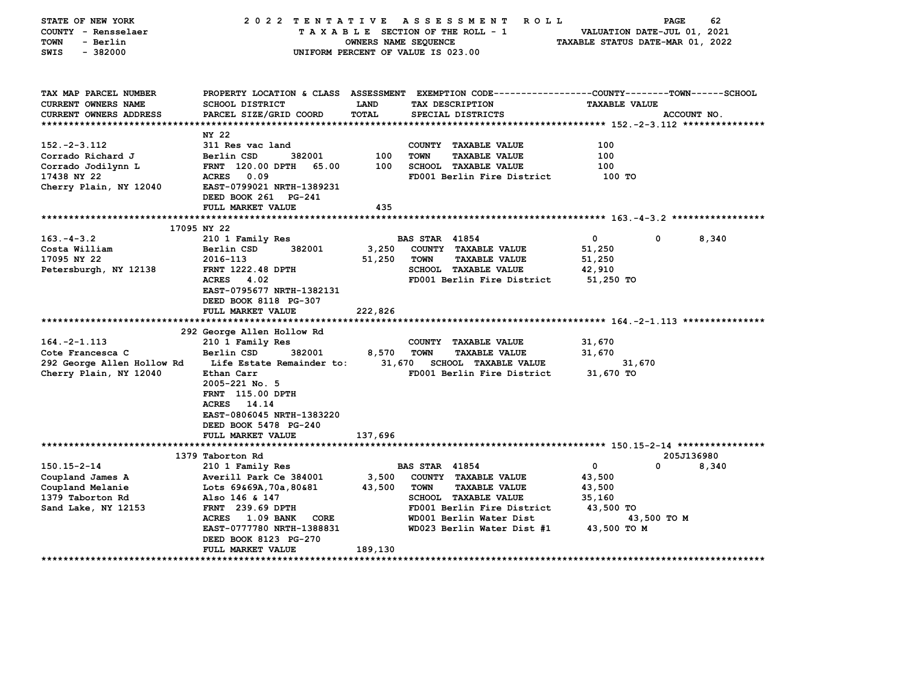STATE OF NEW YORK 2 0 2 2 T E N T A T I V E A S S E S S M E N T R O L L PAGE 62
COUNTY - Rensselaer T A X A B L E SECTION OF THE ROLL - 1 VALUATION DATE-JUL 01, 2021
TOWN - Berlin OWNERS NAME SEQUENCE TAXABLE STATUS DATE-MAR 01, 2022
SWIS - 382000 UNIFORM PERCENT OF VALUE IS 023.00

```
TAX MAP PARCEL NUMBER        PROPERTY LOCATION & CLASS  ASSESSMENT  EXEMPTION CODE------------------COUNTY--------TOWN------SCHOOL
CURRENT OWNERS NAME          SCHOOL DISTRICT              LAND       TAX DESCRIPTION                    TAXABLE VALUE
CURRENT OWNERS ADDRESS       PARCEL SIZE/GRID COORD       TOTAL      SPECIAL DISTRICTS                                    ACCOUNT NO.
****************************************************************************************************** 152.-2-3.112 ***************
                             NY 22
152.-2-3.112                 311 Res vac land                         COUNTY  TAXABLE VALUE              100
Corrado Richard J            Berlin CSD       382001        100       TOWN    TAXABLE VALUE              100
Corrado Jodilynn L           FRNT 120.00 DPTH  65.00        100       SCHOOL  TAXABLE VALUE              100
17438 NY 22                  ACRES   0.09                             FD001 Berlin Fire District          100 TO
Cherry Plain, NY 12040       EAST-0799021 NRTH-1389231
                             DEED BOOK 261   PG-241
                             FULL MARKET VALUE              435
****************************************************************************************************** 163.-4-3.2 *****************
                 17095 NY 22
163.-4-3.2                   210 1 Family Res                         BAS STAR  41854                    0            0       8,340
Costa William                Berlin CSD       382001      3,250       COUNTY  TAXABLE VALUE          51,250
17095 NY 22                  2016-113                    51,250       TOWN    TAXABLE VALUE          51,250
Petersburgh, NY 12138        FRNT 1222.48 DPTH                        SCHOOL  TAXABLE VALUE          42,910
                             ACRES   4.02                             FD001 Berlin Fire District       51,250 TO
                             EAST-0795677 NRTH-1382131
                             DEED BOOK 8118  PG-307
                             FULL MARKET VALUE          222,826
****************************************************************************************************** 164.-2-1.113 ***************
                 292 George Allen Hollow Rd
164.-2-1.113                 210 1 Family Res                         COUNTY  TAXABLE VALUE          31,670
Cote Francesca C             Berlin CSD       382001      8,570       TOWN    TAXABLE VALUE          31,670
292 George Allen Hollow Rd   Life Estate Remainder to:   31,670       SCHOOL  TAXABLE VALUE          31,670
Cherry Plain, NY 12040       Ethan Carr                               FD001 Berlin Fire District       31,670 TO
                             2005-221 No. 5
                             FRNT 115.00 DPTH
                             ACRES  14.14
                             EAST-0806045 NRTH-1383220
                             DEED BOOK 5478  PG-240
                             FULL MARKET VALUE          137,696
****************************************************************************************************** 150.15-2-14 ****************
                 1379 Taborton Rd                                                                                 205J136980
150.15-2-14                  210 1 Family Res                         BAS STAR  41854                    0            0       8,340
Coupland James A             Averill Park Ce 384001       3,500       COUNTY  TAXABLE VALUE          43,500
Coupland Melanie             Lots 69&69A,70a,80&81       43,500       TOWN    TAXABLE VALUE          43,500
1379 Taborton Rd             Also 146 & 147                           SCHOOL  TAXABLE VALUE          35,160
Sand Lake, NY 12153          FRNT 239.69 DPTH                         FD001 Berlin Fire District       43,500 TO
                             ACRES   1.09 BANK   CORE                 WD001 Berlin Water Dist          43,500 TO M
                             EAST-0777780 NRTH-1388831                WD023 Berlin Water Dist #1       43,500 TO M
                             DEED BOOK 8123  PG-270
                             FULL MARKET VALUE          189,130
************************************************************************************************************************************
```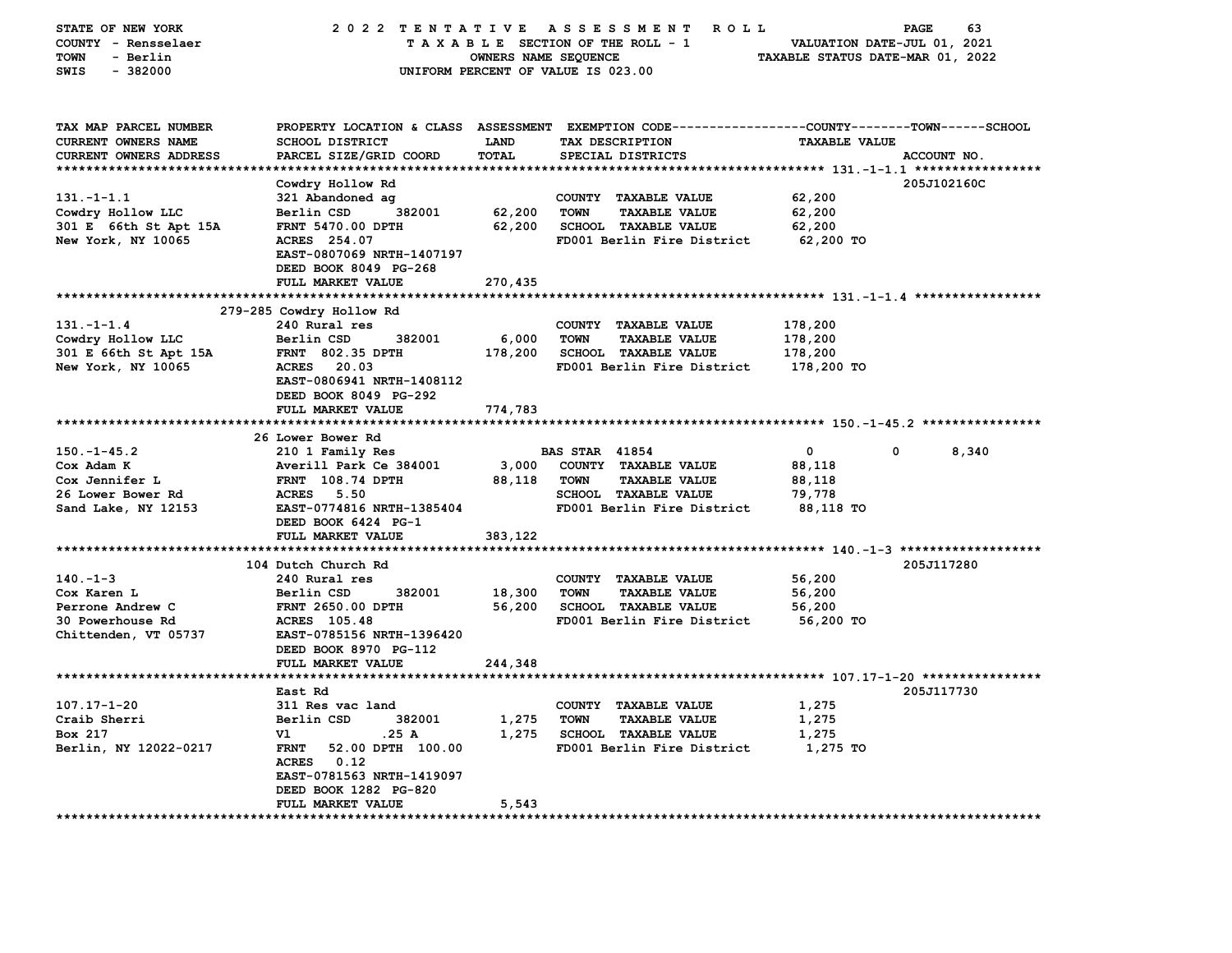STATE OF NEW YORK — 2022 TENTATIVE ASSESSMENT ROLL — PAGE 63
COUNTY - Rensselaer — TAXABLE SECTION OF THE ROLL - 1 — VALUATION DATE-JUL 01, 2021
TOWN - Berlin — OWNERS NAME SEQUENCE — TAXABLE STATUS DATE-MAR 01, 2022
SWIS - 382000 — UNIFORM PERCENT OF VALUE IS 023.00

| TAX MAP PARCEL NUMBER / CURRENT OWNERS NAME / CURRENT OWNERS ADDRESS | PROPERTY LOCATION & CLASS / SCHOOL DISTRICT / PARCEL SIZE/GRID COORD | ASSESSMENT LAND / TOTAL | EXEMPTION CODE / TAX DESCRIPTION / SPECIAL DISTRICTS | COUNTY / TOWN / SCHOOL TAXABLE VALUE | ACCOUNT NO. |
|---|---|---|---|---|---|
| **131.-1-1.1** | Cowdry Hollow Rd | | | | 205J102160C |
| 131.-1-1.1 | 321 Abandoned ag | | COUNTY TAXABLE VALUE | 62,200 | |
| Cowdry Hollow LLC | Berlin CSD 382001 | 62,200 | TOWN TAXABLE VALUE | 62,200 | |
| 301 E 66th St Apt 15A | FRNT 5470.00 DPTH | 62,200 | SCHOOL TAXABLE VALUE | 62,200 | |
| New York, NY 10065 | ACRES 254.07 | | FD001 Berlin Fire District | 62,200 TO | |
| | EAST-0807069 NRTH-1407197 | | | | |
| | DEED BOOK 8049 PG-268 | | | | |
| | FULL MARKET VALUE | 270,435 | | | |
| **131.-1-1.4** | 279-285 Cowdry Hollow Rd | | | | |
| 131.-1-1.4 | 240 Rural res | | COUNTY TAXABLE VALUE | 178,200 | |
| Cowdry Hollow LLC | Berlin CSD 382001 | 6,000 | TOWN TAXABLE VALUE | 178,200 | |
| 301 E 66th St Apt 15A | FRNT 802.35 DPTH | 178,200 | SCHOOL TAXABLE VALUE | 178,200 | |
| New York, NY 10065 | ACRES 20.03 | | FD001 Berlin Fire District | 178,200 TO | |
| | EAST-0806941 NRTH-1408112 | | | | |
| | DEED BOOK 8049 PG-292 | | | | |
| | FULL MARKET VALUE | 774,783 | | | |
| **150.-1-45.2** | 26 Lower Bower Rd | | | | |
| 150.-1-45.2 | 210 1 Family Res | | BAS STAR 41854 | 0 0 8,340 | |
| Cox Adam K | Averill Park Ce 384001 | 3,000 | COUNTY TAXABLE VALUE | 88,118 | |
| Cox Jennifer L | FRNT 108.74 DPTH | 88,118 | TOWN TAXABLE VALUE | 88,118 | |
| 26 Lower Bower Rd | ACRES 5.50 | | SCHOOL TAXABLE VALUE | 79,778 | |
| Sand Lake, NY 12153 | EAST-0774816 NRTH-1385404 | | FD001 Berlin Fire District | 88,118 TO | |
| | DEED BOOK 6424 PG-1 | | | | |
| | FULL MARKET VALUE | 383,122 | | | |
| **140.-1-3** | 104 Dutch Church Rd | | | | 205J117280 |
| 140.-1-3 | 240 Rural res | | COUNTY TAXABLE VALUE | 56,200 | |
| Cox Karen L | Berlin CSD 382001 | 18,300 | TOWN TAXABLE VALUE | 56,200 | |
| Perrone Andrew C | FRNT 2650.00 DPTH | 56,200 | SCHOOL TAXABLE VALUE | 56,200 | |
| 30 Powerhouse Rd | ACRES 105.48 | | FD001 Berlin Fire District | 56,200 TO | |
| Chittenden, VT 05737 | EAST-0785156 NRTH-1396420 | | | | |
| | DEED BOOK 8970 PG-112 | | | | |
| | FULL MARKET VALUE | 244,348 | | | |
| **107.17-1-20** | East Rd | | | | 205J117730 |
| 107.17-1-20 | 311 Res vac land | | COUNTY TAXABLE VALUE | 1,275 | |
| Craib Sherri | Berlin CSD 382001 | 1,275 | TOWN TAXABLE VALUE | 1,275 | |
| Box 217 | Vl .25 A | 1,275 | SCHOOL TAXABLE VALUE | 1,275 | |
| Berlin, NY 12022-0217 | FRNT 52.00 DPTH 100.00 | | FD001 Berlin Fire District | 1,275 TO | |
| | ACRES 0.12 | | | | |
| | EAST-0781563 NRTH-1419097 | | | | |
| | DEED BOOK 1282 PG-820 | | | | |
| | FULL MARKET VALUE | 5,543 | | | |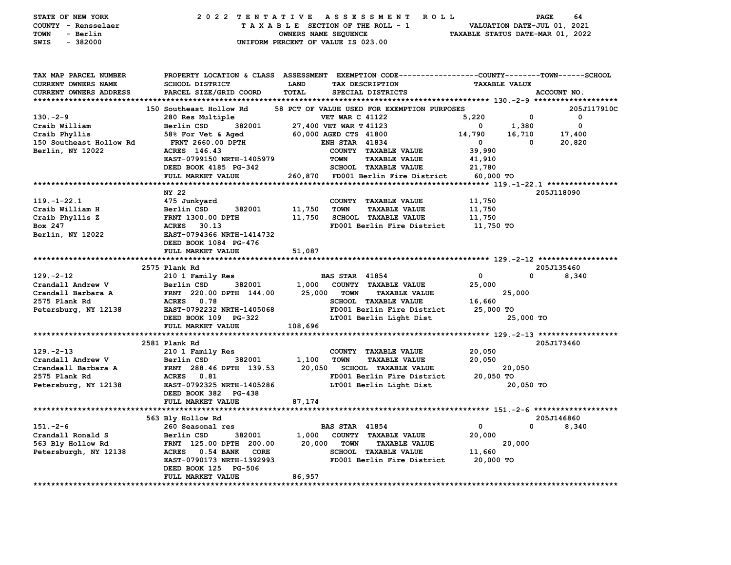STATE OF NEW YORK — 2022 TENTATIVE ASSESSMENT ROLL
COUNTY - Rensselaer — TAXABLE SECTION OF THE ROLL - 1 — VALUATION DATE-JUL 01, 2021
TOWN - Berlin — OWNERS NAME SEQUENCE — TAXABLE STATUS DATE-MAR 01, 2022
SWIS - 382000 — UNIFORM PERCENT OF VALUE IS 023.00

| TAX MAP PARCEL NUMBER / CURRENT OWNERS NAME / CURRENT OWNERS ADDRESS | PROPERTY LOCATION & CLASS / SCHOOL DISTRICT / PARCEL SIZE/GRID COORD | ASSESSMENT LAND / TOTAL | EXEMPTION CODE / TAX DESCRIPTION / SPECIAL DISTRICTS | COUNTY TAXABLE VALUE | TOWN | SCHOOL / ACCOUNT NO. |
|---|---|---|---|---|---|---|
| **130.-2-9** | 150 Southeast Hollow Rd | | 58 PCT OF VALUE USED FOR EXEMPTION PURPOSES | | | 205J117910C |
| 130.-2-9 | 280 Res Multiple | | VET WAR C 41122 | 5,220 | 0 | 0 |
| Craib William | Berlin CSD 382001 | 27,400 | VET WAR T 41123 | 0 | 1,380 | 0 |
| Craib Phyllis | 58% For Vet & Aged | 60,000 | AGED CTS 41800 | 14,790 | 16,710 | 17,400 |
| 150 Southeast Hollow Rd | FRNT 2660.00 DPTH | | ENH STAR 41834 | 0 | 0 | 20,820 |
| Berlin, NY 12022 | ACRES 146.43 | | COUNTY TAXABLE VALUE | 39,990 | | |
| | EAST-0799150 NRTH-1405979 | | TOWN TAXABLE VALUE | 41,910 | | |
| | DEED BOOK 4185 PG-342 | | SCHOOL TAXABLE VALUE | 21,780 | | |
| | FULL MARKET VALUE | 260,870 | FD001 Berlin Fire District | 60,000 TO | | |
| **119.-1-22.1** | NY 22 | | | | | 205J118090 |
| 119.-1-22.1 | 475 Junkyard | | COUNTY TAXABLE VALUE | 11,750 | | |
| Craib William H | Berlin CSD 382001 | 11,750 | TOWN TAXABLE VALUE | 11,750 | | |
| Craib Phyllis Z | FRNT 1300.00 DPTH | 11,750 | SCHOOL TAXABLE VALUE | 11,750 | | |
| Box 247 | ACRES 30.13 | | FD001 Berlin Fire District | 11,750 TO | | |
| Berlin, NY 12022 | EAST-0794366 NRTH-1414732 | | | | | |
| | DEED BOOK 1084 PG-476 | | | | | |
| | FULL MARKET VALUE | 51,087 | | | | |
| **129.-2-12** | 2575 Plank Rd | | | | | 205J135460 |
| 129.-2-12 | 210 1 Family Res | | BAS STAR 41854 | 0 | 0 | 8,340 |
| Crandall Andrew V | Berlin CSD 382001 | 1,000 | COUNTY TAXABLE VALUE | 25,000 | | |
| Crandall Barbara A | FRNT 220.00 DPTH 144.00 | 25,000 | TOWN TAXABLE VALUE | | 25,000 | |
| 2575 Plank Rd | ACRES 0.78 | | SCHOOL TAXABLE VALUE | 16,660 | | |
| Petersburg, NY 12138 | EAST-0792232 NRTH-1405068 | | FD001 Berlin Fire District | 25,000 TO | | |
| | DEED BOOK 109 PG-322 | | LT001 Berlin Light Dist | | 25,000 TO | |
| | FULL MARKET VALUE | 108,696 | | | | |
| **129.-2-13** | 2581 Plank Rd | | | | | 205J173460 |
| 129.-2-13 | 210 1 Family Res | | COUNTY TAXABLE VALUE | 20,050 | | |
| Crandall Andrew V | Berlin CSD 382001 | 1,100 | TOWN TAXABLE VALUE | 20,050 | | |
| Crandaall Barbara A | FRNT 288.46 DPTH 139.53 | 20,050 | SCHOOL TAXABLE VALUE | | 20,050 | |
| 2575 Plank Rd | ACRES 0.81 | | FD001 Berlin Fire District | 20,050 TO | | |
| Petersburg, NY 12138 | EAST-0792325 NRTH-1405286 | | LT001 Berlin Light Dist | | 20,050 TO | |
| | DEED BOOK 382 PG-438 | | | | | |
| | FULL MARKET VALUE | 87,174 | | | | |
| **151.-2-6** | 563 Bly Hollow Rd | | | | | 205J146860 |
| 151.-2-6 | 260 Seasonal res | | BAS STAR 41854 | 0 | 0 | 8,340 |
| Crandall Ronald S | Berlin CSD 382001 | 1,000 | COUNTY TAXABLE VALUE | 20,000 | | |
| 563 Bly Hollow Rd | FRNT 125.00 DPTH 200.00 | 20,000 | TOWN TAXABLE VALUE | | 20,000 | |
| Petersburgh, NY 12138 | ACRES 0.54 BANK CORE | | SCHOOL TAXABLE VALUE | 11,660 | | |
| | EAST-0790173 NRTH-1392993 | | FD001 Berlin Fire District | 20,000 TO | | |
| | DEED BOOK 125 PG-506 | | | | | |
| | FULL MARKET VALUE | 86,957 | | | | |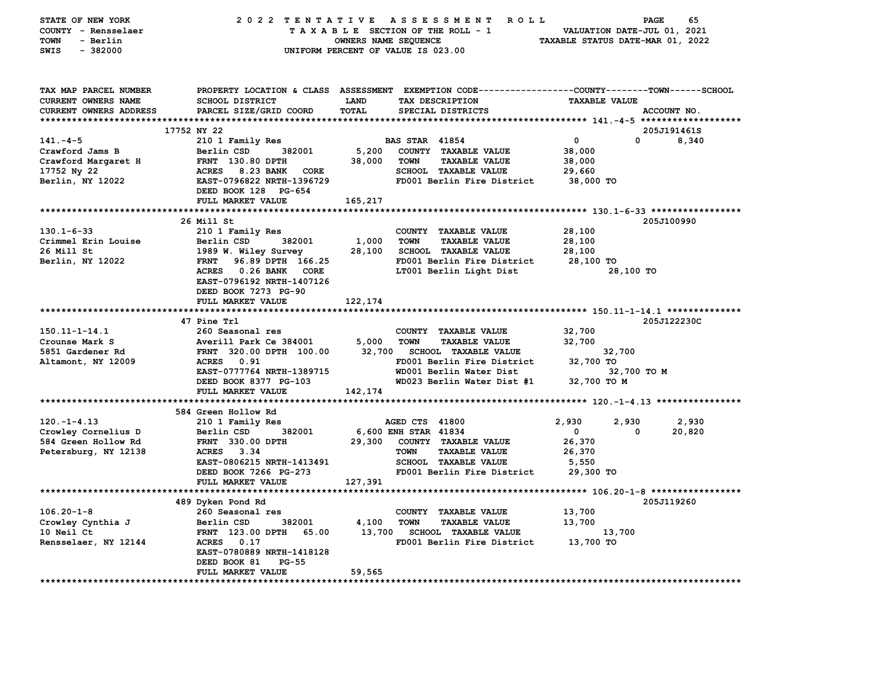STATE OF NEW YORK — COUNTY - Rensselaer — TOWN - Berlin — SWIS - 382000

**2022 TENTATIVE ASSESSMENT ROLL**
TAXABLE SECTION OF THE ROLL - 1
OWNERS NAME SEQUENCE
UNIFORM PERCENT OF VALUE IS 023.00

VALUATION DATE-JUL 01, 2021
TAXABLE STATUS DATE-MAR 01, 2022

| TAX MAP PARCEL NUMBER / CURRENT OWNERS NAME / CURRENT OWNERS ADDRESS | PROPERTY LOCATION & CLASS / SCHOOL DISTRICT / PARCEL SIZE/GRID COORD | ASSESSMENT LAND | TOTAL | EXEMPTION CODE / TAX DESCRIPTION / SPECIAL DISTRICTS | COUNTY | TOWN | SCHOOL / TAXABLE VALUE | ACCOUNT NO. |
|---|---|---|---|---|---|---|---|---|
| **141.-4-5** | 17752 NY 22 | | | | | | | 205J191461S |
| 141.-4-5 | 210 1 Family Res | | | BAS STAR 41854 | 0 | 0 | 8,340 | |
| Crawford Jams B | Berlin CSD 382001 | 5,200 | | COUNTY TAXABLE VALUE | 38,000 | | | |
| Crawford Margaret H | FRNT 130.80 DPTH | | 38,000 | TOWN TAXABLE VALUE | | 38,000 | | |
| 17752 Ny 22 | ACRES 8.23 BANK CORE | | | SCHOOL TAXABLE VALUE | | | 29,660 | |
| Berlin, NY 12022 | EAST-0796822 NRTH-1396729 | | | FD001 Berlin Fire District | 38,000 TO | | | |
| | DEED BOOK 128 PG-654 | | | | | | | |
| | FULL MARKET VALUE | | 165,217 | | | | | |
| **130.1-6-33** | 26 Mill St | | | | | | | 205J100990 |
| 130.1-6-33 | 210 1 Family Res | | | COUNTY TAXABLE VALUE | 28,100 | | | |
| Crimmel Erin Louise | Berlin CSD 382001 | 1,000 | | TOWN TAXABLE VALUE | | 28,100 | | |
| 26 Mill St | 1989 W. Wiley Survey | | 28,100 | SCHOOL TAXABLE VALUE | | | 28,100 | |
| Berlin, NY 12022 | FRNT 96.89 DPTH 166.25 | | | FD001 Berlin Fire District | 28,100 TO | | | |
| | ACRES 0.26 BANK CORE | | | LT001 Berlin Light Dist | 28,100 TO | | | |
| | EAST-0796192 NRTH-1407126 | | | | | | | |
| | DEED BOOK 7273 PG-90 | | | | | | | |
| | FULL MARKET VALUE | | 122,174 | | | | | |
| **150.11-1-14.1** | 47 Pine Trl | | | | | | | 205J122230C |
| 150.11-1-14.1 | 260 Seasonal res | | | COUNTY TAXABLE VALUE | 32,700 | | | |
| Crounse Mark S | Averill Park Ce 384001 | 5,000 | | TOWN TAXABLE VALUE | | 32,700 | | |
| 5851 Gardener Rd | FRNT 320.00 DPTH 100.00 | | 32,700 | SCHOOL TAXABLE VALUE | | | 32,700 | |
| Altamont, NY 12009 | ACRES 0.91 | | | FD001 Berlin Fire District | 32,700 TO | | | |
| | EAST-0777764 NRTH-1389715 | | | WD001 Berlin Water Dist | 32,700 TO M | | | |
| | DEED BOOK 8377 PG-103 | | | WD023 Berlin Water Dist #1 | 32,700 TO M | | | |
| | FULL MARKET VALUE | | 142,174 | | | | | |
| **120.-1-4.13** | 584 Green Hollow Rd | | | | | | | |
| 120.-1-4.13 | 210 1 Family Res | | | AGED CTS 41800 | 2,930 | 2,930 | 2,930 | |
| Crowley Cornelius D | Berlin CSD 382001 | 6,600 | | ENH STAR 41834 | 0 | 0 | 20,820 | |
| 584 Green Hollow Rd | FRNT 330.00 DPTH | | 29,300 | COUNTY TAXABLE VALUE | 26,370 | | | |
| Petersburg, NY 12138 | ACRES 3.34 | | | TOWN TAXABLE VALUE | | 26,370 | | |
| | EAST-0806215 NRTH-1413491 | | | SCHOOL TAXABLE VALUE | | | 5,550 | |
| | DEED BOOK 7266 PG-273 | | | FD001 Berlin Fire District | 29,300 TO | | | |
| | FULL MARKET VALUE | | 127,391 | | | | | |
| **106.20-1-8** | 489 Dyken Pond Rd | | | | | | | 205J119260 |
| 106.20-1-8 | 260 Seasonal res | | | COUNTY TAXABLE VALUE | 13,700 | | | |
| Crowley Cynthia J | Berlin CSD 382001 | 4,100 | | TOWN TAXABLE VALUE | | 13,700 | | |
| 10 Neil Ct | FRNT 123.00 DPTH 65.00 | | 13,700 | SCHOOL TAXABLE VALUE | | | 13,700 | |
| Rensselaer, NY 12144 | ACRES 0.17 | | | FD001 Berlin Fire District | 13,700 TO | | | |
| | EAST-0780889 NRTH-1418128 | | | | | | | |
| | DEED BOOK 81 PG-55 | | | | | | | |
| | FULL MARKET VALUE | | 59,565 | | | | | |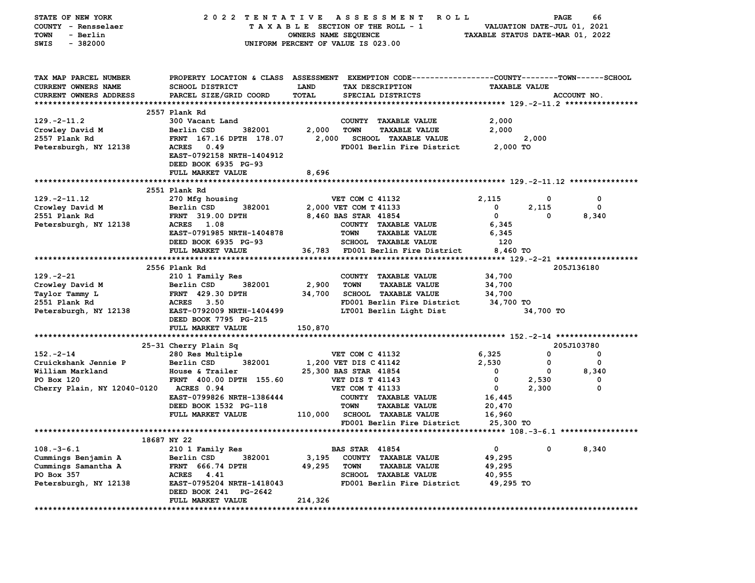STATE OF NEW YORK — 2022 TENTATIVE ASSESSMENT ROLL
COUNTY - Rensselaer — TAXABLE SECTION OF THE ROLL - 1 — VALUATION DATE-JUL 01, 2021
TOWN - Berlin — OWNERS NAME SEQUENCE — TAXABLE STATUS DATE-MAR 01, 2022
SWIS - 382000 — UNIFORM PERCENT OF VALUE IS 023.00

```
TAX MAP PARCEL NUMBER        PROPERTY LOCATION & CLASS  ASSESSMENT  EXEMPTION CODE------------------COUNTY--------TOWN------SCHOOL
CURRENT OWNERS NAME          SCHOOL DISTRICT              LAND       TAX DESCRIPTION                   TAXABLE VALUE
CURRENT OWNERS ADDRESS       PARCEL SIZE/GRID COORD       TOTAL      SPECIAL DISTRICTS                                   ACCOUNT NO.
******************************************************************************************************* 129.-2-11.2 ****************
                         2557 Plank Rd
129.-2-11.2                  300 Vacant Land                          COUNTY  TAXABLE VALUE          2,000
Crowley David M              Berlin CSD       382001       2,000     TOWN    TAXABLE VALUE          2,000
2557 Plank Rd                FRNT 167.16 DPTH 178.07       2,000     SCHOOL  TAXABLE VALUE              2,000
Petersburgh, NY 12138        ACRES   0.49                             FD001 Berlin Fire District       2,000 TO
                             EAST-0792158 NRTH-1404912
                             DEED BOOK 6935 PG-93
                             FULL MARKET VALUE              8,696
******************************************************************************************************* 129.-2-11.12 ***************
                         2551 Plank Rd
129.-2-11.12                 270 Mfg housing                    VET COM C 41132                2,115          0             0
Crowley David M              Berlin CSD       382001        2,000 VET COM T 41133                    0      2,115             0
2551 Plank Rd                FRNT 319.00 DPTH               8,460 BAS STAR 41854                     0          0         8,340
Petersburgh, NY 12138        ACRES   1.08                             COUNTY  TAXABLE VALUE          6,345
                             EAST-0791985 NRTH-1404878                TOWN    TAXABLE VALUE          6,345
                             DEED BOOK 6935 PG-93                     SCHOOL  TAXABLE VALUE            120
                             FULL MARKET VALUE             36,783    FD001 Berlin Fire District       8,460 TO
******************************************************************************************************* 129.-2-21 ******************
                         2556 Plank Rd                                                                             205J136180
129.-2-21                    210 1 Family Res                         COUNTY  TAXABLE VALUE         34,700
Crowley David M              Berlin CSD       382001       2,900     TOWN    TAXABLE VALUE         34,700
Taylor Tammy L               FRNT 429.30 DPTH             34,700     SCHOOL  TAXABLE VALUE         34,700
2551 Plank Rd                ACRES   3.50                             FD001 Berlin Fire District      34,700 TO
Petersburgh, NY 12138        EAST-0792009 NRTH-1404499                LT001 Berlin Light Dist              34,700 TO
                             DEED BOOK 7795 PG-215
                             FULL MARKET VALUE            150,870
******************************************************************************************************* 152.-2-14 ******************
                         25-31 Cherry Plain Sq                                                                     205J103780
152.-2-14                    280 Res Multiple                   VET COM C 41132                6,325          0             0
Cruickshank Jennie P         Berlin CSD       382001        1,200 VET DIS C 41142                2,530          0             0
William Markland             House & Trailer               25,300 BAS STAR 41854                     0          0         8,340
PO Box 120                   FRNT 400.00 DPTH 155.60            VET DIS T 41143                    0      2,530             0
Cherry Plain, NY 12040-0120  ACRES   0.94                       VET COM T 41133                    0      2,300             0
                             EAST-0799826 NRTH-1386444                COUNTY  TAXABLE VALUE         16,445
                             DEED BOOK 1532 PG-118                    TOWN    TAXABLE VALUE         20,470
                             FULL MARKET VALUE            110,000    SCHOOL  TAXABLE VALUE         16,960
                                                                      FD001 Berlin Fire District      25,300 TO
******************************************************************************************************* 108.-3-6.1 *****************
                         18687 NY 22
108.-3-6.1                   210 1 Family Res                   BAS STAR  41854                    0          0         8,340
Cummings Benjamin A          Berlin CSD       382001       3,195     COUNTY  TAXABLE VALUE         49,295
Cummings Samantha A          FRNT 666.74 DPTH             49,295     TOWN    TAXABLE VALUE         49,295
PO Box 357                   ACRES   4.41                             SCHOOL  TAXABLE VALUE         40,955
Petersburgh, NY 12138        EAST-0795204 NRTH-1418043                FD001 Berlin Fire District      49,295 TO
                             DEED BOOK 241   PG-2642
                             FULL MARKET VALUE            214,326
************************************************************************************************************************************
```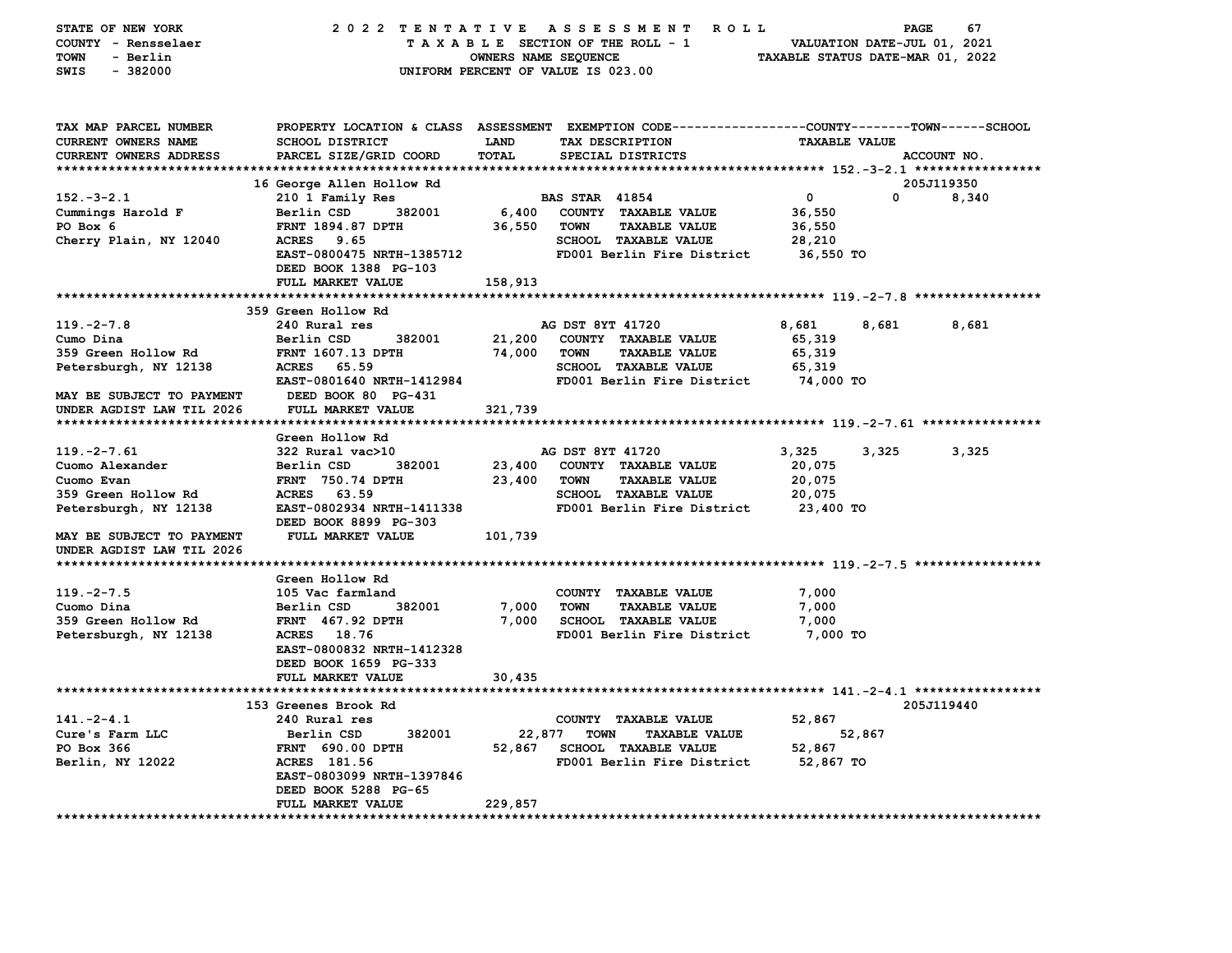STATE OF NEW YORK — 2022 TENTATIVE ASSESSMENT ROLL — PAGE 67

COUNTY - Rensselaer — TAXABLE SECTION OF THE ROLL - 1 — VALUATION DATE-JUL 01, 2021

TOWN - Berlin — OWNERS NAME SEQUENCE — TAXABLE STATUS DATE-MAR 01, 2022

SWIS - 382000 — UNIFORM PERCENT OF VALUE IS 023.00

| TAX MAP PARCEL NUMBER / CURRENT OWNERS NAME / CURRENT OWNERS ADDRESS | PROPERTY LOCATION & CLASS / SCHOOL DISTRICT / PARCEL SIZE/GRID COORD | ASSESSMENT LAND / TOTAL | EXEMPTION CODE / TAX DESCRIPTION / SPECIAL DISTRICTS | COUNTY | TOWN | SCHOOL | ACCOUNT NO. |
|---|---|---|---|---|---|---|---|
| **152.-3-2.1** | 16 George Allen Hollow Rd | | | | | | 205J119350 |
| 152.-3-2.1 | 210 1 Family Res | | BAS STAR 41854 | 0 | 0 | 8,340 | |
| Cummings Harold F | Berlin CSD 382001 | 6,400 | COUNTY TAXABLE VALUE | 36,550 | | | |
| PO Box 6 | FRNT 1894.87 DPTH | 36,550 | TOWN TAXABLE VALUE | | 36,550 | | |
| Cherry Plain, NY 12040 | ACRES 9.65 | | SCHOOL TAXABLE VALUE | | | 28,210 | |
| | EAST-0800475 NRTH-1385712 | | FD001 Berlin Fire District | 36,550 TO | | | |
| | DEED BOOK 1388 PG-103 | | | | | | |
| | FULL MARKET VALUE | 158,913 | | | | | |
| **119.-2-7.8** | 359 Green Hollow Rd | | | | | | |
| 119.-2-7.8 | 240 Rural res | | AG DST 8YT 41720 | 8,681 | 8,681 | 8,681 | |
| Cumo Dina | Berlin CSD 382001 | 21,200 | COUNTY TAXABLE VALUE | 65,319 | | | |
| 359 Green Hollow Rd | FRNT 1607.13 DPTH | 74,000 | TOWN TAXABLE VALUE | | 65,319 | | |
| Petersburgh, NY 12138 | ACRES 65.59 | | SCHOOL TAXABLE VALUE | | | 65,319 | |
| | EAST-0801640 NRTH-1412984 | | FD001 Berlin Fire District | 74,000 TO | | | |
| MAY BE SUBJECT TO PAYMENT | DEED BOOK 80 PG-431 | | | | | | |
| UNDER AGDIST LAW TIL 2026 | FULL MARKET VALUE | 321,739 | | | | | |
| **119.-2-7.61** | Green Hollow Rd | | | | | | |
| 119.-2-7.61 | 322 Rural vac>10 | | AG DST 8YT 41720 | 3,325 | 3,325 | 3,325 | |
| Cuomo Alexander | Berlin CSD 382001 | 23,400 | COUNTY TAXABLE VALUE | 20,075 | | | |
| Cuomo Evan | FRNT 750.74 DPTH | 23,400 | TOWN TAXABLE VALUE | | 20,075 | | |
| 359 Green Hollow Rd | ACRES 63.59 | | SCHOOL TAXABLE VALUE | | | 20,075 | |
| Petersburgh, NY 12138 | EAST-0802934 NRTH-1411338 | | FD001 Berlin Fire District | 23,400 TO | | | |
| | DEED BOOK 8899 PG-303 | | | | | | |
| MAY BE SUBJECT TO PAYMENT | FULL MARKET VALUE | 101,739 | | | | | |
| UNDER AGDIST LAW TIL 2026 | | | | | | | |
| **119.-2-7.5** | Green Hollow Rd | | | | | | |
| 119.-2-7.5 | 105 Vac farmland | | COUNTY TAXABLE VALUE | 7,000 | | | |
| Cuomo Dina | Berlin CSD 382001 | 7,000 | TOWN TAXABLE VALUE | | 7,000 | | |
| 359 Green Hollow Rd | FRNT 467.92 DPTH | 7,000 | SCHOOL TAXABLE VALUE | | | 7,000 | |
| Petersburgh, NY 12138 | ACRES 18.76 | | FD001 Berlin Fire District | 7,000 TO | | | |
| | EAST-0800832 NRTH-1412328 | | | | | | |
| | DEED BOOK 1659 PG-333 | | | | | | |
| | FULL MARKET VALUE | 30,435 | | | | | |
| **141.-2-4.1** | 153 Greenes Brook Rd | | | | | | 205J119440 |
| 141.-2-4.1 | 240 Rural res | | COUNTY TAXABLE VALUE | 52,867 | | | |
| Cure's Farm LLC | Berlin CSD 382001 | 22,877 | TOWN TAXABLE VALUE | | 52,867 | | |
| PO Box 366 | FRNT 690.00 DPTH | 52,867 | SCHOOL TAXABLE VALUE | | | 52,867 | |
| Berlin, NY 12022 | ACRES 181.56 | | FD001 Berlin Fire District | 52,867 TO | | | |
| | EAST-0803099 NRTH-1397846 | | | | | | |
| | DEED BOOK 5288 PG-65 | | | | | | |
| | FULL MARKET VALUE | 229,857 | | | | | |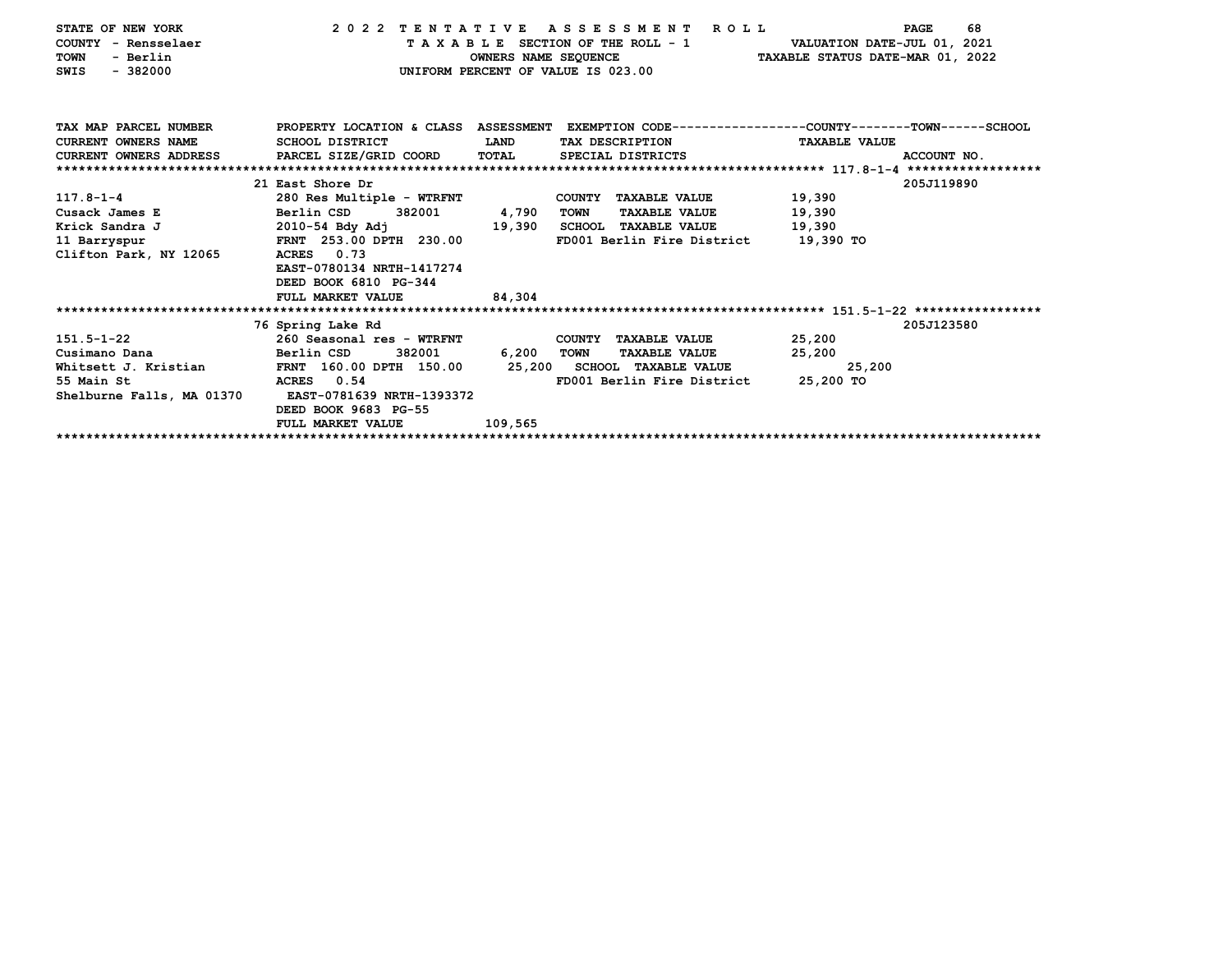STATE OF NEW YORK — 2022 TENTATIVE ASSESSMENT ROLL
COUNTY - Rensselaer — TAXABLE SECTION OF THE ROLL - 1 — VALUATION DATE-JUL 01, 2021
TOWN - Berlin — OWNERS NAME SEQUENCE — TAXABLE STATUS DATE-MAR 01, 2022
SWIS - 382000 — UNIFORM PERCENT OF VALUE IS 023.00

| TAX MAP PARCEL NUMBER / CURRENT OWNERS NAME / CURRENT OWNERS ADDRESS | PROPERTY LOCATION & CLASS / SCHOOL DISTRICT / PARCEL SIZE/GRID COORD | ASSESSMENT LAND / TOTAL | EXEMPTION CODE / TAX DESCRIPTION / SPECIAL DISTRICTS | TAXABLE VALUE (COUNTY--TOWN--SCHOOL) | ACCOUNT NO. |
|---|---|---|---|---|---|
| **117.8-1-4** | 21 East Shore Dr | | | | 205J119890 |
| 117.8-1-4 | 280 Res Multiple - WTRFNT | | COUNTY TAXABLE VALUE | 19,390 | |
| Cusack James E | Berlin CSD 382001 | 4,790 | TOWN TAXABLE VALUE | 19,390 | |
| Krick Sandra J | 2010-54 Bdy Adj | 19,390 | SCHOOL TAXABLE VALUE | 19,390 | |
| 11 Barryspur | FRNT 253.00 DPTH 230.00 | | FD001 Berlin Fire District | 19,390 TO | |
| Clifton Park, NY 12065 | ACRES 0.73 | | | | |
| | EAST-0780134 NRTH-1417274 | | | | |
| | DEED BOOK 6810 PG-344 | | | | |
| | FULL MARKET VALUE | 84,304 | | | |
| **151.5-1-22** | 76 Spring Lake Rd | | | | 205J123580 |
| 151.5-1-22 | 260 Seasonal res - WTRFNT | | COUNTY TAXABLE VALUE | 25,200 | |
| Cusimano Dana | Berlin CSD 382001 | 6,200 | TOWN TAXABLE VALUE | 25,200 | |
| Whitsett J. Kristian | FRNT 160.00 DPTH 150.00 | 25,200 | SCHOOL TAXABLE VALUE | 25,200 | |
| 55 Main St | ACRES 0.54 | | FD001 Berlin Fire District | 25,200 TO | |
| Shelburne Falls, MA 01370 | EAST-0781639 NRTH-1393372 | | | | |
| | DEED BOOK 9683 PG-55 | | | | |
| | FULL MARKET VALUE | 109,565 | | | |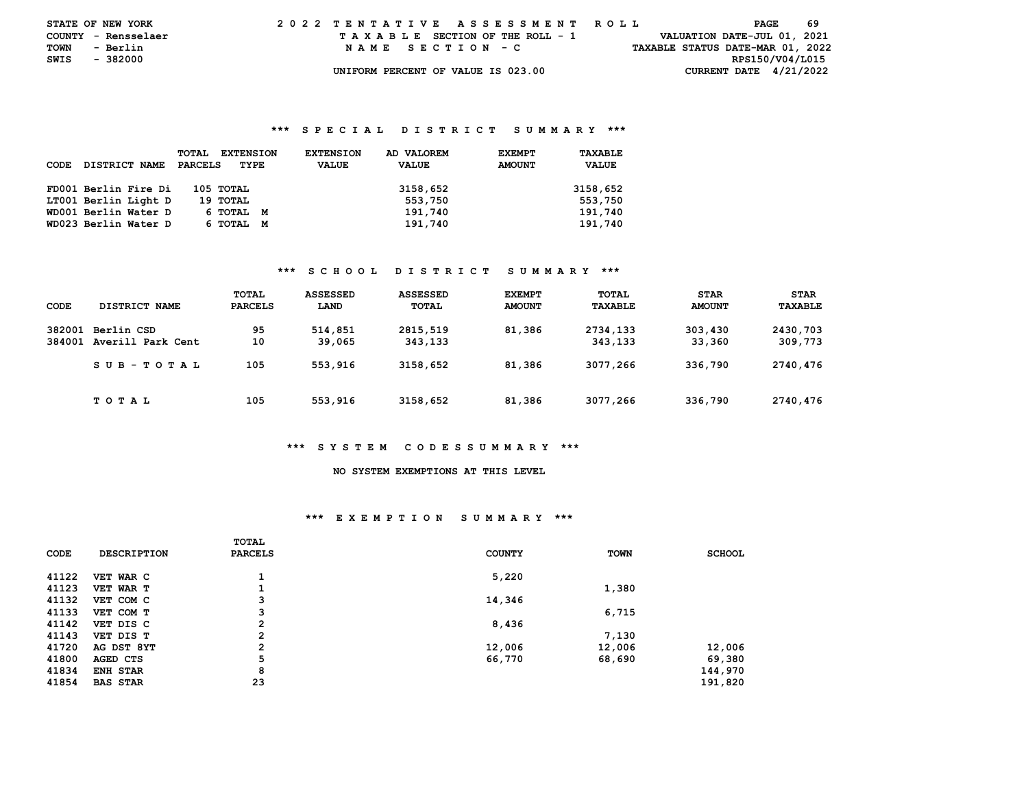STATE OF NEW YORK — 2022 TENTATIVE ASSESSMENT ROLL
COUNTY - Rensselaer — TAXABLE SECTION OF THE ROLL - 1 — VALUATION DATE-JUL 01, 2021
TOWN - Berlin — NAME SECTION - C — TAXABLE STATUS DATE-MAR 01, 2022
SWIS - 382000 — RPS150/V04/L015
UNIFORM PERCENT OF VALUE IS 023.00 — CURRENT DATE 4/21/2022

### *** SPECIAL DISTRICT SUMMARY ***

| CODE | DISTRICT NAME | TOTAL PARCELS | EXTENSION TYPE | EXTENSION VALUE | AD VALOREM VALUE | EXEMPT AMOUNT | TAXABLE VALUE |
|---|---|---|---|---|---|---|---|
| FD001 | Berlin Fire Di | 105 | TOTAL | | 3158,652 | | 3158,652 |
| LT001 | Berlin Light D | 19 | TOTAL | | 553,750 | | 553,750 |
| WD001 | Berlin Water D | 6 | TOTAL M | | 191,740 | | 191,740 |
| WD023 | Berlin Water D | 6 | TOTAL M | | 191,740 | | 191,740 |

### *** SCHOOL DISTRICT SUMMARY ***

| CODE | DISTRICT NAME | TOTAL PARCELS | ASSESSED LAND | ASSESSED TOTAL | EXEMPT AMOUNT | TOTAL TAXABLE | STAR AMOUNT | STAR TAXABLE |
|---|---|---|---|---|---|---|---|---|
| 382001 | Berlin CSD | 95 | 514,851 | 2815,519 | 81,386 | 2734,133 | 303,430 | 2430,703 |
| 384001 | Averill Park Cent | 10 | 39,065 | 343,133 | | 343,133 | 33,360 | 309,773 |
| | SUB-TOTAL | 105 | 553,916 | 3158,652 | 81,386 | 3077,266 | 336,790 | 2740,476 |
| | TOTAL | 105 | 553,916 | 3158,652 | 81,386 | 3077,266 | 336,790 | 2740,476 |

### *** SYSTEM CODESSUMMARY ***

NO SYSTEM EXEMPTIONS AT THIS LEVEL

### *** EXEMPTION SUMMARY ***

| CODE | DESCRIPTION | TOTAL PARCELS | COUNTY | TOWN | SCHOOL |
|---|---|---|---|---|---|
| 41122 | VET WAR C | 1 | 5,220 | | |
| 41123 | VET WAR T | 1 | | 1,380 | |
| 41132 | VET COM C | 3 | 14,346 | | |
| 41133 | VET COM T | 3 | | 6,715 | |
| 41142 | VET DIS C | 2 | 8,436 | | |
| 41143 | VET DIS T | 2 | | 7,130 | |
| 41720 | AG DST 8YT | 2 | 12,006 | 12,006 | 12,006 |
| 41800 | AGED CTS | 5 | 66,770 | 68,690 | 69,380 |
| 41834 | ENH STAR | 8 | | | 144,970 |
| 41854 | BAS STAR | 23 | | | 191,820 |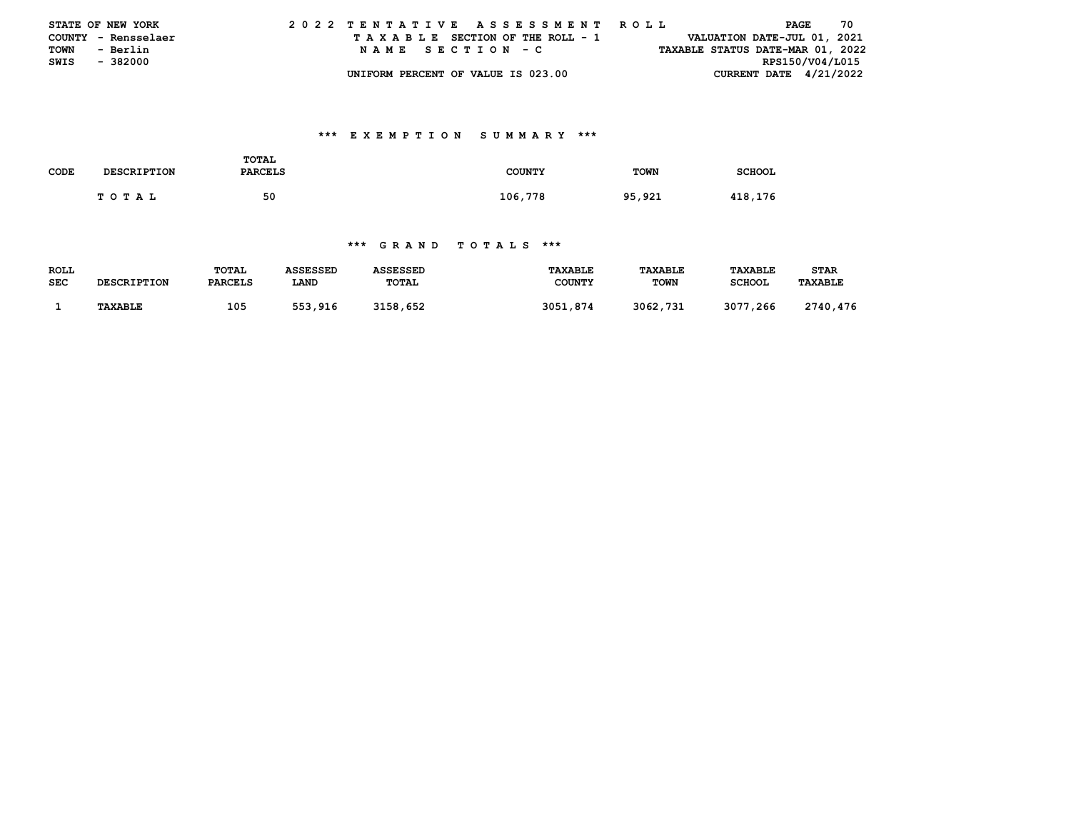STATE OF NEW YORK
COUNTY - Rensselaer
TOWN - Berlin
SWIS - 382000

2022 TENTATIVE ASSESSMENT ROLL
TAXABLE SECTION OF THE ROLL - 1
NAME SECTION - C
UNIFORM PERCENT OF VALUE IS 023.00

VALUATION DATE-JUL 01, 2021
TAXABLE STATUS DATE-MAR 01, 2022
RPS150/V04/L015
CURRENT DATE 4/21/2022

### *** EXEMPTION SUMMARY ***

| CODE | DESCRIPTION | TOTAL PARCELS | COUNTY | TOWN | SCHOOL |
|---|---|---|---|---|---|
| | TOTAL | 50 | 106,778 | 95,921 | 418,176 |

### *** GRAND TOTALS ***

| ROLL SEC | DESCRIPTION | TOTAL PARCELS | ASSESSED LAND | ASSESSED TOTAL | TAXABLE COUNTY | TAXABLE TOWN | TAXABLE SCHOOL | STAR TAXABLE |
|---|---|---|---|---|---|---|---|---|
| 1 | TAXABLE | 105 | 553,916 | 3158,652 | 3051,874 | 3062,731 | 3077,266 | 2740,476 |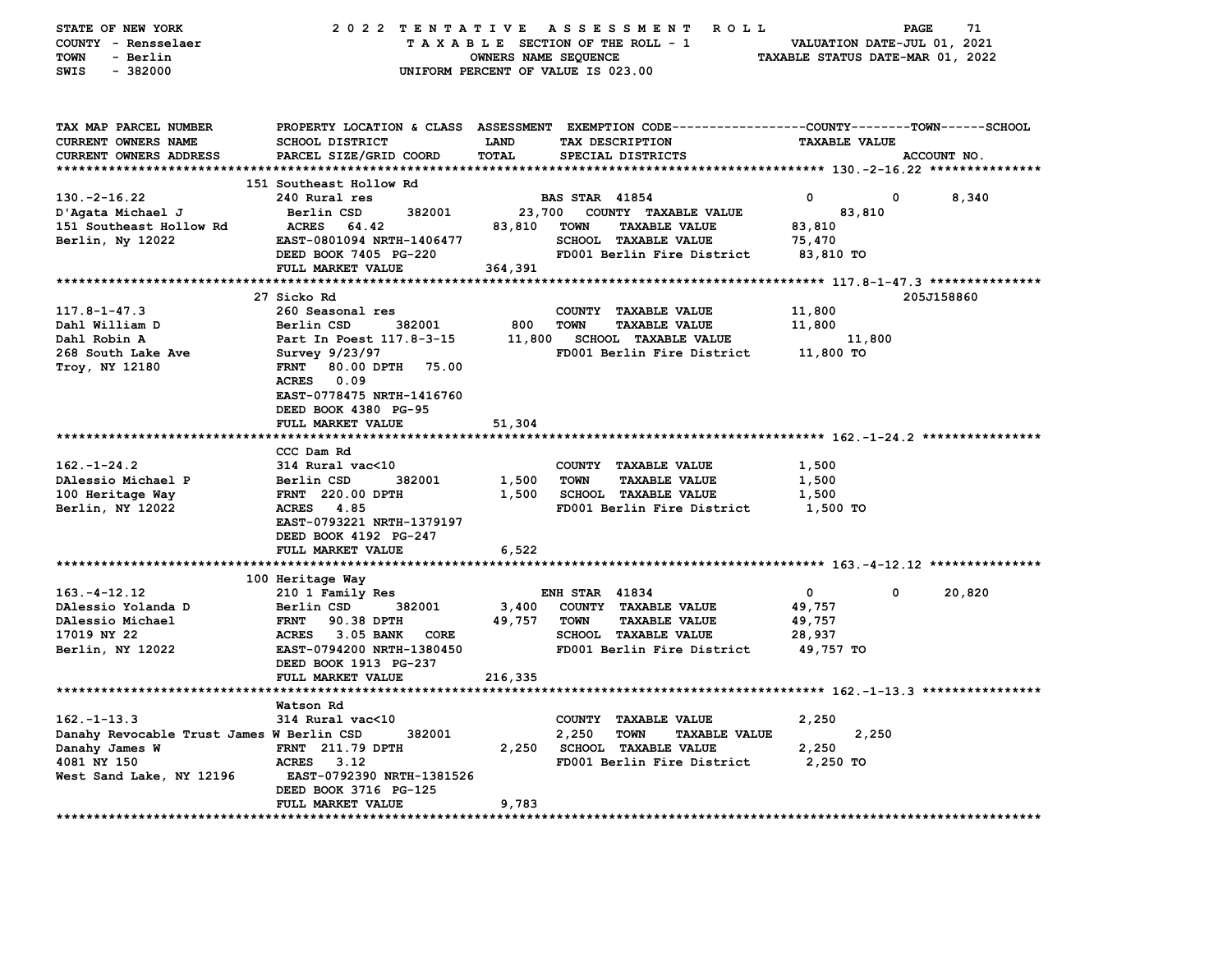STATE OF NEW YORK — COUNTY - Rensselaer — TOWN - Berlin — SWIS - 382000

2022 TENTATIVE ASSESSMENT ROLL — TAXABLE SECTION OF THE ROLL - 1 — OWNERS NAME SEQUENCE — UNIFORM PERCENT OF VALUE IS 023.00

VALUATION DATE-JUL 01, 2021 — TAXABLE STATUS DATE-MAR 01, 2022

| TAX MAP PARCEL NUMBER / CURRENT OWNERS NAME / CURRENT OWNERS ADDRESS | PROPERTY LOCATION & CLASS / SCHOOL DISTRICT / PARCEL SIZE/GRID COORD | ASSESSMENT LAND / TOTAL | EXEMPTION CODE / TAX DESCRIPTION / SPECIAL DISTRICTS | COUNTY | TOWN | SCHOOL / TAXABLE VALUE / ACCOUNT NO. |
|---|---|---|---|---|---|---|
| **130.-2-16.22** | 151 Southeast Hollow Rd | | | | | |
| 130.-2-16.22 | 240 Rural res | | BAS STAR 41854 | 0 | 0 | 8,340 |
| D'Agata Michael J | Berlin CSD 382001 | 23,700 | COUNTY TAXABLE VALUE | 83,810 | | |
| 151 Southeast Hollow Rd | ACRES 64.42 | 83,810 | TOWN TAXABLE VALUE | 83,810 | | |
| Berlin, Ny 12022 | EAST-0801094 NRTH-1406477 | | SCHOOL TAXABLE VALUE | 75,470 | | |
| | DEED BOOK 7405 PG-220 | | FD001 Berlin Fire District | 83,810 TO | | |
| | FULL MARKET VALUE | 364,391 | | | | |
| **117.8-1-47.3** | 27 Sicko Rd | | | | | 205J158860 |
| 117.8-1-47.3 | 260 Seasonal res | | COUNTY TAXABLE VALUE | 11,800 | | |
| Dahl William D | Berlin CSD 382001 | 800 | TOWN TAXABLE VALUE | 11,800 | | |
| Dahl Robin A | Part In Poest 117.8-3-15 | 11,800 | SCHOOL TAXABLE VALUE | 11,800 | | |
| 268 South Lake Ave | Survey 9/23/97 | | FD001 Berlin Fire District | 11,800 TO | | |
| Troy, NY 12180 | FRNT 80.00 DPTH 75.00 | | | | | |
| | ACRES 0.09 | | | | | |
| | EAST-0778475 NRTH-1416760 | | | | | |
| | DEED BOOK 4380 PG-95 | | | | | |
| | FULL MARKET VALUE | 51,304 | | | | |
| **162.-1-24.2** | CCC Dam Rd | | | | | |
| 162.-1-24.2 | 314 Rural vac<10 | | COUNTY TAXABLE VALUE | 1,500 | | |
| DAlessio Michael P | Berlin CSD 382001 | 1,500 | TOWN TAXABLE VALUE | 1,500 | | |
| 100 Heritage Way | FRNT 220.00 DPTH | 1,500 | SCHOOL TAXABLE VALUE | 1,500 | | |
| Berlin, NY 12022 | ACRES 4.85 | | FD001 Berlin Fire District | 1,500 TO | | |
| | EAST-0793221 NRTH-1379197 | | | | | |
| | DEED BOOK 4192 PG-247 | | | | | |
| | FULL MARKET VALUE | 6,522 | | | | |
| **163.-4-12.12** | 100 Heritage Way | | | | | |
| 163.-4-12.12 | 210 1 Family Res | | ENH STAR 41834 | 0 | 0 | 20,820 |
| DAlessio Yolanda D | Berlin CSD 382001 | 3,400 | COUNTY TAXABLE VALUE | 49,757 | | |
| DAlessio Michael | FRNT 90.38 DPTH | 49,757 | TOWN TAXABLE VALUE | 49,757 | | |
| 17019 NY 22 | ACRES 3.05 BANK CORE | | SCHOOL TAXABLE VALUE | 28,937 | | |
| Berlin, NY 12022 | EAST-0794200 NRTH-1380450 | | FD001 Berlin Fire District | 49,757 TO | | |
| | DEED BOOK 1913 PG-237 | | | | | |
| | FULL MARKET VALUE | 216,335 | | | | |
| **162.-1-13.3** | Watson Rd | | | | | |
| 162.-1-13.3 | 314 Rural vac<10 | | COUNTY TAXABLE VALUE | 2,250 | | |
| Danahy Revocable Trust James W | Berlin CSD 382001 | 2,250 | TOWN TAXABLE VALUE | 2,250 | | |
| Danahy James W | FRNT 211.79 DPTH | 2,250 | SCHOOL TAXABLE VALUE | 2,250 | | |
| 4081 NY 150 | ACRES 3.12 | | FD001 Berlin Fire District | 2,250 TO | | |
| West Sand Lake, NY 12196 | EAST-0792390 NRTH-1381526 | | | | | |
| | DEED BOOK 3716 PG-125 | | | | | |
| | FULL MARKET VALUE | 9,783 | | | | |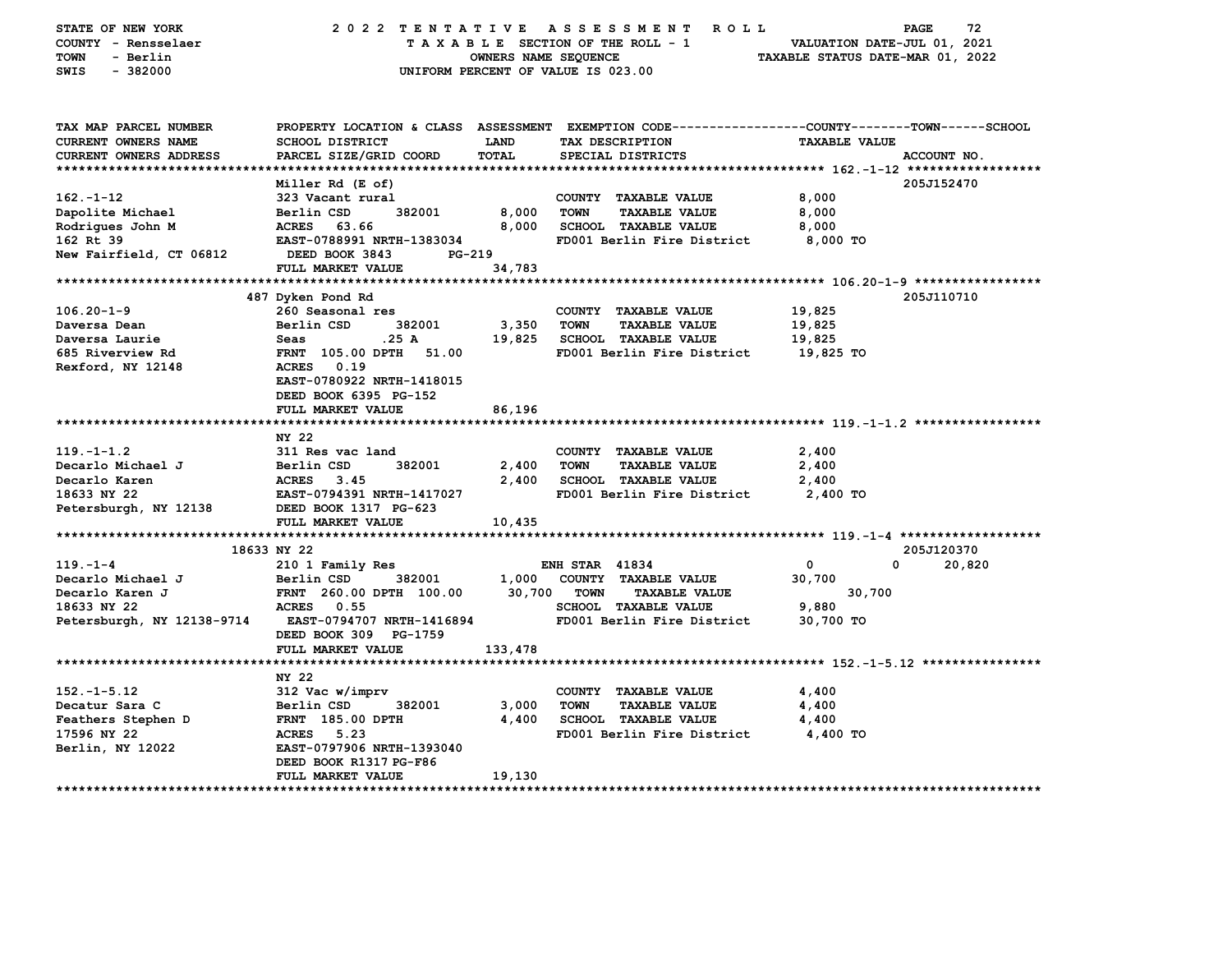STATE OF NEW YORK — 2022 TENTATIVE ASSESSMENT ROLL
COUNTY - Rensselaer — TAXABLE SECTION OF THE ROLL - 1 — VALUATION DATE-JUL 01, 2021
TOWN - Berlin — OWNERS NAME SEQUENCE — TAXABLE STATUS DATE-MAR 01, 2022
SWIS - 382000 — UNIFORM PERCENT OF VALUE IS 023.00

| TAX MAP PARCEL NUMBER / CURRENT OWNERS NAME / CURRENT OWNERS ADDRESS | PROPERTY LOCATION & CLASS / SCHOOL DISTRICT / PARCEL SIZE/GRID COORD | ASSESSMENT LAND | ASSESSMENT TOTAL | EXEMPTION CODE / TAX DESCRIPTION / SPECIAL DISTRICTS | COUNTY TAXABLE VALUE | TOWN | SCHOOL / ACCOUNT NO. |
|---|---|---|---|---|---|---|---|
| **162.-1-12** | Miller Rd (E of) | | | | | | 205J152470 |
| 162.-1-12 | 323 Vacant rural | | | COUNTY TAXABLE VALUE | 8,000 | | |
| Dapolite Michael | Berlin CSD 382001 | 8,000 | | TOWN TAXABLE VALUE | 8,000 | | |
| Rodrigues John M | ACRES 63.66 | | 8,000 | SCHOOL TAXABLE VALUE | 8,000 | | |
| 162 Rt 39 | EAST-0788991 NRTH-1383034 | | | FD001 Berlin Fire District | 8,000 TO | | |
| New Fairfield, CT 06812 | DEED BOOK 3843 PG-219 | | | | | | |
| | FULL MARKET VALUE | | 34,783 | | | | |
| **106.20-1-9** | 487 Dyken Pond Rd | | | | | | 205J110710 |
| 106.20-1-9 | 260 Seasonal res | | | COUNTY TAXABLE VALUE | 19,825 | | |
| Daversa Dean | Berlin CSD 382001 | 3,350 | | TOWN TAXABLE VALUE | 19,825 | | |
| Daversa Laurie | Seas .25 A | | 19,825 | SCHOOL TAXABLE VALUE | 19,825 | | |
| 685 Riverview Rd | FRNT 105.00 DPTH 51.00 | | | FD001 Berlin Fire District | 19,825 TO | | |
| Rexford, NY 12148 | ACRES 0.19 | | | | | | |
| | EAST-0780922 NRTH-1418015 | | | | | | |
| | DEED BOOK 6395 PG-152 | | | | | | |
| | FULL MARKET VALUE | | 86,196 | | | | |
| **119.-1-1.2** | NY 22 | | | | | | |
| 119.-1-1.2 | 311 Res vac land | | | COUNTY TAXABLE VALUE | 2,400 | | |
| Decarlo Michael J | Berlin CSD 382001 | 2,400 | | TOWN TAXABLE VALUE | 2,400 | | |
| Decarlo Karen | ACRES 3.45 | | 2,400 | SCHOOL TAXABLE VALUE | 2,400 | | |
| 18633 NY 22 | EAST-0794391 NRTH-1417027 | | | FD001 Berlin Fire District | 2,400 TO | | |
| Petersburgh, NY 12138 | DEED BOOK 1317 PG-623 | | | | | | |
| | FULL MARKET VALUE | | 10,435 | | | | |
| **119.-1-4** | 18633 NY 22 | | | | | | 205J120370 |
| 119.-1-4 | 210 1 Family Res | | | ENH STAR 41834 | 0 | 0 | 20,820 |
| Decarlo Michael J | Berlin CSD 382001 | 1,000 | | COUNTY TAXABLE VALUE | 30,700 | | |
| Decarlo Karen J | FRNT 260.00 DPTH 100.00 | | 30,700 | TOWN TAXABLE VALUE | | 30,700 | |
| 18633 NY 22 | ACRES 0.55 | | | SCHOOL TAXABLE VALUE | 9,880 | | |
| Petersburgh, NY 12138-9714 | EAST-0794707 NRTH-1416894 | | | FD001 Berlin Fire District | 30,700 TO | | |
| | DEED BOOK 309 PG-1759 | | | | | | |
| | FULL MARKET VALUE | | 133,478 | | | | |
| **152.-1-5.12** | NY 22 | | | | | | |
| 152.-1-5.12 | 312 Vac w/imprv | | | COUNTY TAXABLE VALUE | 4,400 | | |
| Decatur Sara C | Berlin CSD 382001 | 3,000 | | TOWN TAXABLE VALUE | 4,400 | | |
| Feathers Stephen D | FRNT 185.00 DPTH | | 4,400 | SCHOOL TAXABLE VALUE | 4,400 | | |
| 17596 NY 22 | ACRES 5.23 | | | FD001 Berlin Fire District | 4,400 TO | | |
| Berlin, NY 12022 | EAST-0797906 NRTH-1393040 | | | | | | |
| | DEED BOOK R1317 PG-F86 | | | | | | |
| | FULL MARKET VALUE | | 19,130 | | | | |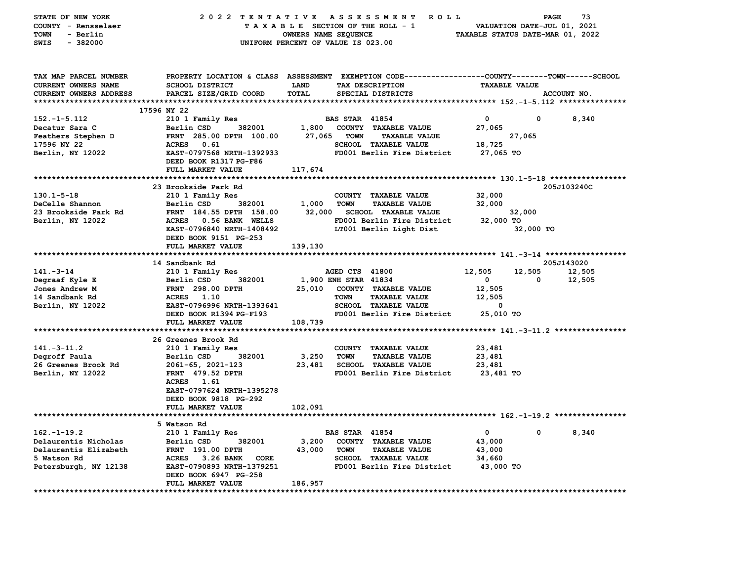STATE OF NEW YORK — 2022 TENTATIVE ASSESSMENT ROLL — TAXABLE SECTION OF THE ROLL - 1 — OWNERS NAME SEQUENCE — UNIFORM PERCENT OF VALUE IS 023.00

COUNTY - Rensselaer
TOWN - Berlin
SWIS - 382000

VALUATION DATE-JUL 01, 2021
TAXABLE STATUS DATE-MAR 01, 2022

| TAX MAP PARCEL NUMBER / CURRENT OWNERS NAME / CURRENT OWNERS ADDRESS | PROPERTY LOCATION & CLASS / SCHOOL DISTRICT / PARCEL SIZE/GRID COORD | ASSESSMENT LAND / TOTAL | EXEMPTION CODE / TAX DESCRIPTION / SPECIAL DISTRICTS | COUNTY TAXABLE VALUE | TOWN | SCHOOL / ACCOUNT NO. |
|---|---|---|---|---|---|---|
| **152.-1-5.112** | 17596 NY 22 | | | | | |
| 152.-1-5.112 | 210 1 Family Res | | BAS STAR 41854 | 0 | 0 | 8,340 |
| Decatur Sara C | Berlin CSD 382001 | 1,800 | COUNTY TAXABLE VALUE | 27,065 | | |
| Feathers Stephen D | FRNT 285.00 DPTH 100.00 | 27,065 | TOWN TAXABLE VALUE | | 27,065 | |
| 17596 NY 22 | ACRES 0.61 | | SCHOOL TAXABLE VALUE | 18,725 | | |
| Berlin, NY 12022 | EAST-0797568 NRTH-1392933 | | FD001 Berlin Fire District | 27,065 TO | | |
| | DEED BOOK R1317 PG-F86 | | | | | |
| | FULL MARKET VALUE | 117,674 | | | | |
| **130.1-5-18** | 23 Brookside Park Rd | | | | | 205J103240C |
| 130.1-5-18 | 210 1 Family Res | | COUNTY TAXABLE VALUE | 32,000 | | |
| DeCelle Shannon | Berlin CSD 382001 | 1,000 | TOWN TAXABLE VALUE | 32,000 | | |
| 23 Brookside Park Rd | FRNT 184.55 DPTH 158.00 | 32,000 | SCHOOL TAXABLE VALUE | | 32,000 | |
| Berlin, NY 12022 | ACRES 0.56 BANK WELLS | | FD001 Berlin Fire District | 32,000 TO | | |
| | EAST-0796840 NRTH-1408492 | | LT001 Berlin Light Dist | | 32,000 TO | |
| | DEED BOOK 9151 PG-253 | | | | | |
| | FULL MARKET VALUE | 139,130 | | | | |
| **141.-3-14** | 14 Sandbank Rd | | | | | 205J143020 |
| 141.-3-14 | 210 1 Family Res | | AGED CTS 41800 | 12,505 | 12,505 | 12,505 |
| Degraaf Kyle E | Berlin CSD 382001 | 1,900 | ENH STAR 41834 | 0 | 0 | 12,505 |
| Jones Andrew M | FRNT 298.00 DPTH | 25,010 | COUNTY TAXABLE VALUE | 12,505 | | |
| 14 Sandbank Rd | ACRES 1.10 | | TOWN TAXABLE VALUE | 12,505 | | |
| Berlin, NY 12022 | EAST-0796996 NRTH-1393641 | | SCHOOL TAXABLE VALUE | 0 | | |
| | DEED BOOK R1394 PG-F193 | | FD001 Berlin Fire District | 25,010 TO | | |
| | FULL MARKET VALUE | 108,739 | | | | |
| **141.-3-11.2** | 26 Greenes Brook Rd | | | | | |
| 141.-3-11.2 | 210 1 Family Res | | COUNTY TAXABLE VALUE | 23,481 | | |
| Degroff Paula | Berlin CSD 382001 | 3,250 | TOWN TAXABLE VALUE | 23,481 | | |
| 26 Greenes Brook Rd | 2061-65, 2021-123 | 23,481 | SCHOOL TAXABLE VALUE | 23,481 | | |
| Berlin, NY 12022 | FRNT 479.52 DPTH | | FD001 Berlin Fire District | 23,481 TO | | |
| | ACRES 1.61 | | | | | |
| | EAST-0797624 NRTH-1395278 | | | | | |
| | DEED BOOK 9818 PG-292 | | | | | |
| | FULL MARKET VALUE | 102,091 | | | | |
| **162.-1-19.2** | 5 Watson Rd | | | | | |
| 162.-1-19.2 | 210 1 Family Res | | BAS STAR 41854 | 0 | 0 | 8,340 |
| Delaurentis Nicholas | Berlin CSD 382001 | 3,200 | COUNTY TAXABLE VALUE | 43,000 | | |
| Delaurentis Elizabeth | FRNT 191.00 DPTH | 43,000 | TOWN TAXABLE VALUE | 43,000 | | |
| 5 Watson Rd | ACRES 3.26 BANK CORE | | SCHOOL TAXABLE VALUE | 34,660 | | |
| Petersburgh, NY 12138 | EAST-0790893 NRTH-1379251 | | FD001 Berlin Fire District | 43,000 TO | | |
| | DEED BOOK 6947 PG-258 | | | | | |
| | FULL MARKET VALUE | 186,957 | | | | |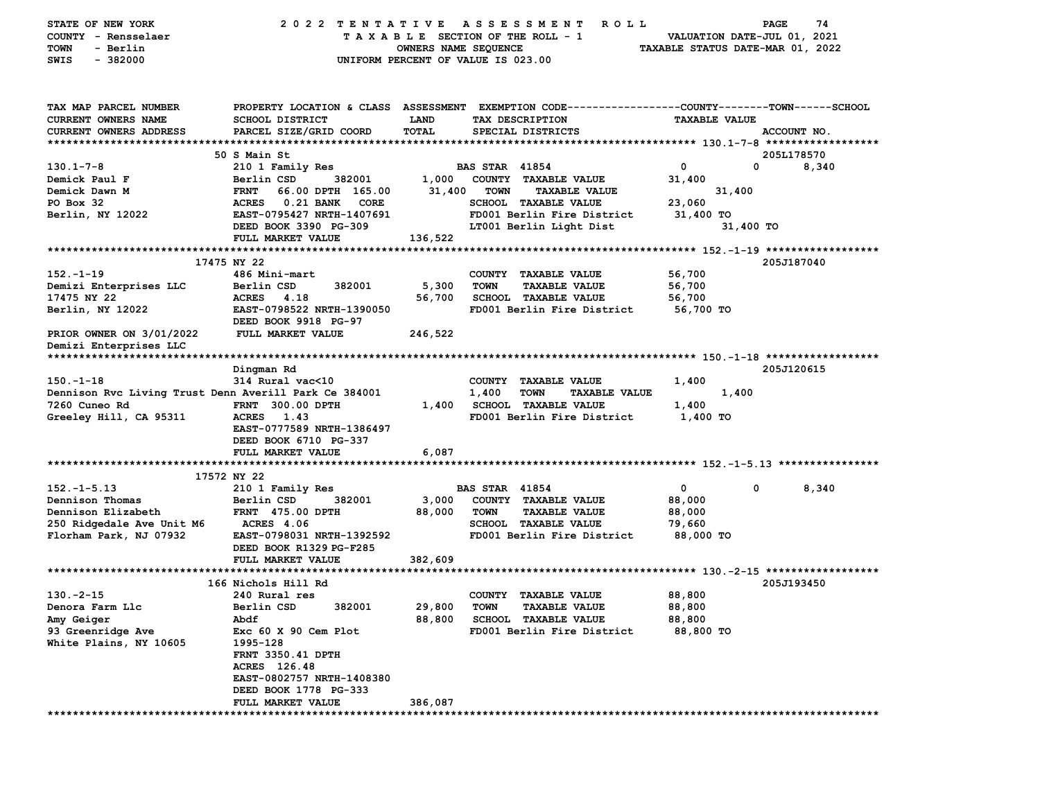STATE OF NEW YORK
COUNTY - Rensselaer
TOWN - Berlin
SWIS - 382000

2022 TENTATIVE ASSESSMENT ROLL
TAXABLE SECTION OF THE ROLL - 1
OWNERS NAME SEQUENCE
UNIFORM PERCENT OF VALUE IS 023.00

VALUATION DATE-JUL 01, 2021
TAXABLE STATUS DATE-MAR 01, 2022

| TAX MAP PARCEL NUMBER / CURRENT OWNERS NAME / CURRENT OWNERS ADDRESS | PROPERTY LOCATION & CLASS / SCHOOL DISTRICT / PARCEL SIZE/GRID COORD | ASSESSMENT LAND / TOTAL | EXEMPTION CODE / TAX DESCRIPTION / SPECIAL DISTRICTS | COUNTY | TOWN | SCHOOL | ACCOUNT NO. |
|---|---|---|---|---|---|---|---|
| **130.1-7-8** | 50 S Main St | | | | | | 205L178570 |
| 130.1-7-8 | 210 1 Family Res | | BAS STAR 41854 | 0 | 0 | 8,340 | |
| Demick Paul F | Berlin CSD 382001 | 1,000 | COUNTY TAXABLE VALUE | 31,400 | | | |
| Demick Dawn M | FRNT 66.00 DPTH 165.00 | 31,400 | TOWN TAXABLE VALUE | | 31,400 | | |
| PO Box 32 | ACRES 0.21 BANK CORE | | SCHOOL TAXABLE VALUE | | | 23,060 | |
| Berlin, NY 12022 | EAST-0795427 NRTH-1407691 | | FD001 Berlin Fire District | 31,400 TO | | | |
| | DEED BOOK 3390 PG-309 | | LT001 Berlin Light Dist | 31,400 TO | | | |
| | FULL MARKET VALUE | 136,522 | | | | | |
| **152.-1-19** | 17475 NY 22 | | | | | | 205J187040 |
| 152.-1-19 | 486 Mini-mart | | COUNTY TAXABLE VALUE | 56,700 | | | |
| Demizi Enterprises LLC | Berlin CSD 382001 | 5,300 | TOWN TAXABLE VALUE | | 56,700 | | |
| 17475 NY 22 | ACRES 4.18 | 56,700 | SCHOOL TAXABLE VALUE | | | 56,700 | |
| Berlin, NY 12022 | EAST-0798522 NRTH-1390050 | | FD001 Berlin Fire District | 56,700 TO | | | |
| | DEED BOOK 9918 PG-97 | | | | | | |
| PRIOR OWNER ON 3/01/2022 | FULL MARKET VALUE | 246,522 | | | | | |
| Demizi Enterprises LLC | | | | | | | |
| **150.-1-18** | Dingman Rd | | | | | | 205J120615 |
| 150.-1-18 | 314 Rural vac<10 | | COUNTY TAXABLE VALUE | 1,400 | | | |
| Dennison Rvc Living Trust Denn | Averill Park Ce 384001 | 1,400 | TOWN TAXABLE VALUE | | 1,400 | | |
| 7260 Cuneo Rd | FRNT 300.00 DPTH | 1,400 | SCHOOL TAXABLE VALUE | | | 1,400 | |
| Greeley Hill, CA 95311 | ACRES 1.43 | | FD001 Berlin Fire District | 1,400 TO | | | |
| | EAST-0777589 NRTH-1386497 | | | | | | |
| | DEED BOOK 6710 PG-337 | | | | | | |
| | FULL MARKET VALUE | 6,087 | | | | | |
| **152.-1-5.13** | 17572 NY 22 | | | | | | |
| 152.-1-5.13 | 210 1 Family Res | | BAS STAR 41854 | 0 | 0 | 8,340 | |
| Dennison Thomas | Berlin CSD 382001 | 3,000 | COUNTY TAXABLE VALUE | 88,000 | | | |
| Dennison Elizabeth | FRNT 475.00 DPTH | 88,000 | TOWN TAXABLE VALUE | | 88,000 | | |
| 250 Ridgedale Ave Unit M6 | ACRES 4.06 | | SCHOOL TAXABLE VALUE | | | 79,660 | |
| Florham Park, NJ 07932 | EAST-0798031 NRTH-1392592 | | FD001 Berlin Fire District | 88,000 TO | | | |
| | DEED BOOK R1329 PG-F285 | | | | | | |
| | FULL MARKET VALUE | 382,609 | | | | | |
| **130.-2-15** | 166 Nichols Hill Rd | | | | | | 205J193450 |
| 130.-2-15 | 240 Rural res | | COUNTY TAXABLE VALUE | 88,800 | | | |
| Denora Farm Llc | Berlin CSD 382001 | 29,800 | TOWN TAXABLE VALUE | | 88,800 | | |
| Amy Geiger | Abdf | 88,800 | SCHOOL TAXABLE VALUE | | | 88,800 | |
| 93 Greenridge Ave | Exc 60 X 90 Cem Plot | | FD001 Berlin Fire District | 88,800 TO | | | |
| White Plains, NY 10605 | 1995-128 | | | | | | |
| | FRNT 3350.41 DPTH | | | | | | |
| | ACRES 126.48 | | | | | | |
| | EAST-0802757 NRTH-1408380 | | | | | | |
| | DEED BOOK 1778 PG-333 | | | | | | |
| | FULL MARKET VALUE | 386,087 | | | | | |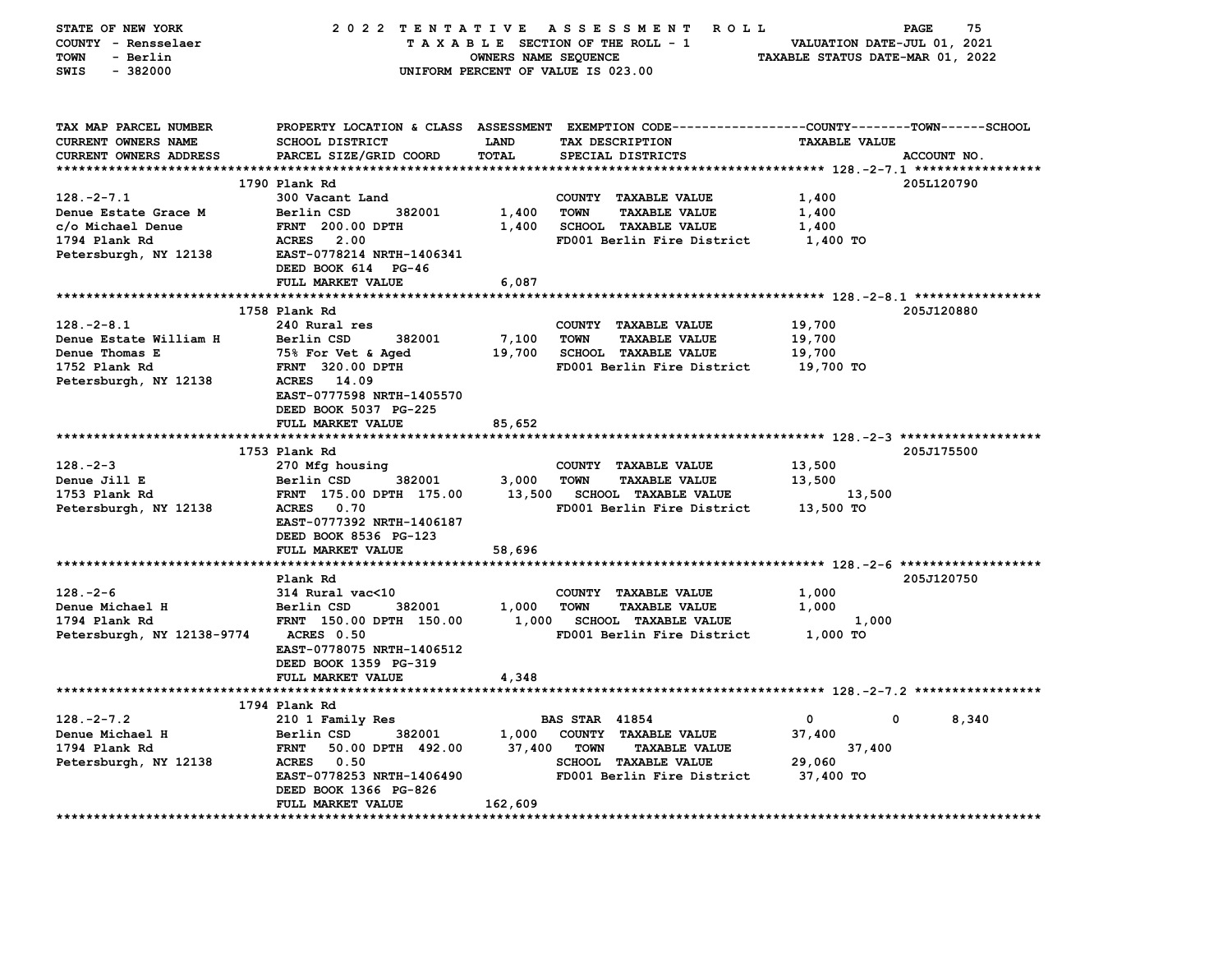STATE OF NEW YORK — 2022 TENTATIVE ASSESSMENT ROLL

COUNTY - Rensselaer — TAXABLE SECTION OF THE ROLL - 1 — VALUATION DATE-JUL 01, 2021

TOWN - Berlin — OWNERS NAME SEQUENCE — TAXABLE STATUS DATE-MAR 01, 2022

SWIS - 382000 — UNIFORM PERCENT OF VALUE IS 023.00

| TAX MAP PARCEL NUMBER / CURRENT OWNERS NAME / CURRENT OWNERS ADDRESS | PROPERTY LOCATION & CLASS / SCHOOL DISTRICT / PARCEL SIZE/GRID COORD | ASSESSMENT LAND | TOTAL | EXEMPTION CODE / TAX DESCRIPTION / SPECIAL DISTRICTS | COUNTY TAXABLE VALUE | TOWN | SCHOOL | ACCOUNT NO. |
|---|---|---|---|---|---|---|---|---|
| **128.-2-7.1** | 1790 Plank Rd | | | | | | | 205L120790 |
| 128.-2-7.1 | 300 Vacant Land | | | COUNTY TAXABLE VALUE | 1,400 | | | |
| Denue Estate Grace M | Berlin CSD 382001 | 1,400 | | TOWN TAXABLE VALUE | 1,400 | | | |
| c/o Michael Denue | FRNT 200.00 DPTH | | 1,400 | SCHOOL TAXABLE VALUE | 1,400 | | | |
| 1794 Plank Rd | ACRES 2.00 | | | FD001 Berlin Fire District | 1,400 TO | | | |
| Petersburgh, NY 12138 | EAST-0778214 NRTH-1406341 | | | | | | | |
| | DEED BOOK 614 PG-46 | | | | | | | |
| | FULL MARKET VALUE | | 6,087 | | | | | |
| **128.-2-8.1** | 1758 Plank Rd | | | | | | | 205J120880 |
| 128.-2-8.1 | 240 Rural res | | | COUNTY TAXABLE VALUE | 19,700 | | | |
| Denue Estate William H | Berlin CSD 382001 | 7,100 | | TOWN TAXABLE VALUE | 19,700 | | | |
| Denue Thomas E | 75% For Vet & Aged | | 19,700 | SCHOOL TAXABLE VALUE | 19,700 | | | |
| 1752 Plank Rd | FRNT 320.00 DPTH | | | FD001 Berlin Fire District | 19,700 TO | | | |
| Petersburgh, NY 12138 | ACRES 14.09 | | | | | | | |
| | EAST-0777598 NRTH-1405570 | | | | | | | |
| | DEED BOOK 5037 PG-225 | | | | | | | |
| | FULL MARKET VALUE | | 85,652 | | | | | |
| **128.-2-3** | 1753 Plank Rd | | | | | | | 205J175500 |
| 128.-2-3 | 270 Mfg housing | | | COUNTY TAXABLE VALUE | 13,500 | | | |
| Denue Jill E | Berlin CSD 382001 | 3,000 | | TOWN TAXABLE VALUE | 13,500 | | | |
| 1753 Plank Rd | FRNT 175.00 DPTH 175.00 | | 13,500 | SCHOOL TAXABLE VALUE | 13,500 | | | |
| Petersburgh, NY 12138 | ACRES 0.70 | | | FD001 Berlin Fire District | 13,500 TO | | | |
| | EAST-0777392 NRTH-1406187 | | | | | | | |
| | DEED BOOK 8536 PG-123 | | | | | | | |
| | FULL MARKET VALUE | | 58,696 | | | | | |
| **128.-2-6** | Plank Rd | | | | | | | 205J120750 |
| 128.-2-6 | 314 Rural vac<10 | | | COUNTY TAXABLE VALUE | 1,000 | | | |
| Denue Michael H | Berlin CSD 382001 | 1,000 | | TOWN TAXABLE VALUE | 1,000 | | | |
| 1794 Plank Rd | FRNT 150.00 DPTH 150.00 | | 1,000 | SCHOOL TAXABLE VALUE | 1,000 | | | |
| Petersburgh, NY 12138-9774 | ACRES 0.50 | | | FD001 Berlin Fire District | 1,000 TO | | | |
| | EAST-0778075 NRTH-1406512 | | | | | | | |
| | DEED BOOK 1359 PG-319 | | | | | | | |
| | FULL MARKET VALUE | | 4,348 | | | | | |
| **128.-2-7.2** | 1794 Plank Rd | | | | | | | |
| 128.-2-7.2 | 210 1 Family Res | | | BAS STAR 41854 | 0 | 0 | 8,340 | |
| Denue Michael H | Berlin CSD 382001 | 1,000 | | COUNTY TAXABLE VALUE | 37,400 | | | |
| 1794 Plank Rd | FRNT 50.00 DPTH 492.00 | | 37,400 | TOWN TAXABLE VALUE | 37,400 | | | |
| Petersburgh, NY 12138 | ACRES 0.50 | | | SCHOOL TAXABLE VALUE | 29,060 | | | |
| | EAST-0778253 NRTH-1406490 | | | FD001 Berlin Fire District | 37,400 TO | | | |
| | DEED BOOK 1366 PG-826 | | | | | | | |
| | FULL MARKET VALUE | | 162,609 | | | | | |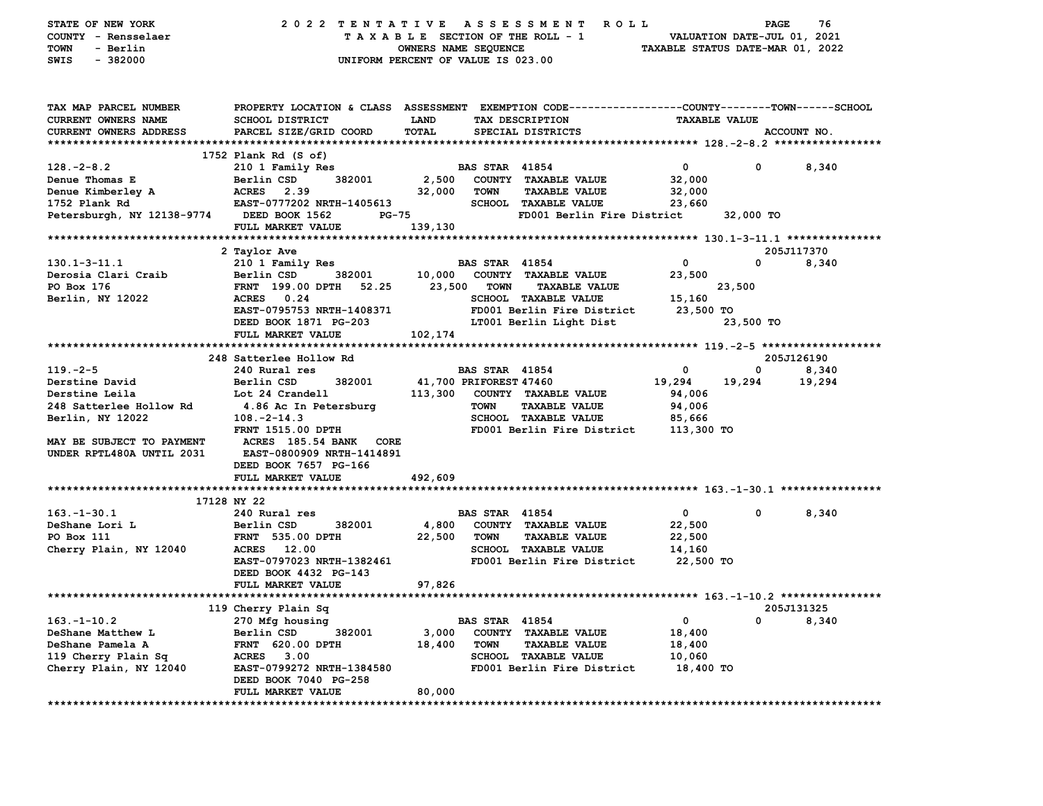STATE OF NEW YORK
COUNTY - Rensselaer
TOWN - Berlin
SWIS - 382000

2022 TENTATIVE ASSESSMENT ROLL
TAXABLE SECTION OF THE ROLL - 1
OWNERS NAME SEQUENCE
UNIFORM PERCENT OF VALUE IS 023.00

VALUATION DATE-JUL 01, 2021
TAXABLE STATUS DATE-MAR 01, 2022

| TAX MAP PARCEL NUMBER / CURRENT OWNERS NAME / CURRENT OWNERS ADDRESS | PROPERTY LOCATION & CLASS / SCHOOL DISTRICT / PARCEL SIZE/GRID COORD | ASSESSMENT LAND / TOTAL | EXEMPTION CODE / TAX DESCRIPTION / SPECIAL DISTRICTS | COUNTY TAXABLE VALUE | TOWN | SCHOOL / ACCOUNT NO. |
|---|---|---|---|---|---|---|
| **128.-2-8.2** | 1752 Plank Rd (S of) | | | | | |
| 128.-2-8.2 | 210 1 Family Res | | BAS STAR 41854 | 0 | 0 | 8,340 |
| Denue Thomas E | Berlin CSD 382001 | 2,500 | COUNTY TAXABLE VALUE | 32,000 | | |
| Denue Kimberley A | ACRES 2.39 | 32,000 | TOWN TAXABLE VALUE | 32,000 | | |
| 1752 Plank Rd | EAST-0777202 NRTH-1405613 | | SCHOOL TAXABLE VALUE | 23,660 | | |
| Petersburgh, NY 12138-9774 | DEED BOOK 1562 PG-75 | | FD001 Berlin Fire District | 32,000 TO | | |
| | FULL MARKET VALUE | 139,130 | | | | |
| **130.1-3-11.1** | 2 Taylor Ave | | | | | 205J117370 |
| 130.1-3-11.1 | 210 1 Family Res | | BAS STAR 41854 | 0 | 0 | 8,340 |
| Derosia Clari Craib | Berlin CSD 382001 | 10,000 | COUNTY TAXABLE VALUE | 23,500 | | |
| PO Box 176 | FRNT 199.00 DPTH 52.25 | 23,500 | TOWN TAXABLE VALUE | | 23,500 | |
| Berlin, NY 12022 | ACRES 0.24 | | SCHOOL TAXABLE VALUE | 15,160 | | |
| | EAST-0795753 NRTH-1408371 | | FD001 Berlin Fire District | 23,500 TO | | |
| | DEED BOOK 1871 PG-203 | | LT001 Berlin Light Dist | | 23,500 TO | |
| | FULL MARKET VALUE | 102,174 | | | | |
| **119.-2-5** | 248 Satterlee Hollow Rd | | | | | 205J126190 |
| 119.-2-5 | 240 Rural res | | BAS STAR 41854 | 0 | 0 | 8,340 |
| Derstine David | Berlin CSD 382001 | 41,700 | PRIFOREST 47460 | 19,294 | 19,294 | 19,294 |
| Derstine Leila | Lot 24 Crandell | 113,300 | COUNTY TAXABLE VALUE | 94,006 | | |
| 248 Satterlee Hollow Rd | 4.86 Ac In Petersburg | | TOWN TAXABLE VALUE | 94,006 | | |
| Berlin, NY 12022 | 108.-2-14.3 | | SCHOOL TAXABLE VALUE | 85,666 | | |
| | FRNT 1515.00 DPTH | | FD001 Berlin Fire District | 113,300 TO | | |
| MAY BE SUBJECT TO PAYMENT | ACRES 185.54 BANK CORE | | | | | |
| UNDER RPTL480A UNTIL 2031 | EAST-0800909 NRTH-1414891 | | | | | |
| | DEED BOOK 7657 PG-166 | | | | | |
| | FULL MARKET VALUE | 492,609 | | | | |
| **163.-1-30.1** | 17128 NY 22 | | | | | |
| 163.-1-30.1 | 240 Rural res | | BAS STAR 41854 | 0 | 0 | 8,340 |
| DeShane Lori L | Berlin CSD 382001 | 4,800 | COUNTY TAXABLE VALUE | 22,500 | | |
| PO Box 111 | FRNT 535.00 DPTH | 22,500 | TOWN TAXABLE VALUE | 22,500 | | |
| Cherry Plain, NY 12040 | ACRES 12.00 | | SCHOOL TAXABLE VALUE | 14,160 | | |
| | EAST-0797023 NRTH-1382461 | | FD001 Berlin Fire District | 22,500 TO | | |
| | DEED BOOK 4432 PG-143 | | | | | |
| | FULL MARKET VALUE | 97,826 | | | | |
| **163.-1-10.2** | 119 Cherry Plain Sq | | | | | 205J131325 |
| 163.-1-10.2 | 270 Mfg housing | | BAS STAR 41854 | 0 | 0 | 8,340 |
| DeShane Matthew L | Berlin CSD 382001 | 3,000 | COUNTY TAXABLE VALUE | 18,400 | | |
| DeShane Pamela A | FRNT 620.00 DPTH | 18,400 | TOWN TAXABLE VALUE | 18,400 | | |
| 119 Cherry Plain Sq | ACRES 3.00 | | SCHOOL TAXABLE VALUE | 10,060 | | |
| Cherry Plain, NY 12040 | EAST-0799272 NRTH-1384580 | | FD001 Berlin Fire District | 18,400 TO | | |
| | DEED BOOK 7040 PG-258 | | | | | |
| | FULL MARKET VALUE | 80,000 | | | | |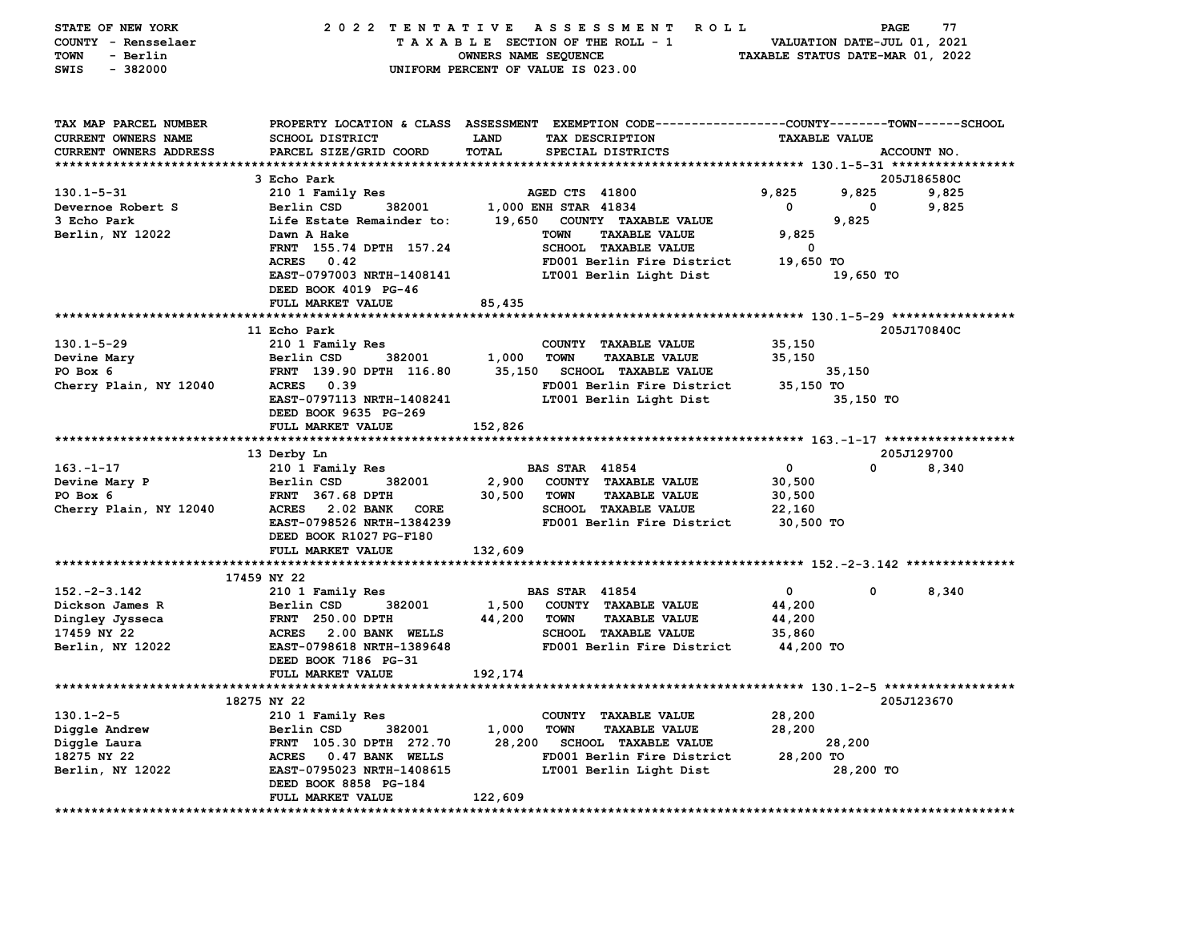STATE OF NEW YORK — 2022 TENTATIVE ASSESSMENT ROLL
COUNTY - Rensselaer — TAXABLE SECTION OF THE ROLL - 1 — VALUATION DATE-JUL 01, 2021
TOWN - Berlin — OWNERS NAME SEQUENCE — TAXABLE STATUS DATE-MAR 01, 2022
SWIS - 382000 — UNIFORM PERCENT OF VALUE IS 023.00

```
TAX MAP PARCEL NUMBER        PROPERTY LOCATION & CLASS  ASSESSMENT  EXEMPTION CODE-----------------COUNTY--------TOWN------SCHOOL
CURRENT OWNERS NAME          SCHOOL DISTRICT             LAND       TAX DESCRIPTION                  TAXABLE VALUE
CURRENT OWNERS ADDRESS       PARCEL SIZE/GRID COORD      TOTAL      SPECIAL DISTRICTS                                  ACCOUNT NO.
****************************************************************************************************** 130.1-5-31 *****************
                             3 Echo Park                                                                               205J186580C
130.1-5-31                   210 1 Family Res                   AGED CTS  41800                 9,825      9,825       9,825
Devernoe Robert S            Berlin CSD       382001     1,000 ENH STAR  41834                      0          0       9,825
3 Echo Park                  Life Estate Remainder to:   19,650    COUNTY  TAXABLE VALUE                    9,825
Berlin, NY 12022             Dawn A Hake                           TOWN    TAXABLE VALUE             9,825
                             FRNT 155.74 DPTH 157.24               SCHOOL  TAXABLE VALUE                 0
                             ACRES    0.42                         FD001 Berlin Fire District      19,650 TO
                             EAST-0797003 NRTH-1408141             LT001 Berlin Light Dist                 19,650 TO
                             DEED BOOK 4019 PG-46
                             FULL MARKET VALUE           85,435
****************************************************************************************************** 130.1-5-29 *****************
                             11 Echo Park                                                                              205J170840C
130.1-5-29                   210 1 Family Res                      COUNTY  TAXABLE VALUE            35,150
Devine Mary                  Berlin CSD       382001      1,000    TOWN    TAXABLE VALUE            35,150
PO Box 6                     FRNT 139.90 DPTH 116.80     35,150    SCHOOL  TAXABLE VALUE                 35,150
Cherry Plain, NY 12040       ACRES    0.39                         FD001 Berlin Fire District      35,150 TO
                             EAST-0797113 NRTH-1408241             LT001 Berlin Light Dist                 35,150 TO
                             DEED BOOK 9635 PG-269
                             FULL MARKET VALUE          152,826
****************************************************************************************************** 163.-1-17 ******************
                             13 Derby Ln                                                                               205J129700
163.-1-17                    210 1 Family Res                   BAS STAR  41854                     0          0       8,340
Devine Mary P                Berlin CSD       382001      2,900    COUNTY  TAXABLE VALUE            30,500
PO Box 6                     FRNT 367.68 DPTH            30,500    TOWN    TAXABLE VALUE            30,500
Cherry Plain, NY 12040       ACRES    2.02 BANK    CORE            SCHOOL  TAXABLE VALUE            22,160
                             EAST-0798526 NRTH-1384239             FD001 Berlin Fire District      30,500 TO
                             DEED BOOK R1027 PG-F180
                             FULL MARKET VALUE          132,609
****************************************************************************************************** 152.-2-3.142 ***************
                             17459 NY 22
152.-2-3.142                 210 1 Family Res                   BAS STAR  41854                     0          0       8,340
Dickson James R              Berlin CSD       382001      1,500    COUNTY  TAXABLE VALUE            44,200
Dingley Jysseca              FRNT 250.00 DPTH            44,200    TOWN    TAXABLE VALUE            44,200
17459 NY 22                  ACRES    2.00 BANK    WELLS           SCHOOL  TAXABLE VALUE            35,860
Berlin, NY 12022             EAST-0798618 NRTH-1389648             FD001 Berlin Fire District      44,200 TO
                             DEED BOOK 7186 PG-31
                             FULL MARKET VALUE          192,174
****************************************************************************************************** 130.1-2-5 ******************
                             18275 NY 22                                                                               205J123670
130.1-2-5                    210 1 Family Res                      COUNTY  TAXABLE VALUE            28,200
Diggle Andrew                Berlin CSD       382001      1,000    TOWN    TAXABLE VALUE            28,200
Diggle Laura                 FRNT 105.30 DPTH 272.70     28,200    SCHOOL  TAXABLE VALUE                 28,200
18275 NY 22                  ACRES    0.47 BANK    WELLS           FD001 Berlin Fire District      28,200 TO
Berlin, NY 12022             EAST-0795023 NRTH-1408615             LT001 Berlin Light Dist                 28,200 TO
                             DEED BOOK 8858 PG-184
                             FULL MARKET VALUE          122,609
************************************************************************************************************************************
```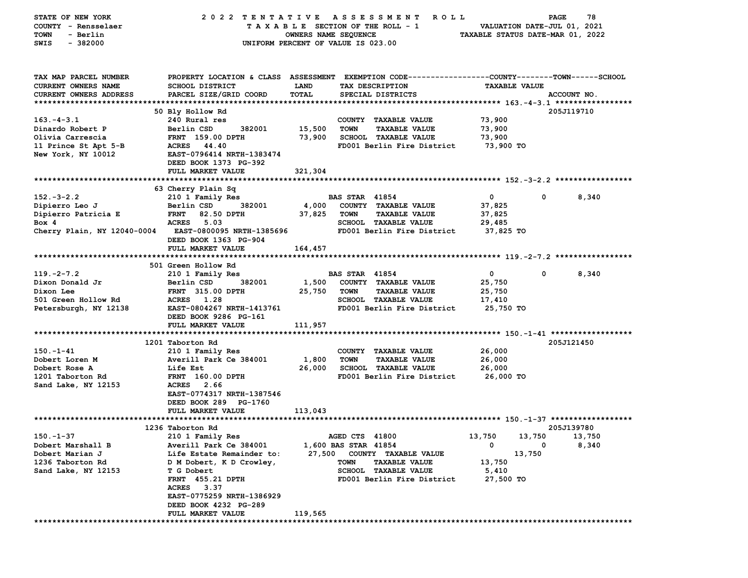STATE OF NEW YORK — 2022 TENTATIVE ASSESSMENT ROLL
COUNTY - Rensselaer — TAXABLE SECTION OF THE ROLL - 1 — VALUATION DATE-JUL 01, 2021
TOWN - Berlin — OWNERS NAME SEQUENCE — TAXABLE STATUS DATE-MAR 01, 2022
SWIS - 382000 — UNIFORM PERCENT OF VALUE IS 023.00

| TAX MAP PARCEL NUMBER / CURRENT OWNERS NAME / CURRENT OWNERS ADDRESS | PROPERTY LOCATION & CLASS / SCHOOL DISTRICT / PARCEL SIZE/GRID COORD | ASSESSMENT LAND / TOTAL | EXEMPTION CODE / TAX DESCRIPTION / SPECIAL DISTRICTS | COUNTY TAXABLE VALUE | TOWN | SCHOOL | ACCOUNT NO. |
|---|---|---|---|---|---|---|---|
| **163.-4-3.1** | 50 Bly Hollow Rd | | | | | | 205J119710 |
| 163.-4-3.1 | 240 Rural res | | COUNTY TAXABLE VALUE | 73,900 | | | |
| Dinardo Robert P | Berlin CSD 382001 | 15,500 | TOWN TAXABLE VALUE | 73,900 | | | |
| Olivia Carrescia | FRNT 159.00 DPTH | 73,900 | SCHOOL TAXABLE VALUE | 73,900 | | | |
| 11 Prince St Apt 5-B | ACRES 44.40 | | FD001 Berlin Fire District | 73,900 TO | | | |
| New York, NY 10012 | EAST-0796414 NRTH-1383474 | | | | | | |
| | DEED BOOK 1373 PG-392 | | | | | | |
| | FULL MARKET VALUE | 321,304 | | | | | |
| **152.-3-2.2** | 63 Cherry Plain Sq | | | | | | |
| 152.-3-2.2 | 210 1 Family Res | | BAS STAR 41854 | 0 | 0 | 8,340 | |
| Dipierro Leo J | Berlin CSD 382001 | 4,000 | COUNTY TAXABLE VALUE | 37,825 | | | |
| Dipierro Patricia E | FRNT 82.50 DPTH | 37,825 | TOWN TAXABLE VALUE | 37,825 | | | |
| Box 4 | ACRES 5.03 | | SCHOOL TAXABLE VALUE | 29,485 | | | |
| Cherry Plain, NY 12040-0004 | EAST-0800095 NRTH-1385696 | | FD001 Berlin Fire District | 37,825 TO | | | |
| | DEED BOOK 1363 PG-904 | | | | | | |
| | FULL MARKET VALUE | 164,457 | | | | | |
| **119.-2-7.2** | 501 Green Hollow Rd | | | | | | |
| 119.-2-7.2 | 210 1 Family Res | | BAS STAR 41854 | 0 | 0 | 8,340 | |
| Dixon Donald Jr | Berlin CSD 382001 | 1,500 | COUNTY TAXABLE VALUE | 25,750 | | | |
| Dixon Lee | FRNT 315.00 DPTH | 25,750 | TOWN TAXABLE VALUE | 25,750 | | | |
| 501 Green Hollow Rd | ACRES 1.28 | | SCHOOL TAXABLE VALUE | 17,410 | | | |
| Petersburgh, NY 12138 | EAST-0804267 NRTH-1413761 | | FD001 Berlin Fire District | 25,750 TO | | | |
| | DEED BOOK 9286 PG-161 | | | | | | |
| | FULL MARKET VALUE | 111,957 | | | | | |
| **150.-1-41** | 1201 Taborton Rd | | | | | | 205J121450 |
| 150.-1-41 | 210 1 Family Res | | COUNTY TAXABLE VALUE | 26,000 | | | |
| Dobert Loren M | Averill Park Ce 384001 | 1,800 | TOWN TAXABLE VALUE | 26,000 | | | |
| Dobert Rose A | Life Est | 26,000 | SCHOOL TAXABLE VALUE | 26,000 | | | |
| 1201 Taborton Rd | FRNT 160.00 DPTH | | FD001 Berlin Fire District | 26,000 TO | | | |
| Sand Lake, NY 12153 | ACRES 2.66 | | | | | | |
| | EAST-0774317 NRTH-1387546 | | | | | | |
| | DEED BOOK 289 PG-1760 | | | | | | |
| | FULL MARKET VALUE | 113,043 | | | | | |
| **150.-1-37** | 1236 Taborton Rd | | | | | | 205J139780 |
| 150.-1-37 | 210 1 Family Res | | AGED CTS 41800 | 13,750 | 13,750 | 13,750 | |
| Dobert Marshall B | Averill Park Ce 384001 | 1,600 | BAS STAR 41854 | 0 | 0 | 8,340 | |
| Dobert Marian J | Life Estate Remainder to: | 27,500 | COUNTY TAXABLE VALUE | 13,750 | | | |
| 1236 Taborton Rd | D M Dobert, K D Crowley, | | TOWN TAXABLE VALUE | 13,750 | | | |
| Sand Lake, NY 12153 | T G Dobert | | SCHOOL TAXABLE VALUE | 5,410 | | | |
| | FRNT 455.21 DPTH | | FD001 Berlin Fire District | 27,500 TO | | | |
| | ACRES 3.37 | | | | | | |
| | EAST-0775259 NRTH-1386929 | | | | | | |
| | DEED BOOK 4232 PG-289 | | | | | | |
| | FULL MARKET VALUE | 119,565 | | | | | |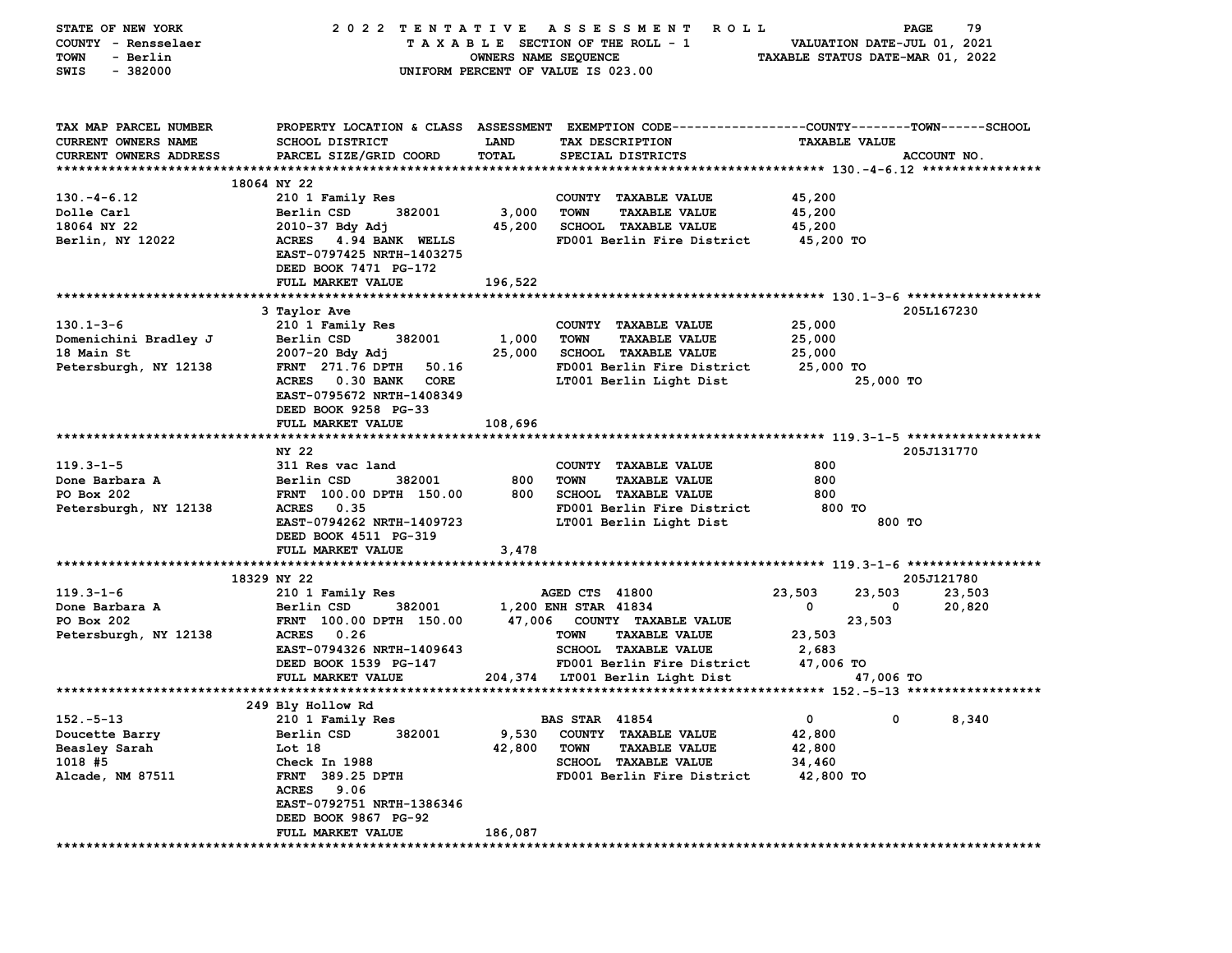STATE OF NEW YORK · COUNTY - Rensselaer · TOWN - Berlin · SWIS - 382000

# 2022 TENTATIVE ASSESSMENT ROLL

TAXABLE SECTION OF THE ROLL - 1 · OWNERS NAME SEQUENCE · UNIFORM PERCENT OF VALUE IS 023.00

VALUATION DATE-JUL 01, 2021 · TAXABLE STATUS DATE-MAR 01, 2022

| TAX MAP PARCEL NUMBER / CURRENT OWNERS NAME / CURRENT OWNERS ADDRESS | PROPERTY LOCATION & CLASS / SCHOOL DISTRICT / PARCEL SIZE/GRID COORD | ASSESSMENT LAND | ASSESSMENT TOTAL | EXEMPTION CODE / TAX DESCRIPTION / SPECIAL DISTRICTS | COUNTY TAXABLE VALUE | TOWN TAXABLE VALUE | SCHOOL TAXABLE VALUE | ACCOUNT NO. |
|---|---|---|---|---|---|---|---|---|
| **130.-4-6.12** | 18064 NY 22 | | | | | | | |
| 130.-4-6.12 | 210 1 Family Res | | | COUNTY TAXABLE VALUE | 45,200 | | | |
| Dolle Carl | Berlin CSD 382001 | 3,000 | | TOWN TAXABLE VALUE | | 45,200 | | |
| 18064 NY 22 | 2010-37 Bdy Adj | | 45,200 | SCHOOL TAXABLE VALUE | | | 45,200 | |
| Berlin, NY 12022 | ACRES 4.94 BANK WELLS | | | FD001 Berlin Fire District | 45,200 TO | | | |
| | EAST-0797425 NRTH-1403275 | | | | | | | |
| | DEED BOOK 7471 PG-172 | | | | | | | |
| | FULL MARKET VALUE | | 196,522 | | | | | |
| **130.1-3-6** | 3 Taylor Ave | | | | | | | 205L167230 |
| 130.1-3-6 | 210 1 Family Res | | | COUNTY TAXABLE VALUE | 25,000 | | | |
| Domenichini Bradley J | Berlin CSD 382001 | 1,000 | | TOWN TAXABLE VALUE | | 25,000 | | |
| 18 Main St | 2007-20 Bdy Adj | | 25,000 | SCHOOL TAXABLE VALUE | | | 25,000 | |
| Petersburgh, NY 12138 | FRNT 271.76 DPTH 50.16 | | | FD001 Berlin Fire District | 25,000 TO | | | |
| | ACRES 0.30 BANK CORE | | | LT001 Berlin Light Dist | 25,000 TO | | | |
| | EAST-0795672 NRTH-1408349 | | | | | | | |
| | DEED BOOK 9258 PG-33 | | | | | | | |
| | FULL MARKET VALUE | | 108,696 | | | | | |
| **119.3-1-5** | NY 22 | | | | | | | 205J131770 |
| 119.3-1-5 | 311 Res vac land | | | COUNTY TAXABLE VALUE | 800 | | | |
| Done Barbara A | Berlin CSD 382001 | 800 | | TOWN TAXABLE VALUE | | 800 | | |
| PO Box 202 | FRNT 100.00 DPTH 150.00 | | 800 | SCHOOL TAXABLE VALUE | | | 800 | |
| Petersburgh, NY 12138 | ACRES 0.35 | | | FD001 Berlin Fire District | 800 TO | | | |
| | EAST-0794262 NRTH-1409723 | | | LT001 Berlin Light Dist | 800 TO | | | |
| | DEED BOOK 4511 PG-319 | | | | | | | |
| | FULL MARKET VALUE | | 3,478 | | | | | |
| **119.3-1-6** | 18329 NY 22 | | | | | | | 205J121780 |
| 119.3-1-6 | 210 1 Family Res | | | AGED CTS 41800 | 23,503 | 23,503 | 23,503 | |
| Done Barbara A | Berlin CSD 382001 | 1,200 | | ENH STAR 41834 | 0 | 0 | 20,820 | |
| PO Box 202 | FRNT 100.00 DPTH 150.00 | | 47,006 | COUNTY TAXABLE VALUE | 23,503 | | | |
| Petersburgh, NY 12138 | ACRES 0.26 | | | TOWN TAXABLE VALUE | | 23,503 | | |
| | EAST-0794326 NRTH-1409643 | | | SCHOOL TAXABLE VALUE | | | 2,683 | |
| | DEED BOOK 1539 PG-147 | | | FD001 Berlin Fire District | 47,006 TO | | | |
| | FULL MARKET VALUE | | 204,374 | LT001 Berlin Light Dist | 47,006 TO | | | |
| **152.-5-13** | 249 Bly Hollow Rd | | | | | | | |
| 152.-5-13 | 210 1 Family Res | | | BAS STAR 41854 | 0 | 0 | 8,340 | |
| Doucette Barry | Berlin CSD 382001 | 9,530 | | COUNTY TAXABLE VALUE | 42,800 | | | |
| Beasley Sarah | Lot 18 | | 42,800 | TOWN TAXABLE VALUE | | 42,800 | | |
| 1018 #5 | Check In 1988 | | | SCHOOL TAXABLE VALUE | | | 34,460 | |
| Alcade, NM 87511 | FRNT 389.25 DPTH | | | FD001 Berlin Fire District | 42,800 TO | | | |
| | ACRES 9.06 | | | | | | | |
| | EAST-0792751 NRTH-1386346 | | | | | | | |
| | DEED BOOK 9867 PG-92 | | | | | | | |
| | FULL MARKET VALUE | | 186,087 | | | | | |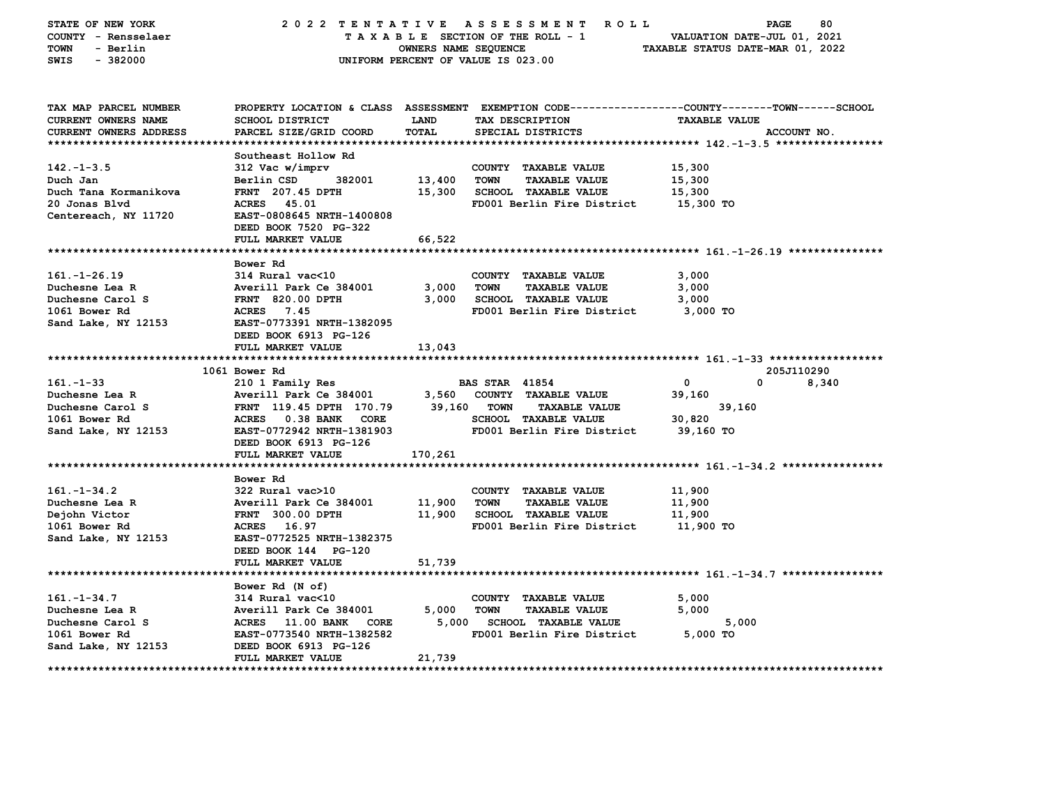STATE OF NEW YORK — 2022 TENTATIVE ASSESSMENT ROLL
COUNTY - Rensselaer — TAXABLE SECTION OF THE ROLL - 1 — VALUATION DATE-JUL 01, 2021
TOWN - Berlin — OWNERS NAME SEQUENCE — TAXABLE STATUS DATE-MAR 01, 2022
SWIS - 382000 — UNIFORM PERCENT OF VALUE IS 023.00

| TAX MAP PARCEL NUMBER / CURRENT OWNERS NAME / CURRENT OWNERS ADDRESS | PROPERTY LOCATION & CLASS / SCHOOL DISTRICT / PARCEL SIZE/GRID COORD | ASSESSMENT LAND / TOTAL | EXEMPTION CODE / TAX DESCRIPTION / SPECIAL DISTRICTS | COUNTY | TOWN | SCHOOL / TAXABLE VALUE / ACCOUNT NO. |
|---|---|---|---|---|---|---|
| **142.-1-3.5** | Southeast Hollow Rd | | | | | |
| 142.-1-3.5 | 312 Vac w/imprv | | COUNTY TAXABLE VALUE | 15,300 | | |
| Duch Jan | Berlin CSD 382001 | 13,400 | TOWN TAXABLE VALUE | | 15,300 | |
| Duch Tana Kormanikova | FRNT 207.45 DPTH | 15,300 | SCHOOL TAXABLE VALUE | | | 15,300 |
| 20 Jonas Blvd | ACRES 45.01 | | FD001 Berlin Fire District | 15,300 TO | | |
| Centereach, NY 11720 | EAST-0808645 NRTH-1400808 | | | | | |
| | DEED BOOK 7520 PG-322 | | | | | |
| | FULL MARKET VALUE | 66,522 | | | | |
| **161.-1-26.19** | Bower Rd | | | | | |
| 161.-1-26.19 | 314 Rural vac<10 | | COUNTY TAXABLE VALUE | 3,000 | | |
| Duchesne Lea R | Averill Park Ce 384001 | 3,000 | TOWN TAXABLE VALUE | | 3,000 | |
| Duchesne Carol S | FRNT 820.00 DPTH | 3,000 | SCHOOL TAXABLE VALUE | | | 3,000 |
| 1061 Bower Rd | ACRES 7.45 | | FD001 Berlin Fire District | 3,000 TO | | |
| Sand Lake, NY 12153 | EAST-0773391 NRTH-1382095 | | | | | |
| | DEED BOOK 6913 PG-126 | | | | | |
| | FULL MARKET VALUE | 13,043 | | | | |
| **161.-1-33** | 1061 Bower Rd | | | | | 205J110290 |
| 161.-1-33 | 210 1 Family Res | | BAS STAR 41854 | 0 | 0 | 8,340 |
| Duchesne Lea R | Averill Park Ce 384001 | 3,560 | COUNTY TAXABLE VALUE | 39,160 | | |
| Duchesne Carol S | FRNT 119.45 DPTH 170.79 | 39,160 | TOWN TAXABLE VALUE | | 39,160 | |
| 1061 Bower Rd | ACRES 0.38 BANK CORE | | SCHOOL TAXABLE VALUE | | | 30,820 |
| Sand Lake, NY 12153 | EAST-0772942 NRTH-1381903 | | FD001 Berlin Fire District | 39,160 TO | | |
| | DEED BOOK 6913 PG-126 | | | | | |
| | FULL MARKET VALUE | 170,261 | | | | |
| **161.-1-34.2** | Bower Rd | | | | | |
| 161.-1-34.2 | 322 Rural vac>10 | | COUNTY TAXABLE VALUE | 11,900 | | |
| Duchesne Lea R | Averill Park Ce 384001 | 11,900 | TOWN TAXABLE VALUE | | 11,900 | |
| Dejohn Victor | FRNT 300.00 DPTH | 11,900 | SCHOOL TAXABLE VALUE | | | 11,900 |
| 1061 Bower Rd | ACRES 16.97 | | FD001 Berlin Fire District | 11,900 TO | | |
| Sand Lake, NY 12153 | EAST-0772525 NRTH-1382375 | | | | | |
| | DEED BOOK 144 PG-120 | | | | | |
| | FULL MARKET VALUE | 51,739 | | | | |
| **161.-1-34.7** | Bower Rd (N of) | | | | | |
| 161.-1-34.7 | 314 Rural vac<10 | | COUNTY TAXABLE VALUE | 5,000 | | |
| Duchesne Lea R | Averill Park Ce 384001 | 5,000 | TOWN TAXABLE VALUE | | 5,000 | |
| Duchesne Carol S | ACRES 11.00 BANK CORE | 5,000 | SCHOOL TAXABLE VALUE | | | 5,000 |
| 1061 Bower Rd | EAST-0773540 NRTH-1382582 | | FD001 Berlin Fire District | 5,000 TO | | |
| Sand Lake, NY 12153 | DEED BOOK 6913 PG-126 | | | | | |
| | FULL MARKET VALUE | 21,739 | | | | |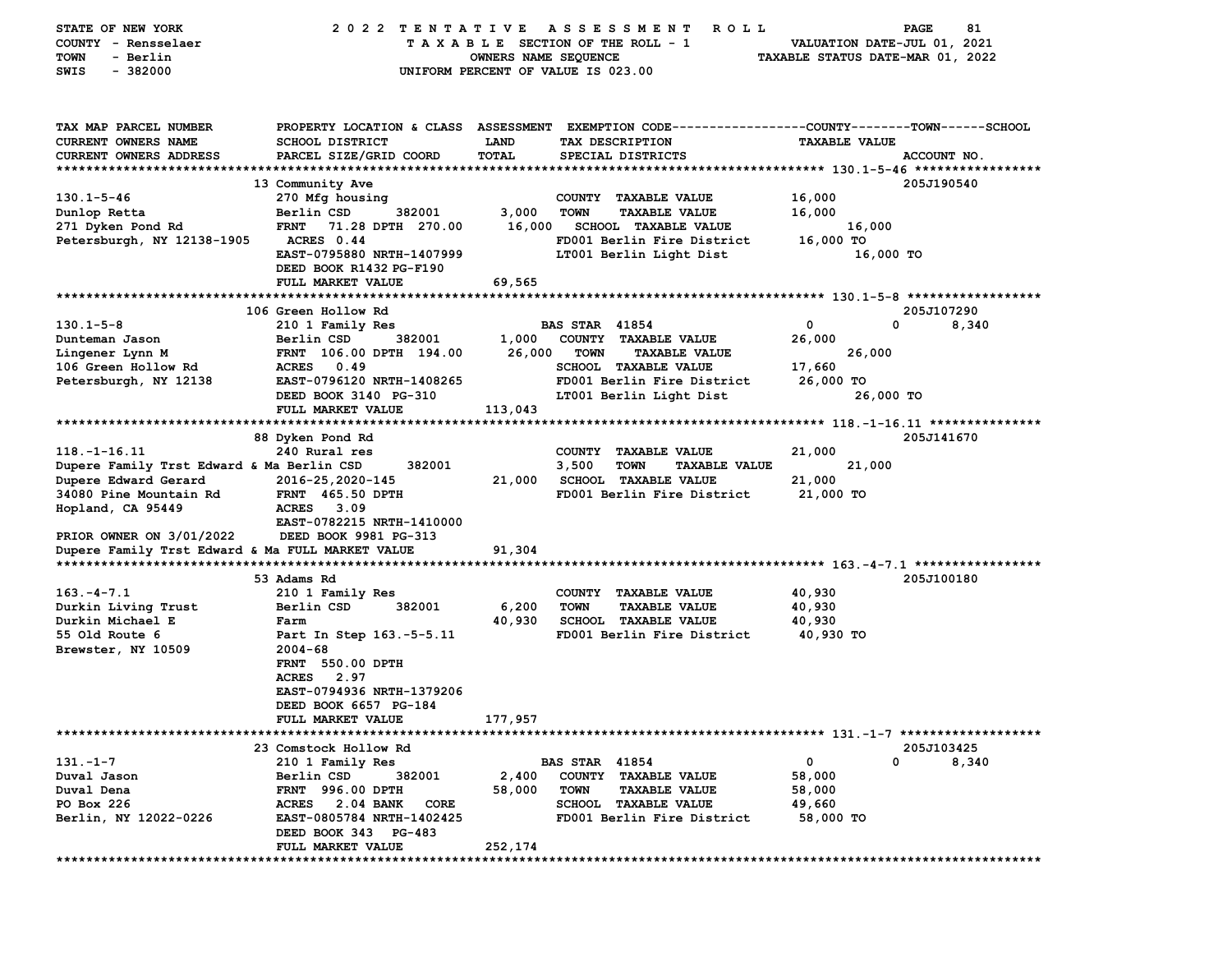STATE OF NEW YORK — 2022 TENTATIVE ASSESSMENT ROLL
COUNTY - Rensselaer — TAXABLE SECTION OF THE ROLL - 1 — VALUATION DATE-JUL 01, 2021
TOWN - Berlin — OWNERS NAME SEQUENCE — TAXABLE STATUS DATE-MAR 01, 2022
SWIS - 382000 — UNIFORM PERCENT OF VALUE IS 023.00

| TAX MAP PARCEL NUMBER / CURRENT OWNERS NAME / CURRENT OWNERS ADDRESS | PROPERTY LOCATION & CLASS / SCHOOL DISTRICT / PARCEL SIZE/GRID COORD | ASSESSMENT LAND / TOTAL | EXEMPTION CODE / TAX DESCRIPTION / SPECIAL DISTRICTS | COUNTY | TOWN | SCHOOL | ACCOUNT NO. |
|---|---|---|---|---|---|---|---|
| **130.1-5-46** | 13 Community Ave | | | | | | 205J190540 |
| 130.1-5-46 | 270 Mfg housing | | COUNTY TAXABLE VALUE | 16,000 | | | |
| Dunlop Retta | Berlin CSD 382001 | 3,000 | TOWN TAXABLE VALUE | | 16,000 | | |
| 271 Dyken Pond Rd | FRNT 71.28 DPTH 270.00 | 16,000 | SCHOOL TAXABLE VALUE | | | 16,000 | |
| Petersburgh, NY 12138-1905 | ACRES 0.44 | | FD001 Berlin Fire District | 16,000 TO | | | |
| | EAST-0795880 NRTH-1407999 | | LT001 Berlin Light Dist | 16,000 TO | | | |
| | DEED BOOK R1432 PG-F190 | | | | | | |
| | FULL MARKET VALUE | 69,565 | | | | | |
| **130.1-5-8** | 106 Green Hollow Rd | | | | | | 205J107290 |
| 130.1-5-8 | 210 1 Family Res | | BAS STAR 41854 | 0 | 0 | 8,340 | |
| Dunteman Jason | Berlin CSD 382001 | 1,000 | COUNTY TAXABLE VALUE | 26,000 | | | |
| Lingener Lynn M | FRNT 106.00 DPTH 194.00 | 26,000 | TOWN TAXABLE VALUE | | 26,000 | | |
| 106 Green Hollow Rd | ACRES 0.49 | | SCHOOL TAXABLE VALUE | | | 17,660 | |
| Petersburgh, NY 12138 | EAST-0796120 NRTH-1408265 | | FD001 Berlin Fire District | 26,000 TO | | | |
| | DEED BOOK 3140 PG-310 | | LT001 Berlin Light Dist | 26,000 TO | | | |
| | FULL MARKET VALUE | 113,043 | | | | | |
| **118.-1-16.11** | 88 Dyken Pond Rd | | | | | | 205J141670 |
| 118.-1-16.11 | 240 Rural res | | COUNTY TAXABLE VALUE | 21,000 | | | |
| Dupere Family Trst Edward & Ma | Berlin CSD 382001 | 3,500 | TOWN TAXABLE VALUE | | 21,000 | | |
| Dupere Edward Gerard | 2016-25,2020-145 | 21,000 | SCHOOL TAXABLE VALUE | | | 21,000 | |
| 34080 Pine Mountain Rd | FRNT 465.50 DPTH | | FD001 Berlin Fire District | 21,000 TO | | | |
| Hopland, CA 95449 | ACRES 3.09 | | | | | | |
| | EAST-0782215 NRTH-1410000 | | | | | | |
| PRIOR OWNER ON 3/01/2022 | DEED BOOK 9981 PG-313 | | | | | | |
| Dupere Family Trst Edward & Ma | FULL MARKET VALUE | 91,304 | | | | | |
| **163.-4-7.1** | 53 Adams Rd | | | | | | 205J100180 |
| 163.-4-7.1 | 210 1 Family Res | | COUNTY TAXABLE VALUE | 40,930 | | | |
| Durkin Living Trust | Berlin CSD 382001 | 6,200 | TOWN TAXABLE VALUE | | 40,930 | | |
| Durkin Michael E | Farm | 40,930 | SCHOOL TAXABLE VALUE | | | 40,930 | |
| 55 Old Route 6 | Part In Step 163.-5-5.11 | | FD001 Berlin Fire District | 40,930 TO | | | |
| Brewster, NY 10509 | 2004-68 | | | | | | |
| | FRNT 550.00 DPTH | | | | | | |
| | ACRES 2.97 | | | | | | |
| | EAST-0794936 NRTH-1379206 | | | | | | |
| | DEED BOOK 6657 PG-184 | | | | | | |
| | FULL MARKET VALUE | 177,957 | | | | | |
| **131.-1-7** | 23 Comstock Hollow Rd | | | | | | 205J103425 |
| 131.-1-7 | 210 1 Family Res | | BAS STAR 41854 | 0 | 0 | 8,340 | |
| Duval Jason | Berlin CSD 382001 | 2,400 | COUNTY TAXABLE VALUE | 58,000 | | | |
| Duval Dena | FRNT 996.00 DPTH | 58,000 | TOWN TAXABLE VALUE | | 58,000 | | |
| PO Box 226 | ACRES 2.04 BANK CORE | | SCHOOL TAXABLE VALUE | | | 49,660 | |
| Berlin, NY 12022-0226 | EAST-0805784 NRTH-1402425 | | FD001 Berlin Fire District | 58,000 TO | | | |
| | DEED BOOK 343 PG-483 | | | | | | |
| | FULL MARKET VALUE | 252,174 | | | | | |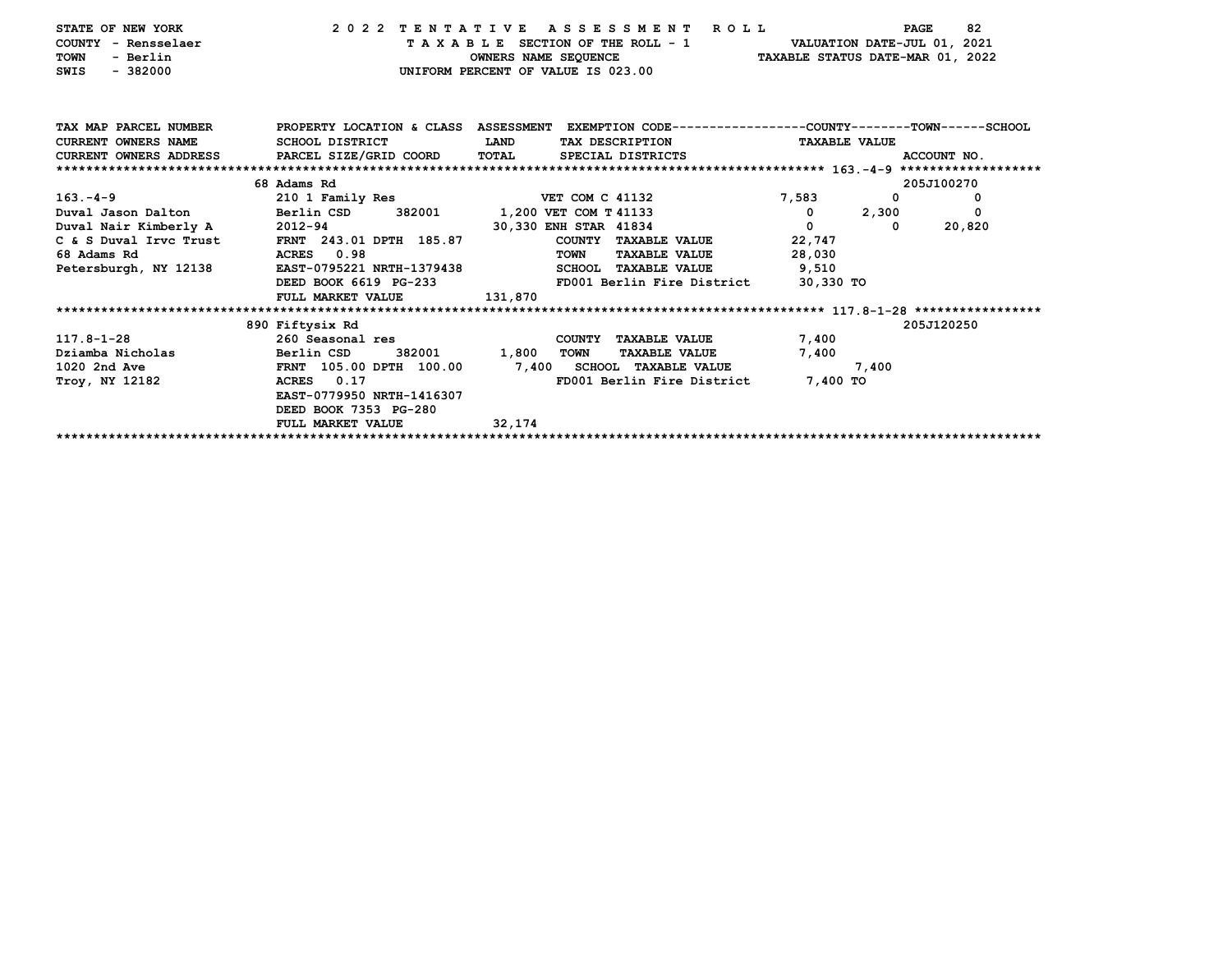STATE OF NEW YORK — 2022 TENTATIVE ASSESSMENT ROLL
COUNTY - Rensselaer — TAXABLE SECTION OF THE ROLL - 1 — VALUATION DATE-JUL 01, 2021
TOWN - Berlin — OWNERS NAME SEQUENCE — TAXABLE STATUS DATE-MAR 01, 2022
SWIS - 382000 — UNIFORM PERCENT OF VALUE IS 023.00

| TAX MAP PARCEL NUMBER / CURRENT OWNERS NAME / CURRENT OWNERS ADDRESS | PROPERTY LOCATION & CLASS / SCHOOL DISTRICT / PARCEL SIZE/GRID COORD | ASSESSMENT LAND / TOTAL | EXEMPTION CODE / TAX DESCRIPTION / SPECIAL DISTRICTS | COUNTY TAXABLE VALUE | TOWN | SCHOOL | ACCOUNT NO. |
|---|---|---|---|---|---|---|---|
| | 68 Adams Rd | | | | | | 205J100270 |
| 163.-4-9 | 210 1 Family Res | | VET COM C 41132 | 7,583 | 0 | 0 | |
| Duval Jason Dalton | Berlin CSD 382001 | 1,200 | VET COM T 41133 | 0 | 2,300 | 0 | |
| Duval Nair Kimberly A | 2012-94 | 30,330 | ENH STAR 41834 | 0 | 0 | 20,820 | |
| C & S Duval Irvc Trust | FRNT 243.01 DPTH 185.87 | | COUNTY TAXABLE VALUE | 22,747 | | | |
| 68 Adams Rd | ACRES 0.98 | | TOWN TAXABLE VALUE | 28,030 | | | |
| Petersburgh, NY 12138 | EAST-0795221 NRTH-1379438 | | SCHOOL TAXABLE VALUE | 9,510 | | | |
| | DEED BOOK 6619 PG-233 | | FD001 Berlin Fire District | 30,330 TO | | | |
| | FULL MARKET VALUE | 131,870 | | | | | |
| | 890 Fiftysix Rd | | | | | | 205J120250 |
| 117.8-1-28 | 260 Seasonal res | | COUNTY TAXABLE VALUE | 7,400 | | | |
| Dziamba Nicholas | Berlin CSD 382001 | 1,800 | TOWN TAXABLE VALUE | 7,400 | | | |
| 1020 2nd Ave | FRNT 105.00 DPTH 100.00 | 7,400 | SCHOOL TAXABLE VALUE | 7,400 | | | |
| Troy, NY 12182 | ACRES 0.17 | | FD001 Berlin Fire District | 7,400 TO | | | |
| | EAST-0779950 NRTH-1416307 | | | | | | |
| | DEED BOOK 7353 PG-280 | | | | | | |
| | FULL MARKET VALUE | 32,174 | | | | | |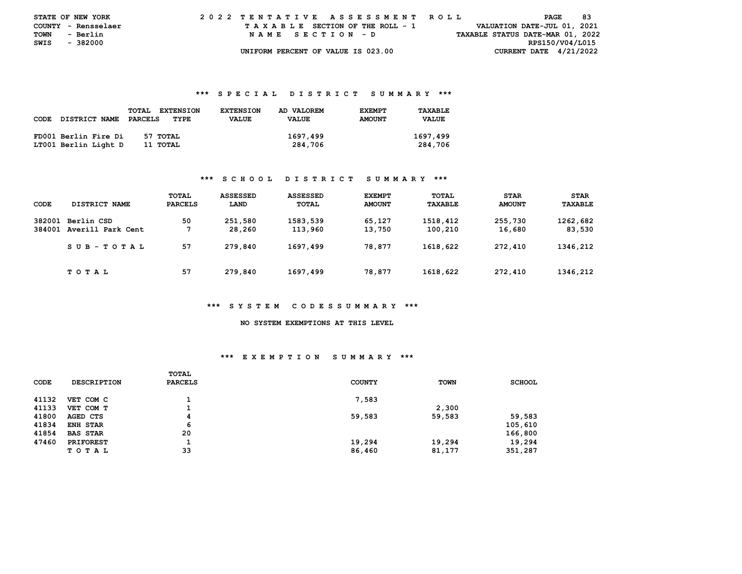STATE OF NEW YORK
COUNTY - Rensselaer
TOWN - Berlin
SWIS - 382000

2022 TENTATIVE ASSESSMENT ROLL
TAXABLE SECTION OF THE ROLL - 1
NAME SECTION - D
UNIFORM PERCENT OF VALUE IS 023.00

VALUATION DATE-JUL 01, 2021
TAXABLE STATUS DATE-MAR 01, 2022
RPS150/V04/L015
CURRENT DATE 4/21/2022

## *** SPECIAL DISTRICT SUMMARY ***

| CODE DISTRICT NAME | TOTAL PARCELS | EXTENSION TYPE | EXTENSION VALUE | AD VALOREM VALUE | EXEMPT AMOUNT | TAXABLE VALUE |
|---|---|---|---|---|---|---|
| FD001 Berlin Fire Di | 57 | TOTAL | | 1697,499 | | 1697,499 |
| LT001 Berlin Light D | 11 | TOTAL | | 284,706 | | 284,706 |

## *** SCHOOL DISTRICT SUMMARY ***

| CODE | DISTRICT NAME | TOTAL PARCELS | ASSESSED LAND | ASSESSED TOTAL | EXEMPT AMOUNT | TOTAL TAXABLE | STAR AMOUNT | STAR TAXABLE |
|---|---|---|---|---|---|---|---|---|
| 382001 | Berlin CSD | 50 | 251,580 | 1583,539 | 65,127 | 1518,412 | 255,730 | 1262,682 |
| 384001 | Averill Park Cent | 7 | 28,260 | 113,960 | 13,750 | 100,210 | 16,680 | 83,530 |
| | SUB-TOTAL | 57 | 279,840 | 1697,499 | 78,877 | 1618,622 | 272,410 | 1346,212 |
| | TOTAL | 57 | 279,840 | 1697,499 | 78,877 | 1618,622 | 272,410 | 1346,212 |

## *** SYSTEM CODESSUMMARY ***

NO SYSTEM EXEMPTIONS AT THIS LEVEL

## *** EXEMPTION SUMMARY ***

| CODE | DESCRIPTION | TOTAL PARCELS | COUNTY | TOWN | SCHOOL |
|---|---|---|---|---|---|
| 41132 | VET COM C | 1 | 7,583 | | |
| 41133 | VET COM T | 1 | | 2,300 | |
| 41800 | AGED CTS | 4 | 59,583 | 59,583 | 59,583 |
| 41834 | ENH STAR | 6 | | | 105,610 |
| 41854 | BAS STAR | 20 | | | 166,800 |
| 47460 | PRIFOREST | 1 | 19,294 | 19,294 | 19,294 |
| | TOTAL | 33 | 86,460 | 81,177 | 351,287 |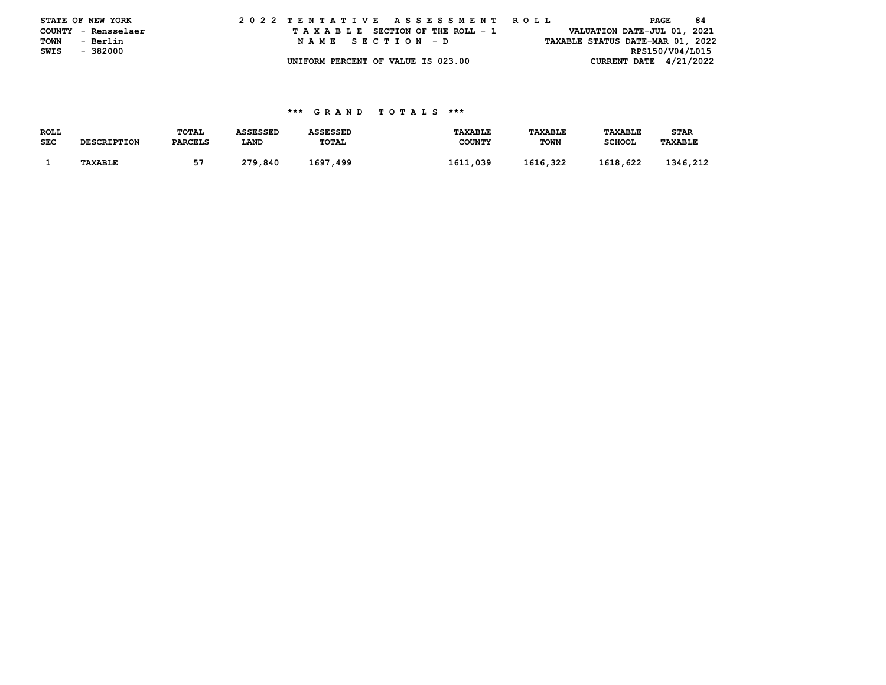STATE OF NEW YORK
COUNTY - Rensselaer
TOWN - Berlin
SWIS - 382000

2022 TENTATIVE ASSESSMENT ROLL
TAXABLE SECTION OF THE ROLL - 1
NAME SECTION - D
UNIFORM PERCENT OF VALUE IS 023.00

VALUATION DATE-JUL 01, 2021
TAXABLE STATUS DATE-MAR 01, 2022
RPS150/V04/L015
CURRENT DATE 4/21/2022

### *** GRAND TOTALS ***

| ROLL SEC | DESCRIPTION | TOTAL PARCELS | ASSESSED LAND | ASSESSED TOTAL | TAXABLE COUNTY | TAXABLE TOWN | TAXABLE SCHOOL | STAR TAXABLE |
|---|---|---|---|---|---|---|---|---|
| 1 | TAXABLE | 57 | 279,840 | 1697,499 | 1611,039 | 1616,322 | 1618,622 | 1346,212 |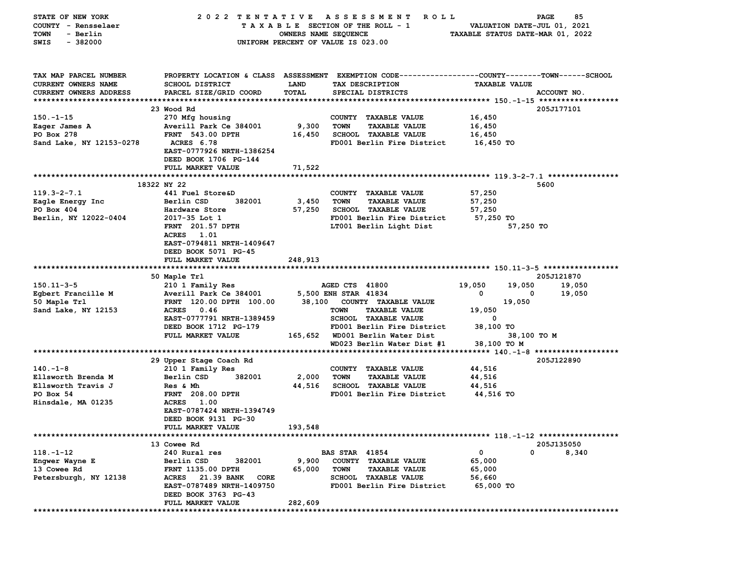STATE OF NEW YORK — 2022 TENTATIVE ASSESSMENT ROLL
COUNTY - Rensselaer — TAXABLE SECTION OF THE ROLL - 1 — VALUATION DATE-JUL 01, 2021
TOWN - Berlin — OWNERS NAME SEQUENCE — TAXABLE STATUS DATE-MAR 01, 2022
SWIS - 382000 — UNIFORM PERCENT OF VALUE IS 023.00

| TAX MAP PARCEL NUMBER / CURRENT OWNERS NAME / CURRENT OWNERS ADDRESS | PROPERTY LOCATION & CLASS / SCHOOL DISTRICT / PARCEL SIZE/GRID COORD | ASSESSMENT LAND / TOTAL | EXEMPTION CODE / TAX DESCRIPTION / SPECIAL DISTRICTS | COUNTY | TOWN | SCHOOL | ACCOUNT NO. |
|---|---|---|---|---|---|---|---|
| **150.-1-15** | 23 Wood Rd | | | | | | 205J177101 |
| 150.-1-15 | 270 Mfg housing | | COUNTY TAXABLE VALUE | 16,450 | | | |
| Eager James A | Averill Park Ce 384001 | 9,300 | TOWN TAXABLE VALUE | 16,450 | | | |
| PO Box 278 | FRNT 543.00 DPTH | 16,450 | SCHOOL TAXABLE VALUE | 16,450 | | | |
| Sand Lake, NY 12153-0278 | ACRES 6.78 | | FD001 Berlin Fire District | 16,450 TO | | | |
| | EAST-0777926 NRTH-1386254 | | | | | | |
| | DEED BOOK 1706 PG-144 | | | | | | |
| | FULL MARKET VALUE | 71,522 | | | | | |
| **119.3-2-7.1** | 18322 NY 22 | | | | | | 5600 |
| 119.3-2-7.1 | 441 Fuel Store&D | | COUNTY TAXABLE VALUE | 57,250 | | | |
| Eagle Energy Inc | Berlin CSD 382001 | 3,450 | TOWN TAXABLE VALUE | 57,250 | | | |
| PO Box 404 | Hardware Store | 57,250 | SCHOOL TAXABLE VALUE | 57,250 | | | |
| Berlin, NY 12022-0404 | 2017-35 Lot 1 | | FD001 Berlin Fire District | 57,250 TO | | | |
| | FRNT 201.57 DPTH | | LT001 Berlin Light Dist | 57,250 TO | | | |
| | ACRES 1.01 | | | | | | |
| | EAST-0794811 NRTH-1409647 | | | | | | |
| | DEED BOOK 5071 PG-45 | | | | | | |
| | FULL MARKET VALUE | 248,913 | | | | | |
| **150.11-3-5** | 50 Maple Trl | | | | | | 205J121870 |
| 150.11-3-5 | 210 1 Family Res | | AGED CTS 41800 | 19,050 | 19,050 | 19,050 | |
| Egbert Francille M | Averill Park Ce 384001 | 5,500 | ENH STAR 41834 | 0 | 0 | 19,050 | |
| 50 Maple Trl | FRNT 120.00 DPTH 100.00 | 38,100 | COUNTY TAXABLE VALUE | 19,050 | | | |
| Sand Lake, NY 12153 | ACRES 0.46 | | TOWN TAXABLE VALUE | 19,050 | | | |
| | EAST-0777791 NRTH-1389459 | | SCHOOL TAXABLE VALUE | 0 | | | |
| | DEED BOOK 1712 PG-179 | | FD001 Berlin Fire District | 38,100 TO | | | |
| | FULL MARKET VALUE | 165,652 | WD001 Berlin Water Dist | 38,100 TO M | | | |
| | | | WD023 Berlin Water Dist #1 | 38,100 TO M | | | |
| **140.-1-8** | 29 Upper Stage Coach Rd | | | | | | 205J122890 |
| 140.-1-8 | 210 1 Family Res | | COUNTY TAXABLE VALUE | 44,516 | | | |
| Ellsworth Brenda M | Berlin CSD 382001 | 2,000 | TOWN TAXABLE VALUE | 44,516 | | | |
| Ellsworth Travis J | Res & Mh | 44,516 | SCHOOL TAXABLE VALUE | 44,516 | | | |
| PO Box 54 | FRNT 208.00 DPTH | | FD001 Berlin Fire District | 44,516 TO | | | |
| Hinsdale, MA 01235 | ACRES 1.00 | | | | | | |
| | EAST-0787424 NRTH-1394749 | | | | | | |
| | DEED BOOK 9131 PG-30 | | | | | | |
| | FULL MARKET VALUE | 193,548 | | | | | |
| **118.-1-12** | 13 Cowee Rd | | | | | | 205J135050 |
| 118.-1-12 | 240 Rural res | | BAS STAR 41854 | 0 | 0 | 8,340 | |
| Engwer Wayne E | Berlin CSD 382001 | 9,900 | COUNTY TAXABLE VALUE | 65,000 | | | |
| 13 Cowee Rd | FRNT 1135.00 DPTH | 65,000 | TOWN TAXABLE VALUE | 65,000 | | | |
| Petersburgh, NY 12138 | ACRES 21.39 BANK CORE | | SCHOOL TAXABLE VALUE | 56,660 | | | |
| | EAST-0787489 NRTH-1409750 | | FD001 Berlin Fire District | 65,000 TO | | | |
| | DEED BOOK 3763 PG-43 | | | | | | |
| | FULL MARKET VALUE | 282,609 | | | | | |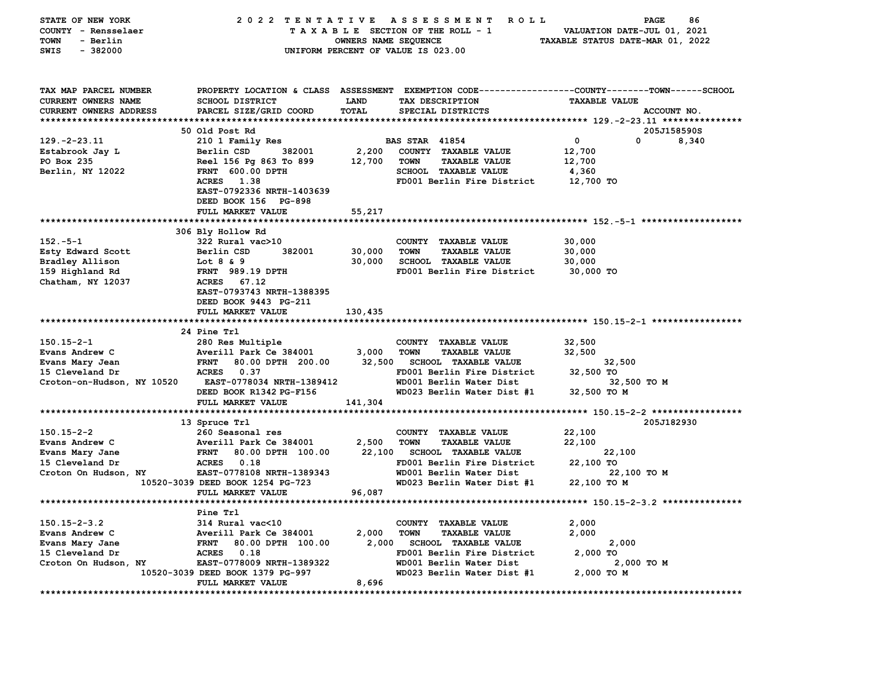STATE OF NEW YORK — 2022 TENTATIVE ASSESSMENT ROLL
COUNTY - Rensselaer — TAXABLE SECTION OF THE ROLL - 1 — VALUATION DATE-JUL 01, 2021
TOWN - Berlin — OWNERS NAME SEQUENCE — TAXABLE STATUS DATE-MAR 01, 2022
SWIS - 382000 — UNIFORM PERCENT OF VALUE IS 023.00

| TAX MAP PARCEL NUMBER / CURRENT OWNERS NAME / CURRENT OWNERS ADDRESS | PROPERTY LOCATION & CLASS / SCHOOL DISTRICT / PARCEL SIZE/GRID COORD | ASSESSMENT LAND / TOTAL | EXEMPTION CODE / TAX DESCRIPTION / SPECIAL DISTRICTS | COUNTY | TOWN | SCHOOL / ACCOUNT NO. |
|---|---|---|---|---|---|---|
| **129.-2-23.11** | 50 Old Post Rd | | | | | 205J158590S |
| 129.-2-23.11 | 210 1 Family Res | | BAS STAR 41854 | 0 | 0 | 8,340 |
| Estabrook Jay L | Berlin CSD 382001 | 2,200 | COUNTY TAXABLE VALUE | 12,700 | | |
| PO Box 235 | Reel 156 Pg 863 To 899 | 12,700 | TOWN TAXABLE VALUE | | 12,700 | |
| Berlin, NY 12022 | FRNT 600.00 DPTH | | SCHOOL TAXABLE VALUE | | | 4,360 |
| | ACRES 1.38 | | FD001 Berlin Fire District | 12,700 TO | | |
| | EAST-0792336 NRTH-1403639 | | | | | |
| | DEED BOOK 156 PG-898 | | | | | |
| | FULL MARKET VALUE | 55,217 | | | | |
| **152.-5-1** | 306 Bly Hollow Rd | | | | | |
| 152.-5-1 | 322 Rural vac>10 | | COUNTY TAXABLE VALUE | 30,000 | | |
| Esty Edward Scott | Berlin CSD 382001 | 30,000 | TOWN TAXABLE VALUE | | 30,000 | |
| Bradley Allison | Lot 8 & 9 | 30,000 | SCHOOL TAXABLE VALUE | | | 30,000 |
| 159 Highland Rd | FRNT 989.19 DPTH | | FD001 Berlin Fire District | 30,000 TO | | |
| Chatham, NY 12037 | ACRES 67.12 | | | | | |
| | EAST-0793743 NRTH-1388395 | | | | | |
| | DEED BOOK 9443 PG-211 | | | | | |
| | FULL MARKET VALUE | 130,435 | | | | |
| **150.15-2-1** | 24 Pine Trl | | | | | |
| 150.15-2-1 | 280 Res Multiple | | COUNTY TAXABLE VALUE | 32,500 | | |
| Evans Andrew C | Averill Park Ce 384001 | 3,000 | TOWN TAXABLE VALUE | | 32,500 | |
| Evans Mary Jean | FRNT 80.00 DPTH 200.00 | 32,500 | SCHOOL TAXABLE VALUE | | | 32,500 |
| 15 Cleveland Dr | ACRES 0.37 | | FD001 Berlin Fire District | 32,500 TO | | |
| Croton-on-Hudson, NY 10520 | EAST-0778034 NRTH-1389412 | | WD001 Berlin Water Dist | 32,500 TO M | | |
| | DEED BOOK R1342 PG-F156 | | WD023 Berlin Water Dist #1 | 32,500 TO M | | |
| | FULL MARKET VALUE | 141,304 | | | | |
| **150.15-2-2** | 13 Spruce Trl | | | | | 205J182930 |
| 150.15-2-2 | 260 Seasonal res | | COUNTY TAXABLE VALUE | 22,100 | | |
| Evans Andrew C | Averill Park Ce 384001 | 2,500 | TOWN TAXABLE VALUE | | 22,100 | |
| Evans Mary Jane | FRNT 80.00 DPTH 100.00 | 22,100 | SCHOOL TAXABLE VALUE | | | 22,100 |
| 15 Cleveland Dr | ACRES 0.18 | | FD001 Berlin Fire District | 22,100 TO | | |
| Croton On Hudson, NY 10520-3039 | EAST-0778108 NRTH-1389343 | | WD001 Berlin Water Dist | 22,100 TO M | | |
| | DEED BOOK 1254 PG-723 | | WD023 Berlin Water Dist #1 | 22,100 TO M | | |
| | FULL MARKET VALUE | 96,087 | | | | |
| **150.15-2-3.2** | Pine Trl | | | | | |
| 150.15-2-3.2 | 314 Rural vac<10 | | COUNTY TAXABLE VALUE | 2,000 | | |
| Evans Andrew C | Averill Park Ce 384001 | 2,000 | TOWN TAXABLE VALUE | | 2,000 | |
| Evans Mary Jane | FRNT 80.00 DPTH 100.00 | 2,000 | SCHOOL TAXABLE VALUE | | | 2,000 |
| 15 Cleveland Dr | ACRES 0.18 | | FD001 Berlin Fire District | 2,000 TO | | |
| Croton On Hudson, NY 10520-3039 | EAST-0778009 NRTH-1389322 | | WD001 Berlin Water Dist | 2,000 TO M | | |
| | DEED BOOK 1379 PG-997 | | WD023 Berlin Water Dist #1 | 2,000 TO M | | |
| | FULL MARKET VALUE | 8,696 | | | | |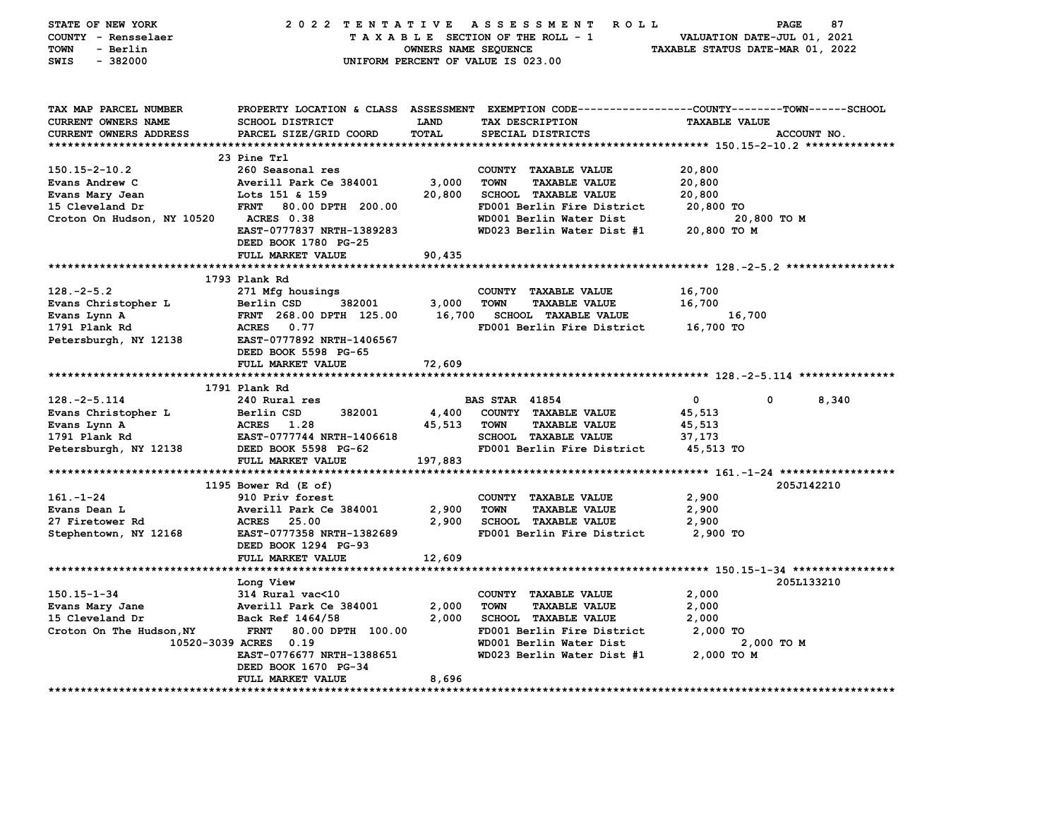STATE OF NEW YORK — COUNTY - Rensselaer — TOWN - Berlin — SWIS - 382000

**2022 TENTATIVE ASSESSMENT ROLL**
TAXABLE SECTION OF THE ROLL - 1
OWNERS NAME SEQUENCE
UNIFORM PERCENT OF VALUE IS 023.00

VALUATION DATE-JUL 01, 2021
TAXABLE STATUS DATE-MAR 01, 2022

| TAX MAP PARCEL NUMBER / CURRENT OWNERS NAME / CURRENT OWNERS ADDRESS | PROPERTY LOCATION & CLASS / SCHOOL DISTRICT / PARCEL SIZE/GRID COORD | ASSESSMENT LAND | TOTAL | EXEMPTION CODE / TAX DESCRIPTION / SPECIAL DISTRICTS | COUNTY | TOWN | SCHOOL / TAXABLE VALUE | ACCOUNT NO. |
|---|---|---|---|---|---|---|---|---|
| **150.15-2-10.2** | 23 Pine Trl | | | | | | | |
| 150.15-2-10.2 | 260 Seasonal res | | | COUNTY TAXABLE VALUE | 20,800 | | | |
| Evans Andrew C | Averill Park Ce 384001 | 3,000 | | TOWN TAXABLE VALUE | | 20,800 | | |
| Evans Mary Jean | Lots 151 & 159 | | 20,800 | SCHOOL TAXABLE VALUE | | | 20,800 | |
| 15 Cleveland Dr | FRNT 80.00 DPTH 200.00 | | | FD001 Berlin Fire District | | | 20,800 TO | |
| Croton On Hudson, NY 10520 | ACRES 0.38 | | | WD001 Berlin Water Dist | | | 20,800 TO M | |
| | EAST-0777837 NRTH-1389283 | | | WD023 Berlin Water Dist #1 | | | 20,800 TO M | |
| | DEED BOOK 1780 PG-25 | | | | | | | |
| | FULL MARKET VALUE | | 90,435 | | | | | |
| **128.-2-5.2** | 1793 Plank Rd | | | | | | | |
| 128.-2-5.2 | 271 Mfg housings | | | COUNTY TAXABLE VALUE | 16,700 | | | |
| Evans Christopher L | Berlin CSD 382001 | 3,000 | | TOWN TAXABLE VALUE | | 16,700 | | |
| Evans Lynn A | FRNT 268.00 DPTH 125.00 | | 16,700 | SCHOOL TAXABLE VALUE | | | 16,700 | |
| 1791 Plank Rd | ACRES 0.77 | | | FD001 Berlin Fire District | | | 16,700 TO | |
| Petersburgh, NY 12138 | EAST-0777892 NRTH-1406567 | | | | | | | |
| | DEED BOOK 5598 PG-65 | | | | | | | |
| | FULL MARKET VALUE | | 72,609 | | | | | |
| **128.-2-5.114** | 1791 Plank Rd | | | | | | | |
| 128.-2-5.114 | 240 Rural res | | | BAS STAR 41854 | 0 | 0 | 8,340 | |
| Evans Christopher L | Berlin CSD 382001 | 4,400 | | COUNTY TAXABLE VALUE | 45,513 | | | |
| Evans Lynn A | ACRES 1.28 | | 45,513 | TOWN TAXABLE VALUE | | 45,513 | | |
| 1791 Plank Rd | EAST-0777744 NRTH-1406618 | | | SCHOOL TAXABLE VALUE | | | 37,173 | |
| Petersburgh, NY 12138 | DEED BOOK 5598 PG-62 | | | FD001 Berlin Fire District | | | 45,513 TO | |
| | FULL MARKET VALUE | | 197,883 | | | | | |
| **161.-1-24** | 1195 Bower Rd (E of) | | | | | | | 205J142210 |
| 161.-1-24 | 910 Priv forest | | | COUNTY TAXABLE VALUE | 2,900 | | | |
| Evans Dean L | Averill Park Ce 384001 | 2,900 | | TOWN TAXABLE VALUE | | 2,900 | | |
| 27 Firetower Rd | ACRES 25.00 | | 2,900 | SCHOOL TAXABLE VALUE | | | 2,900 | |
| Stephentown, NY 12168 | EAST-0777358 NRTH-1382689 | | | FD001 Berlin Fire District | | | 2,900 TO | |
| | DEED BOOK 1294 PG-93 | | | | | | | |
| | FULL MARKET VALUE | | 12,609 | | | | | |
| **150.15-1-34** | Long View | | | | | | | 205L133210 |
| 150.15-1-34 | 314 Rural vac<10 | | | COUNTY TAXABLE VALUE | 2,000 | | | |
| Evans Mary Jane | Averill Park Ce 384001 | 2,000 | | TOWN TAXABLE VALUE | | 2,000 | | |
| 15 Cleveland Dr | Back Ref 1464/58 | | 2,000 | SCHOOL TAXABLE VALUE | | | 2,000 | |
| Croton On The Hudson,NY | FRNT 80.00 DPTH 100.00 | | | FD001 Berlin Fire District | | | 2,000 TO | |
| 10520-3039 | ACRES 0.19 | | | WD001 Berlin Water Dist | | | 2,000 TO M | |
| | EAST-0776677 NRTH-1388651 | | | WD023 Berlin Water Dist #1 | | | 2,000 TO M | |
| | DEED BOOK 1670 PG-34 | | | | | | | |
| | FULL MARKET VALUE | | 8,696 | | | | | |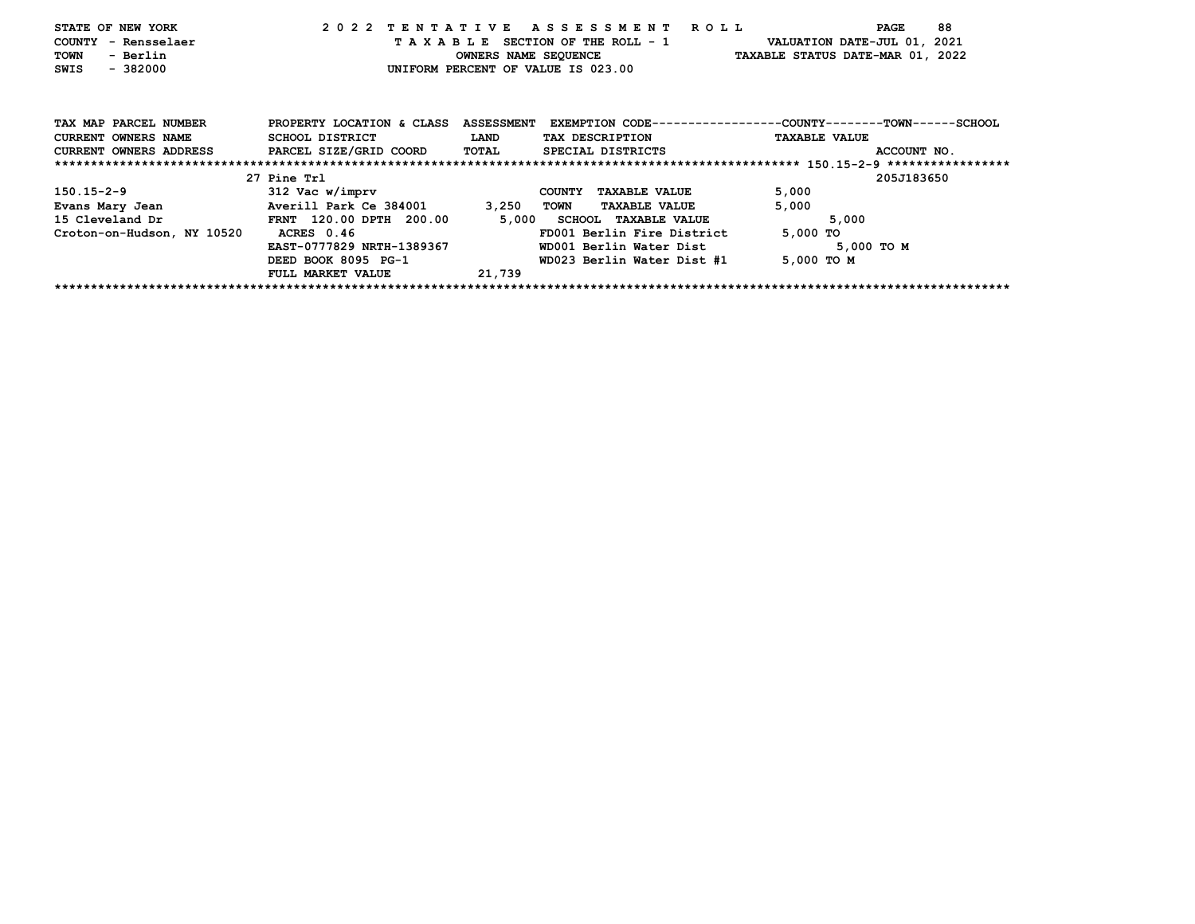STATE OF NEW YORK
COUNTY - Rensselaer
TOWN - Berlin
SWIS - 382000

2022 TENTATIVE ASSESSMENT ROLL
TAXABLE SECTION OF THE ROLL - 1
OWNERS NAME SEQUENCE
UNIFORM PERCENT OF VALUE IS 023.00

VALUATION DATE-JUL 01, 2021
TAXABLE STATUS DATE-MAR 01, 2022

| TAX MAP PARCEL NUMBER / CURRENT OWNERS NAME / CURRENT OWNERS ADDRESS | PROPERTY LOCATION & CLASS / SCHOOL DISTRICT / PARCEL SIZE/GRID COORD | ASSESSMENT LAND / TOTAL | EXEMPTION CODE / TAX DESCRIPTION / SPECIAL DISTRICTS | COUNTY / TOWN / SCHOOL TAXABLE VALUE | ACCOUNT NO. |
|---|---|---|---|---|---|
| | 27 Pine Trl | | | | 205J183650 |
| 150.15-2-9 | 312 Vac w/imprv | | COUNTY TAXABLE VALUE | 5,000 | |
| Evans Mary Jean | Averill Park Ce 384001 | 3,250 | TOWN TAXABLE VALUE | 5,000 | |
| 15 Cleveland Dr | FRNT 120.00 DPTH 200.00 | 5,000 | SCHOOL TAXABLE VALUE | 5,000 | |
| Croton-on-Hudson, NY 10520 | ACRES 0.46 | | FD001 Berlin Fire District | 5,000 TO | |
| | EAST-0777829 NRTH-1389367 | | WD001 Berlin Water Dist | 5,000 TO M | |
| | DEED BOOK 8095 PG-1 | | WD023 Berlin Water Dist #1 | 5,000 TO M | |
| | FULL MARKET VALUE | 21,739 | | | |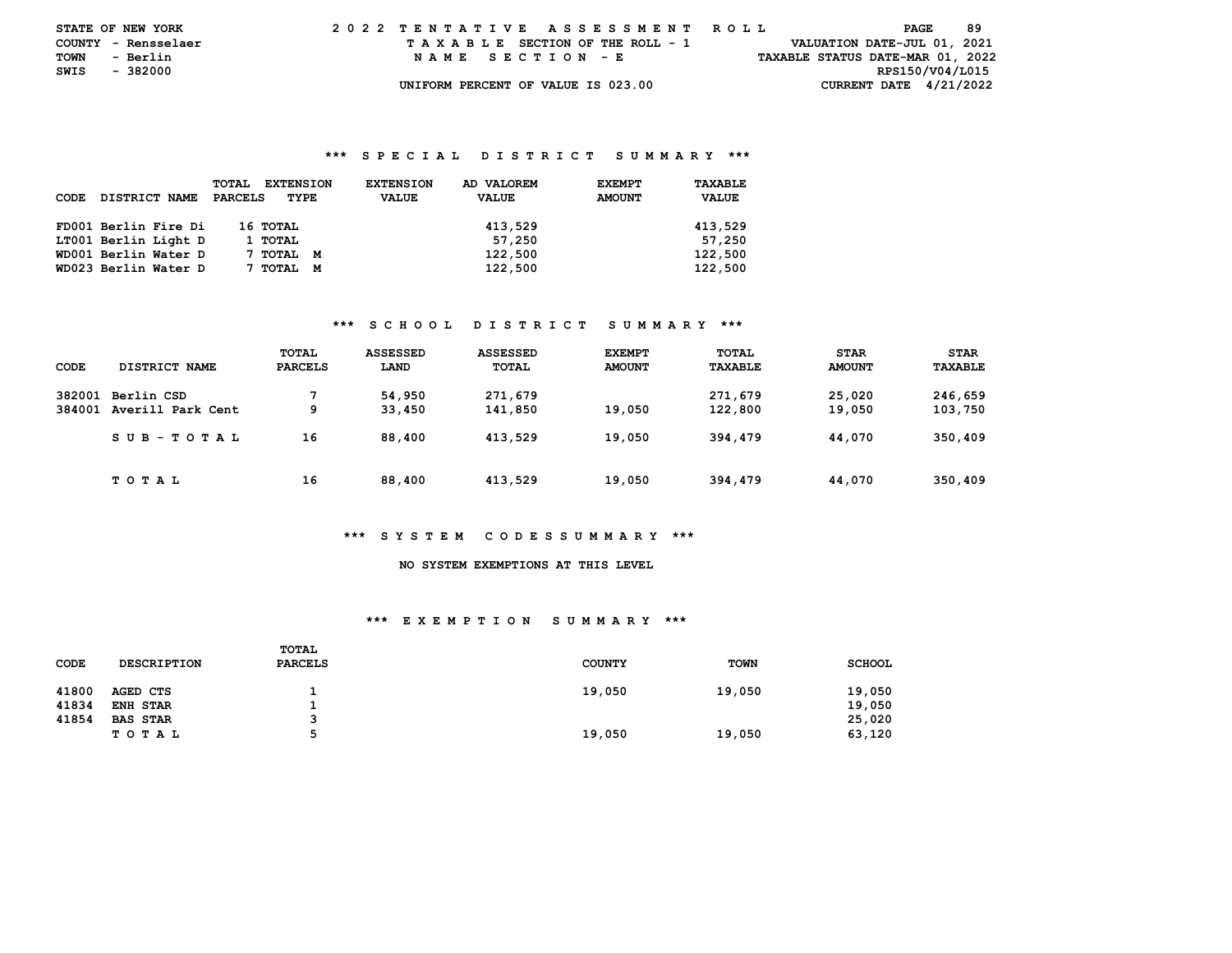STATE OF NEW YORK
COUNTY - Rensselaer
TOWN - Berlin
SWIS - 382000

# 2022 TENTATIVE ASSESSMENT ROLL

TAXABLE SECTION OF THE ROLL - 1
NAME SECTION - E
UNIFORM PERCENT OF VALUE IS 023.00

VALUATION DATE-JUL 01, 2021
TAXABLE STATUS DATE-MAR 01, 2022
RPS150/V04/L015
CURRENT DATE 4/21/2022

## *** SPECIAL DISTRICT SUMMARY ***

| CODE | DISTRICT NAME | TOTAL PARCELS | EXTENSION TYPE | EXTENSION VALUE | AD VALOREM VALUE | EXEMPT AMOUNT | TAXABLE VALUE |
|---|---|---|---|---|---|---|---|
| FD001 | Berlin Fire Di | 16 | TOTAL | | 413,529 | | 413,529 |
| LT001 | Berlin Light D | 1 | TOTAL | | 57,250 | | 57,250 |
| WD001 | Berlin Water D | 7 | TOTAL M | | 122,500 | | 122,500 |
| WD023 | Berlin Water D | 7 | TOTAL M | | 122,500 | | 122,500 |

## *** SCHOOL DISTRICT SUMMARY ***

| CODE | DISTRICT NAME | TOTAL PARCELS | ASSESSED LAND | ASSESSED TOTAL | EXEMPT AMOUNT | TOTAL TAXABLE | STAR AMOUNT | STAR TAXABLE |
|---|---|---|---|---|---|---|---|---|
| 382001 | Berlin CSD | 7 | 54,950 | 271,679 | | 271,679 | 25,020 | 246,659 |
| 384001 | Averill Park Cent | 9 | 33,450 | 141,850 | 19,050 | 122,800 | 19,050 | 103,750 |
| | SUB-TOTAL | 16 | 88,400 | 413,529 | 19,050 | 394,479 | 44,070 | 350,409 |
| | TOTAL | 16 | 88,400 | 413,529 | 19,050 | 394,479 | 44,070 | 350,409 |

## *** SYSTEM CODES SUMMARY ***

NO SYSTEM EXEMPTIONS AT THIS LEVEL

## *** EXEMPTION SUMMARY ***

| CODE | DESCRIPTION | TOTAL PARCELS | COUNTY | TOWN | SCHOOL |
|---|---|---|---|---|---|
| 41800 | AGED CTS | 1 | 19,050 | 19,050 | 19,050 |
| 41834 | ENH STAR | 1 | | | 19,050 |
| 41854 | BAS STAR | 3 | | | 25,020 |
| | TOTAL | 5 | 19,050 | 19,050 | 63,120 |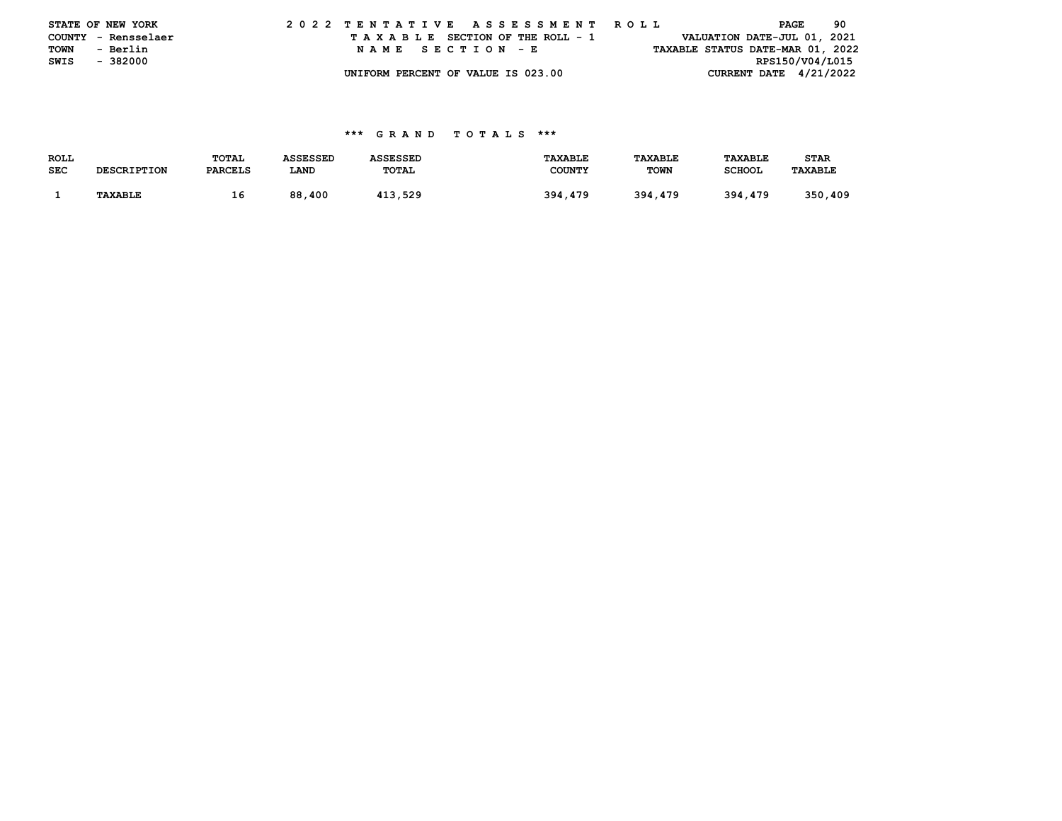STATE OF NEW YORK
COUNTY - Rensselaer
TOWN - Berlin
SWIS - 382000

2022 TENTATIVE ASSESSMENT ROLL

TAXABLE SECTION OF THE ROLL - 1

NAME SECTION - E

UNIFORM PERCENT OF VALUE IS 023.00

VALUATION DATE-JUL 01, 2021
TAXABLE STATUS DATE-MAR 01, 2022
RPS150/V04/L015
CURRENT DATE 4/21/2022

### *** GRAND TOTALS ***

| ROLL SEC | DESCRIPTION | TOTAL PARCELS | ASSESSED LAND | ASSESSED TOTAL | TAXABLE COUNTY | TAXABLE TOWN | TAXABLE SCHOOL | STAR TAXABLE |
|---|---|---|---|---|---|---|---|---|
| 1 | TAXABLE | 16 | 88,400 | 413,529 | 394,479 | 394,479 | 394,479 | 350,409 |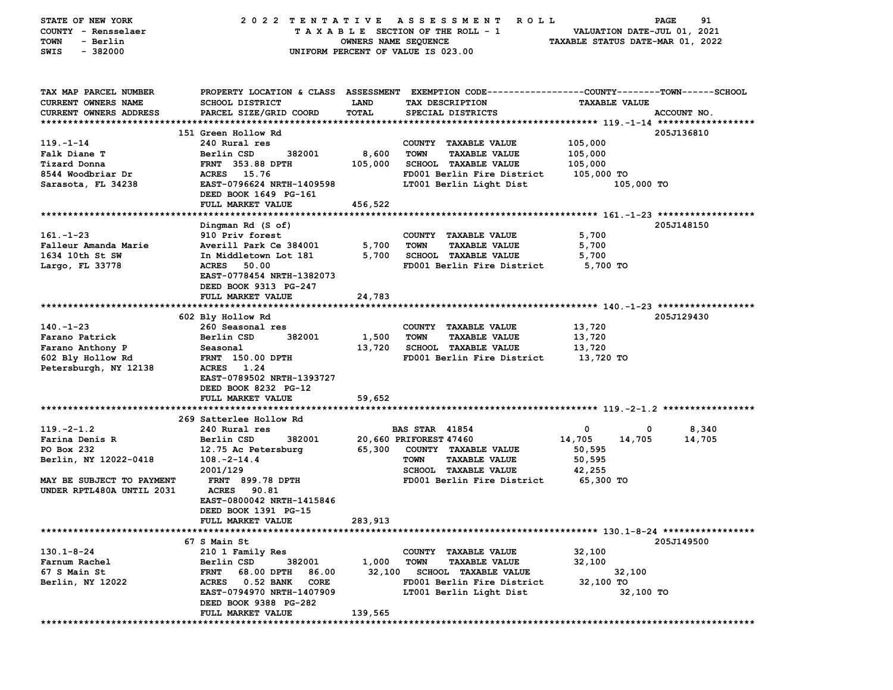STATE OF NEW YORK — COUNTY - Rensselaer — TOWN - Berlin — SWIS - 382000

2022 TENTATIVE ASSESSMENT ROLL — TAXABLE SECTION OF THE ROLL - 1 — OWNERS NAME SEQUENCE — UNIFORM PERCENT OF VALUE IS 023.00

VALUATION DATE-JUL 01, 2021 — TAXABLE STATUS DATE-MAR 01, 2022

| TAX MAP PARCEL NUMBER / CURRENT OWNERS NAME / CURRENT OWNERS ADDRESS | PROPERTY LOCATION & CLASS / SCHOOL DISTRICT / PARCEL SIZE/GRID COORD | ASSESSMENT LAND / TOTAL | EXEMPTION CODE / TAX DESCRIPTION / SPECIAL DISTRICTS | COUNTY / TOWN / SCHOOL TAXABLE VALUE | ACCOUNT NO. |
|---|---|---|---|---|---|
| **119.-1-14** | 151 Green Hollow Rd | | | | 205J136810 |
| 119.-1-14 | 240 Rural res | | COUNTY TAXABLE VALUE | 105,000 | |
| Falk Diane T | Berlin CSD 382001 | 8,600 | TOWN TAXABLE VALUE | 105,000 | |
| Tizard Donna | FRNT 353.88 DPTH | 105,000 | SCHOOL TAXABLE VALUE | 105,000 | |
| 8544 Woodbriar Dr | ACRES 15.76 | | FD001 Berlin Fire District | 105,000 TO | |
| Sarasota, FL 34238 | EAST-0796624 NRTH-1409598 | | LT001 Berlin Light Dist | 105,000 TO | |
| | DEED BOOK 1649 PG-161 | | | | |
| | FULL MARKET VALUE | 456,522 | | | |
| **161.-1-23** | Dingman Rd (S of) | | | | 205J148150 |
| 161.-1-23 | 910 Priv forest | | COUNTY TAXABLE VALUE | 5,700 | |
| Falleur Amanda Marie | Averill Park Ce 384001 | 5,700 | TOWN TAXABLE VALUE | 5,700 | |
| 1634 10th St SW | In Middletown Lot 181 | 5,700 | SCHOOL TAXABLE VALUE | 5,700 | |
| Largo, FL 33778 | ACRES 50.00 | | FD001 Berlin Fire District | 5,700 TO | |
| | EAST-0778454 NRTH-1382073 | | | | |
| | DEED BOOK 9313 PG-247 | | | | |
| | FULL MARKET VALUE | 24,783 | | | |
| **140.-1-23** | 602 Bly Hollow Rd | | | | 205J129430 |
| 140.-1-23 | 260 Seasonal res | | COUNTY TAXABLE VALUE | 13,720 | |
| Farano Patrick | Berlin CSD 382001 | 1,500 | TOWN TAXABLE VALUE | 13,720 | |
| Farano Anthony P | Seasonal | 13,720 | SCHOOL TAXABLE VALUE | 13,720 | |
| 602 Bly Hollow Rd | FRNT 150.00 DPTH | | FD001 Berlin Fire District | 13,720 TO | |
| Petersburgh, NY 12138 | ACRES 1.24 | | | | |
| | EAST-0789502 NRTH-1393727 | | | | |
| | DEED BOOK 8232 PG-12 | | | | |
| | FULL MARKET VALUE | 59,652 | | | |
| **119.-2-1.2** | 269 Satterlee Hollow Rd | | | | |
| 119.-2-1.2 | 240 Rural res | | BAS STAR 41854 | 0 / 0 / 8,340 | |
| Farina Denis R | Berlin CSD 382001 | 20,660 | PRIFOREST 47460 | 14,705 / 14,705 / 14,705 | |
| PO Box 232 | 12.75 Ac Petersburg | 65,300 | COUNTY TAXABLE VALUE | 50,595 | |
| Berlin, NY 12022-0418 | 108.-2-14.4 | | TOWN TAXABLE VALUE | 50,595 | |
| | 2001/129 | | SCHOOL TAXABLE VALUE | 42,255 | |
| MAY BE SUBJECT TO PAYMENT | FRNT 899.78 DPTH | | FD001 Berlin Fire District | 65,300 TO | |
| UNDER RPTL480A UNTIL 2031 | ACRES 90.81 | | | | |
| | EAST-0800042 NRTH-1415846 | | | | |
| | DEED BOOK 1391 PG-15 | | | | |
| | FULL MARKET VALUE | 283,913 | | | |
| **130.1-8-24** | 67 S Main St | | | | 205J149500 |
| 130.1-8-24 | 210 1 Family Res | | COUNTY TAXABLE VALUE | 32,100 | |
| Farnum Rachel | Berlin CSD 382001 | 1,000 | TOWN TAXABLE VALUE | 32,100 | |
| 67 S Main St | FRNT 68.00 DPTH 86.00 | 32,100 | SCHOOL TAXABLE VALUE | 32,100 | |
| Berlin, NY 12022 | ACRES 0.52 BANK CORE | | FD001 Berlin Fire District | 32,100 TO | |
| | EAST-0794970 NRTH-1407909 | | LT001 Berlin Light Dist | 32,100 TO | |
| | DEED BOOK 9388 PG-282 | | | | |
| | FULL MARKET VALUE | 139,565 | | | |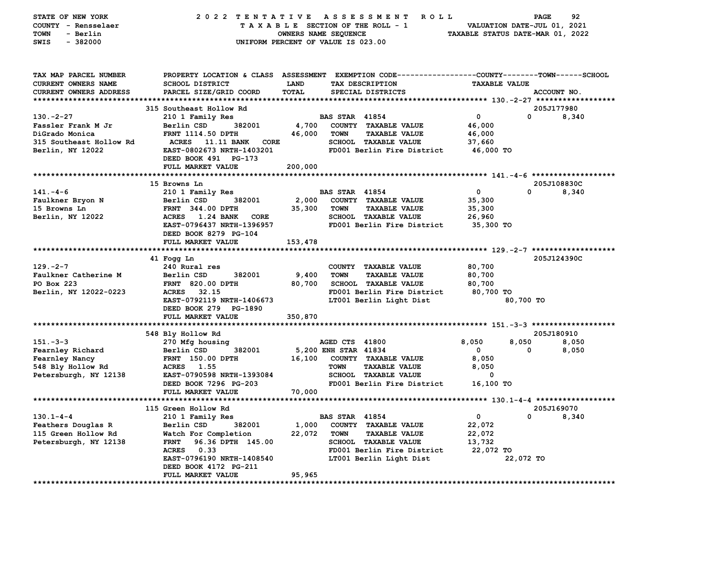STATE OF NEW YORK
COUNTY - Rensselaer
TOWN - Berlin
SWIS - 382000

2022 TENTATIVE ASSESSMENT ROLL
TAXABLE SECTION OF THE ROLL - 1
OWNERS NAME SEQUENCE
UNIFORM PERCENT OF VALUE IS 023.00

VALUATION DATE-JUL 01, 2021
TAXABLE STATUS DATE-MAR 01, 2022

| TAX MAP PARCEL NUMBER / CURRENT OWNERS NAME / CURRENT OWNERS ADDRESS | PROPERTY LOCATION & CLASS / SCHOOL DISTRICT / PARCEL SIZE/GRID COORD | ASSESSMENT LAND / TOTAL | EXEMPTION CODE / TAX DESCRIPTION / SPECIAL DISTRICTS | COUNTY TAXABLE VALUE | TOWN | SCHOOL / ACCOUNT NO. |
|---|---|---|---|---|---|---|
| **130.-2-27** | 315 Southeast Hollow Rd | | | | | 205J177980 |
| 130.-2-27 | 210 1 Family Res | | BAS STAR 41854 | 0 | 0 | 8,340 |
| Fassler Frank M Jr | Berlin CSD 382001 | 4,700 | COUNTY TAXABLE VALUE | 46,000 | | |
| DiGrado Monica | FRNT 1114.50 DPTH | 46,000 | TOWN TAXABLE VALUE | 46,000 | | |
| 315 Southeast Hollow Rd | ACRES 11.11 BANK CORE | | SCHOOL TAXABLE VALUE | 37,660 | | |
| Berlin, NY 12022 | EAST-0802673 NRTH-1403201 | | FD001 Berlin Fire District | 46,000 TO | | |
| | DEED BOOK 491 PG-173 | | | | | |
| | FULL MARKET VALUE | 200,000 | | | | |
| **141.-4-6** | 15 Browns Ln | | | | | 205J108830C |
| 141.-4-6 | 210 1 Family Res | | BAS STAR 41854 | 0 | 0 | 8,340 |
| Faulkner Bryon N | Berlin CSD 382001 | 2,000 | COUNTY TAXABLE VALUE | 35,300 | | |
| 15 Browns Ln | FRNT 344.00 DPTH | 35,300 | TOWN TAXABLE VALUE | 35,300 | | |
| Berlin, NY 12022 | ACRES 1.24 BANK CORE | | SCHOOL TAXABLE VALUE | 26,960 | | |
| | EAST-0796437 NRTH-1396957 | | FD001 Berlin Fire District | 35,300 TO | | |
| | DEED BOOK 8279 PG-104 | | | | | |
| | FULL MARKET VALUE | 153,478 | | | | |
| **129.-2-7** | 41 Fogg Ln | | | | | 205J124390C |
| 129.-2-7 | 240 Rural res | | COUNTY TAXABLE VALUE | 80,700 | | |
| Faulkner Catherine M | Berlin CSD 382001 | 9,400 | TOWN TAXABLE VALUE | 80,700 | | |
| PO Box 223 | FRNT 820.00 DPTH | 80,700 | SCHOOL TAXABLE VALUE | 80,700 | | |
| Berlin, NY 12022-0223 | ACRES 32.15 | | FD001 Berlin Fire District | 80,700 TO | | |
| | EAST-0792119 NRTH-1406673 | | LT001 Berlin Light Dist | | 80,700 TO | |
| | DEED BOOK 279 PG-1890 | | | | | |
| | FULL MARKET VALUE | 350,870 | | | | |
| **151.-3-3** | 548 Bly Hollow Rd | | | | | 205J180910 |
| 151.-3-3 | 270 Mfg housing | | AGED CTS 41800 | 8,050 | 8,050 | 8,050 |
| Fearnley Richard | Berlin CSD 382001 | 5,200 | ENH STAR 41834 | 0 | 0 | 8,050 |
| Fearnley Nancy | FRNT 150.00 DPTH | 16,100 | COUNTY TAXABLE VALUE | 8,050 | | |
| 548 Bly Hollow Rd | ACRES 1.55 | | TOWN TAXABLE VALUE | 8,050 | | |
| Petersburgh, NY 12138 | EAST-0790598 NRTH-1393084 | | SCHOOL TAXABLE VALUE | 0 | | |
| | DEED BOOK 7296 PG-203 | | FD001 Berlin Fire District | 16,100 TO | | |
| | FULL MARKET VALUE | 70,000 | | | | |
| **130.1-4-4** | 115 Green Hollow Rd | | | | | 205J169070 |
| 130.1-4-4 | 210 1 Family Res | | BAS STAR 41854 | 0 | 0 | 8,340 |
| Feathers Douglas R | Berlin CSD 382001 | 1,000 | COUNTY TAXABLE VALUE | 22,072 | | |
| 115 Green Hollow Rd | Watch For Completion | 22,072 | TOWN TAXABLE VALUE | 22,072 | | |
| Petersburgh, NY 12138 | FRNT 96.36 DPTH 145.00 | | SCHOOL TAXABLE VALUE | 13,732 | | |
| | ACRES 0.33 | | FD001 Berlin Fire District | 22,072 TO | | |
| | EAST-0796190 NRTH-1408540 | | LT001 Berlin Light Dist | | 22,072 TO | |
| | DEED BOOK 4172 PG-211 | | | | | |
| | FULL MARKET VALUE | 95,965 | | | | |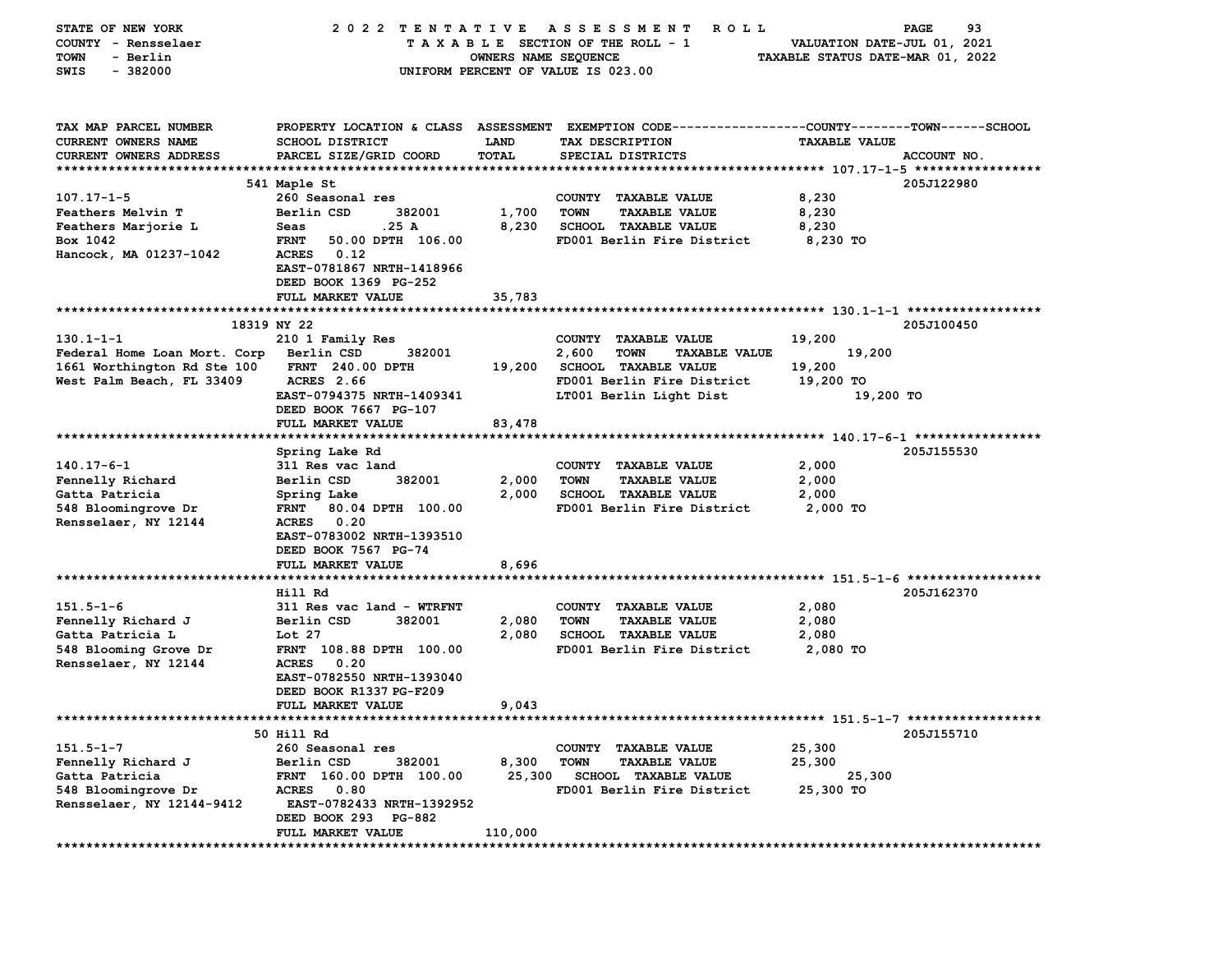STATE OF NEW YORK — 2022 TENTATIVE ASSESSMENT ROLL
COUNTY - Rensselaer — TAXABLE SECTION OF THE ROLL - 1 — VALUATION DATE-JUL 01, 2021
TOWN - Berlin — OWNERS NAME SEQUENCE — TAXABLE STATUS DATE-MAR 01, 2022
SWIS - 382000 — UNIFORM PERCENT OF VALUE IS 023.00

| TAX MAP PARCEL NUMBER / CURRENT OWNERS NAME / CURRENT OWNERS ADDRESS | PROPERTY LOCATION & CLASS / SCHOOL DISTRICT / PARCEL SIZE/GRID COORD | ASSESSMENT LAND | TOTAL | EXEMPTION CODE / TAX DESCRIPTION / SPECIAL DISTRICTS | TAXABLE VALUE (COUNTY / TOWN / SCHOOL) | ACCOUNT NO. |
|---|---|---|---|---|---|---|
| **107.17-1-5** | 541 Maple St | | | | | 205J122980 |
| 107.17-1-5 | 260 Seasonal res | | | COUNTY TAXABLE VALUE | 8,230 | |
| Feathers Melvin T | Berlin CSD 382001 | 1,700 | | TOWN TAXABLE VALUE | 8,230 | |
| Feathers Marjorie L | Seas .25 A | | 8,230 | SCHOOL TAXABLE VALUE | 8,230 | |
| Box 1042 | FRNT 50.00 DPTH 106.00 | | | FD001 Berlin Fire District | 8,230 TO | |
| Hancock, MA 01237-1042 | ACRES 0.12 | | | | | |
| | EAST-0781867 NRTH-1418966 | | | | | |
| | DEED BOOK 1369 PG-252 | | | | | |
| | FULL MARKET VALUE | | 35,783 | | | |
| **130.1-1-1** | 18319 NY 22 | | | | | 205J100450 |
| 130.1-1-1 | 210 1 Family Res | | | COUNTY TAXABLE VALUE | 19,200 | |
| Federal Home Loan Mort. Corp | Berlin CSD 382001 | 2,600 | | TOWN TAXABLE VALUE | 19,200 | |
| 1661 Worthington Rd Ste 100 | FRNT 240.00 DPTH | | 19,200 | SCHOOL TAXABLE VALUE | 19,200 | |
| West Palm Beach, FL 33409 | ACRES 2.66 | | | FD001 Berlin Fire District | 19,200 TO | |
| | EAST-0794375 NRTH-1409341 | | | LT001 Berlin Light Dist | 19,200 TO | |
| | DEED BOOK 7667 PG-107 | | | | | |
| | FULL MARKET VALUE | | 83,478 | | | |
| **140.17-6-1** | Spring Lake Rd | | | | | 205J155530 |
| 140.17-6-1 | 311 Res vac land | | | COUNTY TAXABLE VALUE | 2,000 | |
| Fennelly Richard | Berlin CSD 382001 | 2,000 | | TOWN TAXABLE VALUE | 2,000 | |
| Gatta Patricia | Spring Lake | | 2,000 | SCHOOL TAXABLE VALUE | 2,000 | |
| 548 Bloomingrove Dr | FRNT 80.04 DPTH 100.00 | | | FD001 Berlin Fire District | 2,000 TO | |
| Rensselaer, NY 12144 | ACRES 0.20 | | | | | |
| | EAST-0783002 NRTH-1393510 | | | | | |
| | DEED BOOK 7567 PG-74 | | | | | |
| | FULL MARKET VALUE | | 8,696 | | | |
| **151.5-1-6** | Hill Rd | | | | | 205J162370 |
| 151.5-1-6 | 311 Res vac land - WTRFNT | | | COUNTY TAXABLE VALUE | 2,080 | |
| Fennelly Richard J | Berlin CSD 382001 | 2,080 | | TOWN TAXABLE VALUE | 2,080 | |
| Gatta Patricia L | Lot 27 | | 2,080 | SCHOOL TAXABLE VALUE | 2,080 | |
| 548 Blooming Grove Dr | FRNT 108.88 DPTH 100.00 | | | FD001 Berlin Fire District | 2,080 TO | |
| Rensselaer, NY 12144 | ACRES 0.20 | | | | | |
| | EAST-0782550 NRTH-1393040 | | | | | |
| | DEED BOOK R1337 PG-F209 | | | | | |
| | FULL MARKET VALUE | | 9,043 | | | |
| **151.5-1-7** | 50 Hill Rd | | | | | 205J155710 |
| 151.5-1-7 | 260 Seasonal res | | | COUNTY TAXABLE VALUE | 25,300 | |
| Fennelly Richard J | Berlin CSD 382001 | 8,300 | | TOWN TAXABLE VALUE | 25,300 | |
| Gatta Patricia | FRNT 160.00 DPTH 100.00 | | 25,300 | SCHOOL TAXABLE VALUE | 25,300 | |
| 548 Bloomingrove Dr | ACRES 0.80 | | | FD001 Berlin Fire District | 25,300 TO | |
| Rensselaer, NY 12144-9412 | EAST-0782433 NRTH-1392952 | | | | | |
| | DEED BOOK 293 PG-882 | | | | | |
| | FULL MARKET VALUE | | 110,000 | | | |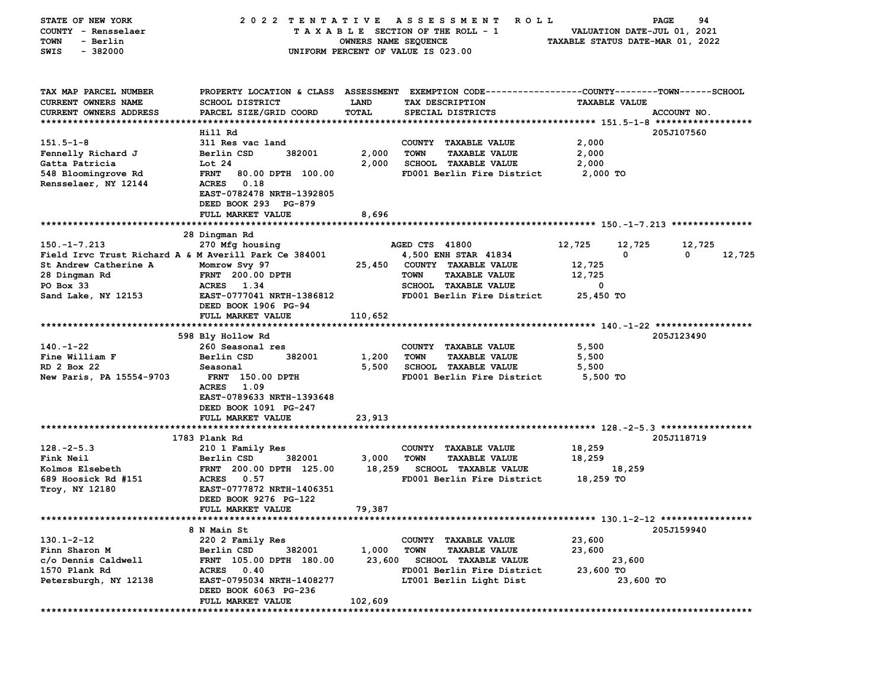STATE OF NEW YORK — 2022 TENTATIVE ASSESSMENT ROLL
COUNTY - Rensselaer — TAXABLE SECTION OF THE ROLL - 1 — VALUATION DATE-JUL 01, 2021
TOWN - Berlin — OWNERS NAME SEQUENCE — TAXABLE STATUS DATE-MAR 01, 2022
SWIS - 382000 — UNIFORM PERCENT OF VALUE IS 023.00

| TAX MAP PARCEL NUMBER / CURRENT OWNERS NAME / CURRENT OWNERS ADDRESS | PROPERTY LOCATION & CLASS / SCHOOL DISTRICT / PARCEL SIZE/GRID COORD | ASSESSMENT LAND / TOTAL | EXEMPTION CODE / TAX DESCRIPTION / SPECIAL DISTRICTS | COUNTY TAXABLE VALUE | TOWN | SCHOOL | ACCOUNT NO. |
|---|---|---|---|---|---|---|---|
| **151.5-1-8** | Hill Rd | | | | | | 205J107560 |
| 151.5-1-8 | 311 Res vac land | | COUNTY TAXABLE VALUE | 2,000 | | | |
| Fennelly Richard J | Berlin CSD 382001 | 2,000 | TOWN TAXABLE VALUE | 2,000 | | | |
| Gatta Patricia | Lot 24 | 2,000 | SCHOOL TAXABLE VALUE | 2,000 | | | |
| 548 Bloomingrove Rd | FRNT 80.00 DPTH 100.00 | | FD001 Berlin Fire District | 2,000 TO | | | |
| Rensselaer, NY 12144 | ACRES 0.18 | | | | | | |
| | EAST-0782478 NRTH-1392805 | | | | | | |
| | DEED BOOK 293 PG-879 | | | | | | |
| | FULL MARKET VALUE | 8,696 | | | | | |
| **150.-1-7.213** | 28 Dingman Rd | | | | | | |
| 150.-1-7.213 | 270 Mfg housing | | AGED CTS 41800 | 12,725 | 12,725 | 12,725 | |
| Field Irvc Trust Richard A & M | Averill Park Ce 384001 | | 4,500 ENH STAR 41834 | 0 | 0 | 12,725 | |
| St Andrew Catherine A | Momrow Svy 97 | 25,450 | COUNTY TAXABLE VALUE | 12,725 | | | |
| 28 Dingman Rd | FRNT 200.00 DPTH | | TOWN TAXABLE VALUE | 12,725 | | | |
| PO Box 33 | ACRES 1.34 | | SCHOOL TAXABLE VALUE | 0 | | | |
| Sand Lake, NY 12153 | EAST-0777041 NRTH-1386812 | | FD001 Berlin Fire District | 25,450 TO | | | |
| | DEED BOOK 1906 PG-94 | | | | | | |
| | FULL MARKET VALUE | 110,652 | | | | | |
| **140.-1-22** | 598 Bly Hollow Rd | | | | | | 205J123490 |
| 140.-1-22 | 260 Seasonal res | | COUNTY TAXABLE VALUE | 5,500 | | | |
| Fine William F | Berlin CSD 382001 | 1,200 | TOWN TAXABLE VALUE | 5,500 | | | |
| RD 2 Box 22 | Seasonal | 5,500 | SCHOOL TAXABLE VALUE | 5,500 | | | |
| New Paris, PA 15554-9703 | FRNT 150.00 DPTH | | FD001 Berlin Fire District | 5,500 TO | | | |
| | ACRES 1.09 | | | | | | |
| | EAST-0789633 NRTH-1393648 | | | | | | |
| | DEED BOOK 1091 PG-247 | | | | | | |
| | FULL MARKET VALUE | 23,913 | | | | | |
| **128.-2-5.3** | 1783 Plank Rd | | | | | | 205J118719 |
| 128.-2-5.3 | 210 1 Family Res | | COUNTY TAXABLE VALUE | 18,259 | | | |
| Fink Neil | Berlin CSD 382001 | 3,000 | TOWN TAXABLE VALUE | 18,259 | | | |
| Kolmos Elsebeth | FRNT 200.00 DPTH 125.00 | 18,259 | SCHOOL TAXABLE VALUE | 18,259 | | | |
| 689 Hoosick Rd #151 | ACRES 0.57 | | FD001 Berlin Fire District | 18,259 TO | | | |
| Troy, NY 12180 | EAST-0777872 NRTH-1406351 | | | | | | |
| | DEED BOOK 9276 PG-122 | | | | | | |
| | FULL MARKET VALUE | 79,387 | | | | | |
| **130.1-2-12** | 8 N Main St | | | | | | 205J159940 |
| 130.1-2-12 | 220 2 Family Res | | COUNTY TAXABLE VALUE | 23,600 | | | |
| Finn Sharon M | Berlin CSD 382001 | 1,000 | TOWN TAXABLE VALUE | 23,600 | | | |
| c/o Dennis Caldwell | FRNT 105.00 DPTH 180.00 | 23,600 | SCHOOL TAXABLE VALUE | 23,600 | | | |
| 1570 Plank Rd | ACRES 0.40 | | FD001 Berlin Fire District | 23,600 TO | | | |
| Petersburgh, NY 12138 | EAST-0795034 NRTH-1408277 | | LT001 Berlin Light Dist | 23,600 TO | | | |
| | DEED BOOK 6063 PG-236 | | | | | | |
| | FULL MARKET VALUE | 102,609 | | | | | |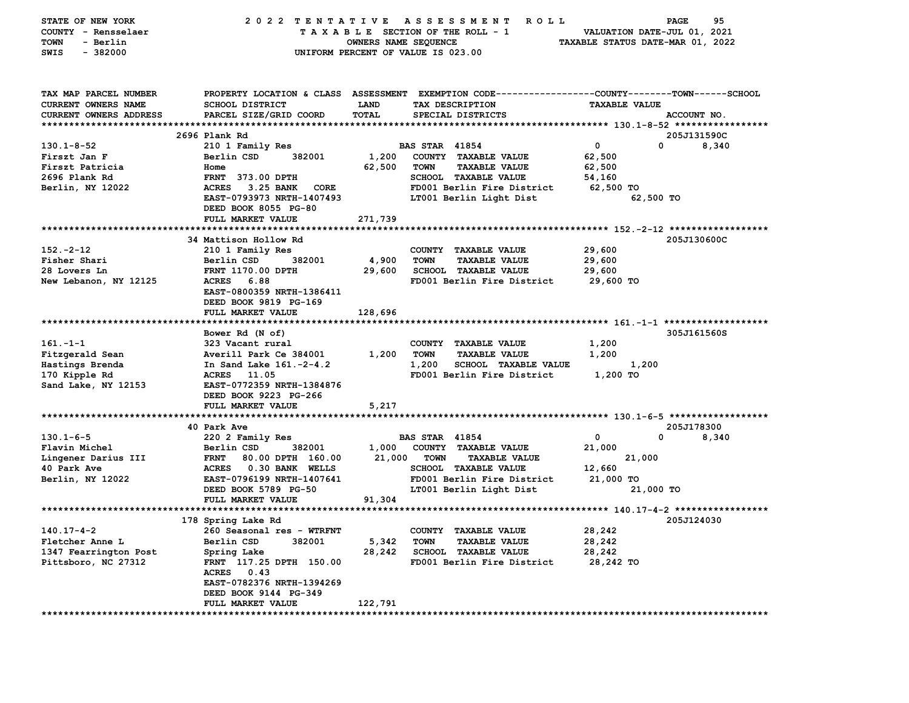STATE OF NEW YORK — COUNTY - Rensselaer — TOWN - Berlin — SWIS - 382000

# 2022 TENTATIVE ASSESSMENT ROLL

TAXABLE SECTION OF THE ROLL - 1 — OWNERS NAME SEQUENCE — UNIFORM PERCENT OF VALUE IS 023.00

VALUATION DATE-JUL 01, 2021 — TAXABLE STATUS DATE-MAR 01, 2022

| TAX MAP PARCEL NUMBER / CURRENT OWNERS NAME / CURRENT OWNERS ADDRESS | PROPERTY LOCATION & CLASS / SCHOOL DISTRICT / PARCEL SIZE/GRID COORD | ASSESSMENT LAND | TOTAL | EXEMPTION CODE / TAX DESCRIPTION / SPECIAL DISTRICTS | COUNTY TAXABLE VALUE | TOWN | SCHOOL | ACCOUNT NO. |
|---|---|---|---|---|---|---|---|---|
| 130.1-8-52 | 2696 Plank Rd | | | | | | | 205J131590C |
| 130.1-8-52 | 210 1 Family Res | | | BAS STAR 41854 | 0 | 0 | 8,340 | |
| Firszt Jan F | Berlin CSD 382001 | 1,200 | | COUNTY TAXABLE VALUE | 62,500 | | | |
| Firszt Patricia | Home | | 62,500 | TOWN TAXABLE VALUE | 62,500 | | | |
| 2696 Plank Rd | FRNT 373.00 DPTH | | | SCHOOL TAXABLE VALUE | 54,160 | | | |
| Berlin, NY 12022 | ACRES 3.25 BANK CORE | | | FD001 Berlin Fire District | 62,500 TO | | | |
| | EAST-0793973 NRTH-1407493 | | | LT001 Berlin Light Dist | 62,500 TO | | | |
| | DEED BOOK 8055 PG-80 | | | | | | | |
| | FULL MARKET VALUE | | 271,739 | | | | | |
| 152.-2-12 | 34 Mattison Hollow Rd | | | | | | | 205J130600C |
| 152.-2-12 | 210 1 Family Res | | | COUNTY TAXABLE VALUE | 29,600 | | | |
| Fisher Shari | Berlin CSD 382001 | 4,900 | | TOWN TAXABLE VALUE | 29,600 | | | |
| 28 Lovers Ln | FRNT 1170.00 DPTH | | 29,600 | SCHOOL TAXABLE VALUE | 29,600 | | | |
| New Lebanon, NY 12125 | ACRES 6.88 | | | FD001 Berlin Fire District | 29,600 TO | | | |
| | EAST-0800359 NRTH-1386411 | | | | | | | |
| | DEED BOOK 9819 PG-169 | | | | | | | |
| | FULL MARKET VALUE | | 128,696 | | | | | |
| 161.-1-1 | Bower Rd (N of) | | | | | | | 305J161560S |
| 161.-1-1 | 323 Vacant rural | | | COUNTY TAXABLE VALUE | 1,200 | | | |
| Fitzgerald Sean | Averill Park Ce 384001 | 1,200 | | TOWN TAXABLE VALUE | 1,200 | | | |
| Hastings Brenda | In Sand Lake 161.-2-4.2 | | 1,200 | SCHOOL TAXABLE VALUE | 1,200 | | | |
| 170 Kipple Rd | ACRES 11.05 | | | FD001 Berlin Fire District | 1,200 TO | | | |
| Sand Lake, NY 12153 | EAST-0772359 NRTH-1384876 | | | | | | | |
| | DEED BOOK 9223 PG-266 | | | | | | | |
| | FULL MARKET VALUE | | 5,217 | | | | | |
| 130.1-6-5 | 40 Park Ave | | | | | | | 205J178300 |
| 130.1-6-5 | 220 2 Family Res | | | BAS STAR 41854 | 0 | 0 | 8,340 | |
| Flavin Michel | Berlin CSD 382001 | 1,000 | | COUNTY TAXABLE VALUE | 21,000 | | | |
| Lingener Darius III | FRNT 80.00 DPTH 160.00 | | 21,000 | TOWN TAXABLE VALUE | 21,000 | | | |
| 40 Park Ave | ACRES 0.30 BANK WELLS | | | SCHOOL TAXABLE VALUE | 12,660 | | | |
| Berlin, NY 12022 | EAST-0796199 NRTH-1407641 | | | FD001 Berlin Fire District | 21,000 TO | | | |
| | DEED BOOK 5789 PG-50 | | | LT001 Berlin Light Dist | 21,000 TO | | | |
| | FULL MARKET VALUE | | 91,304 | | | | | |
| 140.17-4-2 | 178 Spring Lake Rd | | | | | | | 205J124030 |
| 140.17-4-2 | 260 Seasonal res - WTRFNT | | | COUNTY TAXABLE VALUE | 28,242 | | | |
| Fletcher Anne L | Berlin CSD 382001 | 5,342 | | TOWN TAXABLE VALUE | 28,242 | | | |
| 1347 Fearrington Post | Spring Lake | | 28,242 | SCHOOL TAXABLE VALUE | 28,242 | | | |
| Pittsboro, NC 27312 | FRNT 117.25 DPTH 150.00 | | | FD001 Berlin Fire District | 28,242 TO | | | |
| | ACRES 0.43 | | | | | | | |
| | EAST-0782376 NRTH-1394269 | | | | | | | |
| | DEED BOOK 9144 PG-349 | | | | | | | |
| | FULL MARKET VALUE | | 122,791 | | | | | |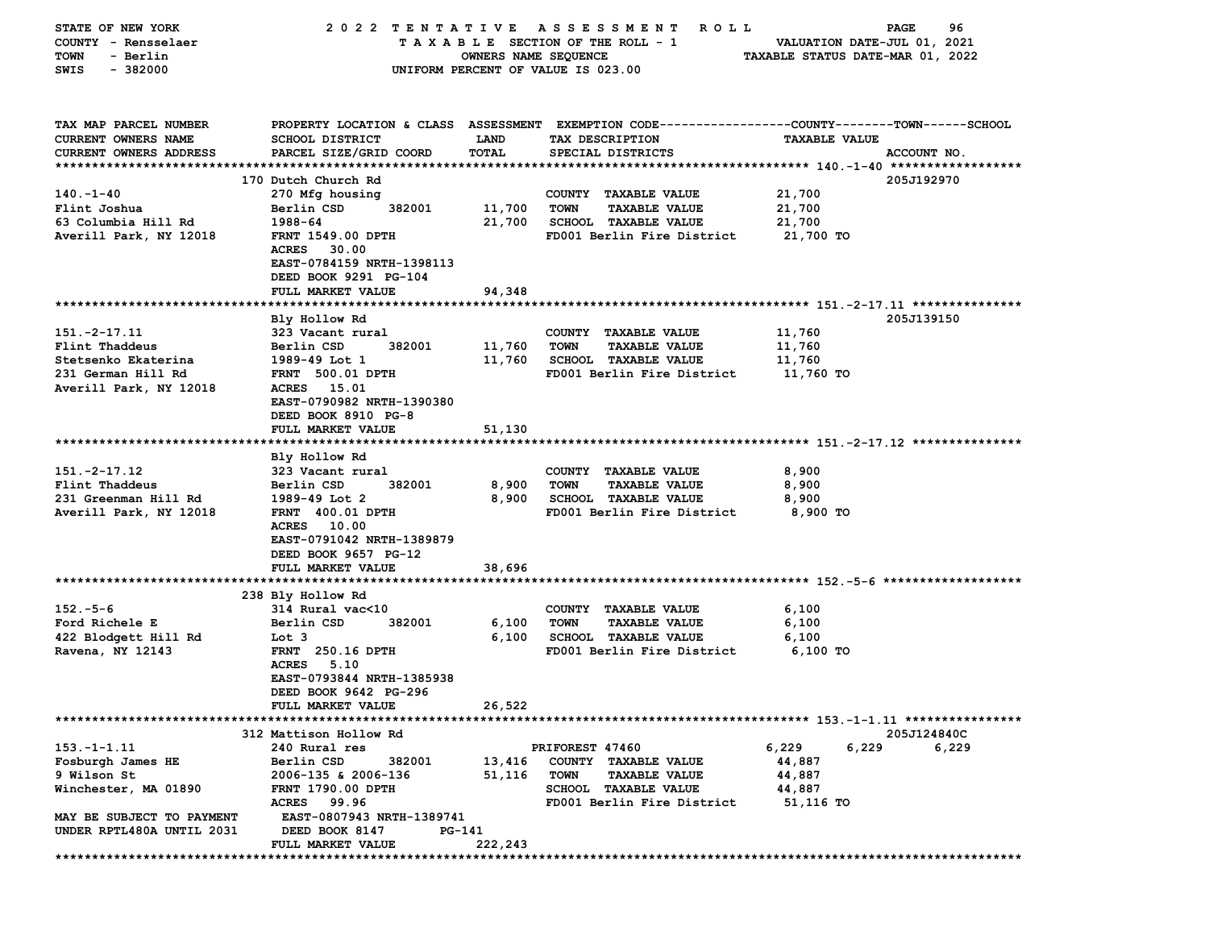STATE OF NEW YORK — 2022 TENTATIVE ASSESSMENT ROLL
COUNTY - Rensselaer — TAXABLE SECTION OF THE ROLL - 1 — VALUATION DATE-JUL 01, 2021
TOWN - Berlin — OWNERS NAME SEQUENCE — TAXABLE STATUS DATE-MAR 01, 2022
SWIS - 382000 — UNIFORM PERCENT OF VALUE IS 023.00

| TAX MAP PARCEL NUMBER / CURRENT OWNERS NAME / CURRENT OWNERS ADDRESS | PROPERTY LOCATION & CLASS / SCHOOL DISTRICT / PARCEL SIZE/GRID COORD | ASSESSMENT LAND / TOTAL | EXEMPTION CODE / TAX DESCRIPTION / SPECIAL DISTRICTS | COUNTY | TOWN | SCHOOL / TAXABLE VALUE | ACCOUNT NO. |
|---|---|---|---|---|---|---|---|
| **140.-1-40** | 170 Dutch Church Rd | | | | | | 205J192970 |
| 140.-1-40 | 270 Mfg housing | | COUNTY TAXABLE VALUE | 21,700 | | | |
| Flint Joshua | Berlin CSD 382001 | 11,700 | TOWN TAXABLE VALUE | 21,700 | | | |
| 63 Columbia Hill Rd | 1988-64 | 21,700 | SCHOOL TAXABLE VALUE | 21,700 | | | |
| Averill Park, NY 12018 | FRNT 1549.00 DPTH | | FD001 Berlin Fire District | 21,700 TO | | | |
| | ACRES 30.00 | | | | | | |
| | EAST-0784159 NRTH-1398113 | | | | | | |
| | DEED BOOK 9291 PG-104 | | | | | | |
| | FULL MARKET VALUE | 94,348 | | | | | |
| **151.-2-17.11** | Bly Hollow Rd | | | | | | 205J139150 |
| 151.-2-17.11 | 323 Vacant rural | | COUNTY TAXABLE VALUE | 11,760 | | | |
| Flint Thaddeus | Berlin CSD 382001 | 11,760 | TOWN TAXABLE VALUE | 11,760 | | | |
| Stetsenko Ekaterina | 1989-49 Lot 1 | 11,760 | SCHOOL TAXABLE VALUE | 11,760 | | | |
| 231 German Hill Rd | FRNT 500.01 DPTH | | FD001 Berlin Fire District | 11,760 TO | | | |
| Averill Park, NY 12018 | ACRES 15.01 | | | | | | |
| | EAST-0790982 NRTH-1390380 | | | | | | |
| | DEED BOOK 8910 PG-8 | | | | | | |
| | FULL MARKET VALUE | 51,130 | | | | | |
| **151.-2-17.12** | Bly Hollow Rd | | | | | | |
| 151.-2-17.12 | 323 Vacant rural | | COUNTY TAXABLE VALUE | 8,900 | | | |
| Flint Thaddeus | Berlin CSD 382001 | 8,900 | TOWN TAXABLE VALUE | 8,900 | | | |
| 231 Greenman Hill Rd | 1989-49 Lot 2 | 8,900 | SCHOOL TAXABLE VALUE | 8,900 | | | |
| Averill Park, NY 12018 | FRNT 400.01 DPTH | | FD001 Berlin Fire District | 8,900 TO | | | |
| | ACRES 10.00 | | | | | | |
| | EAST-0791042 NRTH-1389879 | | | | | | |
| | DEED BOOK 9657 PG-12 | | | | | | |
| | FULL MARKET VALUE | 38,696 | | | | | |
| **152.-5-6** | 238 Bly Hollow Rd | | | | | | |
| 152.-5-6 | 314 Rural vac<10 | | COUNTY TAXABLE VALUE | 6,100 | | | |
| Ford Richele E | Berlin CSD 382001 | 6,100 | TOWN TAXABLE VALUE | 6,100 | | | |
| 422 Blodgett Hill Rd | Lot 3 | 6,100 | SCHOOL TAXABLE VALUE | 6,100 | | | |
| Ravena, NY 12143 | FRNT 250.16 DPTH | | FD001 Berlin Fire District | 6,100 TO | | | |
| | ACRES 5.10 | | | | | | |
| | EAST-0793844 NRTH-1385938 | | | | | | |
| | DEED BOOK 9642 PG-296 | | | | | | |
| | FULL MARKET VALUE | 26,522 | | | | | |
| **153.-1-1.11** | 312 Mattison Hollow Rd | | | | | | 205J124840C |
| 153.-1-1.11 | 240 Rural res | | PRIFOREST 47460 | 6,229 | 6,229 | 6,229 | |
| Fosburgh James HE | Berlin CSD 382001 | 13,416 | COUNTY TAXABLE VALUE | 44,887 | | | |
| 9 Wilson St | 2006-135 & 2006-136 | 51,116 | TOWN TAXABLE VALUE | 44,887 | | | |
| Winchester, MA 01890 | FRNT 1790.00 DPTH | | SCHOOL TAXABLE VALUE | 44,887 | | | |
| | ACRES 99.96 | | FD001 Berlin Fire District | 51,116 TO | | | |
| MAY BE SUBJECT TO PAYMENT | EAST-0807943 NRTH-1389741 | | | | | | |
| UNDER RPTL480A UNTIL 2031 | DEED BOOK 8147 PG-141 | | | | | | |
| | FULL MARKET VALUE | 222,243 | | | | | |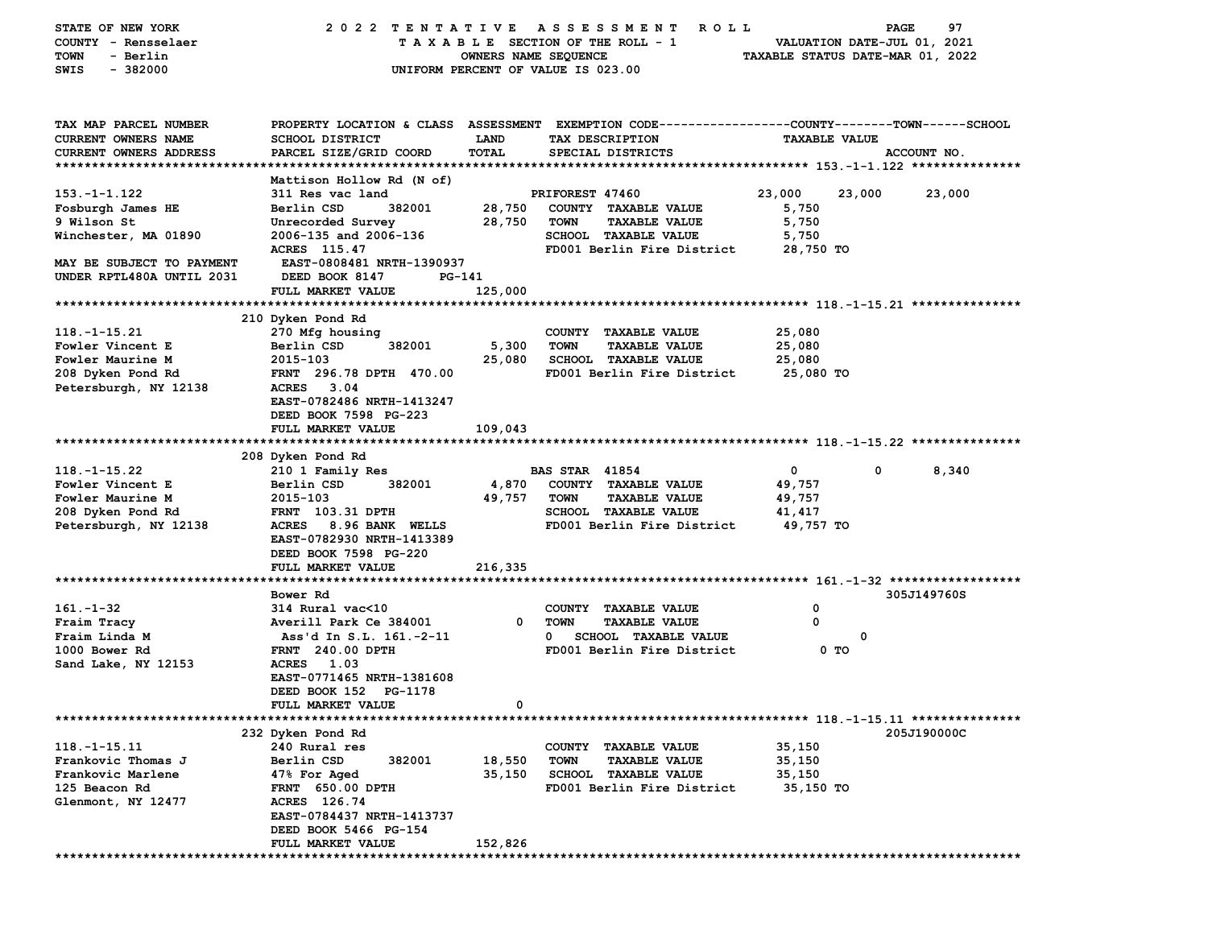STATE OF NEW YORK — COUNTY - Rensselaer — TOWN - Berlin — SWIS - 382000

2022 TENTATIVE ASSESSMENT ROLL — TAXABLE SECTION OF THE ROLL - 1 — OWNERS NAME SEQUENCE — UNIFORM PERCENT OF VALUE IS 023.00

VALUATION DATE-JUL 01, 2021 — TAXABLE STATUS DATE-MAR 01, 2022

| TAX MAP PARCEL NUMBER / CURRENT OWNERS NAME / CURRENT OWNERS ADDRESS | PROPERTY LOCATION & CLASS / SCHOOL DISTRICT / PARCEL SIZE/GRID COORD | ASSESSMENT LAND / TOTAL | EXEMPTION CODE / TAX DESCRIPTION / SPECIAL DISTRICTS | COUNTY | TOWN | SCHOOL / ACCOUNT NO. |
|---|---|---|---|---|---|---|
| **153.-1-1.122** | Mattison Hollow Rd (N of) | | | | | |
| 153.-1-1.122 | 311 Res vac land | | PRIFOREST 47460 | 23,000 | 23,000 | 23,000 |
| Fosburgh James HE | Berlin CSD 382001 | 28,750 | COUNTY TAXABLE VALUE | 5,750 | | |
| 9 Wilson St | Unrecorded Survey | 28,750 | TOWN TAXABLE VALUE | | 5,750 | |
| Winchester, MA 01890 | 2006-135 and 2006-136 | | SCHOOL TAXABLE VALUE | | | 5,750 |
| | ACRES 115.47 | | FD001 Berlin Fire District | 28,750 TO | | |
| MAY BE SUBJECT TO PAYMENT | EAST-0808481 NRTH-1390937 | | | | | |
| UNDER RPTL480A UNTIL 2031 | DEED BOOK 8147 PG-141 | | | | | |
| | FULL MARKET VALUE | 125,000 | | | | |
| **118.-1-15.21** | 210 Dyken Pond Rd | | | | | |
| 118.-1-15.21 | 270 Mfg housing | | COUNTY TAXABLE VALUE | 25,080 | | |
| Fowler Vincent E | Berlin CSD 382001 | 5,300 | TOWN TAXABLE VALUE | | 25,080 | |
| Fowler Maurine M | 2015-103 | 25,080 | SCHOOL TAXABLE VALUE | | | 25,080 |
| 208 Dyken Pond Rd | FRNT 296.78 DPTH 470.00 | | FD001 Berlin Fire District | 25,080 TO | | |
| Petersburgh, NY 12138 | ACRES 3.04 | | | | | |
| | EAST-0782486 NRTH-1413247 | | | | | |
| | DEED BOOK 7598 PG-223 | | | | | |
| | FULL MARKET VALUE | 109,043 | | | | |
| **118.-1-15.22** | 208 Dyken Pond Rd | | | | | |
| 118.-1-15.22 | 210 1 Family Res | | BAS STAR 41854 | 0 | 0 | 8,340 |
| Fowler Vincent E | Berlin CSD 382001 | 4,870 | COUNTY TAXABLE VALUE | 49,757 | | |
| Fowler Maurine M | 2015-103 | 49,757 | TOWN TAXABLE VALUE | | 49,757 | |
| 208 Dyken Pond Rd | FRNT 103.31 DPTH | | SCHOOL TAXABLE VALUE | | | 41,417 |
| Petersburgh, NY 12138 | ACRES 8.96 BANK WELLS | | FD001 Berlin Fire District | 49,757 TO | | |
| | EAST-0782930 NRTH-1413389 | | | | | |
| | DEED BOOK 7598 PG-220 | | | | | |
| | FULL MARKET VALUE | 216,335 | | | | |
| **161.-1-32** | Bower Rd | | | | | 305J149760S |
| 161.-1-32 | 314 Rural vac<10 | | COUNTY TAXABLE VALUE | 0 | | |
| Fraim Tracy | Averill Park Ce 384001 | 0 | TOWN TAXABLE VALUE | | 0 | |
| Fraim Linda M | Ass'd In S.L. 161.-2-11 | 0 | SCHOOL TAXABLE VALUE | | | 0 |
| 1000 Bower Rd | FRNT 240.00 DPTH | | FD001 Berlin Fire District | 0 TO | | |
| Sand Lake, NY 12153 | ACRES 1.03 | | | | | |
| | EAST-0771465 NRTH-1381608 | | | | | |
| | DEED BOOK 152 PG-1178 | | | | | |
| | FULL MARKET VALUE | 0 | | | | |
| **118.-1-15.11** | 232 Dyken Pond Rd | | | | | 205J190000C |
| 118.-1-15.11 | 240 Rural res | | COUNTY TAXABLE VALUE | 35,150 | | |
| Frankovic Thomas J | Berlin CSD 382001 | 18,550 | TOWN TAXABLE VALUE | | 35,150 | |
| Frankovic Marlene | 47% For Aged | 35,150 | SCHOOL TAXABLE VALUE | | | 35,150 |
| 125 Beacon Rd | FRNT 650.00 DPTH | | FD001 Berlin Fire District | 35,150 TO | | |
| Glenmont, NY 12477 | ACRES 126.74 | | | | | |
| | EAST-0784437 NRTH-1413737 | | | | | |
| | DEED BOOK 5466 PG-154 | | | | | |
| | FULL MARKET VALUE | 152,826 | | | | |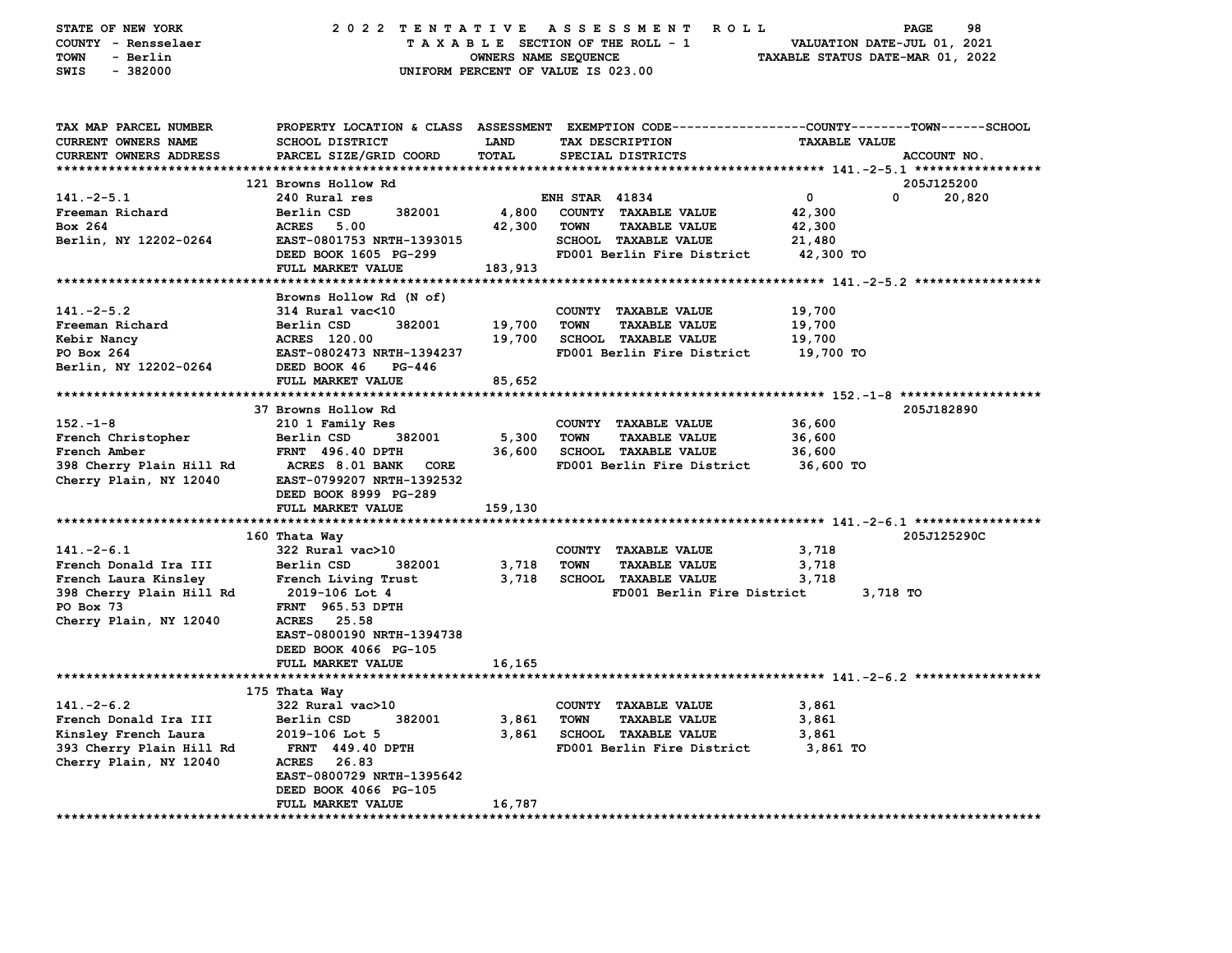STATE OF NEW YORK
COUNTY - Rensselaer
TOWN - Berlin
SWIS - 382000

2022 TENTATIVE ASSESSMENT ROLL
TAXABLE SECTION OF THE ROLL - 1
OWNERS NAME SEQUENCE
UNIFORM PERCENT OF VALUE IS 023.00

VALUATION DATE-JUL 01, 2021
TAXABLE STATUS DATE-MAR 01, 2022

```
TAX MAP PARCEL NUMBER         PROPERTY LOCATION & CLASS  ASSESSMENT  EXEMPTION CODE------------------COUNTY--------TOWN------SCHOOL
CURRENT OWNERS NAME           SCHOOL DISTRICT               LAND      TAX DESCRIPTION                  TAXABLE VALUE
CURRENT OWNERS ADDRESS        PARCEL SIZE/GRID COORD        TOTAL     SPECIAL DISTRICTS                                    ACCOUNT NO.
******************************************************************************************************* 141.-2-5.1 *****************
                              121 Browns Hollow Rd                                                                         205J125200
141.-2-5.1                    240 Rural res                           ENH STAR  41834               0            0       20,820
Freeman Richard               Berlin CSD        382001        4,800   COUNTY  TAXABLE VALUE        42,300
Box 264                       ACRES    5.00                  42,300   TOWN    TAXABLE VALUE        42,300
Berlin, NY 12202-0264         EAST-0801753 NRTH-1393015               SCHOOL  TAXABLE VALUE        21,480
                              DEED BOOK 1605  PG-299                  FD001 Berlin Fire District      42,300 TO
                              FULL MARKET VALUE             183,913
******************************************************************************************************* 141.-2-5.2 *****************
                              Browns Hollow Rd (N of)
141.-2-5.2                    314 Rural vac<10                        COUNTY  TAXABLE VALUE        19,700
Freeman Richard               Berlin CSD        382001       19,700   TOWN    TAXABLE VALUE        19,700
Kebir Nancy                   ACRES  120.00                  19,700   SCHOOL  TAXABLE VALUE        19,700
PO Box 264                    EAST-0802473 NRTH-1394237               FD001 Berlin Fire District      19,700 TO
Berlin, NY 12202-0264         DEED BOOK 46     PG-446
                              FULL MARKET VALUE              85,652
******************************************************************************************************* 152.-1-8 *******************
                              37 Browns Hollow Rd                                                                          205J182890
152.-1-8                      210 1 Family Res                        COUNTY  TAXABLE VALUE        36,600
French Christopher            Berlin CSD        382001        5,300   TOWN    TAXABLE VALUE        36,600
French Amber                  FRNT  496.40 DPTH              36,600   SCHOOL  TAXABLE VALUE        36,600
398 Cherry Plain Hill Rd        ACRES  8.01 BANK    CORE              FD001 Berlin Fire District      36,600 TO
Cherry Plain, NY 12040        EAST-0799207 NRTH-1392532
                              DEED BOOK 8999 PG-289
                              FULL MARKET VALUE             159,130
******************************************************************************************************* 141.-2-6.1 *****************
                              160 Thata Way                                                                                205J125290C
141.-2-6.1                    322 Rural vac>10                        COUNTY  TAXABLE VALUE         3,718
French Donald Ira III         Berlin CSD        382001        3,718   TOWN    TAXABLE VALUE         3,718
French Laura Kinsley          French Living Trust             3,718   SCHOOL  TAXABLE VALUE         3,718
398 Cherry Plain Hill Rd        2019-106 Lot 4                           FD001 Berlin Fire District        3,718 TO
PO Box 73                     FRNT  965.53 DPTH
Cherry Plain, NY 12040        ACRES   25.58
                              EAST-0800190 NRTH-1394738
                              DEED BOOK 4066 PG-105
                              FULL MARKET VALUE              16,165
******************************************************************************************************* 141.-2-6.2 *****************
                              175 Thata Way
141.-2-6.2                    322 Rural vac>10                        COUNTY  TAXABLE VALUE         3,861
French Donald Ira III         Berlin CSD        382001        3,861   TOWN    TAXABLE VALUE         3,861
Kinsley French Laura          2019-106 Lot 5                  3,861   SCHOOL  TAXABLE VALUE         3,861
393 Cherry Plain Hill Rd        FRNT  449.40 DPTH                     FD001 Berlin Fire District       3,861 TO
Cherry Plain, NY 12040        ACRES   26.83
                              EAST-0800729 NRTH-1395642
                              DEED BOOK 4066 PG-105
                              FULL MARKET VALUE              16,787
************************************************************************************************************************************
```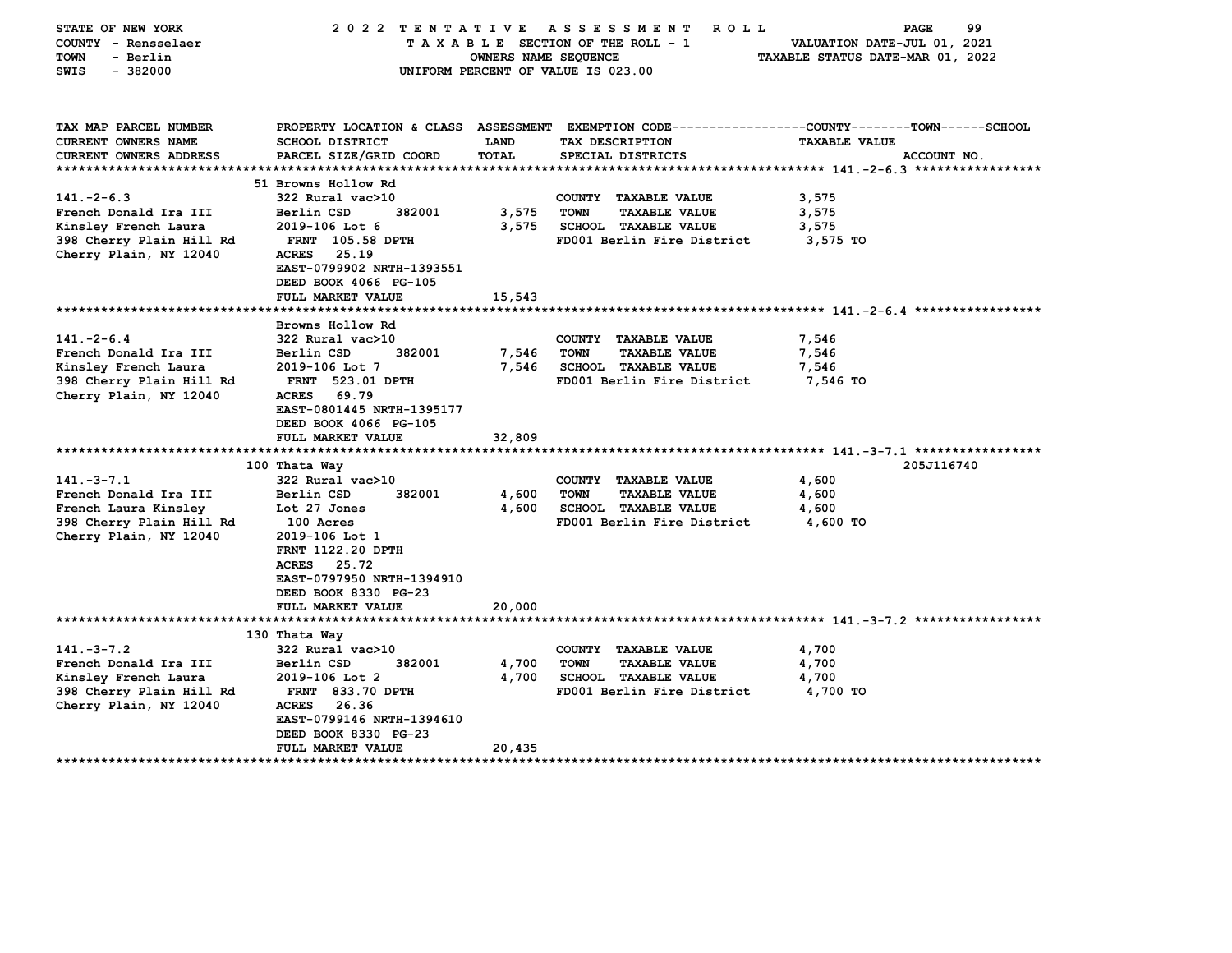STATE OF NEW YORK — 2022 TENTATIVE ASSESSMENT ROLL
COUNTY - Rensselaer — TAXABLE SECTION OF THE ROLL - 1 — VALUATION DATE-JUL 01, 2021
TOWN - Berlin — OWNERS NAME SEQUENCE — TAXABLE STATUS DATE-MAR 01, 2022
SWIS - 382000 — UNIFORM PERCENT OF VALUE IS 023.00

| TAX MAP PARCEL NUMBER / CURRENT OWNERS NAME / CURRENT OWNERS ADDRESS | PROPERTY LOCATION & CLASS / SCHOOL DISTRICT / PARCEL SIZE/GRID COORD | ASSESSMENT LAND / TOTAL | EXEMPTION CODE / TAX DESCRIPTION / SPECIAL DISTRICTS | TAXABLE VALUE (COUNTY--TOWN--SCHOOL) | ACCOUNT NO. |
|---|---|---|---|---|---|
| **141.-2-6.3** | 51 Browns Hollow Rd | | | | |
| 141.-2-6.3 | 322 Rural vac>10 | | COUNTY TAXABLE VALUE | 3,575 | |
| French Donald Ira III | Berlin CSD 382001 | 3,575 | TOWN TAXABLE VALUE | 3,575 | |
| Kinsley French Laura | 2019-106 Lot 6 | 3,575 | SCHOOL TAXABLE VALUE | 3,575 | |
| 398 Cherry Plain Hill Rd | FRNT 105.58 DPTH | | FD001 Berlin Fire District | 3,575 TO | |
| Cherry Plain, NY 12040 | ACRES 25.19 | | | | |
| | EAST-0799902 NRTH-1393551 | | | | |
| | DEED BOOK 4066 PG-105 | | | | |
| | FULL MARKET VALUE | 15,543 | | | |
| **141.-2-6.4** | Browns Hollow Rd | | | | |
| 141.-2-6.4 | 322 Rural vac>10 | | COUNTY TAXABLE VALUE | 7,546 | |
| French Donald Ira III | Berlin CSD 382001 | 7,546 | TOWN TAXABLE VALUE | 7,546 | |
| Kinsley French Laura | 2019-106 Lot 7 | 7,546 | SCHOOL TAXABLE VALUE | 7,546 | |
| 398 Cherry Plain Hill Rd | FRNT 523.01 DPTH | | FD001 Berlin Fire District | 7,546 TO | |
| Cherry Plain, NY 12040 | ACRES 69.79 | | | | |
| | EAST-0801445 NRTH-1395177 | | | | |
| | DEED BOOK 4066 PG-105 | | | | |
| | FULL MARKET VALUE | 32,809 | | | |
| **141.-3-7.1** | 100 Thata Way | | | | 205J116740 |
| 141.-3-7.1 | 322 Rural vac>10 | | COUNTY TAXABLE VALUE | 4,600 | |
| French Donald Ira III | Berlin CSD 382001 | 4,600 | TOWN TAXABLE VALUE | 4,600 | |
| French Laura Kinsley | Lot 27 Jones | 4,600 | SCHOOL TAXABLE VALUE | 4,600 | |
| 398 Cherry Plain Hill Rd | 100 Acres | | FD001 Berlin Fire District | 4,600 TO | |
| Cherry Plain, NY 12040 | 2019-106 Lot 1 | | | | |
| | FRNT 1122.20 DPTH | | | | |
| | ACRES 25.72 | | | | |
| | EAST-0797950 NRTH-1394910 | | | | |
| | DEED BOOK 8330 PG-23 | | | | |
| | FULL MARKET VALUE | 20,000 | | | |
| **141.-3-7.2** | 130 Thata Way | | | | |
| 141.-3-7.2 | 322 Rural vac>10 | | COUNTY TAXABLE VALUE | 4,700 | |
| French Donald Ira III | Berlin CSD 382001 | 4,700 | TOWN TAXABLE VALUE | 4,700 | |
| Kinsley French Laura | 2019-106 Lot 2 | 4,700 | SCHOOL TAXABLE VALUE | 4,700 | |
| 398 Cherry Plain Hill Rd | FRNT 833.70 DPTH | | FD001 Berlin Fire District | 4,700 TO | |
| Cherry Plain, NY 12040 | ACRES 26.36 | | | | |
| | EAST-0799146 NRTH-1394610 | | | | |
| | DEED BOOK 8330 PG-23 | | | | |
| | FULL MARKET VALUE | 20,435 | | | |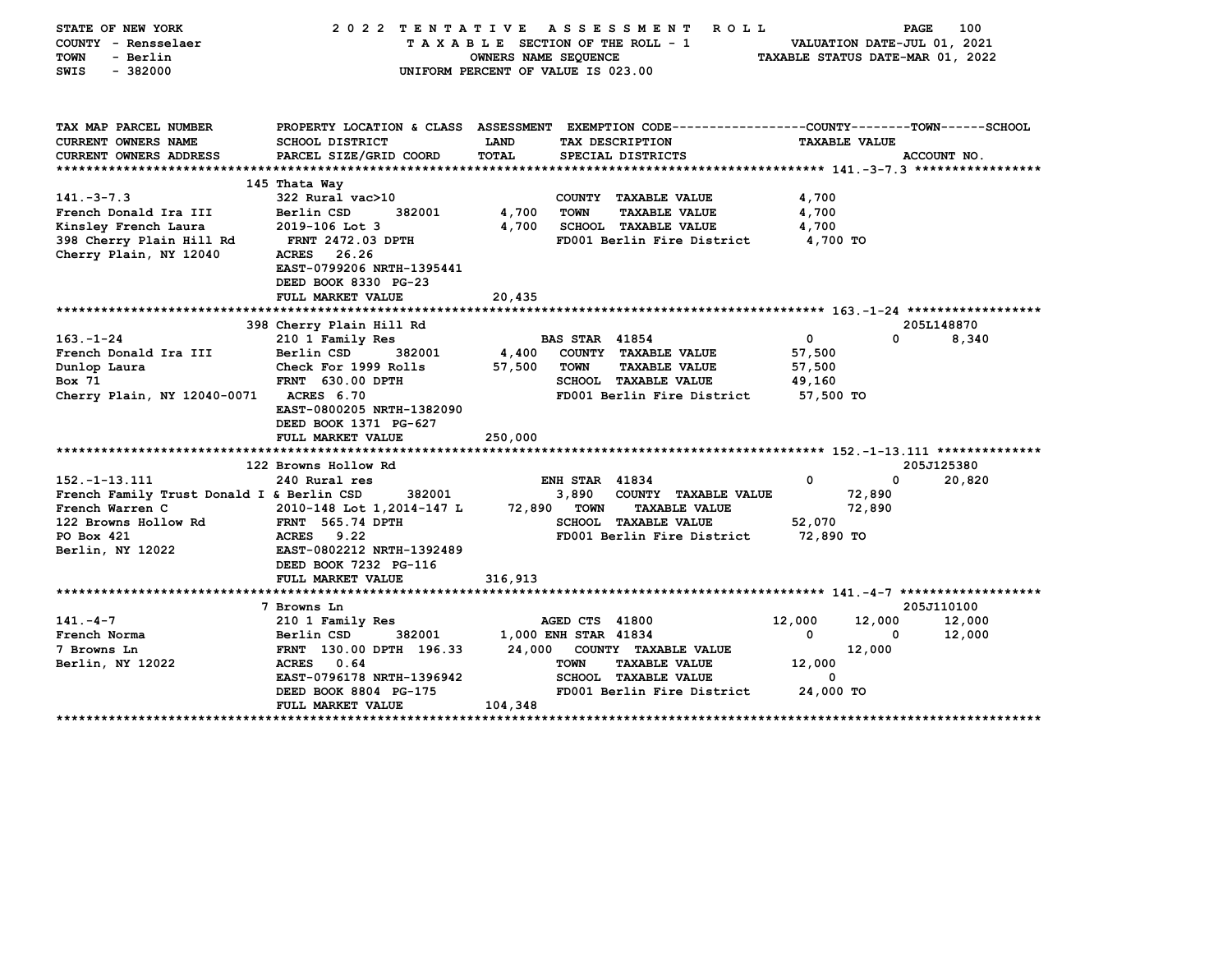STATE OF NEW YORK — 2022 TENTATIVE ASSESSMENT ROLL
COUNTY - Rensselaer — TAXABLE SECTION OF THE ROLL - 1 — VALUATION DATE-JUL 01, 2021
TOWN - Berlin — OWNERS NAME SEQUENCE — TAXABLE STATUS DATE-MAR 01, 2022
SWIS - 382000 — UNIFORM PERCENT OF VALUE IS 023.00

```
TAX MAP PARCEL NUMBER        PROPERTY LOCATION & CLASS  ASSESSMENT  EXEMPTION CODE------------------COUNTY--------TOWN------SCHOOL
CURRENT OWNERS NAME          SCHOOL DISTRICT             LAND        TAX DESCRIPTION                 TAXABLE VALUE
CURRENT OWNERS ADDRESS       PARCEL SIZE/GRID COORD      TOTAL       SPECIAL DISTRICTS                                   ACCOUNT NO.
******************************************************************************************************* 141.-3-7.3 *****************
                             145 Thata Way
141.-3-7.3                   322 Rural vac>10                         COUNTY  TAXABLE VALUE            4,700
French Donald Ira III        Berlin CSD       382001        4,700    TOWN    TAXABLE VALUE            4,700
Kinsley French Laura         2019-106 Lot 3                 4,700    SCHOOL  TAXABLE VALUE            4,700
398 Cherry Plain Hill Rd     FRNT 2472.03 DPTH                        FD001 Berlin Fire District       4,700 TO
Cherry Plain, NY 12040       ACRES  26.26
                             EAST-0799206 NRTH-1395441
                             DEED BOOK 8330 PG-23
                             FULL MARKET VALUE             20,435
******************************************************************************************************* 163.-1-24 ******************
                             398 Cherry Plain Hill Rd                                                                 205L148870
163.-1-24                    210 1 Family Res                     BAS STAR  41854                 0             0        8,340
French Donald Ira III        Berlin CSD       382001        4,400    COUNTY  TAXABLE VALUE           57,500
Dunlop Laura                 Check For 1999 Rolls          57,500    TOWN    TAXABLE VALUE           57,500
Box 71                       FRNT  630.00 DPTH                        SCHOOL  TAXABLE VALUE           49,160
Cherry Plain, NY 12040-0071  ACRES  6.70                              FD001 Berlin Fire District      57,500 TO
                             EAST-0800205 NRTH-1382090
                             DEED BOOK 1371 PG-627
                             FULL MARKET VALUE            250,000
******************************************************************************************************* 152.-1-13.111 **************
                             122 Browns Hollow Rd                                                                     205J125380
152.-1-13.111                240 Rural res                        ENH STAR  41834                 0             0       20,820
French Family Trust Donald I & Berlin CSD     382001        3,890    COUNTY  TAXABLE VALUE                  72,890
French Warren C              2010-148 Lot 1,2014-147 L     72,890    TOWN    TAXABLE VALUE                  72,890
122 Browns Hollow Rd         FRNT  565.74 DPTH                        SCHOOL  TAXABLE VALUE           52,070
PO Box 421                   ACRES   9.22                             FD001 Berlin Fire District      72,890 TO
Berlin, NY 12022             EAST-0802212 NRTH-1392489
                             DEED BOOK 7232 PG-116
                             FULL MARKET VALUE            316,913
******************************************************************************************************* 141.-4-7 *******************
                             7 Browns Ln                                                                              205J110100
141.-4-7                     210 1 Family Res                     AGED CTS  41800            12,000        12,000       12,000
French Norma                 Berlin CSD       382001        1,000 ENH STAR  41834                 0             0       12,000
7 Browns Ln                  FRNT 130.00 DPTH 196.33       24,000    COUNTY  TAXABLE VALUE                  12,000
Berlin, NY 12022             ACRES   0.64                             TOWN    TAXABLE VALUE           12,000
                             EAST-0796178 NRTH-1396942                SCHOOL  TAXABLE VALUE                0
                             DEED BOOK 8804 PG-175                    FD001 Berlin Fire District      24,000 TO
                             FULL MARKET VALUE            104,348
************************************************************************************************************************************
```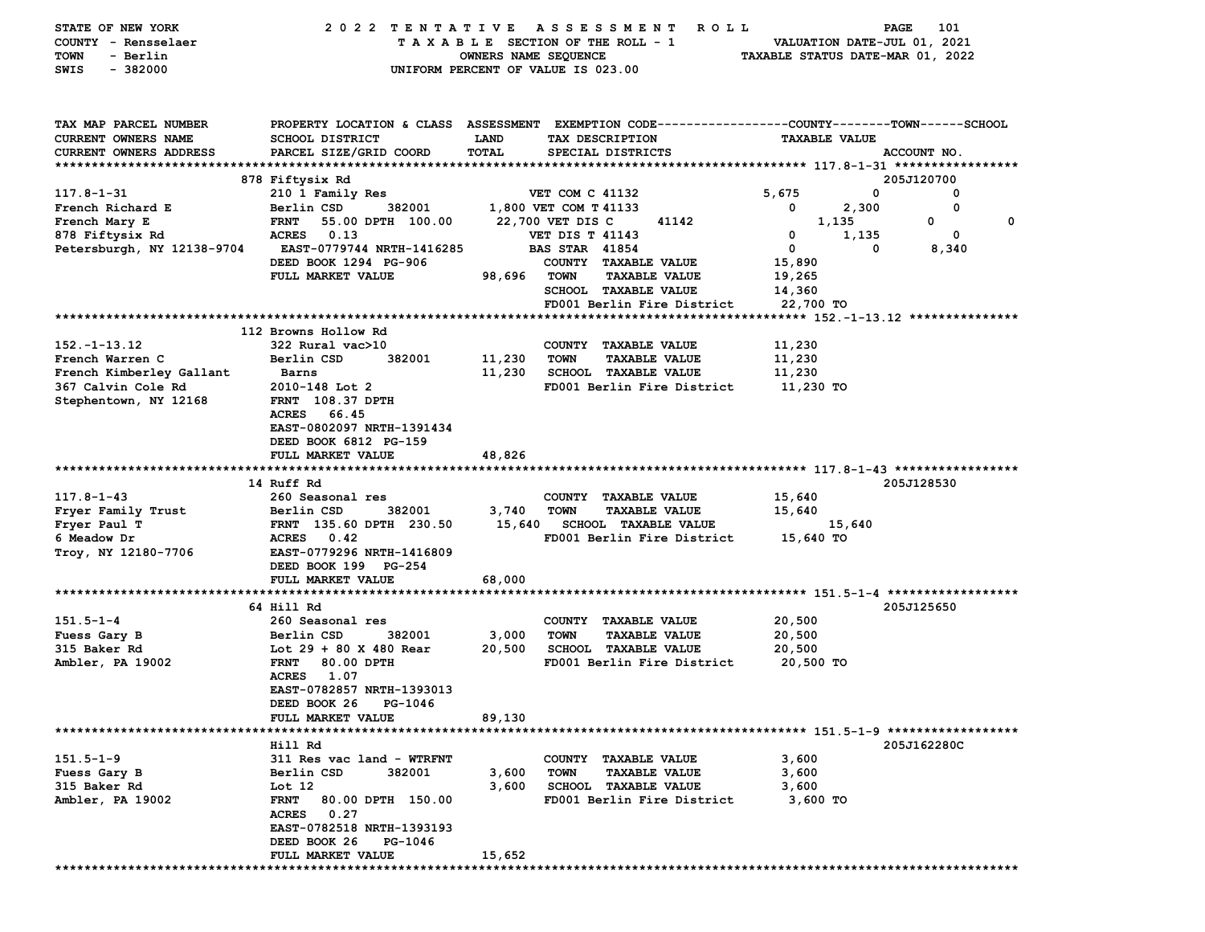STATE OF NEW YORK — 2022 TENTATIVE ASSESSMENT ROLL
COUNTY - Rensselaer — TAXABLE SECTION OF THE ROLL - 1 — VALUATION DATE-JUL 01, 2021
TOWN - Berlin — OWNERS NAME SEQUENCE — TAXABLE STATUS DATE-MAR 01, 2022
SWIS - 382000 — UNIFORM PERCENT OF VALUE IS 023.00

| TAX MAP PARCEL NUMBER / CURRENT OWNERS NAME / CURRENT OWNERS ADDRESS | PROPERTY LOCATION & CLASS / SCHOOL DISTRICT / PARCEL SIZE/GRID COORD | ASSESSMENT LAND / TOTAL | EXEMPTION CODE / TAX DESCRIPTION / SPECIAL DISTRICTS | COUNTY | TOWN | SCHOOL | ACCOUNT NO. |
|---|---|---|---|---|---|---|---|
| | 878 Fiftysix Rd | | | | | | 205J120700 |
| 117.8-1-31 | 210 1 Family Res | | VET COM C 41132 | 5,675 | 0 | 0 | |
| French Richard E | Berlin CSD 382001 | 1,800 | VET COM T 41133 | 0 | 2,300 | 0 | |
| French Mary E | FRNT 55.00 DPTH 100.00 | 22,700 | VET DIS C 41142 | 1,135 | 0 | 0 | |
| 878 Fiftysix Rd | ACRES 0.13 | | VET DIS T 41143 | 0 | 1,135 | 0 | |
| Petersburgh, NY 12138-9704 | EAST-0779744 NRTH-1416285 | | BAS STAR 41854 | 0 | 0 | 8,340 | |
| | DEED BOOK 1294 PG-906 | | COUNTY TAXABLE VALUE | 15,890 | | | |
| | FULL MARKET VALUE | 98,696 | TOWN TAXABLE VALUE | 19,265 | | | |
| | | | SCHOOL TAXABLE VALUE | 14,360 | | | |
| | | | FD001 Berlin Fire District | 22,700 TO | | | |
| | 112 Browns Hollow Rd | | | | | | |
| 152.-1-13.12 | 322 Rural vac>10 | | COUNTY TAXABLE VALUE | 11,230 | | | |
| French Warren C | Berlin CSD 382001 | 11,230 | TOWN TAXABLE VALUE | 11,230 | | | |
| French Kimberley Gallant | Barns | 11,230 | SCHOOL TAXABLE VALUE | 11,230 | | | |
| 367 Calvin Cole Rd | 2010-148 Lot 2 | | FD001 Berlin Fire District | 11,230 TO | | | |
| Stephentown, NY 12168 | FRNT 108.37 DPTH | | | | | | |
| | ACRES 66.45 | | | | | | |
| | EAST-0802097 NRTH-1391434 | | | | | | |
| | DEED BOOK 6812 PG-159 | | | | | | |
| | FULL MARKET VALUE | 48,826 | | | | | |
| | 14 Ruff Rd | | | | | | 205J128530 |
| 117.8-1-43 | 260 Seasonal res | | COUNTY TAXABLE VALUE | 15,640 | | | |
| Fryer Family Trust | Berlin CSD 382001 | 3,740 | TOWN TAXABLE VALUE | 15,640 | | | |
| Fryer Paul T | FRNT 135.60 DPTH 230.50 | 15,640 | SCHOOL TAXABLE VALUE | 15,640 | | | |
| 6 Meadow Dr | ACRES 0.42 | | FD001 Berlin Fire District | 15,640 TO | | | |
| Troy, NY 12180-7706 | EAST-0779296 NRTH-1416809 | | | | | | |
| | DEED BOOK 199 PG-254 | | | | | | |
| | FULL MARKET VALUE | 68,000 | | | | | |
| | 64 Hill Rd | | | | | | 205J125650 |
| 151.5-1-4 | 260 Seasonal res | | COUNTY TAXABLE VALUE | 20,500 | | | |
| Fuess Gary B | Berlin CSD 382001 | 3,000 | TOWN TAXABLE VALUE | 20,500 | | | |
| 315 Baker Rd | Lot 29 + 80 X 480 Rear | 20,500 | SCHOOL TAXABLE VALUE | 20,500 | | | |
| Ambler, PA 19002 | FRNT 80.00 DPTH | | FD001 Berlin Fire District | 20,500 TO | | | |
| | ACRES 1.07 | | | | | | |
| | EAST-0782857 NRTH-1393013 | | | | | | |
| | DEED BOOK 26 PG-1046 | | | | | | |
| | FULL MARKET VALUE | 89,130 | | | | | |
| | Hill Rd | | | | | | 205J162280C |
| 151.5-1-9 | 311 Res vac land - WTRFNT | | COUNTY TAXABLE VALUE | 3,600 | | | |
| Fuess Gary B | Berlin CSD 382001 | 3,600 | TOWN TAXABLE VALUE | 3,600 | | | |
| 315 Baker Rd | Lot 12 | 3,600 | SCHOOL TAXABLE VALUE | 3,600 | | | |
| Ambler, PA 19002 | FRNT 80.00 DPTH 150.00 | | FD001 Berlin Fire District | 3,600 TO | | | |
| | ACRES 0.27 | | | | | | |
| | EAST-0782518 NRTH-1393193 | | | | | | |
| | DEED BOOK 26 PG-1046 | | | | | | |
| | FULL MARKET VALUE | 15,652 | | | | | |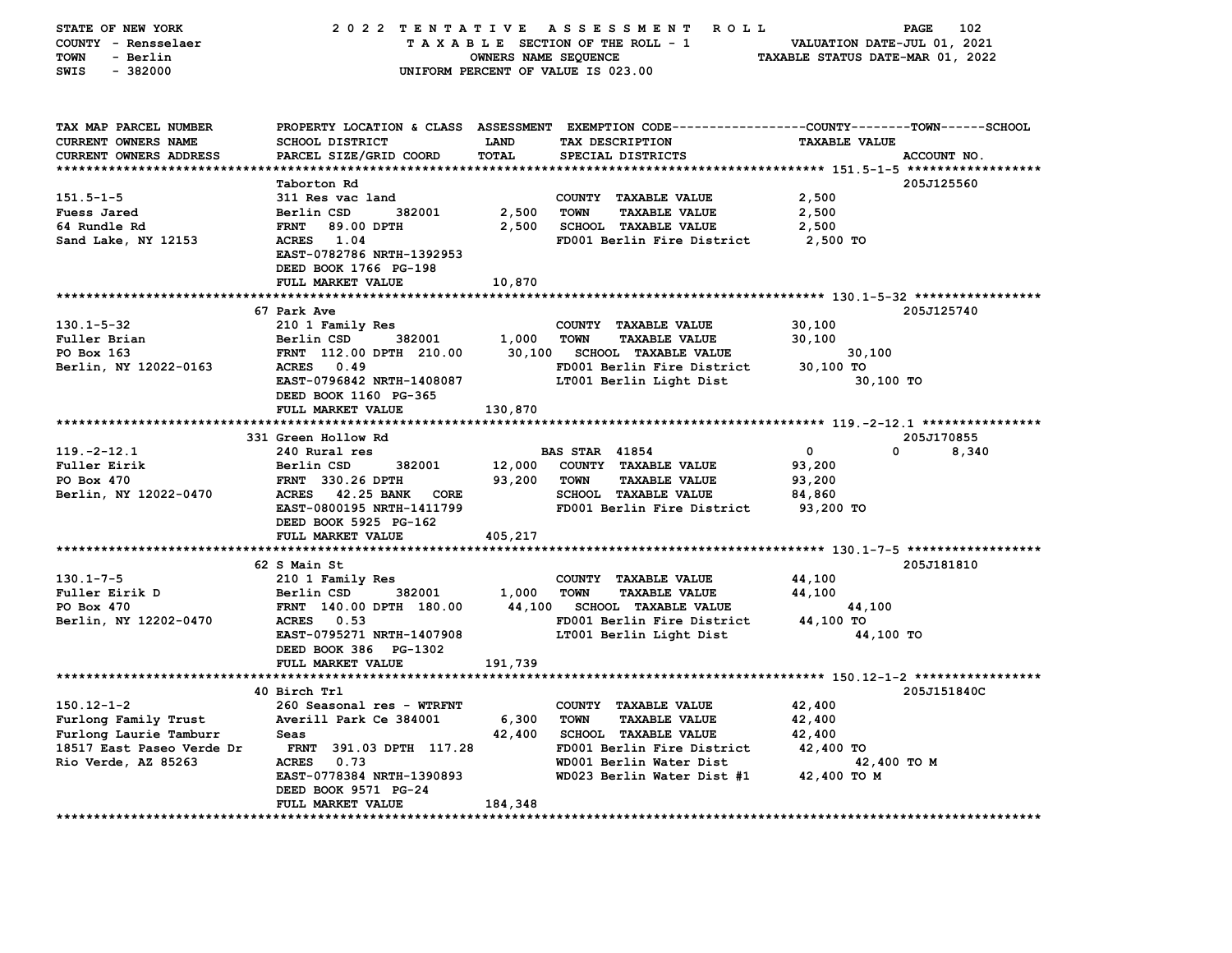STATE OF NEW YORK
COUNTY - Rensselaer
TOWN - Berlin
SWIS - 382000

2022 TENTATIVE ASSESSMENT ROLL
TAXABLE SECTION OF THE ROLL - 1
OWNERS NAME SEQUENCE
UNIFORM PERCENT OF VALUE IS 023.00

VALUATION DATE-JUL 01, 2021
TAXABLE STATUS DATE-MAR 01, 2022

| TAX MAP PARCEL NUMBER / CURRENT OWNERS NAME / CURRENT OWNERS ADDRESS | PROPERTY LOCATION & CLASS / SCHOOL DISTRICT / PARCEL SIZE/GRID COORD | ASSESSMENT LAND / TOTAL | EXEMPTION CODE / TAX DESCRIPTION / SPECIAL DISTRICTS | COUNTY TAXABLE VALUE | TOWN | SCHOOL / ACCOUNT NO. |
|---|---|---|---|---|---|---|
| **151.5-1-5** | Taborton Rd | | | | | 205J125560 |
| 151.5-1-5 | 311 Res vac land | | COUNTY TAXABLE VALUE | 2,500 | | |
| Fuess Jared | Berlin CSD 382001 | 2,500 | TOWN TAXABLE VALUE | 2,500 | | |
| 64 Rundle Rd | FRNT 89.00 DPTH | 2,500 | SCHOOL TAXABLE VALUE | 2,500 | | |
| Sand Lake, NY 12153 | ACRES 1.04 | | FD001 Berlin Fire District | 2,500 TO | | |
| | EAST-0782786 NRTH-1392953 | | | | | |
| | DEED BOOK 1766 PG-198 | | | | | |
| | FULL MARKET VALUE | 10,870 | | | | |
| **130.1-5-32** | 67 Park Ave | | | | | 205J125740 |
| 130.1-5-32 | 210 1 Family Res | | COUNTY TAXABLE VALUE | 30,100 | | |
| Fuller Brian | Berlin CSD 382001 | 1,000 | TOWN TAXABLE VALUE | 30,100 | | |
| PO Box 163 | FRNT 112.00 DPTH 210.00 | 30,100 | SCHOOL TAXABLE VALUE | 30,100 | | |
| Berlin, NY 12022-0163 | ACRES 0.49 | | FD001 Berlin Fire District | 30,100 TO | | |
| | EAST-0796842 NRTH-1408087 | | LT001 Berlin Light Dist | 30,100 TO | | |
| | DEED BOOK 1160 PG-365 | | | | | |
| | FULL MARKET VALUE | 130,870 | | | | |
| **119.-2-12.1** | 331 Green Hollow Rd | | | | | 205J170855 |
| 119.-2-12.1 | 240 Rural res | | BAS STAR 41854 | 0 | 0 | 8,340 |
| Fuller Eirik | Berlin CSD 382001 | 12,000 | COUNTY TAXABLE VALUE | 93,200 | | |
| PO Box 470 | FRNT 330.26 DPTH | 93,200 | TOWN TAXABLE VALUE | 93,200 | | |
| Berlin, NY 12022-0470 | ACRES 42.25 BANK CORE | | SCHOOL TAXABLE VALUE | 84,860 | | |
| | EAST-0800195 NRTH-1411799 | | FD001 Berlin Fire District | 93,200 TO | | |
| | DEED BOOK 5925 PG-162 | | | | | |
| | FULL MARKET VALUE | 405,217 | | | | |
| **130.1-7-5** | 62 S Main St | | | | | 205J181810 |
| 130.1-7-5 | 210 1 Family Res | | COUNTY TAXABLE VALUE | 44,100 | | |
| Fuller Eirik D | Berlin CSD 382001 | 1,000 | TOWN TAXABLE VALUE | 44,100 | | |
| PO Box 470 | FRNT 140.00 DPTH 180.00 | 44,100 | SCHOOL TAXABLE VALUE | 44,100 | | |
| Berlin, NY 12202-0470 | ACRES 0.53 | | FD001 Berlin Fire District | 44,100 TO | | |
| | EAST-0795271 NRTH-1407908 | | LT001 Berlin Light Dist | 44,100 TO | | |
| | DEED BOOK 386 PG-1302 | | | | | |
| | FULL MARKET VALUE | 191,739 | | | | |
| **150.12-1-2** | 40 Birch Trl | | | | | 205J151840C |
| 150.12-1-2 | 260 Seasonal res - WTRFNT | | COUNTY TAXABLE VALUE | 42,400 | | |
| Furlong Family Trust | Averill Park Ce 384001 | 6,300 | TOWN TAXABLE VALUE | 42,400 | | |
| Furlong Laurie Tamburr | Seas | 42,400 | SCHOOL TAXABLE VALUE | 42,400 | | |
| 18517 East Paseo Verde Dr | FRNT 391.03 DPTH 117.28 | | FD001 Berlin Fire District | 42,400 TO | | |
| Rio Verde, AZ 85263 | ACRES 0.73 | | WD001 Berlin Water Dist | 42,400 TO M | | |
| | EAST-0778384 NRTH-1390893 | | WD023 Berlin Water Dist #1 | 42,400 TO M | | |
| | DEED BOOK 9571 PG-24 | | | | | |
| | FULL MARKET VALUE | 184,348 | | | | |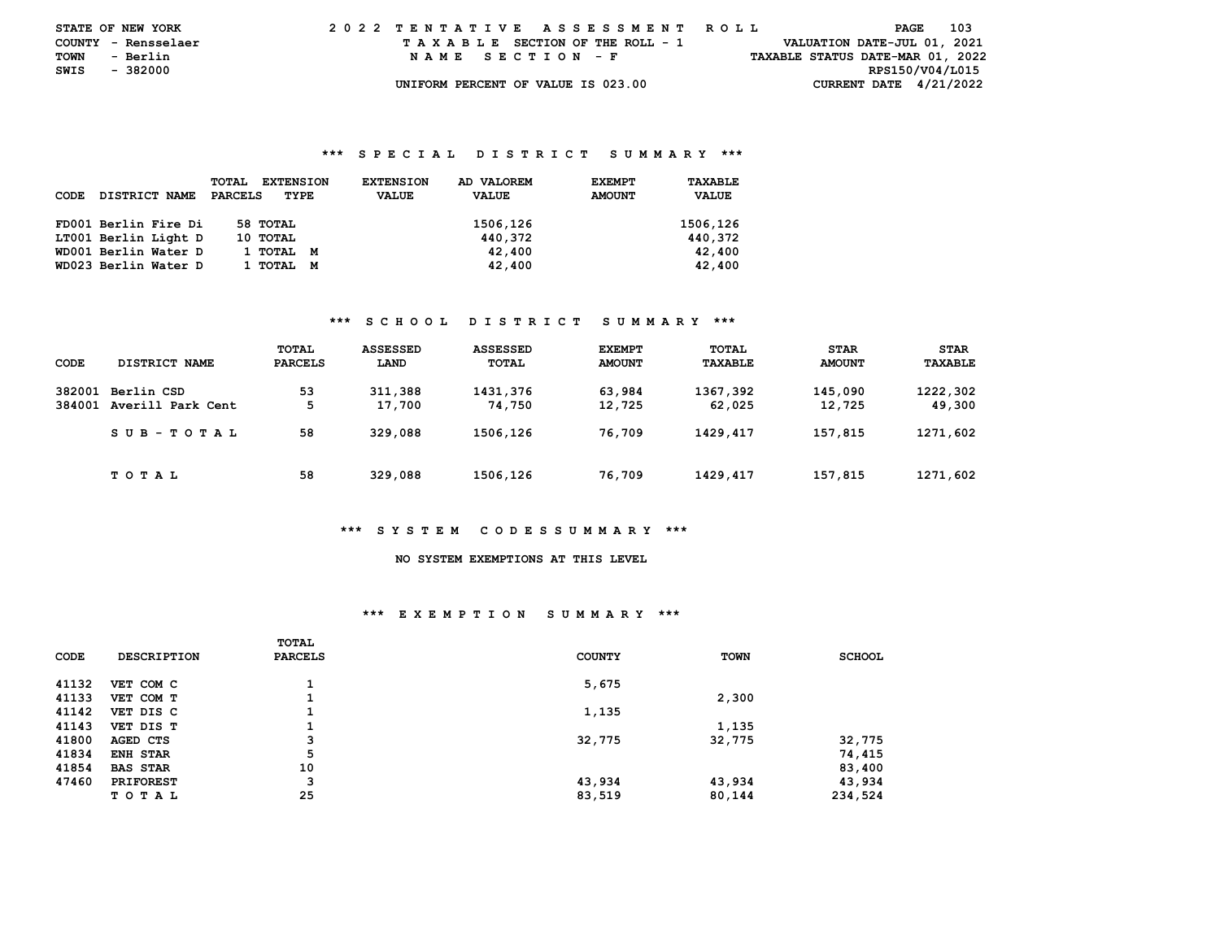STATE OF NEW YORK — 2022 TENTATIVE ASSESSMENT ROLL
COUNTY - Rensselaer — TAXABLE SECTION OF THE ROLL - 1 — VALUATION DATE-JUL 01, 2021
TOWN - Berlin — NAME SECTION - F — TAXABLE STATUS DATE-MAR 01, 2022
SWIS - 382000 — RPS150/V04/L015
UNIFORM PERCENT OF VALUE IS 023.00 — CURRENT DATE 4/21/2022

### *** SPECIAL DISTRICT SUMMARY ***

| CODE | DISTRICT NAME | TOTAL PARCELS | EXTENSION TYPE | EXTENSION VALUE | AD VALOREM VALUE | EXEMPT AMOUNT | TAXABLE VALUE |
|---|---|---|---|---|---|---|---|
| FD001 | Berlin Fire Di | 58 | TOTAL | | 1506,126 | | 1506,126 |
| LT001 | Berlin Light D | 10 | TOTAL | | 440,372 | | 440,372 |
| WD001 | Berlin Water D | 1 | TOTAL M | | 42,400 | | 42,400 |
| WD023 | Berlin Water D | 1 | TOTAL M | | 42,400 | | 42,400 |

### *** SCHOOL DISTRICT SUMMARY ***

| CODE | DISTRICT NAME | TOTAL PARCELS | ASSESSED LAND | ASSESSED TOTAL | EXEMPT AMOUNT | TOTAL TAXABLE | STAR AMOUNT | STAR TAXABLE |
|---|---|---|---|---|---|---|---|---|
| 382001 | Berlin CSD | 53 | 311,388 | 1431,376 | 63,984 | 1367,392 | 145,090 | 1222,302 |
| 384001 | Averill Park Cent | 5 | 17,700 | 74,750 | 12,725 | 62,025 | 12,725 | 49,300 |
| | SUB-TOTAL | 58 | 329,088 | 1506,126 | 76,709 | 1429,417 | 157,815 | 1271,602 |
| | TOTAL | 58 | 329,088 | 1506,126 | 76,709 | 1429,417 | 157,815 | 1271,602 |

### *** SYSTEM CODES SUMMARY ***

NO SYSTEM EXEMPTIONS AT THIS LEVEL

### *** EXEMPTION SUMMARY ***

| CODE | DESCRIPTION | TOTAL PARCELS | COUNTY | TOWN | SCHOOL |
|---|---|---|---|---|---|
| 41132 | VET COM C | 1 | 5,675 | | |
| 41133 | VET COM T | 1 | | 2,300 | |
| 41142 | VET DIS C | 1 | 1,135 | | |
| 41143 | VET DIS T | 1 | | 1,135 | |
| 41800 | AGED CTS | 3 | 32,775 | 32,775 | 32,775 |
| 41834 | ENH STAR | 5 | | | 74,415 |
| 41854 | BAS STAR | 10 | | | 83,400 |
| 47460 | PRIFOREST | 3 | 43,934 | 43,934 | 43,934 |
| | TOTAL | 25 | 83,519 | 80,144 | 234,524 |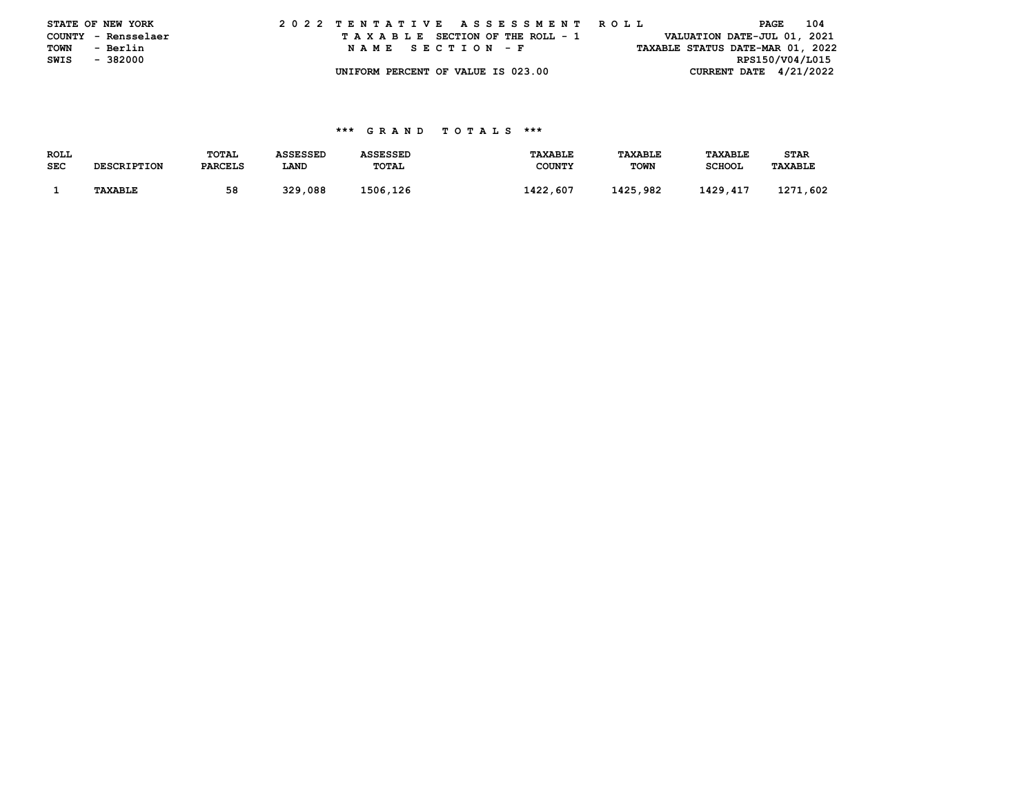STATE OF NEW YORK
COUNTY - Rensselaer
TOWN - Berlin
SWIS - 382000

2022 TENTATIVE ASSESSMENT ROLL
TAXABLE SECTION OF THE ROLL - 1
NAME SECTION - F
UNIFORM PERCENT OF VALUE IS 023.00

VALUATION DATE-JUL 01, 2021
TAXABLE STATUS DATE-MAR 01, 2022
RPS150/V04/L015
CURRENT DATE 4/21/2022

### *** GRAND TOTALS ***

| ROLL SEC | DESCRIPTION | TOTAL PARCELS | ASSESSED LAND | ASSESSED TOTAL | TAXABLE COUNTY | TAXABLE TOWN | TAXABLE SCHOOL | STAR TAXABLE |
|---|---|---|---|---|---|---|---|---|
| 1 | TAXABLE | 58 | 329,088 | 1506,126 | 1422,607 | 1425,982 | 1429,417 | 1271,602 |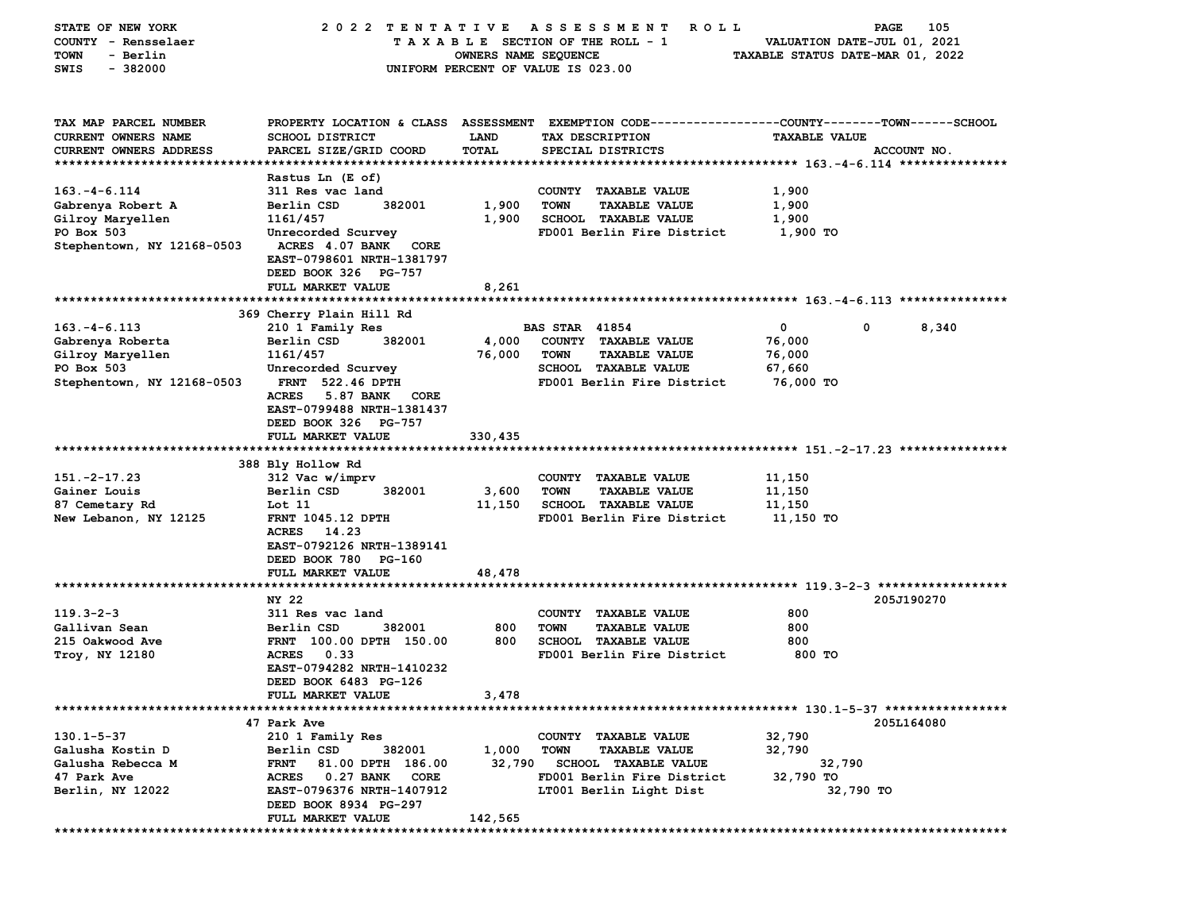STATE OF NEW YORK — 2022 TENTATIVE ASSESSMENT ROLL
COUNTY - Rensselaer — TAXABLE SECTION OF THE ROLL - 1 — VALUATION DATE-JUL 01, 2021
TOWN - Berlin — OWNERS NAME SEQUENCE — TAXABLE STATUS DATE-MAR 01, 2022
SWIS - 382000 — UNIFORM PERCENT OF VALUE IS 023.00

| TAX MAP PARCEL NUMBER / CURRENT OWNERS NAME / CURRENT OWNERS ADDRESS | PROPERTY LOCATION & CLASS / SCHOOL DISTRICT / PARCEL SIZE/GRID COORD | ASSESSMENT LAND / TOTAL | EXEMPTION CODE / TAX DESCRIPTION / SPECIAL DISTRICTS | COUNTY | TOWN | SCHOOL | TAXABLE VALUE | ACCOUNT NO. |
|---|---|---|---|---|---|---|---|---|
| **163.-4-6.114** | Rastus Ln (E of) | | | | | | | |
| 163.-4-6.114 | 311 Res vac land | | COUNTY TAXABLE VALUE | | | | 1,900 | |
| Gabrenya Robert A | Berlin CSD 382001 | 1,900 | TOWN TAXABLE VALUE | | | | 1,900 | |
| Gilroy Maryellen | 1161/457 | 1,900 | SCHOOL TAXABLE VALUE | | | | 1,900 | |
| PO Box 503 | Unrecorded Scurvey | | FD001 Berlin Fire District | | | | 1,900 TO | |
| Stephentown, NY 12168-0503 | ACRES 4.07 BANK CORE | | | | | | | |
| | EAST-0798601 NRTH-1381797 | | | | | | | |
| | DEED BOOK 326 PG-757 | | | | | | | |
| | FULL MARKET VALUE | 8,261 | | | | | | |
| **163.-4-6.113** | 369 Cherry Plain Hill Rd | | | | | | | |
| 163.-4-6.113 | 210 1 Family Res | | BAS STAR 41854 | 0 | 0 | 8,340 | | |
| Gabrenya Roberta | Berlin CSD 382001 | 4,000 | COUNTY TAXABLE VALUE | | | | 76,000 | |
| Gilroy Maryellen | 1161/457 | 76,000 | TOWN TAXABLE VALUE | | | | 76,000 | |
| PO Box 503 | Unrecorded Scurvey | | SCHOOL TAXABLE VALUE | | | | 67,660 | |
| Stephentown, NY 12168-0503 | FRNT 522.46 DPTH | | FD001 Berlin Fire District | | | | 76,000 TO | |
| | ACRES 5.87 BANK CORE | | | | | | | |
| | EAST-0799488 NRTH-1381437 | | | | | | | |
| | DEED BOOK 326 PG-757 | | | | | | | |
| | FULL MARKET VALUE | 330,435 | | | | | | |
| **151.-2-17.23** | 388 Bly Hollow Rd | | | | | | | |
| 151.-2-17.23 | 312 Vac w/imprv | | COUNTY TAXABLE VALUE | | | | 11,150 | |
| Gainer Louis | Berlin CSD 382001 | 3,600 | TOWN TAXABLE VALUE | | | | 11,150 | |
| 87 Cemetary Rd | Lot 11 | 11,150 | SCHOOL TAXABLE VALUE | | | | 11,150 | |
| New Lebanon, NY 12125 | FRNT 1045.12 DPTH | | FD001 Berlin Fire District | | | | 11,150 TO | |
| | ACRES 14.23 | | | | | | | |
| | EAST-0792126 NRTH-1389141 | | | | | | | |
| | DEED BOOK 780 PG-160 | | | | | | | |
| | FULL MARKET VALUE | 48,478 | | | | | | |
| **119.3-2-3** | NY 22 | | | | | | | 205J190270 |
| 119.3-2-3 | 311 Res vac land | | COUNTY TAXABLE VALUE | | | | 800 | |
| Gallivan Sean | Berlin CSD 382001 | 800 | TOWN TAXABLE VALUE | | | | 800 | |
| 215 Oakwood Ave | FRNT 100.00 DPTH 150.00 | 800 | SCHOOL TAXABLE VALUE | | | | 800 | |
| Troy, NY 12180 | ACRES 0.33 | | FD001 Berlin Fire District | | | | 800 TO | |
| | EAST-0794282 NRTH-1410232 | | | | | | | |
| | DEED BOOK 6483 PG-126 | | | | | | | |
| | FULL MARKET VALUE | 3,478 | | | | | | |
| **130.1-5-37** | 47 Park Ave | | | | | | | 205L164080 |
| 130.1-5-37 | 210 1 Family Res | | COUNTY TAXABLE VALUE | | | | 32,790 | |
| Galusha Kostin D | Berlin CSD 382001 | 1,000 | TOWN TAXABLE VALUE | | | | 32,790 | |
| Galusha Rebecca M | FRNT 81.00 DPTH 186.00 | 32,790 | SCHOOL TAXABLE VALUE | | | | 32,790 | |
| 47 Park Ave | ACRES 0.27 BANK CORE | | FD001 Berlin Fire District | | | | 32,790 TO | |
| Berlin, NY 12022 | EAST-0796376 NRTH-1407912 | | LT001 Berlin Light Dist | | | | 32,790 TO | |
| | DEED BOOK 8934 PG-297 | | | | | | | |
| | FULL MARKET VALUE | 142,565 | | | | | | |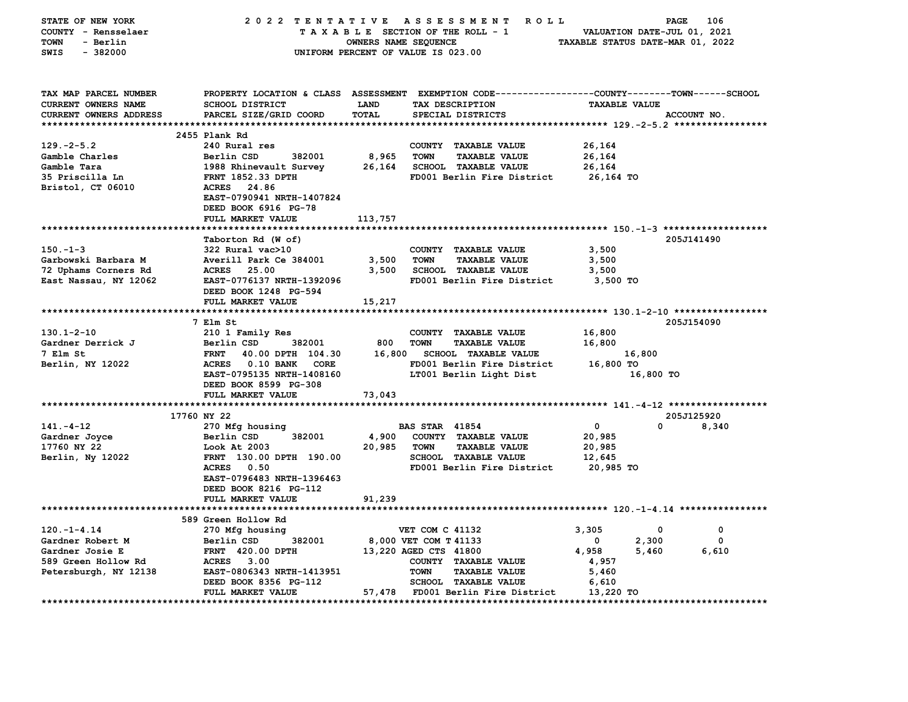STATE OF NEW YORK — 2022 TENTATIVE ASSESSMENT ROLL
COUNTY - Rensselaer — TAXABLE SECTION OF THE ROLL - 1 — VALUATION DATE-JUL 01, 2021
TOWN - Berlin — OWNERS NAME SEQUENCE — TAXABLE STATUS DATE-MAR 01, 2022
SWIS - 382000 — UNIFORM PERCENT OF VALUE IS 023.00

| TAX MAP PARCEL NUMBER / CURRENT OWNERS NAME / CURRENT OWNERS ADDRESS | PROPERTY LOCATION & CLASS / SCHOOL DISTRICT / PARCEL SIZE/GRID COORD | ASSESSMENT LAND / TOTAL | EXEMPTION CODE / TAX DESCRIPTION / SPECIAL DISTRICTS | COUNTY TAXABLE VALUE | TOWN | SCHOOL | ACCOUNT NO. |
|---|---|---|---|---|---|---|---|
| **129.-2-5.2** | 2455 Plank Rd | | | | | | |
| 129.-2-5.2 | 240 Rural res | | COUNTY TAXABLE VALUE | 26,164 | | | |
| Gamble Charles | Berlin CSD 382001 | 8,965 | TOWN TAXABLE VALUE | 26,164 | | | |
| Gamble Tara | 1988 Rhinevault Survey | 26,164 | SCHOOL TAXABLE VALUE | 26,164 | | | |
| 35 Priscilla Ln | FRNT 1852.33 DPTH | | FD001 Berlin Fire District | 26,164 TO | | | |
| Bristol, CT 06010 | ACRES 24.86 | | | | | | |
| | EAST-0790941 NRTH-1407824 | | | | | | |
| | DEED BOOK 6916 PG-78 | | | | | | |
| | FULL MARKET VALUE | 113,757 | | | | | |
| **150.-1-3** | Taborton Rd (W of) | | | | | | 205J141490 |
| 150.-1-3 | 322 Rural vac>10 | | COUNTY TAXABLE VALUE | 3,500 | | | |
| Garbowski Barbara M | Averill Park Ce 384001 | 3,500 | TOWN TAXABLE VALUE | 3,500 | | | |
| 72 Uphams Corners Rd | ACRES 25.00 | 3,500 | SCHOOL TAXABLE VALUE | 3,500 | | | |
| East Nassau, NY 12062 | EAST-0776137 NRTH-1392096 | | FD001 Berlin Fire District | 3,500 TO | | | |
| | DEED BOOK 1248 PG-594 | | | | | | |
| | FULL MARKET VALUE | 15,217 | | | | | |
| **130.1-2-10** | 7 Elm St | | | | | | 205J154090 |
| 130.1-2-10 | 210 1 Family Res | | COUNTY TAXABLE VALUE | 16,800 | | | |
| Gardner Derrick J | Berlin CSD 382001 | 800 | TOWN TAXABLE VALUE | 16,800 | | | |
| 7 Elm St | FRNT 40.00 DPTH 104.30 | 16,800 | SCHOOL TAXABLE VALUE | 16,800 | | | |
| Berlin, NY 12022 | ACRES 0.10 BANK CORE | | FD001 Berlin Fire District | 16,800 TO | | | |
| | EAST-0795135 NRTH-1408160 | | LT001 Berlin Light Dist | 16,800 TO | | | |
| | DEED BOOK 8599 PG-308 | | | | | | |
| | FULL MARKET VALUE | 73,043 | | | | | |
| **141.-4-12** | 17760 NY 22 | | | | | | 205J125920 |
| 141.-4-12 | 270 Mfg housing | | BAS STAR 41854 | 0 | 0 | 8,340 | |
| Gardner Joyce | Berlin CSD 382001 | 4,900 | COUNTY TAXABLE VALUE | 20,985 | | | |
| 17760 NY 22 | Look At 2003 | 20,985 | TOWN TAXABLE VALUE | 20,985 | | | |
| Berlin, Ny 12022 | FRNT 130.00 DPTH 190.00 | | SCHOOL TAXABLE VALUE | 12,645 | | | |
| | ACRES 0.50 | | FD001 Berlin Fire District | 20,985 TO | | | |
| | EAST-0796483 NRTH-1396463 | | | | | | |
| | DEED BOOK 8216 PG-112 | | | | | | |
| | FULL MARKET VALUE | 91,239 | | | | | |
| **120.-1-4.14** | 589 Green Hollow Rd | | | | | | |
| 120.-1-4.14 | 270 Mfg housing | | VET COM C 41132 | 3,305 | 0 | 0 | |
| Gardner Robert M | Berlin CSD 382001 | 8,000 | VET COM T 41133 | 0 | 2,300 | 0 | |
| Gardner Josie E | FRNT 420.00 DPTH | 13,220 | AGED CTS 41800 | 4,958 | 5,460 | 6,610 | |
| 589 Green Hollow Rd | ACRES 3.00 | | COUNTY TAXABLE VALUE | 4,957 | | | |
| Petersburgh, NY 12138 | EAST-0806343 NRTH-1413951 | | TOWN TAXABLE VALUE | 5,460 | | | |
| | DEED BOOK 8356 PG-112 | | SCHOOL TAXABLE VALUE | 6,610 | | | |
| | FULL MARKET VALUE | 57,478 | FD001 Berlin Fire District | 13,220 TO | | | |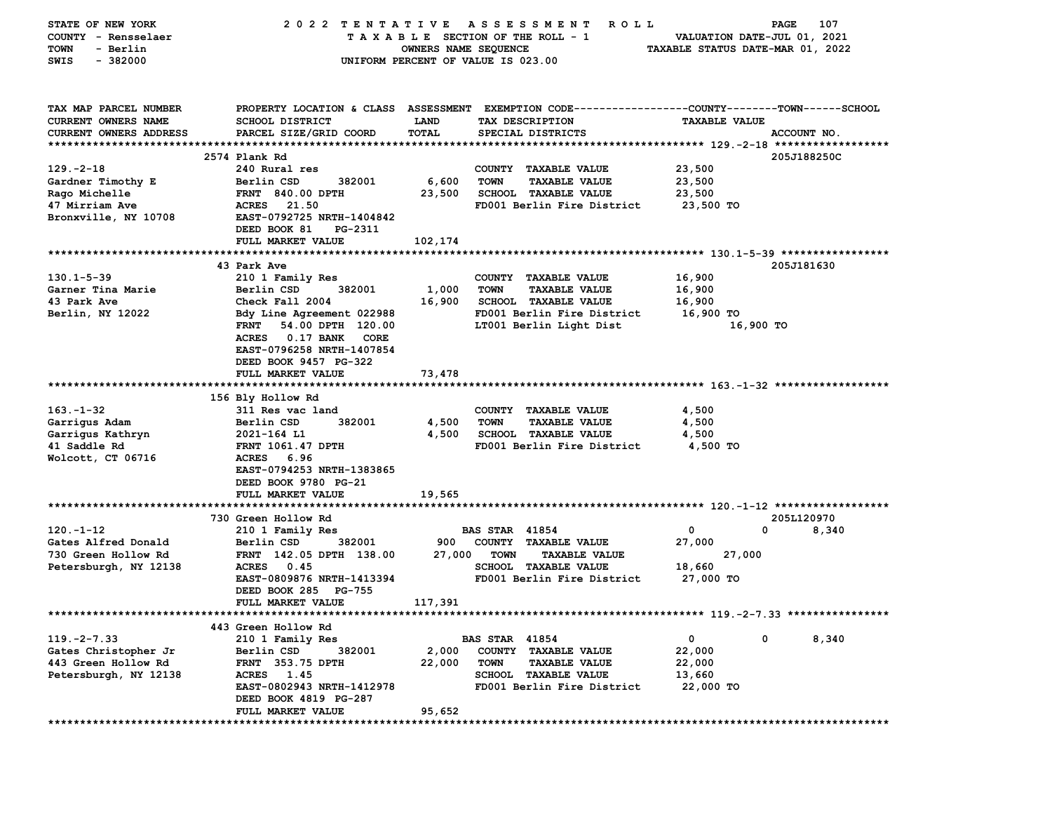STATE OF NEW YORK — 2022 TENTATIVE ASSESSMENT ROLL
COUNTY - Rensselaer — TAXABLE SECTION OF THE ROLL - 1 — VALUATION DATE-JUL 01, 2021
TOWN - Berlin — OWNERS NAME SEQUENCE — TAXABLE STATUS DATE-MAR 01, 2022
SWIS - 382000 — UNIFORM PERCENT OF VALUE IS 023.00

| TAX MAP PARCEL NUMBER / CURRENT OWNERS NAME / CURRENT OWNERS ADDRESS | PROPERTY LOCATION & CLASS / SCHOOL DISTRICT / PARCEL SIZE/GRID COORD | ASSESSMENT LAND / TOTAL | EXEMPTION CODE / TAX DESCRIPTION / SPECIAL DISTRICTS | COUNTY | TOWN | SCHOOL TAXABLE VALUE | ACCOUNT NO. |
|---|---|---|---|---|---|---|---|
| **129.-2-18** | 2574 Plank Rd | | | | | | 205J188250C |
| 129.-2-18 | 240 Rural res | | COUNTY TAXABLE VALUE | 23,500 | | | |
| Gardner Timothy E | Berlin CSD 382001 | 6,600 | TOWN TAXABLE VALUE | | 23,500 | | |
| Rago Michelle | FRNT 840.00 DPTH | 23,500 | SCHOOL TAXABLE VALUE | | | 23,500 | |
| 47 Mirriam Ave | ACRES 21.50 | | FD001 Berlin Fire District | 23,500 TO | | | |
| Bronxville, NY 10708 | EAST-0792725 NRTH-1404842 | | | | | | |
| | DEED BOOK 81 PG-2311 | | | | | | |
| | FULL MARKET VALUE | 102,174 | | | | | |
| **130.1-5-39** | 43 Park Ave | | | | | | 205J181630 |
| 130.1-5-39 | 210 1 Family Res | | COUNTY TAXABLE VALUE | 16,900 | | | |
| Garner Tina Marie | Berlin CSD 382001 | 1,000 | TOWN TAXABLE VALUE | | 16,900 | | |
| 43 Park Ave | Check Fall 2004 | 16,900 | SCHOOL TAXABLE VALUE | | | 16,900 | |
| Berlin, NY 12022 | Bdy Line Agreement 022988 | | FD001 Berlin Fire District | 16,900 TO | | | |
| | FRNT 54.00 DPTH 120.00 | | LT001 Berlin Light Dist | 16,900 TO | | | |
| | ACRES 0.17 BANK CORE | | | | | | |
| | EAST-0796258 NRTH-1407854 | | | | | | |
| | DEED BOOK 9457 PG-322 | | | | | | |
| | FULL MARKET VALUE | 73,478 | | | | | |
| **163.-1-32** | 156 Bly Hollow Rd | | | | | | |
| 163.-1-32 | 311 Res vac land | | COUNTY TAXABLE VALUE | 4,500 | | | |
| Garrigus Adam | Berlin CSD 382001 | 4,500 | TOWN TAXABLE VALUE | | 4,500 | | |
| Garrigus Kathryn | 2021-164 L1 | 4,500 | SCHOOL TAXABLE VALUE | | | 4,500 | |
| 41 Saddle Rd | FRNT 1061.47 DPTH | | FD001 Berlin Fire District | 4,500 TO | | | |
| Wolcott, CT 06716 | ACRES 6.96 | | | | | | |
| | EAST-0794253 NRTH-1383865 | | | | | | |
| | DEED BOOK 9780 PG-21 | | | | | | |
| | FULL MARKET VALUE | 19,565 | | | | | |
| **120.-1-12** | 730 Green Hollow Rd | | | | | | 205L120970 |
| 120.-1-12 | 210 1 Family Res | | BAS STAR 41854 | 0 | 0 | 8,340 | |
| Gates Alfred Donald | Berlin CSD 382001 | 900 | COUNTY TAXABLE VALUE | 27,000 | | | |
| 730 Green Hollow Rd | FRNT 142.05 DPTH 138.00 | 27,000 | TOWN TAXABLE VALUE | | 27,000 | | |
| Petersburgh, NY 12138 | ACRES 0.45 | | SCHOOL TAXABLE VALUE | | | 18,660 | |
| | EAST-0809876 NRTH-1413394 | | FD001 Berlin Fire District | 27,000 TO | | | |
| | DEED BOOK 285 PG-755 | | | | | | |
| | FULL MARKET VALUE | 117,391 | | | | | |
| **119.-2-7.33** | 443 Green Hollow Rd | | | | | | |
| 119.-2-7.33 | 210 1 Family Res | | BAS STAR 41854 | 0 | 0 | 8,340 | |
| Gates Christopher Jr | Berlin CSD 382001 | 2,000 | COUNTY TAXABLE VALUE | 22,000 | | | |
| 443 Green Hollow Rd | FRNT 353.75 DPTH | 22,000 | TOWN TAXABLE VALUE | | 22,000 | | |
| Petersburgh, NY 12138 | ACRES 1.45 | | SCHOOL TAXABLE VALUE | | | 13,660 | |
| | EAST-0802943 NRTH-1412978 | | FD001 Berlin Fire District | 22,000 TO | | | |
| | DEED BOOK 4819 PG-287 | | | | | | |
| | FULL MARKET VALUE | 95,652 | | | | | |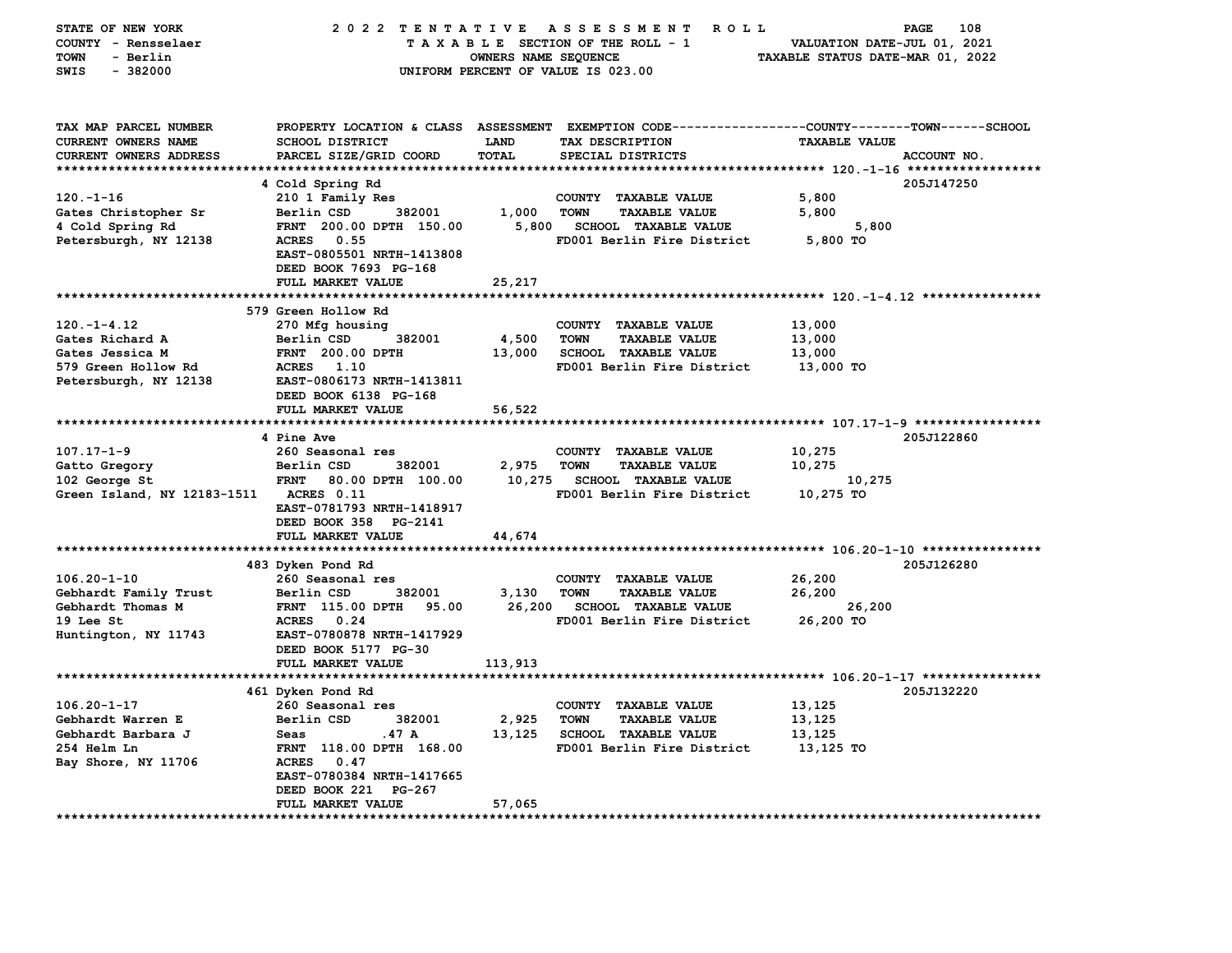STATE OF NEW YORK — 2022 TENTATIVE ASSESSMENT ROLL
COUNTY - Rensselaer — TAXABLE SECTION OF THE ROLL - 1 — VALUATION DATE-JUL 01, 2021
TOWN - Berlin — OWNERS NAME SEQUENCE — TAXABLE STATUS DATE-MAR 01, 2022
SWIS - 382000 — UNIFORM PERCENT OF VALUE IS 023.00

| TAX MAP PARCEL NUMBER / CURRENT OWNERS NAME / CURRENT OWNERS ADDRESS | PROPERTY LOCATION & CLASS / SCHOOL DISTRICT / PARCEL SIZE/GRID COORD | ASSESSMENT LAND | TOTAL | EXEMPTION CODE / TAX DESCRIPTION / SPECIAL DISTRICTS | TAXABLE VALUE (COUNTY / TOWN / SCHOOL) | ACCOUNT NO. |
|---|---|---|---|---|---|---|
| **120.-1-16** | 4 Cold Spring Rd | | | | | 205J147250 |
| 120.-1-16 | 210 1 Family Res | | | COUNTY TAXABLE VALUE | 5,800 | |
| Gates Christopher Sr | Berlin CSD 382001 | 1,000 | | TOWN TAXABLE VALUE | 5,800 | |
| 4 Cold Spring Rd | FRNT 200.00 DPTH 150.00 | | 5,800 | SCHOOL TAXABLE VALUE | 5,800 | |
| Petersburgh, NY 12138 | ACRES 0.55 | | | FD001 Berlin Fire District | 5,800 TO | |
| | EAST-0805501 NRTH-1413808 | | | | | |
| | DEED BOOK 7693 PG-168 | | | | | |
| | FULL MARKET VALUE | | 25,217 | | | |
| **120.-1-4.12** | 579 Green Hollow Rd | | | | | |
| 120.-1-4.12 | 270 Mfg housing | | | COUNTY TAXABLE VALUE | 13,000 | |
| Gates Richard A | Berlin CSD 382001 | 4,500 | | TOWN TAXABLE VALUE | 13,000 | |
| Gates Jessica M | FRNT 200.00 DPTH | | 13,000 | SCHOOL TAXABLE VALUE | 13,000 | |
| 579 Green Hollow Rd | ACRES 1.10 | | | FD001 Berlin Fire District | 13,000 TO | |
| Petersburgh, NY 12138 | EAST-0806173 NRTH-1413811 | | | | | |
| | DEED BOOK 6138 PG-168 | | | | | |
| | FULL MARKET VALUE | | 56,522 | | | |
| **107.17-1-9** | 4 Pine Ave | | | | | 205J122860 |
| 107.17-1-9 | 260 Seasonal res | | | COUNTY TAXABLE VALUE | 10,275 | |
| Gatto Gregory | Berlin CSD 382001 | 2,975 | | TOWN TAXABLE VALUE | 10,275 | |
| 102 George St | FRNT 80.00 DPTH 100.00 | | 10,275 | SCHOOL TAXABLE VALUE | 10,275 | |
| Green Island, NY 12183-1511 | ACRES 0.11 | | | FD001 Berlin Fire District | 10,275 TO | |
| | EAST-0781793 NRTH-1418917 | | | | | |
| | DEED BOOK 358 PG-2141 | | | | | |
| | FULL MARKET VALUE | | 44,674 | | | |
| **106.20-1-10** | 483 Dyken Pond Rd | | | | | 205J126280 |
| 106.20-1-10 | 260 Seasonal res | | | COUNTY TAXABLE VALUE | 26,200 | |
| Gebhardt Family Trust | Berlin CSD 382001 | 3,130 | | TOWN TAXABLE VALUE | 26,200 | |
| Gebhardt Thomas M | FRNT 115.00 DPTH 95.00 | | 26,200 | SCHOOL TAXABLE VALUE | 26,200 | |
| 19 Lee St | ACRES 0.24 | | | FD001 Berlin Fire District | 26,200 TO | |
| Huntington, NY 11743 | EAST-0780878 NRTH-1417929 | | | | | |
| | DEED BOOK 5177 PG-30 | | | | | |
| | FULL MARKET VALUE | | 113,913 | | | |
| **106.20-1-17** | 461 Dyken Pond Rd | | | | | 205J132220 |
| 106.20-1-17 | 260 Seasonal res | | | COUNTY TAXABLE VALUE | 13,125 | |
| Gebhardt Warren E | Berlin CSD 382001 | 2,925 | | TOWN TAXABLE VALUE | 13,125 | |
| Gebhardt Barbara J | Seas .47 A | | 13,125 | SCHOOL TAXABLE VALUE | 13,125 | |
| 254 Helm Ln | FRNT 118.00 DPTH 168.00 | | | FD001 Berlin Fire District | 13,125 TO | |
| Bay Shore, NY 11706 | ACRES 0.47 | | | | | |
| | EAST-0780384 NRTH-1417665 | | | | | |
| | DEED BOOK 221 PG-267 | | | | | |
| | FULL MARKET VALUE | | 57,065 | | | |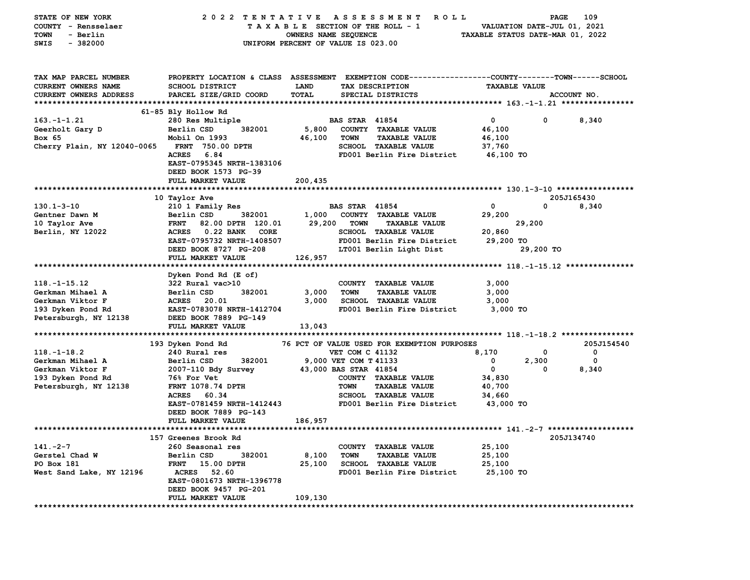STATE OF NEW YORK — 2022 TENTATIVE ASSESSMENT ROLL
COUNTY - Rensselaer — TAXABLE SECTION OF THE ROLL - 1 — VALUATION DATE-JUL 01, 2021
TOWN - Berlin — OWNERS NAME SEQUENCE — TAXABLE STATUS DATE-MAR 01, 2022
SWIS - 382000 — UNIFORM PERCENT OF VALUE IS 023.00

| TAX MAP PARCEL NUMBER / CURRENT OWNERS NAME / CURRENT OWNERS ADDRESS | PROPERTY LOCATION & CLASS / SCHOOL DISTRICT / PARCEL SIZE/GRID COORD | ASSESSMENT LAND | TOTAL | EXEMPTION CODE / TAX DESCRIPTION / SPECIAL DISTRICTS | COUNTY | TOWN | SCHOOL | ACCOUNT NO. |
|---|---|---|---|---|---|---|---|---|
| **163.-1-1.21** | 61-85 Bly Hollow Rd | | | | | | | |
| 163.-1-1.21 | 280 Res Multiple | | | BAS STAR 41854 | 0 | 0 | 8,340 | |
| Geerholt Gary D | Berlin CSD 382001 | 5,800 | | COUNTY TAXABLE VALUE | 46,100 | | | |
| Box 65 | Mobil On 1993 | | 46,100 | TOWN TAXABLE VALUE | | 46,100 | | |
| Cherry Plain, NY 12040-0065 | FRNT 750.00 DPTH | | | SCHOOL TAXABLE VALUE | | | 37,760 | |
| | ACRES 6.84 | | | FD001 Berlin Fire District | 46,100 TO | | | |
| | EAST-0795345 NRTH-1383106 | | | | | | | |
| | DEED BOOK 1573 PG-39 | | | | | | | |
| | FULL MARKET VALUE | | 200,435 | | | | | |
| **130.1-3-10** | 10 Taylor Ave | | | | | | | 205J165430 |
| 130.1-3-10 | 210 1 Family Res | | | BAS STAR 41854 | 0 | 0 | 8,340 | |
| Gentner Dawn M | Berlin CSD 382001 | 1,000 | | COUNTY TAXABLE VALUE | 29,200 | | | |
| 10 Taylor Ave | FRNT 82.00 DPTH 120.01 | | 29,200 | TOWN TAXABLE VALUE | | 29,200 | | |
| Berlin, NY 12022 | ACRES 0.22 BANK CORE | | | SCHOOL TAXABLE VALUE | | | 20,860 | |
| | EAST-0795732 NRTH-1408507 | | | FD001 Berlin Fire District | 29,200 TO | | | |
| | DEED BOOK 8727 PG-208 | | | LT001 Berlin Light Dist | 29,200 TO | | | |
| | FULL MARKET VALUE | | 126,957 | | | | | |
| **118.-1-15.12** | Dyken Pond Rd (E of) | | | | | | | |
| 118.-1-15.12 | 322 Rural vac>10 | | | COUNTY TAXABLE VALUE | 3,000 | | | |
| Gerkman Mihael A | Berlin CSD 382001 | 3,000 | | TOWN TAXABLE VALUE | | 3,000 | | |
| Gerkman Viktor F | ACRES 20.01 | | 3,000 | SCHOOL TAXABLE VALUE | | | 3,000 | |
| 193 Dyken Pond Rd | EAST-0783078 NRTH-1412704 | | | FD001 Berlin Fire District | 3,000 TO | | | |
| Petersburgh, NY 12138 | DEED BOOK 7889 PG-149 | | | | | | | |
| | FULL MARKET VALUE | | 13,043 | | | | | |
| **118.-1-18.2** | 193 Dyken Pond Rd | | | 76 PCT OF VALUE USED FOR EXEMPTION PURPOSES | | | | 205J154540 |
| 118.-1-18.2 | 240 Rural res | | | VET COM C 41132 | 8,170 | 0 | 0 | |
| Gerkman Mihael A | Berlin CSD 382001 | 9,000 | | VET COM T 41133 | 0 | 2,300 | 0 | |
| Gerkman Viktor F | 2007-110 Bdy Survey | | 43,000 | BAS STAR 41854 | 0 | 0 | 8,340 | |
| 193 Dyken Pond Rd | 76% For Vet | | | COUNTY TAXABLE VALUE | 34,830 | | | |
| Petersburgh, NY 12138 | FRNT 1078.74 DPTH | | | TOWN TAXABLE VALUE | | 40,700 | | |
| | ACRES 60.34 | | | SCHOOL TAXABLE VALUE | | | 34,660 | |
| | EAST-0781459 NRTH-1412443 | | | FD001 Berlin Fire District | 43,000 TO | | | |
| | DEED BOOK 7889 PG-143 | | | | | | | |
| | FULL MARKET VALUE | | 186,957 | | | | | |
| **141.-2-7** | 157 Greenes Brook Rd | | | | | | | 205J134740 |
| 141.-2-7 | 260 Seasonal res | | | COUNTY TAXABLE VALUE | 25,100 | | | |
| Gerstel Chad W | Berlin CSD 382001 | 8,100 | | TOWN TAXABLE VALUE | | 25,100 | | |
| PO Box 181 | FRNT 15.00 DPTH | | 25,100 | SCHOOL TAXABLE VALUE | | | 25,100 | |
| West Sand Lake, NY 12196 | ACRES 52.60 | | | FD001 Berlin Fire District | 25,100 TO | | | |
| | EAST-0801673 NRTH-1396778 | | | | | | | |
| | DEED BOOK 9457 PG-201 | | | | | | | |
| | FULL MARKET VALUE | | 109,130 | | | | | |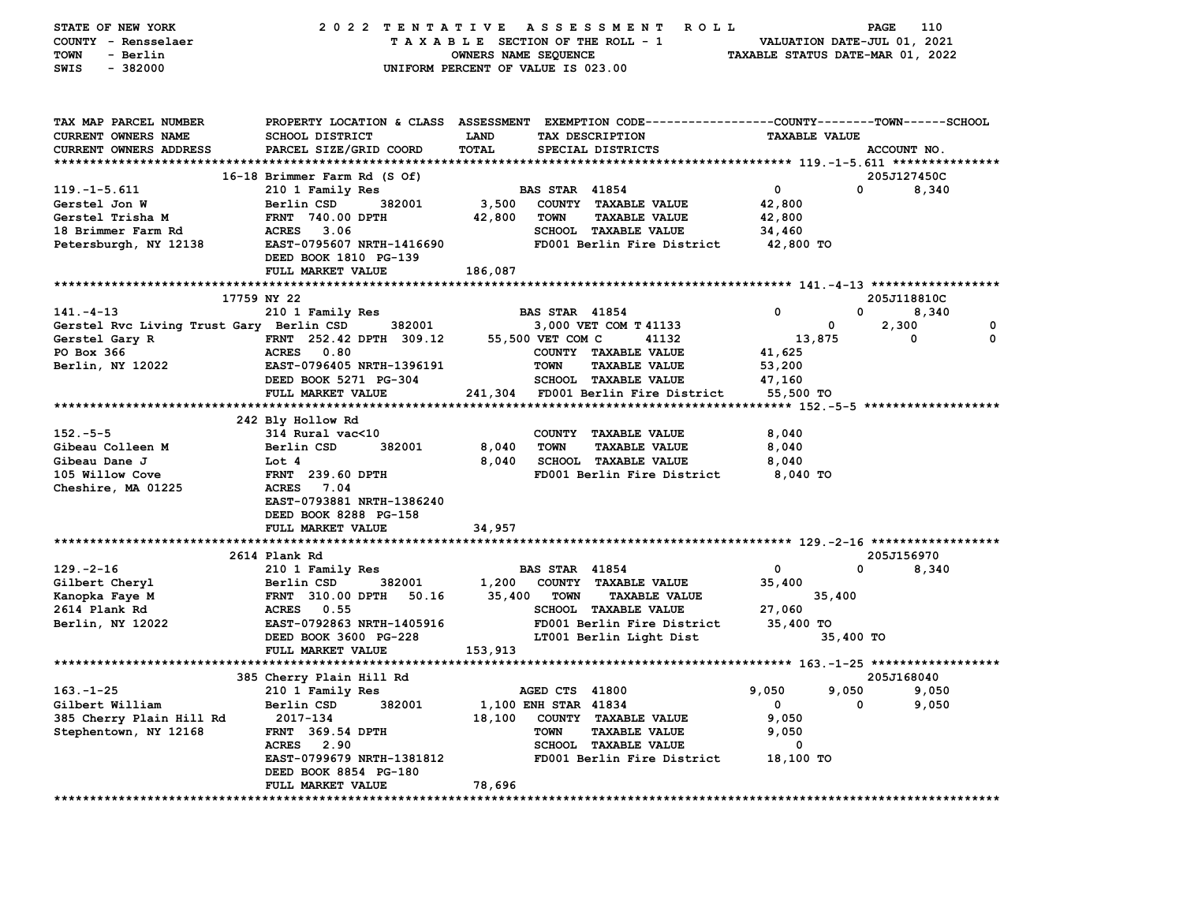STATE OF NEW YORK — 2022 TENTATIVE ASSESSMENT ROLL — PAGE 110
COUNTY - Rensselaer — TAXABLE SECTION OF THE ROLL - 1 — VALUATION DATE-JUL 01, 2021
TOWN - Berlin — OWNERS NAME SEQUENCE — TAXABLE STATUS DATE-MAR 01, 2022
SWIS - 382000 — UNIFORM PERCENT OF VALUE IS 023.00

| TAX MAP PARCEL NUMBER / CURRENT OWNERS NAME / CURRENT OWNERS ADDRESS | PROPERTY LOCATION & CLASS / SCHOOL DISTRICT / PARCEL SIZE/GRID COORD | ASSESSMENT LAND / TOTAL | EXEMPTION CODE / TAX DESCRIPTION / SPECIAL DISTRICTS | COUNTY | TOWN | SCHOOL / ACCOUNT NO. |
|---|---|---|---|---|---|---|
| **119.-1-5.611** | 16-18 Brimmer Farm Rd (S Of) | | | | | 205J127450C |
| 119.-1-5.611 | 210 1 Family Res | | BAS STAR 41854 | 0 | 0 | 8,340 |
| Gerstel Jon W | Berlin CSD 382001 | 3,500 | COUNTY TAXABLE VALUE | 42,800 | | |
| Gerstel Trisha M | FRNT 740.00 DPTH | 42,800 | TOWN TAXABLE VALUE | | 42,800 | |
| 18 Brimmer Farm Rd | ACRES 3.06 | | SCHOOL TAXABLE VALUE | | | 34,460 |
| Petersburgh, NY 12138 | EAST-0795607 NRTH-1416690 | | FD001 Berlin Fire District | 42,800 TO | | |
| | DEED BOOK 1810 PG-139 | | | | | |
| | FULL MARKET VALUE | 186,087 | | | | |
| **141.-4-13** | 17759 NY 22 | | | | | 205J118810C |
| 141.-4-13 | 210 1 Family Res | | BAS STAR 41854 | 0 | 0 | 8,340 |
| Gerstel Rvc Living Trust Gary | Berlin CSD 382001 | 3,000 | VET COM T 41133 | 0 | 2,300 | 0 |
| Gerstel Gary R | FRNT 252.42 DPTH 309.12 | 55,500 | VET COM C 41132 | 13,875 | 0 | 0 |
| PO Box 366 | ACRES 0.80 | | COUNTY TAXABLE VALUE | 41,625 | | |
| Berlin, NY 12022 | EAST-0796405 NRTH-1396191 | | TOWN TAXABLE VALUE | | 53,200 | |
| | DEED BOOK 5271 PG-304 | | SCHOOL TAXABLE VALUE | | | 47,160 |
| | FULL MARKET VALUE | 241,304 | FD001 Berlin Fire District | 55,500 TO | | |
| **152.-5-5** | 242 Bly Hollow Rd | | | | | |
| 152.-5-5 | 314 Rural vac<10 | | COUNTY TAXABLE VALUE | 8,040 | | |
| Gibeau Colleen M | Berlin CSD 382001 | 8,040 | TOWN TAXABLE VALUE | | 8,040 | |
| Gibeau Dane J | Lot 4 | 8,040 | SCHOOL TAXABLE VALUE | | | 8,040 |
| 105 Willow Cove | FRNT 239.60 DPTH | | FD001 Berlin Fire District | 8,040 TO | | |
| Cheshire, MA 01225 | ACRES 7.04 | | | | | |
| | EAST-0793881 NRTH-1386240 | | | | | |
| | DEED BOOK 8288 PG-158 | | | | | |
| | FULL MARKET VALUE | 34,957 | | | | |
| **129.-2-16** | 2614 Plank Rd | | | | | 205J156970 |
| 129.-2-16 | 210 1 Family Res | | BAS STAR 41854 | 0 | 0 | 8,340 |
| Gilbert Cheryl | Berlin CSD 382001 | 1,200 | COUNTY TAXABLE VALUE | 35,400 | | |
| Kanopka Faye M | FRNT 310.00 DPTH 50.16 | 35,400 | TOWN TAXABLE VALUE | | 35,400 | |
| 2614 Plank Rd | ACRES 0.55 | | SCHOOL TAXABLE VALUE | | | 27,060 |
| Berlin, NY 12022 | EAST-0792863 NRTH-1405916 | | FD001 Berlin Fire District | 35,400 TO | | |
| | DEED BOOK 3600 PG-228 | | LT001 Berlin Light Dist | 35,400 TO | | |
| | FULL MARKET VALUE | 153,913 | | | | |
| **163.-1-25** | 385 Cherry Plain Hill Rd | | | | | 205J168040 |
| 163.-1-25 | 210 1 Family Res | | AGED CTS 41800 | 9,050 | 9,050 | 9,050 |
| Gilbert William | Berlin CSD 382001 | 1,100 | ENH STAR 41834 | 0 | 0 | 9,050 |
| 385 Cherry Plain Hill Rd | 2017-134 | 18,100 | COUNTY TAXABLE VALUE | 9,050 | | |
| Stephentown, NY 12168 | FRNT 369.54 DPTH | | TOWN TAXABLE VALUE | | 9,050 | |
| | ACRES 2.90 | | SCHOOL TAXABLE VALUE | | | 0 |
| | EAST-0799679 NRTH-1381812 | | FD001 Berlin Fire District | 18,100 TO | | |
| | DEED BOOK 8854 PG-180 | | | | | |
| | FULL MARKET VALUE | 78,696 | | | | |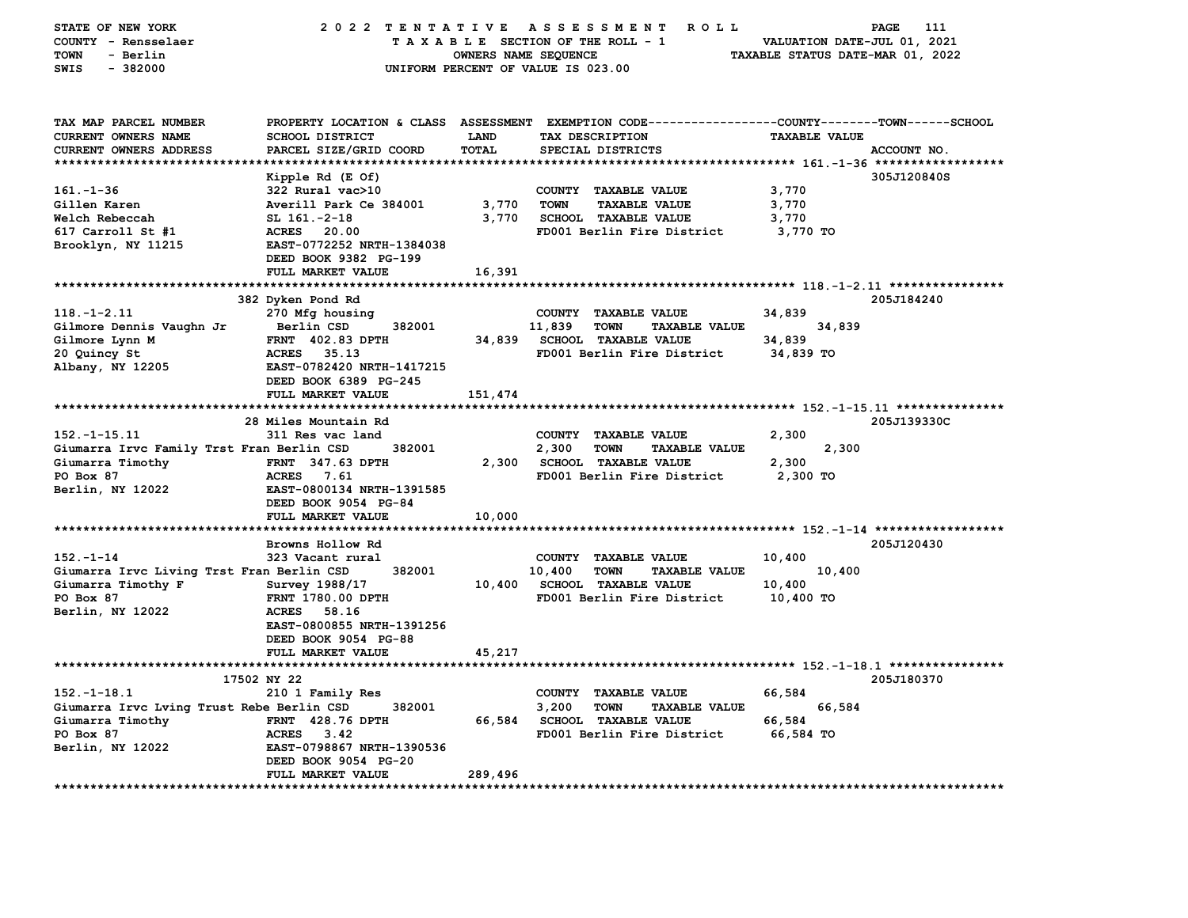STATE OF NEW YORK — COUNTY - Rensselaer — TOWN - Berlin — SWIS - 382000

# 2022 TENTATIVE ASSESSMENT ROLL

TAXABLE SECTION OF THE ROLL - 1 — OWNERS NAME SEQUENCE — UNIFORM PERCENT OF VALUE IS 023.00

VALUATION DATE-JUL 01, 2021 — TAXABLE STATUS DATE-MAR 01, 2022

| TAX MAP PARCEL NUMBER / CURRENT OWNERS NAME / CURRENT OWNERS ADDRESS | PROPERTY LOCATION & CLASS / SCHOOL DISTRICT / PARCEL SIZE/GRID COORD | ASSESSMENT LAND / TOTAL | EXEMPTION CODE / TAX DESCRIPTION / SPECIAL DISTRICTS | TAXABLE VALUE (COUNTY / TOWN / SCHOOL) | ACCOUNT NO. |
|---|---|---|---|---|---|
| **161.-1-36** | Kipple Rd (E Of) | | | | 305J120840S |
| 161.-1-36 | 322 Rural vac>10 | | COUNTY TAXABLE VALUE | 3,770 | |
| Gillen Karen | Averill Park Ce 384001 | 3,770 | TOWN TAXABLE VALUE | 3,770 | |
| Welch Rebeccah | SL 161.-2-18 | 3,770 | SCHOOL TAXABLE VALUE | 3,770 | |
| 617 Carroll St #1 | ACRES 20.00 | | FD001 Berlin Fire District | 3,770 TO | |
| Brooklyn, NY 11215 | EAST-0772252 NRTH-1384038 | | | | |
| | DEED BOOK 9382 PG-199 | | | | |
| | FULL MARKET VALUE | 16,391 | | | |
| **118.-1-2.11** | 382 Dyken Pond Rd | | | | 205J184240 |
| 118.-1-2.11 | 270 Mfg housing | | COUNTY TAXABLE VALUE | 34,839 | |
| Gilmore Dennis Vaughn Jr | Berlin CSD 382001 | 11,839 | TOWN TAXABLE VALUE | 34,839 | |
| Gilmore Lynn M | FRNT 402.83 DPTH | 34,839 | SCHOOL TAXABLE VALUE | 34,839 | |
| 20 Quincy St | ACRES 35.13 | | FD001 Berlin Fire District | 34,839 TO | |
| Albany, NY 12205 | EAST-0782420 NRTH-1417215 | | | | |
| | DEED BOOK 6389 PG-245 | | | | |
| | FULL MARKET VALUE | 151,474 | | | |
| **152.-1-15.11** | 28 Miles Mountain Rd | | | | 205J139330C |
| 152.-1-15.11 | 311 Res vac land | | COUNTY TAXABLE VALUE | 2,300 | |
| Giumarra Irvc Family Trst Fran | Berlin CSD 382001 | 2,300 | TOWN TAXABLE VALUE | 2,300 | |
| Giumarra Timothy | FRNT 347.63 DPTH | 2,300 | SCHOOL TAXABLE VALUE | 2,300 | |
| PO Box 87 | ACRES 7.61 | | FD001 Berlin Fire District | 2,300 TO | |
| Berlin, NY 12022 | EAST-0800134 NRTH-1391585 | | | | |
| | DEED BOOK 9054 PG-84 | | | | |
| | FULL MARKET VALUE | 10,000 | | | |
| **152.-1-14** | Browns Hollow Rd | | | | 205J120430 |
| 152.-1-14 | 323 Vacant rural | | COUNTY TAXABLE VALUE | 10,400 | |
| Giumarra Irvc Living Trst Fran | Berlin CSD 382001 | 10,400 | TOWN TAXABLE VALUE | 10,400 | |
| Giumarra Timothy F | Survey 1988/17 | 10,400 | SCHOOL TAXABLE VALUE | 10,400 | |
| PO Box 87 | FRNT 1780.00 DPTH | | FD001 Berlin Fire District | 10,400 TO | |
| Berlin, NY 12022 | ACRES 58.16 | | | | |
| | EAST-0800855 NRTH-1391256 | | | | |
| | DEED BOOK 9054 PG-88 | | | | |
| | FULL MARKET VALUE | 45,217 | | | |
| **152.-1-18.1** | 17502 NY 22 | | | | 205J180370 |
| 152.-1-18.1 | 210 1 Family Res | | COUNTY TAXABLE VALUE | 66,584 | |
| Giumarra Irvc Lving Trust Rebe | Berlin CSD 382001 | 3,200 | TOWN TAXABLE VALUE | 66,584 | |
| Giumarra Timothy | FRNT 428.76 DPTH | 66,584 | SCHOOL TAXABLE VALUE | 66,584 | |
| PO Box 87 | ACRES 3.42 | | FD001 Berlin Fire District | 66,584 TO | |
| Berlin, NY 12022 | EAST-0798867 NRTH-1390536 | | | | |
| | DEED BOOK 9054 PG-20 | | | | |
| | FULL MARKET VALUE | 289,496 | | | |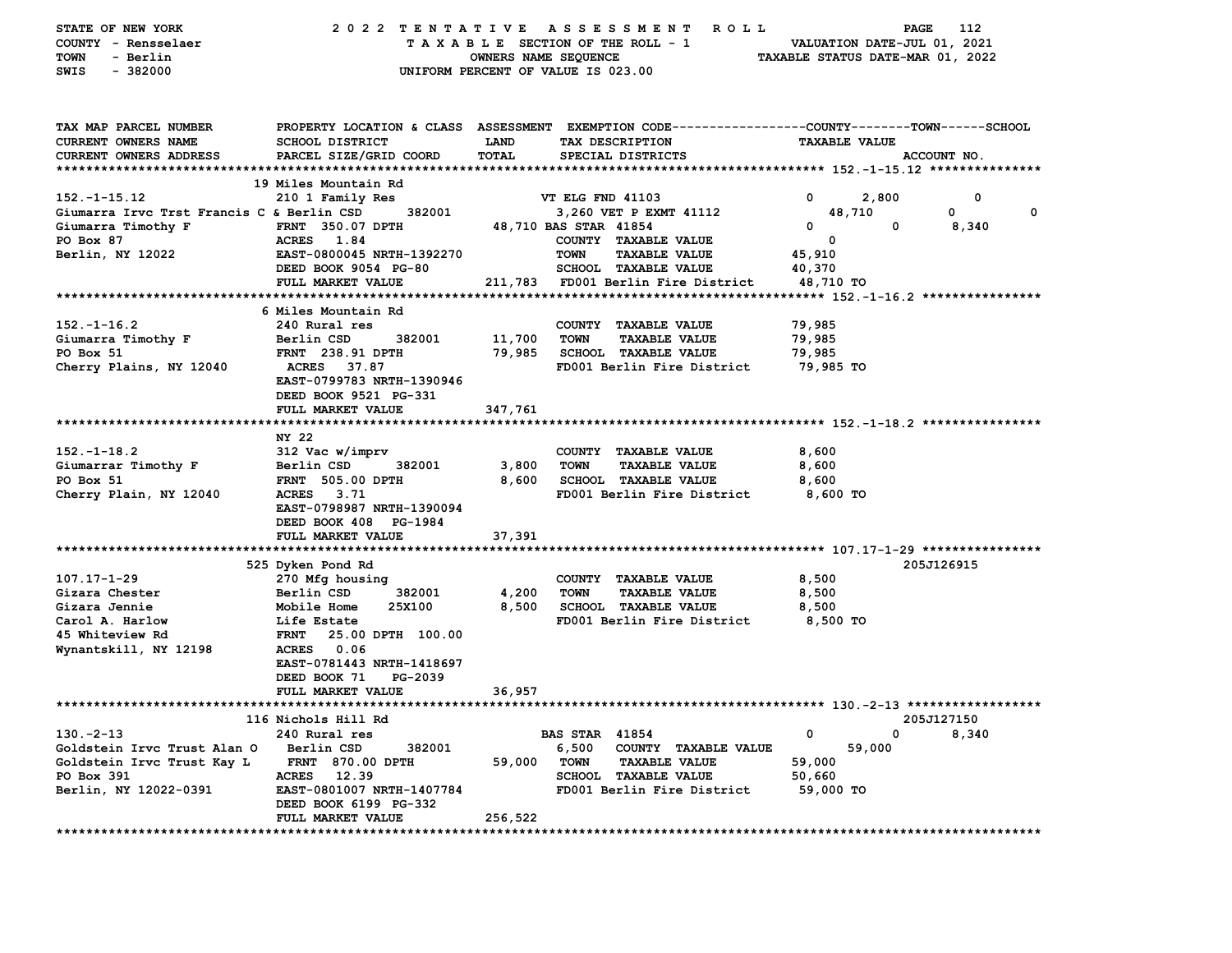STATE OF NEW YORK — 2022 TENTATIVE ASSESSMENT ROLL
COUNTY - Rensselaer — TAXABLE SECTION OF THE ROLL - 1 — VALUATION DATE-JUL 01, 2021
TOWN - Berlin — OWNERS NAME SEQUENCE — TAXABLE STATUS DATE-MAR 01, 2022
SWIS - 382000 — UNIFORM PERCENT OF VALUE IS 023.00

| TAX MAP PARCEL NUMBER / CURRENT OWNERS NAME / CURRENT OWNERS ADDRESS | PROPERTY LOCATION & CLASS / SCHOOL DISTRICT / PARCEL SIZE/GRID COORD | ASSESSMENT LAND | ASSESSMENT TOTAL | EXEMPTION CODE / TAX DESCRIPTION / SPECIAL DISTRICTS | COUNTY TAXABLE VALUE | TOWN | SCHOOL | ACCOUNT NO. |
|---|---|---|---|---|---|---|---|---|
| **152.-1-15.12** | 19 Miles Mountain Rd | | | | | | | |
| | 210 1 Family Res | | | VT ELG FND 41103 | 0 | 2,800 | 0 | |
| Giumarra Irvc Trst Francis C & | Berlin CSD 382001 | 3,260 | | VET P EXMT 41112 | 48,710 | 0 | 0 | |
| Giumarra Timothy F | FRNT 350.07 DPTH | | 48,710 | BAS STAR 41854 | 0 | 0 | 8,340 | |
| PO Box 87 | ACRES 1.84 | | | COUNTY TAXABLE VALUE | 0 | | | |
| Berlin, NY 12022 | EAST-0800045 NRTH-1392270 | | | TOWN TAXABLE VALUE | 45,910 | | | |
| | DEED BOOK 9054 PG-80 | | | SCHOOL TAXABLE VALUE | 40,370 | | | |
| | FULL MARKET VALUE | | 211,783 | FD001 Berlin Fire District | 48,710 TO | | | |
| **152.-1-16.2** | 6 Miles Mountain Rd | | | | | | | |
| | 240 Rural res | | | COUNTY TAXABLE VALUE | 79,985 | | | |
| Giumarra Timothy F | Berlin CSD 382001 | 11,700 | | TOWN TAXABLE VALUE | 79,985 | | | |
| PO Box 51 | FRNT 238.91 DPTH | | 79,985 | SCHOOL TAXABLE VALUE | 79,985 | | | |
| Cherry Plains, NY 12040 | ACRES 37.87 | | | FD001 Berlin Fire District | 79,985 TO | | | |
| | EAST-0799783 NRTH-1390946 | | | | | | | |
| | DEED BOOK 9521 PG-331 | | | | | | | |
| | FULL MARKET VALUE | | 347,761 | | | | | |
| **152.-1-18.2** | NY 22 | | | | | | | |
| | 312 Vac w/imprv | | | COUNTY TAXABLE VALUE | 8,600 | | | |
| Giumarrar Timothy F | Berlin CSD 382001 | 3,800 | | TOWN TAXABLE VALUE | 8,600 | | | |
| PO Box 51 | FRNT 505.00 DPTH | | 8,600 | SCHOOL TAXABLE VALUE | 8,600 | | | |
| Cherry Plain, NY 12040 | ACRES 3.71 | | | FD001 Berlin Fire District | 8,600 TO | | | |
| | EAST-0798987 NRTH-1390094 | | | | | | | |
| | DEED BOOK 408 PG-1984 | | | | | | | |
| | FULL MARKET VALUE | | 37,391 | | | | | |
| **107.17-1-29** | 525 Dyken Pond Rd | | | | | | | 205J126915 |
| | 270 Mfg housing | | | COUNTY TAXABLE VALUE | 8,500 | | | |
| Gizara Chester | Berlin CSD 382001 | 4,200 | | TOWN TAXABLE VALUE | 8,500 | | | |
| Gizara Jennie | Mobile Home 25X100 | | 8,500 | SCHOOL TAXABLE VALUE | 8,500 | | | |
| Carol A. Harlow | Life Estate | | | FD001 Berlin Fire District | 8,500 TO | | | |
| 45 Whiteview Rd | FRNT 25.00 DPTH 100.00 | | | | | | | |
| Wynantskill, NY 12198 | ACRES 0.06 | | | | | | | |
| | EAST-0781443 NRTH-1418697 | | | | | | | |
| | DEED BOOK 71 PG-2039 | | | | | | | |
| | FULL MARKET VALUE | | 36,957 | | | | | |
| **130.-2-13** | 116 Nichols Hill Rd | | | | | | | 205J127150 |
| | 240 Rural res | | | BAS STAR 41854 | 0 | 0 | 8,340 | |
| Goldstein Irvc Trust Alan O | Berlin CSD 382001 | 6,500 | | COUNTY TAXABLE VALUE | 59,000 | | | |
| Goldstein Irvc Trust Kay L | FRNT 870.00 DPTH | | 59,000 | TOWN TAXABLE VALUE | 59,000 | | | |
| PO Box 391 | ACRES 12.39 | | | SCHOOL TAXABLE VALUE | 50,660 | | | |
| Berlin, NY 12022-0391 | EAST-0801007 NRTH-1407784 | | | FD001 Berlin Fire District | 59,000 TO | | | |
| | DEED BOOK 6199 PG-332 | | | | | | | |
| | FULL MARKET VALUE | | 256,522 | | | | | |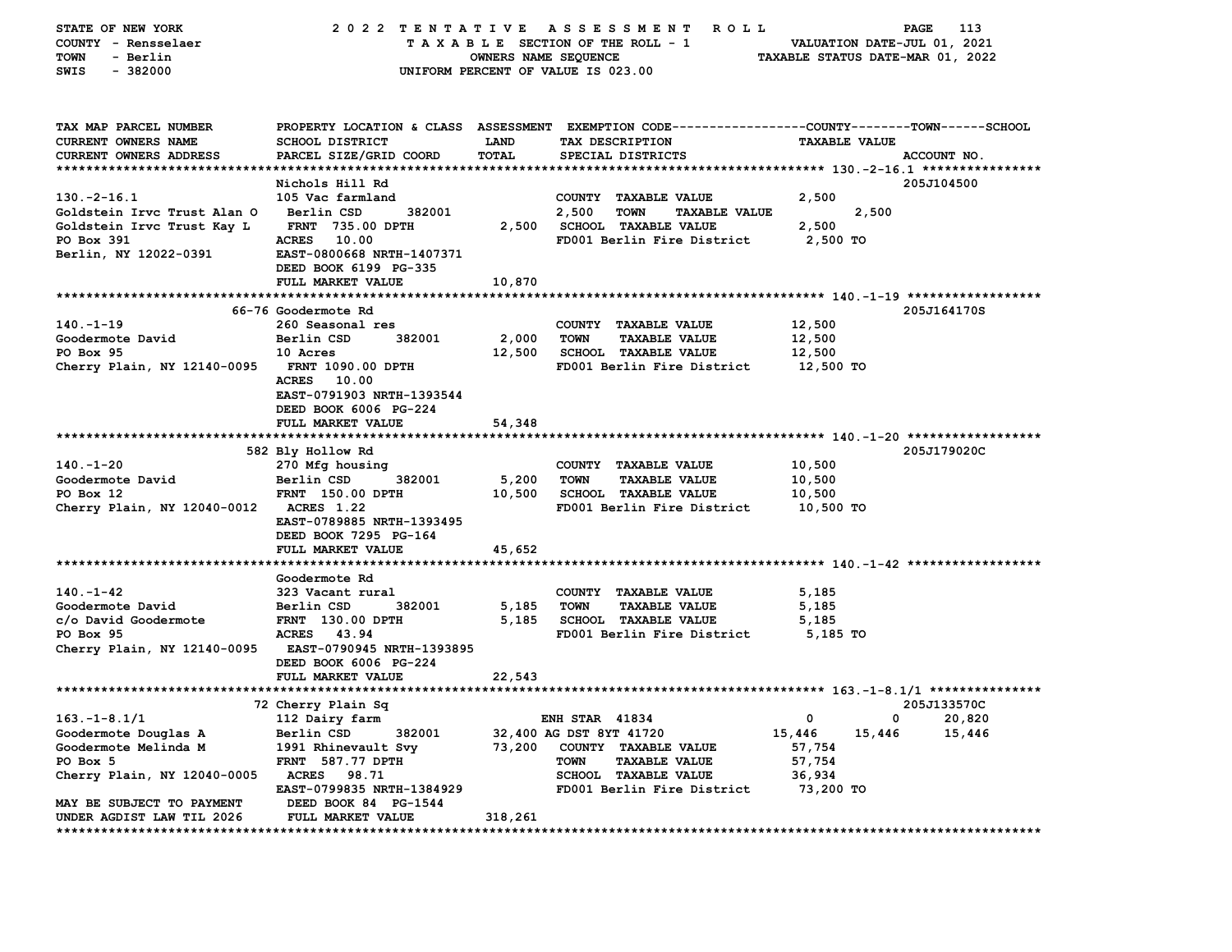STATE OF NEW YORK — 2022 TENTATIVE ASSESSMENT ROLL
COUNTY - Rensselaer — TAXABLE SECTION OF THE ROLL - 1 — VALUATION DATE-JUL 01, 2021
TOWN - Berlin — OWNERS NAME SEQUENCE — TAXABLE STATUS DATE-MAR 01, 2022
SWIS - 382000 — UNIFORM PERCENT OF VALUE IS 023.00

| TAX MAP PARCEL NUMBER / CURRENT OWNERS NAME / CURRENT OWNERS ADDRESS | PROPERTY LOCATION & CLASS / SCHOOL DISTRICT / PARCEL SIZE/GRID COORD | ASSESSMENT LAND / TOTAL | EXEMPTION CODE / TAX DESCRIPTION / SPECIAL DISTRICTS | COUNTY | TOWN | SCHOOL / TAXABLE VALUE | ACCOUNT NO. |
|---|---|---|---|---|---|---|---|
| **130.-2-16.1** | Nichols Hill Rd | | | | | | 205J104500 |
| 130.-2-16.1 | 105 Vac farmland | | COUNTY TAXABLE VALUE | 2,500 | | | |
| Goldstein Irvc Trust Alan O | Berlin CSD 382001 | 2,500 | TOWN TAXABLE VALUE | | 2,500 | | |
| Goldstein Irvc Trust Kay L | FRNT 735.00 DPTH | 2,500 | SCHOOL TAXABLE VALUE | | | 2,500 | |
| PO Box 391 | ACRES 10.00 | | FD001 Berlin Fire District | 2,500 TO | | | |
| Berlin, NY 12022-0391 | EAST-0800668 NRTH-1407371 | | | | | | |
| | DEED BOOK 6199 PG-335 | | | | | | |
| | FULL MARKET VALUE | 10,870 | | | | | |
| **140.-1-19** | 66-76 Goodermote Rd | | | | | | 205J164170S |
| 140.-1-19 | 260 Seasonal res | | COUNTY TAXABLE VALUE | 12,500 | | | |
| Goodermote David | Berlin CSD 382001 | 2,000 | TOWN TAXABLE VALUE | | 12,500 | | |
| PO Box 95 | 10 Acres | 12,500 | SCHOOL TAXABLE VALUE | | | 12,500 | |
| Cherry Plain, NY 12140-0095 | FRNT 1090.00 DPTH | | FD001 Berlin Fire District | 12,500 TO | | | |
| | ACRES 10.00 | | | | | | |
| | EAST-0791903 NRTH-1393544 | | | | | | |
| | DEED BOOK 6006 PG-224 | | | | | | |
| | FULL MARKET VALUE | 54,348 | | | | | |
| **140.-1-20** | 582 Bly Hollow Rd | | | | | | 205J179020C |
| 140.-1-20 | 270 Mfg housing | | COUNTY TAXABLE VALUE | 10,500 | | | |
| Goodermote David | Berlin CSD 382001 | 5,200 | TOWN TAXABLE VALUE | | 10,500 | | |
| PO Box 12 | FRNT 150.00 DPTH | 10,500 | SCHOOL TAXABLE VALUE | | | 10,500 | |
| Cherry Plain, NY 12040-0012 | ACRES 1.22 | | FD001 Berlin Fire District | 10,500 TO | | | |
| | EAST-0789885 NRTH-1393495 | | | | | | |
| | DEED BOOK 7295 PG-164 | | | | | | |
| | FULL MARKET VALUE | 45,652 | | | | | |
| **140.-1-42** | Goodermote Rd | | | | | | |
| 140.-1-42 | 323 Vacant rural | | COUNTY TAXABLE VALUE | 5,185 | | | |
| Goodermote David | Berlin CSD 382001 | 5,185 | TOWN TAXABLE VALUE | | 5,185 | | |
| c/o David Goodermote | FRNT 130.00 DPTH | 5,185 | SCHOOL TAXABLE VALUE | | | 5,185 | |
| PO Box 95 | ACRES 43.94 | | FD001 Berlin Fire District | 5,185 TO | | | |
| Cherry Plain, NY 12140-0095 | EAST-0790945 NRTH-1393895 | | | | | | |
| | DEED BOOK 6006 PG-224 | | | | | | |
| | FULL MARKET VALUE | 22,543 | | | | | |
| **163.-1-8.1/1** | 72 Cherry Plain Sq | | | | | | 205J133570C |
| 163.-1-8.1/1 | 112 Dairy farm | | ENH STAR 41834 | 0 | 0 | 20,820 | |
| Goodermote Douglas A | Berlin CSD 382001 | 32,400 | AG DST 8YT 41720 | 15,446 | 15,446 | 15,446 | |
| Goodermote Melinda M | 1991 Rhinevault Svy | 73,200 | COUNTY TAXABLE VALUE | 57,754 | | | |
| PO Box 5 | FRNT 587.77 DPTH | | TOWN TAXABLE VALUE | | 57,754 | | |
| Cherry Plain, NY 12040-0005 | ACRES 98.71 | | SCHOOL TAXABLE VALUE | | | 36,934 | |
| | EAST-0799835 NRTH-1384929 | | FD001 Berlin Fire District | 73,200 TO | | | |
| MAY BE SUBJECT TO PAYMENT | DEED BOOK 84 PG-1544 | | | | | | |
| UNDER AGDIST LAW TIL 2026 | FULL MARKET VALUE | 318,261 | | | | | |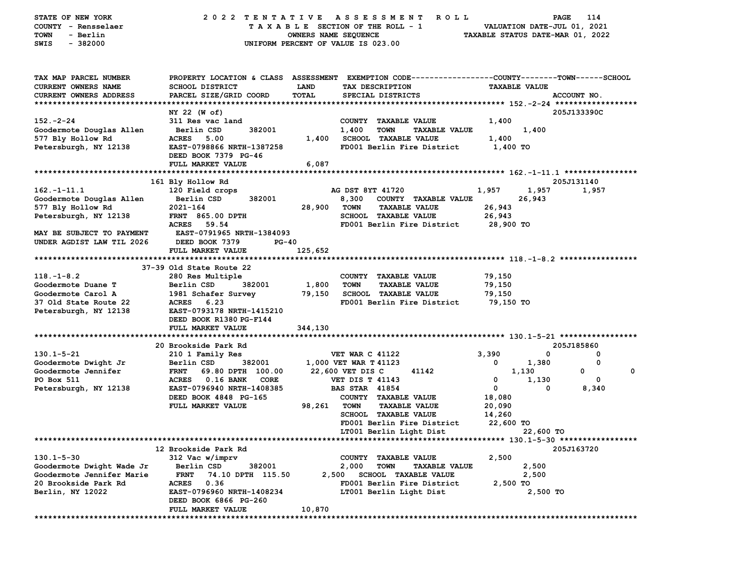STATE OF NEW YORK — 2022 TENTATIVE ASSESSMENT ROLL — PAGE 114
COUNTY - Rensselaer — TAXABLE SECTION OF THE ROLL - 1 — VALUATION DATE-JUL 01, 2021
TOWN - Berlin — OWNERS NAME SEQUENCE — TAXABLE STATUS DATE-MAR 01, 2022
SWIS - 382000 — UNIFORM PERCENT OF VALUE IS 023.00

```
TAX MAP PARCEL NUMBER        PROPERTY LOCATION & CLASS  ASSESSMENT  EXEMPTION CODE------------------COUNTY--------TOWN------SCHOOL
CURRENT OWNERS NAME          SCHOOL DISTRICT             LAND       TAX DESCRIPTION                  TAXABLE VALUE
CURRENT OWNERS ADDRESS       PARCEL SIZE/GRID COORD      TOTAL      SPECIAL DISTRICTS                                        ACCOUNT NO.
******************************************************************************************************* 152.-2-24 ******************
                             NY 22 (W of)                                                                                 205J133390C
152.-2-24                    311 Res vac land                       COUNTY  TAXABLE VALUE            1,400
Goodermote Douglas Allen     Berlin CSD      382001                 1,400   TOWN    TAXABLE VALUE              1,400
577 Bly Hollow Rd            ACRES    5.00                1,400     SCHOOL  TAXABLE VALUE            1,400
Petersburgh, NY 12138        EAST-0798866 NRTH-1387258              FD001 Berlin Fire District       1,400 TO
                             DEED BOOK 7379  PG-46
                             FULL MARKET VALUE            6,087
******************************************************************************************************* 162.-1-11.1 ****************
                             161 Bly Hollow Rd                                                                            205J131140
162.-1-11.1                  120 Field crops                        AG DST 8YT 41720              1,957      1,957       1,957
Goodermote Douglas Allen     Berlin CSD      382001                 8,300   COUNTY  TAXABLE VALUE          26,943
577 Bly Hollow Rd            2021-164                     28,900    TOWN    TAXABLE VALUE            26,943
Petersburgh, NY 12138        FRNT  865.00 DPTH                      SCHOOL  TAXABLE VALUE            26,943
                             ACRES   59.54                          FD001 Berlin Fire District       28,900 TO
MAY BE SUBJECT TO PAYMENT    EAST-0791965 NRTH-1384093
UNDER AGDIST LAW TIL 2026    DEED BOOK 7379        PG-40
                             FULL MARKET VALUE          125,652
******************************************************************************************************* 118.-1-8.2 *****************
                             37-39 Old State Route 22
118.-1-8.2                   280 Res Multiple                       COUNTY  TAXABLE VALUE            79,150
Goodermote Duane T           Berlin CSD      382001       1,800     TOWN    TAXABLE VALUE            79,150
Goodermote Carol A           1981 Schafer Survey          79,150    SCHOOL  TAXABLE VALUE            79,150
37 Old State Route 22        ACRES    6.23                          FD001 Berlin Fire District       79,150 TO
Petersburgh, NY 12138        EAST-0793178 NRTH-1415210
                             DEED BOOK R1380 PG-F144
                             FULL MARKET VALUE          344,130
******************************************************************************************************* 130.1-5-21 *****************
                             20 Brookside Park Rd                                                                         205J185860
130.1-5-21                   210 1 Family Res                       VET WAR C 41122               3,390          0           0
Goodermote Dwight Jr         Berlin CSD      382001       1,000 VET WAR T 41123                       0      1,380           0
Goodermote Jennifer          FRNT   69.80 DPTH  100.00    22,600 VET DIS C      41142                1,130          0           0
PO Box 511                   ACRES    0.16 BANK   CORE              VET DIS T 41143                   0      1,130           0
Petersburgh, NY 12138        EAST-0796940 NRTH-1408385              BAS STAR  41854                   0          0       8,340
                             DEED BOOK 4848  PG-165                 COUNTY  TAXABLE VALUE            18,080
                             FULL MARKET VALUE           98,261     TOWN    TAXABLE VALUE            20,090
                                                                    SCHOOL  TAXABLE VALUE            14,260
                                                                    FD001 Berlin Fire District       22,600 TO
                                                                    LT001 Berlin Light Dist                     22,600 TO
******************************************************************************************************* 130.1-5-30 *****************
                             12 Brookside Park Rd                                                                         205J163720
130.1-5-30                   312 Vac w/imprv                        COUNTY  TAXABLE VALUE            2,500
Goodermote Dwight Wade Jr    Berlin CSD      382001                 2,000   TOWN    TAXABLE VALUE              2,500
Goodermote Jennifer Marie    FRNT   74.10 DPTH  115.50      2,500   SCHOOL  TAXABLE VALUE              2,500
20 Brookside Park Rd         ACRES    0.36                          FD001 Berlin Fire District       2,500 TO
Berlin, NY 12022             EAST-0796960 NRTH-1408234              LT001 Berlin Light Dist                     2,500 TO
                             DEED BOOK 6866  PG-260
                             FULL MARKET VALUE           10,870
************************************************************************************************************************************
```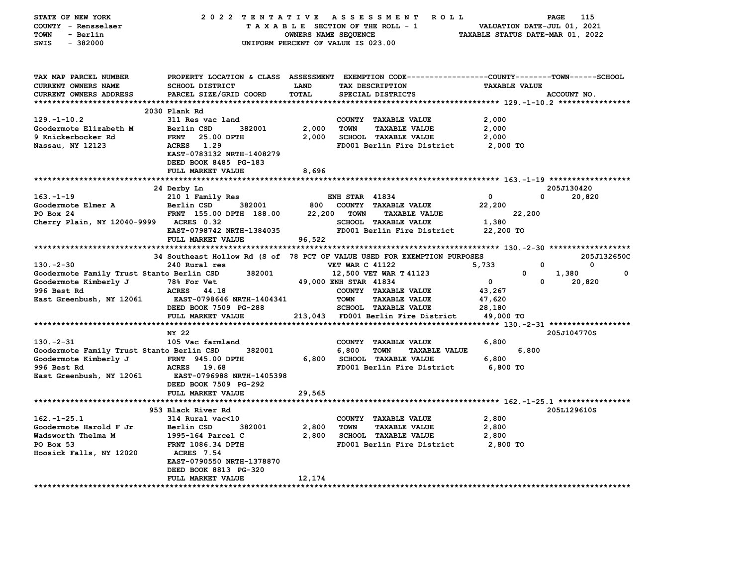STATE OF NEW YORK — 2022 TENTATIVE ASSESSMENT ROLL
COUNTY - Rensselaer — TAXABLE SECTION OF THE ROLL - 1 — VALUATION DATE-JUL 01, 2021
TOWN - Berlin — OWNERS NAME SEQUENCE — TAXABLE STATUS DATE-MAR 01, 2022
SWIS - 382000 — UNIFORM PERCENT OF VALUE IS 023.00

```
TAX MAP PARCEL NUMBER         PROPERTY LOCATION & CLASS  ASSESSMENT  EXEMPTION CODE------------------COUNTY--------TOWN------SCHOOL
CURRENT OWNERS NAME           SCHOOL DISTRICT               LAND      TAX DESCRIPTION                    TAXABLE VALUE
CURRENT OWNERS ADDRESS        PARCEL SIZE/GRID COORD        TOTAL     SPECIAL DISTRICTS                                       ACCOUNT NO.
******************************************************************************************************* 129.-1-10.2 ****************
                          2030 Plank Rd
129.-1-10.2                   311 Res vac land                        COUNTY  TAXABLE VALUE              2,000
Goodermote Elizabeth M        Berlin CSD      382001       2,000      TOWN    TAXABLE VALUE              2,000
9 Knickerbocker Rd            FRNT   25.00 DPTH            2,000      SCHOOL  TAXABLE VALUE              2,000
Nassau, NY 12123              ACRES    1.29                           FD001 Berlin Fire District         2,000 TO
                              EAST-0783132 NRTH-1408279
                              DEED BOOK 8485  PG-183
                              FULL MARKET VALUE            8,696
******************************************************************************************************* 163.-1-19 ******************
                          24 Derby Ln                                                                                 205J130420
163.-1-19                     210 1 Family Res                        ENH STAR  41834                  0            0      20,820
Goodermote Elmer A            Berlin CSD      382001         800      COUNTY  TAXABLE VALUE             22,200
PO Box 24                     FRNT  155.00 DPTH  188.00   22,200      TOWN    TAXABLE VALUE             22,200
Cherry Plain, NY 12040-9999   ACRES    0.32                           SCHOOL  TAXABLE VALUE              1,380
                              EAST-0798742 NRTH-1384035               FD001 Berlin Fire District        22,200 TO
                              FULL MARKET VALUE           96,522
******************************************************************************************************* 130.-2-30 ******************
                          34 Southeast Hollow Rd (S of  78 PCT OF VALUE USED FOR EXEMPTION PURPOSES                  205J132650C
130.-2-30                     240 Rural res                           VET WAR C 41122              5,733            0           0
Goodermote Family Trust Stanto Berlin CSD     382001             12,500 VET WAR T 41123                0        1,380           0
Goodermote Kimberly J         78% For Vet                 49,000 ENH STAR  41834                   0            0      20,820
996 Best Rd                   ACRES   44.18                           COUNTY  TAXABLE VALUE             43,267
East Greenbush, NY 12061      EAST-0798646 NRTH-1404341               TOWN    TAXABLE VALUE             47,620
                              DEED BOOK 7509  PG-288                  SCHOOL  TAXABLE VALUE             28,180
                              FULL MARKET VALUE          213,043      FD001 Berlin Fire District        49,000 TO
******************************************************************************************************* 130.-2-31 ******************
                          NY 22                                                                                      205J104770S
130.-2-31                     105 Vac farmland                        COUNTY  TAXABLE VALUE              6,800
Goodermote Family Trust Stanto Berlin CSD     382001       6,800      TOWN    TAXABLE VALUE              6,800
Goodermote Kimberly J         FRNT  945.00 DPTH            6,800      SCHOOL  TAXABLE VALUE              6,800
996 Best Rd                   ACRES   19.68                           FD001 Berlin Fire District         6,800 TO
East Greenbush, NY 12061      EAST-0796988 NRTH-1405398
                              DEED BOOK 7509  PG-292
                              FULL MARKET VALUE           29,565
******************************************************************************************************* 162.-1-25.1 ****************
                          953 Black River Rd                                                                         205L129610S
162.-1-25.1                   314 Rural vac<10                        COUNTY  TAXABLE VALUE              2,800
Goodermote Harold F Jr        Berlin CSD      382001       2,800      TOWN    TAXABLE VALUE              2,800
Wadsworth Thelma M            1995-164 Parcel C            2,800      SCHOOL  TAXABLE VALUE              2,800
PO Box 53                     FRNT 1086.34 DPTH                       FD001 Berlin Fire District         2,800 TO
Hoosick Falls, NY 12020       ACRES    7.54
                              EAST-0790550 NRTH-1378870
                              DEED BOOK 8813  PG-320
                              FULL MARKET VALUE           12,174
************************************************************************************************************************************
```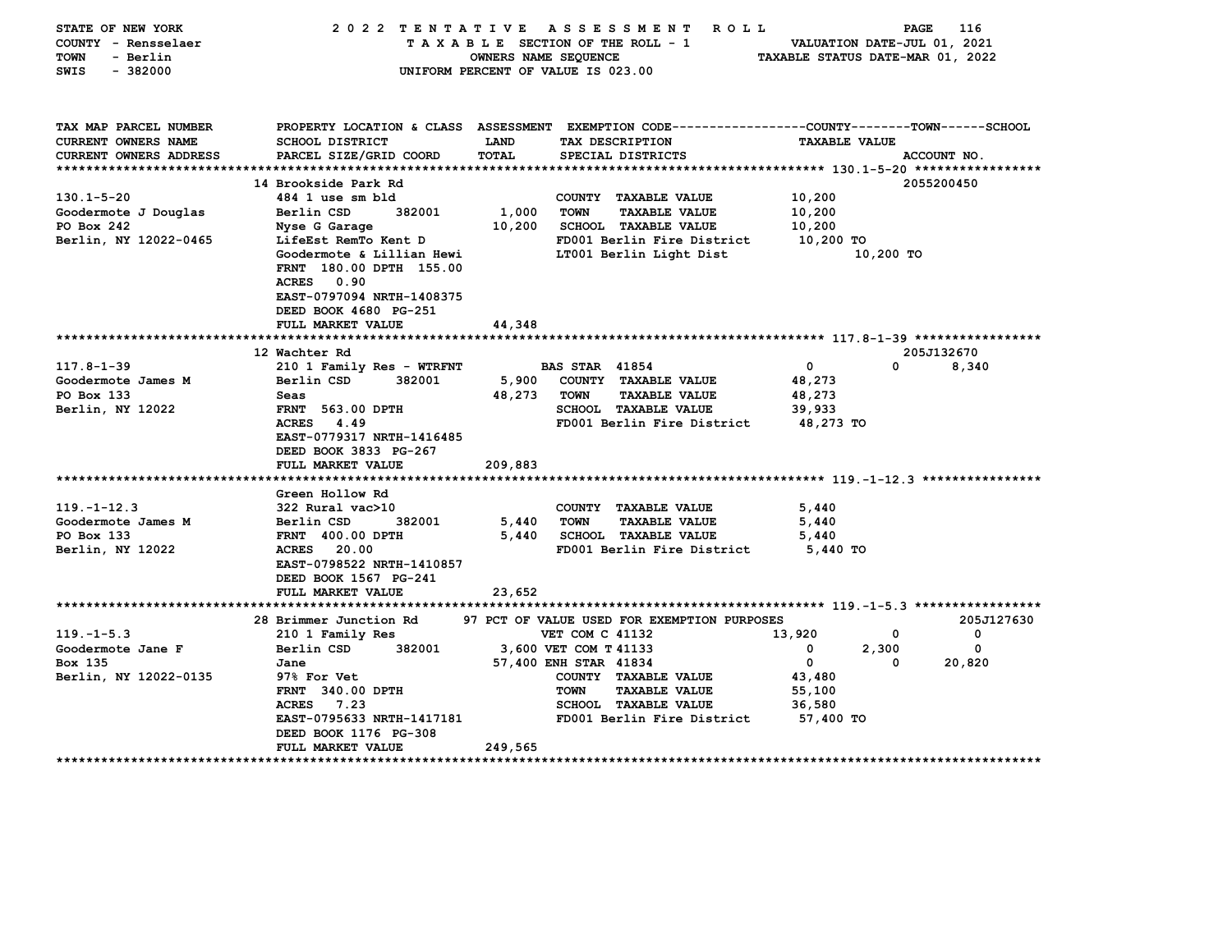STATE OF NEW YORK — 2022 TENTATIVE ASSESSMENT ROLL
COUNTY - Rensselaer — TAXABLE SECTION OF THE ROLL - 1 — VALUATION DATE-JUL 01, 2021
TOWN - Berlin — OWNERS NAME SEQUENCE — TAXABLE STATUS DATE-MAR 01, 2022
SWIS - 382000 — UNIFORM PERCENT OF VALUE IS 023.00

| TAX MAP PARCEL NUMBER / CURRENT OWNERS NAME / CURRENT OWNERS ADDRESS | PROPERTY LOCATION & CLASS / SCHOOL DISTRICT / PARCEL SIZE/GRID COORD | ASSESSMENT LAND / TOTAL | EXEMPTION CODE / TAX DESCRIPTION / SPECIAL DISTRICTS | COUNTY TAXABLE VALUE | TOWN | SCHOOL / ACCOUNT NO. |
|---|---|---|---|---|---|---|
| **130.1-5-20** | 14 Brookside Park Rd | | | | | 2055200450 |
| 130.1-5-20 | 484 1 use sm bld | | COUNTY TAXABLE VALUE | 10,200 | | |
| Goodermote J Douglas | Berlin CSD 382001 | 1,000 | TOWN TAXABLE VALUE | 10,200 | | |
| PO Box 242 | Nyse G Garage | 10,200 | SCHOOL TAXABLE VALUE | 10,200 | | |
| Berlin, NY 12022-0465 | LifeEst RemTo Kent D | | FD001 Berlin Fire District | 10,200 TO | | |
| | Goodermote & Lillian Hewi | | LT001 Berlin Light Dist | | 10,200 TO | |
| | FRNT 180.00 DPTH 155.00 | | | | | |
| | ACRES 0.90 | | | | | |
| | EAST-0797094 NRTH-1408375 | | | | | |
| | DEED BOOK 4680 PG-251 | | | | | |
| | FULL MARKET VALUE | 44,348 | | | | |
| **117.8-1-39** | 12 Wachter Rd | | | | | 205J132670 |
| 117.8-1-39 | 210 1 Family Res - WTRFNT | | BAS STAR 41854 | 0 | 0 | 8,340 |
| Goodermote James M | Berlin CSD 382001 | 5,900 | COUNTY TAXABLE VALUE | 48,273 | | |
| PO Box 133 | Seas | 48,273 | TOWN TAXABLE VALUE | 48,273 | | |
| Berlin, NY 12022 | FRNT 563.00 DPTH | | SCHOOL TAXABLE VALUE | 39,933 | | |
| | ACRES 4.49 | | FD001 Berlin Fire District | 48,273 TO | | |
| | EAST-0779317 NRTH-1416485 | | | | | |
| | DEED BOOK 3833 PG-267 | | | | | |
| | FULL MARKET VALUE | 209,883 | | | | |
| **119.-1-12.3** | Green Hollow Rd | | | | | |
| 119.-1-12.3 | 322 Rural vac>10 | | COUNTY TAXABLE VALUE | 5,440 | | |
| Goodermote James M | Berlin CSD 382001 | 5,440 | TOWN TAXABLE VALUE | 5,440 | | |
| PO Box 133 | FRNT 400.00 DPTH | 5,440 | SCHOOL TAXABLE VALUE | 5,440 | | |
| Berlin, NY 12022 | ACRES 20.00 | | FD001 Berlin Fire District | 5,440 TO | | |
| | EAST-0798522 NRTH-1410857 | | | | | |
| | DEED BOOK 1567 PG-241 | | | | | |
| | FULL MARKET VALUE | 23,652 | | | | |
| **119.-1-5.3** | 28 Brimmer Junction Rd | | 97 PCT OF VALUE USED FOR EXEMPTION PURPOSES | | | 205J127630 |
| 119.-1-5.3 | 210 1 Family Res | | VET COM C 41132 | 13,920 | 0 | 0 |
| Goodermote Jane F | Berlin CSD 382001 | 3,600 | VET COM T 41133 | 0 | 2,300 | 0 |
| Box 135 | Jane | 57,400 | ENH STAR 41834 | 0 | 0 | 20,820 |
| Berlin, NY 12022-0135 | 97% For Vet | | COUNTY TAXABLE VALUE | 43,480 | | |
| | FRNT 340.00 DPTH | | TOWN TAXABLE VALUE | 55,100 | | |
| | ACRES 7.23 | | SCHOOL TAXABLE VALUE | 36,580 | | |
| | EAST-0795633 NRTH-1417181 | | FD001 Berlin Fire District | 57,400 TO | | |
| | DEED BOOK 1176 PG-308 | | | | | |
| | FULL MARKET VALUE | 249,565 | | | | |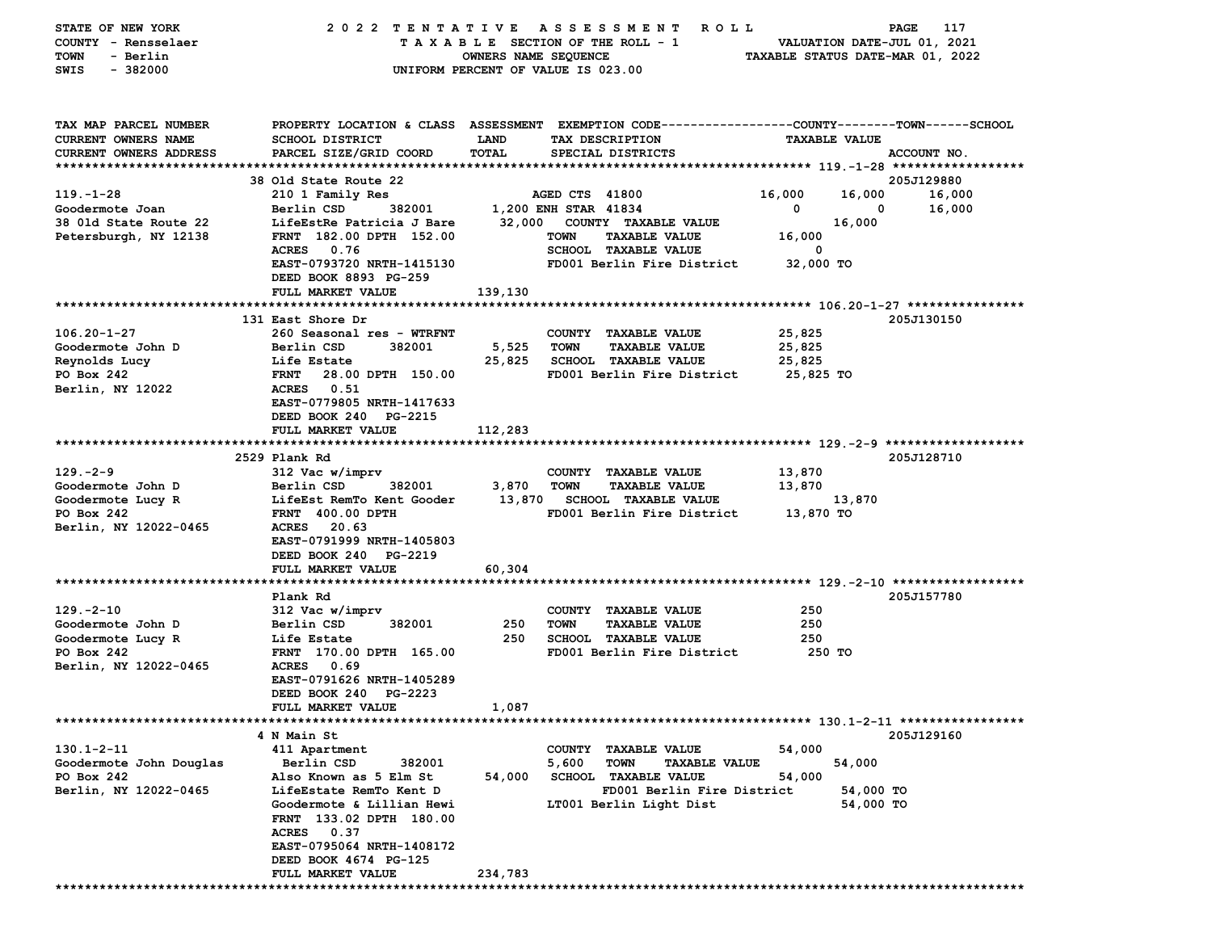STATE OF NEW YORK — 2022 TENTATIVE ASSESSMENT ROLL
COUNTY - Rensselaer — TAXABLE SECTION OF THE ROLL - 1 — VALUATION DATE-JUL 01, 2021
TOWN - Berlin — OWNERS NAME SEQUENCE — TAXABLE STATUS DATE-MAR 01, 2022
SWIS - 382000 — UNIFORM PERCENT OF VALUE IS 023.00

```
TAX MAP PARCEL NUMBER        PROPERTY LOCATION & CLASS  ASSESSMENT  EXEMPTION CODE------------------COUNTY--------TOWN------SCHOOL
CURRENT OWNERS NAME          SCHOOL DISTRICT              LAND      TAX DESCRIPTION                   TAXABLE VALUE
CURRENT OWNERS ADDRESS       PARCEL SIZE/GRID COORD       TOTAL     SPECIAL DISTRICTS                                    ACCOUNT NO.
******************************************************************************************************* 119.-1-28 ******************
                             38 Old State Route 22                                                                      205J129880
119.-1-28                    210 1 Family Res                       AGED CTS  41800              16,000      16,000      16,000
Goodermote Joan              Berlin CSD       382001       1,200 ENH STAR 41834                      0           0       16,000
38 Old State Route 22        LifeEstRe Patricia J Bare    32,000    COUNTY  TAXABLE VALUE                      16,000
Petersburgh, NY 12138        FRNT 182.00 DPTH 152.00                TOWN    TAXABLE VALUE            16,000
                             ACRES   0.76                           SCHOOL  TAXABLE VALUE                 0
                             EAST-0793720 NRTH-1415130              FD001 Berlin Fire District       32,000 TO
                             DEED BOOK 8893  PG-259
                             FULL MARKET VALUE           139,130
******************************************************************************************************* 106.20-1-27 ****************
                             131 East Shore Dr                                                                          205J130150
106.20-1-27                  260 Seasonal res - WTRFNT              COUNTY  TAXABLE VALUE            25,825
Goodermote John D            Berlin CSD       382001       5,525    TOWN    TAXABLE VALUE            25,825
Reynolds Lucy                Life Estate                  25,825    SCHOOL  TAXABLE VALUE            25,825
PO Box 242                   FRNT  28.00 DPTH 150.00                FD001 Berlin Fire District       25,825 TO
Berlin, NY 12022             ACRES   0.51
                             EAST-0779805 NRTH-1417633
                             DEED BOOK 240   PG-2215
                             FULL MARKET VALUE           112,283
******************************************************************************************************* 129.-2-9 *******************
                             2529 Plank Rd                                                                              205J128710
129.-2-9                     312 Vac w/imprv                        COUNTY  TAXABLE VALUE            13,870
Goodermote John D            Berlin CSD       382001       3,870    TOWN    TAXABLE VALUE            13,870
Goodermote Lucy R            LifeEst RemTo Kent Gooder    13,870    SCHOOL  TAXABLE VALUE                      13,870
PO Box 242                   FRNT 400.00 DPTH                       FD001 Berlin Fire District       13,870 TO
Berlin, NY 12022-0465        ACRES  20.63
                             EAST-0791999 NRTH-1405803
                             DEED BOOK 240   PG-2219
                             FULL MARKET VALUE            60,304
******************************************************************************************************* 129.-2-10 ******************
                             Plank Rd                                                                                   205J157780
129.-2-10                    312 Vac w/imprv                        COUNTY  TAXABLE VALUE               250
Goodermote John D            Berlin CSD       382001         250    TOWN    TAXABLE VALUE               250
Goodermote Lucy R            Life Estate                     250    SCHOOL  TAXABLE VALUE               250
PO Box 242                   FRNT 170.00 DPTH 165.00                FD001 Berlin Fire District          250 TO
Berlin, NY 12022-0465        ACRES   0.69
                             EAST-0791626 NRTH-1405289
                             DEED BOOK 240   PG-2223
                             FULL MARKET VALUE             1,087
******************************************************************************************************* 130.1-2-11 *****************
                             4 N Main St                                                                                205J129160
130.1-2-11                   411 Apartment                          COUNTY  TAXABLE VALUE            54,000
Goodermote John Douglas       Berlin CSD       382001      5,600    TOWN    TAXABLE VALUE                    54,000
PO Box 242                   Also Known as 5 Elm St       54,000    SCHOOL  TAXABLE VALUE            54,000
Berlin, NY 12022-0465        LifeEstate RemTo Kent D                 FD001 Berlin Fire District              54,000 TO
                             Goodermote & Lillian Hewi              LT001 Berlin Light Dist                  54,000 TO
                             FRNT 133.02 DPTH 180.00
                             ACRES   0.37
                             EAST-0795064 NRTH-1408172
                             DEED BOOK 4674  PG-125
                             FULL MARKET VALUE           234,783
************************************************************************************************************************************
```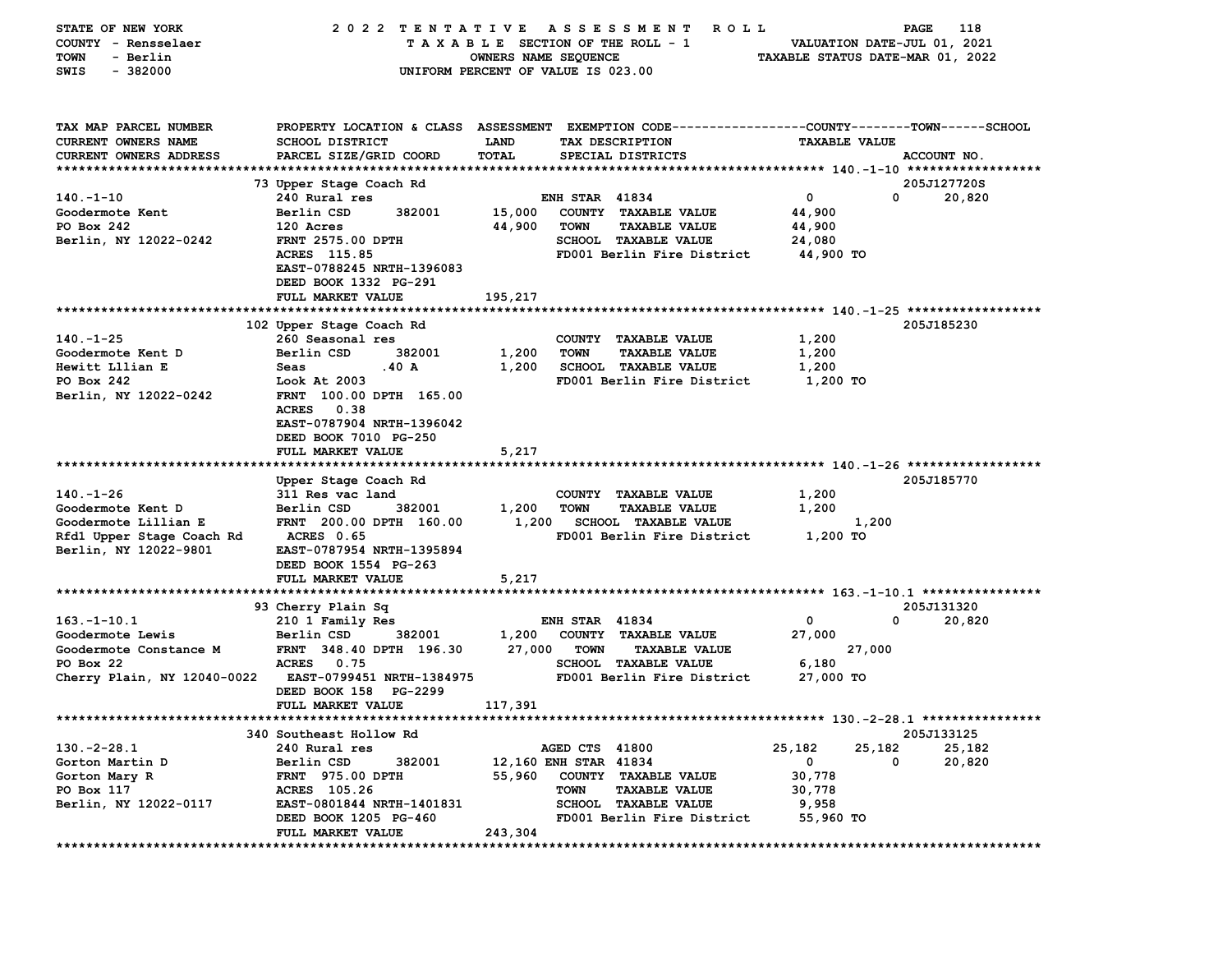STATE OF NEW YORK — 2022 TENTATIVE ASSESSMENT ROLL
COUNTY - Rensselaer — TAXABLE SECTION OF THE ROLL - 1 — VALUATION DATE-JUL 01, 2021
TOWN - Berlin — OWNERS NAME SEQUENCE — TAXABLE STATUS DATE-MAR 01, 2022
SWIS - 382000 — UNIFORM PERCENT OF VALUE IS 023.00

| TAX MAP PARCEL NUMBER / CURRENT OWNERS NAME / CURRENT OWNERS ADDRESS | PROPERTY LOCATION & CLASS / SCHOOL DISTRICT / PARCEL SIZE/GRID COORD | ASSESSMENT LAND | TOTAL | EXEMPTION CODE / TAX DESCRIPTION / SPECIAL DISTRICTS | COUNTY TAXABLE VALUE | TOWN | SCHOOL / ACCOUNT NO. |
|---|---|---|---|---|---|---|---|
| **140.-1-10** | 73 Upper Stage Coach Rd | | | | | | 205J127720S |
| 140.-1-10 | 240 Rural res | | | ENH STAR 41834 | 0 | 0 | 20,820 |
| Goodermote Kent | Berlin CSD 382001 | 15,000 | | COUNTY TAXABLE VALUE | 44,900 | | |
| PO Box 242 | 120 Acres | | 44,900 | TOWN TAXABLE VALUE | 44,900 | | |
| Berlin, NY 12022-0242 | FRNT 2575.00 DPTH | | | SCHOOL TAXABLE VALUE | 24,080 | | |
| | ACRES 115.85 | | | FD001 Berlin Fire District | 44,900 TO | | |
| | EAST-0788245 NRTH-1396083 | | | | | | |
| | DEED BOOK 1332 PG-291 | | | | | | |
| | FULL MARKET VALUE | | 195,217 | | | | |
| **140.-1-25** | 102 Upper Stage Coach Rd | | | | | | 205J185230 |
| 140.-1-25 | 260 Seasonal res | | | COUNTY TAXABLE VALUE | 1,200 | | |
| Goodermote Kent D | Berlin CSD 382001 | 1,200 | | TOWN TAXABLE VALUE | 1,200 | | |
| Hewitt Lllian E | Seas .40 A | | 1,200 | SCHOOL TAXABLE VALUE | 1,200 | | |
| PO Box 242 | Look At 2003 | | | FD001 Berlin Fire District | 1,200 TO | | |
| Berlin, NY 12022-0242 | FRNT 100.00 DPTH 165.00 | | | | | | |
| | ACRES 0.38 | | | | | | |
| | EAST-0787904 NRTH-1396042 | | | | | | |
| | DEED BOOK 7010 PG-250 | | | | | | |
| | FULL MARKET VALUE | | 5,217 | | | | |
| **140.-1-26** | Upper Stage Coach Rd | | | | | | 205J185770 |
| 140.-1-26 | 311 Res vac land | | | COUNTY TAXABLE VALUE | 1,200 | | |
| Goodermote Kent D | Berlin CSD 382001 | 1,200 | | TOWN TAXABLE VALUE | 1,200 | | |
| Goodermote Lillian E | FRNT 200.00 DPTH 160.00 | | 1,200 | SCHOOL TAXABLE VALUE | 1,200 | | |
| Rfd1 Upper Stage Coach Rd | ACRES 0.65 | | | FD001 Berlin Fire District | 1,200 TO | | |
| Berlin, NY 12022-9801 | EAST-0787954 NRTH-1395894 | | | | | | |
| | DEED BOOK 1554 PG-263 | | | | | | |
| | FULL MARKET VALUE | | 5,217 | | | | |
| **163.-1-10.1** | 93 Cherry Plain Sq | | | | | | 205J131320 |
| 163.-1-10.1 | 210 1 Family Res | | | ENH STAR 41834 | 0 | 0 | 20,820 |
| Goodermote Lewis | Berlin CSD 382001 | 1,200 | | COUNTY TAXABLE VALUE | 27,000 | | |
| Goodermote Constance M | FRNT 348.40 DPTH 196.30 | | 27,000 | TOWN TAXABLE VALUE | 27,000 | | |
| PO Box 22 | ACRES 0.75 | | | SCHOOL TAXABLE VALUE | 6,180 | | |
| Cherry Plain, NY 12040-0022 | EAST-0799451 NRTH-1384975 | | | FD001 Berlin Fire District | 27,000 TO | | |
| | DEED BOOK 158 PG-2299 | | | | | | |
| | FULL MARKET VALUE | | 117,391 | | | | |
| **130.-2-28.1** | 340 Southeast Hollow Rd | | | | | | 205J133125 |
| 130.-2-28.1 | 240 Rural res | | | AGED CTS 41800 | 25,182 | 25,182 | 25,182 |
| Gorton Martin D | Berlin CSD 382001 | 12,160 | | ENH STAR 41834 | 0 | 0 | 20,820 |
| Gorton Mary R | FRNT 975.00 DPTH | | 55,960 | COUNTY TAXABLE VALUE | 30,778 | | |
| PO Box 117 | ACRES 105.26 | | | TOWN TAXABLE VALUE | 30,778 | | |
| Berlin, NY 12022-0117 | EAST-0801844 NRTH-1401831 | | | SCHOOL TAXABLE VALUE | 9,958 | | |
| | DEED BOOK 1205 PG-460 | | | FD001 Berlin Fire District | 55,960 TO | | |
| | FULL MARKET VALUE | | 243,304 | | | | |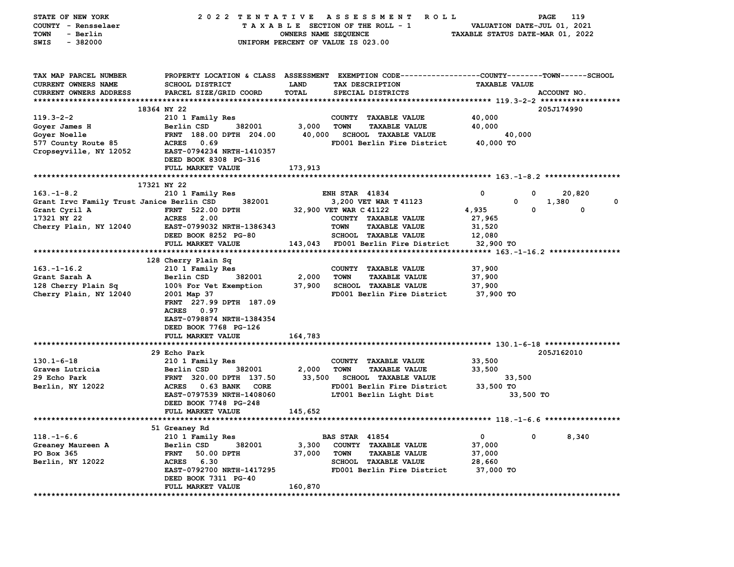STATE OF NEW YORK — 2022 TENTATIVE ASSESSMENT ROLL
COUNTY - Rensselaer — TAXABLE SECTION OF THE ROLL - 1 — VALUATION DATE-JUL 01, 2021
TOWN - Berlin — OWNERS NAME SEQUENCE — TAXABLE STATUS DATE-MAR 01, 2022
SWIS - 382000 — UNIFORM PERCENT OF VALUE IS 023.00

| TAX MAP PARCEL NUMBER / CURRENT OWNERS NAME / CURRENT OWNERS ADDRESS | PROPERTY LOCATION & CLASS / SCHOOL DISTRICT / PARCEL SIZE/GRID COORD | ASSESSMENT LAND / TOTAL | EXEMPTION CODE / TAX DESCRIPTION / SPECIAL DISTRICTS | COUNTY | TOWN | SCHOOL | ACCOUNT NO. |
|---|---|---|---|---|---|---|---|
| **119.3-2-2** | 18364 NY 22 | | | | | | 205J174990 |
| 119.3-2-2 | 210 1 Family Res | | COUNTY TAXABLE VALUE | 40,000 | | | |
| Goyer James H | Berlin CSD 382001 | 3,000 | TOWN TAXABLE VALUE | | 40,000 | | |
| Goyer Noelle | FRNT 188.00 DPTH 204.00 | 40,000 | SCHOOL TAXABLE VALUE | | | 40,000 | |
| 577 County Route 85 | ACRES 0.69 | | FD001 Berlin Fire District | 40,000 TO | | | |
| Cropseyville, NY 12052 | EAST-0794234 NRTH-1410357 | | | | | | |
| | DEED BOOK 8308 PG-316 | | | | | | |
| | FULL MARKET VALUE | 173,913 | | | | | |
| **163.-1-8.2** | 17321 NY 22 | | | | | | |
| 163.-1-8.2 | 210 1 Family Res | | ENH STAR 41834 | 0 | 0 | 20,820 | |
| Grant Irvc Family Trust Janice | Berlin CSD 382001 | 3,200 | VET WAR T 41123 | 0 | 1,380 | 0 | |
| Grant Cyril A | FRNT 522.00 DPTH | 32,900 | VET WAR C 41122 | 4,935 | 0 | 0 | |
| 17321 NY 22 | ACRES 2.00 | | COUNTY TAXABLE VALUE | 27,965 | | | |
| Cherry Plain, NY 12040 | EAST-0799032 NRTH-1386343 | | TOWN TAXABLE VALUE | | 31,520 | | |
| | DEED BOOK 8252 PG-80 | | SCHOOL TAXABLE VALUE | | | 12,080 | |
| | FULL MARKET VALUE | 143,043 | FD001 Berlin Fire District | 32,900 TO | | | |
| **163.-1-16.2** | 128 Cherry Plain Sq | | | | | | |
| 163.-1-16.2 | 210 1 Family Res | | COUNTY TAXABLE VALUE | 37,900 | | | |
| Grant Sarah A | Berlin CSD 382001 | 2,000 | TOWN TAXABLE VALUE | | 37,900 | | |
| 128 Cherry Plain Sq | 100% For Vet Exemption | 37,900 | SCHOOL TAXABLE VALUE | | | 37,900 | |
| Cherry Plain, NY 12040 | 2001 Map 37 | | FD001 Berlin Fire District | 37,900 TO | | | |
| | FRNT 227.99 DPTH 187.09 | | | | | | |
| | ACRES 0.97 | | | | | | |
| | EAST-0798874 NRTH-1384354 | | | | | | |
| | DEED BOOK 7768 PG-126 | | | | | | |
| | FULL MARKET VALUE | 164,783 | | | | | |
| **130.1-6-18** | 29 Echo Park | | | | | | 205J162010 |
| 130.1-6-18 | 210 1 Family Res | | COUNTY TAXABLE VALUE | 33,500 | | | |
| Graves Lutricia | Berlin CSD 382001 | 2,000 | TOWN TAXABLE VALUE | | 33,500 | | |
| 29 Echo Park | FRNT 320.00 DPTH 137.50 | 33,500 | SCHOOL TAXABLE VALUE | | | 33,500 | |
| Berlin, NY 12022 | ACRES 0.63 BANK CORE | | FD001 Berlin Fire District | 33,500 TO | | | |
| | EAST-0797539 NRTH-1408060 | | LT001 Berlin Light Dist | 33,500 TO | | | |
| | DEED BOOK 7748 PG-248 | | | | | | |
| | FULL MARKET VALUE | 145,652 | | | | | |
| **118.-1-6.6** | 51 Greaney Rd | | | | | | |
| 118.-1-6.6 | 210 1 Family Res | | BAS STAR 41854 | 0 | 0 | 8,340 | |
| Greaney Maureen A | Berlin CSD 382001 | 3,300 | COUNTY TAXABLE VALUE | 37,000 | | | |
| PO Box 365 | FRNT 50.00 DPTH | 37,000 | TOWN TAXABLE VALUE | | 37,000 | | |
| Berlin, NY 12022 | ACRES 6.30 | | SCHOOL TAXABLE VALUE | | | 28,660 | |
| | EAST-0792700 NRTH-1417295 | | FD001 Berlin Fire District | 37,000 TO | | | |
| | DEED BOOK 7311 PG-40 | | | | | | |
| | FULL MARKET VALUE | 160,870 | | | | | |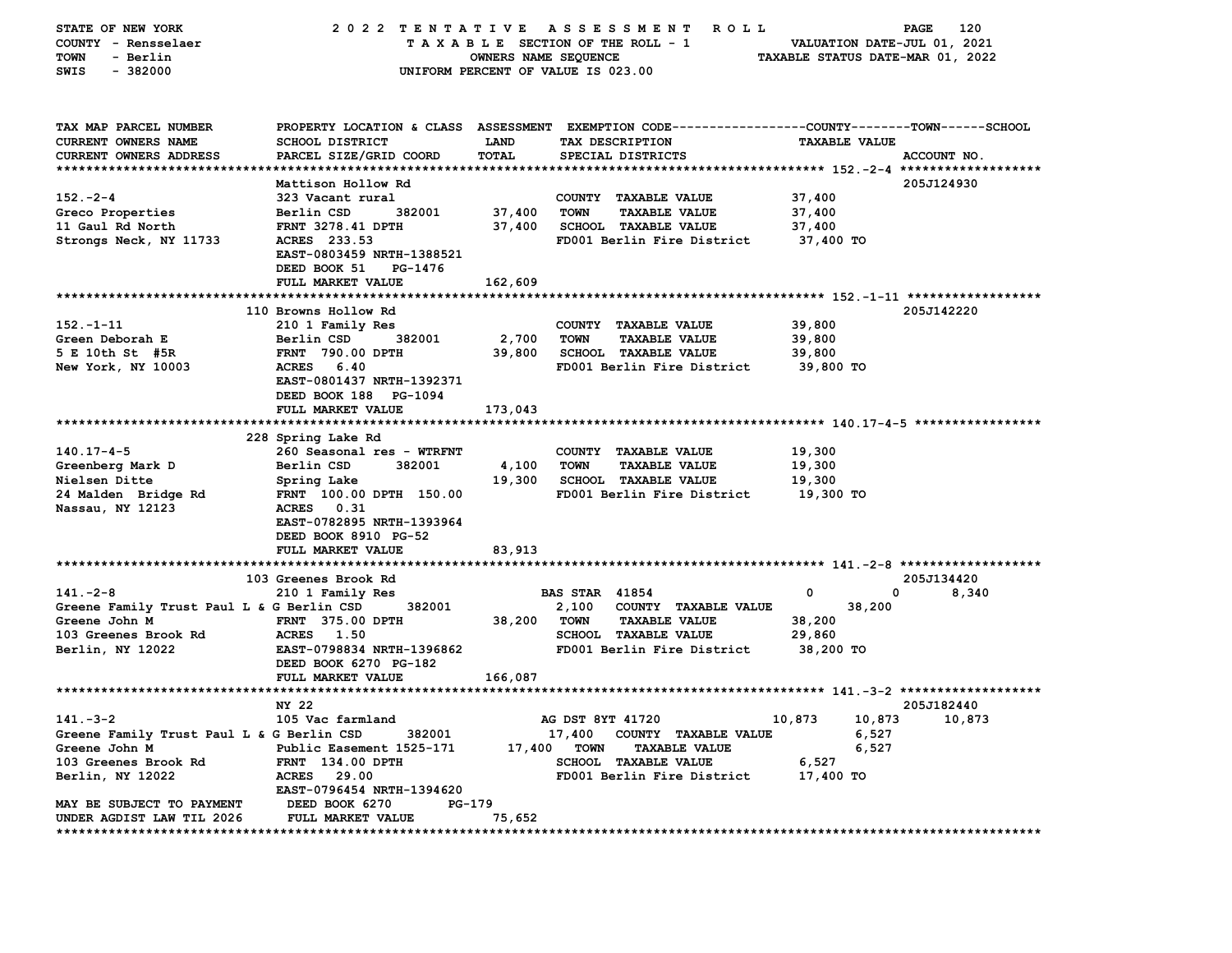STATE OF NEW YORK — 2022 TENTATIVE ASSESSMENT ROLL
COUNTY - Rensselaer — TAXABLE SECTION OF THE ROLL - 1 — VALUATION DATE-JUL 01, 2021
TOWN - Berlin — OWNERS NAME SEQUENCE — TAXABLE STATUS DATE-MAR 01, 2022
SWIS - 382000 — UNIFORM PERCENT OF VALUE IS 023.00

| TAX MAP PARCEL NUMBER / CURRENT OWNERS NAME / CURRENT OWNERS ADDRESS | PROPERTY LOCATION & CLASS / SCHOOL DISTRICT / PARCEL SIZE/GRID COORD | ASSESSMENT LAND | TOTAL | EXEMPTION CODE / TAX DESCRIPTION / SPECIAL DISTRICTS | COUNTY | TOWN | SCHOOL / TAXABLE VALUE | ACCOUNT NO. |
|---|---|---|---|---|---|---|---|---|
| 152.-2-4 | Mattison Hollow Rd | | | | | | | 205J124930 |
| | 323 Vacant rural | | | COUNTY TAXABLE VALUE | 37,400 | | | |
| Greco Properties | Berlin CSD 382001 | 37,400 | | TOWN TAXABLE VALUE | | 37,400 | | |
| 11 Gaul Rd North | FRNT 3278.41 DPTH | | 37,400 | SCHOOL TAXABLE VALUE | | | 37,400 | |
| Strongs Neck, NY 11733 | ACRES 233.53 | | | FD001 Berlin Fire District | 37,400 TO | | | |
| | EAST-0803459 NRTH-1388521 | | | | | | | |
| | DEED BOOK 51 PG-1476 | | | | | | | |
| | FULL MARKET VALUE | | 162,609 | | | | | |
| 152.-1-11 | 110 Browns Hollow Rd | | | | | | | 205J142220 |
| | 210 1 Family Res | | | COUNTY TAXABLE VALUE | 39,800 | | | |
| Green Deborah E | Berlin CSD 382001 | 2,700 | | TOWN TAXABLE VALUE | | 39,800 | | |
| 5 E 10th St #5R | FRNT 790.00 DPTH | | 39,800 | SCHOOL TAXABLE VALUE | | | 39,800 | |
| New York, NY 10003 | ACRES 6.40 | | | FD001 Berlin Fire District | 39,800 TO | | | |
| | EAST-0801437 NRTH-1392371 | | | | | | | |
| | DEED BOOK 188 PG-1094 | | | | | | | |
| | FULL MARKET VALUE | | 173,043 | | | | | |
| 140.17-4-5 | 228 Spring Lake Rd | | | | | | | |
| | 260 Seasonal res - WTRFNT | | | COUNTY TAXABLE VALUE | 19,300 | | | |
| Greenberg Mark D | Berlin CSD 382001 | 4,100 | | TOWN TAXABLE VALUE | | 19,300 | | |
| Nielsen Ditte | Spring Lake | | 19,300 | SCHOOL TAXABLE VALUE | | | 19,300 | |
| 24 Malden Bridge Rd | FRNT 100.00 DPTH 150.00 | | | FD001 Berlin Fire District | 19,300 TO | | | |
| Nassau, NY 12123 | ACRES 0.31 | | | | | | | |
| | EAST-0782895 NRTH-1393964 | | | | | | | |
| | DEED BOOK 8910 PG-52 | | | | | | | |
| | FULL MARKET VALUE | | 83,913 | | | | | |
| 141.-2-8 | 103 Greenes Brook Rd | | | | | | | 205J134420 |
| | 210 1 Family Res | | | BAS STAR 41854 | 0 | 0 | 8,340 | |
| Greene Family Trust Paul L & G | Berlin CSD 382001 | 2,100 | | COUNTY TAXABLE VALUE | 38,200 | | | |
| Greene John M | FRNT 375.00 DPTH | | 38,200 | TOWN TAXABLE VALUE | | 38,200 | | |
| 103 Greenes Brook Rd | ACRES 1.50 | | | SCHOOL TAXABLE VALUE | | | 29,860 | |
| Berlin, NY 12022 | EAST-0798834 NRTH-1396862 | | | FD001 Berlin Fire District | 38,200 TO | | | |
| | DEED BOOK 6270 PG-182 | | | | | | | |
| | FULL MARKET VALUE | | 166,087 | | | | | |
| 141.-3-2 | NY 22 | | | | | | | 205J182440 |
| | 105 Vac farmland | | | AG DST 8YT 41720 | 10,873 | 10,873 | 10,873 | |
| Greene Family Trust Paul L & G | Berlin CSD 382001 | 17,400 | | COUNTY TAXABLE VALUE | 6,527 | | | |
| Greene John M | Public Easement 1525-171 | | 17,400 | TOWN TAXABLE VALUE | | 6,527 | | |
| 103 Greenes Brook Rd | FRNT 134.00 DPTH | | | SCHOOL TAXABLE VALUE | | | 6,527 | |
| Berlin, NY 12022 | ACRES 29.00 | | | FD001 Berlin Fire District | 17,400 TO | | | |
| | EAST-0796454 NRTH-1394620 | | | | | | | |
| MAY BE SUBJECT TO PAYMENT | DEED BOOK 6270 PG-179 | | | | | | | |
| UNDER AGDIST LAW TIL 2026 | FULL MARKET VALUE | | 75,652 | | | | | |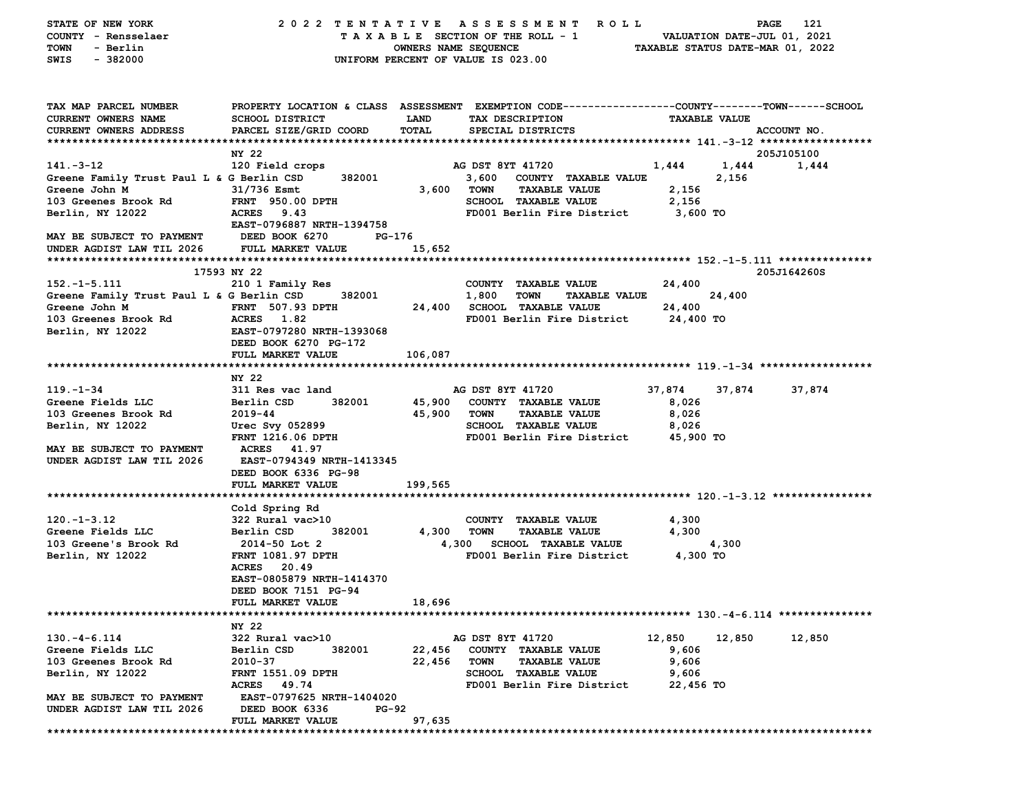STATE OF NEW YORK — 2022 TENTATIVE ASSESSMENT ROLL
COUNTY - Rensselaer — TAXABLE SECTION OF THE ROLL - 1 — VALUATION DATE-JUL 01, 2021
TOWN - Berlin — OWNERS NAME SEQUENCE — TAXABLE STATUS DATE-MAR 01, 2022
SWIS - 382000 — UNIFORM PERCENT OF VALUE IS 023.00

```
TAX MAP PARCEL NUMBER        PROPERTY LOCATION & CLASS  ASSESSMENT  EXEMPTION CODE------------------COUNTY--------TOWN------SCHOOL
CURRENT OWNERS NAME          SCHOOL DISTRICT              LAND      TAX DESCRIPTION                   TAXABLE VALUE
CURRENT OWNERS ADDRESS       PARCEL SIZE/GRID COORD       TOTAL     SPECIAL DISTRICTS                                     ACCOUNT NO.
*********************************************************************************************** 141.-3-12 ******************
                             NY 22                                                                                205J105100
141.-3-12                    120 Field crops                         AG DST 8YT 41720             1,444      1,444       1,444
Greene Family Trust Paul L & G Berlin CSD      382001              3,600   COUNTY  TAXABLE VALUE          2,156
Greene John M                31/736 Esmt                   3,600    TOWN    TAXABLE VALUE           2,156
103 Greenes Brook Rd         FRNT  950.00 DPTH                      SCHOOL  TAXABLE VALUE           2,156
Berlin, NY 12022             ACRES    9.43                          FD001 Berlin Fire District      3,600 TO
                             EAST-0796887 NRTH-1394758
MAY BE SUBJECT TO PAYMENT    DEED BOOK 6270        PG-176
UNDER AGDIST LAW TIL 2026    FULL MARKET VALUE            15,652
*********************************************************************************************** 152.-1-5.111 ***************
                       17593 NY 22                                                                                205J164260S
152.-1-5.111                 210 1 Family Res                        COUNTY  TAXABLE VALUE          24,400
Greene Family Trust Paul L & G Berlin CSD      382001              1,800   TOWN    TAXABLE VALUE          24,400
Greene John M                FRNT  507.93 DPTH            24,400    SCHOOL  TAXABLE VALUE          24,400
103 Greenes Brook Rd         ACRES    1.82                          FD001 Berlin Fire District      24,400 TO
Berlin, NY 12022             EAST-0797280 NRTH-1393068
                             DEED BOOK 6270  PG-172
                             FULL MARKET VALUE           106,087
*********************************************************************************************** 119.-1-34 ******************
                             NY 22
119.-1-34                    311 Res vac land                        AG DST 8YT 41720            37,874     37,874      37,874
Greene Fields LLC            Berlin CSD      382001       45,900    COUNTY  TAXABLE VALUE           8,026
103 Greenes Brook Rd         2019-44                      45,900    TOWN    TAXABLE VALUE           8,026
Berlin, NY 12022             Urec Svy 052899                        SCHOOL  TAXABLE VALUE           8,026
                             FRNT 1216.06 DPTH                      FD001 Berlin Fire District      45,900 TO
MAY BE SUBJECT TO PAYMENT    ACRES   41.97
UNDER AGDIST LAW TIL 2026    EAST-0794349 NRTH-1413345
                             DEED BOOK 6336  PG-98
                             FULL MARKET VALUE           199,565
*********************************************************************************************** 120.-1-3.12 ****************
                             Cold Spring Rd
120.-1-3.12                  322 Rural vac>10                        COUNTY  TAXABLE VALUE           4,300
Greene Fields LLC            Berlin CSD      382001        4,300    TOWN    TAXABLE VALUE           4,300
103 Greene's Brook Rd         2014-50 Lot 2                  4,300   SCHOOL  TAXABLE VALUE            4,300
Berlin, NY 12022             FRNT 1081.97 DPTH                      FD001 Berlin Fire District      4,300 TO
                             ACRES   20.49
                             EAST-0805879 NRTH-1414370
                             DEED BOOK 7151  PG-94
                             FULL MARKET VALUE            18,696
*********************************************************************************************** 130.-4-6.114 ***************
                             NY 22
130.-4-6.114                 322 Rural vac>10                        AG DST 8YT 41720            12,850     12,850      12,850
Greene Fields LLC            Berlin CSD      382001       22,456    COUNTY  TAXABLE VALUE           9,606
103 Greenes Brook Rd         2010-37                      22,456    TOWN    TAXABLE VALUE           9,606
Berlin, NY 12022             FRNT 1551.09 DPTH                      SCHOOL  TAXABLE VALUE           9,606
                             ACRES   49.74                          FD001 Berlin Fire District      22,456 TO
MAY BE SUBJECT TO PAYMENT    EAST-0797625 NRTH-1404020
UNDER AGDIST LAW TIL 2026    DEED BOOK 6336        PG-92
                             FULL MARKET VALUE            97,635
****************************************************************************************************************************
```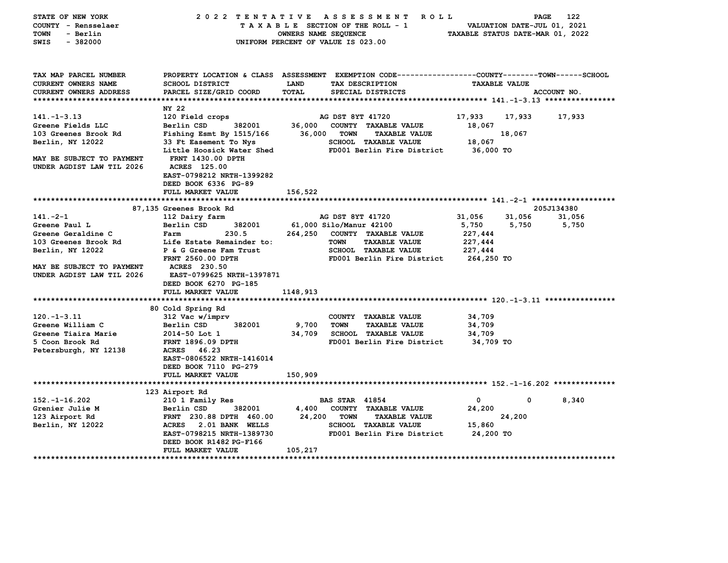STATE OF NEW YORK — 2022 TENTATIVE ASSESSMENT ROLL
COUNTY - Rensselaer — TAXABLE SECTION OF THE ROLL - 1 — VALUATION DATE-JUL 01, 2021
TOWN - Berlin — OWNERS NAME SEQUENCE — TAXABLE STATUS DATE-MAR 01, 2022
SWIS - 382000 — UNIFORM PERCENT OF VALUE IS 023.00

| TAX MAP PARCEL NUMBER / CURRENT OWNERS NAME / CURRENT OWNERS ADDRESS | PROPERTY LOCATION & CLASS / SCHOOL DISTRICT / PARCEL SIZE/GRID COORD | ASSESSMENT LAND / TOTAL | EXEMPTION CODE / TAX DESCRIPTION / SPECIAL DISTRICTS | COUNTY TAXABLE VALUE | TOWN | SCHOOL / ACCOUNT NO. |
|---|---|---|---|---|---|---|
| **141.-1-3.13** | NY 22 | | | | | |
| 141.-1-3.13 | 120 Field crops | | AG DST 8YT 41720 | 17,933 | 17,933 | 17,933 |
| Greene Fields LLC | Berlin CSD 382001 | 36,000 | COUNTY TAXABLE VALUE | 18,067 | | |
| 103 Greenes Brook Rd | Fishing Esmt By 1515/166 | 36,000 | TOWN TAXABLE VALUE | | 18,067 | |
| Berlin, NY 12022 | 33 Ft Easement To Nys | | SCHOOL TAXABLE VALUE | 18,067 | | |
| | Little Hoosick Water Shed | | FD001 Berlin Fire District | 36,000 TO | | |
| MAY BE SUBJECT TO PAYMENT | FRNT 1430.00 DPTH | | | | | |
| UNDER AGDIST LAW TIL 2026 | ACRES 125.00 | | | | | |
| | EAST-0798212 NRTH-1399282 | | | | | |
| | DEED BOOK 6336 PG-89 | | | | | |
| | FULL MARKET VALUE | 156,522 | | | | |
| **141.-2-1** | 87,135 Greenes Brook Rd | | | | | 205J134380 |
| 141.-2-1 | 112 Dairy farm | | AG DST 8YT 41720 | 31,056 | 31,056 | 31,056 |
| Greene Paul L | Berlin CSD 382001 | 61,000 | Silo/Manur 42100 | 5,750 | 5,750 | 5,750 |
| Greene Geraldine C | Farm 230.5 | 264,250 | COUNTY TAXABLE VALUE | 227,444 | | |
| 103 Greenes Brook Rd | Life Estate Remainder to: | | TOWN TAXABLE VALUE | 227,444 | | |
| Berlin, NY 12022 | P & G Greene Fam Trust | | SCHOOL TAXABLE VALUE | 227,444 | | |
| | FRNT 2560.00 DPTH | | FD001 Berlin Fire District | 264,250 TO | | |
| MAY BE SUBJECT TO PAYMENT | ACRES 230.50 | | | | | |
| UNDER AGDIST LAW TIL 2026 | EAST-0799625 NRTH-1397871 | | | | | |
| | DEED BOOK 6270 PG-185 | | | | | |
| | FULL MARKET VALUE | 1148,913 | | | | |
| **120.-1-3.11** | 80 Cold Spring Rd | | | | | |
| 120.-1-3.11 | 312 Vac w/imprv | | COUNTY TAXABLE VALUE | 34,709 | | |
| Greene William C | Berlin CSD 382001 | 9,700 | TOWN TAXABLE VALUE | 34,709 | | |
| Greene Tiaira Marie | 2014-50 Lot 1 | 34,709 | SCHOOL TAXABLE VALUE | 34,709 | | |
| 5 Coon Brook Rd | FRNT 1896.09 DPTH | | FD001 Berlin Fire District | 34,709 TO | | |
| Petersburgh, NY 12138 | ACRES 46.23 | | | | | |
| | EAST-0806522 NRTH-1416014 | | | | | |
| | DEED BOOK 7110 PG-279 | | | | | |
| | FULL MARKET VALUE | 150,909 | | | | |
| **152.-1-16.202** | 123 Airport Rd | | | | | |
| 152.-1-16.202 | 210 1 Family Res | | BAS STAR 41854 | 0 | 0 | 8,340 |
| Grenier Julie M | Berlin CSD 382001 | 4,400 | COUNTY TAXABLE VALUE | 24,200 | | |
| 123 Airport Rd | FRNT 230.88 DPTH 460.00 | 24,200 | TOWN TAXABLE VALUE | | 24,200 | |
| Berlin, NY 12022 | ACRES 2.01 BANK WELLS | | SCHOOL TAXABLE VALUE | 15,860 | | |
| | EAST-0798215 NRTH-1389730 | | FD001 Berlin Fire District | 24,200 TO | | |
| | DEED BOOK R1482 PG-F166 | | | | | |
| | FULL MARKET VALUE | 105,217 | | | | |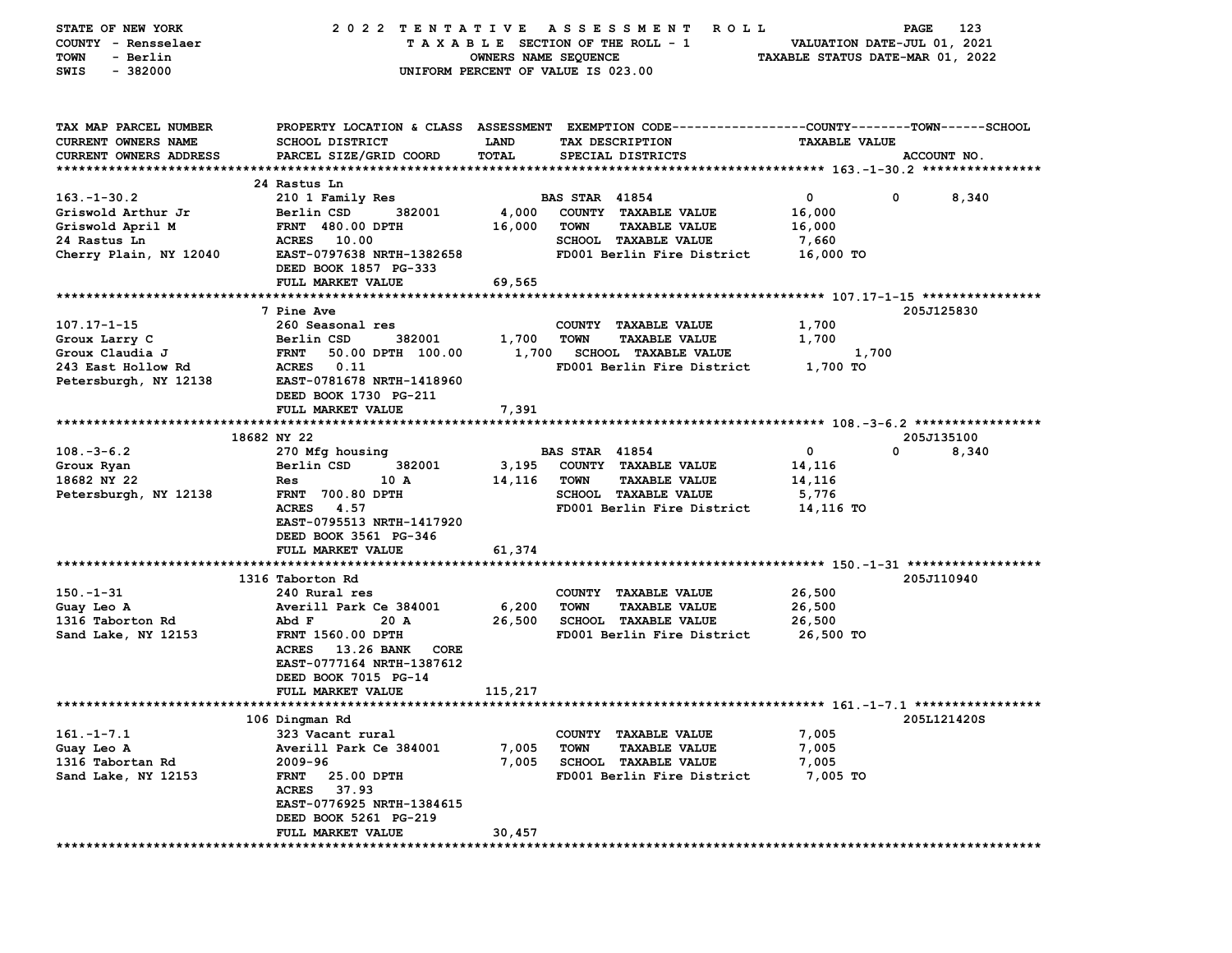STATE OF NEW YORK — 2022 TENTATIVE ASSESSMENT ROLL
COUNTY - Rensselaer — TAXABLE SECTION OF THE ROLL - 1 — VALUATION DATE-JUL 01, 2021
TOWN - Berlin — OWNERS NAME SEQUENCE — TAXABLE STATUS DATE-MAR 01, 2022
SWIS - 382000 — UNIFORM PERCENT OF VALUE IS 023.00

| TAX MAP PARCEL NUMBER / CURRENT OWNERS NAME / CURRENT OWNERS ADDRESS | PROPERTY LOCATION & CLASS / SCHOOL DISTRICT / PARCEL SIZE/GRID COORD | ASSESSMENT LAND | TOTAL | EXEMPTION CODE / TAX DESCRIPTION / SPECIAL DISTRICTS | COUNTY | TOWN | SCHOOL / TAXABLE VALUE | ACCOUNT NO. |
|---|---|---|---|---|---|---|---|---|
| **163.-1-30.2** | 24 Rastus Ln | | | | | | | |
| 163.-1-30.2 | 210 1 Family Res | | | BAS STAR 41854 | 0 | 0 | 8,340 | |
| Griswold Arthur Jr | Berlin CSD 382001 | 4,000 | | COUNTY TAXABLE VALUE | 16,000 | | | |
| Griswold April M | FRNT 480.00 DPTH | | 16,000 | TOWN TAXABLE VALUE | | 16,000 | | |
| 24 Rastus Ln | ACRES 10.00 | | | SCHOOL TAXABLE VALUE | | | 7,660 | |
| Cherry Plain, NY 12040 | EAST-0797638 NRTH-1382658 | | | FD001 Berlin Fire District | | | 16,000 TO | |
| | DEED BOOK 1857 PG-333 | | | | | | | |
| | FULL MARKET VALUE | | 69,565 | | | | | |
| **107.17-1-15** | 7 Pine Ave | | | | | | | 205J125830 |
| 107.17-1-15 | 260 Seasonal res | | | COUNTY TAXABLE VALUE | 1,700 | | | |
| Groux Larry C | Berlin CSD 382001 | 1,700 | | TOWN TAXABLE VALUE | | 1,700 | | |
| Groux Claudia J | FRNT 50.00 DPTH 100.00 | | 1,700 | SCHOOL TAXABLE VALUE | | | 1,700 | |
| 243 East Hollow Rd | ACRES 0.11 | | | FD001 Berlin Fire District | | | 1,700 TO | |
| Petersburgh, NY 12138 | EAST-0781678 NRTH-1418960 | | | | | | | |
| | DEED BOOK 1730 PG-211 | | | | | | | |
| | FULL MARKET VALUE | | 7,391 | | | | | |
| **108.-3-6.2** | 18682 NY 22 | | | | | | | 205J135100 |
| 108.-3-6.2 | 270 Mfg housing | | | BAS STAR 41854 | 0 | 0 | 8,340 | |
| Groux Ryan | Berlin CSD 382001 | 3,195 | | COUNTY TAXABLE VALUE | 14,116 | | | |
| 18682 NY 22 | Res 10 A | | 14,116 | TOWN TAXABLE VALUE | | 14,116 | | |
| Petersburgh, NY 12138 | FRNT 700.80 DPTH | | | SCHOOL TAXABLE VALUE | | | 5,776 | |
| | ACRES 4.57 | | | FD001 Berlin Fire District | | | 14,116 TO | |
| | EAST-0795513 NRTH-1417920 | | | | | | | |
| | DEED BOOK 3561 PG-346 | | | | | | | |
| | FULL MARKET VALUE | | 61,374 | | | | | |
| **150.-1-31** | 1316 Taborton Rd | | | | | | | 205J110940 |
| 150.-1-31 | 240 Rural res | | | COUNTY TAXABLE VALUE | 26,500 | | | |
| Guay Leo A | Averill Park Ce 384001 | 6,200 | | TOWN TAXABLE VALUE | | 26,500 | | |
| 1316 Taborton Rd | Abd F 20 A | | 26,500 | SCHOOL TAXABLE VALUE | | | 26,500 | |
| Sand Lake, NY 12153 | FRNT 1560.00 DPTH | | | FD001 Berlin Fire District | | | 26,500 TO | |
| | ACRES 13.26 BANK CORE | | | | | | | |
| | EAST-0777164 NRTH-1387612 | | | | | | | |
| | DEED BOOK 7015 PG-14 | | | | | | | |
| | FULL MARKET VALUE | | 115,217 | | | | | |
| **161.-1-7.1** | 106 Dingman Rd | | | | | | | 205L121420S |
| 161.-1-7.1 | 323 Vacant rural | | | COUNTY TAXABLE VALUE | 7,005 | | | |
| Guay Leo A | Averill Park Ce 384001 | 7,005 | | TOWN TAXABLE VALUE | | 7,005 | | |
| 1316 Tabortan Rd | 2009-96 | | 7,005 | SCHOOL TAXABLE VALUE | | | 7,005 | |
| Sand Lake, NY 12153 | FRNT 25.00 DPTH | | | FD001 Berlin Fire District | | | 7,005 TO | |
| | ACRES 37.93 | | | | | | | |
| | EAST-0776925 NRTH-1384615 | | | | | | | |
| | DEED BOOK 5261 PG-219 | | | | | | | |
| | FULL MARKET VALUE | | 30,457 | | | | | |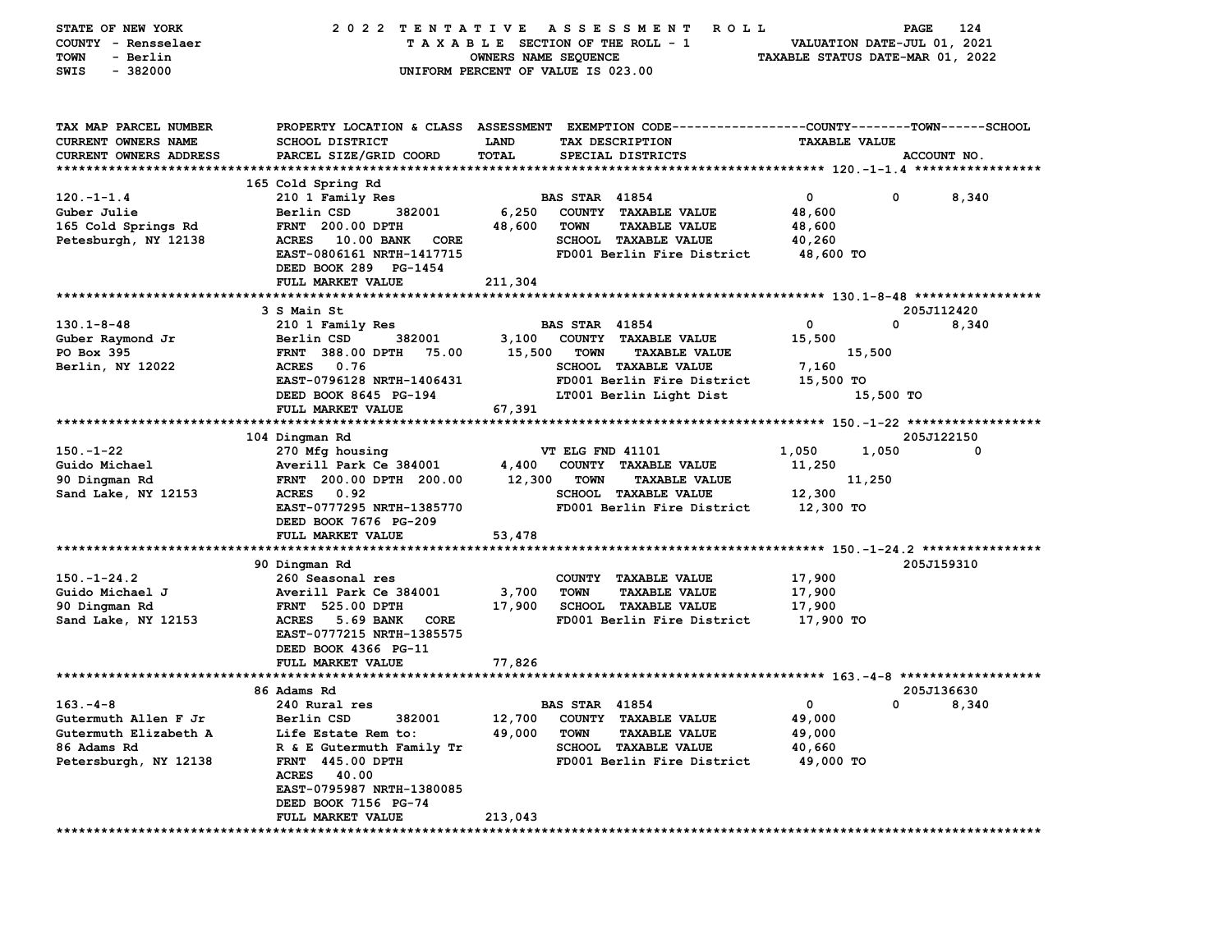STATE OF NEW YORK — 2022 TENTATIVE ASSESSMENT ROLL
COUNTY - Rensselaer — TAXABLE SECTION OF THE ROLL - 1 — VALUATION DATE-JUL 01, 2021
TOWN - Berlin — OWNERS NAME SEQUENCE — TAXABLE STATUS DATE-MAR 01, 2022
SWIS - 382000 — UNIFORM PERCENT OF VALUE IS 023.00

| TAX MAP PARCEL NUMBER / CURRENT OWNERS NAME / CURRENT OWNERS ADDRESS | PROPERTY LOCATION & CLASS / SCHOOL DISTRICT / PARCEL SIZE/GRID COORD | ASSESSMENT LAND / TOTAL | EXEMPTION CODE / TAX DESCRIPTION / SPECIAL DISTRICTS | COUNTY | TOWN | SCHOOL | ACCOUNT NO. |
|---|---|---|---|---|---|---|---|
| **120.-1-1.4** | 165 Cold Spring Rd | | | | | | |
| 120.-1-1.4 | 210 1 Family Res | | BAS STAR 41854 | 0 | 0 | 8,340 | |
| Guber Julie | Berlin CSD 382001 | 6,250 | COUNTY TAXABLE VALUE | 48,600 | | | |
| 165 Cold Springs Rd | FRNT 200.00 DPTH | 48,600 | TOWN TAXABLE VALUE | | 48,600 | | |
| Petesburgh, NY 12138 | ACRES 10.00 BANK CORE | | SCHOOL TAXABLE VALUE | | | 40,260 | |
| | EAST-0806161 NRTH-1417715 | | FD001 Berlin Fire District | 48,600 TO | | | |
| | DEED BOOK 289 PG-1454 | | | | | | |
| | FULL MARKET VALUE | 211,304 | | | | | |
| **130.1-8-48** | 3 S Main St | | | | | | 205J112420 |
| 130.1-8-48 | 210 1 Family Res | | BAS STAR 41854 | 0 | 0 | 8,340 | |
| Guber Raymond Jr | Berlin CSD 382001 | 3,100 | COUNTY TAXABLE VALUE | 15,500 | | | |
| PO Box 395 | FRNT 388.00 DPTH 75.00 | 15,500 | TOWN TAXABLE VALUE | | 15,500 | | |
| Berlin, NY 12022 | ACRES 0.76 | | SCHOOL TAXABLE VALUE | | | 7,160 | |
| | EAST-0796128 NRTH-1406431 | | FD001 Berlin Fire District | 15,500 TO | | | |
| | DEED BOOK 8645 PG-194 | | LT001 Berlin Light Dist | 15,500 TO | | | |
| | FULL MARKET VALUE | 67,391 | | | | | |
| **150.-1-22** | 104 Dingman Rd | | | | | | 205J122150 |
| 150.-1-22 | 270 Mfg housing | | VT ELG FND 41101 | 1,050 | 1,050 | 0 | |
| Guido Michael | Averill Park Ce 384001 | 4,400 | COUNTY TAXABLE VALUE | 11,250 | | | |
| 90 Dingman Rd | FRNT 200.00 DPTH 200.00 | 12,300 | TOWN TAXABLE VALUE | | 11,250 | | |
| Sand Lake, NY 12153 | ACRES 0.92 | | SCHOOL TAXABLE VALUE | | | 12,300 | |
| | EAST-0777295 NRTH-1385770 | | FD001 Berlin Fire District | 12,300 TO | | | |
| | DEED BOOK 7676 PG-209 | | | | | | |
| | FULL MARKET VALUE | 53,478 | | | | | |
| **150.-1-24.2** | 90 Dingman Rd | | | | | | 205J159310 |
| 150.-1-24.2 | 260 Seasonal res | | COUNTY TAXABLE VALUE | 17,900 | | | |
| Guido Michael J | Averill Park Ce 384001 | 3,700 | TOWN TAXABLE VALUE | | 17,900 | | |
| 90 Dingman Rd | FRNT 525.00 DPTH | 17,900 | SCHOOL TAXABLE VALUE | | | 17,900 | |
| Sand Lake, NY 12153 | ACRES 5.69 BANK CORE | | FD001 Berlin Fire District | 17,900 TO | | | |
| | EAST-0777215 NRTH-1385575 | | | | | | |
| | DEED BOOK 4366 PG-11 | | | | | | |
| | FULL MARKET VALUE | 77,826 | | | | | |
| **163.-4-8** | 86 Adams Rd | | | | | | 205J136630 |
| 163.-4-8 | 240 Rural res | | BAS STAR 41854 | 0 | 0 | 8,340 | |
| Gutermuth Allen F Jr | Berlin CSD 382001 | 12,700 | COUNTY TAXABLE VALUE | 49,000 | | | |
| Gutermuth Elizabeth A | Life Estate Rem to: | 49,000 | TOWN TAXABLE VALUE | | 49,000 | | |
| 86 Adams Rd | R & E Gutermuth Family Tr | | SCHOOL TAXABLE VALUE | | | 40,660 | |
| Petersburgh, NY 12138 | FRNT 445.00 DPTH | | FD001 Berlin Fire District | 49,000 TO | | | |
| | ACRES 40.00 | | | | | | |
| | EAST-0795987 NRTH-1380085 | | | | | | |
| | DEED BOOK 7156 PG-74 | | | | | | |
| | FULL MARKET VALUE | 213,043 | | | | | |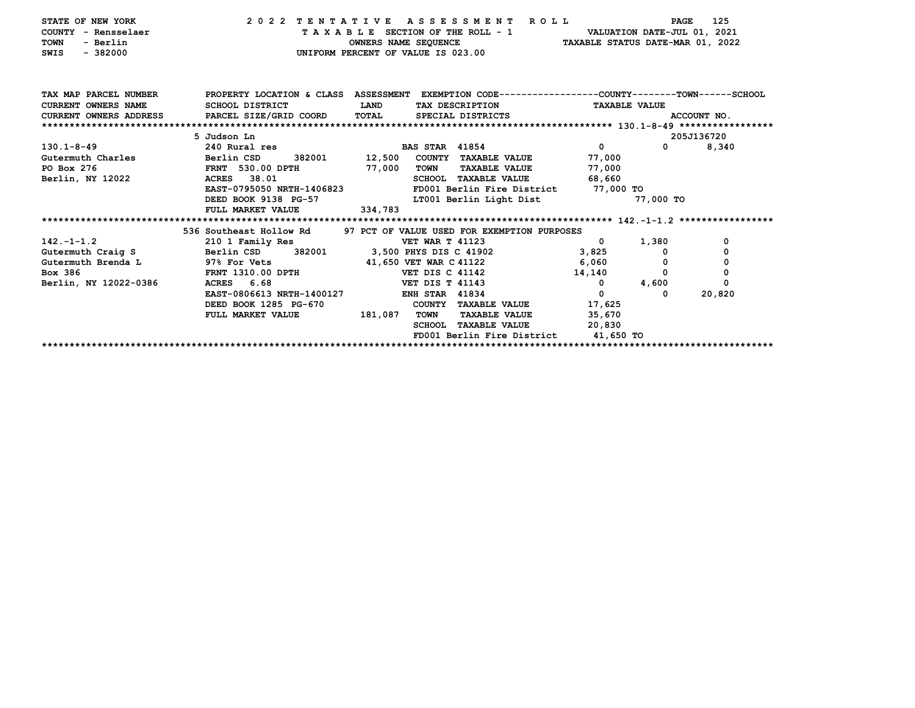STATE OF NEW YORK — 2022 TENTATIVE ASSESSMENT ROLL
COUNTY - Rensselaer — TAXABLE SECTION OF THE ROLL - 1 — VALUATION DATE-JUL 01, 2021
TOWN - Berlin — OWNERS NAME SEQUENCE — TAXABLE STATUS DATE-MAR 01, 2022
SWIS - 382000 — UNIFORM PERCENT OF VALUE IS 023.00

| TAX MAP PARCEL NUMBER / CURRENT OWNERS NAME / CURRENT OWNERS ADDRESS | PROPERTY LOCATION & CLASS / SCHOOL DISTRICT / PARCEL SIZE/GRID COORD | ASSESSMENT LAND | TOTAL | EXEMPTION CODE / TAX DESCRIPTION / SPECIAL DISTRICTS | COUNTY TAXABLE VALUE | TOWN | SCHOOL |
|---|---|---|---|---|---|---|---|
| **130.1-8-49** | 5 Judson Ln | | | | | | 205J136720 |
| 130.1-8-49 | 240 Rural res | | | BAS STAR 41854 | 0 | 0 | 8,340 |
| Gutermuth Charles | Berlin CSD 382001 | 12,500 | | COUNTY TAXABLE VALUE | 77,000 | | |
| PO Box 276 | FRNT 530.00 DPTH | | 77,000 | TOWN TAXABLE VALUE | 77,000 | | |
| Berlin, NY 12022 | ACRES 38.01 | | | SCHOOL TAXABLE VALUE | 68,660 | | |
| | EAST-0795050 NRTH-1406823 | | | FD001 Berlin Fire District | 77,000 TO | | |
| | DEED BOOK 9138 PG-57 | | | LT001 Berlin Light Dist | | 77,000 TO | |
| | FULL MARKET VALUE | | 334,783 | | | | |
| **142.-1-1.2** | 536 Southeast Hollow Rd | | | 97 PCT OF VALUE USED FOR EXEMPTION PURPOSES | | | |
| 142.-1-1.2 | 210 1 Family Res | | | VET WAR T 41123 | 0 | 1,380 | 0 |
| Gutermuth Craig S | Berlin CSD 382001 | 3,500 | | PHYS DIS C 41902 | 3,825 | 0 | 0 |
| Gutermuth Brenda L | 97% For Vets | | 41,650 | VET WAR C 41122 | 6,060 | 0 | 0 |
| Box 386 | FRNT 1310.00 DPTH | | | VET DIS C 41142 | 14,140 | 0 | 0 |
| Berlin, NY 12022-0386 | ACRES 6.68 | | | VET DIS T 41143 | 0 | 4,600 | 0 |
| | EAST-0806613 NRTH-1400127 | | | ENH STAR 41834 | 0 | 0 | 20,820 |
| | DEED BOOK 1285 PG-670 | | | COUNTY TAXABLE VALUE | 17,625 | | |
| | FULL MARKET VALUE | | 181,087 | TOWN TAXABLE VALUE | 35,670 | | |
| | | | | SCHOOL TAXABLE VALUE | 20,830 | | |
| | | | | FD001 Berlin Fire District | 41,650 TO | | |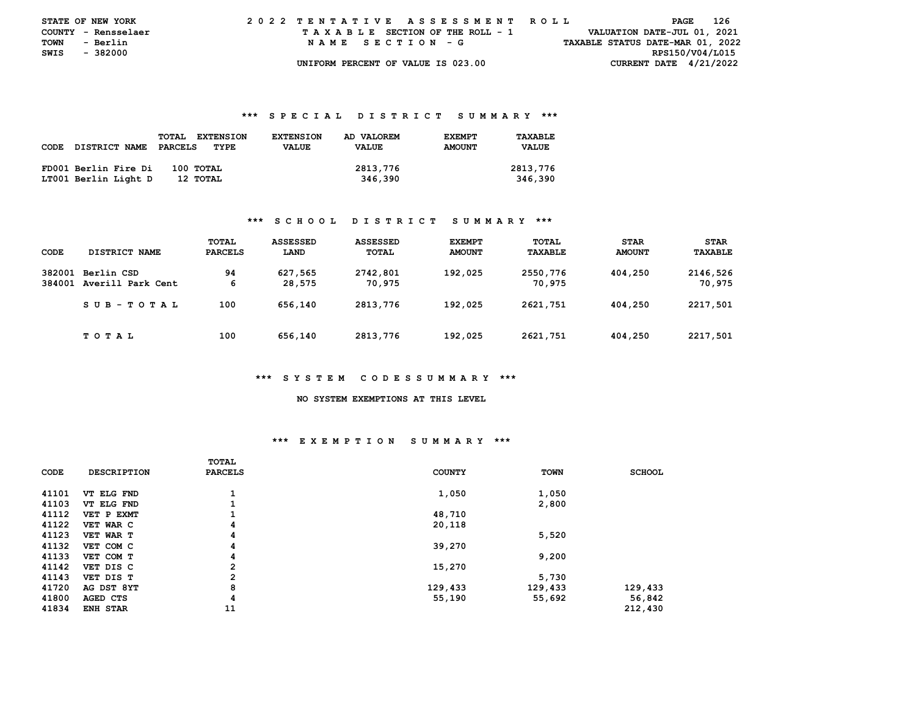STATE OF NEW YORK
COUNTY - Rensselaer
TOWN - Berlin
SWIS - 382000

2022 TENTATIVE ASSESSMENT ROLL
TAXABLE SECTION OF THE ROLL - 1
NAME SECTION - G
UNIFORM PERCENT OF VALUE IS 023.00

VALUATION DATE-JUL 01, 2021
TAXABLE STATUS DATE-MAR 01, 2022
RPS150/V04/L015
CURRENT DATE 4/21/2022

## *** SPECIAL DISTRICT SUMMARY ***

| CODE | DISTRICT NAME | TOTAL PARCELS | EXTENSION TYPE | EXTENSION VALUE | AD VALOREM VALUE | EXEMPT AMOUNT | TAXABLE VALUE |
|---|---|---|---|---|---|---|---|
| FD001 | Berlin Fire Di | 100 | TOTAL | | 2813,776 | | 2813,776 |
| LT001 | Berlin Light D | 12 | TOTAL | | 346,390 | | 346,390 |

## *** SCHOOL DISTRICT SUMMARY ***

| CODE | DISTRICT NAME | TOTAL PARCELS | ASSESSED LAND | ASSESSED TOTAL | EXEMPT AMOUNT | TOTAL TAXABLE | STAR AMOUNT | STAR TAXABLE |
|---|---|---|---|---|---|---|---|---|
| 382001 | Berlin CSD | 94 | 627,565 | 2742,801 | 192,025 | 2550,776 | 404,250 | 2146,526 |
| 384001 | Averill Park Cent | 6 | 28,575 | 70,975 | | 70,975 | | 70,975 |
| | SUB-TOTAL | 100 | 656,140 | 2813,776 | 192,025 | 2621,751 | 404,250 | 2217,501 |
| | TOTAL | 100 | 656,140 | 2813,776 | 192,025 | 2621,751 | 404,250 | 2217,501 |

## *** SYSTEM CODESSUMMARY ***

NO SYSTEM EXEMPTIONS AT THIS LEVEL

## *** EXEMPTION SUMMARY ***

| CODE | DESCRIPTION | TOTAL PARCELS | COUNTY | TOWN | SCHOOL |
|---|---|---|---|---|---|
| 41101 | VT ELG FND | 1 | 1,050 | 1,050 | |
| 41103 | VT ELG FND | 1 | | 2,800 | |
| 41112 | VET P EXMT | 1 | 48,710 | | |
| 41122 | VET WAR C | 4 | 20,118 | | |
| 41123 | VET WAR T | 4 | | 5,520 | |
| 41132 | VET COM C | 4 | 39,270 | | |
| 41133 | VET COM T | 4 | | 9,200 | |
| 41142 | VET DIS C | 2 | 15,270 | | |
| 41143 | VET DIS T | 2 | | 5,730 | |
| 41720 | AG DST 8YT | 8 | 129,433 | 129,433 | 129,433 |
| 41800 | AGED CTS | 4 | 55,190 | 55,692 | 56,842 |
| 41834 | ENH STAR | 11 | | | 212,430 |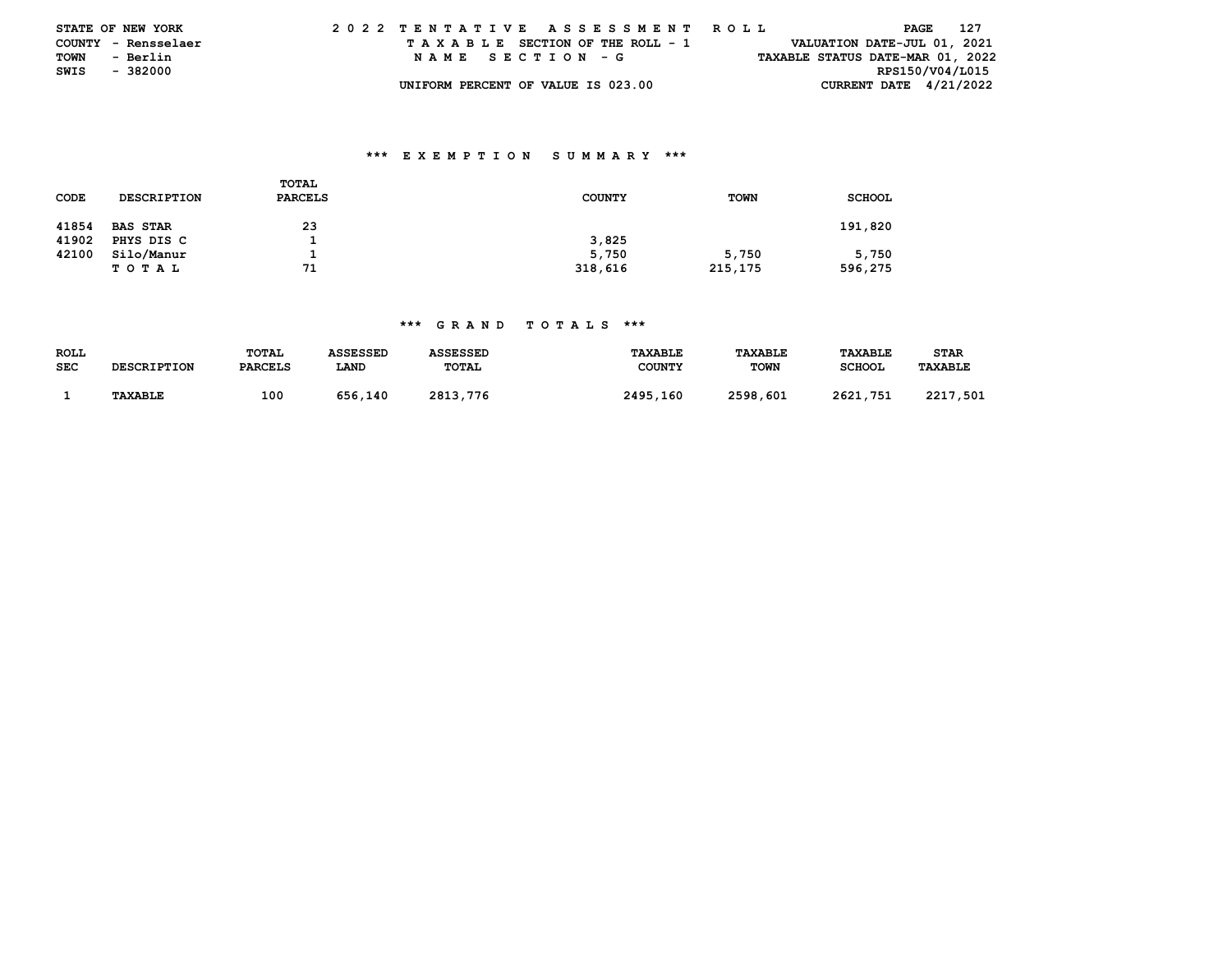STATE OF NEW YORK
COUNTY - Rensselaer
TOWN - Berlin
SWIS - 382000

2022 TENTATIVE ASSESSMENT ROLL
TAXABLE SECTION OF THE ROLL - 1
NAME SECTION - G
UNIFORM PERCENT OF VALUE IS 023.00

VALUATION DATE-JUL 01, 2021
TAXABLE STATUS DATE-MAR 01, 2022
RPS150/V04/L015
CURRENT DATE 4/21/2022

### *** EXEMPTION SUMMARY ***

| CODE | DESCRIPTION | TOTAL PARCELS | COUNTY | TOWN | SCHOOL |
|---|---|---|---|---|---|
| 41854 | BAS STAR | 23 | | | 191,820 |
| 41902 | PHYS DIS C | 1 | 3,825 | | |
| 42100 | Silo/Manur | 1 | 5,750 | 5,750 | 5,750 |
| | TOTAL | 71 | 318,616 | 215,175 | 596,275 |

### *** GRAND TOTALS ***

| ROLL SEC | DESCRIPTION | TOTAL PARCELS | ASSESSED LAND | ASSESSED TOTAL | TAXABLE COUNTY | TAXABLE TOWN | TAXABLE SCHOOL | STAR TAXABLE |
|---|---|---|---|---|---|---|---|---|
| 1 | TAXABLE | 100 | 656,140 | 2813,776 | 2495,160 | 2598,601 | 2621,751 | 2217,501 |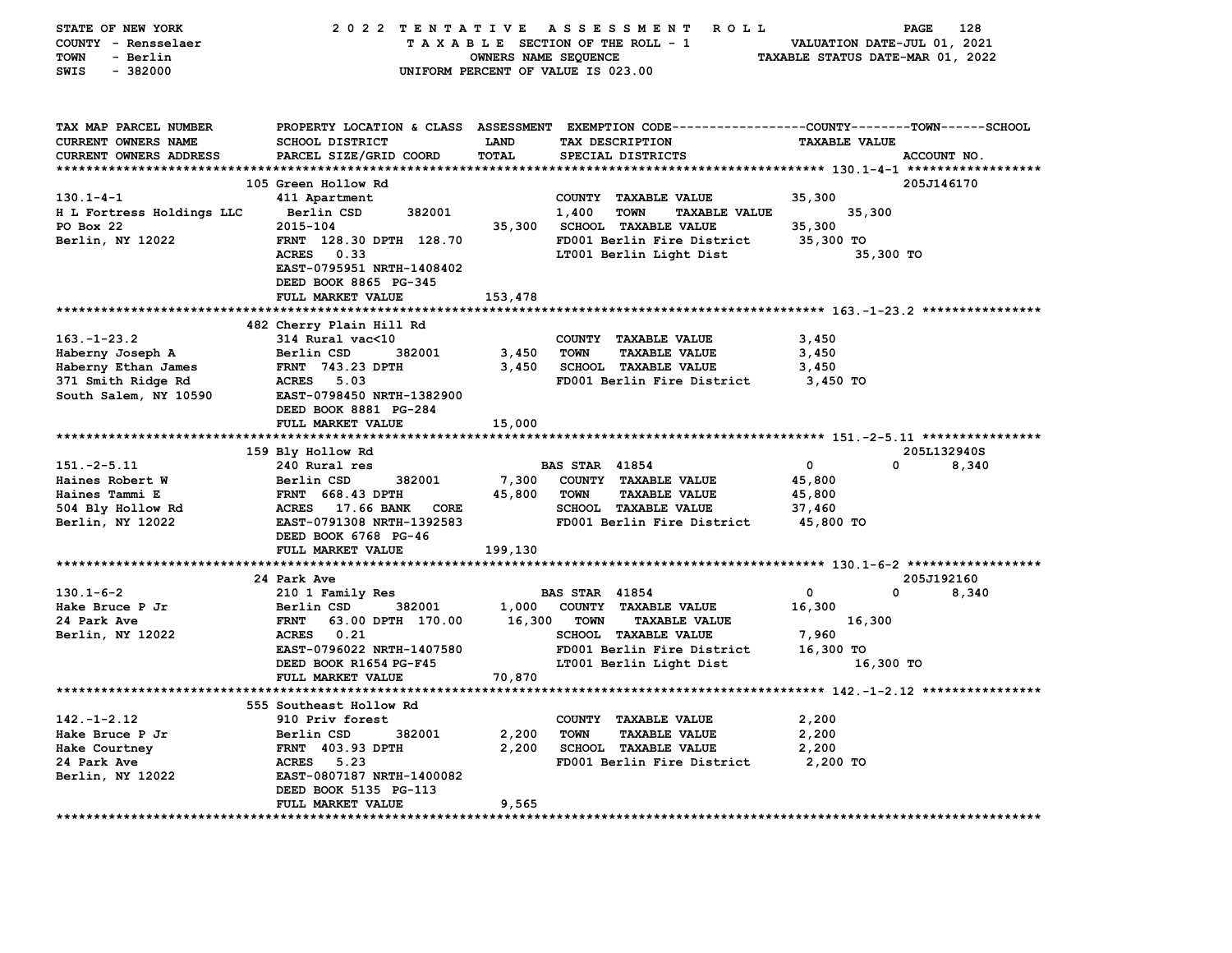STATE OF NEW YORK — 2022 TENTATIVE ASSESSMENT ROLL
COUNTY - Rensselaer — TAXABLE SECTION OF THE ROLL - 1 — VALUATION DATE-JUL 01, 2021
TOWN - Berlin — OWNERS NAME SEQUENCE — TAXABLE STATUS DATE-MAR 01, 2022
SWIS - 382000 — UNIFORM PERCENT OF VALUE IS 023.00

| TAX MAP PARCEL NUMBER / CURRENT OWNERS NAME / CURRENT OWNERS ADDRESS | PROPERTY LOCATION & CLASS / SCHOOL DISTRICT / PARCEL SIZE/GRID COORD | ASSESSMENT LAND / TOTAL | EXEMPTION CODE / TAX DESCRIPTION / SPECIAL DISTRICTS | COUNTY / TOWN / SCHOOL TAXABLE VALUE | ACCOUNT NO. |
|---|---|---|---|---|---|
| **130.1-4-1** | 105 Green Hollow Rd | | | | 205J146170 |
| H L Fortress Holdings LLC | 411 Apartment | | COUNTY TAXABLE VALUE | 35,300 | |
| PO Box 22 | Berlin CSD 382001 | 1,400 | TOWN TAXABLE VALUE | 35,300 | |
| Berlin, NY 12022 | 2015-104 | 35,300 | SCHOOL TAXABLE VALUE | 35,300 | |
| | FRNT 128.30 DPTH 128.70 | | FD001 Berlin Fire District | 35,300 TO | |
| | ACRES 0.33 | | LT001 Berlin Light Dist | 35,300 TO | |
| | EAST-0795951 NRTH-1408402 | | | | |
| | DEED BOOK 8865 PG-345 | | | | |
| | FULL MARKET VALUE | 153,478 | | | |
| **163.-1-23.2** | 482 Cherry Plain Hill Rd | | | | |
| Haberny Joseph A | 314 Rural vac<10 | | COUNTY TAXABLE VALUE | 3,450 | |
| Haberny Ethan James | Berlin CSD 382001 | 3,450 | TOWN TAXABLE VALUE | 3,450 | |
| 371 Smith Ridge Rd | FRNT 743.23 DPTH | 3,450 | SCHOOL TAXABLE VALUE | 3,450 | |
| South Salem, NY 10590 | ACRES 5.03 | | FD001 Berlin Fire District | 3,450 TO | |
| | EAST-0798450 NRTH-1382900 | | | | |
| | DEED BOOK 8881 PG-284 | | | | |
| | FULL MARKET VALUE | 15,000 | | | |
| **151.-2-5.11** | 159 Bly Hollow Rd | | | | 205L132940S |
| Haines Robert W | 240 Rural res | | BAS STAR 41854 | 0 / 0 / 8,340 | |
| Haines Tammi E | Berlin CSD 382001 | 7,300 | COUNTY TAXABLE VALUE | 45,800 | |
| 504 Bly Hollow Rd | FRNT 668.43 DPTH | 45,800 | TOWN TAXABLE VALUE | 45,800 | |
| Berlin, NY 12022 | ACRES 17.66 BANK CORE | | SCHOOL TAXABLE VALUE | 37,460 | |
| | EAST-0791308 NRTH-1392583 | | FD001 Berlin Fire District | 45,800 TO | |
| | DEED BOOK 6768 PG-46 | | | | |
| | FULL MARKET VALUE | 199,130 | | | |
| **130.1-6-2** | 24 Park Ave | | | | 205J192160 |
| Hake Bruce P Jr | 210 1 Family Res | | BAS STAR 41854 | 0 / 0 / 8,340 | |
| 24 Park Ave | Berlin CSD 382001 | 1,000 | COUNTY TAXABLE VALUE | 16,300 | |
| Berlin, NY 12022 | FRNT 63.00 DPTH 170.00 | 16,300 | TOWN TAXABLE VALUE | 16,300 | |
| | ACRES 0.21 | | SCHOOL TAXABLE VALUE | 7,960 | |
| | EAST-0796022 NRTH-1407580 | | FD001 Berlin Fire District | 16,300 TO | |
| | DEED BOOK R1654 PG-F45 | | LT001 Berlin Light Dist | 16,300 TO | |
| | FULL MARKET VALUE | 70,870 | | | |
| **142.-1-2.12** | 555 Southeast Hollow Rd | | | | |
| Hake Bruce P Jr | 910 Priv forest | | COUNTY TAXABLE VALUE | 2,200 | |
| Hake Courtney | Berlin CSD 382001 | 2,200 | TOWN TAXABLE VALUE | 2,200 | |
| 24 Park Ave | FRNT 403.93 DPTH | 2,200 | SCHOOL TAXABLE VALUE | 2,200 | |
| Berlin, NY 12022 | ACRES 5.23 | | FD001 Berlin Fire District | 2,200 TO | |
| | EAST-0807187 NRTH-1400082 | | | | |
| | DEED BOOK 5135 PG-113 | | | | |
| | FULL MARKET VALUE | 9,565 | | | |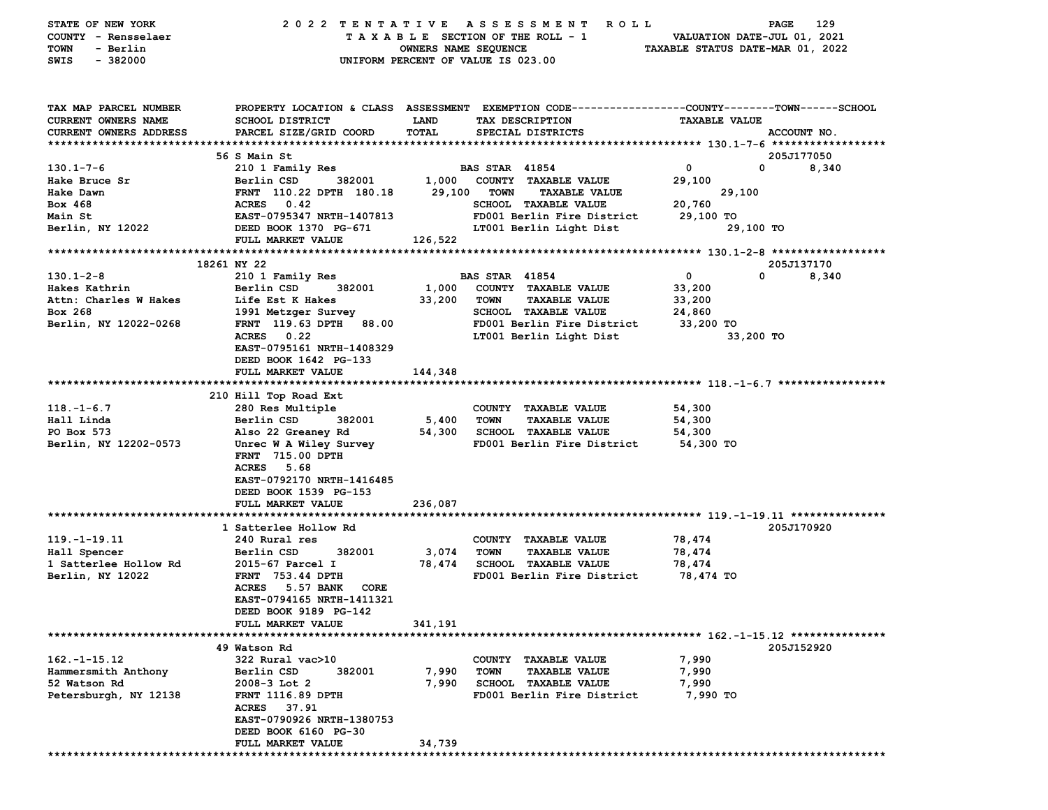STATE OF NEW YORK — 2022 TENTATIVE ASSESSMENT ROLL
COUNTY - Rensselaer — TAXABLE SECTION OF THE ROLL - 1 — VALUATION DATE-JUL 01, 2021
TOWN - Berlin — OWNERS NAME SEQUENCE — TAXABLE STATUS DATE-MAR 01, 2022
SWIS - 382000 — UNIFORM PERCENT OF VALUE IS 023.00

| TAX MAP PARCEL NUMBER / CURRENT OWNERS NAME / CURRENT OWNERS ADDRESS | PROPERTY LOCATION & CLASS / SCHOOL DISTRICT / PARCEL SIZE/GRID COORD | ASSESSMENT LAND / TOTAL | EXEMPTION CODE / TAX DESCRIPTION / SPECIAL DISTRICTS | COUNTY | TOWN | SCHOOL / TAXABLE VALUE | ACCOUNT NO. |
|---|---|---|---|---|---|---|---|
| **130.1-7-6** | 56 S Main St | | | | | | 205J177050 |
| 130.1-7-6 | 210 1 Family Res | | BAS STAR 41854 | 0 | 0 | 8,340 | |
| Hake Bruce Sr | Berlin CSD 382001 | 1,000 | COUNTY TAXABLE VALUE | 29,100 | | | |
| Hake Dawn | FRNT 110.22 DPTH 180.18 | 29,100 | TOWN TAXABLE VALUE | | 29,100 | | |
| Box 468 | ACRES 0.42 | | SCHOOL TAXABLE VALUE | | | 20,760 | |
| Main St | EAST-0795347 NRTH-1407813 | | FD001 Berlin Fire District | 29,100 TO | | | |
| Berlin, NY 12022 | DEED BOOK 1370 PG-671 | | LT001 Berlin Light Dist | | 29,100 TO | | |
| | FULL MARKET VALUE | 126,522 | | | | | |
| **130.1-2-8** | 18261 NY 22 | | | | | | 205J137170 |
| 130.1-2-8 | 210 1 Family Res | | BAS STAR 41854 | 0 | 0 | 8,340 | |
| Hakes Kathrin | Berlin CSD 382001 | 1,000 | COUNTY TAXABLE VALUE | 33,200 | | | |
| Attn: Charles W Hakes | Life Est K Hakes | 33,200 | TOWN TAXABLE VALUE | 33,200 | | | |
| Box 268 | 1991 Metzger Survey | | SCHOOL TAXABLE VALUE | 24,860 | | | |
| Berlin, NY 12022-0268 | FRNT 119.63 DPTH 88.00 | | FD001 Berlin Fire District | 33,200 TO | | | |
| | ACRES 0.22 | | LT001 Berlin Light Dist | | 33,200 TO | | |
| | EAST-0795161 NRTH-1408329 | | | | | | |
| | DEED BOOK 1642 PG-133 | | | | | | |
| | FULL MARKET VALUE | 144,348 | | | | | |
| **118.-1-6.7** | 210 Hill Top Road Ext | | | | | | |
| 118.-1-6.7 | 280 Res Multiple | | COUNTY TAXABLE VALUE | 54,300 | | | |
| Hall Linda | Berlin CSD 382001 | 5,400 | TOWN TAXABLE VALUE | 54,300 | | | |
| PO Box 573 | Also 22 Greaney Rd | 54,300 | SCHOOL TAXABLE VALUE | 54,300 | | | |
| Berlin, NY 12202-0573 | Unrec W A Wiley Survey | | FD001 Berlin Fire District | 54,300 TO | | | |
| | FRNT 715.00 DPTH | | | | | | |
| | ACRES 5.68 | | | | | | |
| | EAST-0792170 NRTH-1416485 | | | | | | |
| | DEED BOOK 1539 PG-153 | | | | | | |
| | FULL MARKET VALUE | 236,087 | | | | | |
| **119.-1-19.11** | 1 Satterlee Hollow Rd | | | | | | 205J170920 |
| 119.-1-19.11 | 240 Rural res | | COUNTY TAXABLE VALUE | 78,474 | | | |
| Hall Spencer | Berlin CSD 382001 | 3,074 | TOWN TAXABLE VALUE | 78,474 | | | |
| 1 Satterlee Hollow Rd | 2015-67 Parcel I | 78,474 | SCHOOL TAXABLE VALUE | 78,474 | | | |
| Berlin, NY 12022 | FRNT 753.44 DPTH | | FD001 Berlin Fire District | 78,474 TO | | | |
| | ACRES 5.57 BANK CORE | | | | | | |
| | EAST-0794165 NRTH-1411321 | | | | | | |
| | DEED BOOK 9189 PG-142 | | | | | | |
| | FULL MARKET VALUE | 341,191 | | | | | |
| **162.-1-15.12** | 49 Watson Rd | | | | | | 205J152920 |
| 162.-1-15.12 | 322 Rural vac>10 | | COUNTY TAXABLE VALUE | 7,990 | | | |
| Hammersmith Anthony | Berlin CSD 382001 | 7,990 | TOWN TAXABLE VALUE | 7,990 | | | |
| 52 Watson Rd | 2008-3 Lot 2 | 7,990 | SCHOOL TAXABLE VALUE | 7,990 | | | |
| Petersburgh, NY 12138 | FRNT 1116.89 DPTH | | FD001 Berlin Fire District | 7,990 TO | | | |
| | ACRES 37.91 | | | | | | |
| | EAST-0790926 NRTH-1380753 | | | | | | |
| | DEED BOOK 6160 PG-30 | | | | | | |
| | FULL MARKET VALUE | 34,739 | | | | | |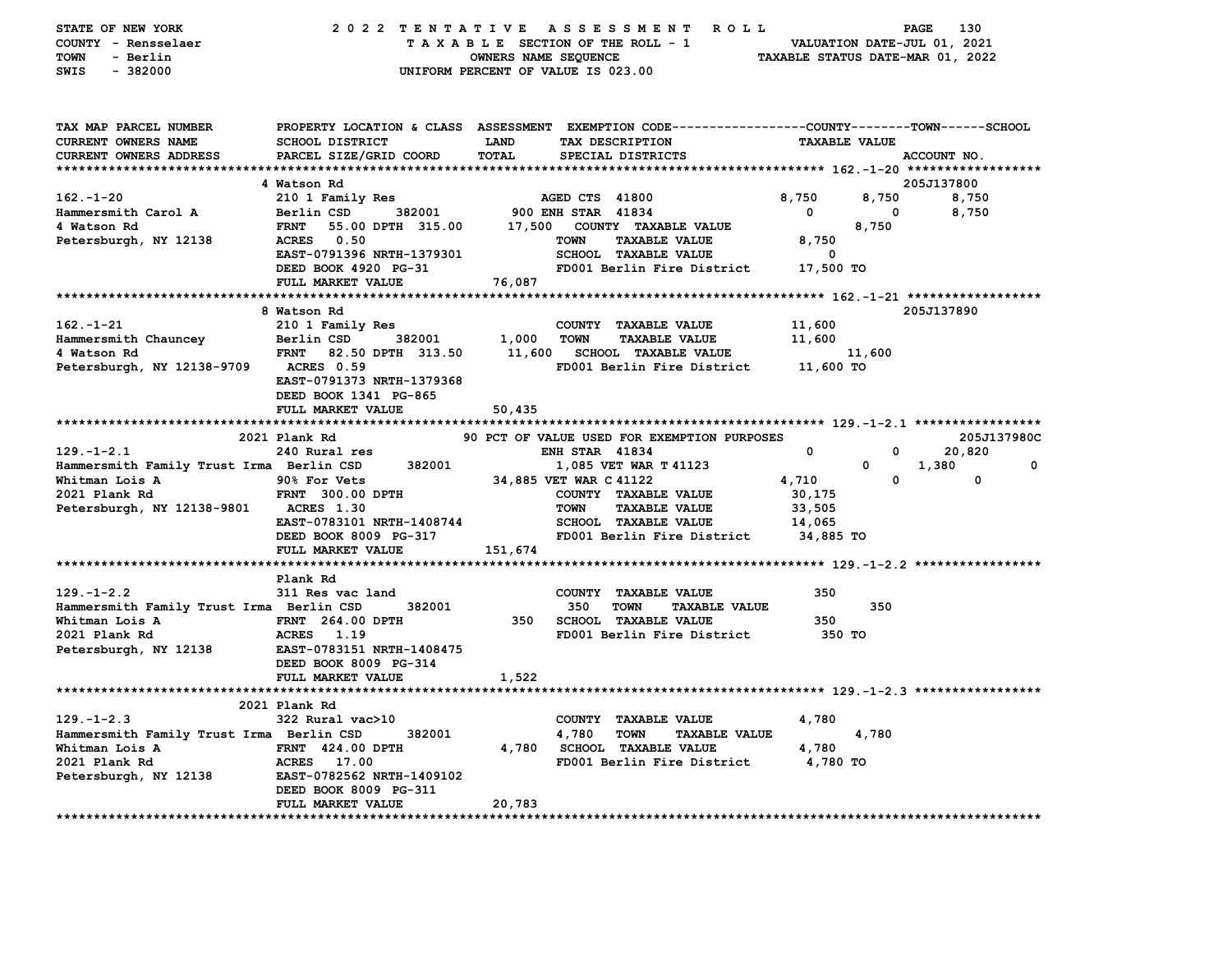STATE OF NEW YORK — COUNTY - Rensselaer — TOWN - Berlin — SWIS - 382000

**2022 TENTATIVE ASSESSMENT ROLL**
TAXABLE SECTION OF THE ROLL - 1
OWNERS NAME SEQUENCE
UNIFORM PERCENT OF VALUE IS 023.00

VALUATION DATE-JUL 01, 2021
TAXABLE STATUS DATE-MAR 01, 2022

```
TAX MAP PARCEL NUMBER        PROPERTY LOCATION & CLASS  ASSESSMENT  EXEMPTION CODE------------------COUNTY--------TOWN------SCHOOL
CURRENT OWNERS NAME          SCHOOL DISTRICT              LAND      TAX DESCRIPTION                  TAXABLE VALUE
CURRENT OWNERS ADDRESS       PARCEL SIZE/GRID COORD       TOTAL     SPECIAL DISTRICTS                                  ACCOUNT NO.
******************************************************************************************************* 162.-1-20 ******************
                             4 Watson Rd                                                                               205J137800
162.-1-20                    210 1 Family Res                        AGED CTS  41800             8,750      8,750       8,750
Hammersmith Carol A          Berlin CSD      382001          900 ENH STAR  41834                     0          0       8,750
4 Watson Rd                  FRNT   55.00 DPTH  315.00    17,500    COUNTY  TAXABLE VALUE                   8,750
Petersburgh, NY 12138        ACRES    0.50                           TOWN    TAXABLE VALUE           8,750
                             EAST-0791396 NRTH-1379301               SCHOOL  TAXABLE VALUE                   0
                             DEED BOOK 4920  PG-31                   FD001 Berlin Fire District        17,500 TO
                             FULL MARKET VALUE            76,087
******************************************************************************************************* 162.-1-21 ******************
                             8 Watson Rd                                                                               205J137890
162.-1-21                    210 1 Family Res                        COUNTY  TAXABLE VALUE          11,600
Hammersmith Chauncey         Berlin CSD      382001        1,000    TOWN    TAXABLE VALUE          11,600
4 Watson Rd                  FRNT   82.50 DPTH  313.50    11,600    SCHOOL  TAXABLE VALUE                  11,600
Petersburgh, NY 12138-9709   ACRES    0.59                           FD001 Berlin Fire District        11,600 TO
                             EAST-0791373 NRTH-1379368
                             DEED BOOK 1341  PG-865
                             FULL MARKET VALUE            50,435
******************************************************************************************************* 129.-1-2.1 *****************
                             2021 Plank Rd                90 PCT OF VALUE USED FOR EXEMPTION PURPOSES                         205J137980C
129.-1-2.1                   240 Rural res                           ENH STAR  41834                     0          0      20,820
Hammersmith Family Trust Irma  Berlin CSD      382001          1,085 VET WAR T 41123                    0      1,380           0
Whitman Lois A               90% For Vets                 34,885 VET WAR C 41122                 4,710          0           0
2021 Plank Rd                FRNT  300.00 DPTH                       COUNTY  TAXABLE VALUE          30,175
Petersburgh, NY 12138-9801   ACRES    1.30                           TOWN    TAXABLE VALUE          33,505
                             EAST-0783101 NRTH-1408744               SCHOOL  TAXABLE VALUE          14,065
                             DEED BOOK 8009  PG-317                  FD001 Berlin Fire District        34,885 TO
                             FULL MARKET VALUE           151,674
******************************************************************************************************* 129.-1-2.2 *****************
                             Plank Rd
129.-1-2.2                   311 Res vac land                        COUNTY  TAXABLE VALUE             350
Hammersmith Family Trust Irma  Berlin CSD      382001            350    TOWN    TAXABLE VALUE                  350
Whitman Lois A               FRNT  264.00 DPTH               350    SCHOOL  TAXABLE VALUE             350
2021 Plank Rd                ACRES    1.19                           FD001 Berlin Fire District           350 TO
Petersburgh, NY 12138        EAST-0783151 NRTH-1408475
                             DEED BOOK 8009  PG-314
                             FULL MARKET VALUE             1,522
******************************************************************************************************* 129.-1-2.3 *****************
                             2021 Plank Rd
129.-1-2.3                   322 Rural vac>10                        COUNTY  TAXABLE VALUE           4,780
Hammersmith Family Trust Irma  Berlin CSD      382001          4,780    TOWN    TAXABLE VALUE                4,780
Whitman Lois A               FRNT  424.00 DPTH             4,780    SCHOOL  TAXABLE VALUE           4,780
2021 Plank Rd                ACRES   17.00                           FD001 Berlin Fire District         4,780 TO
Petersburgh, NY 12138        EAST-0782562 NRTH-1409102
                             DEED BOOK 8009  PG-311
                             FULL MARKET VALUE            20,783
************************************************************************************************************************************
```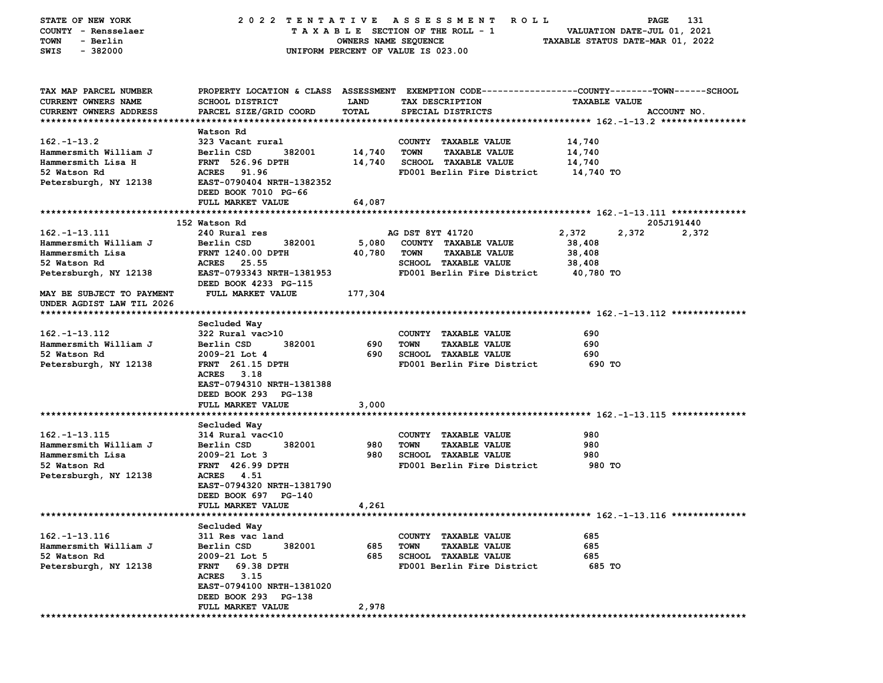STATE OF NEW YORK — 2022 TENTATIVE ASSESSMENT ROLL
COUNTY - Rensselaer — TAXABLE SECTION OF THE ROLL - 1 — VALUATION DATE-JUL 01, 2021
TOWN - Berlin — OWNERS NAME SEQUENCE — TAXABLE STATUS DATE-MAR 01, 2022
SWIS - 382000 — UNIFORM PERCENT OF VALUE IS 023.00

| TAX MAP PARCEL NUMBER / CURRENT OWNERS NAME / CURRENT OWNERS ADDRESS | PROPERTY LOCATION & CLASS / SCHOOL DISTRICT / PARCEL SIZE/GRID COORD | ASSESSMENT LAND / TOTAL | EXEMPTION CODE / TAX DESCRIPTION / SPECIAL DISTRICTS | COUNTY | TOWN | SCHOOL / TAXABLE VALUE / ACCOUNT NO. |
|---|---|---|---|---|---|---|
| **162.-1-13.2** | Watson Rd | | | | | |
| 162.-1-13.2 | 323 Vacant rural | | COUNTY TAXABLE VALUE | 14,740 | | |
| Hammersmith William J | Berlin CSD 382001 | 14,740 | TOWN TAXABLE VALUE | | 14,740 | |
| Hammersmith Lisa H | FRNT 526.96 DPTH | 14,740 | SCHOOL TAXABLE VALUE | | | 14,740 |
| 52 Watson Rd | ACRES 91.96 | | FD001 Berlin Fire District | 14,740 TO | | |
| Petersburgh, NY 12138 | EAST-0790404 NRTH-1382352 | | | | | |
| | DEED BOOK 7010 PG-66 | | | | | |
| | FULL MARKET VALUE | 64,087 | | | | |
| **162.-1-13.111** | 152 Watson Rd | | | | | 205J191440 |
| 162.-1-13.111 | 240 Rural res | | AG DST 8YT 41720 | 2,372 | 2,372 | 2,372 |
| Hammersmith William J | Berlin CSD 382001 | 5,080 | COUNTY TAXABLE VALUE | 38,408 | | |
| Hammersmith Lisa | FRNT 1240.00 DPTH | 40,780 | TOWN TAXABLE VALUE | | 38,408 | |
| 52 Watson Rd | ACRES 25.55 | | SCHOOL TAXABLE VALUE | | | 38,408 |
| Petersburgh, NY 12138 | EAST-0793343 NRTH-1381953 | | FD001 Berlin Fire District | 40,780 TO | | |
| | DEED BOOK 4233 PG-115 | | | | | |
| MAY BE SUBJECT TO PAYMENT UNDER AGDIST LAW TIL 2026 | FULL MARKET VALUE | 177,304 | | | | |
| **162.-1-13.112** | Secluded Way | | | | | |
| 162.-1-13.112 | 322 Rural vac>10 | | COUNTY TAXABLE VALUE | 690 | | |
| Hammersmith William J | Berlin CSD 382001 | 690 | TOWN TAXABLE VALUE | | 690 | |
| 52 Watson Rd | 2009-21 Lot 4 | 690 | SCHOOL TAXABLE VALUE | | | 690 |
| Petersburgh, NY 12138 | FRNT 261.15 DPTH | | FD001 Berlin Fire District | 690 TO | | |
| | ACRES 3.18 | | | | | |
| | EAST-0794310 NRTH-1381388 | | | | | |
| | DEED BOOK 293 PG-138 | | | | | |
| | FULL MARKET VALUE | 3,000 | | | | |
| **162.-1-13.115** | Secluded Way | | | | | |
| 162.-1-13.115 | 314 Rural vac<10 | | COUNTY TAXABLE VALUE | 980 | | |
| Hammersmith William J | Berlin CSD 382001 | 980 | TOWN TAXABLE VALUE | | 980 | |
| Hammersmith Lisa | 2009-21 Lot 3 | 980 | SCHOOL TAXABLE VALUE | | | 980 |
| 52 Watson Rd | FRNT 426.99 DPTH | | FD001 Berlin Fire District | 980 TO | | |
| Petersburgh, NY 12138 | ACRES 4.51 | | | | | |
| | EAST-0794320 NRTH-1381790 | | | | | |
| | DEED BOOK 697 PG-140 | | | | | |
| | FULL MARKET VALUE | 4,261 | | | | |
| **162.-1-13.116** | Secluded Way | | | | | |
| 162.-1-13.116 | 311 Res vac land | | COUNTY TAXABLE VALUE | 685 | | |
| Hammersmith William J | Berlin CSD 382001 | 685 | TOWN TAXABLE VALUE | | 685 | |
| 52 Watson Rd | 2009-21 Lot 5 | 685 | SCHOOL TAXABLE VALUE | | | 685 |
| Petersburgh, NY 12138 | FRNT 69.38 DPTH | | FD001 Berlin Fire District | 685 TO | | |
| | ACRES 3.15 | | | | | |
| | EAST-0794100 NRTH-1381020 | | | | | |
| | DEED BOOK 293 PG-138 | | | | | |
| | FULL MARKET VALUE | 2,978 | | | | |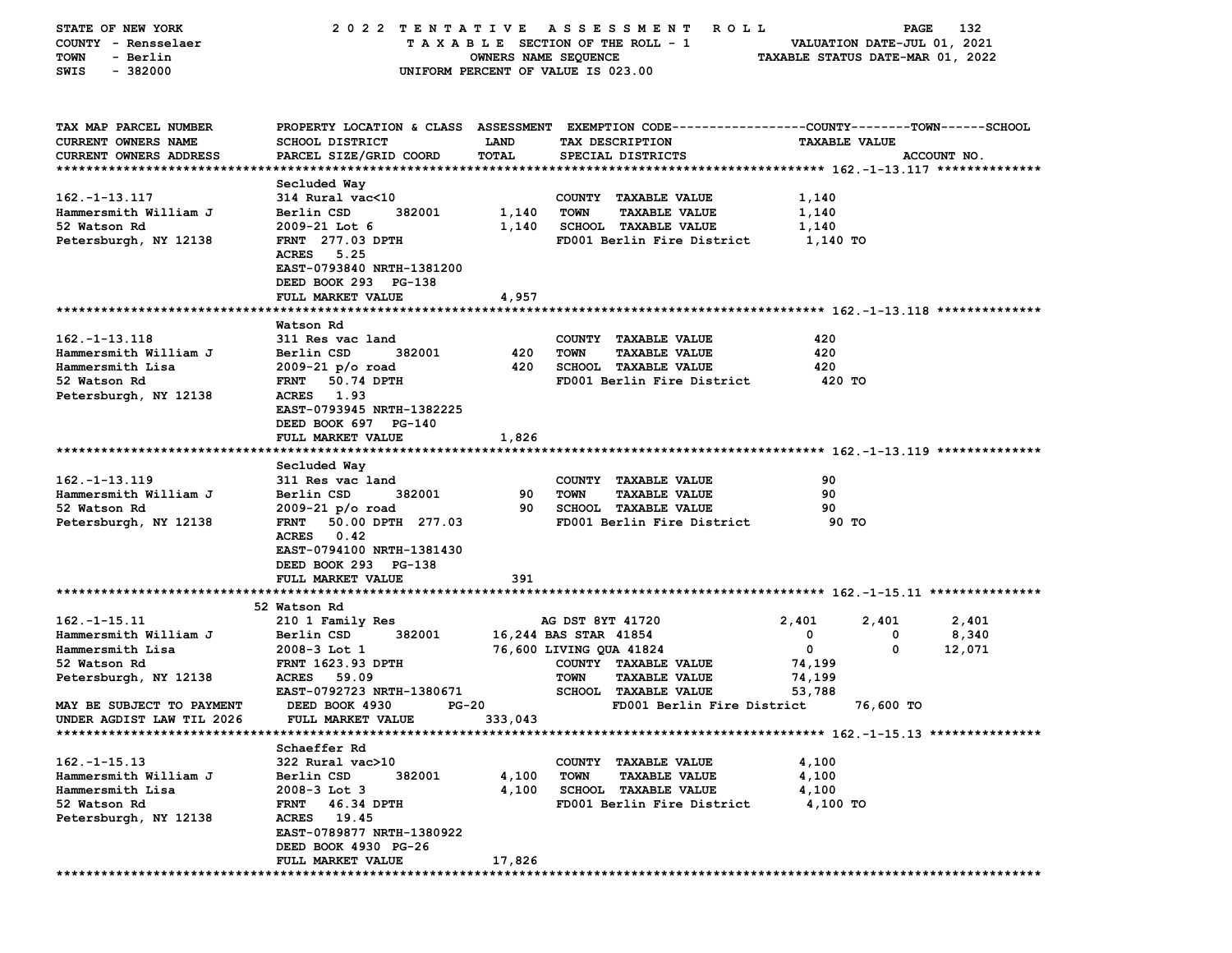STATE OF NEW YORK — COUNTY - Rensselaer — TOWN - Berlin — SWIS - 382000

## 2022 TENTATIVE ASSESSMENT ROLL
TAXABLE SECTION OF THE ROLL - 1
OWNERS NAME SEQUENCE
UNIFORM PERCENT OF VALUE IS 023.00

VALUATION DATE-JUL 01, 2021
TAXABLE STATUS DATE-MAR 01, 2022

| TAX MAP PARCEL NUMBER / CURRENT OWNERS NAME / CURRENT OWNERS ADDRESS | PROPERTY LOCATION & CLASS / SCHOOL DISTRICT / PARCEL SIZE/GRID COORD | LAND / TOTAL | EXEMPTION CODE / TAX DESCRIPTION / SPECIAL DISTRICTS | COUNTY | TOWN | SCHOOL |
|---|---|---|---|---|---|---|
| **162.-1-13.117** | Secluded Way | | | | | |
| 162.-1-13.117 | 314 Rural vac<10 | | COUNTY TAXABLE VALUE | 1,140 | | |
| Hammersmith William J | Berlin CSD 382001 | 1,140 | TOWN TAXABLE VALUE | | 1,140 | |
| 52 Watson Rd | 2009-21 Lot 6 | 1,140 | SCHOOL TAXABLE VALUE | | | 1,140 |
| Petersburgh, NY 12138 | FRNT 277.03 DPTH | | FD001 Berlin Fire District | 1,140 TO | | |
| | ACRES 5.25 | | | | | |
| | EAST-0793840 NRTH-1381200 | | | | | |
| | DEED BOOK 293 PG-138 | | | | | |
| | FULL MARKET VALUE | 4,957 | | | | |
| **162.-1-13.118** | Watson Rd | | | | | |
| 162.-1-13.118 | 311 Res vac land | | COUNTY TAXABLE VALUE | 420 | | |
| Hammersmith William J | Berlin CSD 382001 | 420 | TOWN TAXABLE VALUE | | 420 | |
| Hammersmith Lisa | 2009-21 p/o road | 420 | SCHOOL TAXABLE VALUE | | | 420 |
| 52 Watson Rd | FRNT 50.74 DPTH | | FD001 Berlin Fire District | 420 TO | | |
| Petersburgh, NY 12138 | ACRES 1.93 | | | | | |
| | EAST-0793945 NRTH-1382225 | | | | | |
| | DEED BOOK 697 PG-140 | | | | | |
| | FULL MARKET VALUE | 1,826 | | | | |
| **162.-1-13.119** | Secluded Way | | | | | |
| 162.-1-13.119 | 311 Res vac land | | COUNTY TAXABLE VALUE | 90 | | |
| Hammersmith William J | Berlin CSD 382001 | 90 | TOWN TAXABLE VALUE | | 90 | |
| 52 Watson Rd | 2009-21 p/o road | 90 | SCHOOL TAXABLE VALUE | | | 90 |
| Petersburgh, NY 12138 | FRNT 50.00 DPTH 277.03 | | FD001 Berlin Fire District | 90 TO | | |
| | ACRES 0.42 | | | | | |
| | EAST-0794100 NRTH-1381430 | | | | | |
| | DEED BOOK 293 PG-138 | | | | | |
| | FULL MARKET VALUE | 391 | | | | |
| **162.-1-15.11** | 52 Watson Rd | | | | | |
| 162.-1-15.11 | 210 1 Family Res | | AG DST 8YT 41720 | 2,401 | 2,401 | 2,401 |
| Hammersmith William J | Berlin CSD 382001 | 16,244 | BAS STAR 41854 | 0 | 0 | 8,340 |
| Hammersmith Lisa | 2008-3 Lot 1 | 76,600 | LIVING QUA 41824 | 0 | 0 | 12,071 |
| 52 Watson Rd | FRNT 1623.93 DPTH | | COUNTY TAXABLE VALUE | 74,199 | | |
| Petersburgh, NY 12138 | ACRES 59.09 | | TOWN TAXABLE VALUE | | 74,199 | |
| | EAST-0792723 NRTH-1380671 | | SCHOOL TAXABLE VALUE | | | 53,788 |
| MAY BE SUBJECT TO PAYMENT | DEED BOOK 4930 PG-20 | | FD001 Berlin Fire District | 76,600 TO | | |
| UNDER AGDIST LAW TIL 2026 | FULL MARKET VALUE | 333,043 | | | | |
| **162.-1-15.13** | Schaeffer Rd | | | | | |
| 162.-1-15.13 | 322 Rural vac>10 | | COUNTY TAXABLE VALUE | 4,100 | | |
| Hammersmith William J | Berlin CSD 382001 | 4,100 | TOWN TAXABLE VALUE | | 4,100 | |
| Hammersmith Lisa | 2008-3 Lot 3 | 4,100 | SCHOOL TAXABLE VALUE | | | 4,100 |
| 52 Watson Rd | FRNT 46.34 DPTH | | FD001 Berlin Fire District | 4,100 TO | | |
| Petersburgh, NY 12138 | ACRES 19.45 | | | | | |
| | EAST-0789877 NRTH-1380922 | | | | | |
| | DEED BOOK 4930 PG-26 | | | | | |
| | FULL MARKET VALUE | 17,826 | | | | |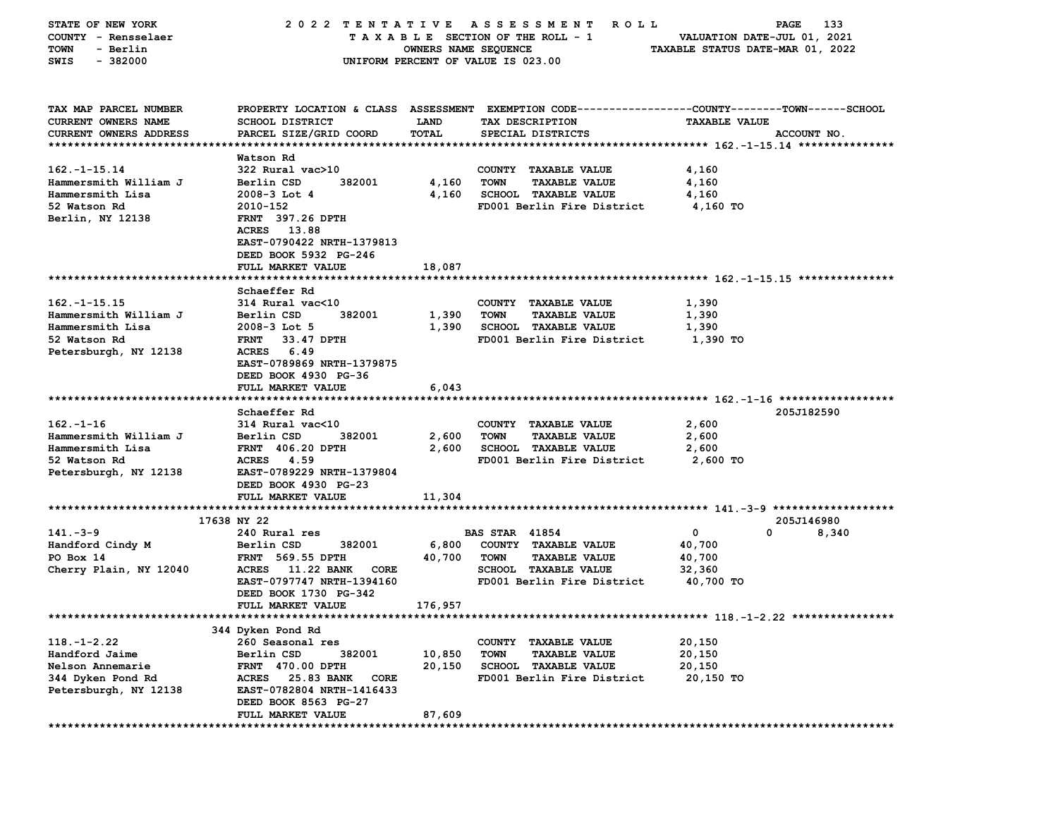STATE OF NEW YORK — 2022 TENTATIVE ASSESSMENT ROLL

COUNTY - Rensselaer — TAXABLE SECTION OF THE ROLL - 1 — VALUATION DATE-JUL 01, 2021

TOWN - Berlin — OWNERS NAME SEQUENCE — TAXABLE STATUS DATE-MAR 01, 2022

SWIS - 382000 — UNIFORM PERCENT OF VALUE IS 023.00

| TAX MAP PARCEL NUMBER / CURRENT OWNERS NAME / CURRENT OWNERS ADDRESS | PROPERTY LOCATION & CLASS / SCHOOL DISTRICT / PARCEL SIZE/GRID COORD | ASSESSMENT LAND | TOTAL | EXEMPTION CODE / TAX DESCRIPTION / SPECIAL DISTRICTS | COUNTY | TOWN | SCHOOL | TAXABLE VALUE / ACCOUNT NO. |
|---|---|---|---|---|---|---|---|---|
| **162.-1-15.14** | Watson Rd | | | | | | | |
| 162.-1-15.14 | 322 Rural vac>10 | | | COUNTY TAXABLE VALUE | | | | 4,160 |
| Hammersmith William J | Berlin CSD 382001 | 4,160 | | TOWN TAXABLE VALUE | | | | 4,160 |
| Hammersmith Lisa | 2008-3 Lot 4 | | 4,160 | SCHOOL TAXABLE VALUE | | | | 4,160 |
| 52 Watson Rd | 2010-152 | | | FD001 Berlin Fire District | | | | 4,160 TO |
| Berlin, NY 12138 | FRNT 397.26 DPTH | | | | | | | |
| | ACRES 13.88 | | | | | | | |
| | EAST-0790422 NRTH-1379813 | | | | | | | |
| | DEED BOOK 5932 PG-246 | | | | | | | |
| | FULL MARKET VALUE | 18,087 | | | | | | |
| **162.-1-15.15** | Schaeffer Rd | | | | | | | |
| 162.-1-15.15 | 314 Rural vac<10 | | | COUNTY TAXABLE VALUE | | | | 1,390 |
| Hammersmith William J | Berlin CSD 382001 | 1,390 | | TOWN TAXABLE VALUE | | | | 1,390 |
| Hammersmith Lisa | 2008-3 Lot 5 | | 1,390 | SCHOOL TAXABLE VALUE | | | | 1,390 |
| 52 Watson Rd | FRNT 33.47 DPTH | | | FD001 Berlin Fire District | | | | 1,390 TO |
| Petersburgh, NY 12138 | ACRES 6.49 | | | | | | | |
| | EAST-0789869 NRTH-1379875 | | | | | | | |
| | DEED BOOK 4930 PG-36 | | | | | | | |
| | FULL MARKET VALUE | 6,043 | | | | | | |
| **162.-1-16** | Schaeffer Rd | | | | | | | 205J182590 |
| 162.-1-16 | 314 Rural vac<10 | | | COUNTY TAXABLE VALUE | | | | 2,600 |
| Hammersmith William J | Berlin CSD 382001 | 2,600 | | TOWN TAXABLE VALUE | | | | 2,600 |
| Hammersmith Lisa | FRNT 406.20 DPTH | | 2,600 | SCHOOL TAXABLE VALUE | | | | 2,600 |
| 52 Watson Rd | ACRES 4.59 | | | FD001 Berlin Fire District | | | | 2,600 TO |
| Petersburgh, NY 12138 | EAST-0789229 NRTH-1379804 | | | | | | | |
| | DEED BOOK 4930 PG-23 | | | | | | | |
| | FULL MARKET VALUE | 11,304 | | | | | | |
| **141.-3-9** | 17638 NY 22 | | | | | | | 205J146980 |
| 141.-3-9 | 240 Rural res | | | BAS STAR 41854 | 0 | 0 | 8,340 | |
| Handford Cindy M | Berlin CSD 382001 | 6,800 | | COUNTY TAXABLE VALUE | | | | 40,700 |
| PO Box 14 | FRNT 569.55 DPTH | | 40,700 | TOWN TAXABLE VALUE | | | | 40,700 |
| Cherry Plain, NY 12040 | ACRES 11.22 BANK CORE | | | SCHOOL TAXABLE VALUE | | | | 32,360 |
| | EAST-0797747 NRTH-1394160 | | | FD001 Berlin Fire District | | | | 40,700 TO |
| | DEED BOOK 1730 PG-342 | | | | | | | |
| | FULL MARKET VALUE | 176,957 | | | | | | |
| **118.-1-2.22** | 344 Dyken Pond Rd | | | | | | | |
| 118.-1-2.22 | 260 Seasonal res | | | COUNTY TAXABLE VALUE | | | | 20,150 |
| Handford Jaime | Berlin CSD 382001 | 10,850 | | TOWN TAXABLE VALUE | | | | 20,150 |
| Nelson Annemarie | FRNT 470.00 DPTH | | 20,150 | SCHOOL TAXABLE VALUE | | | | 20,150 |
| 344 Dyken Pond Rd | ACRES 25.83 BANK CORE | | | FD001 Berlin Fire District | | | | 20,150 TO |
| Petersburgh, NY 12138 | EAST-0782804 NRTH-1416433 | | | | | | | |
| | DEED BOOK 8563 PG-27 | | | | | | | |
| | FULL MARKET VALUE | 87,609 | | | | | | |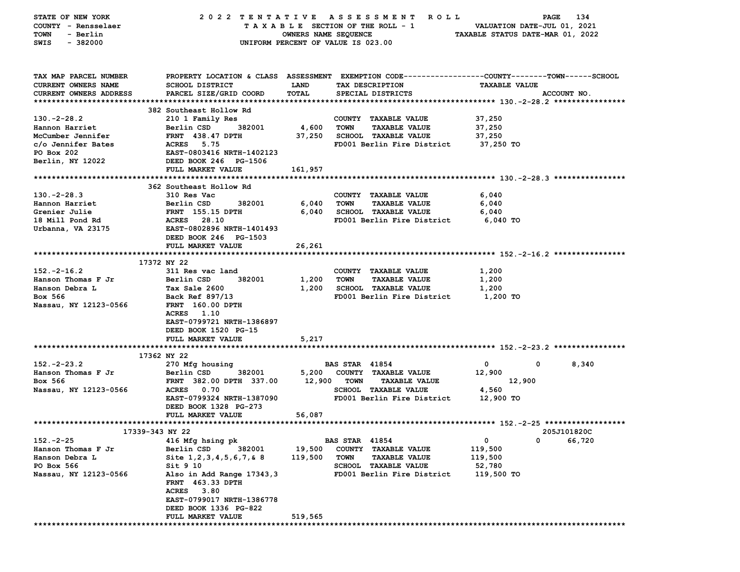STATE OF NEW YORK | COUNTY - Rensselaer | TOWN - Berlin | SWIS - 382000

2022 TENTATIVE ASSESSMENT ROLL
TAXABLE SECTION OF THE ROLL - 1
OWNERS NAME SEQUENCE
UNIFORM PERCENT OF VALUE IS 023.00

VALUATION DATE-JUL 01, 2021
TAXABLE STATUS DATE-MAR 01, 2022

| TAX MAP PARCEL NUMBER / CURRENT OWNERS NAME / CURRENT OWNERS ADDRESS | PROPERTY LOCATION & CLASS / SCHOOL DISTRICT / PARCEL SIZE/GRID COORD | ASSESSMENT LAND | ASSESSMENT TOTAL | EXEMPTION CODE / TAX DESCRIPTION / SPECIAL DISTRICTS | COUNTY TAXABLE VALUE | TOWN | SCHOOL | ACCOUNT NO. |
|---|---|---|---|---|---|---|---|---|
| | 382 Southeast Hollow Rd | | | | | | | |
| 130.-2-28.2 | 210 1 Family Res | | | COUNTY TAXABLE VALUE | 37,250 | | | |
| Hannon Harriet | Berlin CSD 382001 | 4,600 | | TOWN TAXABLE VALUE | 37,250 | | | |
| McCumber Jennifer | FRNT 438.47 DPTH | | 37,250 | SCHOOL TAXABLE VALUE | 37,250 | | | |
| c/o Jennifer Bates | ACRES 5.75 | | | FD001 Berlin Fire District | 37,250 TO | | | |
| PO Box 202 | EAST-0803416 NRTH-1402123 | | | | | | | |
| Berlin, NY 12022 | DEED BOOK 246 PG-1506 | | | | | | | |
| | FULL MARKET VALUE | | 161,957 | | | | | |
| | 362 Southeast Hollow Rd | | | | | | | |
| 130.-2-28.3 | 310 Res Vac | | | COUNTY TAXABLE VALUE | 6,040 | | | |
| Hannon Harriet | Berlin CSD 382001 | 6,040 | | TOWN TAXABLE VALUE | 6,040 | | | |
| Grenier Julie | FRNT 155.15 DPTH | | 6,040 | SCHOOL TAXABLE VALUE | 6,040 | | | |
| 18 Mill Pond Rd | ACRES 28.10 | | | FD001 Berlin Fire District | 6,040 TO | | | |
| Urbanna, VA 23175 | EAST-0802896 NRTH-1401493 | | | | | | | |
| | DEED BOOK 246 PG-1503 | | | | | | | |
| | FULL MARKET VALUE | | 26,261 | | | | | |
| | 17372 NY 22 | | | | | | | |
| 152.-2-16.2 | 311 Res vac land | | | COUNTY TAXABLE VALUE | 1,200 | | | |
| Hanson Thomas F Jr | Berlin CSD 382001 | 1,200 | | TOWN TAXABLE VALUE | 1,200 | | | |
| Hanson Debra L | Tax Sale 2600 | | 1,200 | SCHOOL TAXABLE VALUE | 1,200 | | | |
| Box 566 | Back Ref 897/13 | | | FD001 Berlin Fire District | 1,200 TO | | | |
| Nassau, NY 12123-0566 | FRNT 160.00 DPTH | | | | | | | |
| | ACRES 1.10 | | | | | | | |
| | EAST-0799721 NRTH-1386897 | | | | | | | |
| | DEED BOOK 1520 PG-15 | | | | | | | |
| | FULL MARKET VALUE | | 5,217 | | | | | |
| | 17362 NY 22 | | | | | | | |
| 152.-2-23.2 | 270 Mfg housing | | | BAS STAR 41854 | 0 | 0 | 8,340 | |
| Hanson Thomas F Jr | Berlin CSD 382001 | 5,200 | | COUNTY TAXABLE VALUE | 12,900 | | | |
| Box 566 | FRNT 382.00 DPTH 337.00 | | 12,900 | TOWN TAXABLE VALUE | | 12,900 | | |
| Nassau, NY 12123-0566 | ACRES 0.70 | | | SCHOOL TAXABLE VALUE | 4,560 | | | |
| | EAST-0799324 NRTH-1387090 | | | FD001 Berlin Fire District | 12,900 TO | | | |
| | DEED BOOK 1328 PG-273 | | | | | | | |
| | FULL MARKET VALUE | | 56,087 | | | | | |
| | 17339-343 NY 22 | | | | | | | 205J101820C |
| 152.-2-25 | 416 Mfg hsing pk | | | BAS STAR 41854 | 0 | 0 | 66,720 | |
| Hanson Thomas F Jr | Berlin CSD 382001 | 19,500 | | COUNTY TAXABLE VALUE | 119,500 | | | |
| Hanson Debra L | Site 1,2,3,4,5,6,7,& 8 | | 119,500 | TOWN TAXABLE VALUE | 119,500 | | | |
| PO Box 566 | Sit 9 10 | | | SCHOOL TAXABLE VALUE | 52,780 | | | |
| Nassau, NY 12123-0566 | Also in Add Range 17343,3 | | | FD001 Berlin Fire District | 119,500 TO | | | |
| | FRNT 463.33 DPTH | | | | | | | |
| | ACRES 3.80 | | | | | | | |
| | EAST-0799017 NRTH-1386778 | | | | | | | |
| | DEED BOOK 1336 PG-822 | | | | | | | |
| | FULL MARKET VALUE | | 519,565 | | | | | |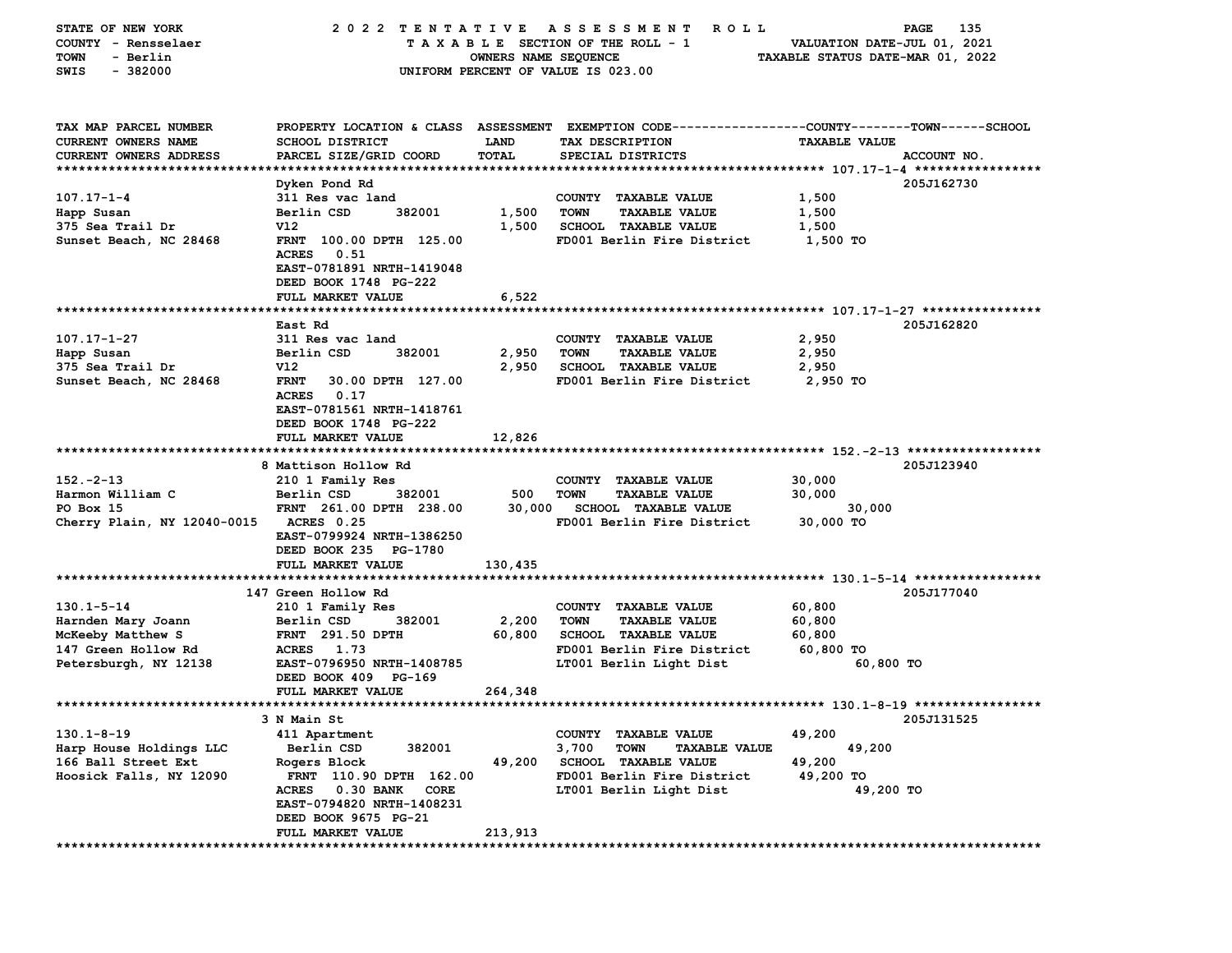STATE OF NEW YORK — 2022 TENTATIVE ASSESSMENT ROLL
COUNTY - Rensselaer — TAXABLE SECTION OF THE ROLL - 1 — VALUATION DATE-JUL 01, 2021
TOWN - Berlin — OWNERS NAME SEQUENCE — TAXABLE STATUS DATE-MAR 01, 2022
SWIS - 382000 — UNIFORM PERCENT OF VALUE IS 023.00

| TAX MAP PARCEL NUMBER / CURRENT OWNERS NAME / CURRENT OWNERS ADDRESS | PROPERTY LOCATION & CLASS / SCHOOL DISTRICT / PARCEL SIZE/GRID COORD | ASSESSMENT LAND | TOTAL | EXEMPTION CODE / TAX DESCRIPTION / SPECIAL DISTRICTS | TAXABLE VALUE (COUNTY / TOWN / SCHOOL) | ACCOUNT NO. |
|---|---|---|---|---|---|---|
| **107.17-1-4** | Dyken Pond Rd | | | | | 205J162730 |
| 107.17-1-4 | 311 Res vac land | | | COUNTY TAXABLE VALUE | 1,500 | |
| Happ Susan | Berlin CSD 382001 | 1,500 | | TOWN TAXABLE VALUE | 1,500 | |
| 375 Sea Trail Dr | V12 | | 1,500 | SCHOOL TAXABLE VALUE | 1,500 | |
| Sunset Beach, NC 28468 | FRNT 100.00 DPTH 125.00 | | | FD001 Berlin Fire District | 1,500 TO | |
| | ACRES 0.51 | | | | | |
| | EAST-0781891 NRTH-1419048 | | | | | |
| | DEED BOOK 1748 PG-222 | | | | | |
| | FULL MARKET VALUE | | 6,522 | | | |
| **107.17-1-27** | East Rd | | | | | 205J162820 |
| 107.17-1-27 | 311 Res vac land | | | COUNTY TAXABLE VALUE | 2,950 | |
| Happ Susan | Berlin CSD 382001 | 2,950 | | TOWN TAXABLE VALUE | 2,950 | |
| 375 Sea Trail Dr | V12 | | 2,950 | SCHOOL TAXABLE VALUE | 2,950 | |
| Sunset Beach, NC 28468 | FRNT 30.00 DPTH 127.00 | | | FD001 Berlin Fire District | 2,950 TO | |
| | ACRES 0.17 | | | | | |
| | EAST-0781561 NRTH-1418761 | | | | | |
| | DEED BOOK 1748 PG-222 | | | | | |
| | FULL MARKET VALUE | | 12,826 | | | |
| **152.-2-13** | 8 Mattison Hollow Rd | | | | | 205J123940 |
| 152.-2-13 | 210 1 Family Res | | | COUNTY TAXABLE VALUE | 30,000 | |
| Harmon William C | Berlin CSD 382001 | 500 | | TOWN TAXABLE VALUE | 30,000 | |
| PO Box 15 | FRNT 261.00 DPTH 238.00 | | 30,000 | SCHOOL TAXABLE VALUE | 30,000 | |
| Cherry Plain, NY 12040-0015 | ACRES 0.25 | | | FD001 Berlin Fire District | 30,000 TO | |
| | EAST-0799924 NRTH-1386250 | | | | | |
| | DEED BOOK 235 PG-1780 | | | | | |
| | FULL MARKET VALUE | | 130,435 | | | |
| **130.1-5-14** | 147 Green Hollow Rd | | | | | 205J177040 |
| 130.1-5-14 | 210 1 Family Res | | | COUNTY TAXABLE VALUE | 60,800 | |
| Harnden Mary Joann | Berlin CSD 382001 | 2,200 | | TOWN TAXABLE VALUE | 60,800 | |
| McKeeby Matthew S | FRNT 291.50 DPTH | | 60,800 | SCHOOL TAXABLE VALUE | 60,800 | |
| 147 Green Hollow Rd | ACRES 1.73 | | | FD001 Berlin Fire District | 60,800 TO | |
| Petersburgh, NY 12138 | EAST-0796950 NRTH-1408785 | | | LT001 Berlin Light Dist | 60,800 TO | |
| | DEED BOOK 409 PG-169 | | | | | |
| | FULL MARKET VALUE | | 264,348 | | | |
| **130.1-8-19** | 3 N Main St | | | | | 205J131525 |
| 130.1-8-19 | 411 Apartment | | | COUNTY TAXABLE VALUE | 49,200 | |
| Harp House Holdings LLC | Berlin CSD 382001 | 3,700 | | TOWN TAXABLE VALUE | 49,200 | |
| 166 Ball Street Ext | Rogers Block | | 49,200 | SCHOOL TAXABLE VALUE | 49,200 | |
| Hoosick Falls, NY 12090 | FRNT 110.90 DPTH 162.00 | | | FD001 Berlin Fire District | 49,200 TO | |
| | ACRES 0.30 BANK CORE | | | LT001 Berlin Light Dist | 49,200 TO | |
| | EAST-0794820 NRTH-1408231 | | | | | |
| | DEED BOOK 9675 PG-21 | | | | | |
| | FULL MARKET VALUE | | 213,913 | | | |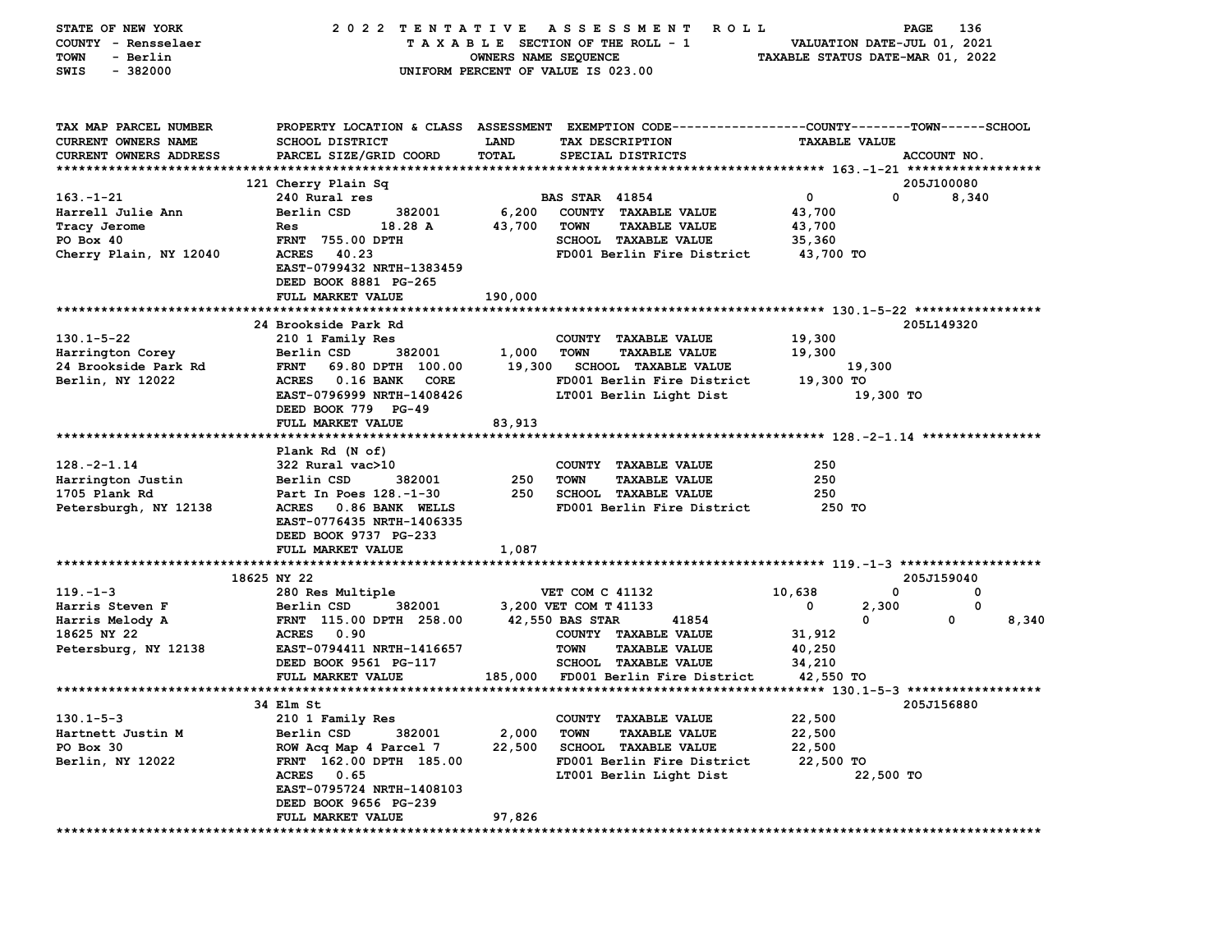STATE OF NEW YORK — 2022 TENTATIVE ASSESSMENT ROLL
COUNTY - Rensselaer — TAXABLE SECTION OF THE ROLL - 1 — VALUATION DATE-JUL 01, 2021
TOWN - Berlin — OWNERS NAME SEQUENCE — TAXABLE STATUS DATE-MAR 01, 2022
SWIS - 382000 — UNIFORM PERCENT OF VALUE IS 023.00

```
TAX MAP PARCEL NUMBER        PROPERTY LOCATION & CLASS  ASSESSMENT  EXEMPTION CODE------------------COUNTY--------TOWN------SCHOOL
CURRENT OWNERS NAME          SCHOOL DISTRICT              LAND      TAX DESCRIPTION                 TAXABLE VALUE
CURRENT OWNERS ADDRESS       PARCEL SIZE/GRID COORD       TOTAL     SPECIAL DISTRICTS                                  ACCOUNT NO.
******************************************************************************************************* 163.-1-21 ******************
                             121 Cherry Plain Sq                                                                    205J100080
163.-1-21                    240 Rural res                          BAS STAR  41854              0            0        8,340
Harrell Julie Ann            Berlin CSD       382001      6,200   COUNTY  TAXABLE VALUE          43,700
Tracy Jerome                 Res            18.28 A      43,700   TOWN    TAXABLE VALUE          43,700
PO Box 40                    FRNT  755.00 DPTH                    SCHOOL  TAXABLE VALUE          35,360
Cherry Plain, NY 12040       ACRES   40.23                        FD001 Berlin Fire District      43,700 TO
                             EAST-0799432 NRTH-1383459
                             DEED BOOK 8881  PG-265
                             FULL MARKET VALUE          190,000
******************************************************************************************************* 130.1-5-22 *****************
                             24 Brookside Park Rd                                                                   205L149320
130.1-5-22                   210 1 Family Res                     COUNTY  TAXABLE VALUE          19,300
Harrington Corey             Berlin CSD       382001      1,000   TOWN    TAXABLE VALUE          19,300
24 Brookside Park Rd         FRNT   69.80 DPTH  100.00   19,300   SCHOOL  TAXABLE VALUE          19,300
Berlin, NY 12022             ACRES    0.16 BANK   CORE            FD001 Berlin Fire District      19,300 TO
                             EAST-0796999 NRTH-1408426            LT001 Berlin Light Dist         19,300 TO
                             DEED BOOK 779   PG-49
                             FULL MARKET VALUE           83,913
******************************************************************************************************* 128.-2-1.14 ****************
                             Plank Rd (N of)
128.-2-1.14                  322 Rural vac>10                     COUNTY  TAXABLE VALUE             250
Harrington Justin            Berlin CSD       382001        250   TOWN    TAXABLE VALUE             250
1705 Plank Rd                Part In Poes 128.-1-30         250   SCHOOL  TAXABLE VALUE             250
Petersburgh, NY 12138        ACRES    0.86 BANK   WELLS           FD001 Berlin Fire District         250 TO
                             EAST-0776435 NRTH-1406335
                             DEED BOOK 9737  PG-233
                             FULL MARKET VALUE            1,087
******************************************************************************************************* 119.-1-3 *******************
                             18625 NY 22                                                                            205J159040
119.-1-3                     280 Res Multiple                     VET COM C 41132            10,638            0            0
Harris Steven F              Berlin CSD       382001      3,200   VET COM T 41133                 0        2,300            0
Harris Melody A              FRNT  115.00 DPTH  258.00   42,550   BAS STAR  41854                 0            0        8,340
18625 NY 22                  ACRES    0.90                        COUNTY  TAXABLE VALUE          31,912
Petersburg, NY 12138         EAST-0794411 NRTH-1416657            TOWN    TAXABLE VALUE          40,250
                             DEED BOOK 9561  PG-117               SCHOOL  TAXABLE VALUE          34,210
                             FULL MARKET VALUE          185,000   FD001 Berlin Fire District      42,550 TO
******************************************************************************************************* 130.1-5-3 ******************
                             34 Elm St                                                                              205J156880
130.1-5-3                    210 1 Family Res                     COUNTY  TAXABLE VALUE          22,500
Hartnett Justin M            Berlin CSD       382001      2,000   TOWN    TAXABLE VALUE          22,500
PO Box 30                    ROW Acq Map 4 Parcel 7      22,500   SCHOOL  TAXABLE VALUE          22,500
Berlin, NY 12022             FRNT  162.00 DPTH  185.00            FD001 Berlin Fire District      22,500 TO
                             ACRES    0.65                        LT001 Berlin Light Dist         22,500 TO
                             EAST-0795724 NRTH-1408103
                             DEED BOOK 9656  PG-239
                             FULL MARKET VALUE           97,826
************************************************************************************************************************************
```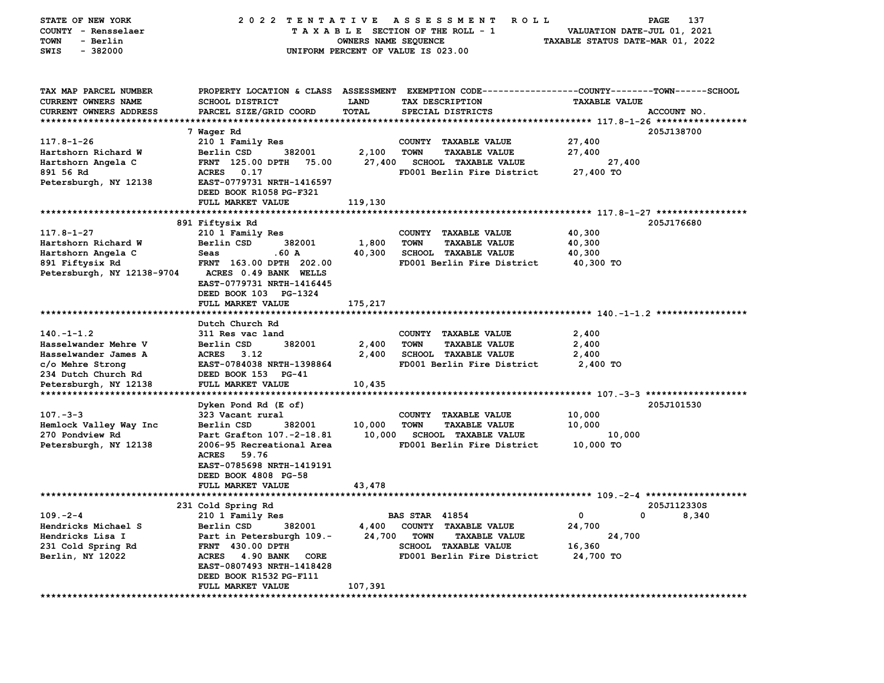STATE OF NEW YORK — COUNTY - Rensselaer — TOWN - Berlin — SWIS - 382000

2022 TENTATIVE ASSESSMENT ROLL — TAXABLE SECTION OF THE ROLL - 1 — OWNERS NAME SEQUENCE — UNIFORM PERCENT OF VALUE IS 023.00

VALUATION DATE-JUL 01, 2021 — TAXABLE STATUS DATE-MAR 01, 2022

| TAX MAP PARCEL NUMBER / CURRENT OWNERS NAME / CURRENT OWNERS ADDRESS | PROPERTY LOCATION & CLASS / SCHOOL DISTRICT / PARCEL SIZE/GRID COORD | ASSESSMENT LAND / TOTAL | EXEMPTION CODE / TAX DESCRIPTION / SPECIAL DISTRICTS | COUNTY | TOWN | SCHOOL | ACCOUNT NO. |
|---|---|---|---|---|---|---|---|
| **117.8-1-26** | 7 Wager Rd | | | | | | 205J138700 |
| 117.8-1-26 | 210 1 Family Res | | COUNTY TAXABLE VALUE | 27,400 | | | |
| Hartshorn Richard W | Berlin CSD 382001 | 2,100 | TOWN TAXABLE VALUE | | 27,400 | | |
| Hartshorn Angela C | FRNT 125.00 DPTH 75.00 | 27,400 | SCHOOL TAXABLE VALUE | | | 27,400 | |
| 891 56 Rd | ACRES 0.17 | | FD001 Berlin Fire District | 27,400 TO | | | |
| Petersburgh, NY 12138 | EAST-0779731 NRTH-1416597 | | | | | | |
| | DEED BOOK R1058 PG-F321 | | | | | | |
| | FULL MARKET VALUE | 119,130 | | | | | |
| **117.8-1-27** | 891 Fiftysix Rd | | | | | | 205J176680 |
| 117.8-1-27 | 210 1 Family Res | | COUNTY TAXABLE VALUE | 40,300 | | | |
| Hartshorn Richard W | Berlin CSD 382001 | 1,800 | TOWN TAXABLE VALUE | | 40,300 | | |
| Hartshorn Angela C | Seas .60 A | 40,300 | SCHOOL TAXABLE VALUE | | | 40,300 | |
| 891 Fiftysix Rd | FRNT 163.00 DPTH 202.00 | | FD001 Berlin Fire District | 40,300 TO | | | |
| Petersburgh, NY 12138-9704 | ACRES 0.49 BANK WELLS | | | | | | |
| | EAST-0779731 NRTH-1416445 | | | | | | |
| | DEED BOOK 103 PG-1324 | | | | | | |
| | FULL MARKET VALUE | 175,217 | | | | | |
| **140.-1-1.2** | Dutch Church Rd | | | | | | |
| 140.-1-1.2 | 311 Res vac land | | COUNTY TAXABLE VALUE | 2,400 | | | |
| Hasselwander Mehre V | Berlin CSD 382001 | 2,400 | TOWN TAXABLE VALUE | | 2,400 | | |
| Hasselwander James A | ACRES 3.12 | 2,400 | SCHOOL TAXABLE VALUE | | | 2,400 | |
| c/o Mehre Strong | EAST-0784038 NRTH-1398864 | | FD001 Berlin Fire District | 2,400 TO | | | |
| 234 Dutch Church Rd | DEED BOOK 153 PG-41 | | | | | | |
| Petersburgh, NY 12138 | FULL MARKET VALUE | 10,435 | | | | | |
| **107.-3-3** | Dyken Pond Rd (E of) | | | | | | 205J101530 |
| 107.-3-3 | 323 Vacant rural | | COUNTY TAXABLE VALUE | 10,000 | | | |
| Hemlock Valley Way Inc | Berlin CSD 382001 | 10,000 | TOWN TAXABLE VALUE | | 10,000 | | |
| 270 Pondview Rd | Part Grafton 107.-2-18.81 | 10,000 | SCHOOL TAXABLE VALUE | | | 10,000 | |
| Petersburgh, NY 12138 | 2006-95 Recreational Area | | FD001 Berlin Fire District | 10,000 TO | | | |
| | ACRES 59.76 | | | | | | |
| | EAST-0785698 NRTH-1419191 | | | | | | |
| | DEED BOOK 4808 PG-58 | | | | | | |
| | FULL MARKET VALUE | 43,478 | | | | | |
| **109.-2-4** | 231 Cold Spring Rd | | | | | | 205J112330S |
| 109.-2-4 | 210 1 Family Res | | BAS STAR 41854 | 0 | 0 | 8,340 | |
| Hendricks Michael S | Berlin CSD 382001 | 4,400 | COUNTY TAXABLE VALUE | 24,700 | | | |
| Hendricks Lisa I | Part in Petersburgh 109.- | 24,700 | TOWN TAXABLE VALUE | | 24,700 | | |
| 231 Cold Spring Rd | FRNT 430.00 DPTH | | SCHOOL TAXABLE VALUE | | | 16,360 | |
| Berlin, NY 12022 | ACRES 4.90 BANK CORE | | FD001 Berlin Fire District | 24,700 TO | | | |
| | EAST-0807493 NRTH-1418428 | | | | | | |
| | DEED BOOK R1532 PG-F111 | | | | | | |
| | FULL MARKET VALUE | 107,391 | | | | | |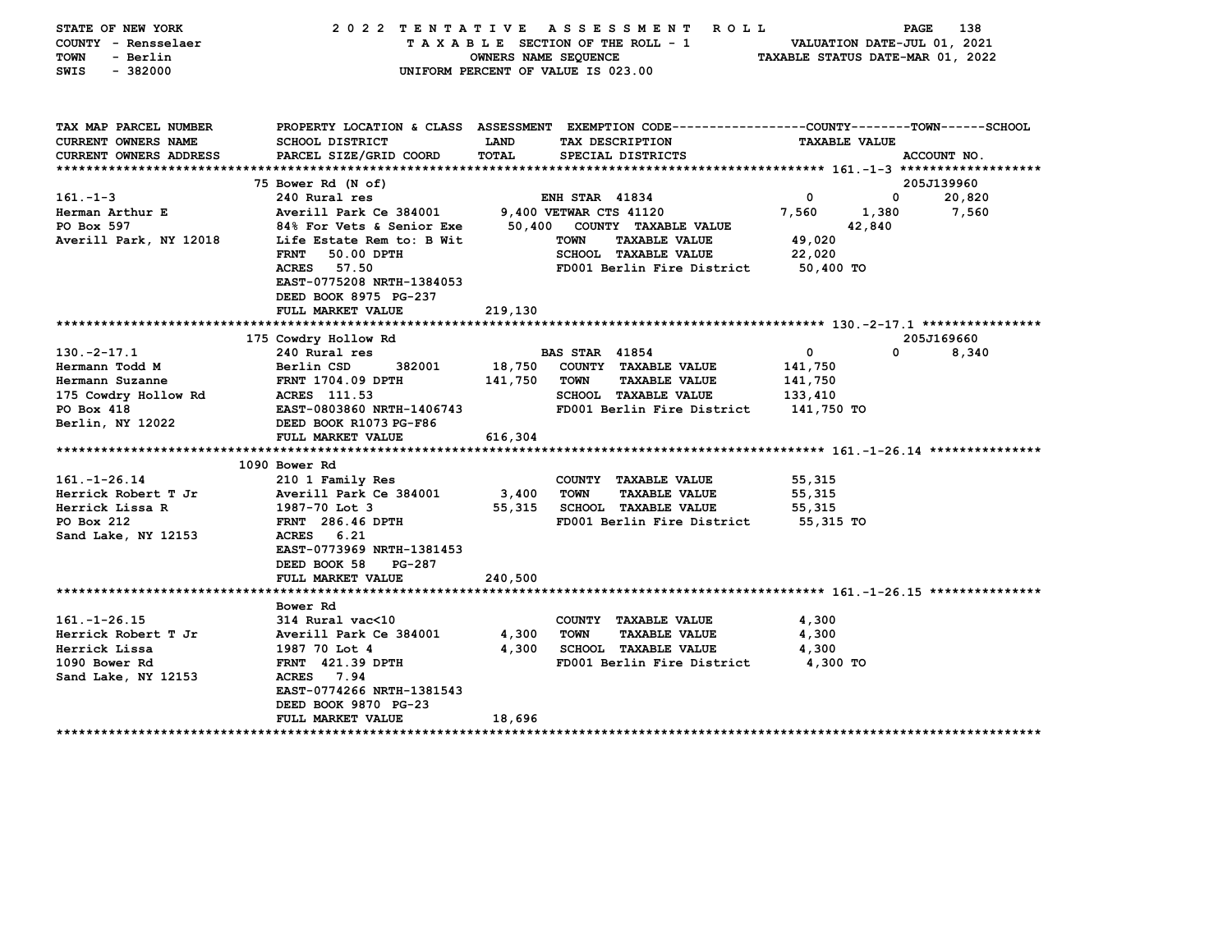STATE OF NEW YORK — 2022 TENTATIVE ASSESSMENT ROLL
COUNTY - Rensselaer — TAXABLE SECTION OF THE ROLL - 1 — VALUATION DATE-JUL 01, 2021
TOWN - Berlin — OWNERS NAME SEQUENCE — TAXABLE STATUS DATE-MAR 01, 2022
SWIS - 382000 — UNIFORM PERCENT OF VALUE IS 023.00

| TAX MAP PARCEL NUMBER / CURRENT OWNERS NAME / CURRENT OWNERS ADDRESS | PROPERTY LOCATION & CLASS / SCHOOL DISTRICT / PARCEL SIZE/GRID COORD | ASSESSMENT LAND / TOTAL | EXEMPTION CODE / TAX DESCRIPTION / SPECIAL DISTRICTS | COUNTY | TOWN | SCHOOL | TAXABLE VALUE / ACCOUNT NO. |
|---|---|---|---|---|---|---|---|
| | 75 Bower Rd (N of) | | | | | | 205J139960 |
| 161.-1-3 | 240 Rural res | | ENH STAR 41834 | 0 | 0 | 20,820 | |
| Herman Arthur E | Averill Park Ce 384001 | 9,400 | VETWAR CTS 41120 | 7,560 | 1,380 | 7,560 | |
| PO Box 597 | 84% For Vets & Senior Exe | 50,400 | COUNTY TAXABLE VALUE | | | | 42,840 |
| Averill Park, NY 12018 | Life Estate Rem to: B Wit | | TOWN TAXABLE VALUE | | | | 49,020 |
| | FRNT 50.00 DPTH | | SCHOOL TAXABLE VALUE | | | | 22,020 |
| | ACRES 57.50 | | FD001 Berlin Fire District | | | | 50,400 TO |
| | EAST-0775208 NRTH-1384053 | | | | | | |
| | DEED BOOK 8975 PG-237 | | | | | | |
| | FULL MARKET VALUE | 219,130 | | | | | |
| | 175 Cowdry Hollow Rd | | | | | | 205J169660 |
| 130.-2-17.1 | 240 Rural res | | BAS STAR 41854 | 0 | 0 | 8,340 | |
| Hermann Todd M | Berlin CSD 382001 | 18,750 | COUNTY TAXABLE VALUE | | | | 141,750 |
| Hermann Suzanne | FRNT 1704.09 DPTH | 141,750 | TOWN TAXABLE VALUE | | | | 141,750 |
| 175 Cowdry Hollow Rd | ACRES 111.53 | | SCHOOL TAXABLE VALUE | | | | 133,410 |
| PO Box 418 | EAST-0803860 NRTH-1406743 | | FD001 Berlin Fire District | | | | 141,750 TO |
| Berlin, NY 12022 | DEED BOOK R1073 PG-F86 | | | | | | |
| | FULL MARKET VALUE | 616,304 | | | | | |
| | 1090 Bower Rd | | | | | | |
| 161.-1-26.14 | 210 1 Family Res | | COUNTY TAXABLE VALUE | | | | 55,315 |
| Herrick Robert T Jr | Averill Park Ce 384001 | 3,400 | TOWN TAXABLE VALUE | | | | 55,315 |
| Herrick Lissa R | 1987-70 Lot 3 | 55,315 | SCHOOL TAXABLE VALUE | | | | 55,315 |
| PO Box 212 | FRNT 286.46 DPTH | | FD001 Berlin Fire District | | | | 55,315 TO |
| Sand Lake, NY 12153 | ACRES 6.21 | | | | | | |
| | EAST-0773969 NRTH-1381453 | | | | | | |
| | DEED BOOK 58 PG-287 | | | | | | |
| | FULL MARKET VALUE | 240,500 | | | | | |
| | Bower Rd | | | | | | |
| 161.-1-26.15 | 314 Rural vac<10 | | COUNTY TAXABLE VALUE | | | | 4,300 |
| Herrick Robert T Jr | Averill Park Ce 384001 | 4,300 | TOWN TAXABLE VALUE | | | | 4,300 |
| Herrick Lissa | 1987 70 Lot 4 | 4,300 | SCHOOL TAXABLE VALUE | | | | 4,300 |
| 1090 Bower Rd | FRNT 421.39 DPTH | | FD001 Berlin Fire District | | | | 4,300 TO |
| Sand Lake, NY 12153 | ACRES 7.94 | | | | | | |
| | EAST-0774266 NRTH-1381543 | | | | | | |
| | DEED BOOK 9870 PG-23 | | | | | | |
| | FULL MARKET VALUE | 18,696 | | | | | |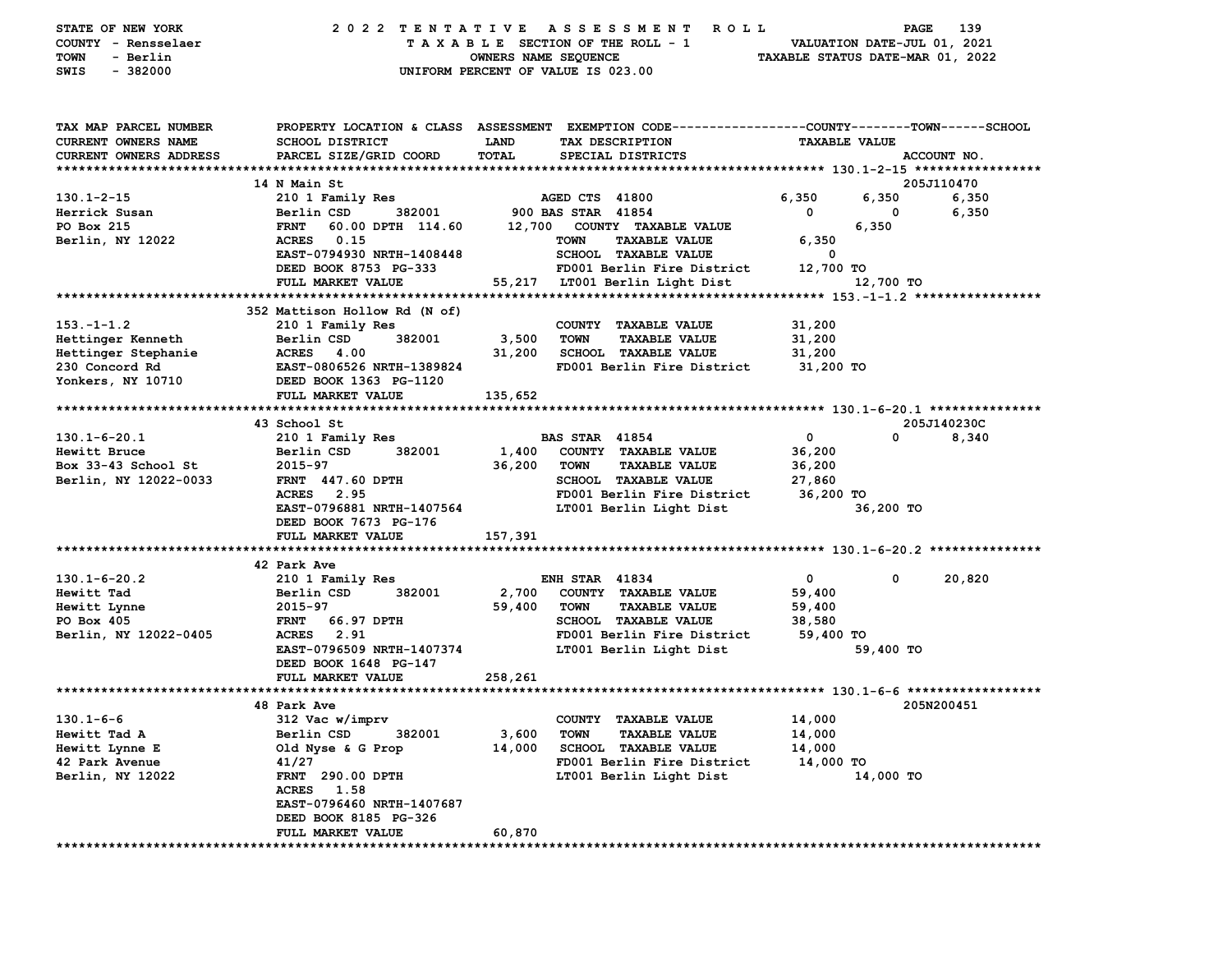STATE OF NEW YORK — COUNTY - Rensselaer — TOWN - Berlin — SWIS - 382000

# 2022 TENTATIVE ASSESSMENT ROLL

TAXABLE SECTION OF THE ROLL - 1 — OWNERS NAME SEQUENCE — UNIFORM PERCENT OF VALUE IS 023.00

VALUATION DATE-JUL 01, 2021 — TAXABLE STATUS DATE-MAR 01, 2022

| TAX MAP PARCEL NUMBER / CURRENT OWNERS NAME / CURRENT OWNERS ADDRESS | PROPERTY LOCATION & CLASS / SCHOOL DISTRICT / PARCEL SIZE/GRID COORD | ASSESSMENT LAND / TOTAL | EXEMPTION CODE / TAX DESCRIPTION / SPECIAL DISTRICTS | COUNTY | TOWN | SCHOOL | ACCOUNT NO. |
|---|---|---|---|---|---|---|---|
| | 14 N Main St | | | | | | 205J110470 |
| 130.1-2-15 | 210 1 Family Res | | AGED CTS 41800 | 6,350 | 6,350 | 6,350 | |
| Herrick Susan | Berlin CSD 382001 | 900 | BAS STAR 41854 | 0 | 0 | 6,350 | |
| PO Box 215 | FRNT 60.00 DPTH 114.60 | 12,700 | COUNTY TAXABLE VALUE | | 6,350 | | |
| Berlin, NY 12022 | ACRES 0.15 | | TOWN TAXABLE VALUE | 6,350 | | | |
| | EAST-0794930 NRTH-1408448 | | SCHOOL TAXABLE VALUE | 0 | | | |
| | DEED BOOK 8753 PG-333 | | FD001 Berlin Fire District | 12,700 TO | | | |
| | FULL MARKET VALUE | 55,217 | LT001 Berlin Light Dist | | 12,700 TO | | |
| | 352 Mattison Hollow Rd (N of) | | | | | | |
| 153.-1-1.2 | 210 1 Family Res | | COUNTY TAXABLE VALUE | 31,200 | | | |
| Hettinger Kenneth | Berlin CSD 382001 | 3,500 | TOWN TAXABLE VALUE | 31,200 | | | |
| Hettinger Stephanie | ACRES 4.00 | 31,200 | SCHOOL TAXABLE VALUE | 31,200 | | | |
| 230 Concord Rd | EAST-0806526 NRTH-1389824 | | FD001 Berlin Fire District | 31,200 TO | | | |
| Yonkers, NY 10710 | DEED BOOK 1363 PG-1120 | | | | | | |
| | FULL MARKET VALUE | 135,652 | | | | | |
| | 43 School St | | | | | | 205J140230C |
| 130.1-6-20.1 | 210 1 Family Res | | BAS STAR 41854 | 0 | 0 | 8,340 | |
| Hewitt Bruce | Berlin CSD 382001 | 1,400 | COUNTY TAXABLE VALUE | 36,200 | | | |
| Box 33-43 School St | 2015-97 | 36,200 | TOWN TAXABLE VALUE | 36,200 | | | |
| Berlin, NY 12022-0033 | FRNT 447.60 DPTH | | SCHOOL TAXABLE VALUE | 27,860 | | | |
| | ACRES 2.95 | | FD001 Berlin Fire District | 36,200 TO | | | |
| | EAST-0796881 NRTH-1407564 | | LT001 Berlin Light Dist | | 36,200 TO | | |
| | DEED BOOK 7673 PG-176 | | | | | | |
| | FULL MARKET VALUE | 157,391 | | | | | |
| | 42 Park Ave | | | | | | |
| 130.1-6-20.2 | 210 1 Family Res | | ENH STAR 41834 | 0 | 0 | 20,820 | |
| Hewitt Tad | Berlin CSD 382001 | 2,700 | COUNTY TAXABLE VALUE | 59,400 | | | |
| Hewitt Lynne | 2015-97 | 59,400 | TOWN TAXABLE VALUE | 59,400 | | | |
| PO Box 405 | FRNT 66.97 DPTH | | SCHOOL TAXABLE VALUE | 38,580 | | | |
| Berlin, NY 12022-0405 | ACRES 2.91 | | FD001 Berlin Fire District | 59,400 TO | | | |
| | EAST-0796509 NRTH-1407374 | | LT001 Berlin Light Dist | | 59,400 TO | | |
| | DEED BOOK 1648 PG-147 | | | | | | |
| | FULL MARKET VALUE | 258,261 | | | | | |
| | 48 Park Ave | | | | | | 205N200451 |
| 130.1-6-6 | 312 Vac w/imprv | | COUNTY TAXABLE VALUE | 14,000 | | | |
| Hewitt Tad A | Berlin CSD 382001 | 3,600 | TOWN TAXABLE VALUE | 14,000 | | | |
| Hewitt Lynne E | Old Nyse & G Prop | 14,000 | SCHOOL TAXABLE VALUE | 14,000 | | | |
| 42 Park Avenue | 41/27 | | FD001 Berlin Fire District | 14,000 TO | | | |
| Berlin, NY 12022 | FRNT 290.00 DPTH | | LT001 Berlin Light Dist | | 14,000 TO | | |
| | ACRES 1.58 | | | | | | |
| | EAST-0796460 NRTH-1407687 | | | | | | |
| | DEED BOOK 8185 PG-326 | | | | | | |
| | FULL MARKET VALUE | 60,870 | | | | | |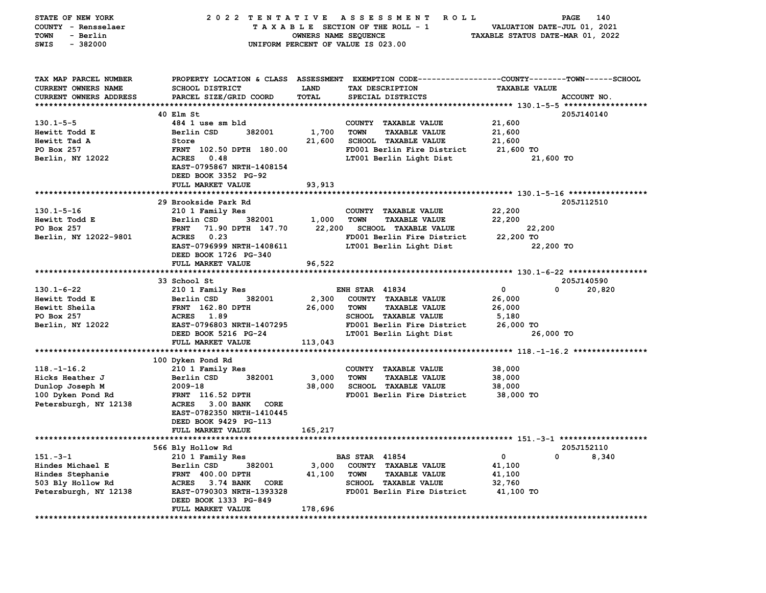STATE OF NEW YORK — 2022 TENTATIVE ASSESSMENT ROLL
COUNTY - Rensselaer — TAXABLE SECTION OF THE ROLL - 1 — VALUATION DATE-JUL 01, 2021
TOWN - Berlin — OWNERS NAME SEQUENCE — TAXABLE STATUS DATE-MAR 01, 2022
SWIS - 382000 — UNIFORM PERCENT OF VALUE IS 023.00

| TAX MAP PARCEL NUMBER / CURRENT OWNERS NAME / CURRENT OWNERS ADDRESS | PROPERTY LOCATION & CLASS / SCHOOL DISTRICT / PARCEL SIZE/GRID COORD | ASSESSMENT LAND / TOTAL | EXEMPTION CODE / TAX DESCRIPTION / SPECIAL DISTRICTS | COUNTY TAXABLE VALUE | TOWN | SCHOOL / ACCOUNT NO. |
|---|---|---|---|---|---|---|
| **130.1-5-5** | 40 Elm St | | | | | 205J140140 |
| 130.1-5-5 | 484 1 use sm bld | | COUNTY TAXABLE VALUE | 21,600 | | |
| Hewitt Todd E | Berlin CSD 382001 | 1,700 | TOWN TAXABLE VALUE | 21,600 | | |
| Hewitt Tad A | Store | 21,600 | SCHOOL TAXABLE VALUE | 21,600 | | |
| PO Box 257 | FRNT 102.50 DPTH 180.00 | | FD001 Berlin Fire District | 21,600 TO | | |
| Berlin, NY 12022 | ACRES 0.48 | | LT001 Berlin Light Dist | | 21,600 TO | |
| | EAST-0795867 NRTH-1408154 | | | | | |
| | DEED BOOK 3352 PG-92 | | | | | |
| | FULL MARKET VALUE | 93,913 | | | | |
| **130.1-5-16** | 29 Brookside Park Rd | | | | | 205J112510 |
| 130.1-5-16 | 210 1 Family Res | | COUNTY TAXABLE VALUE | 22,200 | | |
| Hewitt Todd E | Berlin CSD 382001 | 1,000 | TOWN TAXABLE VALUE | 22,200 | | |
| PO Box 257 | FRNT 71.90 DPTH 147.70 | 22,200 | SCHOOL TAXABLE VALUE | 22,200 | | |
| Berlin, NY 12022-9801 | ACRES 0.23 | | FD001 Berlin Fire District | 22,200 TO | | |
| | EAST-0796999 NRTH-1408611 | | LT001 Berlin Light Dist | | 22,200 TO | |
| | DEED BOOK 1726 PG-340 | | | | | |
| | FULL MARKET VALUE | 96,522 | | | | |
| **130.1-6-22** | 33 School St | | | | | 205J140590 |
| 130.1-6-22 | 210 1 Family Res | | ENH STAR 41834 | 0 | 0 | 20,820 |
| Hewitt Todd E | Berlin CSD 382001 | 2,300 | COUNTY TAXABLE VALUE | 26,000 | | |
| Hewitt Sheila | FRNT 162.80 DPTH | 26,000 | TOWN TAXABLE VALUE | 26,000 | | |
| PO Box 257 | ACRES 1.89 | | SCHOOL TAXABLE VALUE | 5,180 | | |
| Berlin, NY 12022 | EAST-0796803 NRTH-1407295 | | FD001 Berlin Fire District | 26,000 TO | | |
| | DEED BOOK 5216 PG-24 | | LT001 Berlin Light Dist | | 26,000 TO | |
| | FULL MARKET VALUE | 113,043 | | | | |
| **118.-1-16.2** | 100 Dyken Pond Rd | | | | | |
| 118.-1-16.2 | 210 1 Family Res | | COUNTY TAXABLE VALUE | 38,000 | | |
| Hicks Heather J | Berlin CSD 382001 | 3,000 | TOWN TAXABLE VALUE | 38,000 | | |
| Dunlop Joseph M | 2009-18 | 38,000 | SCHOOL TAXABLE VALUE | 38,000 | | |
| 100 Dyken Pond Rd | FRNT 116.52 DPTH | | FD001 Berlin Fire District | 38,000 TO | | |
| Petersburgh, NY 12138 | ACRES 3.00 BANK CORE | | | | | |
| | EAST-0782350 NRTH-1410445 | | | | | |
| | DEED BOOK 9429 PG-113 | | | | | |
| | FULL MARKET VALUE | 165,217 | | | | |
| **151.-3-1** | 566 Bly Hollow Rd | | | | | 205J152110 |
| 151.-3-1 | 210 1 Family Res | | BAS STAR 41854 | 0 | 0 | 8,340 |
| Hindes Michael E | Berlin CSD 382001 | 3,000 | COUNTY TAXABLE VALUE | 41,100 | | |
| Hindes Stephanie | FRNT 400.00 DPTH | 41,100 | TOWN TAXABLE VALUE | 41,100 | | |
| 503 Bly Hollow Rd | ACRES 3.74 BANK CORE | | SCHOOL TAXABLE VALUE | 32,760 | | |
| Petersburgh, NY 12138 | EAST-0790303 NRTH-1393328 | | FD001 Berlin Fire District | 41,100 TO | | |
| | DEED BOOK 1333 PG-849 | | | | | |
| | FULL MARKET VALUE | 178,696 | | | | |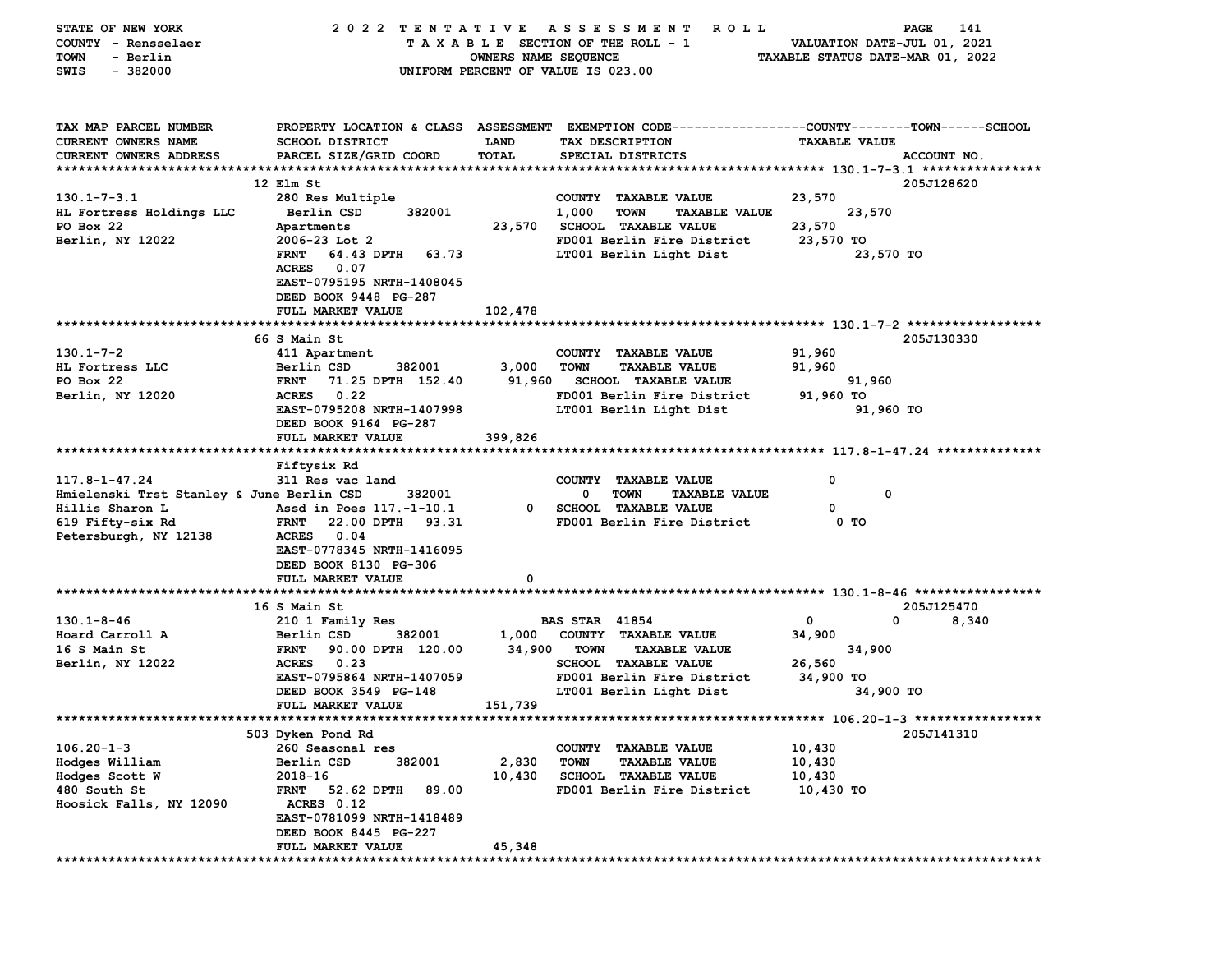STATE OF NEW YORK — 2022 TENTATIVE ASSESSMENT ROLL
COUNTY - Rensselaer — TAXABLE SECTION OF THE ROLL - 1 — VALUATION DATE-JUL 01, 2021
TOWN - Berlin — OWNERS NAME SEQUENCE — TAXABLE STATUS DATE-MAR 01, 2022
SWIS - 382000 — UNIFORM PERCENT OF VALUE IS 023.00

```
TAX MAP PARCEL NUMBER        PROPERTY LOCATION & CLASS  ASSESSMENT  EXEMPTION CODE------------------COUNTY--------TOWN------SCHOOL
CURRENT OWNERS NAME          SCHOOL DISTRICT               LAND      TAX DESCRIPTION                    TAXABLE VALUE
CURRENT OWNERS ADDRESS       PARCEL SIZE/GRID COORD        TOTAL     SPECIAL DISTRICTS                                       ACCOUNT NO.
******************************************************************************************************* 130.1-7-3.1 ****************
                             12 Elm St                                                                                 205J128620
130.1-7-3.1                  280 Res Multiple                          COUNTY  TAXABLE VALUE             23,570
HL Fortress Holdings LLC      Berlin CSD      382001                   1,000   TOWN     TAXABLE VALUE        23,570
PO Box 22                    Apartments                   23,570    SCHOOL  TAXABLE VALUE             23,570
Berlin, NY 12022             2006-23 Lot 2                             FD001 Berlin Fire District        23,570 TO
                             FRNT   64.43 DPTH   63.73                 LT001 Berlin Light Dist                    23,570 TO
                             ACRES   0.07
                             EAST-0795195 NRTH-1408045
                             DEED BOOK 9448 PG-287
                             FULL MARKET VALUE            102,478
******************************************************************************************************* 130.1-7-2 ******************
                             66 S Main St                                                                              205J130330
130.1-7-2                    411 Apartment                             COUNTY  TAXABLE VALUE             91,960
HL Fortress LLC              Berlin CSD      382001         3,000   TOWN     TAXABLE VALUE            91,960
PO Box 22                    FRNT   71.25 DPTH  152.40     91,960    SCHOOL  TAXABLE VALUE                91,960
Berlin, NY 12020             ACRES   0.22                              FD001 Berlin Fire District        91,960 TO
                             EAST-0795208 NRTH-1407998                 LT001 Berlin Light Dist                    91,960 TO
                             DEED BOOK 9164 PG-287
                             FULL MARKET VALUE            399,826
******************************************************************************************************* 117.8-1-47.24 **************
                             Fiftysix Rd
117.8-1-47.24                311 Res vac land                          COUNTY  TAXABLE VALUE                 0
Hmielenski Trst Stanley & June Berlin CSD      382001                     0    TOWN     TAXABLE VALUE               0
Hillis Sharon L              Assd in Poes 117.-1-10.1          0    SCHOOL  TAXABLE VALUE                 0
619 Fifty-six Rd             FRNT   22.00 DPTH   93.31                 FD001 Berlin Fire District              0 TO
Petersburgh, NY 12138        ACRES   0.04
                             EAST-0778345 NRTH-1416095
                             DEED BOOK 8130 PG-306
                             FULL MARKET VALUE                  0
******************************************************************************************************* 130.1-8-46 *****************
                             16 S Main St                                                                              205J125470
130.1-8-46                   210 1 Family Res                      BAS STAR  41854                       0           0        8,340
Hoard Carroll A              Berlin CSD      382001         1,000   COUNTY  TAXABLE VALUE             34,900
16 S Main St                 FRNT   90.00 DPTH  120.00     34,900    TOWN     TAXABLE VALUE                34,900
Berlin, NY 12022             ACRES   0.23                              SCHOOL  TAXABLE VALUE             26,560
                             EAST-0795864 NRTH-1407059                 FD001 Berlin Fire District        34,900 TO
                             DEED BOOK 3549 PG-148                     LT001 Berlin Light Dist                    34,900 TO
                             FULL MARKET VALUE            151,739
******************************************************************************************************* 106.20-1-3 *****************
                             503 Dyken Pond Rd                                                                         205J141310
106.20-1-3                   260 Seasonal res                          COUNTY  TAXABLE VALUE             10,430
Hodges William               Berlin CSD      382001         2,830   TOWN     TAXABLE VALUE             10,430
Hodges Scott W               2018-16                       10,430    SCHOOL  TAXABLE VALUE             10,430
480 South St                 FRNT   52.62 DPTH   89.00                 FD001 Berlin Fire District        10,430 TO
Hoosick Falls, NY 12090        ACRES 0.12
                             EAST-0781099 NRTH-1418489
                             DEED BOOK 8445 PG-227
                             FULL MARKET VALUE             45,348
************************************************************************************************************************************
```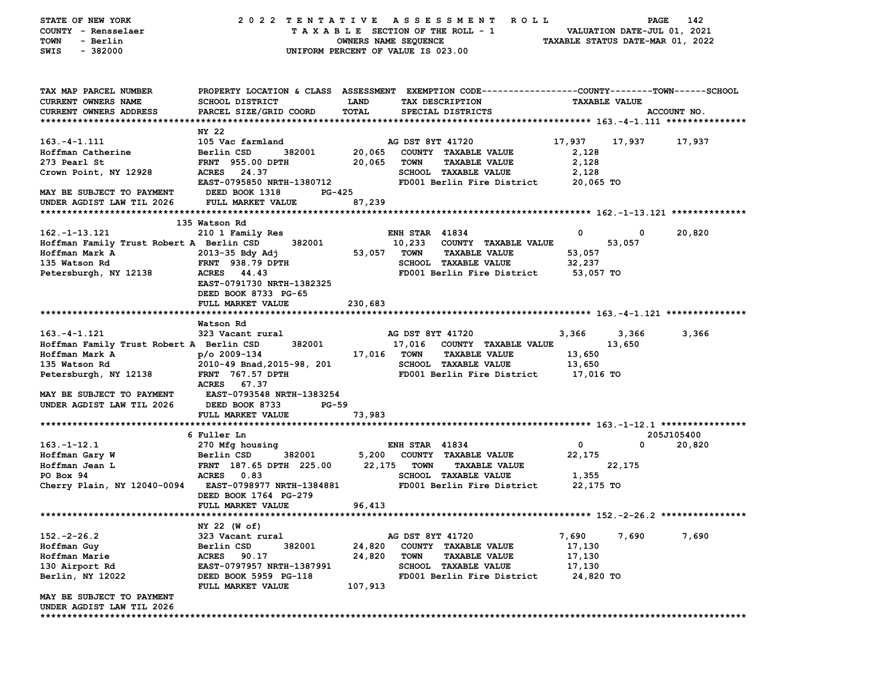STATE OF NEW YORK — 2022 TENTATIVE ASSESSMENT ROLL
COUNTY - Rensselaer — TAXABLE SECTION OF THE ROLL - 1 — VALUATION DATE-JUL 01, 2021
TOWN - Berlin — OWNERS NAME SEQUENCE — TAXABLE STATUS DATE-MAR 01, 2022
SWIS - 382000 — UNIFORM PERCENT OF VALUE IS 023.00

| TAX MAP PARCEL NUMBER / CURRENT OWNERS NAME / CURRENT OWNERS ADDRESS | PROPERTY LOCATION & CLASS / SCHOOL DISTRICT / PARCEL SIZE/GRID COORD | ASSESSMENT LAND / TOTAL | EXEMPTION CODE / TAX DESCRIPTION / SPECIAL DISTRICTS | COUNTY | TOWN | SCHOOL |
|---|---|---|---|---|---|---|
| **163.-4-1.111** | NY 22 | | | | | |
| 163.-4-1.111 | 105 Vac farmland | | AG DST 8YT 41720 | 17,937 | 17,937 | 17,937 |
| Hoffman Catherine | Berlin CSD 382001 | 20,065 | COUNTY TAXABLE VALUE | 2,128 | | |
| 273 Pearl St | FRNT 955.00 DPTH | 20,065 | TOWN TAXABLE VALUE | | 2,128 | |
| Crown Point, NY 12928 | ACRES 24.37 | | SCHOOL TAXABLE VALUE | | | 2,128 |
| | EAST-0795850 NRTH-1380712 | | FD001 Berlin Fire District | 20,065 TO | | |
| MAY BE SUBJECT TO PAYMENT | DEED BOOK 1318 PG-425 | | | | | |
| UNDER AGDIST LAW TIL 2026 | FULL MARKET VALUE | 87,239 | | | | |
| **162.-1-13.121** | 135 Watson Rd | | | | | |
| 162.-1-13.121 | 210 1 Family Res | | ENH STAR 41834 | 0 | 0 | 20,820 |
| Hoffman Family Trust Robert A | Berlin CSD 382001 | 10,233 | COUNTY TAXABLE VALUE | 53,057 | | |
| Hoffman Mark A | 2013-35 Bdy Adj | 53,057 | TOWN TAXABLE VALUE | | 53,057 | |
| 135 Watson Rd | FRNT 938.79 DPTH | | SCHOOL TAXABLE VALUE | | | 32,237 |
| Petersburgh, NY 12138 | ACRES 44.43 | | FD001 Berlin Fire District | 53,057 TO | | |
| | EAST-0791730 NRTH-1382325 | | | | | |
| | DEED BOOK 8733 PG-65 | | | | | |
| | FULL MARKET VALUE | 230,683 | | | | |
| **163.-4-1.121** | Watson Rd | | | | | |
| 163.-4-1.121 | 323 Vacant rural | | AG DST 8YT 41720 | 3,366 | 3,366 | 3,366 |
| Hoffman Family Trust Robert A | Berlin CSD 382001 | 17,016 | COUNTY TAXABLE VALUE | 13,650 | | |
| Hoffman Mark A | p/o 2009-134 | 17,016 | TOWN TAXABLE VALUE | | 13,650 | |
| 135 Watson Rd | 2010-49 Bnad,2015-98, 201 | | SCHOOL TAXABLE VALUE | | | 13,650 |
| Petersburgh, NY 12138 | FRNT 767.57 DPTH | | FD001 Berlin Fire District | 17,016 TO | | |
| | ACRES 67.37 | | | | | |
| MAY BE SUBJECT TO PAYMENT | EAST-0793548 NRTH-1383254 | | | | | |
| UNDER AGDIST LAW TIL 2026 | DEED BOOK 8733 PG-59 | | | | | |
| | FULL MARKET VALUE | 73,983 | | | | |
| **163.-1-12.1** | 6 Fuller Ln | | | | | 205J105400 |
| 163.-1-12.1 | 270 Mfg housing | | ENH STAR 41834 | 0 | 0 | 20,820 |
| Hoffman Gary W | Berlin CSD 382001 | 5,200 | COUNTY TAXABLE VALUE | 22,175 | | |
| Hoffman Jean L | FRNT 187.65 DPTH 225.00 | 22,175 | TOWN TAXABLE VALUE | | 22,175 | |
| PO Box 94 | ACRES 0.83 | | SCHOOL TAXABLE VALUE | | | 1,355 |
| Cherry Plain, NY 12040-0094 | EAST-0798977 NRTH-1384881 | | FD001 Berlin Fire District | 22,175 TO | | |
| | DEED BOOK 1764 PG-279 | | | | | |
| | FULL MARKET VALUE | 96,413 | | | | |
| **152.-2-26.2** | NY 22 (W of) | | | | | |
| 152.-2-26.2 | 323 Vacant rural | | AG DST 8YT 41720 | 7,690 | 7,690 | 7,690 |
| Hoffman Guy | Berlin CSD 382001 | 24,820 | COUNTY TAXABLE VALUE | 17,130 | | |
| Hoffman Marie | ACRES 90.17 | 24,820 | TOWN TAXABLE VALUE | | 17,130 | |
| 130 Airport Rd | EAST-0797957 NRTH-1387991 | | SCHOOL TAXABLE VALUE | | | 17,130 |
| Berlin, NY 12022 | DEED BOOK 5959 PG-118 | | FD001 Berlin Fire District | 24,820 TO | | |
| | FULL MARKET VALUE | 107,913 | | | | |
| MAY BE SUBJECT TO PAYMENT | | | | | | |
| UNDER AGDIST LAW TIL 2026 | | | | | | |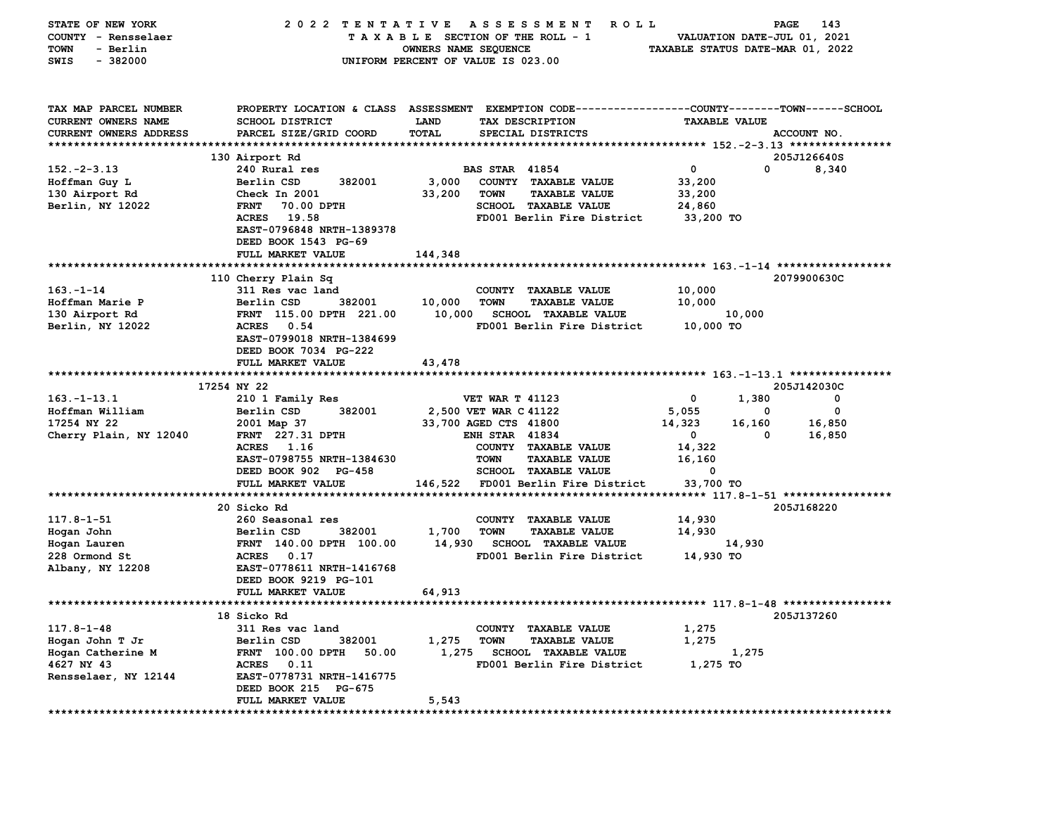STATE OF NEW YORK — 2022 TENTATIVE ASSESSMENT ROLL
COUNTY - Rensselaer — TAXABLE SECTION OF THE ROLL - 1 — VALUATION DATE-JUL 01, 2021
TOWN - Berlin — OWNERS NAME SEQUENCE — TAXABLE STATUS DATE-MAR 01, 2022
SWIS - 382000 — UNIFORM PERCENT OF VALUE IS 023.00

```
TAX MAP PARCEL NUMBER        PROPERTY LOCATION & CLASS  ASSESSMENT  EXEMPTION CODE------------------COUNTY--------TOWN------SCHOOL
CURRENT OWNERS NAME          SCHOOL DISTRICT              LAND       TAX DESCRIPTION                    TAXABLE VALUE
CURRENT OWNERS ADDRESS       PARCEL SIZE/GRID COORD       TOTAL      SPECIAL DISTRICTS                                      ACCOUNT NO.
******************************************************************************************************* 152.-2-3.13 ****************
                             130 Airport Rd                                                                             205J126640S
152.-2-3.13                  240 Rural res                           BAS STAR  41854                      0           0       8,340
Hoffman Guy L                Berlin CSD        382001       3,000    COUNTY  TAXABLE VALUE           33,200
130 Airport Rd               Check In 2001                 33,200    TOWN    TAXABLE VALUE           33,200
Berlin, NY 12022             FRNT   70.00 DPTH                       SCHOOL  TAXABLE VALUE           24,860
                             ACRES   19.58                           FD001 Berlin Fire District      33,200 TO
                             EAST-0796848 NRTH-1389378
                             DEED BOOK 1543  PG-69
                             FULL MARKET VALUE            144,348
******************************************************************************************************* 163.-1-14 ******************
                             110 Cherry Plain Sq                                                                        2079900630C
163.-1-14                    311 Res vac land                        COUNTY  TAXABLE VALUE           10,000
Hoffman Marie P              Berlin CSD        382001      10,000    TOWN    TAXABLE VALUE           10,000
130 Airport Rd               FRNT  115.00 DPTH  221.00     10,000    SCHOOL  TAXABLE VALUE               10,000
Berlin, NY 12022             ACRES    0.54                           FD001 Berlin Fire District      10,000 TO
                             EAST-0799018 NRTH-1384699
                             DEED BOOK 7034  PG-222
                             FULL MARKET VALUE             43,478
******************************************************************************************************* 163.-1-13.1 ****************
                    17254 NY 22                                                                                         205J142030C
163.-1-13.1                  210 1 Family Res                        VET WAR T 41123                      0       1,380           0
Hoffman William              Berlin CSD        382001       2,500 VET WAR C 41122                     5,055           0           0
17254 NY 22                  2001 Map 37                   33,700 AGED CTS 41800                     14,323      16,160      16,850
Cherry Plain, NY 12040       FRNT  227.31 DPTH                       ENH STAR  41834                      0           0      16,850
                             ACRES    1.16                           COUNTY  TAXABLE VALUE           14,322
                             EAST-0798755 NRTH-1384630               TOWN    TAXABLE VALUE           16,160
                             DEED BOOK 902   PG-458                  SCHOOL  TAXABLE VALUE                0
                             FULL MARKET VALUE            146,522    FD001 Berlin Fire District      33,700 TO
******************************************************************************************************* 117.8-1-51 *****************
                             20 Sicko Rd                                                                                205J168220
117.8-1-51                   260 Seasonal res                        COUNTY  TAXABLE VALUE           14,930
Hogan John                   Berlin CSD        382001       1,700    TOWN    TAXABLE VALUE           14,930
Hogan Lauren                 FRNT  140.00 DPTH  100.00     14,930    SCHOOL  TAXABLE VALUE               14,930
228 Ormond St                ACRES    0.17                           FD001 Berlin Fire District      14,930 TO
Albany, NY 12208             EAST-0778611 NRTH-1416768
                             DEED BOOK 9219  PG-101
                             FULL MARKET VALUE             64,913
******************************************************************************************************* 117.8-1-48 *****************
                             18 Sicko Rd                                                                                205J137260
117.8-1-48                   311 Res vac land                        COUNTY  TAXABLE VALUE            1,275
Hogan John T Jr              Berlin CSD        382001       1,275    TOWN    TAXABLE VALUE            1,275
Hogan Catherine M            FRNT  100.00 DPTH   50.00      1,275    SCHOOL  TAXABLE VALUE                1,275
4627 NY 43                   ACRES    0.11                           FD001 Berlin Fire District       1,275 TO
Rensselaer, NY 12144         EAST-0778731 NRTH-1416775
                             DEED BOOK 215   PG-675
                             FULL MARKET VALUE              5,543
************************************************************************************************************************************
```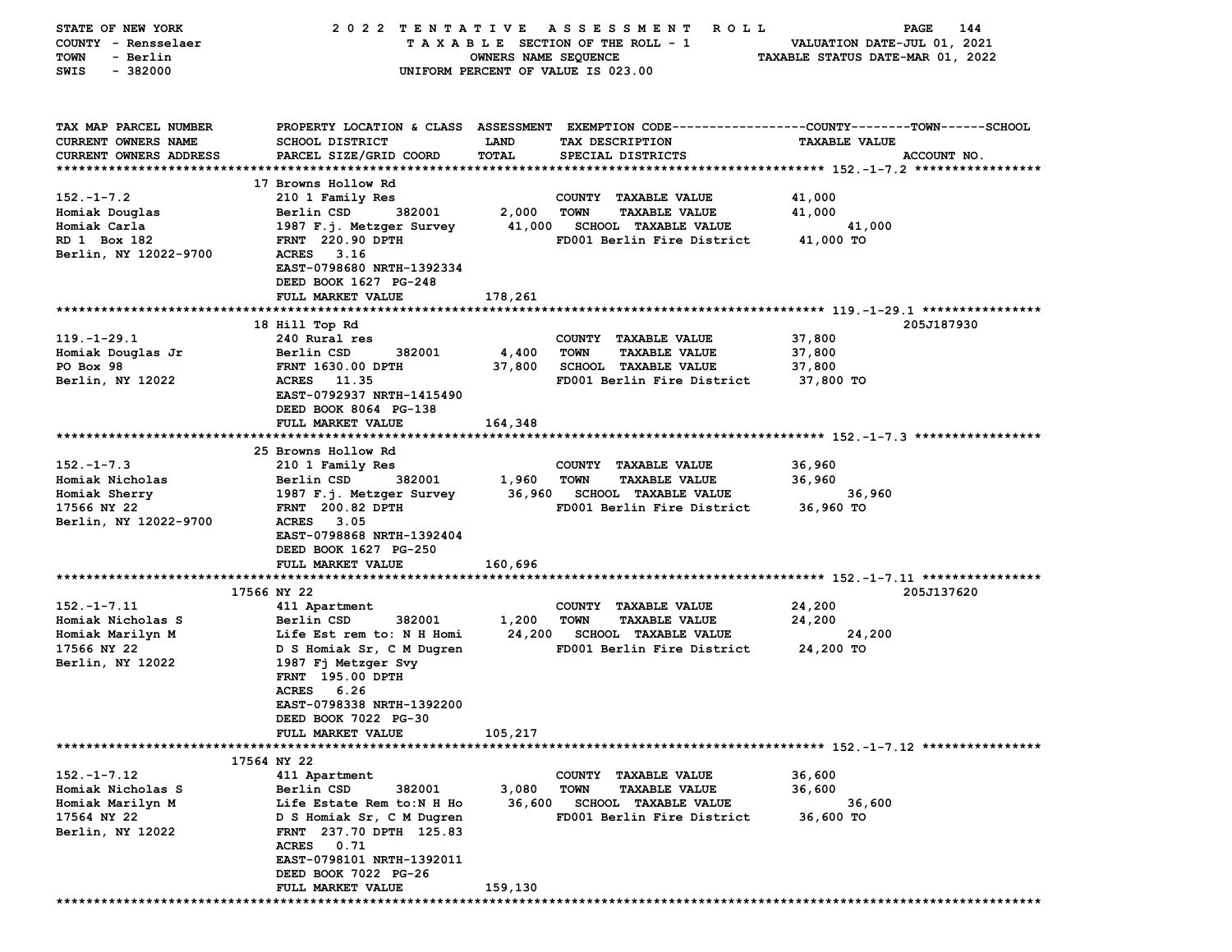STATE OF NEW YORK — 2022 TENTATIVE ASSESSMENT ROLL
COUNTY - Rensselaer — TAXABLE SECTION OF THE ROLL - 1 — VALUATION DATE-JUL 01, 2021
TOWN - Berlin — OWNERS NAME SEQUENCE — TAXABLE STATUS DATE-MAR 01, 2022
SWIS - 382000 — UNIFORM PERCENT OF VALUE IS 023.00

| TAX MAP PARCEL NUMBER / CURRENT OWNERS NAME / CURRENT OWNERS ADDRESS | PROPERTY LOCATION & CLASS / SCHOOL DISTRICT / PARCEL SIZE/GRID COORD | ASSESSMENT LAND | TOTAL | EXEMPTION CODE / TAX DESCRIPTION / SPECIAL DISTRICTS | TAXABLE VALUE (COUNTY / TOWN / SCHOOL) | ACCOUNT NO. |
|---|---|---|---|---|---|---|
| **152.-1-7.2** | 17 Browns Hollow Rd | | | | | |
| 152.-1-7.2 | 210 1 Family Res | | | COUNTY TAXABLE VALUE | 41,000 | |
| Homiak Douglas | Berlin CSD 382001 | 2,000 | | TOWN TAXABLE VALUE | 41,000 | |
| Homiak Carla | 1987 F.j. Metzger Survey | | 41,000 | SCHOOL TAXABLE VALUE | 41,000 | |
| RD 1 Box 182 | FRNT 220.90 DPTH | | | FD001 Berlin Fire District | 41,000 TO | |
| Berlin, NY 12022-9700 | ACRES 3.16 | | | | | |
| | EAST-0798680 NRTH-1392334 | | | | | |
| | DEED BOOK 1627 PG-248 | | | | | |
| | FULL MARKET VALUE | | 178,261 | | | |
| **119.-1-29.1** | 18 Hill Top Rd | | | | | 205J187930 |
| 119.-1-29.1 | 240 Rural res | | | COUNTY TAXABLE VALUE | 37,800 | |
| Homiak Douglas Jr | Berlin CSD 382001 | 4,400 | | TOWN TAXABLE VALUE | 37,800 | |
| PO Box 98 | FRNT 1630.00 DPTH | | 37,800 | SCHOOL TAXABLE VALUE | 37,800 | |
| Berlin, NY 12022 | ACRES 11.35 | | | FD001 Berlin Fire District | 37,800 TO | |
| | EAST-0792937 NRTH-1415490 | | | | | |
| | DEED BOOK 8064 PG-138 | | | | | |
| | FULL MARKET VALUE | | 164,348 | | | |
| **152.-1-7.3** | 25 Browns Hollow Rd | | | | | |
| 152.-1-7.3 | 210 1 Family Res | | | COUNTY TAXABLE VALUE | 36,960 | |
| Homiak Nicholas | Berlin CSD 382001 | 1,960 | | TOWN TAXABLE VALUE | 36,960 | |
| Homiak Sherry | 1987 F.j. Metzger Survey | | 36,960 | SCHOOL TAXABLE VALUE | 36,960 | |
| 17566 NY 22 | FRNT 200.82 DPTH | | | FD001 Berlin Fire District | 36,960 TO | |
| Berlin, NY 12022-9700 | ACRES 3.05 | | | | | |
| | EAST-0798868 NRTH-1392404 | | | | | |
| | DEED BOOK 1627 PG-250 | | | | | |
| | FULL MARKET VALUE | | 160,696 | | | |
| **152.-1-7.11** | 17566 NY 22 | | | | | 205J137620 |
| 152.-1-7.11 | 411 Apartment | | | COUNTY TAXABLE VALUE | 24,200 | |
| Homiak Nicholas S | Berlin CSD 382001 | 1,200 | | TOWN TAXABLE VALUE | 24,200 | |
| Homiak Marilyn M | Life Est rem to: N H Homi | | 24,200 | SCHOOL TAXABLE VALUE | 24,200 | |
| 17566 NY 22 | D S Homiak Sr, C M Dugren | | | FD001 Berlin Fire District | 24,200 TO | |
| Berlin, NY 12022 | 1987 Fj Metzger Svy | | | | | |
| | FRNT 195.00 DPTH | | | | | |
| | ACRES 6.26 | | | | | |
| | EAST-0798338 NRTH-1392200 | | | | | |
| | DEED BOOK 7022 PG-30 | | | | | |
| | FULL MARKET VALUE | | 105,217 | | | |
| **152.-1-7.12** | 17564 NY 22 | | | | | |
| 152.-1-7.12 | 411 Apartment | | | COUNTY TAXABLE VALUE | 36,600 | |
| Homiak Nicholas S | Berlin CSD 382001 | 3,080 | | TOWN TAXABLE VALUE | 36,600 | |
| Homiak Marilyn M | Life Estate Rem to:N H Ho | | 36,600 | SCHOOL TAXABLE VALUE | 36,600 | |
| 17564 NY 22 | D S Homiak Sr, C M Dugren | | | FD001 Berlin Fire District | 36,600 TO | |
| Berlin, NY 12022 | FRNT 237.70 DPTH 125.83 | | | | | |
| | ACRES 0.71 | | | | | |
| | EAST-0798101 NRTH-1392011 | | | | | |
| | DEED BOOK 7022 PG-26 | | | | | |
| | FULL MARKET VALUE | | 159,130 | | | |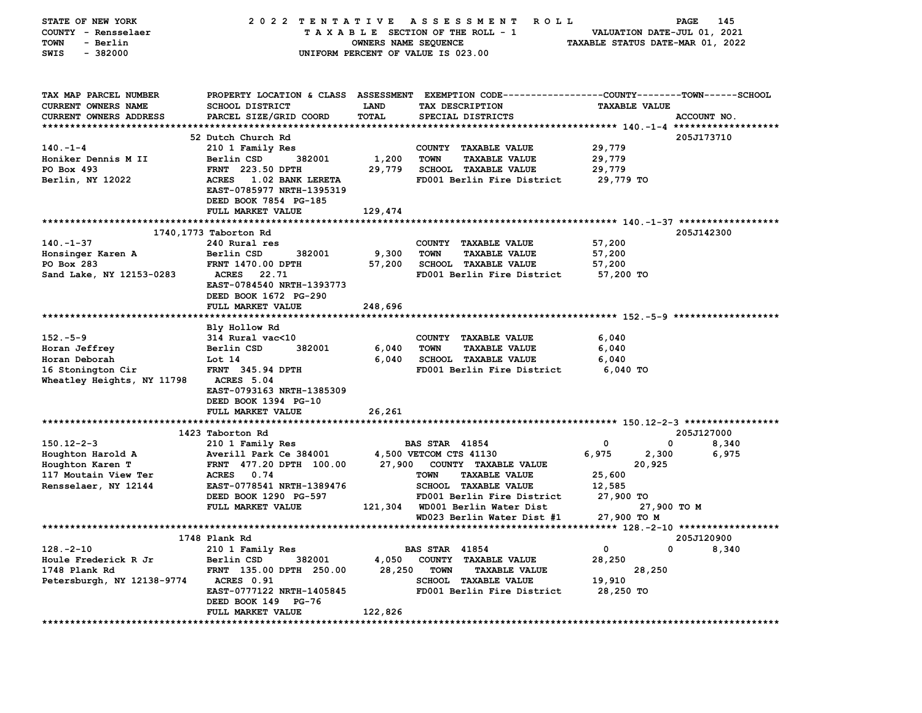STATE OF NEW YORK — 2022 TENTATIVE ASSESSMENT ROLL
COUNTY - Rensselaer — TAXABLE SECTION OF THE ROLL - 1 — VALUATION DATE-JUL 01, 2021
TOWN - Berlin — OWNERS NAME SEQUENCE — TAXABLE STATUS DATE-MAR 01, 2022
SWIS - 382000 — UNIFORM PERCENT OF VALUE IS 023.00

| TAX MAP PARCEL NUMBER / CURRENT OWNERS NAME / CURRENT OWNERS ADDRESS | PROPERTY LOCATION & CLASS / SCHOOL DISTRICT / PARCEL SIZE/GRID COORD | ASSESSMENT LAND / TOTAL | EXEMPTION CODE / TAX DESCRIPTION / SPECIAL DISTRICTS | COUNTY | TOWN | SCHOOL TAXABLE VALUE / ACCOUNT NO. |
|---|---|---|---|---|---|---|
| **140.-1-4** | 52 Dutch Church Rd | | | | | 205J173710 |
| 140.-1-4 | 210 1 Family Res | | COUNTY TAXABLE VALUE | 29,779 | | |
| Honiker Dennis M II | Berlin CSD 382001 | 1,200 | TOWN TAXABLE VALUE | 29,779 | | |
| PO Box 493 | FRNT 223.50 DPTH | 29,779 | SCHOOL TAXABLE VALUE | 29,779 | | |
| Berlin, NY 12022 | ACRES 1.02 BANK LERETA | | FD001 Berlin Fire District | 29,779 TO | | |
| | EAST-0785977 NRTH-1395319 | | | | | |
| | DEED BOOK 7854 PG-185 | | | | | |
| | FULL MARKET VALUE | 129,474 | | | | |
| **140.-1-37** | 1740,1773 Taborton Rd | | | | | 205J142300 |
| 140.-1-37 | 240 Rural res | | COUNTY TAXABLE VALUE | 57,200 | | |
| Honsinger Karen A | Berlin CSD 382001 | 9,300 | TOWN TAXABLE VALUE | 57,200 | | |
| PO Box 283 | FRNT 1470.00 DPTH | 57,200 | SCHOOL TAXABLE VALUE | 57,200 | | |
| Sand Lake, NY 12153-0283 | ACRES 22.71 | | FD001 Berlin Fire District | 57,200 TO | | |
| | EAST-0784540 NRTH-1393773 | | | | | |
| | DEED BOOK 1672 PG-290 | | | | | |
| | FULL MARKET VALUE | 248,696 | | | | |
| **152.-5-9** | Bly Hollow Rd | | | | | |
| 152.-5-9 | 314 Rural vac<10 | | COUNTY TAXABLE VALUE | 6,040 | | |
| Horan Jeffrey | Berlin CSD 382001 | 6,040 | TOWN TAXABLE VALUE | 6,040 | | |
| Horan Deborah | Lot 14 | 6,040 | SCHOOL TAXABLE VALUE | 6,040 | | |
| 16 Stonington Cir | FRNT 345.94 DPTH | | FD001 Berlin Fire District | 6,040 TO | | |
| Wheatley Heights, NY 11798 | ACRES 5.04 | | | | | |
| | EAST-0793163 NRTH-1385309 | | | | | |
| | DEED BOOK 1394 PG-10 | | | | | |
| | FULL MARKET VALUE | 26,261 | | | | |
| **150.12-2-3** | 1423 Taborton Rd | | | | | 205J127000 |
| 150.12-2-3 | 210 1 Family Res | | BAS STAR 41854 | 0 | 0 | 8,340 |
| Houghton Harold A | Averill Park Ce 384001 | 4,500 | VETCOM CTS 41130 | 6,975 | 2,300 | 6,975 |
| Houghton Karen T | FRNT 477.20 DPTH 100.00 | 27,900 | COUNTY TAXABLE VALUE | 20,925 | | |
| 117 Moutain View Ter | ACRES 0.74 | | TOWN TAXABLE VALUE | 25,600 | | |
| Rensselaer, NY 12144 | EAST-0778541 NRTH-1389476 | | SCHOOL TAXABLE VALUE | 12,585 | | |
| | DEED BOOK 1290 PG-597 | | FD001 Berlin Fire District | 27,900 TO | | |
| | FULL MARKET VALUE | 121,304 | WD001 Berlin Water Dist | 27,900 TO M | | |
| | | | WD023 Berlin Water Dist #1 | 27,900 TO M | | |
| **128.-2-10** | 1748 Plank Rd | | | | | 205J120900 |
| 128.-2-10 | 210 1 Family Res | | BAS STAR 41854 | 0 | 0 | 8,340 |
| Houle Frederick R Jr | Berlin CSD 382001 | 4,050 | COUNTY TAXABLE VALUE | 28,250 | | |
| 1748 Plank Rd | FRNT 135.00 DPTH 250.00 | 28,250 | TOWN TAXABLE VALUE | | 28,250 | |
| Petersburgh, NY 12138-9774 | ACRES 0.91 | | SCHOOL TAXABLE VALUE | 19,910 | | |
| | EAST-0777122 NRTH-1405845 | | FD001 Berlin Fire District | 28,250 TO | | |
| | DEED BOOK 149 PG-76 | | | | | |
| | FULL MARKET VALUE | 122,826 | | | | |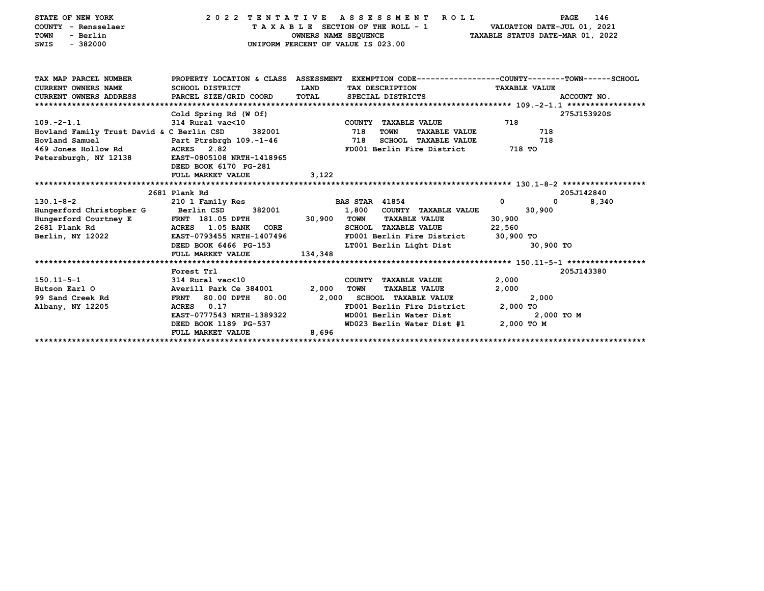STATE OF NEW YORK — 2022 TENTATIVE ASSESSMENT ROLL
COUNTY - Rensselaer — TAXABLE SECTION OF THE ROLL - 1 — VALUATION DATE-JUL 01, 2021
TOWN - Berlin — OWNERS NAME SEQUENCE — TAXABLE STATUS DATE-MAR 01, 2022
SWIS - 382000 — UNIFORM PERCENT OF VALUE IS 023.00

```
TAX MAP PARCEL NUMBER        PROPERTY LOCATION & CLASS  ASSESSMENT  EXEMPTION CODE------------------COUNTY--------TOWN------SCHOOL
CURRENT OWNERS NAME          SCHOOL DISTRICT              LAND      TAX DESCRIPTION                    TAXABLE VALUE
CURRENT OWNERS ADDRESS       PARCEL SIZE/GRID COORD       TOTAL     SPECIAL DISTRICTS                                      ACCOUNT NO.
******************************************************************************************************* 109.-2-1.1 *****************
                             Cold Spring Rd (W Of)                                                                     275J153920S
109.-2-1.1                   314 Rural vac<10                       COUNTY  TAXABLE VALUE              718
Hovland Family Trust David & C Berlin CSD      382001          718    TOWN    TAXABLE VALUE                718
Hovland Samuel               Part Ptrsbrgh 109.-1-46           718    SCHOOL  TAXABLE VALUE                718
469 Jones Hollow Rd          ACRES    2.82                            FD001 Berlin Fire District           718 TO
Petersburgh, NY 12138        EAST-0805108 NRTH-1418965
                             DEED BOOK 6170  PG-281
                             FULL MARKET VALUE              3,122
******************************************************************************************************* 130.1-8-2 ******************
                   2681 Plank Rd                                                                                       205J142840
130.1-8-2                    210 1 Family Res                   BAS STAR  41854                    0             0        8,340
Hungerford Christopher G       Berlin CSD      382001         1,800    COUNTY  TAXABLE VALUE            30,900
Hungerford Courtney E        FRNT 181.05 DPTH               30,900    TOWN    TAXABLE VALUE          30,900
2681 Plank Rd                ACRES    1.05 BANK   CORE                 SCHOOL  TAXABLE VALUE          22,560
Berlin, NY 12022             EAST-0793455 NRTH-1407496                FD001 Berlin Fire District       30,900 TO
                             DEED BOOK 6466  PG-153                   LT001 Berlin Light Dist                30,900 TO
                             FULL MARKET VALUE            134,348
******************************************************************************************************* 150.11-5-1 *****************
                             Forest Trl                                                                                205J143380
150.11-5-1                   314 Rural vac<10                       COUNTY  TAXABLE VALUE            2,000
Hutson Earl O                Averill Park Ce 384001         2,000    TOWN    TAXABLE VALUE            2,000
99 Sand Creek Rd             FRNT   80.00 DPTH   80.00       2,000    SCHOOL  TAXABLE VALUE                2,000
Albany, NY 12205             ACRES    0.17                             FD001 Berlin Fire District         2,000 TO
                             EAST-0777543 NRTH-1389322                WD001 Berlin Water Dist                  2,000 TO M
                             DEED BOOK 1189  PG-537                   WD023 Berlin Water Dist #1          2,000 TO M
                             FULL MARKET VALUE              8,696
************************************************************************************************************************************
```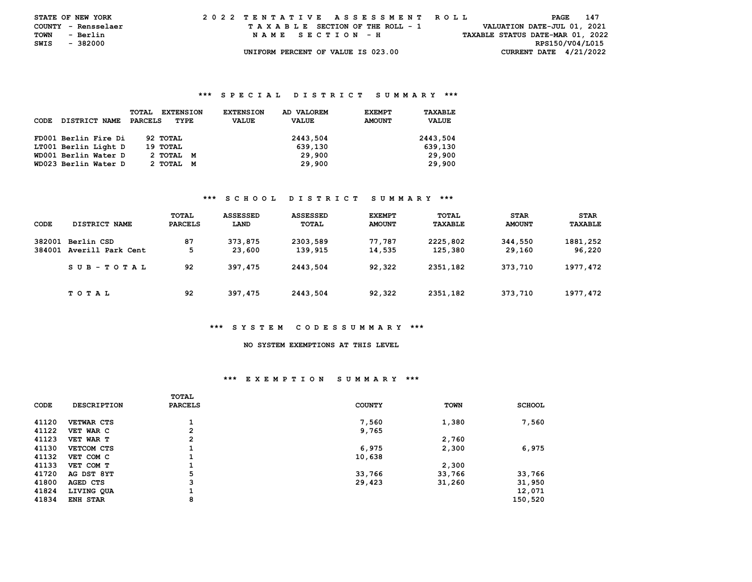STATE OF NEW YORK
COUNTY - Rensselaer
TOWN - Berlin
SWIS - 382000

2022 TENTATIVE ASSESSMENT ROLL
TAXABLE SECTION OF THE ROLL - 1
NAME SECTION - H
UNIFORM PERCENT OF VALUE IS 023.00

VALUATION DATE-JUL 01, 2021
TAXABLE STATUS DATE-MAR 01, 2022
RPS150/V04/L015
CURRENT DATE 4/21/2022

### *** SPECIAL DISTRICT SUMMARY ***

| CODE | DISTRICT NAME | TOTAL PARCELS | EXTENSION TYPE | EXTENSION VALUE | AD VALOREM VALUE | EXEMPT AMOUNT | TAXABLE VALUE |
|---|---|---|---|---|---|---|---|
| FD001 | Berlin Fire Di | 92 | TOTAL | | 2443,504 | | 2443,504 |
| LT001 | Berlin Light D | 19 | TOTAL | | 639,130 | | 639,130 |
| WD001 | Berlin Water D | 2 | TOTAL M | | 29,900 | | 29,900 |
| WD023 | Berlin Water D | 2 | TOTAL M | | 29,900 | | 29,900 |

### *** SCHOOL DISTRICT SUMMARY ***

| CODE | DISTRICT NAME | TOTAL PARCELS | ASSESSED LAND | ASSESSED TOTAL | EXEMPT AMOUNT | TOTAL TAXABLE | STAR AMOUNT | STAR TAXABLE |
|---|---|---|---|---|---|---|---|---|
| 382001 | Berlin CSD | 87 | 373,875 | 2303,589 | 77,787 | 2225,802 | 344,550 | 1881,252 |
| 384001 | Averill Park Cent | 5 | 23,600 | 139,915 | 14,535 | 125,380 | 29,160 | 96,220 |
| | SUB-TOTAL | 92 | 397,475 | 2443,504 | 92,322 | 2351,182 | 373,710 | 1977,472 |
| | TOTAL | 92 | 397,475 | 2443,504 | 92,322 | 2351,182 | 373,710 | 1977,472 |

### *** SYSTEM CODES SUMMARY ***

NO SYSTEM EXEMPTIONS AT THIS LEVEL

### *** EXEMPTION SUMMARY ***

| CODE | DESCRIPTION | TOTAL PARCELS | COUNTY | TOWN | SCHOOL |
|---|---|---|---|---|---|
| 41120 | VETWAR CTS | 1 | 7,560 | 1,380 | 7,560 |
| 41122 | VET WAR C | 2 | 9,765 | | |
| 41123 | VET WAR T | 2 | | 2,760 | |
| 41130 | VETCOM CTS | 1 | 6,975 | 2,300 | 6,975 |
| 41132 | VET COM C | 1 | 10,638 | | |
| 41133 | VET COM T | 1 | | 2,300 | |
| 41720 | AG DST 8YT | 5 | 33,766 | 33,766 | 33,766 |
| 41800 | AGED CTS | 3 | 29,423 | 31,260 | 31,950 |
| 41824 | LIVING QUA | 1 | | | 12,071 |
| 41834 | ENH STAR | 8 | | | 150,520 |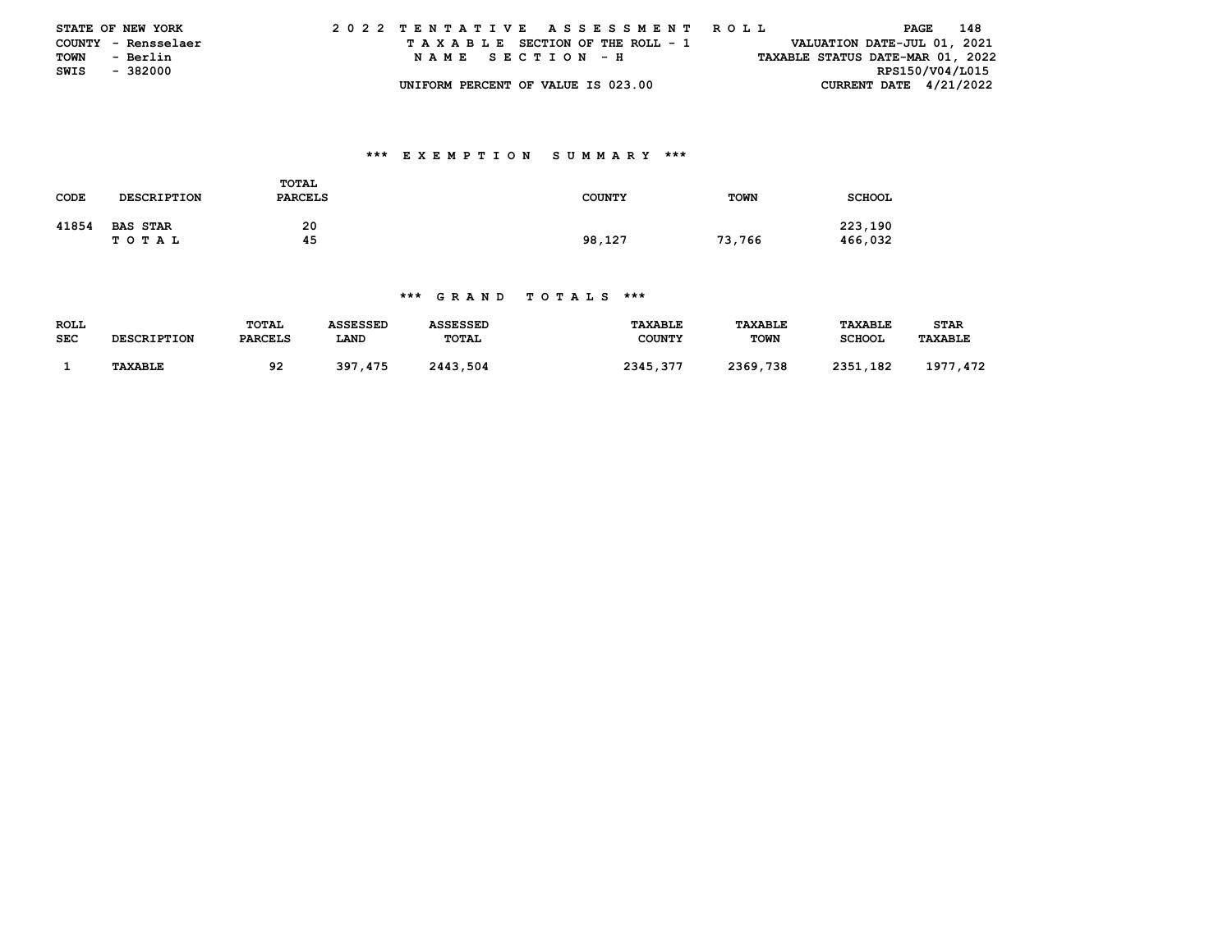STATE OF NEW YORK
COUNTY - Rensselaer
TOWN - Berlin
SWIS - 382000

2 0 2 2 T E N T A T I V E A S S E S S M E N T R O L L
T A X A B L E SECTION OF THE ROLL - 1
N A M E S E C T I O N - H
UNIFORM PERCENT OF VALUE IS 023.00

VALUATION DATE-JUL 01, 2021
TAXABLE STATUS DATE-MAR 01, 2022
RPS150/V04/L015
CURRENT DATE 4/21/2022

## *** E X E M P T I O N S U M M A R Y ***

| CODE | DESCRIPTION | TOTAL PARCELS | COUNTY | TOWN | SCHOOL |
|---|---|---|---|---|---|
| 41854 | BAS STAR | 20 | | | 223,190 |
| | T O T A L | 45 | 98,127 | 73,766 | 466,032 |

## *** G R A N D T O T A L S ***

| ROLL SEC | DESCRIPTION | TOTAL PARCELS | ASSESSED LAND | ASSESSED TOTAL | TAXABLE COUNTY | TAXABLE TOWN | TAXABLE SCHOOL | STAR TAXABLE |
|---|---|---|---|---|---|---|---|---|
| 1 | TAXABLE | 92 | 397,475 | 2443,504 | 2345,377 | 2369,738 | 2351,182 | 1977,472 |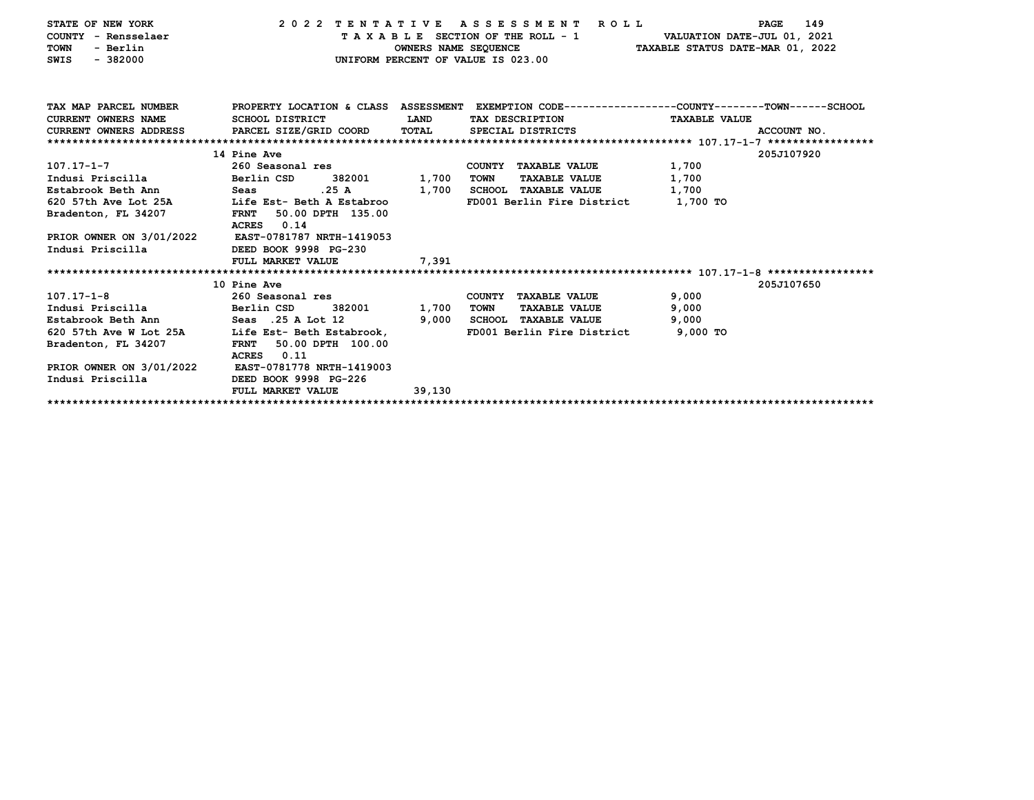STATE OF NEW YORK — 2022 TENTATIVE ASSESSMENT ROLL
COUNTY - Rensselaer — TAXABLE SECTION OF THE ROLL - 1 — VALUATION DATE-JUL 01, 2021
TOWN - Berlin — OWNERS NAME SEQUENCE — TAXABLE STATUS DATE-MAR 01, 2022
SWIS - 382000 — UNIFORM PERCENT OF VALUE IS 023.00

| TAX MAP PARCEL NUMBER / CURRENT OWNERS NAME / CURRENT OWNERS ADDRESS | PROPERTY LOCATION & CLASS / SCHOOL DISTRICT / PARCEL SIZE/GRID COORD | ASSESSMENT LAND / TOTAL | EXEMPTION CODE / TAX DESCRIPTION / SPECIAL DISTRICTS | COUNTY / TOWN / SCHOOL TAXABLE VALUE | ACCOUNT NO. |
|---|---|---|---|---|---|
| **107.17-1-7** | 14 Pine Ave | | | | 205J107920 |
| 107.17-1-7 | 260 Seasonal res | | COUNTY TAXABLE VALUE | 1,700 | |
| Indusi Priscilla | Berlin CSD 382001 | 1,700 | TOWN TAXABLE VALUE | 1,700 | |
| Estabrook Beth Ann | Seas .25 A | 1,700 | SCHOOL TAXABLE VALUE | 1,700 | |
| 620 57th Ave Lot 25A | Life Est- Beth A Estabroo | | FD001 Berlin Fire District | 1,700 TO | |
| Bradenton, FL 34207 | FRNT 50.00 DPTH 135.00 | | | | |
| | ACRES 0.14 | | | | |
| PRIOR OWNER ON 3/01/2022 | EAST-0781787 NRTH-1419053 | | | | |
| Indusi Priscilla | DEED BOOK 9998 PG-230 | | | | |
| | FULL MARKET VALUE | 7,391 | | | |
| **107.17-1-8** | 10 Pine Ave | | | | 205J107650 |
| 107.17-1-8 | 260 Seasonal res | | COUNTY TAXABLE VALUE | 9,000 | |
| Indusi Priscilla | Berlin CSD 382001 | 1,700 | TOWN TAXABLE VALUE | 9,000 | |
| Estabrook Beth Ann | Seas .25 A Lot 12 | 9,000 | SCHOOL TAXABLE VALUE | 9,000 | |
| 620 57th Ave W Lot 25A | Life Est- Beth Estabrook, | | FD001 Berlin Fire District | 9,000 TO | |
| Bradenton, FL 34207 | FRNT 50.00 DPTH 100.00 | | | | |
| | ACRES 0.11 | | | | |
| PRIOR OWNER ON 3/01/2022 | EAST-0781778 NRTH-1419003 | | | | |
| Indusi Priscilla | DEED BOOK 9998 PG-226 | | | | |
| | FULL MARKET VALUE | 39,130 | | | |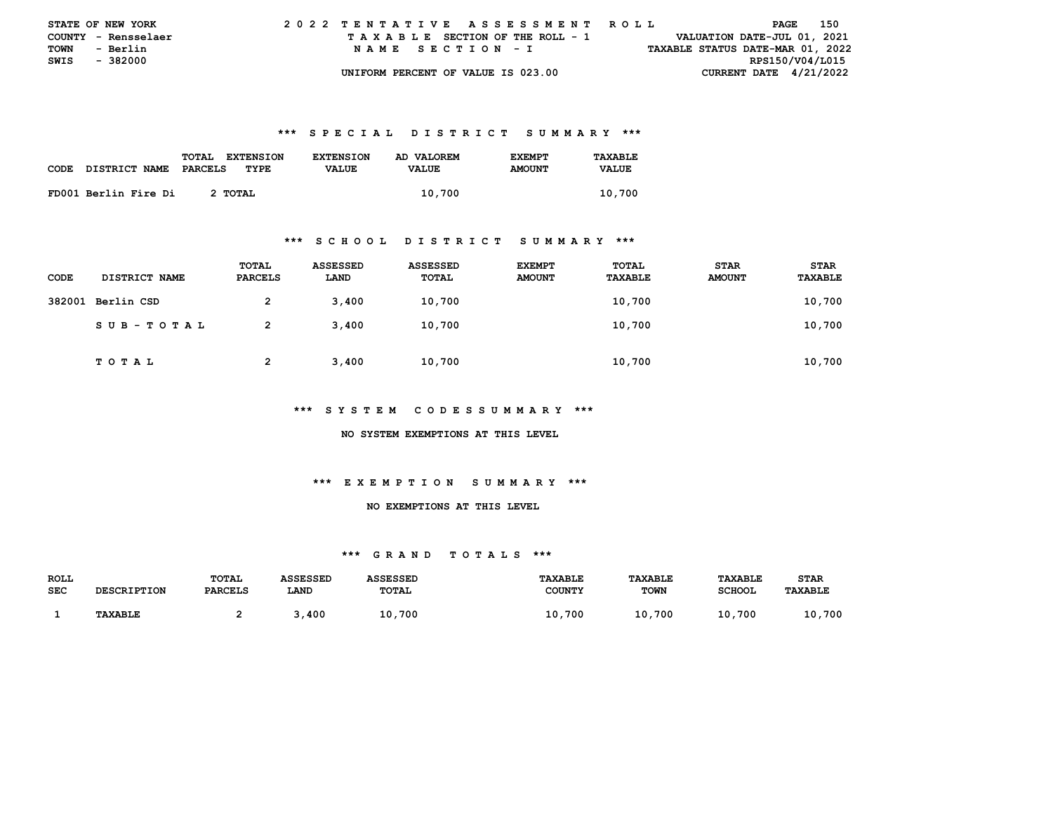STATE OF NEW YORK — 2022 TENTATIVE ASSESSMENT ROLL
COUNTY - Rensselaer — TAXABLE SECTION OF THE ROLL - 1 — VALUATION DATE-JUL 01, 2021
TOWN - Berlin — NAME SECTION - I — TAXABLE STATUS DATE-MAR 01, 2022
SWIS - 382000 — RPS150/V04/L015
UNIFORM PERCENT OF VALUE IS 023.00 — CURRENT DATE 4/21/2022

### *** SPECIAL DISTRICT SUMMARY ***

| CODE DISTRICT NAME | TOTAL PARCELS | EXTENSION TYPE | EXTENSION VALUE | AD VALOREM VALUE | EXEMPT AMOUNT | TAXABLE VALUE |
|---|---|---|---|---|---|---|
| FD001 Berlin Fire Di | 2 | TOTAL | | 10,700 | | 10,700 |

### *** SCHOOL DISTRICT SUMMARY ***

| CODE | DISTRICT NAME | TOTAL PARCELS | ASSESSED LAND | ASSESSED TOTAL | EXEMPT AMOUNT | TOTAL TAXABLE | STAR AMOUNT | STAR TAXABLE |
|---|---|---|---|---|---|---|---|---|
| 382001 | Berlin CSD | 2 | 3,400 | 10,700 | | 10,700 | | 10,700 |
| | SUB-TOTAL | 2 | 3,400 | 10,700 | | 10,700 | | 10,700 |
| | TOTAL | 2 | 3,400 | 10,700 | | 10,700 | | 10,700 |

### *** SYSTEM CODES SUMMARY ***

NO SYSTEM EXEMPTIONS AT THIS LEVEL

### *** EXEMPTION SUMMARY ***

NO EXEMPTIONS AT THIS LEVEL

### *** GRAND TOTALS ***

| ROLL SEC | DESCRIPTION | TOTAL PARCELS | ASSESSED LAND | ASSESSED TOTAL | TAXABLE COUNTY | TAXABLE TOWN | TAXABLE SCHOOL | STAR TAXABLE |
|---|---|---|---|---|---|---|---|---|
| 1 | TAXABLE | 2 | 3,400 | 10,700 | 10,700 | 10,700 | 10,700 | 10,700 |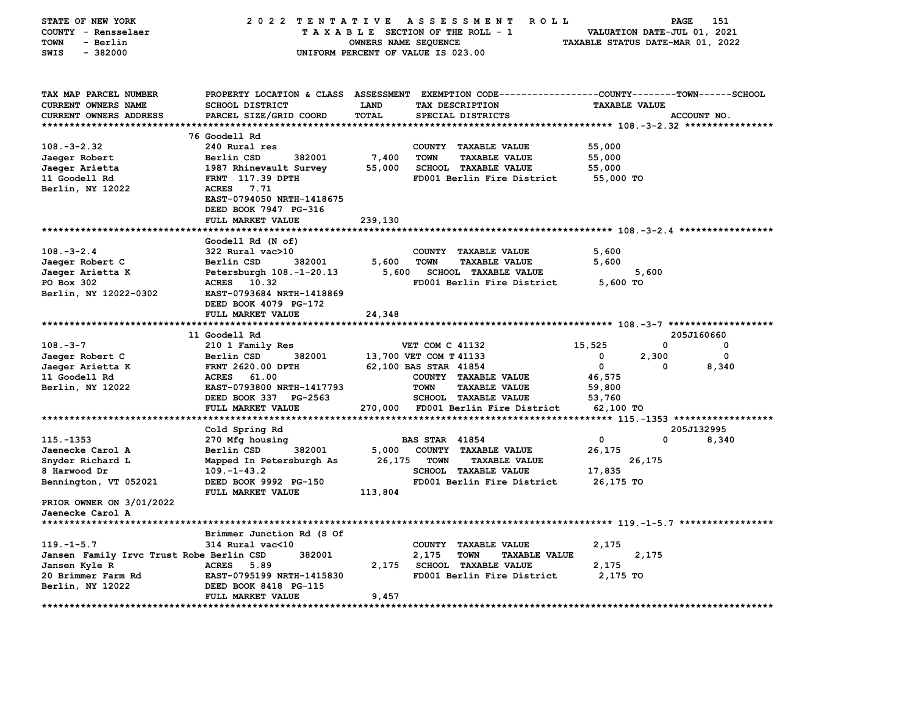STATE OF NEW YORK — 2022 TENTATIVE ASSESSMENT ROLL
COUNTY - Rensselaer — TAXABLE SECTION OF THE ROLL - 1 — VALUATION DATE-JUL 01, 2021
TOWN - Berlin — OWNERS NAME SEQUENCE — TAXABLE STATUS DATE-MAR 01, 2022
SWIS - 382000 — UNIFORM PERCENT OF VALUE IS 023.00

| TAX MAP PARCEL NUMBER / CURRENT OWNERS NAME / CURRENT OWNERS ADDRESS | PROPERTY LOCATION & CLASS / SCHOOL DISTRICT / PARCEL SIZE/GRID COORD | ASSESSMENT LAND / TOTAL | EXEMPTION CODE / TAX DESCRIPTION / SPECIAL DISTRICTS | COUNTY | TOWN | SCHOOL / ACCOUNT NO. |
|---|---|---|---|---|---|---|
| **108.-3-2.32** | 76 Goodell Rd | | | | | |
| | 240 Rural res | | COUNTY TAXABLE VALUE | 55,000 | | |
| Jaeger Robert | Berlin CSD 382001 | 7,400 | TOWN TAXABLE VALUE | 55,000 | | |
| Jaeger Arietta | 1987 Rhinevault Survey | 55,000 | SCHOOL TAXABLE VALUE | 55,000 | | |
| 11 Goodell Rd | FRNT 117.39 DPTH | | FD001 Berlin Fire District | 55,000 TO | | |
| Berlin, NY 12022 | ACRES 7.71 | | | | | |
| | EAST-0794050 NRTH-1418675 | | | | | |
| | DEED BOOK 7947 PG-316 | | | | | |
| | FULL MARKET VALUE | 239,130 | | | | |
| **108.-3-2.4** | Goodell Rd (N of) | | | | | |
| | 322 Rural vac>10 | | COUNTY TAXABLE VALUE | 5,600 | | |
| Jaeger Robert C | Berlin CSD 382001 | 5,600 | TOWN TAXABLE VALUE | 5,600 | | |
| Jaeger Arietta K | Petersburgh 108.-1-20.13 | 5,600 | SCHOOL TAXABLE VALUE | 5,600 | | |
| PO Box 302 | ACRES 10.32 | | FD001 Berlin Fire District | 5,600 TO | | |
| Berlin, NY 12022-0302 | EAST-0793684 NRTH-1418869 | | | | | |
| | DEED BOOK 4079 PG-172 | | | | | |
| | FULL MARKET VALUE | 24,348 | | | | |
| **108.-3-7** | 11 Goodell Rd | | | | | 205J160660 |
| | 210 1 Family Res | | VET COM C 41132 | 15,525 | 0 | 0 |
| Jaeger Robert C | Berlin CSD 382001 | 13,700 | VET COM T 41133 | 0 | 2,300 | 0 |
| Jaeger Arietta K | FRNT 2620.00 DPTH | 62,100 | BAS STAR 41854 | 0 | 0 | 8,340 |
| 11 Goodell Rd | ACRES 61.00 | | COUNTY TAXABLE VALUE | 46,575 | | |
| Berlin, NY 12022 | EAST-0793800 NRTH-1417793 | | TOWN TAXABLE VALUE | 59,800 | | |
| | DEED BOOK 337 PG-2563 | | SCHOOL TAXABLE VALUE | 53,760 | | |
| | FULL MARKET VALUE | 270,000 | FD001 Berlin Fire District | 62,100 TO | | |
| **115.-1353** | Cold Spring Rd | | | | | 205J132995 |
| | 270 Mfg housing | | BAS STAR 41854 | 0 | 0 | 8,340 |
| Jaenecke Carol A | Berlin CSD 382001 | 5,000 | COUNTY TAXABLE VALUE | 26,175 | | |
| Snyder Richard L | Mapped In Petersburgh As | 26,175 | TOWN TAXABLE VALUE | | 26,175 | |
| 8 Harwood Dr | 109.-1-43.2 | | SCHOOL TAXABLE VALUE | 17,835 | | |
| Bennington, VT 052021 | DEED BOOK 9992 PG-150 | | FD001 Berlin Fire District | 26,175 TO | | |
| | FULL MARKET VALUE | 113,804 | | | | |
| PRIOR OWNER ON 3/01/2022 | | | | | | |
| Jaenecke Carol A | | | | | | |
| **119.-1-5.7** | Brimmer Junction Rd (S Of | | | | | |
| | 314 Rural vac<10 | | COUNTY TAXABLE VALUE | 2,175 | | |
| Jansen Family Irvc Trust Robe | Berlin CSD 382001 | 2,175 | TOWN TAXABLE VALUE | | 2,175 | |
| Jansen Kyle R | ACRES 5.89 | 2,175 | SCHOOL TAXABLE VALUE | 2,175 | | |
| 20 Brimmer Farm Rd | EAST-0795199 NRTH-1415830 | | FD001 Berlin Fire District | 2,175 TO | | |
| Berlin, NY 12022 | DEED BOOK 8418 PG-115 | | | | | |
| | FULL MARKET VALUE | 9,457 | | | | |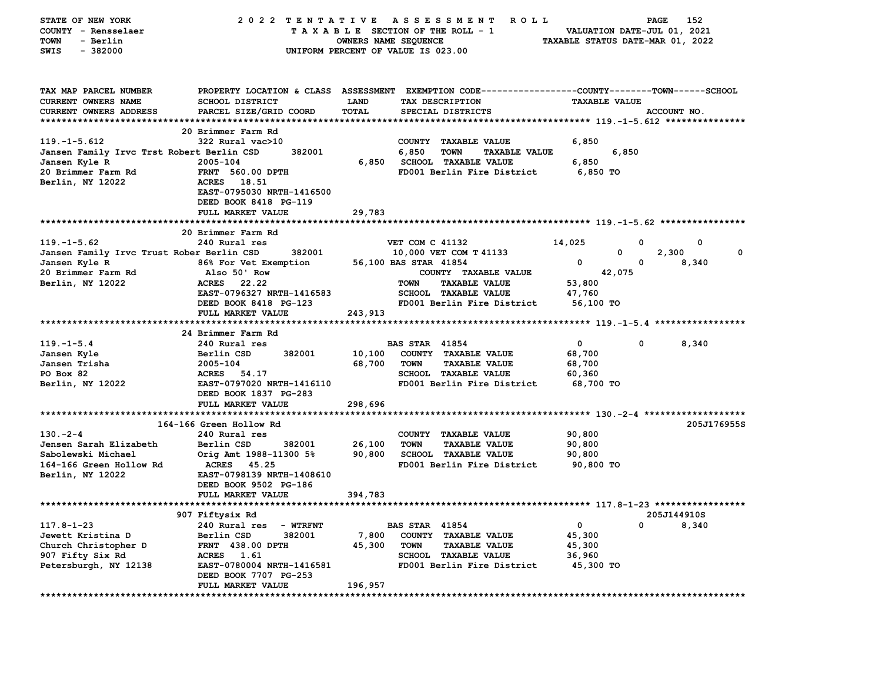STATE OF NEW YORK — 2022 TENTATIVE ASSESSMENT ROLL
COUNTY - Rensselaer — TAXABLE SECTION OF THE ROLL - 1 — VALUATION DATE-JUL 01, 2021
TOWN - Berlin — OWNERS NAME SEQUENCE — TAXABLE STATUS DATE-MAR 01, 2022
SWIS - 382000 — UNIFORM PERCENT OF VALUE IS 023.00

| TAX MAP PARCEL NUMBER / CURRENT OWNERS NAME / CURRENT OWNERS ADDRESS | PROPERTY LOCATION & CLASS / SCHOOL DISTRICT / PARCEL SIZE/GRID COORD | ASSESSMENT LAND / TOTAL | EXEMPTION CODE / TAX DESCRIPTION / SPECIAL DISTRICTS | COUNTY | TOWN | SCHOOL / TAXABLE VALUE / ACCOUNT NO. |
|---|---|---|---|---|---|---|
| **119.-1-5.612** | 20 Brimmer Farm Rd | | | | | |
| 119.-1-5.612 | 322 Rural vac>10 | | COUNTY TAXABLE VALUE | 6,850 | | |
| Jansen Family Irvc Trst Robert | Berlin CSD 382001 | 6,850 | TOWN TAXABLE VALUE | | 6,850 | |
| Jansen Kyle R | 2005-104 | 6,850 | SCHOOL TAXABLE VALUE | | | 6,850 |
| 20 Brimmer Farm Rd | FRNT 560.00 DPTH | | FD001 Berlin Fire District | 6,850 TO | | |
| Berlin, NY 12022 | ACRES 18.51 | | | | | |
| | EAST-0795030 NRTH-1416500 | | | | | |
| | DEED BOOK 8418 PG-119 | | | | | |
| | FULL MARKET VALUE | 29,783 | | | | |
| **119.-1-5.62** | 20 Brimmer Farm Rd | | | | | |
| 119.-1-5.62 | 240 Rural res | | VET COM C 41132 | 14,025 | 0 | 0 |
| Jansen Family Irvc Trust Rober | Berlin CSD 382001 | 10,000 | VET COM T 41133 | 0 | 2,300 | 0 |
| Jansen Kyle R | 86% For Vet Exemption | 56,100 | BAS STAR 41854 | 0 | 0 | 8,340 |
| 20 Brimmer Farm Rd | Also 50' Row | | COUNTY TAXABLE VALUE | 42,075 | | |
| Berlin, NY 12022 | ACRES 22.22 | | TOWN TAXABLE VALUE | | 53,800 | |
| | EAST-0796327 NRTH-1416583 | | SCHOOL TAXABLE VALUE | | | 47,760 |
| | DEED BOOK 8418 PG-123 | | FD001 Berlin Fire District | 56,100 TO | | |
| | FULL MARKET VALUE | 243,913 | | | | |
| **119.-1-5.4** | 24 Brimmer Farm Rd | | | | | |
| 119.-1-5.4 | 240 Rural res | | BAS STAR 41854 | 0 | 0 | 8,340 |
| Jansen Kyle | Berlin CSD 382001 | 10,100 | COUNTY TAXABLE VALUE | 68,700 | | |
| Jansen Trisha | 2005-104 | 68,700 | TOWN TAXABLE VALUE | | 68,700 | |
| PO Box 82 | ACRES 54.17 | | SCHOOL TAXABLE VALUE | | | 60,360 |
| Berlin, NY 12022 | EAST-0797020 NRTH-1416110 | | FD001 Berlin Fire District | 68,700 TO | | |
| | DEED BOOK 1837 PG-283 | | | | | |
| | FULL MARKET VALUE | 298,696 | | | | |
| **130.-2-4** | 164-166 Green Hollow Rd | | | | | 205J176955S |
| 130.-2-4 | 240 Rural res | | COUNTY TAXABLE VALUE | 90,800 | | |
| Jensen Sarah Elizabeth | Berlin CSD 382001 | 26,100 | TOWN TAXABLE VALUE | | 90,800 | |
| Sabolewski Michael | Orig Amt 1988-11300 5% | 90,800 | SCHOOL TAXABLE VALUE | | | 90,800 |
| 164-166 Green Hollow Rd | ACRES 45.25 | | FD001 Berlin Fire District | 90,800 TO | | |
| Berlin, NY 12022 | EAST-0798139 NRTH-1408610 | | | | | |
| | DEED BOOK 9502 PG-186 | | | | | |
| | FULL MARKET VALUE | 394,783 | | | | |
| **117.8-1-23** | 907 Fiftysix Rd | | | | | 205J144910S |
| 117.8-1-23 | 240 Rural res - WTRFNT | | BAS STAR 41854 | 0 | 0 | 8,340 |
| Jewett Kristina D | Berlin CSD 382001 | 7,800 | COUNTY TAXABLE VALUE | 45,300 | | |
| Church Christopher D | FRNT 438.00 DPTH | 45,300 | TOWN TAXABLE VALUE | | 45,300 | |
| 907 Fifty Six Rd | ACRES 1.61 | | SCHOOL TAXABLE VALUE | | | 36,960 |
| Petersburgh, NY 12138 | EAST-0780004 NRTH-1416581 | | FD001 Berlin Fire District | 45,300 TO | | |
| | DEED BOOK 7707 PG-253 | | | | | |
| | FULL MARKET VALUE | 196,957 | | | | |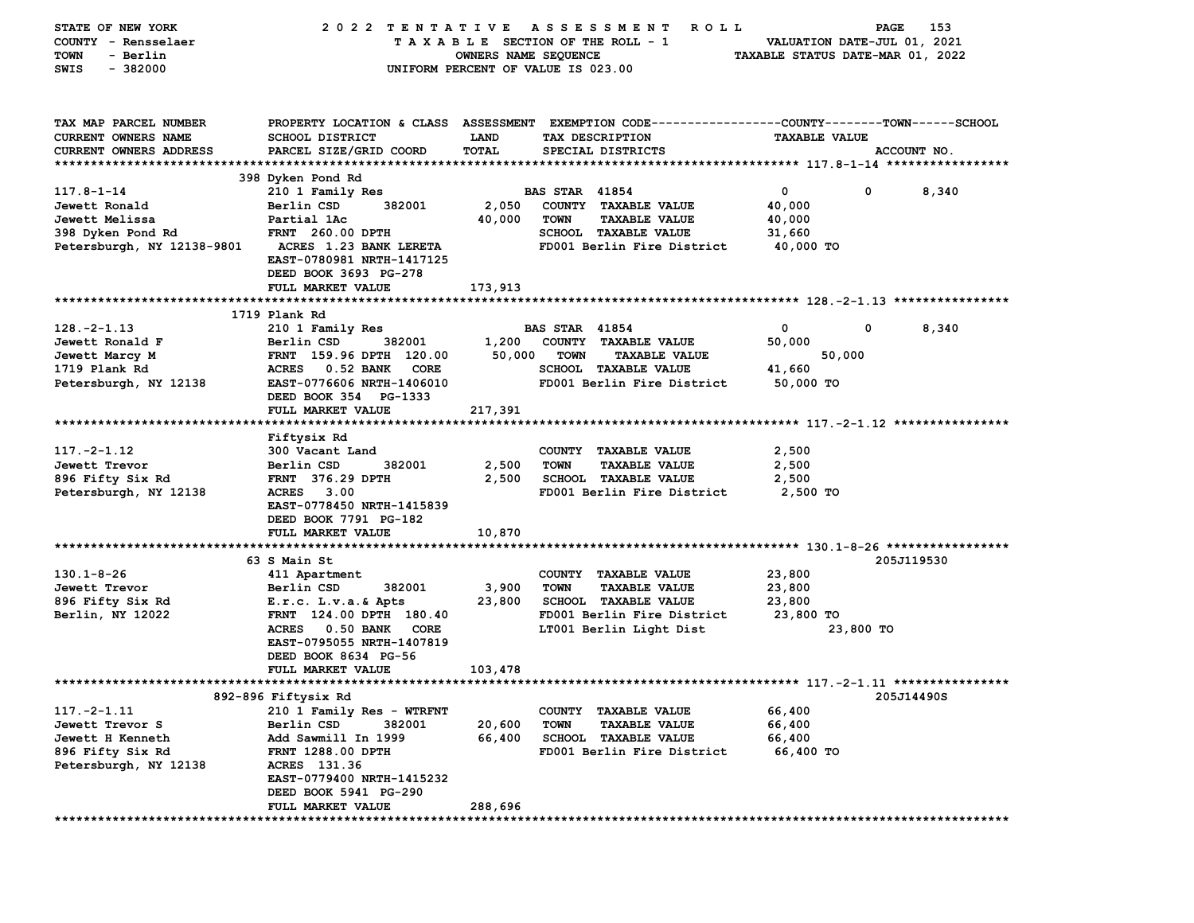STATE OF NEW YORK — 2022 TENTATIVE ASSESSMENT ROLL
COUNTY - Rensselaer — TAXABLE SECTION OF THE ROLL - 1 — VALUATION DATE-JUL 01, 2021
TOWN - Berlin — OWNERS NAME SEQUENCE — TAXABLE STATUS DATE-MAR 01, 2022
SWIS - 382000 — UNIFORM PERCENT OF VALUE IS 023.00

| TAX MAP PARCEL NUMBER / CURRENT OWNERS NAME / CURRENT OWNERS ADDRESS | PROPERTY LOCATION & CLASS / SCHOOL DISTRICT / PARCEL SIZE/GRID COORD | ASSESSMENT LAND | TOTAL | EXEMPTION CODE / TAX DESCRIPTION / SPECIAL DISTRICTS | COUNTY TAXABLE VALUE | TOWN | SCHOOL | ACCOUNT NO. |
|---|---|---|---|---|---|---|---|---|
| **117.8-1-14** | 398 Dyken Pond Rd | | | | | | | |
| 117.8-1-14 | 210 1 Family Res | | | BAS STAR 41854 | 0 | 0 | 8,340 | |
| Jewett Ronald | Berlin CSD 382001 | 2,050 | | COUNTY TAXABLE VALUE | 40,000 | | | |
| Jewett Melissa | Partial 1Ac | | 40,000 | TOWN TAXABLE VALUE | 40,000 | | | |
| 398 Dyken Pond Rd | FRNT 260.00 DPTH | | | SCHOOL TAXABLE VALUE | 31,660 | | | |
| Petersburgh, NY 12138-9801 | ACRES 1.23 BANK LERETA | | | FD001 Berlin Fire District | 40,000 TO | | | |
| | EAST-0780981 NRTH-1417125 | | | | | | | |
| | DEED BOOK 3693 PG-278 | | | | | | | |
| | FULL MARKET VALUE | 173,913 | | | | | | |
| **128.-2-1.13** | 1719 Plank Rd | | | | | | | |
| 128.-2-1.13 | 210 1 Family Res | | | BAS STAR 41854 | 0 | 0 | 8,340 | |
| Jewett Ronald F | Berlin CSD 382001 | 1,200 | | COUNTY TAXABLE VALUE | 50,000 | | | |
| Jewett Marcy M | FRNT 159.96 DPTH 120.00 | | 50,000 | TOWN TAXABLE VALUE | 50,000 | | | |
| 1719 Plank Rd | ACRES 0.52 BANK CORE | | | SCHOOL TAXABLE VALUE | 41,660 | | | |
| Petersburgh, NY 12138 | EAST-0776606 NRTH-1406010 | | | FD001 Berlin Fire District | 50,000 TO | | | |
| | DEED BOOK 354 PG-1333 | | | | | | | |
| | FULL MARKET VALUE | 217,391 | | | | | | |
| **117.-2-1.12** | Fiftysix Rd | | | | | | | |
| 117.-2-1.12 | 300 Vacant Land | | | COUNTY TAXABLE VALUE | 2,500 | | | |
| Jewett Trevor | Berlin CSD 382001 | 2,500 | | TOWN TAXABLE VALUE | 2,500 | | | |
| 896 Fifty Six Rd | FRNT 376.29 DPTH | | 2,500 | SCHOOL TAXABLE VALUE | 2,500 | | | |
| Petersburgh, NY 12138 | ACRES 3.00 | | | FD001 Berlin Fire District | 2,500 TO | | | |
| | EAST-0778450 NRTH-1415839 | | | | | | | |
| | DEED BOOK 7791 PG-182 | | | | | | | |
| | FULL MARKET VALUE | 10,870 | | | | | | |
| **130.1-8-26** | 63 S Main St | | | | | | | 205J119530 |
| 130.1-8-26 | 411 Apartment | | | COUNTY TAXABLE VALUE | 23,800 | | | |
| Jewett Trevor | Berlin CSD 382001 | 3,900 | | TOWN TAXABLE VALUE | 23,800 | | | |
| 896 Fifty Six Rd | E.r.c. L.v.a.& Apts | | 23,800 | SCHOOL TAXABLE VALUE | 23,800 | | | |
| Berlin, NY 12022 | FRNT 124.00 DPTH 180.40 | | | FD001 Berlin Fire District | 23,800 TO | | | |
| | ACRES 0.50 BANK CORE | | | LT001 Berlin Light Dist | 23,800 TO | | | |
| | EAST-0795055 NRTH-1407819 | | | | | | | |
| | DEED BOOK 8634 PG-56 | | | | | | | |
| | FULL MARKET VALUE | 103,478 | | | | | | |
| **117.-2-1.11** | 892-896 Fiftysix Rd | | | | | | | 205J14490S |
| 117.-2-1.11 | 210 1 Family Res - WTRFNT | | | COUNTY TAXABLE VALUE | 66,400 | | | |
| Jewett Trevor S | Berlin CSD 382001 | 20,600 | | TOWN TAXABLE VALUE | 66,400 | | | |
| Jewett H Kenneth | Add Sawmill In 1999 | | 66,400 | SCHOOL TAXABLE VALUE | 66,400 | | | |
| 896 Fifty Six Rd | FRNT 1288.00 DPTH | | | FD001 Berlin Fire District | 66,400 TO | | | |
| Petersburgh, NY 12138 | ACRES 131.36 | | | | | | | |
| | EAST-0779400 NRTH-1415232 | | | | | | | |
| | DEED BOOK 5941 PG-290 | | | | | | | |
| | FULL MARKET VALUE | 288,696 | | | | | | |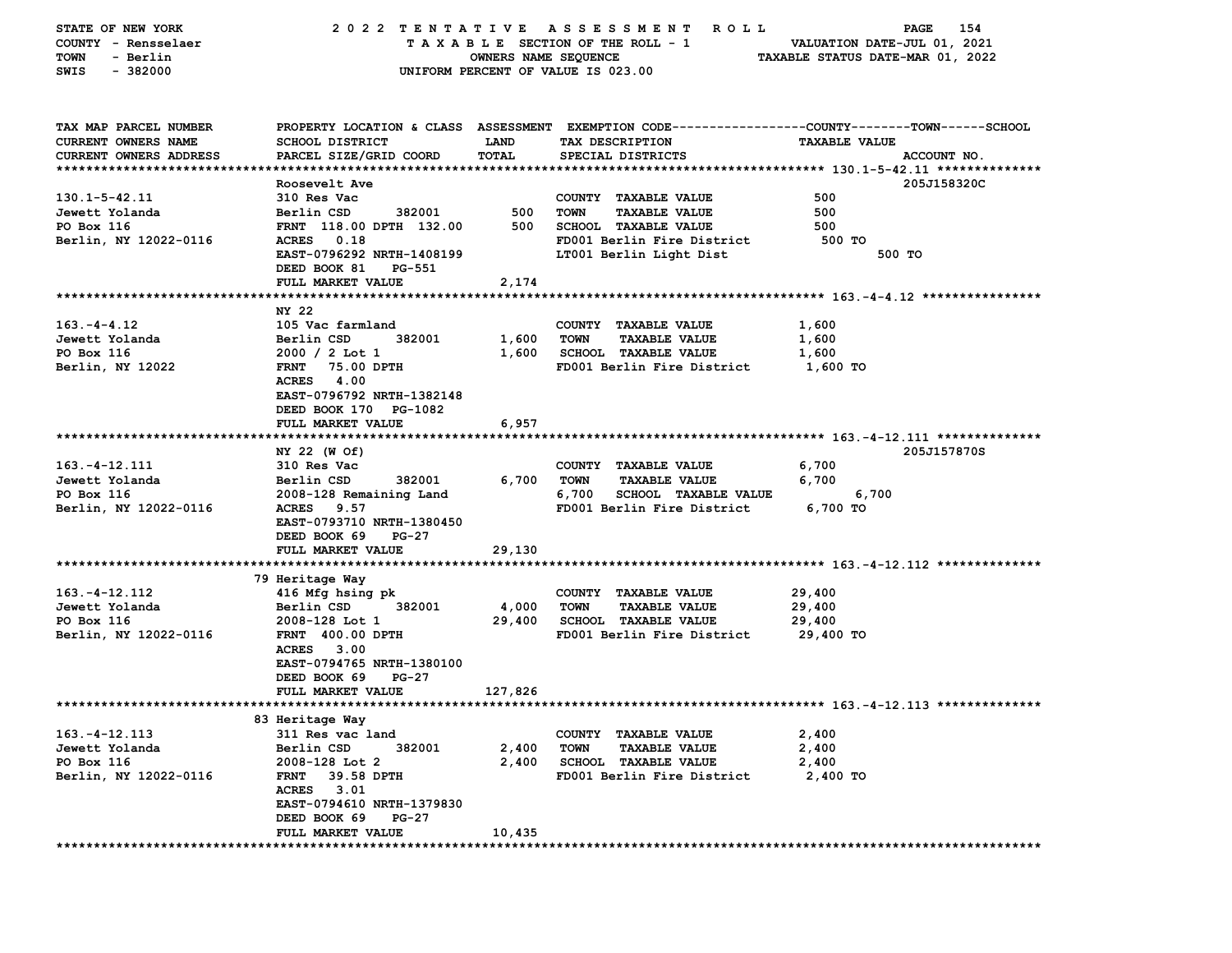STATE OF NEW YORK — 2022 TENTATIVE ASSESSMENT ROLL
COUNTY - Rensselaer — TAXABLE SECTION OF THE ROLL - 1 — VALUATION DATE-JUL 01, 2021
TOWN - Berlin — OWNERS NAME SEQUENCE — TAXABLE STATUS DATE-MAR 01, 2022
SWIS - 382000 — UNIFORM PERCENT OF VALUE IS 023.00

| TAX MAP PARCEL NUMBER / CURRENT OWNERS NAME / CURRENT OWNERS ADDRESS | PROPERTY LOCATION & CLASS / SCHOOL DISTRICT / PARCEL SIZE/GRID COORD | ASSESSMENT LAND | TOTAL | EXEMPTION CODE / TAX DESCRIPTION / SPECIAL DISTRICTS | TAXABLE VALUE | ACCOUNT NO. |
|---|---|---|---|---|---|---|
| **130.1-5-42.11** | Roosevelt Ave | | | | | 205J158320C |
| 130.1-5-42.11 | 310 Res Vac | | | COUNTY TAXABLE VALUE | 500 | |
| Jewett Yolanda | Berlin CSD 382001 | 500 | | TOWN TAXABLE VALUE | 500 | |
| PO Box 116 | FRNT 118.00 DPTH 132.00 | | 500 | SCHOOL TAXABLE VALUE | 500 | |
| Berlin, NY 12022-0116 | ACRES 0.18 | | | FD001 Berlin Fire District | 500 TO | |
| | EAST-0796292 NRTH-1408199 | | | LT001 Berlin Light Dist | 500 TO | |
| | DEED BOOK 81 PG-551 | | | | | |
| | FULL MARKET VALUE | | 2,174 | | | |
| **163.-4-4.12** | NY 22 | | | | | |
| 163.-4-4.12 | 105 Vac farmland | | | COUNTY TAXABLE VALUE | 1,600 | |
| Jewett Yolanda | Berlin CSD 382001 | 1,600 | | TOWN TAXABLE VALUE | 1,600 | |
| PO Box 116 | 2000 / 2 Lot 1 | | 1,600 | SCHOOL TAXABLE VALUE | 1,600 | |
| Berlin, NY 12022 | FRNT 75.00 DPTH | | | FD001 Berlin Fire District | 1,600 TO | |
| | ACRES 4.00 | | | | | |
| | EAST-0796792 NRTH-1382148 | | | | | |
| | DEED BOOK 170 PG-1082 | | | | | |
| | FULL MARKET VALUE | | 6,957 | | | |
| **163.-4-12.111** | NY 22 (W Of) | | | | | 205J157870S |
| 163.-4-12.111 | 310 Res Vac | | | COUNTY TAXABLE VALUE | 6,700 | |
| Jewett Yolanda | Berlin CSD 382001 | 6,700 | | TOWN TAXABLE VALUE | 6,700 | |
| PO Box 116 | 2008-128 Remaining Land | | 6,700 | SCHOOL TAXABLE VALUE | 6,700 | |
| Berlin, NY 12022-0116 | ACRES 9.57 | | | FD001 Berlin Fire District | 6,700 TO | |
| | EAST-0793710 NRTH-1380450 | | | | | |
| | DEED BOOK 69 PG-27 | | | | | |
| | FULL MARKET VALUE | | 29,130 | | | |
| **163.-4-12.112** | 79 Heritage Way | | | | | |
| 163.-4-12.112 | 416 Mfg hsing pk | | | COUNTY TAXABLE VALUE | 29,400 | |
| Jewett Yolanda | Berlin CSD 382001 | 4,000 | | TOWN TAXABLE VALUE | 29,400 | |
| PO Box 116 | 2008-128 Lot 1 | | 29,400 | SCHOOL TAXABLE VALUE | 29,400 | |
| Berlin, NY 12022-0116 | FRNT 400.00 DPTH | | | FD001 Berlin Fire District | 29,400 TO | |
| | ACRES 3.00 | | | | | |
| | EAST-0794765 NRTH-1380100 | | | | | |
| | DEED BOOK 69 PG-27 | | | | | |
| | FULL MARKET VALUE | | 127,826 | | | |
| **163.-4-12.113** | 83 Heritage Way | | | | | |
| 163.-4-12.113 | 311 Res vac land | | | COUNTY TAXABLE VALUE | 2,400 | |
| Jewett Yolanda | Berlin CSD 382001 | 2,400 | | TOWN TAXABLE VALUE | 2,400 | |
| PO Box 116 | 2008-128 Lot 2 | | 2,400 | SCHOOL TAXABLE VALUE | 2,400 | |
| Berlin, NY 12022-0116 | FRNT 39.58 DPTH | | | FD001 Berlin Fire District | 2,400 TO | |
| | ACRES 3.01 | | | | | |
| | EAST-0794610 NRTH-1379830 | | | | | |
| | DEED BOOK 69 PG-27 | | | | | |
| | FULL MARKET VALUE | | 10,435 | | | |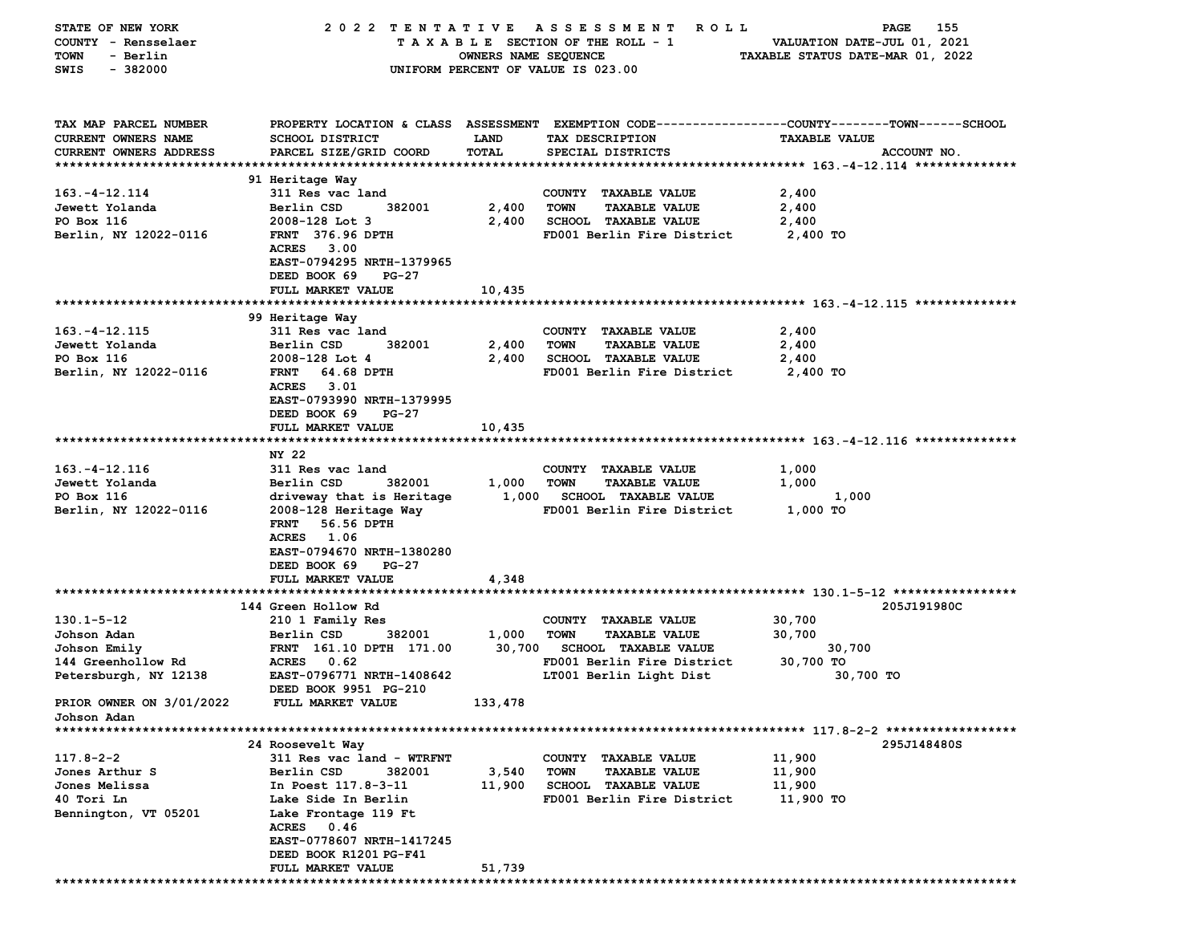STATE OF NEW YORK — 2022 TENTATIVE ASSESSMENT ROLL
COUNTY - Rensselaer — TAXABLE SECTION OF THE ROLL - 1 — VALUATION DATE-JUL 01, 2021
TOWN - Berlin — OWNERS NAME SEQUENCE — TAXABLE STATUS DATE-MAR 01, 2022
SWIS - 382000 — UNIFORM PERCENT OF VALUE IS 023.00

| TAX MAP PARCEL NUMBER / CURRENT OWNERS NAME / CURRENT OWNERS ADDRESS | PROPERTY LOCATION & CLASS / SCHOOL DISTRICT / PARCEL SIZE/GRID COORD | ASSESSMENT LAND / TOTAL | EXEMPTION CODE / TAX DESCRIPTION / SPECIAL DISTRICTS | TAXABLE VALUE | ACCOUNT NO. |
|---|---|---|---|---|---|
| **163.-4-12.114** | 91 Heritage Way | | | | |
| 163.-4-12.114 | 311 Res vac land | | COUNTY TAXABLE VALUE | 2,400 | |
| Jewett Yolanda | Berlin CSD 382001 | 2,400 | TOWN TAXABLE VALUE | 2,400 | |
| PO Box 116 | 2008-128 Lot 3 | 2,400 | SCHOOL TAXABLE VALUE | 2,400 | |
| Berlin, NY 12022-0116 | FRNT 376.96 DPTH | | FD001 Berlin Fire District | 2,400 TO | |
| | ACRES 3.00 | | | | |
| | EAST-0794295 NRTH-1379965 | | | | |
| | DEED BOOK 69 PG-27 | | | | |
| | FULL MARKET VALUE | 10,435 | | | |
| **163.-4-12.115** | 99 Heritage Way | | | | |
| 163.-4-12.115 | 311 Res vac land | | COUNTY TAXABLE VALUE | 2,400 | |
| Jewett Yolanda | Berlin CSD 382001 | 2,400 | TOWN TAXABLE VALUE | 2,400 | |
| PO Box 116 | 2008-128 Lot 4 | 2,400 | SCHOOL TAXABLE VALUE | 2,400 | |
| Berlin, NY 12022-0116 | FRNT 64.68 DPTH | | FD001 Berlin Fire District | 2,400 TO | |
| | ACRES 3.01 | | | | |
| | EAST-0793990 NRTH-1379995 | | | | |
| | DEED BOOK 69 PG-27 | | | | |
| | FULL MARKET VALUE | 10,435 | | | |
| **163.-4-12.116** | NY 22 | | | | |
| 163.-4-12.116 | 311 Res vac land | | COUNTY TAXABLE VALUE | 1,000 | |
| Jewett Yolanda | Berlin CSD 382001 | 1,000 | TOWN TAXABLE VALUE | 1,000 | |
| PO Box 116 | driveway that is Heritage | 1,000 | SCHOOL TAXABLE VALUE | 1,000 | |
| Berlin, NY 12022-0116 | 2008-128 Heritage Way | | FD001 Berlin Fire District | 1,000 TO | |
| | FRNT 56.56 DPTH | | | | |
| | ACRES 1.06 | | | | |
| | EAST-0794670 NRTH-1380280 | | | | |
| | DEED BOOK 69 PG-27 | | | | |
| | FULL MARKET VALUE | 4,348 | | | |
| **130.1-5-12** | 144 Green Hollow Rd | | | | 205J191980C |
| 130.1-5-12 | 210 1 Family Res | | COUNTY TAXABLE VALUE | 30,700 | |
| Johson Adan | Berlin CSD 382001 | 1,000 | TOWN TAXABLE VALUE | 30,700 | |
| Johson Emily | FRNT 161.10 DPTH 171.00 | 30,700 | SCHOOL TAXABLE VALUE | 30,700 | |
| 144 Greenhollow Rd | ACRES 0.62 | | FD001 Berlin Fire District | 30,700 TO | |
| Petersburgh, NY 12138 | EAST-0796771 NRTH-1408642 | | LT001 Berlin Light Dist | 30,700 TO | |
| | DEED BOOK 9951 PG-210 | | | | |
| PRIOR OWNER ON 3/01/2022 | FULL MARKET VALUE | 133,478 | | | |
| Johson Adan | | | | | |
| **117.8-2-2** | 24 Roosevelt Way | | | | 295J148480S |
| 117.8-2-2 | 311 Res vac land - WTRFNT | | COUNTY TAXABLE VALUE | 11,900 | |
| Jones Arthur S | Berlin CSD 382001 | 3,540 | TOWN TAXABLE VALUE | 11,900 | |
| Jones Melissa | In Poest 117.8-3-11 | 11,900 | SCHOOL TAXABLE VALUE | 11,900 | |
| 40 Tori Ln | Lake Side In Berlin | | FD001 Berlin Fire District | 11,900 TO | |
| Bennington, VT 05201 | Lake Frontage 119 Ft | | | | |
| | ACRES 0.46 | | | | |
| | EAST-0778607 NRTH-1417245 | | | | |
| | DEED BOOK R1201 PG-F41 | | | | |
| | FULL MARKET VALUE | 51,739 | | | |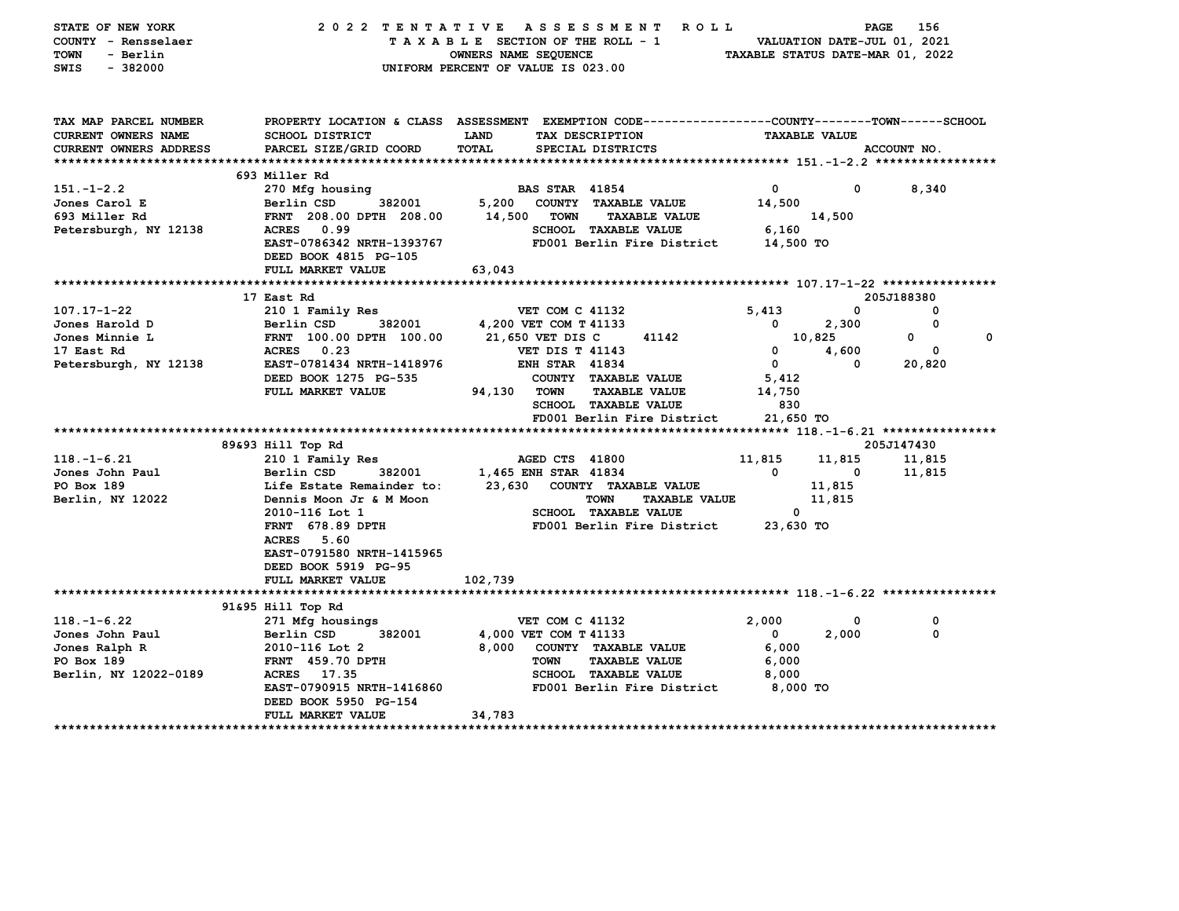STATE OF NEW YORK
COUNTY - Rensselaer
TOWN - Berlin
SWIS - 382000

2022 TENTATIVE ASSESSMENT ROLL
TAXABLE SECTION OF THE ROLL - 1
OWNERS NAME SEQUENCE
UNIFORM PERCENT OF VALUE IS 023.00

VALUATION DATE-JUL 01, 2021
TAXABLE STATUS DATE-MAR 01, 2022

```
TAX MAP PARCEL NUMBER      PROPERTY LOCATION & CLASS  ASSESSMENT  EXEMPTION CODE------------------COUNTY--------TOWN------SCHOOL
CURRENT OWNERS NAME        SCHOOL DISTRICT             LAND       TAX DESCRIPTION                  TAXABLE VALUE
CURRENT OWNERS ADDRESS     PARCEL SIZE/GRID COORD      TOTAL      SPECIAL DISTRICTS                                    ACCOUNT NO.
******************************************************************************************************* 151.-1-2.2 *****************
                           693 Miller Rd
151.-1-2.2                 270 Mfg housing                  BAS STAR  41854                0          0        8,340
Jones Carol E              Berlin CSD      382001      5,200   COUNTY  TAXABLE VALUE        14,500
693 Miller Rd              FRNT 208.00 DPTH 208.00    14,500   TOWN    TAXABLE VALUE                 14,500
Petersburgh, NY 12138      ACRES    0.99                       SCHOOL  TAXABLE VALUE         6,160
                           EAST-0786342 NRTH-1393767           FD001 Berlin Fire District    14,500 TO
                           DEED BOOK 4815  PG-105
                           FULL MARKET VALUE          63,043
******************************************************************************************************* 107.17-1-22 ****************
                           17 East Rd                                                                           205J188380
107.17-1-22                210 1 Family Res                 VET COM C 41132            5,413          0            0
Jones Harold D             Berlin CSD      382001      4,200 VET COM T 41133               0      2,300            0
Jones Minnie L             FRNT 100.00 DPTH 100.00    21,650 VET DIS C      41142          10,825          0            0
17 East Rd                 ACRES    0.23                    VET DIS T 41143                0      4,600            0
Petersburgh, NY 12138      EAST-0781434 NRTH-1418976        ENH STAR  41834                0          0       20,820
                           DEED BOOK 1275  PG-535              COUNTY  TAXABLE VALUE         5,412
                           FULL MARKET VALUE          94,130   TOWN    TAXABLE VALUE        14,750
                                                               SCHOOL  TAXABLE VALUE           830
                                                               FD001 Berlin Fire District    21,650 TO
******************************************************************************************************* 118.-1-6.21 ****************
                           89&93 Hill Top Rd                                                                    205J147430
118.-1-6.21                210 1 Family Res                 AGED CTS  41800           11,815     11,815       11,815
Jones John Paul            Berlin CSD      382001      1,465 ENH STAR  41834               0          0       11,815
PO Box 189                 Life Estate Remainder to:  23,630   COUNTY  TAXABLE VALUE                 11,815
Berlin, NY 12022           Dennis Moon Jr & M Moon                TOWN    TAXABLE VALUE              11,815
                           2010-116 Lot 1                      SCHOOL  TAXABLE VALUE             0
                           FRNT 678.89 DPTH                    FD001 Berlin Fire District    23,630 TO
                           ACRES    5.60
                           EAST-0791580 NRTH-1415965
                           DEED BOOK 5919  PG-95
                           FULL MARKET VALUE         102,739
******************************************************************************************************* 118.-1-6.22 ****************
                           91&95 Hill Top Rd
118.-1-6.22                271 Mfg housings                 VET COM C 41132            2,000          0            0
Jones John Paul            Berlin CSD      382001      4,000 VET COM T 41133               0      2,000            0
Jones Ralph R              2010-116 Lot 2              8,000   COUNTY  TAXABLE VALUE         6,000
PO Box 189                 FRNT 459.70 DPTH                    TOWN    TAXABLE VALUE         6,000
Berlin, NY 12022-0189      ACRES   17.35                       SCHOOL  TAXABLE VALUE         8,000
                           EAST-0790915 NRTH-1416860           FD001 Berlin Fire District     8,000 TO
                           DEED BOOK 5950  PG-154
                           FULL MARKET VALUE          34,783
************************************************************************************************************************************
```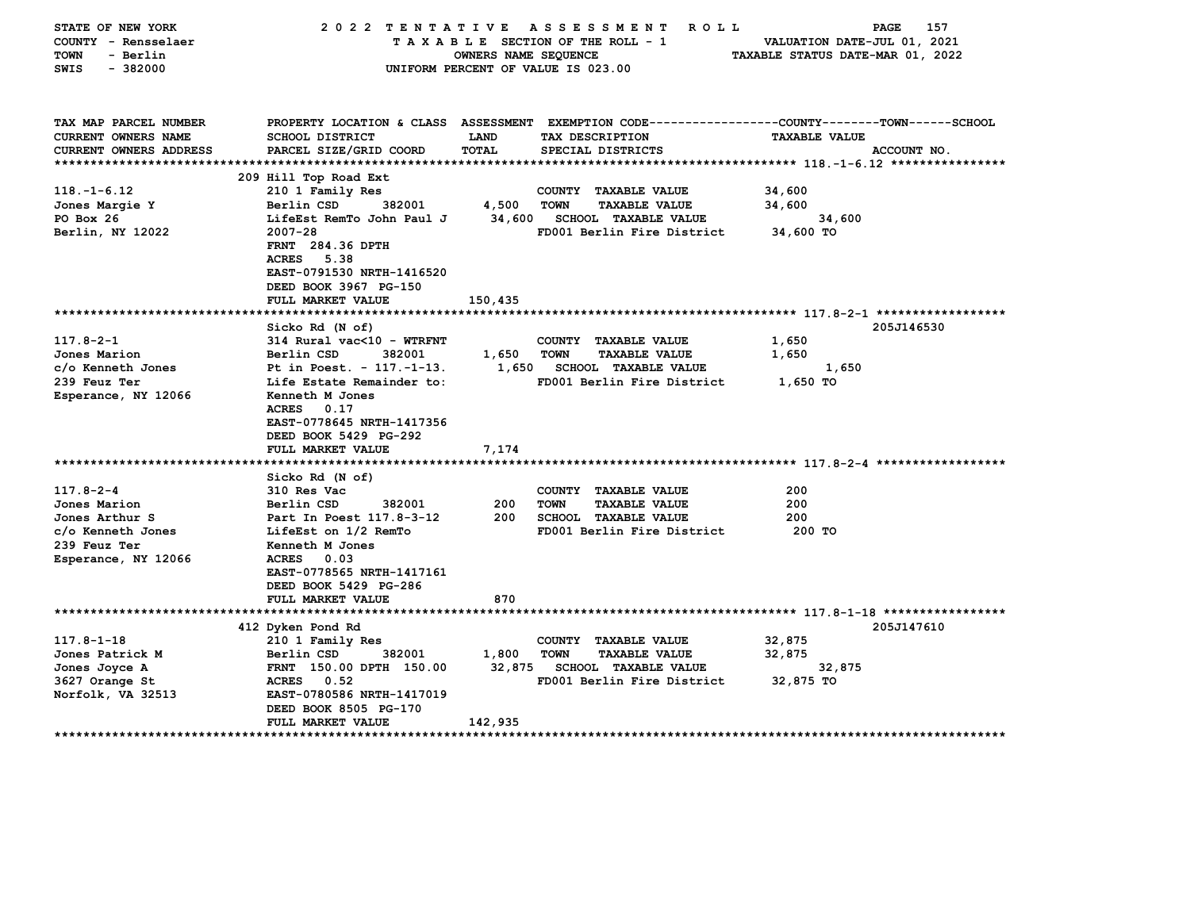STATE OF NEW YORK — COUNTY - Rensselaer — TOWN - Berlin — SWIS - 382000

2022 TENTATIVE ASSESSMENT ROLL — TAXABLE SECTION OF THE ROLL - 1 — OWNERS NAME SEQUENCE — UNIFORM PERCENT OF VALUE IS 023.00

VALUATION DATE-JUL 01, 2021 — TAXABLE STATUS DATE-MAR 01, 2022

| TAX MAP PARCEL NUMBER / CURRENT OWNERS NAME / CURRENT OWNERS ADDRESS | PROPERTY LOCATION & CLASS / SCHOOL DISTRICT / PARCEL SIZE/GRID COORD | ASSESSMENT LAND / TOTAL | EXEMPTION CODE / TAX DESCRIPTION / SPECIAL DISTRICTS | TAXABLE VALUE (COUNTY / TOWN / SCHOOL) | ACCOUNT NO. |
|---|---|---|---|---|---|
| **118.-1-6.12** | 209 Hill Top Road Ext | | | | |
| 118.-1-6.12 | 210 1 Family Res | | COUNTY TAXABLE VALUE | 34,600 | |
| Jones Margie Y | Berlin CSD 382001 | 4,500 | TOWN TAXABLE VALUE | 34,600 | |
| PO Box 26 | LifeEst RemTo John Paul J | 34,600 | SCHOOL TAXABLE VALUE | 34,600 | |
| Berlin, NY 12022 | 2007-28 | | FD001 Berlin Fire District | 34,600 TO | |
| | FRNT 284.36 DPTH | | | | |
| | ACRES 5.38 | | | | |
| | EAST-0791530 NRTH-1416520 | | | | |
| | DEED BOOK 3967 PG-150 | | | | |
| | FULL MARKET VALUE | 150,435 | | | |
| **117.8-2-1** | Sicko Rd (N of) | | | | 205J146530 |
| 117.8-2-1 | 314 Rural vac<10 - WTRFNT | | COUNTY TAXABLE VALUE | 1,650 | |
| Jones Marion | Berlin CSD 382001 | 1,650 | TOWN TAXABLE VALUE | 1,650 | |
| c/o Kenneth Jones | Pt in Poest. - 117.-1-13. | 1,650 | SCHOOL TAXABLE VALUE | 1,650 | |
| 239 Feuz Ter | Life Estate Remainder to: | | FD001 Berlin Fire District | 1,650 TO | |
| Esperance, NY 12066 | Kenneth M Jones | | | | |
| | ACRES 0.17 | | | | |
| | EAST-0778645 NRTH-1417356 | | | | |
| | DEED BOOK 5429 PG-292 | | | | |
| | FULL MARKET VALUE | 7,174 | | | |
| **117.8-2-4** | Sicko Rd (N of) | | | | |
| 117.8-2-4 | 310 Res Vac | | COUNTY TAXABLE VALUE | 200 | |
| Jones Marion | Berlin CSD 382001 | 200 | TOWN TAXABLE VALUE | 200 | |
| Jones Arthur S | Part In Poest 117.8-3-12 | 200 | SCHOOL TAXABLE VALUE | 200 | |
| c/o Kenneth Jones | LifeEst on 1/2 RemTo | | FD001 Berlin Fire District | 200 TO | |
| 239 Feuz Ter | Kenneth M Jones | | | | |
| Esperance, NY 12066 | ACRES 0.03 | | | | |
| | EAST-0778565 NRTH-1417161 | | | | |
| | DEED BOOK 5429 PG-286 | | | | |
| | FULL MARKET VALUE | 870 | | | |
| **117.8-1-18** | 412 Dyken Pond Rd | | | | 205J147610 |
| 117.8-1-18 | 210 1 Family Res | | COUNTY TAXABLE VALUE | 32,875 | |
| Jones Patrick M | Berlin CSD 382001 | 1,800 | TOWN TAXABLE VALUE | 32,875 | |
| Jones Joyce A | FRNT 150.00 DPTH 150.00 | 32,875 | SCHOOL TAXABLE VALUE | 32,875 | |
| 3627 Orange St | ACRES 0.52 | | FD001 Berlin Fire District | 32,875 TO | |
| Norfolk, VA 32513 | EAST-0780586 NRTH-1417019 | | | | |
| | DEED BOOK 8505 PG-170 | | | | |
| | FULL MARKET VALUE | 142,935 | | | |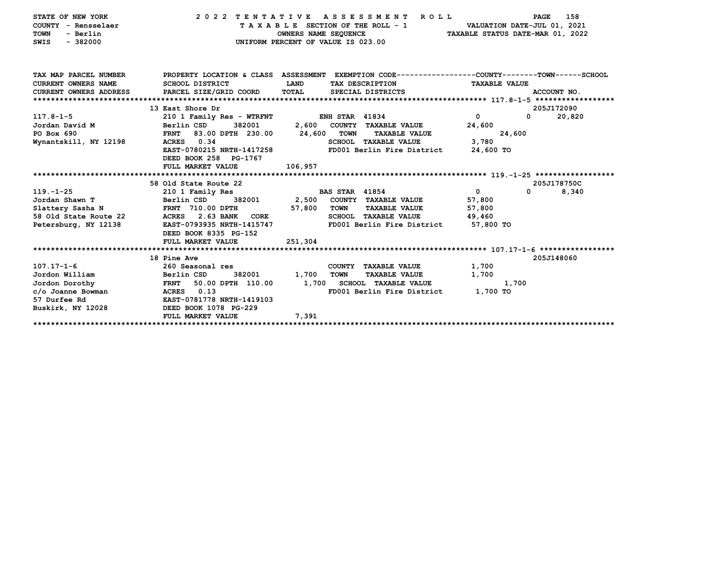STATE OF NEW YORK — 2022 TENTATIVE ASSESSMENT ROLL
COUNTY - Rensselaer — TAXABLE SECTION OF THE ROLL - 1 — VALUATION DATE-JUL 01, 2021
TOWN - Berlin — OWNERS NAME SEQUENCE — TAXABLE STATUS DATE-MAR 01, 2022
SWIS - 382000 — UNIFORM PERCENT OF VALUE IS 023.00

```
TAX MAP PARCEL NUMBER        PROPERTY LOCATION & CLASS  ASSESSMENT  EXEMPTION CODE-----------------COUNTY--------TOWN------SCHOOL
CURRENT OWNERS NAME          SCHOOL DISTRICT              LAND      TAX DESCRIPTION                  TAXABLE VALUE
CURRENT OWNERS ADDRESS       PARCEL SIZE/GRID COORD       TOTAL     SPECIAL DISTRICTS                                   ACCOUNT NO.
******************************************************************************************************* 117.8-1-5 ******************
                             13 East Shore Dr                                                                        205J172090
117.8-1-5                    210 1 Family Res - WTRFNT          ENH STAR 41834              0              0        20,820
Jordan David M               Berlin CSD       382001      2,600    COUNTY  TAXABLE VALUE         24,600
PO Box 690                   FRNT   83.00 DPTH 230.00    24,600    TOWN    TAXABLE VALUE           24,600
Wynantskill, NY 12198        ACRES    0.34                         SCHOOL  TAXABLE VALUE          3,780
                             EAST-0780215 NRTH-1417258             FD001 Berlin Fire District     24,600 TO
                             DEED BOOK 258   PG-1767
                             FULL MARKET VALUE          106,957
******************************************************************************************************* 119.-1-25 ******************
                             58 Old State Route 22                                                                   205J178750C
119.-1-25                    210 1 Family Res                   BAS STAR 41854              0              0         8,340
Jordan Shawn T               Berlin CSD       382001      2,500    COUNTY  TAXABLE VALUE         57,800
Slattery Sasha N             FRNT  710.00 DPTH           57,800    TOWN    TAXABLE VALUE         57,800
58 Old State Route 22        ACRES    2.63 BANK   CORE             SCHOOL  TAXABLE VALUE         49,460
Petersburg, NY 12138         EAST-0793935 NRTH-1415747             FD001 Berlin Fire District     57,800 TO
                             DEED BOOK 8335  PG-152
                             FULL MARKET VALUE          251,304
******************************************************************************************************* 107.17-1-6 *****************
                             18 Pine Ave                                                                             205J148060
107.17-1-6                   260 Seasonal res                      COUNTY  TAXABLE VALUE          1,700
Jordon William               Berlin CSD       382001      1,700    TOWN    TAXABLE VALUE          1,700
Jordon Dorothy               FRNT   50.00 DPTH 110.00     1,700    SCHOOL  TAXABLE VALUE            1,700
c/o Joanne Bowman            ACRES    0.13                         FD001 Berlin Fire District      1,700 TO
57 Durfee Rd                 EAST-0781778 NRTH-1419103
Buskirk, NY 12028            DEED BOOK 1078  PG-229
                             FULL MARKET VALUE            7,391
************************************************************************************************************************************
```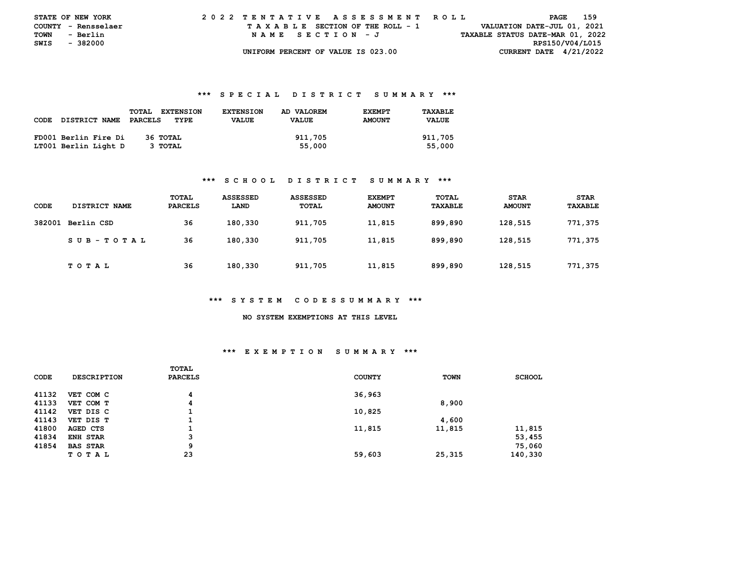STATE OF NEW YORK
COUNTY - Rensselaer
TOWN - Berlin
SWIS - 382000

2 0 2 2 T E N T A T I V E A S S E S S M E N T R O L L
T A X A B L E SECTION OF THE ROLL - 1
N A M E S E C T I O N - J
UNIFORM PERCENT OF VALUE IS 023.00

VALUATION DATE-JUL 01, 2021
TAXABLE STATUS DATE-MAR 01, 2022
RPS150/V04/L015
CURRENT DATE 4/21/2022

### *** S P E C I A L D I S T R I C T S U M M A R Y ***

| CODE DISTRICT NAME | TOTAL PARCELS | EXTENSION TYPE | EXTENSION VALUE | AD VALOREM VALUE | EXEMPT AMOUNT | TAXABLE VALUE |
|---|---|---|---|---|---|---|
| FD001 Berlin Fire Di | 36 | TOTAL | | 911,705 | | 911,705 |
| LT001 Berlin Light D | 3 | TOTAL | | 55,000 | | 55,000 |

### *** S C H O O L D I S T R I C T S U M M A R Y ***

| CODE | DISTRICT NAME | TOTAL PARCELS | ASSESSED LAND | ASSESSED TOTAL | EXEMPT AMOUNT | TOTAL TAXABLE | STAR AMOUNT | STAR TAXABLE |
|---|---|---|---|---|---|---|---|---|
| 382001 | Berlin CSD | 36 | 180,330 | 911,705 | 11,815 | 899,890 | 128,515 | 771,375 |
| | S U B - T O T A L | 36 | 180,330 | 911,705 | 11,815 | 899,890 | 128,515 | 771,375 |
| | T O T A L | 36 | 180,330 | 911,705 | 11,815 | 899,890 | 128,515 | 771,375 |

### *** S Y S T E M C O D E S S U M M A R Y ***

NO SYSTEM EXEMPTIONS AT THIS LEVEL

### *** E X E M P T I O N S U M M A R Y ***

| CODE | DESCRIPTION | TOTAL PARCELS | COUNTY | TOWN | SCHOOL |
|---|---|---|---|---|---|
| 41132 | VET COM C | 4 | 36,963 | | |
| 41133 | VET COM T | 4 | | 8,900 | |
| 41142 | VET DIS C | 1 | 10,825 | | |
| 41143 | VET DIS T | 1 | | 4,600 | |
| 41800 | AGED CTS | 1 | 11,815 | 11,815 | 11,815 |
| 41834 | ENH STAR | 3 | | | 53,455 |
| 41854 | BAS STAR | 9 | | | 75,060 |
| | T O T A L | 23 | 59,603 | 25,315 | 140,330 |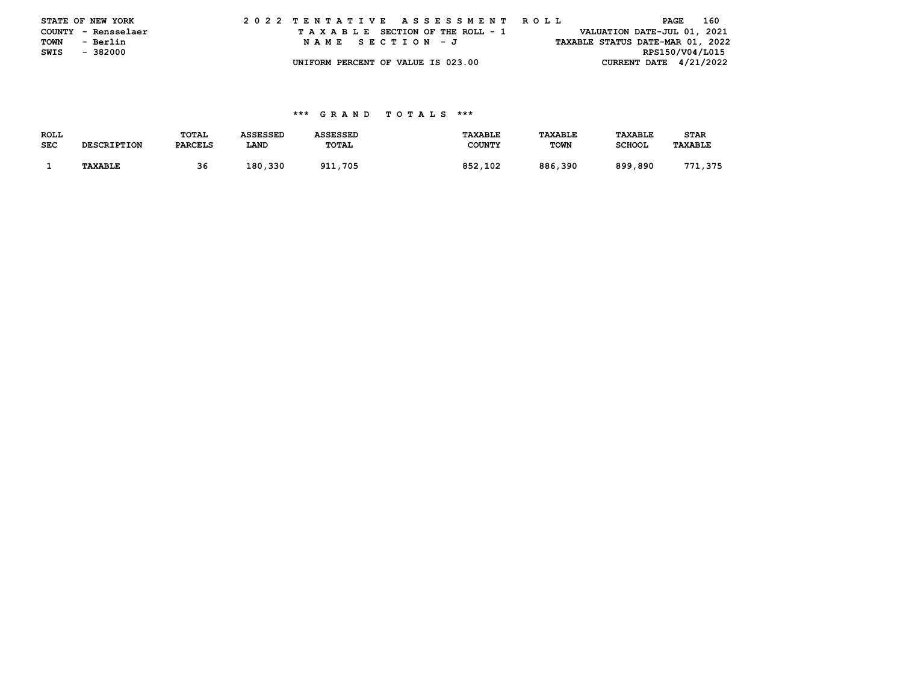STATE OF NEW YORK
COUNTY - Rensselaer
TOWN - Berlin
SWIS - 382000

# 2022 TENTATIVE ASSESSMENT ROLL

TAXABLE SECTION OF THE ROLL - 1
NAME SECTION - J
UNIFORM PERCENT OF VALUE IS 023.00

VALUATION DATE-JUL 01, 2021
TAXABLE STATUS DATE-MAR 01, 2022
RPS150/V04/L015
CURRENT DATE 4/21/2022

## *** GRAND TOTALS ***

| ROLL SEC | DESCRIPTION | TOTAL PARCELS | ASSESSED LAND | ASSESSED TOTAL | TAXABLE COUNTY | TAXABLE TOWN | TAXABLE SCHOOL | STAR TAXABLE |
|---|---|---|---|---|---|---|---|---|
| 1 | TAXABLE | 36 | 180,330 | 911,705 | 852,102 | 886,390 | 899,890 | 771,375 |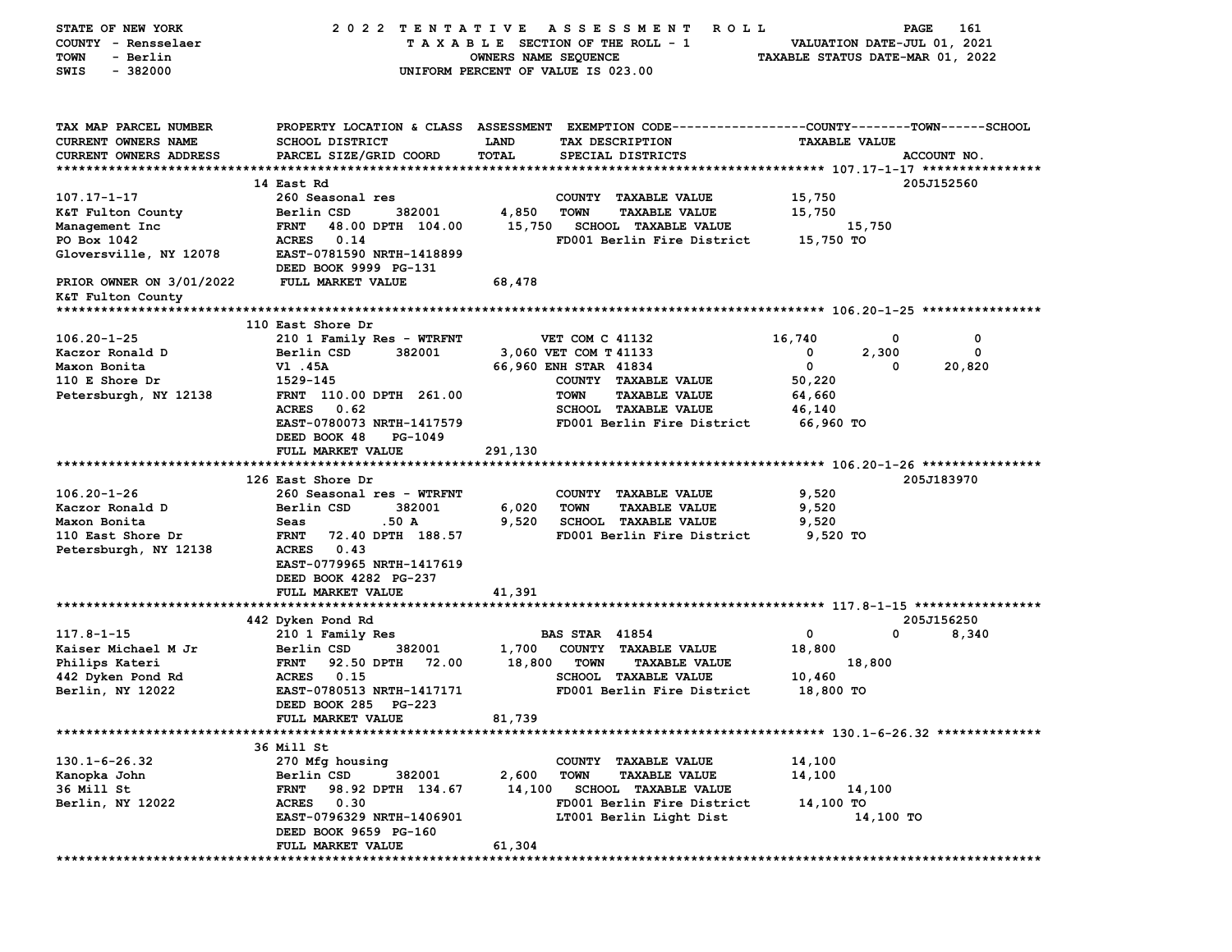STATE OF NEW YORK — 2022 TENTATIVE ASSESSMENT ROLL
COUNTY - Rensselaer — TAXABLE SECTION OF THE ROLL - 1 — VALUATION DATE-JUL 01, 2021
TOWN - Berlin — OWNERS NAME SEQUENCE — TAXABLE STATUS DATE-MAR 01, 2022
SWIS - 382000 — UNIFORM PERCENT OF VALUE IS 023.00

| TAX MAP PARCEL NUMBER / CURRENT OWNERS NAME / CURRENT OWNERS ADDRESS | PROPERTY LOCATION & CLASS / SCHOOL DISTRICT / PARCEL SIZE/GRID COORD | ASSESSMENT LAND / TOTAL | EXEMPTION CODE / TAX DESCRIPTION / SPECIAL DISTRICTS | COUNTY | TOWN | SCHOOL | ACCOUNT NO. |
|---|---|---|---|---|---|---|---|
| **107.17-1-17** | 14 East Rd | | | | | | 205J152560 |
| 107.17-1-17 | 260 Seasonal res | | COUNTY TAXABLE VALUE | 15,750 | | | |
| K&T Fulton County | Berlin CSD 382001 | 4,850 | TOWN TAXABLE VALUE | | 15,750 | | |
| Management Inc | FRNT 48.00 DPTH 104.00 | 15,750 | SCHOOL TAXABLE VALUE | | | 15,750 | |
| PO Box 1042 | ACRES 0.14 | | FD001 Berlin Fire District | 15,750 TO | | | |
| Gloversville, NY 12078 | EAST-0781590 NRTH-1418899 | | | | | | |
| | DEED BOOK 9999 PG-131 | | | | | | |
| PRIOR OWNER ON 3/01/2022 | FULL MARKET VALUE | 68,478 | | | | | |
| K&T Fulton County | | | | | | | |
| **106.20-1-25** | 110 East Shore Dr | | | | | | |
| 106.20-1-25 | 210 1 Family Res - WTRFNT | | VET COM C 41132 | 16,740 | 0 | 0 | |
| Kaczor Ronald D | Berlin CSD 382001 | 3,060 | VET COM T 41133 | 0 | 2,300 | 0 | |
| Maxon Bonita | Vl .45A | 66,960 | ENH STAR 41834 | 0 | 0 | 20,820 | |
| 110 E Shore Dr | 1529-145 | | COUNTY TAXABLE VALUE | 50,220 | | | |
| Petersburgh, NY 12138 | FRNT 110.00 DPTH 261.00 | | TOWN TAXABLE VALUE | | 64,660 | | |
| | ACRES 0.62 | | SCHOOL TAXABLE VALUE | | | 46,140 | |
| | EAST-0780073 NRTH-1417579 | | FD001 Berlin Fire District | 66,960 TO | | | |
| | DEED BOOK 48 PG-1049 | | | | | | |
| | FULL MARKET VALUE | 291,130 | | | | | |
| **106.20-1-26** | 126 East Shore Dr | | | | | | 205J183970 |
| 106.20-1-26 | 260 Seasonal res - WTRFNT | | COUNTY TAXABLE VALUE | 9,520 | | | |
| Kaczor Ronald D | Berlin CSD 382001 | 6,020 | TOWN TAXABLE VALUE | | 9,520 | | |
| Maxon Bonita | Seas .50 A | 9,520 | SCHOOL TAXABLE VALUE | | | 9,520 | |
| 110 East Shore Dr | FRNT 72.40 DPTH 188.57 | | FD001 Berlin Fire District | 9,520 TO | | | |
| Petersburgh, NY 12138 | ACRES 0.43 | | | | | | |
| | EAST-0779965 NRTH-1417619 | | | | | | |
| | DEED BOOK 4282 PG-237 | | | | | | |
| | FULL MARKET VALUE | 41,391 | | | | | |
| **117.8-1-15** | 442 Dyken Pond Rd | | | | | | 205J156250 |
| 117.8-1-15 | 210 1 Family Res | | BAS STAR 41854 | 0 | 0 | 8,340 | |
| Kaiser Michael M Jr | Berlin CSD 382001 | 1,700 | COUNTY TAXABLE VALUE | 18,800 | | | |
| Philips Kateri | FRNT 92.50 DPTH 72.00 | 18,800 | TOWN TAXABLE VALUE | | 18,800 | | |
| 442 Dyken Pond Rd | ACRES 0.15 | | SCHOOL TAXABLE VALUE | | | 10,460 | |
| Berlin, NY 12022 | EAST-0780513 NRTH-1417171 | | FD001 Berlin Fire District | 18,800 TO | | | |
| | DEED BOOK 285 PG-223 | | | | | | |
| | FULL MARKET VALUE | 81,739 | | | | | |
| **130.1-6-26.32** | 36 Mill St | | | | | | |
| 130.1-6-26.32 | 270 Mfg housing | | COUNTY TAXABLE VALUE | 14,100 | | | |
| Kanopka John | Berlin CSD 382001 | 2,600 | TOWN TAXABLE VALUE | | 14,100 | | |
| 36 Mill St | FRNT 98.92 DPTH 134.67 | 14,100 | SCHOOL TAXABLE VALUE | | | 14,100 | |
| Berlin, NY 12022 | ACRES 0.30 | | FD001 Berlin Fire District | 14,100 TO | | | |
| | EAST-0796329 NRTH-1406901 | | LT001 Berlin Light Dist | 14,100 TO | | | |
| | DEED BOOK 9659 PG-160 | | | | | | |
| | FULL MARKET VALUE | 61,304 | | | | | |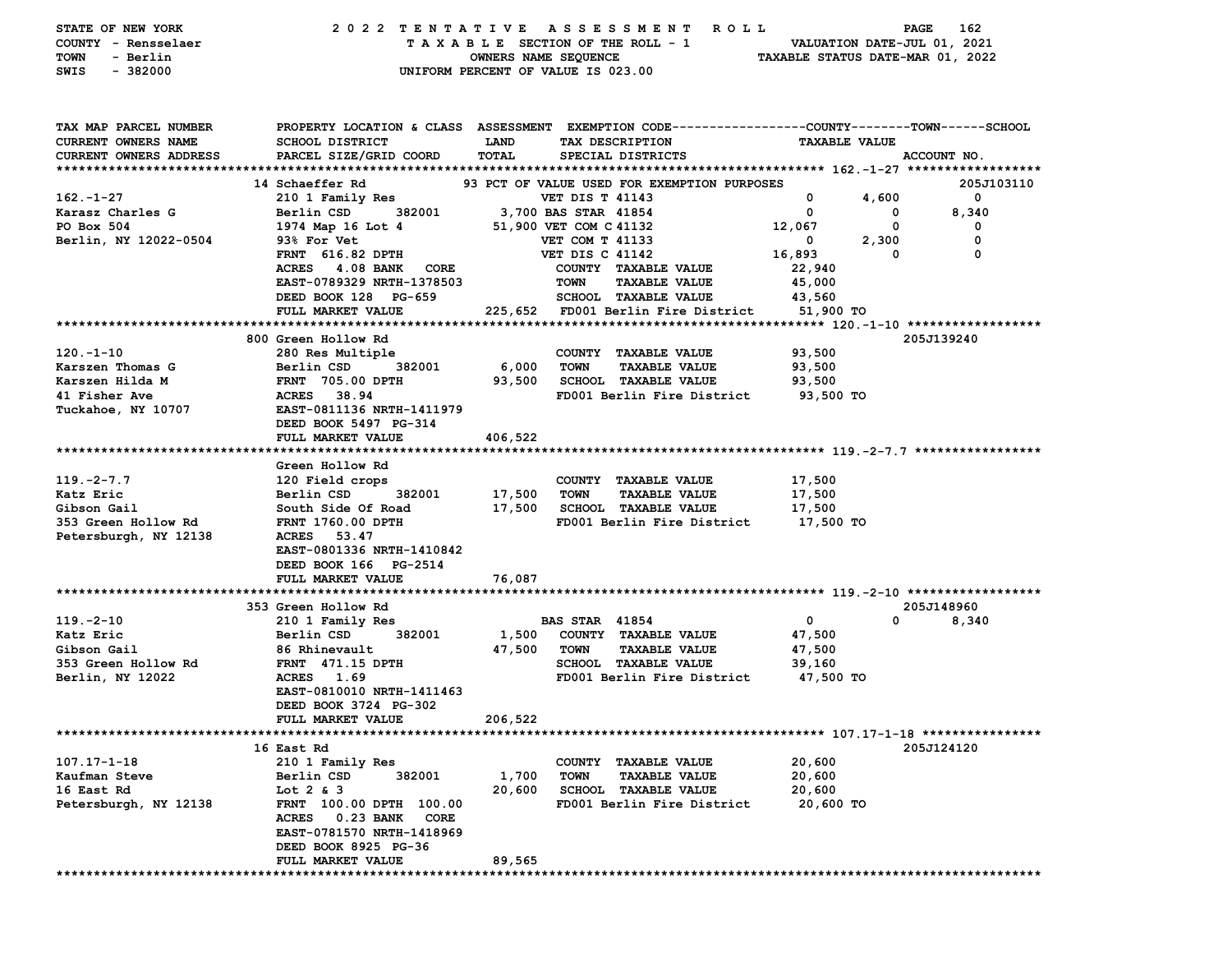STATE OF NEW YORK — 2022 TENTATIVE ASSESSMENT ROLL
COUNTY - Rensselaer — TAXABLE SECTION OF THE ROLL - 1 — VALUATION DATE-JUL 01, 2021
TOWN - Berlin — OWNERS NAME SEQUENCE — TAXABLE STATUS DATE-MAR 01, 2022
SWIS - 382000 — UNIFORM PERCENT OF VALUE IS 023.00

| TAX MAP PARCEL NUMBER / CURRENT OWNERS NAME / CURRENT OWNERS ADDRESS | PROPERTY LOCATION & CLASS / SCHOOL DISTRICT / PARCEL SIZE/GRID COORD | ASSESSMENT LAND / TOTAL | EXEMPTION CODE / TAX DESCRIPTION / SPECIAL DISTRICTS | COUNTY TAXABLE VALUE | TOWN | SCHOOL / ACCOUNT NO. |
|---|---|---|---|---|---|---|
| 162.-1-27 | 14 Schaeffer Rd | | 93 PCT OF VALUE USED FOR EXEMPTION PURPOSES | | | 205J103110 |
| Karasz Charles G | 210 1 Family Res | | VET DIS T 41143 | 0 | 4,600 | 0 |
| PO Box 504 | Berlin CSD 382001 | 3,700 | BAS STAR 41854 | 0 | 0 | 8,340 |
| Berlin, NY 12022-0504 | 1974 Map 16 Lot 4 | 51,900 | VET COM C 41132 | 12,067 | 0 | 0 |
| | 93% For Vet | | VET COM T 41133 | 0 | 2,300 | 0 |
| | FRNT 616.82 DPTH | | VET DIS C 41142 | 16,893 | 0 | 0 |
| | ACRES 4.08 BANK CORE | | COUNTY TAXABLE VALUE | 22,940 | | |
| | EAST-0789329 NRTH-1378503 | | TOWN TAXABLE VALUE | 45,000 | | |
| | DEED BOOK 128 PG-659 | | SCHOOL TAXABLE VALUE | 43,560 | | |
| | FULL MARKET VALUE | 225,652 | FD001 Berlin Fire District | 51,900 TO | | |
| 120.-1-10 | 800 Green Hollow Rd | | | | | 205J139240 |
| Karszen Thomas G | 280 Res Multiple | | COUNTY TAXABLE VALUE | 93,500 | | |
| Karszen Hilda M | Berlin CSD 382001 | 6,000 | TOWN TAXABLE VALUE | 93,500 | | |
| 41 Fisher Ave | FRNT 705.00 DPTH | 93,500 | SCHOOL TAXABLE VALUE | 93,500 | | |
| Tuckahoe, NY 10707 | ACRES 38.94 | | FD001 Berlin Fire District | 93,500 TO | | |
| | EAST-0811136 NRTH-1411979 | | | | | |
| | DEED BOOK 5497 PG-314 | | | | | |
| | FULL MARKET VALUE | 406,522 | | | | |
| 119.-2-7.7 | Green Hollow Rd | | | | | |
| Katz Eric | 120 Field crops | | COUNTY TAXABLE VALUE | 17,500 | | |
| Gibson Gail | Berlin CSD 382001 | 17,500 | TOWN TAXABLE VALUE | 17,500 | | |
| 353 Green Hollow Rd | South Side Of Road | 17,500 | SCHOOL TAXABLE VALUE | 17,500 | | |
| Petersburgh, NY 12138 | FRNT 1760.00 DPTH | | FD001 Berlin Fire District | 17,500 TO | | |
| | ACRES 53.47 | | | | | |
| | EAST-0801336 NRTH-1410842 | | | | | |
| | DEED BOOK 166 PG-2514 | | | | | |
| | FULL MARKET VALUE | 76,087 | | | | |
| 119.-2-10 | 353 Green Hollow Rd | | | | | 205J148960 |
| Katz Eric | 210 1 Family Res | | BAS STAR 41854 | 0 | 0 | 8,340 |
| Gibson Gail | Berlin CSD 382001 | 1,500 | COUNTY TAXABLE VALUE | 47,500 | | |
| 353 Green Hollow Rd | 86 Rhinevault | 47,500 | TOWN TAXABLE VALUE | 47,500 | | |
| Berlin, NY 12022 | FRNT 471.15 DPTH | | SCHOOL TAXABLE VALUE | 39,160 | | |
| | ACRES 1.69 | | FD001 Berlin Fire District | 47,500 TO | | |
| | EAST-0810010 NRTH-1411463 | | | | | |
| | DEED BOOK 3724 PG-302 | | | | | |
| | FULL MARKET VALUE | 206,522 | | | | |
| 107.17-1-18 | 16 East Rd | | | | | 205J124120 |
| Kaufman Steve | 210 1 Family Res | | COUNTY TAXABLE VALUE | 20,600 | | |
| 16 East Rd | Berlin CSD 382001 | 1,700 | TOWN TAXABLE VALUE | 20,600 | | |
| Petersburgh, NY 12138 | Lot 2 & 3 | 20,600 | SCHOOL TAXABLE VALUE | 20,600 | | |
| | FRNT 100.00 DPTH 100.00 | | FD001 Berlin Fire District | 20,600 TO | | |
| | ACRES 0.23 BANK CORE | | | | | |
| | EAST-0781570 NRTH-1418969 | | | | | |
| | DEED BOOK 8925 PG-36 | | | | | |
| | FULL MARKET VALUE | 89,565 | | | | |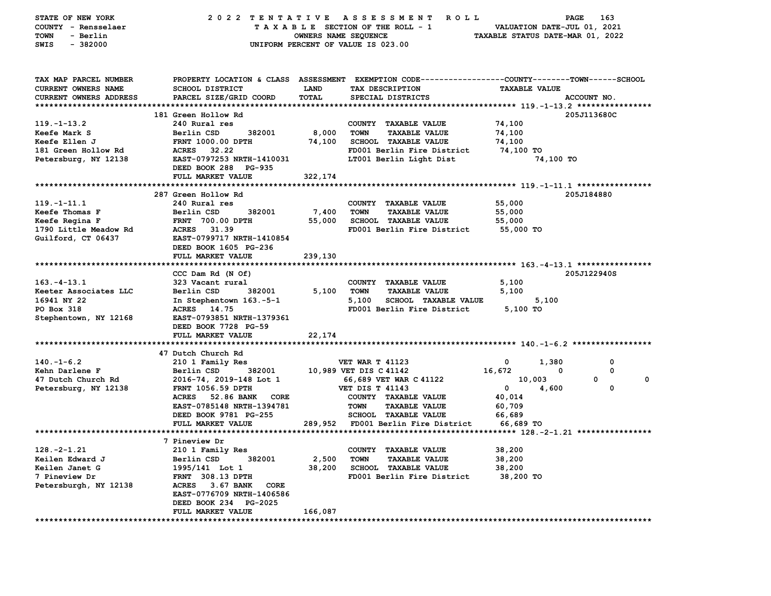STATE OF NEW YORK — 2022 TENTATIVE ASSESSMENT ROLL
COUNTY - Rensselaer — TAXABLE SECTION OF THE ROLL - 1 — VALUATION DATE-JUL 01, 2021
TOWN - Berlin — OWNERS NAME SEQUENCE — TAXABLE STATUS DATE-MAR 01, 2022
SWIS - 382000 — UNIFORM PERCENT OF VALUE IS 023.00

| TAX MAP PARCEL NUMBER / CURRENT OWNERS NAME / CURRENT OWNERS ADDRESS | PROPERTY LOCATION & CLASS / SCHOOL DISTRICT / PARCEL SIZE/GRID COORD | ASSESSMENT LAND / TOTAL | EXEMPTION CODE / TAX DESCRIPTION / SPECIAL DISTRICTS | COUNTY | TOWN | SCHOOL / ACCOUNT NO. |
|---|---|---|---|---|---|---|
| **119.-1-13.2** | 181 Green Hollow Rd | | | | | 205J113680C |
| | 240 Rural res | | COUNTY TAXABLE VALUE | 74,100 | | |
| Keefe Mark S | Berlin CSD 382001 | 8,000 | TOWN TAXABLE VALUE | 74,100 | | |
| Keefe Ellen J | FRNT 1000.00 DPTH | 74,100 | SCHOOL TAXABLE VALUE | 74,100 | | |
| 181 Green Hollow Rd | ACRES 32.22 | | FD001 Berlin Fire District | 74,100 TO | | |
| Petersburg, NY 12138 | EAST-0797253 NRTH-1410031 | | LT001 Berlin Light Dist | | 74,100 TO | |
| | DEED BOOK 288 PG-935 | | | | | |
| | FULL MARKET VALUE | 322,174 | | | | |
| **119.-1-11.1** | 287 Green Hollow Rd | | | | | 205J184880 |
| | 240 Rural res | | COUNTY TAXABLE VALUE | 55,000 | | |
| Keefe Thomas F | Berlin CSD 382001 | 7,400 | TOWN TAXABLE VALUE | 55,000 | | |
| Keefe Regina F | FRNT 700.00 DPTH | 55,000 | SCHOOL TAXABLE VALUE | 55,000 | | |
| 1790 Little Meadow Rd | ACRES 31.39 | | FD001 Berlin Fire District | 55,000 TO | | |
| Guilford, CT 06437 | EAST-0799717 NRTH-1410854 | | | | | |
| | DEED BOOK 1605 PG-236 | | | | | |
| | FULL MARKET VALUE | 239,130 | | | | |
| **163.-4-13.1** | CCC Dam Rd (N Of) | | | | | 205J122940S |
| | 323 Vacant rural | | COUNTY TAXABLE VALUE | 5,100 | | |
| Keeter Associates LLC | Berlin CSD 382001 | 5,100 | TOWN TAXABLE VALUE | 5,100 | | |
| 16941 NY 22 | In Stephentown 163.-5-1 | 5,100 | SCHOOL TAXABLE VALUE | 5,100 | | |
| PO Box 318 | ACRES 14.75 | | FD001 Berlin Fire District | 5,100 TO | | |
| Stephentown, NY 12168 | EAST-0793851 NRTH-1379361 | | | | | |
| | DEED BOOK 7728 PG-59 | | | | | |
| | FULL MARKET VALUE | 22,174 | | | | |
| **140.-1-6.2** | 47 Dutch Church Rd | | | | | |
| | 210 1 Family Res | | VET WAR T 41123 | 0 | 1,380 | 0 |
| Kehn Darlene F | Berlin CSD 382001 | 10,989 | VET DIS C 41142 | 16,672 | 0 | 0 |
| 47 Dutch Church Rd | 2016-74, 2019-148 Lot 1 | 66,689 | VET WAR C 41122 | 10,003 | 0 | 0 |
| Petersburg, NY 12138 | FRNT 1056.59 DPTH | | VET DIS T 41143 | 0 | 4,600 | 0 |
| | ACRES 52.86 BANK CORE | | COUNTY TAXABLE VALUE | 40,014 | | |
| | EAST-0785148 NRTH-1394781 | | TOWN TAXABLE VALUE | 60,709 | | |
| | DEED BOOK 9781 PG-255 | | SCHOOL TAXABLE VALUE | 66,689 | | |
| | FULL MARKET VALUE | 289,952 | FD001 Berlin Fire District | 66,689 TO | | |
| **128.-2-1.21** | 7 Pineview Dr | | | | | |
| | 210 1 Family Res | | COUNTY TAXABLE VALUE | 38,200 | | |
| Keilen Edward J | Berlin CSD 382001 | 2,500 | TOWN TAXABLE VALUE | 38,200 | | |
| Keilen Janet G | 1995/141 Lot 1 | 38,200 | SCHOOL TAXABLE VALUE | 38,200 | | |
| 7 Pineview Dr | FRNT 308.13 DPTH | | FD001 Berlin Fire District | 38,200 TO | | |
| Petersburgh, NY 12138 | ACRES 3.67 BANK CORE | | | | | |
| | EAST-0776709 NRTH-1406586 | | | | | |
| | DEED BOOK 234 PG-2025 | | | | | |
| | FULL MARKET VALUE | 166,087 | | | | |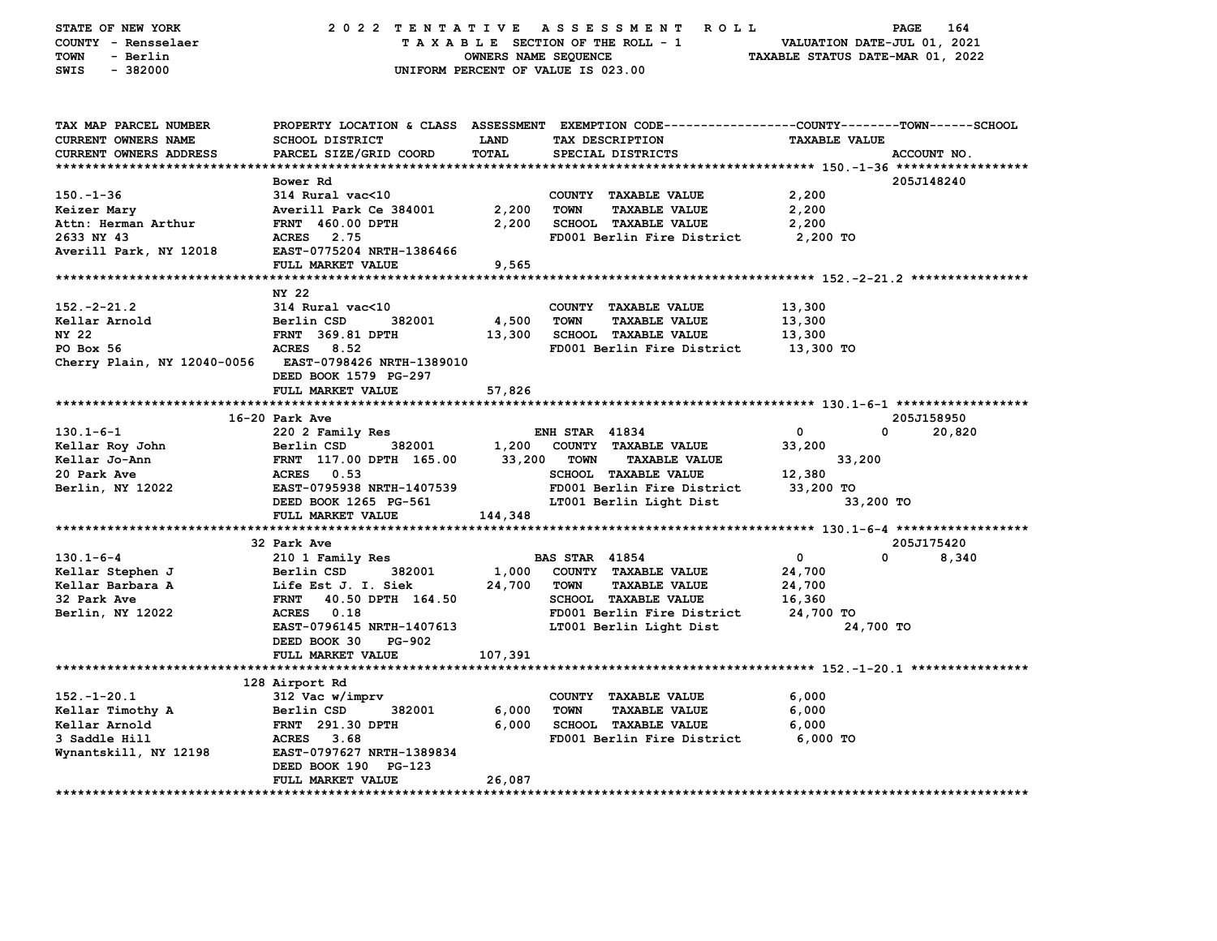STATE OF NEW YORK — 2022 TENTATIVE ASSESSMENT ROLL
COUNTY - Rensselaer — TAXABLE SECTION OF THE ROLL - 1 — VALUATION DATE-JUL 01, 2021
TOWN - Berlin — OWNERS NAME SEQUENCE — TAXABLE STATUS DATE-MAR 01, 2022
SWIS - 382000 — UNIFORM PERCENT OF VALUE IS 023.00

| TAX MAP PARCEL NUMBER / CURRENT OWNERS NAME / CURRENT OWNERS ADDRESS | PROPERTY LOCATION & CLASS / SCHOOL DISTRICT / PARCEL SIZE/GRID COORD | ASSESSMENT LAND / TOTAL | EXEMPTION CODE / TAX DESCRIPTION / SPECIAL DISTRICTS | COUNTY | TOWN | SCHOOL / ACCOUNT NO. |
|---|---|---|---|---|---|---|
| **150.-1-36** | Bower Rd | | | | | 205J148240 |
| 150.-1-36 | 314 Rural vac<10 | | COUNTY TAXABLE VALUE | 2,200 | | |
| Keizer Mary | Averill Park Ce 384001 | 2,200 | TOWN TAXABLE VALUE | 2,200 | | |
| Attn: Herman Arthur | FRNT 460.00 DPTH | 2,200 | SCHOOL TAXABLE VALUE | 2,200 | | |
| 2633 NY 43 | ACRES 2.75 | | FD001 Berlin Fire District | 2,200 TO | | |
| Averill Park, NY 12018 | EAST-0775204 NRTH-1386466 | | | | | |
| | FULL MARKET VALUE | 9,565 | | | | |
| **152.-2-21.2** | NY 22 | | | | | |
| 152.-2-21.2 | 314 Rural vac<10 | | COUNTY TAXABLE VALUE | 13,300 | | |
| Kellar Arnold | Berlin CSD 382001 | 4,500 | TOWN TAXABLE VALUE | 13,300 | | |
| NY 22 | FRNT 369.81 DPTH | 13,300 | SCHOOL TAXABLE VALUE | 13,300 | | |
| PO Box 56 | ACRES 8.52 | | FD001 Berlin Fire District | 13,300 TO | | |
| Cherry Plain, NY 12040-0056 | EAST-0798426 NRTH-1389010 | | | | | |
| | DEED BOOK 1579 PG-297 | | | | | |
| | FULL MARKET VALUE | 57,826 | | | | |
| **130.1-6-1** | 16-20 Park Ave | | | | | 205J158950 |
| 130.1-6-1 | 220 2 Family Res | | ENH STAR 41834 | 0 | 0 | 20,820 |
| Kellar Roy John | Berlin CSD 382001 | 1,200 | COUNTY TAXABLE VALUE | 33,200 | | |
| Kellar Jo-Ann | FRNT 117.00 DPTH 165.00 | 33,200 | TOWN TAXABLE VALUE | | 33,200 | |
| 20 Park Ave | ACRES 0.53 | | SCHOOL TAXABLE VALUE | 12,380 | | |
| Berlin, NY 12022 | EAST-0795938 NRTH-1407539 | | FD001 Berlin Fire District | 33,200 TO | | |
| | DEED BOOK 1265 PG-561 | | LT001 Berlin Light Dist | | 33,200 TO | |
| | FULL MARKET VALUE | 144,348 | | | | |
| **130.1-6-4** | 32 Park Ave | | | | | 205J175420 |
| 130.1-6-4 | 210 1 Family Res | | BAS STAR 41854 | 0 | 0 | 8,340 |
| Kellar Stephen J | Berlin CSD 382001 | 1,000 | COUNTY TAXABLE VALUE | 24,700 | | |
| Kellar Barbara A | Life Est J. I. Siek | 24,700 | TOWN TAXABLE VALUE | 24,700 | | |
| 32 Park Ave | FRNT 40.50 DPTH 164.50 | | SCHOOL TAXABLE VALUE | 16,360 | | |
| Berlin, NY 12022 | ACRES 0.18 | | FD001 Berlin Fire District | 24,700 TO | | |
| | EAST-0796145 NRTH-1407613 | | LT001 Berlin Light Dist | | 24,700 TO | |
| | DEED BOOK 30 PG-902 | | | | | |
| | FULL MARKET VALUE | 107,391 | | | | |
| **152.-1-20.1** | 128 Airport Rd | | | | | |
| 152.-1-20.1 | 312 Vac w/imprv | | COUNTY TAXABLE VALUE | 6,000 | | |
| Kellar Timothy A | Berlin CSD 382001 | 6,000 | TOWN TAXABLE VALUE | 6,000 | | |
| Kellar Arnold | FRNT 291.30 DPTH | 6,000 | SCHOOL TAXABLE VALUE | 6,000 | | |
| 3 Saddle Hill | ACRES 3.68 | | FD001 Berlin Fire District | 6,000 TO | | |
| Wynantskill, NY 12198 | EAST-0797627 NRTH-1389834 | | | | | |
| | DEED BOOK 190 PG-123 | | | | | |
| | FULL MARKET VALUE | 26,087 | | | | |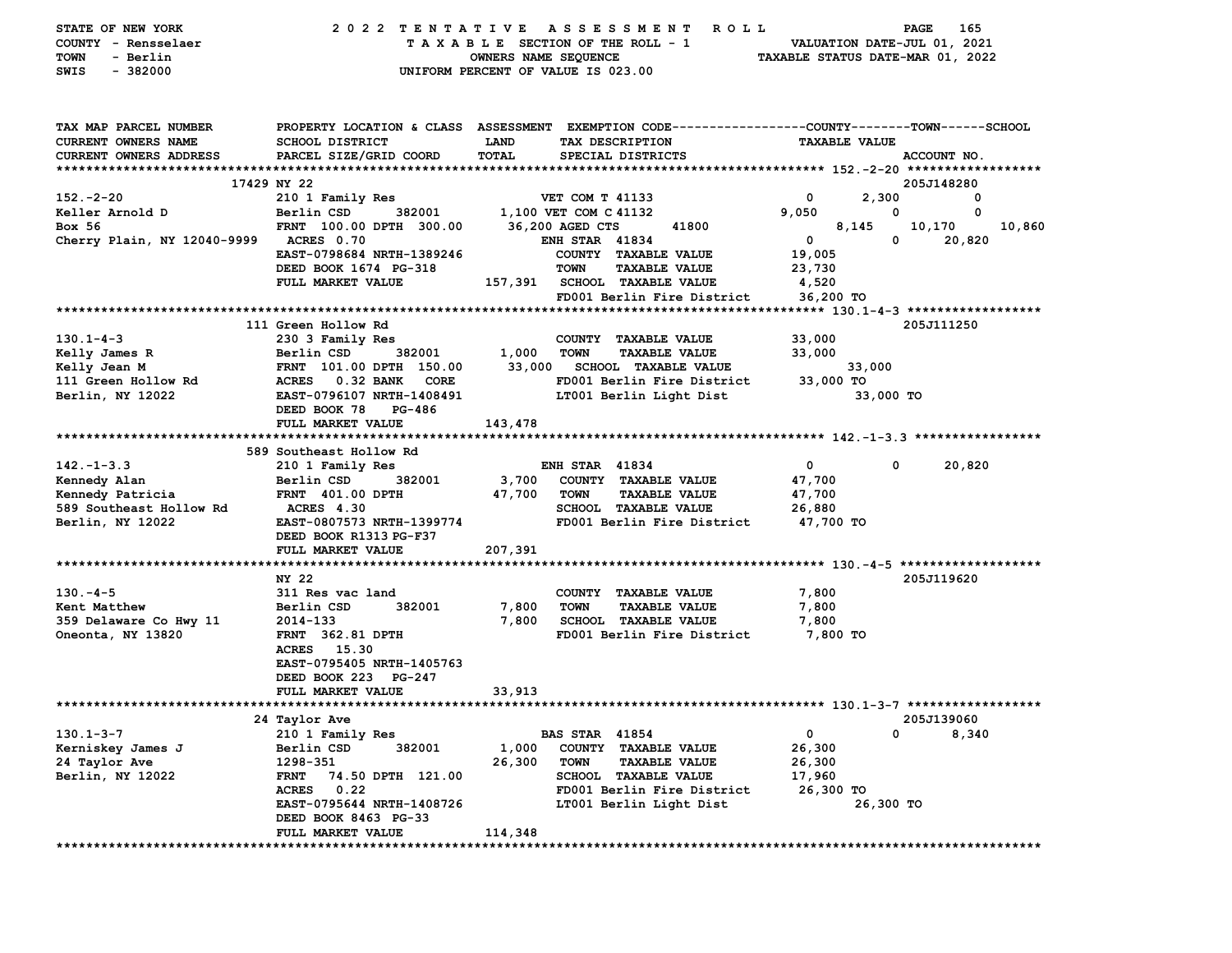STATE OF NEW YORK
COUNTY - Rensselaer
TOWN - Berlin
SWIS - 382000

2022 TENTATIVE ASSESSMENT ROLL
TAXABLE SECTION OF THE ROLL - 1
OWNERS NAME SEQUENCE
UNIFORM PERCENT OF VALUE IS 023.00

VALUATION DATE-JUL 01, 2021
TAXABLE STATUS DATE-MAR 01, 2022

```
TAX MAP PARCEL NUMBER         PROPERTY LOCATION & CLASS  ASSESSMENT  EXEMPTION CODE------------------COUNTY--------TOWN------SCHOOL
CURRENT OWNERS NAME           SCHOOL DISTRICT              LAND       TAX DESCRIPTION                   TAXABLE VALUE
CURRENT OWNERS ADDRESS        PARCEL SIZE/GRID COORD       TOTAL      SPECIAL DISTRICTS                                      ACCOUNT NO.
*********************************************************************************************** 152.-2-20 ******************
             17429 NY 22                                                                                           205J148280
152.-2-20                     210 1 Family Res                   VET COM T 41133             0         2,300            0
Keller Arnold D               Berlin CSD       382001      1,100 VET COM C 41132         9,050             0            0
Box 56                        FRNT 100.00 DPTH 300.00     36,200 AGED CTS       41800          8,145    10,170       10,860
Cherry Plain, NY 12040-9999   ACRES  0.70                        ENH STAR  41834             0             0       20,820
                              EAST-0798684 NRTH-1389246          COUNTY  TAXABLE VALUE      19,005
                              DEED BOOK 1674  PG-318             TOWN    TAXABLE VALUE      23,730
                              FULL MARKET VALUE          157,391 SCHOOL  TAXABLE VALUE       4,520
                                                                 FD001 Berlin Fire District  36,200 TO
*********************************************************************************************** 130.1-4-3 ******************
             111 Green Hollow Rd                                                                                   205J111250
130.1-4-3                     230 3 Family Res                   COUNTY  TAXABLE VALUE      33,000
Kelly James R                 Berlin CSD       382001      1,000 TOWN    TAXABLE VALUE      33,000
Kelly Jean M                  FRNT 101.00 DPTH 150.00     33,000 SCHOOL  TAXABLE VALUE        33,000
111 Green Hollow Rd           ACRES   0.32 BANK   CORE           FD001 Berlin Fire District  33,000 TO
Berlin, NY 12022              EAST-0796107 NRTH-1408491          LT001 Berlin Light Dist           33,000 TO
                              DEED BOOK 78    PG-486
                              FULL MARKET VALUE          143,478
*********************************************************************************************** 142.-1-3.3 *****************
             589 Southeast Hollow Rd
142.-1-3.3                    210 1 Family Res                   ENH STAR  41834             0             0       20,820
Kennedy Alan                  Berlin CSD       382001      3,700 COUNTY  TAXABLE VALUE      47,700
Kennedy Patricia              FRNT 401.00 DPTH            47,700 TOWN    TAXABLE VALUE      47,700
589 Southeast Hollow Rd       ACRES 4.30                         SCHOOL  TAXABLE VALUE      26,880
Berlin, NY 12022              EAST-0807573 NRTH-1399774          FD001 Berlin Fire District  47,700 TO
                              DEED BOOK R1313 PG-F37
                              FULL MARKET VALUE          207,391
*********************************************************************************************** 130.-4-5 *******************
             NY 22                                                                                                 205J119620
130.-4-5                      311 Res vac land                   COUNTY  TAXABLE VALUE       7,800
Kent Matthew                  Berlin CSD       382001      7,800 TOWN    TAXABLE VALUE       7,800
359 Delaware Co Hwy 11        2014-133                     7,800 SCHOOL  TAXABLE VALUE       7,800
Oneonta, NY 13820             FRNT 362.81 DPTH                   FD001 Berlin Fire District   7,800 TO
                              ACRES  15.30
                              EAST-0795405 NRTH-1405763
                              DEED BOOK 223   PG-247
                              FULL MARKET VALUE           33,913
*********************************************************************************************** 130.1-3-7 ******************
             24 Taylor Ave                                                                                         205J139060
130.1-3-7                     210 1 Family Res                   BAS STAR  41854             0             0        8,340
Kerniskey James J             Berlin CSD       382001      1,000 COUNTY  TAXABLE VALUE      26,300
24 Taylor Ave                 1298-351                    26,300 TOWN    TAXABLE VALUE      26,300
Berlin, NY 12022              FRNT  74.50 DPTH 121.00            SCHOOL  TAXABLE VALUE      17,960
                              ACRES   0.22                       FD001 Berlin Fire District  26,300 TO
                              EAST-0795644 NRTH-1408726          LT001 Berlin Light Dist           26,300 TO
                              DEED BOOK 8463  PG-33
                              FULL MARKET VALUE          114,348
******************************************************************************************************************************
```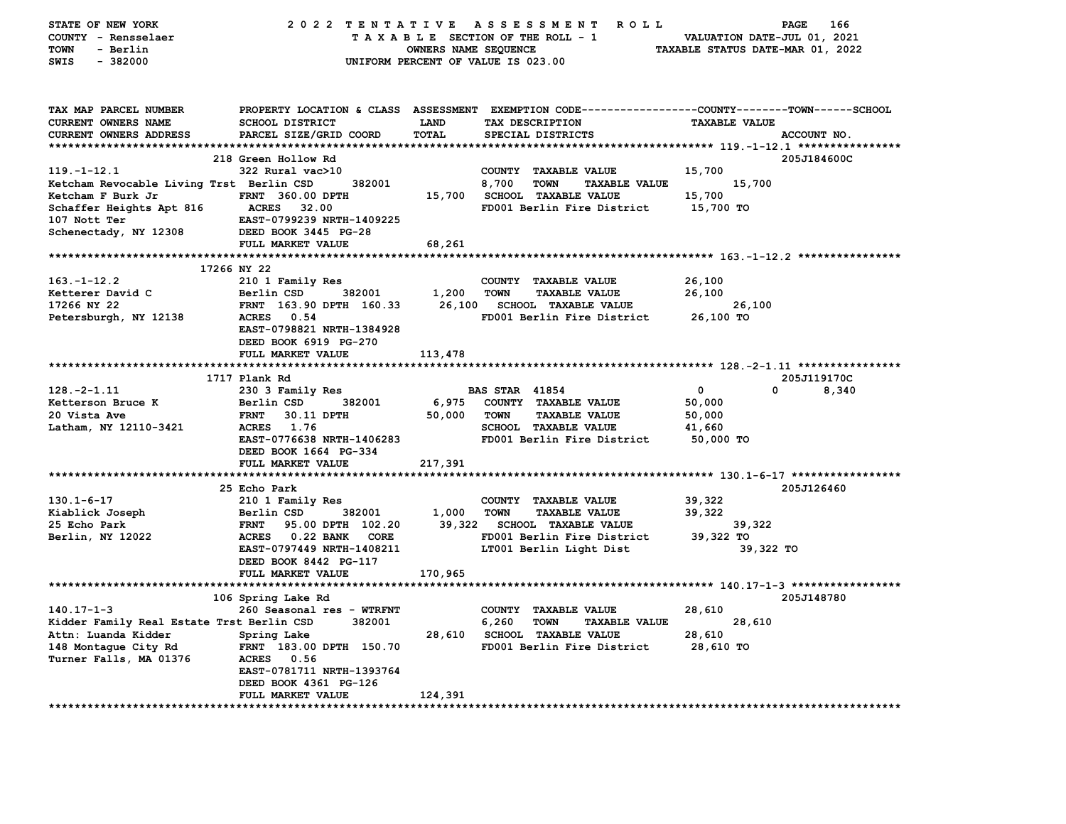STATE OF NEW YORK — 2022 TENTATIVE ASSESSMENT ROLL
COUNTY - Rensselaer — TAXABLE SECTION OF THE ROLL - 1 — VALUATION DATE-JUL 01, 2021
TOWN - Berlin — OWNERS NAME SEQUENCE — TAXABLE STATUS DATE-MAR 01, 2022
SWIS - 382000 — UNIFORM PERCENT OF VALUE IS 023.00

```
TAX MAP PARCEL NUMBER        PROPERTY LOCATION & CLASS  ASSESSMENT  EXEMPTION CODE------------------COUNTY--------TOWN------SCHOOL
CURRENT OWNERS NAME          SCHOOL DISTRICT               LAND      TAX DESCRIPTION                  TAXABLE VALUE
CURRENT OWNERS ADDRESS       PARCEL SIZE/GRID COORD        TOTAL     SPECIAL DISTRICTS                                    ACCOUNT NO.
******************************************************************************************************* 119.-1-12.1 ****************
                             218 Green Hollow Rd                                                                      205J184600C
119.-1-12.1                  322 Rural vac>10                        COUNTY  TAXABLE VALUE            15,700
Ketcham Revocable Living Trst Berlin CSD        382001               8,700   TOWN    TAXABLE VALUE     15,700
Ketcham F Burk Jr            FRNT 360.00 DPTH             15,700    SCHOOL  TAXABLE VALUE            15,700
Schaffer Heights Apt 816     ACRES  32.00                            FD001 Berlin Fire District       15,700 TO
107 Nott Ter                 EAST-0799239 NRTH-1409225
Schenectady, NY 12308        DEED BOOK 3445 PG-28
                             FULL MARKET VALUE            68,261
******************************************************************************************************* 163.-1-12.2 ****************
                             17266 NY 22
163.-1-12.2                  210 1 Family Res                        COUNTY  TAXABLE VALUE            26,100
Ketterer David C             Berlin CSD     382001         1,200    TOWN    TAXABLE VALUE            26,100
17266 NY 22                  FRNT 163.90 DPTH 160.33      26,100    SCHOOL  TAXABLE VALUE             26,100
Petersburgh, NY 12138        ACRES   0.54                            FD001 Berlin Fire District       26,100 TO
                             EAST-0798821 NRTH-1384928
                             DEED BOOK 6919 PG-270
                             FULL MARKET VALUE           113,478
******************************************************************************************************* 128.-2-1.11 ****************
                             1717 Plank Rd                                                                            205J119170C
128.-2-1.11                  230 3 Family Res                        BAS STAR  41854                  0             0         8,340
Ketterson Bruce K            Berlin CSD     382001         6,975    COUNTY  TAXABLE VALUE            50,000
20 Vista Ave                 FRNT  30.11 DPTH             50,000    TOWN    TAXABLE VALUE            50,000
Latham, NY 12110-3421        ACRES   1.76                            SCHOOL  TAXABLE VALUE            41,660
                             EAST-0776638 NRTH-1406283               FD001 Berlin Fire District       50,000 TO
                             DEED BOOK 1664 PG-334
                             FULL MARKET VALUE           217,391
******************************************************************************************************* 130.1-6-17 *****************
                             25 Echo Park                                                                             205J126460
130.1-6-17                   210 1 Family Res                        COUNTY  TAXABLE VALUE            39,322
Kiablick Joseph              Berlin CSD     382001         1,000    TOWN    TAXABLE VALUE            39,322
25 Echo Park                 FRNT  95.00 DPTH 102.20      39,322    SCHOOL  TAXABLE VALUE             39,322
Berlin, NY 12022             ACRES   0.22 BANK   CORE                FD001 Berlin Fire District       39,322 TO
                             EAST-0797449 NRTH-1408211               LT001 Berlin Light Dist              39,322 TO
                             DEED BOOK 8442 PG-117
                             FULL MARKET VALUE           170,965
******************************************************************************************************* 140.17-1-3 *****************
                             106 Spring Lake Rd                                                                       205J148780
140.17-1-3                   260 Seasonal res - WTRFNT               COUNTY  TAXABLE VALUE            28,610
Kidder Family Real Estate Trst Berlin CSD       382001               6,260   TOWN    TAXABLE VALUE     28,610
Attn: Luanda Kidder          Spring Lake                  28,610    SCHOOL  TAXABLE VALUE            28,610
148 Montague City Rd         FRNT 183.00 DPTH 150.70                 FD001 Berlin Fire District       28,610 TO
Turner Falls, MA 01376       ACRES   0.56
                             EAST-0781711 NRTH-1393764
                             DEED BOOK 4361 PG-126
                             FULL MARKET VALUE           124,391
************************************************************************************************************************************
```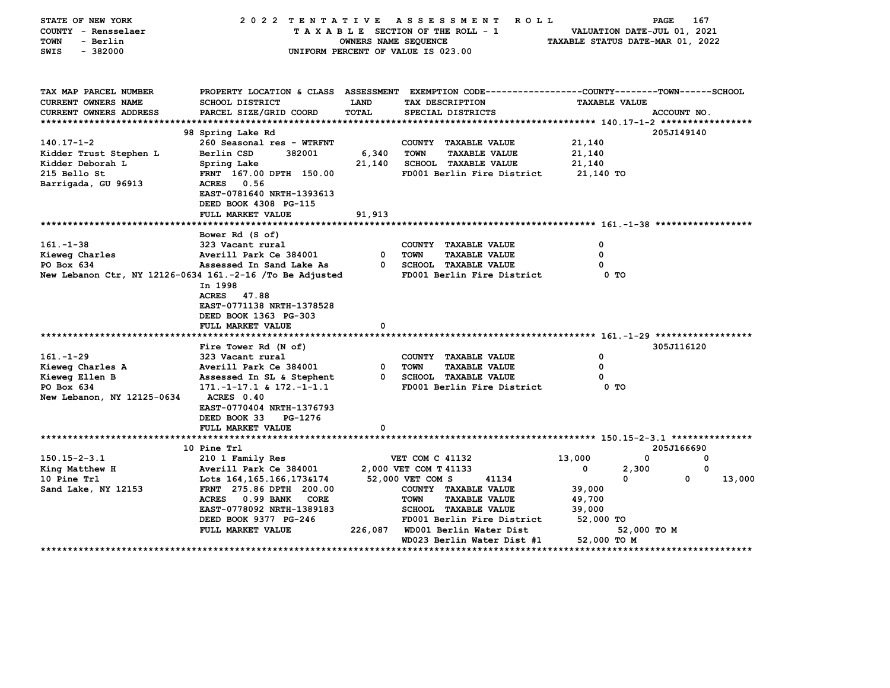STATE OF NEW YORK — 2022 TENTATIVE ASSESSMENT ROLL
COUNTY - Rensselaer — TAXABLE SECTION OF THE ROLL - 1 — VALUATION DATE-JUL 01, 2021
TOWN - Berlin — OWNERS NAME SEQUENCE — TAXABLE STATUS DATE-MAR 01, 2022
SWIS - 382000 — UNIFORM PERCENT OF VALUE IS 023.00

| TAX MAP PARCEL NUMBER / CURRENT OWNERS NAME / CURRENT OWNERS ADDRESS | PROPERTY LOCATION & CLASS / SCHOOL DISTRICT / PARCEL SIZE/GRID COORD | ASSESSMENT LAND / TOTAL | EXEMPTION CODE / TAX DESCRIPTION / SPECIAL DISTRICTS | COUNTY TAXABLE VALUE | TOWN | SCHOOL / ACCOUNT NO. |
|---|---|---|---|---|---|---|
| **140.17-1-2** | 98 Spring Lake Rd | | | | | 205J149140 |
| 140.17-1-2 | 260 Seasonal res - WTRFNT | | COUNTY TAXABLE VALUE | 21,140 | | |
| Kidder Trust Stephen L | Berlin CSD 382001 | 6,340 | TOWN TAXABLE VALUE | 21,140 | | |
| Kidder Deborah L | Spring Lake | 21,140 | SCHOOL TAXABLE VALUE | 21,140 | | |
| 215 Bello St | FRNT 167.00 DPTH 150.00 | | FD001 Berlin Fire District | 21,140 TO | | |
| Barrigada, GU 96913 | ACRES 0.56 | | | | | |
| | EAST-0781640 NRTH-1393613 | | | | | |
| | DEED BOOK 4308 PG-115 | | | | | |
| | FULL MARKET VALUE | 91,913 | | | | |
| **161.-1-38** | Bower Rd (S of) | | | | | |
| 161.-1-38 | 323 Vacant rural | | COUNTY TAXABLE VALUE | 0 | | |
| Kieweg Charles | Averill Park Ce 384001 | 0 | TOWN TAXABLE VALUE | 0 | | |
| PO Box 634 | Assessed In Sand Lake As | 0 | SCHOOL TAXABLE VALUE | 0 | | |
| New Lebanon Ctr, NY 12126-0634 | 161.-2-16 /To Be Adjusted | | FD001 Berlin Fire District | 0 TO | | |
| | In 1998 | | | | | |
| | ACRES 47.88 | | | | | |
| | EAST-0771138 NRTH-1378528 | | | | | |
| | DEED BOOK 1363 PG-303 | | | | | |
| | FULL MARKET VALUE | 0 | | | | |
| **161.-1-29** | Fire Tower Rd (N of) | | | | | 305J116120 |
| 161.-1-29 | 323 Vacant rural | | COUNTY TAXABLE VALUE | 0 | | |
| Kieweg Charles A | Averill Park Ce 384001 | 0 | TOWN TAXABLE VALUE | 0 | | |
| Kieweg Ellen B | Assessed In SL & Stephent | 0 | SCHOOL TAXABLE VALUE | 0 | | |
| PO Box 634 | 171.-1-17.1 & 172.-1-1.1 | | FD001 Berlin Fire District | 0 TO | | |
| New Lebanon, NY 12125-0634 | ACRES 0.40 | | | | | |
| | EAST-0770404 NRTH-1376793 | | | | | |
| | DEED BOOK 33 PG-1276 | | | | | |
| | FULL MARKET VALUE | 0 | | | | |
| **150.15-2-3.1** | 10 Pine Trl | | | | | 205J166690 |
| 150.15-2-3.1 | 210 1 Family Res | | VET COM C 41132 | 13,000 | 0 | 0 |
| King Matthew H | Averill Park Ce 384001 | 2,000 | VET COM T 41133 | 0 | 2,300 | 0 |
| 10 Pine Trl | Lots 164,165.166,173&174 | 52,000 | VET COM S 41134 | 0 | 0 | 13,000 |
| Sand Lake, NY 12153 | FRNT 275.86 DPTH 200.00 | | COUNTY TAXABLE VALUE | 39,000 | | |
| | ACRES 0.99 BANK CORE | | TOWN TAXABLE VALUE | 49,700 | | |
| | EAST-0778092 NRTH-1389183 | | SCHOOL TAXABLE VALUE | 39,000 | | |
| | DEED BOOK 9377 PG-246 | | FD001 Berlin Fire District | 52,000 TO | | |
| | FULL MARKET VALUE | 226,087 | WD001 Berlin Water Dist | 52,000 TO M | | |
| | | | WD023 Berlin Water Dist #1 | 52,000 TO M | | |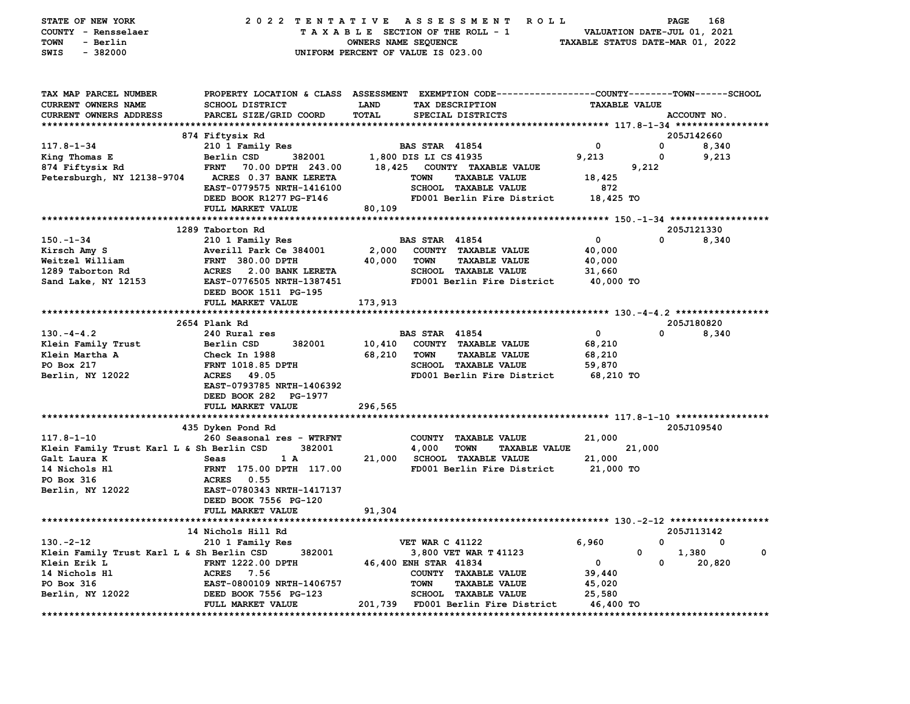STATE OF NEW YORK — 2022 TENTATIVE ASSESSMENT ROLL
COUNTY - Rensselaer — TAXABLE SECTION OF THE ROLL - 1 — VALUATION DATE-JUL 01, 2021
TOWN - Berlin — OWNERS NAME SEQUENCE — TAXABLE STATUS DATE-MAR 01, 2022
SWIS - 382000 — UNIFORM PERCENT OF VALUE IS 023.00

```
TAX MAP PARCEL NUMBER        PROPERTY LOCATION & CLASS  ASSESSMENT  EXEMPTION CODE------------------COUNTY--------TOWN------SCHOOL
CURRENT OWNERS NAME          SCHOOL DISTRICT             LAND        TAX DESCRIPTION                    TAXABLE VALUE
CURRENT OWNERS ADDRESS       PARCEL SIZE/GRID COORD      TOTAL       SPECIAL DISTRICTS                                        ACCOUNT NO.
****************************************************************************************************** 117.8-1-34 *****************
                             874 Fiftysix Rd                                                                              205J142660
117.8-1-34                   210 1 Family Res                     BAS STAR  41854                    0           0        8,340
King Thomas E                Berlin CSD        382001     1,800 DIS LI CS 41935                  9,213           0        9,213
874 Fiftysix Rd              FRNT  70.00 DPTH 243.00     18,425    COUNTY  TAXABLE VALUE                  9,212
Petersburgh, NY 12138-9704   ACRES  0.37 BANK LERETA               TOWN    TAXABLE VALUE              18,425
                             EAST-0779575 NRTH-1416100             SCHOOL  TAXABLE VALUE                 872
                             DEED BOOK R1277 PG-F146               FD001 Berlin Fire District         18,425 TO
                             FULL MARKET VALUE            80,109
****************************************************************************************************** 150.-1-34 ******************
                             1289 Taborton Rd                                                                             205J121330
150.-1-34                    210 1 Family Res                     BAS STAR  41854                    0           0        8,340
Kirsch Amy S                 Averill Park Ce 384001       2,000    COUNTY  TAXABLE VALUE              40,000
Weitzel William              FRNT 380.00 DPTH            40,000    TOWN    TAXABLE VALUE              40,000
1289 Taborton Rd             ACRES   2.00 BANK LERETA              SCHOOL  TAXABLE VALUE              31,660
Sand Lake, NY 12153          EAST-0776505 NRTH-1387451             FD001 Berlin Fire District         40,000 TO
                             DEED BOOK 1511  PG-195
                             FULL MARKET VALUE           173,913
****************************************************************************************************** 130.-4-4.2 *****************
                             2654 Plank Rd                                                                                205J180820
130.-4-4.2                   240 Rural res                        BAS STAR  41854                    0           0        8,340
Klein Family Trust           Berlin CSD        382001    10,410    COUNTY  TAXABLE VALUE              68,210
Klein Martha A               Check In 1988               68,210    TOWN    TAXABLE VALUE              68,210
PO Box 217                   FRNT 1018.85 DPTH                     SCHOOL  TAXABLE VALUE              59,870
Berlin, NY 12022             ACRES  49.05                          FD001 Berlin Fire District         68,210 TO
                             EAST-0793785 NRTH-1406392
                             DEED BOOK 282   PG-1977
                             FULL MARKET VALUE           296,565
****************************************************************************************************** 117.8-1-10 *****************
                             435 Dyken Pond Rd                                                                            205J109540
117.8-1-10                   260 Seasonal res - WTRFNT             COUNTY  TAXABLE VALUE              21,000
Klein Family Trust Karl L & Sh Berlin CSD      382001     4,000    TOWN    TAXABLE VALUE                 21,000
Galt Laura K                 Seas            1 A         21,000    SCHOOL  TAXABLE VALUE              21,000
14 Nichols Hl                FRNT 175.00 DPTH 117.00               FD001 Berlin Fire District         21,000 TO
PO Box 316                   ACRES   0.55
Berlin, NY 12022             EAST-0780343 NRTH-1417137
                             DEED BOOK 7556  PG-120
                             FULL MARKET VALUE            91,304
****************************************************************************************************** 130.-2-12 ******************
                             14 Nichols Hill Rd                                                                           205J113142
130.-2-12                    210 1 Family Res                     VET WAR C 41122                 6,960           0            0
Klein Family Trust Karl L & Sh Berlin CSD      382001     3,800 VET WAR T 41123                      0       1,380            0
Klein Erik L                 FRNT 1222.00 DPTH           46,400 ENH STAR  41834                      0           0       20,820
14 Nichols Hl                ACRES   7.56                          COUNTY  TAXABLE VALUE              39,440
PO Box 316                   EAST-0800109 NRTH-1406757             TOWN    TAXABLE VALUE              45,020
Berlin, NY 12022             DEED BOOK 7556  PG-123                SCHOOL  TAXABLE VALUE              25,580
                             FULL MARKET VALUE           201,739   FD001 Berlin Fire District         46,400 TO
************************************************************************************************************************************
```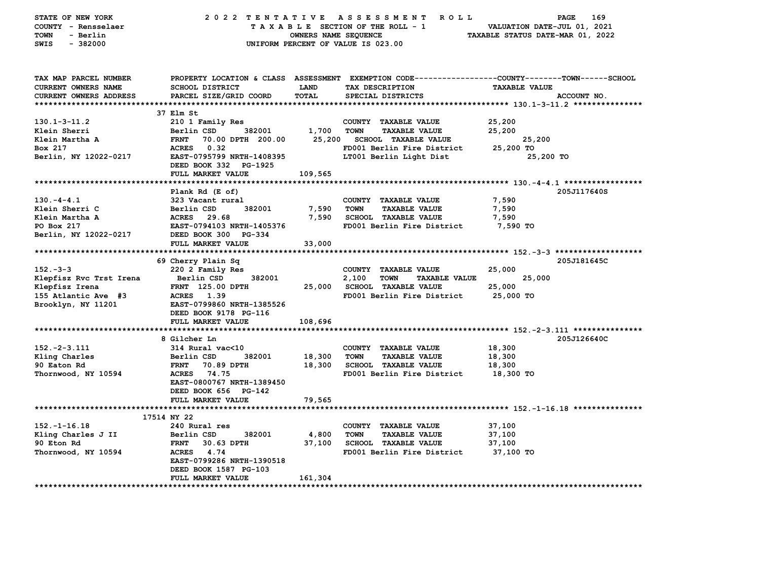STATE OF NEW YORK
COUNTY - Rensselaer
TOWN - Berlin
SWIS - 382000

# 2022 TENTATIVE ASSESSMENT ROLL

TAXABLE SECTION OF THE ROLL - 1
OWNERS NAME SEQUENCE
UNIFORM PERCENT OF VALUE IS 023.00

VALUATION DATE-JUL 01, 2021
TAXABLE STATUS DATE-MAR 01, 2022

| TAX MAP PARCEL NUMBER / CURRENT OWNERS NAME / CURRENT OWNERS ADDRESS | PROPERTY LOCATION & CLASS / SCHOOL DISTRICT / PARCEL SIZE/GRID COORD | LAND | ASSESSMENT TOTAL | EXEMPTION CODE / TAX DESCRIPTION / SPECIAL DISTRICTS | TAXABLE VALUE | ACCOUNT NO. |
|---|---|---|---|---|---|---|
| **130.1-3-11.2** | 37 Elm St | | | | | |
| 130.1-3-11.2 | 210 1 Family Res | | | COUNTY TAXABLE VALUE | 25,200 | |
| Klein Sherri | Berlin CSD 382001 | 1,700 | | TOWN TAXABLE VALUE | 25,200 | |
| Klein Martha A | FRNT 70.00 DPTH 200.00 | | 25,200 | SCHOOL TAXABLE VALUE | 25,200 | |
| Box 217 | ACRES 0.32 | | | FD001 Berlin Fire District | 25,200 TO | |
| Berlin, NY 12022-0217 | EAST-0795799 NRTH-1408395 | | | LT001 Berlin Light Dist | 25,200 TO | |
| | DEED BOOK 332 PG-1925 | | | | | |
| | FULL MARKET VALUE | | 109,565 | | | |
| **130.-4-4.1** | Plank Rd (E of) | | | | | 205J117640S |
| 130.-4-4.1 | 323 Vacant rural | | | COUNTY TAXABLE VALUE | 7,590 | |
| Klein Sherri C | Berlin CSD 382001 | 7,590 | | TOWN TAXABLE VALUE | 7,590 | |
| Klein Martha A | ACRES 29.68 | | 7,590 | SCHOOL TAXABLE VALUE | 7,590 | |
| PO Box 217 | EAST-0794103 NRTH-1405376 | | | FD001 Berlin Fire District | 7,590 TO | |
| Berlin, NY 12022-0217 | DEED BOOK 300 PG-334 | | | | | |
| | FULL MARKET VALUE | | 33,000 | | | |
| **152.-3-3** | 69 Cherry Plain Sq | | | | | 205J181645C |
| 152.-3-3 | 220 2 Family Res | | | COUNTY TAXABLE VALUE | 25,000 | |
| Klepfisz Rvc Trst Irena | Berlin CSD 382001 | 2,100 | | TOWN TAXABLE VALUE | 25,000 | |
| Klepfisz Irena | FRNT 125.00 DPTH | | 25,000 | SCHOOL TAXABLE VALUE | 25,000 | |
| 155 Atlantic Ave #3 | ACRES 1.39 | | | FD001 Berlin Fire District | 25,000 TO | |
| Brooklyn, NY 11201 | EAST-0799860 NRTH-1385526 | | | | | |
| | DEED BOOK 9178 PG-116 | | | | | |
| | FULL MARKET VALUE | | 108,696 | | | |
| **152.-2-3.111** | 8 Gilcher Ln | | | | | 205J126640C |
| 152.-2-3.111 | 314 Rural vac<10 | | | COUNTY TAXABLE VALUE | 18,300 | |
| Kling Charles | Berlin CSD 382001 | 18,300 | | TOWN TAXABLE VALUE | 18,300 | |
| 90 Eaton Rd | FRNT 70.89 DPTH | | 18,300 | SCHOOL TAXABLE VALUE | 18,300 | |
| Thornwood, NY 10594 | ACRES 74.75 | | | FD001 Berlin Fire District | 18,300 TO | |
| | EAST-0800767 NRTH-1389450 | | | | | |
| | DEED BOOK 656 PG-142 | | | | | |
| | FULL MARKET VALUE | | 79,565 | | | |
| **152.-1-16.18** | 17514 NY 22 | | | | | |
| 152.-1-16.18 | 240 Rural res | | | COUNTY TAXABLE VALUE | 37,100 | |
| Kling Charles J II | Berlin CSD 382001 | 4,800 | | TOWN TAXABLE VALUE | 37,100 | |
| 90 Eton Rd | FRNT 30.63 DPTH | | 37,100 | SCHOOL TAXABLE VALUE | 37,100 | |
| Thornwood, NY 10594 | ACRES 4.74 | | | FD001 Berlin Fire District | 37,100 TO | |
| | EAST-0799286 NRTH-1390518 | | | | | |
| | DEED BOOK 1587 PG-103 | | | | | |
| | FULL MARKET VALUE | | 161,304 | | | |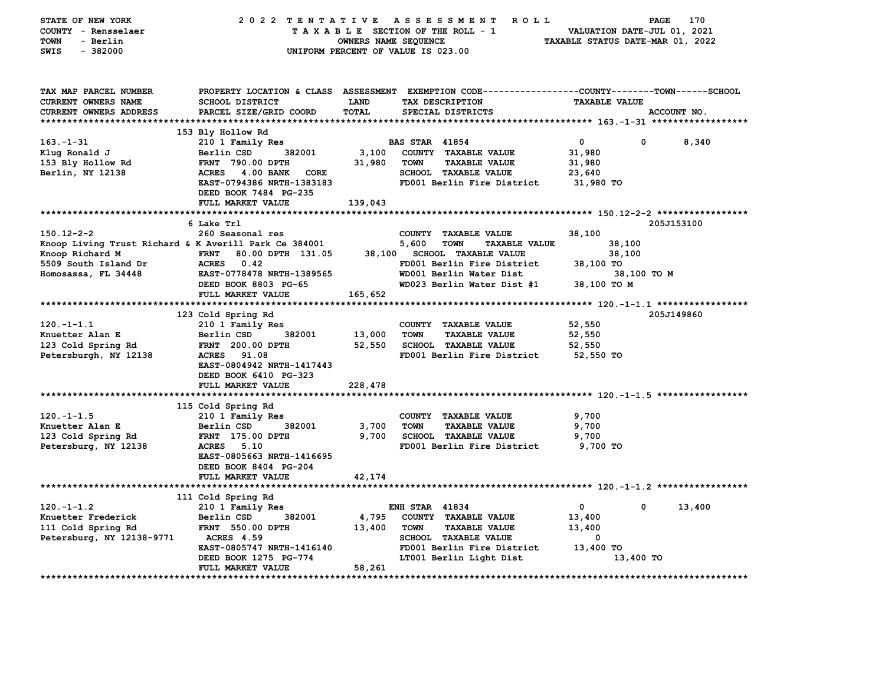STATE OF NEW YORK — 2022 TENTATIVE ASSESSMENT ROLL
COUNTY - Rensselaer — TAXABLE SECTION OF THE ROLL - 1 — VALUATION DATE-JUL 01, 2021
TOWN - Berlin — OWNERS NAME SEQUENCE — TAXABLE STATUS DATE-MAR 01, 2022
SWIS - 382000 — UNIFORM PERCENT OF VALUE IS 023.00

| TAX MAP PARCEL NUMBER / CURRENT OWNERS NAME / CURRENT OWNERS ADDRESS | PROPERTY LOCATION & CLASS / SCHOOL DISTRICT / PARCEL SIZE/GRID COORD | ASSESSMENT LAND / TOTAL | EXEMPTION CODE / TAX DESCRIPTION / SPECIAL DISTRICTS | COUNTY | TOWN | SCHOOL / TAXABLE VALUE / ACCOUNT NO. |
|---|---|---|---|---|---|---|
| **163.-1-31** | 153 Bly Hollow Rd | | | | | |
| 163.-1-31 | 210 1 Family Res | | BAS STAR 41854 | 0 | 0 | 8,340 |
| Klug Ronald J | Berlin CSD 382001 | 3,100 | COUNTY TAXABLE VALUE | 31,980 | | |
| 153 Bly Hollow Rd | FRNT 790.00 DPTH | 31,980 | TOWN TAXABLE VALUE | | 31,980 | |
| Berlin, NY 12138 | ACRES 4.00 BANK CORE | | SCHOOL TAXABLE VALUE | | | 23,640 |
| | EAST-0794386 NRTH-1383183 | | FD001 Berlin Fire District | 31,980 TO | | |
| | DEED BOOK 7484 PG-235 | | | | | |
| | FULL MARKET VALUE | 139,043 | | | | |
| **150.12-2-2** | 6 Lake Trl | | | | | 205J153100 |
| 150.12-2-2 | 260 Seasonal res | | COUNTY TAXABLE VALUE | 38,100 | | |
| Knoop Living Trust Richard & K | Averill Park Ce 384001 | 5,600 | TOWN TAXABLE VALUE | | 38,100 | |
| Knoop Richard M | FRNT 80.00 DPTH 131.05 | 38,100 | SCHOOL TAXABLE VALUE | | | 38,100 |
| 5509 South Island Dr | ACRES 0.42 | | FD001 Berlin Fire District | 38,100 TO | | |
| Homosassa, FL 34448 | EAST-0778478 NRTH-1389565 | | WD001 Berlin Water Dist | 38,100 TO M | | |
| | DEED BOOK 8803 PG-65 | | WD023 Berlin Water Dist #1 | 38,100 TO M | | |
| | FULL MARKET VALUE | 165,652 | | | | |
| **120.-1-1.1** | 123 Cold Spring Rd | | | | | 205J149860 |
| 120.-1-1.1 | 210 1 Family Res | | COUNTY TAXABLE VALUE | 52,550 | | |
| Knuetter Alan E | Berlin CSD 382001 | 13,000 | TOWN TAXABLE VALUE | | 52,550 | |
| 123 Cold Spring Rd | FRNT 200.00 DPTH | 52,550 | SCHOOL TAXABLE VALUE | | | 52,550 |
| Petersburgh, NY 12138 | ACRES 91.08 | | FD001 Berlin Fire District | 52,550 TO | | |
| | EAST-0804942 NRTH-1417443 | | | | | |
| | DEED BOOK 6410 PG-323 | | | | | |
| | FULL MARKET VALUE | 228,478 | | | | |
| **120.-1-1.5** | 115 Cold Spring Rd | | | | | |
| 120.-1-1.5 | 210 1 Family Res | | COUNTY TAXABLE VALUE | 9,700 | | |
| Knuetter Alan E | Berlin CSD 382001 | 3,700 | TOWN TAXABLE VALUE | | 9,700 | |
| 123 Cold Spring Rd | FRNT 175.00 DPTH | 9,700 | SCHOOL TAXABLE VALUE | | | 9,700 |
| Petersburg, NY 12138 | ACRES 5.10 | | FD001 Berlin Fire District | 9,700 TO | | |
| | EAST-0805663 NRTH-1416695 | | | | | |
| | DEED BOOK 8404 PG-204 | | | | | |
| | FULL MARKET VALUE | 42,174 | | | | |
| **120.-1-1.2** | 111 Cold Spring Rd | | | | | |
| 120.-1-1.2 | 210 1 Family Res | | ENH STAR 41834 | 0 | 0 | 13,400 |
| Knuetter Frederick | Berlin CSD 382001 | 4,795 | COUNTY TAXABLE VALUE | 13,400 | | |
| 111 Cold Spring Rd | FRNT 550.00 DPTH | 13,400 | TOWN TAXABLE VALUE | | 13,400 | |
| Petersburg, NY 12138-9771 | ACRES 4.59 | | SCHOOL TAXABLE VALUE | | | 0 |
| | EAST-0805747 NRTH-1416140 | | FD001 Berlin Fire District | 13,400 TO | | |
| | DEED BOOK 1275 PG-774 | | LT001 Berlin Light Dist | 13,400 TO | | |
| | FULL MARKET VALUE | 58,261 | | | | |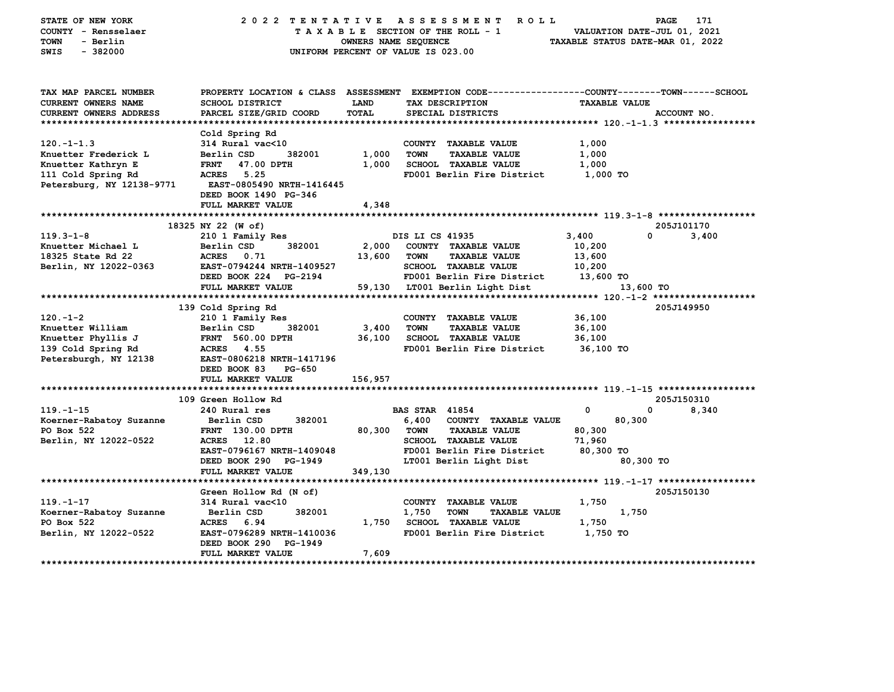STATE OF NEW YORK — 2022 TENTATIVE ASSESSMENT ROLL
COUNTY - Rensselaer — TAXABLE SECTION OF THE ROLL - 1 — VALUATION DATE-JUL 01, 2021
TOWN - Berlin — OWNERS NAME SEQUENCE — TAXABLE STATUS DATE-MAR 01, 2022
SWIS - 382000 — UNIFORM PERCENT OF VALUE IS 023.00

| TAX MAP PARCEL NUMBER / CURRENT OWNERS NAME / CURRENT OWNERS ADDRESS | PROPERTY LOCATION & CLASS / SCHOOL DISTRICT / PARCEL SIZE/GRID COORD | ASSESSMENT LAND / TOTAL | EXEMPTION CODE / TAX DESCRIPTION / SPECIAL DISTRICTS | COUNTY TAXABLE VALUE | TOWN | SCHOOL / ACCOUNT NO. |
|---|---|---|---|---|---|---|
| **120.-1-1.3** | Cold Spring Rd | | | | | |
| 120.-1-1.3 | 314 Rural vac<10 | | COUNTY TAXABLE VALUE | 1,000 | | |
| Knuetter Frederick L | Berlin CSD 382001 | 1,000 | TOWN TAXABLE VALUE | 1,000 | | |
| Knuetter Kathryn E | FRNT 47.00 DPTH | 1,000 | SCHOOL TAXABLE VALUE | 1,000 | | |
| 111 Cold Spring Rd | ACRES 5.25 | | FD001 Berlin Fire District | 1,000 TO | | |
| Petersburg, NY 12138-9771 | EAST-0805490 NRTH-1416445 | | | | | |
| | DEED BOOK 1490 PG-346 | | | | | |
| | FULL MARKET VALUE | 4,348 | | | | |
| **119.3-1-8** | 18325 NY 22 (W of) | | | | | 205J101170 |
| 119.3-1-8 | 210 1 Family Res | | DIS LI CS 41935 | 3,400 | 0 | 3,400 |
| Knuetter Michael L | Berlin CSD 382001 | 2,000 | COUNTY TAXABLE VALUE | 10,200 | | |
| 18325 State Rd 22 | ACRES 0.71 | 13,600 | TOWN TAXABLE VALUE | 13,600 | | |
| Berlin, NY 12022-0363 | EAST-0794244 NRTH-1409527 | | SCHOOL TAXABLE VALUE | 10,200 | | |
| | DEED BOOK 224 PG-2194 | | FD001 Berlin Fire District | 13,600 TO | | |
| | FULL MARKET VALUE | 59,130 | LT001 Berlin Light Dist | 13,600 TO | | |
| **120.-1-2** | 139 Cold Spring Rd | | | | | 205J149950 |
| 120.-1-2 | 210 1 Family Res | | COUNTY TAXABLE VALUE | 36,100 | | |
| Knuetter William | Berlin CSD 382001 | 3,400 | TOWN TAXABLE VALUE | 36,100 | | |
| Knuetter Phyllis J | FRNT 560.00 DPTH | 36,100 | SCHOOL TAXABLE VALUE | 36,100 | | |
| 139 Cold Spring Rd | ACRES 4.55 | | FD001 Berlin Fire District | 36,100 TO | | |
| Petersburgh, NY 12138 | EAST-0806218 NRTH-1417196 | | | | | |
| | DEED BOOK 83 PG-650 | | | | | |
| | FULL MARKET VALUE | 156,957 | | | | |
| **119.-1-15** | 109 Green Hollow Rd | | | | | 205J150310 |
| 119.-1-15 | 240 Rural res | | BAS STAR 41854 | 0 | 0 | 8,340 |
| Koerner-Rabatoy Suzanne | Berlin CSD 382001 | 6,400 | COUNTY TAXABLE VALUE | 80,300 | | |
| PO Box 522 | FRNT 130.00 DPTH | 80,300 | TOWN TAXABLE VALUE | 80,300 | | |
| Berlin, NY 12022-0522 | ACRES 12.80 | | SCHOOL TAXABLE VALUE | 71,960 | | |
| | EAST-0796167 NRTH-1409048 | | FD001 Berlin Fire District | 80,300 TO | | |
| | DEED BOOK 290 PG-1949 | | LT001 Berlin Light Dist | 80,300 TO | | |
| | FULL MARKET VALUE | 349,130 | | | | |
| **119.-1-17** | Green Hollow Rd (N of) | | | | | 205J150130 |
| 119.-1-17 | 314 Rural vac<10 | | COUNTY TAXABLE VALUE | 1,750 | | |
| Koerner-Rabatoy Suzanne | Berlin CSD 382001 | 1,750 | TOWN TAXABLE VALUE | 1,750 | | |
| PO Box 522 | ACRES 6.94 | 1,750 | SCHOOL TAXABLE VALUE | 1,750 | | |
| Berlin, NY 12022-0522 | EAST-0796289 NRTH-1410036 | | FD001 Berlin Fire District | 1,750 TO | | |
| | DEED BOOK 290 PG-1949 | | | | | |
| | FULL MARKET VALUE | 7,609 | | | | |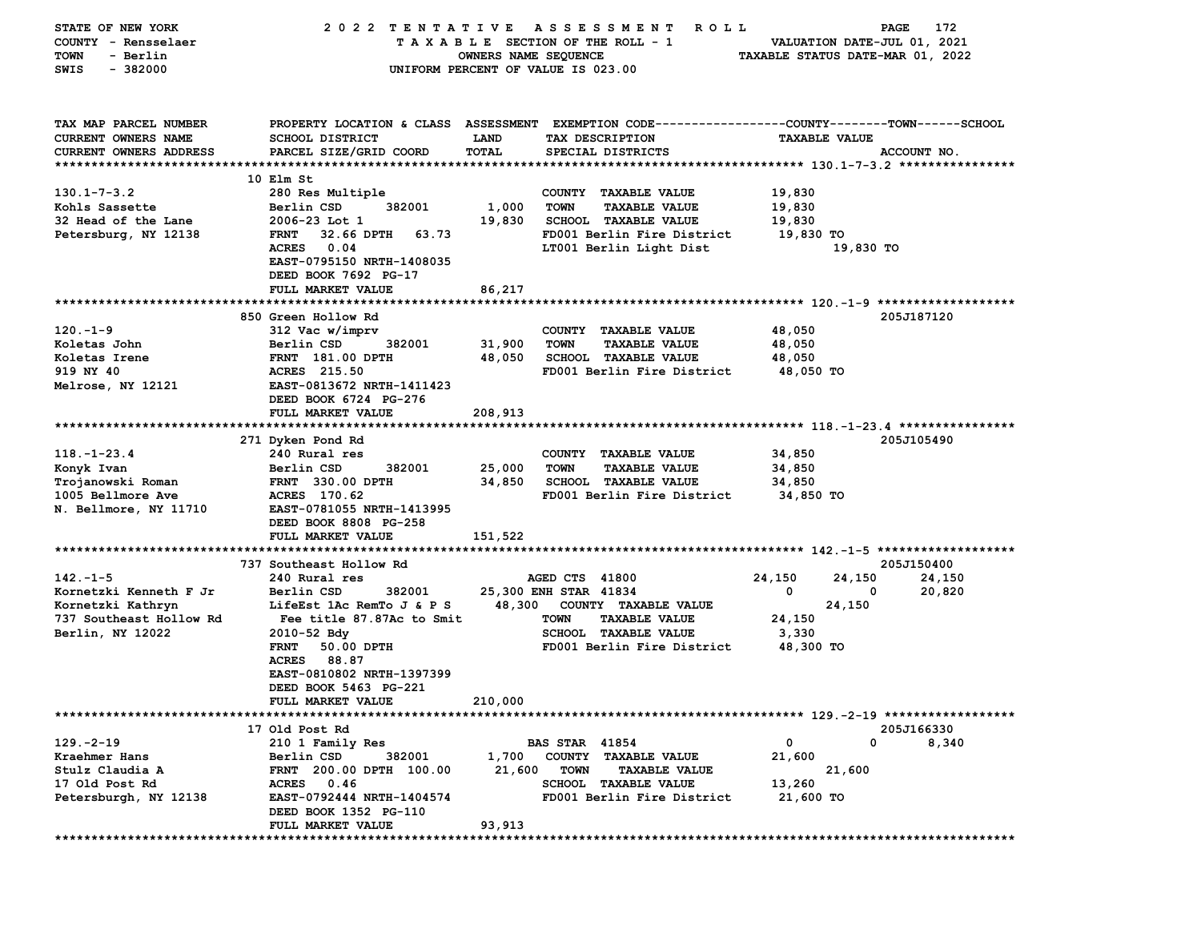STATE OF NEW YORK — COUNTY - Rensselaer — TOWN - Berlin — SWIS - 382000

**2022 TENTATIVE ASSESSMENT ROLL**
TAXABLE SECTION OF THE ROLL - 1
OWNERS NAME SEQUENCE
UNIFORM PERCENT OF VALUE IS 023.00

VALUATION DATE-JUL 01, 2021
TAXABLE STATUS DATE-MAR 01, 2022

| TAX MAP PARCEL NUMBER / CURRENT OWNERS NAME / CURRENT OWNERS ADDRESS | PROPERTY LOCATION & CLASS / SCHOOL DISTRICT / PARCEL SIZE/GRID COORD | ASSESSMENT LAND | TOTAL | EXEMPTION CODE / TAX DESCRIPTION / SPECIAL DISTRICTS | COUNTY | TOWN | SCHOOL | ACCOUNT NO. |
|---|---|---|---|---|---|---|---|---|
| **130.1-7-3.2** | 10 Elm St | | | | | | | |
| 130.1-7-3.2 | 280 Res Multiple | | | COUNTY TAXABLE VALUE | 19,830 | | | |
| Kohls Sassette | Berlin CSD 382001 | 1,000 | | TOWN TAXABLE VALUE | 19,830 | | | |
| 32 Head of the Lane | 2006-23 Lot 1 | | 19,830 | SCHOOL TAXABLE VALUE | 19,830 | | | |
| Petersburg, NY 12138 | FRNT 32.66 DPTH 63.73 | | | FD001 Berlin Fire District | 19,830 TO | | | |
| | ACRES 0.04 | | | LT001 Berlin Light Dist | | 19,830 TO | | |
| | EAST-0795150 NRTH-1408035 | | | | | | | |
| | DEED BOOK 7692 PG-17 | | | | | | | |
| | FULL MARKET VALUE | | 86,217 | | | | | |
| **120.-1-9** | 850 Green Hollow Rd | | | | | | | 205J187120 |
| 120.-1-9 | 312 Vac w/imprv | | | COUNTY TAXABLE VALUE | 48,050 | | | |
| Koletas John | Berlin CSD 382001 | 31,900 | | TOWN TAXABLE VALUE | 48,050 | | | |
| Koletas Irene | FRNT 181.00 DPTH | | 48,050 | SCHOOL TAXABLE VALUE | 48,050 | | | |
| 919 NY 40 | ACRES 215.50 | | | FD001 Berlin Fire District | 48,050 TO | | | |
| Melrose, NY 12121 | EAST-0813672 NRTH-1411423 | | | | | | | |
| | DEED BOOK 6724 PG-276 | | | | | | | |
| | FULL MARKET VALUE | | 208,913 | | | | | |
| **118.-1-23.4** | 271 Dyken Pond Rd | | | | | | | 205J105490 |
| 118.-1-23.4 | 240 Rural res | | | COUNTY TAXABLE VALUE | 34,850 | | | |
| Konyk Ivan | Berlin CSD 382001 | 25,000 | | TOWN TAXABLE VALUE | 34,850 | | | |
| Trojanowski Roman | FRNT 330.00 DPTH | | 34,850 | SCHOOL TAXABLE VALUE | 34,850 | | | |
| 1005 Bellmore Ave | ACRES 170.62 | | | FD001 Berlin Fire District | 34,850 TO | | | |
| N. Bellmore, NY 11710 | EAST-0781055 NRTH-1413995 | | | | | | | |
| | DEED BOOK 8808 PG-258 | | | | | | | |
| | FULL MARKET VALUE | | 151,522 | | | | | |
| **142.-1-5** | 737 Southeast Hollow Rd | | | | | | | 205J150400 |
| 142.-1-5 | 240 Rural res | | | AGED CTS 41800 | 24,150 | 24,150 | 24,150 | |
| Kornetzki Kenneth F Jr | Berlin CSD 382001 | 25,300 | | ENH STAR 41834 | 0 | 0 | 20,820 | |
| Kornetzki Kathryn | LifeEst 1Ac RemTo J & P S | | 48,300 | COUNTY TAXABLE VALUE | 24,150 | | | |
| 737 Southeast Hollow Rd | Fee title 87.87Ac to Smit | | | TOWN TAXABLE VALUE | | 24,150 | | |
| Berlin, NY 12022 | 2010-52 Bdy | | | SCHOOL TAXABLE VALUE | | | 3,330 | |
| | FRNT 50.00 DPTH | | | FD001 Berlin Fire District | 48,300 TO | | | |
| | ACRES 88.87 | | | | | | | |
| | EAST-0810802 NRTH-1397399 | | | | | | | |
| | DEED BOOK 5463 PG-221 | | | | | | | |
| | FULL MARKET VALUE | | 210,000 | | | | | |
| **129.-2-19** | 17 Old Post Rd | | | | | | | 205J166330 |
| 129.-2-19 | 210 1 Family Res | | | BAS STAR 41854 | 0 | 0 | 8,340 | |
| Kraehmer Hans | Berlin CSD 382001 | 1,700 | | COUNTY TAXABLE VALUE | 21,600 | | | |
| Stulz Claudia A | FRNT 200.00 DPTH 100.00 | | 21,600 | TOWN TAXABLE VALUE | | 21,600 | | |
| 17 Old Post Rd | ACRES 0.46 | | | SCHOOL TAXABLE VALUE | | | 13,260 | |
| Petersburgh, NY 12138 | EAST-0792444 NRTH-1404574 | | | FD001 Berlin Fire District | 21,600 TO | | | |
| | DEED BOOK 1352 PG-110 | | | | | | | |
| | FULL MARKET VALUE | | 93,913 | | | | | |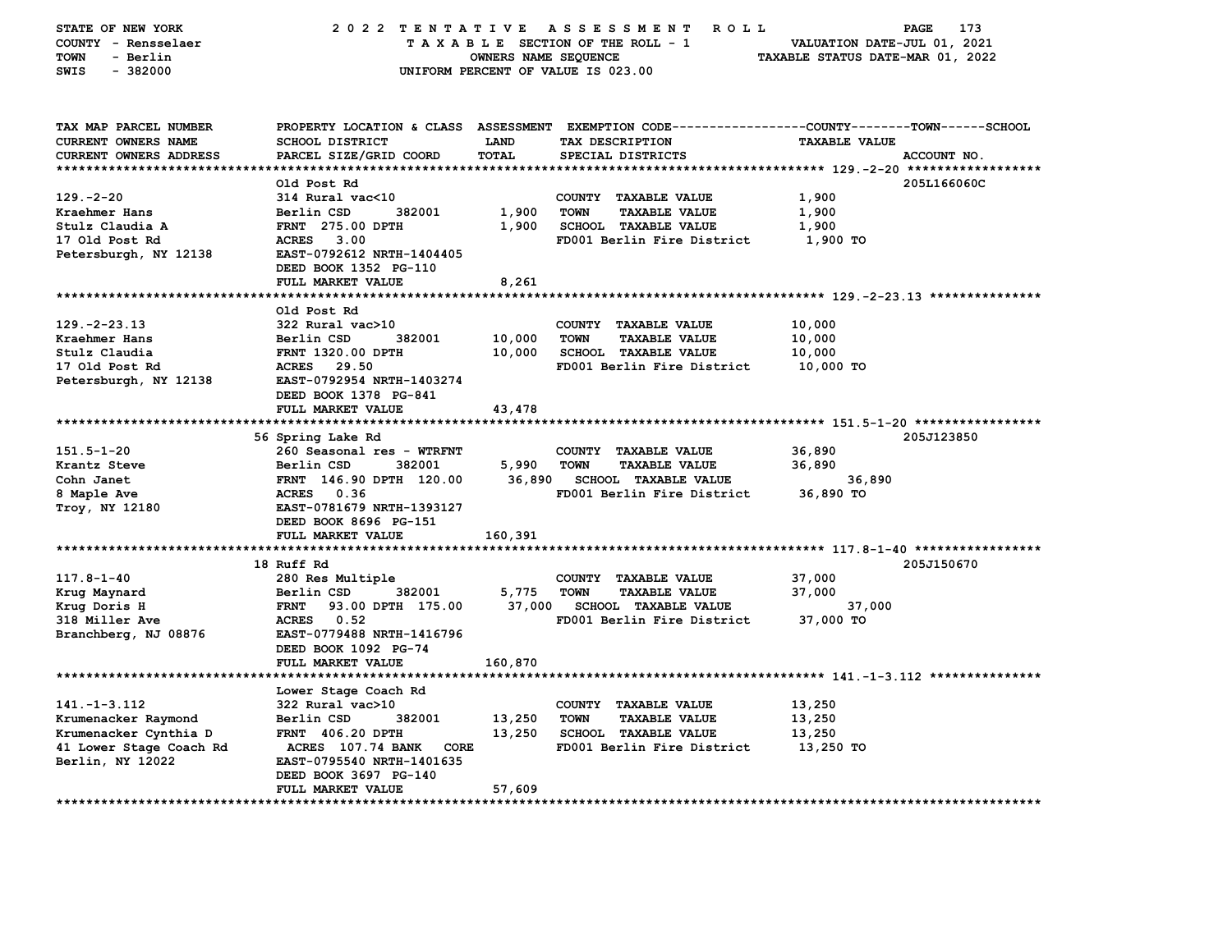STATE OF NEW YORK — COUNTY - Rensselaer — TOWN - Berlin — SWIS - 382000

2022 TENTATIVE ASSESSMENT ROLL — TAXABLE SECTION OF THE ROLL - 1 — OWNERS NAME SEQUENCE — UNIFORM PERCENT OF VALUE IS 023.00

VALUATION DATE-JUL 01, 2021 — TAXABLE STATUS DATE-MAR 01, 2022

| TAX MAP PARCEL NUMBER / CURRENT OWNERS NAME / CURRENT OWNERS ADDRESS | PROPERTY LOCATION & CLASS / SCHOOL DISTRICT / PARCEL SIZE/GRID COORD | ASSESSMENT LAND | TOTAL | EXEMPTION CODE / TAX DESCRIPTION / SPECIAL DISTRICTS | TAXABLE VALUE (COUNTY / TOWN / SCHOOL) | ACCOUNT NO. |
|---|---|---|---|---|---|---|
| **129.-2-20** | Old Post Rd | | | | | 205L166060C |
| 129.-2-20 | 314 Rural vac<10 | | | COUNTY TAXABLE VALUE | 1,900 | |
| Kraehmer Hans | Berlin CSD 382001 | 1,900 | | TOWN TAXABLE VALUE | 1,900 | |
| Stulz Claudia A | FRNT 275.00 DPTH | | 1,900 | SCHOOL TAXABLE VALUE | 1,900 | |
| 17 Old Post Rd | ACRES 3.00 | | | FD001 Berlin Fire District | 1,900 TO | |
| Petersburgh, NY 12138 | EAST-0792612 NRTH-1404405 | | | | | |
| | DEED BOOK 1352 PG-110 | | | | | |
| | FULL MARKET VALUE | | 8,261 | | | |
| **129.-2-23.13** | Old Post Rd | | | | | |
| 129.-2-23.13 | 322 Rural vac>10 | | | COUNTY TAXABLE VALUE | 10,000 | |
| Kraehmer Hans | Berlin CSD 382001 | 10,000 | | TOWN TAXABLE VALUE | 10,000 | |
| Stulz Claudia | FRNT 1320.00 DPTH | | 10,000 | SCHOOL TAXABLE VALUE | 10,000 | |
| 17 Old Post Rd | ACRES 29.50 | | | FD001 Berlin Fire District | 10,000 TO | |
| Petersburgh, NY 12138 | EAST-0792954 NRTH-1403274 | | | | | |
| | DEED BOOK 1378 PG-841 | | | | | |
| | FULL MARKET VALUE | | 43,478 | | | |
| **151.5-1-20** | 56 Spring Lake Rd | | | | | 205J123850 |
| 151.5-1-20 | 260 Seasonal res - WTRFNT | | | COUNTY TAXABLE VALUE | 36,890 | |
| Krantz Steve | Berlin CSD 382001 | 5,990 | | TOWN TAXABLE VALUE | 36,890 | |
| Cohn Janet | FRNT 146.90 DPTH 120.00 | | 36,890 | SCHOOL TAXABLE VALUE | 36,890 | |
| 8 Maple Ave | ACRES 0.36 | | | FD001 Berlin Fire District | 36,890 TO | |
| Troy, NY 12180 | EAST-0781679 NRTH-1393127 | | | | | |
| | DEED BOOK 8696 PG-151 | | | | | |
| | FULL MARKET VALUE | | 160,391 | | | |
| **117.8-1-40** | 18 Ruff Rd | | | | | 205J150670 |
| 117.8-1-40 | 280 Res Multiple | | | COUNTY TAXABLE VALUE | 37,000 | |
| Krug Maynard | Berlin CSD 382001 | 5,775 | | TOWN TAXABLE VALUE | 37,000 | |
| Krug Doris H | FRNT 93.00 DPTH 175.00 | | 37,000 | SCHOOL TAXABLE VALUE | 37,000 | |
| 318 Miller Ave | ACRES 0.52 | | | FD001 Berlin Fire District | 37,000 TO | |
| Branchberg, NJ 08876 | EAST-0779488 NRTH-1416796 | | | | | |
| | DEED BOOK 1092 PG-74 | | | | | |
| | FULL MARKET VALUE | | 160,870 | | | |
| **141.-1-3.112** | Lower Stage Coach Rd | | | | | |
| 141.-1-3.112 | 322 Rural vac>10 | | | COUNTY TAXABLE VALUE | 13,250 | |
| Krumenacker Raymond | Berlin CSD 382001 | 13,250 | | TOWN TAXABLE VALUE | 13,250 | |
| Krumenacker Cynthia D | FRNT 406.20 DPTH | | 13,250 | SCHOOL TAXABLE VALUE | 13,250 | |
| 41 Lower Stage Coach Rd | ACRES 107.74 BANK CORE | | | FD001 Berlin Fire District | 13,250 TO | |
| Berlin, NY 12022 | EAST-0795540 NRTH-1401635 | | | | | |
| | DEED BOOK 3697 PG-140 | | | | | |
| | FULL MARKET VALUE | | 57,609 | | | |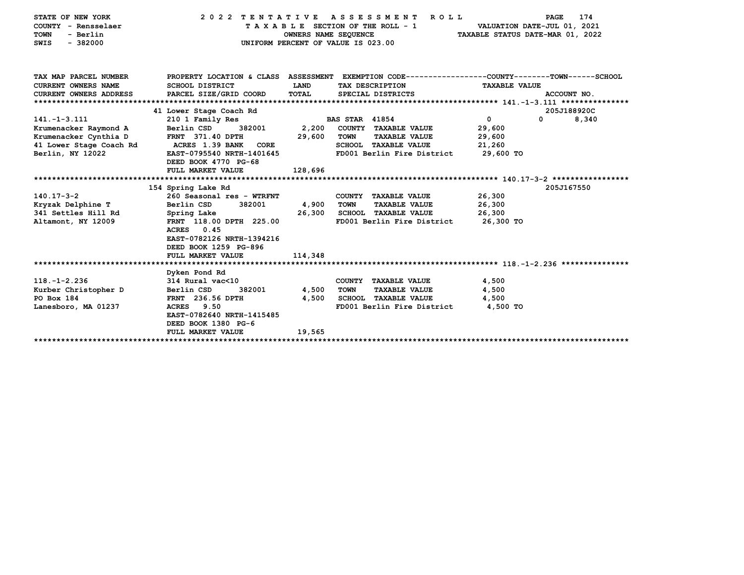STATE OF NEW YORK — COUNTY - Rensselaer — TOWN - Berlin — SWIS - 382000

**2022 TENTATIVE ASSESSMENT ROLL**
TAXABLE SECTION OF THE ROLL - 1
OWNERS NAME SEQUENCE
UNIFORM PERCENT OF VALUE IS 023.00

VALUATION DATE-JUL 01, 2021
TAXABLE STATUS DATE-MAR 01, 2022

| TAX MAP PARCEL NUMBER / CURRENT OWNERS NAME / CURRENT OWNERS ADDRESS | PROPERTY LOCATION & CLASS / SCHOOL DISTRICT / PARCEL SIZE/GRID COORD | ASSESSMENT LAND / TOTAL | EXEMPTION CODE / TAX DESCRIPTION / SPECIAL DISTRICTS | COUNTY | TOWN | SCHOOL | ACCOUNT NO. |
|---|---|---|---|---|---|---|---|
| **141.-1-3.111** | 41 Lower Stage Coach Rd | | | | | | 205J188920C |
| 141.-1-3.111 | 210 1 Family Res | | BAS STAR 41854 | 0 | 0 | 8,340 | |
| Krumenacker Raymond A | Berlin CSD 382001 | 2,200 | COUNTY TAXABLE VALUE | 29,600 | | | |
| Krumenacker Cynthia D | FRNT 371.40 DPTH | 29,600 | TOWN TAXABLE VALUE | | 29,600 | | |
| 41 Lower Stage Coach Rd | ACRES 1.39 BANK CORE | | SCHOOL TAXABLE VALUE | | | 21,260 | |
| Berlin, NY 12022 | EAST-0795540 NRTH-1401645 | | FD001 Berlin Fire District | 29,600 TO | | | |
| | DEED BOOK 4770 PG-68 | | | | | | |
| | FULL MARKET VALUE | 128,696 | | | | | |
| **140.17-3-2** | 154 Spring Lake Rd | | | | | | 205J167550 |
| 140.17-3-2 | 260 Seasonal res - WTRFNT | | COUNTY TAXABLE VALUE | 26,300 | | | |
| Kryzak Delphine T | Berlin CSD 382001 | 4,900 | TOWN TAXABLE VALUE | | 26,300 | | |
| 341 Settles Hill Rd | Spring Lake | 26,300 | SCHOOL TAXABLE VALUE | | | 26,300 | |
| Altamont, NY 12009 | FRNT 118.00 DPTH 225.00 | | FD001 Berlin Fire District | 26,300 TO | | | |
| | ACRES 0.45 | | | | | | |
| | EAST-0782126 NRTH-1394216 | | | | | | |
| | DEED BOOK 1259 PG-896 | | | | | | |
| | FULL MARKET VALUE | 114,348 | | | | | |
| **118.-1-2.236** | Dyken Pond Rd | | | | | | |
| 118.-1-2.236 | 314 Rural vac<10 | | COUNTY TAXABLE VALUE | 4,500 | | | |
| Kurber Christopher D | Berlin CSD 382001 | 4,500 | TOWN TAXABLE VALUE | | 4,500 | | |
| PO Box 184 | FRNT 236.56 DPTH | 4,500 | SCHOOL TAXABLE VALUE | | | 4,500 | |
| Lanesboro, MA 01237 | ACRES 9.50 | | FD001 Berlin Fire District | 4,500 TO | | | |
| | EAST-0782640 NRTH-1415485 | | | | | | |
| | DEED BOOK 1380 PG-6 | | | | | | |
| | FULL MARKET VALUE | 19,565 | | | | | |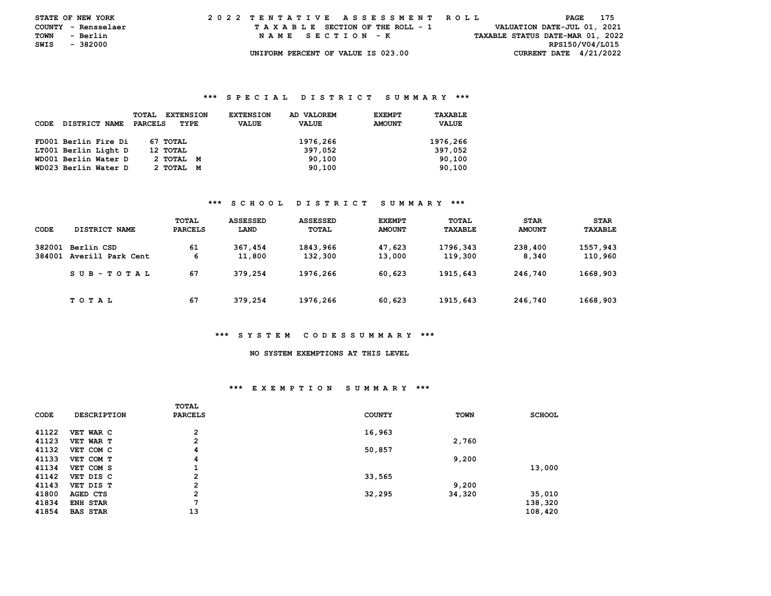STATE OF NEW YORK — 2022 TENTATIVE ASSESSMENT ROLL
COUNTY - Rensselaer — TAXABLE SECTION OF THE ROLL - 1 — VALUATION DATE-JUL 01, 2021
TOWN - Berlin — NAME SECTION - K — TAXABLE STATUS DATE-MAR 01, 2022
SWIS - 382000 — RPS150/V04/L015
UNIFORM PERCENT OF VALUE IS 023.00 — CURRENT DATE 4/21/2022

## *** SPECIAL DISTRICT SUMMARY ***

| CODE | DISTRICT NAME | TOTAL PARCELS | EXTENSION TYPE | EXTENSION VALUE | AD VALOREM VALUE | EXEMPT AMOUNT | TAXABLE VALUE |
|---|---|---|---|---|---|---|---|
| FD001 | Berlin Fire Di | 67 | TOTAL | | 1976,266 | | 1976,266 |
| LT001 | Berlin Light D | 12 | TOTAL | | 397,052 | | 397,052 |
| WD001 | Berlin Water D | 2 | TOTAL M | | 90,100 | | 90,100 |
| WD023 | Berlin Water D | 2 | TOTAL M | | 90,100 | | 90,100 |

## *** SCHOOL DISTRICT SUMMARY ***

| CODE | DISTRICT NAME | TOTAL PARCELS | ASSESSED LAND | ASSESSED TOTAL | EXEMPT AMOUNT | TOTAL TAXABLE | STAR AMOUNT | STAR TAXABLE |
|---|---|---|---|---|---|---|---|---|
| 382001 | Berlin CSD | 61 | 367,454 | 1843,966 | 47,623 | 1796,343 | 238,400 | 1557,943 |
| 384001 | Averill Park Cent | 6 | 11,800 | 132,300 | 13,000 | 119,300 | 8,340 | 110,960 |
| | S U B - T O T A L | 67 | 379,254 | 1976,266 | 60,623 | 1915,643 | 246,740 | 1668,903 |
| | T O T A L | 67 | 379,254 | 1976,266 | 60,623 | 1915,643 | 246,740 | 1668,903 |

## *** SYSTEM CODESSUMMARY ***

NO SYSTEM EXEMPTIONS AT THIS LEVEL

## *** EXEMPTION SUMMARY ***

| CODE | DESCRIPTION | TOTAL PARCELS | COUNTY | TOWN | SCHOOL |
|---|---|---|---|---|---|
| 41122 | VET WAR C | 2 | 16,963 | | |
| 41123 | VET WAR T | 2 | | 2,760 | |
| 41132 | VET COM C | 4 | 50,857 | | |
| 41133 | VET COM T | 4 | | 9,200 | |
| 41134 | VET COM S | 1 | | | 13,000 |
| 41142 | VET DIS C | 2 | 33,565 | | |
| 41143 | VET DIS T | 2 | | 9,200 | |
| 41800 | AGED CTS | 2 | 32,295 | 34,320 | 35,010 |
| 41834 | ENH STAR | 7 | | | 138,320 |
| 41854 | BAS STAR | 13 | | | 108,420 |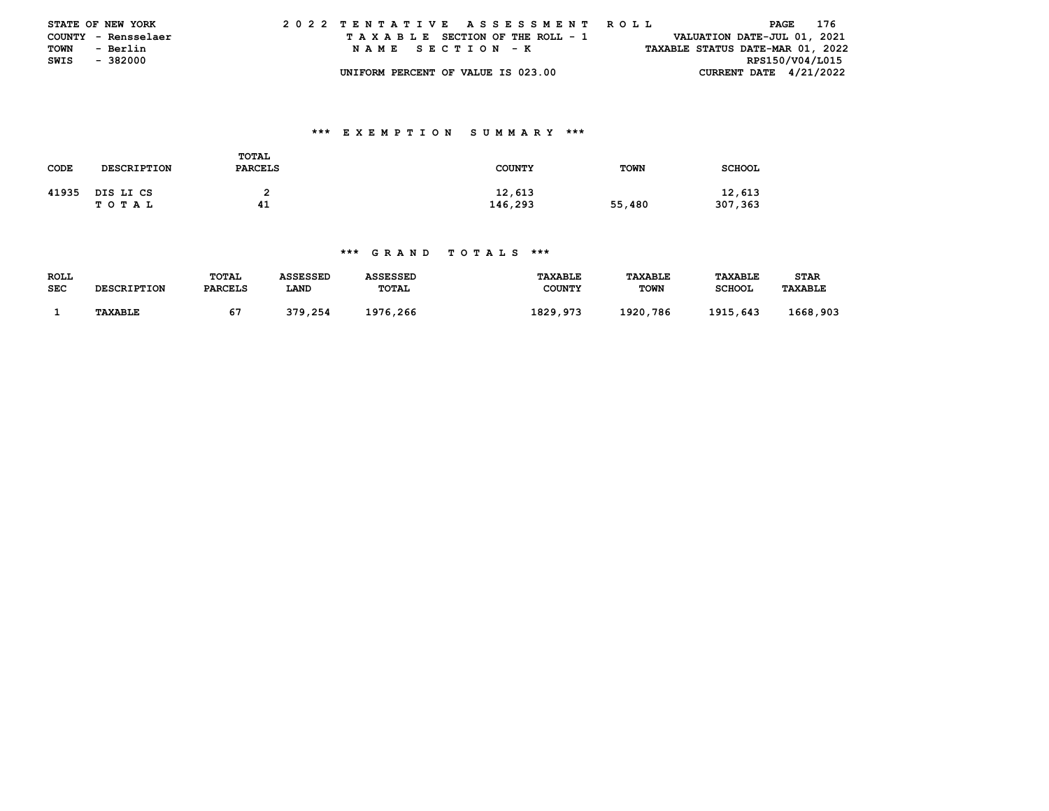STATE OF NEW YORK
COUNTY - Rensselaer
TOWN - Berlin
SWIS - 382000

2022 TENTATIVE ASSESSMENT ROLL
TAXABLE SECTION OF THE ROLL - 1
NAME SECTION - K
UNIFORM PERCENT OF VALUE IS 023.00

VALUATION DATE-JUL 01, 2021
TAXABLE STATUS DATE-MAR 01, 2022
RPS150/V04/L015
CURRENT DATE 4/21/2022

### *** EXEMPTION SUMMARY ***

| CODE | DESCRIPTION | TOTAL PARCELS | COUNTY | TOWN | SCHOOL |
|---|---|---|---|---|---|
| 41935 | DIS LI CS | 2 | 12,613 | | 12,613 |
| | TOTAL | 41 | 146,293 | 55,480 | 307,363 |

### *** GRAND TOTALS ***

| ROLL SEC | DESCRIPTION | TOTAL PARCELS | ASSESSED LAND | ASSESSED TOTAL | TAXABLE COUNTY | TAXABLE TOWN | TAXABLE SCHOOL | STAR TAXABLE |
|---|---|---|---|---|---|---|---|---|
| 1 | TAXABLE | 67 | 379,254 | 1976,266 | 1829,973 | 1920,786 | 1915,643 | 1668,903 |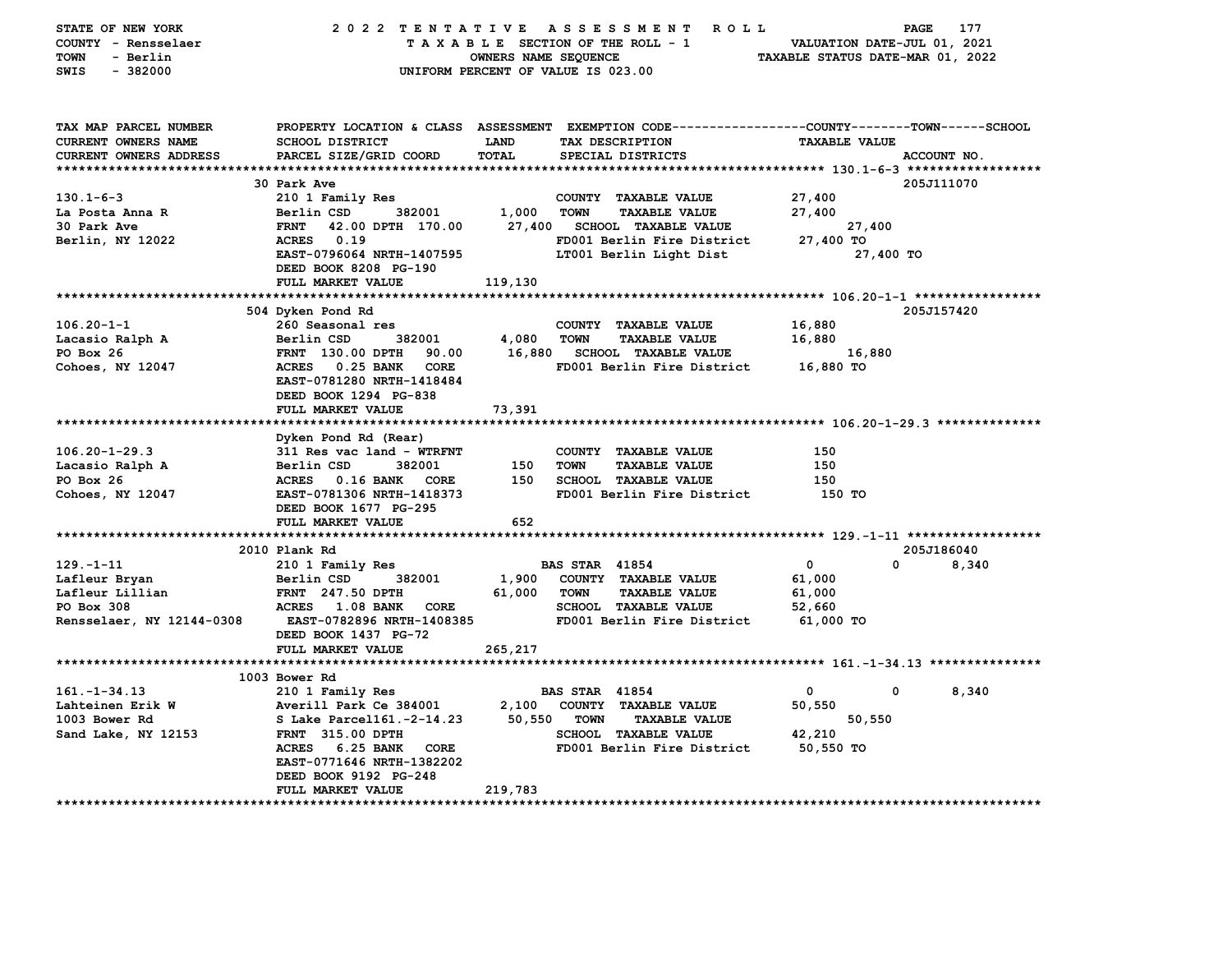STATE OF NEW YORK — 2022 TENTATIVE ASSESSMENT ROLL
COUNTY - Rensselaer — TAXABLE SECTION OF THE ROLL - 1 — VALUATION DATE-JUL 01, 2021
TOWN - Berlin — OWNERS NAME SEQUENCE — TAXABLE STATUS DATE-MAR 01, 2022
SWIS - 382000 — UNIFORM PERCENT OF VALUE IS 023.00

| TAX MAP PARCEL NUMBER / CURRENT OWNERS NAME / CURRENT OWNERS ADDRESS | PROPERTY LOCATION & CLASS / SCHOOL DISTRICT / PARCEL SIZE/GRID COORD | ASSESSMENT LAND / TOTAL | EXEMPTION CODE / TAX DESCRIPTION / SPECIAL DISTRICTS | COUNTY TAXABLE VALUE | TOWN | SCHOOL / ACCOUNT NO. |
|---|---|---|---|---|---|---|
| **130.1-6-3** | 30 Park Ave | | | | | 205J111070 |
| 130.1-6-3 | 210 1 Family Res | | COUNTY TAXABLE VALUE | 27,400 | | |
| La Posta Anna R | Berlin CSD 382001 | 1,000 | TOWN TAXABLE VALUE | 27,400 | | |
| 30 Park Ave | FRNT 42.00 DPTH 170.00 | 27,400 | SCHOOL TAXABLE VALUE | 27,400 | | |
| Berlin, NY 12022 | ACRES 0.19 | | FD001 Berlin Fire District | 27,400 TO | | |
| | EAST-0796064 NRTH-1407595 | | LT001 Berlin Light Dist | 27,400 TO | | |
| | DEED BOOK 8208 PG-190 | | | | | |
| | FULL MARKET VALUE | 119,130 | | | | |
| **106.20-1-1** | 504 Dyken Pond Rd | | | | | 205J157420 |
| 106.20-1-1 | 260 Seasonal res | | COUNTY TAXABLE VALUE | 16,880 | | |
| Lacasio Ralph A | Berlin CSD 382001 | 4,080 | TOWN TAXABLE VALUE | 16,880 | | |
| PO Box 26 | FRNT 130.00 DPTH 90.00 | 16,880 | SCHOOL TAXABLE VALUE | 16,880 | | |
| Cohoes, NY 12047 | ACRES 0.25 BANK CORE | | FD001 Berlin Fire District | 16,880 TO | | |
| | EAST-0781280 NRTH-1418484 | | | | | |
| | DEED BOOK 1294 PG-838 | | | | | |
| | FULL MARKET VALUE | 73,391 | | | | |
| **106.20-1-29.3** | Dyken Pond Rd (Rear) | | | | | |
| 106.20-1-29.3 | 311 Res vac land - WTRFNT | | COUNTY TAXABLE VALUE | 150 | | |
| Lacasio Ralph A | Berlin CSD 382001 | 150 | TOWN TAXABLE VALUE | 150 | | |
| PO Box 26 | ACRES 0.16 BANK CORE | 150 | SCHOOL TAXABLE VALUE | 150 | | |
| Cohoes, NY 12047 | EAST-0781306 NRTH-1418373 | | FD001 Berlin Fire District | 150 TO | | |
| | DEED BOOK 1677 PG-295 | | | | | |
| | FULL MARKET VALUE | 652 | | | | |
| **129.-1-11** | 2010 Plank Rd | | | | | 205J186040 |
| 129.-1-11 | 210 1 Family Res | | BAS STAR 41854 | 0 | 0 | 8,340 |
| Lafleur Bryan | Berlin CSD 382001 | 1,900 | COUNTY TAXABLE VALUE | 61,000 | | |
| Lafleur Lillian | FRNT 247.50 DPTH | 61,000 | TOWN TAXABLE VALUE | 61,000 | | |
| PO Box 308 | ACRES 1.08 BANK CORE | | SCHOOL TAXABLE VALUE | 52,660 | | |
| Rensselaer, NY 12144-0308 | EAST-0782896 NRTH-1408385 | | FD001 Berlin Fire District | 61,000 TO | | |
| | DEED BOOK 1437 PG-72 | | | | | |
| | FULL MARKET VALUE | 265,217 | | | | |
| **161.-1-34.13** | 1003 Bower Rd | | | | | |
| 161.-1-34.13 | 210 1 Family Res | | BAS STAR 41854 | 0 | 0 | 8,340 |
| Lahteinen Erik W | Averill Park Ce 384001 | 2,100 | COUNTY TAXABLE VALUE | 50,550 | | |
| 1003 Bower Rd | S Lake Parcel161.-2-14.23 | 50,550 | TOWN TAXABLE VALUE | 50,550 | | |
| Sand Lake, NY 12153 | FRNT 315.00 DPTH | | SCHOOL TAXABLE VALUE | 42,210 | | |
| | ACRES 6.25 BANK CORE | | FD001 Berlin Fire District | 50,550 TO | | |
| | EAST-0771646 NRTH-1382202 | | | | | |
| | DEED BOOK 9192 PG-248 | | | | | |
| | FULL MARKET VALUE | 219,783 | | | | |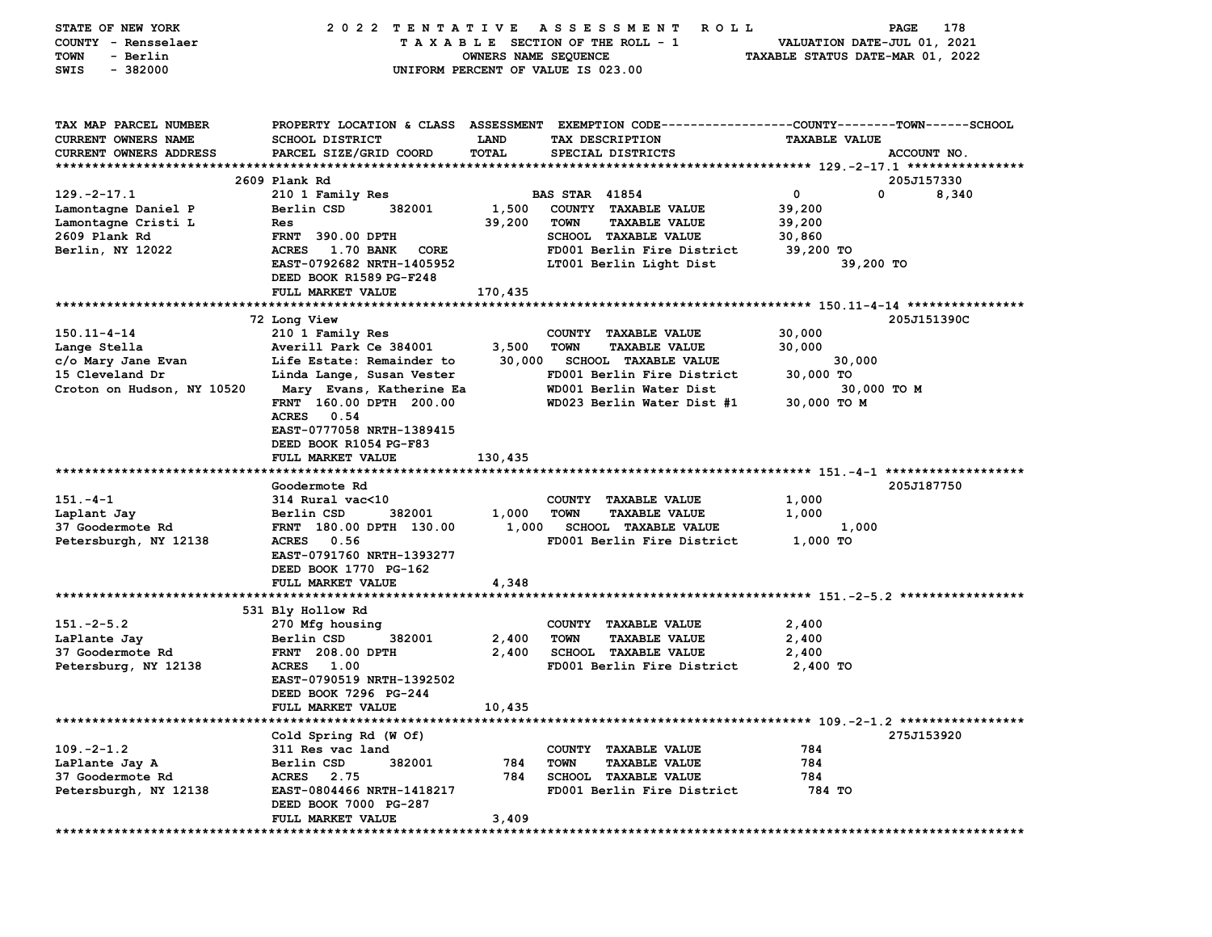STATE OF NEW YORK — 2022 TENTATIVE ASSESSMENT ROLL
COUNTY - Rensselaer — TAXABLE SECTION OF THE ROLL - 1 — VALUATION DATE-JUL 01, 2021
TOWN - Berlin — OWNERS NAME SEQUENCE — TAXABLE STATUS DATE-MAR 01, 2022
SWIS - 382000 — UNIFORM PERCENT OF VALUE IS 023.00

| TAX MAP PARCEL NUMBER / CURRENT OWNERS NAME / CURRENT OWNERS ADDRESS | PROPERTY LOCATION & CLASS / SCHOOL DISTRICT / PARCEL SIZE/GRID COORD | ASSESSMENT LAND / TOTAL | EXEMPTION CODE / TAX DESCRIPTION / SPECIAL DISTRICTS | COUNTY TAXABLE VALUE | TOWN | SCHOOL / ACCOUNT NO. |
|---|---|---|---|---|---|---|
| | 2609 Plank Rd | | | | | 205J157330 |
| 129.-2-17.1 | 210 1 Family Res | | BAS STAR 41854 | 0 | 0 | 8,340 |
| Lamontagne Daniel P | Berlin CSD 382001 | 1,500 | COUNTY TAXABLE VALUE | 39,200 | | |
| Lamontagne Cristi L | Res | 39,200 | TOWN TAXABLE VALUE | 39,200 | | |
| 2609 Plank Rd | FRNT 390.00 DPTH | | SCHOOL TAXABLE VALUE | 30,860 | | |
| Berlin, NY 12022 | ACRES 1.70 BANK CORE | | FD001 Berlin Fire District | 39,200 TO | | |
| | EAST-0792682 NRTH-1405952 | | LT001 Berlin Light Dist | | 39,200 TO | |
| | DEED BOOK R1589 PG-F248 | | | | | |
| | FULL MARKET VALUE | 170,435 | | | | |
| | 72 Long View | | | | | 205J151390C |
| 150.11-4-14 | 210 1 Family Res | | COUNTY TAXABLE VALUE | 30,000 | | |
| Lange Stella | Averill Park Ce 384001 | 3,500 | TOWN TAXABLE VALUE | 30,000 | | |
| c/o Mary Jane Evan | Life Estate: Remainder to | 30,000 | SCHOOL TAXABLE VALUE | 30,000 | | |
| 15 Cleveland Dr | Linda Lange, Susan Vester | | FD001 Berlin Fire District | 30,000 TO | | |
| Croton on Hudson, NY 10520 | Mary Evans, Katherine Ea | | WD001 Berlin Water Dist | | 30,000 TO M | |
| | FRNT 160.00 DPTH 200.00 | | WD023 Berlin Water Dist #1 | 30,000 TO M | | |
| | ACRES 0.54 | | | | | |
| | EAST-0777058 NRTH-1389415 | | | | | |
| | DEED BOOK R1054 PG-F83 | | | | | |
| | FULL MARKET VALUE | 130,435 | | | | |
| | Goodermote Rd | | | | | 205J187750 |
| 151.-4-1 | 314 Rural vac<10 | | COUNTY TAXABLE VALUE | 1,000 | | |
| Laplant Jay | Berlin CSD 382001 | 1,000 | TOWN TAXABLE VALUE | 1,000 | | |
| 37 Goodermote Rd | FRNT 180.00 DPTH 130.00 | 1,000 | SCHOOL TAXABLE VALUE | 1,000 | | |
| Petersburgh, NY 12138 | ACRES 0.56 | | FD001 Berlin Fire District | 1,000 TO | | |
| | EAST-0791760 NRTH-1393277 | | | | | |
| | DEED BOOK 1770 PG-162 | | | | | |
| | FULL MARKET VALUE | 4,348 | | | | |
| | 531 Bly Hollow Rd | | | | | |
| 151.-2-5.2 | 270 Mfg housing | | COUNTY TAXABLE VALUE | 2,400 | | |
| LaPlante Jay | Berlin CSD 382001 | 2,400 | TOWN TAXABLE VALUE | 2,400 | | |
| 37 Goodermote Rd | FRNT 208.00 DPTH | 2,400 | SCHOOL TAXABLE VALUE | 2,400 | | |
| Petersburg, NY 12138 | ACRES 1.00 | | FD001 Berlin Fire District | 2,400 TO | | |
| | EAST-0790519 NRTH-1392502 | | | | | |
| | DEED BOOK 7296 PG-244 | | | | | |
| | FULL MARKET VALUE | 10,435 | | | | |
| | Cold Spring Rd (W Of) | | | | | 275J153920 |
| 109.-2-1.2 | 311 Res vac land | | COUNTY TAXABLE VALUE | 784 | | |
| LaPlante Jay A | Berlin CSD 382001 | 784 | TOWN TAXABLE VALUE | 784 | | |
| 37 Goodermote Rd | ACRES 2.75 | 784 | SCHOOL TAXABLE VALUE | 784 | | |
| Petersburgh, NY 12138 | EAST-0804466 NRTH-1418217 | | FD001 Berlin Fire District | 784 TO | | |
| | DEED BOOK 7000 PG-287 | | | | | |
| | FULL MARKET VALUE | 3,409 | | | | |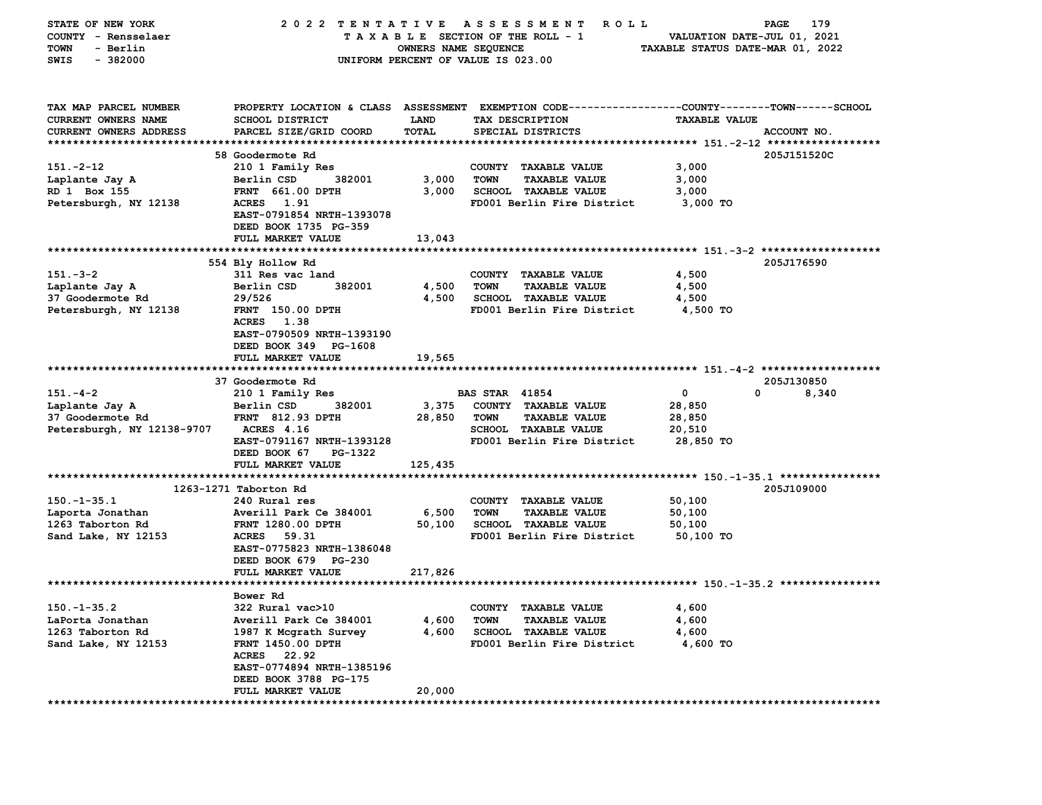STATE OF NEW YORK — 2022 TENTATIVE ASSESSMENT ROLL
COUNTY - Rensselaer — TAXABLE SECTION OF THE ROLL - 1 — VALUATION DATE-JUL 01, 2021
TOWN - Berlin — OWNERS NAME SEQUENCE — TAXABLE STATUS DATE-MAR 01, 2022
SWIS - 382000 — UNIFORM PERCENT OF VALUE IS 023.00

| TAX MAP PARCEL NUMBER / CURRENT OWNERS NAME / CURRENT OWNERS ADDRESS | PROPERTY LOCATION & CLASS / SCHOOL DISTRICT / PARCEL SIZE/GRID COORD | ASSESSMENT LAND | TOTAL | EXEMPTION CODE / TAX DESCRIPTION / SPECIAL DISTRICTS | COUNTY / TOWN / SCHOOL TAXABLE VALUE | ACCOUNT NO. |
|---|---|---|---|---|---|---|
| **151.-2-12** | 58 Goodermote Rd | | | | | 205J151520C |
| 151.-2-12 | 210 1 Family Res | | | COUNTY TAXABLE VALUE | 3,000 | |
| Laplante Jay A | Berlin CSD 382001 | 3,000 | | TOWN TAXABLE VALUE | 3,000 | |
| RD 1 Box 155 | FRNT 661.00 DPTH | | 3,000 | SCHOOL TAXABLE VALUE | 3,000 | |
| Petersburgh, NY 12138 | ACRES 1.91 | | | FD001 Berlin Fire District | 3,000 TO | |
| | EAST-0791854 NRTH-1393078 | | | | | |
| | DEED BOOK 1735 PG-359 | | | | | |
| | FULL MARKET VALUE | | 13,043 | | | |
| **151.-3-2** | 554 Bly Hollow Rd | | | | | 205J176590 |
| 151.-3-2 | 311 Res vac land | | | COUNTY TAXABLE VALUE | 4,500 | |
| Laplante Jay A | Berlin CSD 382001 | 4,500 | | TOWN TAXABLE VALUE | 4,500 | |
| 37 Goodermote Rd | 29/526 | | 4,500 | SCHOOL TAXABLE VALUE | 4,500 | |
| Petersburgh, NY 12138 | FRNT 150.00 DPTH | | | FD001 Berlin Fire District | 4,500 TO | |
| | ACRES 1.38 | | | | | |
| | EAST-0790509 NRTH-1393190 | | | | | |
| | DEED BOOK 349 PG-1608 | | | | | |
| | FULL MARKET VALUE | | 19,565 | | | |
| **151.-4-2** | 37 Goodermote Rd | | | | | 205J130850 |
| 151.-4-2 | 210 1 Family Res | | | BAS STAR 41854 | 0 / 0 / 8,340 | |
| Laplante Jay A | Berlin CSD 382001 | 3,375 | | COUNTY TAXABLE VALUE | 28,850 | |
| 37 Goodermote Rd | FRNT 812.93 DPTH | | 28,850 | TOWN TAXABLE VALUE | 28,850 | |
| Petersburgh, NY 12138-9707 | ACRES 4.16 | | | SCHOOL TAXABLE VALUE | 20,510 | |
| | EAST-0791167 NRTH-1393128 | | | FD001 Berlin Fire District | 28,850 TO | |
| | DEED BOOK 67 PG-1322 | | | | | |
| | FULL MARKET VALUE | | 125,435 | | | |
| **150.-1-35.1** | 1263-1271 Taborton Rd | | | | | 205J109000 |
| 150.-1-35.1 | 240 Rural res | | | COUNTY TAXABLE VALUE | 50,100 | |
| Laporta Jonathan | Averill Park Ce 384001 | 6,500 | | TOWN TAXABLE VALUE | 50,100 | |
| 1263 Taborton Rd | FRNT 1280.00 DPTH | | 50,100 | SCHOOL TAXABLE VALUE | 50,100 | |
| Sand Lake, NY 12153 | ACRES 59.31 | | | FD001 Berlin Fire District | 50,100 TO | |
| | EAST-0775823 NRTH-1386048 | | | | | |
| | DEED BOOK 679 PG-230 | | | | | |
| | FULL MARKET VALUE | | 217,826 | | | |
| **150.-1-35.2** | Bower Rd | | | | | |
| 150.-1-35.2 | 322 Rural vac>10 | | | COUNTY TAXABLE VALUE | 4,600 | |
| LaPorta Jonathan | Averill Park Ce 384001 | 4,600 | | TOWN TAXABLE VALUE | 4,600 | |
| 1263 Taborton Rd | 1987 K Mcgrath Survey | | 4,600 | SCHOOL TAXABLE VALUE | 4,600 | |
| Sand Lake, NY 12153 | FRNT 1450.00 DPTH | | | FD001 Berlin Fire District | 4,600 TO | |
| | ACRES 22.92 | | | | | |
| | EAST-0774894 NRTH-1385196 | | | | | |
| | DEED BOOK 3788 PG-175 | | | | | |
| | FULL MARKET VALUE | | 20,000 | | | |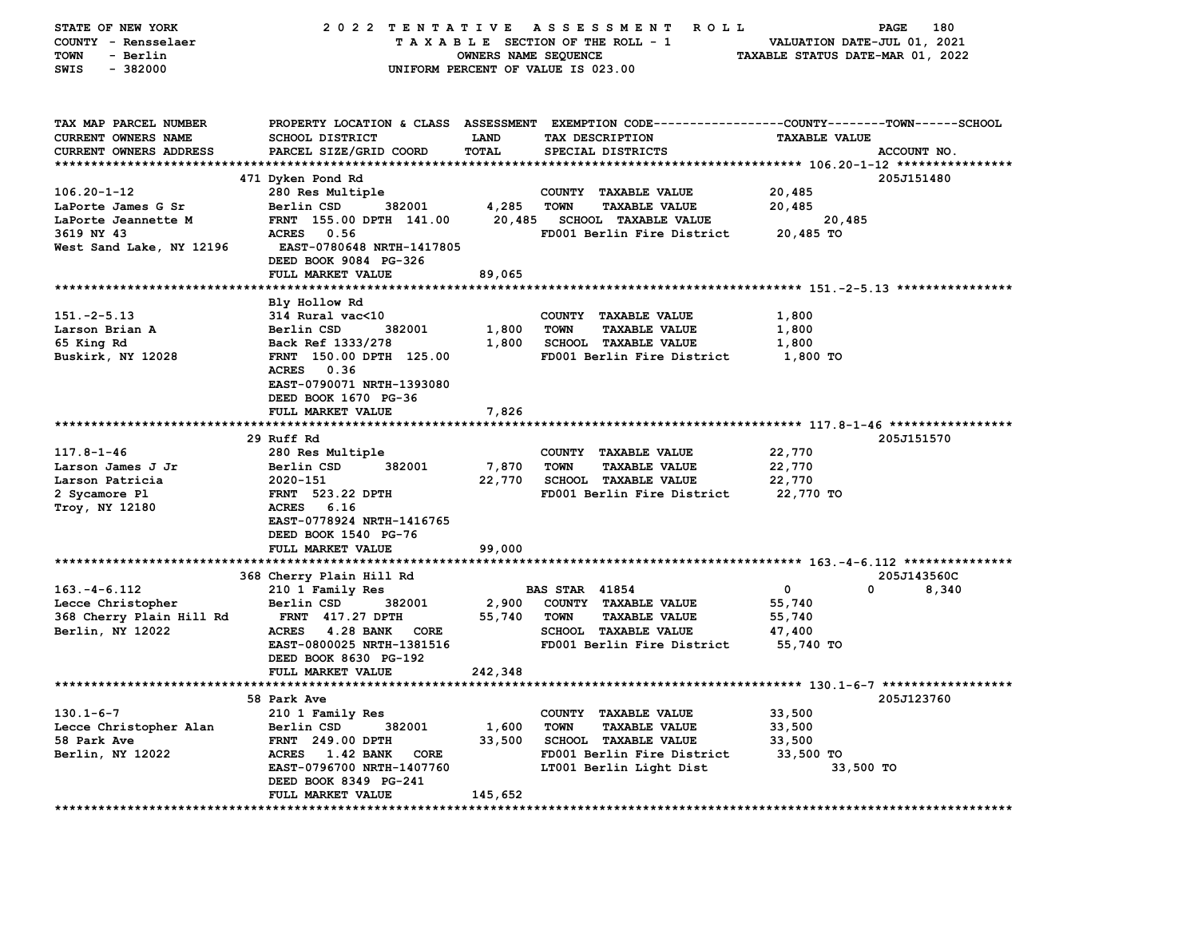STATE OF NEW YORK — COUNTY - Rensselaer — TOWN - Berlin — SWIS - 382000

**2022 TENTATIVE ASSESSMENT ROLL**
TAXABLE SECTION OF THE ROLL - 1
OWNERS NAME SEQUENCE
UNIFORM PERCENT OF VALUE IS 023.00

VALUATION DATE-JUL 01, 2021
TAXABLE STATUS DATE-MAR 01, 2022

| TAX MAP PARCEL NUMBER / CURRENT OWNERS NAME / CURRENT OWNERS ADDRESS | PROPERTY LOCATION & CLASS / SCHOOL DISTRICT / PARCEL SIZE/GRID COORD | LAND | TOTAL | EXEMPTION CODE / TAX DESCRIPTION / SPECIAL DISTRICTS | COUNTY TAXABLE VALUE | TOWN | SCHOOL | ACCOUNT NO. |
|---|---|---|---|---|---|---|---|---|
| **106.20-1-12** | 471 Dyken Pond Rd | | | | | | | 205J151480 |
| LaPorte James G Sr | 280 Res Multiple | | | COUNTY TAXABLE VALUE | 20,485 | | | |
| LaPorte Jeannette M | Berlin CSD 382001 | 4,285 | | TOWN TAXABLE VALUE | 20,485 | | | |
| 3619 NY 43 | FRNT 155.00 DPTH 141.00 | | 20,485 | SCHOOL TAXABLE VALUE | 20,485 | | | |
| West Sand Lake, NY 12196 | ACRES 0.56 | | | FD001 Berlin Fire District | 20,485 TO | | | |
| | EAST-0780648 NRTH-1417805 | | | | | | | |
| | DEED BOOK 9084 PG-326 | | | | | | | |
| | FULL MARKET VALUE | | 89,065 | | | | | |
| **151.-2-5.13** | Bly Hollow Rd | | | | | | | |
| Larson Brian A | 314 Rural vac<10 | | | COUNTY TAXABLE VALUE | 1,800 | | | |
| 65 King Rd | Berlin CSD 382001 | 1,800 | | TOWN TAXABLE VALUE | 1,800 | | | |
| Buskirk, NY 12028 | Back Ref 1333/278 | | 1,800 | SCHOOL TAXABLE VALUE | 1,800 | | | |
| | FRNT 150.00 DPTH 125.00 | | | FD001 Berlin Fire District | 1,800 TO | | | |
| | ACRES 0.36 | | | | | | | |
| | EAST-0790071 NRTH-1393080 | | | | | | | |
| | DEED BOOK 1670 PG-36 | | | | | | | |
| | FULL MARKET VALUE | | 7,826 | | | | | |
| **117.8-1-46** | 29 Ruff Rd | | | | | | | 205J151570 |
| Larson James J Jr | 280 Res Multiple | | | COUNTY TAXABLE VALUE | 22,770 | | | |
| Larson Patricia | Berlin CSD 382001 | 7,870 | | TOWN TAXABLE VALUE | 22,770 | | | |
| 2 Sycamore Pl | 2020-151 | | 22,770 | SCHOOL TAXABLE VALUE | 22,770 | | | |
| Troy, NY 12180 | FRNT 523.22 DPTH | | | FD001 Berlin Fire District | 22,770 TO | | | |
| | ACRES 6.16 | | | | | | | |
| | EAST-0778924 NRTH-1416765 | | | | | | | |
| | DEED BOOK 1540 PG-76 | | | | | | | |
| | FULL MARKET VALUE | | 99,000 | | | | | |
| **163.-4-6.112** | 368 Cherry Plain Hill Rd | | | | | | | 205J143560C |
| Lecce Christopher | 210 1 Family Res | | | BAS STAR 41854 | 0 | 0 | 8,340 | |
| 368 Cherry Plain Hill Rd | Berlin CSD 382001 | 2,900 | | COUNTY TAXABLE VALUE | 55,740 | | | |
| Berlin, NY 12022 | FRNT 417.27 DPTH | | 55,740 | TOWN TAXABLE VALUE | 55,740 | | | |
| | ACRES 4.28 BANK CORE | | | SCHOOL TAXABLE VALUE | 47,400 | | | |
| | EAST-0800025 NRTH-1381516 | | | FD001 Berlin Fire District | 55,740 TO | | | |
| | DEED BOOK 8630 PG-192 | | | | | | | |
| | FULL MARKET VALUE | | 242,348 | | | | | |
| **130.1-6-7** | 58 Park Ave | | | | | | | 205J123760 |
| Lecce Christopher Alan | 210 1 Family Res | | | COUNTY TAXABLE VALUE | 33,500 | | | |
| 58 Park Ave | Berlin CSD 382001 | 1,600 | | TOWN TAXABLE VALUE | 33,500 | | | |
| Berlin, NY 12022 | FRNT 249.00 DPTH | | 33,500 | SCHOOL TAXABLE VALUE | 33,500 | | | |
| | ACRES 1.42 BANK CORE | | | FD001 Berlin Fire District | 33,500 TO | | | |
| | EAST-0796700 NRTH-1407760 | | | LT001 Berlin Light Dist | 33,500 TO | | | |
| | DEED BOOK 8349 PG-241 | | | | | | | |
| | FULL MARKET VALUE | | 145,652 | | | | | |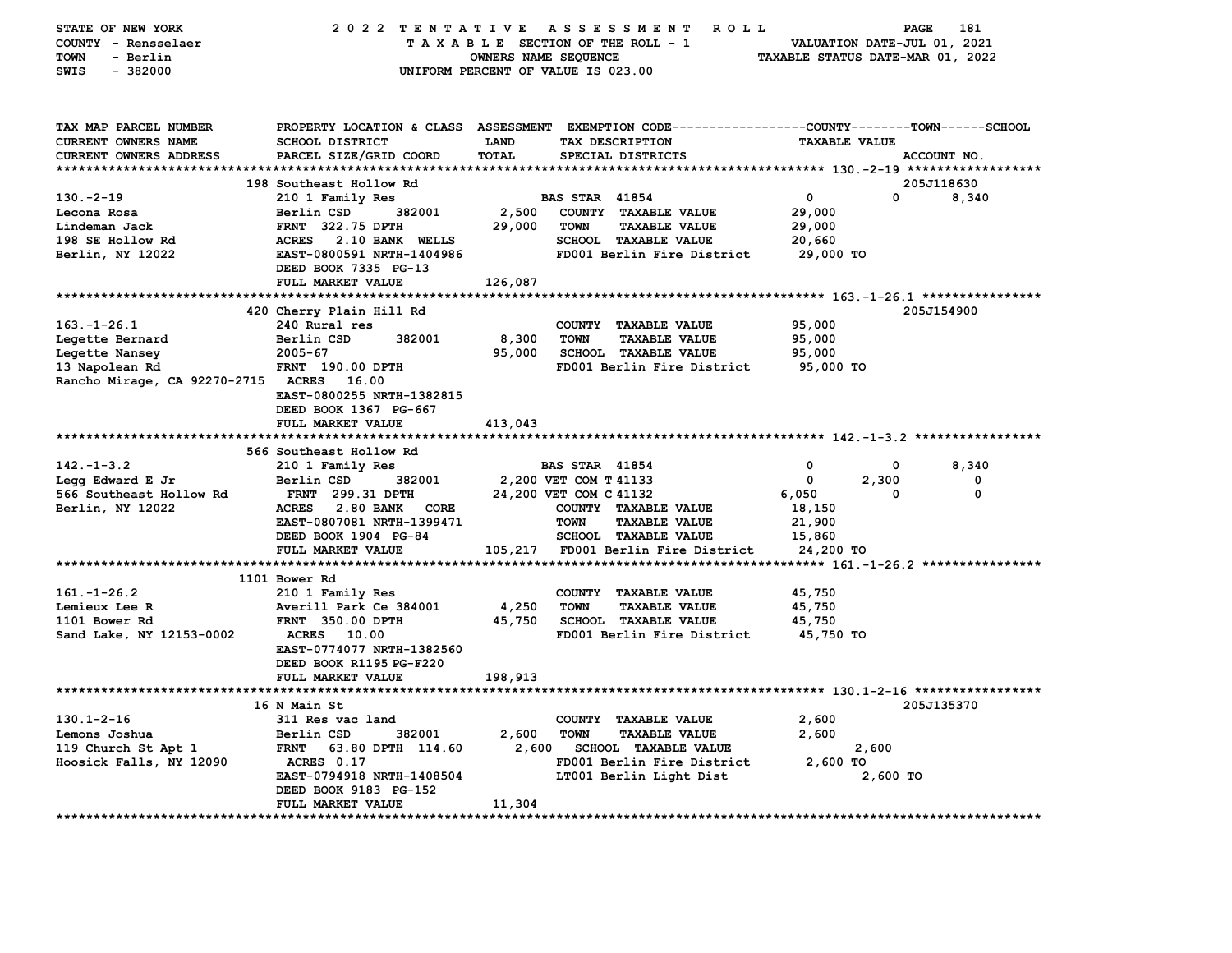STATE OF NEW YORK — COUNTY - Rensselaer — TOWN - Berlin — SWIS - 382000

# 2022 TENTATIVE ASSESSMENT ROLL

TAXABLE SECTION OF THE ROLL - 1 — OWNERS NAME SEQUENCE — UNIFORM PERCENT OF VALUE IS 023.00

VALUATION DATE-JUL 01, 2021 — TAXABLE STATUS DATE-MAR 01, 2022

| TAX MAP PARCEL NUMBER / CURRENT OWNERS NAME / CURRENT OWNERS ADDRESS | PROPERTY LOCATION & CLASS / SCHOOL DISTRICT / PARCEL SIZE/GRID COORD | ASSESSMENT LAND / TOTAL | EXEMPTION CODE / TAX DESCRIPTION / SPECIAL DISTRICTS | COUNTY | TOWN | SCHOOL / ACCOUNT NO. |
|---|---|---|---|---|---|---|
| | 198 Southeast Hollow Rd | | | | | 205J118630 |
| 130.-2-19 | 210 1 Family Res | | BAS STAR 41854 | 0 | 0 | 8,340 |
| Lecona Rosa | Berlin CSD 382001 | 2,500 | COUNTY TAXABLE VALUE | 29,000 | | |
| Lindeman Jack | FRNT 322.75 DPTH | 29,000 | TOWN TAXABLE VALUE | 29,000 | | |
| 198 SE Hollow Rd | ACRES 2.10 BANK WELLS | | SCHOOL TAXABLE VALUE | 20,660 | | |
| Berlin, NY 12022 | EAST-0800591 NRTH-1404986 | | FD001 Berlin Fire District | 29,000 TO | | |
| | DEED BOOK 7335 PG-13 | | | | | |
| | FULL MARKET VALUE | 126,087 | | | | |
| | 420 Cherry Plain Hill Rd | | | | | 205J154900 |
| 163.-1-26.1 | 240 Rural res | | COUNTY TAXABLE VALUE | 95,000 | | |
| Legette Bernard | Berlin CSD 382001 | 8,300 | TOWN TAXABLE VALUE | 95,000 | | |
| Legette Nansey | 2005-67 | 95,000 | SCHOOL TAXABLE VALUE | 95,000 | | |
| 13 Napolean Rd | FRNT 190.00 DPTH | | FD001 Berlin Fire District | 95,000 TO | | |
| Rancho Mirage, CA 92270-2715 | ACRES 16.00 | | | | | |
| | EAST-0800255 NRTH-1382815 | | | | | |
| | DEED BOOK 1367 PG-667 | | | | | |
| | FULL MARKET VALUE | 413,043 | | | | |
| | 566 Southeast Hollow Rd | | | | | |
| 142.-1-3.2 | 210 1 Family Res | | BAS STAR 41854 | 0 | 0 | 8,340 |
| Legg Edward E Jr | Berlin CSD 382001 | 2,200 | VET COM T 41133 | 0 | 2,300 | 0 |
| 566 Southeast Hollow Rd | FRNT 299.31 DPTH | 24,200 | VET COM C 41132 | 6,050 | 0 | 0 |
| Berlin, NY 12022 | ACRES 2.80 BANK CORE | | COUNTY TAXABLE VALUE | 18,150 | | |
| | EAST-0807081 NRTH-1399471 | | TOWN TAXABLE VALUE | 21,900 | | |
| | DEED BOOK 1904 PG-84 | | SCHOOL TAXABLE VALUE | 15,860 | | |
| | FULL MARKET VALUE | 105,217 | FD001 Berlin Fire District | 24,200 TO | | |
| | 1101 Bower Rd | | | | | |
| 161.-1-26.2 | 210 1 Family Res | | COUNTY TAXABLE VALUE | 45,750 | | |
| Lemieux Lee R | Averill Park Ce 384001 | 4,250 | TOWN TAXABLE VALUE | 45,750 | | |
| 1101 Bower Rd | FRNT 350.00 DPTH | 45,750 | SCHOOL TAXABLE VALUE | 45,750 | | |
| Sand Lake, NY 12153-0002 | ACRES 10.00 | | FD001 Berlin Fire District | 45,750 TO | | |
| | EAST-0774077 NRTH-1382560 | | | | | |
| | DEED BOOK R1195 PG-F220 | | | | | |
| | FULL MARKET VALUE | 198,913 | | | | |
| | 16 N Main St | | | | | 205J135370 |
| 130.1-2-16 | 311 Res vac land | | COUNTY TAXABLE VALUE | 2,600 | | |
| Lemons Joshua | Berlin CSD 382001 | 2,600 | TOWN TAXABLE VALUE | 2,600 | | |
| 119 Church St Apt 1 | FRNT 63.80 DPTH 114.60 | 2,600 | SCHOOL TAXABLE VALUE | 2,600 | | |
| Hoosick Falls, NY 12090 | ACRES 0.17 | | FD001 Berlin Fire District | 2,600 TO | | |
| | EAST-0794918 NRTH-1408504 | | LT001 Berlin Light Dist | 2,600 TO | | |
| | DEED BOOK 9183 PG-152 | | | | | |
| | FULL MARKET VALUE | 11,304 | | | | |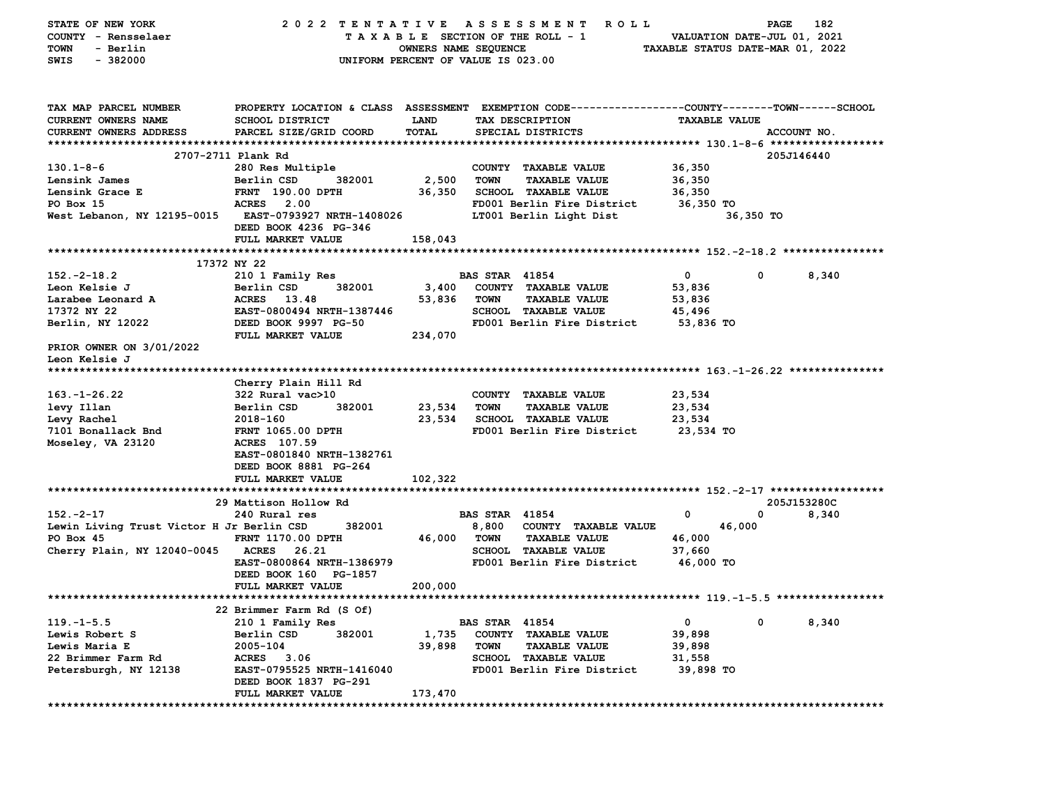STATE OF NEW YORK — 2022 TENTATIVE ASSESSMENT ROLL
COUNTY - Rensselaer — TAXABLE SECTION OF THE ROLL - 1 — VALUATION DATE-JUL 01, 2021
TOWN - Berlin — OWNERS NAME SEQUENCE — TAXABLE STATUS DATE-MAR 01, 2022
SWIS - 382000 — UNIFORM PERCENT OF VALUE IS 023.00

| TAX MAP PARCEL NUMBER / CURRENT OWNERS NAME / CURRENT OWNERS ADDRESS | PROPERTY LOCATION & CLASS / SCHOOL DISTRICT / PARCEL SIZE/GRID COORD | ASSESSMENT LAND / TOTAL | EXEMPTION CODE / TAX DESCRIPTION / SPECIAL DISTRICTS | COUNTY TAXABLE VALUE | TOWN | SCHOOL / ACCOUNT NO. |
|---|---|---|---|---|---|---|
| **130.1-8-6** | 2707-2711 Plank Rd | | | | | 205J146440 |
| 130.1-8-6 | 280 Res Multiple | | COUNTY TAXABLE VALUE | 36,350 | | |
| Lensink James | Berlin CSD 382001 | 2,500 | TOWN TAXABLE VALUE | 36,350 | | |
| Lensink Grace E | FRNT 190.00 DPTH | 36,350 | SCHOOL TAXABLE VALUE | 36,350 | | |
| PO Box 15 | ACRES 2.00 | | FD001 Berlin Fire District | 36,350 TO | | |
| West Lebanon, NY 12195-0015 | EAST-0793927 NRTH-1408026 | | LT001 Berlin Light Dist | | 36,350 TO | |
| | DEED BOOK 4236 PG-346 | | | | | |
| | FULL MARKET VALUE | 158,043 | | | | |
| **152.-2-18.2** | 17372 NY 22 | | | | | |
| 152.-2-18.2 | 210 1 Family Res | | BAS STAR 41854 | 0 | 0 | 8,340 |
| Leon Kelsie J | Berlin CSD 382001 | 3,400 | COUNTY TAXABLE VALUE | 53,836 | | |
| Larabee Leonard A | ACRES 13.48 | 53,836 | TOWN TAXABLE VALUE | 53,836 | | |
| 17372 NY 22 | EAST-0800494 NRTH-1387446 | | SCHOOL TAXABLE VALUE | 45,496 | | |
| Berlin, NY 12022 | DEED BOOK 9997 PG-50 | | FD001 Berlin Fire District | 53,836 TO | | |
| | FULL MARKET VALUE | 234,070 | | | | |
| PRIOR OWNER ON 3/01/2022 | | | | | | |
| Leon Kelsie J | | | | | | |
| **163.-1-26.22** | Cherry Plain Hill Rd | | | | | |
| 163.-1-26.22 | 322 Rural vac>10 | | COUNTY TAXABLE VALUE | 23,534 | | |
| levy Illan | Berlin CSD 382001 | 23,534 | TOWN TAXABLE VALUE | 23,534 | | |
| Levy Rachel | 2018-160 | 23,534 | SCHOOL TAXABLE VALUE | 23,534 | | |
| 7101 Bonallack Bnd | FRNT 1065.00 DPTH | | FD001 Berlin Fire District | 23,534 TO | | |
| Moseley, VA 23120 | ACRES 107.59 | | | | | |
| | EAST-0801840 NRTH-1382761 | | | | | |
| | DEED BOOK 8881 PG-264 | | | | | |
| | FULL MARKET VALUE | 102,322 | | | | |
| **152.-2-17** | 29 Mattison Hollow Rd | | | | | 205J153280C |
| 152.-2-17 | 240 Rural res | | BAS STAR 41854 | 0 | 0 | 8,340 |
| Lewin Living Trust Victor H Jr | Berlin CSD 382001 | 8,800 | COUNTY TAXABLE VALUE | 46,000 | | |
| PO Box 45 | FRNT 1170.00 DPTH | 46,000 | TOWN TAXABLE VALUE | 46,000 | | |
| Cherry Plain, NY 12040-0045 | ACRES 26.21 | | SCHOOL TAXABLE VALUE | 37,660 | | |
| | EAST-0800864 NRTH-1386979 | | FD001 Berlin Fire District | 46,000 TO | | |
| | DEED BOOK 160 PG-1857 | | | | | |
| | FULL MARKET VALUE | 200,000 | | | | |
| **119.-1-5.5** | 22 Brimmer Farm Rd (S Of) | | | | | |
| 119.-1-5.5 | 210 1 Family Res | | BAS STAR 41854 | 0 | 0 | 8,340 |
| Lewis Robert S | Berlin CSD 382001 | 1,735 | COUNTY TAXABLE VALUE | 39,898 | | |
| Lewis Maria E | 2005-104 | 39,898 | TOWN TAXABLE VALUE | 39,898 | | |
| 22 Brimmer Farm Rd | ACRES 3.06 | | SCHOOL TAXABLE VALUE | 31,558 | | |
| Petersburgh, NY 12138 | EAST-0795525 NRTH-1416040 | | FD001 Berlin Fire District | 39,898 TO | | |
| | DEED BOOK 1837 PG-291 | | | | | |
| | FULL MARKET VALUE | 173,470 | | | | |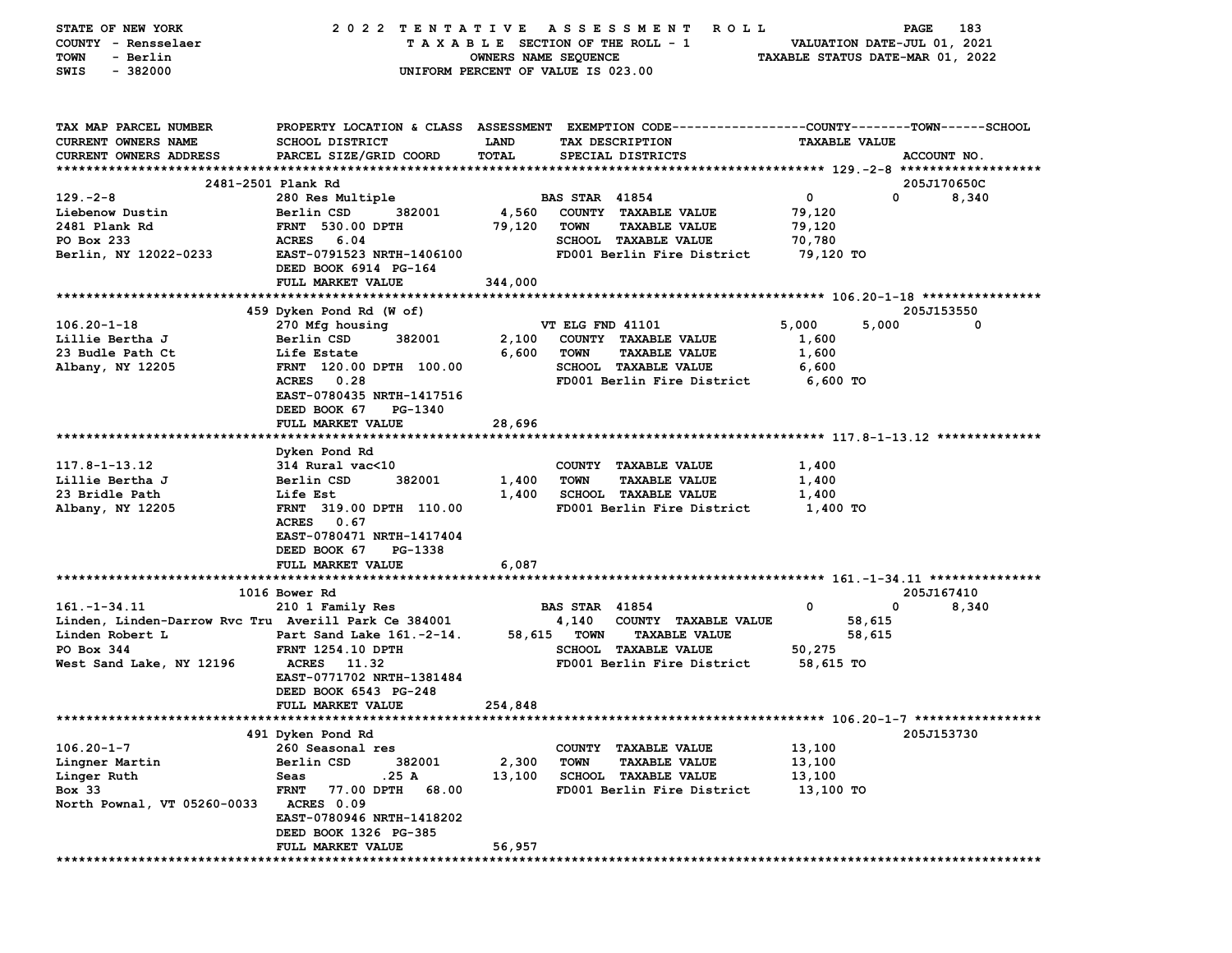STATE OF NEW YORK | COUNTY - Rensselaer | TOWN - Berlin | SWIS - 382000

2022 TENTATIVE ASSESSMENT ROLL
TAXABLE SECTION OF THE ROLL - 1
OWNERS NAME SEQUENCE
UNIFORM PERCENT OF VALUE IS 023.00

VALUATION DATE-JUL 01, 2021
TAXABLE STATUS DATE-MAR 01, 2022

```
TAX MAP PARCEL NUMBER        PROPERTY LOCATION & CLASS  ASSESSMENT  EXEMPTION CODE-----------------COUNTY--------TOWN------SCHOOL
CURRENT OWNERS NAME          SCHOOL DISTRICT              LAND      TAX DESCRIPTION                  TAXABLE VALUE
CURRENT OWNERS ADDRESS       PARCEL SIZE/GRID COORD       TOTAL     SPECIAL DISTRICTS                                    ACCOUNT NO.
******************************************************************************************************* 129.-2-8 *******************
             2481-2501 Plank Rd                                                                                          205J170650C
129.-2-8                     280 Res Multiple                       BAS STAR 41854                    0           0        8,340
Liebenow Dustin              Berlin CSD       382001       4,560    COUNTY  TAXABLE VALUE            79,120
2481 Plank Rd                FRNT 530.00 DPTH             79,120    TOWN    TAXABLE VALUE            79,120
PO Box 233                   ACRES   6.04                           SCHOOL  TAXABLE VALUE            70,780
Berlin, NY 12022-0233        EAST-0791523 NRTH-1406100              FD001 Berlin Fire District       79,120 TO
                             DEED BOOK 6914  PG-164
                             FULL MARKET VALUE           344,000
******************************************************************************************************* 106.20-1-18 ****************
             459 Dyken Pond Rd (W of)                                                                                    205J153550
106.20-1-18                  270 Mfg housing                        VT ELG FND 41101              5,000       5,000            0
Lillie Bertha J              Berlin CSD       382001       2,100    COUNTY  TAXABLE VALUE             1,600
23 Budle Path Ct             Life Estate                   6,600    TOWN    TAXABLE VALUE             1,600
Albany, NY 12205             FRNT 120.00 DPTH 100.00                SCHOOL  TAXABLE VALUE             6,600
                             ACRES   0.28                           FD001 Berlin Fire District        6,600 TO
                             EAST-0780435 NRTH-1417516
                             DEED BOOK 67    PG-1340
                             FULL MARKET VALUE            28,696
******************************************************************************************************* 117.8-1-13.12 **************
             Dyken Pond Rd
117.8-1-13.12                314 Rural vac<10                       COUNTY  TAXABLE VALUE             1,400
Lillie Bertha J              Berlin CSD       382001       1,400    TOWN    TAXABLE VALUE             1,400
23 Bridle Path               Life Est                      1,400    SCHOOL  TAXABLE VALUE             1,400
Albany, NY 12205             FRNT 319.00 DPTH 110.00                FD001 Berlin Fire District        1,400 TO
                             ACRES   0.67
                             EAST-0780471 NRTH-1417404
                             DEED BOOK 67    PG-1338
                             FULL MARKET VALUE             6,087
******************************************************************************************************* 161.-1-34.11 ***************
             1016 Bower Rd                                                                                               205J167410
161.-1-34.11                 210 1 Family Res                       BAS STAR 41854                    0           0        8,340
Linden, Linden-Darrow Rvc Tru Averill Park Ce 384001       4,140    COUNTY  TAXABLE VALUE            58,615
Linden Robert L              Part Sand Lake 161.-2-14.    58,615    TOWN    TAXABLE VALUE            58,615
PO Box 344                   FRNT 1254.10 DPTH                      SCHOOL  TAXABLE VALUE            50,275
West Sand Lake, NY 12196     ACRES  11.32                           FD001 Berlin Fire District       58,615 TO
                             EAST-0771702 NRTH-1381484
                             DEED BOOK 6543  PG-248
                             FULL MARKET VALUE           254,848
******************************************************************************************************* 106.20-1-7 *****************
             491 Dyken Pond Rd                                                                                           205J153730
106.20-1-7                   260 Seasonal res                       COUNTY  TAXABLE VALUE            13,100
Lingner Martin               Berlin CSD       382001       2,300    TOWN    TAXABLE VALUE            13,100
Linger Ruth                  Seas           .25 A         13,100    SCHOOL  TAXABLE VALUE            13,100
Box 33                       FRNT  77.00 DPTH  68.00                FD001 Berlin Fire District       13,100 TO
North Pownal, VT 05260-0033  ACRES 0.09
                             EAST-0780946 NRTH-1418202
                             DEED BOOK 1326  PG-385
                             FULL MARKET VALUE            56,957
************************************************************************************************************************************
```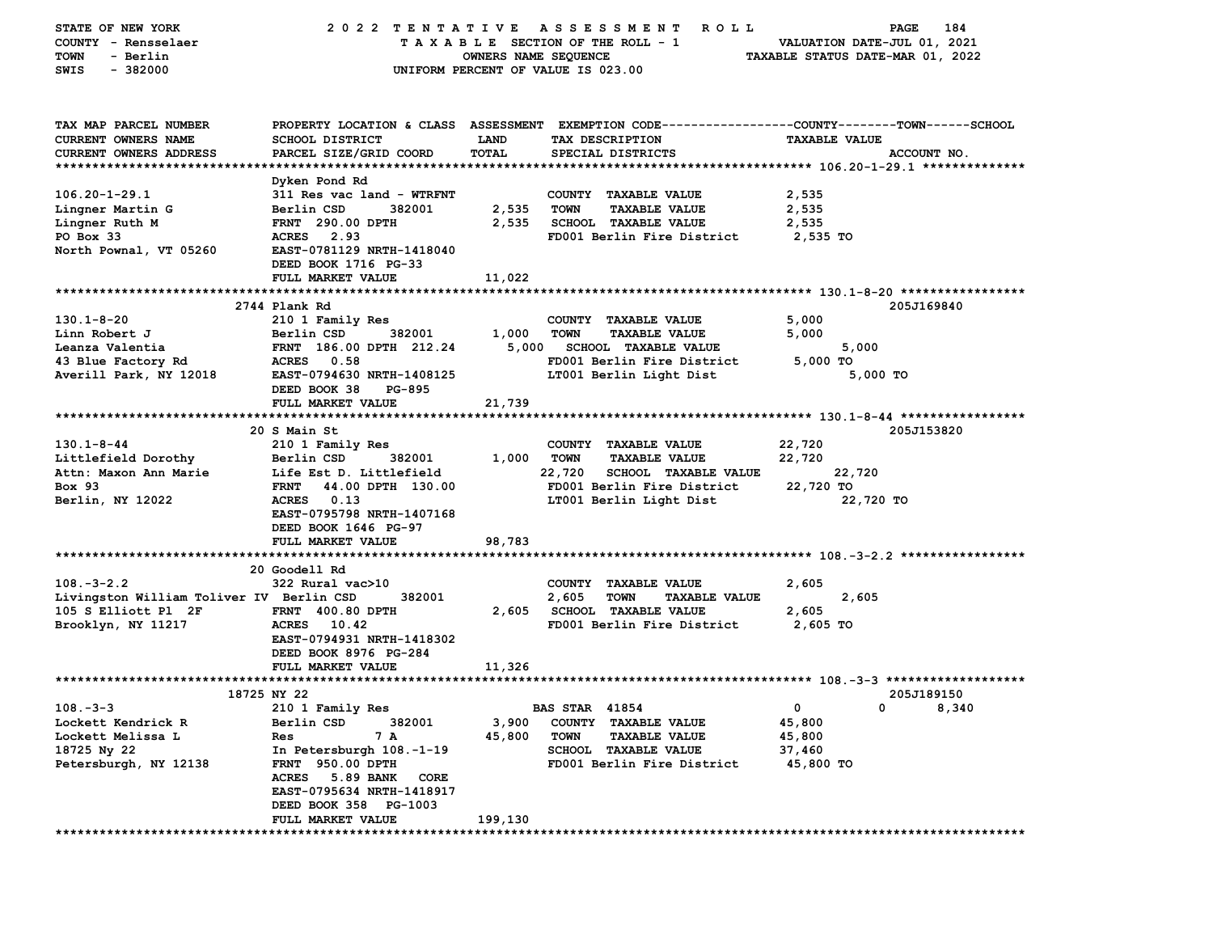STATE OF NEW YORK — 2022 TENTATIVE ASSESSMENT ROLL
COUNTY - Rensselaer — TAXABLE SECTION OF THE ROLL - 1 — VALUATION DATE-JUL 01, 2021
TOWN - Berlin — OWNERS NAME SEQUENCE — TAXABLE STATUS DATE-MAR 01, 2022
SWIS - 382000 — UNIFORM PERCENT OF VALUE IS 023.00

| TAX MAP PARCEL NUMBER / CURRENT OWNERS NAME / CURRENT OWNERS ADDRESS | PROPERTY LOCATION & CLASS / SCHOOL DISTRICT / PARCEL SIZE/GRID COORD | ASSESSMENT LAND / TOTAL | EXEMPTION CODE / TAX DESCRIPTION / SPECIAL DISTRICTS | COUNTY / TOWN / SCHOOL TAXABLE VALUE | ACCOUNT NO. |
|---|---|---|---|---|---|
| **106.20-1-29.1** | Dyken Pond Rd | | | | |
| 106.20-1-29.1 | 311 Res vac land - WTRFNT | | COUNTY TAXABLE VALUE | 2,535 | |
| Lingner Martin G | Berlin CSD 382001 | 2,535 | TOWN TAXABLE VALUE | 2,535 | |
| Lingner Ruth M | FRNT 290.00 DPTH | 2,535 | SCHOOL TAXABLE VALUE | 2,535 | |
| PO Box 33 | ACRES 2.93 | | FD001 Berlin Fire District | 2,535 TO | |
| North Pownal, VT 05260 | EAST-0781129 NRTH-1418040 | | | | |
| | DEED BOOK 1716 PG-33 | | | | |
| | FULL MARKET VALUE | 11,022 | | | |
| **130.1-8-20** | 2744 Plank Rd | | | | 205J169840 |
| 130.1-8-20 | 210 1 Family Res | | COUNTY TAXABLE VALUE | 5,000 | |
| Linn Robert J | Berlin CSD 382001 | 1,000 | TOWN TAXABLE VALUE | 5,000 | |
| Leanza Valentia | FRNT 186.00 DPTH 212.24 | 5,000 | SCHOOL TAXABLE VALUE | 5,000 | |
| 43 Blue Factory Rd | ACRES 0.58 | | FD001 Berlin Fire District | 5,000 TO | |
| Averill Park, NY 12018 | EAST-0794630 NRTH-1408125 | | LT001 Berlin Light Dist | 5,000 TO | |
| | DEED BOOK 38 PG-895 | | | | |
| | FULL MARKET VALUE | 21,739 | | | |
| **130.1-8-44** | 20 S Main St | | | | 205J153820 |
| 130.1-8-44 | 210 1 Family Res | | COUNTY TAXABLE VALUE | 22,720 | |
| Littlefield Dorothy | Berlin CSD 382001 | 1,000 | TOWN TAXABLE VALUE | 22,720 | |
| Attn: Maxon Ann Marie | Life Est D. Littlefield | 22,720 | SCHOOL TAXABLE VALUE | 22,720 | |
| Box 93 | FRNT 44.00 DPTH 130.00 | | FD001 Berlin Fire District | 22,720 TO | |
| Berlin, NY 12022 | ACRES 0.13 | | LT001 Berlin Light Dist | 22,720 TO | |
| | EAST-0795798 NRTH-1407168 | | | | |
| | DEED BOOK 1646 PG-97 | | | | |
| | FULL MARKET VALUE | 98,783 | | | |
| **108.-3-2.2** | 20 Goodell Rd | | | | |
| 108.-3-2.2 | 322 Rural vac>10 | | COUNTY TAXABLE VALUE | 2,605 | |
| Livingston William Toliver IV | Berlin CSD 382001 | 2,605 | TOWN TAXABLE VALUE | 2,605 | |
| 105 S Elliott Pl 2F | FRNT 400.80 DPTH | 2,605 | SCHOOL TAXABLE VALUE | 2,605 | |
| Brooklyn, NY 11217 | ACRES 10.42 | | FD001 Berlin Fire District | 2,605 TO | |
| | EAST-0794931 NRTH-1418302 | | | | |
| | DEED BOOK 8976 PG-284 | | | | |
| | FULL MARKET VALUE | 11,326 | | | |
| **108.-3-3** | 18725 NY 22 | | | | 205J189150 |
| 108.-3-3 | 210 1 Family Res | | BAS STAR 41854 | 0 / 0 / 8,340 | |
| Lockett Kendrick R | Berlin CSD 382001 | 3,900 | COUNTY TAXABLE VALUE | 45,800 | |
| Lockett Melissa L | Res 7 A | 45,800 | TOWN TAXABLE VALUE | 45,800 | |
| 18725 Ny 22 | In Petersburgh 108.-1-19 | | SCHOOL TAXABLE VALUE | 37,460 | |
| Petersburgh, NY 12138 | FRNT 950.00 DPTH | | FD001 Berlin Fire District | 45,800 TO | |
| | ACRES 5.89 BANK CORE | | | | |
| | EAST-0795634 NRTH-1418917 | | | | |
| | DEED BOOK 358 PG-1003 | | | | |
| | FULL MARKET VALUE | 199,130 | | | |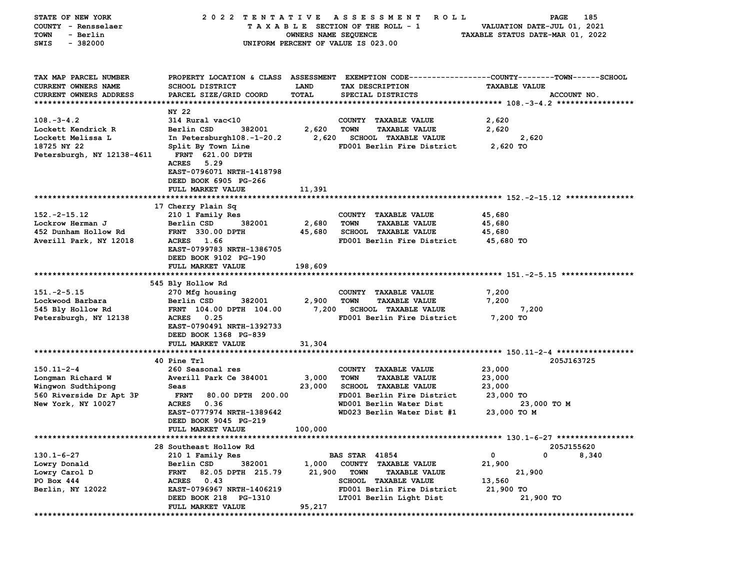STATE OF NEW YORK — 2022 TENTATIVE ASSESSMENT ROLL
COUNTY - Rensselaer — TAXABLE SECTION OF THE ROLL - 1 — VALUATION DATE-JUL 01, 2021
TOWN - Berlin — OWNERS NAME SEQUENCE — TAXABLE STATUS DATE-MAR 01, 2022
SWIS - 382000 — UNIFORM PERCENT OF VALUE IS 023.00

| TAX MAP PARCEL NUMBER / CURRENT OWNERS NAME / CURRENT OWNERS ADDRESS | PROPERTY LOCATION & CLASS / SCHOOL DISTRICT / PARCEL SIZE/GRID COORD | ASSESSMENT LAND / TOTAL | EXEMPTION CODE / TAX DESCRIPTION / SPECIAL DISTRICTS | COUNTY / TOWN / SCHOOL TAXABLE VALUE | ACCOUNT NO. |
|---|---|---|---|---|---|
| **108.-3-4.2** | NY 22 | | | | |
| 108.-3-4.2 | 314 Rural vac<10 | | COUNTY TAXABLE VALUE | 2,620 | |
| Lockett Kendrick R | Berlin CSD 382001 | 2,620 | TOWN TAXABLE VALUE | 2,620 | |
| Lockett Melissa L | In Petersburgh108.-1-20.2 | 2,620 | SCHOOL TAXABLE VALUE | 2,620 | |
| 18725 NY 22 | Split By Town Line | | FD001 Berlin Fire District | 2,620 TO | |
| Petersburgh, NY 12138-4611 | FRNT 621.00 DPTH | | | | |
| | ACRES 5.29 | | | | |
| | EAST-0796071 NRTH-1418798 | | | | |
| | DEED BOOK 6905 PG-266 | | | | |
| | FULL MARKET VALUE | 11,391 | | | |
| **152.-2-15.12** | 17 Cherry Plain Sq | | | | |
| 152.-2-15.12 | 210 1 Family Res | | COUNTY TAXABLE VALUE | 45,680 | |
| Lockrow Herman J | Berlin CSD 382001 | 2,680 | TOWN TAXABLE VALUE | 45,680 | |
| 452 Dunham Hollow Rd | FRNT 330.00 DPTH | 45,680 | SCHOOL TAXABLE VALUE | 45,680 | |
| Averill Park, NY 12018 | ACRES 1.66 | | FD001 Berlin Fire District | 45,680 TO | |
| | EAST-0799783 NRTH-1386705 | | | | |
| | DEED BOOK 9102 PG-190 | | | | |
| | FULL MARKET VALUE | 198,609 | | | |
| **151.-2-5.15** | 545 Bly Hollow Rd | | | | |
| 151.-2-5.15 | 270 Mfg housing | | COUNTY TAXABLE VALUE | 7,200 | |
| Lockwood Barbara | Berlin CSD 382001 | 2,900 | TOWN TAXABLE VALUE | 7,200 | |
| 545 Bly Hollow Rd | FRNT 104.00 DPTH 104.00 | 7,200 | SCHOOL TAXABLE VALUE | 7,200 | |
| Petersburgh, NY 12138 | ACRES 0.25 | | FD001 Berlin Fire District | 7,200 TO | |
| | EAST-0790491 NRTH-1392733 | | | | |
| | DEED BOOK 1368 PG-839 | | | | |
| | FULL MARKET VALUE | 31,304 | | | |
| **150.11-2-4** | 40 Pine Trl | | | | 205J163725 |
| 150.11-2-4 | 260 Seasonal res | | COUNTY TAXABLE VALUE | 23,000 | |
| Longman Richard W | Averill Park Ce 384001 | 3,000 | TOWN TAXABLE VALUE | 23,000 | |
| Wingwon Sudthipong | Seas | 23,000 | SCHOOL TAXABLE VALUE | 23,000 | |
| 560 Riverside Dr Apt 3P | FRNT 80.00 DPTH 200.00 | | FD001 Berlin Fire District | 23,000 TO | |
| New York, NY 10027 | ACRES 0.36 | | WD001 Berlin Water Dist | 23,000 TO M | |
| | EAST-0777974 NRTH-1389642 | | WD023 Berlin Water Dist #1 | 23,000 TO M | |
| | DEED BOOK 9045 PG-219 | | | | |
| | FULL MARKET VALUE | 100,000 | | | |
| **130.1-6-27** | 28 Southeast Hollow Rd | | | | 205J155620 |
| 130.1-6-27 | 210 1 Family Res | | BAS STAR 41854 | 0 / 0 / 8,340 | |
| Lowry Donald | Berlin CSD 382001 | 1,000 | COUNTY TAXABLE VALUE | 21,900 | |
| Lowry Carol D | FRNT 82.05 DPTH 215.79 | 21,900 | TOWN TAXABLE VALUE | 21,900 | |
| PO Box 444 | ACRES 0.43 | | SCHOOL TAXABLE VALUE | 13,560 | |
| Berlin, NY 12022 | EAST-0796967 NRTH-1406219 | | FD001 Berlin Fire District | 21,900 TO | |
| | DEED BOOK 218 PG-1310 | | LT001 Berlin Light Dist | 21,900 TO | |
| | FULL MARKET VALUE | 95,217 | | | |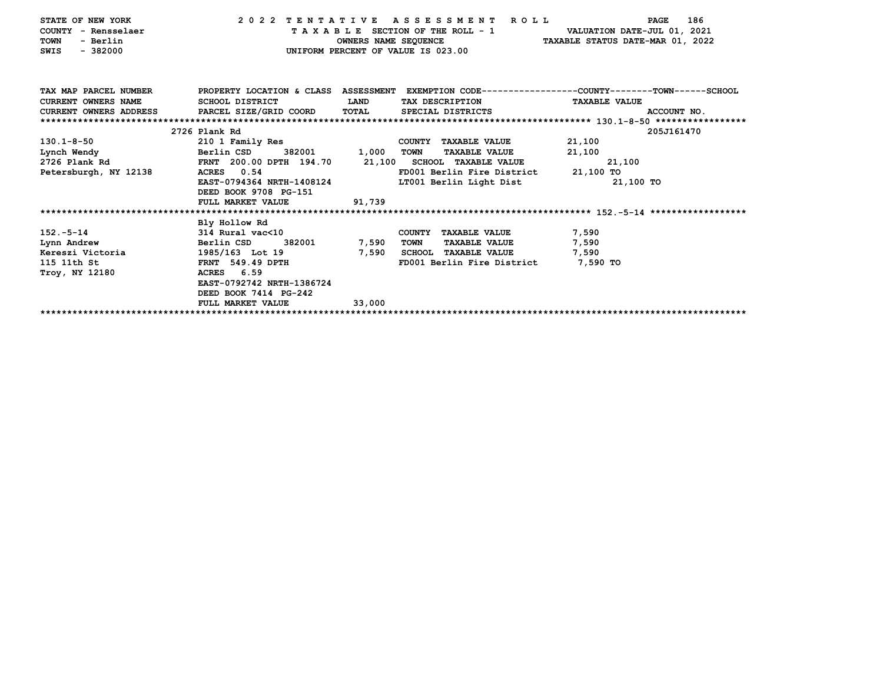STATE OF NEW YORK 2022 TENTATIVE ASSESSMENT ROLL
COUNTY - Rensselaer TAXABLE SECTION OF THE ROLL - 1 VALUATION DATE-JUL 01, 2021
TOWN - Berlin OWNERS NAME SEQUENCE TAXABLE STATUS DATE-MAR 01, 2022
SWIS - 382000 UNIFORM PERCENT OF VALUE IS 023.00

| TAX MAP PARCEL NUMBER<br>CURRENT OWNERS NAME<br>CURRENT OWNERS ADDRESS | PROPERTY LOCATION & CLASS<br>SCHOOL DISTRICT<br>PARCEL SIZE/GRID COORD | ASSESSMENT<br>LAND<br>TOTAL | EXEMPTION CODE<br>TAX DESCRIPTION<br>SPECIAL DISTRICTS | COUNTY--------TOWN------SCHOOL<br>TAXABLE VALUE | ACCOUNT NO. |
|---|---|---|---|---|---|
| 130.1-8-50 | 2726 Plank Rd | | | | 205J161470 |
| 130.1-8-50 | 210 1 Family Res | | COUNTY TAXABLE VALUE | 21,100 | |
| Lynch Wendy | Berlin CSD 382001 | 1,000 | TOWN TAXABLE VALUE | 21,100 | |
| 2726 Plank Rd | FRNT 200.00 DPTH 194.70 | 21,100 | SCHOOL TAXABLE VALUE | 21,100 | |
| Petersburgh, NY 12138 | ACRES 0.54 | | FD001 Berlin Fire District | 21,100 TO | |
| | EAST-0794364 NRTH-1408124 | | LT001 Berlin Light Dist | 21,100 TO | |
| | DEED BOOK 9708 PG-151 | | | | |
| | FULL MARKET VALUE | 91,739 | | | |
| 152.-5-14 | Bly Hollow Rd | | | | |
| 152.-5-14 | 314 Rural vac<10 | | COUNTY TAXABLE VALUE | 7,590 | |
| Lynn Andrew | Berlin CSD 382001 | 7,590 | TOWN TAXABLE VALUE | 7,590 | |
| Kereszi Victoria | 1985/163 Lot 19 | 7,590 | SCHOOL TAXABLE VALUE | 7,590 | |
| 115 11th St | FRNT 549.49 DPTH | | FD001 Berlin Fire District | 7,590 TO | |
| Troy, NY 12180 | ACRES 6.59 | | | | |
| | EAST-0792742 NRTH-1386724 | | | | |
| | DEED BOOK 7414 PG-242 | | | | |
| | FULL MARKET VALUE | 33,000 | | | |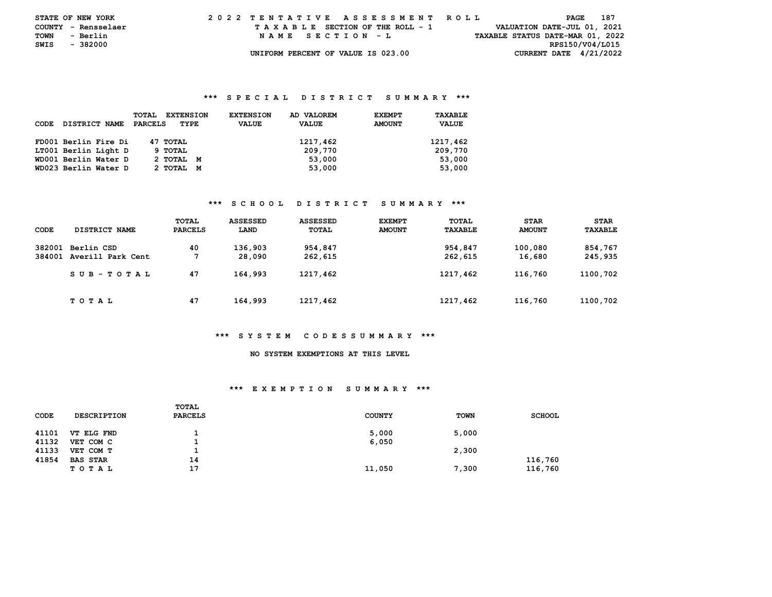STATE OF NEW YORK — 2022 TENTATIVE ASSESSMENT ROLL
COUNTY - Rensselaer — TAXABLE SECTION OF THE ROLL - 1 — VALUATION DATE-JUL 01, 2021
TOWN - Berlin — NAME SECTION - L — TAXABLE STATUS DATE-MAR 01, 2022
SWIS - 382000 — RPS150/V04/L015
UNIFORM PERCENT OF VALUE IS 023.00 — CURRENT DATE 4/21/2022

### *** SPECIAL DISTRICT SUMMARY ***

| CODE | DISTRICT NAME | TOTAL PARCELS | EXTENSION TYPE | EXTENSION VALUE | AD VALOREM VALUE | EXEMPT AMOUNT | TAXABLE VALUE |
|---|---|---|---|---|---|---|---|
| FD001 | Berlin Fire Di | 47 | TOTAL | | 1217,462 | | 1217,462 |
| LT001 | Berlin Light D | 9 | TOTAL | | 209,770 | | 209,770 |
| WD001 | Berlin Water D | 2 | TOTAL M | | 53,000 | | 53,000 |
| WD023 | Berlin Water D | 2 | TOTAL M | | 53,000 | | 53,000 |

### *** SCHOOL DISTRICT SUMMARY ***

| CODE | DISTRICT NAME | TOTAL PARCELS | ASSESSED LAND | ASSESSED TOTAL | EXEMPT AMOUNT | TOTAL TAXABLE | STAR AMOUNT | STAR TAXABLE |
|---|---|---|---|---|---|---|---|---|
| 382001 | Berlin CSD | 40 | 136,903 | 954,847 | | 954,847 | 100,080 | 854,767 |
| 384001 | Averill Park Cent | 7 | 28,090 | 262,615 | | 262,615 | 16,680 | 245,935 |
| | SUB-TOTAL | 47 | 164,993 | 1217,462 | | 1217,462 | 116,760 | 1100,702 |
| | TOTAL | 47 | 164,993 | 1217,462 | | 1217,462 | 116,760 | 1100,702 |

### *** SYSTEM CODES SUMMARY ***

NO SYSTEM EXEMPTIONS AT THIS LEVEL

### *** EXEMPTION SUMMARY ***

| CODE | DESCRIPTION | TOTAL PARCELS | COUNTY | TOWN | SCHOOL |
|---|---|---|---|---|---|
| 41101 | VT ELG FND | 1 | 5,000 | 5,000 | |
| 41132 | VET COM C | 1 | 6,050 | | |
| 41133 | VET COM T | 1 | | 2,300 | |
| 41854 | BAS STAR | 14 | | | 116,760 |
| | TOTAL | 17 | 11,050 | 7,300 | 116,760 |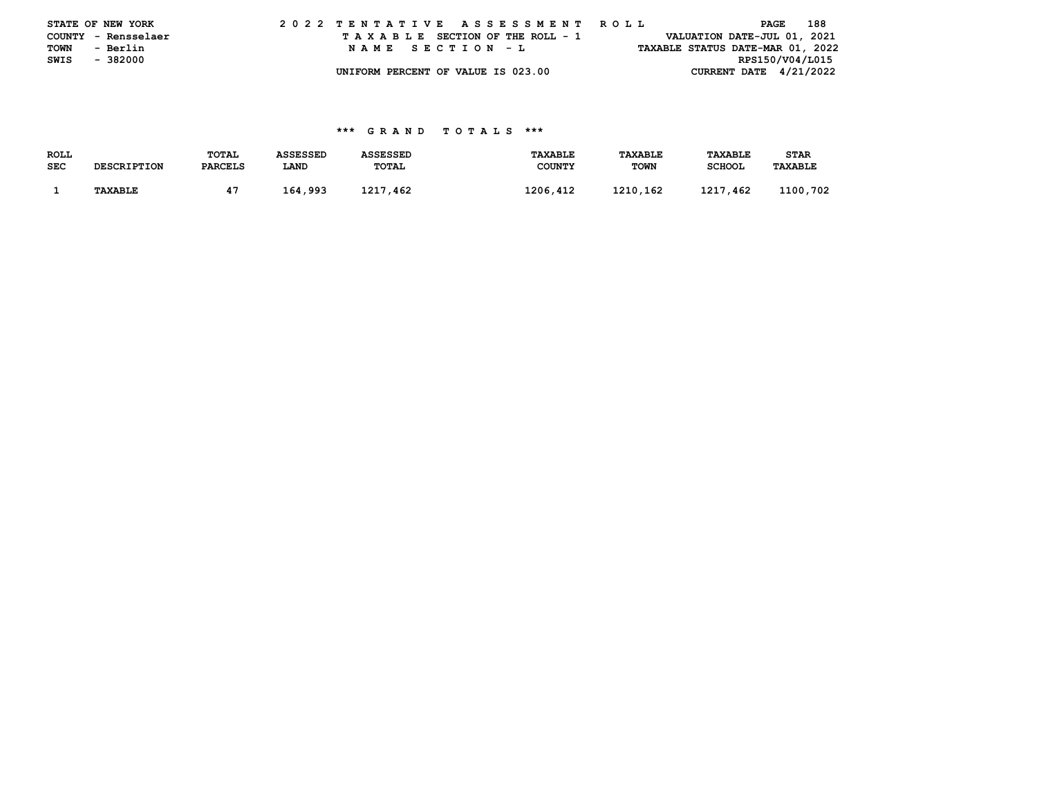STATE OF NEW YORK
COUNTY - Rensselaer
TOWN - Berlin
SWIS - 382000

2 0 2 2 T E N T A T I V E A S S E S S M E N T R O L L
T A X A B L E SECTION OF THE ROLL - 1
N A M E S E C T I O N - L
UNIFORM PERCENT OF VALUE IS 023.00

VALUATION DATE-JUL 01, 2021
TAXABLE STATUS DATE-MAR 01, 2022
RPS150/V04/L015
CURRENT DATE 4/21/2022

### *** G R A N D T O T A L S ***

| ROLL SEC | DESCRIPTION | TOTAL PARCELS | ASSESSED LAND | ASSESSED TOTAL | TAXABLE COUNTY | TAXABLE TOWN | TAXABLE SCHOOL | STAR TAXABLE |
|---|---|---|---|---|---|---|---|---|
| 1 | TAXABLE | 47 | 164,993 | 1217,462 | 1206,412 | 1210,162 | 1217,462 | 1100,702 |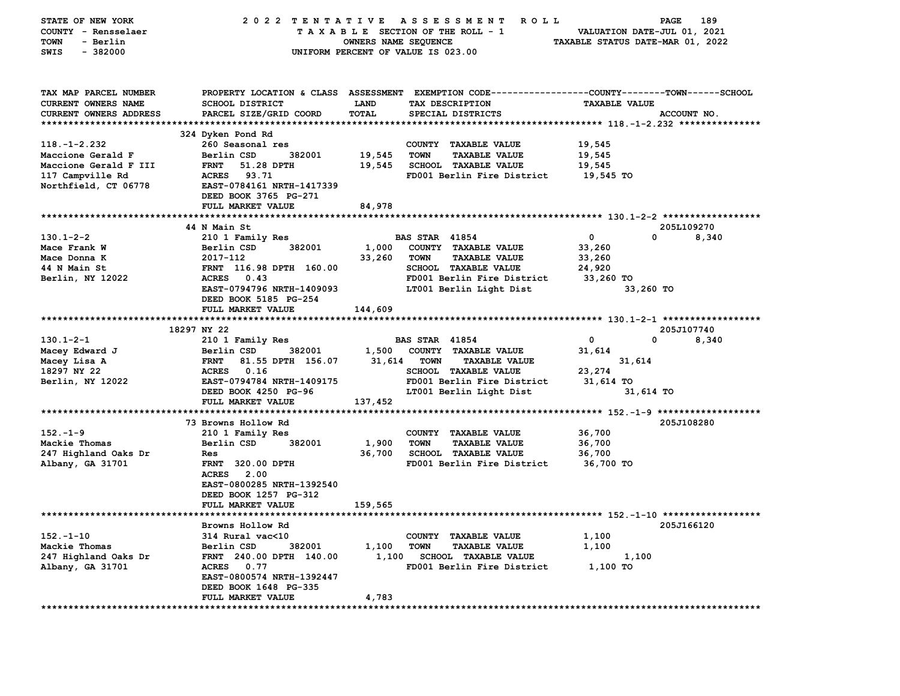STATE OF NEW YORK — COUNTY - Rensselaer — TOWN - Berlin — SWIS - 382000

# 2022 TENTATIVE ASSESSMENT ROLL

TAXABLE SECTION OF THE ROLL - 1 — OWNERS NAME SEQUENCE — UNIFORM PERCENT OF VALUE IS 023.00

VALUATION DATE-JUL 01, 2021 — TAXABLE STATUS DATE-MAR 01, 2022

```
TAX MAP PARCEL NUMBER        PROPERTY LOCATION & CLASS  ASSESSMENT  EXEMPTION CODE------------------COUNTY--------TOWN------SCHOOL
CURRENT OWNERS NAME          SCHOOL DISTRICT               LAND      TAX DESCRIPTION                    TAXABLE VALUE
CURRENT OWNERS ADDRESS       PARCEL SIZE/GRID COORD        TOTAL     SPECIAL DISTRICTS                                      ACCOUNT NO.
******************************************************************************************************* 118.-1-2.232 ***************
                             324 Dyken Pond Rd
118.-1-2.232                 260 Seasonal res                        COUNTY  TAXABLE VALUE              19,545
Maccione Gerald F            Berlin CSD      382001       19,545    TOWN    TAXABLE VALUE              19,545
Maccione Gerald F III        FRNT   51.28 DPTH            19,545    SCHOOL  TAXABLE VALUE              19,545
117 Campville Rd             ACRES   93.71                           FD001 Berlin Fire District          19,545 TO
Northfield, CT 06778         EAST-0784161 NRTH-1417339
                             DEED BOOK 3765 PG-271
                             FULL MARKET VALUE            84,978
******************************************************************************************************* 130.1-2-2 ******************
                             44 N Main St                                                                           205L109270
130.1-2-2                    210 1 Family Res                        BAS STAR  41854                    0             0        8,340
Mace Frank W                 Berlin CSD      382001        1,000    COUNTY  TAXABLE VALUE              33,260
Mace Donna K                 2017-112                     33,260    TOWN    TAXABLE VALUE              33,260
44 N Main St                 FRNT  116.98 DPTH  160.00               SCHOOL  TAXABLE VALUE              24,920
Berlin, NY 12022             ACRES    0.43                           FD001 Berlin Fire District          33,260 TO
                             EAST-0794796 NRTH-1409093               LT001 Berlin Light Dist                   33,260 TO
                             DEED BOOK 5185 PG-254
                             FULL MARKET VALUE           144,609
******************************************************************************************************* 130.1-2-1 ******************
                             18297 NY 22                                                                            205J107740
130.1-2-1                    210 1 Family Res                        BAS STAR  41854                    0             0        8,340
Macey Edward J               Berlin CSD      382001        1,500    COUNTY  TAXABLE VALUE              31,614
Macey Lisa A                 FRNT   81.55 DPTH  156.07    31,614    TOWN    TAXABLE VALUE                  31,614
18297 NY 22                  ACRES    0.16                           SCHOOL  TAXABLE VALUE              23,274
Berlin, NY 12022             EAST-0794784 NRTH-1409175               FD001 Berlin Fire District          31,614 TO
                             DEED BOOK 4250 PG-96                    LT001 Berlin Light Dist                   31,614 TO
                             FULL MARKET VALUE           137,452
******************************************************************************************************* 152.-1-9 *******************
                             73 Browns Hollow Rd                                                                    205J108280
152.-1-9                     210 1 Family Res                        COUNTY  TAXABLE VALUE              36,700
Mackie Thomas                Berlin CSD      382001        1,900    TOWN    TAXABLE VALUE              36,700
247 Highland Oaks Dr         Res                          36,700    SCHOOL  TAXABLE VALUE              36,700
Albany, GA 31701             FRNT  320.00 DPTH                       FD001 Berlin Fire District          36,700 TO
                             ACRES    2.00
                             EAST-0800285 NRTH-1392540
                             DEED BOOK 1257 PG-312
                             FULL MARKET VALUE           159,565
******************************************************************************************************* 152.-1-10 ******************
                             Browns Hollow Rd                                                                       205J166120
152.-1-10                    314 Rural vac<10                        COUNTY  TAXABLE VALUE               1,100
Mackie Thomas                Berlin CSD      382001        1,100    TOWN    TAXABLE VALUE               1,100
247 Highland Oaks Dr         FRNT  240.00 DPTH  140.00     1,100    SCHOOL  TAXABLE VALUE                   1,100
Albany, GA 31701             ACRES    0.77                           FD001 Berlin Fire District           1,100 TO
                             EAST-0800574 NRTH-1392447
                             DEED BOOK 1648 PG-335
                             FULL MARKET VALUE             4,783
************************************************************************************************************************************
```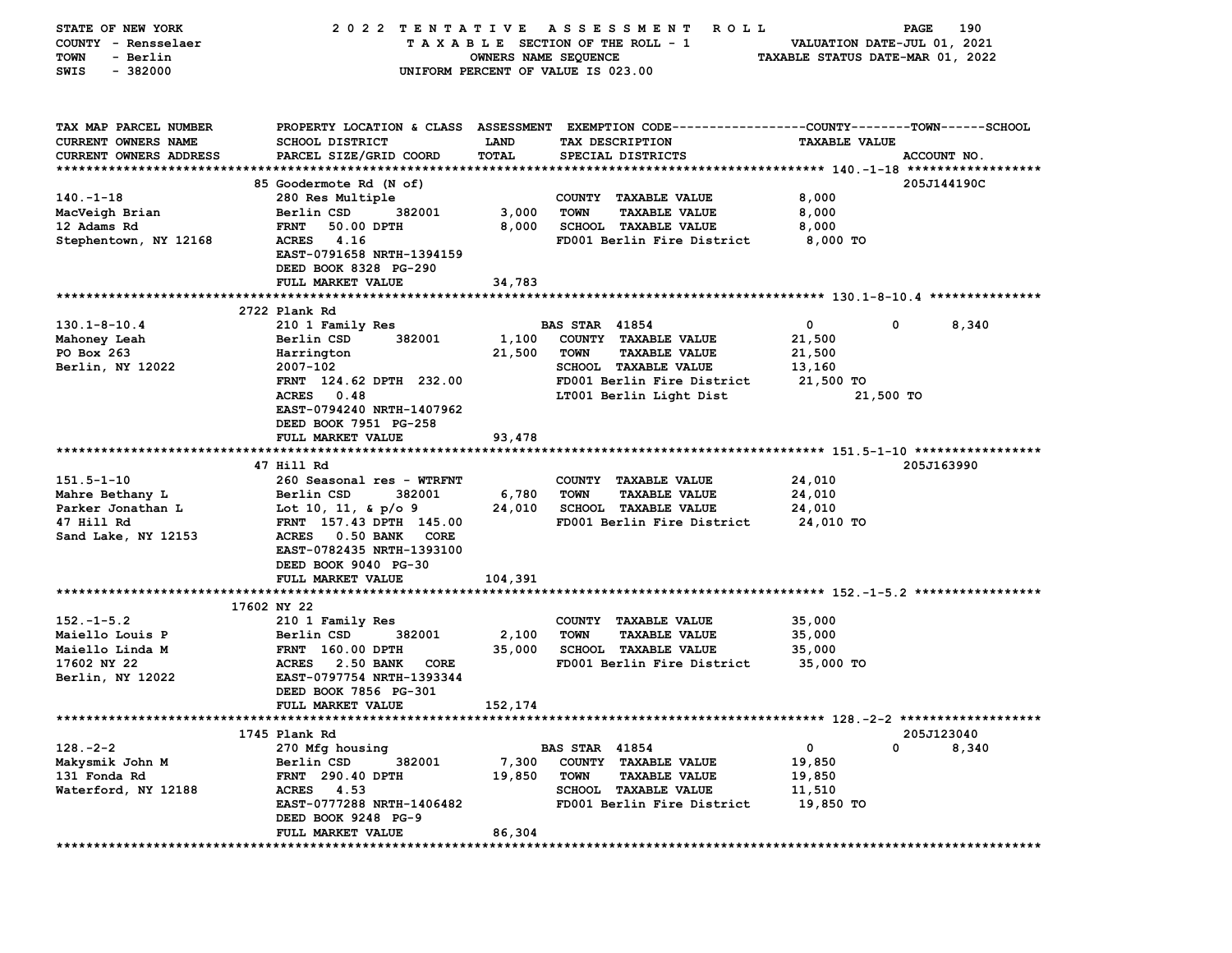STATE OF NEW YORK — 2022 TENTATIVE ASSESSMENT ROLL
COUNTY - Rensselaer — TAXABLE SECTION OF THE ROLL - 1 — VALUATION DATE-JUL 01, 2021
TOWN - Berlin — OWNERS NAME SEQUENCE — TAXABLE STATUS DATE-MAR 01, 2022
SWIS - 382000 — UNIFORM PERCENT OF VALUE IS 023.00

| TAX MAP PARCEL NUMBER / CURRENT OWNERS NAME / CURRENT OWNERS ADDRESS | PROPERTY LOCATION & CLASS / SCHOOL DISTRICT / PARCEL SIZE/GRID COORD | ASSESSMENT LAND / TOTAL | EXEMPTION CODE / TAX DESCRIPTION / SPECIAL DISTRICTS | COUNTY TAXABLE VALUE | TOWN | SCHOOL / ACCOUNT NO. |
|---|---|---|---|---|---|---|
| **140.-1-18** | 85 Goodermote Rd (N of) | | | | | 205J144190C |
| 140.-1-18 | 280 Res Multiple | | COUNTY TAXABLE VALUE | 8,000 | | |
| MacVeigh Brian | Berlin CSD 382001 | 3,000 | TOWN TAXABLE VALUE | 8,000 | | |
| 12 Adams Rd | FRNT 50.00 DPTH | 8,000 | SCHOOL TAXABLE VALUE | 8,000 | | |
| Stephentown, NY 12168 | ACRES 4.16 | | FD001 Berlin Fire District | 8,000 TO | | |
| | EAST-0791658 NRTH-1394159 | | | | | |
| | DEED BOOK 8328 PG-290 | | | | | |
| | FULL MARKET VALUE | 34,783 | | | | |
| **130.1-8-10.4** | 2722 Plank Rd | | | | | |
| 130.1-8-10.4 | 210 1 Family Res | | BAS STAR 41854 | 0 | 0 | 8,340 |
| Mahoney Leah | Berlin CSD 382001 | 1,100 | COUNTY TAXABLE VALUE | 21,500 | | |
| PO Box 263 | Harrington | 21,500 | TOWN TAXABLE VALUE | 21,500 | | |
| Berlin, NY 12022 | 2007-102 | | SCHOOL TAXABLE VALUE | 13,160 | | |
| | FRNT 124.62 DPTH 232.00 | | FD001 Berlin Fire District | 21,500 TO | | |
| | ACRES 0.48 | | LT001 Berlin Light Dist | | 21,500 TO | |
| | EAST-0794240 NRTH-1407962 | | | | | |
| | DEED BOOK 7951 PG-258 | | | | | |
| | FULL MARKET VALUE | 93,478 | | | | |
| **151.5-1-10** | 47 Hill Rd | | | | | 205J163990 |
| 151.5-1-10 | 260 Seasonal res - WTRFNT | | COUNTY TAXABLE VALUE | 24,010 | | |
| Mahre Bethany L | Berlin CSD 382001 | 6,780 | TOWN TAXABLE VALUE | 24,010 | | |
| Parker Jonathan L | Lot 10, 11, & p/o 9 | 24,010 | SCHOOL TAXABLE VALUE | 24,010 | | |
| 47 Hill Rd | FRNT 157.43 DPTH 145.00 | | FD001 Berlin Fire District | 24,010 TO | | |
| Sand Lake, NY 12153 | ACRES 0.50 BANK CORE | | | | | |
| | EAST-0782435 NRTH-1393100 | | | | | |
| | DEED BOOK 9040 PG-30 | | | | | |
| | FULL MARKET VALUE | 104,391 | | | | |
| **152.-1-5.2** | 17602 NY 22 | | | | | |
| 152.-1-5.2 | 210 1 Family Res | | COUNTY TAXABLE VALUE | 35,000 | | |
| Maiello Louis P | Berlin CSD 382001 | 2,100 | TOWN TAXABLE VALUE | 35,000 | | |
| Maiello Linda M | FRNT 160.00 DPTH | 35,000 | SCHOOL TAXABLE VALUE | 35,000 | | |
| 17602 NY 22 | ACRES 2.50 BANK CORE | | FD001 Berlin Fire District | 35,000 TO | | |
| Berlin, NY 12022 | EAST-0797754 NRTH-1393344 | | | | | |
| | DEED BOOK 7856 PG-301 | | | | | |
| | FULL MARKET VALUE | 152,174 | | | | |
| **128.-2-2** | 1745 Plank Rd | | | | | 205J123040 |
| 128.-2-2 | 270 Mfg housing | | BAS STAR 41854 | 0 | 0 | 8,340 |
| Makysmik John M | Berlin CSD 382001 | 7,300 | COUNTY TAXABLE VALUE | 19,850 | | |
| 131 Fonda Rd | FRNT 290.40 DPTH | 19,850 | TOWN TAXABLE VALUE | 19,850 | | |
| Waterford, NY 12188 | ACRES 4.53 | | SCHOOL TAXABLE VALUE | 11,510 | | |
| | EAST-0777288 NRTH-1406482 | | FD001 Berlin Fire District | 19,850 TO | | |
| | DEED BOOK 9248 PG-9 | | | | | |
| | FULL MARKET VALUE | 86,304 | | | | |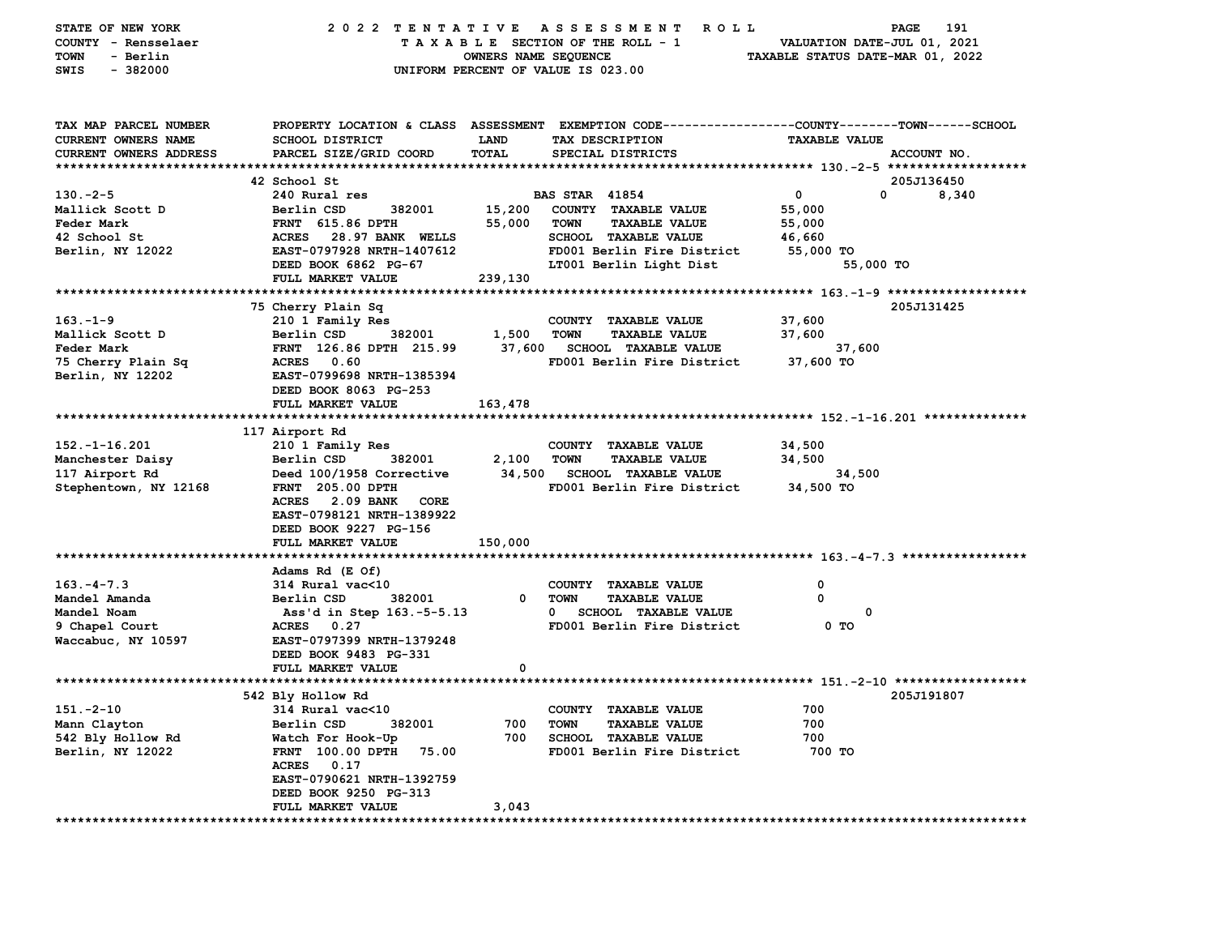STATE OF NEW YORK — 2022 TENTATIVE ASSESSMENT ROLL — TAXABLE SECTION OF THE ROLL - 1 — OWNERS NAME SEQUENCE — UNIFORM PERCENT OF VALUE IS 023.00

COUNTY - Rensselaer
TOWN - Berlin
SWIS - 382000

VALUATION DATE-JUL 01, 2021
TAXABLE STATUS DATE-MAR 01, 2022

| TAX MAP PARCEL NUMBER / CURRENT OWNERS NAME / CURRENT OWNERS ADDRESS | PROPERTY LOCATION & CLASS / SCHOOL DISTRICT / PARCEL SIZE/GRID COORD | ASSESSMENT LAND / TOTAL | EXEMPTION CODE / TAX DESCRIPTION / SPECIAL DISTRICTS | COUNTY / TOWN / SCHOOL TAXABLE VALUE | ACCOUNT NO. |
|---|---|---|---|---|---|
| **130.-2-5** | 42 School St | | | | 205J136450 |
| 130.-2-5 | 240 Rural res | | BAS STAR 41854 | 0 / 0 / 8,340 | |
| Mallick Scott D | Berlin CSD 382001 | 15,200 | COUNTY TAXABLE VALUE | 55,000 | |
| Feder Mark | FRNT 615.86 DPTH | 55,000 | TOWN TAXABLE VALUE | 55,000 | |
| 42 School St | ACRES 28.97 BANK WELLS | | SCHOOL TAXABLE VALUE | 46,660 | |
| Berlin, NY 12022 | EAST-0797928 NRTH-1407612 | | FD001 Berlin Fire District | 55,000 TO | |
| | DEED BOOK 6862 PG-67 | | LT001 Berlin Light Dist | 55,000 TO | |
| | FULL MARKET VALUE | 239,130 | | | |
| **163.-1-9** | 75 Cherry Plain Sq | | | | 205J131425 |
| 163.-1-9 | 210 1 Family Res | | COUNTY TAXABLE VALUE | 37,600 | |
| Mallick Scott D | Berlin CSD 382001 | 1,500 | TOWN TAXABLE VALUE | 37,600 | |
| Feder Mark | FRNT 126.86 DPTH 215.99 | 37,600 | SCHOOL TAXABLE VALUE | 37,600 | |
| 75 Cherry Plain Sq | ACRES 0.60 | | FD001 Berlin Fire District | 37,600 TO | |
| Berlin, NY 12202 | EAST-0799698 NRTH-1385394 | | | | |
| | DEED BOOK 8063 PG-253 | | | | |
| | FULL MARKET VALUE | 163,478 | | | |
| **152.-1-16.201** | 117 Airport Rd | | | | |
| 152.-1-16.201 | 210 1 Family Res | | COUNTY TAXABLE VALUE | 34,500 | |
| Manchester Daisy | Berlin CSD 382001 | 2,100 | TOWN TAXABLE VALUE | 34,500 | |
| 117 Airport Rd | Deed 100/1958 Corrective | 34,500 | SCHOOL TAXABLE VALUE | 34,500 | |
| Stephentown, NY 12168 | FRNT 205.00 DPTH | | FD001 Berlin Fire District | 34,500 TO | |
| | ACRES 2.09 BANK CORE | | | | |
| | EAST-0798121 NRTH-1389922 | | | | |
| | DEED BOOK 9227 PG-156 | | | | |
| | FULL MARKET VALUE | 150,000 | | | |
| **163.-4-7.3** | Adams Rd (E Of) | | | | |
| 163.-4-7.3 | 314 Rural vac<10 | | COUNTY TAXABLE VALUE | 0 | |
| Mandel Amanda | Berlin CSD 382001 | 0 | TOWN TAXABLE VALUE | 0 | |
| Mandel Noam | Ass'd in Step 163.-5-5.13 | 0 | SCHOOL TAXABLE VALUE | 0 | |
| 9 Chapel Court | ACRES 0.27 | | FD001 Berlin Fire District | 0 TO | |
| Waccabuc, NY 10597 | EAST-0797399 NRTH-1379248 | | | | |
| | DEED BOOK 9483 PG-331 | | | | |
| | FULL MARKET VALUE | 0 | | | |
| **151.-2-10** | 542 Bly Hollow Rd | | | | 205J191807 |
| 151.-2-10 | 314 Rural vac<10 | | COUNTY TAXABLE VALUE | 700 | |
| Mann Clayton | Berlin CSD 382001 | 700 | TOWN TAXABLE VALUE | 700 | |
| 542 Bly Hollow Rd | Watch For Hook-Up | 700 | SCHOOL TAXABLE VALUE | 700 | |
| Berlin, NY 12022 | FRNT 100.00 DPTH 75.00 | | FD001 Berlin Fire District | 700 TO | |
| | ACRES 0.17 | | | | |
| | EAST-0790621 NRTH-1392759 | | | | |
| | DEED BOOK 9250 PG-313 | | | | |
| | FULL MARKET VALUE | 3,043 | | | |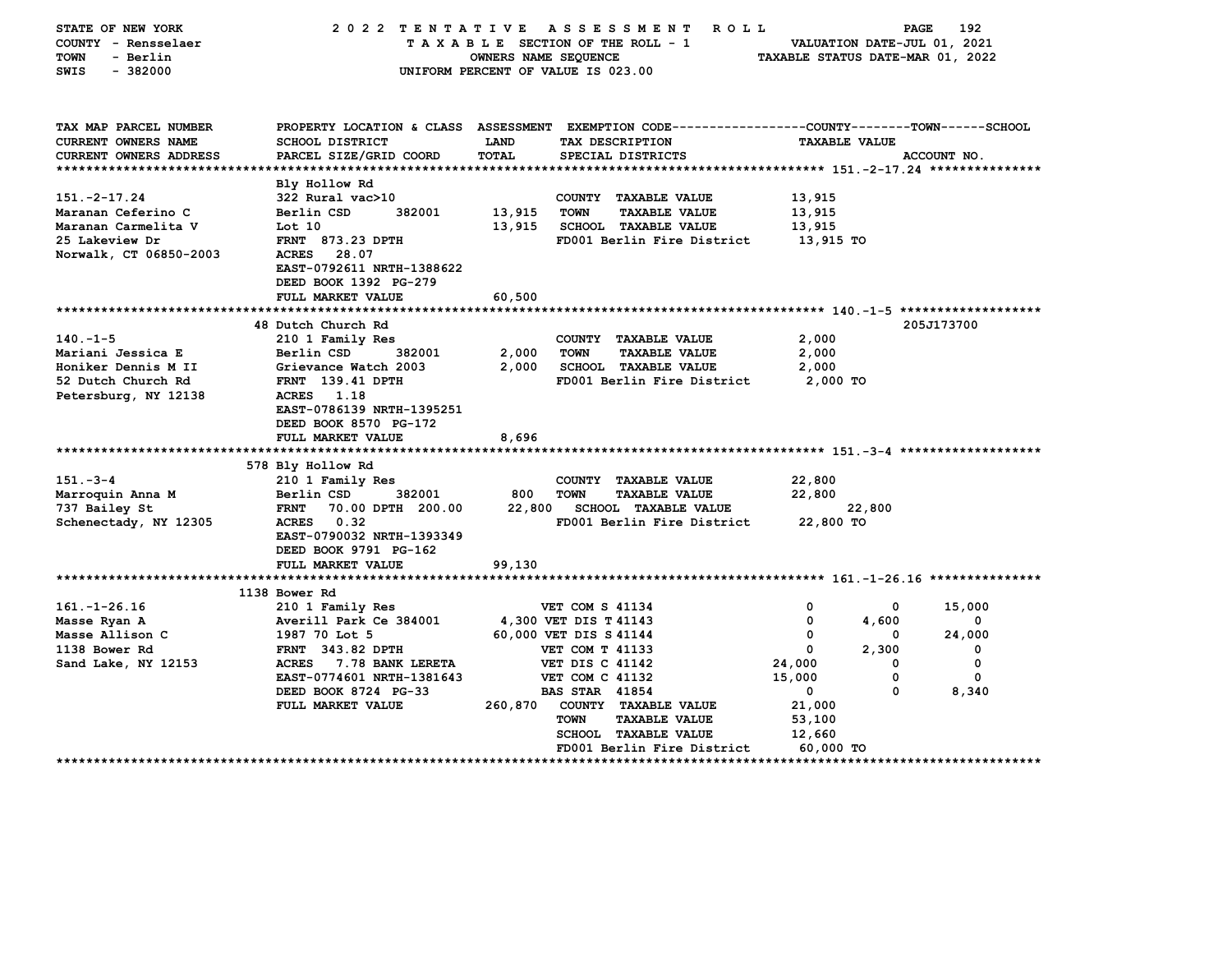STATE OF NEW YORK — 2022 TENTATIVE ASSESSMENT ROLL
COUNTY - Rensselaer — TAXABLE SECTION OF THE ROLL - 1 — VALUATION DATE-JUL 01, 2021
TOWN - Berlin — OWNERS NAME SEQUENCE — TAXABLE STATUS DATE-MAR 01, 2022
SWIS - 382000 — UNIFORM PERCENT OF VALUE IS 023.00

| TAX MAP PARCEL NUMBER / CURRENT OWNERS NAME / CURRENT OWNERS ADDRESS | PROPERTY LOCATION & CLASS / SCHOOL DISTRICT / PARCEL SIZE/GRID COORD | ASSESSMENT LAND / TOTAL | EXEMPTION CODE / TAX DESCRIPTION / SPECIAL DISTRICTS | COUNTY | TOWN | SCHOOL | ACCOUNT NO. |
|---|---|---|---|---|---|---|---|
| **151.-2-17.24** | Bly Hollow Rd | | | | | | |
| 151.-2-17.24 | 322 Rural vac>10 | | COUNTY TAXABLE VALUE | 13,915 | | | |
| Maranan Ceferino C | Berlin CSD 382001 | 13,915 | TOWN TAXABLE VALUE | | 13,915 | | |
| Maranan Carmelita V | Lot 10 | 13,915 | SCHOOL TAXABLE VALUE | | | 13,915 | |
| 25 Lakeview Dr | FRNT 873.23 DPTH | | FD001 Berlin Fire District | 13,915 TO | | | |
| Norwalk, CT 06850-2003 | ACRES 28.07 | | | | | | |
| | EAST-0792611 NRTH-1388622 | | | | | | |
| | DEED BOOK 1392 PG-279 | | | | | | |
| | FULL MARKET VALUE | 60,500 | | | | | |
| **140.-1-5** | 48 Dutch Church Rd | | | | | | 205J173700 |
| 140.-1-5 | 210 1 Family Res | | COUNTY TAXABLE VALUE | 2,000 | | | |
| Mariani Jessica E | Berlin CSD 382001 | 2,000 | TOWN TAXABLE VALUE | | 2,000 | | |
| Honiker Dennis M II | Grievance Watch 2003 | 2,000 | SCHOOL TAXABLE VALUE | | | 2,000 | |
| 52 Dutch Church Rd | FRNT 139.41 DPTH | | FD001 Berlin Fire District | 2,000 TO | | | |
| Petersburg, NY 12138 | ACRES 1.18 | | | | | | |
| | EAST-0786139 NRTH-1395251 | | | | | | |
| | DEED BOOK 8570 PG-172 | | | | | | |
| | FULL MARKET VALUE | 8,696 | | | | | |
| **151.-3-4** | 578 Bly Hollow Rd | | | | | | |
| 151.-3-4 | 210 1 Family Res | | COUNTY TAXABLE VALUE | 22,800 | | | |
| Marroquin Anna M | Berlin CSD 382001 | 800 | TOWN TAXABLE VALUE | | 22,800 | | |
| 737 Bailey St | FRNT 70.00 DPTH 200.00 | 22,800 | SCHOOL TAXABLE VALUE | | | 22,800 | |
| Schenectady, NY 12305 | ACRES 0.32 | | FD001 Berlin Fire District | 22,800 TO | | | |
| | EAST-0790032 NRTH-1393349 | | | | | | |
| | DEED BOOK 9791 PG-162 | | | | | | |
| | FULL MARKET VALUE | 99,130 | | | | | |
| **161.-1-26.16** | 1138 Bower Rd | | | | | | |
| 161.-1-26.16 | 210 1 Family Res | | VET COM S 41134 | 0 | 0 | 15,000 | |
| Masse Ryan A | Averill Park Ce 384001 | 4,300 | VET DIS T 41143 | 0 | 4,600 | 0 | |
| Masse Allison C | 1987 70 Lot 5 | 60,000 | VET DIS S 41144 | 0 | 0 | 24,000 | |
| 1138 Bower Rd | FRNT 343.82 DPTH | | VET COM T 41133 | 0 | 2,300 | 0 | |
| Sand Lake, NY 12153 | ACRES 7.78 BANK LERETA | | VET DIS C 41142 | 24,000 | 0 | 0 | |
| | EAST-0774601 NRTH-1381643 | | VET COM C 41132 | 15,000 | 0 | 0 | |
| | DEED BOOK 8724 PG-33 | | BAS STAR 41854 | 0 | 0 | 8,340 | |
| | FULL MARKET VALUE | 260,870 | COUNTY TAXABLE VALUE | 21,000 | | | |
| | | | TOWN TAXABLE VALUE | | 53,100 | | |
| | | | SCHOOL TAXABLE VALUE | | | 12,660 | |
| | | | FD001 Berlin Fire District | 60,000 TO | | | |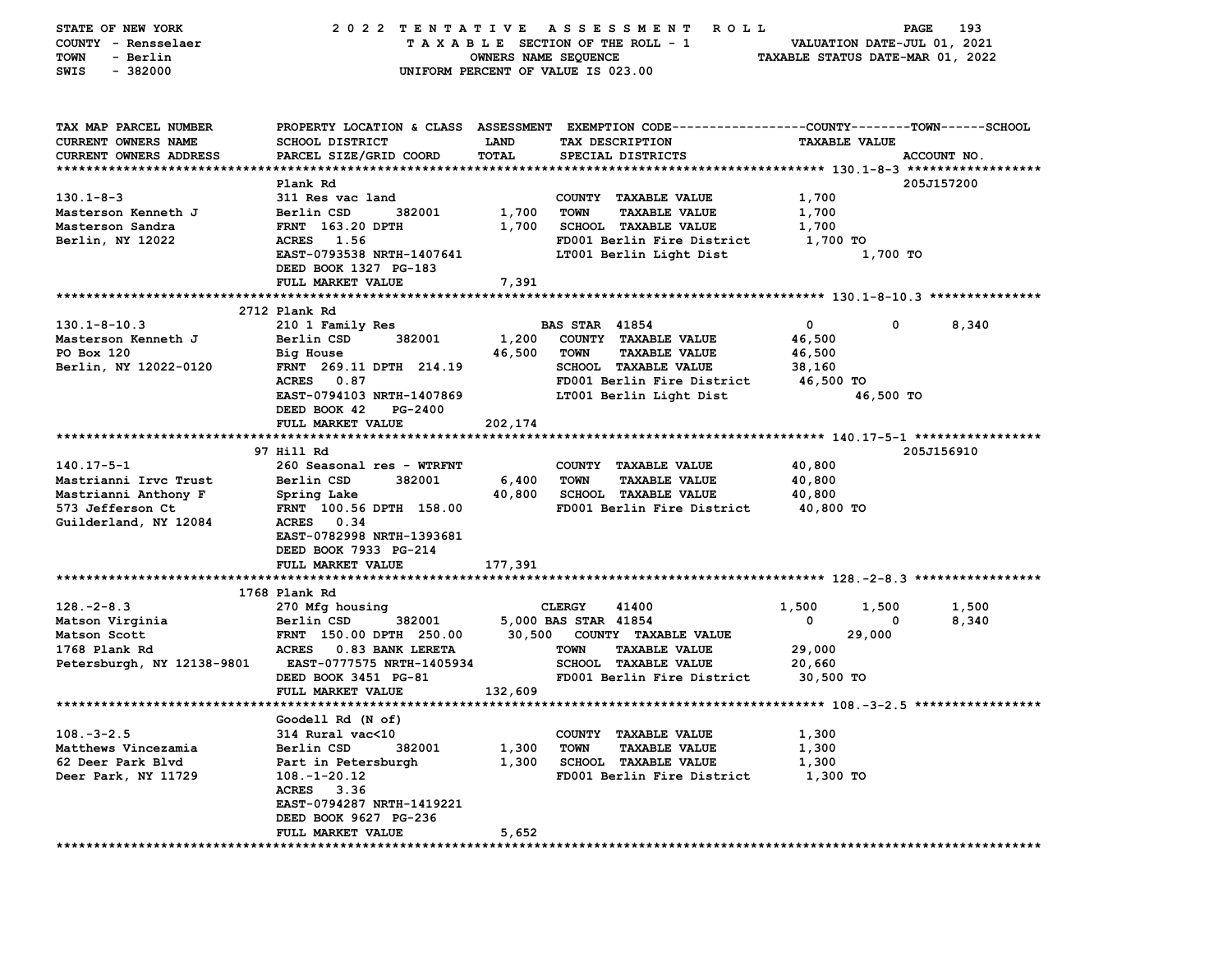STATE OF NEW YORK — 2022 TENTATIVE ASSESSMENT ROLL
COUNTY - Rensselaer — TAXABLE SECTION OF THE ROLL - 1 — VALUATION DATE-JUL 01, 2021
TOWN - Berlin — OWNERS NAME SEQUENCE — TAXABLE STATUS DATE-MAR 01, 2022
SWIS - 382000 — UNIFORM PERCENT OF VALUE IS 023.00

| TAX MAP PARCEL NUMBER / CURRENT OWNERS NAME / CURRENT OWNERS ADDRESS | PROPERTY LOCATION & CLASS / SCHOOL DISTRICT / PARCEL SIZE/GRID COORD | ASSESSMENT LAND | ASSESSMENT TOTAL | EXEMPTION CODE / TAX DESCRIPTION / SPECIAL DISTRICTS | COUNTY TAXABLE VALUE | TOWN | SCHOOL | ACCOUNT NO. |
|---|---|---|---|---|---|---|---|---|
| **130.1-8-3** | Plank Rd | | | | | | | 205J157200 |
| Masterson Kenneth J | 311 Res vac land | | | COUNTY TAXABLE VALUE | 1,700 | | | |
| Masterson Sandra | Berlin CSD 382001 | 1,700 | | TOWN TAXABLE VALUE | 1,700 | | | |
| Berlin, NY 12022 | FRNT 163.20 DPTH | | 1,700 | SCHOOL TAXABLE VALUE | 1,700 | | | |
| | ACRES 1.56 | | | FD001 Berlin Fire District | 1,700 TO | | | |
| | EAST-0793538 NRTH-1407641 | | | LT001 Berlin Light Dist | | 1,700 TO | | |
| | DEED BOOK 1327 PG-183 | | | | | | | |
| | FULL MARKET VALUE | | 7,391 | | | | | |
| **130.1-8-10.3** | 2712 Plank Rd | | | | | | | |
| Masterson Kenneth J | 210 1 Family Res | | | BAS STAR 41854 | 0 | 0 | 8,340 | |
| PO Box 120 | Berlin CSD 382001 | 1,200 | | COUNTY TAXABLE VALUE | 46,500 | | | |
| Berlin, NY 12022-0120 | Big House | | 46,500 | TOWN TAXABLE VALUE | 46,500 | | | |
| | FRNT 269.11 DPTH 214.19 | | | SCHOOL TAXABLE VALUE | 38,160 | | | |
| | ACRES 0.87 | | | FD001 Berlin Fire District | 46,500 TO | | | |
| | EAST-0794103 NRTH-1407869 | | | LT001 Berlin Light Dist | | 46,500 TO | | |
| | DEED BOOK 42 PG-2400 | | | | | | | |
| | FULL MARKET VALUE | | 202,174 | | | | | |
| **140.17-5-1** | 97 Hill Rd | | | | | | | 205J156910 |
| Mastrianni Irvc Trust | 260 Seasonal res - WTRFNT | | | COUNTY TAXABLE VALUE | 40,800 | | | |
| Mastrianni Anthony F | Berlin CSD 382001 | 6,400 | | TOWN TAXABLE VALUE | 40,800 | | | |
| 573 Jefferson Ct | Spring Lake | | 40,800 | SCHOOL TAXABLE VALUE | 40,800 | | | |
| Guilderland, NY 12084 | FRNT 100.56 DPTH 158.00 | | | FD001 Berlin Fire District | 40,800 TO | | | |
| | ACRES 0.34 | | | | | | | |
| | EAST-0782998 NRTH-1393681 | | | | | | | |
| | DEED BOOK 7933 PG-214 | | | | | | | |
| | FULL MARKET VALUE | | 177,391 | | | | | |
| **128.-2-8.3** | 1768 Plank Rd | | | | | | | |
| Matson Virginia | 270 Mfg housing | | | CLERGY 41400 | 1,500 | 1,500 | 1,500 | |
| Matson Scott | Berlin CSD 382001 | 5,000 | | BAS STAR 41854 | 0 | 0 | 8,340 | |
| 1768 Plank Rd | FRNT 150.00 DPTH 250.00 | | 30,500 | COUNTY TAXABLE VALUE | 29,000 | | | |
| Petersburgh, NY 12138-9801 | ACRES 0.83 BANK LERETA | | | TOWN TAXABLE VALUE | 29,000 | | | |
| | EAST-0777575 NRTH-1405934 | | | SCHOOL TAXABLE VALUE | 20,660 | | | |
| | DEED BOOK 3451 PG-81 | | | FD001 Berlin Fire District | 30,500 TO | | | |
| | FULL MARKET VALUE | | 132,609 | | | | | |
| **108.-3-2.5** | Goodell Rd (N of) | | | | | | | |
| Matthews Vincezamia | 314 Rural vac<10 | | | COUNTY TAXABLE VALUE | 1,300 | | | |
| 62 Deer Park Blvd | Berlin CSD 382001 | 1,300 | | TOWN TAXABLE VALUE | 1,300 | | | |
| Deer Park, NY 11729 | Part in Petersburgh | | 1,300 | SCHOOL TAXABLE VALUE | 1,300 | | | |
| | 108.-1-20.12 | | | FD001 Berlin Fire District | 1,300 TO | | | |
| | ACRES 3.36 | | | | | | | |
| | EAST-0794287 NRTH-1419221 | | | | | | | |
| | DEED BOOK 9627 PG-236 | | | | | | | |
| | FULL MARKET VALUE | | 5,652 | | | | | |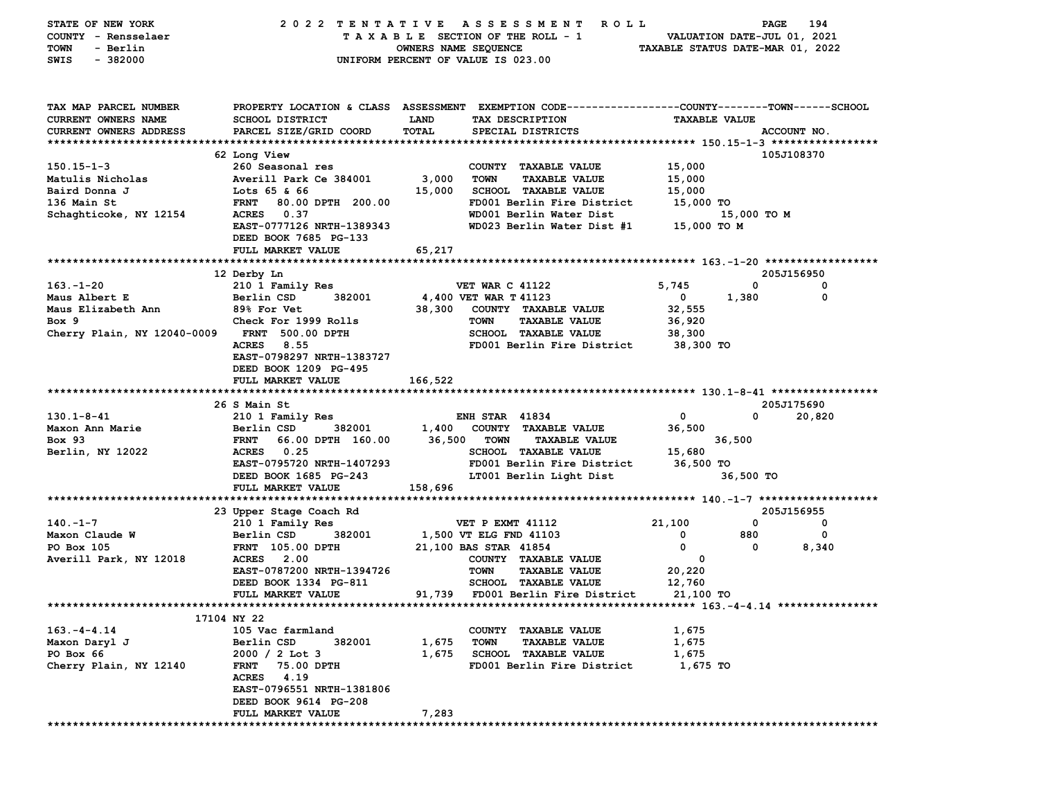STATE OF NEW YORK — 2022 TENTATIVE ASSESSMENT ROLL
COUNTY - Rensselaer — TAXABLE SECTION OF THE ROLL - 1 — VALUATION DATE-JUL 01, 2021
TOWN - Berlin — OWNERS NAME SEQUENCE — TAXABLE STATUS DATE-MAR 01, 2022
SWIS - 382000 — UNIFORM PERCENT OF VALUE IS 023.00

```
TAX MAP PARCEL NUMBER        PROPERTY LOCATION & CLASS  ASSESSMENT  EXEMPTION CODE------------------COUNTY--------TOWN------SCHOOL
CURRENT OWNERS NAME          SCHOOL DISTRICT               LAND      TAX DESCRIPTION                   TAXABLE VALUE
CURRENT OWNERS ADDRESS       PARCEL SIZE/GRID COORD        TOTAL     SPECIAL DISTRICTS                                        ACCOUNT NO.
******************************************************************************************************* 150.15-1-3 *****************
                             62 Long View                                                                                 105J108370
150.15-1-3                   260 Seasonal res                       COUNTY  TAXABLE VALUE             15,000
Matulis Nicholas             Averill Park Ce 384001       3,000     TOWN    TAXABLE VALUE             15,000
Baird Donna J                Lots 65 & 66                15,000     SCHOOL  TAXABLE VALUE             15,000
136 Main St                  FRNT  80.00 DPTH 200.00               FD001 Berlin Fire District         15,000 TO
Schaghticoke, NY 12154       ACRES   0.37                           WD001 Berlin Water Dist                   15,000 TO M
                             EAST-0777126 NRTH-1389343              WD023 Berlin Water Dist #1        15,000 TO M
                             DEED BOOK 7685 PG-133
                             FULL MARKET VALUE           65,217
******************************************************************************************************* 163.-1-20 ******************
                             12 Derby Ln                                                                                  205J156950
163.-1-20                    210 1 Family Res                   VET WAR C 41122                  5,745          0             0
Maus Albert E                Berlin CSD      382001       4,400 VET WAR T 41123                      0      1,380             0
Maus Elizabeth Ann           89% For Vet                 38,300   COUNTY  TAXABLE VALUE             32,555
Box 9                        Check For 1999 Rolls                 TOWN    TAXABLE VALUE             36,920
Cherry Plain, NY 12040-0009  FRNT 500.00 DPTH                     SCHOOL  TAXABLE VALUE             38,300
                             ACRES   8.55                         FD001 Berlin Fire District        38,300 TO
                             EAST-0798297 NRTH-1383727
                             DEED BOOK 1209 PG-495
                             FULL MARKET VALUE          166,522
******************************************************************************************************* 130.1-8-41 *****************
                             26 S Main St                                                                                 205J175690
130.1-8-41                   210 1 Family Res                   ENH STAR  41834                      0          0        20,820
Maxon Ann Marie              Berlin CSD      382001       1,400   COUNTY  TAXABLE VALUE             36,500
Box 93                       FRNT  66.00 DPTH 160.00     36,500   TOWN    TAXABLE VALUE                     36,500
Berlin, NY 12022             ACRES   0.25                         SCHOOL  TAXABLE VALUE             15,680
                             EAST-0795720 NRTH-1407293            FD001 Berlin Fire District        36,500 TO
                             DEED BOOK 1685 PG-243                LT001 Berlin Light Dist                   36,500 TO
                             FULL MARKET VALUE          158,696
******************************************************************************************************* 140.-1-7 *******************
                             23 Upper Stage Coach Rd                                                                      205J156955
140.-1-7                     210 1 Family Res                   VET P EXMT 41112                21,100          0             0
Maxon Claude W               Berlin CSD      382001       1,500 VT ELG FND 41103                     0        880             0
PO Box 105                   FRNT 105.00 DPTH            21,100 BAS STAR  41854                      0          0         8,340
Averill Park, NY 12018       ACRES   2.00                         COUNTY  TAXABLE VALUE                  0
                             EAST-0787200 NRTH-1394726            TOWN    TAXABLE VALUE             20,220
                             DEED BOOK 1334 PG-811                SCHOOL  TAXABLE VALUE             12,760
                             FULL MARKET VALUE           91,739   FD001 Berlin Fire District        21,100 TO
******************************************************************************************************* 163.-4-4.14 ****************
                      17104 NY 22
163.-4-4.14                  105 Vac farmland                     COUNTY  TAXABLE VALUE              1,675
Maxon Daryl J                Berlin CSD      382001       1,675   TOWN    TAXABLE VALUE              1,675
PO Box 66                    2000 / 2 Lot 3               1,675   SCHOOL  TAXABLE VALUE              1,675
Cherry Plain, NY 12140       FRNT  75.00 DPTH                     FD001 Berlin Fire District         1,675 TO
                             ACRES   4.19
                             EAST-0796551 NRTH-1381806
                             DEED BOOK 9614 PG-208
                             FULL MARKET VALUE            7,283
************************************************************************************************************************************
```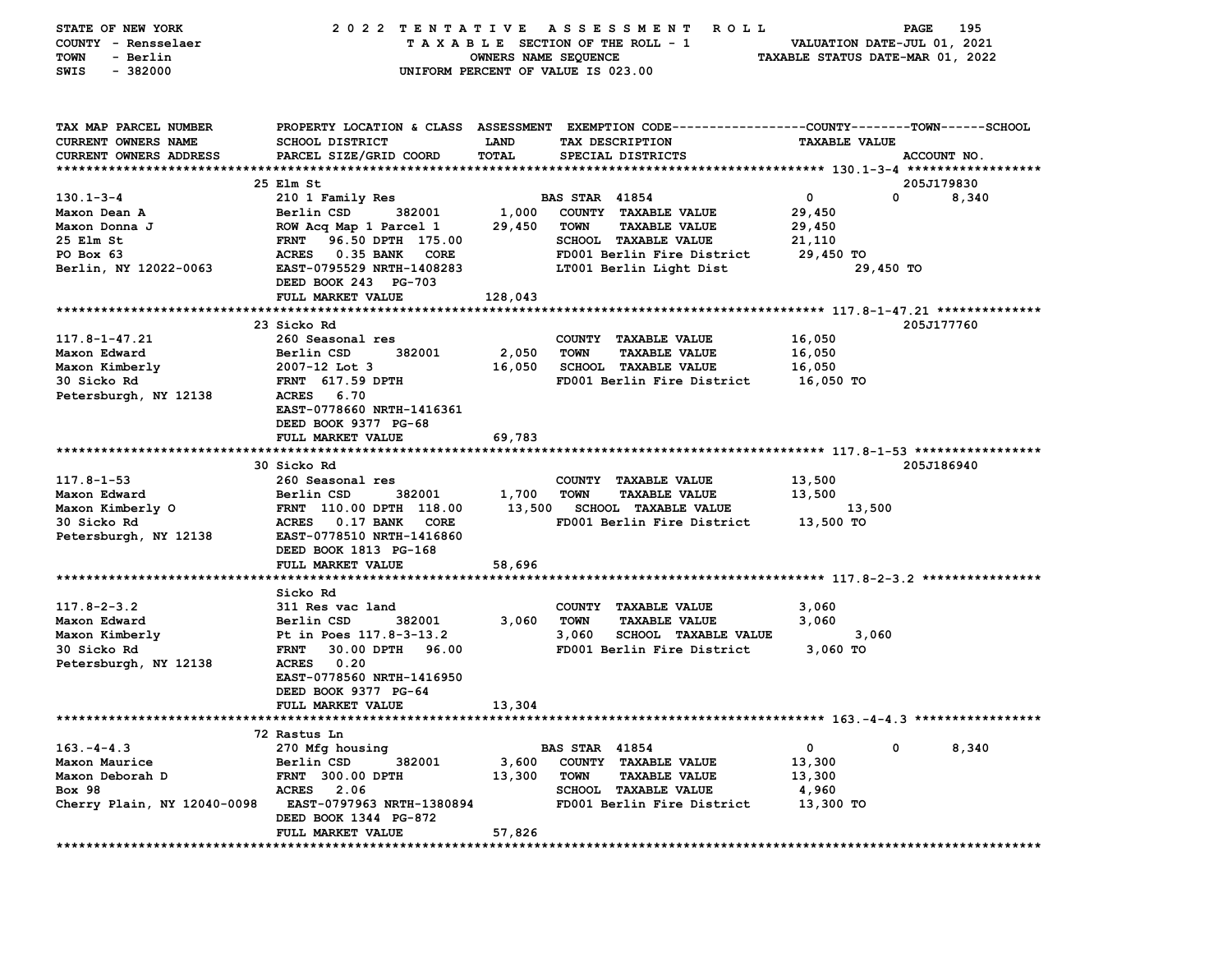STATE OF NEW YORK — 2022 TENTATIVE ASSESSMENT ROLL
COUNTY - Rensselaer — TAXABLE SECTION OF THE ROLL - 1 — VALUATION DATE-JUL 01, 2021
TOWN - Berlin — OWNERS NAME SEQUENCE — TAXABLE STATUS DATE-MAR 01, 2022
SWIS - 382000 — UNIFORM PERCENT OF VALUE IS 023.00

| TAX MAP PARCEL NUMBER / CURRENT OWNERS NAME / CURRENT OWNERS ADDRESS | PROPERTY LOCATION & CLASS / SCHOOL DISTRICT / PARCEL SIZE/GRID COORD | ASSESSMENT LAND | TOTAL | EXEMPTION CODE / TAX DESCRIPTION / SPECIAL DISTRICTS | COUNTY | TOWN | SCHOOL | ACCOUNT NO. |
|---|---|---|---|---|---|---|---|---|
| | 25 Elm St | | | | | | | 205J179830 |
| 130.1-3-4 | 210 1 Family Res | | | BAS STAR 41854 | 0 | 0 | 8,340 | |
| Maxon Dean A | Berlin CSD 382001 | 1,000 | | COUNTY TAXABLE VALUE | 29,450 | | | |
| Maxon Donna J | ROW Acq Map 1 Parcel 1 | | 29,450 | TOWN TAXABLE VALUE | 29,450 | | | |
| 25 Elm St | FRNT 96.50 DPTH 175.00 | | | SCHOOL TAXABLE VALUE | 21,110 | | | |
| PO Box 63 | ACRES 0.35 BANK CORE | | | FD001 Berlin Fire District | 29,450 TO | | | |
| Berlin, NY 12022-0063 | EAST-0795529 NRTH-1408283 | | | LT001 Berlin Light Dist | 29,450 TO | | | |
| | DEED BOOK 243 PG-703 | | | | | | | |
| | FULL MARKET VALUE | | 128,043 | | | | | |
| | 23 Sicko Rd | | | | | | | 205J177760 |
| 117.8-1-47.21 | 260 Seasonal res | | | COUNTY TAXABLE VALUE | 16,050 | | | |
| Maxon Edward | Berlin CSD 382001 | 2,050 | | TOWN TAXABLE VALUE | 16,050 | | | |
| Maxon Kimberly | 2007-12 Lot 3 | | 16,050 | SCHOOL TAXABLE VALUE | 16,050 | | | |
| 30 Sicko Rd | FRNT 617.59 DPTH | | | FD001 Berlin Fire District | 16,050 TO | | | |
| Petersburgh, NY 12138 | ACRES 6.70 | | | | | | | |
| | EAST-0778660 NRTH-1416361 | | | | | | | |
| | DEED BOOK 9377 PG-68 | | | | | | | |
| | FULL MARKET VALUE | | 69,783 | | | | | |
| | 30 Sicko Rd | | | | | | | 205J186940 |
| 117.8-1-53 | 260 Seasonal res | | | COUNTY TAXABLE VALUE | 13,500 | | | |
| Maxon Edward | Berlin CSD 382001 | 1,700 | | TOWN TAXABLE VALUE | 13,500 | | | |
| Maxon Kimberly O | FRNT 110.00 DPTH 118.00 | | 13,500 | SCHOOL TAXABLE VALUE | 13,500 | | | |
| 30 Sicko Rd | ACRES 0.17 BANK CORE | | | FD001 Berlin Fire District | 13,500 TO | | | |
| Petersburgh, NY 12138 | EAST-0778510 NRTH-1416860 | | | | | | | |
| | DEED BOOK 1813 PG-168 | | | | | | | |
| | FULL MARKET VALUE | | 58,696 | | | | | |
| | Sicko Rd | | | | | | | |
| 117.8-2-3.2 | 311 Res vac land | | | COUNTY TAXABLE VALUE | 3,060 | | | |
| Maxon Edward | Berlin CSD 382001 | 3,060 | | TOWN TAXABLE VALUE | 3,060 | | | |
| Maxon Kimberly | Pt in Poes 117.8-3-13.2 | | 3,060 | SCHOOL TAXABLE VALUE | 3,060 | | | |
| 30 Sicko Rd | FRNT 30.00 DPTH 96.00 | | | FD001 Berlin Fire District | 3,060 TO | | | |
| Petersburgh, NY 12138 | ACRES 0.20 | | | | | | | |
| | EAST-0778560 NRTH-1416950 | | | | | | | |
| | DEED BOOK 9377 PG-64 | | | | | | | |
| | FULL MARKET VALUE | | 13,304 | | | | | |
| | 72 Rastus Ln | | | | | | | |
| 163.-4-4.3 | 270 Mfg housing | | | BAS STAR 41854 | 0 | 0 | 8,340 | |
| Maxon Maurice | Berlin CSD 382001 | 3,600 | | COUNTY TAXABLE VALUE | 13,300 | | | |
| Maxon Deborah D | FRNT 300.00 DPTH | | 13,300 | TOWN TAXABLE VALUE | 13,300 | | | |
| Box 98 | ACRES 2.06 | | | SCHOOL TAXABLE VALUE | 4,960 | | | |
| Cherry Plain, NY 12040-0098 | EAST-0797963 NRTH-1380894 | | | FD001 Berlin Fire District | 13,300 TO | | | |
| | DEED BOOK 1344 PG-872 | | | | | | | |
| | FULL MARKET VALUE | | 57,826 | | | | | |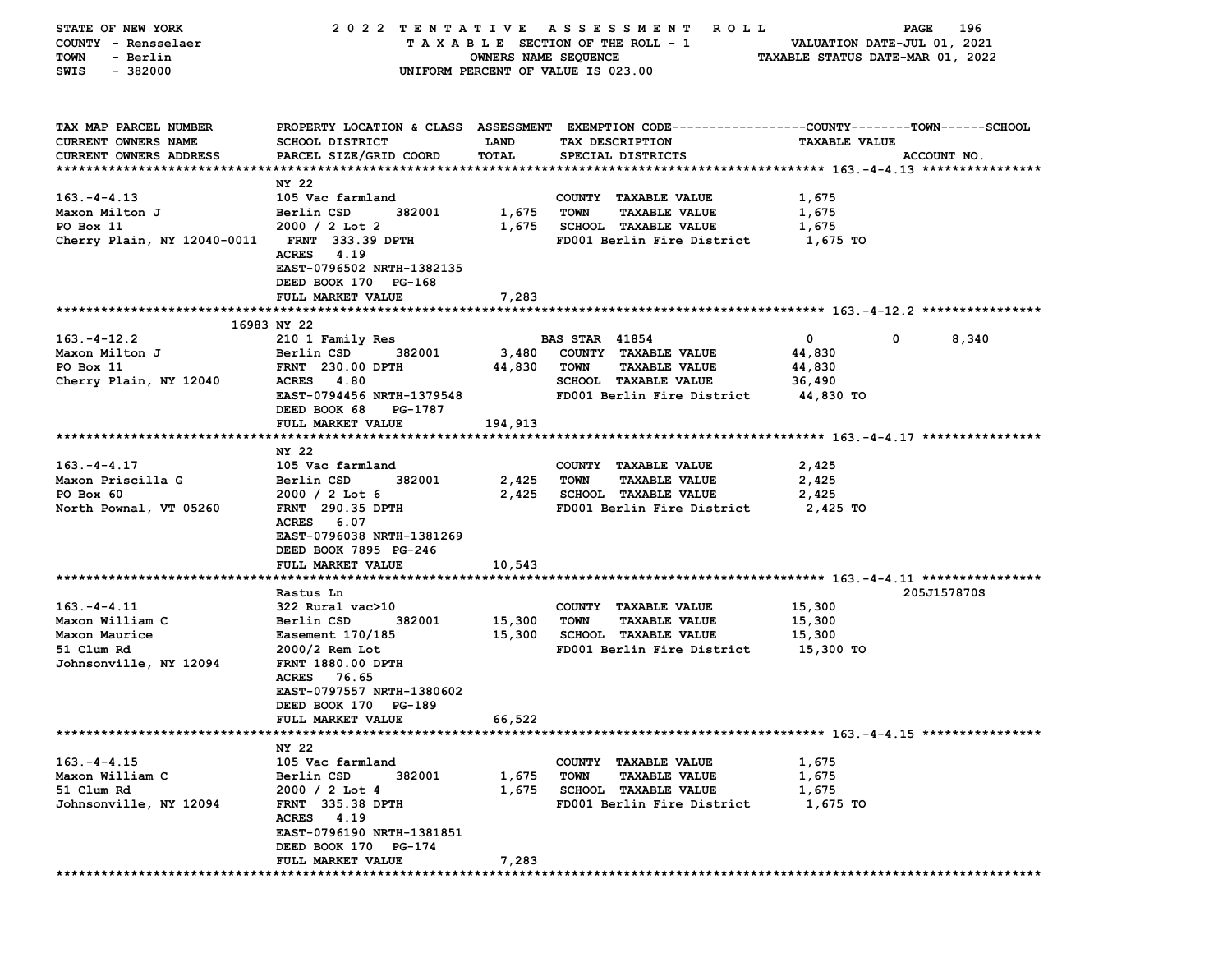STATE OF NEW YORK — 2022 TENTATIVE ASSESSMENT ROLL
COUNTY - Rensselaer — TAXABLE SECTION OF THE ROLL - 1 — VALUATION DATE-JUL 01, 2021
TOWN - Berlin — OWNERS NAME SEQUENCE — TAXABLE STATUS DATE-MAR 01, 2022
SWIS - 382000 — UNIFORM PERCENT OF VALUE IS 023.00

| TAX MAP PARCEL NUMBER / CURRENT OWNERS NAME / CURRENT OWNERS ADDRESS | PROPERTY LOCATION & CLASS / SCHOOL DISTRICT / PARCEL SIZE/GRID COORD | ASSESSMENT LAND / TOTAL | EXEMPTION CODE / TAX DESCRIPTION / SPECIAL DISTRICTS | COUNTY | TOWN | SCHOOL | TAXABLE VALUE / ACCOUNT NO. |
|---|---|---|---|---|---|---|---|
| **163.-4-4.13** | NY 22 | | | | | | |
| 163.-4-4.13 | 105 Vac farmland | | COUNTY TAXABLE VALUE | | | | 1,675 |
| Maxon Milton J | Berlin CSD 382001 | 1,675 | TOWN TAXABLE VALUE | | | | 1,675 |
| PO Box 11 | 2000 / 2 Lot 2 | 1,675 | SCHOOL TAXABLE VALUE | | | | 1,675 |
| Cherry Plain, NY 12040-0011 | FRNT 333.39 DPTH | | FD001 Berlin Fire District | | | | 1,675 TO |
| | ACRES 4.19 | | | | | | |
| | EAST-0796502 NRTH-1382135 | | | | | | |
| | DEED BOOK 170 PG-168 | | | | | | |
| | FULL MARKET VALUE | 7,283 | | | | | |
| **163.-4-12.2** | 16983 NY 22 | | | | | | |
| 163.-4-12.2 | 210 1 Family Res | | BAS STAR 41854 | 0 | 0 | 8,340 | |
| Maxon Milton J | Berlin CSD 382001 | 3,480 | COUNTY TAXABLE VALUE | | | | 44,830 |
| PO Box 11 | FRNT 230.00 DPTH | 44,830 | TOWN TAXABLE VALUE | | | | 44,830 |
| Cherry Plain, NY 12040 | ACRES 4.80 | | SCHOOL TAXABLE VALUE | | | | 36,490 |
| | EAST-0794456 NRTH-1379548 | | FD001 Berlin Fire District | | | | 44,830 TO |
| | DEED BOOK 68 PG-1787 | | | | | | |
| | FULL MARKET VALUE | 194,913 | | | | | |
| **163.-4-4.17** | NY 22 | | | | | | |
| 163.-4-4.17 | 105 Vac farmland | | COUNTY TAXABLE VALUE | | | | 2,425 |
| Maxon Priscilla G | Berlin CSD 382001 | 2,425 | TOWN TAXABLE VALUE | | | | 2,425 |
| PO Box 60 | 2000 / 2 Lot 6 | 2,425 | SCHOOL TAXABLE VALUE | | | | 2,425 |
| North Pownal, VT 05260 | FRNT 290.35 DPTH | | FD001 Berlin Fire District | | | | 2,425 TO |
| | ACRES 6.07 | | | | | | |
| | EAST-0796038 NRTH-1381269 | | | | | | |
| | DEED BOOK 7895 PG-246 | | | | | | |
| | FULL MARKET VALUE | 10,543 | | | | | |
| **163.-4-4.11** | Rastus Ln | | | | | | 205J157870S |
| 163.-4-4.11 | 322 Rural vac>10 | | COUNTY TAXABLE VALUE | | | | 15,300 |
| Maxon William C | Berlin CSD 382001 | 15,300 | TOWN TAXABLE VALUE | | | | 15,300 |
| Maxon Maurice | Easement 170/185 | 15,300 | SCHOOL TAXABLE VALUE | | | | 15,300 |
| 51 Clum Rd | 2000/2 Rem Lot | | FD001 Berlin Fire District | | | | 15,300 TO |
| Johnsonville, NY 12094 | FRNT 1880.00 DPTH | | | | | | |
| | ACRES 76.65 | | | | | | |
| | EAST-0797557 NRTH-1380602 | | | | | | |
| | DEED BOOK 170 PG-189 | | | | | | |
| | FULL MARKET VALUE | 66,522 | | | | | |
| **163.-4-4.15** | NY 22 | | | | | | |
| 163.-4-4.15 | 105 Vac farmland | | COUNTY TAXABLE VALUE | | | | 1,675 |
| Maxon William C | Berlin CSD 382001 | 1,675 | TOWN TAXABLE VALUE | | | | 1,675 |
| 51 Clum Rd | 2000 / 2 Lot 4 | 1,675 | SCHOOL TAXABLE VALUE | | | | 1,675 |
| Johnsonville, NY 12094 | FRNT 335.38 DPTH | | FD001 Berlin Fire District | | | | 1,675 TO |
| | ACRES 4.19 | | | | | | |
| | EAST-0796190 NRTH-1381851 | | | | | | |
| | DEED BOOK 170 PG-174 | | | | | | |
| | FULL MARKET VALUE | 7,283 | | | | | |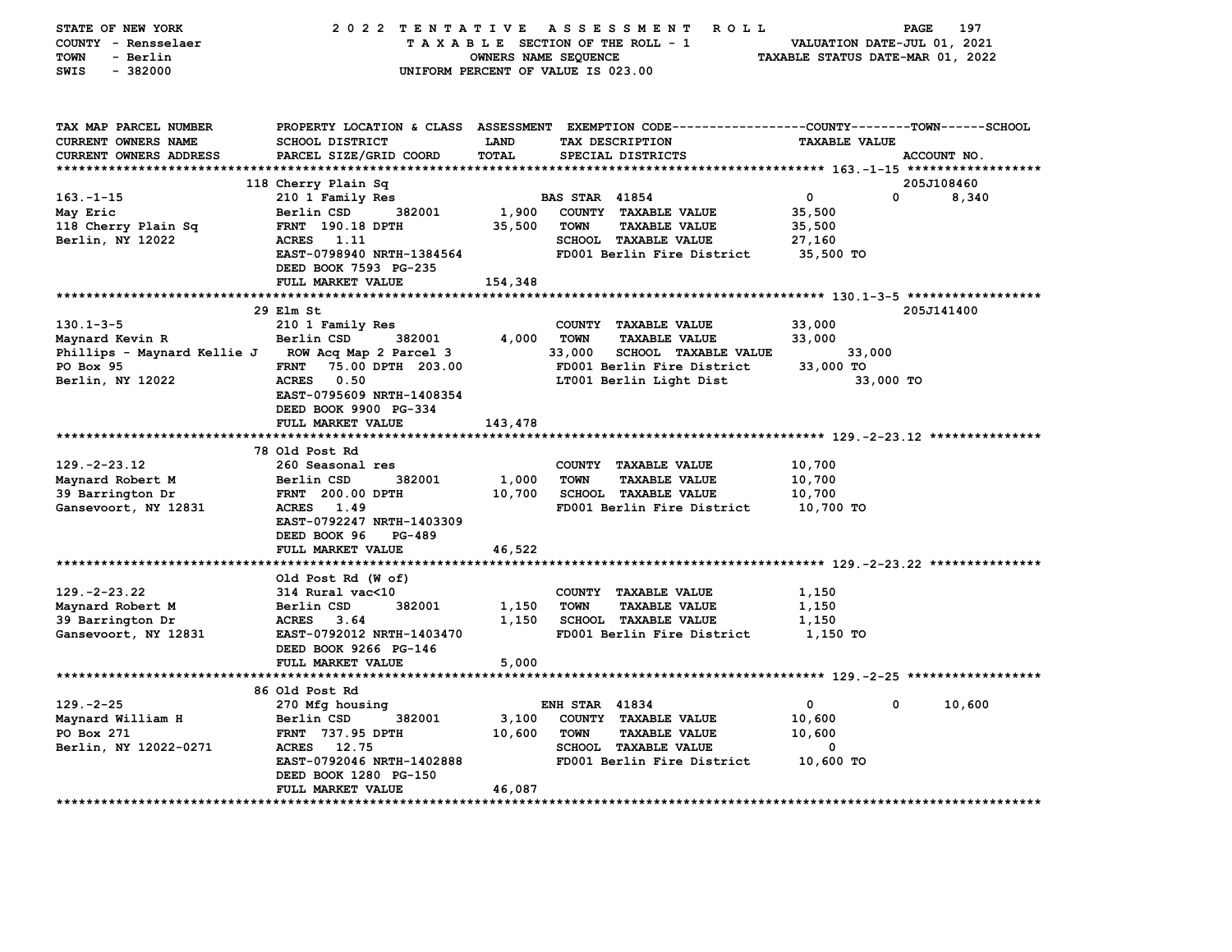STATE OF NEW YORK — 2022 TENTATIVE ASSESSMENT ROLL — PAGE 197
COUNTY - Rensselaer — TAXABLE SECTION OF THE ROLL - 1 — VALUATION DATE-JUL 01, 2021
TOWN - Berlin — OWNERS NAME SEQUENCE — TAXABLE STATUS DATE-MAR 01, 2022
SWIS - 382000 — UNIFORM PERCENT OF VALUE IS 023.00

| TAX MAP PARCEL NUMBER / CURRENT OWNERS NAME / CURRENT OWNERS ADDRESS | PROPERTY LOCATION & CLASS / SCHOOL DISTRICT / PARCEL SIZE/GRID COORD | ASSESSMENT LAND / TOTAL | EXEMPTION CODE / TAX DESCRIPTION / SPECIAL DISTRICTS | COUNTY | TOWN | SCHOOL / TAXABLE VALUE / ACCOUNT NO. |
|---|---|---|---|---|---|---|
| **163.-1-15** | 118 Cherry Plain Sq | | | | | 205J108460 |
| 163.-1-15 | 210 1 Family Res | | BAS STAR 41854 | 0 | 0 | 8,340 |
| May Eric | Berlin CSD 382001 | 1,900 | COUNTY TAXABLE VALUE | 35,500 | | |
| 118 Cherry Plain Sq | FRNT 190.18 DPTH | 35,500 | TOWN TAXABLE VALUE | 35,500 | | |
| Berlin, NY 12022 | ACRES 1.11 | | SCHOOL TAXABLE VALUE | 27,160 | | |
| | EAST-0798940 NRTH-1384564 | | FD001 Berlin Fire District | 35,500 TO | | |
| | DEED BOOK 7593 PG-235 | | | | | |
| | FULL MARKET VALUE | 154,348 | | | | |
| **130.1-3-5** | 29 Elm St | | | | | 205J141400 |
| 130.1-3-5 | 210 1 Family Res | | COUNTY TAXABLE VALUE | 33,000 | | |
| Maynard Kevin R | Berlin CSD 382001 | 4,000 | TOWN TAXABLE VALUE | 33,000 | | |
| Phillips - Maynard Kellie J | ROW Acq Map 2 Parcel 3 | 33,000 | SCHOOL TAXABLE VALUE | 33,000 | | |
| PO Box 95 | FRNT 75.00 DPTH 203.00 | | FD001 Berlin Fire District | 33,000 TO | | |
| Berlin, NY 12022 | ACRES 0.50 | | LT001 Berlin Light Dist | 33,000 TO | | |
| | EAST-0795609 NRTH-1408354 | | | | | |
| | DEED BOOK 9900 PG-334 | | | | | |
| | FULL MARKET VALUE | 143,478 | | | | |
| **129.-2-23.12** | 78 Old Post Rd | | | | | |
| 129.-2-23.12 | 260 Seasonal res | | COUNTY TAXABLE VALUE | 10,700 | | |
| Maynard Robert M | Berlin CSD 382001 | 1,000 | TOWN TAXABLE VALUE | 10,700 | | |
| 39 Barrington Dr | FRNT 200.00 DPTH | 10,700 | SCHOOL TAXABLE VALUE | 10,700 | | |
| Gansevoort, NY 12831 | ACRES 1.49 | | FD001 Berlin Fire District | 10,700 TO | | |
| | EAST-0792247 NRTH-1403309 | | | | | |
| | DEED BOOK 96 PG-489 | | | | | |
| | FULL MARKET VALUE | 46,522 | | | | |
| **129.-2-23.22** | Old Post Rd (W of) | | | | | |
| 129.-2-23.22 | 314 Rural vac<10 | | COUNTY TAXABLE VALUE | 1,150 | | |
| Maynard Robert M | Berlin CSD 382001 | 1,150 | TOWN TAXABLE VALUE | 1,150 | | |
| 39 Barrington Dr | ACRES 3.64 | 1,150 | SCHOOL TAXABLE VALUE | 1,150 | | |
| Gansevoort, NY 12831 | EAST-0792012 NRTH-1403470 | | FD001 Berlin Fire District | 1,150 TO | | |
| | DEED BOOK 9266 PG-146 | | | | | |
| | FULL MARKET VALUE | 5,000 | | | | |
| **129.-2-25** | 86 Old Post Rd | | | | | |
| 129.-2-25 | 270 Mfg housing | | ENH STAR 41834 | 0 | 0 | 10,600 |
| Maynard William H | Berlin CSD 382001 | 3,100 | COUNTY TAXABLE VALUE | 10,600 | | |
| PO Box 271 | FRNT 737.95 DPTH | 10,600 | TOWN TAXABLE VALUE | 10,600 | | |
| Berlin, NY 12022-0271 | ACRES 12.75 | | SCHOOL TAXABLE VALUE | 0 | | |
| | EAST-0792046 NRTH-1402888 | | FD001 Berlin Fire District | 10,600 TO | | |
| | DEED BOOK 1280 PG-150 | | | | | |
| | FULL MARKET VALUE | 46,087 | | | | |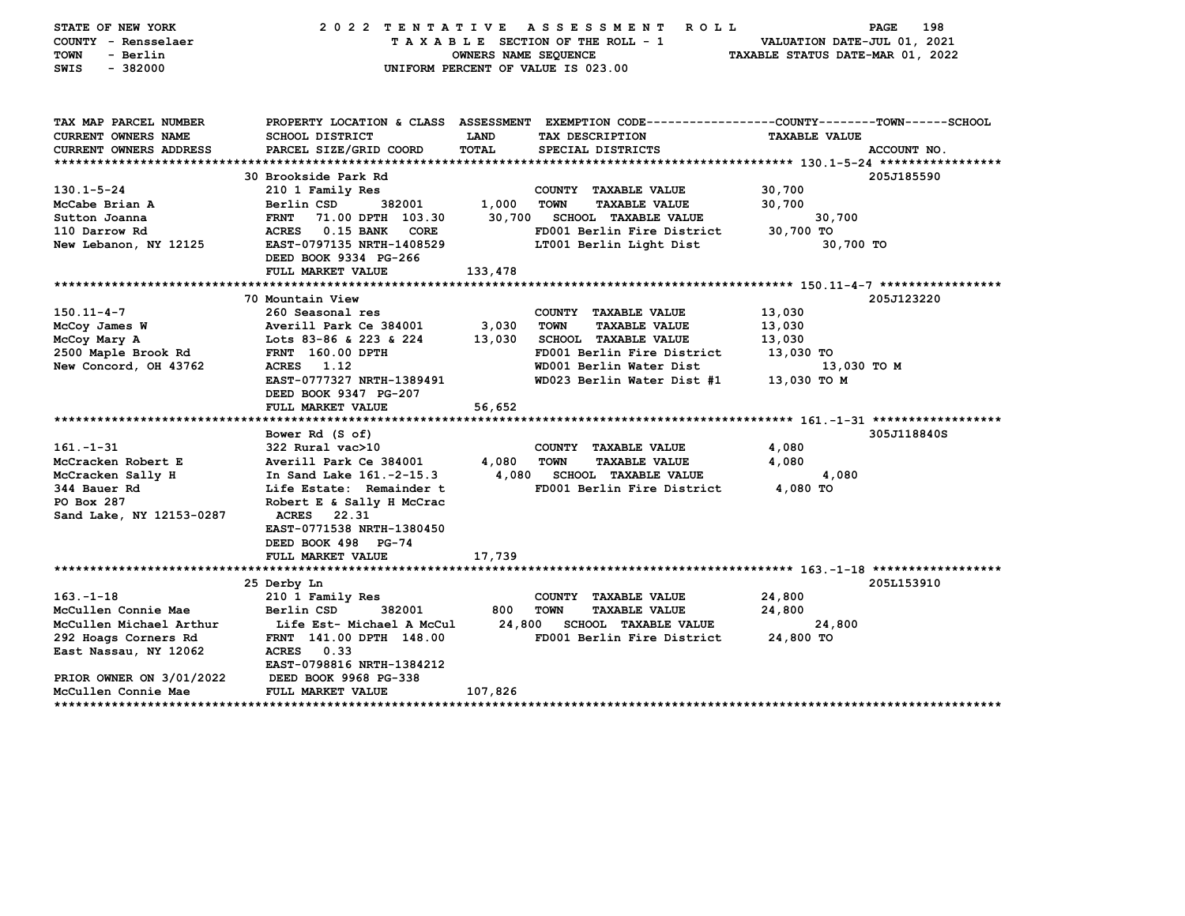STATE OF NEW YORK 2022 TENTATIVE ASSESSMENT ROLL
COUNTY - Rensselaer TAXABLE SECTION OF THE ROLL - 1 VALUATION DATE-JUL 01, 2021
TOWN - Berlin OWNERS NAME SEQUENCE TAXABLE STATUS DATE-MAR 01, 2022
SWIS - 382000 UNIFORM PERCENT OF VALUE IS 023.00

| TAX MAP PARCEL NUMBER / CURRENT OWNERS NAME / CURRENT OWNERS ADDRESS | PROPERTY LOCATION & CLASS / SCHOOL DISTRICT / PARCEL SIZE/GRID COORD | ASSESSMENT LAND / TOTAL | EXEMPTION CODE / TAX DESCRIPTION / SPECIAL DISTRICTS | COUNTY--------TOWN------SCHOOL TAXABLE VALUE | ACCOUNT NO. |
|---|---|---|---|---|---|
| **130.1-5-24** | 30 Brookside Park Rd | | | | 205J185590 |
| 130.1-5-24 | 210 1 Family Res | | COUNTY TAXABLE VALUE | 30,700 | |
| McCabe Brian A | Berlin CSD 382001 | 1,000 | TOWN TAXABLE VALUE | 30,700 | |
| Sutton Joanna | FRNT 71.00 DPTH 103.30 | 30,700 | SCHOOL TAXABLE VALUE | 30,700 | |
| 110 Darrow Rd | ACRES 0.15 BANK CORE | | FD001 Berlin Fire District | 30,700 TO | |
| New Lebanon, NY 12125 | EAST-0797135 NRTH-1408529 | | LT001 Berlin Light Dist | 30,700 TO | |
| | DEED BOOK 9334 PG-266 | | | | |
| | FULL MARKET VALUE | 133,478 | | | |
| **150.11-4-7** | 70 Mountain View | | | | 205J123220 |
| 150.11-4-7 | 260 Seasonal res | | COUNTY TAXABLE VALUE | 13,030 | |
| McCoy James W | Averill Park Ce 384001 | 3,030 | TOWN TAXABLE VALUE | 13,030 | |
| McCoy Mary A | Lots 83-86 & 223 & 224 | 13,030 | SCHOOL TAXABLE VALUE | 13,030 | |
| 2500 Maple Brook Rd | FRNT 160.00 DPTH | | FD001 Berlin Fire District | 13,030 TO | |
| New Concord, OH 43762 | ACRES 1.12 | | WD001 Berlin Water Dist | 13,030 TO M | |
| | EAST-0777327 NRTH-1389491 | | WD023 Berlin Water Dist #1 | 13,030 TO M | |
| | DEED BOOK 9347 PG-207 | | | | |
| | FULL MARKET VALUE | 56,652 | | | |
| **161.-1-31** | Bower Rd (S of) | | | | 305J118840S |
| 161.-1-31 | 322 Rural vac>10 | | COUNTY TAXABLE VALUE | 4,080 | |
| McCracken Robert E | Averill Park Ce 384001 | 4,080 | TOWN TAXABLE VALUE | 4,080 | |
| McCracken Sally H | In Sand Lake 161.-2-15.3 | 4,080 | SCHOOL TAXABLE VALUE | 4,080 | |
| 344 Bauer Rd | Life Estate: Remainder t | | FD001 Berlin Fire District | 4,080 TO | |
| PO Box 287 | Robert E & Sally H McCrac | | | | |
| Sand Lake, NY 12153-0287 | ACRES 22.31 | | | | |
| | EAST-0771538 NRTH-1380450 | | | | |
| | DEED BOOK 498 PG-74 | | | | |
| | FULL MARKET VALUE | 17,739 | | | |
| **163.-1-18** | 25 Derby Ln | | | | 205L153910 |
| 163.-1-18 | 210 1 Family Res | | COUNTY TAXABLE VALUE | 24,800 | |
| McCullen Connie Mae | Berlin CSD 382001 | 800 | TOWN TAXABLE VALUE | 24,800 | |
| McCullen Michael Arthur | Life Est- Michael A McCul | 24,800 | SCHOOL TAXABLE VALUE | 24,800 | |
| 292 Hoags Corners Rd | FRNT 141.00 DPTH 148.00 | | FD001 Berlin Fire District | 24,800 TO | |
| East Nassau, NY 12062 | ACRES 0.33 | | | | |
| | EAST-0798816 NRTH-1384212 | | | | |
| PRIOR OWNER ON 3/01/2022 | DEED BOOK 9968 PG-338 | | | | |
| McCullen Connie Mae | FULL MARKET VALUE | 107,826 | | | |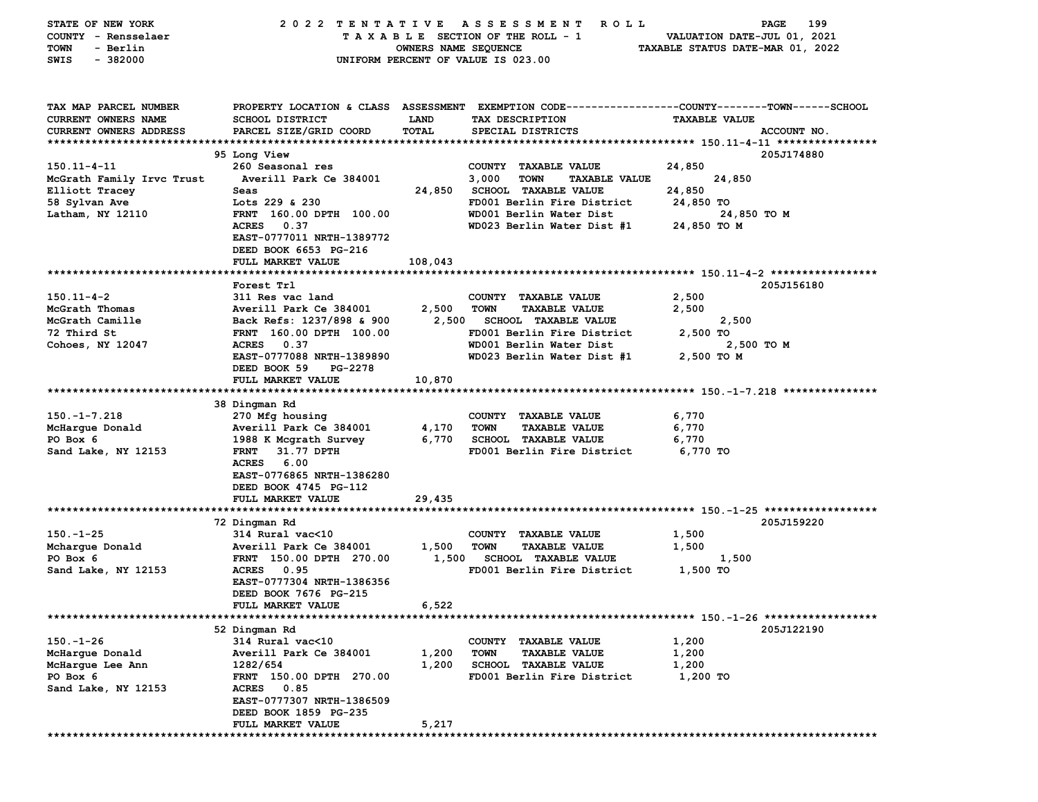STATE OF NEW YORK — 2022 TENTATIVE ASSESSMENT ROLL
COUNTY - Rensselaer — TAXABLE SECTION OF THE ROLL - 1 — VALUATION DATE-JUL 01, 2021
TOWN - Berlin — OWNERS NAME SEQUENCE — TAXABLE STATUS DATE-MAR 01, 2022
SWIS - 382000 — UNIFORM PERCENT OF VALUE IS 023.00

| TAX MAP PARCEL NUMBER / CURRENT OWNERS NAME / CURRENT OWNERS ADDRESS | PROPERTY LOCATION & CLASS / SCHOOL DISTRICT / PARCEL SIZE/GRID COORD | ASSESSMENT LAND / TOTAL | EXEMPTION CODE / TAX DESCRIPTION / SPECIAL DISTRICTS | TAXABLE VALUE (COUNTY / TOWN / SCHOOL) | ACCOUNT NO. |
|---|---|---|---|---|---|
| 150.11-4-11 | 95 Long View | | | | 205J174880 |
| McGrath Family Irvc Trust | 260 Seasonal res | | COUNTY TAXABLE VALUE | 24,850 | |
| Elliott Tracey | Averill Park Ce 384001 | 3,000 | TOWN TAXABLE VALUE | 24,850 | |
| 58 Sylvan Ave | Seas | 24,850 | SCHOOL TAXABLE VALUE | 24,850 | |
| Latham, NY 12110 | Lots 229 & 230 | | FD001 Berlin Fire District | 24,850 TO | |
| | FRNT 160.00 DPTH 100.00 | | WD001 Berlin Water Dist | 24,850 TO M | |
| | ACRES 0.37 | | WD023 Berlin Water Dist #1 | 24,850 TO M | |
| | EAST-0777011 NRTH-1389772 | | | | |
| | DEED BOOK 6653 PG-216 | | | | |
| | FULL MARKET VALUE | 108,043 | | | |
| 150.11-4-2 | Forest Trl | | | | 205J156180 |
| McGrath Thomas | 311 Res vac land | | COUNTY TAXABLE VALUE | 2,500 | |
| McGrath Camille | Averill Park Ce 384001 | 2,500 | TOWN TAXABLE VALUE | 2,500 | |
| 72 Third St | Back Refs: 1237/898 & 900 | 2,500 | SCHOOL TAXABLE VALUE | 2,500 | |
| Cohoes, NY 12047 | FRNT 160.00 DPTH 100.00 | | FD001 Berlin Fire District | 2,500 TO | |
| | ACRES 0.37 | | WD001 Berlin Water Dist | 2,500 TO M | |
| | EAST-0777088 NRTH-1389890 | | WD023 Berlin Water Dist #1 | 2,500 TO M | |
| | DEED BOOK 59 PG-2278 | | | | |
| | FULL MARKET VALUE | 10,870 | | | |
| 150.-1-7.218 | 38 Dingman Rd | | | | |
| McHargue Donald | 270 Mfg housing | | COUNTY TAXABLE VALUE | 6,770 | |
| PO Box 6 | Averill Park Ce 384001 | 4,170 | TOWN TAXABLE VALUE | 6,770 | |
| Sand Lake, NY 12153 | 1988 K Mcgrath Survey | 6,770 | SCHOOL TAXABLE VALUE | 6,770 | |
| | FRNT 31.77 DPTH | | FD001 Berlin Fire District | 6,770 TO | |
| | ACRES 6.00 | | | | |
| | EAST-0776865 NRTH-1386280 | | | | |
| | DEED BOOK 4745 PG-112 | | | | |
| | FULL MARKET VALUE | 29,435 | | | |
| 150.-1-25 | 72 Dingman Rd | | | | 205J159220 |
| Mchargue Donald | 314 Rural vac<10 | | COUNTY TAXABLE VALUE | 1,500 | |
| PO Box 6 | Averill Park Ce 384001 | 1,500 | TOWN TAXABLE VALUE | 1,500 | |
| Sand Lake, NY 12153 | FRNT 150.00 DPTH 270.00 | 1,500 | SCHOOL TAXABLE VALUE | 1,500 | |
| | ACRES 0.95 | | FD001 Berlin Fire District | 1,500 TO | |
| | EAST-0777304 NRTH-1386356 | | | | |
| | DEED BOOK 7676 PG-215 | | | | |
| | FULL MARKET VALUE | 6,522 | | | |
| 150.-1-26 | 52 Dingman Rd | | | | 205J122190 |
| McHargue Donald | 314 Rural vac<10 | | COUNTY TAXABLE VALUE | 1,200 | |
| McHargue Lee Ann | Averill Park Ce 384001 | 1,200 | TOWN TAXABLE VALUE | 1,200 | |
| PO Box 6 | 1282/654 | 1,200 | SCHOOL TAXABLE VALUE | 1,200 | |
| Sand Lake, NY 12153 | FRNT 150.00 DPTH 270.00 | | FD001 Berlin Fire District | 1,200 TO | |
| | ACRES 0.85 | | | | |
| | EAST-0777307 NRTH-1386509 | | | | |
| | DEED BOOK 1859 PG-235 | | | | |
| | FULL MARKET VALUE | 5,217 | | | |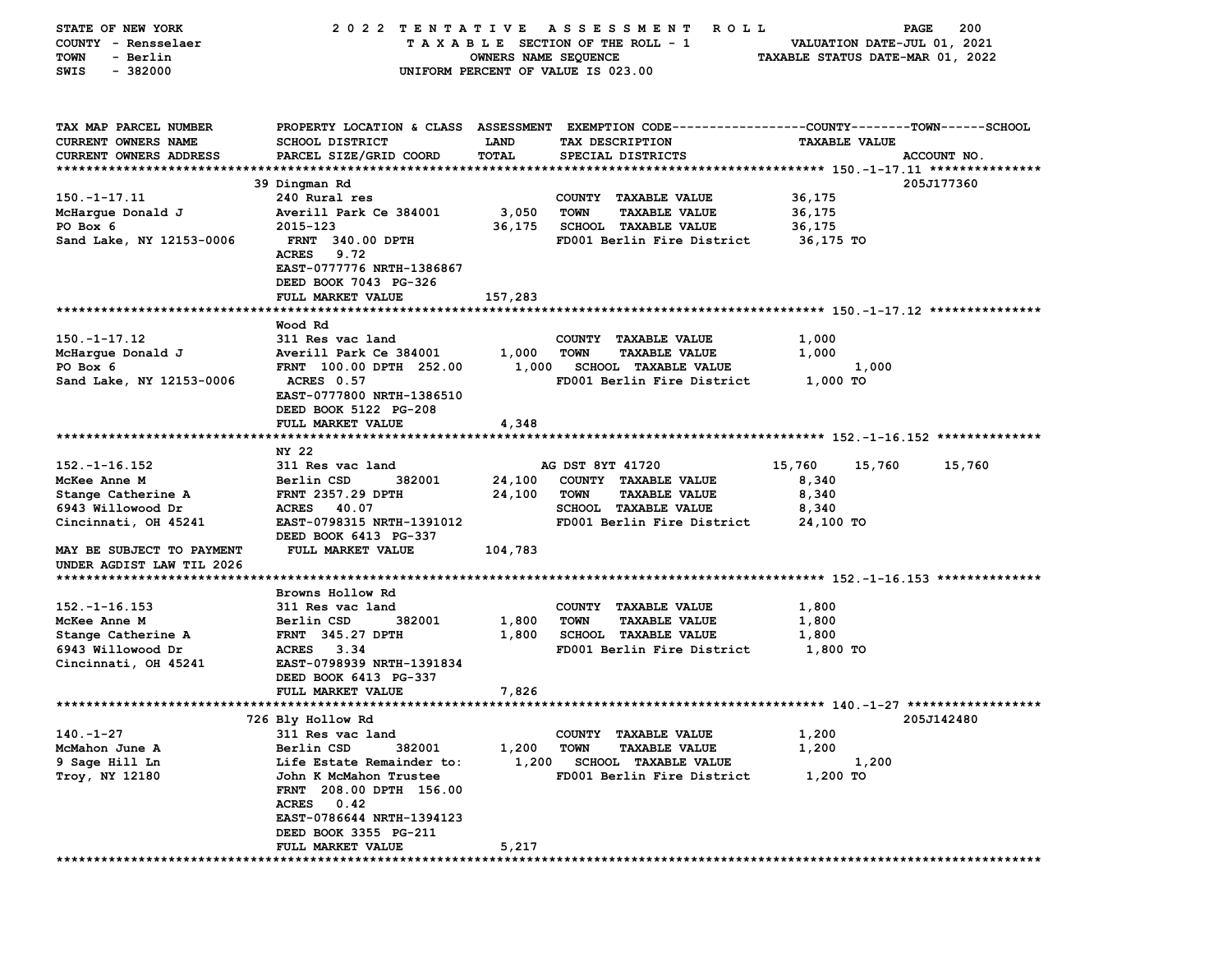STATE OF NEW YORK — 2022 TENTATIVE ASSESSMENT ROLL
COUNTY - Rensselaer — TAXABLE SECTION OF THE ROLL - 1 — VALUATION DATE-JUL 01, 2021
TOWN - Berlin — OWNERS NAME SEQUENCE — TAXABLE STATUS DATE-MAR 01, 2022
SWIS - 382000 — UNIFORM PERCENT OF VALUE IS 023.00

| TAX MAP PARCEL NUMBER / CURRENT OWNERS NAME / CURRENT OWNERS ADDRESS | PROPERTY LOCATION & CLASS / SCHOOL DISTRICT / PARCEL SIZE/GRID COORD | ASSESSMENT LAND / TOTAL | EXEMPTION CODE / TAX DESCRIPTION / SPECIAL DISTRICTS | COUNTY | TOWN | SCHOOL / TAXABLE VALUE / ACCOUNT NO. |
|---|---|---|---|---|---|---|
| **150.-1-17.11** | 39 Dingman Rd | | | | | 205J177360 |
| 150.-1-17.11 | 240 Rural res | | COUNTY TAXABLE VALUE | 36,175 | | |
| McHargue Donald J | Averill Park Ce 384001 | 3,050 | TOWN TAXABLE VALUE | | 36,175 | |
| PO Box 6 | 2015-123 | 36,175 | SCHOOL TAXABLE VALUE | | | 36,175 |
| Sand Lake, NY 12153-0006 | FRNT 340.00 DPTH | | FD001 Berlin Fire District | 36,175 TO | | |
| | ACRES 9.72 | | | | | |
| | EAST-0777776 NRTH-1386867 | | | | | |
| | DEED BOOK 7043 PG-326 | | | | | |
| | FULL MARKET VALUE | 157,283 | | | | |
| **150.-1-17.12** | Wood Rd | | | | | |
| 150.-1-17.12 | 311 Res vac land | | COUNTY TAXABLE VALUE | 1,000 | | |
| McHargue Donald J | Averill Park Ce 384001 | 1,000 | TOWN TAXABLE VALUE | | 1,000 | |
| PO Box 6 | FRNT 100.00 DPTH 252.00 | 1,000 | SCHOOL TAXABLE VALUE | | | 1,000 |
| Sand Lake, NY 12153-0006 | ACRES 0.57 | | FD001 Berlin Fire District | 1,000 TO | | |
| | EAST-0777800 NRTH-1386510 | | | | | |
| | DEED BOOK 5122 PG-208 | | | | | |
| | FULL MARKET VALUE | 4,348 | | | | |
| **152.-1-16.152** | NY 22 | | | | | |
| 152.-1-16.152 | 311 Res vac land | | AG DST 8YT 41720 | 15,760 | 15,760 | 15,760 |
| McKee Anne M | Berlin CSD 382001 | 24,100 | COUNTY TAXABLE VALUE | 8,340 | | |
| Stange Catherine A | FRNT 2357.29 DPTH | 24,100 | TOWN TAXABLE VALUE | | 8,340 | |
| 6943 Willowood Dr | ACRES 40.07 | | SCHOOL TAXABLE VALUE | | | 8,340 |
| Cincinnati, OH 45241 | EAST-0798315 NRTH-1391012 | | FD001 Berlin Fire District | 24,100 TO | | |
| | DEED BOOK 6413 PG-337 | | | | | |
| MAY BE SUBJECT TO PAYMENT UNDER AGDIST LAW TIL 2026 | FULL MARKET VALUE | 104,783 | | | | |
| **152.-1-16.153** | Browns Hollow Rd | | | | | |
| 152.-1-16.153 | 311 Res vac land | | COUNTY TAXABLE VALUE | 1,800 | | |
| McKee Anne M | Berlin CSD 382001 | 1,800 | TOWN TAXABLE VALUE | | 1,800 | |
| Stange Catherine A | FRNT 345.27 DPTH | 1,800 | SCHOOL TAXABLE VALUE | | | 1,800 |
| 6943 Willowood Dr | ACRES 3.34 | | FD001 Berlin Fire District | 1,800 TO | | |
| Cincinnati, OH 45241 | EAST-0798939 NRTH-1391834 | | | | | |
| | DEED BOOK 6413 PG-337 | | | | | |
| | FULL MARKET VALUE | 7,826 | | | | |
| **140.-1-27** | 726 Bly Hollow Rd | | | | | 205J142480 |
| 140.-1-27 | 311 Res vac land | | COUNTY TAXABLE VALUE | 1,200 | | |
| McMahon June A | Berlin CSD 382001 | 1,200 | TOWN TAXABLE VALUE | | 1,200 | |
| 9 Sage Hill Ln | Life Estate Remainder to: | 1,200 | SCHOOL TAXABLE VALUE | | | 1,200 |
| Troy, NY 12180 | John K McMahon Trustee | | FD001 Berlin Fire District | 1,200 TO | | |
| | FRNT 208.00 DPTH 156.00 | | | | | |
| | ACRES 0.42 | | | | | |
| | EAST-0786644 NRTH-1394123 | | | | | |
| | DEED BOOK 3355 PG-211 | | | | | |
| | FULL MARKET VALUE | 5,217 | | | | |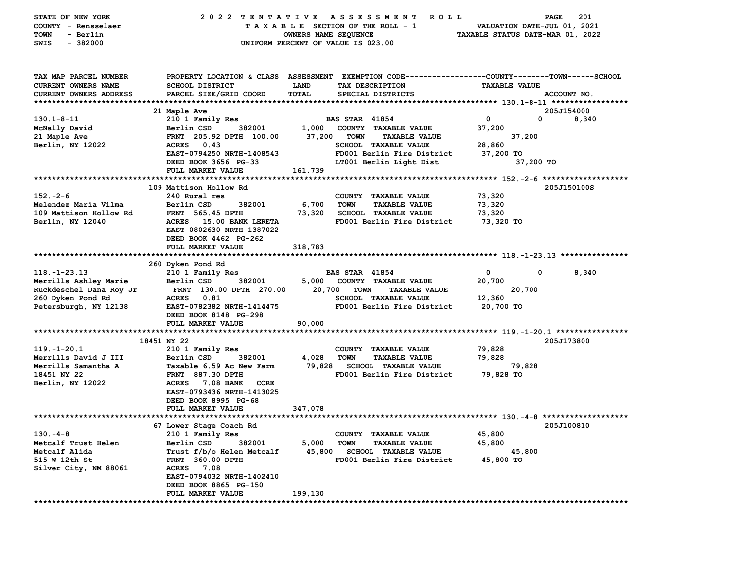STATE OF NEW YORK
COUNTY - Rensselaer
TOWN - Berlin
SWIS - 382000

# 2022 TENTATIVE ASSESSMENT ROLL

TAXABLE SECTION OF THE ROLL - 1
OWNERS NAME SEQUENCE
UNIFORM PERCENT OF VALUE IS 023.00

VALUATION DATE-JUL 01, 2021
TAXABLE STATUS DATE-MAR 01, 2022

```
TAX MAP PARCEL NUMBER        PROPERTY LOCATION & CLASS  ASSESSMENT  EXEMPTION CODE------------------COUNTY--------TOWN------SCHOOL
CURRENT OWNERS NAME          SCHOOL DISTRICT               LAND       TAX DESCRIPTION                    TAXABLE VALUE
CURRENT OWNERS ADDRESS       PARCEL SIZE/GRID COORD        TOTAL      SPECIAL DISTRICTS                                       ACCOUNT NO.
******************************************************************************************************* 130.1-8-11 *****************
                             21 Maple Ave                                                                                 205J154000
130.1-8-11                   210 1 Family Res                        BAS STAR  41854              0             0        8,340
McNally David                Berlin CSD        382001      1,000     COUNTY  TAXABLE VALUE        37,200
21 Maple Ave                 FRNT 205.92 DPTH 100.00      37,200     TOWN    TAXABLE VALUE          37,200
Berlin, NY 12022             ACRES    0.43                           SCHOOL  TAXABLE VALUE        28,860
                             EAST-0794250 NRTH-1408543               FD001 Berlin Fire District    37,200 TO
                             DEED BOOK 3656  PG-33                   LT001 Berlin Light Dist               37,200 TO
                             FULL MARKET VALUE           161,739
******************************************************************************************************* 152.-2-6 *******************
                             109 Mattison Hollow Rd                                                                       205J150100S
152.-2-6                     240 Rural res                           COUNTY  TAXABLE VALUE        73,320
Melendez Maria Vilma         Berlin CSD        382001      6,700     TOWN    TAXABLE VALUE        73,320
109 Mattison Hollow Rd       FRNT 565.45 DPTH             73,320     SCHOOL  TAXABLE VALUE        73,320
Berlin, NY 12040             ACRES   15.00 BANK LERETA               FD001 Berlin Fire District    73,320 TO
                             EAST-0802630 NRTH-1387022
                             DEED BOOK 4462  PG-262
                             FULL MARKET VALUE           318,783
******************************************************************************************************* 118.-1-23.13 ***************
                             260 Dyken Pond Rd
118.-1-23.13                 210 1 Family Res                        BAS STAR  41854              0             0        8,340
Merrills Ashley Marie        Berlin CSD        382001      5,000     COUNTY  TAXABLE VALUE        20,700
Ruckdeschel Dana Roy Jr      FRNT 130.00 DPTH 270.00      20,700     TOWN    TAXABLE VALUE          20,700
260 Dyken Pond Rd            ACRES    0.81                           SCHOOL  TAXABLE VALUE        12,360
Petersburgh, NY 12138        EAST-0782382 NRTH-1414475               FD001 Berlin Fire District    20,700 TO
                             DEED BOOK 8148  PG-298
                             FULL MARKET VALUE            90,000
******************************************************************************************************* 119.-1-20.1 ****************
                             18451 NY 22                                                                                  205J173800
119.-1-20.1                  210 1 Family Res                        COUNTY  TAXABLE VALUE        79,828
Merrills David J III         Berlin CSD        382001      4,028     TOWN    TAXABLE VALUE        79,828
Merrills Samantha A          Taxable 6.59 Ac New Farm     79,828     SCHOOL  TAXABLE VALUE          79,828
18451 NY 22                  FRNT 887.30 DPTH                        FD001 Berlin Fire District    79,828 TO
Berlin, NY 12022             ACRES    7.08 BANK   CORE
                             EAST-0793436 NRTH-1413025
                             DEED BOOK 8995  PG-68
                             FULL MARKET VALUE           347,078
******************************************************************************************************* 130.-4-8 *******************
                             67 Lower Stage Coach Rd                                                                      205J100810
130.-4-8                     210 1 Family Res                        COUNTY  TAXABLE VALUE        45,800
Metcalf Trust Helen          Berlin CSD        382001      5,000     TOWN    TAXABLE VALUE        45,800
Metcalf Alida                Trust f/b/o Helen Metcalf    45,800     SCHOOL  TAXABLE VALUE          45,800
515 W 12th St                FRNT 360.00 DPTH                        FD001 Berlin Fire District    45,800 TO
Silver City, NM 88061        ACRES    7.08
                             EAST-0794032 NRTH-1402410
                             DEED BOOK 8865  PG-150
                             FULL MARKET VALUE           199,130
************************************************************************************************************************************
```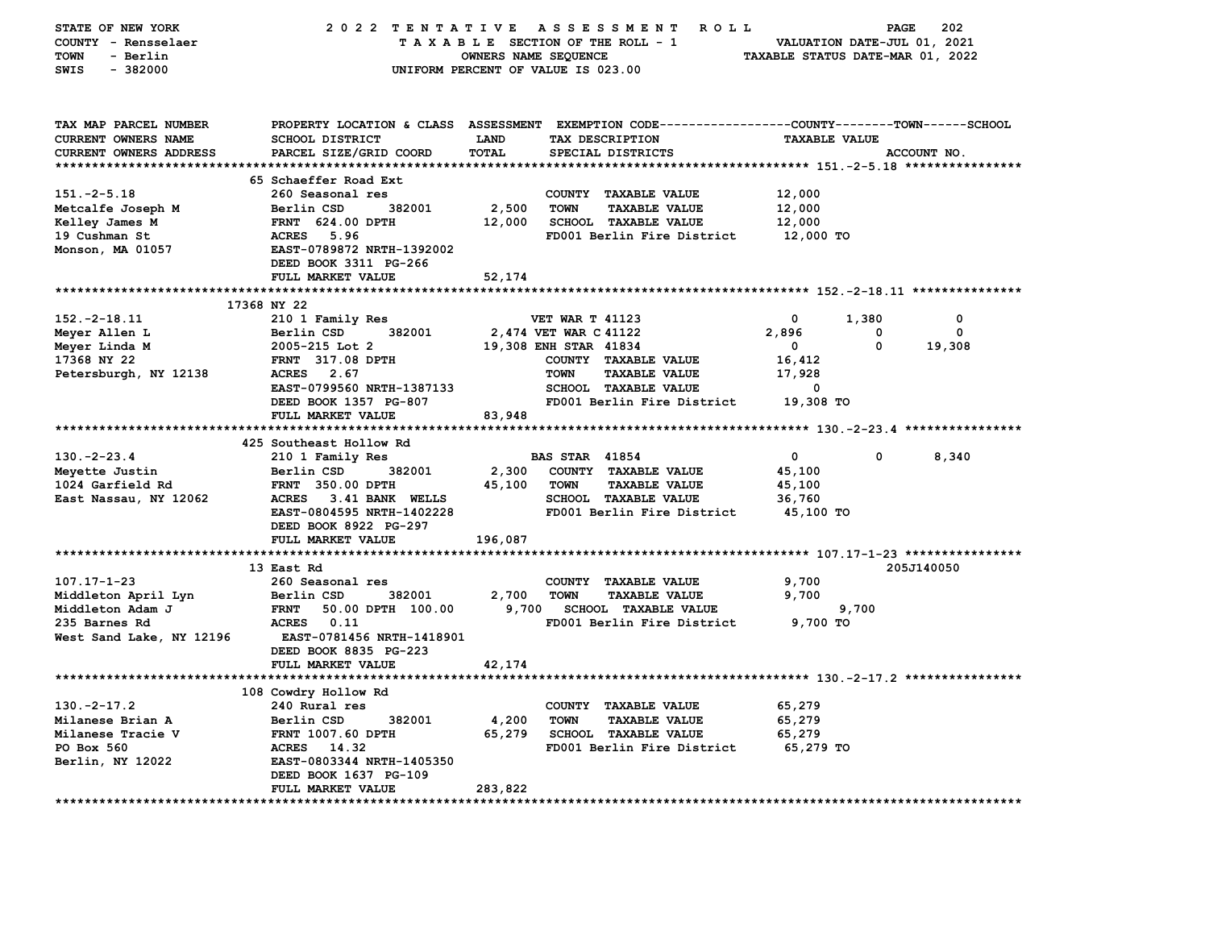STATE OF NEW YORK — 2022 TENTATIVE ASSESSMENT ROLL
COUNTY - Rensselaer — TAXABLE SECTION OF THE ROLL - 1 — VALUATION DATE-JUL 01, 2021
TOWN - Berlin — OWNERS NAME SEQUENCE — TAXABLE STATUS DATE-MAR 01, 2022
SWIS - 382000 — UNIFORM PERCENT OF VALUE IS 023.00

| TAX MAP PARCEL NUMBER / CURRENT OWNERS NAME / CURRENT OWNERS ADDRESS | PROPERTY LOCATION & CLASS / SCHOOL DISTRICT / PARCEL SIZE/GRID COORD | ASSESSMENT LAND / TOTAL | EXEMPTION CODE / TAX DESCRIPTION / SPECIAL DISTRICTS | COUNTY | TOWN | SCHOOL | ACCOUNT NO. |
|---|---|---|---|---|---|---|---|
| **151.-2-5.18** | 65 Schaeffer Road Ext | | | | | | |
| 151.-2-5.18 | 260 Seasonal res | | COUNTY TAXABLE VALUE | 12,000 | | | |
| Metcalfe Joseph M | Berlin CSD 382001 | 2,500 | TOWN TAXABLE VALUE | 12,000 | | | |
| Kelley James M | FRNT 624.00 DPTH | 12,000 | SCHOOL TAXABLE VALUE | 12,000 | | | |
| 19 Cushman St | ACRES 5.96 | | FD001 Berlin Fire District | 12,000 TO | | | |
| Monson, MA 01057 | EAST-0789872 NRTH-1392002 | | | | | | |
| | DEED BOOK 3311 PG-266 | | | | | | |
| | FULL MARKET VALUE | 52,174 | | | | | |
| **152.-2-18.11** | 17368 NY 22 | | | | | | |
| 152.-2-18.11 | 210 1 Family Res | | VET WAR T 41123 | 0 | 1,380 | 0 | |
| Meyer Allen L | Berlin CSD 382001 | 2,474 | VET WAR C 41122 | 2,896 | 0 | 0 | |
| Meyer Linda M | 2005-215 Lot 2 | 19,308 | ENH STAR 41834 | 0 | 0 | 19,308 | |
| 17368 NY 22 | FRNT 317.08 DPTH | | COUNTY TAXABLE VALUE | 16,412 | | | |
| Petersburgh, NY 12138 | ACRES 2.67 | | TOWN TAXABLE VALUE | 17,928 | | | |
| | EAST-0799560 NRTH-1387133 | | SCHOOL TAXABLE VALUE | 0 | | | |
| | DEED BOOK 1357 PG-807 | | FD001 Berlin Fire District | 19,308 TO | | | |
| | FULL MARKET VALUE | 83,948 | | | | | |
| **130.-2-23.4** | 425 Southeast Hollow Rd | | | | | | |
| 130.-2-23.4 | 210 1 Family Res | | BAS STAR 41854 | 0 | 0 | 8,340 | |
| Meyette Justin | Berlin CSD 382001 | 2,300 | COUNTY TAXABLE VALUE | 45,100 | | | |
| 1024 Garfield Rd | FRNT 350.00 DPTH | 45,100 | TOWN TAXABLE VALUE | 45,100 | | | |
| East Nassau, NY 12062 | ACRES 3.41 BANK WELLS | | SCHOOL TAXABLE VALUE | 36,760 | | | |
| | EAST-0804595 NRTH-1402228 | | FD001 Berlin Fire District | 45,100 TO | | | |
| | DEED BOOK 8922 PG-297 | | | | | | |
| | FULL MARKET VALUE | 196,087 | | | | | |
| **107.17-1-23** | 13 East Rd | | | | | | 205J140050 |
| 107.17-1-23 | 260 Seasonal res | | COUNTY TAXABLE VALUE | 9,700 | | | |
| Middleton April Lyn | Berlin CSD 382001 | 2,700 | TOWN TAXABLE VALUE | 9,700 | | | |
| Middleton Adam J | FRNT 50.00 DPTH 100.00 | 9,700 | SCHOOL TAXABLE VALUE | 9,700 | | | |
| 235 Barnes Rd | ACRES 0.11 | | FD001 Berlin Fire District | 9,700 TO | | | |
| West Sand Lake, NY 12196 | EAST-0781456 NRTH-1418901 | | | | | | |
| | DEED BOOK 8835 PG-223 | | | | | | |
| | FULL MARKET VALUE | 42,174 | | | | | |
| **130.-2-17.2** | 108 Cowdry Hollow Rd | | | | | | |
| 130.-2-17.2 | 240 Rural res | | COUNTY TAXABLE VALUE | 65,279 | | | |
| Milanese Brian A | Berlin CSD 382001 | 4,200 | TOWN TAXABLE VALUE | 65,279 | | | |
| Milanese Tracie V | FRNT 1007.60 DPTH | 65,279 | SCHOOL TAXABLE VALUE | 65,279 | | | |
| PO Box 560 | ACRES 14.32 | | FD001 Berlin Fire District | 65,279 TO | | | |
| Berlin, NY 12022 | EAST-0803344 NRTH-1405350 | | | | | | |
| | DEED BOOK 1637 PG-109 | | | | | | |
| | FULL MARKET VALUE | 283,822 | | | | | |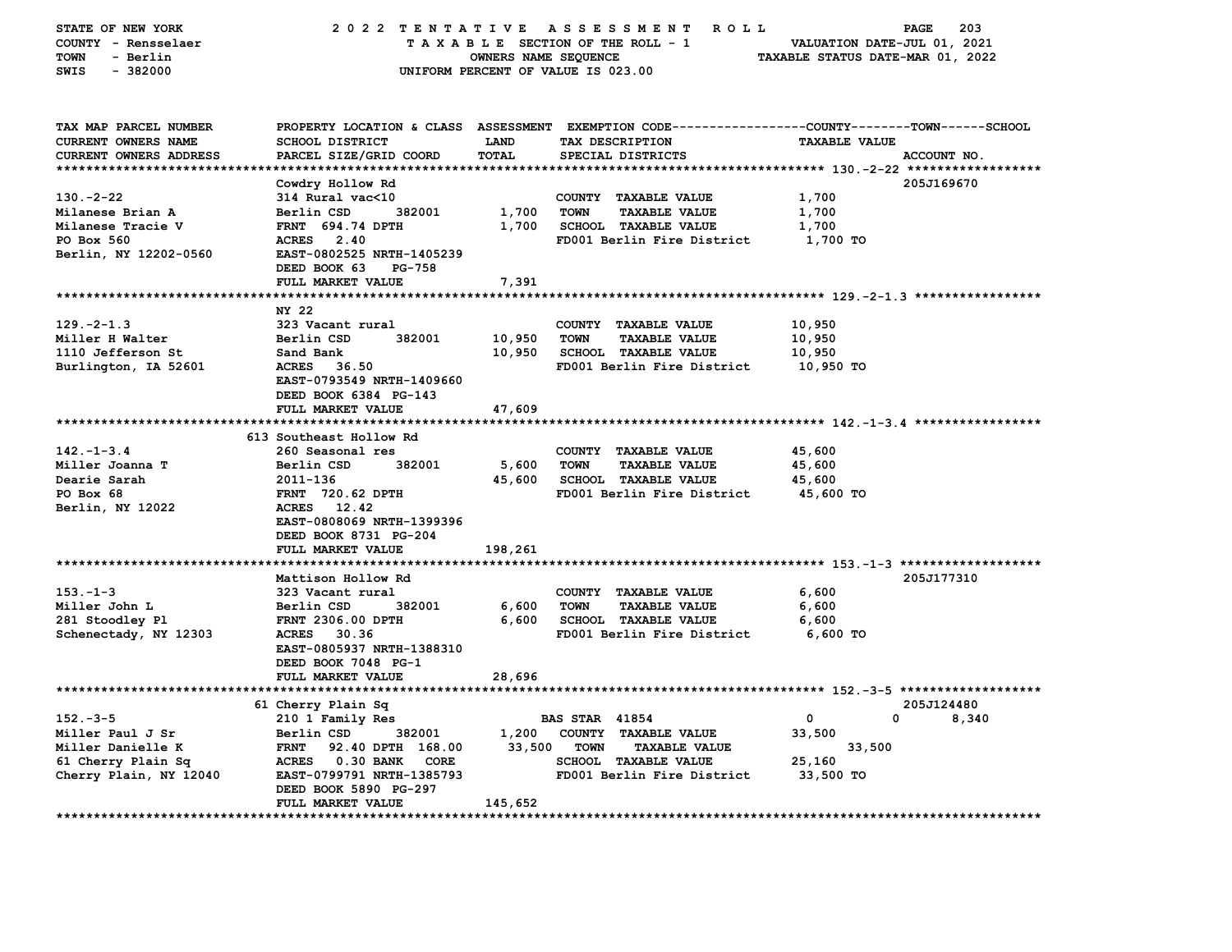STATE OF NEW YORK — 2022 TENTATIVE ASSESSMENT ROLL
COUNTY - Rensselaer — TAXABLE SECTION OF THE ROLL - 1 — VALUATION DATE-JUL 01, 2021
TOWN - Berlin — OWNERS NAME SEQUENCE — TAXABLE STATUS DATE-MAR 01, 2022
SWIS - 382000 — UNIFORM PERCENT OF VALUE IS 023.00

| TAX MAP PARCEL NUMBER / CURRENT OWNERS NAME / CURRENT OWNERS ADDRESS | PROPERTY LOCATION & CLASS / SCHOOL DISTRICT / PARCEL SIZE/GRID COORD | ASSESSMENT LAND | ASSESSMENT TOTAL | EXEMPTION CODE / TAX DESCRIPTION / SPECIAL DISTRICTS | COUNTY TAXABLE VALUE | TOWN | SCHOOL | ACCOUNT NO. |
|---|---|---|---|---|---|---|---|---|
| **130.-2-22** | Cowdry Hollow Rd | | | | | | | 205J169670 |
| 130.-2-22 | 314 Rural vac<10 | | | COUNTY TAXABLE VALUE | 1,700 | | | |
| Milanese Brian A | Berlin CSD 382001 | 1,700 | | TOWN TAXABLE VALUE | 1,700 | | | |
| Milanese Tracie V | FRNT 694.74 DPTH | | 1,700 | SCHOOL TAXABLE VALUE | 1,700 | | | |
| PO Box 560 | ACRES 2.40 | | | FD001 Berlin Fire District | 1,700 TO | | | |
| Berlin, NY 12202-0560 | EAST-0802525 NRTH-1405239 | | | | | | | |
| | DEED BOOK 63 PG-758 | | | | | | | |
| | FULL MARKET VALUE | | 7,391 | | | | | |
| **129.-2-1.3** | NY 22 | | | | | | | |
| 129.-2-1.3 | 323 Vacant rural | | | COUNTY TAXABLE VALUE | 10,950 | | | |
| Miller H Walter | Berlin CSD 382001 | 10,950 | | TOWN TAXABLE VALUE | 10,950 | | | |
| 1110 Jefferson St | Sand Bank | | 10,950 | SCHOOL TAXABLE VALUE | 10,950 | | | |
| Burlington, IA 52601 | ACRES 36.50 | | | FD001 Berlin Fire District | 10,950 TO | | | |
| | EAST-0793549 NRTH-1409660 | | | | | | | |
| | DEED BOOK 6384 PG-143 | | | | | | | |
| | FULL MARKET VALUE | | 47,609 | | | | | |
| **142.-1-3.4** | 613 Southeast Hollow Rd | | | | | | | |
| 142.-1-3.4 | 260 Seasonal res | | | COUNTY TAXABLE VALUE | 45,600 | | | |
| Miller Joanna T | Berlin CSD 382001 | 5,600 | | TOWN TAXABLE VALUE | 45,600 | | | |
| Dearie Sarah | 2011-136 | | 45,600 | SCHOOL TAXABLE VALUE | 45,600 | | | |
| PO Box 68 | FRNT 720.62 DPTH | | | FD001 Berlin Fire District | 45,600 TO | | | |
| Berlin, NY 12022 | ACRES 12.42 | | | | | | | |
| | EAST-0808069 NRTH-1399396 | | | | | | | |
| | DEED BOOK 8731 PG-204 | | | | | | | |
| | FULL MARKET VALUE | | 198,261 | | | | | |
| **153.-1-3** | Mattison Hollow Rd | | | | | | | 205J177310 |
| 153.-1-3 | 323 Vacant rural | | | COUNTY TAXABLE VALUE | 6,600 | | | |
| Miller John L | Berlin CSD 382001 | 6,600 | | TOWN TAXABLE VALUE | 6,600 | | | |
| 281 Stoodley Pl | FRNT 2306.00 DPTH | | 6,600 | SCHOOL TAXABLE VALUE | 6,600 | | | |
| Schenectady, NY 12303 | ACRES 30.36 | | | FD001 Berlin Fire District | 6,600 TO | | | |
| | EAST-0805937 NRTH-1388310 | | | | | | | |
| | DEED BOOK 7048 PG-1 | | | | | | | |
| | FULL MARKET VALUE | | 28,696 | | | | | |
| **152.-3-5** | 61 Cherry Plain Sq | | | | | | | 205J124480 |
| 152.-3-5 | 210 1 Family Res | | | BAS STAR 41854 | 0 | 0 | 8,340 | |
| Miller Paul J Sr | Berlin CSD 382001 | 1,200 | | COUNTY TAXABLE VALUE | 33,500 | | | |
| Miller Danielle K | FRNT 92.40 DPTH 168.00 | | 33,500 | TOWN TAXABLE VALUE | | 33,500 | | |
| 61 Cherry Plain Sq | ACRES 0.30 BANK CORE | | | SCHOOL TAXABLE VALUE | 25,160 | | | |
| Cherry Plain, NY 12040 | EAST-0799791 NRTH-1385793 | | | FD001 Berlin Fire District | 33,500 TO | | | |
| | DEED BOOK 5890 PG-297 | | | | | | | |
| | FULL MARKET VALUE | | 145,652 | | | | | |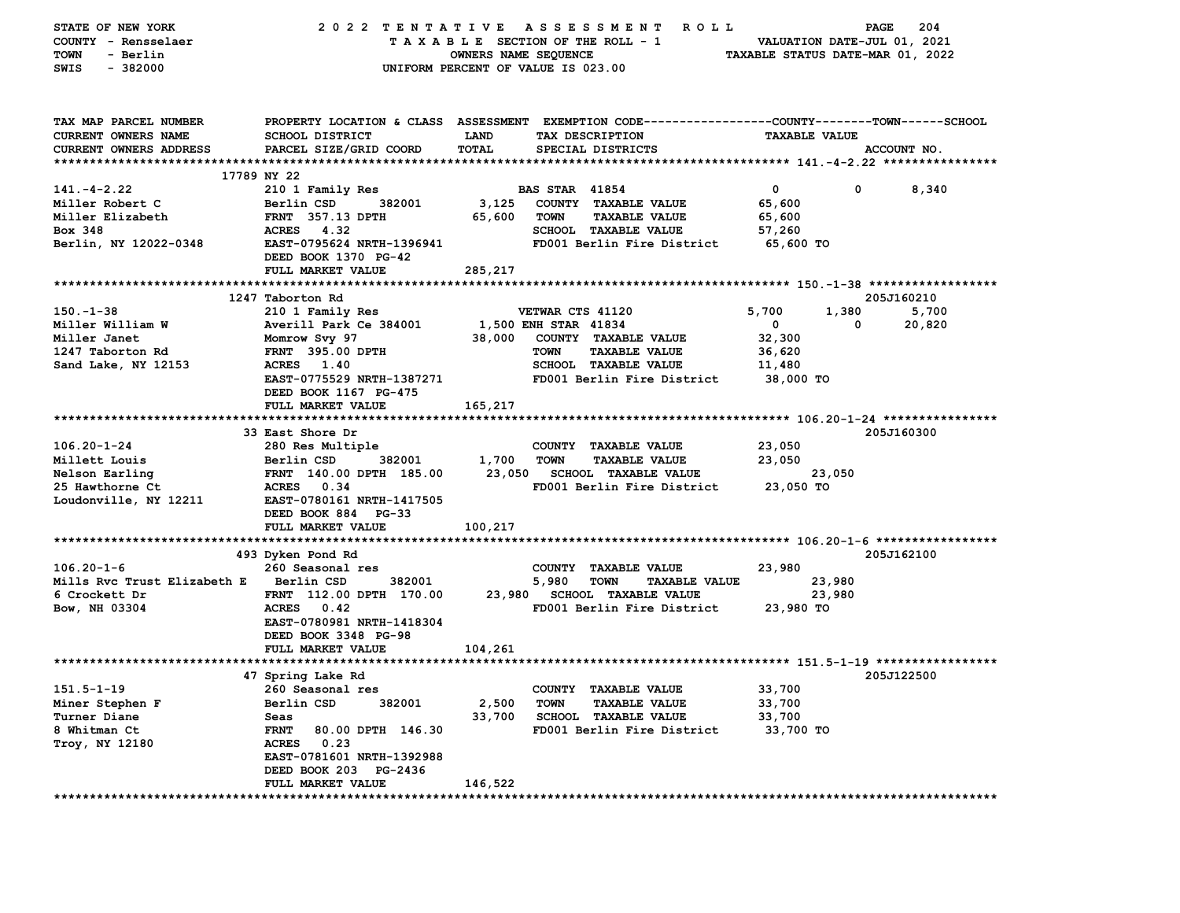STATE OF NEW YORK — 2022 TENTATIVE ASSESSMENT ROLL
COUNTY - Rensselaer — TAXABLE SECTION OF THE ROLL - 1 — VALUATION DATE-JUL 01, 2021
TOWN - Berlin — OWNERS NAME SEQUENCE — TAXABLE STATUS DATE-MAR 01, 2022
SWIS - 382000 — UNIFORM PERCENT OF VALUE IS 023.00

| TAX MAP PARCEL NUMBER / CURRENT OWNERS NAME / CURRENT OWNERS ADDRESS | PROPERTY LOCATION & CLASS / SCHOOL DISTRICT / PARCEL SIZE/GRID COORD | ASSESSMENT LAND / TOTAL | EXEMPTION CODE / TAX DESCRIPTION / SPECIAL DISTRICTS | COUNTY | TOWN | SCHOOL / TAXABLE VALUE | ACCOUNT NO. |
|---|---|---|---|---|---|---|---|
| **141.-4-2.22** | 17789 NY 22 | | | | | | |
| 141.-4-2.22 | 210 1 Family Res | | BAS STAR 41854 | 0 | 0 | 8,340 | |
| Miller Robert C | Berlin CSD 382001 | 3,125 | COUNTY TAXABLE VALUE | 65,600 | | | |
| Miller Elizabeth | FRNT 357.13 DPTH | 65,600 | TOWN TAXABLE VALUE | | 65,600 | | |
| Box 348 | ACRES 4.32 | | SCHOOL TAXABLE VALUE | | | 57,260 | |
| Berlin, NY 12022-0348 | EAST-0795624 NRTH-1396941 | | FD001 Berlin Fire District | 65,600 TO | | | |
| | DEED BOOK 1370 PG-42 | | | | | | |
| | FULL MARKET VALUE | 285,217 | | | | | |
| **150.-1-38** | 1247 Taborton Rd | | | | | | 205J160210 |
| 150.-1-38 | 210 1 Family Res | | VETWAR CTS 41120 | 5,700 | 1,380 | 5,700 | |
| Miller William W | Averill Park Ce 384001 | 1,500 | ENH STAR 41834 | 0 | 0 | 20,820 | |
| Miller Janet | Momrow Svy 97 | 38,000 | COUNTY TAXABLE VALUE | 32,300 | | | |
| 1247 Taborton Rd | FRNT 395.00 DPTH | | TOWN TAXABLE VALUE | | 36,620 | | |
| Sand Lake, NY 12153 | ACRES 1.40 | | SCHOOL TAXABLE VALUE | | | 11,480 | |
| | EAST-0775529 NRTH-1387271 | | FD001 Berlin Fire District | 38,000 TO | | | |
| | DEED BOOK 1167 PG-475 | | | | | | |
| | FULL MARKET VALUE | 165,217 | | | | | |
| **106.20-1-24** | 33 East Shore Dr | | | | | | 205J160300 |
| 106.20-1-24 | 280 Res Multiple | | COUNTY TAXABLE VALUE | 23,050 | | | |
| Millett Louis | Berlin CSD 382001 | 1,700 | TOWN TAXABLE VALUE | | 23,050 | | |
| Nelson Earling | FRNT 140.00 DPTH 185.00 | 23,050 | SCHOOL TAXABLE VALUE | | | 23,050 | |
| 25 Hawthorne Ct | ACRES 0.34 | | FD001 Berlin Fire District | 23,050 TO | | | |
| Loudonville, NY 12211 | EAST-0780161 NRTH-1417505 | | | | | | |
| | DEED BOOK 884 PG-33 | | | | | | |
| | FULL MARKET VALUE | 100,217 | | | | | |
| **106.20-1-6** | 493 Dyken Pond Rd | | | | | | 205J162100 |
| 106.20-1-6 | 260 Seasonal res | | COUNTY TAXABLE VALUE | 23,980 | | | |
| Mills Rvc Trust Elizabeth E | Berlin CSD 382001 | 5,980 | TOWN TAXABLE VALUE | | 23,980 | | |
| 6 Crockett Dr | FRNT 112.00 DPTH 170.00 | 23,980 | SCHOOL TAXABLE VALUE | | | 23,980 | |
| Bow, NH 03304 | ACRES 0.42 | | FD001 Berlin Fire District | 23,980 TO | | | |
| | EAST-0780981 NRTH-1418304 | | | | | | |
| | DEED BOOK 3348 PG-98 | | | | | | |
| | FULL MARKET VALUE | 104,261 | | | | | |
| **151.5-1-19** | 47 Spring Lake Rd | | | | | | 205J122500 |
| 151.5-1-19 | 260 Seasonal res | | COUNTY TAXABLE VALUE | 33,700 | | | |
| Miner Stephen F | Berlin CSD 382001 | 2,500 | TOWN TAXABLE VALUE | | 33,700 | | |
| Turner Diane | Seas | 33,700 | SCHOOL TAXABLE VALUE | | | 33,700 | |
| 8 Whitman Ct | FRNT 80.00 DPTH 146.30 | | FD001 Berlin Fire District | 33,700 TO | | | |
| Troy, NY 12180 | ACRES 0.23 | | | | | | |
| | EAST-0781601 NRTH-1392988 | | | | | | |
| | DEED BOOK 203 PG-2436 | | | | | | |
| | FULL MARKET VALUE | 146,522 | | | | | |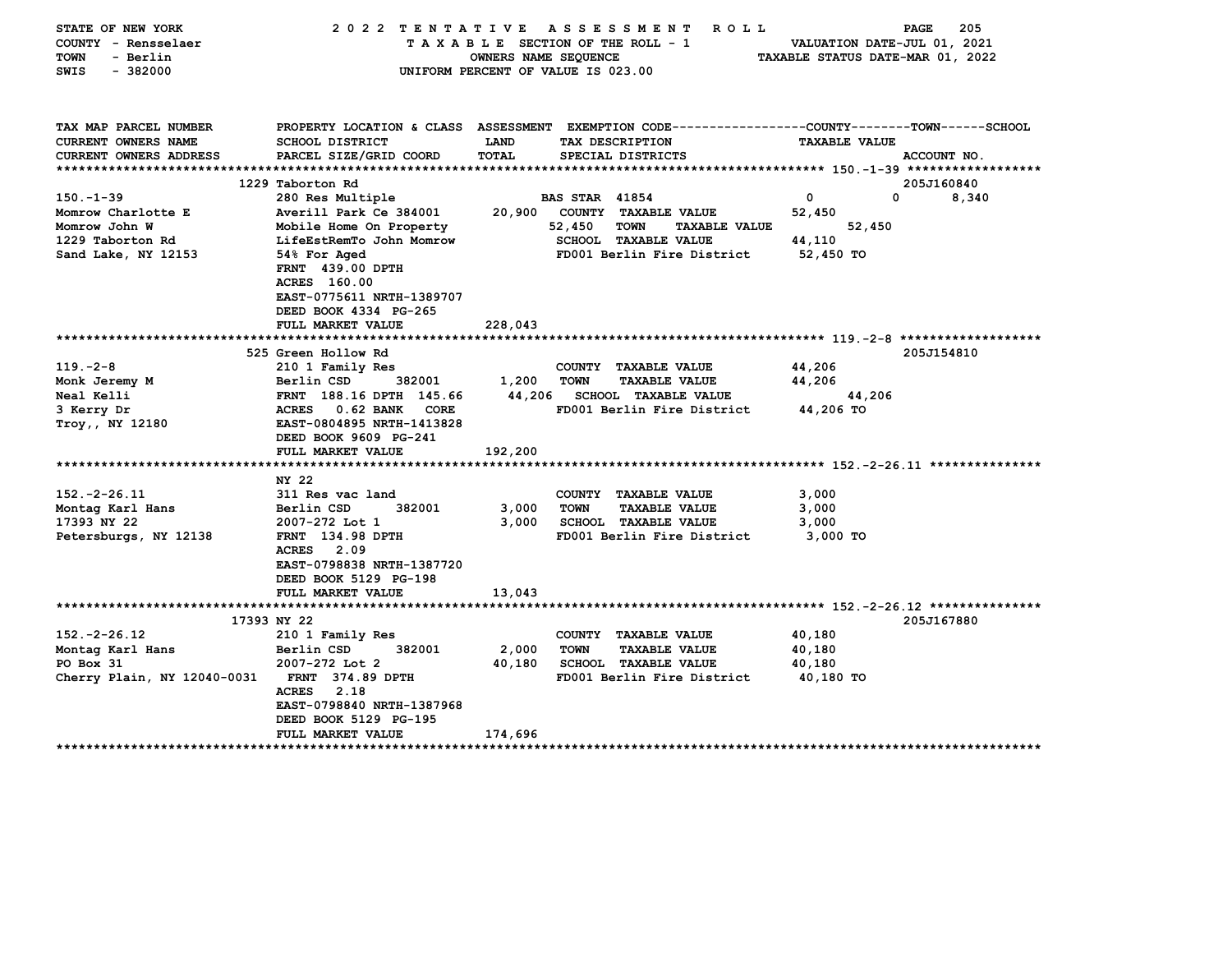STATE OF NEW YORK — 2022 TENTATIVE ASSESSMENT ROLL
COUNTY - Rensselaer — TAXABLE SECTION OF THE ROLL - 1 — VALUATION DATE-JUL 01, 2021
TOWN - Berlin — OWNERS NAME SEQUENCE — TAXABLE STATUS DATE-MAR 01, 2022
SWIS - 382000 — UNIFORM PERCENT OF VALUE IS 023.00

| TAX MAP PARCEL NUMBER / CURRENT OWNERS NAME / CURRENT OWNERS ADDRESS | PROPERTY LOCATION & CLASS / SCHOOL DISTRICT / PARCEL SIZE/GRID COORD | ASSESSMENT LAND / TOTAL | EXEMPTION CODE / TAX DESCRIPTION / SPECIAL DISTRICTS | COUNTY | TOWN | SCHOOL / TAXABLE VALUE | ACCOUNT NO. |
|---|---|---|---|---|---|---|---|
| **150.-1-39** | 1229 Taborton Rd | | | | | | 205J160840 |
| 150.-1-39 | 280 Res Multiple | | BAS STAR 41854 | 0 | 0 | 8,340 | |
| Momrow Charlotte E | Averill Park Ce 384001 | 20,900 | COUNTY TAXABLE VALUE | 52,450 | | | |
| Momrow John W | Mobile Home On Property | 52,450 | TOWN TAXABLE VALUE | | 52,450 | | |
| 1229 Taborton Rd | LifeEstRemTo John Momrow | | SCHOOL TAXABLE VALUE | 44,110 | | | |
| Sand Lake, NY 12153 | 54% For Aged | | FD001 Berlin Fire District | 52,450 TO | | | |
| | FRNT 439.00 DPTH | | | | | | |
| | ACRES 160.00 | | | | | | |
| | EAST-0775611 NRTH-1389707 | | | | | | |
| | DEED BOOK 4334 PG-265 | | | | | | |
| | FULL MARKET VALUE | 228,043 | | | | | |
| **119.-2-8** | 525 Green Hollow Rd | | | | | | 205J154810 |
| 119.-2-8 | 210 1 Family Res | | COUNTY TAXABLE VALUE | 44,206 | | | |
| Monk Jeremy M | Berlin CSD 382001 | 1,200 | TOWN TAXABLE VALUE | 44,206 | | | |
| Neal Kelli | FRNT 188.16 DPTH 145.66 | 44,206 | SCHOOL TAXABLE VALUE | | 44,206 | | |
| 3 Kerry Dr | ACRES 0.62 BANK CORE | | FD001 Berlin Fire District | 44,206 TO | | | |
| Troy,, NY 12180 | EAST-0804895 NRTH-1413828 | | | | | | |
| | DEED BOOK 9609 PG-241 | | | | | | |
| | FULL MARKET VALUE | 192,200 | | | | | |
| **152.-2-26.11** | NY 22 | | | | | | |
| 152.-2-26.11 | 311 Res vac land | | COUNTY TAXABLE VALUE | 3,000 | | | |
| Montag Karl Hans | Berlin CSD 382001 | 3,000 | TOWN TAXABLE VALUE | 3,000 | | | |
| 17393 NY 22 | 2007-272 Lot 1 | 3,000 | SCHOOL TAXABLE VALUE | 3,000 | | | |
| Petersburgs, NY 12138 | FRNT 134.98 DPTH | | FD001 Berlin Fire District | 3,000 TO | | | |
| | ACRES 2.09 | | | | | | |
| | EAST-0798838 NRTH-1387720 | | | | | | |
| | DEED BOOK 5129 PG-198 | | | | | | |
| | FULL MARKET VALUE | 13,043 | | | | | |
| **152.-2-26.12** | 17393 NY 22 | | | | | | 205J167880 |
| 152.-2-26.12 | 210 1 Family Res | | COUNTY TAXABLE VALUE | 40,180 | | | |
| Montag Karl Hans | Berlin CSD 382001 | 2,000 | TOWN TAXABLE VALUE | 40,180 | | | |
| PO Box 31 | 2007-272 Lot 2 | 40,180 | SCHOOL TAXABLE VALUE | 40,180 | | | |
| Cherry Plain, NY 12040-0031 | FRNT 374.89 DPTH | | FD001 Berlin Fire District | 40,180 TO | | | |
| | ACRES 2.18 | | | | | | |
| | EAST-0798840 NRTH-1387968 | | | | | | |
| | DEED BOOK 5129 PG-195 | | | | | | |
| | FULL MARKET VALUE | 174,696 | | | | | |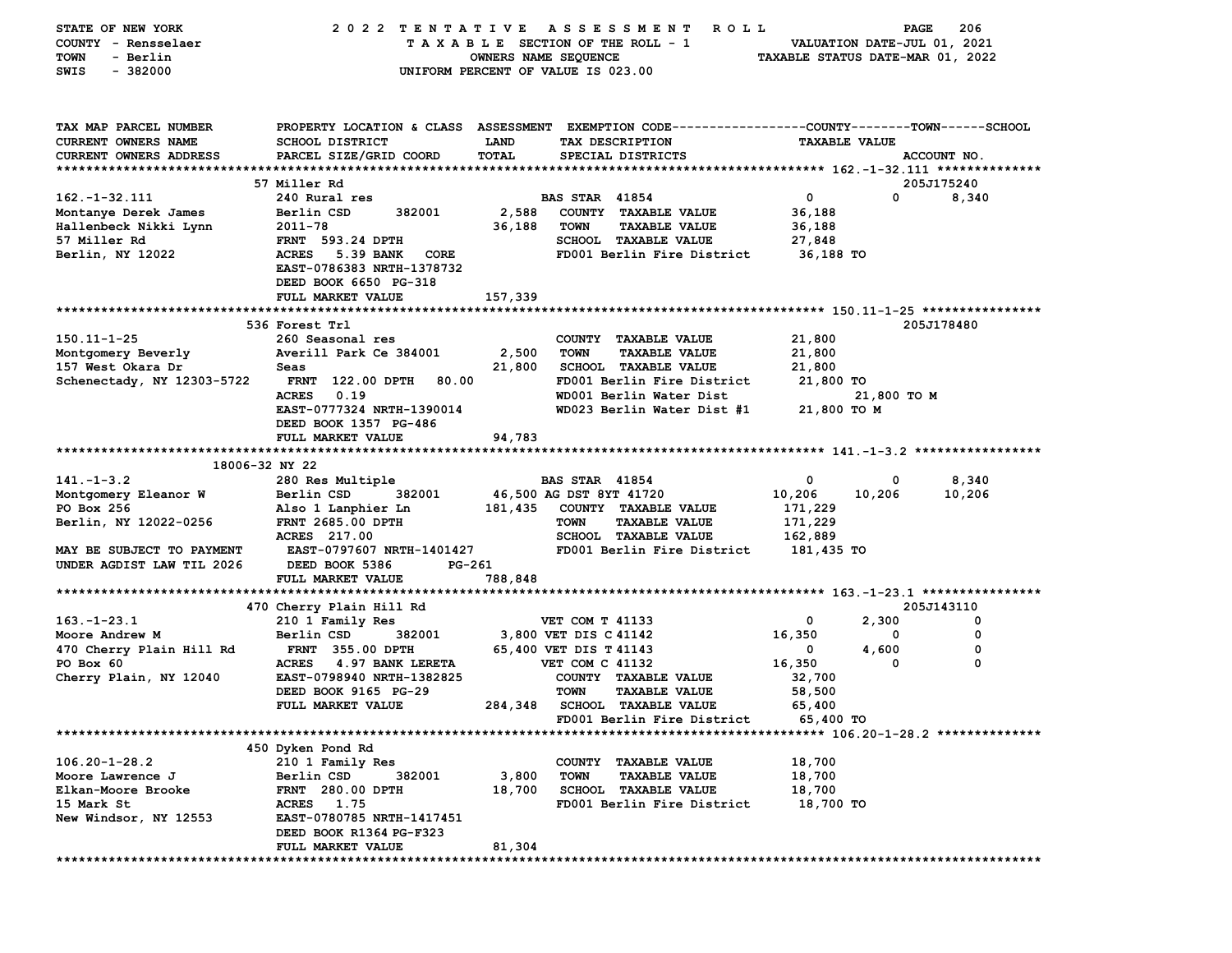STATE OF NEW YORK — 2022 TENTATIVE ASSESSMENT ROLL — PAGE 206
COUNTY - Rensselaer — TAXABLE SECTION OF THE ROLL - 1 — VALUATION DATE-JUL 01, 2021
TOWN - Berlin — OWNERS NAME SEQUENCE — TAXABLE STATUS DATE-MAR 01, 2022
SWIS - 382000 — UNIFORM PERCENT OF VALUE IS 023.00

| TAX MAP PARCEL NUMBER<br>CURRENT OWNERS NAME<br>CURRENT OWNERS ADDRESS | PROPERTY LOCATION & CLASS<br>SCHOOL DISTRICT<br>PARCEL SIZE/GRID COORD | ASSESSMENT<br>LAND<br>TOTAL | EXEMPTION CODE<br>TAX DESCRIPTION<br>SPECIAL DISTRICTS | COUNTY<br>TAXABLE VALUE | TOWN | SCHOOL<br>ACCOUNT NO. |
|---|---|---|---|---|---|---|
| **162.-1-32.111** | 57 Miller Rd | | | | | 205J175240 |
| 162.-1-32.111 | 240 Rural res | | BAS STAR 41854 | 0 | 0 | 8,340 |
| Montanye Derek James | Berlin CSD 382001 | 2,588 | COUNTY TAXABLE VALUE | 36,188 | | |
| Hallenbeck Nikki Lynn | 2011-78 | 36,188 | TOWN TAXABLE VALUE | 36,188 | | |
| 57 Miller Rd | FRNT 593.24 DPTH | | SCHOOL TAXABLE VALUE | 27,848 | | |
| Berlin, NY 12022 | ACRES 5.39 BANK CORE | | FD001 Berlin Fire District | 36,188 TO | | |
| | EAST-0786383 NRTH-1378732 | | | | | |
| | DEED BOOK 6650 PG-318 | | | | | |
| | FULL MARKET VALUE | 157,339 | | | | |
| **150.11-1-25** | 536 Forest Trl | | | | | 205J178480 |
| 150.11-1-25 | 260 Seasonal res | | COUNTY TAXABLE VALUE | 21,800 | | |
| Montgomery Beverly | Averill Park Ce 384001 | 2,500 | TOWN TAXABLE VALUE | 21,800 | | |
| 157 West Okara Dr | Seas | 21,800 | SCHOOL TAXABLE VALUE | 21,800 | | |
| Schenectady, NY 12303-5722 | FRNT 122.00 DPTH 80.00 | | FD001 Berlin Fire District | 21,800 TO | | |
| | ACRES 0.19 | | WD001 Berlin Water Dist | 21,800 TO M | | |
| | EAST-0777324 NRTH-1390014 | | WD023 Berlin Water Dist #1 | 21,800 TO M | | |
| | DEED BOOK 1357 PG-486 | | | | | |
| | FULL MARKET VALUE | 94,783 | | | | |
| **141.-1-3.2** | 18006-32 NY 22 | | | | | |
| 141.-1-3.2 | 280 Res Multiple | | BAS STAR 41854 | 0 | 0 | 8,340 |
| Montgomery Eleanor W | Berlin CSD 382001 | 46,500 | AG DST 8YT 41720 | 10,206 | 10,206 | 10,206 |
| PO Box 256 | Also 1 Lanphier Ln | 181,435 | COUNTY TAXABLE VALUE | 171,229 | | |
| Berlin, NY 12022-0256 | FRNT 2685.00 DPTH | | TOWN TAXABLE VALUE | 171,229 | | |
| | ACRES 217.00 | | SCHOOL TAXABLE VALUE | 162,889 | | |
| MAY BE SUBJECT TO PAYMENT | EAST-0797607 NRTH-1401427 | | FD001 Berlin Fire District | 181,435 TO | | |
| UNDER AGDIST LAW TIL 2026 | DEED BOOK 5386 PG-261 | | | | | |
| | FULL MARKET VALUE | 788,848 | | | | |
| **163.-1-23.1** | 470 Cherry Plain Hill Rd | | | | | 205J143110 |
| 163.-1-23.1 | 210 1 Family Res | | VET COM T 41133 | 0 | 2,300 | 0 |
| Moore Andrew M | Berlin CSD 382001 | 3,800 | VET DIS C 41142 | 16,350 | 0 | 0 |
| 470 Cherry Plain Hill Rd | FRNT 355.00 DPTH | 65,400 | VET DIS T 41143 | 0 | 4,600 | 0 |
| PO Box 60 | ACRES 4.97 BANK LERETA | | VET COM C 41132 | 16,350 | 0 | 0 |
| Cherry Plain, NY 12040 | EAST-0798940 NRTH-1382825 | | COUNTY TAXABLE VALUE | 32,700 | | |
| | DEED BOOK 9165 PG-29 | | TOWN TAXABLE VALUE | 58,500 | | |
| | FULL MARKET VALUE | 284,348 | SCHOOL TAXABLE VALUE | 65,400 | | |
| | | | FD001 Berlin Fire District | 65,400 TO | | |
| **106.20-1-28.2** | 450 Dyken Pond Rd | | | | | |
| 106.20-1-28.2 | 210 1 Family Res | | COUNTY TAXABLE VALUE | 18,700 | | |
| Moore Lawrence J | Berlin CSD 382001 | 3,800 | TOWN TAXABLE VALUE | 18,700 | | |
| Elkan-Moore Brooke | FRNT 280.00 DPTH | 18,700 | SCHOOL TAXABLE VALUE | 18,700 | | |
| 15 Mark St | ACRES 1.75 | | FD001 Berlin Fire District | 18,700 TO | | |
| New Windsor, NY 12553 | EAST-0780785 NRTH-1417451 | | | | | |
| | DEED BOOK R1364 PG-F323 | | | | | |
| | FULL MARKET VALUE | 81,304 | | | | |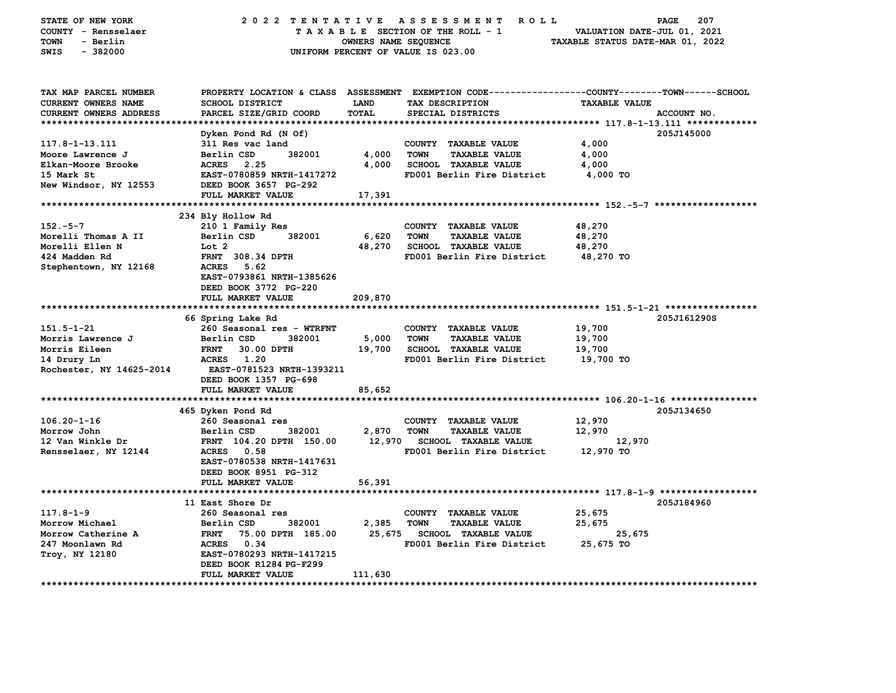STATE OF NEW YORK — COUNTY - Rensselaer — TOWN - Berlin — SWIS - 382000

**2022 TENTATIVE ASSESSMENT ROLL**
TAXABLE SECTION OF THE ROLL - 1
OWNERS NAME SEQUENCE
UNIFORM PERCENT OF VALUE IS 023.00

VALUATION DATE-JUL 01, 2021
TAXABLE STATUS DATE-MAR 01, 2022

| TAX MAP PARCEL NUMBER / CURRENT OWNERS NAME / CURRENT OWNERS ADDRESS | PROPERTY LOCATION & CLASS / SCHOOL DISTRICT / PARCEL SIZE/GRID COORD | ASSESSMENT LAND | TOTAL | EXEMPTION CODE / TAX DESCRIPTION / SPECIAL DISTRICTS | TAXABLE VALUE (COUNTY / TOWN / SCHOOL) | ACCOUNT NO. |
|---|---|---|---|---|---|---|
| 117.8-1-13.111 | Dyken Pond Rd (N Of) | | | | | 205J145000 |
| | 311 Res vac land | | | COUNTY TAXABLE VALUE | 4,000 | |
| Moore Lawrence J | Berlin CSD 382001 | 4,000 | | TOWN TAXABLE VALUE | 4,000 | |
| Elkan-Moore Brooke | ACRES 2.25 | | 4,000 | SCHOOL TAXABLE VALUE | 4,000 | |
| 15 Mark St | EAST-0780859 NRTH-1417272 | | | FD001 Berlin Fire District | 4,000 TO | |
| New Windsor, NY 12553 | DEED BOOK 3657 PG-292 | | | | | |
| | FULL MARKET VALUE | | 17,391 | | | |
| 152.-5-7 | 234 Bly Hollow Rd | | | | | |
| | 210 1 Family Res | | | COUNTY TAXABLE VALUE | 48,270 | |
| Morelli Thomas A II | Berlin CSD 382001 | 6,620 | | TOWN TAXABLE VALUE | 48,270 | |
| Morelli Ellen N | Lot 2 | | 48,270 | SCHOOL TAXABLE VALUE | 48,270 | |
| 424 Madden Rd | FRNT 308.34 DPTH | | | FD001 Berlin Fire District | 48,270 TO | |
| Stephentown, NY 12168 | ACRES 5.62 | | | | | |
| | EAST-0793861 NRTH-1385626 | | | | | |
| | DEED BOOK 3772 PG-220 | | | | | |
| | FULL MARKET VALUE | | 209,870 | | | |
| 151.5-1-21 | 66 Spring Lake Rd | | | | | 205J161290S |
| | 260 Seasonal res - WTRFNT | | | COUNTY TAXABLE VALUE | 19,700 | |
| Morris Lawrence J | Berlin CSD 382001 | 5,000 | | TOWN TAXABLE VALUE | 19,700 | |
| Morris Eileen | FRNT 30.00 DPTH | | 19,700 | SCHOOL TAXABLE VALUE | 19,700 | |
| 14 Drury Ln | ACRES 1.20 | | | FD001 Berlin Fire District | 19,700 TO | |
| Rochester, NY 14625-2014 | EAST-0781523 NRTH-1393211 | | | | | |
| | DEED BOOK 1357 PG-698 | | | | | |
| | FULL MARKET VALUE | | 85,652 | | | |
| 106.20-1-16 | 465 Dyken Pond Rd | | | | | 205J134650 |
| | 260 Seasonal res | | | COUNTY TAXABLE VALUE | 12,970 | |
| Morrow John | Berlin CSD 382001 | 2,870 | | TOWN TAXABLE VALUE | 12,970 | |
| 12 Van Winkle Dr | FRNT 104.20 DPTH 150.00 | | 12,970 | SCHOOL TAXABLE VALUE | 12,970 | |
| Rensselaer, NY 12144 | ACRES 0.58 | | | FD001 Berlin Fire District | 12,970 TO | |
| | EAST-0780538 NRTH-1417631 | | | | | |
| | DEED BOOK 8951 PG-312 | | | | | |
| | FULL MARKET VALUE | | 56,391 | | | |
| 117.8-1-9 | 11 East Shore Dr | | | | | 205J184960 |
| | 260 Seasonal res | | | COUNTY TAXABLE VALUE | 25,675 | |
| Morrow Michael | Berlin CSD 382001 | 2,385 | | TOWN TAXABLE VALUE | 25,675 | |
| Morrow Catherine A | FRNT 75.00 DPTH 185.00 | | 25,675 | SCHOOL TAXABLE VALUE | 25,675 | |
| 247 Moonlawn Rd | ACRES 0.34 | | | FD001 Berlin Fire District | 25,675 TO | |
| Troy, NY 12180 | EAST-0780293 NRTH-1417215 | | | | | |
| | DEED BOOK R1284 PG-F299 | | | | | |
| | FULL MARKET VALUE | | 111,630 | | | |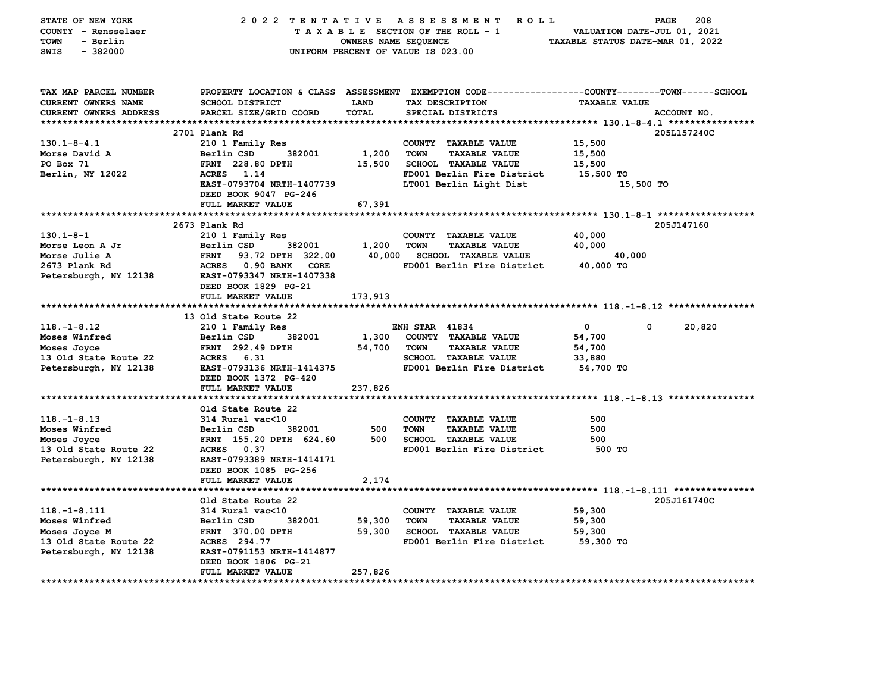STATE OF NEW YORK — 2022 TENTATIVE ASSESSMENT ROLL
COUNTY - Rensselaer — TAXABLE SECTION OF THE ROLL - 1 — VALUATION DATE-JUL 01, 2021
TOWN - Berlin — OWNERS NAME SEQUENCE — TAXABLE STATUS DATE-MAR 01, 2022
SWIS - 382000 — UNIFORM PERCENT OF VALUE IS 023.00

| TAX MAP PARCEL NUMBER / CURRENT OWNERS NAME / CURRENT OWNERS ADDRESS | PROPERTY LOCATION & CLASS / SCHOOL DISTRICT / PARCEL SIZE/GRID COORD | ASSESSMENT LAND / TOTAL | EXEMPTION CODE / TAX DESCRIPTION / SPECIAL DISTRICTS | COUNTY | TOWN | SCHOOL / TAXABLE VALUE / ACCOUNT NO. |
|---|---|---|---|---|---|---|
| **130.1-8-4.1** | 2701 Plank Rd | | | | | 205L157240C |
| 130.1-8-4.1 | 210 1 Family Res | | COUNTY TAXABLE VALUE | 15,500 | | |
| Morse David A | Berlin CSD 382001 | 1,200 | TOWN TAXABLE VALUE | 15,500 | | |
| PO Box 71 | FRNT 228.80 DPTH | 15,500 | SCHOOL TAXABLE VALUE | 15,500 | | |
| Berlin, NY 12022 | ACRES 1.14 | | FD001 Berlin Fire District | 15,500 TO | | |
| | EAST-0793704 NRTH-1407739 | | LT001 Berlin Light Dist | | 15,500 TO | |
| | DEED BOOK 9047 PG-246 | | | | | |
| | FULL MARKET VALUE | 67,391 | | | | |
| **130.1-8-1** | 2673 Plank Rd | | | | | 205J147160 |
| 130.1-8-1 | 210 1 Family Res | | COUNTY TAXABLE VALUE | 40,000 | | |
| Morse Leon A Jr | Berlin CSD 382001 | 1,200 | TOWN TAXABLE VALUE | 40,000 | | |
| Morse Julie A | FRNT 93.72 DPTH 322.00 | 40,000 | SCHOOL TAXABLE VALUE | | 40,000 | |
| 2673 Plank Rd | ACRES 0.90 BANK CORE | | FD001 Berlin Fire District | 40,000 TO | | |
| Petersburgh, NY 12138 | EAST-0793347 NRTH-1407338 | | | | | |
| | DEED BOOK 1829 PG-21 | | | | | |
| | FULL MARKET VALUE | 173,913 | | | | |
| **118.-1-8.12** | 13 Old State Route 22 | | | | | |
| 118.-1-8.12 | 210 1 Family Res | | ENH STAR 41834 | 0 | 0 | 20,820 |
| Moses Winfred | Berlin CSD 382001 | 1,300 | COUNTY TAXABLE VALUE | 54,700 | | |
| Moses Joyce | FRNT 292.49 DPTH | 54,700 | TOWN TAXABLE VALUE | 54,700 | | |
| 13 Old State Route 22 | ACRES 6.31 | | SCHOOL TAXABLE VALUE | 33,880 | | |
| Petersburgh, NY 12138 | EAST-0793136 NRTH-1414375 | | FD001 Berlin Fire District | 54,700 TO | | |
| | DEED BOOK 1372 PG-420 | | | | | |
| | FULL MARKET VALUE | 237,826 | | | | |
| **118.-1-8.13** | Old State Route 22 | | | | | |
| 118.-1-8.13 | 314 Rural vac<10 | | COUNTY TAXABLE VALUE | 500 | | |
| Moses Winfred | Berlin CSD 382001 | 500 | TOWN TAXABLE VALUE | 500 | | |
| Moses Joyce | FRNT 155.20 DPTH 624.60 | 500 | SCHOOL TAXABLE VALUE | 500 | | |
| 13 Old State Route 22 | ACRES 0.37 | | FD001 Berlin Fire District | 500 TO | | |
| Petersburgh, NY 12138 | EAST-0793389 NRTH-1414171 | | | | | |
| | DEED BOOK 1085 PG-256 | | | | | |
| | FULL MARKET VALUE | 2,174 | | | | |
| **118.-1-8.111** | Old State Route 22 | | | | | 205J161740C |
| 118.-1-8.111 | 314 Rural vac<10 | | COUNTY TAXABLE VALUE | 59,300 | | |
| Moses Winfred | Berlin CSD 382001 | 59,300 | TOWN TAXABLE VALUE | 59,300 | | |
| Moses Joyce M | FRNT 370.00 DPTH | 59,300 | SCHOOL TAXABLE VALUE | 59,300 | | |
| 13 Old State Route 22 | ACRES 294.77 | | FD001 Berlin Fire District | 59,300 TO | | |
| Petersburgh, NY 12138 | EAST-0791153 NRTH-1414877 | | | | | |
| | DEED BOOK 1806 PG-21 | | | | | |
| | FULL MARKET VALUE | 257,826 | | | | |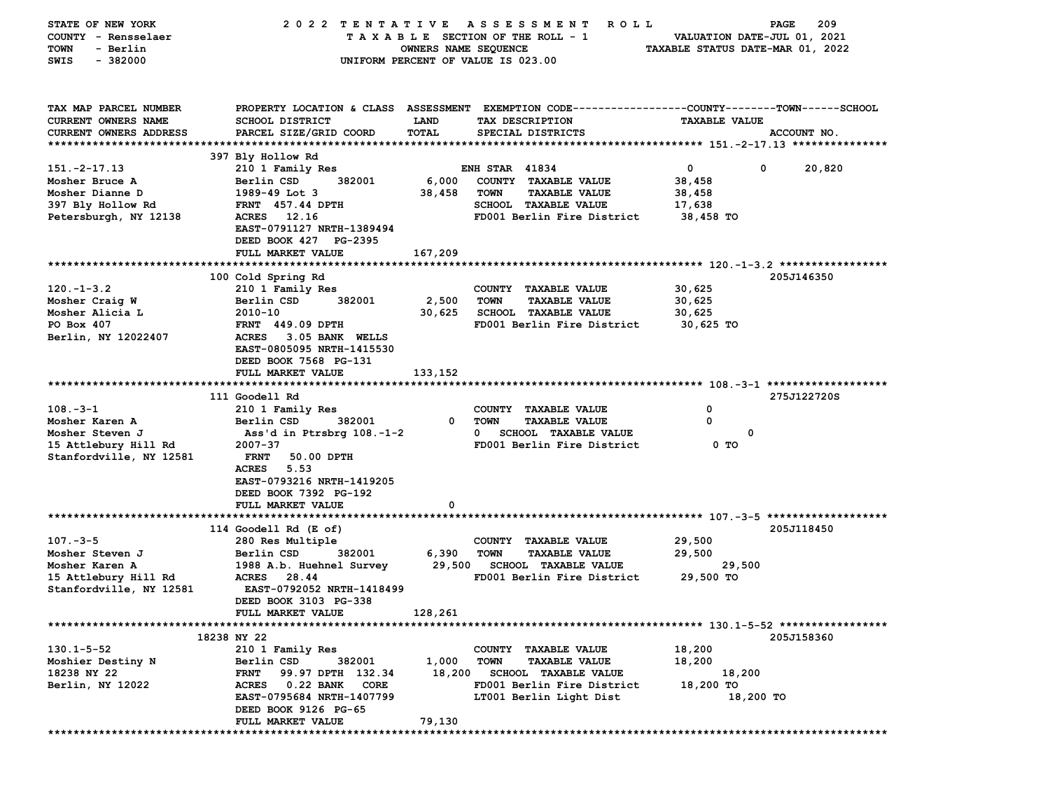STATE OF NEW YORK — 2022 TENTATIVE ASSESSMENT ROLL
COUNTY - Rensselaer — TAXABLE SECTION OF THE ROLL - 1 — VALUATION DATE-JUL 01, 2021
TOWN - Berlin — OWNERS NAME SEQUENCE — TAXABLE STATUS DATE-MAR 01, 2022
SWIS - 382000 — UNIFORM PERCENT OF VALUE IS 023.00

| TAX MAP PARCEL NUMBER / CURRENT OWNERS NAME / CURRENT OWNERS ADDRESS | PROPERTY LOCATION & CLASS / SCHOOL DISTRICT / PARCEL SIZE/GRID COORD | ASSESSMENT LAND / TOTAL | EXEMPTION CODE / TAX DESCRIPTION / SPECIAL DISTRICTS | COUNTY / TOWN / SCHOOL TAXABLE VALUE | ACCOUNT NO. |
|---|---|---|---|---|---|
| **151.-2-17.13** | 397 Bly Hollow Rd | | | | |
| 151.-2-17.13 | 210 1 Family Res | | ENH STAR 41834 | 0 / 0 / 20,820 | |
| Mosher Bruce A | Berlin CSD 382001 | 6,000 | COUNTY TAXABLE VALUE | 38,458 | |
| Mosher Dianne D | 1989-49 Lot 3 | 38,458 | TOWN TAXABLE VALUE | 38,458 | |
| 397 Bly Hollow Rd | FRNT 457.44 DPTH | | SCHOOL TAXABLE VALUE | 17,638 | |
| Petersburgh, NY 12138 | ACRES 12.16 | | FD001 Berlin Fire District | 38,458 TO | |
| | EAST-0791127 NRTH-1389494 | | | | |
| | DEED BOOK 427 PG-2395 | | | | |
| | FULL MARKET VALUE | 167,209 | | | |
| **120.-1-3.2** | 100 Cold Spring Rd | | | | 205J146350 |
| 120.-1-3.2 | 210 1 Family Res | | COUNTY TAXABLE VALUE | 30,625 | |
| Mosher Craig W | Berlin CSD 382001 | 2,500 | TOWN TAXABLE VALUE | 30,625 | |
| Mosher Alicia L | 2010-10 | 30,625 | SCHOOL TAXABLE VALUE | 30,625 | |
| PO Box 407 | FRNT 449.09 DPTH | | FD001 Berlin Fire District | 30,625 TO | |
| Berlin, NY 12022407 | ACRES 3.05 BANK WELLS | | | | |
| | EAST-0805095 NRTH-1415530 | | | | |
| | DEED BOOK 7568 PG-131 | | | | |
| | FULL MARKET VALUE | 133,152 | | | |
| **108.-3-1** | 111 Goodell Rd | | | | 275J122720S |
| 108.-3-1 | 210 1 Family Res | | COUNTY TAXABLE VALUE | 0 | |
| Mosher Karen A | Berlin CSD 382001 | 0 | TOWN TAXABLE VALUE | 0 | |
| Mosher Steven J | Ass'd in Ptrsbrg 108.-1-2 | 0 | SCHOOL TAXABLE VALUE | 0 | |
| 15 Attlebury Hill Rd | 2007-37 | | FD001 Berlin Fire District | 0 TO | |
| Stanfordville, NY 12581 | FRNT 50.00 DPTH | | | | |
| | ACRES 5.53 | | | | |
| | EAST-0793216 NRTH-1419205 | | | | |
| | DEED BOOK 7392 PG-192 | | | | |
| | FULL MARKET VALUE | 0 | | | |
| **107.-3-5** | 114 Goodell Rd (E of) | | | | 205J118450 |
| 107.-3-5 | 280 Res Multiple | | COUNTY TAXABLE VALUE | 29,500 | |
| Mosher Steven J | Berlin CSD 382001 | 6,390 | TOWN TAXABLE VALUE | 29,500 | |
| Mosher Karen A | 1988 A.b. Huehnel Survey | 29,500 | SCHOOL TAXABLE VALUE | 29,500 | |
| 15 Attlebury Hill Rd | ACRES 28.44 | | FD001 Berlin Fire District | 29,500 TO | |
| Stanfordville, NY 12581 | EAST-0792052 NRTH-1418499 | | | | |
| | DEED BOOK 3103 PG-338 | | | | |
| | FULL MARKET VALUE | 128,261 | | | |
| **130.1-5-52** | 18238 NY 22 | | | | 205J158360 |
| 130.1-5-52 | 210 1 Family Res | | COUNTY TAXABLE VALUE | 18,200 | |
| Moshier Destiny N | Berlin CSD 382001 | 1,000 | TOWN TAXABLE VALUE | 18,200 | |
| 18238 NY 22 | FRNT 99.97 DPTH 132.34 | 18,200 | SCHOOL TAXABLE VALUE | 18,200 | |
| Berlin, NY 12022 | ACRES 0.22 BANK CORE | | FD001 Berlin Fire District | 18,200 TO | |
| | EAST-0795684 NRTH-1407799 | | LT001 Berlin Light Dist | 18,200 TO | |
| | DEED BOOK 9126 PG-65 | | | | |
| | FULL MARKET VALUE | 79,130 | | | |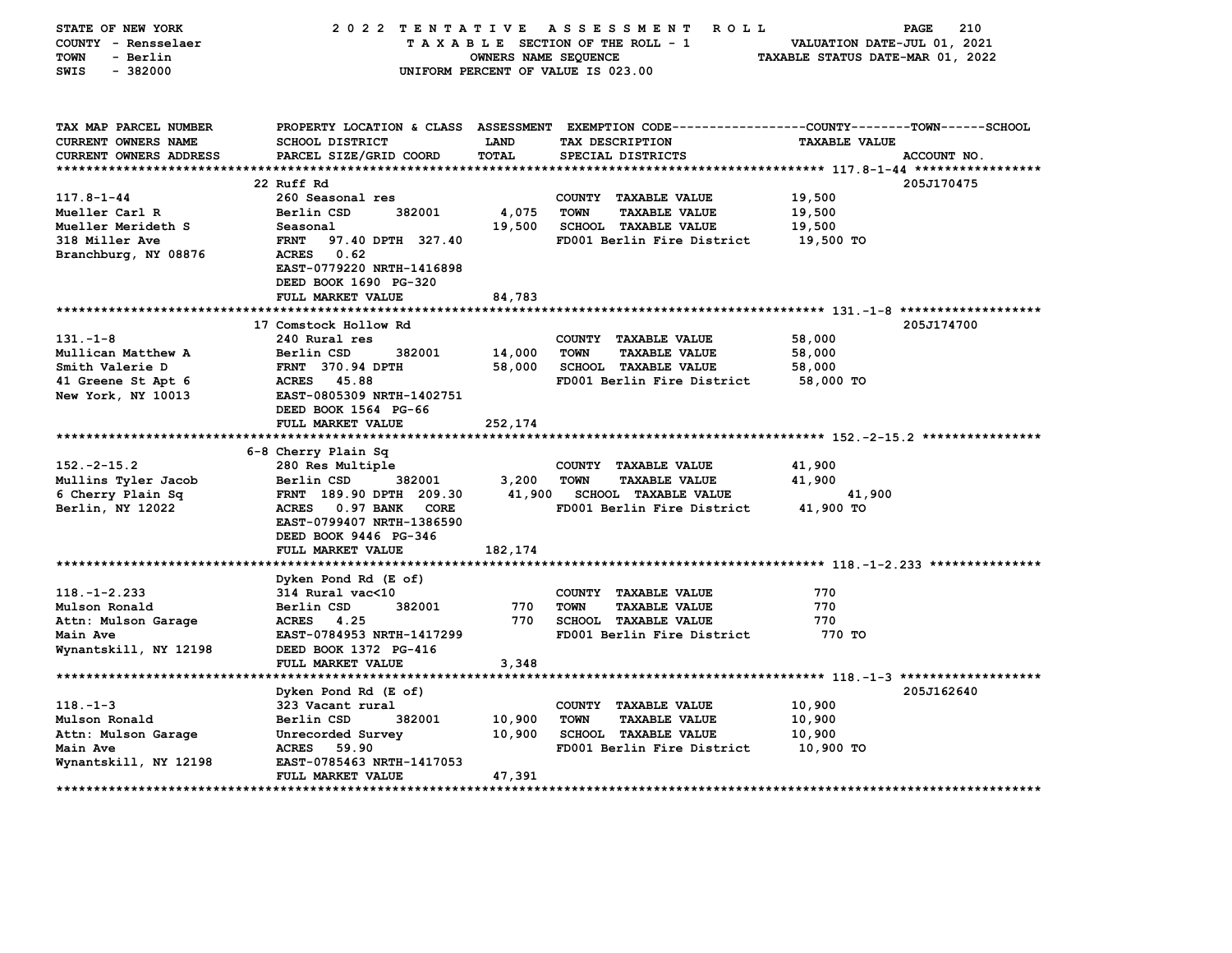STATE OF NEW YORK — 2022 TENTATIVE ASSESSMENT ROLL
COUNTY - Rensselaer — TAXABLE SECTION OF THE ROLL - 1 — VALUATION DATE-JUL 01, 2021
TOWN - Berlin — OWNERS NAME SEQUENCE — TAXABLE STATUS DATE-MAR 01, 2022
SWIS - 382000 — UNIFORM PERCENT OF VALUE IS 023.00

| TAX MAP PARCEL NUMBER / CURRENT OWNERS NAME / CURRENT OWNERS ADDRESS | PROPERTY LOCATION & CLASS / SCHOOL DISTRICT / PARCEL SIZE/GRID COORD | ASSESSMENT LAND / TOTAL | EXEMPTION CODE / TAX DESCRIPTION / SPECIAL DISTRICTS | TAXABLE VALUE (COUNTY / TOWN / SCHOOL) | ACCOUNT NO. |
|---|---|---|---|---|---|
| **117.8-1-44** | 22 Ruff Rd | | | | 205J170475 |
| 117.8-1-44 | 260 Seasonal res | | COUNTY TAXABLE VALUE | 19,500 | |
| Mueller Carl R | Berlin CSD 382001 | 4,075 | TOWN TAXABLE VALUE | 19,500 | |
| Mueller Merideth S | Seasonal | 19,500 | SCHOOL TAXABLE VALUE | 19,500 | |
| 318 Miller Ave | FRNT 97.40 DPTH 327.40 | | FD001 Berlin Fire District | 19,500 TO | |
| Branchburg, NY 08876 | ACRES 0.62 | | | | |
| | EAST-0779220 NRTH-1416898 | | | | |
| | DEED BOOK 1690 PG-320 | | | | |
| | FULL MARKET VALUE | 84,783 | | | |
| **131.-1-8** | 17 Comstock Hollow Rd | | | | 205J174700 |
| 131.-1-8 | 240 Rural res | | COUNTY TAXABLE VALUE | 58,000 | |
| Mullican Matthew A | Berlin CSD 382001 | 14,000 | TOWN TAXABLE VALUE | 58,000 | |
| Smith Valerie D | FRNT 370.94 DPTH | 58,000 | SCHOOL TAXABLE VALUE | 58,000 | |
| 41 Greene St Apt 6 | ACRES 45.88 | | FD001 Berlin Fire District | 58,000 TO | |
| New York, NY 10013 | EAST-0805309 NRTH-1402751 | | | | |
| | DEED BOOK 1564 PG-66 | | | | |
| | FULL MARKET VALUE | 252,174 | | | |
| **152.-2-15.2** | 6-8 Cherry Plain Sq | | | | |
| 152.-2-15.2 | 280 Res Multiple | | COUNTY TAXABLE VALUE | 41,900 | |
| Mullins Tyler Jacob | Berlin CSD 382001 | 3,200 | TOWN TAXABLE VALUE | 41,900 | |
| 6 Cherry Plain Sq | FRNT 189.90 DPTH 209.30 | 41,900 | SCHOOL TAXABLE VALUE | 41,900 | |
| Berlin, NY 12022 | ACRES 0.97 BANK CORE | | FD001 Berlin Fire District | 41,900 TO | |
| | EAST-0799407 NRTH-1386590 | | | | |
| | DEED BOOK 9446 PG-346 | | | | |
| | FULL MARKET VALUE | 182,174 | | | |
| **118.-1-2.233** | Dyken Pond Rd (E of) | | | | |
| 118.-1-2.233 | 314 Rural vac<10 | | COUNTY TAXABLE VALUE | 770 | |
| Mulson Ronald | Berlin CSD 382001 | 770 | TOWN TAXABLE VALUE | 770 | |
| Attn: Mulson Garage | ACRES 4.25 | 770 | SCHOOL TAXABLE VALUE | 770 | |
| Main Ave | EAST-0784953 NRTH-1417299 | | FD001 Berlin Fire District | 770 TO | |
| Wynantskill, NY 12198 | DEED BOOK 1372 PG-416 | | | | |
| | FULL MARKET VALUE | 3,348 | | | |
| **118.-1-3** | Dyken Pond Rd (E of) | | | | 205J162640 |
| 118.-1-3 | 323 Vacant rural | | COUNTY TAXABLE VALUE | 10,900 | |
| Mulson Ronald | Berlin CSD 382001 | 10,900 | TOWN TAXABLE VALUE | 10,900 | |
| Attn: Mulson Garage | Unrecorded Survey | 10,900 | SCHOOL TAXABLE VALUE | 10,900 | |
| Main Ave | ACRES 59.90 | | FD001 Berlin Fire District | 10,900 TO | |
| Wynantskill, NY 12198 | EAST-0785463 NRTH-1417053 | | | | |
| | FULL MARKET VALUE | 47,391 | | | |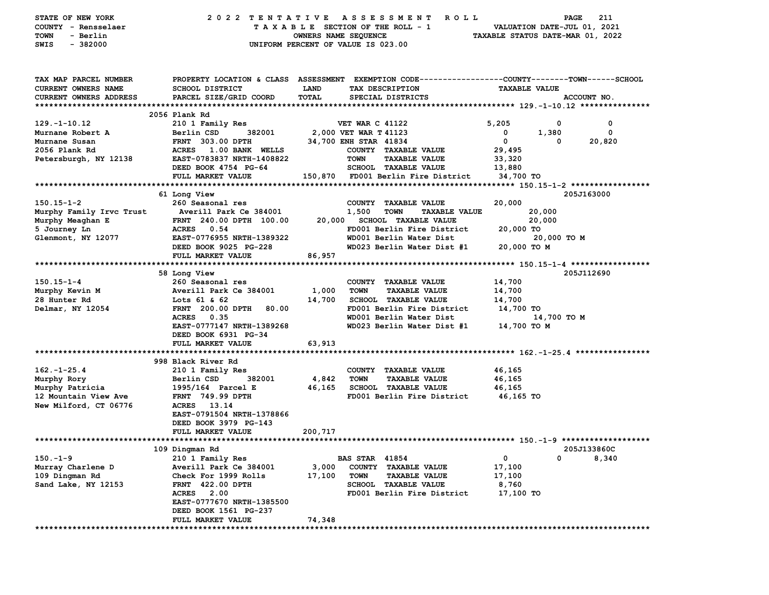STATE OF NEW YORK — 2022 TENTATIVE ASSESSMENT ROLL
COUNTY - Rensselaer — TAXABLE SECTION OF THE ROLL - 1 — VALUATION DATE-JUL 01, 2021
TOWN - Berlin — OWNERS NAME SEQUENCE — TAXABLE STATUS DATE-MAR 01, 2022
SWIS - 382000 — UNIFORM PERCENT OF VALUE IS 023.00

```
TAX MAP PARCEL NUMBER        PROPERTY LOCATION & CLASS  ASSESSMENT  EXEMPTION CODE------------------COUNTY--------TOWN------SCHOOL
CURRENT OWNERS NAME          SCHOOL DISTRICT               LAND      TAX DESCRIPTION                   TAXABLE VALUE
CURRENT OWNERS ADDRESS       PARCEL SIZE/GRID COORD        TOTAL     SPECIAL DISTRICTS                                      ACCOUNT NO.
******************************************************************************************************* 129.-1-10.12 ***************
                             2056 Plank Rd
129.-1-10.12                 210 1 Family Res                        VET WAR C 41122              5,205          0            0
Murnane Robert A             Berlin CSD       382001       2,000 VET WAR T 41123                    0      1,380            0
Murnane Susan                FRNT 303.00 DPTH             34,700 ENH STAR 41834                     0          0       20,820
2056 Plank Rd                ACRES   1.00 BANK  WELLS              COUNTY  TAXABLE VALUE           29,495
Petersburgh, NY 12138        EAST-0783837 NRTH-1408822             TOWN    TAXABLE VALUE           33,320
                             DEED BOOK 4754  PG-64                 SCHOOL  TAXABLE VALUE           13,880
                             FULL MARKET VALUE           150,870   FD001 Berlin Fire District      34,700 TO
******************************************************************************************************* 150.15-1-2 *****************
                             61 Long View                                                                            205J163000
150.15-1-2                   260 Seasonal res                      COUNTY  TAXABLE VALUE           20,000
Murphy Family Irvc Trust      Averill Park Ce 384001       1,500   TOWN    TAXABLE VALUE           20,000
Murphy Meaghan E             FRNT 240.00 DPTH 100.00      20,000   SCHOOL  TAXABLE VALUE           20,000
5 Journey Ln                 ACRES   0.54                          FD001 Berlin Fire District      20,000 TO
Glenmont, NY 12077           EAST-0776955 NRTH-1389322             WD001 Berlin Water Dist             20,000 TO M
                             DEED BOOK 9025  PG-228                WD023 Berlin Water Dist #1      20,000 TO M
                             FULL MARKET VALUE            86,957
******************************************************************************************************* 150.15-1-4 *****************
                             58 Long View                                                                            205J112690
150.15-1-4                   260 Seasonal res                      COUNTY  TAXABLE VALUE           14,700
Murphy Kevin M               Averill Park Ce 384001       1,000    TOWN    TAXABLE VALUE           14,700
28 Hunter Rd                 Lots 61 & 62                 14,700   SCHOOL  TAXABLE VALUE           14,700
Delmar, NY 12054             FRNT 200.00 DPTH  80.00               FD001 Berlin Fire District      14,700 TO
                             ACRES   0.35                          WD001 Berlin Water Dist             14,700 TO M
                             EAST-0777147 NRTH-1389268             WD023 Berlin Water Dist #1      14,700 TO M
                             DEED BOOK 6931  PG-34
                             FULL MARKET VALUE            63,913
******************************************************************************************************* 162.-1-25.4 ****************
                             998 Black River Rd
162.-1-25.4                  210 1 Family Res                      COUNTY  TAXABLE VALUE           46,165
Murphy Rory                  Berlin CSD       382001       4,842   TOWN    TAXABLE VALUE           46,165
Murphy Patricia              1995/164  Parcel E           46,165   SCHOOL  TAXABLE VALUE           46,165
12 Mountain View Ave         FRNT 749.99 DPTH                      FD001 Berlin Fire District      46,165 TO
New Milford, CT 06776        ACRES  13.14
                             EAST-0791504 NRTH-1378866
                             DEED BOOK 3979  PG-143
                             FULL MARKET VALUE           200,717
******************************************************************************************************* 150.-1-9 *******************
                             109 Dingman Rd                                                                          205J133860C
150.-1-9                     210 1 Family Res                      BAS STAR  41854                  0          0        8,340
Murray Charlene D            Averill Park Ce 384001       3,000    COUNTY  TAXABLE VALUE           17,100
109 Dingman Rd               Check For 1999 Rolls         17,100   TOWN    TAXABLE VALUE           17,100
Sand Lake, NY 12153          FRNT 422.00 DPTH                      SCHOOL  TAXABLE VALUE            8,760
                             ACRES   2.00                          FD001 Berlin Fire District      17,100 TO
                             EAST-0777670 NRTH-1385500
                             DEED BOOK 1561  PG-237
                             FULL MARKET VALUE            74,348
************************************************************************************************************************************
```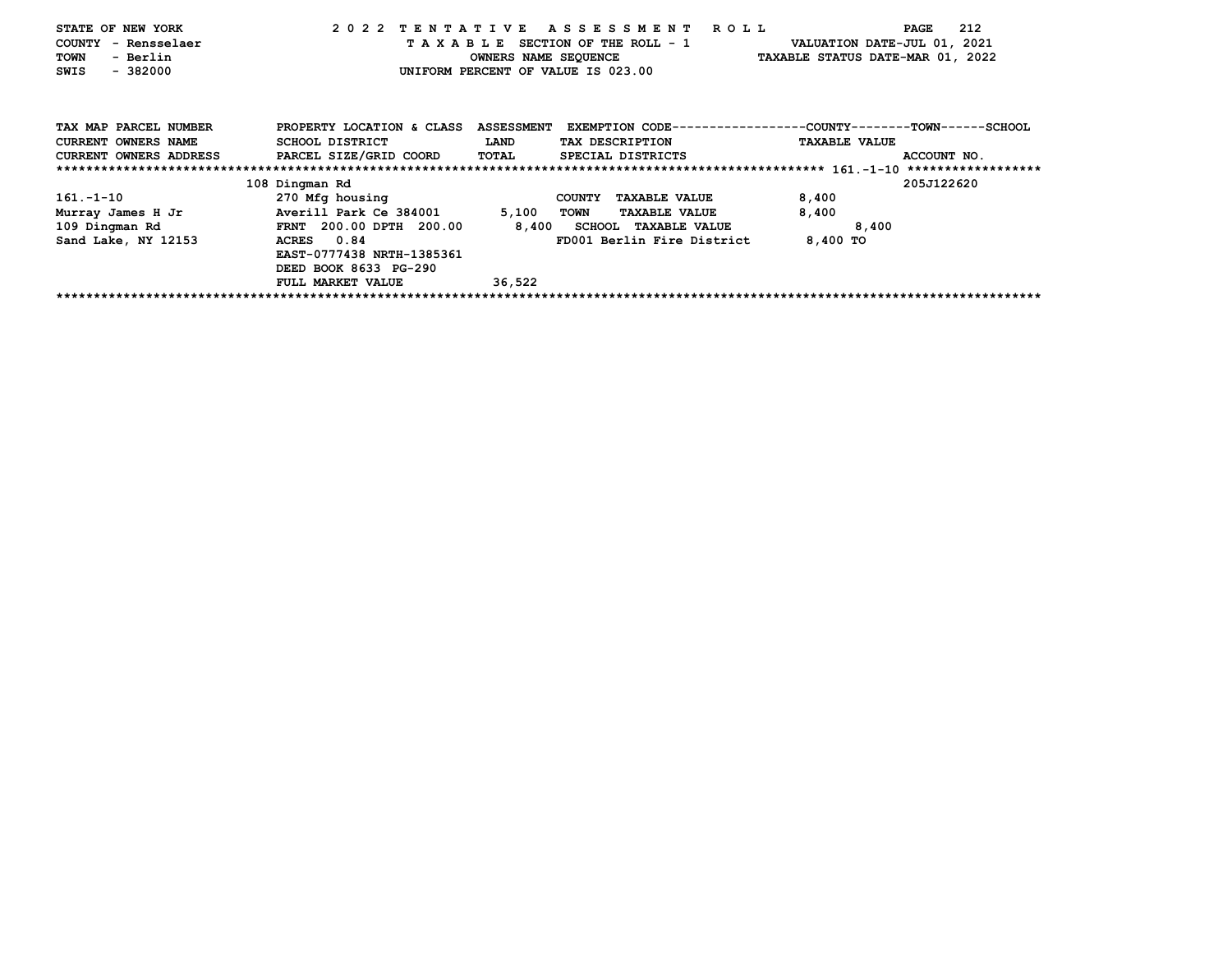STATE OF NEW YORK
COUNTY - Rensselaer
TOWN - Berlin
SWIS - 382000

2022 TENTATIVE ASSESSMENT ROLL
TAXABLE SECTION OF THE ROLL - 1
OWNERS NAME SEQUENCE
UNIFORM PERCENT OF VALUE IS 023.00

VALUATION DATE-JUL 01, 2021
TAXABLE STATUS DATE-MAR 01, 2022

| TAX MAP PARCEL NUMBER / CURRENT OWNERS NAME / CURRENT OWNERS ADDRESS | PROPERTY LOCATION & CLASS / SCHOOL DISTRICT / PARCEL SIZE/GRID COORD | ASSESSMENT LAND / TOTAL | EXEMPTION CODE / TAX DESCRIPTION / SPECIAL DISTRICTS | COUNTY--------TOWN------SCHOOL TAXABLE VALUE | ACCOUNT NO. |
|---|---|---|---|---|---|
| ****** 161.-1-10 ****** | | | | | |
| | 108 Dingman Rd | | | | 205J122620 |
| 161.-1-10 | 270 Mfg housing | | COUNTY TAXABLE VALUE | 8,400 | |
| Murray James H Jr | Averill Park Ce 384001 | 5,100 | TOWN TAXABLE VALUE | 8,400 | |
| 109 Dingman Rd | FRNT 200.00 DPTH 200.00 | 8,400 | SCHOOL TAXABLE VALUE | 8,400 | |
| Sand Lake, NY 12153 | ACRES 0.84 | | FD001 Berlin Fire District | 8,400 TO | |
| | EAST-0777438 NRTH-1385361 | | | | |
| | DEED BOOK 8633 PG-290 | | | | |
| | FULL MARKET VALUE | 36,522 | | | |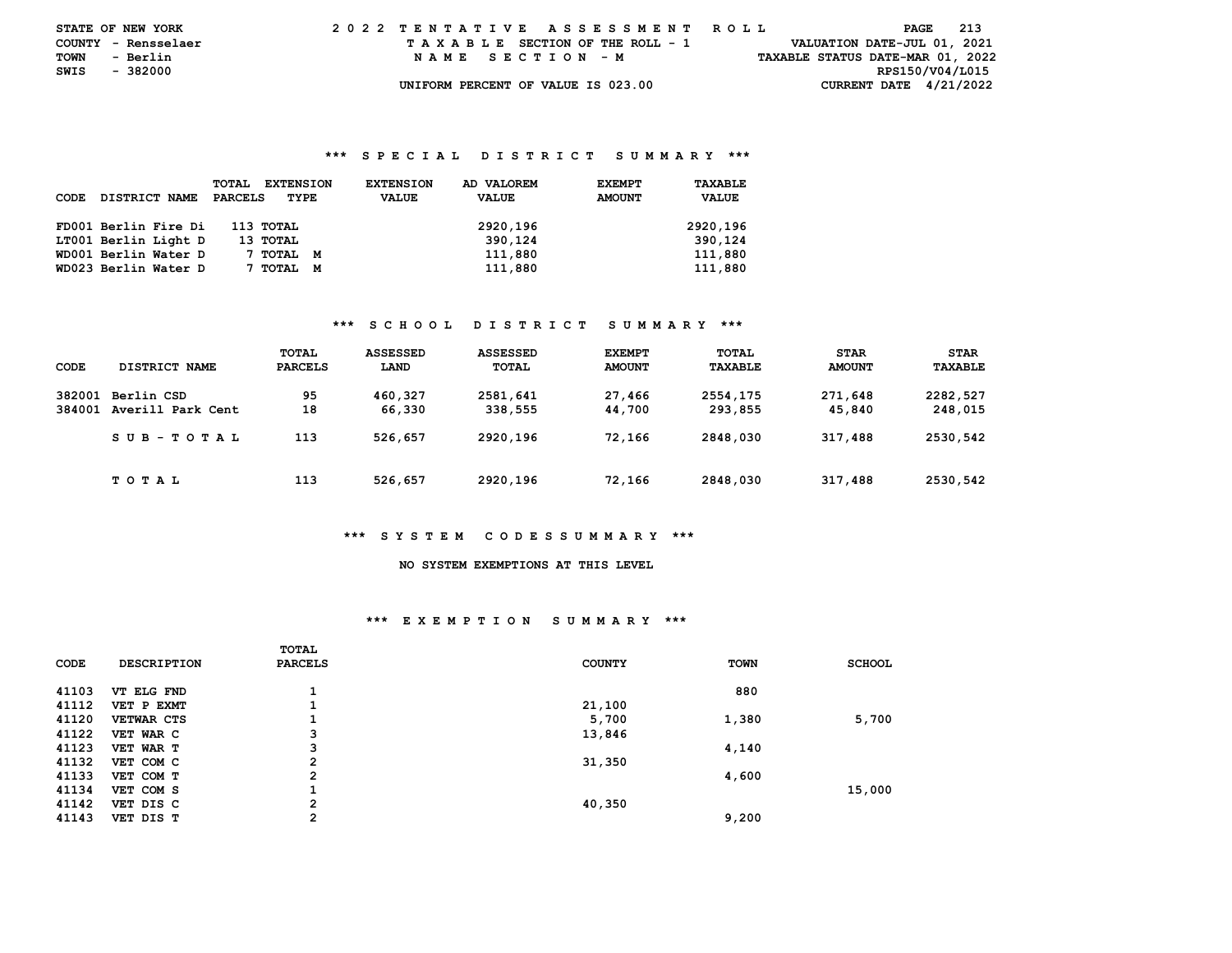STATE OF NEW YORK
COUNTY - Rensselaer
TOWN - Berlin
SWIS - 382000

2022 TENTATIVE ASSESSMENT ROLL
TAXABLE SECTION OF THE ROLL - 1
NAME SECTION - M
UNIFORM PERCENT OF VALUE IS 023.00

VALUATION DATE-JUL 01, 2021
TAXABLE STATUS DATE-MAR 01, 2022
RPS150/V04/L015
CURRENT DATE 4/21/2022

### *** SPECIAL DISTRICT SUMMARY ***

| CODE | DISTRICT NAME | TOTAL PARCELS | EXTENSION TYPE | EXTENSION VALUE | AD VALOREM VALUE | EXEMPT AMOUNT | TAXABLE VALUE |
|---|---|---|---|---|---|---|---|
| FD001 | Berlin Fire Di | 113 | TOTAL | | 2920,196 | | 2920,196 |
| LT001 | Berlin Light D | 13 | TOTAL | | 390,124 | | 390,124 |
| WD001 | Berlin Water D | 7 | TOTAL M | | 111,880 | | 111,880 |
| WD023 | Berlin Water D | 7 | TOTAL M | | 111,880 | | 111,880 |

### *** SCHOOL DISTRICT SUMMARY ***

| CODE | DISTRICT NAME | TOTAL PARCELS | ASSESSED LAND | ASSESSED TOTAL | EXEMPT AMOUNT | TOTAL TAXABLE | STAR AMOUNT | STAR TAXABLE |
|---|---|---|---|---|---|---|---|---|
| 382001 | Berlin CSD | 95 | 460,327 | 2581,641 | 27,466 | 2554,175 | 271,648 | 2282,527 |
| 384001 | Averill Park Cent | 18 | 66,330 | 338,555 | 44,700 | 293,855 | 45,840 | 248,015 |
| | SUB-TOTAL | 113 | 526,657 | 2920,196 | 72,166 | 2848,030 | 317,488 | 2530,542 |
| | TOTAL | 113 | 526,657 | 2920,196 | 72,166 | 2848,030 | 317,488 | 2530,542 |

### *** SYSTEM CODESSUMMARY ***

NO SYSTEM EXEMPTIONS AT THIS LEVEL

### *** EXEMPTION SUMMARY ***

| CODE | DESCRIPTION | TOTAL PARCELS | COUNTY | TOWN | SCHOOL |
|---|---|---|---|---|---|
| 41103 | VT ELG FND | 1 | | 880 | |
| 41112 | VET P EXMT | 1 | 21,100 | | |
| 41120 | VETWAR CTS | 1 | 5,700 | 1,380 | 5,700 |
| 41122 | VET WAR C | 3 | 13,846 | | |
| 41123 | VET WAR T | 3 | | 4,140 | |
| 41132 | VET COM C | 2 | 31,350 | | |
| 41133 | VET COM T | 2 | | 4,600 | |
| 41134 | VET COM S | 1 | | | 15,000 |
| 41142 | VET DIS C | 2 | 40,350 | | |
| 41143 | VET DIS T | 2 | | 9,200 | |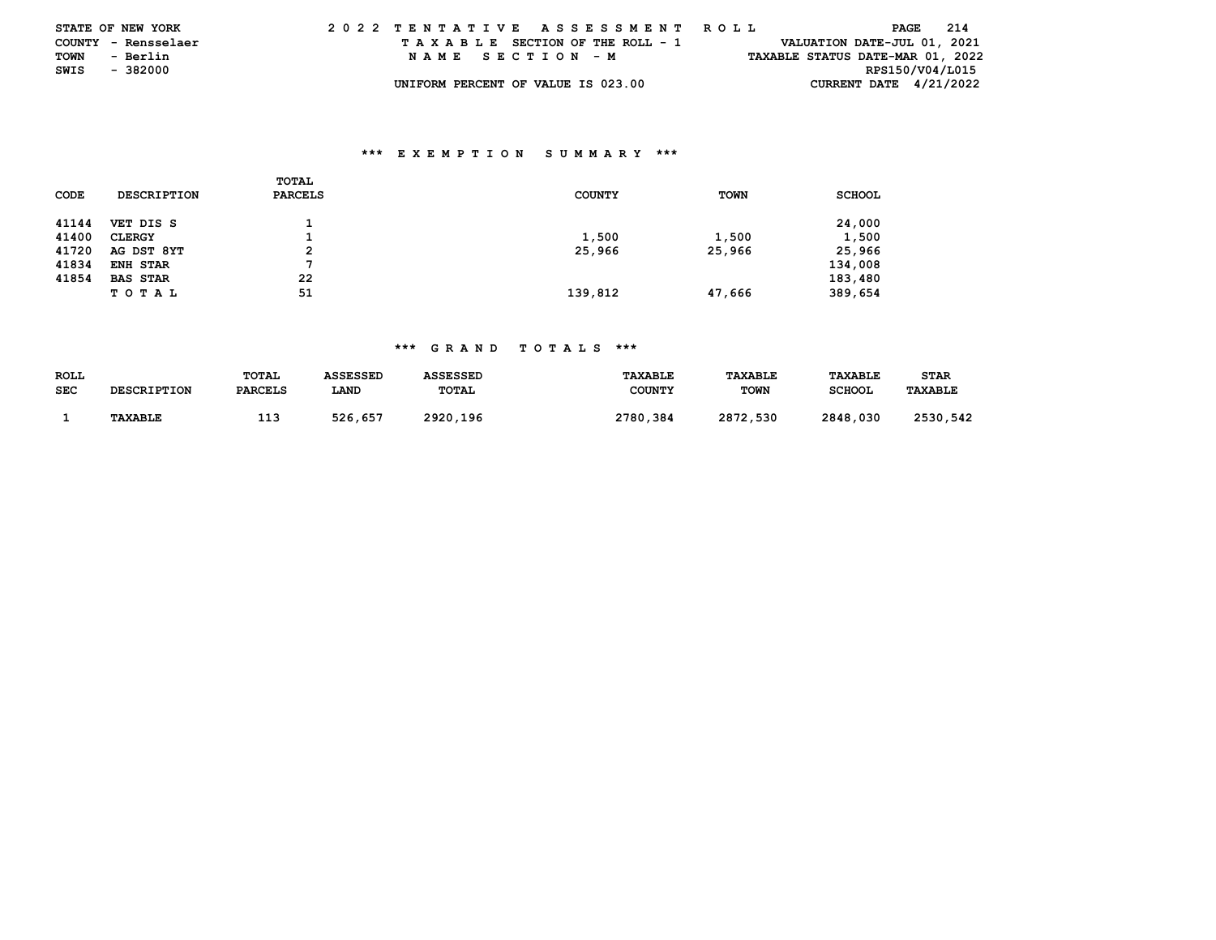STATE OF NEW YORK
COUNTY - Rensselaer
TOWN - Berlin
SWIS - 382000

2022 TENTATIVE ASSESSMENT ROLL
TAXABLE SECTION OF THE ROLL - 1
NAME SECTION - M
UNIFORM PERCENT OF VALUE IS 023.00

VALUATION DATE-JUL 01, 2021
TAXABLE STATUS DATE-MAR 01, 2022
RPS150/V04/L015
CURRENT DATE 4/21/2022

### *** EXEMPTION SUMMARY ***

| CODE | DESCRIPTION | TOTAL PARCELS | COUNTY | TOWN | SCHOOL |
|---|---|---|---|---|---|
| 41144 | VET DIS S | 1 | | | 24,000 |
| 41400 | CLERGY | 1 | 1,500 | 1,500 | 1,500 |
| 41720 | AG DST 8YT | 2 | 25,966 | 25,966 | 25,966 |
| 41834 | ENH STAR | 7 | | | 134,008 |
| 41854 | BAS STAR | 22 | | | 183,480 |
| | TOTAL | 51 | 139,812 | 47,666 | 389,654 |

### *** GRAND TOTALS ***

| ROLL SEC | DESCRIPTION | TOTAL PARCELS | ASSESSED LAND | ASSESSED TOTAL | TAXABLE COUNTY | TAXABLE TOWN | TAXABLE SCHOOL | STAR TAXABLE |
|---|---|---|---|---|---|---|---|---|
| 1 | TAXABLE | 113 | 526,657 | 2920,196 | 2780,384 | 2872,530 | 2848,030 | 2530,542 |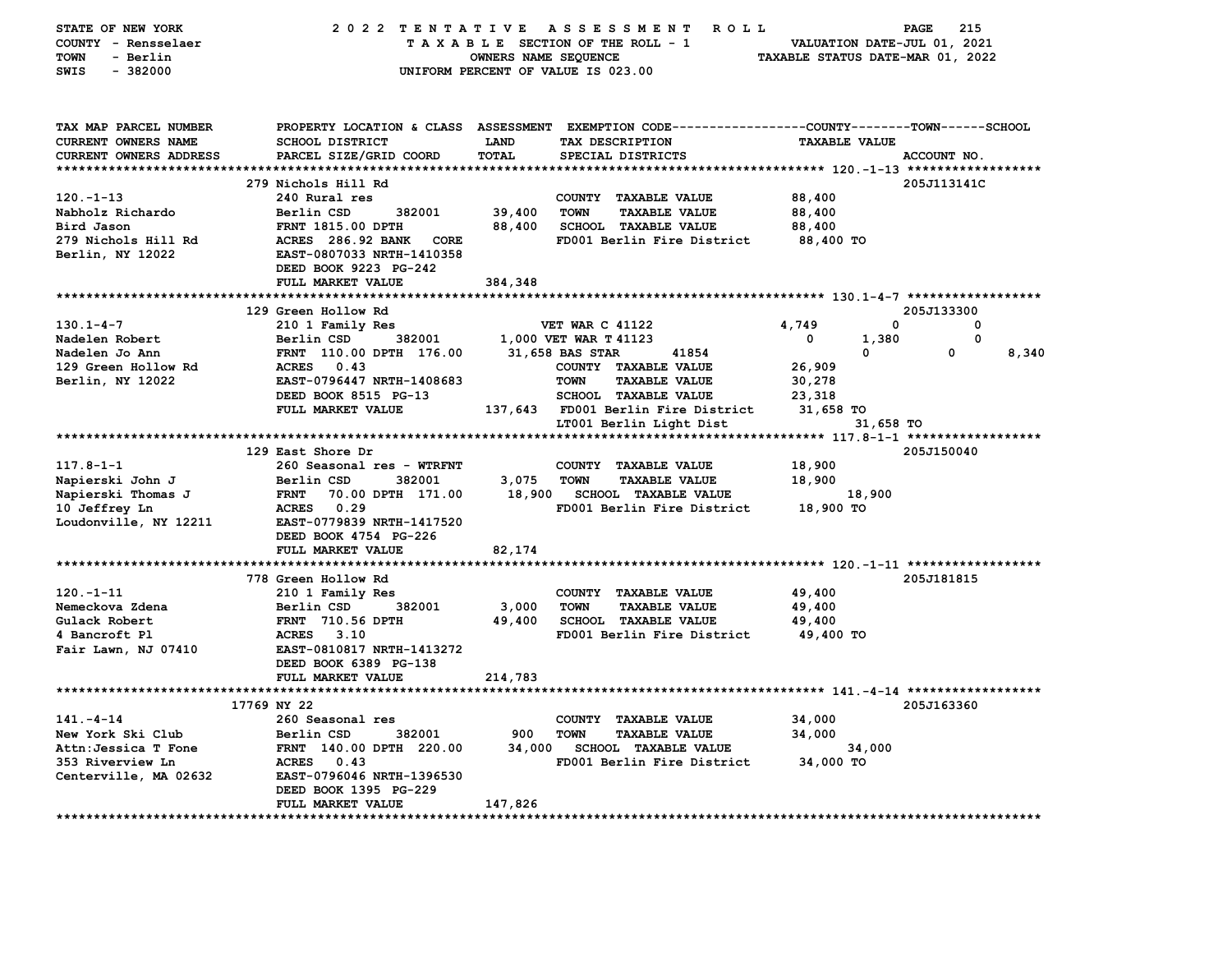STATE OF NEW YORK — 2022 TENTATIVE ASSESSMENT ROLL
COUNTY - Rensselaer — TAXABLE SECTION OF THE ROLL - 1 — VALUATION DATE-JUL 01, 2021
TOWN - Berlin — OWNERS NAME SEQUENCE — TAXABLE STATUS DATE-MAR 01, 2022
SWIS - 382000 — UNIFORM PERCENT OF VALUE IS 023.00

| TAX MAP PARCEL NUMBER / CURRENT OWNERS NAME / CURRENT OWNERS ADDRESS | PROPERTY LOCATION & CLASS / SCHOOL DISTRICT / PARCEL SIZE/GRID COORD | ASSESSMENT LAND / TOTAL | EXEMPTION CODE / TAX DESCRIPTION / SPECIAL DISTRICTS | COUNTY | TOWN | SCHOOL | ACCOUNT NO. |
|---|---|---|---|---|---|---|---|
| **120.-1-13** | 279 Nichols Hill Rd | | | | | | 205J113141C |
| 120.-1-13 | 240 Rural res | | COUNTY TAXABLE VALUE | 88,400 | | | |
| Nabholz Richardo | Berlin CSD 382001 | 39,400 | TOWN TAXABLE VALUE | | 88,400 | | |
| Bird Jason | FRNT 1815.00 DPTH | 88,400 | SCHOOL TAXABLE VALUE | | | 88,400 | |
| 279 Nichols Hill Rd | ACRES 286.92 BANK CORE | | FD001 Berlin Fire District | 88,400 TO | | | |
| Berlin, NY 12022 | EAST-0807033 NRTH-1410358 | | | | | | |
| | DEED BOOK 9223 PG-242 | | | | | | |
| | FULL MARKET VALUE | 384,348 | | | | | |
| **130.1-4-7** | 129 Green Hollow Rd | | | | | | 205J133300 |
| 130.1-4-7 | 210 1 Family Res | | VET WAR C 41122 | 4,749 | 0 | 0 | |
| Nadelen Robert | Berlin CSD 382001 | 1,000 | VET WAR T 41123 | 0 | 1,380 | 0 | |
| Nadelen Jo Ann | FRNT 110.00 DPTH 176.00 | 31,658 | BAS STAR 41854 | 0 | 0 | 8,340 | |
| 129 Green Hollow Rd | ACRES 0.43 | | COUNTY TAXABLE VALUE | 26,909 | | | |
| Berlin, NY 12022 | EAST-0796447 NRTH-1408683 | | TOWN TAXABLE VALUE | | 30,278 | | |
| | DEED BOOK 8515 PG-13 | | SCHOOL TAXABLE VALUE | | | 23,318 | |
| | FULL MARKET VALUE | 137,643 | FD001 Berlin Fire District | 31,658 TO | | | |
| | | | LT001 Berlin Light Dist | 31,658 TO | | | |
| **117.8-1-1** | 129 East Shore Dr | | | | | | 205J150040 |
| 117.8-1-1 | 260 Seasonal res - WTRFNT | | COUNTY TAXABLE VALUE | 18,900 | | | |
| Napierski John J | Berlin CSD 382001 | 3,075 | TOWN TAXABLE VALUE | | 18,900 | | |
| Napierski Thomas J | FRNT 70.00 DPTH 171.00 | 18,900 | SCHOOL TAXABLE VALUE | | | 18,900 | |
| 10 Jeffrey Ln | ACRES 0.29 | | FD001 Berlin Fire District | 18,900 TO | | | |
| Loudonville, NY 12211 | EAST-0779839 NRTH-1417520 | | | | | | |
| | DEED BOOK 4754 PG-226 | | | | | | |
| | FULL MARKET VALUE | 82,174 | | | | | |
| **120.-1-11** | 778 Green Hollow Rd | | | | | | 205J181815 |
| 120.-1-11 | 210 1 Family Res | | COUNTY TAXABLE VALUE | 49,400 | | | |
| Nemeckova Zdena | Berlin CSD 382001 | 3,000 | TOWN TAXABLE VALUE | | 49,400 | | |
| Gulack Robert | FRNT 710.56 DPTH | 49,400 | SCHOOL TAXABLE VALUE | | | 49,400 | |
| 4 Bancroft Pl | ACRES 3.10 | | FD001 Berlin Fire District | 49,400 TO | | | |
| Fair Lawn, NJ 07410 | EAST-0810817 NRTH-1413272 | | | | | | |
| | DEED BOOK 6389 PG-138 | | | | | | |
| | FULL MARKET VALUE | 214,783 | | | | | |
| **141.-4-14** | 17769 NY 22 | | | | | | 205J163360 |
| 141.-4-14 | 260 Seasonal res | | COUNTY TAXABLE VALUE | 34,000 | | | |
| New York Ski Club | Berlin CSD 382001 | 900 | TOWN TAXABLE VALUE | | 34,000 | | |
| Attn:Jessica T Fone | FRNT 140.00 DPTH 220.00 | 34,000 | SCHOOL TAXABLE VALUE | | | 34,000 | |
| 353 Riverview Ln | ACRES 0.43 | | FD001 Berlin Fire District | 34,000 TO | | | |
| Centerville, MA 02632 | EAST-0796046 NRTH-1396530 | | | | | | |
| | DEED BOOK 1395 PG-229 | | | | | | |
| | FULL MARKET VALUE | 147,826 | | | | | |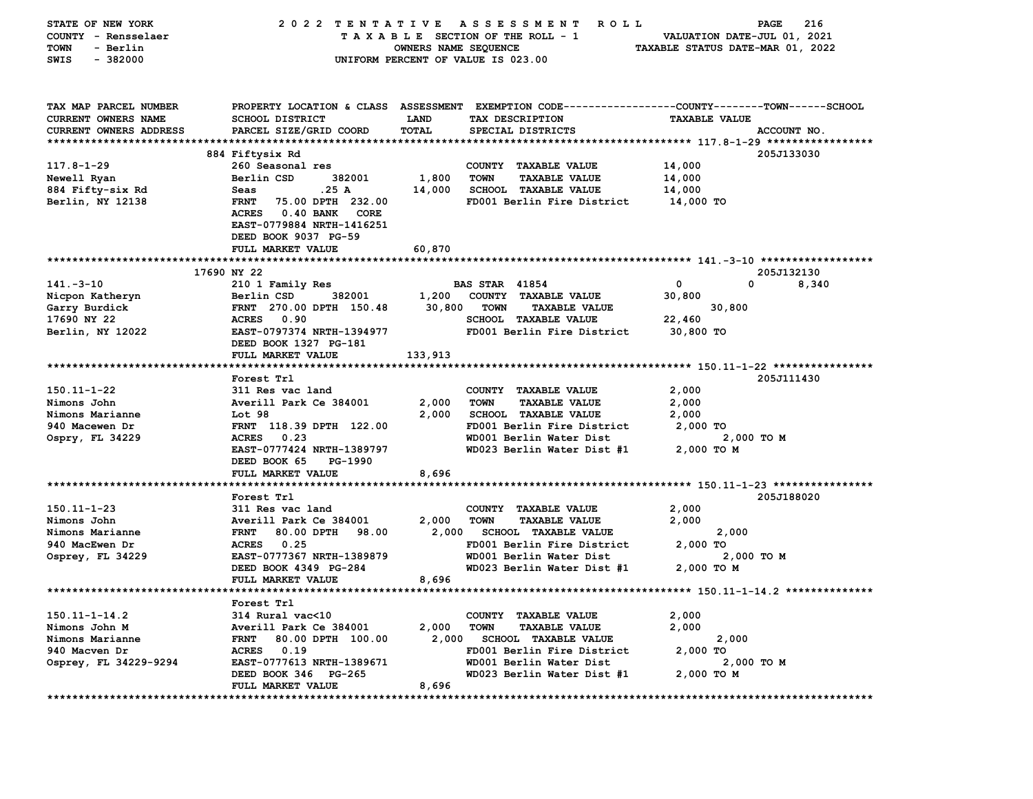STATE OF NEW YORK — 2022 TENTATIVE ASSESSMENT ROLL
COUNTY - Rensselaer — TAXABLE SECTION OF THE ROLL - 1 — VALUATION DATE-JUL 01, 2021
TOWN - Berlin — OWNERS NAME SEQUENCE — TAXABLE STATUS DATE-MAR 01, 2022
SWIS - 382000 — UNIFORM PERCENT OF VALUE IS 023.00

| TAX MAP PARCEL NUMBER / CURRENT OWNERS NAME / CURRENT OWNERS ADDRESS | PROPERTY LOCATION & CLASS / SCHOOL DISTRICT / PARCEL SIZE/GRID COORD | ASSESSMENT LAND / TOTAL | EXEMPTION CODE / TAX DESCRIPTION / SPECIAL DISTRICTS | COUNTY / TOWN / SCHOOL TAXABLE VALUE | ACCOUNT NO. |
|---|---|---|---|---|---|
| **117.8-1-29** | 884 Fiftysix Rd | | | | 205J133030 |
| 117.8-1-29 | 260 Seasonal res | | COUNTY TAXABLE VALUE | 14,000 | |
| Newell Ryan | Berlin CSD 382001 | 1,800 | TOWN TAXABLE VALUE | 14,000 | |
| 884 Fifty-six Rd | Seas .25 A | 14,000 | SCHOOL TAXABLE VALUE | 14,000 | |
| Berlin, NY 12138 | FRNT 75.00 DPTH 232.00 | | FD001 Berlin Fire District | 14,000 TO | |
| | ACRES 0.40 BANK CORE | | | | |
| | EAST-0779884 NRTH-1416251 | | | | |
| | DEED BOOK 9037 PG-59 | | | | |
| | FULL MARKET VALUE | 60,870 | | | |
| **141.-3-10** | 17690 NY 22 | | | | 205J132130 |
| 141.-3-10 | 210 1 Family Res | | BAS STAR 41854 | 0 0 8,340 | |
| Nicpon Katheryn | Berlin CSD 382001 | 1,200 | COUNTY TAXABLE VALUE | 30,800 | |
| Garry Burdick | FRNT 270.00 DPTH 150.48 | 30,800 | TOWN TAXABLE VALUE | 30,800 | |
| 17690 NY 22 | ACRES 0.90 | | SCHOOL TAXABLE VALUE | 22,460 | |
| Berlin, NY 12022 | EAST-0797374 NRTH-1394977 | | FD001 Berlin Fire District | 30,800 TO | |
| | DEED BOOK 1327 PG-181 | | | | |
| | FULL MARKET VALUE | 133,913 | | | |
| **150.11-1-22** | Forest Trl | | | | 205J111430 |
| 150.11-1-22 | 311 Res vac land | | COUNTY TAXABLE VALUE | 2,000 | |
| Nimons John | Averill Park Ce 384001 | 2,000 | TOWN TAXABLE VALUE | 2,000 | |
| Nimons Marianne | Lot 98 | 2,000 | SCHOOL TAXABLE VALUE | 2,000 | |
| 940 Macewen Dr | FRNT 118.39 DPTH 122.00 | | FD001 Berlin Fire District | 2,000 TO | |
| Ospry, FL 34229 | ACRES 0.23 | | WD001 Berlin Water Dist | 2,000 TO M | |
| | EAST-0777424 NRTH-1389797 | | WD023 Berlin Water Dist #1 | 2,000 TO M | |
| | DEED BOOK 65 PG-1990 | | | | |
| | FULL MARKET VALUE | 8,696 | | | |
| **150.11-1-23** | Forest Trl | | | | 205J188020 |
| 150.11-1-23 | 311 Res vac land | | COUNTY TAXABLE VALUE | 2,000 | |
| Nimons John | Averill Park Ce 384001 | 2,000 | TOWN TAXABLE VALUE | 2,000 | |
| Nimons Marianne | FRNT 80.00 DPTH 98.00 | 2,000 | SCHOOL TAXABLE VALUE | 2,000 | |
| 940 MacEwen Dr | ACRES 0.25 | | FD001 Berlin Fire District | 2,000 TO | |
| Osprey, FL 34229 | EAST-0777367 NRTH-1389879 | | WD001 Berlin Water Dist | 2,000 TO M | |
| | DEED BOOK 4349 PG-284 | | WD023 Berlin Water Dist #1 | 2,000 TO M | |
| | FULL MARKET VALUE | 8,696 | | | |
| **150.11-1-14.2** | Forest Trl | | | | |
| 150.11-1-14.2 | 314 Rural vac<10 | | COUNTY TAXABLE VALUE | 2,000 | |
| Nimons John M | Averill Park Ce 384001 | 2,000 | TOWN TAXABLE VALUE | 2,000 | |
| Nimons Marianne | FRNT 80.00 DPTH 100.00 | 2,000 | SCHOOL TAXABLE VALUE | 2,000 | |
| 940 Macven Dr | ACRES 0.19 | | FD001 Berlin Fire District | 2,000 TO | |
| Osprey, FL 34229-9294 | EAST-0777613 NRTH-1389671 | | WD001 Berlin Water Dist | 2,000 TO M | |
| | DEED BOOK 346 PG-265 | | WD023 Berlin Water Dist #1 | 2,000 TO M | |
| | FULL MARKET VALUE | 8,696 | | | |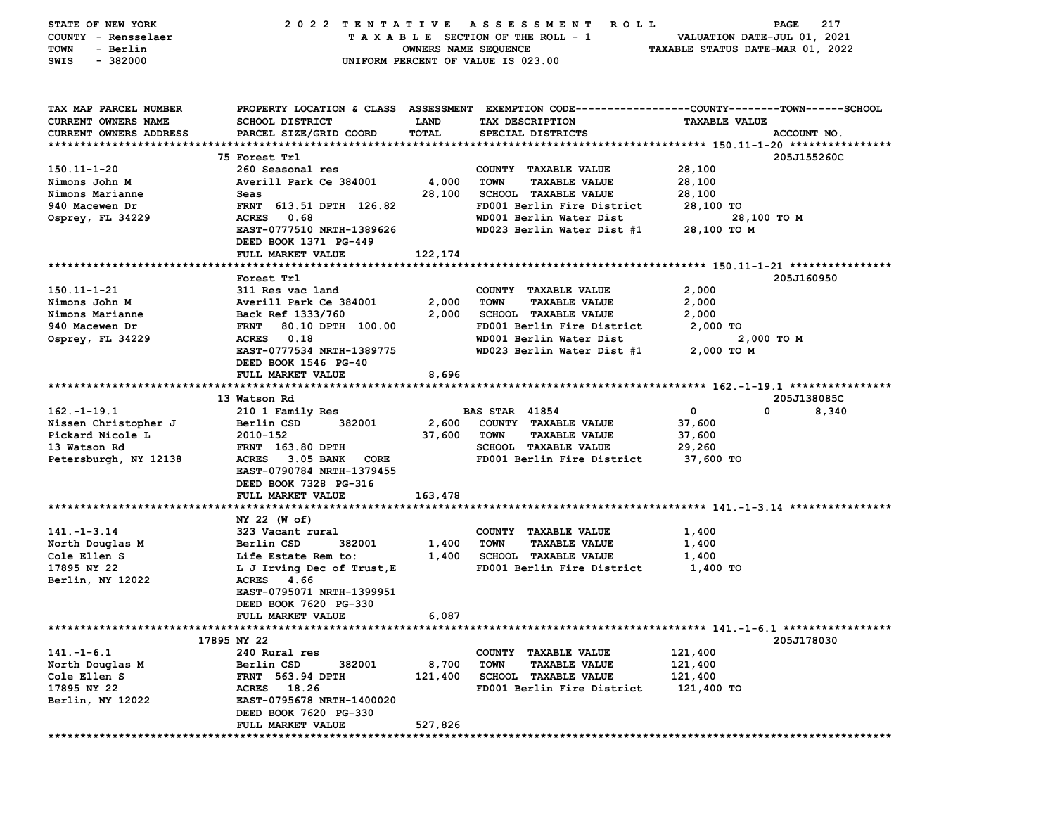STATE OF NEW YORK — COUNTY - Rensselaer — TOWN - Berlin — SWIS - 382000

2022 TENTATIVE ASSESSMENT ROLL
TAXABLE SECTION OF THE ROLL - 1
OWNERS NAME SEQUENCE
UNIFORM PERCENT OF VALUE IS 023.00

VALUATION DATE-JUL 01, 2021
TAXABLE STATUS DATE-MAR 01, 2022

| TAX MAP PARCEL NUMBER / CURRENT OWNERS NAME / CURRENT OWNERS ADDRESS | PROPERTY LOCATION & CLASS / SCHOOL DISTRICT / PARCEL SIZE/GRID COORD | LAND | TOTAL | EXEMPTION CODE / TAX DESCRIPTION / SPECIAL DISTRICTS | COUNTY TAXABLE VALUE | TOWN | SCHOOL | ACCOUNT NO. |
|---|---|---|---|---|---|---|---|---|
| **150.11-1-20** | 75 Forest Trl | | | | | | | 205J155260C |
| | 260 Seasonal res | | | COUNTY TAXABLE VALUE | 28,100 | | | |
| Nimons John M | Averill Park Ce 384001 | 4,000 | | TOWN TAXABLE VALUE | 28,100 | | | |
| Nimons Marianne | Seas | | 28,100 | SCHOOL TAXABLE VALUE | 28,100 | | | |
| 940 Macewen Dr | FRNT 613.51 DPTH 126.82 | | | FD001 Berlin Fire District | 28,100 TO | | | |
| Osprey, FL 34229 | ACRES 0.68 | | | WD001 Berlin Water Dist | 28,100 TO M | | | |
| | EAST-0777510 NRTH-1389626 | | | WD023 Berlin Water Dist #1 | 28,100 TO M | | | |
| | DEED BOOK 1371 PG-449 | | | | | | | |
| | FULL MARKET VALUE | | 122,174 | | | | | |
| **150.11-1-21** | Forest Trl | | | | | | | 205J160950 |
| | 311 Res vac land | | | COUNTY TAXABLE VALUE | 2,000 | | | |
| Nimons John M | Averill Park Ce 384001 | 2,000 | | TOWN TAXABLE VALUE | 2,000 | | | |
| Nimons Marianne | Back Ref 1333/760 | | 2,000 | SCHOOL TAXABLE VALUE | 2,000 | | | |
| 940 Macewen Dr | FRNT 80.10 DPTH 100.00 | | | FD001 Berlin Fire District | 2,000 TO | | | |
| Osprey, FL 34229 | ACRES 0.18 | | | WD001 Berlin Water Dist | 2,000 TO M | | | |
| | EAST-0777534 NRTH-1389775 | | | WD023 Berlin Water Dist #1 | 2,000 TO M | | | |
| | DEED BOOK 1546 PG-40 | | | | | | | |
| | FULL MARKET VALUE | | 8,696 | | | | | |
| **162.-1-19.1** | 13 Watson Rd | | | | | | | 205J138085C |
| | 210 1 Family Res | | | BAS STAR 41854 | 0 | 0 | 8,340 | |
| Nissen Christopher J | Berlin CSD 382001 | 2,600 | | COUNTY TAXABLE VALUE | 37,600 | | | |
| Pickard Nicole L | 2010-152 | | 37,600 | TOWN TAXABLE VALUE | 37,600 | | | |
| 13 Watson Rd | FRNT 163.80 DPTH | | | SCHOOL TAXABLE VALUE | 29,260 | | | |
| Petersburgh, NY 12138 | ACRES 3.05 BANK CORE | | | FD001 Berlin Fire District | 37,600 TO | | | |
| | EAST-0790784 NRTH-1379455 | | | | | | | |
| | DEED BOOK 7328 PG-316 | | | | | | | |
| | FULL MARKET VALUE | | 163,478 | | | | | |
| **141.-1-3.14** | NY 22 (W of) | | | | | | | |
| | 323 Vacant rural | | | COUNTY TAXABLE VALUE | 1,400 | | | |
| North Douglas M | Berlin CSD 382001 | 1,400 | | TOWN TAXABLE VALUE | 1,400 | | | |
| Cole Ellen S | Life Estate Rem to: | | 1,400 | SCHOOL TAXABLE VALUE | 1,400 | | | |
| 17895 NY 22 | L J Irving Dec of Trust,E | | | FD001 Berlin Fire District | 1,400 TO | | | |
| Berlin, NY 12022 | ACRES 4.66 | | | | | | | |
| | EAST-0795071 NRTH-1399951 | | | | | | | |
| | DEED BOOK 7620 PG-330 | | | | | | | |
| | FULL MARKET VALUE | | 6,087 | | | | | |
| **141.-1-6.1** | 17895 NY 22 | | | | | | | 205J178030 |
| | 240 Rural res | | | COUNTY TAXABLE VALUE | 121,400 | | | |
| North Douglas M | Berlin CSD 382001 | 8,700 | | TOWN TAXABLE VALUE | 121,400 | | | |
| Cole Ellen S | FRNT 563.94 DPTH | | 121,400 | SCHOOL TAXABLE VALUE | 121,400 | | | |
| 17895 NY 22 | ACRES 18.26 | | | FD001 Berlin Fire District | 121,400 TO | | | |
| Berlin, NY 12022 | EAST-0795678 NRTH-1400020 | | | | | | | |
| | DEED BOOK 7620 PG-330 | | | | | | | |
| | FULL MARKET VALUE | | 527,826 | | | | | |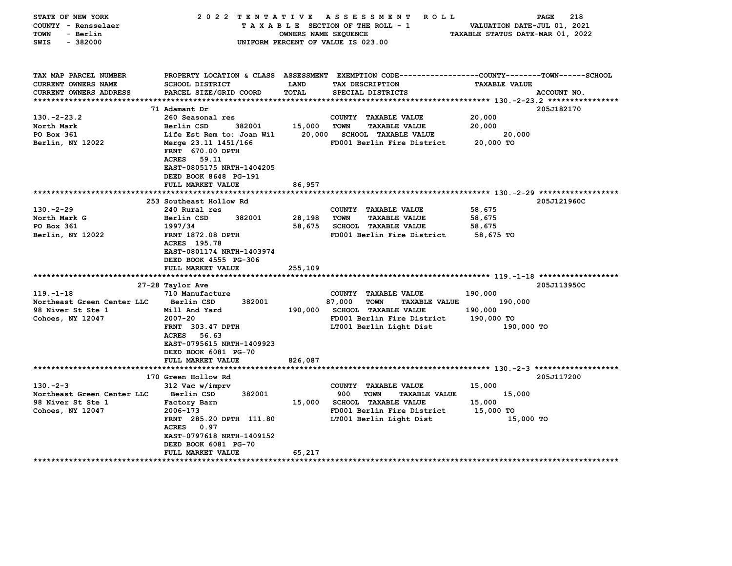STATE OF NEW YORK — 2022 TENTATIVE ASSESSMENT ROLL
COUNTY - Rensselaer — TAXABLE SECTION OF THE ROLL - 1 — VALUATION DATE-JUL 01, 2021
TOWN - Berlin — OWNERS NAME SEQUENCE — TAXABLE STATUS DATE-MAR 01, 2022
SWIS - 382000 — UNIFORM PERCENT OF VALUE IS 023.00

| TAX MAP PARCEL NUMBER / CURRENT OWNERS NAME / CURRENT OWNERS ADDRESS | PROPERTY LOCATION & CLASS / SCHOOL DISTRICT / PARCEL SIZE/GRID COORD | ASSESSMENT LAND / TOTAL | EXEMPTION CODE / TAX DESCRIPTION / SPECIAL DISTRICTS | TAXABLE VALUE (COUNTY / TOWN / SCHOOL) | ACCOUNT NO. |
|---|---|---|---|---|---|
| | 71 Adamant Dr | | | | 205J182170 |
| 130.-2-23.2 | 260 Seasonal res | | COUNTY TAXABLE VALUE | 20,000 | |
| North Mark | Berlin CSD 382001 | 15,000 | TOWN TAXABLE VALUE | 20,000 | |
| PO Box 361 | Life Est Rem to: Joan Wil | 20,000 | SCHOOL TAXABLE VALUE | 20,000 | |
| Berlin, NY 12022 | Merge 23.11 1451/166 | | FD001 Berlin Fire District | 20,000 TO | |
| | FRNT 670.00 DPTH | | | | |
| | ACRES 59.11 | | | | |
| | EAST-0805175 NRTH-1404205 | | | | |
| | DEED BOOK 8648 PG-191 | | | | |
| | FULL MARKET VALUE | 86,957 | | | |
| | 253 Southeast Hollow Rd | | | | 205J121960C |
| 130.-2-29 | 240 Rural res | | COUNTY TAXABLE VALUE | 58,675 | |
| North Mark G | Berlin CSD 382001 | 28,198 | TOWN TAXABLE VALUE | 58,675 | |
| PO Box 361 | 1997/34 | 58,675 | SCHOOL TAXABLE VALUE | 58,675 | |
| Berlin, NY 12022 | FRNT 1872.08 DPTH | | FD001 Berlin Fire District | 58,675 TO | |
| | ACRES 195.78 | | | | |
| | EAST-0801174 NRTH-1403974 | | | | |
| | DEED BOOK 4555 PG-306 | | | | |
| | FULL MARKET VALUE | 255,109 | | | |
| | 27-28 Taylor Ave | | | | 205J113950C |
| 119.-1-18 | 710 Manufacture | | COUNTY TAXABLE VALUE | 190,000 | |
| Northeast Green Center LLC | Berlin CSD 382001 | 87,000 | TOWN TAXABLE VALUE | 190,000 | |
| 98 Niver St Ste 1 | Mill And Yard | 190,000 | SCHOOL TAXABLE VALUE | 190,000 | |
| Cohoes, NY 12047 | 2007-20 | | FD001 Berlin Fire District | 190,000 TO | |
| | FRNT 303.47 DPTH | | LT001 Berlin Light Dist | 190,000 TO | |
| | ACRES 56.63 | | | | |
| | EAST-0795615 NRTH-1409923 | | | | |
| | DEED BOOK 6081 PG-70 | | | | |
| | FULL MARKET VALUE | 826,087 | | | |
| | 170 Green Hollow Rd | | | | 205J117200 |
| 130.-2-3 | 312 Vac w/imprv | | COUNTY TAXABLE VALUE | 15,000 | |
| Northeast Green Center LLC | Berlin CSD 382001 | 900 | TOWN TAXABLE VALUE | 15,000 | |
| 98 Niver St Ste 1 | Factory Barn | 15,000 | SCHOOL TAXABLE VALUE | 15,000 | |
| Cohoes, NY 12047 | 2006-173 | | FD001 Berlin Fire District | 15,000 TO | |
| | FRNT 285.20 DPTH 111.80 | | LT001 Berlin Light Dist | 15,000 TO | |
| | ACRES 0.97 | | | | |
| | EAST-0797618 NRTH-1409152 | | | | |
| | DEED BOOK 6081 PG-70 | | | | |
| | FULL MARKET VALUE | 65,217 | | | |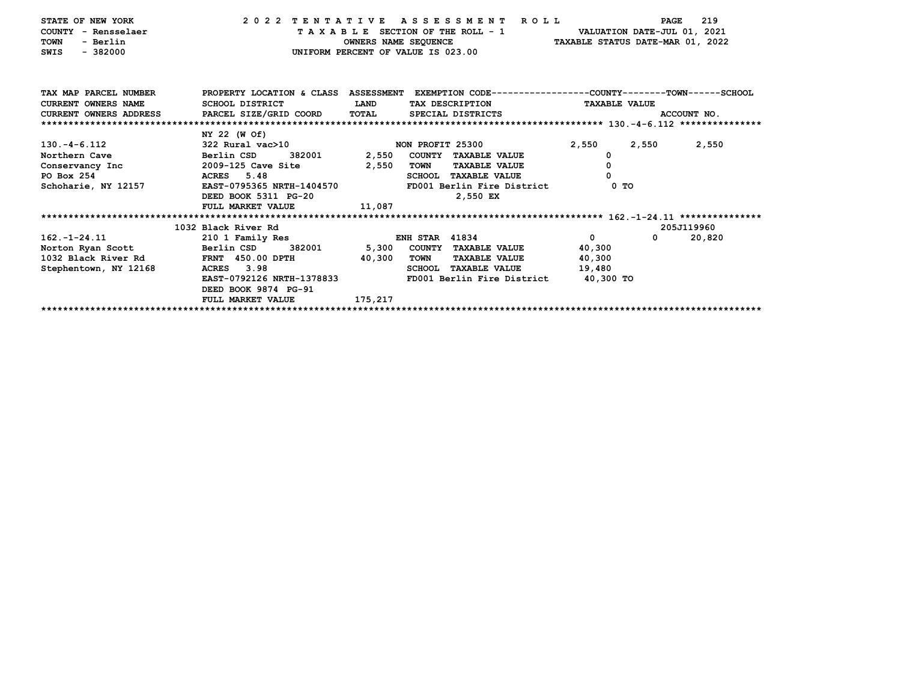STATE OF NEW YORK — 2022 TENTATIVE ASSESSMENT ROLL
COUNTY - Rensselaer — TAXABLE SECTION OF THE ROLL - 1 — VALUATION DATE-JUL 01, 2021
TOWN - Berlin — OWNERS NAME SEQUENCE — TAXABLE STATUS DATE-MAR 01, 2022
SWIS - 382000 — UNIFORM PERCENT OF VALUE IS 023.00

| TAX MAP PARCEL NUMBER / CURRENT OWNERS NAME / CURRENT OWNERS ADDRESS | PROPERTY LOCATION & CLASS / SCHOOL DISTRICT / PARCEL SIZE/GRID COORD | ASSESSMENT LAND / TOTAL | EXEMPTION CODE / TAX DESCRIPTION / SPECIAL DISTRICTS | COUNTY TAXABLE VALUE | TOWN | SCHOOL |
|---|---|---|---|---|---|---|
| 130.-4-6.112 | NY 22 (W Of) | | | | | |
| | 322 Rural vac>10 | | NON PROFIT 25300 | 2,550 | 2,550 | 2,550 |
| Northern Cave | Berlin CSD 382001 | 2,550 | COUNTY TAXABLE VALUE | 0 | | |
| Conservancy Inc | 2009-125 Cave Site | 2,550 | TOWN TAXABLE VALUE | 0 | | |
| PO Box 254 | ACRES 5.48 | | SCHOOL TAXABLE VALUE | 0 | | |
| Schoharie, NY 12157 | EAST-0795365 NRTH-1404570 | | FD001 Berlin Fire District | 0 TO | | |
| | DEED BOOK 5311 PG-20 | | 2,550 EX | | | |
| | FULL MARKET VALUE | 11,087 | | | | |
| 162.-1-24.11 (ACCOUNT NO. 205J119960) | 1032 Black River Rd | | | | | |
| | 210 1 Family Res | | ENH STAR 41834 | 0 | 0 | 20,820 |
| Norton Ryan Scott | Berlin CSD 382001 | 5,300 | COUNTY TAXABLE VALUE | 40,300 | | |
| 1032 Black River Rd | FRNT 450.00 DPTH | 40,300 | TOWN TAXABLE VALUE | 40,300 | | |
| Stephentown, NY 12168 | ACRES 3.98 | | SCHOOL TAXABLE VALUE | 19,480 | | |
| | EAST-0792126 NRTH-1378833 | | FD001 Berlin Fire District | 40,300 TO | | |
| | DEED BOOK 9874 PG-91 | | | | | |
| | FULL MARKET VALUE | 175,217 | | | | |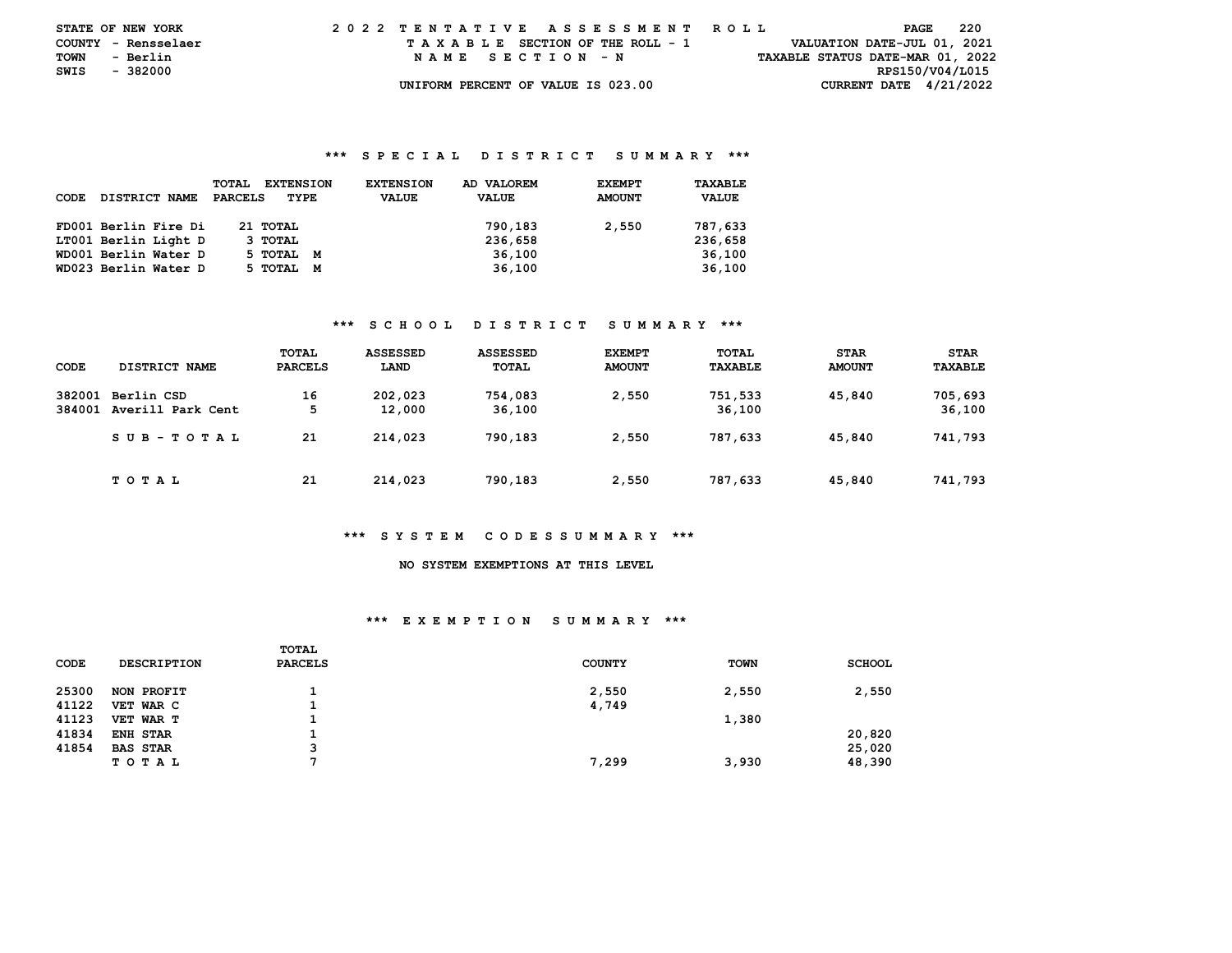STATE OF NEW YORK
COUNTY - Rensselaer
TOWN - Berlin
SWIS - 382000

2022 TENTATIVE ASSESSMENT ROLL
TAXABLE SECTION OF THE ROLL - 1
NAME SECTION - N
UNIFORM PERCENT OF VALUE IS 023.00

VALUATION DATE-JUL 01, 2021
TAXABLE STATUS DATE-MAR 01, 2022
RPS150/V04/L015
CURRENT DATE 4/21/2022

### *** SPECIAL DISTRICT SUMMARY ***

| CODE | DISTRICT NAME | TOTAL PARCELS | EXTENSION TYPE | EXTENSION VALUE | AD VALOREM VALUE | EXEMPT AMOUNT | TAXABLE VALUE |
|---|---|---|---|---|---|---|---|
| FD001 | Berlin Fire Di | 21 | TOTAL | | 790,183 | 2,550 | 787,633 |
| LT001 | Berlin Light D | 3 | TOTAL | | 236,658 | | 236,658 |
| WD001 | Berlin Water D | 5 | TOTAL M | | 36,100 | | 36,100 |
| WD023 | Berlin Water D | 5 | TOTAL M | | 36,100 | | 36,100 |

### *** SCHOOL DISTRICT SUMMARY ***

| CODE | DISTRICT NAME | TOTAL PARCELS | ASSESSED LAND | ASSESSED TOTAL | EXEMPT AMOUNT | TOTAL TAXABLE | STAR AMOUNT | STAR TAXABLE |
|---|---|---|---|---|---|---|---|---|
| 382001 | Berlin CSD | 16 | 202,023 | 754,083 | 2,550 | 751,533 | 45,840 | 705,693 |
| 384001 | Averill Park Cent | 5 | 12,000 | 36,100 | | 36,100 | | 36,100 |
| | SUB-TOTAL | 21 | 214,023 | 790,183 | 2,550 | 787,633 | 45,840 | 741,793 |
| | TOTAL | 21 | 214,023 | 790,183 | 2,550 | 787,633 | 45,840 | 741,793 |

### *** SYSTEM CODES SUMMARY ***

NO SYSTEM EXEMPTIONS AT THIS LEVEL

### *** EXEMPTION SUMMARY ***

| CODE | DESCRIPTION | TOTAL PARCELS | COUNTY | TOWN | SCHOOL |
|---|---|---|---|---|---|
| 25300 | NON PROFIT | 1 | 2,550 | 2,550 | 2,550 |
| 41122 | VET WAR C | 1 | 4,749 | | |
| 41123 | VET WAR T | 1 | | 1,380 | |
| 41834 | ENH STAR | 1 | | | 20,820 |
| 41854 | BAS STAR | 3 | | | 25,020 |
| | TOTAL | 7 | 7,299 | 3,930 | 48,390 |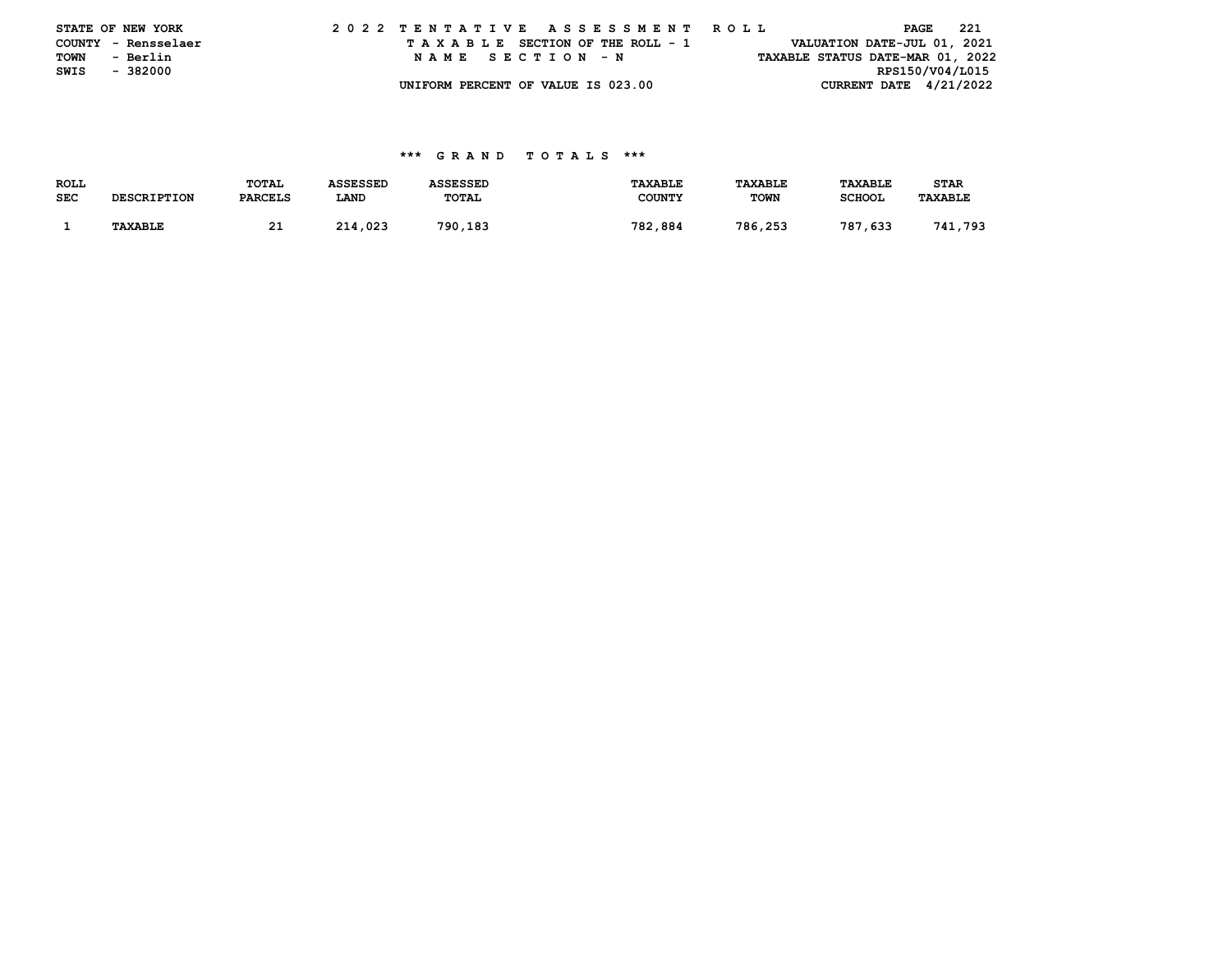STATE OF NEW YORK
COUNTY - Rensselaer
TOWN - Berlin
SWIS - 382000

2 0 2 2 T E N T A T I V E A S S E S S M E N T R O L L
T A X A B L E SECTION OF THE ROLL - 1
N A M E S E C T I O N - N
UNIFORM PERCENT OF VALUE IS 023.00

VALUATION DATE-JUL 01, 2021
TAXABLE STATUS DATE-MAR 01, 2022
RPS150/V04/L015
CURRENT DATE 4/21/2022

### \*\*\* G R A N D T O T A L S \*\*\*

| ROLL SEC | DESCRIPTION | TOTAL PARCELS | ASSESSED LAND | ASSESSED TOTAL | TAXABLE COUNTY | TAXABLE TOWN | TAXABLE SCHOOL | STAR TAXABLE |
|---|---|---|---|---|---|---|---|---|
| 1 | TAXABLE | 21 | 214,023 | 790,183 | 782,884 | 786,253 | 787,633 | 741,793 |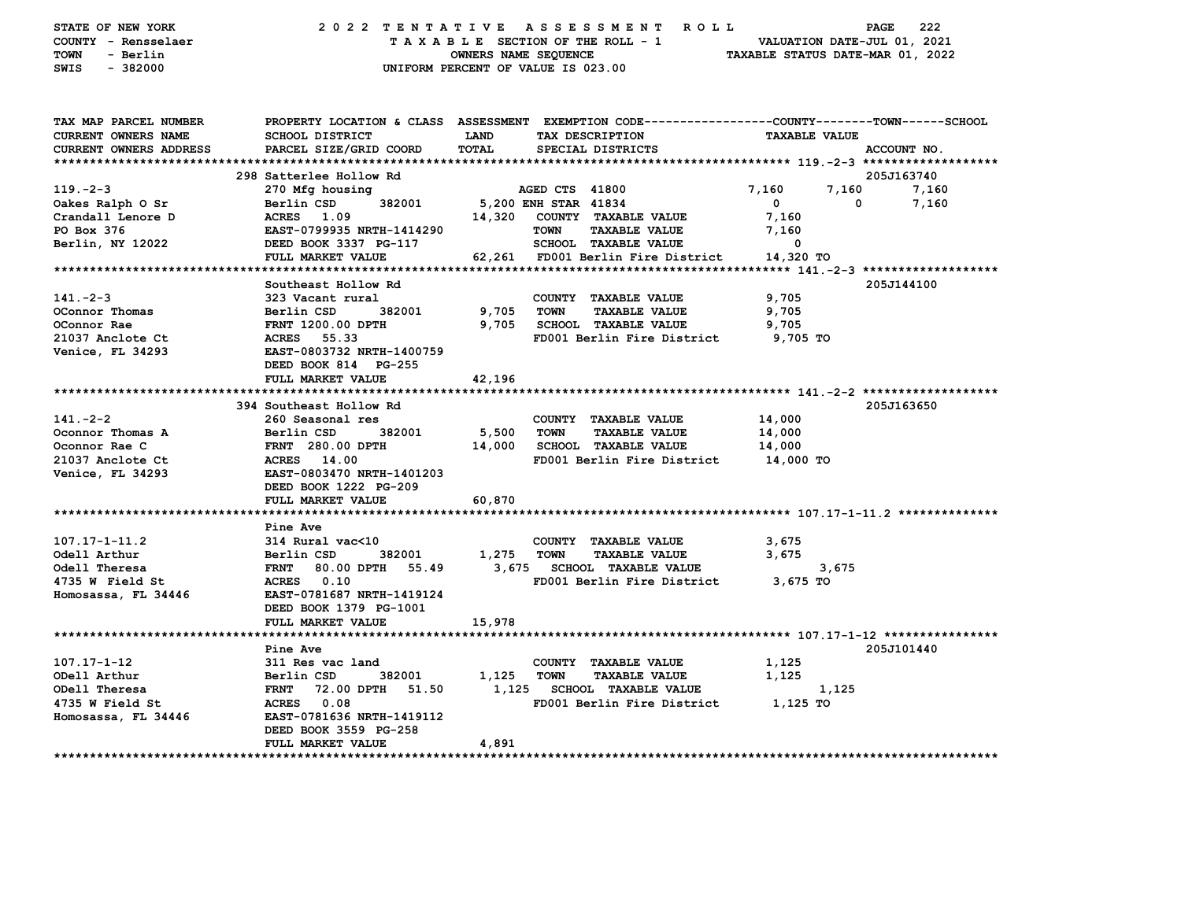STATE OF NEW YORK — 2022 TENTATIVE ASSESSMENT ROLL
COUNTY - Rensselaer — TAXABLE SECTION OF THE ROLL - 1 — VALUATION DATE-JUL 01, 2021
TOWN - Berlin — OWNERS NAME SEQUENCE — TAXABLE STATUS DATE-MAR 01, 2022
SWIS - 382000 — UNIFORM PERCENT OF VALUE IS 023.00

| TAX MAP PARCEL NUMBER / CURRENT OWNERS NAME / CURRENT OWNERS ADDRESS | PROPERTY LOCATION & CLASS / SCHOOL DISTRICT / PARCEL SIZE/GRID COORD | ASSESSMENT LAND / TOTAL | EXEMPTION CODE / TAX DESCRIPTION / SPECIAL DISTRICTS | COUNTY TAXABLE VALUE | TOWN | SCHOOL | ACCOUNT NO. |
|---|---|---|---|---|---|---|---|
| **119.-2-3** | 298 Satterlee Hollow Rd | | | | | | 205J163740 |
| 119.-2-3 | 270 Mfg housing | | AGED CTS 41800 | 7,160 | 7,160 | 7,160 | |
| Oakes Ralph O Sr | Berlin CSD 382001 | 5,200 | ENH STAR 41834 | 0 | 0 | 7,160 | |
| Crandall Lenore D | ACRES 1.09 | 14,320 | COUNTY TAXABLE VALUE | 7,160 | | | |
| PO Box 376 | EAST-0799935 NRTH-1414290 | | TOWN TAXABLE VALUE | 7,160 | | | |
| Berlin, NY 12022 | DEED BOOK 3337 PG-117 | | SCHOOL TAXABLE VALUE | 0 | | | |
| | FULL MARKET VALUE | 62,261 | FD001 Berlin Fire District | 14,320 TO | | | |
| **141.-2-3** | Southeast Hollow Rd | | | | | | 205J144100 |
| 141.-2-3 | 323 Vacant rural | | COUNTY TAXABLE VALUE | 9,705 | | | |
| OConnor Thomas | Berlin CSD 382001 | 9,705 | TOWN TAXABLE VALUE | 9,705 | | | |
| OConnor Rae | FRNT 1200.00 DPTH | 9,705 | SCHOOL TAXABLE VALUE | 9,705 | | | |
| 21037 Anclote Ct | ACRES 55.33 | | FD001 Berlin Fire District | 9,705 TO | | | |
| Venice, FL 34293 | EAST-0803732 NRTH-1400759 | | | | | | |
| | DEED BOOK 814 PG-255 | | | | | | |
| | FULL MARKET VALUE | 42,196 | | | | | |
| **141.-2-2** | 394 Southeast Hollow Rd | | | | | | 205J163650 |
| 141.-2-2 | 260 Seasonal res | | COUNTY TAXABLE VALUE | 14,000 | | | |
| Oconnor Thomas A | Berlin CSD 382001 | 5,500 | TOWN TAXABLE VALUE | 14,000 | | | |
| Oconnor Rae C | FRNT 280.00 DPTH | 14,000 | SCHOOL TAXABLE VALUE | 14,000 | | | |
| 21037 Anclote Ct | ACRES 14.00 | | FD001 Berlin Fire District | 14,000 TO | | | |
| Venice, FL 34293 | EAST-0803470 NRTH-1401203 | | | | | | |
| | DEED BOOK 1222 PG-209 | | | | | | |
| | FULL MARKET VALUE | 60,870 | | | | | |
| **107.17-1-11.2** | Pine Ave | | | | | | |
| 107.17-1-11.2 | 314 Rural vac<10 | | COUNTY TAXABLE VALUE | 3,675 | | | |
| Odell Arthur | Berlin CSD 382001 | 1,275 | TOWN TAXABLE VALUE | 3,675 | | | |
| Odell Theresa | FRNT 80.00 DPTH 55.49 | 3,675 | SCHOOL TAXABLE VALUE | 3,675 | | | |
| 4735 W Field St | ACRES 0.10 | | FD001 Berlin Fire District | 3,675 TO | | | |
| Homosassa, FL 34446 | EAST-0781687 NRTH-1419124 | | | | | | |
| | DEED BOOK 1379 PG-1001 | | | | | | |
| | FULL MARKET VALUE | 15,978 | | | | | |
| **107.17-1-12** | Pine Ave | | | | | | 205J101440 |
| 107.17-1-12 | 311 Res vac land | | COUNTY TAXABLE VALUE | 1,125 | | | |
| ODell Arthur | Berlin CSD 382001 | 1,125 | TOWN TAXABLE VALUE | 1,125 | | | |
| ODell Theresa | FRNT 72.00 DPTH 51.50 | 1,125 | SCHOOL TAXABLE VALUE | 1,125 | | | |
| 4735 W Field St | ACRES 0.08 | | FD001 Berlin Fire District | 1,125 TO | | | |
| Homosassa, FL 34446 | EAST-0781636 NRTH-1419112 | | | | | | |
| | DEED BOOK 3559 PG-258 | | | | | | |
| | FULL MARKET VALUE | 4,891 | | | | | |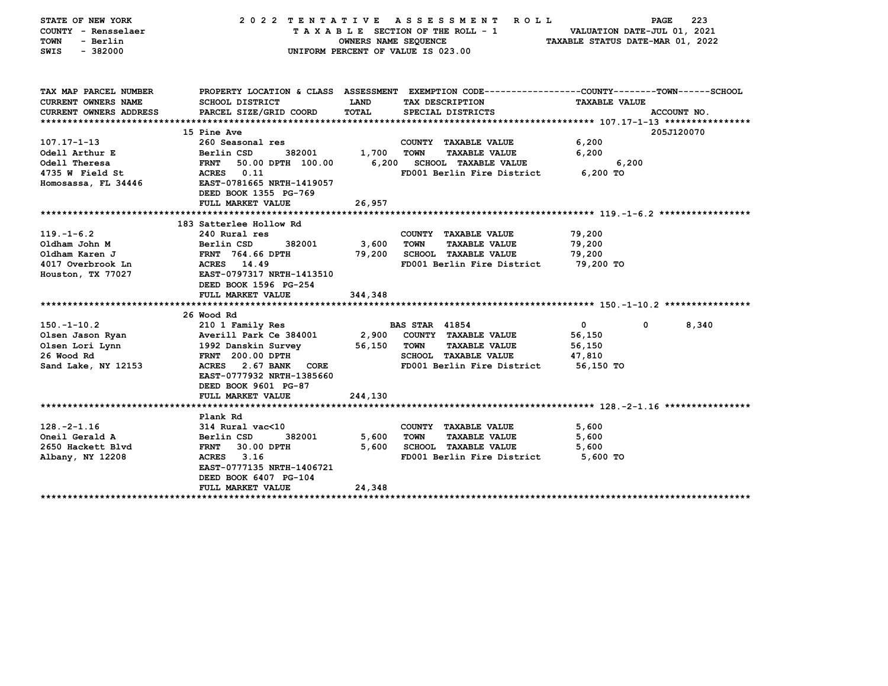STATE OF NEW YORK — 2022 TENTATIVE ASSESSMENT ROLL
COUNTY - Rensselaer — TAXABLE SECTION OF THE ROLL - 1 — VALUATION DATE-JUL 01, 2021
TOWN - Berlin — OWNERS NAME SEQUENCE — TAXABLE STATUS DATE-MAR 01, 2022
SWIS - 382000 — UNIFORM PERCENT OF VALUE IS 023.00

| TAX MAP PARCEL NUMBER / CURRENT OWNERS NAME / CURRENT OWNERS ADDRESS | PROPERTY LOCATION & CLASS / SCHOOL DISTRICT / PARCEL SIZE/GRID COORD | ASSESSMENT LAND / TOTAL | EXEMPTION CODE / TAX DESCRIPTION / SPECIAL DISTRICTS | COUNTY TAXABLE VALUE | TOWN | SCHOOL / ACCOUNT NO. |
|---|---|---|---|---|---|---|
| | 15 Pine Ave | | | | | 205J120070 |
| 107.17-1-13 | 260 Seasonal res | | COUNTY TAXABLE VALUE | 6,200 | | |
| Odell Arthur E | Berlin CSD 382001 | 1,700 | TOWN TAXABLE VALUE | 6,200 | | |
| Odell Theresa | FRNT 50.00 DPTH 100.00 | 6,200 | SCHOOL TAXABLE VALUE | 6,200 | | |
| 4735 W Field St | ACRES 0.11 | | FD001 Berlin Fire District | 6,200 TO | | |
| Homosassa, FL 34446 | EAST-0781665 NRTH-1419057 | | | | | |
| | DEED BOOK 1355 PG-769 | | | | | |
| | FULL MARKET VALUE | 26,957 | | | | |
| | 183 Satterlee Hollow Rd | | | | | |
| 119.-1-6.2 | 240 Rural res | | COUNTY TAXABLE VALUE | 79,200 | | |
| Oldham John M | Berlin CSD 382001 | 3,600 | TOWN TAXABLE VALUE | 79,200 | | |
| Oldham Karen J | FRNT 764.66 DPTH | 79,200 | SCHOOL TAXABLE VALUE | 79,200 | | |
| 4017 Overbrook Ln | ACRES 14.49 | | FD001 Berlin Fire District | 79,200 TO | | |
| Houston, TX 77027 | EAST-0797317 NRTH-1413510 | | | | | |
| | DEED BOOK 1596 PG-254 | | | | | |
| | FULL MARKET VALUE | 344,348 | | | | |
| | 26 Wood Rd | | | | | |
| 150.-1-10.2 | 210 1 Family Res | | BAS STAR 41854 | 0 | 0 | 8,340 |
| Olsen Jason Ryan | Averill Park Ce 384001 | 2,900 | COUNTY TAXABLE VALUE | 56,150 | | |
| Olsen Lori Lynn | 1992 Danskin Survey | 56,150 | TOWN TAXABLE VALUE | 56,150 | | |
| 26 Wood Rd | FRNT 200.00 DPTH | | SCHOOL TAXABLE VALUE | 47,810 | | |
| Sand Lake, NY 12153 | ACRES 2.67 BANK CORE | | FD001 Berlin Fire District | 56,150 TO | | |
| | EAST-0777932 NRTH-1385660 | | | | | |
| | DEED BOOK 9601 PG-87 | | | | | |
| | FULL MARKET VALUE | 244,130 | | | | |
| | Plank Rd | | | | | |
| 128.-2-1.16 | 314 Rural vac<10 | | COUNTY TAXABLE VALUE | 5,600 | | |
| Oneil Gerald A | Berlin CSD 382001 | 5,600 | TOWN TAXABLE VALUE | 5,600 | | |
| 2650 Hackett Blvd | FRNT 30.00 DPTH | 5,600 | SCHOOL TAXABLE VALUE | 5,600 | | |
| Albany, NY 12208 | ACRES 3.16 | | FD001 Berlin Fire District | 5,600 TO | | |
| | EAST-0777135 NRTH-1406721 | | | | | |
| | DEED BOOK 6407 PG-104 | | | | | |
| | FULL MARKET VALUE | 24,348 | | | | |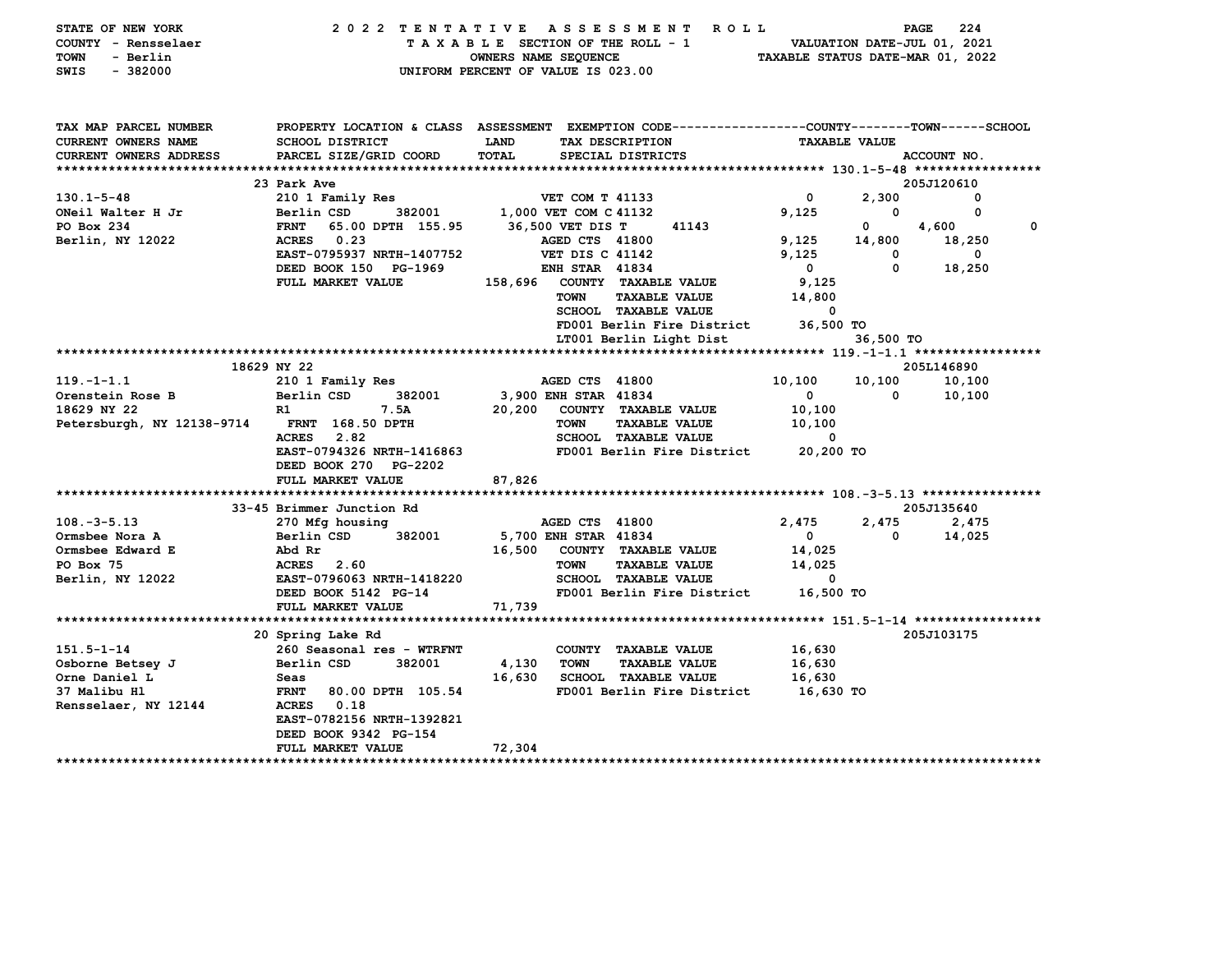STATE OF NEW YORK — 2022 TENTATIVE ASSESSMENT ROLL
COUNTY - Rensselaer — TAXABLE SECTION OF THE ROLL - 1 — VALUATION DATE-JUL 01, 2021
TOWN - Berlin — OWNERS NAME SEQUENCE — TAXABLE STATUS DATE-MAR 01, 2022
SWIS - 382000 — UNIFORM PERCENT OF VALUE IS 023.00

| TAX MAP PARCEL NUMBER / CURRENT OWNERS NAME / CURRENT OWNERS ADDRESS | PROPERTY LOCATION & CLASS / SCHOOL DISTRICT / PARCEL SIZE/GRID COORD | ASSESSMENT LAND / TOTAL | EXEMPTION CODE / TAX DESCRIPTION / SPECIAL DISTRICTS | COUNTY | TOWN | SCHOOL / ACCOUNT NO. |
|---|---|---|---|---|---|---|
| **130.1-5-48** | 23 Park Ave | | | | | 205J120610 |
| 130.1-5-48 | 210 1 Family Res | | VET COM T 41133 | 0 | 2,300 | 0 |
| ONeil Walter H Jr | Berlin CSD 382001 | 1,000 | VET COM C 41132 | 9,125 | 0 | 0 |
| PO Box 234 | FRNT 65.00 DPTH 155.95 | 36,500 | VET DIS T 41143 | 0 | 4,600 | 0 |
| Berlin, NY 12022 | ACRES 0.23 | | AGED CTS 41800 | 9,125 | 14,800 | 18,250 |
| | EAST-0795937 NRTH-1407752 | | VET DIS C 41142 | 9,125 | 0 | 0 |
| | DEED BOOK 150 PG-1969 | | ENH STAR 41834 | 0 | 0 | 18,250 |
| | FULL MARKET VALUE | 158,696 | COUNTY TAXABLE VALUE | 9,125 | | |
| | | | TOWN TAXABLE VALUE | 14,800 | | |
| | | | SCHOOL TAXABLE VALUE | 0 | | |
| | | | FD001 Berlin Fire District | 36,500 TO | | |
| | | | LT001 Berlin Light Dist | 36,500 TO | | |
| **119.-1-1.1** | 18629 NY 22 | | | | | 205L146890 |
| 119.-1-1.1 | 210 1 Family Res | | AGED CTS 41800 | 10,100 | 10,100 | 10,100 |
| Orenstein Rose B | Berlin CSD 382001 | 3,900 | ENH STAR 41834 | 0 | 0 | 10,100 |
| 18629 NY 22 | R1 7.5A | 20,200 | COUNTY TAXABLE VALUE | 10,100 | | |
| Petersburgh, NY 12138-9714 | FRNT 168.50 DPTH | | TOWN TAXABLE VALUE | 10,100 | | |
| | ACRES 2.82 | | SCHOOL TAXABLE VALUE | 0 | | |
| | EAST-0794326 NRTH-1416863 | | FD001 Berlin Fire District | 20,200 TO | | |
| | DEED BOOK 270 PG-2202 | | | | | |
| | FULL MARKET VALUE | 87,826 | | | | |
| **108.-3-5.13** | 33-45 Brimmer Junction Rd | | | | | 205J135640 |
| 108.-3-5.13 | 270 Mfg housing | | AGED CTS 41800 | 2,475 | 2,475 | 2,475 |
| Ormsbee Nora A | Berlin CSD 382001 | 5,700 | ENH STAR 41834 | 0 | 0 | 14,025 |
| Ormsbee Edward E | Abd Rr | 16,500 | COUNTY TAXABLE VALUE | 14,025 | | |
| PO Box 75 | ACRES 2.60 | | TOWN TAXABLE VALUE | 14,025 | | |
| Berlin, NY 12022 | EAST-0796063 NRTH-1418220 | | SCHOOL TAXABLE VALUE | 0 | | |
| | DEED BOOK 5142 PG-14 | | FD001 Berlin Fire District | 16,500 TO | | |
| | FULL MARKET VALUE | 71,739 | | | | |
| **151.5-1-14** | 20 Spring Lake Rd | | | | | 205J103175 |
| 151.5-1-14 | 260 Seasonal res - WTRFNT | | COUNTY TAXABLE VALUE | 16,630 | | |
| Osborne Betsey J | Berlin CSD 382001 | 4,130 | TOWN TAXABLE VALUE | 16,630 | | |
| Orne Daniel L | Seas | 16,630 | SCHOOL TAXABLE VALUE | 16,630 | | |
| 37 Malibu Hl | FRNT 80.00 DPTH 105.54 | | FD001 Berlin Fire District | 16,630 TO | | |
| Rensselaer, NY 12144 | ACRES 0.18 | | | | | |
| | EAST-0782156 NRTH-1392821 | | | | | |
| | DEED BOOK 9342 PG-154 | | | | | |
| | FULL MARKET VALUE | 72,304 | | | | |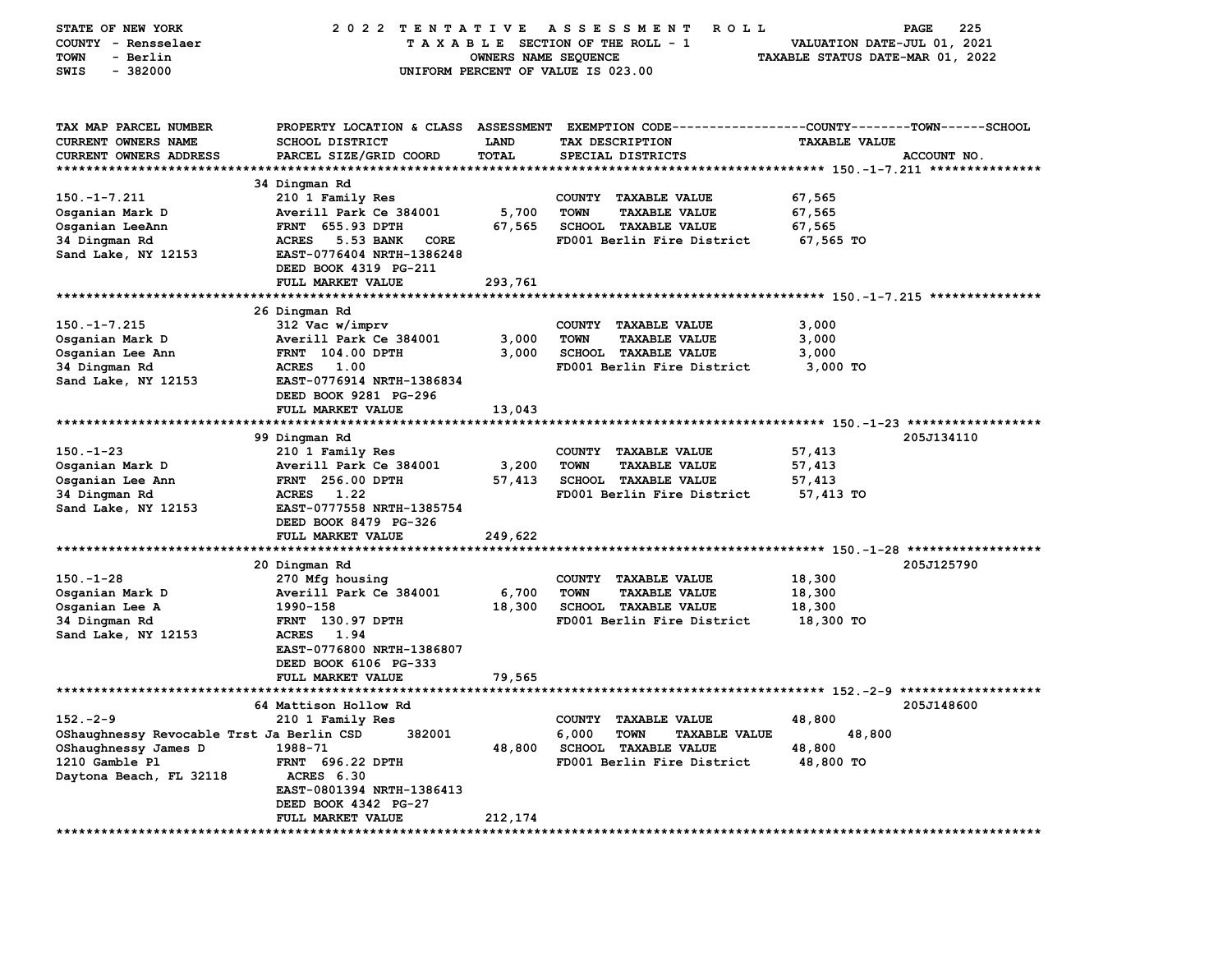STATE OF NEW YORK
COUNTY - Rensselaer
TOWN - Berlin
SWIS - 382000

**2022 TENTATIVE ASSESSMENT ROLL**
TAXABLE SECTION OF THE ROLL - 1
OWNERS NAME SEQUENCE
UNIFORM PERCENT OF VALUE IS 023.00

VALUATION DATE-JUL 01, 2021
TAXABLE STATUS DATE-MAR 01, 2022

| TAX MAP PARCEL NUMBER / CURRENT OWNERS NAME / CURRENT OWNERS ADDRESS | PROPERTY LOCATION & CLASS / SCHOOL DISTRICT / PARCEL SIZE/GRID COORD | ASSESSMENT LAND / TOTAL | EXEMPTION CODE / TAX DESCRIPTION / SPECIAL DISTRICTS | COUNTY--------TOWN------SCHOOL TAXABLE VALUE | ACCOUNT NO. |
|---|---|---|---|---|---|
| **150.-1-7.211** | 34 Dingman Rd | | | | |
| 150.-1-7.211 | 210 1 Family Res | | COUNTY TAXABLE VALUE | 67,565 | |
| Osganian Mark D | Averill Park Ce 384001 | 5,700 | TOWN TAXABLE VALUE | 67,565 | |
| Osganian LeeAnn | FRNT 655.93 DPTH | 67,565 | SCHOOL TAXABLE VALUE | 67,565 | |
| 34 Dingman Rd | ACRES 5.53 BANK CORE | | FD001 Berlin Fire District | 67,565 TO | |
| Sand Lake, NY 12153 | EAST-0776404 NRTH-1386248 | | | | |
| | DEED BOOK 4319 PG-211 | | | | |
| | FULL MARKET VALUE | 293,761 | | | |
| **150.-1-7.215** | 26 Dingman Rd | | | | |
| 150.-1-7.215 | 312 Vac w/imprv | | COUNTY TAXABLE VALUE | 3,000 | |
| Osganian Mark D | Averill Park Ce 384001 | 3,000 | TOWN TAXABLE VALUE | 3,000 | |
| Osganian Lee Ann | FRNT 104.00 DPTH | 3,000 | SCHOOL TAXABLE VALUE | 3,000 | |
| 34 Dingman Rd | ACRES 1.00 | | FD001 Berlin Fire District | 3,000 TO | |
| Sand Lake, NY 12153 | EAST-0776914 NRTH-1386834 | | | | |
| | DEED BOOK 9281 PG-296 | | | | |
| | FULL MARKET VALUE | 13,043 | | | |
| **150.-1-23** | 99 Dingman Rd | | | | 205J134110 |
| 150.-1-23 | 210 1 Family Res | | COUNTY TAXABLE VALUE | 57,413 | |
| Osganian Mark D | Averill Park Ce 384001 | 3,200 | TOWN TAXABLE VALUE | 57,413 | |
| Osganian Lee Ann | FRNT 256.00 DPTH | 57,413 | SCHOOL TAXABLE VALUE | 57,413 | |
| 34 Dingman Rd | ACRES 1.22 | | FD001 Berlin Fire District | 57,413 TO | |
| Sand Lake, NY 12153 | EAST-0777558 NRTH-1385754 | | | | |
| | DEED BOOK 8479 PG-326 | | | | |
| | FULL MARKET VALUE | 249,622 | | | |
| **150.-1-28** | 20 Dingman Rd | | | | 205J125790 |
| 150.-1-28 | 270 Mfg housing | | COUNTY TAXABLE VALUE | 18,300 | |
| Osganian Mark D | Averill Park Ce 384001 | 6,700 | TOWN TAXABLE VALUE | 18,300 | |
| Osganian Lee A | 1990-158 | 18,300 | SCHOOL TAXABLE VALUE | 18,300 | |
| 34 Dingman Rd | FRNT 130.97 DPTH | | FD001 Berlin Fire District | 18,300 TO | |
| Sand Lake, NY 12153 | ACRES 1.94 | | | | |
| | EAST-0776800 NRTH-1386807 | | | | |
| | DEED BOOK 6106 PG-333 | | | | |
| | FULL MARKET VALUE | 79,565 | | | |
| **152.-2-9** | 64 Mattison Hollow Rd | | | | 205J148600 |
| 152.-2-9 | 210 1 Family Res | | COUNTY TAXABLE VALUE | 48,800 | |
| OShaughnessy Revocable Trst Ja | Berlin CSD 382001 | 6,000 | TOWN TAXABLE VALUE | 48,800 | |
| OShaughnessy James D | 1988-71 | 48,800 | SCHOOL TAXABLE VALUE | 48,800 | |
| 1210 Gamble Pl | FRNT 696.22 DPTH | | FD001 Berlin Fire District | 48,800 TO | |
| Daytona Beach, FL 32118 | ACRES 6.30 | | | | |
| | EAST-0801394 NRTH-1386413 | | | | |
| | DEED BOOK 4342 PG-27 | | | | |
| | FULL MARKET VALUE | 212,174 | | | |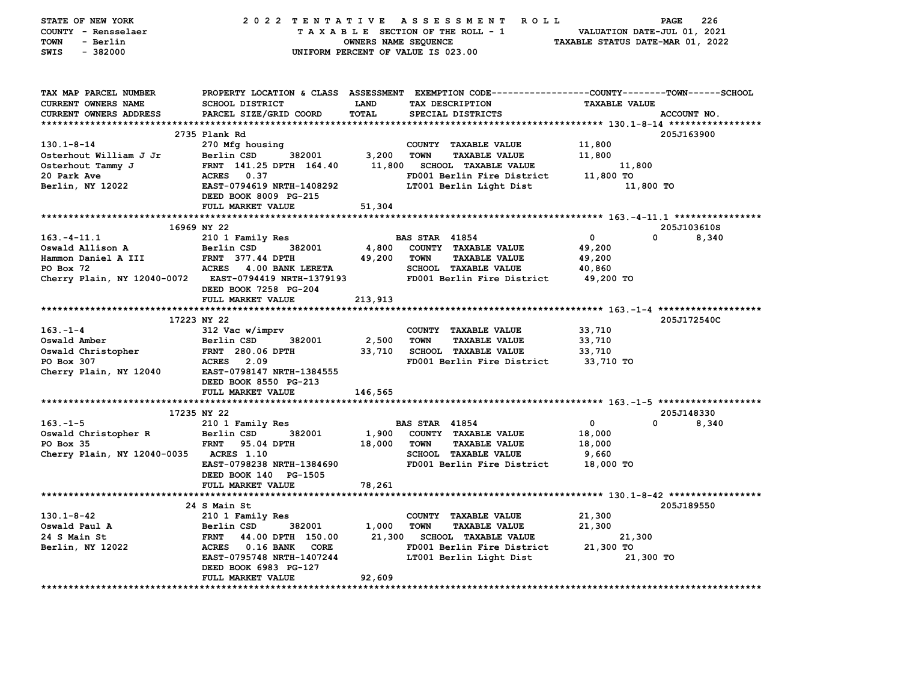STATE OF NEW YORK — 2022 TENTATIVE ASSESSMENT ROLL
COUNTY - Rensselaer — TAXABLE SECTION OF THE ROLL - 1 — VALUATION DATE-JUL 01, 2021
TOWN - Berlin — OWNERS NAME SEQUENCE — TAXABLE STATUS DATE-MAR 01, 2022
SWIS - 382000 — UNIFORM PERCENT OF VALUE IS 023.00

| TAX MAP PARCEL NUMBER / CURRENT OWNERS NAME / CURRENT OWNERS ADDRESS | PROPERTY LOCATION & CLASS / SCHOOL DISTRICT / PARCEL SIZE/GRID COORD | ASSESSMENT LAND | TOTAL | EXEMPTION CODE / TAX DESCRIPTION / SPECIAL DISTRICTS | COUNTY TAXABLE VALUE | TOWN | SCHOOL / ACCOUNT NO. |
|---|---|---|---|---|---|---|---|
| **130.1-8-14** | 2735 Plank Rd | | | | | | 205J163900 |
| 130.1-8-14 | 270 Mfg housing | | | COUNTY TAXABLE VALUE | 11,800 | | |
| Osterhout William J Jr | Berlin CSD 382001 | 3,200 | | TOWN TAXABLE VALUE | 11,800 | | |
| Osterhout Tammy J | FRNT 141.25 DPTH 164.40 | | 11,800 | SCHOOL TAXABLE VALUE | 11,800 | | |
| 20 Park Ave | ACRES 0.37 | | | FD001 Berlin Fire District | 11,800 TO | | |
| Berlin, NY 12022 | EAST-0794619 NRTH-1408292 | | | LT001 Berlin Light Dist | 11,800 TO | | |
| | DEED BOOK 8009 PG-215 | | | | | | |
| | FULL MARKET VALUE | | 51,304 | | | | |
| **163.-4-11.1** | 16969 NY 22 | | | | | | 205J103610S |
| 163.-4-11.1 | 210 1 Family Res | | | BAS STAR 41854 | 0 | 0 | 8,340 |
| Oswald Allison A | Berlin CSD 382001 | 4,800 | | COUNTY TAXABLE VALUE | 49,200 | | |
| Hammon Daniel A III | FRNT 377.44 DPTH | | 49,200 | TOWN TAXABLE VALUE | 49,200 | | |
| PO Box 72 | ACRES 4.00 BANK LERETA | | | SCHOOL TAXABLE VALUE | 40,860 | | |
| Cherry Plain, NY 12040-0072 | EAST-0794419 NRTH-1379193 | | | FD001 Berlin Fire District | 49,200 TO | | |
| | DEED BOOK 7258 PG-204 | | | | | | |
| | FULL MARKET VALUE | | 213,913 | | | | |
| **163.-1-4** | 17223 NY 22 | | | | | | 205J172540C |
| 163.-1-4 | 312 Vac w/imprv | | | COUNTY TAXABLE VALUE | 33,710 | | |
| Oswald Amber | Berlin CSD 382001 | 2,500 | | TOWN TAXABLE VALUE | 33,710 | | |
| Oswald Christopher | FRNT 280.06 DPTH | | 33,710 | SCHOOL TAXABLE VALUE | 33,710 | | |
| PO Box 307 | ACRES 2.09 | | | FD001 Berlin Fire District | 33,710 TO | | |
| Cherry Plain, NY 12040 | EAST-0798147 NRTH-1384555 | | | | | | |
| | DEED BOOK 8550 PG-213 | | | | | | |
| | FULL MARKET VALUE | | 146,565 | | | | |
| **163.-1-5** | 17235 NY 22 | | | | | | 205J148330 |
| 163.-1-5 | 210 1 Family Res | | | BAS STAR 41854 | 0 | 0 | 8,340 |
| Oswald Christopher R | Berlin CSD 382001 | 1,900 | | COUNTY TAXABLE VALUE | 18,000 | | |
| PO Box 35 | FRNT 95.04 DPTH | | 18,000 | TOWN TAXABLE VALUE | 18,000 | | |
| Cherry Plain, NY 12040-0035 | ACRES 1.10 | | | SCHOOL TAXABLE VALUE | 9,660 | | |
| | EAST-0798238 NRTH-1384690 | | | FD001 Berlin Fire District | 18,000 TO | | |
| | DEED BOOK 140 PG-1505 | | | | | | |
| | FULL MARKET VALUE | | 78,261 | | | | |
| **130.1-8-42** | 24 S Main St | | | | | | 205J189550 |
| 130.1-8-42 | 210 1 Family Res | | | COUNTY TAXABLE VALUE | 21,300 | | |
| Oswald Paul A | Berlin CSD 382001 | 1,000 | | TOWN TAXABLE VALUE | 21,300 | | |
| 24 S Main St | FRNT 44.00 DPTH 150.00 | | 21,300 | SCHOOL TAXABLE VALUE | 21,300 | | |
| Berlin, NY 12022 | ACRES 0.16 BANK CORE | | | FD001 Berlin Fire District | 21,300 TO | | |
| | EAST-0795748 NRTH-1407244 | | | LT001 Berlin Light Dist | 21,300 TO | | |
| | DEED BOOK 6983 PG-127 | | | | | | |
| | FULL MARKET VALUE | | 92,609 | | | | |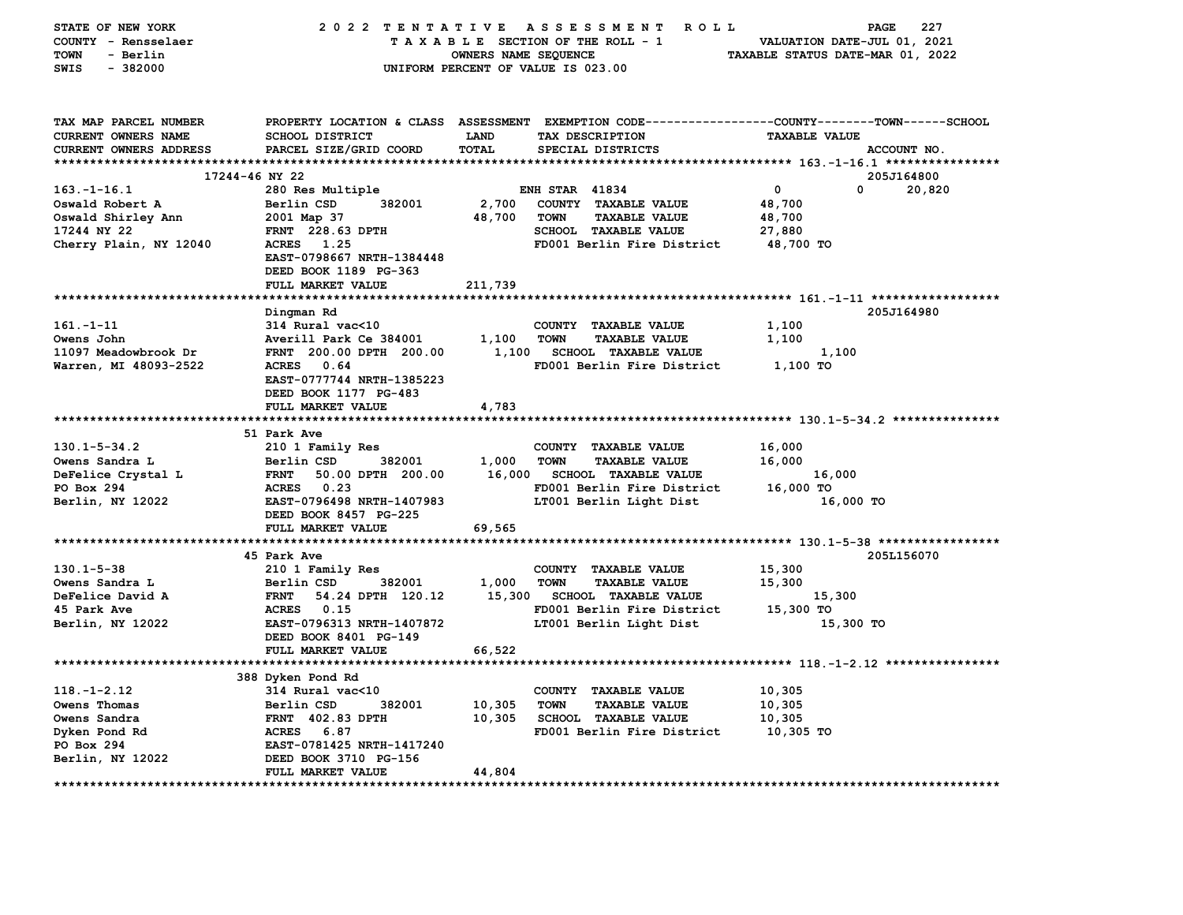STATE OF NEW YORK — 2022 TENTATIVE ASSESSMENT ROLL
COUNTY - Rensselaer — TAXABLE SECTION OF THE ROLL - 1 — VALUATION DATE-JUL 01, 2021
TOWN - Berlin — OWNERS NAME SEQUENCE — TAXABLE STATUS DATE-MAR 01, 2022
SWIS - 382000 — UNIFORM PERCENT OF VALUE IS 023.00

| TAX MAP PARCEL NUMBER / CURRENT OWNERS NAME / CURRENT OWNERS ADDRESS | PROPERTY LOCATION & CLASS / SCHOOL DISTRICT / PARCEL SIZE/GRID COORD | ASSESSMENT LAND | TOTAL | EXEMPTION CODE / TAX DESCRIPTION / SPECIAL DISTRICTS | COUNTY | TOWN | SCHOOL TAXABLE VALUE | ACCOUNT NO. |
|---|---|---|---|---|---|---|---|---|
| | 17244-46 NY 22 | | | | | | | 205J164800 |
| 163.-1-16.1 | 280 Res Multiple | | | ENH STAR 41834 | 0 | 0 | 20,820 | |
| Oswald Robert A | Berlin CSD 382001 | 2,700 | | COUNTY TAXABLE VALUE | 48,700 | | | |
| Oswald Shirley Ann | 2001 Map 37 | | 48,700 | TOWN TAXABLE VALUE | | 48,700 | | |
| 17244 NY 22 | FRNT 228.63 DPTH | | | SCHOOL TAXABLE VALUE | | | 27,880 | |
| Cherry Plain, NY 12040 | ACRES 1.25 | | | FD001 Berlin Fire District | 48,700 TO | | | |
| | EAST-0798667 NRTH-1384448 | | | | | | | |
| | DEED BOOK 1189 PG-363 | | | | | | | |
| | FULL MARKET VALUE | | 211,739 | | | | | |
| | Dingman Rd | | | | | | | 205J164980 |
| 161.-1-11 | 314 Rural vac<10 | | | COUNTY TAXABLE VALUE | 1,100 | | | |
| Owens John | Averill Park Ce 384001 | 1,100 | | TOWN TAXABLE VALUE | | 1,100 | | |
| 11097 Meadowbrook Dr | FRNT 200.00 DPTH 200.00 | | 1,100 | SCHOOL TAXABLE VALUE | | | 1,100 | |
| Warren, MI 48093-2522 | ACRES 0.64 | | | FD001 Berlin Fire District | 1,100 TO | | | |
| | EAST-0777744 NRTH-1385223 | | | | | | | |
| | DEED BOOK 1177 PG-483 | | | | | | | |
| | FULL MARKET VALUE | | 4,783 | | | | | |
| | 51 Park Ave | | | | | | | |
| 130.1-5-34.2 | 210 1 Family Res | | | COUNTY TAXABLE VALUE | 16,000 | | | |
| Owens Sandra L | Berlin CSD 382001 | 1,000 | | TOWN TAXABLE VALUE | | 16,000 | | |
| DeFelice Crystal L | FRNT 50.00 DPTH 200.00 | | 16,000 | SCHOOL TAXABLE VALUE | | | 16,000 | |
| PO Box 294 | ACRES 0.23 | | | FD001 Berlin Fire District | 16,000 TO | | | |
| Berlin, NY 12022 | EAST-0796498 NRTH-1407983 | | | LT001 Berlin Light Dist | | | 16,000 TO | |
| | DEED BOOK 8457 PG-225 | | | | | | | |
| | FULL MARKET VALUE | | 69,565 | | | | | |
| | 45 Park Ave | | | | | | | 205L156070 |
| 130.1-5-38 | 210 1 Family Res | | | COUNTY TAXABLE VALUE | 15,300 | | | |
| Owens Sandra L | Berlin CSD 382001 | 1,000 | | TOWN TAXABLE VALUE | | 15,300 | | |
| DeFelice David A | FRNT 54.24 DPTH 120.12 | | 15,300 | SCHOOL TAXABLE VALUE | | | 15,300 | |
| 45 Park Ave | ACRES 0.15 | | | FD001 Berlin Fire District | 15,300 TO | | | |
| Berlin, NY 12022 | EAST-0796313 NRTH-1407872 | | | LT001 Berlin Light Dist | | | 15,300 TO | |
| | DEED BOOK 8401 PG-149 | | | | | | | |
| | FULL MARKET VALUE | | 66,522 | | | | | |
| | 388 Dyken Pond Rd | | | | | | | |
| 118.-1-2.12 | 314 Rural vac<10 | | | COUNTY TAXABLE VALUE | 10,305 | | | |
| Owens Thomas | Berlin CSD 382001 | 10,305 | | TOWN TAXABLE VALUE | | 10,305 | | |
| Owens Sandra | FRNT 402.83 DPTH | | 10,305 | SCHOOL TAXABLE VALUE | | | 10,305 | |
| Dyken Pond Rd | ACRES 6.87 | | | FD001 Berlin Fire District | 10,305 TO | | | |
| PO Box 294 | EAST-0781425 NRTH-1417240 | | | | | | | |
| Berlin, NY 12022 | DEED BOOK 3710 PG-156 | | | | | | | |
| | FULL MARKET VALUE | | 44,804 | | | | | |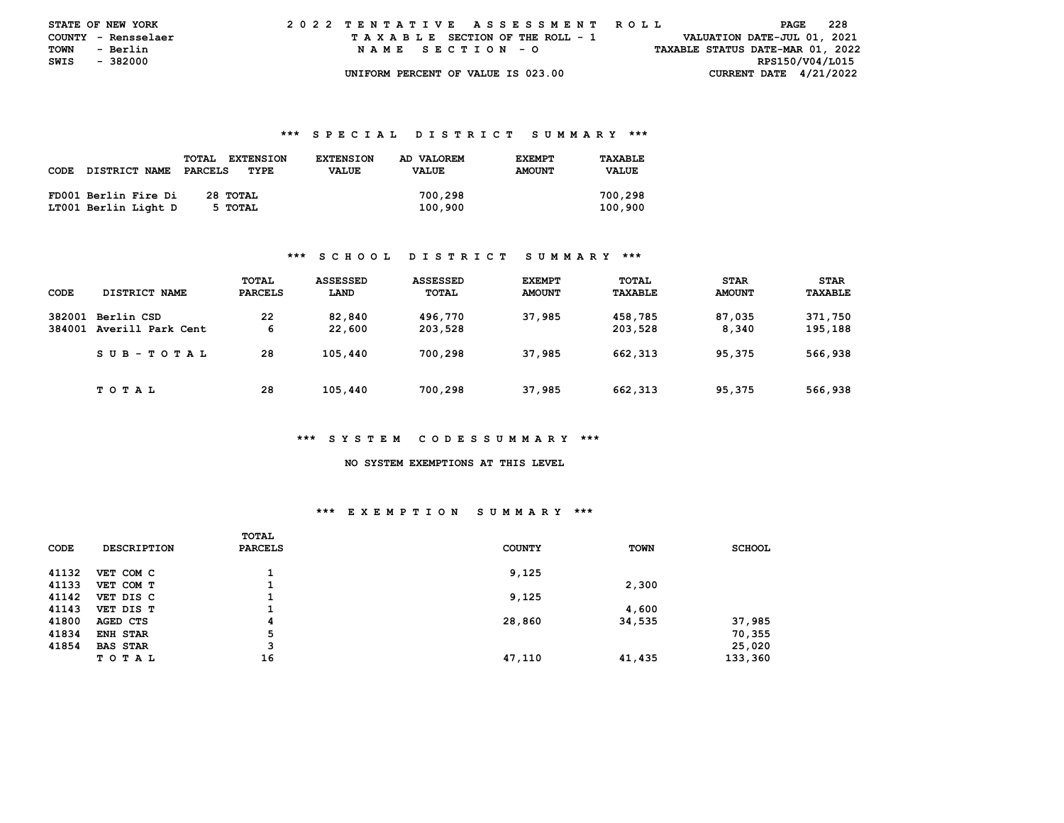STATE OF NEW YORK
COUNTY - Rensselaer
TOWN - Berlin
SWIS - 382000

2022 TENTATIVE ASSESSMENT ROLL
TAXABLE SECTION OF THE ROLL - 1
NAME SECTION - O
UNIFORM PERCENT OF VALUE IS 023.00

VALUATION DATE-JUL 01, 2021
TAXABLE STATUS DATE-MAR 01, 2022
RPS150/V04/L015
CURRENT DATE 4/21/2022

## *** SPECIAL DISTRICT SUMMARY ***

| CODE DISTRICT NAME | TOTAL PARCELS | EXTENSION TYPE | EXTENSION VALUE | AD VALOREM VALUE | EXEMPT AMOUNT | TAXABLE VALUE |
|---|---|---|---|---|---|---|
| FD001 Berlin Fire Di | 28 | TOTAL | | 700,298 | | 700,298 |
| LT001 Berlin Light D | 5 | TOTAL | | 100,900 | | 100,900 |

## *** SCHOOL DISTRICT SUMMARY ***

| CODE | DISTRICT NAME | TOTAL PARCELS | ASSESSED LAND | ASSESSED TOTAL | EXEMPT AMOUNT | TOTAL TAXABLE | STAR AMOUNT | STAR TAXABLE |
|---|---|---|---|---|---|---|---|---|
| 382001 | Berlin CSD | 22 | 82,840 | 496,770 | 37,985 | 458,785 | 87,035 | 371,750 |
| 384001 | Averill Park Cent | 6 | 22,600 | 203,528 | | 203,528 | 8,340 | 195,188 |
| | SUB-TOTAL | 28 | 105,440 | 700,298 | 37,985 | 662,313 | 95,375 | 566,938 |
| | TOTAL | 28 | 105,440 | 700,298 | 37,985 | 662,313 | 95,375 | 566,938 |

## *** SYSTEM CODES SUMMARY ***

NO SYSTEM EXEMPTIONS AT THIS LEVEL

## *** EXEMPTION SUMMARY ***

| CODE | DESCRIPTION | TOTAL PARCELS | COUNTY | TOWN | SCHOOL |
|---|---|---|---|---|---|
| 41132 | VET COM C | 1 | 9,125 | | |
| 41133 | VET COM T | 1 | | 2,300 | |
| 41142 | VET DIS C | 1 | 9,125 | | |
| 41143 | VET DIS T | 1 | | 4,600 | |
| 41800 | AGED CTS | 4 | 28,860 | 34,535 | 37,985 |
| 41834 | ENH STAR | 5 | | | 70,355 |
| 41854 | BAS STAR | 3 | | | 25,020 |
| | TOTAL | 16 | 47,110 | 41,435 | 133,360 |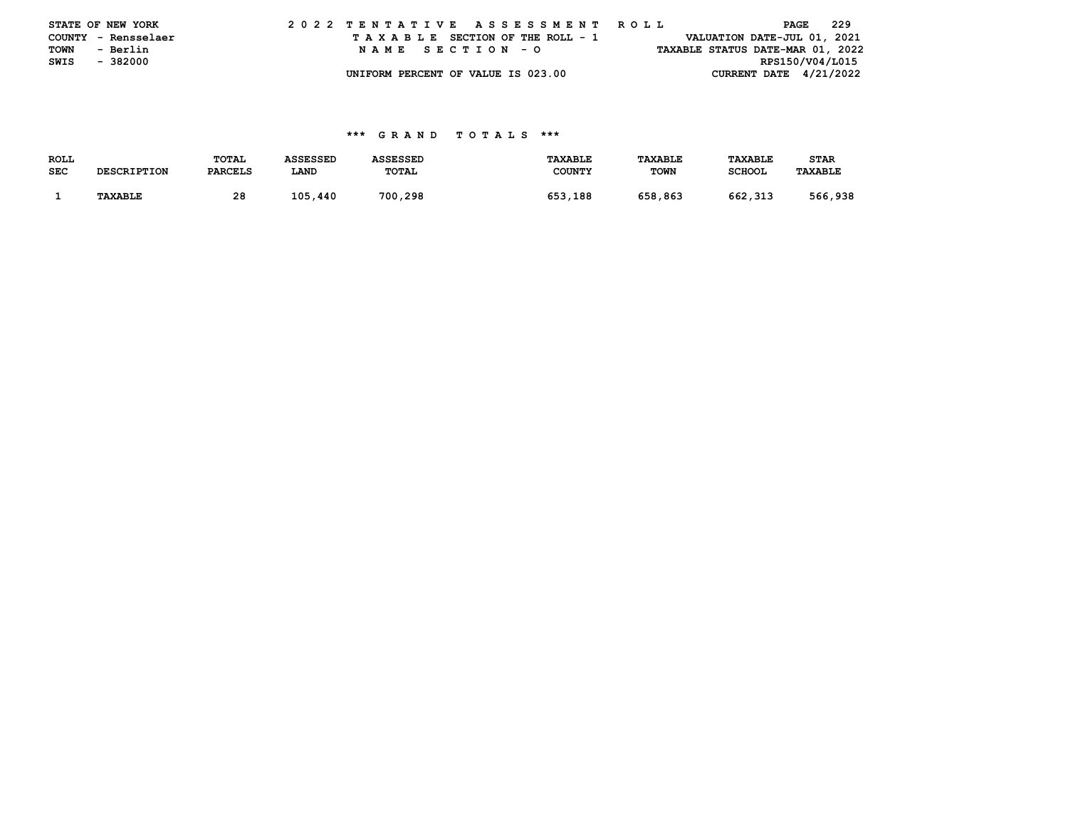STATE OF NEW YORK
COUNTY - Rensselaer
TOWN - Berlin
SWIS - 382000

2 0 2 2 T E N T A T I V E A S S E S S M E N T R O L L
T A X A B L E SECTION OF THE ROLL - 1
N A M E S E C T I O N - O
UNIFORM PERCENT OF VALUE IS 023.00

VALUATION DATE-JUL 01, 2021
TAXABLE STATUS DATE-MAR 01, 2022
RPS150/V04/L015
CURRENT DATE 4/21/2022

*** G R A N D T O T A L S ***

| ROLL SEC | DESCRIPTION | TOTAL PARCELS | ASSESSED LAND | ASSESSED TOTAL | TAXABLE COUNTY | TAXABLE TOWN | TAXABLE SCHOOL | STAR TAXABLE |
|---|---|---|---|---|---|---|---|---|
| 1 | TAXABLE | 28 | 105,440 | 700,298 | 653,188 | 658,863 | 662,313 | 566,938 |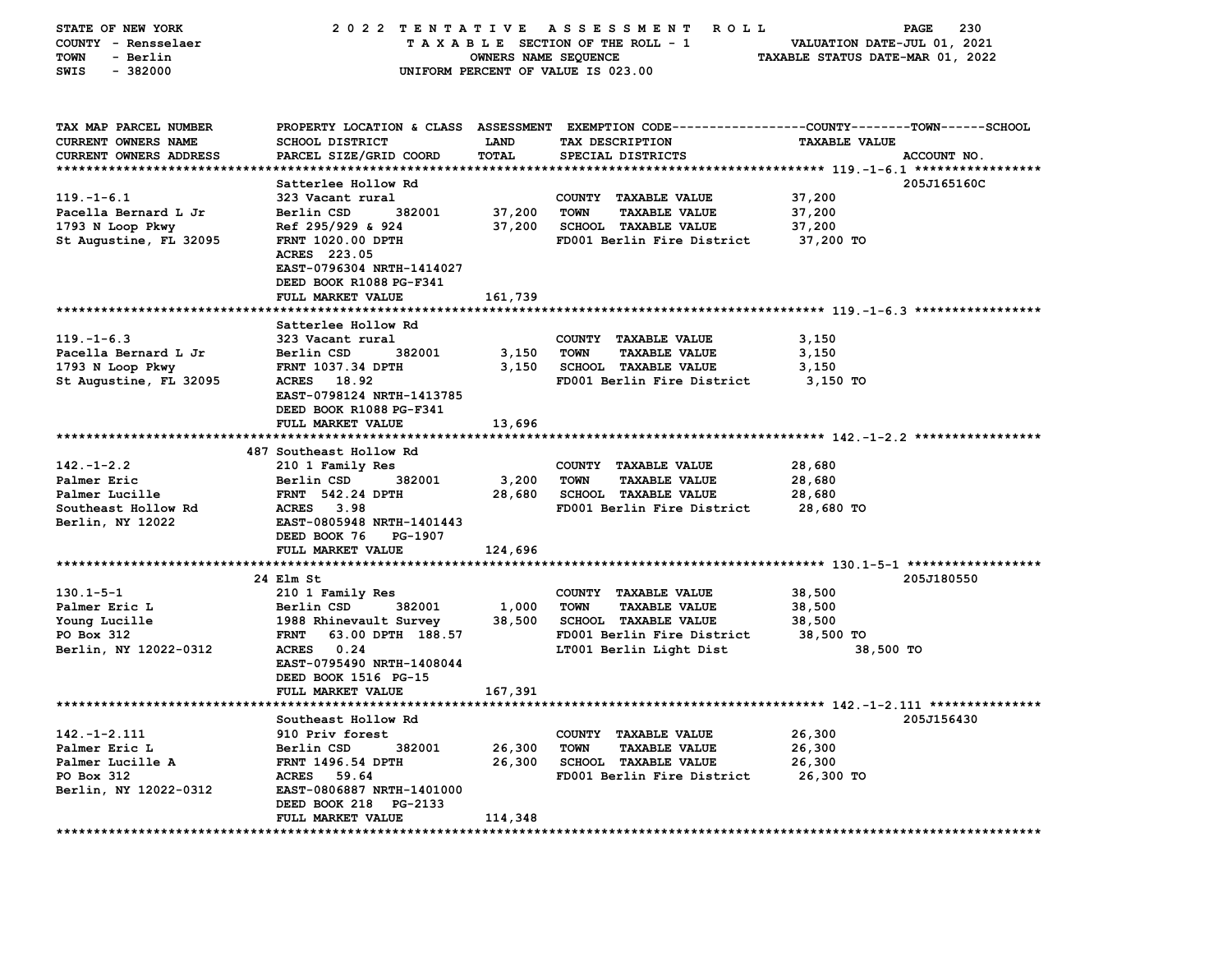STATE OF NEW YORK — COUNTY - Rensselaer — TOWN - Berlin — SWIS - 382000

# 2022 TENTATIVE ASSESSMENT ROLL

TAXABLE SECTION OF THE ROLL - 1 — OWNERS NAME SEQUENCE — UNIFORM PERCENT OF VALUE IS 023.00

VALUATION DATE-JUL 01, 2021 — TAXABLE STATUS DATE-MAR 01, 2022

| TAX MAP PARCEL NUMBER / CURRENT OWNERS NAME / CURRENT OWNERS ADDRESS | PROPERTY LOCATION & CLASS / SCHOOL DISTRICT / PARCEL SIZE/GRID COORD | ASSESSMENT LAND | ASSESSMENT TOTAL | EXEMPTION CODE / TAX DESCRIPTION / SPECIAL DISTRICTS | TAXABLE VALUE | ACCOUNT NO. |
|---|---|---|---|---|---|---|
| **119.-1-6.1** | Satterlee Hollow Rd | | | | | 205J165160C |
| 119.-1-6.1 | 323 Vacant rural | | | COUNTY TAXABLE VALUE | 37,200 | |
| Pacella Bernard L Jr | Berlin CSD 382001 | 37,200 | | TOWN TAXABLE VALUE | 37,200 | |
| 1793 N Loop Pkwy | Ref 295/929 & 924 | | 37,200 | SCHOOL TAXABLE VALUE | 37,200 | |
| St Augustine, FL 32095 | FRNT 1020.00 DPTH | | | FD001 Berlin Fire District | 37,200 TO | |
| | ACRES 223.05 | | | | | |
| | EAST-0796304 NRTH-1414027 | | | | | |
| | DEED BOOK R1088 PG-F341 | | | | | |
| | FULL MARKET VALUE | | 161,739 | | | |
| **119.-1-6.3** | Satterlee Hollow Rd | | | | | |
| 119.-1-6.3 | 323 Vacant rural | | | COUNTY TAXABLE VALUE | 3,150 | |
| Pacella Bernard L Jr | Berlin CSD 382001 | 3,150 | | TOWN TAXABLE VALUE | 3,150 | |
| 1793 N Loop Pkwy | FRNT 1037.34 DPTH | | 3,150 | SCHOOL TAXABLE VALUE | 3,150 | |
| St Augustine, FL 32095 | ACRES 18.92 | | | FD001 Berlin Fire District | 3,150 TO | |
| | EAST-0798124 NRTH-1413785 | | | | | |
| | DEED BOOK R1088 PG-F341 | | | | | |
| | FULL MARKET VALUE | | 13,696 | | | |
| **142.-1-2.2** | 487 Southeast Hollow Rd | | | | | |
| 142.-1-2.2 | 210 1 Family Res | | | COUNTY TAXABLE VALUE | 28,680 | |
| Palmer Eric | Berlin CSD 382001 | 3,200 | | TOWN TAXABLE VALUE | 28,680 | |
| Palmer Lucille | FRNT 542.24 DPTH | | 28,680 | SCHOOL TAXABLE VALUE | 28,680 | |
| Southeast Hollow Rd | ACRES 3.98 | | | FD001 Berlin Fire District | 28,680 TO | |
| Berlin, NY 12022 | EAST-0805948 NRTH-1401443 | | | | | |
| | DEED BOOK 76 PG-1907 | | | | | |
| | FULL MARKET VALUE | | 124,696 | | | |
| **130.1-5-1** | 24 Elm St | | | | | 205J180550 |
| 130.1-5-1 | 210 1 Family Res | | | COUNTY TAXABLE VALUE | 38,500 | |
| Palmer Eric L | Berlin CSD 382001 | 1,000 | | TOWN TAXABLE VALUE | 38,500 | |
| Young Lucille | 1988 Rhinevault Survey | | 38,500 | SCHOOL TAXABLE VALUE | 38,500 | |
| PO Box 312 | FRNT 63.00 DPTH 188.57 | | | FD001 Berlin Fire District | 38,500 TO | |
| Berlin, NY 12022-0312 | ACRES 0.24 | | | LT001 Berlin Light Dist | 38,500 TO | |
| | EAST-0795490 NRTH-1408044 | | | | | |
| | DEED BOOK 1516 PG-15 | | | | | |
| | FULL MARKET VALUE | | 167,391 | | | |
| **142.-1-2.111** | Southeast Hollow Rd | | | | | 205J156430 |
| 142.-1-2.111 | 910 Priv forest | | | COUNTY TAXABLE VALUE | 26,300 | |
| Palmer Eric L | Berlin CSD 382001 | 26,300 | | TOWN TAXABLE VALUE | 26,300 | |
| Palmer Lucille A | FRNT 1496.54 DPTH | | 26,300 | SCHOOL TAXABLE VALUE | 26,300 | |
| PO Box 312 | ACRES 59.64 | | | FD001 Berlin Fire District | 26,300 TO | |
| Berlin, NY 12022-0312 | EAST-0806887 NRTH-1401000 | | | | | |
| | DEED BOOK 218 PG-2133 | | | | | |
| | FULL MARKET VALUE | | 114,348 | | | |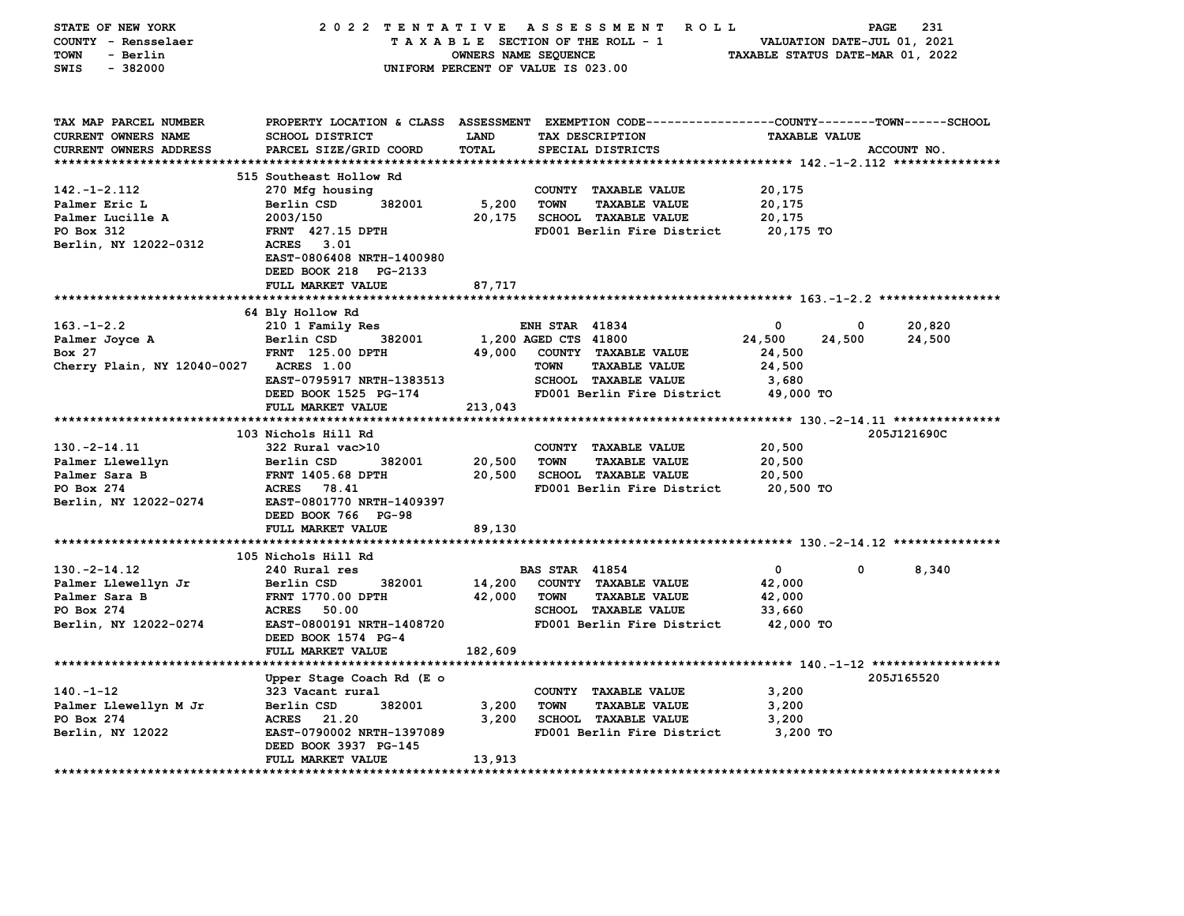STATE OF NEW YORK
COUNTY - Rensselaer
TOWN - Berlin
SWIS - 382000

2022 TENTATIVE ASSESSMENT ROLL
TAXABLE SECTION OF THE ROLL - 1
OWNERS NAME SEQUENCE
UNIFORM PERCENT OF VALUE IS 023.00

VALUATION DATE-JUL 01, 2021
TAXABLE STATUS DATE-MAR 01, 2022

| TAX MAP PARCEL NUMBER / CURRENT OWNERS NAME / CURRENT OWNERS ADDRESS | PROPERTY LOCATION & CLASS / SCHOOL DISTRICT / PARCEL SIZE/GRID COORD | ASSESSMENT LAND | ASSESSMENT TOTAL | EXEMPTION CODE / TAX DESCRIPTION / SPECIAL DISTRICTS | COUNTY TAXABLE VALUE | TOWN | SCHOOL | ACCOUNT NO. |
|---|---|---|---|---|---|---|---|---|
| **142.-1-2.112** | 515 Southeast Hollow Rd | | | | | | | |
| 142.-1-2.112 | 270 Mfg housing | | | COUNTY TAXABLE VALUE | 20,175 | | | |
| Palmer Eric L | Berlin CSD 382001 | 5,200 | | TOWN TAXABLE VALUE | 20,175 | | | |
| Palmer Lucille A | 2003/150 | | 20,175 | SCHOOL TAXABLE VALUE | 20,175 | | | |
| PO Box 312 | FRNT 427.15 DPTH | | | FD001 Berlin Fire District | 20,175 TO | | | |
| Berlin, NY 12022-0312 | ACRES 3.01 | | | | | | | |
| | EAST-0806408 NRTH-1400980 | | | | | | | |
| | DEED BOOK 218 PG-2133 | | | | | | | |
| | FULL MARKET VALUE | | 87,717 | | | | | |
| **163.-1-2.2** | 64 Bly Hollow Rd | | | | | | | |
| 163.-1-2.2 | 210 1 Family Res | | | ENH STAR 41834 | 0 | 0 | 20,820 | |
| Palmer Joyce A | Berlin CSD 382001 | 1,200 | | AGED CTS 41800 | 24,500 | 24,500 | 24,500 | |
| Box 27 | FRNT 125.00 DPTH | | 49,000 | COUNTY TAXABLE VALUE | 24,500 | | | |
| Cherry Plain, NY 12040-0027 | ACRES 1.00 | | | TOWN TAXABLE VALUE | 24,500 | | | |
| | EAST-0795917 NRTH-1383513 | | | SCHOOL TAXABLE VALUE | 3,680 | | | |
| | DEED BOOK 1525 PG-174 | | | FD001 Berlin Fire District | 49,000 TO | | | |
| | FULL MARKET VALUE | | 213,043 | | | | | |
| **130.-2-14.11** | 103 Nichols Hill Rd | | | | | | | 205J121690C |
| 130.-2-14.11 | 322 Rural vac>10 | | | COUNTY TAXABLE VALUE | 20,500 | | | |
| Palmer Llewellyn | Berlin CSD 382001 | 20,500 | | TOWN TAXABLE VALUE | 20,500 | | | |
| Palmer Sara B | FRNT 1405.68 DPTH | | 20,500 | SCHOOL TAXABLE VALUE | 20,500 | | | |
| PO Box 274 | ACRES 78.41 | | | FD001 Berlin Fire District | 20,500 TO | | | |
| Berlin, NY 12022-0274 | EAST-0801770 NRTH-1409397 | | | | | | | |
| | DEED BOOK 766 PG-98 | | | | | | | |
| | FULL MARKET VALUE | | 89,130 | | | | | |
| **130.-2-14.12** | 105 Nichols Hill Rd | | | | | | | |
| 130.-2-14.12 | 240 Rural res | | | BAS STAR 41854 | 0 | 0 | 8,340 | |
| Palmer Llewellyn Jr | Berlin CSD 382001 | 14,200 | | COUNTY TAXABLE VALUE | 42,000 | | | |
| Palmer Sara B | FRNT 1770.00 DPTH | | 42,000 | TOWN TAXABLE VALUE | 42,000 | | | |
| PO Box 274 | ACRES 50.00 | | | SCHOOL TAXABLE VALUE | 33,660 | | | |
| Berlin, NY 12022-0274 | EAST-0800191 NRTH-1408720 | | | FD001 Berlin Fire District | 42,000 TO | | | |
| | DEED BOOK 1574 PG-4 | | | | | | | |
| | FULL MARKET VALUE | | 182,609 | | | | | |
| **140.-1-12** | Upper Stage Coach Rd (E o | | | | | | | 205J165520 |
| 140.-1-12 | 323 Vacant rural | | | COUNTY TAXABLE VALUE | 3,200 | | | |
| Palmer Llewellyn M Jr | Berlin CSD 382001 | 3,200 | | TOWN TAXABLE VALUE | 3,200 | | | |
| PO Box 274 | ACRES 21.20 | | 3,200 | SCHOOL TAXABLE VALUE | 3,200 | | | |
| Berlin, NY 12022 | EAST-0790002 NRTH-1397089 | | | FD001 Berlin Fire District | 3,200 TO | | | |
| | DEED BOOK 3937 PG-145 | | | | | | | |
| | FULL MARKET VALUE | | 13,913 | | | | | |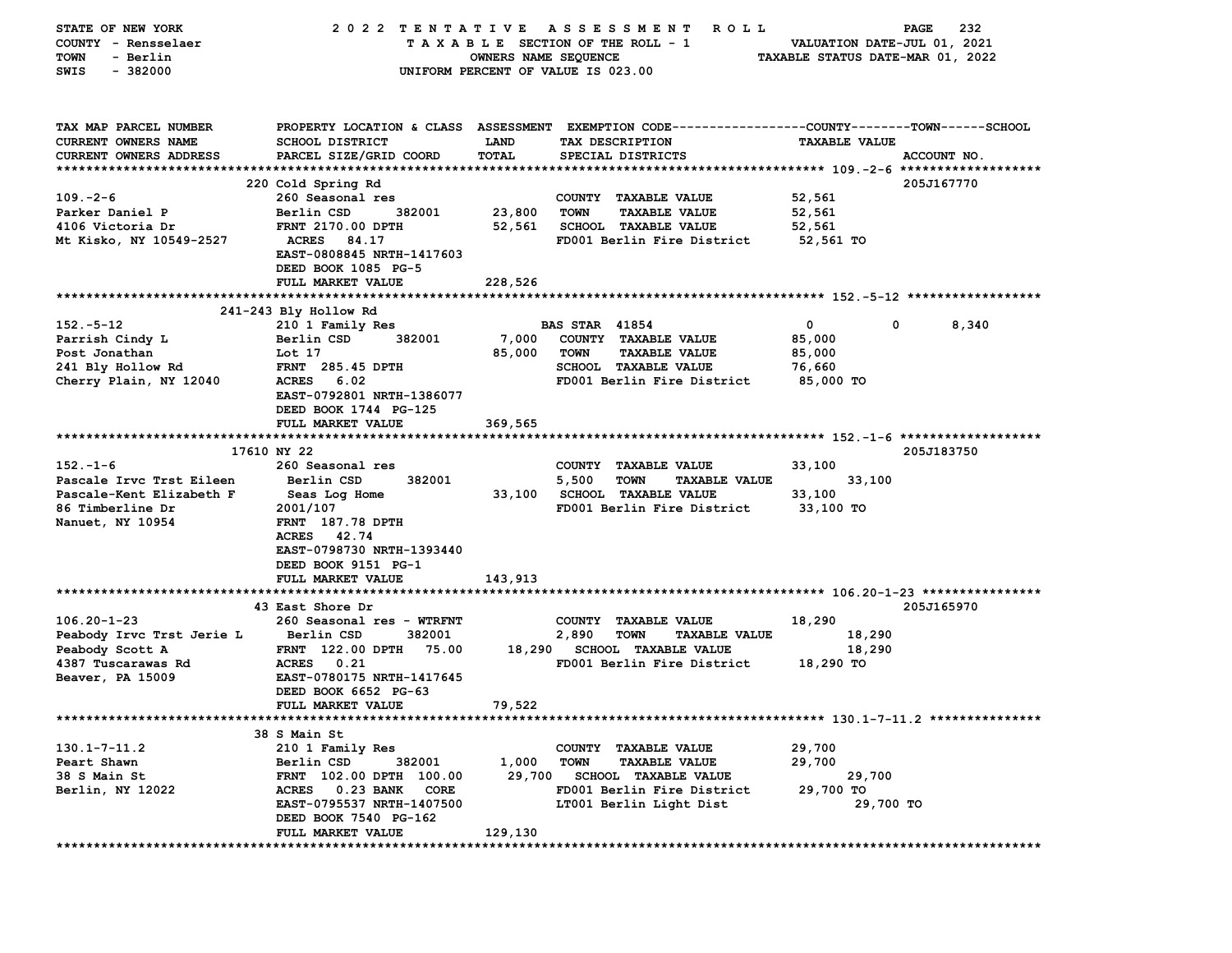STATE OF NEW YORK 2022 TENTATIVE ASSESSMENT ROLL
COUNTY - Rensselaer TAXABLE SECTION OF THE ROLL - 1 VALUATION DATE-JUL 01, 2021
TOWN - Berlin OWNERS NAME SEQUENCE TAXABLE STATUS DATE-MAR 01, 2022
SWIS - 382000 UNIFORM PERCENT OF VALUE IS 023.00

| TAX MAP PARCEL NUMBER / CURRENT OWNERS NAME / CURRENT OWNERS ADDRESS | PROPERTY LOCATION & CLASS / SCHOOL DISTRICT / PARCEL SIZE/GRID COORD | ASSESSMENT LAND | TOTAL | EXEMPTION CODE / TAX DESCRIPTION / SPECIAL DISTRICTS | COUNTY / TOWN / SCHOOL TAXABLE VALUE | ACCOUNT NO. |
|---|---|---|---|---|---|---|
| **109.-2-6** | 220 Cold Spring Rd | | | | | 205J167770 |
| 109.-2-6 | 260 Seasonal res | | | COUNTY TAXABLE VALUE | 52,561 | |
| Parker Daniel P | Berlin CSD 382001 | 23,800 | | TOWN TAXABLE VALUE | 52,561 | |
| 4106 Victoria Dr | FRNT 2170.00 DPTH | | 52,561 | SCHOOL TAXABLE VALUE | 52,561 | |
| Mt Kisko, NY 10549-2527 | ACRES 84.17 | | | FD001 Berlin Fire District | 52,561 TO | |
| | EAST-0808845 NRTH-1417603 | | | | | |
| | DEED BOOK 1085 PG-5 | | | | | |
| | FULL MARKET VALUE | | 228,526 | | | |
| **152.-5-12** | 241-243 Bly Hollow Rd | | | | | |
| 152.-5-12 | 210 1 Family Res | | | BAS STAR 41854 | 0 0 8,340 | |
| Parrish Cindy L | Berlin CSD 382001 | 7,000 | | COUNTY TAXABLE VALUE | 85,000 | |
| Post Jonathan | Lot 17 | | 85,000 | TOWN TAXABLE VALUE | 85,000 | |
| 241 Bly Hollow Rd | FRNT 285.45 DPTH | | | SCHOOL TAXABLE VALUE | 76,660 | |
| Cherry Plain, NY 12040 | ACRES 6.02 | | | FD001 Berlin Fire District | 85,000 TO | |
| | EAST-0792801 NRTH-1386077 | | | | | |
| | DEED BOOK 1744 PG-125 | | | | | |
| | FULL MARKET VALUE | | 369,565 | | | |
| **152.-1-6** | 17610 NY 22 | | | | | 205J183750 |
| 152.-1-6 | 260 Seasonal res | | | COUNTY TAXABLE VALUE | 33,100 | |
| Pascale Irvc Trst Eileen | Berlin CSD 382001 | 5,500 | | TOWN TAXABLE VALUE | 33,100 | |
| Pascale-Kent Elizabeth F | Seas Log Home | | 33,100 | SCHOOL TAXABLE VALUE | 33,100 | |
| 86 Timberline Dr | 2001/107 | | | FD001 Berlin Fire District | 33,100 TO | |
| Nanuet, NY 10954 | FRNT 187.78 DPTH | | | | | |
| | ACRES 42.74 | | | | | |
| | EAST-0798730 NRTH-1393440 | | | | | |
| | DEED BOOK 9151 PG-1 | | | | | |
| | FULL MARKET VALUE | | 143,913 | | | |
| **106.20-1-23** | 43 East Shore Dr | | | | | 205J165970 |
| 106.20-1-23 | 260 Seasonal res - WTRFNT | | | COUNTY TAXABLE VALUE | 18,290 | |
| Peabody Irvc Trst Jerie L | Berlin CSD 382001 | 2,890 | | TOWN TAXABLE VALUE | 18,290 | |
| Peabody Scott A | FRNT 122.00 DPTH 75.00 | | 18,290 | SCHOOL TAXABLE VALUE | 18,290 | |
| 4387 Tuscarawas Rd | ACRES 0.21 | | | FD001 Berlin Fire District | 18,290 TO | |
| Beaver, PA 15009 | EAST-0780175 NRTH-1417645 | | | | | |
| | DEED BOOK 6652 PG-63 | | | | | |
| | FULL MARKET VALUE | | 79,522 | | | |
| **130.1-7-11.2** | 38 S Main St | | | | | |
| 130.1-7-11.2 | 210 1 Family Res | | | COUNTY TAXABLE VALUE | 29,700 | |
| Peart Shawn | Berlin CSD 382001 | 1,000 | | TOWN TAXABLE VALUE | 29,700 | |
| 38 S Main St | FRNT 102.00 DPTH 100.00 | | 29,700 | SCHOOL TAXABLE VALUE | 29,700 | |
| Berlin, NY 12022 | ACRES 0.23 BANK CORE | | | FD001 Berlin Fire District | 29,700 TO | |
| | EAST-0795537 NRTH-1407500 | | | LT001 Berlin Light Dist | 29,700 TO | |
| | DEED BOOK 7540 PG-162 | | | | | |
| | FULL MARKET VALUE | | 129,130 | | | |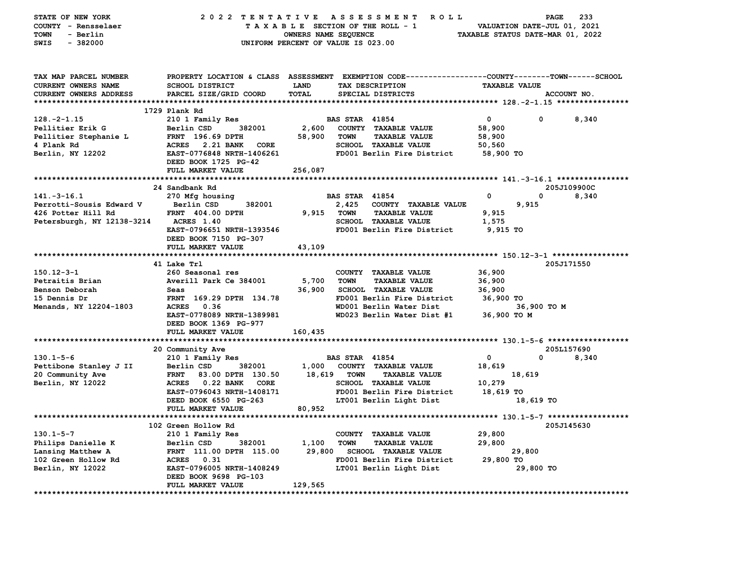STATE OF NEW YORK — COUNTY - Rensselaer — TOWN - Berlin — SWIS - 382000

# 2022 TENTATIVE ASSESSMENT ROLL

TAXABLE SECTION OF THE ROLL - 1 — OWNERS NAME SEQUENCE — UNIFORM PERCENT OF VALUE IS 023.00

VALUATION DATE-JUL 01, 2021 — TAXABLE STATUS DATE-MAR 01, 2022

| TAX MAP PARCEL NUMBER / CURRENT OWNERS NAME / CURRENT OWNERS ADDRESS | PROPERTY LOCATION & CLASS / SCHOOL DISTRICT / PARCEL SIZE/GRID COORD | ASSESSMENT LAND | TOTAL | EXEMPTION CODE / TAX DESCRIPTION / SPECIAL DISTRICTS | COUNTY | TOWN | SCHOOL | TAXABLE VALUE / ACCOUNT NO. |
|---|---|---|---|---|---|---|---|---|
| **128.-2-1.15** | 1729 Plank Rd | | | | | | | |
| 128.-2-1.15 | 210 1 Family Res | | | BAS STAR 41854 | 0 | 0 | 8,340 | |
| Pellitier Erik G | Berlin CSD 382001 | 2,600 | | COUNTY TAXABLE VALUE | | | | 58,900 |
| Pellitier Stephanie L | FRNT 196.69 DPTH | | 58,900 | TOWN TAXABLE VALUE | | | | 58,900 |
| 4 Plank Rd | ACRES 2.21 BANK CORE | | | SCHOOL TAXABLE VALUE | | | | 50,560 |
| Berlin, NY 12202 | EAST-0776848 NRTH-1406261 | | | FD001 Berlin Fire District | | | | 58,900 TO |
| | DEED BOOK 1725 PG-42 | | | | | | | |
| | FULL MARKET VALUE | | 256,087 | | | | | |
| **141.-3-16.1** | 24 Sandbank Rd | | | | | | | 205J109900C |
| 141.-3-16.1 | 270 Mfg housing | | | BAS STAR 41854 | 0 | 0 | 8,340 | |
| Perrotti-Sousis Edward V | Berlin CSD 382001 | 2,425 | | COUNTY TAXABLE VALUE | | | | 9,915 |
| 426 Potter Hill Rd | FRNT 404.00 DPTH | | 9,915 | TOWN TAXABLE VALUE | | | | 9,915 |
| Petersburgh, NY 12138-3214 | ACRES 1.40 | | | SCHOOL TAXABLE VALUE | | | | 1,575 |
| | EAST-0796651 NRTH-1393546 | | | FD001 Berlin Fire District | | | | 9,915 TO |
| | DEED BOOK 7150 PG-307 | | | | | | | |
| | FULL MARKET VALUE | | 43,109 | | | | | |
| **150.12-3-1** | 41 Lake Trl | | | | | | | 205J171550 |
| 150.12-3-1 | 260 Seasonal res | | | COUNTY TAXABLE VALUE | | | | 36,900 |
| Petraitis Brian | Averill Park Ce 384001 | 5,700 | | TOWN TAXABLE VALUE | | | | 36,900 |
| Benson Deborah | Seas | | 36,900 | SCHOOL TAXABLE VALUE | | | | 36,900 |
| 15 Dennis Dr | FRNT 169.29 DPTH 134.78 | | | FD001 Berlin Fire District | | | | 36,900 TO |
| Menands, NY 12204-1803 | ACRES 0.36 | | | WD001 Berlin Water Dist | | | | 36,900 TO M |
| | EAST-0778089 NRTH-1389981 | | | WD023 Berlin Water Dist #1 | | | | 36,900 TO M |
| | DEED BOOK 1369 PG-977 | | | | | | | |
| | FULL MARKET VALUE | | 160,435 | | | | | |
| **130.1-5-6** | 20 Community Ave | | | | | | | 205L157690 |
| 130.1-5-6 | 210 1 Family Res | | | BAS STAR 41854 | 0 | 0 | 8,340 | |
| Pettibone Stanley J II | Berlin CSD 382001 | 1,000 | | COUNTY TAXABLE VALUE | | | | 18,619 |
| 20 Community Ave | FRNT 83.00 DPTH 130.50 | | 18,619 | TOWN TAXABLE VALUE | | | | 18,619 |
| Berlin, NY 12022 | ACRES 0.22 BANK CORE | | | SCHOOL TAXABLE VALUE | | | | 10,279 |
| | EAST-0796043 NRTH-1408171 | | | FD001 Berlin Fire District | | | | 18,619 TO |
| | DEED BOOK 6550 PG-263 | | | LT001 Berlin Light Dist | | | | 18,619 TO |
| | FULL MARKET VALUE | | 80,952 | | | | | |
| **130.1-5-7** | 102 Green Hollow Rd | | | | | | | 205J145630 |
| 130.1-5-7 | 210 1 Family Res | | | COUNTY TAXABLE VALUE | | | | 29,800 |
| Philips Danielle K | Berlin CSD 382001 | 1,100 | | TOWN TAXABLE VALUE | | | | 29,800 |
| Lansing Matthew A | FRNT 111.00 DPTH 115.00 | | 29,800 | SCHOOL TAXABLE VALUE | | | | 29,800 |
| 102 Green Hollow Rd | ACRES 0.31 | | | FD001 Berlin Fire District | | | | 29,800 TO |
| Berlin, NY 12022 | EAST-0796005 NRTH-1408249 | | | LT001 Berlin Light Dist | | | | 29,800 TO |
| | DEED BOOK 9698 PG-103 | | | | | | | |
| | FULL MARKET VALUE | | 129,565 | | | | | |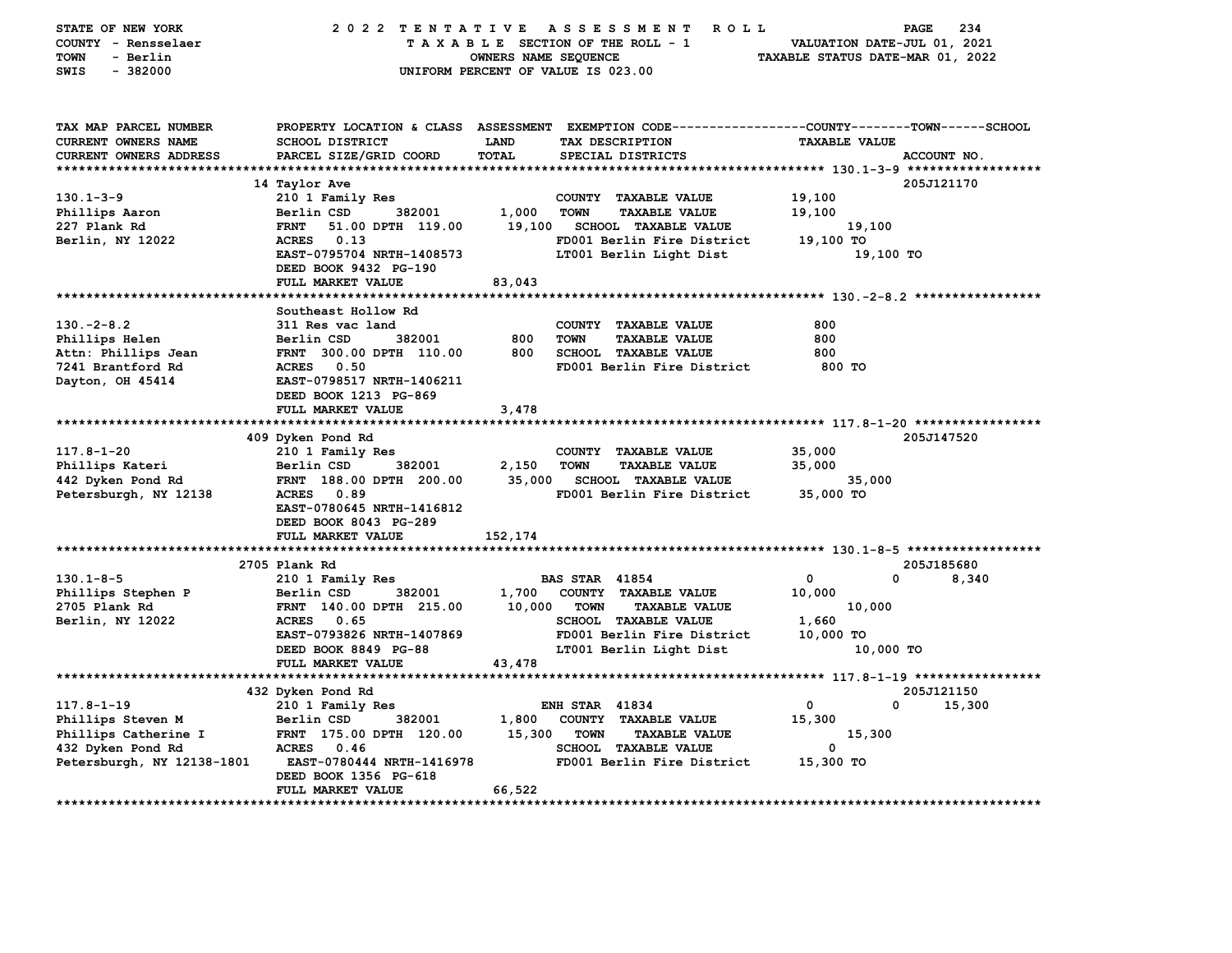STATE OF NEW YORK — 2022 TENTATIVE ASSESSMENT ROLL
COUNTY - Rensselaer — TAXABLE SECTION OF THE ROLL - 1 — VALUATION DATE-JUL 01, 2021
TOWN - Berlin — OWNERS NAME SEQUENCE — TAXABLE STATUS DATE-MAR 01, 2022
SWIS - 382000 — UNIFORM PERCENT OF VALUE IS 023.00

| TAX MAP PARCEL NUMBER / CURRENT OWNERS NAME / CURRENT OWNERS ADDRESS | PROPERTY LOCATION & CLASS / SCHOOL DISTRICT / PARCEL SIZE/GRID COORD | ASSESSMENT LAND / TOTAL | EXEMPTION CODE / TAX DESCRIPTION / SPECIAL DISTRICTS | COUNTY TAXABLE VALUE | TOWN | SCHOOL / ACCOUNT NO. |
|---|---|---|---|---|---|---|
| **130.1-3-9** | 14 Taylor Ave | | | | | 205J121170 |
| 130.1-3-9 | 210 1 Family Res | | COUNTY TAXABLE VALUE | 19,100 | | |
| Phillips Aaron | Berlin CSD 382001 | 1,000 | TOWN TAXABLE VALUE | 19,100 | | |
| 227 Plank Rd | FRNT 51.00 DPTH 119.00 | 19,100 | SCHOOL TAXABLE VALUE | | 19,100 | |
| Berlin, NY 12022 | ACRES 0.13 | | FD001 Berlin Fire District | 19,100 TO | | |
| | EAST-0795704 NRTH-1408573 | | LT001 Berlin Light Dist | | 19,100 TO | |
| | DEED BOOK 9432 PG-190 | | | | | |
| | FULL MARKET VALUE | 83,043 | | | | |
| **130.-2-8.2** | Southeast Hollow Rd | | | | | |
| 130.-2-8.2 | 311 Res vac land | | COUNTY TAXABLE VALUE | 800 | | |
| Phillips Helen | Berlin CSD 382001 | 800 | TOWN TAXABLE VALUE | 800 | | |
| Attn: Phillips Jean | FRNT 300.00 DPTH 110.00 | 800 | SCHOOL TAXABLE VALUE | 800 | | |
| 7241 Brantford Rd | ACRES 0.50 | | FD001 Berlin Fire District | 800 TO | | |
| Dayton, OH 45414 | EAST-0798517 NRTH-1406211 | | | | | |
| | DEED BOOK 1213 PG-869 | | | | | |
| | FULL MARKET VALUE | 3,478 | | | | |
| **117.8-1-20** | 409 Dyken Pond Rd | | | | | 205J147520 |
| 117.8-1-20 | 210 1 Family Res | | COUNTY TAXABLE VALUE | 35,000 | | |
| Phillips Kateri | Berlin CSD 382001 | 2,150 | TOWN TAXABLE VALUE | 35,000 | | |
| 442 Dyken Pond Rd | FRNT 188.00 DPTH 200.00 | 35,000 | SCHOOL TAXABLE VALUE | | 35,000 | |
| Petersburgh, NY 12138 | ACRES 0.89 | | FD001 Berlin Fire District | 35,000 TO | | |
| | EAST-0780645 NRTH-1416812 | | | | | |
| | DEED BOOK 8043 PG-289 | | | | | |
| | FULL MARKET VALUE | 152,174 | | | | |
| **130.1-8-5** | 2705 Plank Rd | | | | | 205J185680 |
| 130.1-8-5 | 210 1 Family Res | | BAS STAR 41854 | 0 | 0 | 8,340 |
| Phillips Stephen P | Berlin CSD 382001 | 1,700 | COUNTY TAXABLE VALUE | 10,000 | | |
| 2705 Plank Rd | FRNT 140.00 DPTH 215.00 | 10,000 | TOWN TAXABLE VALUE | | 10,000 | |
| Berlin, NY 12022 | ACRES 0.65 | | SCHOOL TAXABLE VALUE | 1,660 | | |
| | EAST-0793826 NRTH-1407869 | | FD001 Berlin Fire District | 10,000 TO | | |
| | DEED BOOK 8849 PG-88 | | LT001 Berlin Light Dist | | 10,000 TO | |
| | FULL MARKET VALUE | 43,478 | | | | |
| **117.8-1-19** | 432 Dyken Pond Rd | | | | | 205J121150 |
| 117.8-1-19 | 210 1 Family Res | | ENH STAR 41834 | 0 | 0 | 15,300 |
| Phillips Steven M | Berlin CSD 382001 | 1,800 | COUNTY TAXABLE VALUE | 15,300 | | |
| Phillips Catherine I | FRNT 175.00 DPTH 120.00 | 15,300 | TOWN TAXABLE VALUE | | 15,300 | |
| 432 Dyken Pond Rd | ACRES 0.46 | | SCHOOL TAXABLE VALUE | 0 | | |
| Petersburgh, NY 12138-1801 | EAST-0780444 NRTH-1416978 | | FD001 Berlin Fire District | 15,300 TO | | |
| | DEED BOOK 1356 PG-618 | | | | | |
| | FULL MARKET VALUE | 66,522 | | | | |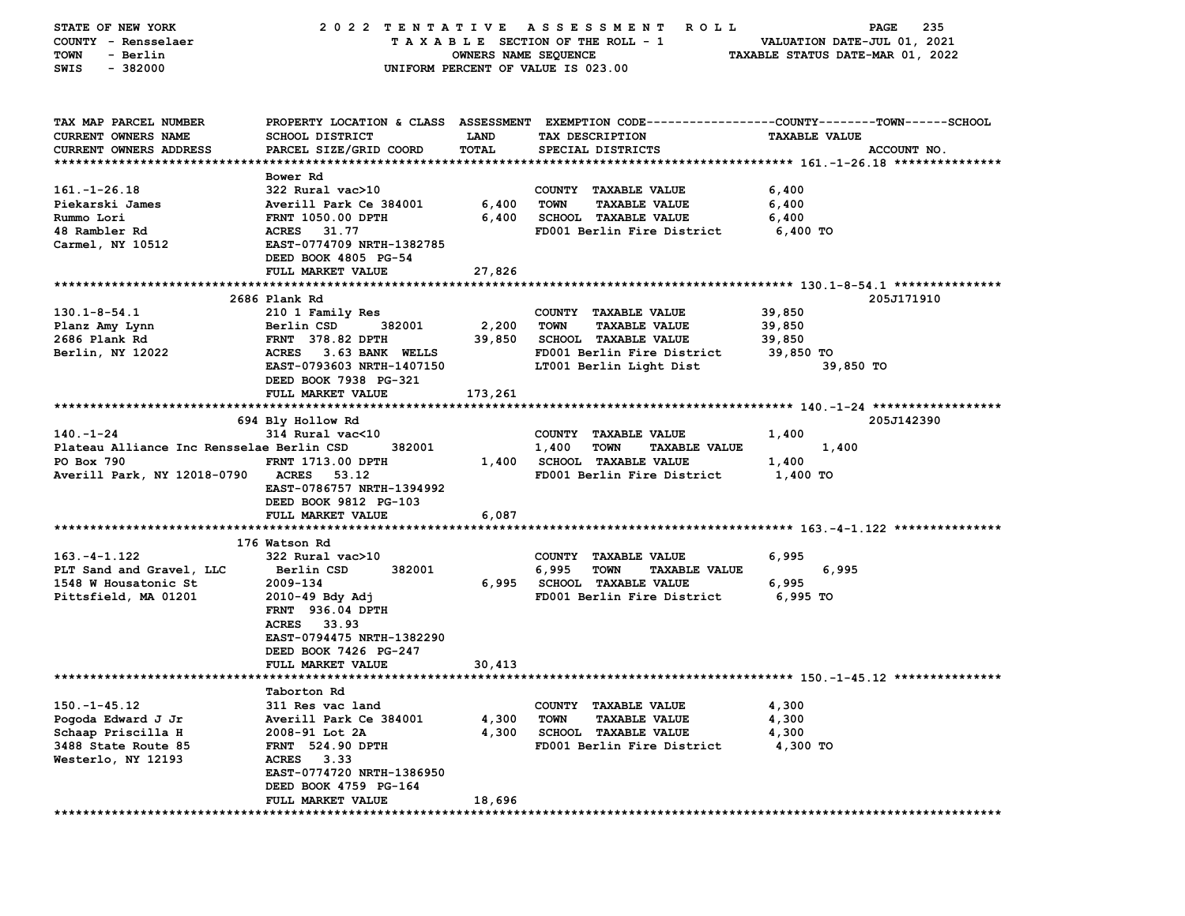STATE OF NEW YORK — 2022 TENTATIVE ASSESSMENT ROLL
COUNTY - Rensselaer — TAXABLE SECTION OF THE ROLL - 1 — VALUATION DATE-JUL 01, 2021
TOWN - Berlin — OWNERS NAME SEQUENCE — TAXABLE STATUS DATE-MAR 01, 2022
SWIS - 382000 — UNIFORM PERCENT OF VALUE IS 023.00

| TAX MAP PARCEL NUMBER / CURRENT OWNERS NAME / CURRENT OWNERS ADDRESS | PROPERTY LOCATION & CLASS / SCHOOL DISTRICT / PARCEL SIZE/GRID COORD | ASSESSMENT LAND | TOTAL | EXEMPTION CODE / TAX DESCRIPTION / SPECIAL DISTRICTS | TAXABLE VALUE (COUNTY / TOWN / SCHOOL) | ACCOUNT NO. |
|---|---|---|---|---|---|---|
| **161.-1-26.18** | Bower Rd | | | | | |
| 161.-1-26.18 | 322 Rural vac>10 | | | COUNTY TAXABLE VALUE | 6,400 | |
| Piekarski James | Averill Park Ce 384001 | 6,400 | | TOWN TAXABLE VALUE | 6,400 | |
| Rummo Lori | FRNT 1050.00 DPTH | | 6,400 | SCHOOL TAXABLE VALUE | 6,400 | |
| 48 Rambler Rd | ACRES 31.77 | | | FD001 Berlin Fire District | 6,400 TO | |
| Carmel, NY 10512 | EAST-0774709 NRTH-1382785 | | | | | |
| | DEED BOOK 4805 PG-54 | | | | | |
| | FULL MARKET VALUE | | 27,826 | | | |
| **130.1-8-54.1** | 2686 Plank Rd | | | | | 205J171910 |
| 130.1-8-54.1 | 210 1 Family Res | | | COUNTY TAXABLE VALUE | 39,850 | |
| Planz Amy Lynn | Berlin CSD 382001 | 2,200 | | TOWN TAXABLE VALUE | 39,850 | |
| 2686 Plank Rd | FRNT 378.82 DPTH | | 39,850 | SCHOOL TAXABLE VALUE | 39,850 | |
| Berlin, NY 12022 | ACRES 3.63 BANK WELLS | | | FD001 Berlin Fire District | 39,850 TO | |
| | EAST-0793603 NRTH-1407150 | | | LT001 Berlin Light Dist | 39,850 TO | |
| | DEED BOOK 7938 PG-321 | | | | | |
| | FULL MARKET VALUE | | 173,261 | | | |
| **140.-1-24** | 694 Bly Hollow Rd | | | | | 205J142390 |
| 140.-1-24 | 314 Rural vac<10 | | | COUNTY TAXABLE VALUE | 1,400 | |
| Plateau Alliance Inc Rensselae | Berlin CSD 382001 | 1,400 | | TOWN TAXABLE VALUE | 1,400 | |
| PO Box 790 | FRNT 1713.00 DPTH | | 1,400 | SCHOOL TAXABLE VALUE | 1,400 | |
| Averill Park, NY 12018-0790 | ACRES 53.12 | | | FD001 Berlin Fire District | 1,400 TO | |
| | EAST-0786757 NRTH-1394992 | | | | | |
| | DEED BOOK 9812 PG-103 | | | | | |
| | FULL MARKET VALUE | | 6,087 | | | |
| **163.-4-1.122** | 176 Watson Rd | | | | | |
| 163.-4-1.122 | 322 Rural vac>10 | | | COUNTY TAXABLE VALUE | 6,995 | |
| PLT Sand and Gravel, LLC | Berlin CSD 382001 | 6,995 | | TOWN TAXABLE VALUE | 6,995 | |
| 1548 W Housatonic St | 2009-134 | | 6,995 | SCHOOL TAXABLE VALUE | 6,995 | |
| Pittsfield, MA 01201 | 2010-49 Bdy Adj | | | FD001 Berlin Fire District | 6,995 TO | |
| | FRNT 936.04 DPTH | | | | | |
| | ACRES 33.93 | | | | | |
| | EAST-0794475 NRTH-1382290 | | | | | |
| | DEED BOOK 7426 PG-247 | | | | | |
| | FULL MARKET VALUE | | 30,413 | | | |
| **150.-1-45.12** | Taborton Rd | | | | | |
| 150.-1-45.12 | 311 Res vac land | | | COUNTY TAXABLE VALUE | 4,300 | |
| Pogoda Edward J Jr | Averill Park Ce 384001 | 4,300 | | TOWN TAXABLE VALUE | 4,300 | |
| Schaap Priscilla H | 2008-91 Lot 2A | | 4,300 | SCHOOL TAXABLE VALUE | 4,300 | |
| 3488 State Route 85 | FRNT 524.90 DPTH | | | FD001 Berlin Fire District | 4,300 TO | |
| Westerlo, NY 12193 | ACRES 3.33 | | | | | |
| | EAST-0774720 NRTH-1386950 | | | | | |
| | DEED BOOK 4759 PG-164 | | | | | |
| | FULL MARKET VALUE | | 18,696 | | | |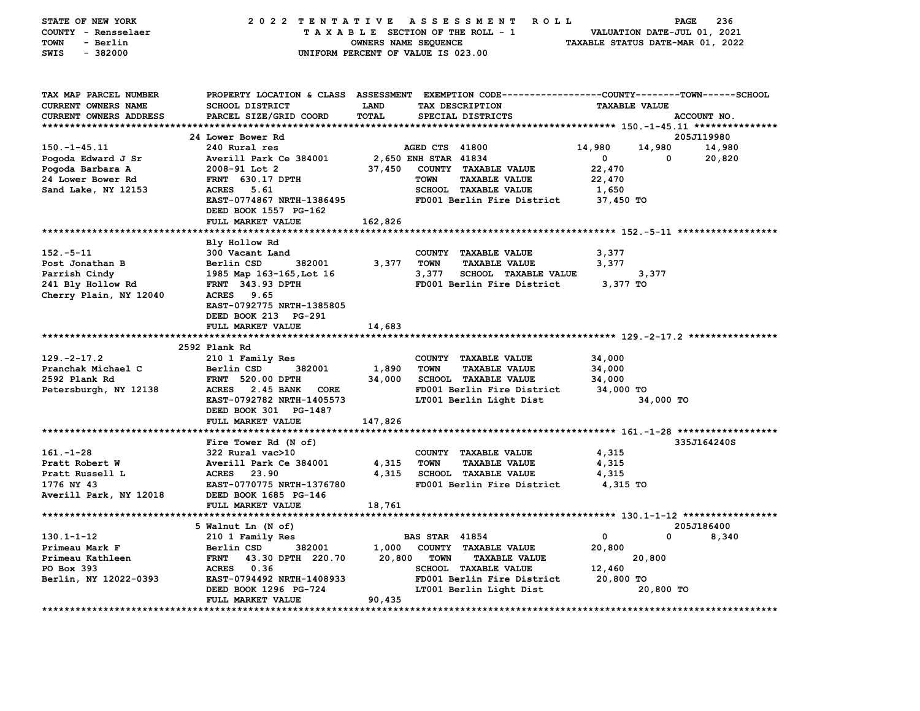STATE OF NEW YORK | 2022 TENTATIVE ASSESSMENT ROLL | PAGE 236
COUNTY - Rensselaer | TAXABLE SECTION OF THE ROLL - 1 | VALUATION DATE-JUL 01, 2021
TOWN - Berlin | OWNERS NAME SEQUENCE | TAXABLE STATUS DATE-MAR 01, 2022
SWIS - 382000 | UNIFORM PERCENT OF VALUE IS 023.00

```
TAX MAP PARCEL NUMBER        PROPERTY LOCATION & CLASS  ASSESSMENT  EXEMPTION CODE------------------COUNTY--------TOWN------SCHOOL
CURRENT OWNERS NAME          SCHOOL DISTRICT            LAND        TAX DESCRIPTION                    TAXABLE VALUE
CURRENT OWNERS ADDRESS       PARCEL SIZE/GRID COORD     TOTAL       SPECIAL DISTRICTS                                     ACCOUNT NO.
****************************************************************************************************** 150.-1-45.11 ***************
                             24 Lower Bower Rd                                                                         205J119980
150.-1-45.11                 240 Rural res                          AGED CTS  41800             14,980     14,980      14,980
Pogoda Edward J Sr           Averill Park Ce 384001       2,650 ENH STAR  41834                      0          0      20,820
Pogoda Barbara A             2008-91 Lot 2               37,450    COUNTY  TAXABLE VALUE          22,470
24 Lower Bower Rd            FRNT  630.17 DPTH                     TOWN    TAXABLE VALUE          22,470
Sand Lake, NY 12153          ACRES    5.61                         SCHOOL  TAXABLE VALUE           1,650
                             EAST-0774867 NRTH-1386495             FD001 Berlin Fire District     37,450 TO
                             DEED BOOK 1557  PG-162
                             FULL MARKET VALUE          162,826
****************************************************************************************************** 152.-5-11 ******************
                             Bly Hollow Rd
152.-5-11                    300 Vacant Land                        COUNTY  TAXABLE VALUE           3,377
Post Jonathan B              Berlin CSD       382001      3,377    TOWN    TAXABLE VALUE           3,377
Parrish Cindy                1985 Map 163-165,Lot 16      3,377    SCHOOL  TAXABLE VALUE            3,377
241 Bly Hollow Rd            FRNT  343.93 DPTH                     FD001 Berlin Fire District      3,377 TO
Cherry Plain, NY 12040       ACRES    9.65
                             EAST-0792775 NRTH-1385805
                             DEED BOOK 213   PG-291
                             FULL MARKET VALUE           14,683
****************************************************************************************************** 129.-2-17.2 ****************
                             2592 Plank Rd
129.-2-17.2                  210 1 Family Res                       COUNTY  TAXABLE VALUE          34,000
Pranchak Michael C           Berlin CSD       382001      1,890    TOWN    TAXABLE VALUE          34,000
2592 Plank Rd                FRNT  520.00 DPTH           34,000    SCHOOL  TAXABLE VALUE          34,000
Petersburgh, NY 12138        ACRES    2.45 BANK   CORE             FD001 Berlin Fire District     34,000 TO
                             EAST-0792782 NRTH-1405573             LT001 Berlin Light Dist               34,000 TO
                             DEED BOOK 301   PG-1487
                             FULL MARKET VALUE          147,826
****************************************************************************************************** 161.-1-28 ******************
                             Fire Tower Rd (N of)                                                                      335J164240S
161.-1-28                    322 Rural vac>10                       COUNTY  TAXABLE VALUE           4,315
Pratt Robert W               Averill Park Ce 384001       4,315    TOWN    TAXABLE VALUE           4,315
Pratt Russell L              ACRES   23.90                4,315    SCHOOL  TAXABLE VALUE           4,315
1776 NY 43                   EAST-0770775 NRTH-1376780             FD001 Berlin Fire District      4,315 TO
Averill Park, NY 12018       DEED BOOK 1685  PG-146
                             FULL MARKET VALUE           18,761
****************************************************************************************************** 130.1-1-12 *****************
                             5 Walnut Ln (N of)                                                                        205J186400
130.1-1-12                   210 1 Family Res                       BAS STAR  41854                  0          0       8,340
Primeau Mark F               Berlin CSD       382001      1,000    COUNTY  TAXABLE VALUE          20,800
Primeau Kathleen             FRNT   43.30 DPTH  220.70   20,800    TOWN    TAXABLE VALUE            20,800
PO Box 393                   ACRES    0.36                         SCHOOL  TAXABLE VALUE          12,460
Berlin, NY 12022-0393        EAST-0794492 NRTH-1408933             FD001 Berlin Fire District     20,800 TO
                             DEED BOOK 1296  PG-724                LT001 Berlin Light Dist               20,800 TO
                             FULL MARKET VALUE           90,435
************************************************************************************************************************************
```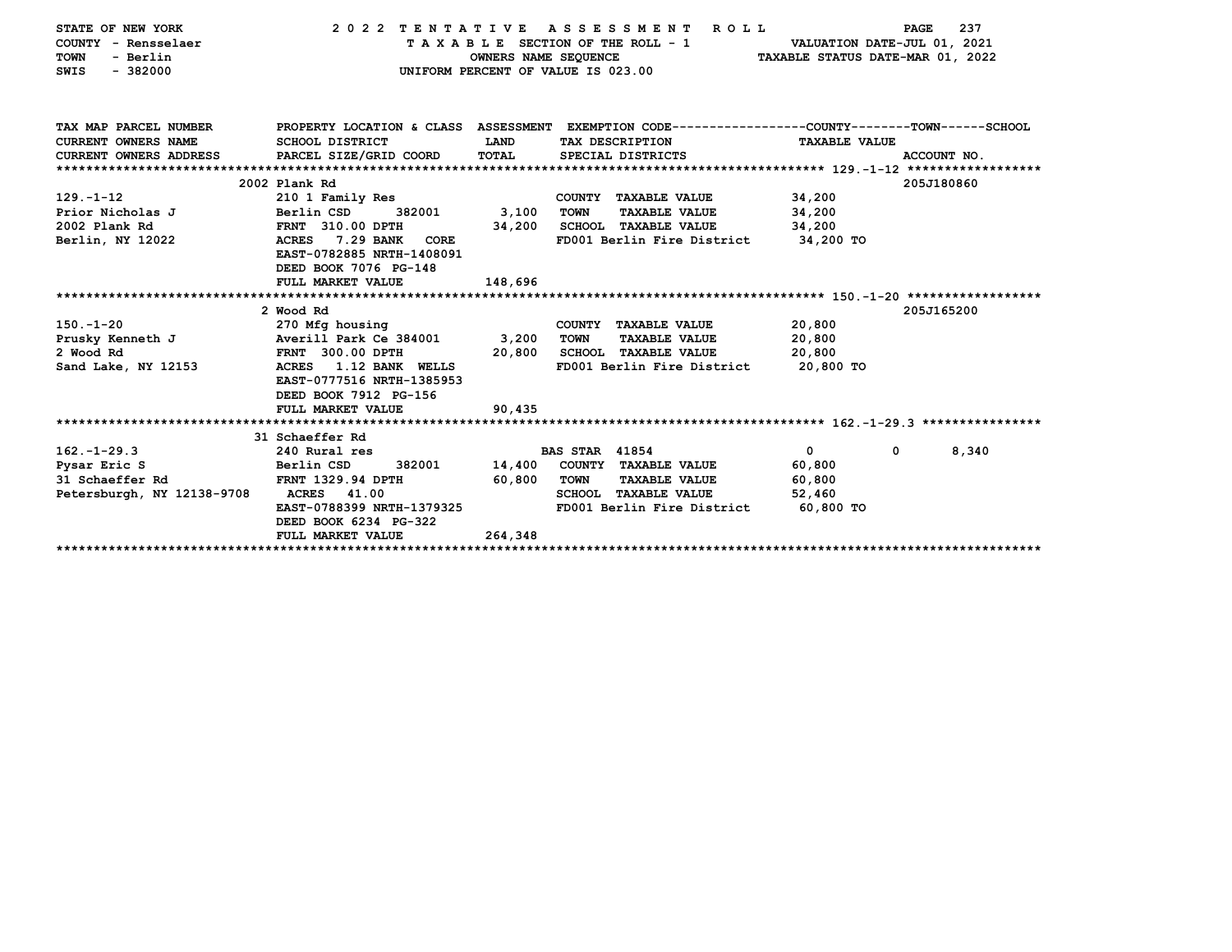STATE OF NEW YORK — 2022 TENTATIVE ASSESSMENT ROLL
COUNTY - Rensselaer — TAXABLE SECTION OF THE ROLL - 1 — VALUATION DATE-JUL 01, 2021
TOWN - Berlin — OWNERS NAME SEQUENCE — TAXABLE STATUS DATE-MAR 01, 2022
SWIS - 382000 — UNIFORM PERCENT OF VALUE IS 023.00

| TAX MAP PARCEL NUMBER / CURRENT OWNERS NAME / CURRENT OWNERS ADDRESS | PROPERTY LOCATION & CLASS / SCHOOL DISTRICT / PARCEL SIZE/GRID COORD | ASSESSMENT LAND / TOTAL | EXEMPTION CODE / TAX DESCRIPTION / SPECIAL DISTRICTS | COUNTY | TOWN | SCHOOL / TAXABLE VALUE | ACCOUNT NO. |
|---|---|---|---|---|---|---|---|
| **129.-1-12** | 2002 Plank Rd | | | | | | 205J180860 |
| 129.-1-12 | 210 1 Family Res | | COUNTY TAXABLE VALUE | 34,200 | | | |
| Prior Nicholas J | Berlin CSD 382001 | 3,100 | TOWN TAXABLE VALUE | 34,200 | | | |
| 2002 Plank Rd | FRNT 310.00 DPTH | 34,200 | SCHOOL TAXABLE VALUE | 34,200 | | | |
| Berlin, NY 12022 | ACRES 7.29 BANK CORE | | FD001 Berlin Fire District | 34,200 TO | | | |
| | EAST-0782885 NRTH-1408091 | | | | | | |
| | DEED BOOK 7076 PG-148 | | | | | | |
| | FULL MARKET VALUE | 148,696 | | | | | |
| **150.-1-20** | 2 Wood Rd | | | | | | 205J165200 |
| 150.-1-20 | 270 Mfg housing | | COUNTY TAXABLE VALUE | 20,800 | | | |
| Prusky Kenneth J | Averill Park Ce 384001 | 3,200 | TOWN TAXABLE VALUE | 20,800 | | | |
| 2 Wood Rd | FRNT 300.00 DPTH | 20,800 | SCHOOL TAXABLE VALUE | 20,800 | | | |
| Sand Lake, NY 12153 | ACRES 1.12 BANK WELLS | | FD001 Berlin Fire District | 20,800 TO | | | |
| | EAST-0777516 NRTH-1385953 | | | | | | |
| | DEED BOOK 7912 PG-156 | | | | | | |
| | FULL MARKET VALUE | 90,435 | | | | | |
| **162.-1-29.3** | 31 Schaeffer Rd | | | | | | |
| 162.-1-29.3 | 240 Rural res | | BAS STAR 41854 | 0 | 0 | 8,340 | |
| Pysar Eric S | Berlin CSD 382001 | 14,400 | COUNTY TAXABLE VALUE | 60,800 | | | |
| 31 Schaeffer Rd | FRNT 1329.94 DPTH | 60,800 | TOWN TAXABLE VALUE | 60,800 | | | |
| Petersburgh, NY 12138-9708 | ACRES 41.00 | | SCHOOL TAXABLE VALUE | 52,460 | | | |
| | EAST-0788399 NRTH-1379325 | | FD001 Berlin Fire District | 60,800 TO | | | |
| | DEED BOOK 6234 PG-322 | | | | | | |
| | FULL MARKET VALUE | 264,348 | | | | | |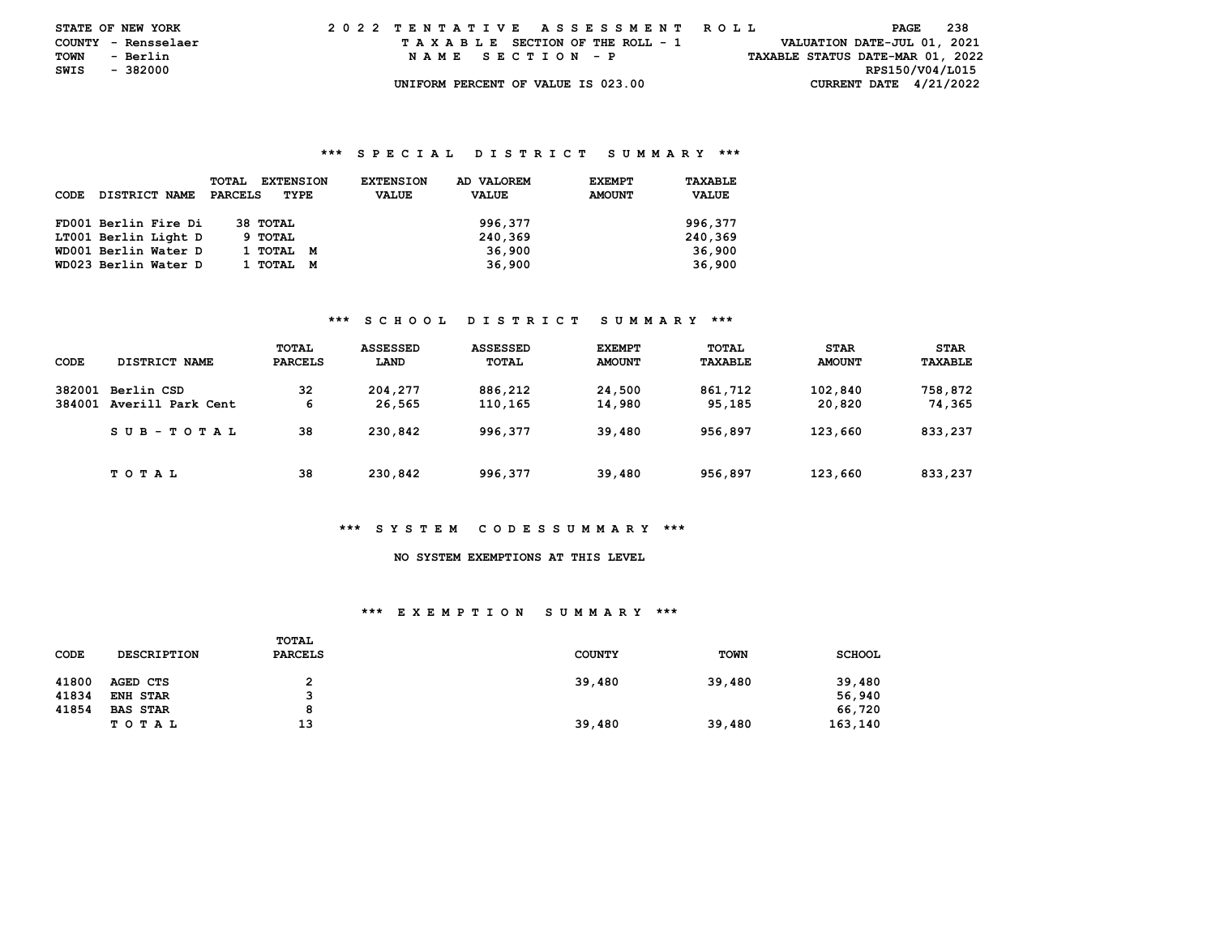STATE OF NEW YORK
COUNTY - Rensselaer
TOWN - Berlin
SWIS - 382000

2022 TENTATIVE ASSESSMENT ROLL
TAXABLE SECTION OF THE ROLL - 1
NAME SECTION - P
UNIFORM PERCENT OF VALUE IS 023.00

VALUATION DATE-JUL 01, 2021
TAXABLE STATUS DATE-MAR 01, 2022
RPS150/V04/L015
CURRENT DATE 4/21/2022

### *** SPECIAL DISTRICT SUMMARY ***

| CODE | DISTRICT NAME | TOTAL PARCELS | EXTENSION TYPE | EXTENSION VALUE | AD VALOREM VALUE | EXEMPT AMOUNT | TAXABLE VALUE |
|---|---|---|---|---|---|---|---|
| FD001 | Berlin Fire Di | 38 | TOTAL | | 996,377 | | 996,377 |
| LT001 | Berlin Light D | 9 | TOTAL | | 240,369 | | 240,369 |
| WD001 | Berlin Water D | 1 | TOTAL M | | 36,900 | | 36,900 |
| WD023 | Berlin Water D | 1 | TOTAL M | | 36,900 | | 36,900 |

### *** SCHOOL DISTRICT SUMMARY ***

| CODE | DISTRICT NAME | TOTAL PARCELS | ASSESSED LAND | ASSESSED TOTAL | EXEMPT AMOUNT | TOTAL TAXABLE | STAR AMOUNT | STAR TAXABLE |
|---|---|---|---|---|---|---|---|---|
| 382001 | Berlin CSD | 32 | 204,277 | 886,212 | 24,500 | 861,712 | 102,840 | 758,872 |
| 384001 | Averill Park Cent | 6 | 26,565 | 110,165 | 14,980 | 95,185 | 20,820 | 74,365 |
| | SUB-TOTAL | 38 | 230,842 | 996,377 | 39,480 | 956,897 | 123,660 | 833,237 |
| | TOTAL | 38 | 230,842 | 996,377 | 39,480 | 956,897 | 123,660 | 833,237 |

### *** SYSTEM CODES SUMMARY ***

NO SYSTEM EXEMPTIONS AT THIS LEVEL

### *** EXEMPTION SUMMARY ***

| CODE | DESCRIPTION | TOTAL PARCELS | COUNTY | TOWN | SCHOOL |
|---|---|---|---|---|---|
| 41800 | AGED CTS | 2 | 39,480 | 39,480 | 39,480 |
| 41834 | ENH STAR | 3 | | | 56,940 |
| 41854 | BAS STAR | 8 | | | 66,720 |
| | TOTAL | 13 | 39,480 | 39,480 | 163,140 |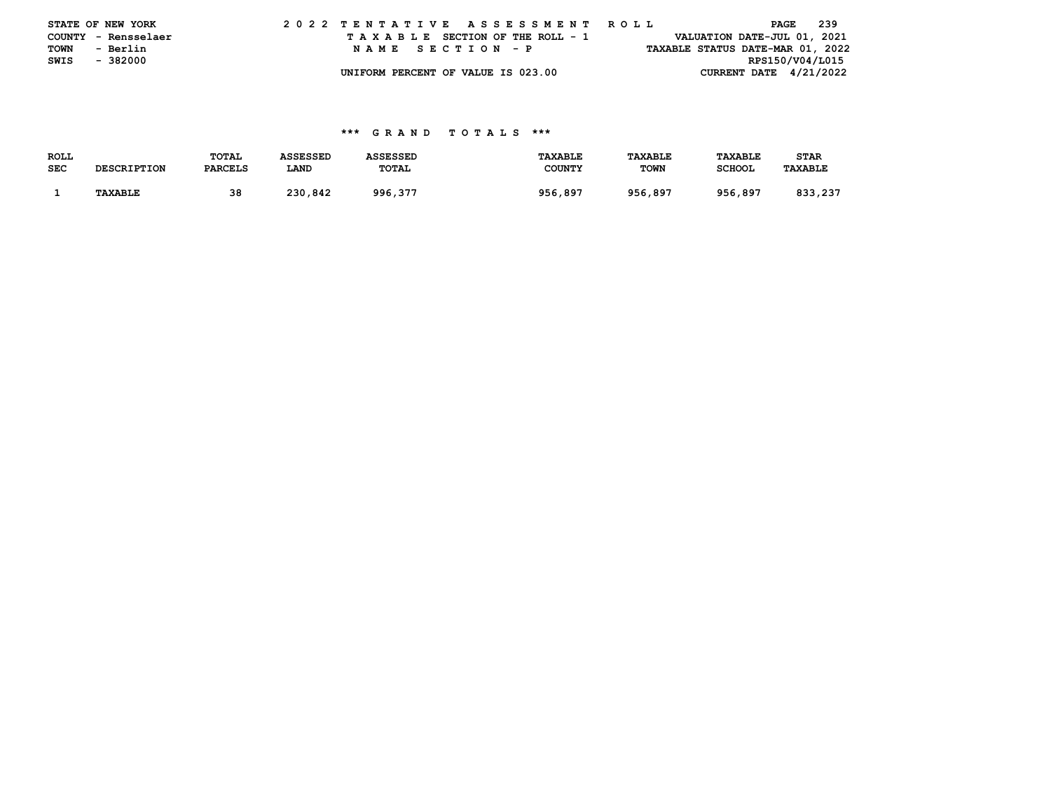STATE OF NEW YORK
COUNTY - Rensselaer
TOWN - Berlin
SWIS - 382000

2 0 2 2 T E N T A T I V E A S S E S S M E N T R O L L
T A X A B L E SECTION OF THE ROLL - 1
N A M E S E C T I O N - P
UNIFORM PERCENT OF VALUE IS 023.00

VALUATION DATE-JUL 01, 2021
TAXABLE STATUS DATE-MAR 01, 2022
RPS150/V04/L015
CURRENT DATE 4/21/2022

## *** G R A N D T O T A L S ***

| ROLL SEC | DESCRIPTION | TOTAL PARCELS | ASSESSED LAND | ASSESSED TOTAL | TAXABLE COUNTY | TAXABLE TOWN | TAXABLE SCHOOL | STAR TAXABLE |
|---|---|---|---|---|---|---|---|---|
| 1 | TAXABLE | 38 | 230,842 | 996,377 | 956,897 | 956,897 | 956,897 | 833,237 |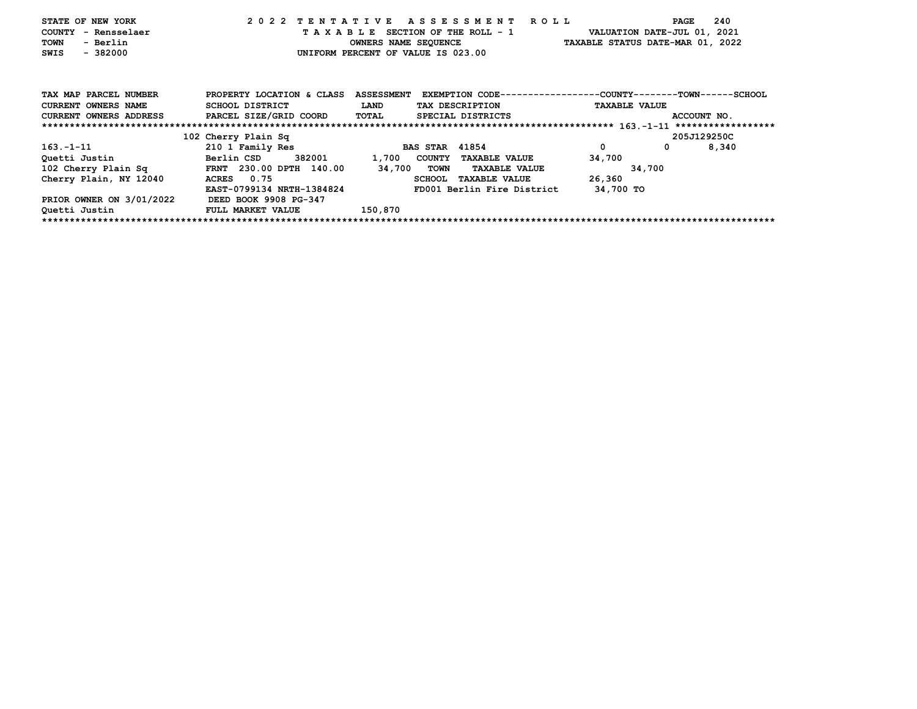STATE OF NEW YORK
COUNTY - Rensselaer
TOWN - Berlin
SWIS - 382000

2022 TENTATIVE ASSESSMENT ROLL
TAXABLE SECTION OF THE ROLL - 1
OWNERS NAME SEQUENCE
UNIFORM PERCENT OF VALUE IS 023.00

VALUATION DATE-JUL 01, 2021
TAXABLE STATUS DATE-MAR 01, 2022

| TAX MAP PARCEL NUMBER<br>CURRENT OWNERS NAME<br>CURRENT OWNERS ADDRESS | PROPERTY LOCATION & CLASS<br>SCHOOL DISTRICT<br>PARCEL SIZE/GRID COORD | ASSESSMENT<br>LAND<br>TOTAL | EXEMPTION CODE<br>TAX DESCRIPTION<br>SPECIAL DISTRICTS | COUNTY<br>TAXABLE VALUE | TOWN | SCHOOL<br>ACCOUNT NO. |
|---|---|---|---|---|---|---|
| 163.-1-11 | 102 Cherry Plain Sq | | | | | 205J129250C |
| 163.-1-11 | 210 1 Family Res | | BAS STAR 41854 | 0 | 0 | 8,340 |
| Quetti Justin | Berlin CSD 382001 | 1,700 | COUNTY TAXABLE VALUE | 34,700 | | |
| 102 Cherry Plain Sq | FRNT 230.00 DPTH 140.00 | 34,700 | TOWN TAXABLE VALUE | | 34,700 | |
| Cherry Plain, NY 12040 | ACRES 0.75 | | SCHOOL TAXABLE VALUE | 26,360 | | |
| | EAST-0799134 NRTH-1384824 | | FD001 Berlin Fire District | 34,700 TO | | |
| PRIOR OWNER ON 3/01/2022 | DEED BOOK 9908 PG-347 | | | | | |
| Quetti Justin | FULL MARKET VALUE | 150,870 | | | | |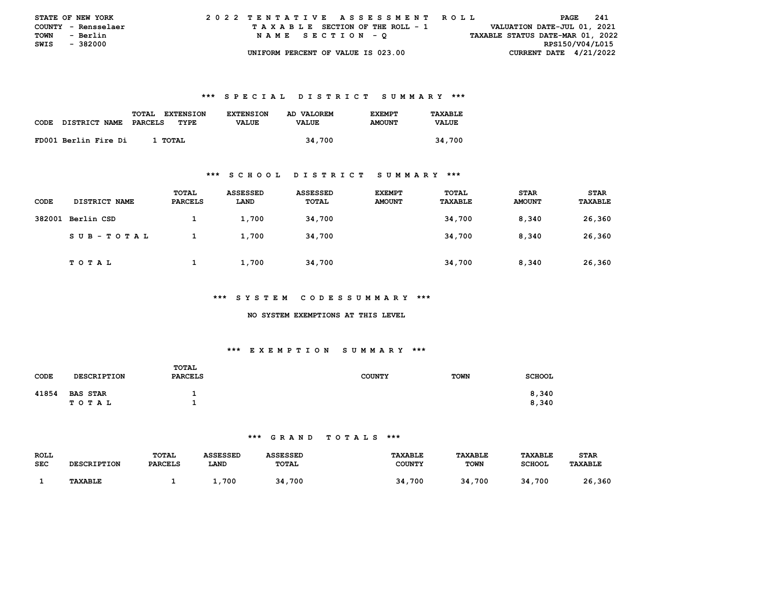STATE OF NEW YORK
COUNTY - Rensselaer
TOWN - Berlin
SWIS - 382000

2 0 2 2 T E N T A T I V E A S S E S S M E N T R O L L
T A X A B L E SECTION OF THE ROLL - 1
N A M E S E C T I O N - Q
UNIFORM PERCENT OF VALUE IS 023.00

VALUATION DATE-JUL 01, 2021
TAXABLE STATUS DATE-MAR 01, 2022
RPS150/V04/L015
CURRENT DATE 4/21/2022

### *** S P E C I A L D I S T R I C T S U M M A R Y ***

| CODE | DISTRICT NAME | TOTAL PARCELS | EXTENSION TYPE | EXTENSION VALUE | AD VALOREM VALUE | EXEMPT AMOUNT | TAXABLE VALUE |
|---|---|---|---|---|---|---|---|
| FD001 | Berlin Fire Di | 1 | TOTAL | | 34,700 | | 34,700 |

### *** S C H O O L D I S T R I C T S U M M A R Y ***

| CODE | DISTRICT NAME | TOTAL PARCELS | ASSESSED LAND | ASSESSED TOTAL | EXEMPT AMOUNT | TOTAL TAXABLE | STAR AMOUNT | STAR TAXABLE |
|---|---|---|---|---|---|---|---|---|
| 382001 | Berlin CSD | 1 | 1,700 | 34,700 | | 34,700 | 8,340 | 26,360 |
| | S U B - T O T A L | 1 | 1,700 | 34,700 | | 34,700 | 8,340 | 26,360 |
| | T O T A L | 1 | 1,700 | 34,700 | | 34,700 | 8,340 | 26,360 |

### *** S Y S T E M C O D E S S U M M A R Y ***

NO SYSTEM EXEMPTIONS AT THIS LEVEL

### *** E X E M P T I O N S U M M A R Y ***

| CODE | DESCRIPTION | TOTAL PARCELS | COUNTY | TOWN | SCHOOL |
|---|---|---|---|---|---|
| 41854 | BAS STAR | 1 | | | 8,340 |
| | T O T A L | 1 | | | 8,340 |

### *** G R A N D T O T A L S ***

| ROLL SEC | DESCRIPTION | TOTAL PARCELS | ASSESSED LAND | ASSESSED TOTAL | TAXABLE COUNTY | TAXABLE TOWN | TAXABLE SCHOOL | STAR TAXABLE |
|---|---|---|---|---|---|---|---|---|
| 1 | TAXABLE | 1 | 1,700 | 34,700 | 34,700 | 34,700 | 34,700 | 26,360 |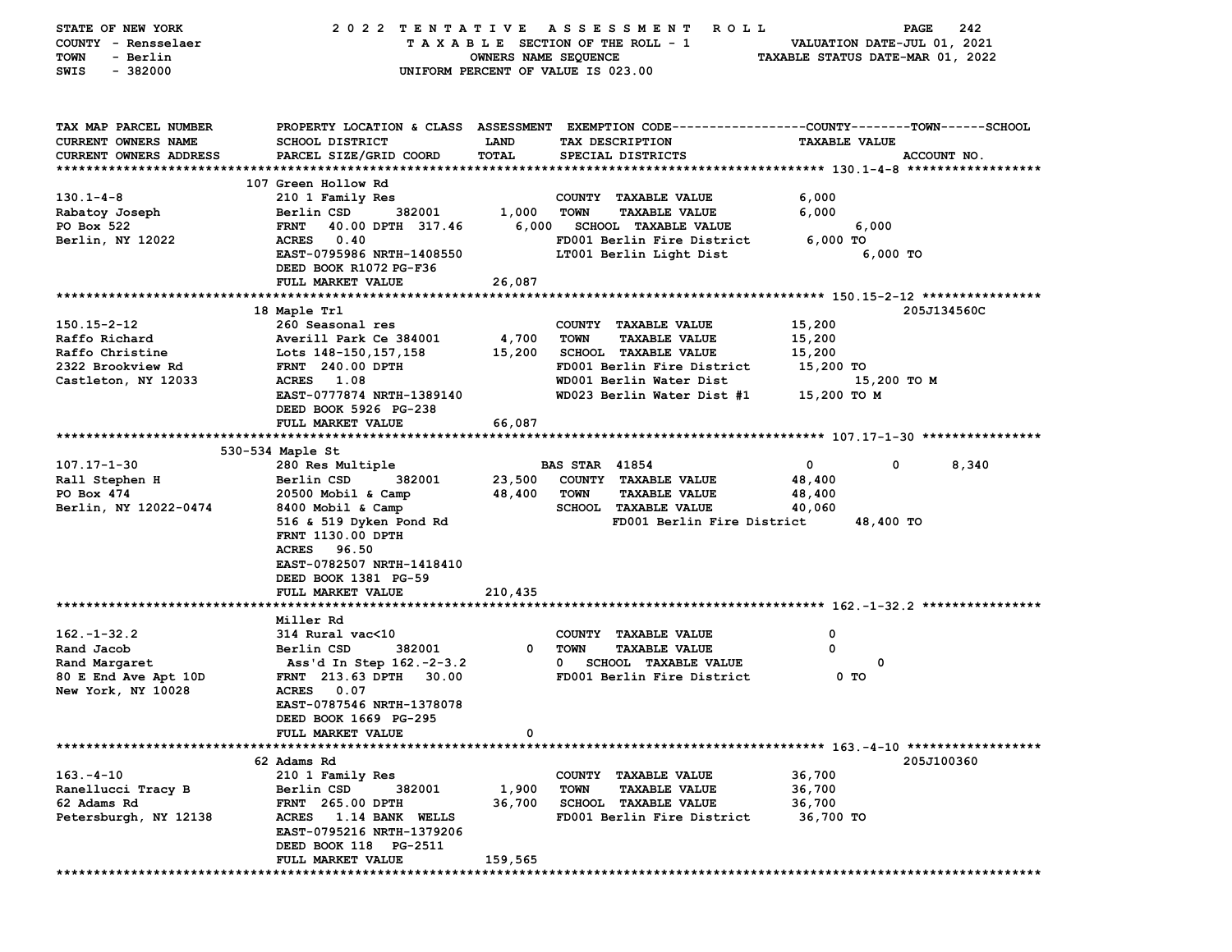STATE OF NEW YORK — 2022 TENTATIVE ASSESSMENT ROLL
COUNTY - Rensselaer — TAXABLE SECTION OF THE ROLL - 1 — VALUATION DATE-JUL 01, 2021
TOWN - Berlin — OWNERS NAME SEQUENCE — TAXABLE STATUS DATE-MAR 01, 2022
SWIS - 382000 — UNIFORM PERCENT OF VALUE IS 023.00

| TAX MAP PARCEL NUMBER / CURRENT OWNERS NAME / CURRENT OWNERS ADDRESS | PROPERTY LOCATION & CLASS / SCHOOL DISTRICT / PARCEL SIZE/GRID COORD | ASSESSMENT LAND | TOTAL | EXEMPTION CODE / TAX DESCRIPTION / SPECIAL DISTRICTS | COUNTY TAXABLE VALUE | TOWN | SCHOOL / ACCOUNT NO. |
|---|---|---|---|---|---|---|---|
| **130.1-4-8** | 107 Green Hollow Rd | | | | | | |
| 130.1-4-8 | 210 1 Family Res | | | COUNTY TAXABLE VALUE | 6,000 | | |
| Rabatoy Joseph | Berlin CSD 382001 | 1,000 | | TOWN TAXABLE VALUE | 6,000 | | |
| PO Box 522 | FRNT 40.00 DPTH 317.46 | | 6,000 | SCHOOL TAXABLE VALUE | 6,000 | | |
| Berlin, NY 12022 | ACRES 0.40 | | | FD001 Berlin Fire District | 6,000 TO | | |
| | EAST-0795986 NRTH-1408550 | | | LT001 Berlin Light Dist | 6,000 TO | | |
| | DEED BOOK R1072 PG-F36 | | | | | | |
| | FULL MARKET VALUE | | 26,087 | | | | |
| **150.15-2-12** | 18 Maple Trl | | | | | | 205J134560C |
| 150.15-2-12 | 260 Seasonal res | | | COUNTY TAXABLE VALUE | 15,200 | | |
| Raffo Richard | Averill Park Ce 384001 | 4,700 | | TOWN TAXABLE VALUE | 15,200 | | |
| Raffo Christine | Lots 148-150,157,158 | | 15,200 | SCHOOL TAXABLE VALUE | 15,200 | | |
| 2322 Brookview Rd | FRNT 240.00 DPTH | | | FD001 Berlin Fire District | 15,200 TO | | |
| Castleton, NY 12033 | ACRES 1.08 | | | WD001 Berlin Water Dist | 15,200 TO M | | |
| | EAST-0777874 NRTH-1389140 | | | WD023 Berlin Water Dist #1 | 15,200 TO M | | |
| | DEED BOOK 5926 PG-238 | | | | | | |
| | FULL MARKET VALUE | | 66,087 | | | | |
| **107.17-1-30** | 530-534 Maple St | | | | | | |
| 107.17-1-30 | 280 Res Multiple | | | BAS STAR 41854 | 0 | 0 | 8,340 |
| Rall Stephen H | Berlin CSD 382001 | 23,500 | | COUNTY TAXABLE VALUE | 48,400 | | |
| PO Box 474 | 20500 Mobil & Camp | | 48,400 | TOWN TAXABLE VALUE | 48,400 | | |
| Berlin, NY 12022-0474 | 8400 Mobil & Camp | | | SCHOOL TAXABLE VALUE | 40,060 | | |
| | 516 & 519 Dyken Pond Rd | | | FD001 Berlin Fire District | 48,400 TO | | |
| | FRNT 1130.00 DPTH | | | | | | |
| | ACRES 96.50 | | | | | | |
| | EAST-0782507 NRTH-1418410 | | | | | | |
| | DEED BOOK 1381 PG-59 | | | | | | |
| | FULL MARKET VALUE | | 210,435 | | | | |
| **162.-1-32.2** | Miller Rd | | | | | | |
| 162.-1-32.2 | 314 Rural vac<10 | | | COUNTY TAXABLE VALUE | 0 | | |
| Rand Jacob | Berlin CSD 382001 | 0 | | TOWN TAXABLE VALUE | 0 | | |
| Rand Margaret | Ass'd In Step 162.-2-3.2 | | 0 | SCHOOL TAXABLE VALUE | 0 | | |
| 80 E End Ave Apt 10D | FRNT 213.63 DPTH 30.00 | | | FD001 Berlin Fire District | 0 TO | | |
| New York, NY 10028 | ACRES 0.07 | | | | | | |
| | EAST-0787546 NRTH-1378078 | | | | | | |
| | DEED BOOK 1669 PG-295 | | | | | | |
| | FULL MARKET VALUE | | 0 | | | | |
| **163.-4-10** | 62 Adams Rd | | | | | | 205J100360 |
| 163.-4-10 | 210 1 Family Res | | | COUNTY TAXABLE VALUE | 36,700 | | |
| Ranellucci Tracy B | Berlin CSD 382001 | 1,900 | | TOWN TAXABLE VALUE | 36,700 | | |
| 62 Adams Rd | FRNT 265.00 DPTH | | 36,700 | SCHOOL TAXABLE VALUE | 36,700 | | |
| Petersburgh, NY 12138 | ACRES 1.14 BANK WELLS | | | FD001 Berlin Fire District | 36,700 TO | | |
| | EAST-0795216 NRTH-1379206 | | | | | | |
| | DEED BOOK 118 PG-2511 | | | | | | |
| | FULL MARKET VALUE | | 159,565 | | | | |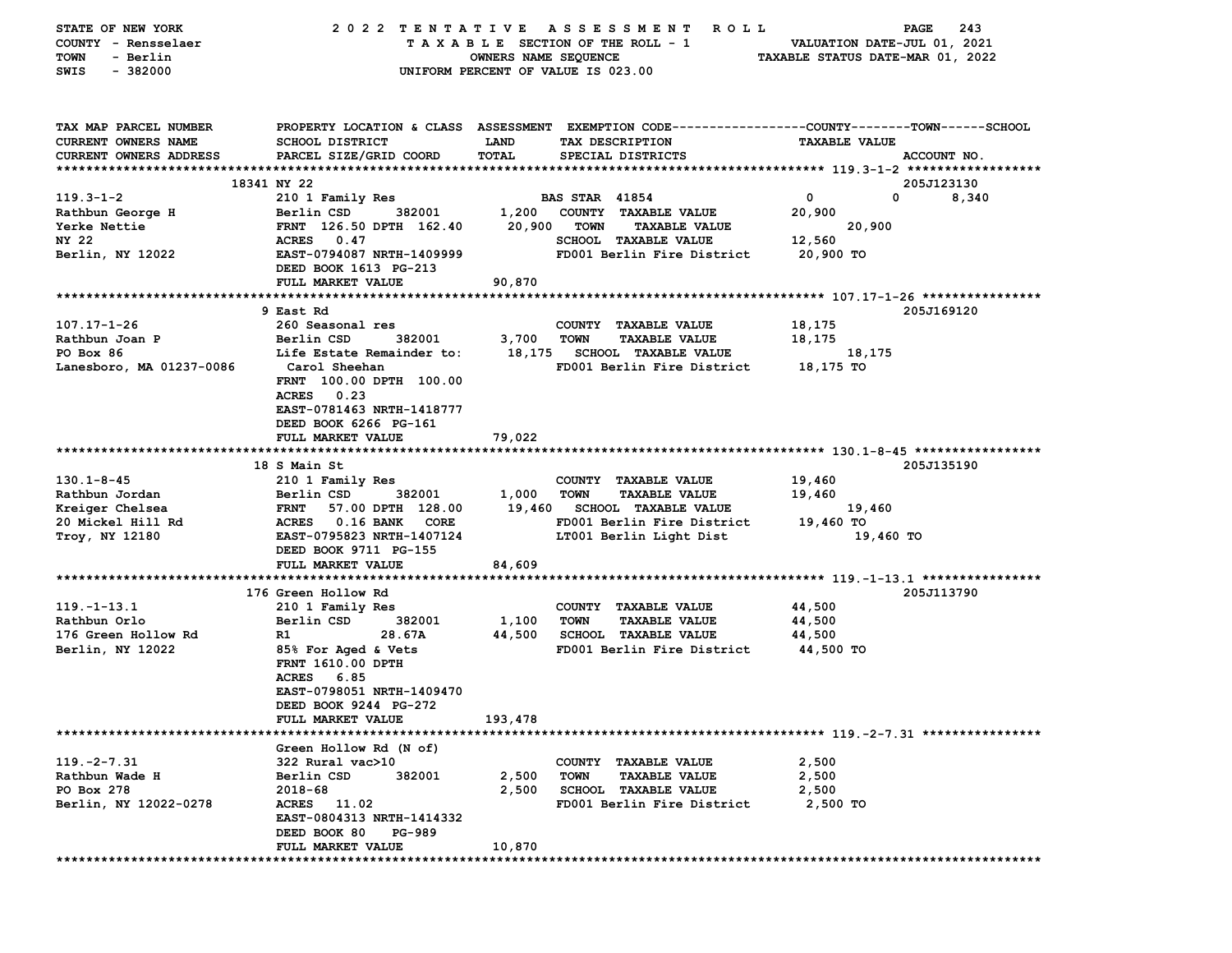STATE OF NEW YORK — 2022 TENTATIVE ASSESSMENT ROLL
COUNTY - Rensselaer — TAXABLE SECTION OF THE ROLL - 1 — VALUATION DATE-JUL 01, 2021
TOWN - Berlin — OWNERS NAME SEQUENCE — TAXABLE STATUS DATE-MAR 01, 2022
SWIS - 382000 — UNIFORM PERCENT OF VALUE IS 023.00

| TAX MAP PARCEL NUMBER / CURRENT OWNERS NAME / CURRENT OWNERS ADDRESS | PROPERTY LOCATION & CLASS / SCHOOL DISTRICT / PARCEL SIZE/GRID COORD | ASSESSMENT LAND / TOTAL | EXEMPTION CODE / TAX DESCRIPTION / SPECIAL DISTRICTS | COUNTY | TOWN | SCHOOL | TAXABLE VALUE / ACCOUNT NO. |
|---|---|---|---|---|---|---|---|
| **119.3-1-2** | 18341 NY 22 | | | | | | 205J123130 |
| 119.3-1-2 | 210 1 Family Res | | BAS STAR 41854 | 0 | 0 | 8,340 | |
| Rathbun George H | Berlin CSD 382001 | 1,200 | COUNTY TAXABLE VALUE | | | | 20,900 |
| Yerke Nettie | FRNT 126.50 DPTH 162.40 | 20,900 | TOWN TAXABLE VALUE | | | | 20,900 |
| NY 22 | ACRES 0.47 | | SCHOOL TAXABLE VALUE | | | | 12,560 |
| Berlin, NY 12022 | EAST-0794087 NRTH-1409999 | | FD001 Berlin Fire District | | | | 20,900 TO |
| | DEED BOOK 1613 PG-213 | | | | | | |
| | FULL MARKET VALUE | 90,870 | | | | | |
| **107.17-1-26** | 9 East Rd | | | | | | 205J169120 |
| 107.17-1-26 | 260 Seasonal res | | COUNTY TAXABLE VALUE | | | | 18,175 |
| Rathbun Joan P | Berlin CSD 382001 | 3,700 | TOWN TAXABLE VALUE | | | | 18,175 |
| PO Box 86 | Life Estate Remainder to: | 18,175 | SCHOOL TAXABLE VALUE | | | | 18,175 |
| Lanesboro, MA 01237-0086 | Carol Sheehan | | FD001 Berlin Fire District | | | | 18,175 TO |
| | FRNT 100.00 DPTH 100.00 | | | | | | |
| | ACRES 0.23 | | | | | | |
| | EAST-0781463 NRTH-1418777 | | | | | | |
| | DEED BOOK 6266 PG-161 | | | | | | |
| | FULL MARKET VALUE | 79,022 | | | | | |
| **130.1-8-45** | 18 S Main St | | | | | | 205J135190 |
| 130.1-8-45 | 210 1 Family Res | | COUNTY TAXABLE VALUE | | | | 19,460 |
| Rathbun Jordan | Berlin CSD 382001 | 1,000 | TOWN TAXABLE VALUE | | | | 19,460 |
| Kreiger Chelsea | FRNT 57.00 DPTH 128.00 | 19,460 | SCHOOL TAXABLE VALUE | | | | 19,460 |
| 20 Mickel Hill Rd | ACRES 0.16 BANK CORE | | FD001 Berlin Fire District | | | | 19,460 TO |
| Troy, NY 12180 | EAST-0795823 NRTH-1407124 | | LT001 Berlin Light Dist | | | | 19,460 TO |
| | DEED BOOK 9711 PG-155 | | | | | | |
| | FULL MARKET VALUE | 84,609 | | | | | |
| **119.-1-13.1** | 176 Green Hollow Rd | | | | | | 205J113790 |
| 119.-1-13.1 | 210 1 Family Res | | COUNTY TAXABLE VALUE | | | | 44,500 |
| Rathbun Orlo | Berlin CSD 382001 | 1,100 | TOWN TAXABLE VALUE | | | | 44,500 |
| 176 Green Hollow Rd | R1 28.67A | 44,500 | SCHOOL TAXABLE VALUE | | | | 44,500 |
| Berlin, NY 12022 | 85% For Aged & Vets | | FD001 Berlin Fire District | | | | 44,500 TO |
| | FRNT 1610.00 DPTH | | | | | | |
| | ACRES 6.85 | | | | | | |
| | EAST-0798051 NRTH-1409470 | | | | | | |
| | DEED BOOK 9244 PG-272 | | | | | | |
| | FULL MARKET VALUE | 193,478 | | | | | |
| **119.-2-7.31** | Green Hollow Rd (N of) | | | | | | |
| 119.-2-7.31 | 322 Rural vac>10 | | COUNTY TAXABLE VALUE | | | | 2,500 |
| Rathbun Wade H | Berlin CSD 382001 | 2,500 | TOWN TAXABLE VALUE | | | | 2,500 |
| PO Box 278 | 2018-68 | 2,500 | SCHOOL TAXABLE VALUE | | | | 2,500 |
| Berlin, NY 12022-0278 | ACRES 11.02 | | FD001 Berlin Fire District | | | | 2,500 TO |
| | EAST-0804313 NRTH-1414332 | | | | | | |
| | DEED BOOK 80 PG-989 | | | | | | |
| | FULL MARKET VALUE | 10,870 | | | | | |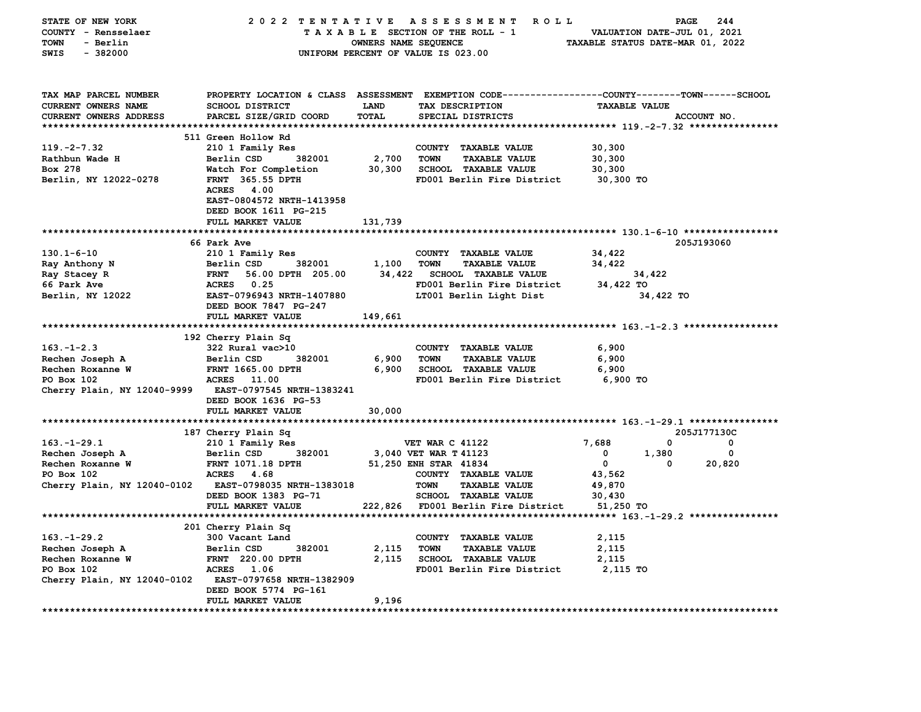STATE OF NEW YORK — 2022 TENTATIVE ASSESSMENT ROLL
COUNTY - Rensselaer — TAXABLE SECTION OF THE ROLL - 1 — VALUATION DATE-JUL 01, 2021
TOWN - Berlin — OWNERS NAME SEQUENCE — TAXABLE STATUS DATE-MAR 01, 2022
SWIS - 382000 — UNIFORM PERCENT OF VALUE IS 023.00

| TAX MAP PARCEL NUMBER / CURRENT OWNERS NAME / CURRENT OWNERS ADDRESS | PROPERTY LOCATION & CLASS / SCHOOL DISTRICT / PARCEL SIZE/GRID COORD | ASSESSMENT LAND / TOTAL | EXEMPTION CODE / TAX DESCRIPTION / SPECIAL DISTRICTS | COUNTY TAXABLE VALUE | TOWN | SCHOOL / ACCOUNT NO. |
|---|---|---|---|---|---|---|
| **119.-2-7.32** | 511 Green Hollow Rd | | | | | |
| 119.-2-7.32 | 210 1 Family Res | | COUNTY TAXABLE VALUE | 30,300 | | |
| Rathbun Wade H | Berlin CSD 382001 | 2,700 | TOWN TAXABLE VALUE | 30,300 | | |
| Box 278 | Watch For Completion | 30,300 | SCHOOL TAXABLE VALUE | 30,300 | | |
| Berlin, NY 12022-0278 | FRNT 365.55 DPTH | | FD001 Berlin Fire District | 30,300 TO | | |
| | ACRES 4.00 | | | | | |
| | EAST-0804572 NRTH-1413958 | | | | | |
| | DEED BOOK 1611 PG-215 | | | | | |
| | FULL MARKET VALUE | 131,739 | | | | |
| **130.1-6-10** | 66 Park Ave | | | | | 205J193060 |
| 130.1-6-10 | 210 1 Family Res | | COUNTY TAXABLE VALUE | 34,422 | | |
| Ray Anthony N | Berlin CSD 382001 | 1,100 | TOWN TAXABLE VALUE | 34,422 | | |
| Ray Stacey R | FRNT 56.00 DPTH 205.00 | 34,422 | SCHOOL TAXABLE VALUE | 34,422 | | |
| 66 Park Ave | ACRES 0.25 | | FD001 Berlin Fire District | 34,422 TO | | |
| Berlin, NY 12022 | EAST-0796943 NRTH-1407880 | | LT001 Berlin Light Dist | 34,422 TO | | |
| | DEED BOOK 7847 PG-247 | | | | | |
| | FULL MARKET VALUE | 149,661 | | | | |
| **163.-1-2.3** | 192 Cherry Plain Sq | | | | | |
| 163.-1-2.3 | 322 Rural vac>10 | | COUNTY TAXABLE VALUE | 6,900 | | |
| Rechen Joseph A | Berlin CSD 382001 | 6,900 | TOWN TAXABLE VALUE | 6,900 | | |
| Rechen Roxanne W | FRNT 1665.00 DPTH | 6,900 | SCHOOL TAXABLE VALUE | 6,900 | | |
| PO Box 102 | ACRES 11.00 | | FD001 Berlin Fire District | 6,900 TO | | |
| Cherry Plain, NY 12040-9999 | EAST-0797545 NRTH-1383241 | | | | | |
| | DEED BOOK 1636 PG-53 | | | | | |
| | FULL MARKET VALUE | 30,000 | | | | |
| **163.-1-29.1** | 187 Cherry Plain Sq | | | | | 205J177130C |
| 163.-1-29.1 | 210 1 Family Res | | VET WAR C 41122 | 7,688 | 0 | 0 |
| Rechen Joseph A | Berlin CSD 382001 | 3,040 | VET WAR T 41123 | 0 | 1,380 | 0 |
| Rechen Roxanne W | FRNT 1071.18 DPTH | 51,250 | ENH STAR 41834 | 0 | 0 | 20,820 |
| PO Box 102 | ACRES 4.68 | | COUNTY TAXABLE VALUE | 43,562 | | |
| Cherry Plain, NY 12040-0102 | EAST-0798035 NRTH-1383018 | | TOWN TAXABLE VALUE | 49,870 | | |
| | DEED BOOK 1383 PG-71 | | SCHOOL TAXABLE VALUE | 30,430 | | |
| | FULL MARKET VALUE | 222,826 | FD001 Berlin Fire District | 51,250 TO | | |
| **163.-1-29.2** | 201 Cherry Plain Sq | | | | | |
| 163.-1-29.2 | 300 Vacant Land | | COUNTY TAXABLE VALUE | 2,115 | | |
| Rechen Joseph A | Berlin CSD 382001 | 2,115 | TOWN TAXABLE VALUE | 2,115 | | |
| Rechen Roxanne W | FRNT 220.00 DPTH | 2,115 | SCHOOL TAXABLE VALUE | 2,115 | | |
| PO Box 102 | ACRES 1.06 | | FD001 Berlin Fire District | 2,115 TO | | |
| Cherry Plain, NY 12040-0102 | EAST-0797658 NRTH-1382909 | | | | | |
| | DEED BOOK 5774 PG-161 | | | | | |
| | FULL MARKET VALUE | 9,196 | | | | |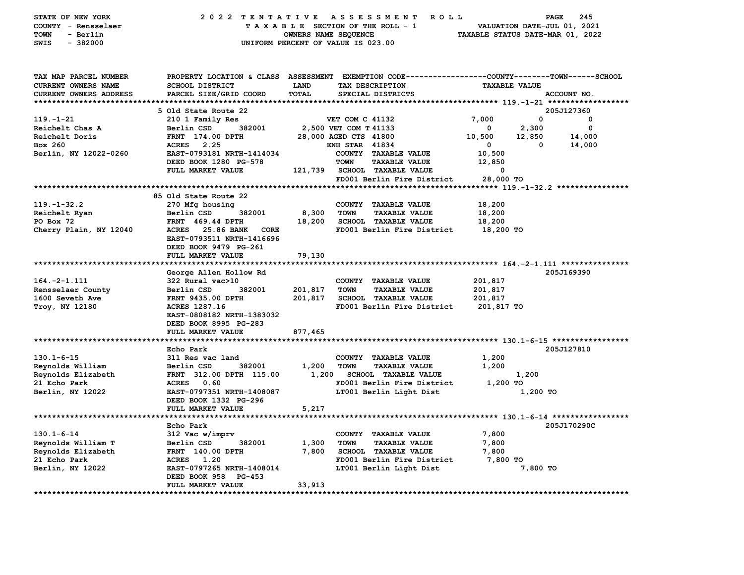STATE OF NEW YORK — 2022 TENTATIVE ASSESSMENT ROLL
COUNTY - Rensselaer — TAXABLE SECTION OF THE ROLL - 1 — VALUATION DATE-JUL 01, 2021
TOWN - Berlin — OWNERS NAME SEQUENCE — TAXABLE STATUS DATE-MAR 01, 2022
SWIS - 382000 — UNIFORM PERCENT OF VALUE IS 023.00

| TAX MAP PARCEL NUMBER / CURRENT OWNERS NAME / CURRENT OWNERS ADDRESS | PROPERTY LOCATION & CLASS / SCHOOL DISTRICT / PARCEL SIZE/GRID COORD | ASSESSMENT LAND / TOTAL | EXEMPTION CODE / TAX DESCRIPTION / SPECIAL DISTRICTS | COUNTY TAXABLE VALUE | TOWN | SCHOOL / ACCOUNT NO. |
|---|---|---|---|---|---|---|
| **119.-1-21** | 5 Old State Route 22 | | | | | 205J127360 |
| 119.-1-21 | 210 1 Family Res | | VET COM C 41132 | 7,000 | 0 | 0 |
| Reichelt Chas A | Berlin CSD 382001 | 2,500 | VET COM T 41133 | 0 | 2,300 | 0 |
| Reichelt Doris | FRNT 174.00 DPTH | 28,000 | AGED CTS 41800 | 10,500 | 12,850 | 14,000 |
| Box 260 | ACRES 2.25 | | ENH STAR 41834 | 0 | 0 | 14,000 |
| Berlin, NY 12022-0260 | EAST-0793181 NRTH-1414034 | | COUNTY TAXABLE VALUE | 10,500 | | |
| | DEED BOOK 1280 PG-578 | | TOWN TAXABLE VALUE | 12,850 | | |
| | FULL MARKET VALUE | 121,739 | SCHOOL TAXABLE VALUE | 0 | | |
| | | | FD001 Berlin Fire District | 28,000 TO | | |
| **119.-1-32.2** | 85 Old State Route 22 | | | | | |
| 119.-1-32.2 | 270 Mfg housing | | COUNTY TAXABLE VALUE | 18,200 | | |
| Reichelt Ryan | Berlin CSD 382001 | 8,300 | TOWN TAXABLE VALUE | 18,200 | | |
| PO Box 72 | FRNT 469.44 DPTH | 18,200 | SCHOOL TAXABLE VALUE | 18,200 | | |
| Cherry Plain, NY 12040 | ACRES 25.86 BANK CORE | | FD001 Berlin Fire District | 18,200 TO | | |
| | EAST-0793511 NRTH-1416696 | | | | | |
| | DEED BOOK 9479 PG-261 | | | | | |
| | FULL MARKET VALUE | 79,130 | | | | |
| **164.-2-1.111** | George Allen Hollow Rd | | | | | 205J169390 |
| 164.-2-1.111 | 322 Rural vac>10 | | COUNTY TAXABLE VALUE | 201,817 | | |
| Rensselaer County | Berlin CSD 382001 | 201,817 | TOWN TAXABLE VALUE | 201,817 | | |
| 1600 Seveth Ave | FRNT 9435.00 DPTH | 201,817 | SCHOOL TAXABLE VALUE | 201,817 | | |
| Troy, NY 12180 | ACRES 1287.16 | | FD001 Berlin Fire District | 201,817 TO | | |
| | EAST-0808182 NRTH-1383032 | | | | | |
| | DEED BOOK 8995 PG-283 | | | | | |
| | FULL MARKET VALUE | 877,465 | | | | |
| **130.1-6-15** | Echo Park | | | | | 205J127810 |
| 130.1-6-15 | 311 Res vac land | | COUNTY TAXABLE VALUE | 1,200 | | |
| Reynolds William | Berlin CSD 382001 | 1,200 | TOWN TAXABLE VALUE | 1,200 | | |
| Reynolds Elizabeth | FRNT 312.00 DPTH 115.00 | 1,200 | SCHOOL TAXABLE VALUE | 1,200 | | |
| 21 Echo Park | ACRES 0.60 | | FD001 Berlin Fire District | 1,200 TO | | |
| Berlin, NY 12022 | EAST-0797351 NRTH-1408087 | | LT001 Berlin Light Dist | 1,200 TO | | |
| | DEED BOOK 1332 PG-296 | | | | | |
| | FULL MARKET VALUE | 5,217 | | | | |
| **130.1-6-14** | Echo Park | | | | | 205J170290C |
| 130.1-6-14 | 312 Vac w/imprv | | COUNTY TAXABLE VALUE | 7,800 | | |
| Reynolds William T | Berlin CSD 382001 | 1,300 | TOWN TAXABLE VALUE | 7,800 | | |
| Reynolds Elizabeth | FRNT 140.00 DPTH | 7,800 | SCHOOL TAXABLE VALUE | 7,800 | | |
| 21 Echo Park | ACRES 1.20 | | FD001 Berlin Fire District | 7,800 TO | | |
| Berlin, NY 12022 | EAST-0797265 NRTH-1408014 | | LT001 Berlin Light Dist | 7,800 TO | | |
| | DEED BOOK 958 PG-453 | | | | | |
| | FULL MARKET VALUE | 33,913 | | | | |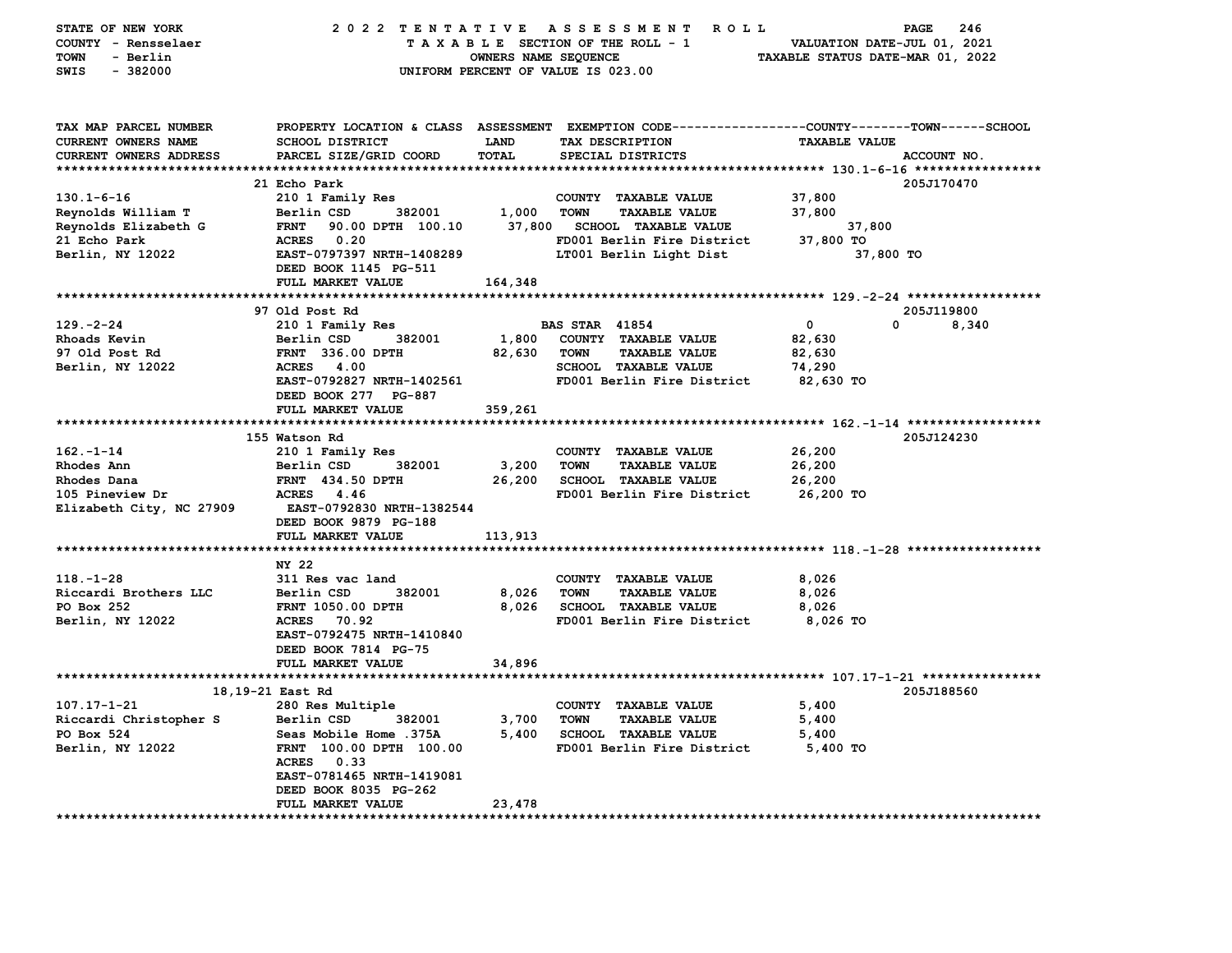STATE OF NEW YORK — 2022 TENTATIVE ASSESSMENT ROLL
COUNTY - Rensselaer — TAXABLE SECTION OF THE ROLL - 1 — VALUATION DATE-JUL 01, 2021
TOWN - Berlin — OWNERS NAME SEQUENCE — TAXABLE STATUS DATE-MAR 01, 2022
SWIS - 382000 — UNIFORM PERCENT OF VALUE IS 023.00

| TAX MAP PARCEL NUMBER / CURRENT OWNERS NAME / CURRENT OWNERS ADDRESS | PROPERTY LOCATION & CLASS / SCHOOL DISTRICT / PARCEL SIZE/GRID COORD | ASSESSMENT LAND / TOTAL | EXEMPTION CODE / TAX DESCRIPTION / SPECIAL DISTRICTS | COUNTY / TOWN / SCHOOL TAXABLE VALUE | ACCOUNT NO. |
|---|---|---|---|---|---|
| **130.1-6-16** | 21 Echo Park | | | | 205J170470 |
| 130.1-6-16 | 210 1 Family Res | | COUNTY TAXABLE VALUE | 37,800 | |
| Reynolds William T | Berlin CSD 382001 | 1,000 | TOWN TAXABLE VALUE | 37,800 | |
| Reynolds Elizabeth G | FRNT 90.00 DPTH 100.10 | 37,800 | SCHOOL TAXABLE VALUE | 37,800 | |
| 21 Echo Park | ACRES 0.20 | | FD001 Berlin Fire District | 37,800 TO | |
| Berlin, NY 12022 | EAST-0797397 NRTH-1408289 | | LT001 Berlin Light Dist | 37,800 TO | |
| | DEED BOOK 1145 PG-511 | | | | |
| | FULL MARKET VALUE | 164,348 | | | |
| **129.-2-24** | 97 Old Post Rd | | | | 205J119800 |
| 129.-2-24 | 210 1 Family Res | | BAS STAR 41854 | 0 0 8,340 | |
| Rhoads Kevin | Berlin CSD 382001 | 1,800 | COUNTY TAXABLE VALUE | 82,630 | |
| 97 Old Post Rd | FRNT 336.00 DPTH | 82,630 | TOWN TAXABLE VALUE | 82,630 | |
| Berlin, NY 12022 | ACRES 4.00 | | SCHOOL TAXABLE VALUE | 74,290 | |
| | EAST-0792827 NRTH-1402561 | | FD001 Berlin Fire District | 82,630 TO | |
| | DEED BOOK 277 PG-887 | | | | |
| | FULL MARKET VALUE | 359,261 | | | |
| **162.-1-14** | 155 Watson Rd | | | | 205J124230 |
| 162.-1-14 | 210 1 Family Res | | COUNTY TAXABLE VALUE | 26,200 | |
| Rhodes Ann | Berlin CSD 382001 | 3,200 | TOWN TAXABLE VALUE | 26,200 | |
| Rhodes Dana | FRNT 434.50 DPTH | 26,200 | SCHOOL TAXABLE VALUE | 26,200 | |
| 105 Pineview Dr | ACRES 4.46 | | FD001 Berlin Fire District | 26,200 TO | |
| Elizabeth City, NC 27909 | EAST-0792830 NRTH-1382544 | | | | |
| | DEED BOOK 9879 PG-188 | | | | |
| | FULL MARKET VALUE | 113,913 | | | |
| **118.-1-28** | NY 22 | | | | |
| 118.-1-28 | 311 Res vac land | | COUNTY TAXABLE VALUE | 8,026 | |
| Riccardi Brothers LLC | Berlin CSD 382001 | 8,026 | TOWN TAXABLE VALUE | 8,026 | |
| PO Box 252 | FRNT 1050.00 DPTH | 8,026 | SCHOOL TAXABLE VALUE | 8,026 | |
| Berlin, NY 12022 | ACRES 70.92 | | FD001 Berlin Fire District | 8,026 TO | |
| | EAST-0792475 NRTH-1410840 | | | | |
| | DEED BOOK 7814 PG-75 | | | | |
| | FULL MARKET VALUE | 34,896 | | | |
| **107.17-1-21** | 18,19-21 East Rd | | | | 205J188560 |
| 107.17-1-21 | 280 Res Multiple | | COUNTY TAXABLE VALUE | 5,400 | |
| Riccardi Christopher S | Berlin CSD 382001 | 3,700 | TOWN TAXABLE VALUE | 5,400 | |
| PO Box 524 | Seas Mobile Home .375A | 5,400 | SCHOOL TAXABLE VALUE | 5,400 | |
| Berlin, NY 12022 | FRNT 100.00 DPTH 100.00 | | FD001 Berlin Fire District | 5,400 TO | |
| | ACRES 0.33 | | | | |
| | EAST-0781465 NRTH-1419081 | | | | |
| | DEED BOOK 8035 PG-262 | | | | |
| | FULL MARKET VALUE | 23,478 | | | |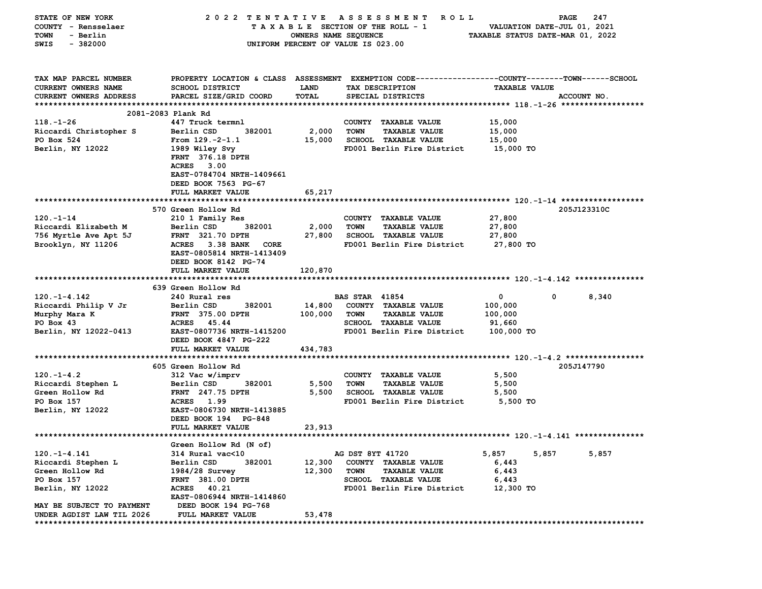STATE OF NEW YORK
COUNTY - Rensselaer
TOWN - Berlin
SWIS - 382000

2022 TENTATIVE ASSESSMENT ROLL
TAXABLE SECTION OF THE ROLL - 1
OWNERS NAME SEQUENCE
UNIFORM PERCENT OF VALUE IS 023.00

VALUATION DATE-JUL 01, 2021
TAXABLE STATUS DATE-MAR 01, 2022

| TAX MAP PARCEL NUMBER / CURRENT OWNERS NAME / CURRENT OWNERS ADDRESS | PROPERTY LOCATION & CLASS / SCHOOL DISTRICT / PARCEL SIZE/GRID COORD | ASSESSMENT LAND | TOTAL | EXEMPTION CODE / TAX DESCRIPTION / SPECIAL DISTRICTS | COUNTY | TOWN | SCHOOL | ACCOUNT NO. |
|---|---|---|---|---|---|---|---|---|
| **118.-1-26** | 2081-2083 Plank Rd | | | | | | | |
| Riccardi Christopher S | 447 Truck termnl | | | COUNTY TAXABLE VALUE | 15,000 | | | |
| PO Box 524 | Berlin CSD 382001 | 2,000 | | TOWN TAXABLE VALUE | | 15,000 | | |
| Berlin, NY 12022 | From 129.-2-1.1 | | 15,000 | SCHOOL TAXABLE VALUE | | | 15,000 | |
| | 1989 Wiley Svy | | | FD001 Berlin Fire District | 15,000 TO | | | |
| | FRNT 376.18 DPTH | | | | | | | |
| | ACRES 3.00 | | | | | | | |
| | EAST-0784704 NRTH-1409661 | | | | | | | |
| | DEED BOOK 7563 PG-67 | | | | | | | |
| | FULL MARKET VALUE | | 65,217 | | | | | |
| **120.-1-14** | 570 Green Hollow Rd | | | | | | | 205J123310C |
| Riccardi Elizabeth M | 210 1 Family Res | | | COUNTY TAXABLE VALUE | 27,800 | | | |
| 756 Myrtle Ave Apt 5J | Berlin CSD 382001 | 2,000 | | TOWN TAXABLE VALUE | | 27,800 | | |
| Brooklyn, NY 11206 | FRNT 321.70 DPTH | | 27,800 | SCHOOL TAXABLE VALUE | | | 27,800 | |
| | ACRES 3.38 BANK CORE | | | FD001 Berlin Fire District | 27,800 TO | | | |
| | EAST-0805814 NRTH-1413409 | | | | | | | |
| | DEED BOOK 8142 PG-74 | | | | | | | |
| | FULL MARKET VALUE | | 120,870 | | | | | |
| **120.-1-4.142** | 639 Green Hollow Rd | | | | | | | |
| Riccardi Philip V Jr | 240 Rural res | | | BAS STAR 41854 | 0 | 0 | 8,340 | |
| Murphy Mara K | Berlin CSD 382001 | 14,800 | | COUNTY TAXABLE VALUE | 100,000 | | | |
| PO Box 43 | FRNT 375.00 DPTH | | 100,000 | TOWN TAXABLE VALUE | | 100,000 | | |
| Berlin, NY 12022-0413 | ACRES 45.44 | | | SCHOOL TAXABLE VALUE | | | 91,660 | |
| | EAST-0807736 NRTH-1415200 | | | FD001 Berlin Fire District | 100,000 TO | | | |
| | DEED BOOK 4847 PG-222 | | | | | | | |
| | FULL MARKET VALUE | | 434,783 | | | | | |
| **120.-1-4.2** | 605 Green Hollow Rd | | | | | | | 205J147790 |
| Riccardi Stephen L | 312 Vac w/imprv | | | COUNTY TAXABLE VALUE | 5,500 | | | |
| Green Hollow Rd | Berlin CSD 382001 | 5,500 | | TOWN TAXABLE VALUE | | 5,500 | | |
| PO Box 157 | FRNT 247.75 DPTH | | 5,500 | SCHOOL TAXABLE VALUE | | | 5,500 | |
| Berlin, NY 12022 | ACRES 1.99 | | | FD001 Berlin Fire District | 5,500 TO | | | |
| | EAST-0806730 NRTH-1413885 | | | | | | | |
| | DEED BOOK 194 PG-848 | | | | | | | |
| | FULL MARKET VALUE | | 23,913 | | | | | |
| **120.-1-4.141** | Green Hollow Rd (N of) | | | | | | | |
| Riccardi Stephen L | 314 Rural vac<10 | | | AG DST 8YT 41720 | 5,857 | 5,857 | 5,857 | |
| Green Hollow Rd | Berlin CSD 382001 | 12,300 | | COUNTY TAXABLE VALUE | 6,443 | | | |
| PO Box 157 | 1984/28 Survey | | 12,300 | TOWN TAXABLE VALUE | | 6,443 | | |
| Berlin, NY 12022 | FRNT 381.00 DPTH | | | SCHOOL TAXABLE VALUE | | | 6,443 | |
| | ACRES 40.21 | | | FD001 Berlin Fire District | 12,300 TO | | | |
| | EAST-0806944 NRTH-1414860 | | | | | | | |
| MAY BE SUBJECT TO PAYMENT | DEED BOOK 194 PG-768 | | | | | | | |
| UNDER AGDIST LAW TIL 2026 | FULL MARKET VALUE | | 53,478 | | | | | |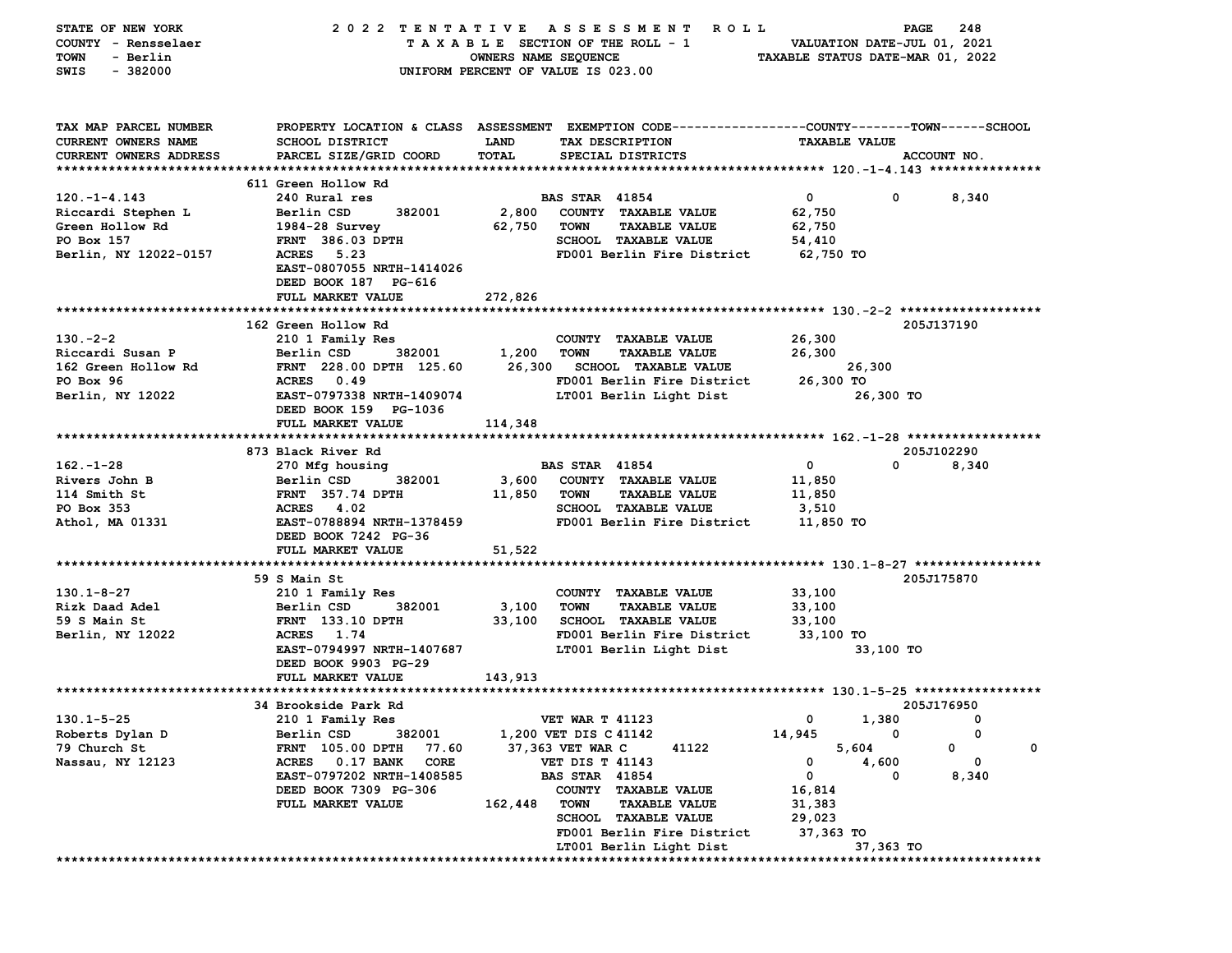STATE OF NEW YORK — 2022 TENTATIVE ASSESSMENT ROLL
COUNTY - Rensselaer — TAXABLE SECTION OF THE ROLL - 1 — VALUATION DATE-JUL 01, 2021
TOWN - Berlin — OWNERS NAME SEQUENCE — TAXABLE STATUS DATE-MAR 01, 2022
SWIS - 382000 — UNIFORM PERCENT OF VALUE IS 023.00

| TAX MAP PARCEL NUMBER / CURRENT OWNERS NAME / CURRENT OWNERS ADDRESS | PROPERTY LOCATION & CLASS / SCHOOL DISTRICT / PARCEL SIZE/GRID COORD | ASSESSMENT LAND / TOTAL | EXEMPTION CODE / TAX DESCRIPTION / SPECIAL DISTRICTS | COUNTY | TOWN | SCHOOL / ACCOUNT NO. |
|---|---|---|---|---|---|---|
| **120.-1-4.143** | 611 Green Hollow Rd | | | | | |
| 120.-1-4.143 | 240 Rural res | | BAS STAR 41854 | 0 | 0 | 8,340 |
| Riccardi Stephen L | Berlin CSD 382001 | 2,800 | COUNTY TAXABLE VALUE | 62,750 | | |
| Green Hollow Rd | 1984-28 Survey | 62,750 | TOWN TAXABLE VALUE | | 62,750 | |
| PO Box 157 | FRNT 386.03 DPTH | | SCHOOL TAXABLE VALUE | | | 54,410 |
| Berlin, NY 12022-0157 | ACRES 5.23 | | FD001 Berlin Fire District | 62,750 TO | | |
| | EAST-0807055 NRTH-1414026 | | | | | |
| | DEED BOOK 187 PG-616 | | | | | |
| | FULL MARKET VALUE | 272,826 | | | | |
| **130.-2-2** | 162 Green Hollow Rd | | | | | 205J137190 |
| 130.-2-2 | 210 1 Family Res | | COUNTY TAXABLE VALUE | 26,300 | | |
| Riccardi Susan P | Berlin CSD 382001 | 1,200 | TOWN TAXABLE VALUE | | 26,300 | |
| 162 Green Hollow Rd | FRNT 228.00 DPTH 125.60 | 26,300 | SCHOOL TAXABLE VALUE | | | 26,300 |
| PO Box 96 | ACRES 0.49 | | FD001 Berlin Fire District | 26,300 TO | | |
| Berlin, NY 12022 | EAST-0797338 NRTH-1409074 | | LT001 Berlin Light Dist | 26,300 TO | | |
| | DEED BOOK 159 PG-1036 | | | | | |
| | FULL MARKET VALUE | 114,348 | | | | |
| **162.-1-28** | 873 Black River Rd | | | | | 205J102290 |
| 162.-1-28 | 270 Mfg housing | | BAS STAR 41854 | 0 | 0 | 8,340 |
| Rivers John B | Berlin CSD 382001 | 3,600 | COUNTY TAXABLE VALUE | 11,850 | | |
| 114 Smith St | FRNT 357.74 DPTH | 11,850 | TOWN TAXABLE VALUE | | 11,850 | |
| PO Box 353 | ACRES 4.02 | | SCHOOL TAXABLE VALUE | | | 3,510 |
| Athol, MA 01331 | EAST-0788894 NRTH-1378459 | | FD001 Berlin Fire District | 11,850 TO | | |
| | DEED BOOK 7242 PG-36 | | | | | |
| | FULL MARKET VALUE | 51,522 | | | | |
| **130.1-8-27** | 59 S Main St | | | | | 205J175870 |
| 130.1-8-27 | 210 1 Family Res | | COUNTY TAXABLE VALUE | 33,100 | | |
| Rizk Daad Adel | Berlin CSD 382001 | 3,100 | TOWN TAXABLE VALUE | | 33,100 | |
| 59 S Main St | FRNT 133.10 DPTH | 33,100 | SCHOOL TAXABLE VALUE | | | 33,100 |
| Berlin, NY 12022 | ACRES 1.74 | | FD001 Berlin Fire District | 33,100 TO | | |
| | EAST-0794997 NRTH-1407687 | | LT001 Berlin Light Dist | 33,100 TO | | |
| | DEED BOOK 9903 PG-29 | | | | | |
| | FULL MARKET VALUE | 143,913 | | | | |
| **130.1-5-25** | 34 Brookside Park Rd | | | | | 205J176950 |
| 130.1-5-25 | 210 1 Family Res | | VET WAR T 41123 | 0 | 1,380 | 0 |
| Roberts Dylan D | Berlin CSD 382001 | 1,200 | VET DIS C 41142 | 14,945 | 0 | 0 |
| 79 Church St | FRNT 105.00 DPTH 77.60 | 37,363 | VET WAR C 41122 | 5,604 | 0 | 0 |
| Nassau, NY 12123 | ACRES 0.17 BANK CORE | | VET DIS T 41143 | 0 | 4,600 | 0 |
| | EAST-0797202 NRTH-1408585 | | BAS STAR 41854 | 0 | 0 | 8,340 |
| | DEED BOOK 7309 PG-306 | | COUNTY TAXABLE VALUE | 16,814 | | |
| | FULL MARKET VALUE | 162,448 | TOWN TAXABLE VALUE | | 31,383 | |
| | | | SCHOOL TAXABLE VALUE | | | 29,023 |
| | | | FD001 Berlin Fire District | 37,363 TO | | |
| | | | LT001 Berlin Light Dist | 37,363 TO | | |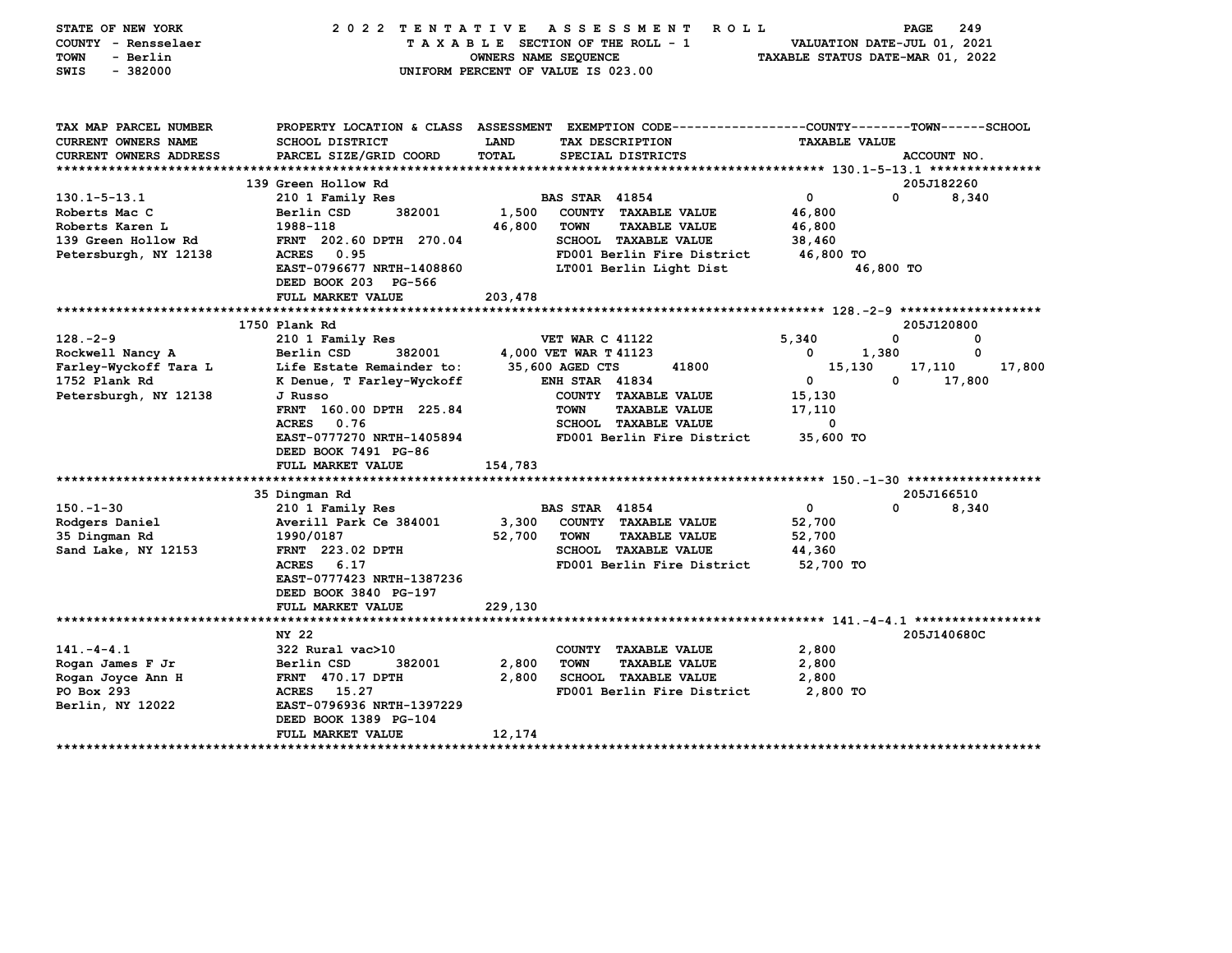STATE OF NEW YORK
COUNTY - Rensselaer
TOWN - Berlin
SWIS - 382000

2022 TENTATIVE ASSESSMENT ROLL
TAXABLE SECTION OF THE ROLL - 1
OWNERS NAME SEQUENCE
UNIFORM PERCENT OF VALUE IS 023.00

VALUATION DATE-JUL 01, 2021
TAXABLE STATUS DATE-MAR 01, 2022

| TAX MAP PARCEL NUMBER / CURRENT OWNERS NAME / CURRENT OWNERS ADDRESS | PROPERTY LOCATION & CLASS / SCHOOL DISTRICT / PARCEL SIZE/GRID COORD | ASSESSMENT LAND / TOTAL | EXEMPTION CODE / TAX DESCRIPTION / SPECIAL DISTRICTS | COUNTY | TOWN | SCHOOL | ACCOUNT NO. |
|---|---|---|---|---|---|---|---|
| **130.1-5-13.1** | 139 Green Hollow Rd | | | | | | 205J182260 |
| 130.1-5-13.1 | 210 1 Family Res | | BAS STAR 41854 | 0 | 0 | 8,340 | |
| Roberts Mac C | Berlin CSD 382001 | 1,500 | COUNTY TAXABLE VALUE | 46,800 | | | |
| Roberts Karen L | 1988-118 | 46,800 | TOWN TAXABLE VALUE | | 46,800 | | |
| 139 Green Hollow Rd | FRNT 202.60 DPTH 270.04 | | SCHOOL TAXABLE VALUE | | | 38,460 | |
| Petersburgh, NY 12138 | ACRES 0.95 | | FD001 Berlin Fire District | 46,800 TO | | | |
| | EAST-0796677 NRTH-1408860 | | LT001 Berlin Light Dist | 46,800 TO | | | |
| | DEED BOOK 203 PG-566 | | | | | | |
| | FULL MARKET VALUE | 203,478 | | | | | |
| **128.-2-9** | 1750 Plank Rd | | | | | | 205J120800 |
| 128.-2-9 | 210 1 Family Res | | VET WAR C 41122 | 5,340 | 0 | 0 | |
| Rockwell Nancy A | Berlin CSD 382001 | 4,000 | VET WAR T 41123 | 0 | 1,380 | 0 | |
| Farley-Wyckoff Tara L | Life Estate Remainder to: | 35,600 | AGED CTS 41800 | 15,130 | 17,110 | 17,800 | |
| 1752 Plank Rd | K Denue, T Farley-Wyckoff | | ENH STAR 41834 | 0 | 0 | 17,800 | |
| Petersburgh, NY 12138 | J Russo | | COUNTY TAXABLE VALUE | 15,130 | | | |
| | FRNT 160.00 DPTH 225.84 | | TOWN TAXABLE VALUE | | 17,110 | | |
| | ACRES 0.76 | | SCHOOL TAXABLE VALUE | | | 0 | |
| | EAST-0777270 NRTH-1405894 | | FD001 Berlin Fire District | 35,600 TO | | | |
| | DEED BOOK 7491 PG-86 | | | | | | |
| | FULL MARKET VALUE | 154,783 | | | | | |
| **150.-1-30** | 35 Dingman Rd | | | | | | 205J166510 |
| 150.-1-30 | 210 1 Family Res | | BAS STAR 41854 | 0 | 0 | 8,340 | |
| Rodgers Daniel | Averill Park Ce 384001 | 3,300 | COUNTY TAXABLE VALUE | 52,700 | | | |
| 35 Dingman Rd | 1990/0187 | 52,700 | TOWN TAXABLE VALUE | | 52,700 | | |
| Sand Lake, NY 12153 | FRNT 223.02 DPTH | | SCHOOL TAXABLE VALUE | | | 44,360 | |
| | ACRES 6.17 | | FD001 Berlin Fire District | 52,700 TO | | | |
| | EAST-0777423 NRTH-1387236 | | | | | | |
| | DEED BOOK 3840 PG-197 | | | | | | |
| | FULL MARKET VALUE | 229,130 | | | | | |
| **141.-4-4.1** | NY 22 | | | | | | 205J140680C |
| 141.-4-4.1 | 322 Rural vac>10 | | COUNTY TAXABLE VALUE | 2,800 | | | |
| Rogan James F Jr | Berlin CSD 382001 | 2,800 | TOWN TAXABLE VALUE | | 2,800 | | |
| Rogan Joyce Ann H | FRNT 470.17 DPTH | 2,800 | SCHOOL TAXABLE VALUE | | | 2,800 | |
| PO Box 293 | ACRES 15.27 | | FD001 Berlin Fire District | 2,800 TO | | | |
| Berlin, NY 12022 | EAST-0796936 NRTH-1397229 | | | | | | |
| | DEED BOOK 1389 PG-104 | | | | | | |
| | FULL MARKET VALUE | 12,174 | | | | | |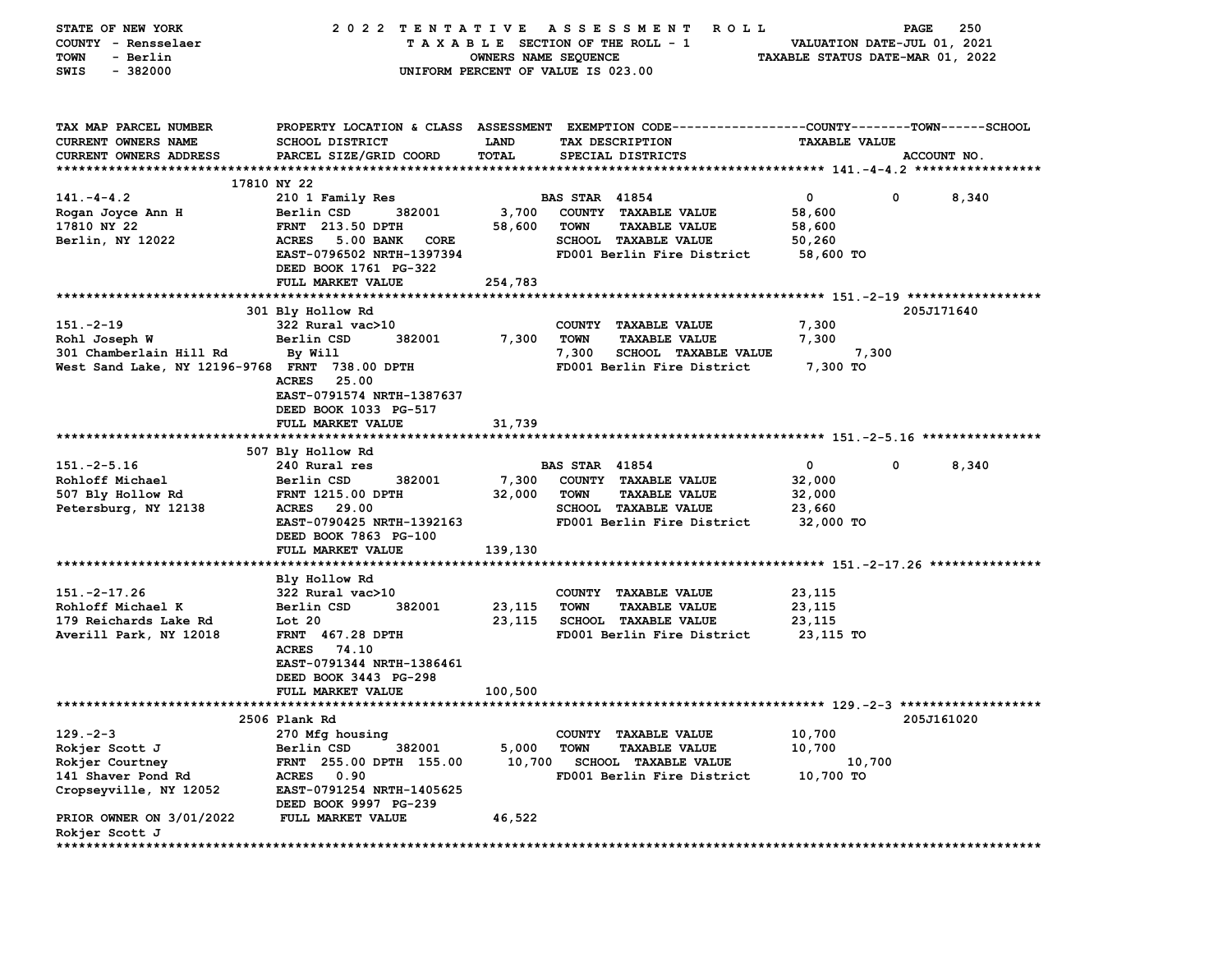STATE OF NEW YORK — 2022 TENTATIVE ASSESSMENT ROLL
COUNTY - Rensselaer — TAXABLE SECTION OF THE ROLL - 1 — VALUATION DATE-JUL 01, 2021
TOWN - Berlin — OWNERS NAME SEQUENCE — TAXABLE STATUS DATE-MAR 01, 2022
SWIS - 382000 — UNIFORM PERCENT OF VALUE IS 023.00

| TAX MAP PARCEL NUMBER / CURRENT OWNERS NAME / CURRENT OWNERS ADDRESS | PROPERTY LOCATION & CLASS / SCHOOL DISTRICT / PARCEL SIZE/GRID COORD | ASSESSMENT LAND / TOTAL | EXEMPTION CODE / TAX DESCRIPTION / SPECIAL DISTRICTS | COUNTY | TOWN | SCHOOL / TAXABLE VALUE | ACCOUNT NO. |
|---|---|---|---|---|---|---|---|
| **141.-4-4.2** | 17810 NY 22 | | | | | | |
| 141.-4-4.2 | 210 1 Family Res | | BAS STAR 41854 | 0 | 0 | 8,340 | |
| Rogan Joyce Ann H | Berlin CSD 382001 | 3,700 | COUNTY TAXABLE VALUE | 58,600 | | | |
| 17810 NY 22 | FRNT 213.50 DPTH | 58,600 | TOWN TAXABLE VALUE | | 58,600 | | |
| Berlin, NY 12022 | ACRES 5.00 BANK CORE | | SCHOOL TAXABLE VALUE | | | 50,260 | |
| | EAST-0796502 NRTH-1397394 | | FD001 Berlin Fire District | 58,600 TO | | | |
| | DEED BOOK 1761 PG-322 | | | | | | |
| | FULL MARKET VALUE | 254,783 | | | | | |
| **151.-2-19** | 301 Bly Hollow Rd | | | | | | 205J171640 |
| 151.-2-19 | 322 Rural vac>10 | | COUNTY TAXABLE VALUE | 7,300 | | | |
| Rohl Joseph W | Berlin CSD 382001 | 7,300 | TOWN TAXABLE VALUE | | 7,300 | | |
| 301 Chamberlain Hill Rd | By Will | 7,300 | SCHOOL TAXABLE VALUE | | | 7,300 | |
| West Sand Lake, NY 12196-9768 | FRNT 738.00 DPTH | | FD001 Berlin Fire District | 7,300 TO | | | |
| | ACRES 25.00 | | | | | | |
| | EAST-0791574 NRTH-1387637 | | | | | | |
| | DEED BOOK 1033 PG-517 | | | | | | |
| | FULL MARKET VALUE | 31,739 | | | | | |
| **151.-2-5.16** | 507 Bly Hollow Rd | | | | | | |
| 151.-2-5.16 | 240 Rural res | | BAS STAR 41854 | 0 | 0 | 8,340 | |
| Rohloff Michael | Berlin CSD 382001 | 7,300 | COUNTY TAXABLE VALUE | 32,000 | | | |
| 507 Bly Hollow Rd | FRNT 1215.00 DPTH | 32,000 | TOWN TAXABLE VALUE | | 32,000 | | |
| Petersburg, NY 12138 | ACRES 29.00 | | SCHOOL TAXABLE VALUE | | | 23,660 | |
| | EAST-0790425 NRTH-1392163 | | FD001 Berlin Fire District | 32,000 TO | | | |
| | DEED BOOK 7863 PG-100 | | | | | | |
| | FULL MARKET VALUE | 139,130 | | | | | |
| **151.-2-17.26** | Bly Hollow Rd | | | | | | |
| 151.-2-17.26 | 322 Rural vac>10 | | COUNTY TAXABLE VALUE | 23,115 | | | |
| Rohloff Michael K | Berlin CSD 382001 | 23,115 | TOWN TAXABLE VALUE | | 23,115 | | |
| 179 Reichards Lake Rd | Lot 20 | 23,115 | SCHOOL TAXABLE VALUE | | | 23,115 | |
| Averill Park, NY 12018 | FRNT 467.28 DPTH | | FD001 Berlin Fire District | 23,115 TO | | | |
| | ACRES 74.10 | | | | | | |
| | EAST-0791344 NRTH-1386461 | | | | | | |
| | DEED BOOK 3443 PG-298 | | | | | | |
| | FULL MARKET VALUE | 100,500 | | | | | |
| **129.-2-3** | 2506 Plank Rd | | | | | | 205J161020 |
| 129.-2-3 | 270 Mfg housing | | COUNTY TAXABLE VALUE | 10,700 | | | |
| Rokjer Scott J | Berlin CSD 382001 | 5,000 | TOWN TAXABLE VALUE | | 10,700 | | |
| Rokjer Courtney | FRNT 255.00 DPTH 155.00 | 10,700 | SCHOOL TAXABLE VALUE | | | 10,700 | |
| 141 Shaver Pond Rd | ACRES 0.90 | | FD001 Berlin Fire District | 10,700 TO | | | |
| Cropseyville, NY 12052 | EAST-0791254 NRTH-1405625 | | | | | | |
| | DEED BOOK 9997 PG-239 | | | | | | |
| PRIOR OWNER ON 3/01/2022 | FULL MARKET VALUE | 46,522 | | | | | |
| Rokjer Scott J | | | | | | | |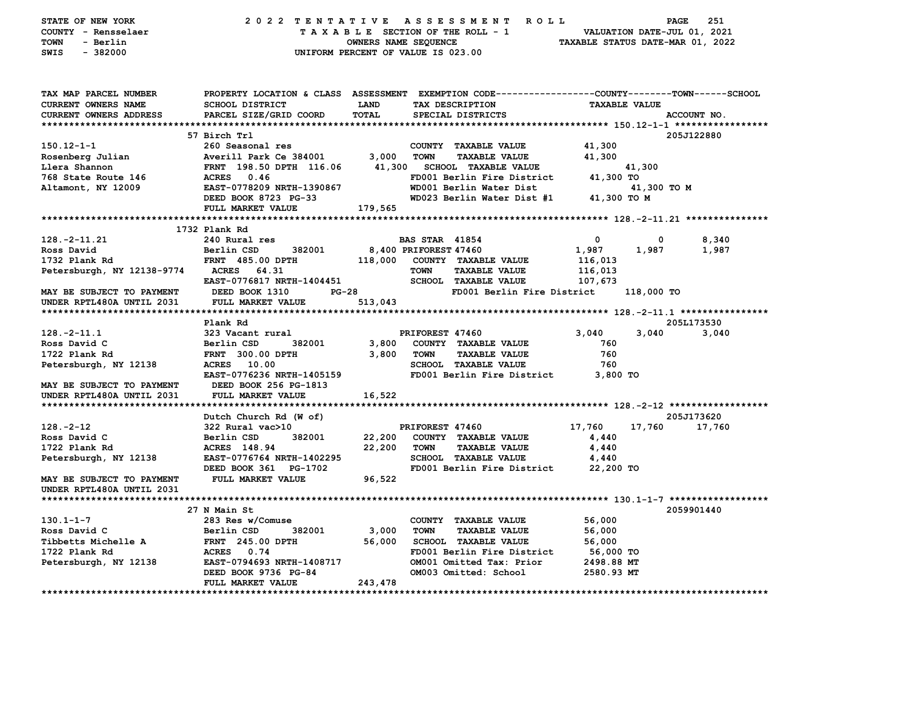STATE OF NEW YORK
COUNTY - Rensselaer
TOWN - Berlin
SWIS - 382000

2022 TENTATIVE ASSESSMENT ROLL
TAXABLE SECTION OF THE ROLL - 1
OWNERS NAME SEQUENCE
UNIFORM PERCENT OF VALUE IS 023.00

VALUATION DATE-JUL 01, 2021
TAXABLE STATUS DATE-MAR 01, 2022

| TAX MAP PARCEL NUMBER / CURRENT OWNERS NAME / CURRENT OWNERS ADDRESS | PROPERTY LOCATION & CLASS / SCHOOL DISTRICT / PARCEL SIZE/GRID COORD | ASSESSMENT LAND | TOTAL | EXEMPTION CODE / TAX DESCRIPTION / SPECIAL DISTRICTS | COUNTY | TOWN | SCHOOL / ACCOUNT NO. |
|---|---|---|---|---|---|---|---|
| **150.12-1-1** | 57 Birch Trl | | | | | | 205J122880 |
| 150.12-1-1 | 260 Seasonal res | | | COUNTY TAXABLE VALUE | 41,300 | | |
| Rosenberg Julian | Averill Park Ce 384001 | 3,000 | | TOWN TAXABLE VALUE | | 41,300 | |
| Llera Shannon | FRNT 198.50 DPTH 116.06 | | 41,300 | SCHOOL TAXABLE VALUE | | | 41,300 |
| 768 State Route 146 | ACRES 0.46 | | | FD001 Berlin Fire District | 41,300 TO | | |
| Altamont, NY 12009 | EAST-0778209 NRTH-1390867 | | | WD001 Berlin Water Dist | 41,300 TO M | | |
| | DEED BOOK 8723 PG-33 | | | WD023 Berlin Water Dist #1 | 41,300 TO M | | |
| | FULL MARKET VALUE | | 179,565 | | | | |
| **128.-2-11.21** | 1732 Plank Rd | | | | | | |
| 128.-2-11.21 | 240 Rural res | | | BAS STAR 41854 | 0 | 0 | 8,340 |
| Ross David | Berlin CSD 382001 | 8,400 | | PRIFOREST 47460 | 1,987 | 1,987 | 1,987 |
| 1732 Plank Rd | FRNT 485.00 DPTH | | 118,000 | COUNTY TAXABLE VALUE | 116,013 | | |
| Petersburgh, NY 12138-9774 | ACRES 64.31 | | | TOWN TAXABLE VALUE | | 116,013 | |
| | EAST-0776817 NRTH-1404451 | | | SCHOOL TAXABLE VALUE | | | 107,673 |
| MAY BE SUBJECT TO PAYMENT | DEED BOOK 1310 PG-28 | | | FD001 Berlin Fire District | 118,000 TO | | |
| UNDER RPTL480A UNTIL 2031 | FULL MARKET VALUE | | 513,043 | | | | |
| **128.-2-11.1** | Plank Rd | | | | | | 205L173530 |
| 128.-2-11.1 | 323 Vacant rural | | | PRIFOREST 47460 | 3,040 | 3,040 | 3,040 |
| Ross David C | Berlin CSD 382001 | 3,800 | | COUNTY TAXABLE VALUE | 760 | | |
| 1722 Plank Rd | FRNT 300.00 DPTH | | 3,800 | TOWN TAXABLE VALUE | | 760 | |
| Petersburgh, NY 12138 | ACRES 10.00 | | | SCHOOL TAXABLE VALUE | | | 760 |
| | EAST-0776236 NRTH-1405159 | | | FD001 Berlin Fire District | 3,800 TO | | |
| MAY BE SUBJECT TO PAYMENT | DEED BOOK 256 PG-1813 | | | | | | |
| UNDER RPTL480A UNTIL 2031 | FULL MARKET VALUE | | 16,522 | | | | |
| **128.-2-12** | Dutch Church Rd (W of) | | | | | | 205J173620 |
| 128.-2-12 | 322 Rural vac>10 | | | PRIFOREST 47460 | 17,760 | 17,760 | 17,760 |
| Ross David C | Berlin CSD 382001 | 22,200 | | COUNTY TAXABLE VALUE | 4,440 | | |
| 1722 Plank Rd | ACRES 148.94 | | 22,200 | TOWN TAXABLE VALUE | | 4,440 | |
| Petersburgh, NY 12138 | EAST-0776764 NRTH-1402295 | | | SCHOOL TAXABLE VALUE | | | 4,440 |
| | DEED BOOK 361 PG-1702 | | | FD001 Berlin Fire District | 22,200 TO | | |
| MAY BE SUBJECT TO PAYMENT | FULL MARKET VALUE | | 96,522 | | | | |
| UNDER RPTL480A UNTIL 2031 | | | | | | | |
| **130.1-1-7** | 27 N Main St | | | | | | 2059901440 |
| 130.1-1-7 | 283 Res w/Comuse | | | COUNTY TAXABLE VALUE | 56,000 | | |
| Ross David C | Berlin CSD 382001 | 3,000 | | TOWN TAXABLE VALUE | | 56,000 | |
| Tibbetts Michelle A | FRNT 245.00 DPTH | | 56,000 | SCHOOL TAXABLE VALUE | | | 56,000 |
| 1722 Plank Rd | ACRES 0.74 | | | FD001 Berlin Fire District | 56,000 TO | | |
| Petersburgh, NY 12138 | EAST-0794693 NRTH-1408717 | | | OM001 Omitted Tax: Prior | 2498.88 MT | | |
| | DEED BOOK 9736 PG-84 | | | OM003 Omitted: School | 2580.93 MT | | |
| | FULL MARKET VALUE | | 243,478 | | | | |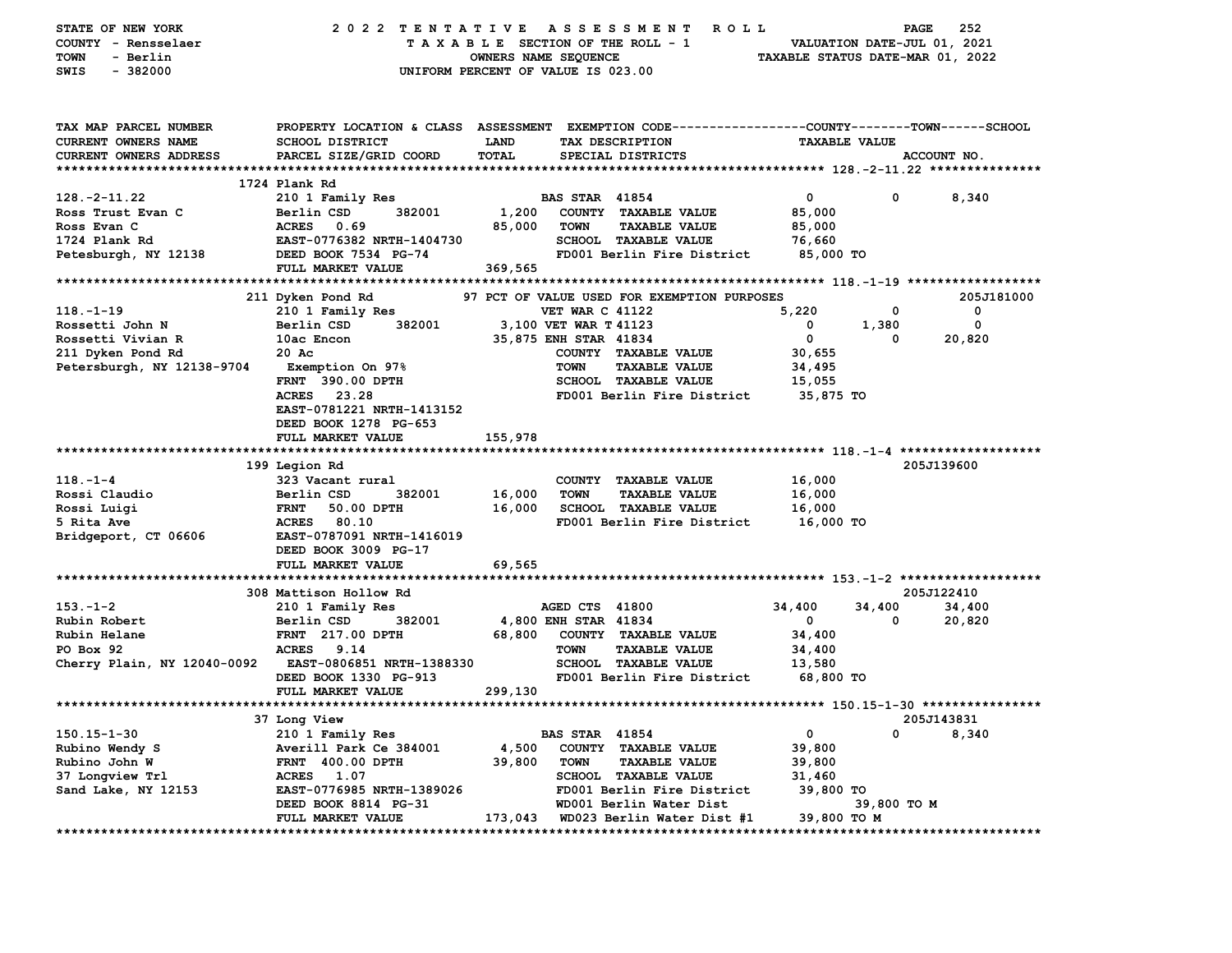STATE OF NEW YORK — 2022 TENTATIVE ASSESSMENT ROLL
COUNTY - Rensselaer — TAXABLE SECTION OF THE ROLL - 1 — VALUATION DATE-JUL 01, 2021
TOWN - Berlin — OWNERS NAME SEQUENCE — TAXABLE STATUS DATE-MAR 01, 2022
SWIS - 382000 — UNIFORM PERCENT OF VALUE IS 023.00

| TAX MAP PARCEL NUMBER / CURRENT OWNERS NAME / CURRENT OWNERS ADDRESS | PROPERTY LOCATION & CLASS / SCHOOL DISTRICT / PARCEL SIZE/GRID COORD | LAND / TOTAL | EXEMPTION CODE / TAX DESCRIPTION / SPECIAL DISTRICTS | COUNTY | TOWN | SCHOOL | ACCOUNT NO. |
|---|---|---|---|---|---|---|---|
| **128.-2-11.22** | 1724 Plank Rd | | | | | | |
| | 210 1 Family Res | | BAS STAR 41854 | 0 | 0 | 8,340 | |
| Ross Trust Evan C | Berlin CSD 382001 | 1,200 | COUNTY TAXABLE VALUE | 85,000 | | | |
| Ross Evan C | ACRES 0.69 | 85,000 | TOWN TAXABLE VALUE | | 85,000 | | |
| 1724 Plank Rd | EAST-0776382 NRTH-1404730 | | SCHOOL TAXABLE VALUE | | | 76,660 | |
| Petesburgh, NY 12138 | DEED BOOK 7534 PG-74 | | FD001 Berlin Fire District | 85,000 TO | | | |
| | FULL MARKET VALUE | 369,565 | | | | | |
| **118.-1-19** | 211 Dyken Pond Rd | | 97 PCT OF VALUE USED FOR EXEMPTION PURPOSES | | | | 205J181000 |
| | 210 1 Family Res | | VET WAR C 41122 | 5,220 | 0 | 0 | |
| Rossetti John N | Berlin CSD 382001 | 3,100 | VET WAR T 41123 | 0 | 1,380 | 0 | |
| Rossetti Vivian R | 10ac Encon | 35,875 | ENH STAR 41834 | 0 | 0 | 20,820 | |
| 211 Dyken Pond Rd | 20 Ac | | COUNTY TAXABLE VALUE | 30,655 | | | |
| Petersburgh, NY 12138-9704 | Exemption On 97% | | TOWN TAXABLE VALUE | | 34,495 | | |
| | FRNT 390.00 DPTH | | SCHOOL TAXABLE VALUE | | | 15,055 | |
| | ACRES 23.28 | | FD001 Berlin Fire District | 35,875 TO | | | |
| | EAST-0781221 NRTH-1413152 | | | | | | |
| | DEED BOOK 1278 PG-653 | | | | | | |
| | FULL MARKET VALUE | 155,978 | | | | | |
| **118.-1-4** | 199 Legion Rd | | | | | | 205J139600 |
| | 323 Vacant rural | | COUNTY TAXABLE VALUE | 16,000 | | | |
| Rossi Claudio | Berlin CSD 382001 | 16,000 | TOWN TAXABLE VALUE | | 16,000 | | |
| Rossi Luigi | FRNT 50.00 DPTH | 16,000 | SCHOOL TAXABLE VALUE | | | 16,000 | |
| 5 Rita Ave | ACRES 80.10 | | FD001 Berlin Fire District | 16,000 TO | | | |
| Bridgeport, CT 06606 | EAST-0787091 NRTH-1416019 | | | | | | |
| | DEED BOOK 3009 PG-17 | | | | | | |
| | FULL MARKET VALUE | 69,565 | | | | | |
| **153.-1-2** | 308 Mattison Hollow Rd | | | | | | 205J122410 |
| | 210 1 Family Res | | AGED CTS 41800 | 34,400 | 34,400 | 34,400 | |
| Rubin Robert | Berlin CSD 382001 | 4,800 | ENH STAR 41834 | 0 | 0 | 20,820 | |
| Rubin Helane | FRNT 217.00 DPTH | 68,800 | COUNTY TAXABLE VALUE | 34,400 | | | |
| PO Box 92 | ACRES 9.14 | | TOWN TAXABLE VALUE | | 34,400 | | |
| Cherry Plain, NY 12040-0092 | EAST-0806851 NRTH-1388330 | | SCHOOL TAXABLE VALUE | | | 13,580 | |
| | DEED BOOK 1330 PG-913 | | FD001 Berlin Fire District | 68,800 TO | | | |
| | FULL MARKET VALUE | 299,130 | | | | | |
| **150.15-1-30** | 37 Long View | | | | | | 205J143831 |
| | 210 1 Family Res | | BAS STAR 41854 | 0 | 0 | 8,340 | |
| Rubino Wendy S | Averill Park Ce 384001 | 4,500 | COUNTY TAXABLE VALUE | 39,800 | | | |
| Rubino John W | FRNT 400.00 DPTH | 39,800 | TOWN TAXABLE VALUE | | 39,800 | | |
| 37 Longview Trl | ACRES 1.07 | | SCHOOL TAXABLE VALUE | | | 31,460 | |
| Sand Lake, NY 12153 | EAST-0776985 NRTH-1389026 | | FD001 Berlin Fire District | 39,800 TO | | | |
| | DEED BOOK 8814 PG-31 | | WD001 Berlin Water Dist | 39,800 TO M | | | |
| | FULL MARKET VALUE | 173,043 | WD023 Berlin Water Dist #1 | 39,800 TO M | | | |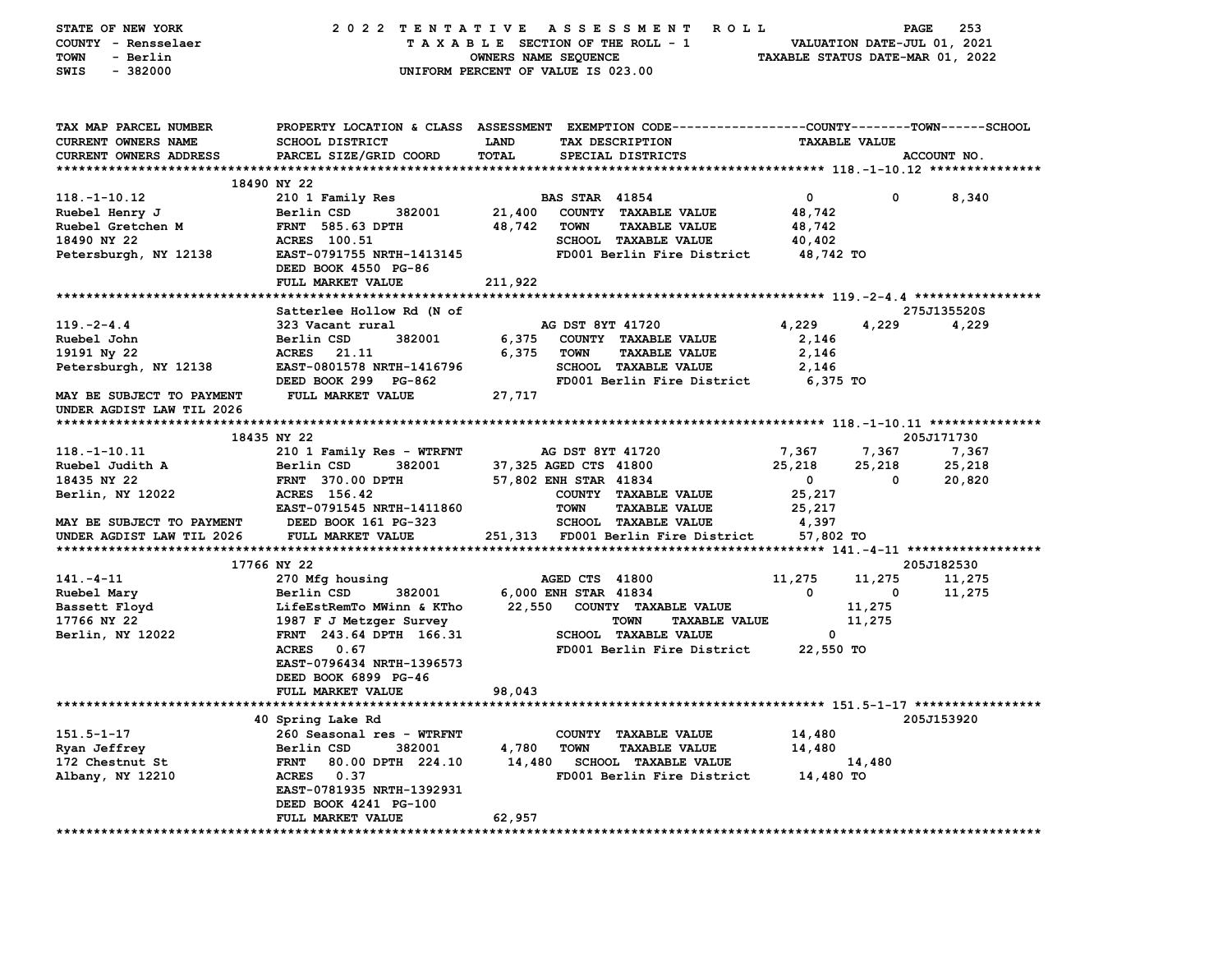STATE OF NEW YORK — 2022 TENTATIVE ASSESSMENT ROLL
COUNTY - Rensselaer — TAXABLE SECTION OF THE ROLL - 1 — VALUATION DATE-JUL 01, 2021
TOWN - Berlin — OWNERS NAME SEQUENCE — TAXABLE STATUS DATE-MAR 01, 2022
SWIS - 382000 — UNIFORM PERCENT OF VALUE IS 023.00

| TAX MAP PARCEL NUMBER / CURRENT OWNERS NAME / CURRENT OWNERS ADDRESS | PROPERTY LOCATION & CLASS / SCHOOL DISTRICT / PARCEL SIZE/GRID COORD | ASSESSMENT LAND / TOTAL | EXEMPTION CODE / TAX DESCRIPTION / SPECIAL DISTRICTS | COUNTY | TOWN | SCHOOL | ACCOUNT NO. |
|---|---|---|---|---|---|---|---|
| **118.-1-10.12** | 18490 NY 22 | | | | | | |
| 118.-1-10.12 | 210 1 Family Res | | BAS STAR 41854 | 0 | 0 | 8,340 | |
| Ruebel Henry J | Berlin CSD 382001 | 21,400 | COUNTY TAXABLE VALUE | 48,742 | | | |
| Ruebel Gretchen M | FRNT 585.63 DPTH | 48,742 | TOWN TAXABLE VALUE | | 48,742 | | |
| 18490 NY 22 | ACRES 100.51 | | SCHOOL TAXABLE VALUE | | | 40,402 | |
| Petersburgh, NY 12138 | EAST-0791755 NRTH-1413145 | | FD001 Berlin Fire District | 48,742 TO | | | |
| | DEED BOOK 4550 PG-86 | | | | | | |
| | FULL MARKET VALUE | 211,922 | | | | | |
| **119.-2-4.4** | Satterlee Hollow Rd (N of | | | | | | 275J135520S |
| 119.-2-4.4 | 323 Vacant rural | | AG DST 8YT 41720 | 4,229 | 4,229 | 4,229 | |
| Ruebel John | Berlin CSD 382001 | 6,375 | COUNTY TAXABLE VALUE | 2,146 | | | |
| 19191 Ny 22 | ACRES 21.11 | 6,375 | TOWN TAXABLE VALUE | | 2,146 | | |
| Petersburgh, NY 12138 | EAST-0801578 NRTH-1416796 | | SCHOOL TAXABLE VALUE | | | 2,146 | |
| | DEED BOOK 299 PG-862 | | FD001 Berlin Fire District | 6,375 TO | | | |
| MAY BE SUBJECT TO PAYMENT UNDER AGDIST LAW TIL 2026 | FULL MARKET VALUE | 27,717 | | | | | |
| **118.-1-10.11** | 18435 NY 22 | | | | | | 205J171730 |
| 118.-1-10.11 | 210 1 Family Res - WTRFNT | | AG DST 8YT 41720 | 7,367 | 7,367 | 7,367 | |
| Ruebel Judith A | Berlin CSD 382001 | 37,325 | AGED CTS 41800 | 25,218 | 25,218 | 25,218 | |
| 18435 NY 22 | FRNT 370.00 DPTH | 57,802 | ENH STAR 41834 | 0 | 0 | 20,820 | |
| Berlin, NY 12022 | ACRES 156.42 | | COUNTY TAXABLE VALUE | 25,217 | | | |
| | EAST-0791545 NRTH-1411860 | | TOWN TAXABLE VALUE | | 25,217 | | |
| MAY BE SUBJECT TO PAYMENT | DEED BOOK 161 PG-323 | | SCHOOL TAXABLE VALUE | | | 4,397 | |
| UNDER AGDIST LAW TIL 2026 | FULL MARKET VALUE | 251,313 | FD001 Berlin Fire District | 57,802 TO | | | |
| **141.-4-11** | 17766 NY 22 | | | | | | 205J182530 |
| 141.-4-11 | 270 Mfg housing | | AGED CTS 41800 | 11,275 | 11,275 | 11,275 | |
| Ruebel Mary | Berlin CSD 382001 | 6,000 | ENH STAR 41834 | 0 | 0 | 11,275 | |
| Bassett Floyd | LifeEstRemTo MWinn & KTho | 22,550 | COUNTY TAXABLE VALUE | 11,275 | | | |
| 17766 NY 22 | 1987 F J Metzger Survey | | TOWN TAXABLE VALUE | | 11,275 | | |
| Berlin, NY 12022 | FRNT 243.64 DPTH 166.31 | | SCHOOL TAXABLE VALUE | | | 0 | |
| | ACRES 0.67 | | FD001 Berlin Fire District | 22,550 TO | | | |
| | EAST-0796434 NRTH-1396573 | | | | | | |
| | DEED BOOK 6899 PG-46 | | | | | | |
| | FULL MARKET VALUE | 98,043 | | | | | |
| **151.5-1-17** | 40 Spring Lake Rd | | | | | | 205J153920 |
| 151.5-1-17 | 260 Seasonal res - WTRFNT | | COUNTY TAXABLE VALUE | 14,480 | | | |
| Ryan Jeffrey | Berlin CSD 382001 | 4,780 | TOWN TAXABLE VALUE | | 14,480 | | |
| 172 Chestnut St | FRNT 80.00 DPTH 224.10 | 14,480 | SCHOOL TAXABLE VALUE | | | 14,480 | |
| Albany, NY 12210 | ACRES 0.37 | | FD001 Berlin Fire District | 14,480 TO | | | |
| | EAST-0781935 NRTH-1392931 | | | | | | |
| | DEED BOOK 4241 PG-100 | | | | | | |
| | FULL MARKET VALUE | 62,957 | | | | | |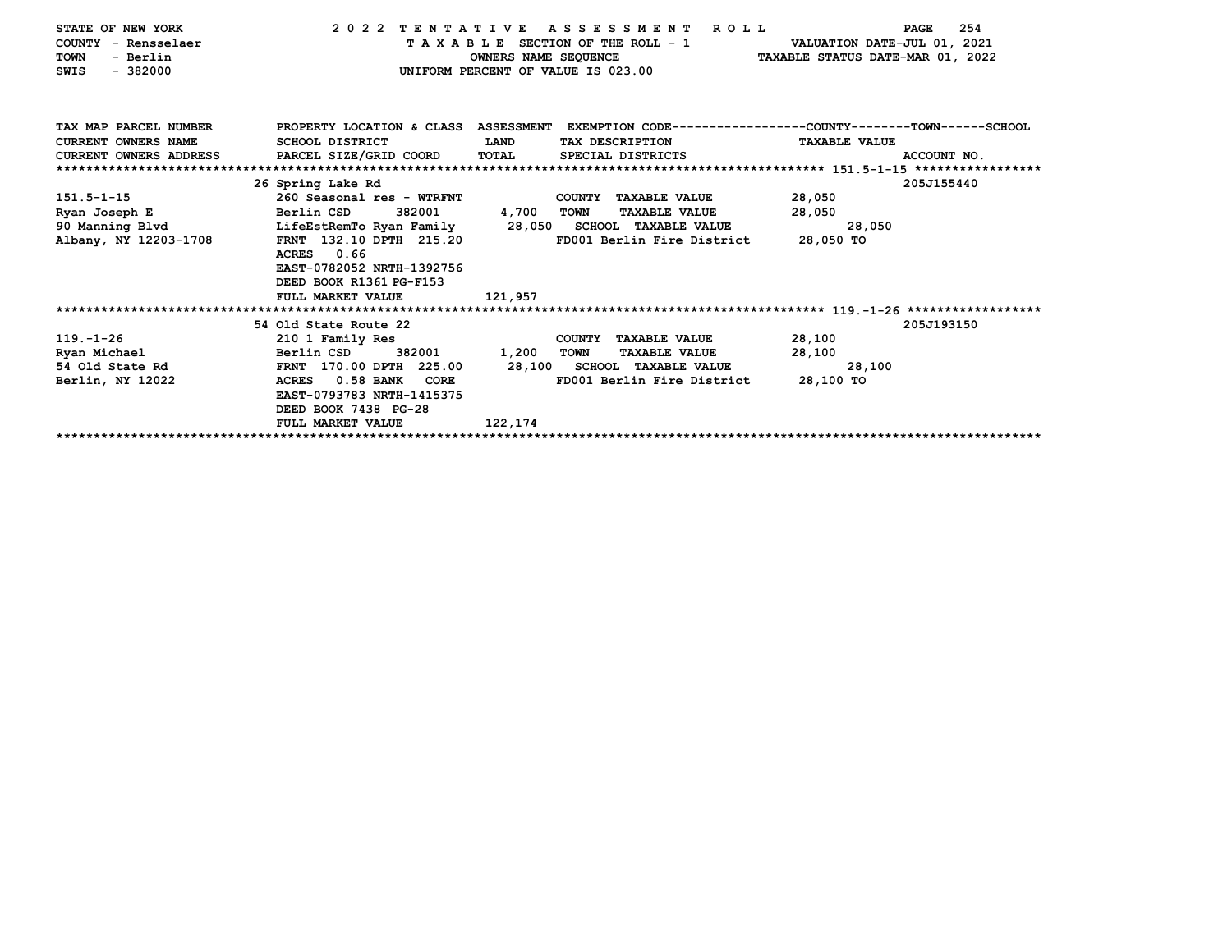STATE OF NEW YORK — 2022 TENTATIVE ASSESSMENT ROLL
COUNTY - Rensselaer — TAXABLE SECTION OF THE ROLL - 1 — VALUATION DATE-JUL 01, 2021
TOWN - Berlin — OWNERS NAME SEQUENCE — TAXABLE STATUS DATE-MAR 01, 2022
SWIS - 382000 — UNIFORM PERCENT OF VALUE IS 023.00

| TAX MAP PARCEL NUMBER / CURRENT OWNERS NAME / CURRENT OWNERS ADDRESS | PROPERTY LOCATION & CLASS / SCHOOL DISTRICT / PARCEL SIZE/GRID COORD | ASSESSMENT LAND / TOTAL | EXEMPTION CODE / TAX DESCRIPTION / SPECIAL DISTRICTS | TAXABLE VALUE (COUNTY / TOWN / SCHOOL) | ACCOUNT NO. |
|---|---|---|---|---|---|
| 151.5-1-15 | 26 Spring Lake Rd | | | | 205J155440 |
| | 260 Seasonal res - WTRFNT | | COUNTY TAXABLE VALUE | 28,050 | |
| Ryan Joseph E | Berlin CSD 382001 | 4,700 | TOWN TAXABLE VALUE | 28,050 | |
| 90 Manning Blvd | LifeEstRemTo Ryan Family | 28,050 | SCHOOL TAXABLE VALUE | 28,050 | |
| Albany, NY 12203-1708 | FRNT 132.10 DPTH 215.20 | | FD001 Berlin Fire District | 28,050 TO | |
| | ACRES 0.66 | | | | |
| | EAST-0782052 NRTH-1392756 | | | | |
| | DEED BOOK R1361 PG-F153 | | | | |
| | FULL MARKET VALUE | 121,957 | | | |
| 119.-1-26 | 54 Old State Route 22 | | | | 205J193150 |
| | 210 1 Family Res | | COUNTY TAXABLE VALUE | 28,100 | |
| Ryan Michael | Berlin CSD 382001 | 1,200 | TOWN TAXABLE VALUE | 28,100 | |
| 54 Old State Rd | FRNT 170.00 DPTH 225.00 | 28,100 | SCHOOL TAXABLE VALUE | 28,100 | |
| Berlin, NY 12022 | ACRES 0.58 BANK CORE | | FD001 Berlin Fire District | 28,100 TO | |
| | EAST-0793783 NRTH-1415375 | | | | |
| | DEED BOOK 7438 PG-28 | | | | |
| | FULL MARKET VALUE | 122,174 | | | |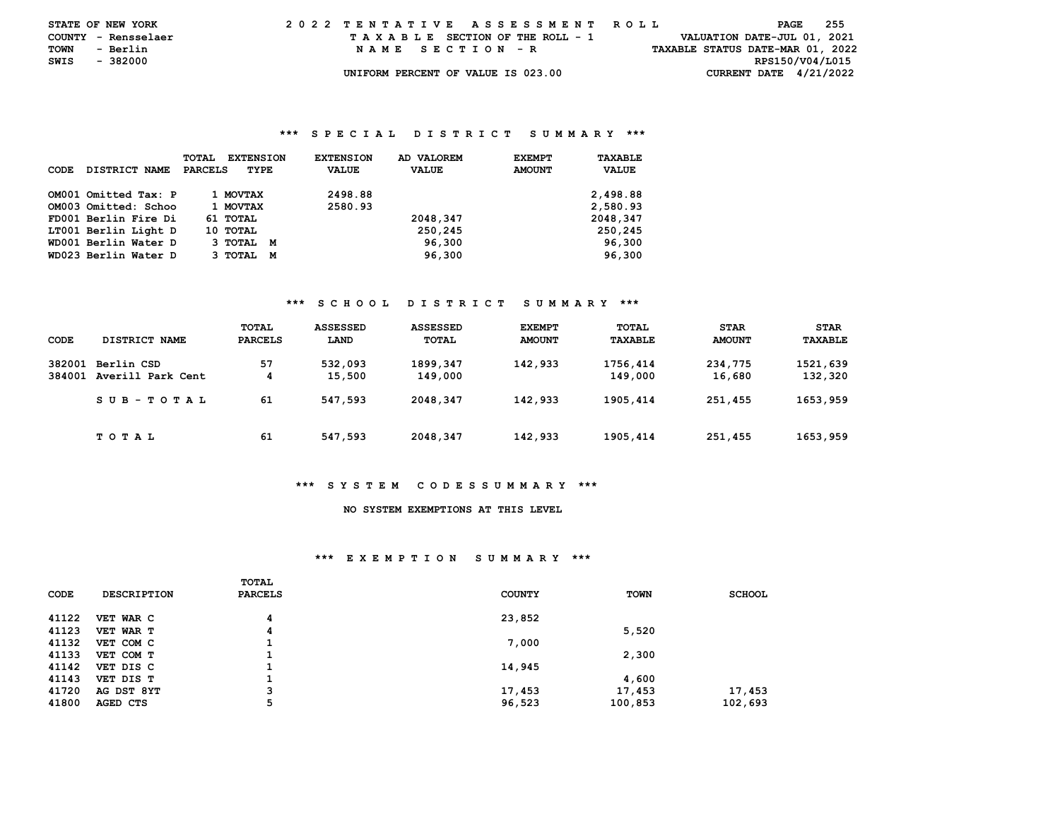STATE OF NEW YORK — 2022 TENTATIVE ASSESSMENT ROLL
COUNTY - Rensselaer — TAXABLE SECTION OF THE ROLL - 1 — VALUATION DATE-JUL 01, 2021
TOWN - Berlin — NAME SECTION - R — TAXABLE STATUS DATE-MAR 01, 2022
SWIS - 382000 — RPS150/V04/L015
UNIFORM PERCENT OF VALUE IS 023.00 — CURRENT DATE 4/21/2022

### *** SPECIAL DISTRICT SUMMARY ***

| CODE | DISTRICT NAME | TOTAL PARCELS | EXTENSION TYPE | EXTENSION VALUE | AD VALOREM VALUE | EXEMPT AMOUNT | TAXABLE VALUE |
|---|---|---|---|---|---|---|---|
| OM001 | Omitted Tax: P | 1 | MOVTAX | 2498.88 | | | 2,498.88 |
| OM003 | Omitted: Schoo | 1 | MOVTAX | 2580.93 | | | 2,580.93 |
| FD001 | Berlin Fire Di | 61 | TOTAL | | 2048,347 | | 2048,347 |
| LT001 | Berlin Light D | 10 | TOTAL | | 250,245 | | 250,245 |
| WD001 | Berlin Water D | 3 | TOTAL M | | 96,300 | | 96,300 |
| WD023 | Berlin Water D | 3 | TOTAL M | | 96,300 | | 96,300 |

### *** SCHOOL DISTRICT SUMMARY ***

| CODE | DISTRICT NAME | TOTAL PARCELS | ASSESSED LAND | ASSESSED TOTAL | EXEMPT AMOUNT | TOTAL TAXABLE | STAR AMOUNT | STAR TAXABLE |
|---|---|---|---|---|---|---|---|---|
| 382001 | Berlin CSD | 57 | 532,093 | 1899,347 | 142,933 | 1756,414 | 234,775 | 1521,639 |
| 384001 | Averill Park Cent | 4 | 15,500 | 149,000 | | 149,000 | 16,680 | 132,320 |
| | SUB-TOTAL | 61 | 547,593 | 2048,347 | 142,933 | 1905,414 | 251,455 | 1653,959 |
| | TOTAL | 61 | 547,593 | 2048,347 | 142,933 | 1905,414 | 251,455 | 1653,959 |

### *** SYSTEM CODES SUMMARY ***

NO SYSTEM EXEMPTIONS AT THIS LEVEL

### *** EXEMPTION SUMMARY ***

| CODE | DESCRIPTION | TOTAL PARCELS | COUNTY | TOWN | SCHOOL |
|---|---|---|---|---|---|
| 41122 | VET WAR C | 4 | 23,852 | | |
| 41123 | VET WAR T | 4 | | 5,520 | |
| 41132 | VET COM C | 1 | 7,000 | | |
| 41133 | VET COM T | 1 | | 2,300 | |
| 41142 | VET DIS C | 1 | 14,945 | | |
| 41143 | VET DIS T | 1 | | 4,600 | |
| 41720 | AG DST 8YT | 3 | 17,453 | 17,453 | 17,453 |
| 41800 | AGED CTS | 5 | 96,523 | 100,853 | 102,693 |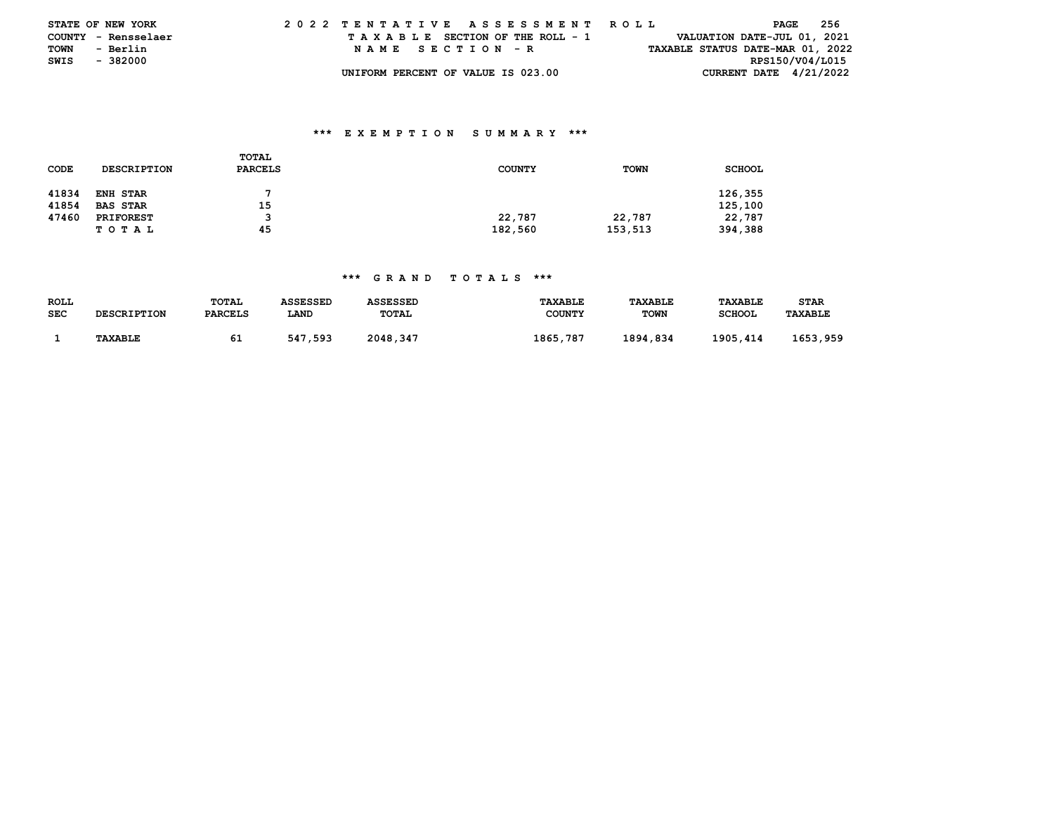STATE OF NEW YORK
COUNTY - Rensselaer
TOWN - Berlin
SWIS - 382000

2022 TENTATIVE ASSESSMENT ROLL
TAXABLE SECTION OF THE ROLL - 1
NAME SECTION - R
UNIFORM PERCENT OF VALUE IS 023.00

VALUATION DATE-JUL 01, 2021
TAXABLE STATUS DATE-MAR 01, 2022
RPS150/V04/L015
CURRENT DATE 4/21/2022

### *** EXEMPTION SUMMARY ***

| CODE | DESCRIPTION | TOTAL PARCELS | COUNTY | TOWN | SCHOOL |
|---|---|---|---|---|---|
| 41834 | ENH STAR | 7 | | | 126,355 |
| 41854 | BAS STAR | 15 | | | 125,100 |
| 47460 | PRIFOREST | 3 | 22,787 | 22,787 | 22,787 |
| | TOTAL | 45 | 182,560 | 153,513 | 394,388 |

### *** GRAND TOTALS ***

| ROLL SEC | DESCRIPTION | TOTAL PARCELS | ASSESSED LAND | ASSESSED TOTAL | TAXABLE COUNTY | TAXABLE TOWN | TAXABLE SCHOOL | STAR TAXABLE |
|---|---|---|---|---|---|---|---|---|
| 1 | TAXABLE | 61 | 547,593 | 2048,347 | 1865,787 | 1894,834 | 1905,414 | 1653,959 |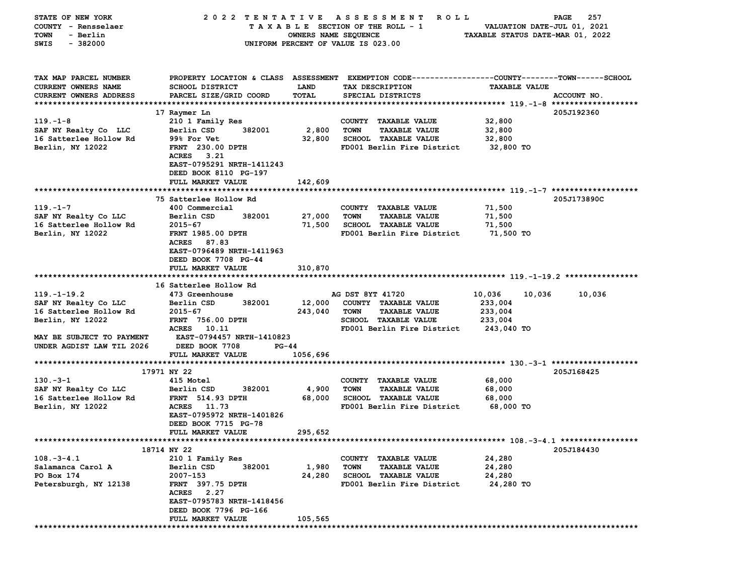STATE OF NEW YORK — 2022 TENTATIVE ASSESSMENT ROLL
COUNTY - Rensselaer — TAXABLE SECTION OF THE ROLL - 1 — VALUATION DATE-JUL 01, 2021
TOWN - Berlin — OWNERS NAME SEQUENCE — TAXABLE STATUS DATE-MAR 01, 2022
SWIS - 382000 — UNIFORM PERCENT OF VALUE IS 023.00

| TAX MAP PARCEL NUMBER / CURRENT OWNERS NAME / CURRENT OWNERS ADDRESS | PROPERTY LOCATION & CLASS / SCHOOL DISTRICT / PARCEL SIZE/GRID COORD | ASSESSMENT LAND | TOTAL | EXEMPTION CODE / TAX DESCRIPTION / SPECIAL DISTRICTS | COUNTY TAXABLE VALUE | TOWN | SCHOOL | ACCOUNT NO. |
|---|---|---|---|---|---|---|---|---|
| **119.-1-8** | 17 Raymer Ln | | | | | | | 205J192360 |
| SAF NY Realty Co LLC | 210 1 Family Res | | | COUNTY TAXABLE VALUE | 32,800 | | | |
| 16 Satterlee Hollow Rd | Berlin CSD 382001 | 2,800 | | TOWN TAXABLE VALUE | 32,800 | | | |
| Berlin, NY 12022 | 99% For Vet | | 32,800 | SCHOOL TAXABLE VALUE | 32,800 | | | |
| | FRNT 230.00 DPTH | | | FD001 Berlin Fire District | 32,800 TO | | | |
| | ACRES 3.21 | | | | | | | |
| | EAST-0795291 NRTH-1411243 | | | | | | | |
| | DEED BOOK 8110 PG-197 | | | | | | | |
| | FULL MARKET VALUE | | 142,609 | | | | | |
| **119.-1-7** | 75 Satterlee Hollow Rd | | | | | | | 205J173890C |
| SAF NY Realty Co LLC | 400 Commercial | | | COUNTY TAXABLE VALUE | 71,500 | | | |
| 16 Satterlee Hollow Rd | Berlin CSD 382001 | 27,000 | | TOWN TAXABLE VALUE | 71,500 | | | |
| Berlin, NY 12022 | 2015-67 | | 71,500 | SCHOOL TAXABLE VALUE | 71,500 | | | |
| | FRNT 1985.00 DPTH | | | FD001 Berlin Fire District | 71,500 TO | | | |
| | ACRES 87.83 | | | | | | | |
| | EAST-0796489 NRTH-1411963 | | | | | | | |
| | DEED BOOK 7708 PG-44 | | | | | | | |
| | FULL MARKET VALUE | | 310,870 | | | | | |
| **119.-1-19.2** | 16 Satterlee Hollow Rd | | | | | | | |
| SAF NY Realty Co LLC | 473 Greenhouse | | | AG DST 8YT 41720 | 10,036 | 10,036 | 10,036 | |
| 16 Satterlee Hollow Rd | Berlin CSD 382001 | 12,000 | | COUNTY TAXABLE VALUE | 233,004 | | | |
| Berlin, NY 12022 | 2015-67 | | 243,040 | TOWN TAXABLE VALUE | 233,004 | | | |
| | FRNT 756.00 DPTH | | | SCHOOL TAXABLE VALUE | 233,004 | | | |
| | ACRES 10.11 | | | FD001 Berlin Fire District | 243,040 TO | | | |
| MAY BE SUBJECT TO PAYMENT | EAST-0794457 NRTH-1410823 | | | | | | | |
| UNDER AGDIST LAW TIL 2026 | DEED BOOK 7708 PG-44 | | | | | | | |
| | FULL MARKET VALUE | | 1056,696 | | | | | |
| **130.-3-1** | 17971 NY 22 | | | | | | | 205J168425 |
| SAF NY Realty Co LLC | 415 Motel | | | COUNTY TAXABLE VALUE | 68,000 | | | |
| 16 Satterlee Hollow Rd | Berlin CSD 382001 | 4,900 | | TOWN TAXABLE VALUE | 68,000 | | | |
| Berlin, NY 12022 | FRNT 514.93 DPTH | | 68,000 | SCHOOL TAXABLE VALUE | 68,000 | | | |
| | ACRES 11.73 | | | FD001 Berlin Fire District | 68,000 TO | | | |
| | EAST-0795972 NRTH-1401826 | | | | | | | |
| | DEED BOOK 7715 PG-78 | | | | | | | |
| | FULL MARKET VALUE | | 295,652 | | | | | |
| **108.-3-4.1** | 18714 NY 22 | | | | | | | 205J184430 |
| Salamanca Carol A | 210 1 Family Res | | | COUNTY TAXABLE VALUE | 24,280 | | | |
| PO Box 174 | Berlin CSD 382001 | 1,980 | | TOWN TAXABLE VALUE | 24,280 | | | |
| Petersburgh, NY 12138 | 2007-153 | | 24,280 | SCHOOL TAXABLE VALUE | 24,280 | | | |
| | FRNT 397.75 DPTH | | | FD001 Berlin Fire District | 24,280 TO | | | |
| | ACRES 2.27 | | | | | | | |
| | EAST-0795783 NRTH-1418456 | | | | | | | |
| | DEED BOOK 7796 PG-166 | | | | | | | |
| | FULL MARKET VALUE | | 105,565 | | | | | |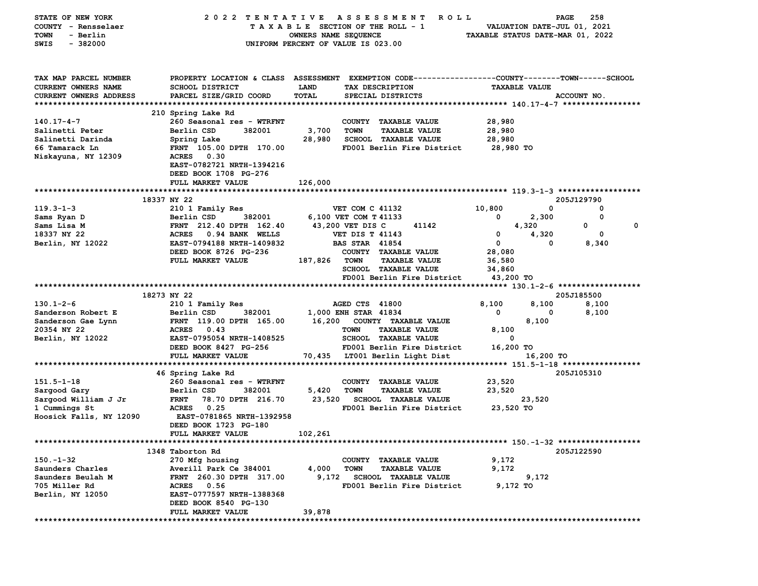STATE OF NEW YORK — 2022 TENTATIVE ASSESSMENT ROLL
COUNTY - Rensselaer — TAXABLE SECTION OF THE ROLL - 1 — VALUATION DATE-JUL 01, 2021
TOWN - Berlin — OWNERS NAME SEQUENCE — TAXABLE STATUS DATE-MAR 01, 2022
SWIS - 382000 — UNIFORM PERCENT OF VALUE IS 023.00

```
TAX MAP PARCEL NUMBER        PROPERTY LOCATION & CLASS  ASSESSMENT  EXEMPTION CODE------------------COUNTY--------TOWN------SCHOOL
CURRENT OWNERS NAME          SCHOOL DISTRICT              LAND       TAX DESCRIPTION                    TAXABLE VALUE
CURRENT OWNERS ADDRESS       PARCEL SIZE/GRID COORD       TOTAL      SPECIAL DISTRICTS                                       ACCOUNT NO.
******************************************************************************************************* 140.17-4-7 *****************
                             210 Spring Lake Rd
140.17-4-7                   260 Seasonal res - WTRFNT              COUNTY  TAXABLE VALUE             28,980
Salinetti Peter              Berlin CSD       382001       3,700    TOWN    TAXABLE VALUE             28,980
Salinetti Darinda            Spring Lake                  28,980    SCHOOL  TAXABLE VALUE             28,980
66 Tamarack Ln               FRNT 105.00 DPTH 170.00                FD001 Berlin Fire District        28,980 TO
Niskayuna, NY 12309          ACRES   0.30
                             EAST-0782721 NRTH-1394216
                             DEED BOOK 1708 PG-276
                             FULL MARKET VALUE           126,000
******************************************************************************************************* 119.3-1-3 ******************
                        18337 NY 22                                                                                  205J129790
119.3-1-3                    210 1 Family Res                      VET COM C 41132              10,800          0            0
Sams Ryan D                  Berlin CSD       382001       6,100 VET COM T 41133                    0       2,300            0
Sams Lisa M                  FRNT 212.40 DPTH 162.40      43,200 VET DIS C      41142               4,320            0            0
18337 NY 22                  ACRES   0.94 BANK  WELLS              VET DIS T 41143                   0       4,320            0
Berlin, NY 12022             EAST-0794188 NRTH-1409832             BAS STAR  41854                   0           0        8,340
                             DEED BOOK 8726 PG-236                 COUNTY  TAXABLE VALUE             28,080
                             FULL MARKET VALUE           187,826   TOWN    TAXABLE VALUE             36,580
                                                                   SCHOOL  TAXABLE VALUE             34,860
                                                                   FD001 Berlin Fire District        43,200 TO
******************************************************************************************************* 130.1-2-6 ******************
                        18273 NY 22                                                                                  205J185500
130.1-2-6                    210 1 Family Res                      AGED CTS  41800               8,100       8,100        8,100
Sanderson Robert E           Berlin CSD       382001       1,000 ENH STAR  41834                    0           0        8,100
Sanderson Gae Lynn           FRNT 119.00 DPTH 165.00      16,200   COUNTY  TAXABLE VALUE              8,100
20354 NY 22                  ACRES   0.43                          TOWN    TAXABLE VALUE              8,100
Berlin, NY 12022             EAST-0795054 NRTH-1408525             SCHOOL  TAXABLE VALUE                  0
                             DEED BOOK 8427 PG-256                 FD001 Berlin Fire District        16,200 TO
                             FULL MARKET VALUE            70,435   LT001 Berlin Light Dist           16,200 TO
******************************************************************************************************* 151.5-1-18 *****************
                             46 Spring Lake Rd                                                                       205J105310
151.5-1-18                   260 Seasonal res - WTRFNT              COUNTY  TAXABLE VALUE             23,520
Sargood Gary                 Berlin CSD       382001       5,420    TOWN    TAXABLE VALUE             23,520
Sargood William J Jr         FRNT  78.70 DPTH 216.70      23,520    SCHOOL  TAXABLE VALUE             23,520
1 Cummings St                ACRES   0.25                           FD001 Berlin Fire District        23,520 TO
Hoosick Falls, NY 12090      EAST-0781865 NRTH-1392958
                             DEED BOOK 1723 PG-180
                             FULL MARKET VALUE           102,261
******************************************************************************************************* 150.-1-32 ******************
                             1348 Taborton Rd                                                                        205J122590
150.-1-32                    270 Mfg housing                        COUNTY  TAXABLE VALUE              9,172
Saunders Charles             Averill Park Ce 384001        4,000    TOWN    TAXABLE VALUE              9,172
Saunders Beulah M            FRNT 260.30 DPTH 317.00       9,172    SCHOOL  TAXABLE VALUE              9,172
705 Miller Rd                ACRES   0.56                           FD001 Berlin Fire District         9,172 TO
Berlin, NY 12050             EAST-0777597 NRTH-1388368
                             DEED BOOK 8540 PG-130
                             FULL MARKET VALUE            39,878
************************************************************************************************************************************
```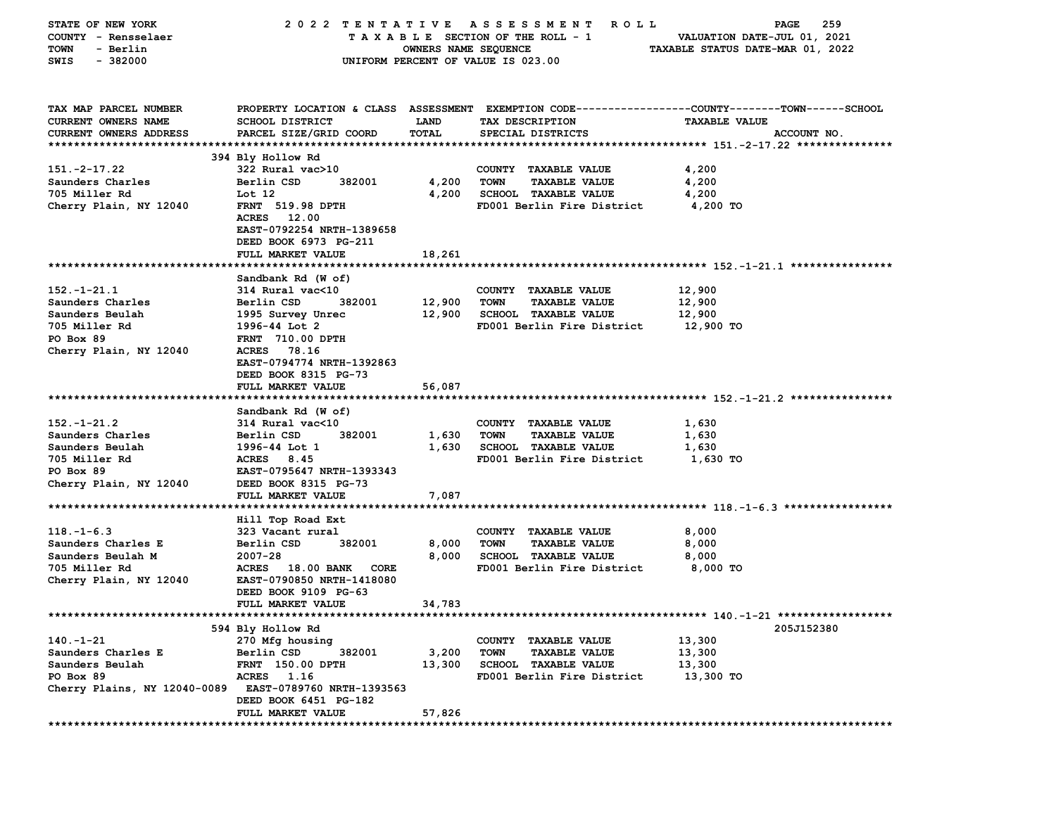STATE OF NEW YORK — 2022 TENTATIVE ASSESSMENT ROLL
COUNTY - Rensselaer — TAXABLE SECTION OF THE ROLL - 1 — VALUATION DATE-JUL 01, 2021
TOWN - Berlin — OWNERS NAME SEQUENCE — TAXABLE STATUS DATE-MAR 01, 2022
SWIS - 382000 — UNIFORM PERCENT OF VALUE IS 023.00

| TAX MAP PARCEL NUMBER / CURRENT OWNERS NAME / CURRENT OWNERS ADDRESS | PROPERTY LOCATION & CLASS / SCHOOL DISTRICT / PARCEL SIZE/GRID COORD | ASSESSMENT LAND | TOTAL | EXEMPTION CODE / TAX DESCRIPTION / SPECIAL DISTRICTS | TAXABLE VALUE (COUNTY--TOWN--SCHOOL) | ACCOUNT NO. |
|---|---|---|---|---|---|---|
| **151.-2-17.22** | 394 Bly Hollow Rd | | | | | |
| 151.-2-17.22 | 322 Rural vac>10 | | | COUNTY TAXABLE VALUE | 4,200 | |
| Saunders Charles | Berlin CSD 382001 | 4,200 | | TOWN TAXABLE VALUE | 4,200 | |
| 705 Miller Rd | Lot 12 | | 4,200 | SCHOOL TAXABLE VALUE | 4,200 | |
| Cherry Plain, NY 12040 | FRNT 519.98 DPTH | | | FD001 Berlin Fire District | 4,200 TO | |
| | ACRES 12.00 | | | | | |
| | EAST-0792254 NRTH-1389658 | | | | | |
| | DEED BOOK 6973 PG-211 | | | | | |
| | FULL MARKET VALUE | | 18,261 | | | |
| **152.-1-21.1** | Sandbank Rd (W of) | | | | | |
| 152.-1-21.1 | 314 Rural vac<10 | | | COUNTY TAXABLE VALUE | 12,900 | |
| Saunders Charles | Berlin CSD 382001 | 12,900 | | TOWN TAXABLE VALUE | 12,900 | |
| Saunders Beulah | 1995 Survey Unrec | | 12,900 | SCHOOL TAXABLE VALUE | 12,900 | |
| 705 Miller Rd | 1996-44 Lot 2 | | | FD001 Berlin Fire District | 12,900 TO | |
| PO Box 89 | FRNT 710.00 DPTH | | | | | |
| Cherry Plain, NY 12040 | ACRES 78.16 | | | | | |
| | EAST-0794774 NRTH-1392863 | | | | | |
| | DEED BOOK 8315 PG-73 | | | | | |
| | FULL MARKET VALUE | | 56,087 | | | |
| **152.-1-21.2** | Sandbank Rd (W of) | | | | | |
| 152.-1-21.2 | 314 Rural vac<10 | | | COUNTY TAXABLE VALUE | 1,630 | |
| Saunders Charles | Berlin CSD 382001 | 1,630 | | TOWN TAXABLE VALUE | 1,630 | |
| Saunders Beulah | 1996-44 Lot 1 | | 1,630 | SCHOOL TAXABLE VALUE | 1,630 | |
| 705 Miller Rd | ACRES 8.45 | | | FD001 Berlin Fire District | 1,630 TO | |
| PO Box 89 | EAST-0795647 NRTH-1393343 | | | | | |
| Cherry Plain, NY 12040 | DEED BOOK 8315 PG-73 | | | | | |
| | FULL MARKET VALUE | | 7,087 | | | |
| **118.-1-6.3** | Hill Top Road Ext | | | | | |
| 118.-1-6.3 | 323 Vacant rural | | | COUNTY TAXABLE VALUE | 8,000 | |
| Saunders Charles E | Berlin CSD 382001 | 8,000 | | TOWN TAXABLE VALUE | 8,000 | |
| Saunders Beulah M | 2007-28 | | 8,000 | SCHOOL TAXABLE VALUE | 8,000 | |
| 705 Miller Rd | ACRES 18.00 BANK CORE | | | FD001 Berlin Fire District | 8,000 TO | |
| Cherry Plain, NY 12040 | EAST-0790850 NRTH-1418080 | | | | | |
| | DEED BOOK 9109 PG-63 | | | | | |
| | FULL MARKET VALUE | | 34,783 | | | |
| **140.-1-21** | 594 Bly Hollow Rd | | | | | 205J152380 |
| 140.-1-21 | 270 Mfg housing | | | COUNTY TAXABLE VALUE | 13,300 | |
| Saunders Charles E | Berlin CSD 382001 | 3,200 | | TOWN TAXABLE VALUE | 13,300 | |
| Saunders Beulah | FRNT 150.00 DPTH | | 13,300 | SCHOOL TAXABLE VALUE | 13,300 | |
| PO Box 89 | ACRES 1.16 | | | FD001 Berlin Fire District | 13,300 TO | |
| Cherry Plains, NY 12040-0089 | EAST-0789760 NRTH-1393563 | | | | | |
| | DEED BOOK 6451 PG-182 | | | | | |
| | FULL MARKET VALUE | | 57,826 | | | |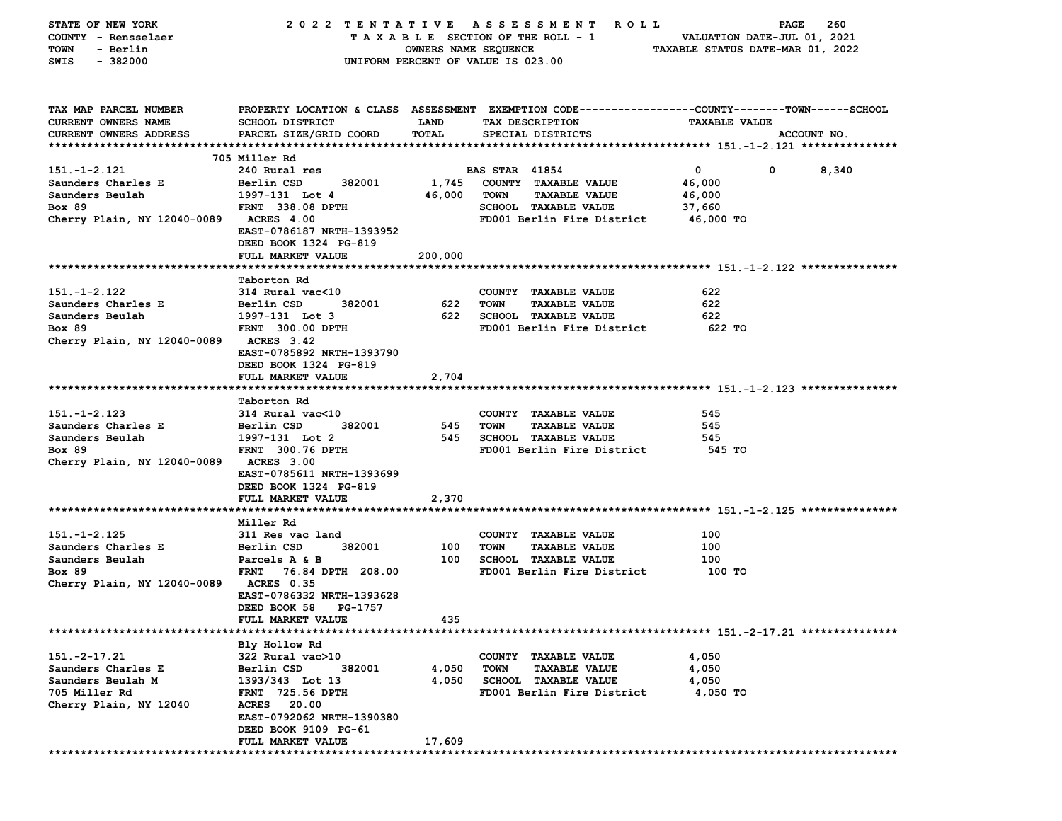STATE OF NEW YORK — COUNTY - Rensselaer — TOWN - Berlin — SWIS - 382000

# 2022 TENTATIVE ASSESSMENT ROLL

TAXABLE SECTION OF THE ROLL - 1
OWNERS NAME SEQUENCE
UNIFORM PERCENT OF VALUE IS 023.00

VALUATION DATE-JUL 01, 2021
TAXABLE STATUS DATE-MAR 01, 2022

| TAX MAP PARCEL NUMBER / CURRENT OWNERS NAME / CURRENT OWNERS ADDRESS | PROPERTY LOCATION & CLASS / SCHOOL DISTRICT / PARCEL SIZE/GRID COORD | ASSESSMENT LAND | TOTAL | EXEMPTION CODE / TAX DESCRIPTION / SPECIAL DISTRICTS | COUNTY | TOWN | SCHOOL | ACCOUNT NO. |
|---|---|---|---|---|---|---|---|---|
| **151.-1-2.121** | 705 Miller Rd | | | | | | | |
| | 240 Rural res | | | BAS STAR 41854 | 0 | 0 | 8,340 | |
| Saunders Charles E | Berlin CSD 382001 | 1,745 | | COUNTY TAXABLE VALUE | 46,000 | | | |
| Saunders Beulah | 1997-131 Lot 4 | | 46,000 | TOWN TAXABLE VALUE | | 46,000 | | |
| Box 89 | FRNT 338.08 DPTH | | | SCHOOL TAXABLE VALUE | | | 37,660 | |
| Cherry Plain, NY 12040-0089 | ACRES 4.00 | | | FD001 Berlin Fire District | 46,000 TO | | | |
| | EAST-0786187 NRTH-1393952 | | | | | | | |
| | DEED BOOK 1324 PG-819 | | | | | | | |
| | FULL MARKET VALUE | | 200,000 | | | | | |
| **151.-1-2.122** | Taborton Rd | | | | | | | |
| | 314 Rural vac<10 | | | COUNTY TAXABLE VALUE | 622 | | | |
| Saunders Charles E | Berlin CSD 382001 | 622 | | TOWN TAXABLE VALUE | | 622 | | |
| Saunders Beulah | 1997-131 Lot 3 | | 622 | SCHOOL TAXABLE VALUE | | | 622 | |
| Box 89 | FRNT 300.00 DPTH | | | FD001 Berlin Fire District | 622 TO | | | |
| Cherry Plain, NY 12040-0089 | ACRES 3.42 | | | | | | | |
| | EAST-0785892 NRTH-1393790 | | | | | | | |
| | DEED BOOK 1324 PG-819 | | | | | | | |
| | FULL MARKET VALUE | | 2,704 | | | | | |
| **151.-1-2.123** | Taborton Rd | | | | | | | |
| | 314 Rural vac<10 | | | COUNTY TAXABLE VALUE | 545 | | | |
| Saunders Charles E | Berlin CSD 382001 | 545 | | TOWN TAXABLE VALUE | | 545 | | |
| Saunders Beulah | 1997-131 Lot 2 | | 545 | SCHOOL TAXABLE VALUE | | | 545 | |
| Box 89 | FRNT 300.76 DPTH | | | FD001 Berlin Fire District | 545 TO | | | |
| Cherry Plain, NY 12040-0089 | ACRES 3.00 | | | | | | | |
| | EAST-0785611 NRTH-1393699 | | | | | | | |
| | DEED BOOK 1324 PG-819 | | | | | | | |
| | FULL MARKET VALUE | | 2,370 | | | | | |
| **151.-1-2.125** | Miller Rd | | | | | | | |
| | 311 Res vac land | | | COUNTY TAXABLE VALUE | 100 | | | |
| Saunders Charles E | Berlin CSD 382001 | 100 | | TOWN TAXABLE VALUE | | 100 | | |
| Saunders Beulah | Parcels A & B | | 100 | SCHOOL TAXABLE VALUE | | | 100 | |
| Box 89 | FRNT 76.84 DPTH 208.00 | | | FD001 Berlin Fire District | 100 TO | | | |
| Cherry Plain, NY 12040-0089 | ACRES 0.35 | | | | | | | |
| | EAST-0786332 NRTH-1393628 | | | | | | | |
| | DEED BOOK 58 PG-1757 | | | | | | | |
| | FULL MARKET VALUE | | 435 | | | | | |
| **151.-2-17.21** | Bly Hollow Rd | | | | | | | |
| | 322 Rural vac>10 | | | COUNTY TAXABLE VALUE | 4,050 | | | |
| Saunders Charles E | Berlin CSD 382001 | 4,050 | | TOWN TAXABLE VALUE | | 4,050 | | |
| Saunders Beulah M | 1393/343 Lot 13 | | 4,050 | SCHOOL TAXABLE VALUE | | | 4,050 | |
| 705 Miller Rd | FRNT 725.56 DPTH | | | FD001 Berlin Fire District | 4,050 TO | | | |
| Cherry Plain, NY 12040 | ACRES 20.00 | | | | | | | |
| | EAST-0792062 NRTH-1390380 | | | | | | | |
| | DEED BOOK 9109 PG-61 | | | | | | | |
| | FULL MARKET VALUE | | 17,609 | | | | | |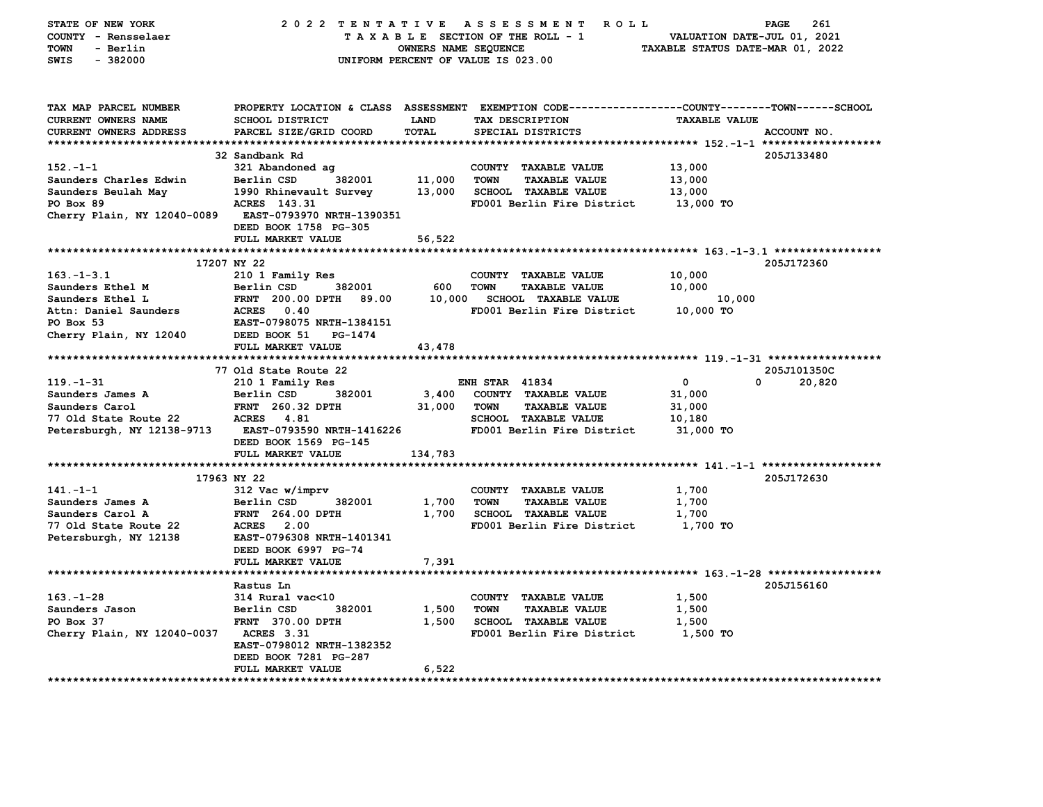STATE OF NEW YORK — 2022 TENTATIVE ASSESSMENT ROLL
COUNTY - Rensselaer — TAXABLE SECTION OF THE ROLL - 1 — VALUATION DATE-JUL 01, 2021
TOWN - Berlin — OWNERS NAME SEQUENCE — TAXABLE STATUS DATE-MAR 01, 2022
SWIS - 382000 — UNIFORM PERCENT OF VALUE IS 023.00

| TAX MAP PARCEL NUMBER / CURRENT OWNERS NAME / CURRENT OWNERS ADDRESS | PROPERTY LOCATION & CLASS / SCHOOL DISTRICT / PARCEL SIZE/GRID COORD | ASSESSMENT LAND | ASSESSMENT TOTAL | EXEMPTION CODE / TAX DESCRIPTION / SPECIAL DISTRICTS | COUNTY TAXABLE VALUE | TOWN | SCHOOL | ACCOUNT NO. |
|---|---|---|---|---|---|---|---|---|
| **152.-1-1** | 32 Sandbank Rd | | | | | | | 205J133480 |
| 152.-1-1 | 321 Abandoned ag | | | COUNTY TAXABLE VALUE | 13,000 | | | |
| Saunders Charles Edwin | Berlin CSD 382001 | 11,000 | | TOWN TAXABLE VALUE | 13,000 | | | |
| Saunders Beulah May | 1990 Rhinevault Survey | | 13,000 | SCHOOL TAXABLE VALUE | 13,000 | | | |
| PO Box 89 | ACRES 143.31 | | | FD001 Berlin Fire District | 13,000 TO | | | |
| Cherry Plain, NY 12040-0089 | EAST-0793970 NRTH-1390351 | | | | | | | |
| | DEED BOOK 1758 PG-305 | | | | | | | |
| | FULL MARKET VALUE | | 56,522 | | | | | |
| **163.-1-3.1** | 17207 NY 22 | | | | | | | 205J172360 |
| 163.-1-3.1 | 210 1 Family Res | | | COUNTY TAXABLE VALUE | 10,000 | | | |
| Saunders Ethel M | Berlin CSD 382001 | 600 | | TOWN TAXABLE VALUE | 10,000 | | | |
| Saunders Ethel L | FRNT 200.00 DPTH 89.00 | | 10,000 | SCHOOL TAXABLE VALUE | 10,000 | | | |
| Attn: Daniel Saunders | ACRES 0.40 | | | FD001 Berlin Fire District | 10,000 TO | | | |
| PO Box 53 | EAST-0798075 NRTH-1384151 | | | | | | | |
| Cherry Plain, NY 12040 | DEED BOOK 51 PG-1474 | | | | | | | |
| | FULL MARKET VALUE | | 43,478 | | | | | |
| **119.-1-31** | 77 Old State Route 22 | | | | | | | 205J101350C |
| 119.-1-31 | 210 1 Family Res | | | ENH STAR 41834 | 0 | 0 | 20,820 | |
| Saunders James A | Berlin CSD 382001 | 3,400 | | COUNTY TAXABLE VALUE | 31,000 | | | |
| Saunders Carol | FRNT 260.32 DPTH | | 31,000 | TOWN TAXABLE VALUE | 31,000 | | | |
| 77 Old State Route 22 | ACRES 4.81 | | | SCHOOL TAXABLE VALUE | 10,180 | | | |
| Petersburgh, NY 12138-9713 | EAST-0793590 NRTH-1416226 | | | FD001 Berlin Fire District | 31,000 TO | | | |
| | DEED BOOK 1569 PG-145 | | | | | | | |
| | FULL MARKET VALUE | | 134,783 | | | | | |
| **141.-1-1** | 17963 NY 22 | | | | | | | 205J172630 |
| 141.-1-1 | 312 Vac w/imprv | | | COUNTY TAXABLE VALUE | 1,700 | | | |
| Saunders James A | Berlin CSD 382001 | 1,700 | | TOWN TAXABLE VALUE | 1,700 | | | |
| Saunders Carol A | FRNT 264.00 DPTH | | 1,700 | SCHOOL TAXABLE VALUE | 1,700 | | | |
| 77 Old State Route 22 | ACRES 2.00 | | | FD001 Berlin Fire District | 1,700 TO | | | |
| Petersburgh, NY 12138 | EAST-0796308 NRTH-1401341 | | | | | | | |
| | DEED BOOK 6997 PG-74 | | | | | | | |
| | FULL MARKET VALUE | | 7,391 | | | | | |
| **163.-1-28** | Rastus Ln | | | | | | | 205J156160 |
| 163.-1-28 | 314 Rural vac<10 | | | COUNTY TAXABLE VALUE | 1,500 | | | |
| Saunders Jason | Berlin CSD 382001 | 1,500 | | TOWN TAXABLE VALUE | 1,500 | | | |
| PO Box 37 | FRNT 370.00 DPTH | | 1,500 | SCHOOL TAXABLE VALUE | 1,500 | | | |
| Cherry Plain, NY 12040-0037 | ACRES 3.31 | | | FD001 Berlin Fire District | 1,500 TO | | | |
| | EAST-0798012 NRTH-1382352 | | | | | | | |
| | DEED BOOK 7281 PG-287 | | | | | | | |
| | FULL MARKET VALUE | | 6,522 | | | | | |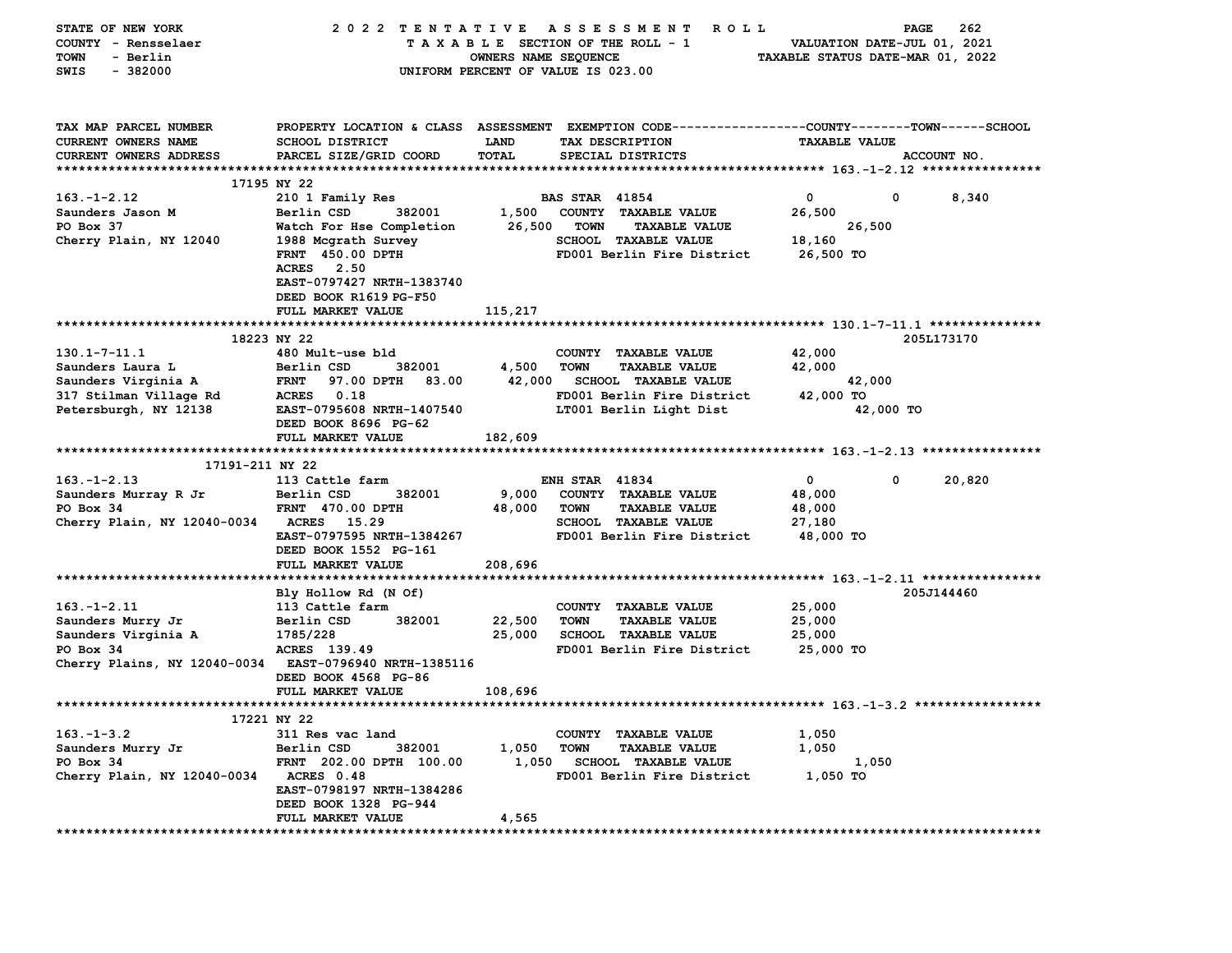STATE OF NEW YORK — 2022 TENTATIVE ASSESSMENT ROLL
COUNTY - Rensselaer — TAXABLE SECTION OF THE ROLL - 1 — VALUATION DATE-JUL 01, 2021
TOWN - Berlin — OWNERS NAME SEQUENCE — TAXABLE STATUS DATE-MAR 01, 2022
SWIS - 382000 — UNIFORM PERCENT OF VALUE IS 023.00

| TAX MAP PARCEL NUMBER / CURRENT OWNERS NAME / CURRENT OWNERS ADDRESS | PROPERTY LOCATION & CLASS / SCHOOL DISTRICT / PARCEL SIZE/GRID COORD | ASSESSMENT LAND / TOTAL | EXEMPTION CODE / TAX DESCRIPTION / SPECIAL DISTRICTS | COUNTY | TOWN | SCHOOL / ACCOUNT NO. |
|---|---|---|---|---|---|---|
| **163.-1-2.12** | 17195 NY 22 | | | | | |
| 163.-1-2.12 | 210 1 Family Res | | BAS STAR 41854 | 0 | 0 | 8,340 |
| Saunders Jason M | Berlin CSD 382001 | 1,500 | COUNTY TAXABLE VALUE | 26,500 | | |
| PO Box 37 | Watch For Hse Completion | 26,500 | TOWN TAXABLE VALUE | | 26,500 | |
| Cherry Plain, NY 12040 | 1988 Mcgrath Survey | | SCHOOL TAXABLE VALUE | | | 18,160 |
| | FRNT 450.00 DPTH | | FD001 Berlin Fire District | 26,500 TO | | |
| | ACRES 2.50 | | | | | |
| | EAST-0797427 NRTH-1383740 | | | | | |
| | DEED BOOK R1619 PG-F50 | | | | | |
| | FULL MARKET VALUE | 115,217 | | | | |
| **130.1-7-11.1** | 18223 NY 22 | | | | | 205L173170 |
| 130.1-7-11.1 | 480 Mult-use bld | | COUNTY TAXABLE VALUE | 42,000 | | |
| Saunders Laura L | Berlin CSD 382001 | 4,500 | TOWN TAXABLE VALUE | | 42,000 | |
| Saunders Virginia A | FRNT 97.00 DPTH 83.00 | 42,000 | SCHOOL TAXABLE VALUE | | | 42,000 |
| 317 Stilman Village Rd | ACRES 0.18 | | FD001 Berlin Fire District | 42,000 TO | | |
| Petersburgh, NY 12138 | EAST-0795608 NRTH-1407540 | | LT001 Berlin Light Dist | 42,000 TO | | |
| | DEED BOOK 8696 PG-62 | | | | | |
| | FULL MARKET VALUE | 182,609 | | | | |
| **163.-1-2.13** | 17191-211 NY 22 | | | | | |
| 163.-1-2.13 | 113 Cattle farm | | ENH STAR 41834 | 0 | 0 | 20,820 |
| Saunders Murray R Jr | Berlin CSD 382001 | 9,000 | COUNTY TAXABLE VALUE | 48,000 | | |
| PO Box 34 | FRNT 470.00 DPTH | 48,000 | TOWN TAXABLE VALUE | | 48,000 | |
| Cherry Plain, NY 12040-0034 | ACRES 15.29 | | SCHOOL TAXABLE VALUE | | | 27,180 |
| | EAST-0797595 NRTH-1384267 | | FD001 Berlin Fire District | 48,000 TO | | |
| | DEED BOOK 1552 PG-161 | | | | | |
| | FULL MARKET VALUE | 208,696 | | | | |
| **163.-1-2.11** | Bly Hollow Rd (N Of) | | | | | 205J144460 |
| 163.-1-2.11 | 113 Cattle farm | | COUNTY TAXABLE VALUE | 25,000 | | |
| Saunders Murry Jr | Berlin CSD 382001 | 22,500 | TOWN TAXABLE VALUE | | 25,000 | |
| Saunders Virginia A | 1785/228 | 25,000 | SCHOOL TAXABLE VALUE | | | 25,000 |
| PO Box 34 | ACRES 139.49 | | FD001 Berlin Fire District | 25,000 TO | | |
| Cherry Plains, NY 12040-0034 | EAST-0796940 NRTH-1385116 | | | | | |
| | DEED BOOK 4568 PG-86 | | | | | |
| | FULL MARKET VALUE | 108,696 | | | | |
| **163.-1-3.2** | 17221 NY 22 | | | | | |
| 163.-1-3.2 | 311 Res vac land | | COUNTY TAXABLE VALUE | 1,050 | | |
| Saunders Murry Jr | Berlin CSD 382001 | 1,050 | TOWN TAXABLE VALUE | | 1,050 | |
| PO Box 34 | FRNT 202.00 DPTH 100.00 | 1,050 | SCHOOL TAXABLE VALUE | | | 1,050 |
| Cherry Plain, NY 12040-0034 | ACRES 0.48 | | FD001 Berlin Fire District | 1,050 TO | | |
| | EAST-0798197 NRTH-1384286 | | | | | |
| | DEED BOOK 1328 PG-944 | | | | | |
| | FULL MARKET VALUE | 4,565 | | | | |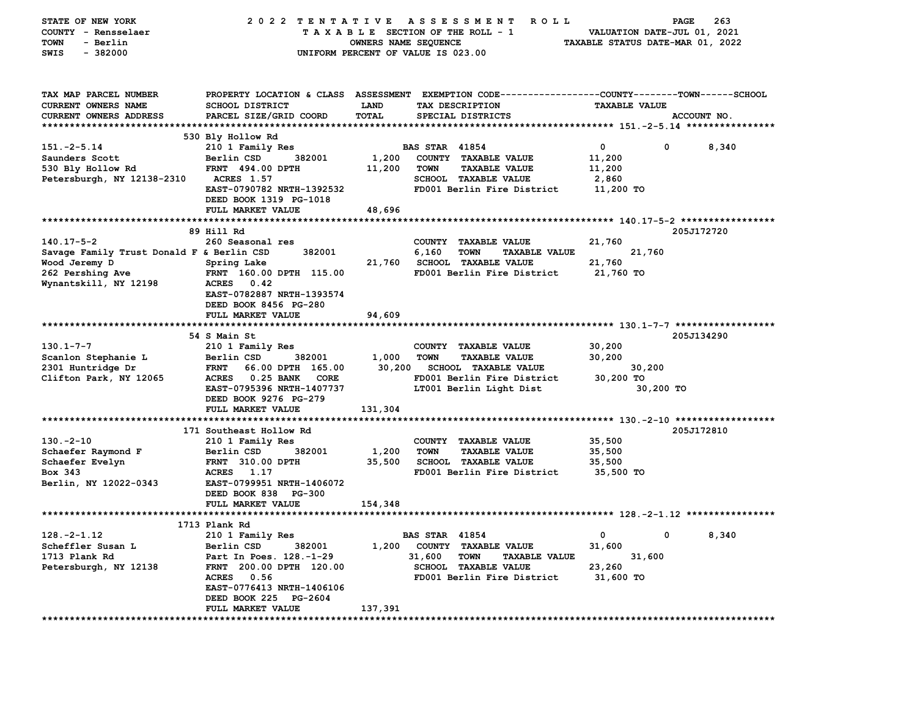STATE OF NEW YORK — 2022 TENTATIVE ASSESSMENT ROLL
COUNTY - Rensselaer — TAXABLE SECTION OF THE ROLL - 1 — VALUATION DATE-JUL 01, 2021
TOWN - Berlin — OWNERS NAME SEQUENCE — TAXABLE STATUS DATE-MAR 01, 2022
SWIS - 382000 — UNIFORM PERCENT OF VALUE IS 023.00

| TAX MAP PARCEL NUMBER / CURRENT OWNERS NAME / CURRENT OWNERS ADDRESS | PROPERTY LOCATION & CLASS / SCHOOL DISTRICT / PARCEL SIZE/GRID COORD | ASSESSMENT LAND / TOTAL | EXEMPTION CODE / TAX DESCRIPTION / SPECIAL DISTRICTS | COUNTY | TOWN | SCHOOL / TAXABLE VALUE | ACCOUNT NO. |
|---|---|---|---|---|---|---|---|
| **151.-2-5.14** | 530 Bly Hollow Rd | | | | | | |
| 151.-2-5.14 | 210 1 Family Res | | BAS STAR 41854 | 0 | 0 | 8,340 | |
| Saunders Scott | Berlin CSD 382001 | 1,200 | COUNTY TAXABLE VALUE | 11,200 | | | |
| 530 Bly Hollow Rd | FRNT 494.00 DPTH | 11,200 | TOWN TAXABLE VALUE | | 11,200 | | |
| Petersburgh, NY 12138-2310 | ACRES 1.57 | | SCHOOL TAXABLE VALUE | | | 2,860 | |
| | EAST-0790782 NRTH-1392532 | | FD001 Berlin Fire District | 11,200 TO | | | |
| | DEED BOOK 1319 PG-1018 | | | | | | |
| | FULL MARKET VALUE | 48,696 | | | | | |
| **140.17-5-2** | 89 Hill Rd | | | | | | 205J172720 |
| 140.17-5-2 | 260 Seasonal res | | COUNTY TAXABLE VALUE | 21,760 | | | |
| Savage Family Trust Donald F & | Berlin CSD 382001 | 6,160 | TOWN TAXABLE VALUE | | 21,760 | | |
| Wood Jeremy D | Spring Lake | 21,760 | SCHOOL TAXABLE VALUE | | | 21,760 | |
| 262 Pershing Ave | FRNT 160.00 DPTH 115.00 | | FD001 Berlin Fire District | 21,760 TO | | | |
| Wynantskill, NY 12198 | ACRES 0.42 | | | | | | |
| | EAST-0782887 NRTH-1393574 | | | | | | |
| | DEED BOOK 8456 PG-280 | | | | | | |
| | FULL MARKET VALUE | 94,609 | | | | | |
| **130.1-7-7** | 54 S Main St | | | | | | 205J134290 |
| 130.1-7-7 | 210 1 Family Res | | COUNTY TAXABLE VALUE | 30,200 | | | |
| Scanlon Stephanie L | Berlin CSD 382001 | 1,000 | TOWN TAXABLE VALUE | | 30,200 | | |
| 2301 Huntridge Dr | FRNT 66.00 DPTH 165.00 | 30,200 | SCHOOL TAXABLE VALUE | | | 30,200 | |
| Clifton Park, NY 12065 | ACRES 0.25 BANK CORE | | FD001 Berlin Fire District | 30,200 TO | | | |
| | EAST-0795396 NRTH-1407737 | | LT001 Berlin Light Dist | 30,200 TO | | | |
| | DEED BOOK 9276 PG-279 | | | | | | |
| | FULL MARKET VALUE | 131,304 | | | | | |
| **130.-2-10** | 171 Southeast Hollow Rd | | | | | | 205J172810 |
| 130.-2-10 | 210 1 Family Res | | COUNTY TAXABLE VALUE | 35,500 | | | |
| Schaefer Raymond F | Berlin CSD 382001 | 1,200 | TOWN TAXABLE VALUE | | 35,500 | | |
| Schaefer Evelyn | FRNT 310.00 DPTH | 35,500 | SCHOOL TAXABLE VALUE | | | 35,500 | |
| Box 343 | ACRES 1.17 | | FD001 Berlin Fire District | 35,500 TO | | | |
| Berlin, NY 12022-0343 | EAST-0799951 NRTH-1406072 | | | | | | |
| | DEED BOOK 838 PG-300 | | | | | | |
| | FULL MARKET VALUE | 154,348 | | | | | |
| **128.-2-1.12** | 1713 Plank Rd | | | | | | |
| 128.-2-1.12 | 210 1 Family Res | | BAS STAR 41854 | 0 | 0 | 8,340 | |
| Scheffler Susan L | Berlin CSD 382001 | 1,200 | COUNTY TAXABLE VALUE | 31,600 | | | |
| 1713 Plank Rd | Part In Poes. 128.-1-29 | 31,600 | TOWN TAXABLE VALUE | | 31,600 | | |
| Petersburgh, NY 12138 | FRNT 200.00 DPTH 120.00 | | SCHOOL TAXABLE VALUE | | | 23,260 | |
| | ACRES 0.56 | | FD001 Berlin Fire District | 31,600 TO | | | |
| | EAST-0776413 NRTH-1406106 | | | | | | |
| | DEED BOOK 225 PG-2604 | | | | | | |
| | FULL MARKET VALUE | 137,391 | | | | | |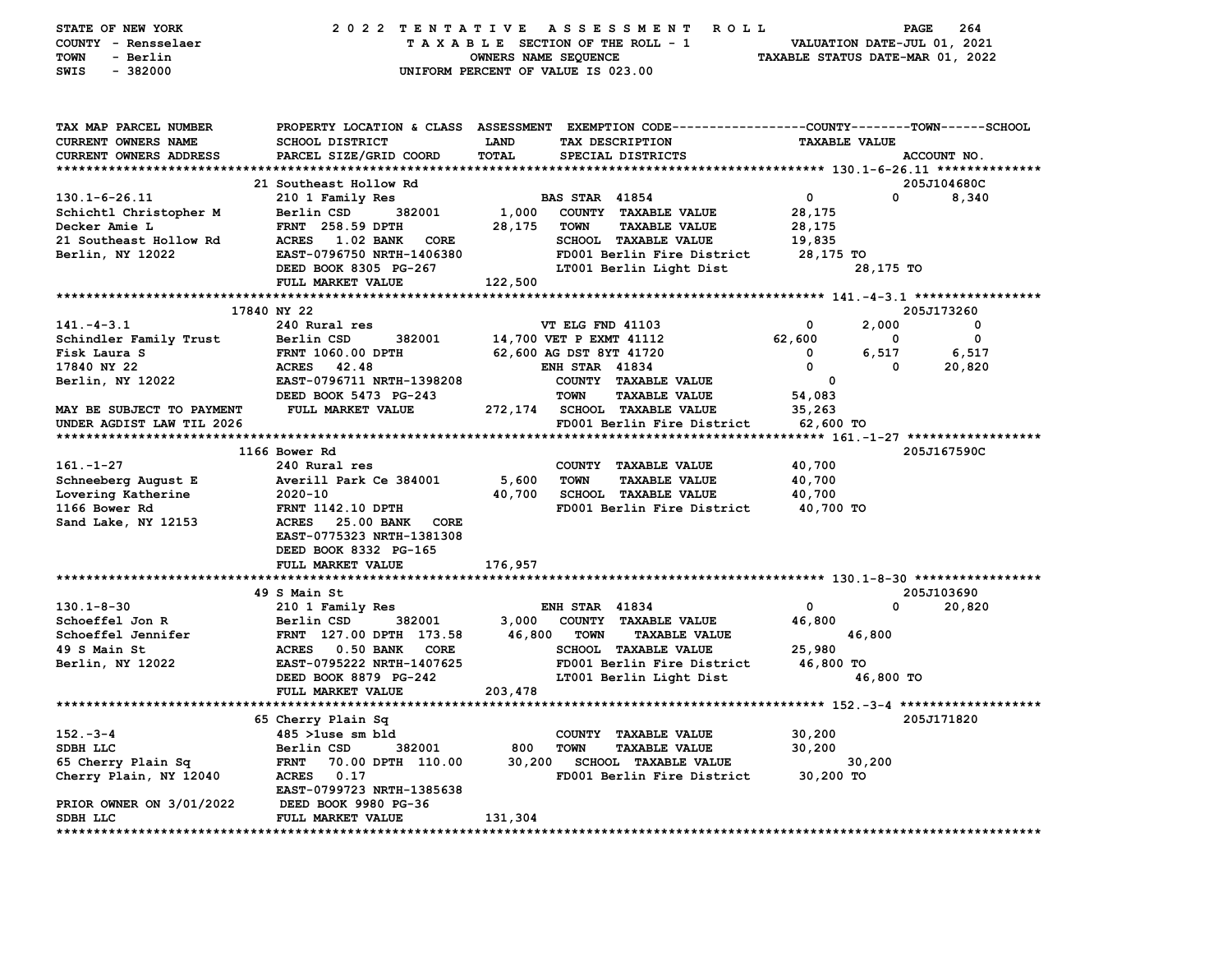STATE OF NEW YORK
COUNTY - Rensselaer
TOWN - Berlin
SWIS - 382000

# 2022 TENTATIVE ASSESSMENT ROLL

TAXABLE SECTION OF THE ROLL - 1
OWNERS NAME SEQUENCE
UNIFORM PERCENT OF VALUE IS 023.00

VALUATION DATE-JUL 01, 2021
TAXABLE STATUS DATE-MAR 01, 2022

```
TAX MAP PARCEL NUMBER        PROPERTY LOCATION & CLASS  ASSESSMENT  EXEMPTION CODE------------------COUNTY--------TOWN------SCHOOL
CURRENT OWNERS NAME          SCHOOL DISTRICT              LAND      TAX DESCRIPTION                 TAXABLE VALUE
CURRENT OWNERS ADDRESS       PARCEL SIZE/GRID COORD      TOTAL      SPECIAL DISTRICTS                                   ACCOUNT NO.
******************************************************************************************************* 130.1-6-26.11 **************
                             21 Southeast Hollow Rd                                                                       205J104680C
130.1-6-26.11                210 1 Family Res                      BAS STAR 41854                   0            0        8,340
Schichtl Christopher M       Berlin CSD       382001      1,000    COUNTY  TAXABLE VALUE           28,175
Decker Amie L                FRNT 258.59 DPTH            28,175    TOWN    TAXABLE VALUE           28,175
21 Southeast Hollow Rd       ACRES   1.02 BANK   CORE              SCHOOL  TAXABLE VALUE           19,835
Berlin, NY 12022             EAST-0796750 NRTH-1406380             FD001 Berlin Fire District      28,175 TO
                             DEED BOOK 8305 PG-267                 LT001 Berlin Light Dist                  28,175 TO
                             FULL MARKET VALUE          122,500
******************************************************************************************************* 141.-4-3.1 *****************
                 17840 NY 22                                                                                              205J173260
141.-4-3.1                   240 Rural res                         VT ELG FND 41103                 0        2,000            0
Schindler Family Trust       Berlin CSD       382001     14,700 VET P EXMT 41112               62,600            0            0
Fisk Laura S                 FRNT 1060.00 DPTH           62,600 AG DST 8YT 41720                    0        6,517        6,517
17840 NY 22                  ACRES  42.48                          ENH STAR  41834                  0            0       20,820
Berlin, NY 12022             EAST-0796711 NRTH-1398208             COUNTY  TAXABLE VALUE                0
                             DEED BOOK 5473 PG-243                 TOWN    TAXABLE VALUE           54,083
MAY BE SUBJECT TO PAYMENT    FULL MARKET VALUE          272,174   SCHOOL  TAXABLE VALUE           35,263
UNDER AGDIST LAW TIL 2026                                          FD001 Berlin Fire District      62,600 TO
******************************************************************************************************* 161.-1-27 ******************
                             1166 Bower Rd                                                                                205J167590C
161.-1-27                    240 Rural res                         COUNTY  TAXABLE VALUE           40,700
Schneeberg August E          Averill Park Ce 384001       5,600    TOWN    TAXABLE VALUE           40,700
Lovering Katherine           2020-10                     40,700    SCHOOL  TAXABLE VALUE           40,700
1166 Bower Rd                FRNT 1142.10 DPTH                     FD001 Berlin Fire District      40,700 TO
Sand Lake, NY 12153          ACRES  25.00 BANK   CORE
                             EAST-0775323 NRTH-1381308
                             DEED BOOK 8332 PG-165
                             FULL MARKET VALUE          176,957
******************************************************************************************************* 130.1-8-30 *****************
                             49 S Main St                                                                                 205J103690
130.1-8-30                   210 1 Family Res                      ENH STAR  41834                  0            0       20,820
Schoeffel Jon R              Berlin CSD       382001      3,000    COUNTY  TAXABLE VALUE           46,800
Schoeffel Jennifer           FRNT 127.00 DPTH 173.58     46,800    TOWN    TAXABLE VALUE                    46,800
49 S Main St                 ACRES   0.50 BANK   CORE              SCHOOL  TAXABLE VALUE           25,980
Berlin, NY 12022             EAST-0795222 NRTH-1407625             FD001 Berlin Fire District      46,800 TO
                             DEED BOOK 8879 PG-242                 LT001 Berlin Light Dist                  46,800 TO
                             FULL MARKET VALUE          203,478
******************************************************************************************************* 152.-3-4 *******************
                             65 Cherry Plain Sq                                                                           205J171820
152.-3-4                     485 >1use sm bld                      COUNTY  TAXABLE VALUE           30,200
SDBH LLC                     Berlin CSD       382001        800    TOWN    TAXABLE VALUE           30,200
65 Cherry Plain Sq           FRNT  70.00 DPTH 110.00     30,200    SCHOOL  TAXABLE VALUE                    30,200
Cherry Plain, NY 12040       ACRES   0.17                          FD001 Berlin Fire District      30,200 TO
                             EAST-0799723 NRTH-1385638
PRIOR OWNER ON 3/01/2022     DEED BOOK 9980 PG-36
SDBH LLC                     FULL MARKET VALUE          131,304
************************************************************************************************************************************
```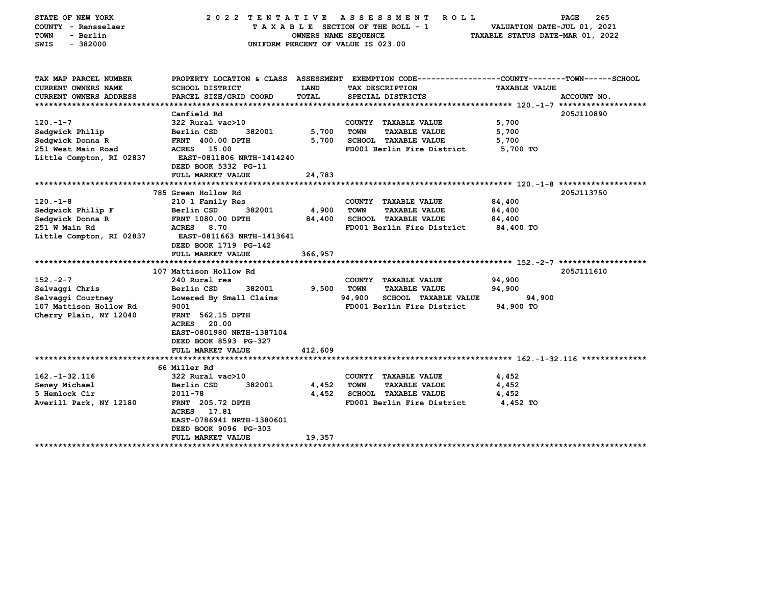STATE OF NEW YORK — 2022 TENTATIVE ASSESSMENT ROLL
COUNTY - Rensselaer — TAXABLE SECTION OF THE ROLL - 1 — VALUATION DATE-JUL 01, 2021
TOWN - Berlin — OWNERS NAME SEQUENCE — TAXABLE STATUS DATE-MAR 01, 2022
SWIS - 382000 — UNIFORM PERCENT OF VALUE IS 023.00

| TAX MAP PARCEL NUMBER / CURRENT OWNERS NAME / CURRENT OWNERS ADDRESS | PROPERTY LOCATION & CLASS / SCHOOL DISTRICT / PARCEL SIZE/GRID COORD | ASSESSMENT LAND / TOTAL | EXEMPTION CODE / TAX DESCRIPTION / SPECIAL DISTRICTS | TAXABLE VALUE (COUNTY / TOWN / SCHOOL) | ACCOUNT NO. |
|---|---|---|---|---|---|
| **120.-1-7** | Canfield Rd | | | | 205J110890 |
| 120.-1-7 | 322 Rural vac>10 | | COUNTY TAXABLE VALUE | 5,700 | |
| Sedgwick Philip | Berlin CSD 382001 | 5,700 | TOWN TAXABLE VALUE | 5,700 | |
| Sedgwick Donna R | FRNT 400.00 DPTH | 5,700 | SCHOOL TAXABLE VALUE | 5,700 | |
| 251 West Main Road | ACRES 15.00 | | FD001 Berlin Fire District | 5,700 TO | |
| Little Compton, RI 02837 | EAST-0811806 NRTH-1414240 | | | | |
| | DEED BOOK 5332 PG-11 | | | | |
| | FULL MARKET VALUE | 24,783 | | | |
| **120.-1-8** | 785 Green Hollow Rd | | | | 205J113750 |
| 120.-1-8 | 210 1 Family Res | | COUNTY TAXABLE VALUE | 84,400 | |
| Sedgwick Philip F | Berlin CSD 382001 | 4,900 | TOWN TAXABLE VALUE | 84,400 | |
| Sedgwick Donna R | FRNT 1080.00 DPTH | 84,400 | SCHOOL TAXABLE VALUE | 84,400 | |
| 251 W Main Rd | ACRES 8.70 | | FD001 Berlin Fire District | 84,400 TO | |
| Little Compton, RI 02837 | EAST-0811663 NRTH-1413641 | | | | |
| | DEED BOOK 1719 PG-142 | | | | |
| | FULL MARKET VALUE | 366,957 | | | |
| **152.-2-7** | 107 Mattison Hollow Rd | | | | 205J111610 |
| 152.-2-7 | 240 Rural res | | COUNTY TAXABLE VALUE | 94,900 | |
| Selvaggi Chris | Berlin CSD 382001 | 9,500 | TOWN TAXABLE VALUE | 94,900 | |
| Selvaggi Courtney | Lowered By Small Claims | 94,900 | SCHOOL TAXABLE VALUE | 94,900 | |
| 107 Mattison Hollow Rd | 9001 | | FD001 Berlin Fire District | 94,900 TO | |
| Cherry Plain, NY 12040 | FRNT 562.15 DPTH | | | | |
| | ACRES 20.00 | | | | |
| | EAST-0801980 NRTH-1387104 | | | | |
| | DEED BOOK 8593 PG-327 | | | | |
| | FULL MARKET VALUE | 412,609 | | | |
| **162.-1-32.116** | 66 Miller Rd | | | | |
| 162.-1-32.116 | 322 Rural vac>10 | | COUNTY TAXABLE VALUE | 4,452 | |
| Seney Michael | Berlin CSD 382001 | 4,452 | TOWN TAXABLE VALUE | 4,452 | |
| 5 Hemlock Cir | 2011-78 | 4,452 | SCHOOL TAXABLE VALUE | 4,452 | |
| Averill Park, NY 12180 | FRNT 205.72 DPTH | | FD001 Berlin Fire District | 4,452 TO | |
| | ACRES 17.81 | | | | |
| | EAST-0786941 NRTH-1380601 | | | | |
| | DEED BOOK 9096 PG-303 | | | | |
| | FULL MARKET VALUE | 19,357 | | | |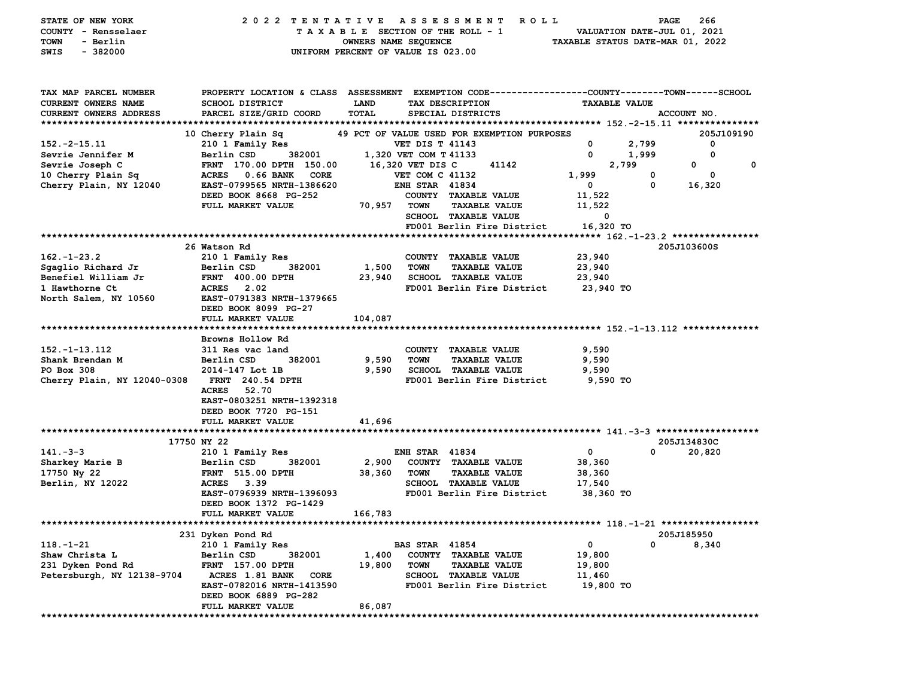STATE OF NEW YORK — COUNTY - Rensselaer — TOWN - Berlin — SWIS - 382000

**2022 TENTATIVE ASSESSMENT ROLL**
TAXABLE SECTION OF THE ROLL - 1
OWNERS NAME SEQUENCE
UNIFORM PERCENT OF VALUE IS 023.00

VALUATION DATE-JUL 01, 2021
TAXABLE STATUS DATE-MAR 01, 2022

```
TAX MAP PARCEL NUMBER        PROPERTY LOCATION & CLASS  ASSESSMENT  EXEMPTION CODE------------------COUNTY--------TOWN------SCHOOL
CURRENT OWNERS NAME          SCHOOL DISTRICT             LAND        TAX DESCRIPTION                    TAXABLE VALUE
CURRENT OWNERS ADDRESS       PARCEL SIZE/GRID COORD      TOTAL       SPECIAL DISTRICTS                                    ACCOUNT NO.
******************************************************************************************************* 152.-2-15.11 ***************
                         10 Cherry Plain Sq           49 PCT OF VALUE USED FOR EXEMPTION PURPOSES                           205J109190
152.-2-15.11                 210 1 Family Res                   VET DIS T 41143                  0        2,799             0
Sevrie Jennifer M            Berlin CSD       382001     1,320 VET COM T 41133                   0        1,999             0
Sevrie Joseph C              FRNT 170.00 DPTH 150.00    16,320 VET DIS C      41142                 2,799             0             0
10 Cherry Plain Sq           ACRES    0.66 BANK   CORE          VET COM C 41132              1,999             0             0
Cherry Plain, NY 12040       EAST-0799565 NRTH-1386620          ENH STAR  41834                  0             0        16,320
                             DEED BOOK 8668 PG-252              COUNTY  TAXABLE VALUE           11,522
                             FULL MARKET VALUE           70,957  TOWN    TAXABLE VALUE           11,522
                                                                 SCHOOL  TAXABLE VALUE                0
                                                                 FD001 Berlin Fire District      16,320 TO
******************************************************************************************************* 162.-1-23.2 ****************
                         26 Watson Rd                                                                                 205J103600S
162.-1-23.2                  210 1 Family Res                   COUNTY  TAXABLE VALUE           23,940
Sgaglio Richard Jr           Berlin CSD       382001     1,500   TOWN    TAXABLE VALUE           23,940
Benefiel William Jr          FRNT 400.00 DPTH           23,940   SCHOOL  TAXABLE VALUE           23,940
1 Hawthorne Ct               ACRES    2.02                        FD001 Berlin Fire District      23,940 TO
North Salem, NY 10560        EAST-0791383 NRTH-1379665
                             DEED BOOK 8099 PG-27
                             FULL MARKET VALUE          104,087
******************************************************************************************************* 152.-1-13.112 **************
                             Browns Hollow Rd
152.-1-13.112                311 Res vac land                   COUNTY  TAXABLE VALUE            9,590
Shank Brendan M              Berlin CSD       382001     9,590   TOWN    TAXABLE VALUE            9,590
PO Box 308                   2014-147 Lot 1B             9,590   SCHOOL  TAXABLE VALUE            9,590
Cherry Plain, NY 12040-0308  FRNT 240.54 DPTH                     FD001 Berlin Fire District       9,590 TO
                             ACRES   52.70
                             EAST-0803251 NRTH-1392318
                             DEED BOOK 7720 PG-151
                             FULL MARKET VALUE           41,696
******************************************************************************************************* 141.-3-3 *******************
                 17750 NY 22                                                                                          205J134830C
141.-3-3                     210 1 Family Res                   ENH STAR  41834                  0             0        20,820
Sharkey Marie B              Berlin CSD       382001     2,900   COUNTY  TAXABLE VALUE           38,360
17750 Ny 22                  FRNT 515.00 DPTH           38,360   TOWN    TAXABLE VALUE           38,360
Berlin, NY 12022             ACRES    3.39                        SCHOOL  TAXABLE VALUE           17,540
                             EAST-0796939 NRTH-1396093          FD001 Berlin Fire District      38,360 TO
                             DEED BOOK 1372 PG-1429
                             FULL MARKET VALUE          166,783
******************************************************************************************************* 118.-1-21 ******************
                         231 Dyken Pond Rd                                                                            205J185950
118.-1-21                    210 1 Family Res                   BAS STAR  41854                  0             0         8,340
Shaw Christa L               Berlin CSD       382001     1,400   COUNTY  TAXABLE VALUE           19,800
231 Dyken Pond Rd            FRNT 157.00 DPTH           19,800   TOWN    TAXABLE VALUE           19,800
Petersburgh, NY 12138-9704   ACRES 1.81 BANK   CORE              SCHOOL  TAXABLE VALUE           11,460
                             EAST-0782016 NRTH-1413590          FD001 Berlin Fire District      19,800 TO
                             DEED BOOK 6889 PG-282
                             FULL MARKET VALUE           86,087
************************************************************************************************************************************
```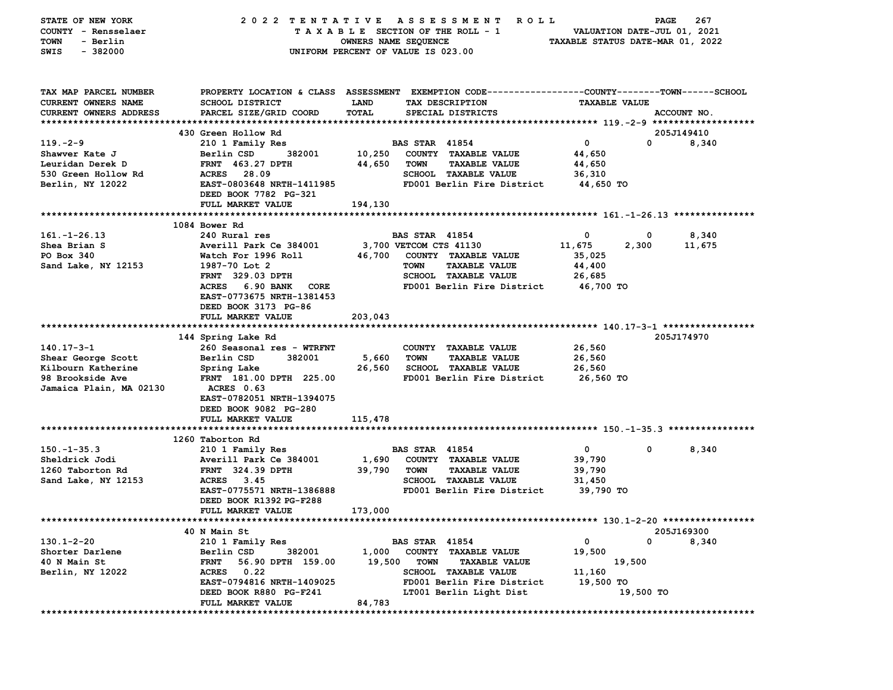STATE OF NEW YORK — 2022 TENTATIVE ASSESSMENT ROLL
COUNTY - Rensselaer — TAXABLE SECTION OF THE ROLL - 1 — VALUATION DATE-JUL 01, 2021
TOWN - Berlin — OWNERS NAME SEQUENCE — TAXABLE STATUS DATE-MAR 01, 2022
SWIS - 382000 — UNIFORM PERCENT OF VALUE IS 023.00

| TAX MAP PARCEL NUMBER / CURRENT OWNERS NAME / CURRENT OWNERS ADDRESS | PROPERTY LOCATION & CLASS / SCHOOL DISTRICT / PARCEL SIZE/GRID COORD | ASSESSMENT LAND / TOTAL | EXEMPTION CODE / TAX DESCRIPTION / SPECIAL DISTRICTS | COUNTY | TOWN | SCHOOL | ACCOUNT NO. |
|---|---|---|---|---|---|---|---|
| **119.-2-9** | 430 Green Hollow Rd | | | | | | 205J149410 |
| 119.-2-9 | 210 1 Family Res | | BAS STAR 41854 | 0 | 0 | 8,340 | |
| Shawver Kate J | Berlin CSD 382001 | 10,250 | COUNTY TAXABLE VALUE | 44,650 | | | |
| Leuridan Derek D | FRNT 463.27 DPTH | 44,650 | TOWN TAXABLE VALUE | | 44,650 | | |
| 530 Green Hollow Rd | ACRES 28.09 | | SCHOOL TAXABLE VALUE | | | 36,310 | |
| Berlin, NY 12022 | EAST-0803648 NRTH-1411985 | | FD001 Berlin Fire District | 44,650 TO | | | |
| | DEED BOOK 7782 PG-321 | | | | | | |
| | FULL MARKET VALUE | 194,130 | | | | | |
| **161.-1-26.13** | 1084 Bower Rd | | | | | | |
| 161.-1-26.13 | 240 Rural res | | BAS STAR 41854 | 0 | 0 | 8,340 | |
| Shea Brian S | Averill Park Ce 384001 | 3,700 | VETCOM CTS 41130 | 11,675 | 2,300 | 11,675 | |
| PO Box 340 | Watch For 1996 Roll | 46,700 | COUNTY TAXABLE VALUE | 35,025 | | | |
| Sand Lake, NY 12153 | 1987-70 Lot 2 | | TOWN TAXABLE VALUE | | 44,400 | | |
| | FRNT 329.03 DPTH | | SCHOOL TAXABLE VALUE | | | 26,685 | |
| | ACRES 6.90 BANK CORE | | FD001 Berlin Fire District | 46,700 TO | | | |
| | EAST-0773675 NRTH-1381453 | | | | | | |
| | DEED BOOK 3173 PG-86 | | | | | | |
| | FULL MARKET VALUE | 203,043 | | | | | |
| **140.17-3-1** | 144 Spring Lake Rd | | | | | | 205J174970 |
| 140.17-3-1 | 260 Seasonal res - WTRFNT | | COUNTY TAXABLE VALUE | 26,560 | | | |
| Shear George Scott | Berlin CSD 382001 | 5,660 | TOWN TAXABLE VALUE | | 26,560 | | |
| Kilbourn Katherine | Spring Lake | 26,560 | SCHOOL TAXABLE VALUE | | | 26,560 | |
| 98 Brookside Ave | FRNT 181.00 DPTH 225.00 | | FD001 Berlin Fire District | 26,560 TO | | | |
| Jamaica Plain, MA 02130 | ACRES 0.63 | | | | | | |
| | EAST-0782051 NRTH-1394075 | | | | | | |
| | DEED BOOK 9082 PG-280 | | | | | | |
| | FULL MARKET VALUE | 115,478 | | | | | |
| **150.-1-35.3** | 1260 Taborton Rd | | | | | | |
| 150.-1-35.3 | 210 1 Family Res | | BAS STAR 41854 | 0 | 0 | 8,340 | |
| Sheldrick Jodi | Averill Park Ce 384001 | 1,690 | COUNTY TAXABLE VALUE | 39,790 | | | |
| 1260 Taborton Rd | FRNT 324.39 DPTH | 39,790 | TOWN TAXABLE VALUE | | 39,790 | | |
| Sand Lake, NY 12153 | ACRES 3.45 | | SCHOOL TAXABLE VALUE | | | 31,450 | |
| | EAST-0775571 NRTH-1386888 | | FD001 Berlin Fire District | 39,790 TO | | | |
| | DEED BOOK R1392 PG-F288 | | | | | | |
| | FULL MARKET VALUE | 173,000 | | | | | |
| **130.1-2-20** | 40 N Main St | | | | | | 205J169300 |
| 130.1-2-20 | 210 1 Family Res | | BAS STAR 41854 | 0 | 0 | 8,340 | |
| Shorter Darlene | Berlin CSD 382001 | 1,000 | COUNTY TAXABLE VALUE | 19,500 | | | |
| 40 N Main St | FRNT 56.90 DPTH 159.00 | 19,500 | TOWN TAXABLE VALUE | | 19,500 | | |
| Berlin, NY 12022 | ACRES 0.22 | | SCHOOL TAXABLE VALUE | | | 11,160 | |
| | EAST-0794816 NRTH-1409025 | | FD001 Berlin Fire District | 19,500 TO | | | |
| | DEED BOOK R880 PG-F241 | | LT001 Berlin Light Dist | | 19,500 TO | | |
| | FULL MARKET VALUE | 84,783 | | | | | |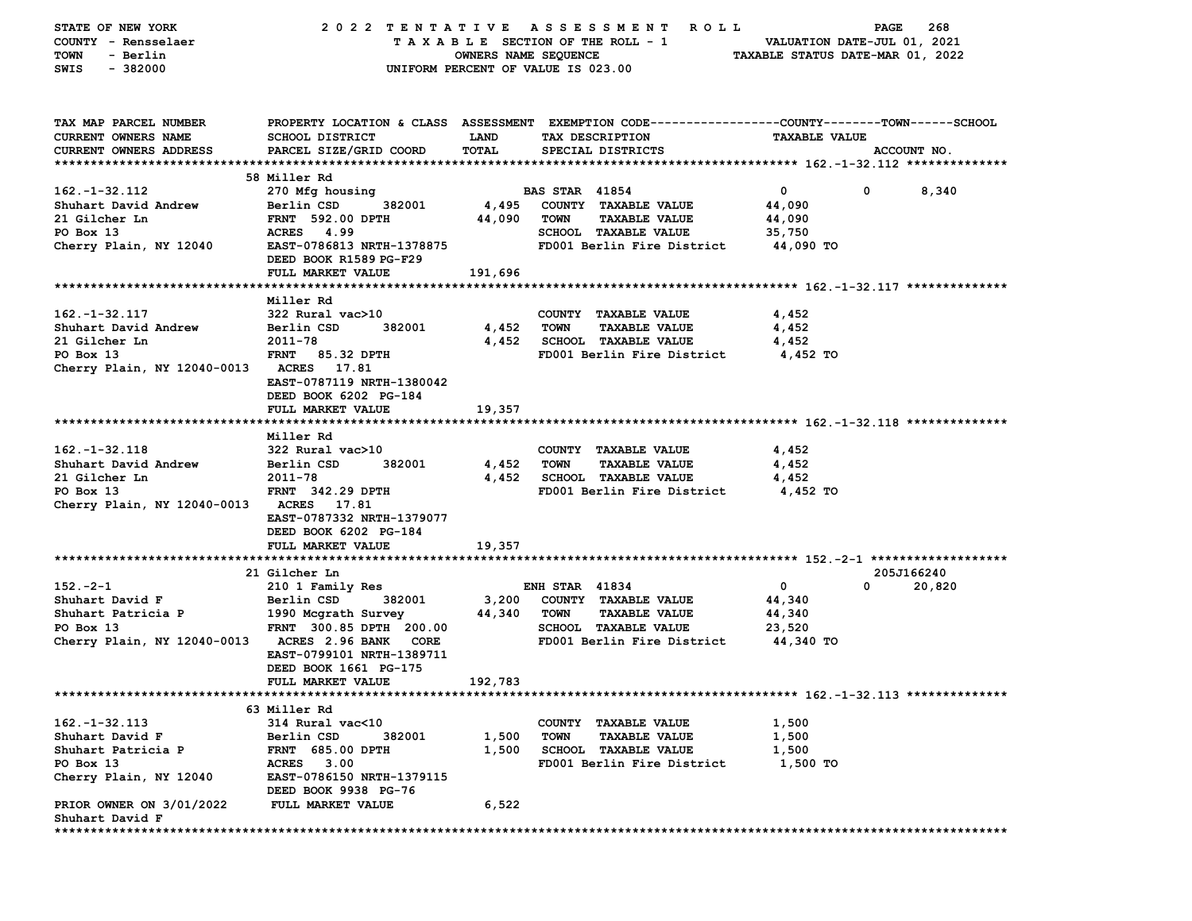STATE OF NEW YORK — 2022 TENTATIVE ASSESSMENT ROLL
COUNTY - Rensselaer — TAXABLE SECTION OF THE ROLL - 1 — VALUATION DATE-JUL 01, 2021
TOWN - Berlin — OWNERS NAME SEQUENCE — TAXABLE STATUS DATE-MAR 01, 2022
SWIS - 382000 — UNIFORM PERCENT OF VALUE IS 023.00

| TAX MAP PARCEL NUMBER / CURRENT OWNERS NAME / CURRENT OWNERS ADDRESS | PROPERTY LOCATION & CLASS / SCHOOL DISTRICT / PARCEL SIZE/GRID COORD | ASSESSMENT LAND / TOTAL | EXEMPTION CODE / TAX DESCRIPTION / SPECIAL DISTRICTS | COUNTY TAXABLE VALUE | TOWN | SCHOOL / ACCOUNT NO. |
|---|---|---|---|---|---|---|
| **162.-1-32.112** | 58 Miller Rd | | | | | |
| 162.-1-32.112 | 270 Mfg housing | | BAS STAR 41854 | 0 | 0 | 8,340 |
| Shuhart David Andrew | Berlin CSD 382001 | 4,495 | COUNTY TAXABLE VALUE | 44,090 | | |
| 21 Gilcher Ln | FRNT 592.00 DPTH | 44,090 | TOWN TAXABLE VALUE | 44,090 | | |
| PO Box 13 | ACRES 4.99 | | SCHOOL TAXABLE VALUE | 35,750 | | |
| Cherry Plain, NY 12040 | EAST-0786813 NRTH-1378875 | | FD001 Berlin Fire District | 44,090 TO | | |
| | DEED BOOK R1589 PG-F29 | | | | | |
| | FULL MARKET VALUE | 191,696 | | | | |
| **162.-1-32.117** | Miller Rd | | | | | |
| 162.-1-32.117 | 322 Rural vac>10 | | COUNTY TAXABLE VALUE | 4,452 | | |
| Shuhart David Andrew | Berlin CSD 382001 | 4,452 | TOWN TAXABLE VALUE | 4,452 | | |
| 21 Gilcher Ln | 2011-78 | 4,452 | SCHOOL TAXABLE VALUE | 4,452 | | |
| PO Box 13 | FRNT 85.32 DPTH | | FD001 Berlin Fire District | 4,452 TO | | |
| Cherry Plain, NY 12040-0013 | ACRES 17.81 | | | | | |
| | EAST-0787119 NRTH-1380042 | | | | | |
| | DEED BOOK 6202 PG-184 | | | | | |
| | FULL MARKET VALUE | 19,357 | | | | |
| **162.-1-32.118** | Miller Rd | | | | | |
| 162.-1-32.118 | 322 Rural vac>10 | | COUNTY TAXABLE VALUE | 4,452 | | |
| Shuhart David Andrew | Berlin CSD 382001 | 4,452 | TOWN TAXABLE VALUE | 4,452 | | |
| 21 Gilcher Ln | 2011-78 | 4,452 | SCHOOL TAXABLE VALUE | 4,452 | | |
| PO Box 13 | FRNT 342.29 DPTH | | FD001 Berlin Fire District | 4,452 TO | | |
| Cherry Plain, NY 12040-0013 | ACRES 17.81 | | | | | |
| | EAST-0787332 NRTH-1379077 | | | | | |
| | DEED BOOK 6202 PG-184 | | | | | |
| | FULL MARKET VALUE | 19,357 | | | | |
| **152.-2-1** | 21 Gilcher Ln | | | | | 205J166240 |
| 152.-2-1 | 210 1 Family Res | | ENH STAR 41834 | 0 | 0 | 20,820 |
| Shuhart David F | Berlin CSD 382001 | 3,200 | COUNTY TAXABLE VALUE | 44,340 | | |
| Shuhart Patricia P | 1990 Mcgrath Survey | 44,340 | TOWN TAXABLE VALUE | 44,340 | | |
| PO Box 13 | FRNT 300.85 DPTH 200.00 | | SCHOOL TAXABLE VALUE | 23,520 | | |
| Cherry Plain, NY 12040-0013 | ACRES 2.96 BANK CORE | | FD001 Berlin Fire District | 44,340 TO | | |
| | EAST-0799101 NRTH-1389711 | | | | | |
| | DEED BOOK 1661 PG-175 | | | | | |
| | FULL MARKET VALUE | 192,783 | | | | |
| **162.-1-32.113** | 63 Miller Rd | | | | | |
| 162.-1-32.113 | 314 Rural vac<10 | | COUNTY TAXABLE VALUE | 1,500 | | |
| Shuhart David F | Berlin CSD 382001 | 1,500 | TOWN TAXABLE VALUE | 1,500 | | |
| Shuhart Patricia P | FRNT 685.00 DPTH | 1,500 | SCHOOL TAXABLE VALUE | 1,500 | | |
| PO Box 13 | ACRES 3.00 | | FD001 Berlin Fire District | 1,500 TO | | |
| Cherry Plain, NY 12040 | EAST-0786150 NRTH-1379115 | | | | | |
| | DEED BOOK 9938 PG-76 | | | | | |
| PRIOR OWNER ON 3/01/2022 | FULL MARKET VALUE | 6,522 | | | | |
| Shuhart David F | | | | | | |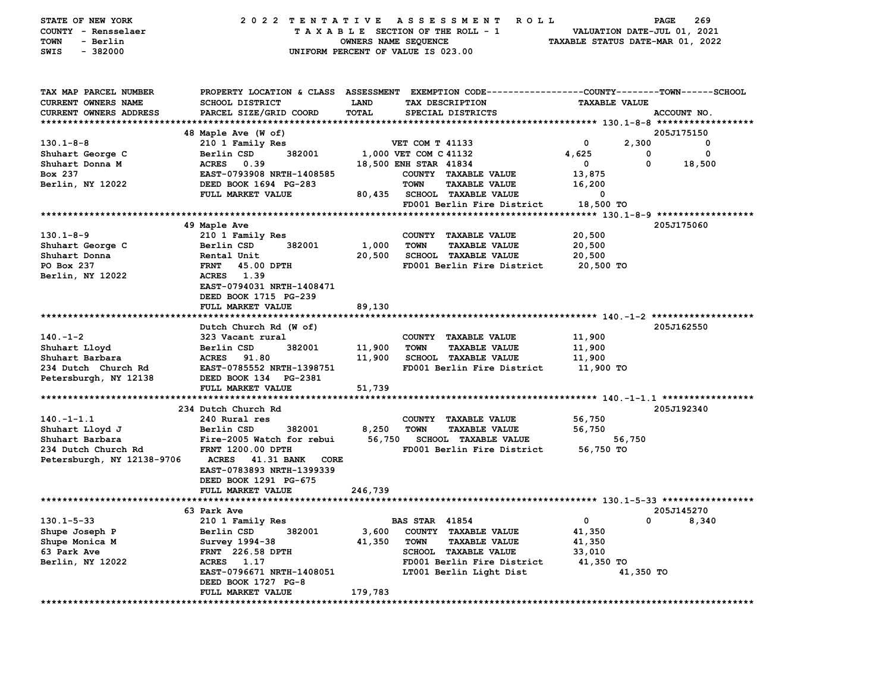STATE OF NEW YORK — 2022 TENTATIVE ASSESSMENT ROLL
COUNTY - Rensselaer — TAXABLE SECTION OF THE ROLL - 1 — VALUATION DATE-JUL 01, 2021
TOWN - Berlin — OWNERS NAME SEQUENCE — TAXABLE STATUS DATE-MAR 01, 2022
SWIS - 382000 — UNIFORM PERCENT OF VALUE IS 023.00

| TAX MAP PARCEL NUMBER / CURRENT OWNERS NAME / CURRENT OWNERS ADDRESS | PROPERTY LOCATION & CLASS / SCHOOL DISTRICT / PARCEL SIZE/GRID COORD | ASSESSMENT LAND / TOTAL | EXEMPTION CODE / TAX DESCRIPTION / SPECIAL DISTRICTS | COUNTY TAXABLE VALUE | TOWN | SCHOOL | ACCOUNT NO. |
|---|---|---|---|---|---|---|---|
| | 48 Maple Ave (W of) | | | | | | 205J175150 |
| 130.1-8-8 | 210 1 Family Res | | VET COM T 41133 | 0 | 2,300 | 0 | |
| Shuhart George C | Berlin CSD 382001 | 1,000 | VET COM C 41132 | 4,625 | 0 | 0 | |
| Shuhart Donna M | ACRES 0.39 | 18,500 | ENH STAR 41834 | 0 | 0 | 18,500 | |
| Box 237 | EAST-0793908 NRTH-1408585 | | COUNTY TAXABLE VALUE | 13,875 | | | |
| Berlin, NY 12022 | DEED BOOK 1694 PG-283 | | TOWN TAXABLE VALUE | 16,200 | | | |
| | FULL MARKET VALUE | 80,435 | SCHOOL TAXABLE VALUE | 0 | | | |
| | | | FD001 Berlin Fire District | 18,500 TO | | | |
| | 49 Maple Ave | | | | | | 205J175060 |
| 130.1-8-9 | 210 1 Family Res | | COUNTY TAXABLE VALUE | 20,500 | | | |
| Shuhart George C | Berlin CSD 382001 | 1,000 | TOWN TAXABLE VALUE | 20,500 | | | |
| Shuhart Donna | Rental Unit | 20,500 | SCHOOL TAXABLE VALUE | 20,500 | | | |
| PO Box 237 | FRNT 45.00 DPTH | | FD001 Berlin Fire District | 20,500 TO | | | |
| Berlin, NY 12022 | ACRES 1.39 | | | | | | |
| | EAST-0794031 NRTH-1408471 | | | | | | |
| | DEED BOOK 1715 PG-239 | | | | | | |
| | FULL MARKET VALUE | 89,130 | | | | | |
| | Dutch Church Rd (W of) | | | | | | 205J162550 |
| 140.-1-2 | 323 Vacant rural | | COUNTY TAXABLE VALUE | 11,900 | | | |
| Shuhart Lloyd | Berlin CSD 382001 | 11,900 | TOWN TAXABLE VALUE | 11,900 | | | |
| Shuhart Barbara | ACRES 91.80 | 11,900 | SCHOOL TAXABLE VALUE | 11,900 | | | |
| 234 Dutch Church Rd | EAST-0785552 NRTH-1398751 | | FD001 Berlin Fire District | 11,900 TO | | | |
| Petersburgh, NY 12138 | DEED BOOK 134 PG-2381 | | | | | | |
| | FULL MARKET VALUE | 51,739 | | | | | |
| | 234 Dutch Church Rd | | | | | | 205J192340 |
| 140.-1-1.1 | 240 Rural res | | COUNTY TAXABLE VALUE | 56,750 | | | |
| Shuhart Lloyd J | Berlin CSD 382001 | 8,250 | TOWN TAXABLE VALUE | 56,750 | | | |
| Shuhart Barbara | Fire-2005 Watch for rebui | 56,750 | SCHOOL TAXABLE VALUE | 56,750 | | | |
| 234 Dutch Church Rd | FRNT 1200.00 DPTH | | FD001 Berlin Fire District | 56,750 TO | | | |
| Petersburgh, NY 12138-9706 | ACRES 41.31 BANK CORE | | | | | | |
| | EAST-0783893 NRTH-1399339 | | | | | | |
| | DEED BOOK 1291 PG-675 | | | | | | |
| | FULL MARKET VALUE | 246,739 | | | | | |
| | 63 Park Ave | | | | | | 205J145270 |
| 130.1-5-33 | 210 1 Family Res | | BAS STAR 41854 | 0 | 0 | 8,340 | |
| Shupe Joseph P | Berlin CSD 382001 | 3,600 | COUNTY TAXABLE VALUE | 41,350 | | | |
| Shupe Monica M | Survey 1994-38 | 41,350 | TOWN TAXABLE VALUE | 41,350 | | | |
| 63 Park Ave | FRNT 226.58 DPTH | | SCHOOL TAXABLE VALUE | 33,010 | | | |
| Berlin, NY 12022 | ACRES 1.17 | | FD001 Berlin Fire District | 41,350 TO | | | |
| | EAST-0796671 NRTH-1408051 | | LT001 Berlin Light Dist | 41,350 TO | | | |
| | DEED BOOK 1727 PG-8 | | | | | | |
| | FULL MARKET VALUE | 179,783 | | | | | |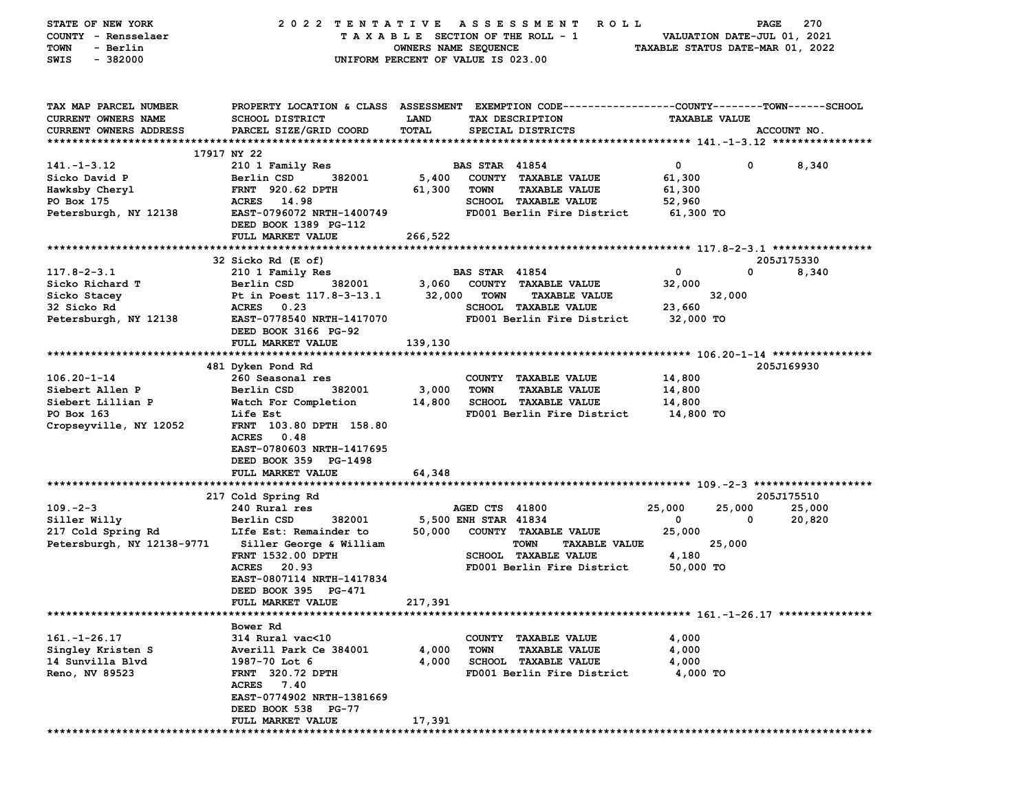STATE OF NEW YORK — 2022 TENTATIVE ASSESSMENT ROLL
COUNTY - Rensselaer — TAXABLE SECTION OF THE ROLL - 1 — VALUATION DATE-JUL 01, 2021
TOWN - Berlin — OWNERS NAME SEQUENCE — TAXABLE STATUS DATE-MAR 01, 2022
SWIS - 382000 — UNIFORM PERCENT OF VALUE IS 023.00

| TAX MAP PARCEL NUMBER / CURRENT OWNERS NAME / CURRENT OWNERS ADDRESS | PROPERTY LOCATION & CLASS / SCHOOL DISTRICT / PARCEL SIZE/GRID COORD | ASSESSMENT LAND / TOTAL | EXEMPTION CODE / TAX DESCRIPTION / SPECIAL DISTRICTS | COUNTY | TOWN | SCHOOL / ACCOUNT NO. |
|---|---|---|---|---|---|---|
| **141.-1-3.12** | 17917 NY 22 | | | | | |
| 141.-1-3.12 | 210 1 Family Res | | BAS STAR 41854 | 0 | 0 | 8,340 |
| Sicko David P | Berlin CSD 382001 | 5,400 | COUNTY TAXABLE VALUE | 61,300 | | |
| Hawksby Cheryl | FRNT 920.62 DPTH | 61,300 | TOWN TAXABLE VALUE | 61,300 | | |
| PO Box 175 | ACRES 14.98 | | SCHOOL TAXABLE VALUE | 52,960 | | |
| Petersburgh, NY 12138 | EAST-0796072 NRTH-1400749 | | FD001 Berlin Fire District | 61,300 TO | | |
| | DEED BOOK 1389 PG-112 | | | | | |
| | FULL MARKET VALUE | 266,522 | | | | |
| **117.8-2-3.1** | 32 Sicko Rd (E of) | | | | | 205J175330 |
| 117.8-2-3.1 | 210 1 Family Res | | BAS STAR 41854 | 0 | 0 | 8,340 |
| Sicko Richard T | Berlin CSD 382001 | 3,060 | COUNTY TAXABLE VALUE | 32,000 | | |
| Sicko Stacey | Pt in Poest 117.8-3-13.1 | 32,000 | TOWN TAXABLE VALUE | | 32,000 | |
| 32 Sicko Rd | ACRES 0.23 | | SCHOOL TAXABLE VALUE | 23,660 | | |
| Petersburgh, NY 12138 | EAST-0778540 NRTH-1417070 | | FD001 Berlin Fire District | 32,000 TO | | |
| | DEED BOOK 3166 PG-92 | | | | | |
| | FULL MARKET VALUE | 139,130 | | | | |
| **106.20-1-14** | 481 Dyken Pond Rd | | | | | 205J169930 |
| 106.20-1-14 | 260 Seasonal res | | COUNTY TAXABLE VALUE | 14,800 | | |
| Siebert Allen P | Berlin CSD 382001 | 3,000 | TOWN TAXABLE VALUE | 14,800 | | |
| Siebert Lillian P | Watch For Completion | 14,800 | SCHOOL TAXABLE VALUE | 14,800 | | |
| PO Box 163 | Life Est | | FD001 Berlin Fire District | 14,800 TO | | |
| Cropseyville, NY 12052 | FRNT 103.80 DPTH 158.80 | | | | | |
| | ACRES 0.48 | | | | | |
| | EAST-0780603 NRTH-1417695 | | | | | |
| | DEED BOOK 359 PG-1498 | | | | | |
| | FULL MARKET VALUE | 64,348 | | | | |
| **109.-2-3** | 217 Cold Spring Rd | | | | | 205J175510 |
| 109.-2-3 | 240 Rural res | | AGED CTS 41800 | 25,000 | 25,000 | 25,000 |
| Siller Willy | Berlin CSD 382001 | 5,500 | ENH STAR 41834 | 0 | 0 | 20,820 |
| 217 Cold Spring Rd | LIfe Est: Remainder to | 50,000 | COUNTY TAXABLE VALUE | 25,000 | | |
| Petersburgh, NY 12138-9771 | Siller George & William | | TOWN TAXABLE VALUE | | 25,000 | |
| | FRNT 1532.00 DPTH | | SCHOOL TAXABLE VALUE | 4,180 | | |
| | ACRES 20.93 | | FD001 Berlin Fire District | 50,000 TO | | |
| | EAST-0807114 NRTH-1417834 | | | | | |
| | DEED BOOK 395 PG-471 | | | | | |
| | FULL MARKET VALUE | 217,391 | | | | |
| **161.-1-26.17** | Bower Rd | | | | | |
| 161.-1-26.17 | 314 Rural vac<10 | | COUNTY TAXABLE VALUE | 4,000 | | |
| Singley Kristen S | Averill Park Ce 384001 | 4,000 | TOWN TAXABLE VALUE | 4,000 | | |
| 14 Sunvilla Blvd | 1987-70 Lot 6 | 4,000 | SCHOOL TAXABLE VALUE | 4,000 | | |
| Reno, NV 89523 | FRNT 320.72 DPTH | | FD001 Berlin Fire District | 4,000 TO | | |
| | ACRES 7.40 | | | | | |
| | EAST-0774902 NRTH-1381669 | | | | | |
| | DEED BOOK 538 PG-77 | | | | | |
| | FULL MARKET VALUE | 17,391 | | | | |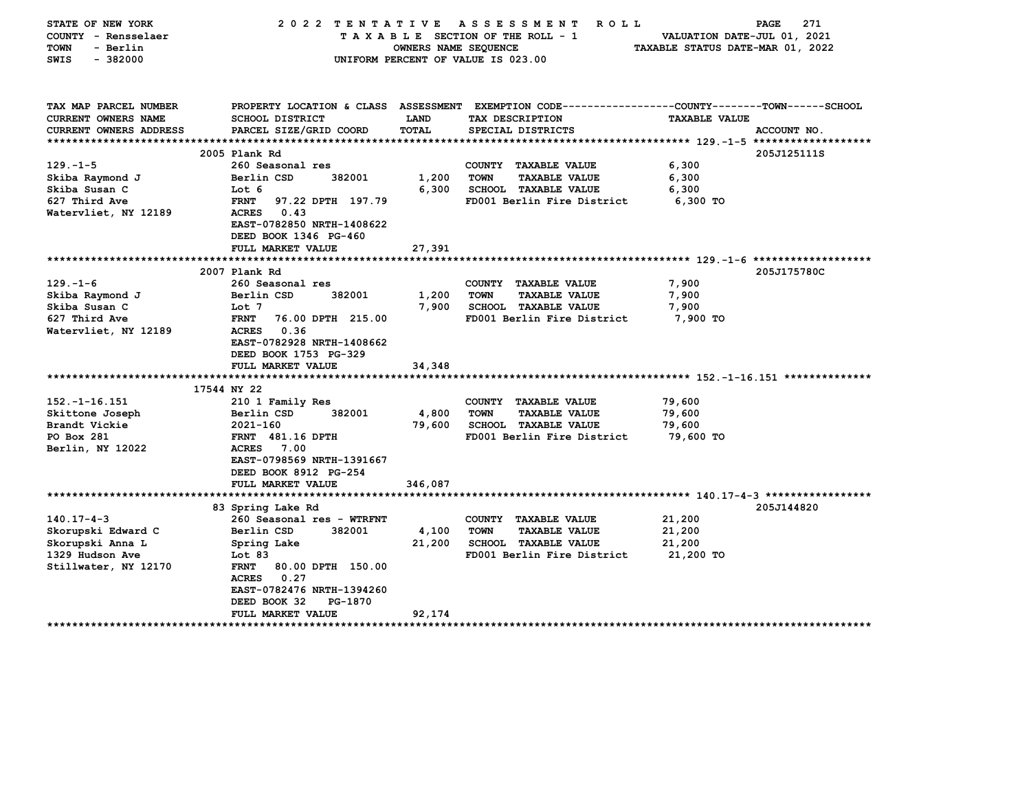STATE OF NEW YORK — 2022 TENTATIVE ASSESSMENT ROLL
COUNTY - Rensselaer — TAXABLE SECTION OF THE ROLL - 1 — VALUATION DATE-JUL 01, 2021
TOWN - Berlin — OWNERS NAME SEQUENCE — TAXABLE STATUS DATE-MAR 01, 2022
SWIS - 382000 — UNIFORM PERCENT OF VALUE IS 023.00

| TAX MAP PARCEL NUMBER / CURRENT OWNERS NAME / CURRENT OWNERS ADDRESS | PROPERTY LOCATION & CLASS / SCHOOL DISTRICT / PARCEL SIZE/GRID COORD | ASSESSMENT LAND / TOTAL | EXEMPTION CODE / TAX DESCRIPTION / SPECIAL DISTRICTS | TAXABLE VALUE (COUNTY / TOWN / SCHOOL) | ACCOUNT NO. |
|---|---|---|---|---|---|
| **129.-1-5** | 2005 Plank Rd | | | | 205J125111S |
| 129.-1-5 | 260 Seasonal res | | COUNTY TAXABLE VALUE | 6,300 | |
| Skiba Raymond J | Berlin CSD 382001 | 1,200 | TOWN TAXABLE VALUE | 6,300 | |
| Skiba Susan C | Lot 6 | 6,300 | SCHOOL TAXABLE VALUE | 6,300 | |
| 627 Third Ave | FRNT 97.22 DPTH 197.79 | | FD001 Berlin Fire District | 6,300 TO | |
| Watervliet, NY 12189 | ACRES 0.43 | | | | |
| | EAST-0782850 NRTH-1408622 | | | | |
| | DEED BOOK 1346 PG-460 | | | | |
| | FULL MARKET VALUE | 27,391 | | | |
| **129.-1-6** | 2007 Plank Rd | | | | 205J175780C |
| 129.-1-6 | 260 Seasonal res | | COUNTY TAXABLE VALUE | 7,900 | |
| Skiba Raymond J | Berlin CSD 382001 | 1,200 | TOWN TAXABLE VALUE | 7,900 | |
| Skiba Susan C | Lot 7 | 7,900 | SCHOOL TAXABLE VALUE | 7,900 | |
| 627 Third Ave | FRNT 76.00 DPTH 215.00 | | FD001 Berlin Fire District | 7,900 TO | |
| Watervliet, NY 12189 | ACRES 0.36 | | | | |
| | EAST-0782928 NRTH-1408662 | | | | |
| | DEED BOOK 1753 PG-329 | | | | |
| | FULL MARKET VALUE | 34,348 | | | |
| **152.-1-16.151** | 17544 NY 22 | | | | |
| 152.-1-16.151 | 210 1 Family Res | | COUNTY TAXABLE VALUE | 79,600 | |
| Skittone Joseph | Berlin CSD 382001 | 4,800 | TOWN TAXABLE VALUE | 79,600 | |
| Brandt Vickie | 2021-160 | 79,600 | SCHOOL TAXABLE VALUE | 79,600 | |
| PO Box 281 | FRNT 481.16 DPTH | | FD001 Berlin Fire District | 79,600 TO | |
| Berlin, NY 12022 | ACRES 7.00 | | | | |
| | EAST-0798569 NRTH-1391667 | | | | |
| | DEED BOOK 8912 PG-254 | | | | |
| | FULL MARKET VALUE | 346,087 | | | |
| **140.17-4-3** | 83 Spring Lake Rd | | | | 205J144820 |
| 140.17-4-3 | 260 Seasonal res - WTRFNT | | COUNTY TAXABLE VALUE | 21,200 | |
| Skorupski Edward C | Berlin CSD 382001 | 4,100 | TOWN TAXABLE VALUE | 21,200 | |
| Skorupski Anna L | Spring Lake | 21,200 | SCHOOL TAXABLE VALUE | 21,200 | |
| 1329 Hudson Ave | Lot 83 | | FD001 Berlin Fire District | 21,200 TO | |
| Stillwater, NY 12170 | FRNT 80.00 DPTH 150.00 | | | | |
| | ACRES 0.27 | | | | |
| | EAST-0782476 NRTH-1394260 | | | | |
| | DEED BOOK 32 PG-1870 | | | | |
| | FULL MARKET VALUE | 92,174 | | | |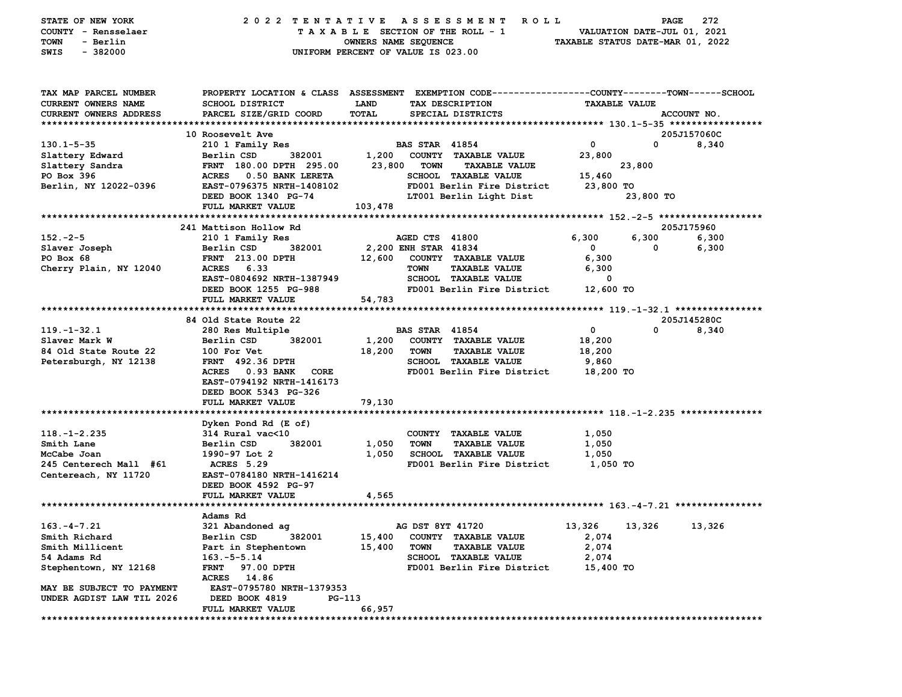STATE OF NEW YORK — 2022 TENTATIVE ASSESSMENT ROLL
COUNTY - Rensselaer — TAXABLE SECTION OF THE ROLL - 1 — VALUATION DATE-JUL 01, 2021
TOWN - Berlin — OWNERS NAME SEQUENCE — TAXABLE STATUS DATE-MAR 01, 2022
SWIS - 382000 — UNIFORM PERCENT OF VALUE IS 023.00

| TAX MAP PARCEL NUMBER / CURRENT OWNERS NAME / CURRENT OWNERS ADDRESS | PROPERTY LOCATION & CLASS / SCHOOL DISTRICT / PARCEL SIZE/GRID COORD | ASSESSMENT LAND / TOTAL | EXEMPTION CODE / TAX DESCRIPTION / SPECIAL DISTRICTS | COUNTY | TOWN | SCHOOL / ACCOUNT NO. |
|---|---|---|---|---|---|---|
| **130.1-5-35** | 10 Roosevelt Ave | | | | | 205J157060C |
| 130.1-5-35 | 210 1 Family Res | | BAS STAR 41854 | 0 | 0 | 8,340 |
| Slattery Edward | Berlin CSD 382001 | 1,200 | COUNTY TAXABLE VALUE | 23,800 | | |
| Slattery Sandra | FRNT 180.00 DPTH 295.00 | 23,800 | TOWN TAXABLE VALUE | | 23,800 | |
| PO Box 396 | ACRES 0.50 BANK LERETA | | SCHOOL TAXABLE VALUE | | | 15,460 |
| Berlin, NY 12022-0396 | EAST-0796375 NRTH-1408102 | | FD001 Berlin Fire District | 23,800 TO | | |
| | DEED BOOK 1340 PG-74 | | LT001 Berlin Light Dist | | 23,800 TO | |
| | FULL MARKET VALUE | 103,478 | | | | |
| **152.-2-5** | 241 Mattison Hollow Rd | | | | | 205J175960 |
| 152.-2-5 | 210 1 Family Res | | AGED CTS 41800 | 6,300 | 6,300 | 6,300 |
| Slaver Joseph | Berlin CSD 382001 | 2,200 | ENH STAR 41834 | 0 | 0 | 6,300 |
| PO Box 68 | FRNT 213.00 DPTH | 12,600 | COUNTY TAXABLE VALUE | 6,300 | | |
| Cherry Plain, NY 12040 | ACRES 6.33 | | TOWN TAXABLE VALUE | 6,300 | | |
| | EAST-0804692 NRTH-1387949 | | SCHOOL TAXABLE VALUE | 0 | | |
| | DEED BOOK 1255 PG-988 | | FD001 Berlin Fire District | 12,600 TO | | |
| | FULL MARKET VALUE | 54,783 | | | | |
| **119.-1-32.1** | 84 Old State Route 22 | | | | | 205J145280C |
| 119.-1-32.1 | 280 Res Multiple | | BAS STAR 41854 | 0 | 0 | 8,340 |
| Slaver Mark W | Berlin CSD 382001 | 1,200 | COUNTY TAXABLE VALUE | 18,200 | | |
| 84 Old State Route 22 | 100 For Vet | 18,200 | TOWN TAXABLE VALUE | 18,200 | | |
| Petersburgh, NY 12138 | FRNT 492.36 DPTH | | SCHOOL TAXABLE VALUE | 9,860 | | |
| | ACRES 0.93 BANK CORE | | FD001 Berlin Fire District | 18,200 TO | | |
| | EAST-0794192 NRTH-1416173 | | | | | |
| | DEED BOOK 5343 PG-326 | | | | | |
| | FULL MARKET VALUE | 79,130 | | | | |
| **118.-1-2.235** | Dyken Pond Rd (E of) | | | | | |
| 118.-1-2.235 | 314 Rural vac<10 | | COUNTY TAXABLE VALUE | 1,050 | | |
| Smith Lane | Berlin CSD 382001 | 1,050 | TOWN TAXABLE VALUE | 1,050 | | |
| McCabe Joan | 1990-97 Lot 2 | 1,050 | SCHOOL TAXABLE VALUE | 1,050 | | |
| 245 Centerech Mall #61 | ACRES 5.29 | | FD001 Berlin Fire District | 1,050 TO | | |
| Centereach, NY 11720 | EAST-0784180 NRTH-1416214 | | | | | |
| | DEED BOOK 4592 PG-97 | | | | | |
| | FULL MARKET VALUE | 4,565 | | | | |
| **163.-4-7.21** | Adams Rd | | | | | |
| 163.-4-7.21 | 321 Abandoned ag | | AG DST 8YT 41720 | 13,326 | 13,326 | 13,326 |
| Smith Richard | Berlin CSD 382001 | 15,400 | COUNTY TAXABLE VALUE | 2,074 | | |
| Smith Millicent | Part in Stephentown | 15,400 | TOWN TAXABLE VALUE | 2,074 | | |
| 54 Adams Rd | 163.-5-5.14 | | SCHOOL TAXABLE VALUE | 2,074 | | |
| Stephentown, NY 12168 | FRNT 97.00 DPTH | | FD001 Berlin Fire District | 15,400 TO | | |
| | ACRES 14.86 | | | | | |
| MAY BE SUBJECT TO PAYMENT | EAST-0795780 NRTH-1379353 | | | | | |
| UNDER AGDIST LAW TIL 2026 | DEED BOOK 4819 PG-113 | | | | | |
| | FULL MARKET VALUE | 66,957 | | | | |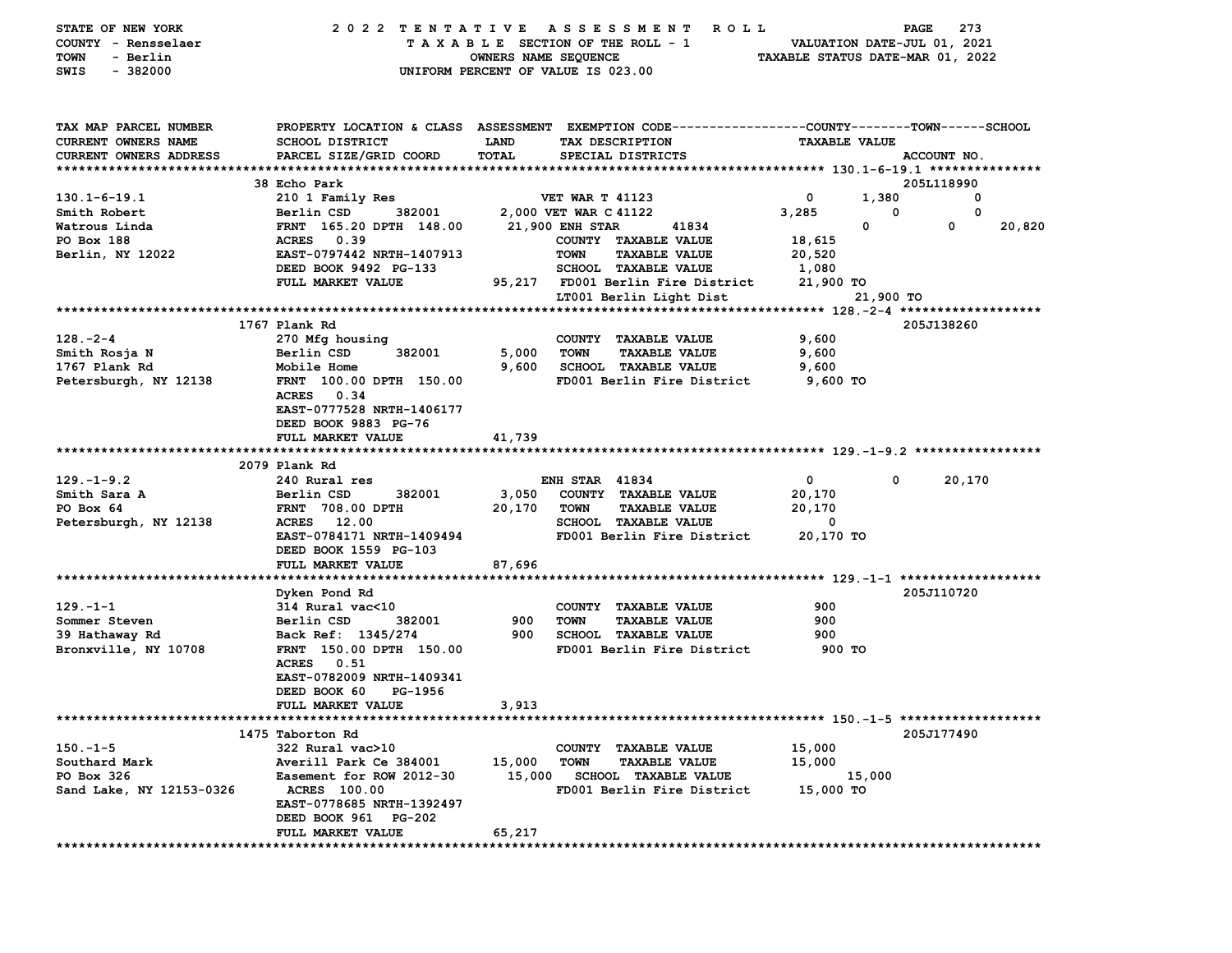STATE OF NEW YORK | COUNTY - Rensselaer | TOWN - Berlin | SWIS - 382000

2022 TENTATIVE ASSESSMENT ROLL
TAXABLE SECTION OF THE ROLL - 1
OWNERS NAME SEQUENCE
UNIFORM PERCENT OF VALUE IS 023.00

VALUATION DATE-JUL 01, 2021
TAXABLE STATUS DATE-MAR 01, 2022

| TAX MAP PARCEL NUMBER / CURRENT OWNERS NAME / CURRENT OWNERS ADDRESS | PROPERTY LOCATION & CLASS / SCHOOL DISTRICT / PARCEL SIZE/GRID COORD | ASSESSMENT LAND / TOTAL | EXEMPTION CODE / TAX DESCRIPTION / SPECIAL DISTRICTS | COUNTY TAXABLE VALUE | TOWN | SCHOOL | ACCOUNT NO. |
|---|---|---|---|---|---|---|---|
| **130.1-6-19.1** | 38 Echo Park | | | | | | 205L118990 |
| 130.1-6-19.1 | 210 1 Family Res | | VET WAR T 41123 | 0 | 1,380 | 0 | |
| Smith Robert | Berlin CSD 382001 | 2,000 | VET WAR C 41122 | 3,285 | 0 | 0 | |
| Watrous Linda | FRNT 165.20 DPTH 148.00 | 21,900 | ENH STAR 41834 | 0 | 0 | 20,820 | |
| PO Box 188 | ACRES 0.39 | | COUNTY TAXABLE VALUE | 18,615 | | | |
| Berlin, NY 12022 | EAST-0797442 NRTH-1407913 | | TOWN TAXABLE VALUE | 20,520 | | | |
| | DEED BOOK 9492 PG-133 | | SCHOOL TAXABLE VALUE | 1,080 | | | |
| | FULL MARKET VALUE | 95,217 | FD001 Berlin Fire District | 21,900 TO | | | |
| | | | LT001 Berlin Light Dist | 21,900 TO | | | |
| **128.-2-4** | 1767 Plank Rd | | | | | | 205J138260 |
| 128.-2-4 | 270 Mfg housing | | COUNTY TAXABLE VALUE | 9,600 | | | |
| Smith Rosja N | Berlin CSD 382001 | 5,000 | TOWN TAXABLE VALUE | 9,600 | | | |
| 1767 Plank Rd | Mobile Home | 9,600 | SCHOOL TAXABLE VALUE | 9,600 | | | |
| Petersburgh, NY 12138 | FRNT 100.00 DPTH 150.00 | | FD001 Berlin Fire District | 9,600 TO | | | |
| | ACRES 0.34 | | | | | | |
| | EAST-0777528 NRTH-1406177 | | | | | | |
| | DEED BOOK 9883 PG-76 | | | | | | |
| | FULL MARKET VALUE | 41,739 | | | | | |
| **129.-1-9.2** | 2079 Plank Rd | | | | | | |
| 129.-1-9.2 | 240 Rural res | | ENH STAR 41834 | 0 | 0 | 20,170 | |
| Smith Sara A | Berlin CSD 382001 | 3,050 | COUNTY TAXABLE VALUE | 20,170 | | | |
| PO Box 64 | FRNT 708.00 DPTH | 20,170 | TOWN TAXABLE VALUE | 20,170 | | | |
| Petersburgh, NY 12138 | ACRES 12.00 | | SCHOOL TAXABLE VALUE | 0 | | | |
| | EAST-0784171 NRTH-1409494 | | FD001 Berlin Fire District | 20,170 TO | | | |
| | DEED BOOK 1559 PG-103 | | | | | | |
| | FULL MARKET VALUE | 87,696 | | | | | |
| **129.-1-1** | Dyken Pond Rd | | | | | | 205J110720 |
| 129.-1-1 | 314 Rural vac<10 | | COUNTY TAXABLE VALUE | 900 | | | |
| Sommer Steven | Berlin CSD 382001 | 900 | TOWN TAXABLE VALUE | 900 | | | |
| 39 Hathaway Rd | Back Ref: 1345/274 | 900 | SCHOOL TAXABLE VALUE | 900 | | | |
| Bronxville, NY 10708 | FRNT 150.00 DPTH 150.00 | | FD001 Berlin Fire District | 900 TO | | | |
| | ACRES 0.51 | | | | | | |
| | EAST-0782009 NRTH-1409341 | | | | | | |
| | DEED BOOK 60 PG-1956 | | | | | | |
| | FULL MARKET VALUE | 3,913 | | | | | |
| **150.-1-5** | 1475 Taborton Rd | | | | | | 205J177490 |
| 150.-1-5 | 322 Rural vac>10 | | COUNTY TAXABLE VALUE | 15,000 | | | |
| Southard Mark | Averill Park Ce 384001 | 15,000 | TOWN TAXABLE VALUE | 15,000 | | | |
| PO Box 326 | Easement for ROW 2012-30 | 15,000 | SCHOOL TAXABLE VALUE | 15,000 | | | |
| Sand Lake, NY 12153-0326 | ACRES 100.00 | | FD001 Berlin Fire District | 15,000 TO | | | |
| | EAST-0778685 NRTH-1392497 | | | | | | |
| | DEED BOOK 961 PG-202 | | | | | | |
| | FULL MARKET VALUE | 65,217 | | | | | |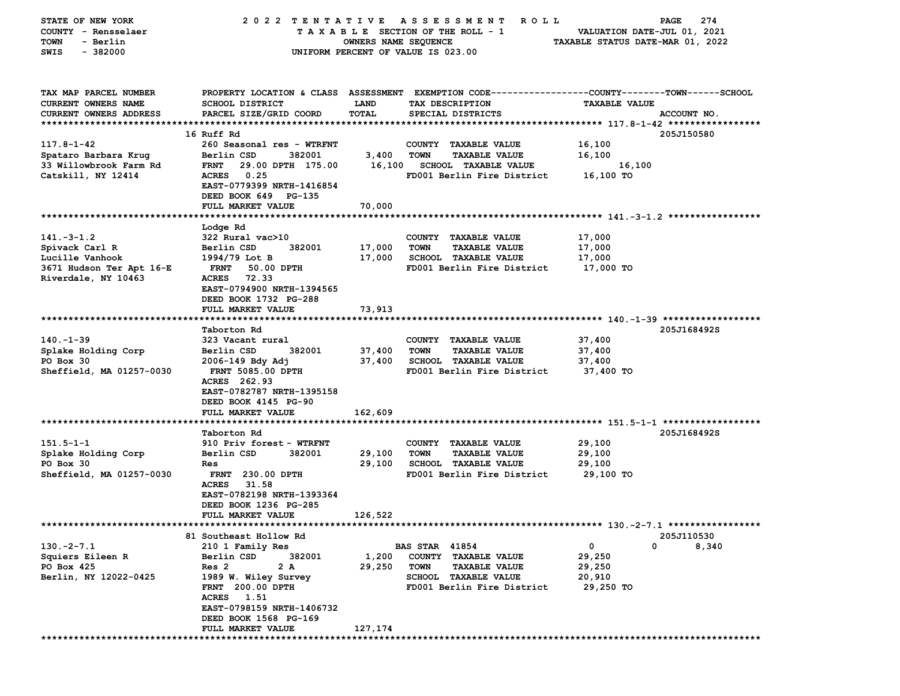STATE OF NEW YORK — 2022 TENTATIVE ASSESSMENT ROLL
COUNTY - Rensselaer — TAXABLE SECTION OF THE ROLL - 1 — VALUATION DATE-JUL 01, 2021
TOWN - Berlin — OWNERS NAME SEQUENCE — TAXABLE STATUS DATE-MAR 01, 2022
SWIS - 382000 — UNIFORM PERCENT OF VALUE IS 023.00

| TAX MAP PARCEL NUMBER / CURRENT OWNERS NAME / CURRENT OWNERS ADDRESS | PROPERTY LOCATION & CLASS / SCHOOL DISTRICT / PARCEL SIZE/GRID COORD | ASSESSMENT LAND / TOTAL | EXEMPTION CODE / TAX DESCRIPTION / SPECIAL DISTRICTS | COUNTY | TOWN | SCHOOL / TAXABLE VALUE | ACCOUNT NO. |
|---|---|---|---|---|---|---|---|
| **117.8-1-42** | 16 Ruff Rd | | | | | | 205J150580 |
| 117.8-1-42 | 260 Seasonal res - WTRFNT | | COUNTY TAXABLE VALUE | 16,100 | | | |
| Spataro Barbara Krug | Berlin CSD 382001 | 3,400 | TOWN TAXABLE VALUE | | 16,100 | | |
| 33 Willowbrook Farm Rd | FRNT 29.00 DPTH 175.00 | 16,100 | SCHOOL TAXABLE VALUE | | | 16,100 | |
| Catskill, NY 12414 | ACRES 0.25 | | FD001 Berlin Fire District | 16,100 TO | | | |
| | EAST-0779399 NRTH-1416854 | | | | | | |
| | DEED BOOK 649 PG-135 | | | | | | |
| | FULL MARKET VALUE | 70,000 | | | | | |
| **141.-3-1.2** | Lodge Rd | | | | | | |
| 141.-3-1.2 | 322 Rural vac>10 | | COUNTY TAXABLE VALUE | 17,000 | | | |
| Spivack Carl R | Berlin CSD 382001 | 17,000 | TOWN TAXABLE VALUE | | 17,000 | | |
| Lucille Vanhook | 1994/79 Lot B | 17,000 | SCHOOL TAXABLE VALUE | | | 17,000 | |
| 3671 Hudson Ter Apt 16-E | FRNT 50.00 DPTH | | FD001 Berlin Fire District | 17,000 TO | | | |
| Riverdale, NY 10463 | ACRES 72.33 | | | | | | |
| | EAST-0794900 NRTH-1394565 | | | | | | |
| | DEED BOOK 1732 PG-288 | | | | | | |
| | FULL MARKET VALUE | 73,913 | | | | | |
| **140.-1-39** | Taborton Rd | | | | | | 205J168492S |
| 140.-1-39 | 323 Vacant rural | | COUNTY TAXABLE VALUE | 37,400 | | | |
| Splake Holding Corp | Berlin CSD 382001 | 37,400 | TOWN TAXABLE VALUE | | 37,400 | | |
| PO Box 30 | 2006-149 Bdy Adj | 37,400 | SCHOOL TAXABLE VALUE | | | 37,400 | |
| Sheffield, MA 01257-0030 | FRNT 5085.00 DPTH | | FD001 Berlin Fire District | 37,400 TO | | | |
| | ACRES 262.93 | | | | | | |
| | EAST-0782787 NRTH-1395158 | | | | | | |
| | DEED BOOK 4145 PG-90 | | | | | | |
| | FULL MARKET VALUE | 162,609 | | | | | |
| **151.5-1-1** | Taborton Rd | | | | | | 205J168492S |
| 151.5-1-1 | 910 Priv forest - WTRFNT | | COUNTY TAXABLE VALUE | 29,100 | | | |
| Splake Holding Corp | Berlin CSD 382001 | 29,100 | TOWN TAXABLE VALUE | | 29,100 | | |
| PO Box 30 | Res | 29,100 | SCHOOL TAXABLE VALUE | | | 29,100 | |
| Sheffield, MA 01257-0030 | FRNT 230.00 DPTH | | FD001 Berlin Fire District | 29,100 TO | | | |
| | ACRES 31.58 | | | | | | |
| | EAST-0782198 NRTH-1393364 | | | | | | |
| | DEED BOOK 1236 PG-285 | | | | | | |
| | FULL MARKET VALUE | 126,522 | | | | | |
| **130.-2-7.1** | 81 Southeast Hollow Rd | | | | | | 205J110530 |
| 130.-2-7.1 | 210 1 Family Res | | BAS STAR 41854 | 0 | 0 | 8,340 | |
| Squiers Eileen R | Berlin CSD 382001 | 1,200 | COUNTY TAXABLE VALUE | 29,250 | | | |
| PO Box 425 | Res 2 2 A | 29,250 | TOWN TAXABLE VALUE | | 29,250 | | |
| Berlin, NY 12022-0425 | 1989 W. Wiley Survey | | SCHOOL TAXABLE VALUE | | | 20,910 | |
| | FRNT 200.00 DPTH | | FD001 Berlin Fire District | 29,250 TO | | | |
| | ACRES 1.51 | | | | | | |
| | EAST-0798159 NRTH-1406732 | | | | | | |
| | DEED BOOK 1568 PG-169 | | | | | | |
| | FULL MARKET VALUE | 127,174 | | | | | |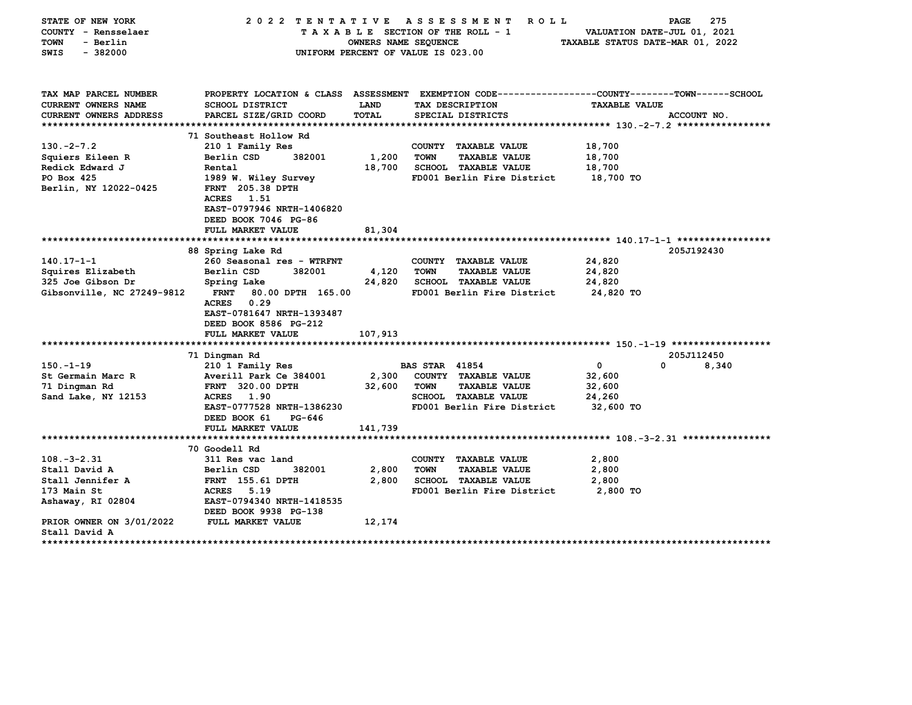STATE OF NEW YORK — 2022 TENTATIVE ASSESSMENT ROLL
COUNTY - Rensselaer — TAXABLE SECTION OF THE ROLL - 1 — VALUATION DATE-JUL 01, 2021
TOWN - Berlin — OWNERS NAME SEQUENCE — TAXABLE STATUS DATE-MAR 01, 2022
SWIS - 382000 — UNIFORM PERCENT OF VALUE IS 023.00

| TAX MAP PARCEL NUMBER / CURRENT OWNERS NAME / CURRENT OWNERS ADDRESS | PROPERTY LOCATION & CLASS / SCHOOL DISTRICT / PARCEL SIZE/GRID COORD | ASSESSMENT LAND | ASSESSMENT TOTAL | EXEMPTION CODE / TAX DESCRIPTION / SPECIAL DISTRICTS | COUNTY TAXABLE VALUE | TOWN | SCHOOL / ACCOUNT NO. |
|---|---|---|---|---|---|---|---|
| **130.-2-7.2** | 71 Southeast Hollow Rd | | | | | | |
| 130.-2-7.2 | 210 1 Family Res | | | COUNTY TAXABLE VALUE | 18,700 | | |
| Squiers Eileen R | Berlin CSD 382001 | 1,200 | | TOWN TAXABLE VALUE | 18,700 | | |
| Redick Edward J | Rental | | 18,700 | SCHOOL TAXABLE VALUE | 18,700 | | |
| PO Box 425 | 1989 W. Wiley Survey | | | FD001 Berlin Fire District | 18,700 TO | | |
| Berlin, NY 12022-0425 | FRNT 205.38 DPTH | | | | | | |
| | ACRES 1.51 | | | | | | |
| | EAST-0797946 NRTH-1406820 | | | | | | |
| | DEED BOOK 7046 PG-86 | | | | | | |
| | FULL MARKET VALUE | | 81,304 | | | | |
| **140.17-1-1** | 88 Spring Lake Rd | | | | | | 205J192430 |
| 140.17-1-1 | 260 Seasonal res - WTRFNT | | | COUNTY TAXABLE VALUE | 24,820 | | |
| Squires Elizabeth | Berlin CSD 382001 | 4,120 | | TOWN TAXABLE VALUE | 24,820 | | |
| 325 Joe Gibson Dr | Spring Lake | | 24,820 | SCHOOL TAXABLE VALUE | 24,820 | | |
| Gibsonville, NC 27249-9812 | FRNT 80.00 DPTH 165.00 | | | FD001 Berlin Fire District | 24,820 TO | | |
| | ACRES 0.29 | | | | | | |
| | EAST-0781647 NRTH-1393487 | | | | | | |
| | DEED BOOK 8586 PG-212 | | | | | | |
| | FULL MARKET VALUE | | 107,913 | | | | |
| **150.-1-19** | 71 Dingman Rd | | | | | | 205J112450 |
| 150.-1-19 | 210 1 Family Res | | | BAS STAR 41854 | 0 | 0 | 8,340 |
| St Germain Marc R | Averill Park Ce 384001 | 2,300 | | COUNTY TAXABLE VALUE | 32,600 | | |
| 71 Dingman Rd | FRNT 320.00 DPTH | | 32,600 | TOWN TAXABLE VALUE | 32,600 | | |
| Sand Lake, NY 12153 | ACRES 1.90 | | | SCHOOL TAXABLE VALUE | 24,260 | | |
| | EAST-0777528 NRTH-1386230 | | | FD001 Berlin Fire District | 32,600 TO | | |
| | DEED BOOK 61 PG-646 | | | | | | |
| | FULL MARKET VALUE | | 141,739 | | | | |
| **108.-3-2.31** | 70 Goodell Rd | | | | | | |
| 108.-3-2.31 | 311 Res vac land | | | COUNTY TAXABLE VALUE | 2,800 | | |
| Stall David A | Berlin CSD 382001 | 2,800 | | TOWN TAXABLE VALUE | 2,800 | | |
| Stall Jennifer A | FRNT 155.61 DPTH | | 2,800 | SCHOOL TAXABLE VALUE | 2,800 | | |
| 173 Main St | ACRES 5.19 | | | FD001 Berlin Fire District | 2,800 TO | | |
| Ashaway, RI 02804 | EAST-0794340 NRTH-1418535 | | | | | | |
| | DEED BOOK 9938 PG-138 | | | | | | |
| PRIOR OWNER ON 3/01/2022 | FULL MARKET VALUE | | 12,174 | | | | |
| Stall David A | | | | | | | |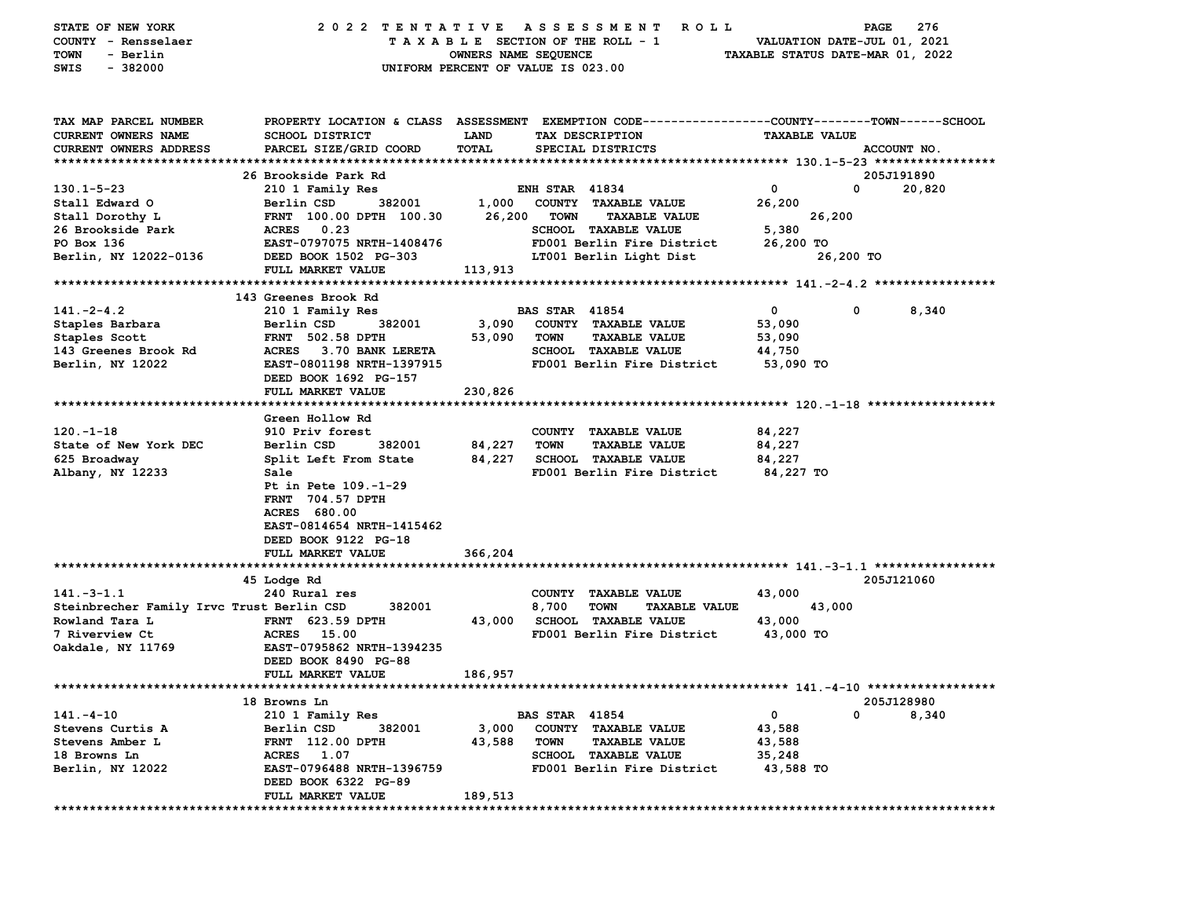STATE OF NEW YORK — 2022 TENTATIVE ASSESSMENT ROLL
COUNTY - Rensselaer — TAXABLE SECTION OF THE ROLL - 1 — VALUATION DATE-JUL 01, 2021
TOWN - Berlin — OWNERS NAME SEQUENCE — TAXABLE STATUS DATE-MAR 01, 2022
SWIS - 382000 — UNIFORM PERCENT OF VALUE IS 023.00

| TAX MAP PARCEL NUMBER / CURRENT OWNERS NAME / CURRENT OWNERS ADDRESS | PROPERTY LOCATION & CLASS / SCHOOL DISTRICT / PARCEL SIZE/GRID COORD | ASSESSMENT LAND / TOTAL | EXEMPTION CODE / TAX DESCRIPTION / SPECIAL DISTRICTS | COUNTY | TOWN | SCHOOL | ACCOUNT NO. |
|---|---|---|---|---|---|---|---|
| **130.1-5-23** | 26 Brookside Park Rd | | | | | | 205J191890 |
| 130.1-5-23 | 210 1 Family Res | | ENH STAR 41834 | 0 | 0 | 20,820 | |
| Stall Edward O | Berlin CSD 382001 | 1,000 | COUNTY TAXABLE VALUE | 26,200 | | | |
| Stall Dorothy L | FRNT 100.00 DPTH 100.30 | 26,200 | TOWN TAXABLE VALUE | | 26,200 | | |
| 26 Brookside Park | ACRES 0.23 | | SCHOOL TAXABLE VALUE | | | 5,380 | |
| PO Box 136 | EAST-0797075 NRTH-1408476 | | FD001 Berlin Fire District | 26,200 TO | | | |
| Berlin, NY 12022-0136 | DEED BOOK 1502 PG-303 | | LT001 Berlin Light Dist | 26,200 TO | | | |
| | FULL MARKET VALUE | 113,913 | | | | | |
| **141.-2-4.2** | 143 Greenes Brook Rd | | | | | | |
| 141.-2-4.2 | 210 1 Family Res | | BAS STAR 41854 | 0 | 0 | 8,340 | |
| Staples Barbara | Berlin CSD 382001 | 3,090 | COUNTY TAXABLE VALUE | 53,090 | | | |
| Staples Scott | FRNT 502.58 DPTH | 53,090 | TOWN TAXABLE VALUE | | 53,090 | | |
| 143 Greenes Brook Rd | ACRES 3.70 BANK LERETA | | SCHOOL TAXABLE VALUE | | | 44,750 | |
| Berlin, NY 12022 | EAST-0801198 NRTH-1397915 | | FD001 Berlin Fire District | 53,090 TO | | | |
| | DEED BOOK 1692 PG-157 | | | | | | |
| | FULL MARKET VALUE | 230,826 | | | | | |
| **120.-1-18** | Green Hollow Rd | | | | | | |
| 120.-1-18 | 910 Priv forest | | COUNTY TAXABLE VALUE | 84,227 | | | |
| State of New York DEC | Berlin CSD 382001 | 84,227 | TOWN TAXABLE VALUE | | 84,227 | | |
| 625 Broadway | Split Left From State | 84,227 | SCHOOL TAXABLE VALUE | | | 84,227 | |
| Albany, NY 12233 | Sale | | FD001 Berlin Fire District | 84,227 TO | | | |
| | Pt in Pete 109.-1-29 | | | | | | |
| | FRNT 704.57 DPTH | | | | | | |
| | ACRES 680.00 | | | | | | |
| | EAST-0814654 NRTH-1415462 | | | | | | |
| | DEED BOOK 9122 PG-18 | | | | | | |
| | FULL MARKET VALUE | 366,204 | | | | | |
| **141.-3-1.1** | 45 Lodge Rd | | | | | | 205J121060 |
| 141.-3-1.1 | 240 Rural res | | COUNTY TAXABLE VALUE | 43,000 | | | |
| Steinbrecher Family Irvc Trust | Berlin CSD 382001 | 8,700 | TOWN TAXABLE VALUE | | 43,000 | | |
| Rowland Tara L | FRNT 623.59 DPTH | 43,000 | SCHOOL TAXABLE VALUE | | | 43,000 | |
| 7 Riverview Ct | ACRES 15.00 | | FD001 Berlin Fire District | 43,000 TO | | | |
| Oakdale, NY 11769 | EAST-0795862 NRTH-1394235 | | | | | | |
| | DEED BOOK 8490 PG-88 | | | | | | |
| | FULL MARKET VALUE | 186,957 | | | | | |
| **141.-4-10** | 18 Browns Ln | | | | | | 205J128980 |
| 141.-4-10 | 210 1 Family Res | | BAS STAR 41854 | 0 | 0 | 8,340 | |
| Stevens Curtis A | Berlin CSD 382001 | 3,000 | COUNTY TAXABLE VALUE | 43,588 | | | |
| Stevens Amber L | FRNT 112.00 DPTH | 43,588 | TOWN TAXABLE VALUE | | 43,588 | | |
| 18 Browns Ln | ACRES 1.07 | | SCHOOL TAXABLE VALUE | | | 35,248 | |
| Berlin, NY 12022 | EAST-0796488 NRTH-1396759 | | FD001 Berlin Fire District | 43,588 TO | | | |
| | DEED BOOK 6322 PG-89 | | | | | | |
| | FULL MARKET VALUE | 189,513 | | | | | |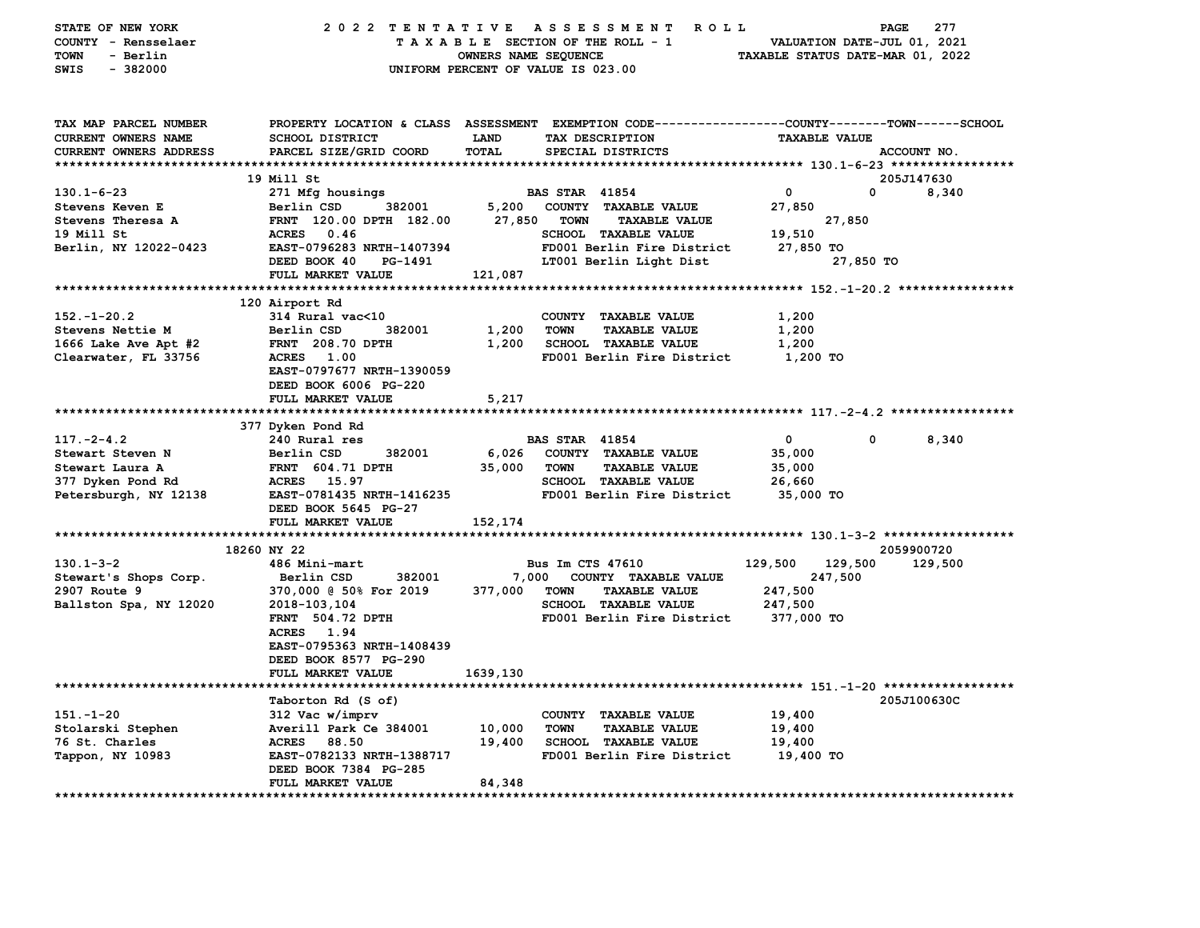STATE OF NEW YORK
COUNTY - Rensselaer
TOWN - Berlin
SWIS - 382000

# 2022 TENTATIVE ASSESSMENT ROLL

TAXABLE SECTION OF THE ROLL - 1
OWNERS NAME SEQUENCE
UNIFORM PERCENT OF VALUE IS 023.00

VALUATION DATE-JUL 01, 2021
TAXABLE STATUS DATE-MAR 01, 2022

| TAX MAP PARCEL NUMBER / CURRENT OWNERS NAME / CURRENT OWNERS ADDRESS | PROPERTY LOCATION & CLASS / SCHOOL DISTRICT / PARCEL SIZE/GRID COORD | ASSESSMENT LAND / TOTAL | EXEMPTION CODE / TAX DESCRIPTION / SPECIAL DISTRICTS | COUNTY | TOWN | SCHOOL / ACCOUNT NO. |
|---|---|---|---|---|---|---|
| **130.1-6-23** | 19 Mill St | | | | | 205J147630 |
| 130.1-6-23 | 271 Mfg housings | | BAS STAR 41854 | 0 | 0 | 8,340 |
| Stevens Keven E | Berlin CSD 382001 | 5,200 | COUNTY TAXABLE VALUE | 27,850 | | |
| Stevens Theresa A | FRNT 120.00 DPTH 182.00 | 27,850 | TOWN TAXABLE VALUE | | 27,850 | |
| 19 Mill St | ACRES 0.46 | | SCHOOL TAXABLE VALUE | | | 19,510 |
| Berlin, NY 12022-0423 | EAST-0796283 NRTH-1407394 | | FD001 Berlin Fire District | 27,850 TO | | |
| | DEED BOOK 40 PG-1491 | | LT001 Berlin Light Dist | 27,850 TO | | |
| | FULL MARKET VALUE | 121,087 | | | | |
| **152.-1-20.2** | 120 Airport Rd | | | | | |
| 152.-1-20.2 | 314 Rural vac<10 | | COUNTY TAXABLE VALUE | 1,200 | | |
| Stevens Nettie M | Berlin CSD 382001 | 1,200 | TOWN TAXABLE VALUE | | 1,200 | |
| 1666 Lake Ave Apt #2 | FRNT 208.70 DPTH | 1,200 | SCHOOL TAXABLE VALUE | | | 1,200 |
| Clearwater, FL 33756 | ACRES 1.00 | | FD001 Berlin Fire District | 1,200 TO | | |
| | EAST-0797677 NRTH-1390059 | | | | | |
| | DEED BOOK 6006 PG-220 | | | | | |
| | FULL MARKET VALUE | 5,217 | | | | |
| **117.-2-4.2** | 377 Dyken Pond Rd | | | | | |
| 117.-2-4.2 | 240 Rural res | | BAS STAR 41854 | 0 | 0 | 8,340 |
| Stewart Steven N | Berlin CSD 382001 | 6,026 | COUNTY TAXABLE VALUE | 35,000 | | |
| Stewart Laura A | FRNT 604.71 DPTH | 35,000 | TOWN TAXABLE VALUE | | 35,000 | |
| 377 Dyken Pond Rd | ACRES 15.97 | | SCHOOL TAXABLE VALUE | | | 26,660 |
| Petersburgh, NY 12138 | EAST-0781435 NRTH-1416235 | | FD001 Berlin Fire District | 35,000 TO | | |
| | DEED BOOK 5645 PG-27 | | | | | |
| | FULL MARKET VALUE | 152,174 | | | | |
| **130.1-3-2** | 18260 NY 22 | | | | | 2059900720 |
| 130.1-3-2 | 486 Mini-mart | | Bus Im CTS 47610 | 129,500 | 129,500 | 129,500 |
| Stewart's Shops Corp. | Berlin CSD 382001 | 7,000 | COUNTY TAXABLE VALUE | 247,500 | | |
| 2907 Route 9 | 370,000 @ 50% For 2019 | 377,000 | TOWN TAXABLE VALUE | | 247,500 | |
| Ballston Spa, NY 12020 | 2018-103,104 | | SCHOOL TAXABLE VALUE | | | 247,500 |
| | FRNT 504.72 DPTH | | FD001 Berlin Fire District | 377,000 TO | | |
| | ACRES 1.94 | | | | | |
| | EAST-0795363 NRTH-1408439 | | | | | |
| | DEED BOOK 8577 PG-290 | | | | | |
| | FULL MARKET VALUE | 1639,130 | | | | |
| **151.-1-20** | Taborton Rd (S of) | | | | | 205J100630C |
| 151.-1-20 | 312 Vac w/imprv | | COUNTY TAXABLE VALUE | 19,400 | | |
| Stolarski Stephen | Averill Park Ce 384001 | 10,000 | TOWN TAXABLE VALUE | | 19,400 | |
| 76 St. Charles | ACRES 88.50 | 19,400 | SCHOOL TAXABLE VALUE | | | 19,400 |
| Tappon, NY 10983 | EAST-0782133 NRTH-1388717 | | FD001 Berlin Fire District | 19,400 TO | | |
| | DEED BOOK 7384 PG-285 | | | | | |
| | FULL MARKET VALUE | 84,348 | | | | |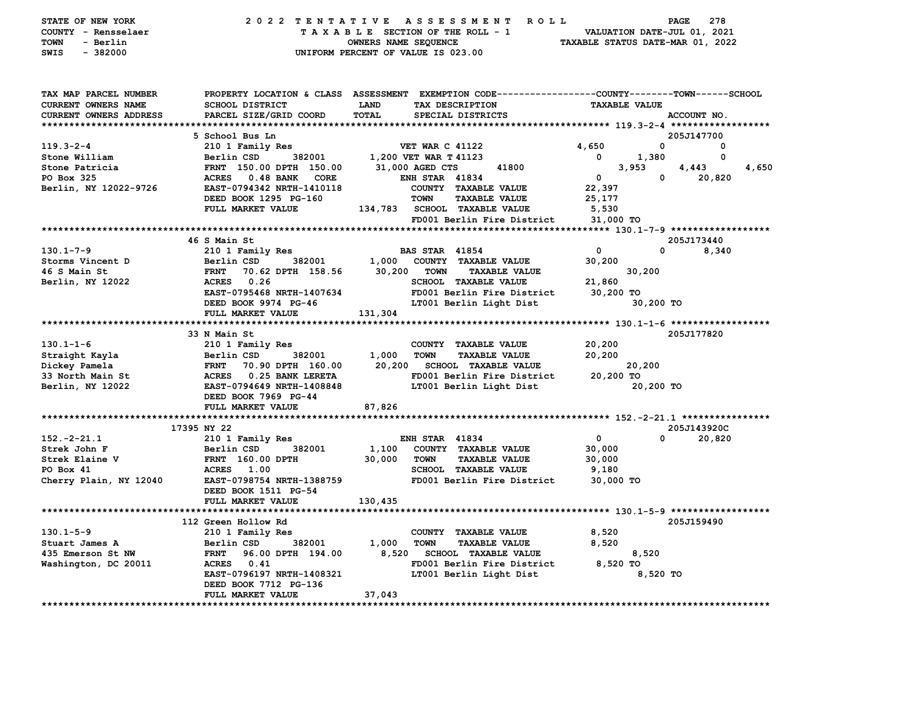STATE OF NEW YORK — 2022 TENTATIVE ASSESSMENT ROLL

COUNTY - Rensselaer — TAXABLE SECTION OF THE ROLL - 1 — VALUATION DATE-JUL 01, 2021

TOWN - Berlin — OWNERS NAME SEQUENCE — TAXABLE STATUS DATE-MAR 01, 2022

SWIS - 382000 — UNIFORM PERCENT OF VALUE IS 023.00

```
TAX MAP PARCEL NUMBER        PROPERTY LOCATION & CLASS  ASSESSMENT  EXEMPTION CODE------------------COUNTY--------TOWN------SCHOOL
CURRENT OWNERS NAME          SCHOOL DISTRICT              LAND      TAX DESCRIPTION                 TAXABLE VALUE
CURRENT OWNERS ADDRESS       PARCEL SIZE/GRID COORD       TOTAL     SPECIAL DISTRICTS                                  ACCOUNT NO.
******************************************************************************************************* 119.3-2-4 ******************
                             5 School Bus Ln                                                                          205J147700
119.3-2-4                    210 1 Family Res                  VET WAR C 41122                  4,650           0            0
Stone William                Berlin CSD      382001      1,200 VET WAR T 41123                      0       1,380            0
Stone Patricia               FRNT 150.00 DPTH 150.00    31,000 AGED CTS        41800                3,953       4,443        4,650
PO Box 325                   ACRES   0.48 BANK   CORE          ENH STAR  41834                      0           0       20,820
Berlin, NY 12022-9726        EAST-0794342 NRTH-1410118          COUNTY  TAXABLE VALUE          22,397
                             DEED BOOK 1295 PG-160              TOWN    TAXABLE VALUE          25,177
                             FULL MARKET VALUE         134,783  SCHOOL  TAXABLE VALUE           5,530
                                                                FD001 Berlin Fire District     31,000 TO
******************************************************************************************************* 130.1-7-9 ******************
                             46 S Main St                                                                             205J173440
130.1-7-9                    210 1 Family Res                  BAS STAR  41854                      0           0        8,340
Storms Vincent D             Berlin CSD      382001      1,000   COUNTY  TAXABLE VALUE         30,200
46 S Main St                 FRNT  70.62 DPTH 158.56    30,200   TOWN    TAXABLE VALUE         30,200
Berlin, NY 12022             ACRES   0.26                        SCHOOL  TAXABLE VALUE         21,860
                             EAST-0795468 NRTH-1407634           FD001 Berlin Fire District    30,200 TO
                             DEED BOOK 9974 PG-46                LT001 Berlin Light Dist       30,200 TO
                             FULL MARKET VALUE         131,304
******************************************************************************************************* 130.1-1-6 ******************
                             33 N Main St                                                                             205J177820
130.1-1-6                    210 1 Family Res                    COUNTY  TAXABLE VALUE         20,200
Straight Kayla               Berlin CSD      382001      1,000   TOWN    TAXABLE VALUE         20,200
Dickey Pamela                FRNT  70.90 DPTH 160.00    20,200   SCHOOL  TAXABLE VALUE         20,200
33 North Main St             ACRES   0.25 BANK LERETA            FD001 Berlin Fire District    20,200 TO
Berlin, NY 12022             EAST-0794649 NRTH-1408848           LT001 Berlin Light Dist       20,200 TO
                             DEED BOOK 7969 PG-44
                             FULL MARKET VALUE          87,826
******************************************************************************************************* 152.-2-21.1 ****************
                             17395 NY 22                                                                              205J143920C
152.-2-21.1                  210 1 Family Res                  ENH STAR  41834                      0           0       20,820
Strek John F                 Berlin CSD      382001      1,100   COUNTY  TAXABLE VALUE         30,000
Strek Elaine V               FRNT 160.00 DPTH           30,000   TOWN    TAXABLE VALUE         30,000
PO Box 41                    ACRES   1.00                        SCHOOL  TAXABLE VALUE          9,180
Cherry Plain, NY 12040       EAST-0798754 NRTH-1388759           FD001 Berlin Fire District    30,000 TO
                             DEED BOOK 1511 PG-54
                             FULL MARKET VALUE         130,435
******************************************************************************************************* 130.1-5-9 ******************
                             112 Green Hollow Rd                                                                      205J159490
130.1-5-9                    210 1 Family Res                    COUNTY  TAXABLE VALUE          8,520
Stuart James A               Berlin CSD      382001      1,000   TOWN    TAXABLE VALUE          8,520
435 Emerson St NW            FRNT  96.00 DPTH 194.00     8,520   SCHOOL  TAXABLE VALUE          8,520
Washington, DC 20011         ACRES   0.41                        FD001 Berlin Fire District     8,520 TO
                             EAST-0796197 NRTH-1408321           LT001 Berlin Light Dist        8,520 TO
                             DEED BOOK 7712 PG-136
                             FULL MARKET VALUE          37,043
************************************************************************************************************************************
```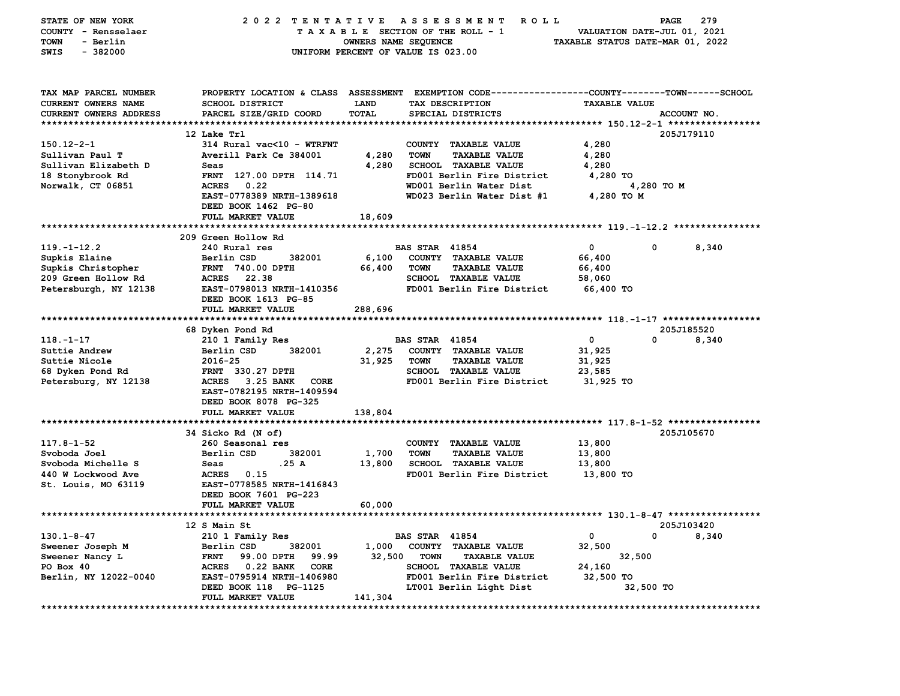STATE OF NEW YORK — 2022 TENTATIVE ASSESSMENT ROLL
COUNTY - Rensselaer — TAXABLE SECTION OF THE ROLL - 1 — VALUATION DATE-JUL 01, 2021
TOWN - Berlin — OWNERS NAME SEQUENCE — TAXABLE STATUS DATE-MAR 01, 2022
SWIS - 382000 — UNIFORM PERCENT OF VALUE IS 023.00

| TAX MAP PARCEL NUMBER / CURRENT OWNERS NAME / CURRENT OWNERS ADDRESS | PROPERTY LOCATION & CLASS / SCHOOL DISTRICT / PARCEL SIZE/GRID COORD | ASSESSMENT LAND | TOTAL | EXEMPTION CODE / TAX DESCRIPTION / SPECIAL DISTRICTS | COUNTY | TOWN | SCHOOL / TAXABLE VALUE | ACCOUNT NO. |
|---|---|---|---|---|---|---|---|---|
| **150.12-2-1** | 12 Lake Trl | | | | | | | 205J179110 |
| 150.12-2-1 | 314 Rural vac<10 - WTRFNT | | | COUNTY TAXABLE VALUE | 4,280 | | | |
| Sullivan Paul T | Averill Park Ce 384001 | 4,280 | | TOWN TAXABLE VALUE | | 4,280 | | |
| Sullivan Elizabeth D | Seas | | 4,280 | SCHOOL TAXABLE VALUE | | | 4,280 | |
| 18 Stonybrook Rd | FRNT 127.00 DPTH 114.71 | | | FD001 Berlin Fire District | 4,280 TO | | | |
| Norwalk, CT 06851 | ACRES 0.22 | | | WD001 Berlin Water Dist | 4,280 TO M | | | |
| | EAST-0778389 NRTH-1389618 | | | WD023 Berlin Water Dist #1 | 4,280 TO M | | | |
| | DEED BOOK 1462 PG-80 | | | | | | | |
| | FULL MARKET VALUE | | 18,609 | | | | | |
| **119.-1-12.2** | 209 Green Hollow Rd | | | | | | | |
| 119.-1-12.2 | 240 Rural res | | | BAS STAR 41854 | 0 | 0 | 8,340 | |
| Supkis Elaine | Berlin CSD 382001 | 6,100 | | COUNTY TAXABLE VALUE | 66,400 | | | |
| Supkis Christopher | FRNT 740.00 DPTH | | 66,400 | TOWN TAXABLE VALUE | | 66,400 | | |
| 209 Green Hollow Rd | ACRES 22.38 | | | SCHOOL TAXABLE VALUE | | | 58,060 | |
| Petersburgh, NY 12138 | EAST-0798013 NRTH-1410356 | | | FD001 Berlin Fire District | 66,400 TO | | | |
| | DEED BOOK 1613 PG-85 | | | | | | | |
| | FULL MARKET VALUE | | 288,696 | | | | | |
| **118.-1-17** | 68 Dyken Pond Rd | | | | | | | 205J185520 |
| 118.-1-17 | 210 1 Family Res | | | BAS STAR 41854 | 0 | 0 | 8,340 | |
| Suttie Andrew | Berlin CSD 382001 | 2,275 | | COUNTY TAXABLE VALUE | 31,925 | | | |
| Suttie Nicole | 2016-25 | | 31,925 | TOWN TAXABLE VALUE | | 31,925 | | |
| 68 Dyken Pond Rd | FRNT 330.27 DPTH | | | SCHOOL TAXABLE VALUE | | | 23,585 | |
| Petersburg, NY 12138 | ACRES 3.25 BANK CORE | | | FD001 Berlin Fire District | 31,925 TO | | | |
| | EAST-0782195 NRTH-1409594 | | | | | | | |
| | DEED BOOK 8078 PG-325 | | | | | | | |
| | FULL MARKET VALUE | | 138,804 | | | | | |
| **117.8-1-52** | 34 Sicko Rd (N of) | | | | | | | 205J105670 |
| 117.8-1-52 | 260 Seasonal res | | | COUNTY TAXABLE VALUE | 13,800 | | | |
| Svoboda Joel | Berlin CSD 382001 | 1,700 | | TOWN TAXABLE VALUE | | 13,800 | | |
| Svoboda Michelle S | Seas .25 A | | 13,800 | SCHOOL TAXABLE VALUE | | | 13,800 | |
| 440 W Lockwood Ave | ACRES 0.15 | | | FD001 Berlin Fire District | 13,800 TO | | | |
| St. Louis, MO 63119 | EAST-0778585 NRTH-1416843 | | | | | | | |
| | DEED BOOK 7601 PG-223 | | | | | | | |
| | FULL MARKET VALUE | | 60,000 | | | | | |
| **130.1-8-47** | 12 S Main St | | | | | | | 205J103420 |
| 130.1-8-47 | 210 1 Family Res | | | BAS STAR 41854 | 0 | 0 | 8,340 | |
| Sweener Joseph M | Berlin CSD 382001 | 1,000 | | COUNTY TAXABLE VALUE | 32,500 | | | |
| Sweener Nancy L | FRNT 99.00 DPTH 99.99 | | 32,500 | TOWN TAXABLE VALUE | | 32,500 | | |
| PO Box 40 | ACRES 0.22 BANK CORE | | | SCHOOL TAXABLE VALUE | | | 24,160 | |
| Berlin, NY 12022-0040 | EAST-0795914 NRTH-1406980 | | | FD001 Berlin Fire District | 32,500 TO | | | |
| | DEED BOOK 118 PG-1125 | | | LT001 Berlin Light Dist | 32,500 TO | | | |
| | FULL MARKET VALUE | | 141,304 | | | | | |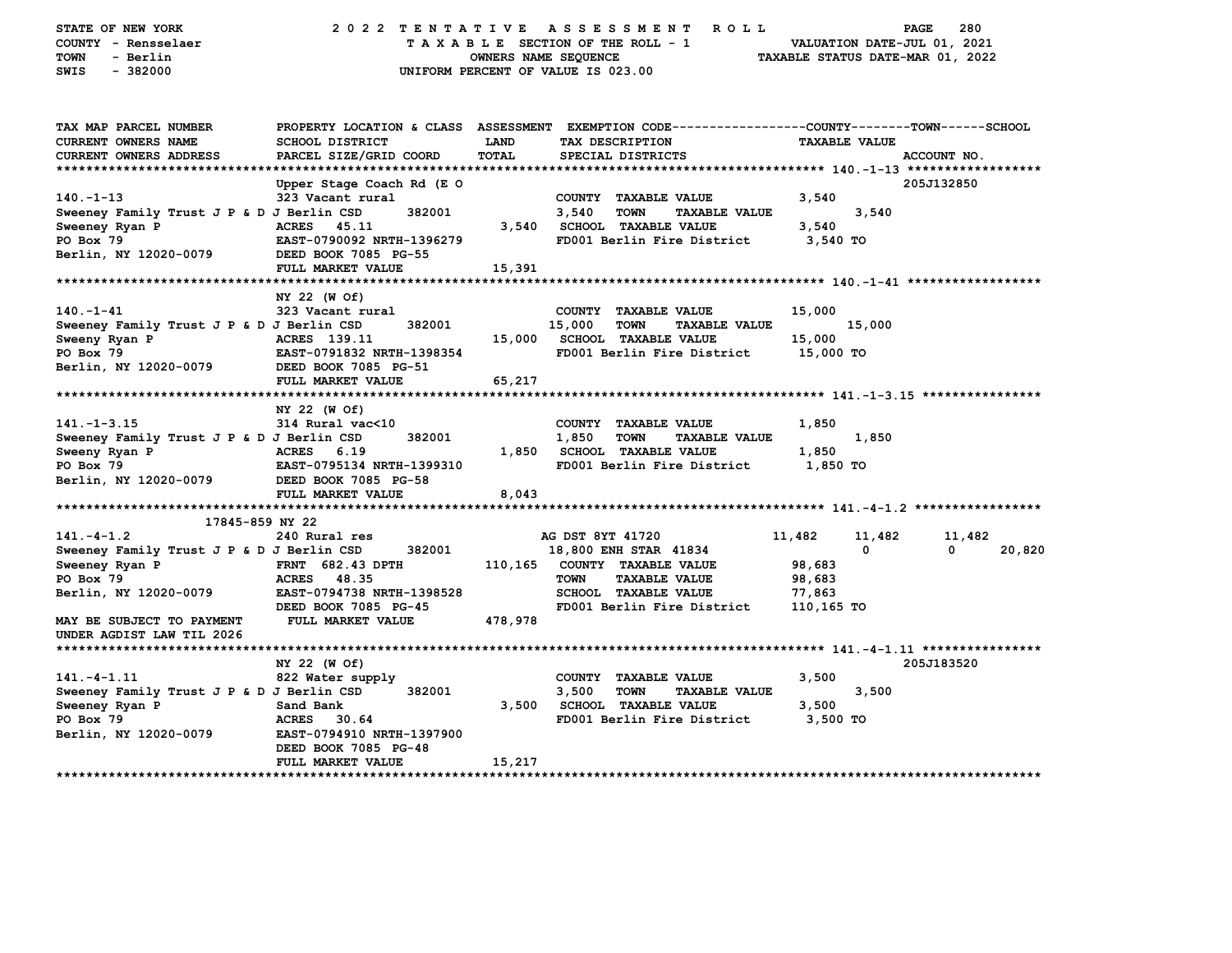STATE OF NEW YORK — 2022 TENTATIVE ASSESSMENT ROLL
COUNTY - Rensselaer — TAXABLE SECTION OF THE ROLL - 1 — VALUATION DATE-JUL 01, 2021
TOWN - Berlin — OWNERS NAME SEQUENCE — TAXABLE STATUS DATE-MAR 01, 2022
SWIS - 382000 — UNIFORM PERCENT OF VALUE IS 023.00

| TAX MAP PARCEL NUMBER / CURRENT OWNERS NAME / CURRENT OWNERS ADDRESS | PROPERTY LOCATION & CLASS / SCHOOL DISTRICT / PARCEL SIZE/GRID COORD | ASSESSMENT LAND / TOTAL | EXEMPTION CODE / TAX DESCRIPTION / SPECIAL DISTRICTS | COUNTY | TOWN | SCHOOL / TAXABLE VALUE / ACCOUNT NO. |
|---|---|---|---|---|---|---|
| **140.-1-13** | Upper Stage Coach Rd (E O | | | | | 205J132850 |
| 140.-1-13 | 323 Vacant rural | | COUNTY TAXABLE VALUE | 3,540 | | |
| Sweeney Family Trust J P & D J | Berlin CSD 382001 | 3,540 | TOWN TAXABLE VALUE | | 3,540 | |
| Sweeney Ryan P | ACRES 45.11 | 3,540 | SCHOOL TAXABLE VALUE | | | 3,540 |
| PO Box 79 | EAST-0790092 NRTH-1396279 | | FD001 Berlin Fire District | 3,540 TO | | |
| Berlin, NY 12020-0079 | DEED BOOK 7085 PG-55 | | | | | |
| | FULL MARKET VALUE | 15,391 | | | | |
| **140.-1-41** | NY 22 (W Of) | | | | | |
| 140.-1-41 | 323 Vacant rural | | COUNTY TAXABLE VALUE | 15,000 | | |
| Sweeney Family Trust J P & D J | Berlin CSD 382001 | 15,000 | TOWN TAXABLE VALUE | | 15,000 | |
| Sweeny Ryan P | ACRES 139.11 | 15,000 | SCHOOL TAXABLE VALUE | | | 15,000 |
| PO Box 79 | EAST-0791832 NRTH-1398354 | | FD001 Berlin Fire District | 15,000 TO | | |
| Berlin, NY 12020-0079 | DEED BOOK 7085 PG-51 | | | | | |
| | FULL MARKET VALUE | 65,217 | | | | |
| **141.-1-3.15** | NY 22 (W Of) | | | | | |
| 141.-1-3.15 | 314 Rural vac<10 | | COUNTY TAXABLE VALUE | 1,850 | | |
| Sweeney Family Trust J P & D J | Berlin CSD 382001 | 1,850 | TOWN TAXABLE VALUE | | 1,850 | |
| Sweeny Ryan P | ACRES 6.19 | 1,850 | SCHOOL TAXABLE VALUE | | | 1,850 |
| PO Box 79 | EAST-0795134 NRTH-1399310 | | FD001 Berlin Fire District | 1,850 TO | | |
| Berlin, NY 12020-0079 | DEED BOOK 7085 PG-58 | | | | | |
| | FULL MARKET VALUE | 8,043 | | | | |
| **141.-4-1.2** | 17845-859 NY 22 | | | | | |
| 141.-4-1.2 | 240 Rural res | | AG DST 8YT 41720 | 11,482 | 11,482 | 11,482 |
| Sweeney Family Trust J P & D J | Berlin CSD 382001 | 18,800 | ENH STAR 41834 | 0 | 0 | 20,820 |
| Sweeney Ryan P | FRNT 682.43 DPTH | 110,165 | COUNTY TAXABLE VALUE | 98,683 | | |
| PO Box 79 | ACRES 48.35 | | TOWN TAXABLE VALUE | | 98,683 | |
| Berlin, NY 12020-0079 | EAST-0794738 NRTH-1398528 | | SCHOOL TAXABLE VALUE | | | 77,863 |
| | DEED BOOK 7085 PG-45 | | FD001 Berlin Fire District | 110,165 TO | | |
| MAY BE SUBJECT TO PAYMENT | FULL MARKET VALUE | 478,978 | | | | |
| UNDER AGDIST LAW TIL 2026 | | | | | | |
| **141.-4-1.11** | NY 22 (W Of) | | | | | 205J183520 |
| 141.-4-1.11 | 822 Water supply | | COUNTY TAXABLE VALUE | 3,500 | | |
| Sweeney Family Trust J P & D J | Berlin CSD 382001 | 3,500 | TOWN TAXABLE VALUE | | 3,500 | |
| Sweeney Ryan P | Sand Bank | 3,500 | SCHOOL TAXABLE VALUE | | | 3,500 |
| PO Box 79 | ACRES 30.64 | | FD001 Berlin Fire District | 3,500 TO | | |
| Berlin, NY 12020-0079 | EAST-0794910 NRTH-1397900 | | | | | |
| | DEED BOOK 7085 PG-48 | | | | | |
| | FULL MARKET VALUE | 15,217 | | | | |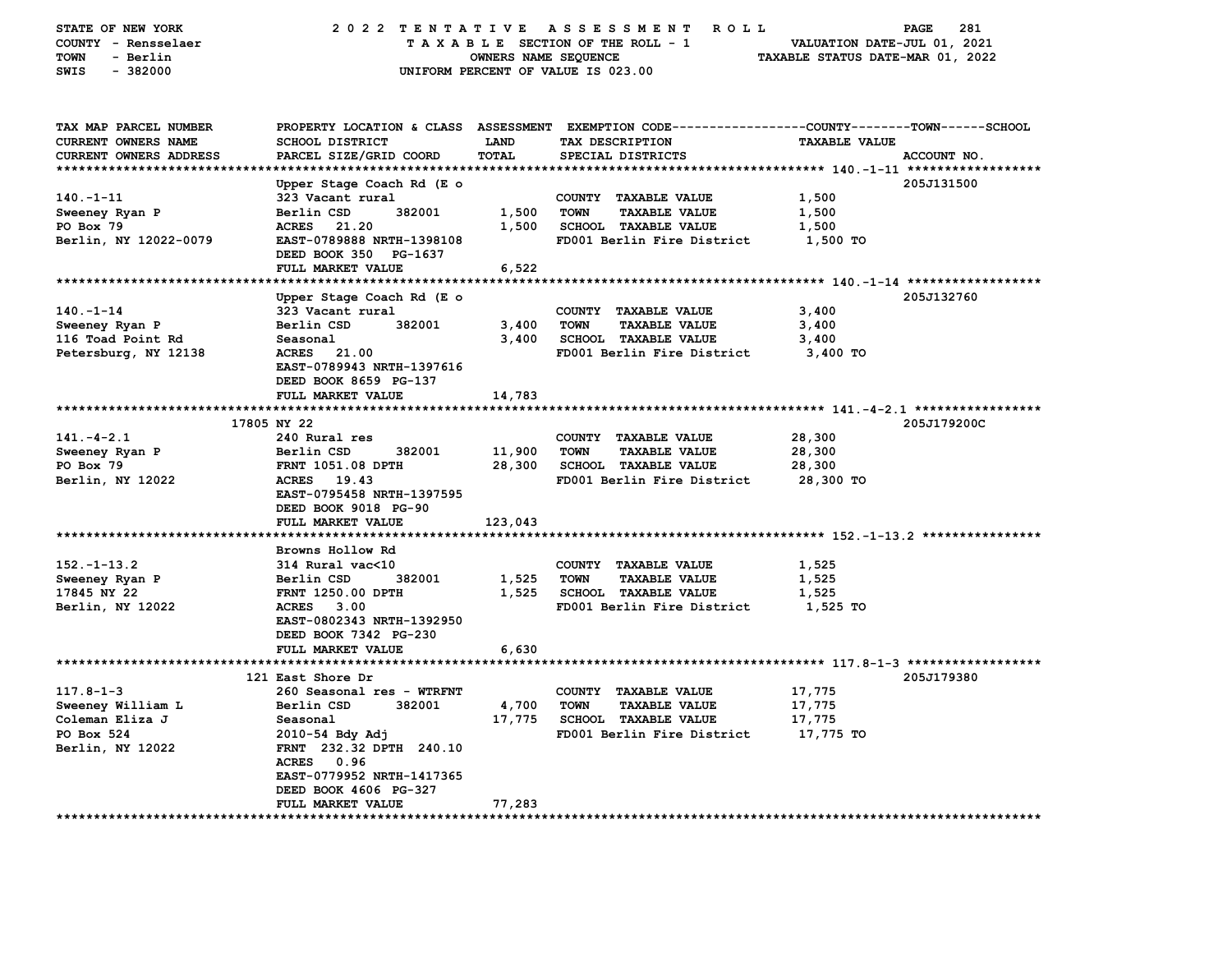STATE OF NEW YORK — COUNTY - Rensselaer — TOWN - Berlin — SWIS - 382000

2022 TENTATIVE ASSESSMENT ROLL
TAXABLE SECTION OF THE ROLL - 1
OWNERS NAME SEQUENCE
UNIFORM PERCENT OF VALUE IS 023.00

VALUATION DATE-JUL 01, 2021
TAXABLE STATUS DATE-MAR 01, 2022

| TAX MAP PARCEL NUMBER / CURRENT OWNERS NAME / CURRENT OWNERS ADDRESS | PROPERTY LOCATION & CLASS / SCHOOL DISTRICT / PARCEL SIZE/GRID COORD | ASSESSMENT LAND / TOTAL | EXEMPTION CODE / TAX DESCRIPTION / SPECIAL DISTRICTS | COUNTY / TOWN / SCHOOL TAXABLE VALUE | ACCOUNT NO. |
|---|---|---|---|---|---|
| **140.-1-11** | Upper Stage Coach Rd (E o | | | | 205J131500 |
| 140.-1-11 | 323 Vacant rural | | COUNTY TAXABLE VALUE | 1,500 | |
| Sweeney Ryan P | Berlin CSD 382001 | 1,500 | TOWN TAXABLE VALUE | 1,500 | |
| PO Box 79 | ACRES 21.20 | 1,500 | SCHOOL TAXABLE VALUE | 1,500 | |
| Berlin, NY 12022-0079 | EAST-0789888 NRTH-1398108 | | FD001 Berlin Fire District | 1,500 TO | |
| | DEED BOOK 350 PG-1637 | | | | |
| | FULL MARKET VALUE | 6,522 | | | |
| **140.-1-14** | Upper Stage Coach Rd (E o | | | | 205J132760 |
| 140.-1-14 | 323 Vacant rural | | COUNTY TAXABLE VALUE | 3,400 | |
| Sweeney Ryan P | Berlin CSD 382001 | 3,400 | TOWN TAXABLE VALUE | 3,400 | |
| 116 Toad Point Rd | Seasonal | 3,400 | SCHOOL TAXABLE VALUE | 3,400 | |
| Petersburg, NY 12138 | ACRES 21.00 | | FD001 Berlin Fire District | 3,400 TO | |
| | EAST-0789943 NRTH-1397616 | | | | |
| | DEED BOOK 8659 PG-137 | | | | |
| | FULL MARKET VALUE | 14,783 | | | |
| **141.-4-2.1** | 17805 NY 22 | | | | 205J179200C |
| 141.-4-2.1 | 240 Rural res | | COUNTY TAXABLE VALUE | 28,300 | |
| Sweeney Ryan P | Berlin CSD 382001 | 11,900 | TOWN TAXABLE VALUE | 28,300 | |
| PO Box 79 | FRNT 1051.08 DPTH | 28,300 | SCHOOL TAXABLE VALUE | 28,300 | |
| Berlin, NY 12022 | ACRES 19.43 | | FD001 Berlin Fire District | 28,300 TO | |
| | EAST-0795458 NRTH-1397595 | | | | |
| | DEED BOOK 9018 PG-90 | | | | |
| | FULL MARKET VALUE | 123,043 | | | |
| **152.-1-13.2** | Browns Hollow Rd | | | | |
| 152.-1-13.2 | 314 Rural vac<10 | | COUNTY TAXABLE VALUE | 1,525 | |
| Sweeney Ryan P | Berlin CSD 382001 | 1,525 | TOWN TAXABLE VALUE | 1,525 | |
| 17845 NY 22 | FRNT 1250.00 DPTH | 1,525 | SCHOOL TAXABLE VALUE | 1,525 | |
| Berlin, NY 12022 | ACRES 3.00 | | FD001 Berlin Fire District | 1,525 TO | |
| | EAST-0802343 NRTH-1392950 | | | | |
| | DEED BOOK 7342 PG-230 | | | | |
| | FULL MARKET VALUE | 6,630 | | | |
| **117.8-1-3** | 121 East Shore Dr | | | | 205J179380 |
| 117.8-1-3 | 260 Seasonal res - WTRFNT | | COUNTY TAXABLE VALUE | 17,775 | |
| Sweeney William L | Berlin CSD 382001 | 4,700 | TOWN TAXABLE VALUE | 17,775 | |
| Coleman Eliza J | Seasonal | 17,775 | SCHOOL TAXABLE VALUE | 17,775 | |
| PO Box 524 | 2010-54 Bdy Adj | | FD001 Berlin Fire District | 17,775 TO | |
| Berlin, NY 12022 | FRNT 232.32 DPTH 240.10 | | | | |
| | ACRES 0.96 | | | | |
| | EAST-0779952 NRTH-1417365 | | | | |
| | DEED BOOK 4606 PG-327 | | | | |
| | FULL MARKET VALUE | 77,283 | | | |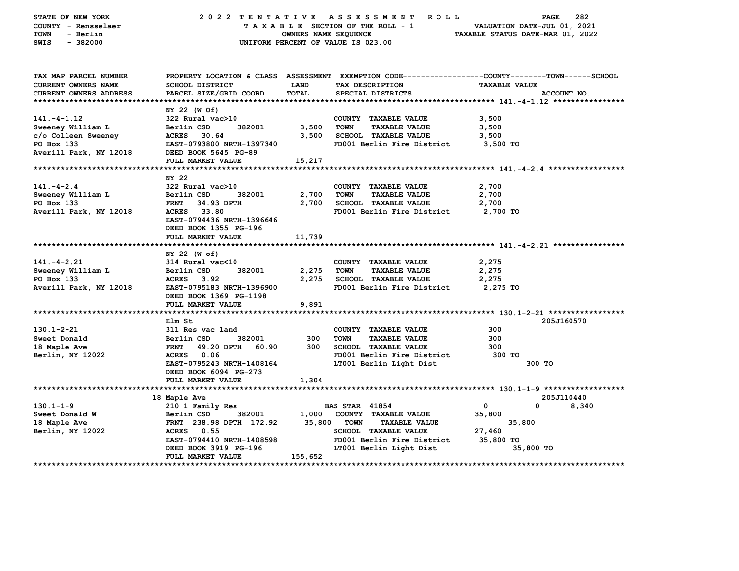STATE OF NEW YORK — 2022 TENTATIVE ASSESSMENT ROLL
COUNTY - Rensselaer — TAXABLE SECTION OF THE ROLL - 1 — VALUATION DATE-JUL 01, 2021
TOWN - Berlin — OWNERS NAME SEQUENCE — TAXABLE STATUS DATE-MAR 01, 2022
SWIS - 382000 — UNIFORM PERCENT OF VALUE IS 023.00

| TAX MAP PARCEL NUMBER / CURRENT OWNERS NAME / CURRENT OWNERS ADDRESS | PROPERTY LOCATION & CLASS / SCHOOL DISTRICT / PARCEL SIZE/GRID COORD | ASSESSMENT LAND / TOTAL | EXEMPTION CODE / TAX DESCRIPTION / SPECIAL DISTRICTS | COUNTY / TOWN / SCHOOL TAXABLE VALUE | ACCOUNT NO. |
|---|---|---|---|---|---|
| **141.-4-1.12** | NY 22 (W Of) | | | | |
| 141.-4-1.12 | 322 Rural vac>10 | | COUNTY TAXABLE VALUE | 3,500 | |
| Sweeney William L | Berlin CSD 382001 | 3,500 | TOWN TAXABLE VALUE | 3,500 | |
| c/o Colleen Sweeney | ACRES 30.64 | 3,500 | SCHOOL TAXABLE VALUE | 3,500 | |
| PO Box 133 | EAST-0793800 NRTH-1397340 | | FD001 Berlin Fire District | 3,500 TO | |
| Averill Park, NY 12018 | DEED BOOK 5645 PG-89 | | | | |
| | FULL MARKET VALUE | 15,217 | | | |
| **141.-4-2.4** | NY 22 | | | | |
| 141.-4-2.4 | 322 Rural vac>10 | | COUNTY TAXABLE VALUE | 2,700 | |
| Sweeney William L | Berlin CSD 382001 | 2,700 | TOWN TAXABLE VALUE | 2,700 | |
| PO Box 133 | FRNT 34.93 DPTH | 2,700 | SCHOOL TAXABLE VALUE | 2,700 | |
| Averill Park, NY 12018 | ACRES 33.80 | | FD001 Berlin Fire District | 2,700 TO | |
| | EAST-0794436 NRTH-1396646 | | | | |
| | DEED BOOK 1355 PG-196 | | | | |
| | FULL MARKET VALUE | 11,739 | | | |
| **141.-4-2.21** | NY 22 (W of) | | | | |
| 141.-4-2.21 | 314 Rural vac<10 | | COUNTY TAXABLE VALUE | 2,275 | |
| Sweeney William L | Berlin CSD 382001 | 2,275 | TOWN TAXABLE VALUE | 2,275 | |
| PO Box 133 | ACRES 3.92 | 2,275 | SCHOOL TAXABLE VALUE | 2,275 | |
| Averill Park, NY 12018 | EAST-0795183 NRTH-1396900 | | FD001 Berlin Fire District | 2,275 TO | |
| | DEED BOOK 1369 PG-1198 | | | | |
| | FULL MARKET VALUE | 9,891 | | | |
| **130.1-2-21** | Elm St | | | | 205J160570 |
| 130.1-2-21 | 311 Res vac land | | COUNTY TAXABLE VALUE | 300 | |
| Sweet Donald | Berlin CSD 382001 | 300 | TOWN TAXABLE VALUE | 300 | |
| 18 Maple Ave | FRNT 49.20 DPTH 60.90 | 300 | SCHOOL TAXABLE VALUE | 300 | |
| Berlin, NY 12022 | ACRES 0.06 | | FD001 Berlin Fire District | 300 TO | |
| | EAST-0795243 NRTH-1408164 | | LT001 Berlin Light Dist | 300 TO | |
| | DEED BOOK 6094 PG-273 | | | | |
| | FULL MARKET VALUE | 1,304 | | | |
| **130.1-1-9** | 18 Maple Ave | | | | 205J110440 |
| 130.1-1-9 | 210 1 Family Res | | BAS STAR 41854 | 0 / 0 / 8,340 | |
| Sweet Donald W | Berlin CSD 382001 | 1,000 | COUNTY TAXABLE VALUE | 35,800 | |
| 18 Maple Ave | FRNT 238.98 DPTH 172.92 | 35,800 | TOWN TAXABLE VALUE | 35,800 | |
| Berlin, NY 12022 | ACRES 0.55 | | SCHOOL TAXABLE VALUE | 27,460 | |
| | EAST-0794410 NRTH-1408598 | | FD001 Berlin Fire District | 35,800 TO | |
| | DEED BOOK 3919 PG-196 | | LT001 Berlin Light Dist | 35,800 TO | |
| | FULL MARKET VALUE | 155,652 | | | |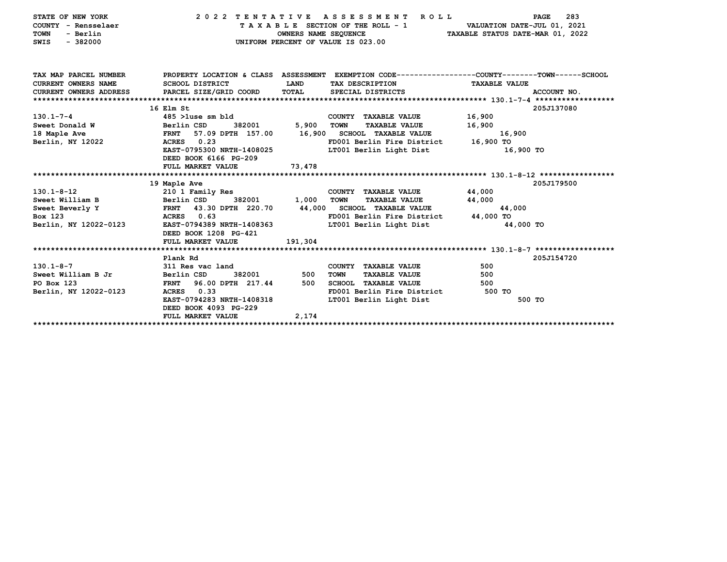STATE OF NEW YORK — 2022 TENTATIVE ASSESSMENT ROLL
COUNTY - Rensselaer — TAXABLE SECTION OF THE ROLL - 1 — VALUATION DATE-JUL 01, 2021
TOWN - Berlin — OWNERS NAME SEQUENCE — TAXABLE STATUS DATE-MAR 01, 2022
SWIS - 382000 — UNIFORM PERCENT OF VALUE IS 023.00

| TAX MAP PARCEL NUMBER / CURRENT OWNERS NAME / CURRENT OWNERS ADDRESS | PROPERTY LOCATION & CLASS / SCHOOL DISTRICT / PARCEL SIZE/GRID COORD | ASSESSMENT LAND / TOTAL | EXEMPTION CODE / TAX DESCRIPTION / SPECIAL DISTRICTS | TAXABLE VALUE (COUNTY / TOWN / SCHOOL) | ACCOUNT NO. |
|---|---|---|---|---|---|
| 130.1-7-4 | 16 Elm St | | | | 205J137080 |
| | 485 >1use sm bld | | COUNTY TAXABLE VALUE | 16,900 | |
| Sweet Donald W | Berlin CSD 382001 | 5,900 | TOWN TAXABLE VALUE | 16,900 | |
| 18 Maple Ave | FRNT 57.09 DPTH 157.00 | 16,900 | SCHOOL TAXABLE VALUE | 16,900 | |
| Berlin, NY 12022 | ACRES 0.23 | | FD001 Berlin Fire District | 16,900 TO | |
| | EAST-0795300 NRTH-1408025 | | LT001 Berlin Light Dist | 16,900 TO | |
| | DEED BOOK 6166 PG-209 | | | | |
| | FULL MARKET VALUE | 73,478 | | | |
| 130.1-8-12 | 19 Maple Ave | | | | 205J179500 |
| | 210 1 Family Res | | COUNTY TAXABLE VALUE | 44,000 | |
| Sweet William B | Berlin CSD 382001 | 1,000 | TOWN TAXABLE VALUE | 44,000 | |
| Sweet Beverly Y | FRNT 43.30 DPTH 220.70 | 44,000 | SCHOOL TAXABLE VALUE | 44,000 | |
| Box 123 | ACRES 0.63 | | FD001 Berlin Fire District | 44,000 TO | |
| Berlin, NY 12022-0123 | EAST-0794389 NRTH-1408363 | | LT001 Berlin Light Dist | 44,000 TO | |
| | DEED BOOK 1208 PG-421 | | | | |
| | FULL MARKET VALUE | 191,304 | | | |
| 130.1-8-7 | Plank Rd | | | | 205J154720 |
| | 311 Res vac land | | COUNTY TAXABLE VALUE | 500 | |
| Sweet William B Jr | Berlin CSD 382001 | 500 | TOWN TAXABLE VALUE | 500 | |
| PO Box 123 | FRNT 96.00 DPTH 217.44 | 500 | SCHOOL TAXABLE VALUE | 500 | |
| Berlin, NY 12022-0123 | ACRES 0.33 | | FD001 Berlin Fire District | 500 TO | |
| | EAST-0794283 NRTH-1408318 | | LT001 Berlin Light Dist | 500 TO | |
| | DEED BOOK 4093 PG-229 | | | | |
| | FULL MARKET VALUE | 2,174 | | | |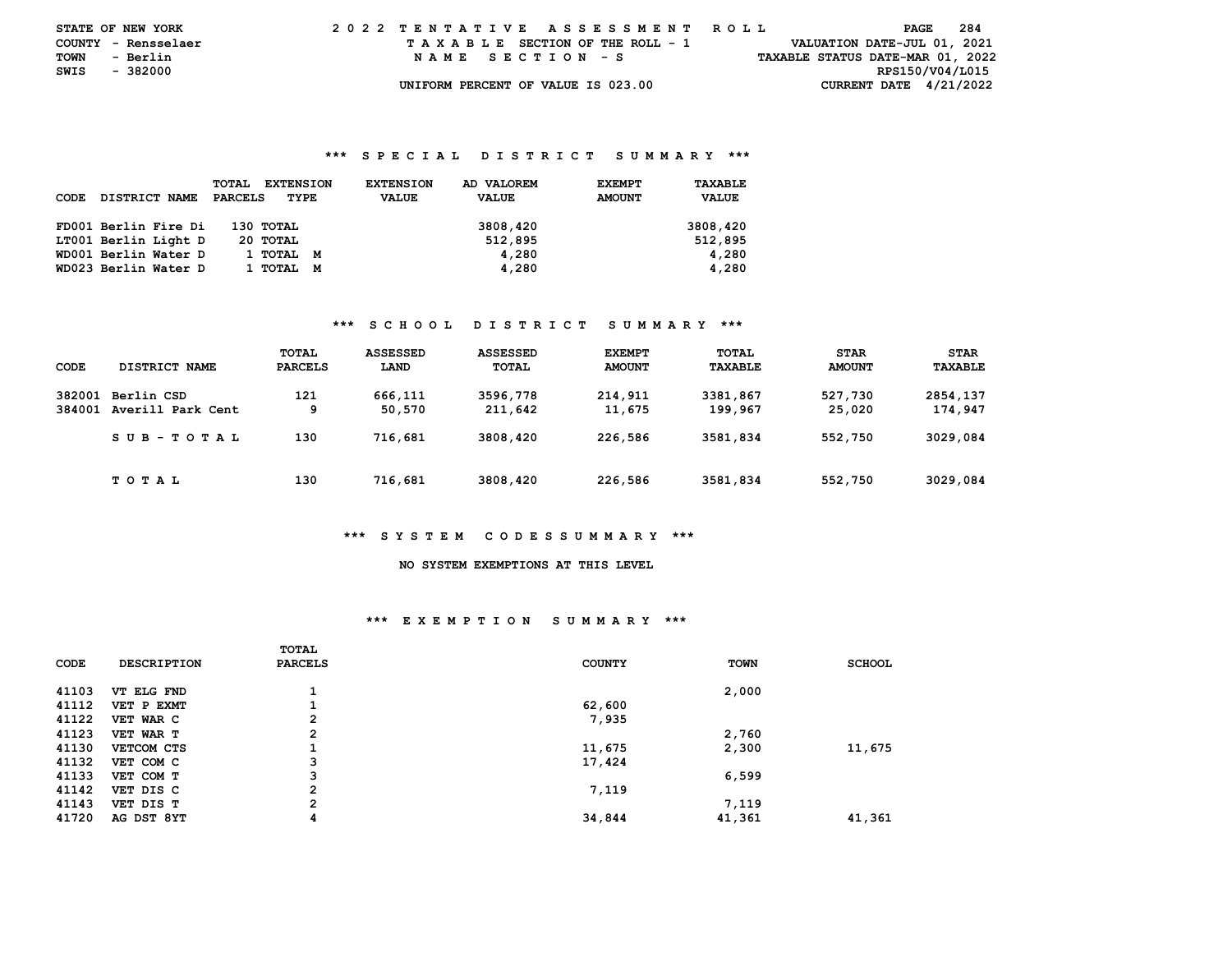STATE OF NEW YORK | COUNTY - Rensselaer | TOWN - Berlin | SWIS - 382000

2022 TENTATIVE ASSESSMENT ROLL
TAXABLE SECTION OF THE ROLL - 1
NAME SECTION - S
UNIFORM PERCENT OF VALUE IS 023.00

VALUATION DATE-JUL 01, 2021
TAXABLE STATUS DATE-MAR 01, 2022
RPS150/V04/L015
CURRENT DATE 4/21/2022

## *** SPECIAL DISTRICT SUMMARY ***

| CODE | DISTRICT NAME | TOTAL PARCELS | EXTENSION TYPE | EXTENSION VALUE | AD VALOREM VALUE | EXEMPT AMOUNT | TAXABLE VALUE |
|---|---|---|---|---|---|---|---|
| FD001 | Berlin Fire Di | 130 | TOTAL | | 3808,420 | | 3808,420 |
| LT001 | Berlin Light D | 20 | TOTAL | | 512,895 | | 512,895 |
| WD001 | Berlin Water D | 1 | TOTAL M | | 4,280 | | 4,280 |
| WD023 | Berlin Water D | 1 | TOTAL M | | 4,280 | | 4,280 |

## *** SCHOOL DISTRICT SUMMARY ***

| CODE | DISTRICT NAME | TOTAL PARCELS | ASSESSED LAND | ASSESSED TOTAL | EXEMPT AMOUNT | TOTAL TAXABLE | STAR AMOUNT | STAR TAXABLE |
|---|---|---|---|---|---|---|---|---|
| 382001 | Berlin CSD | 121 | 666,111 | 3596,778 | 214,911 | 3381,867 | 527,730 | 2854,137 |
| 384001 | Averill Park Cent | 9 | 50,570 | 211,642 | 11,675 | 199,967 | 25,020 | 174,947 |
| | SUB-TOTAL | 130 | 716,681 | 3808,420 | 226,586 | 3581,834 | 552,750 | 3029,084 |
| | TOTAL | 130 | 716,681 | 3808,420 | 226,586 | 3581,834 | 552,750 | 3029,084 |

## *** SYSTEM CODES SUMMARY ***

NO SYSTEM EXEMPTIONS AT THIS LEVEL

## *** EXEMPTION SUMMARY ***

| CODE | DESCRIPTION | TOTAL PARCELS | COUNTY | TOWN | SCHOOL |
|---|---|---|---|---|---|
| 41103 | VT ELG FND | 1 | | 2,000 | |
| 41112 | VET P EXMT | 1 | 62,600 | | |
| 41122 | VET WAR C | 2 | 7,935 | | |
| 41123 | VET WAR T | 2 | | 2,760 | |
| 41130 | VETCOM CTS | 1 | 11,675 | 2,300 | 11,675 |
| 41132 | VET COM C | 3 | 17,424 | | |
| 41133 | VET COM T | 3 | | 6,599 | |
| 41142 | VET DIS C | 2 | 7,119 | | |
| 41143 | VET DIS T | 2 | | 7,119 | |
| 41720 | AG DST 8YT | 4 | 34,844 | 41,361 | 41,361 |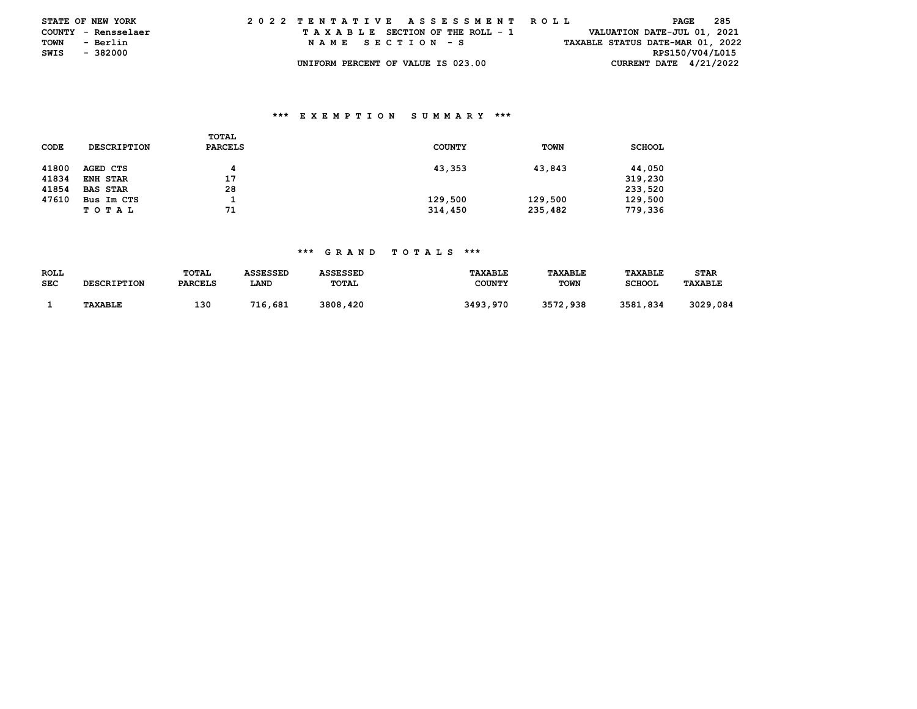STATE OF NEW YORK
COUNTY - Rensselaer
TOWN - Berlin
SWIS - 382000

2022 TENTATIVE ASSESSMENT ROLL
TAXABLE SECTION OF THE ROLL - 1
NAME SECTION - S
UNIFORM PERCENT OF VALUE IS 023.00

VALUATION DATE-JUL 01, 2021
TAXABLE STATUS DATE-MAR 01, 2022
RPS150/V04/L015
CURRENT DATE 4/21/2022

## *** EXEMPTION SUMMARY ***

| CODE | DESCRIPTION | TOTAL PARCELS | COUNTY | TOWN | SCHOOL |
|---|---|---|---|---|---|
| 41800 | AGED CTS | 4 | 43,353 | 43,843 | 44,050 |
| 41834 | ENH STAR | 17 | | | 319,230 |
| 41854 | BAS STAR | 28 | | | 233,520 |
| 47610 | Bus Im CTS | 1 | 129,500 | 129,500 | 129,500 |
| | TOTAL | 71 | 314,450 | 235,482 | 779,336 |

## *** GRAND TOTALS ***

| ROLL SEC | DESCRIPTION | TOTAL PARCELS | ASSESSED LAND | ASSESSED TOTAL | TAXABLE COUNTY | TAXABLE TOWN | TAXABLE SCHOOL | STAR TAXABLE |
|---|---|---|---|---|---|---|---|---|
| 1 | TAXABLE | 130 | 716,681 | 3808,420 | 3493,970 | 3572,938 | 3581,834 | 3029,084 |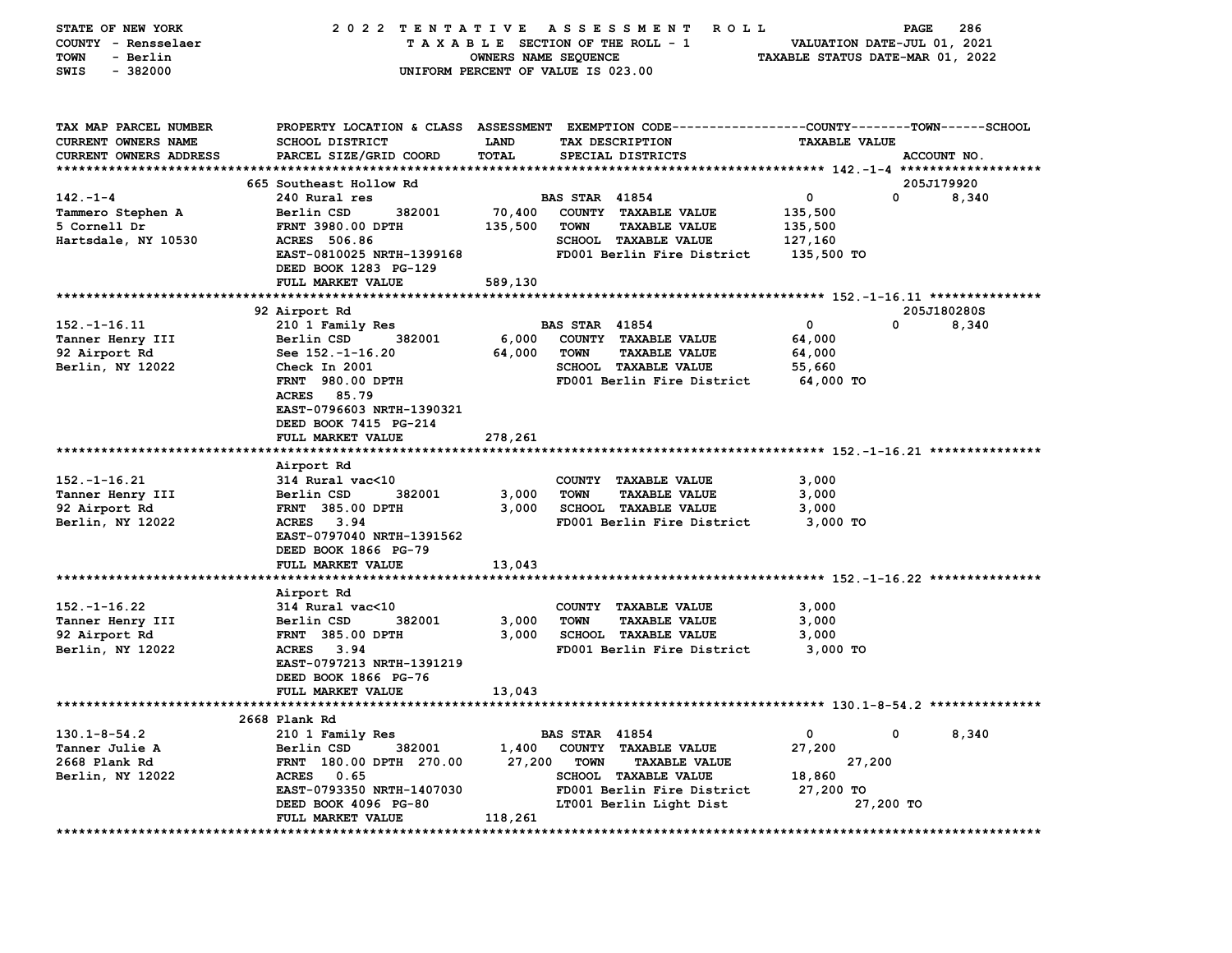STATE OF NEW YORK | COUNTY - Rensselaer | TOWN - Berlin | SWIS - 382000

2022 TENTATIVE ASSESSMENT ROLL
TAXABLE SECTION OF THE ROLL - 1
OWNERS NAME SEQUENCE
UNIFORM PERCENT OF VALUE IS 023.00

VALUATION DATE-JUL 01, 2021
TAXABLE STATUS DATE-MAR 01, 2022

| TAX MAP PARCEL NUMBER / CURRENT OWNERS NAME / CURRENT OWNERS ADDRESS | PROPERTY LOCATION & CLASS / SCHOOL DISTRICT / PARCEL SIZE/GRID COORD | ASSESSMENT LAND / TOTAL | EXEMPTION CODE / TAX DESCRIPTION / SPECIAL DISTRICTS | COUNTY | TOWN | SCHOOL | ACCOUNT NO. |
|---|---|---|---|---|---|---|---|
| **142.-1-4** | 665 Southeast Hollow Rd | | | | | | 205J179920 |
| Tammero Stephen A | 240 Rural res | | BAS STAR 41854 | 0 | 0 | 8,340 | |
| 5 Cornell Dr | Berlin CSD 382001 | 70,400 | COUNTY TAXABLE VALUE | 135,500 | | | |
| Hartsdale, NY 10530 | FRNT 3980.00 DPTH | 135,500 | TOWN TAXABLE VALUE | | 135,500 | | |
| | ACRES 506.86 | | SCHOOL TAXABLE VALUE | | | 127,160 | |
| | EAST-0810025 NRTH-1399168 | | FD001 Berlin Fire District | 135,500 TO | | | |
| | DEED BOOK 1283 PG-129 | | | | | | |
| | FULL MARKET VALUE | 589,130 | | | | | |
| **152.-1-16.11** | 92 Airport Rd | | | | | | 205J180280S |
| Tanner Henry III | 210 1 Family Res | | BAS STAR 41854 | 0 | 0 | 8,340 | |
| 92 Airport Rd | Berlin CSD 382001 | 6,000 | COUNTY TAXABLE VALUE | 64,000 | | | |
| Berlin, NY 12022 | See 152.-1-16.20 | 64,000 | TOWN TAXABLE VALUE | | 64,000 | | |
| | Check In 2001 | | SCHOOL TAXABLE VALUE | | | 55,660 | |
| | FRNT 980.00 DPTH | | FD001 Berlin Fire District | 64,000 TO | | | |
| | ACRES 85.79 | | | | | | |
| | EAST-0796603 NRTH-1390321 | | | | | | |
| | DEED BOOK 7415 PG-214 | | | | | | |
| | FULL MARKET VALUE | 278,261 | | | | | |
| **152.-1-16.21** | Airport Rd | | | | | | |
| Tanner Henry III | 314 Rural vac<10 | | COUNTY TAXABLE VALUE | 3,000 | | | |
| 92 Airport Rd | Berlin CSD 382001 | 3,000 | TOWN TAXABLE VALUE | | 3,000 | | |
| Berlin, NY 12022 | FRNT 385.00 DPTH | 3,000 | SCHOOL TAXABLE VALUE | | | 3,000 | |
| | ACRES 3.94 | | FD001 Berlin Fire District | 3,000 TO | | | |
| | EAST-0797040 NRTH-1391562 | | | | | | |
| | DEED BOOK 1866 PG-79 | | | | | | |
| | FULL MARKET VALUE | 13,043 | | | | | |
| **152.-1-16.22** | Airport Rd | | | | | | |
| Tanner Henry III | 314 Rural vac<10 | | COUNTY TAXABLE VALUE | 3,000 | | | |
| 92 Airport Rd | Berlin CSD 382001 | 3,000 | TOWN TAXABLE VALUE | | 3,000 | | |
| Berlin, NY 12022 | FRNT 385.00 DPTH | 3,000 | SCHOOL TAXABLE VALUE | | | 3,000 | |
| | ACRES 3.94 | | FD001 Berlin Fire District | 3,000 TO | | | |
| | EAST-0797213 NRTH-1391219 | | | | | | |
| | DEED BOOK 1866 PG-76 | | | | | | |
| | FULL MARKET VALUE | 13,043 | | | | | |
| **130.1-8-54.2** | 2668 Plank Rd | | | | | | |
| Tanner Julie A | 210 1 Family Res | | BAS STAR 41854 | 0 | 0 | 8,340 | |
| 2668 Plank Rd | Berlin CSD 382001 | 1,400 | COUNTY TAXABLE VALUE | 27,200 | | | |
| Berlin, NY 12022 | FRNT 180.00 DPTH 270.00 | 27,200 | TOWN TAXABLE VALUE | | 27,200 | | |
| | ACRES 0.65 | | SCHOOL TAXABLE VALUE | | | 18,860 | |
| | EAST-0793350 NRTH-1407030 | | FD001 Berlin Fire District | 27,200 TO | | | |
| | DEED BOOK 4096 PG-80 | | LT001 Berlin Light Dist | | 27,200 TO | | |
| | FULL MARKET VALUE | 118,261 | | | | | |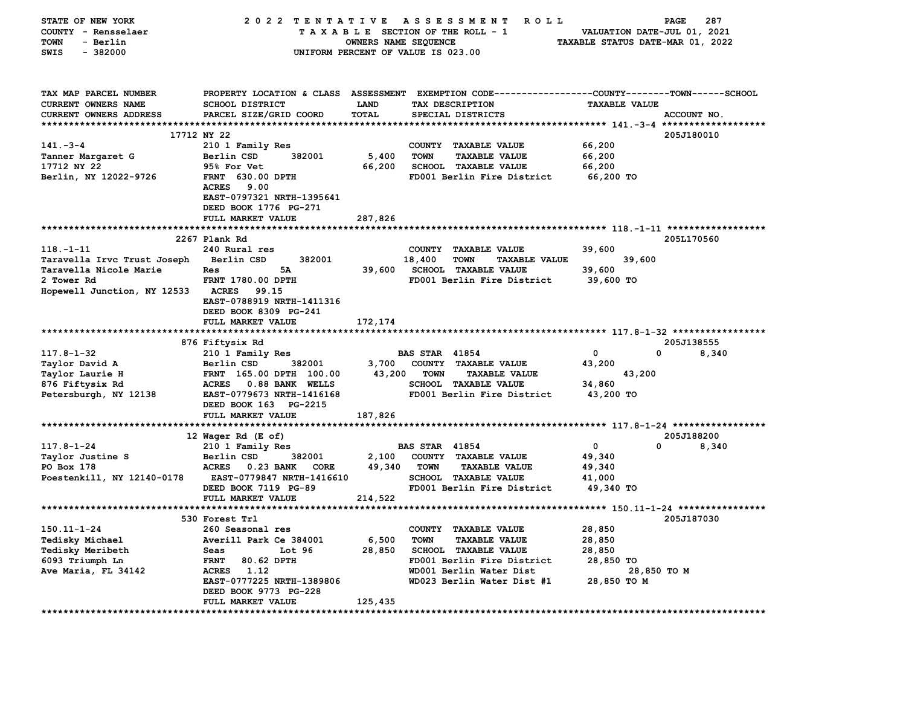STATE OF NEW YORK — 2022 TENTATIVE ASSESSMENT ROLL
COUNTY - Rensselaer — TAXABLE SECTION OF THE ROLL - 1 — VALUATION DATE-JUL 01, 2021
TOWN - Berlin — OWNERS NAME SEQUENCE — TAXABLE STATUS DATE-MAR 01, 2022
SWIS - 382000 — UNIFORM PERCENT OF VALUE IS 023.00

| TAX MAP PARCEL NUMBER / CURRENT OWNERS NAME / CURRENT OWNERS ADDRESS | PROPERTY LOCATION & CLASS / SCHOOL DISTRICT / PARCEL SIZE/GRID COORD | LAND / TOTAL | EXEMPTION CODE / TAX DESCRIPTION / SPECIAL DISTRICTS | COUNTY | TOWN | SCHOOL / TAXABLE VALUE | ACCOUNT NO. |
|---|---|---|---|---|---|---|---|
| **141.-3-4** | 17712 NY 22 | | | | | | 205J180010 |
| 141.-3-4 | 210 1 Family Res | | COUNTY TAXABLE VALUE | 66,200 | | | |
| Tanner Margaret G | Berlin CSD 382001 | 5,400 | TOWN TAXABLE VALUE | | 66,200 | | |
| 17712 NY 22 | 95% For Vet | 66,200 | SCHOOL TAXABLE VALUE | | | 66,200 | |
| Berlin, NY 12022-9726 | FRNT 630.00 DPTH | | FD001 Berlin Fire District | 66,200 TO | | | |
| | ACRES 9.00 | | | | | | |
| | EAST-0797321 NRTH-1395641 | | | | | | |
| | DEED BOOK 1776 PG-271 | | | | | | |
| | FULL MARKET VALUE | 287,826 | | | | | |
| **118.-1-11** | 2267 Plank Rd | | | | | | 205L170560 |
| 118.-1-11 | 240 Rural res | | COUNTY TAXABLE VALUE | 39,600 | | | |
| Taravella Irvc Trust Joseph | Berlin CSD 382001 | 18,400 | TOWN TAXABLE VALUE | | 39,600 | | |
| Taravella Nicole Marie | Res 5A | 39,600 | SCHOOL TAXABLE VALUE | | | 39,600 | |
| 2 Tower Rd | FRNT 1780.00 DPTH | | FD001 Berlin Fire District | 39,600 TO | | | |
| Hopewell Junction, NY 12533 | ACRES 99.15 | | | | | | |
| | EAST-0788919 NRTH-1411316 | | | | | | |
| | DEED BOOK 8309 PG-241 | | | | | | |
| | FULL MARKET VALUE | 172,174 | | | | | |
| **117.8-1-32** | 876 Fiftysix Rd | | | | | | 205J138555 |
| 117.8-1-32 | 210 1 Family Res | | BAS STAR 41854 | 0 | 0 | 8,340 | |
| Taylor David A | Berlin CSD 382001 | 3,700 | COUNTY TAXABLE VALUE | 43,200 | | | |
| Taylor Laurie H | FRNT 165.00 DPTH 100.00 | 43,200 | TOWN TAXABLE VALUE | | 43,200 | | |
| 876 Fiftysix Rd | ACRES 0.88 BANK WELLS | | SCHOOL TAXABLE VALUE | | | 34,860 | |
| Petersburgh, NY 12138 | EAST-0779673 NRTH-1416168 | | FD001 Berlin Fire District | 43,200 TO | | | |
| | DEED BOOK 163 PG-2215 | | | | | | |
| | FULL MARKET VALUE | 187,826 | | | | | |
| **117.8-1-24** | 12 Wager Rd (E of) | | | | | | 205J188200 |
| 117.8-1-24 | 210 1 Family Res | | BAS STAR 41854 | 0 | 0 | 8,340 | |
| Taylor Justine S | Berlin CSD 382001 | 2,100 | COUNTY TAXABLE VALUE | 49,340 | | | |
| PO Box 178 | ACRES 0.23 BANK CORE | 49,340 | TOWN TAXABLE VALUE | | 49,340 | | |
| Poestenkill, NY 12140-0178 | EAST-0779847 NRTH-1416610 | | SCHOOL TAXABLE VALUE | | | 41,000 | |
| | DEED BOOK 7119 PG-89 | | FD001 Berlin Fire District | 49,340 TO | | | |
| | FULL MARKET VALUE | 214,522 | | | | | |
| **150.11-1-24** | 530 Forest Trl | | | | | | 205J187030 |
| 150.11-1-24 | 260 Seasonal res | | COUNTY TAXABLE VALUE | 28,850 | | | |
| Tedisky Michael | Averill Park Ce 384001 | 6,500 | TOWN TAXABLE VALUE | | 28,850 | | |
| Tedisky Meribeth | Seas Lot 96 | 28,850 | SCHOOL TAXABLE VALUE | | | 28,850 | |
| 6093 Triumph Ln | FRNT 80.62 DPTH | | FD001 Berlin Fire District | 28,850 TO | | | |
| Ave Maria, FL 34142 | ACRES 1.12 | | WD001 Berlin Water Dist | 28,850 TO M | | | |
| | EAST-0777225 NRTH-1389806 | | WD023 Berlin Water Dist #1 | 28,850 TO M | | | |
| | DEED BOOK 9773 PG-228 | | | | | | |
| | FULL MARKET VALUE | 125,435 | | | | | |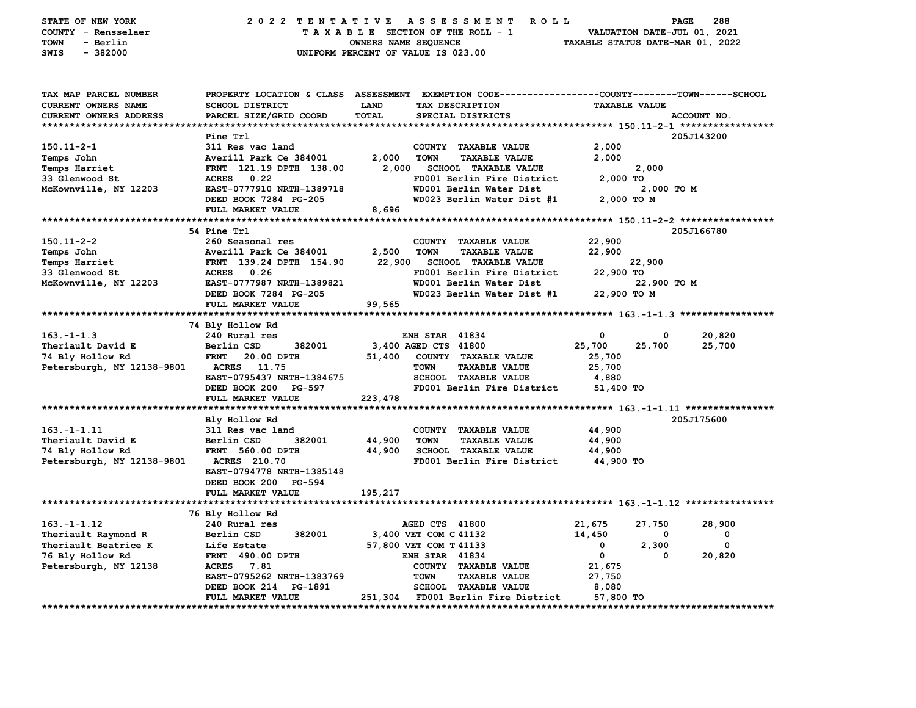STATE OF NEW YORK — COUNTY - Rensselaer — TOWN - Berlin — SWIS - 382000

# 2022 TENTATIVE ASSESSMENT ROLL

TAXABLE SECTION OF THE ROLL - 1
OWNERS NAME SEQUENCE
UNIFORM PERCENT OF VALUE IS 023.00

VALUATION DATE-JUL 01, 2021
TAXABLE STATUS DATE-MAR 01, 2022

| TAX MAP PARCEL NUMBER / CURRENT OWNERS NAME / CURRENT OWNERS ADDRESS | PROPERTY LOCATION & CLASS / SCHOOL DISTRICT / PARCEL SIZE/GRID COORD | ASSESSMENT LAND / TOTAL | EXEMPTION CODE / TAX DESCRIPTION / SPECIAL DISTRICTS | COUNTY TAXABLE VALUE | TOWN | SCHOOL | ACCOUNT NO. |
|---|---|---|---|---|---|---|---|
| **150.11-2-1** | Pine Trl | | | | | | 205J143200 |
| 150.11-2-1 | 311 Res vac land | | COUNTY TAXABLE VALUE | 2,000 | | | |
| Temps John | Averill Park Ce 384001 | 2,000 | TOWN TAXABLE VALUE | 2,000 | | | |
| Temps Harriet | FRNT 121.19 DPTH 138.00 | 2,000 | SCHOOL TAXABLE VALUE | 2,000 | | | |
| 33 Glenwood St | ACRES 0.22 | | FD001 Berlin Fire District | 2,000 TO | | | |
| McKownville, NY 12203 | EAST-0777910 NRTH-1389718 | | WD001 Berlin Water Dist | 2,000 TO M | | | |
| | DEED BOOK 7284 PG-205 | | WD023 Berlin Water Dist #1 | 2,000 TO M | | | |
| | FULL MARKET VALUE | 8,696 | | | | | |
| **150.11-2-2** | 54 Pine Trl | | | | | | 205J166780 |
| 150.11-2-2 | 260 Seasonal res | | COUNTY TAXABLE VALUE | 22,900 | | | |
| Temps John | Averill Park Ce 384001 | 2,500 | TOWN TAXABLE VALUE | 22,900 | | | |
| Temps Harriet | FRNT 139.24 DPTH 154.90 | 22,900 | SCHOOL TAXABLE VALUE | 22,900 | | | |
| 33 Glenwood St | ACRES 0.26 | | FD001 Berlin Fire District | 22,900 TO | | | |
| McKownville, NY 12203 | EAST-0777987 NRTH-1389821 | | WD001 Berlin Water Dist | 22,900 TO M | | | |
| | DEED BOOK 7284 PG-205 | | WD023 Berlin Water Dist #1 | 22,900 TO M | | | |
| | FULL MARKET VALUE | 99,565 | | | | | |
| **163.-1-1.3** | 74 Bly Hollow Rd | | | | | | |
| 163.-1-1.3 | 240 Rural res | | ENH STAR 41834 | 0 | 0 | 20,820 | |
| Theriault David E | Berlin CSD 382001 | 3,400 | AGED CTS 41800 | 25,700 | 25,700 | 25,700 | |
| 74 Bly Hollow Rd | FRNT 20.00 DPTH | 51,400 | COUNTY TAXABLE VALUE | 25,700 | | | |
| Petersburgh, NY 12138-9801 | ACRES 11.75 | | TOWN TAXABLE VALUE | 25,700 | | | |
| | EAST-0795437 NRTH-1384675 | | SCHOOL TAXABLE VALUE | 4,880 | | | |
| | DEED BOOK 200 PG-597 | | FD001 Berlin Fire District | 51,400 TO | | | |
| | FULL MARKET VALUE | 223,478 | | | | | |
| **163.-1-1.11** | Bly Hollow Rd | | | | | | 205J175600 |
| 163.-1-1.11 | 311 Res vac land | | COUNTY TAXABLE VALUE | 44,900 | | | |
| Theriault David E | Berlin CSD 382001 | 44,900 | TOWN TAXABLE VALUE | 44,900 | | | |
| 74 Bly Hollow Rd | FRNT 560.00 DPTH | 44,900 | SCHOOL TAXABLE VALUE | 44,900 | | | |
| Petersburgh, NY 12138-9801 | ACRES 210.70 | | FD001 Berlin Fire District | 44,900 TO | | | |
| | EAST-0794778 NRTH-1385148 | | | | | | |
| | DEED BOOK 200 PG-594 | | | | | | |
| | FULL MARKET VALUE | 195,217 | | | | | |
| **163.-1-1.12** | 76 Bly Hollow Rd | | | | | | |
| 163.-1-1.12 | 240 Rural res | | AGED CTS 41800 | 21,675 | 27,750 | 28,900 | |
| Theriault Raymond R | Berlin CSD 382001 | 3,400 | VET COM C 41132 | 14,450 | 0 | 0 | |
| Theriault Beatrice K | Life Estate | 57,800 | VET COM T 41133 | 0 | 2,300 | 0 | |
| 76 Bly Hollow Rd | FRNT 490.00 DPTH | | ENH STAR 41834 | 0 | 0 | 20,820 | |
| Petersburgh, NY 12138 | ACRES 7.81 | | COUNTY TAXABLE VALUE | 21,675 | | | |
| | EAST-0795262 NRTH-1383769 | | TOWN TAXABLE VALUE | 27,750 | | | |
| | DEED BOOK 214 PG-1891 | | SCHOOL TAXABLE VALUE | 8,080 | | | |
| | FULL MARKET VALUE | 251,304 | FD001 Berlin Fire District | 57,800 TO | | | |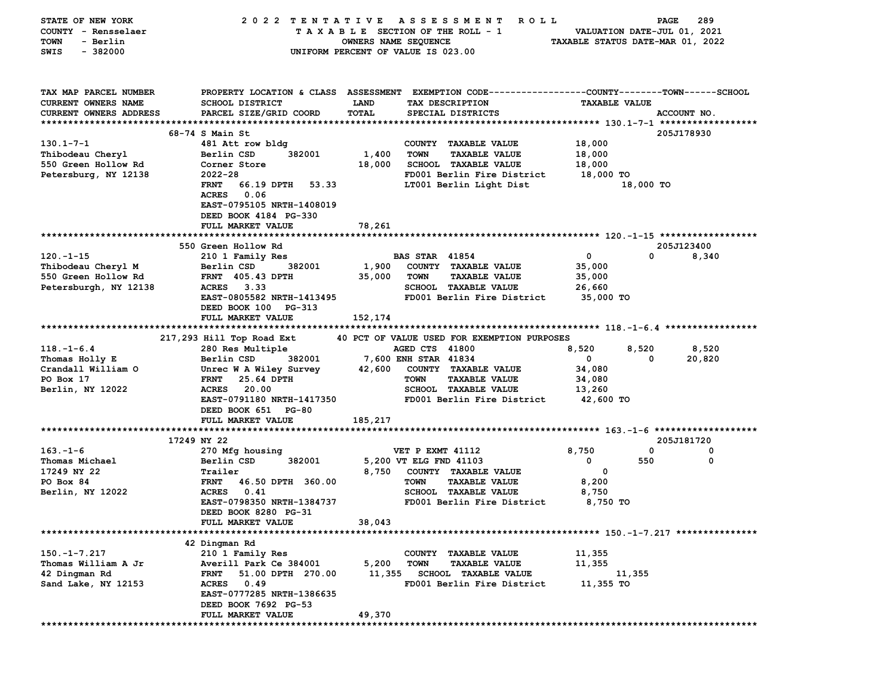STATE OF NEW YORK — 2022 TENTATIVE ASSESSMENT ROLL
COUNTY - Rensselaer — TAXABLE SECTION OF THE ROLL - 1 — VALUATION DATE-JUL 01, 2021
TOWN - Berlin — OWNERS NAME SEQUENCE — TAXABLE STATUS DATE-MAR 01, 2022
SWIS - 382000 — UNIFORM PERCENT OF VALUE IS 023.00

| TAX MAP PARCEL NUMBER / CURRENT OWNERS NAME / CURRENT OWNERS ADDRESS | PROPERTY LOCATION & CLASS / SCHOOL DISTRICT / PARCEL SIZE/GRID COORD | ASSESSMENT LAND / TOTAL | EXEMPTION CODE / TAX DESCRIPTION / SPECIAL DISTRICTS | COUNTY | TOWN | SCHOOL / ACCOUNT NO. |
|---|---|---|---|---|---|---|
| **130.1-7-1** | 68-74 S Main St | | | | | 205J178930 |
| 130.1-7-1 | 481 Att row bldg | | COUNTY TAXABLE VALUE | 18,000 | | |
| Thibodeau Cheryl | Berlin CSD 382001 | 1,400 | TOWN TAXABLE VALUE | 18,000 | | |
| 550 Green Hollow Rd | Corner Store | 18,000 | SCHOOL TAXABLE VALUE | 18,000 | | |
| Petersburg, NY 12138 | 2022-28 | | FD001 Berlin Fire District | 18,000 TO | | |
| | FRNT 66.19 DPTH 53.33 | | LT001 Berlin Light Dist | | 18,000 TO | |
| | ACRES 0.06 | | | | | |
| | EAST-0795105 NRTH-1408019 | | | | | |
| | DEED BOOK 4184 PG-330 | | | | | |
| | FULL MARKET VALUE | 78,261 | | | | |
| **120.-1-15** | 550 Green Hollow Rd | | | | | 205J123400 |
| 120.-1-15 | 210 1 Family Res | | BAS STAR 41854 | 0 | 0 | 8,340 |
| Thibodeau Cheryl M | Berlin CSD 382001 | 1,900 | COUNTY TAXABLE VALUE | 35,000 | | |
| 550 Green Hollow Rd | FRNT 405.43 DPTH | 35,000 | TOWN TAXABLE VALUE | 35,000 | | |
| Petersburgh, NY 12138 | ACRES 3.33 | | SCHOOL TAXABLE VALUE | 26,660 | | |
| | EAST-0805582 NRTH-1413495 | | FD001 Berlin Fire District | 35,000 TO | | |
| | DEED BOOK 100 PG-313 | | | | | |
| | FULL MARKET VALUE | 152,174 | | | | |
| **118.-1-6.4** | 217,293 Hill Top Road Ext | | 40 PCT OF VALUE USED FOR EXEMPTION PURPOSES | | | |
| 118.-1-6.4 | 280 Res Multiple | | AGED CTS 41800 | 8,520 | 8,520 | 8,520 |
| Thomas Holly E | Berlin CSD 382001 | 7,600 | ENH STAR 41834 | 0 | 0 | 20,820 |
| Crandall William O | Unrec W A Wiley Survey | 42,600 | COUNTY TAXABLE VALUE | 34,080 | | |
| PO Box 17 | FRNT 25.64 DPTH | | TOWN TAXABLE VALUE | 34,080 | | |
| Berlin, NY 12022 | ACRES 20.00 | | SCHOOL TAXABLE VALUE | 13,260 | | |
| | EAST-0791180 NRTH-1417350 | | FD001 Berlin Fire District | 42,600 TO | | |
| | DEED BOOK 651 PG-80 | | | | | |
| | FULL MARKET VALUE | 185,217 | | | | |
| **163.-1-6** | 17249 NY 22 | | | | | 205J181720 |
| 163.-1-6 | 270 Mfg housing | | VET P EXMT 41112 | 8,750 | 0 | 0 |
| Thomas Michael | Berlin CSD 382001 | 5,200 | VT ELG FND 41103 | 0 | 550 | 0 |
| 17249 NY 22 | Trailer | 8,750 | COUNTY TAXABLE VALUE | 0 | | |
| PO Box 84 | FRNT 46.50 DPTH 360.00 | | TOWN TAXABLE VALUE | 8,200 | | |
| Berlin, NY 12022 | ACRES 0.41 | | SCHOOL TAXABLE VALUE | 8,750 | | |
| | EAST-0798350 NRTH-1384737 | | FD001 Berlin Fire District | 8,750 TO | | |
| | DEED BOOK 8280 PG-31 | | | | | |
| | FULL MARKET VALUE | 38,043 | | | | |
| **150.-1-7.217** | 42 Dingman Rd | | | | | |
| 150.-1-7.217 | 210 1 Family Res | | COUNTY TAXABLE VALUE | 11,355 | | |
| Thomas William A Jr | Averill Park Ce 384001 | 5,200 | TOWN TAXABLE VALUE | 11,355 | | |
| 42 Dingman Rd | FRNT 51.00 DPTH 270.00 | 11,355 | SCHOOL TAXABLE VALUE | 11,355 | | |
| Sand Lake, NY 12153 | ACRES 0.49 | | FD001 Berlin Fire District | 11,355 TO | | |
| | EAST-0777285 NRTH-1386635 | | | | | |
| | DEED BOOK 7692 PG-53 | | | | | |
| | FULL MARKET VALUE | 49,370 | | | | |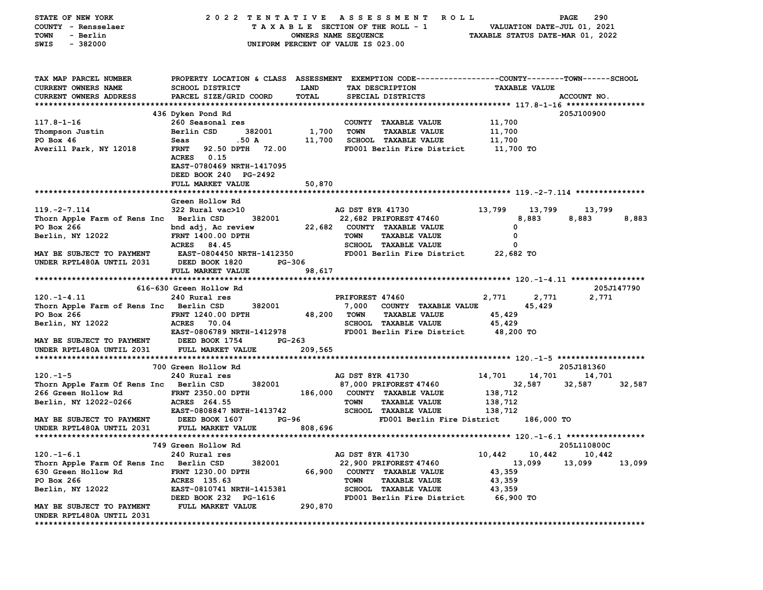STATE OF NEW YORK — 2022 TENTATIVE ASSESSMENT ROLL
COUNTY - Rensselaer — TAXABLE SECTION OF THE ROLL - 1 — VALUATION DATE-JUL 01, 2021
TOWN - Berlin — OWNERS NAME SEQUENCE — TAXABLE STATUS DATE-MAR 01, 2022
SWIS - 382000 — UNIFORM PERCENT OF VALUE IS 023.00

| TAX MAP PARCEL NUMBER / CURRENT OWNERS NAME / CURRENT OWNERS ADDRESS | PROPERTY LOCATION & CLASS / SCHOOL DISTRICT / PARCEL SIZE/GRID COORD | ASSESSMENT LAND | TOTAL | EXEMPTION CODE / TAX DESCRIPTION / SPECIAL DISTRICTS | COUNTY | TOWN | SCHOOL | ACCOUNT NO. |
|---|---|---|---|---|---|---|---|---|
| **117.8-1-16** | 436 Dyken Pond Rd | | | | | | | 205J100900 |
| Thompson Justin | 260 Seasonal res | | | COUNTY TAXABLE VALUE | 11,700 | | | |
| PO Box 46 | Berlin CSD 382001 | 1,700 | | TOWN TAXABLE VALUE | | 11,700 | | |
| Averill Park, NY 12018 | Seas .50 A | | 11,700 | SCHOOL TAXABLE VALUE | | | 11,700 | |
| | FRNT 92.50 DPTH 72.00 | | | FD001 Berlin Fire District | 11,700 TO | | | |
| | ACRES 0.15 | | | | | | | |
| | EAST-0780469 NRTH-1417095 | | | | | | | |
| | DEED BOOK 240 PG-2492 | | | | | | | |
| | FULL MARKET VALUE | | 50,870 | | | | | |
| **119.-2-7.114** | Green Hollow Rd | | | | | | | |
| Thorn Apple Farm of Rens Inc | 322 Rural vac>10 | | | AG DST 8YR 41730 | 13,799 | 13,799 | 13,799 | |
| PO Box 266 | Berlin CSD 382001 | 22,682 | | PRIFOREST 47460 | 8,883 | 8,883 | 8,883 | |
| Berlin, NY 12022 | bnd adj, Ac review | | 22,682 | COUNTY TAXABLE VALUE | 0 | | | |
| | FRNT 1400.00 DPTH | | | TOWN TAXABLE VALUE | | 0 | | |
| | ACRES 84.45 | | | SCHOOL TAXABLE VALUE | | | 0 | |
| MAY BE SUBJECT TO PAYMENT | EAST-0804450 NRTH-1412350 | | | FD001 Berlin Fire District | 22,682 TO | | | |
| UNDER RPTL480A UNTIL 2031 | DEED BOOK 1820 PG-306 | | | | | | | |
| | FULL MARKET VALUE | | 98,617 | | | | | |
| **120.-1-4.11** | 616-630 Green Hollow Rd | | | | | | | 205J147790 |
| Thorn Apple Farm of Rens Inc | 240 Rural res | | | PRIFOREST 47460 | 2,771 | 2,771 | 2,771 | |
| PO Box 266 | Berlin CSD 382001 | 7,000 | | COUNTY TAXABLE VALUE | 45,429 | | | |
| Berlin, NY 12022 | FRNT 1240.00 DPTH | | 48,200 | TOWN TAXABLE VALUE | | 45,429 | | |
| | ACRES 70.04 | | | SCHOOL TAXABLE VALUE | | | 45,429 | |
| | EAST-0806789 NRTH-1412978 | | | FD001 Berlin Fire District | 48,200 TO | | | |
| MAY BE SUBJECT TO PAYMENT | DEED BOOK 1754 PG-263 | | | | | | | |
| UNDER RPTL480A UNTIL 2031 | FULL MARKET VALUE | | 209,565 | | | | | |
| **120.-1-5** | 700 Green Hollow Rd | | | | | | | 205J181360 |
| Thorn Apple Farm Of Rens Inc | 240 Rural res | | | AG DST 8YR 41730 | 14,701 | 14,701 | 14,701 | |
| 266 Green Hollow Rd | Berlin CSD 382001 | 87,000 | | PRIFOREST 47460 | 32,587 | 32,587 | 32,587 | |
| Berlin, NY 12022-0266 | FRNT 2350.00 DPTH | | 186,000 | COUNTY TAXABLE VALUE | 138,712 | | | |
| | ACRES 264.55 | | | TOWN TAXABLE VALUE | | 138,712 | | |
| | EAST-0808847 NRTH-1413742 | | | SCHOOL TAXABLE VALUE | | | 138,712 | |
| MAY BE SUBJECT TO PAYMENT | DEED BOOK 1607 PG-96 | | | FD001 Berlin Fire District | 186,000 TO | | | |
| UNDER RPTL480A UNTIL 2031 | FULL MARKET VALUE | | 808,696 | | | | | |
| **120.-1-6.1** | 749 Green Hollow Rd | | | | | | | 205L110800C |
| Thorn Apple Farm Of Rens Inc | 240 Rural res | | | AG DST 8YR 41730 | 10,442 | 10,442 | 10,442 | |
| 630 Green Hollow Rd | Berlin CSD 382001 | 22,900 | | PRIFOREST 47460 | 13,099 | 13,099 | 13,099 | |
| PO Box 266 | FRNT 1230.00 DPTH | | 66,900 | COUNTY TAXABLE VALUE | 43,359 | | | |
| Berlin, NY 12022 | ACRES 135.63 | | | TOWN TAXABLE VALUE | | 43,359 | | |
| | EAST-0810741 NRTH-1415381 | | | SCHOOL TAXABLE VALUE | | | 43,359 | |
| | DEED BOOK 232 PG-1616 | | | FD001 Berlin Fire District | 66,900 TO | | | |
| MAY BE SUBJECT TO PAYMENT | FULL MARKET VALUE | | 290,870 | | | | | |
| UNDER RPTL480A UNTIL 2031 | | | | | | | | |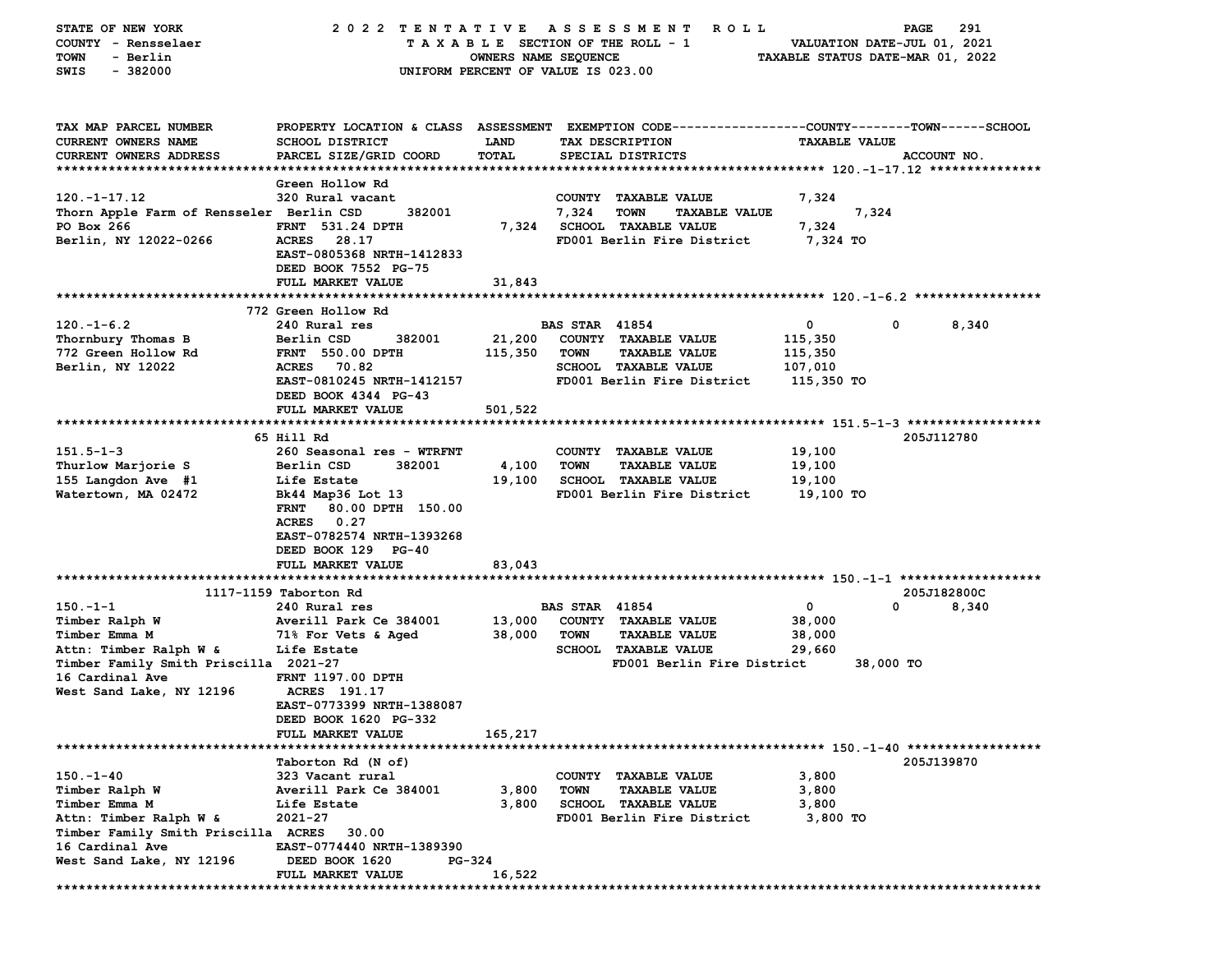STATE OF NEW YORK — 2022 TENTATIVE ASSESSMENT ROLL
COUNTY - Rensselaer — TAXABLE SECTION OF THE ROLL - 1 — VALUATION DATE-JUL 01, 2021
TOWN - Berlin — OWNERS NAME SEQUENCE — TAXABLE STATUS DATE-MAR 01, 2022
SWIS - 382000 — UNIFORM PERCENT OF VALUE IS 023.00

| TAX MAP PARCEL NUMBER / CURRENT OWNERS NAME / CURRENT OWNERS ADDRESS | PROPERTY LOCATION & CLASS / SCHOOL DISTRICT / PARCEL SIZE/GRID COORD | ASSESSMENT LAND / TOTAL | EXEMPTION CODE / TAX DESCRIPTION / SPECIAL DISTRICTS | COUNTY / TOWN / SCHOOL TAXABLE VALUE | ACCOUNT NO. |
|---|---|---|---|---|---|
| **120.-1-17.12** | Green Hollow Rd | | | | |
| 120.-1-17.12 | 320 Rural vacant | | COUNTY TAXABLE VALUE | 7,324 | |
| Thorn Apple Farm of Rensseler | Berlin CSD 382001 | 7,324 | TOWN TAXABLE VALUE | 7,324 | |
| PO Box 266 | FRNT 531.24 DPTH | 7,324 | SCHOOL TAXABLE VALUE | 7,324 | |
| Berlin, NY 12022-0266 | ACRES 28.17 | | FD001 Berlin Fire District | 7,324 TO | |
| | EAST-0805368 NRTH-1412833 | | | | |
| | DEED BOOK 7552 PG-75 | | | | |
| | FULL MARKET VALUE | 31,843 | | | |
| **120.-1-6.2** | 772 Green Hollow Rd | | | | |
| 120.-1-6.2 | 240 Rural res | | BAS STAR 41854 | 0 / 0 / 8,340 | |
| Thornbury Thomas B | Berlin CSD 382001 | 21,200 | COUNTY TAXABLE VALUE | 115,350 | |
| 772 Green Hollow Rd | FRNT 550.00 DPTH | 115,350 | TOWN TAXABLE VALUE | 115,350 | |
| Berlin, NY 12022 | ACRES 70.82 | | SCHOOL TAXABLE VALUE | 107,010 | |
| | EAST-0810245 NRTH-1412157 | | FD001 Berlin Fire District | 115,350 TO | |
| | DEED BOOK 4344 PG-43 | | | | |
| | FULL MARKET VALUE | 501,522 | | | |
| **151.5-1-3** | 65 Hill Rd | | | | 205J112780 |
| 151.5-1-3 | 260 Seasonal res - WTRFNT | | COUNTY TAXABLE VALUE | 19,100 | |
| Thurlow Marjorie S | Berlin CSD 382001 | 4,100 | TOWN TAXABLE VALUE | 19,100 | |
| 155 Langdon Ave #1 | Life Estate | 19,100 | SCHOOL TAXABLE VALUE | 19,100 | |
| Watertown, MA 02472 | Bk44 Map36 Lot 13 | | FD001 Berlin Fire District | 19,100 TO | |
| | FRNT 80.00 DPTH 150.00 | | | | |
| | ACRES 0.27 | | | | |
| | EAST-0782574 NRTH-1393268 | | | | |
| | DEED BOOK 129 PG-40 | | | | |
| | FULL MARKET VALUE | 83,043 | | | |
| **150.-1-1** | 1117-1159 Taborton Rd | | | | 205J182800C |
| 150.-1-1 | 240 Rural res | | BAS STAR 41854 | 0 / 0 / 8,340 | |
| Timber Ralph W | Averill Park Ce 384001 | 13,000 | COUNTY TAXABLE VALUE | 38,000 | |
| Timber Emma M | 71% For Vets & Aged | 38,000 | TOWN TAXABLE VALUE | 38,000 | |
| Attn: Timber Ralph W & | Life Estate | | SCHOOL TAXABLE VALUE | 29,660 | |
| Timber Family Smith Priscilla | 2021-27 | | FD001 Berlin Fire District | 38,000 TO | |
| 16 Cardinal Ave | FRNT 1197.00 DPTH | | | | |
| West Sand Lake, NY 12196 | ACRES 191.17 | | | | |
| | EAST-0773399 NRTH-1388087 | | | | |
| | DEED BOOK 1620 PG-332 | | | | |
| | FULL MARKET VALUE | 165,217 | | | |
| **150.-1-40** | Taborton Rd (N of) | | | | 205J139870 |
| 150.-1-40 | 323 Vacant rural | | COUNTY TAXABLE VALUE | 3,800 | |
| Timber Ralph W | Averill Park Ce 384001 | 3,800 | TOWN TAXABLE VALUE | 3,800 | |
| Timber Emma M | Life Estate | 3,800 | SCHOOL TAXABLE VALUE | 3,800 | |
| Attn: Timber Ralph W & | 2021-27 | | FD001 Berlin Fire District | 3,800 TO | |
| Timber Family Smith Priscilla | ACRES 30.00 | | | | |
| 16 Cardinal Ave | EAST-0774440 NRTH-1389390 | | | | |
| West Sand Lake, NY 12196 | DEED BOOK 1620 PG-324 | | | | |
| | FULL MARKET VALUE | 16,522 | | | |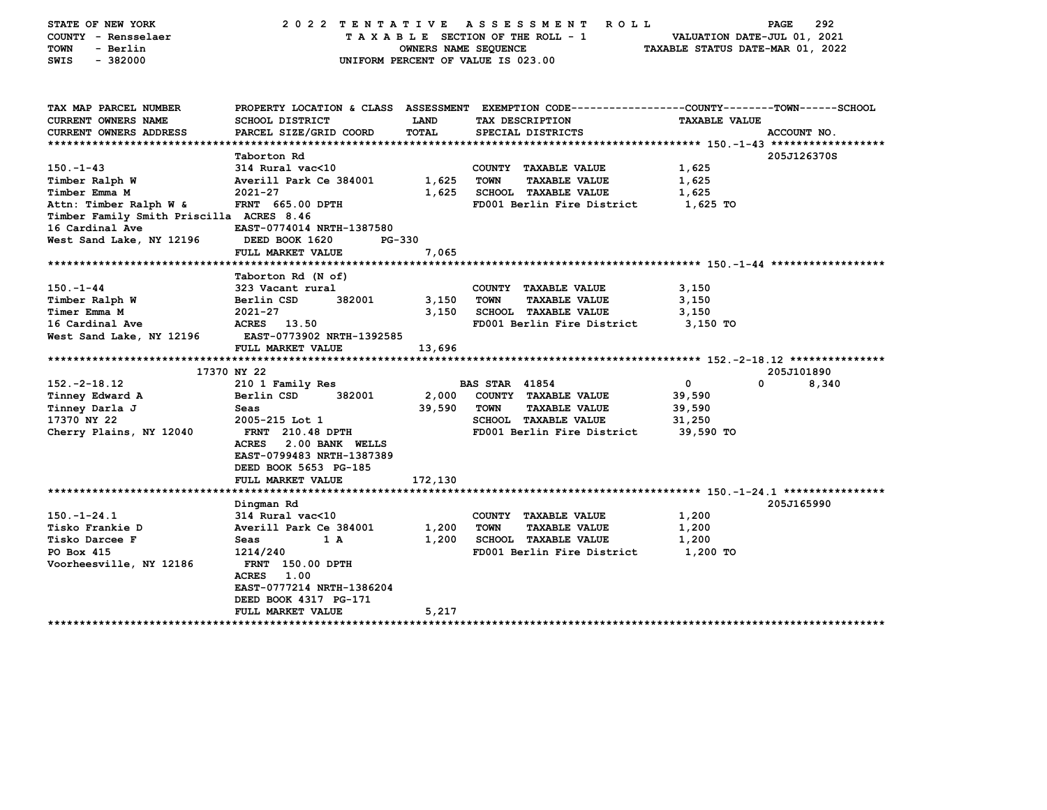STATE OF NEW YORK — 2022 TENTATIVE ASSESSMENT ROLL
COUNTY - Rensselaer — TAXABLE SECTION OF THE ROLL - 1 — VALUATION DATE-JUL 01, 2021
TOWN - Berlin — OWNERS NAME SEQUENCE — TAXABLE STATUS DATE-MAR 01, 2022
SWIS - 382000 — UNIFORM PERCENT OF VALUE IS 023.00

| TAX MAP PARCEL NUMBER / CURRENT OWNERS NAME / CURRENT OWNERS ADDRESS | PROPERTY LOCATION & CLASS / SCHOOL DISTRICT / PARCEL SIZE/GRID COORD | ASSESSMENT LAND / TOTAL | EXEMPTION CODE / TAX DESCRIPTION / SPECIAL DISTRICTS | COUNTY / TOWN / SCHOOL TAXABLE VALUE | ACCOUNT NO. |
|---|---|---|---|---|---|
| **150.-1-43** | Taborton Rd | | | | 205J126370S |
| 150.-1-43 | 314 Rural vac<10 | | COUNTY TAXABLE VALUE | 1,625 | |
| Timber Ralph W | Averill Park Ce 384001 | 1,625 | TOWN TAXABLE VALUE | 1,625 | |
| Timber Emma M | 2021-27 | 1,625 | SCHOOL TAXABLE VALUE | 1,625 | |
| Attn: Timber Ralph W & | FRNT 665.00 DPTH | | FD001 Berlin Fire District | 1,625 TO | |
| Timber Family Smith Priscilla | ACRES 8.46 | | | | |
| 16 Cardinal Ave | EAST-0774014 NRTH-1387580 | | | | |
| West Sand Lake, NY 12196 | DEED BOOK 1620 PG-330 | | | | |
| | FULL MARKET VALUE | 7,065 | | | |
| **150.-1-44** | Taborton Rd (N of) | | | | |
| 150.-1-44 | 323 Vacant rural | | COUNTY TAXABLE VALUE | 3,150 | |
| Timber Ralph W | Berlin CSD 382001 | 3,150 | TOWN TAXABLE VALUE | 3,150 | |
| Timer Emma M | 2021-27 | 3,150 | SCHOOL TAXABLE VALUE | 3,150 | |
| 16 Cardinal Ave | ACRES 13.50 | | FD001 Berlin Fire District | 3,150 TO | |
| West Sand Lake, NY 12196 | EAST-0773902 NRTH-1392585 | | | | |
| | FULL MARKET VALUE | 13,696 | | | |
| **152.-2-18.12** | 17370 NY 22 | | | | 205J101890 |
| 152.-2-18.12 | 210 1 Family Res | | BAS STAR 41854 | 0 / 0 / 8,340 | |
| Tinney Edward A | Berlin CSD 382001 | 2,000 | COUNTY TAXABLE VALUE | 39,590 | |
| Tinney Darla J | Seas | 39,590 | TOWN TAXABLE VALUE | 39,590 | |
| 17370 NY 22 | 2005-215 Lot 1 | | SCHOOL TAXABLE VALUE | 31,250 | |
| Cherry Plains, NY 12040 | FRNT 210.48 DPTH | | FD001 Berlin Fire District | 39,590 TO | |
| | ACRES 2.00 BANK WELLS | | | | |
| | EAST-0799483 NRTH-1387389 | | | | |
| | DEED BOOK 5653 PG-185 | | | | |
| | FULL MARKET VALUE | 172,130 | | | |
| **150.-1-24.1** | Dingman Rd | | | | 205J165990 |
| 150.-1-24.1 | 314 Rural vac<10 | | COUNTY TAXABLE VALUE | 1,200 | |
| Tisko Frankie D | Averill Park Ce 384001 | 1,200 | TOWN TAXABLE VALUE | 1,200 | |
| Tisko Darcee F | Seas 1 A | 1,200 | SCHOOL TAXABLE VALUE | 1,200 | |
| PO Box 415 | 1214/240 | | FD001 Berlin Fire District | 1,200 TO | |
| Voorheesville, NY 12186 | FRNT 150.00 DPTH | | | | |
| | ACRES 1.00 | | | | |
| | EAST-0777214 NRTH-1386204 | | | | |
| | DEED BOOK 4317 PG-171 | | | | |
| | FULL MARKET VALUE | 5,217 | | | |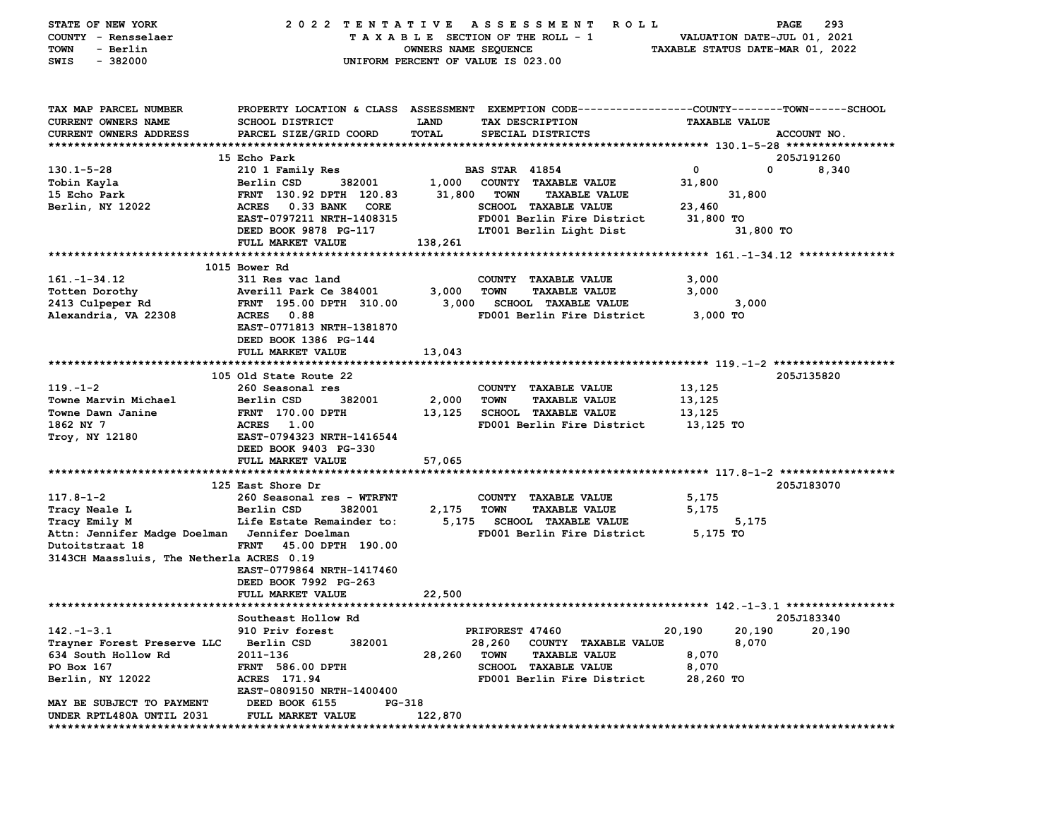STATE OF NEW YORK — COUNTY - Rensselaer — TOWN - Berlin — SWIS - 382000

2022 TENTATIVE ASSESSMENT ROLL — TAXABLE SECTION OF THE ROLL - 1 — OWNERS NAME SEQUENCE — UNIFORM PERCENT OF VALUE IS 023.00

VALUATION DATE-JUL 01, 2021 — TAXABLE STATUS DATE-MAR 01, 2022

| TAX MAP PARCEL NUMBER / CURRENT OWNERS NAME / CURRENT OWNERS ADDRESS | PROPERTY LOCATION & CLASS / SCHOOL DISTRICT / PARCEL SIZE/GRID COORD | ASSESSMENT LAND / TOTAL | EXEMPTION CODE / TAX DESCRIPTION / SPECIAL DISTRICTS | COUNTY | TOWN | SCHOOL | ACCOUNT NO. |
|---|---|---|---|---|---|---|---|
| **130.1-5-28** | 15 Echo Park | | | | | | 205J191260 |
| 130.1-5-28 | 210 1 Family Res | | BAS STAR 41854 | 0 | 0 | 8,340 | |
| Tobin Kayla | Berlin CSD 382001 | 1,000 | COUNTY TAXABLE VALUE | 31,800 | | | |
| 15 Echo Park | FRNT 130.92 DPTH 120.83 | 31,800 | TOWN TAXABLE VALUE | | 31,800 | | |
| Berlin, NY 12022 | ACRES 0.33 BANK CORE | | SCHOOL TAXABLE VALUE | | | 23,460 | |
| | EAST-0797211 NRTH-1408315 | | FD001 Berlin Fire District | 31,800 TO | | | |
| | DEED BOOK 9878 PG-117 | | LT001 Berlin Light Dist | 31,800 TO | | | |
| | FULL MARKET VALUE | 138,261 | | | | | |
| **161.-1-34.12** | 1015 Bower Rd | | | | | | |
| 161.-1-34.12 | 311 Res vac land | | COUNTY TAXABLE VALUE | 3,000 | | | |
| Totten Dorothy | Averill Park Ce 384001 | 3,000 | TOWN TAXABLE VALUE | | 3,000 | | |
| 2413 Culpeper Rd | FRNT 195.00 DPTH 310.00 | 3,000 | SCHOOL TAXABLE VALUE | | | 3,000 | |
| Alexandria, VA 22308 | ACRES 0.88 | | FD001 Berlin Fire District | 3,000 TO | | | |
| | EAST-0771813 NRTH-1381870 | | | | | | |
| | DEED BOOK 1386 PG-144 | | | | | | |
| | FULL MARKET VALUE | 13,043 | | | | | |
| **119.-1-2** | 105 Old State Route 22 | | | | | | 205J135820 |
| 119.-1-2 | 260 Seasonal res | | COUNTY TAXABLE VALUE | 13,125 | | | |
| Towne Marvin Michael | Berlin CSD 382001 | 2,000 | TOWN TAXABLE VALUE | | 13,125 | | |
| Towne Dawn Janine | FRNT 170.00 DPTH | 13,125 | SCHOOL TAXABLE VALUE | | | 13,125 | |
| 1862 NY 7 | ACRES 1.00 | | FD001 Berlin Fire District | 13,125 TO | | | |
| Troy, NY 12180 | EAST-0794323 NRTH-1416544 | | | | | | |
| | DEED BOOK 9403 PG-330 | | | | | | |
| | FULL MARKET VALUE | 57,065 | | | | | |
| **117.8-1-2** | 125 East Shore Dr | | | | | | 205J183070 |
| 117.8-1-2 | 260 Seasonal res - WTRFNT | | COUNTY TAXABLE VALUE | 5,175 | | | |
| Tracy Neale L | Berlin CSD 382001 | 2,175 | TOWN TAXABLE VALUE | | 5,175 | | |
| Tracy Emily M | Life Estate Remainder to: | 5,175 | SCHOOL TAXABLE VALUE | | | 5,175 | |
| Attn: Jennifer Madge Doelman | Jennifer Doelman | | FD001 Berlin Fire District | 5,175 TO | | | |
| Dutoitstraat 18 | FRNT 45.00 DPTH 190.00 | | | | | | |
| 3143CH Maassluis, The Netherla | ACRES 0.19 | | | | | | |
| | EAST-0779864 NRTH-1417460 | | | | | | |
| | DEED BOOK 7992 PG-263 | | | | | | |
| | FULL MARKET VALUE | 22,500 | | | | | |
| **142.-1-3.1** | Southeast Hollow Rd | | | | | | 205J183340 |
| 142.-1-3.1 | 910 Priv forest | | PRIFOREST 47460 | 20,190 | 20,190 | 20,190 | |
| Trayner Forest Preserve LLC | Berlin CSD 382001 | 28,260 | COUNTY TAXABLE VALUE | 8,070 | | | |
| 634 South Hollow Rd | 2011-136 | 28,260 | TOWN TAXABLE VALUE | | 8,070 | | |
| PO Box 167 | FRNT 586.00 DPTH | | SCHOOL TAXABLE VALUE | | | 8,070 | |
| Berlin, NY 12022 | ACRES 171.94 | | FD001 Berlin Fire District | 28,260 TO | | | |
| | EAST-0809150 NRTH-1400400 | | | | | | |
| MAY BE SUBJECT TO PAYMENT | DEED BOOK 6155 PG-318 | | | | | | |
| UNDER RPTL480A UNTIL 2031 | FULL MARKET VALUE | 122,870 | | | | | |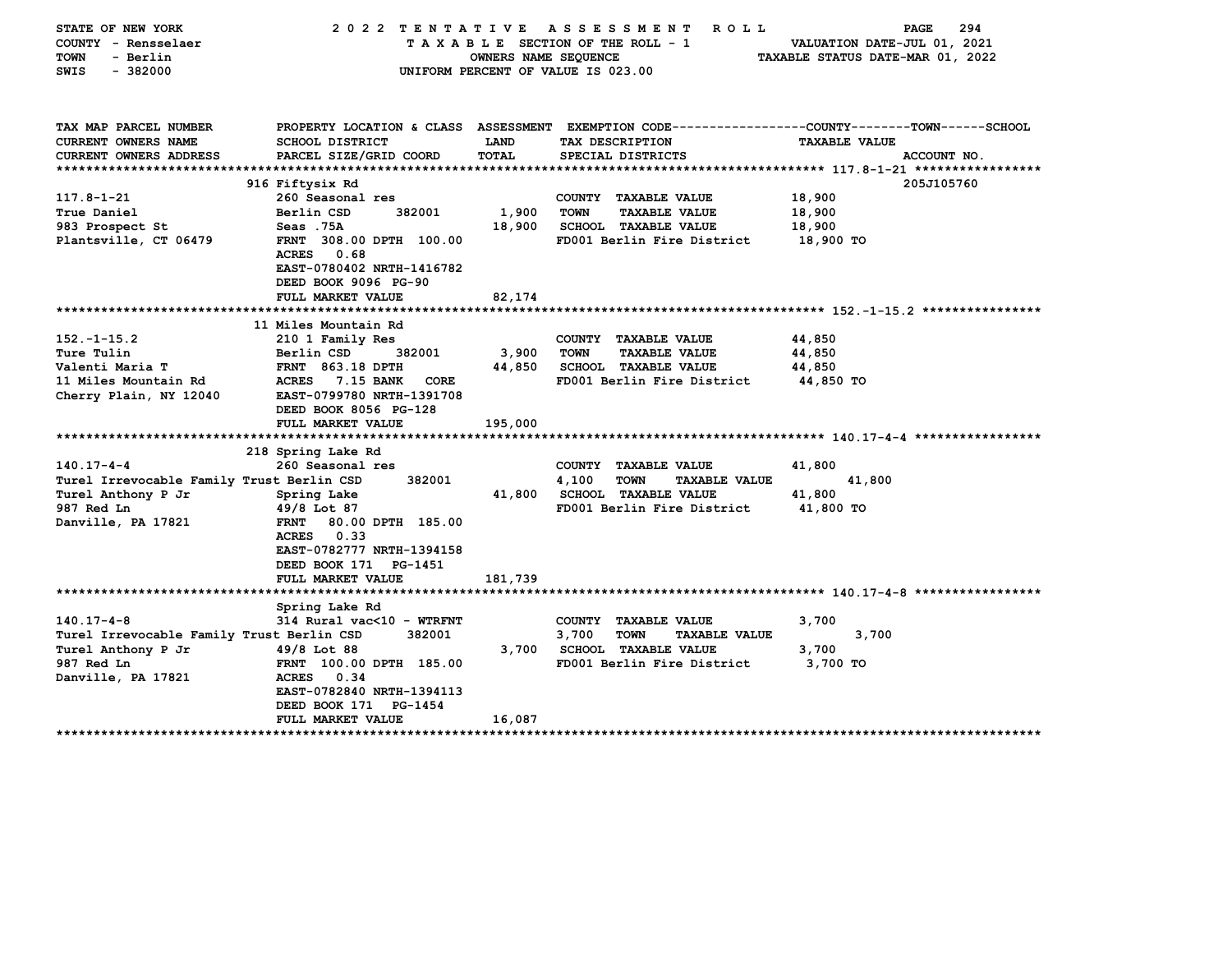STATE OF NEW YORK — COUNTY - Rensselaer — TOWN - Berlin — SWIS - 382000

2022 TENTATIVE ASSESSMENT ROLL — TAXABLE SECTION OF THE ROLL - 1 — OWNERS NAME SEQUENCE — UNIFORM PERCENT OF VALUE IS 023.00

VALUATION DATE-JUL 01, 2021 — TAXABLE STATUS DATE-MAR 01, 2022

| TAX MAP PARCEL NUMBER / CURRENT OWNERS NAME / CURRENT OWNERS ADDRESS | PROPERTY LOCATION & CLASS / SCHOOL DISTRICT / PARCEL SIZE/GRID COORD | ASSESSMENT LAND / TOTAL | EXEMPTION CODE / TAX DESCRIPTION / SPECIAL DISTRICTS | TAXABLE VALUE (COUNTY--TOWN--SCHOOL) | ACCOUNT NO. |
|---|---|---|---|---|---|
| **117.8-1-21** | 916 Fiftysix Rd | | | | 205J105760 |
| 117.8-1-21 | 260 Seasonal res | | COUNTY TAXABLE VALUE | 18,900 | |
| True Daniel | Berlin CSD 382001 | 1,900 | TOWN TAXABLE VALUE | 18,900 | |
| 983 Prospect St | Seas .75A | 18,900 | SCHOOL TAXABLE VALUE | 18,900 | |
| Plantsville, CT 06479 | FRNT 308.00 DPTH 100.00 | | FD001 Berlin Fire District | 18,900 TO | |
| | ACRES 0.68 | | | | |
| | EAST-0780402 NRTH-1416782 | | | | |
| | DEED BOOK 9096 PG-90 | | | | |
| | FULL MARKET VALUE | 82,174 | | | |
| **152.-1-15.2** | 11 Miles Mountain Rd | | | | |
| 152.-1-15.2 | 210 1 Family Res | | COUNTY TAXABLE VALUE | 44,850 | |
| Ture Tulin | Berlin CSD 382001 | 3,900 | TOWN TAXABLE VALUE | 44,850 | |
| Valenti Maria T | FRNT 863.18 DPTH | 44,850 | SCHOOL TAXABLE VALUE | 44,850 | |
| 11 Miles Mountain Rd | ACRES 7.15 BANK CORE | | FD001 Berlin Fire District | 44,850 TO | |
| Cherry Plain, NY 12040 | EAST-0799780 NRTH-1391708 | | | | |
| | DEED BOOK 8056 PG-128 | | | | |
| | FULL MARKET VALUE | 195,000 | | | |
| **140.17-4-4** | 218 Spring Lake Rd | | | | |
| 140.17-4-4 | 260 Seasonal res | | COUNTY TAXABLE VALUE | 41,800 | |
| Turel Irrevocable Family Trust | Berlin CSD 382001 | 4,100 | TOWN TAXABLE VALUE | 41,800 | |
| Turel Anthony P Jr | Spring Lake | 41,800 | SCHOOL TAXABLE VALUE | 41,800 | |
| 987 Red Ln | 49/8 Lot 87 | | FD001 Berlin Fire District | 41,800 TO | |
| Danville, PA 17821 | FRNT 80.00 DPTH 185.00 | | | | |
| | ACRES 0.33 | | | | |
| | EAST-0782777 NRTH-1394158 | | | | |
| | DEED BOOK 171 PG-1451 | | | | |
| | FULL MARKET VALUE | 181,739 | | | |
| **140.17-4-8** | Spring Lake Rd | | | | |
| 140.17-4-8 | 314 Rural vac<10 - WTRFNT | | COUNTY TAXABLE VALUE | 3,700 | |
| Turel Irrevocable Family Trust | Berlin CSD 382001 | 3,700 | TOWN TAXABLE VALUE | 3,700 | |
| Turel Anthony P Jr | 49/8 Lot 88 | 3,700 | SCHOOL TAXABLE VALUE | 3,700 | |
| 987 Red Ln | FRNT 100.00 DPTH 185.00 | | FD001 Berlin Fire District | 3,700 TO | |
| Danville, PA 17821 | ACRES 0.34 | | | | |
| | EAST-0782840 NRTH-1394113 | | | | |
| | DEED BOOK 171 PG-1454 | | | | |
| | FULL MARKET VALUE | 16,087 | | | |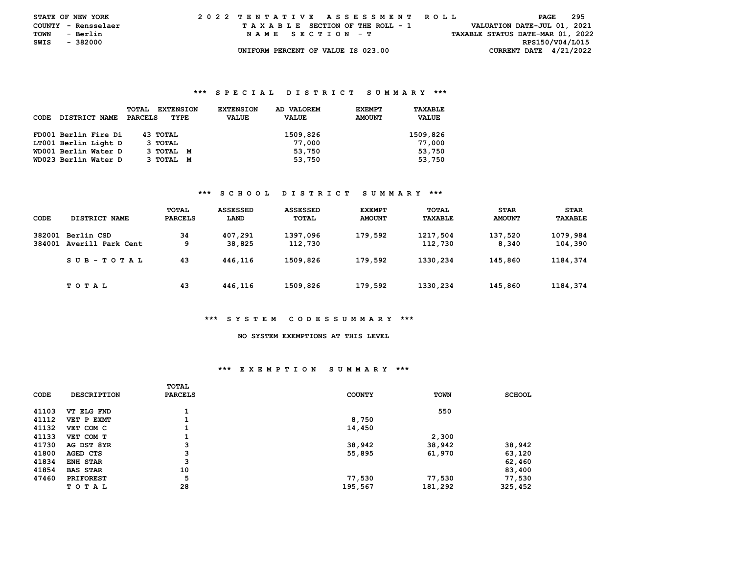STATE OF NEW YORK — 2022 TENTATIVE ASSESSMENT ROLL
COUNTY - Rensselaer — TAXABLE SECTION OF THE ROLL - 1 — VALUATION DATE-JUL 01, 2021
TOWN - Berlin — NAME SECTION - T — TAXABLE STATUS DATE-MAR 01, 2022
SWIS - 382000 — RPS150/V04/L015
UNIFORM PERCENT OF VALUE IS 023.00 — CURRENT DATE 4/21/2022

### *** SPECIAL DISTRICT SUMMARY ***

| CODE | DISTRICT NAME | TOTAL PARCELS | EXTENSION TYPE | EXTENSION VALUE | AD VALOREM VALUE | EXEMPT AMOUNT | TAXABLE VALUE |
|---|---|---|---|---|---|---|---|
| FD001 | Berlin Fire Di | 43 | TOTAL | | 1509,826 | | 1509,826 |
| LT001 | Berlin Light D | 3 | TOTAL | | 77,000 | | 77,000 |
| WD001 | Berlin Water D | 3 | TOTAL M | | 53,750 | | 53,750 |
| WD023 | Berlin Water D | 3 | TOTAL M | | 53,750 | | 53,750 |

### *** SCHOOL DISTRICT SUMMARY ***

| CODE | DISTRICT NAME | TOTAL PARCELS | ASSESSED LAND | ASSESSED TOTAL | EXEMPT AMOUNT | TOTAL TAXABLE | STAR AMOUNT | STAR TAXABLE |
|---|---|---|---|---|---|---|---|---|
| 382001 | Berlin CSD | 34 | 407,291 | 1397,096 | 179,592 | 1217,504 | 137,520 | 1079,984 |
| 384001 | Averill Park Cent | 9 | 38,825 | 112,730 | | 112,730 | 8,340 | 104,390 |
| | SUB-TOTAL | 43 | 446,116 | 1509,826 | 179,592 | 1330,234 | 145,860 | 1184,374 |
| | TOTAL | 43 | 446,116 | 1509,826 | 179,592 | 1330,234 | 145,860 | 1184,374 |

### *** SYSTEM CODES SUMMARY ***

NO SYSTEM EXEMPTIONS AT THIS LEVEL

### *** EXEMPTION SUMMARY ***

| CODE | DESCRIPTION | TOTAL PARCELS | COUNTY | TOWN | SCHOOL |
|---|---|---|---|---|---|
| 41103 | VT ELG FND | 1 | | 550 | |
| 41112 | VET P EXMT | 1 | 8,750 | | |
| 41132 | VET COM C | 1 | 14,450 | | |
| 41133 | VET COM T | 1 | | 2,300 | |
| 41730 | AG DST 8YR | 3 | 38,942 | 38,942 | 38,942 |
| 41800 | AGED CTS | 3 | 55,895 | 61,970 | 63,120 |
| 41834 | ENH STAR | 3 | | | 62,460 |
| 41854 | BAS STAR | 10 | | | 83,400 |
| 47460 | PRIFOREST | 5 | 77,530 | 77,530 | 77,530 |
| | TOTAL | 28 | 195,567 | 181,292 | 325,452 |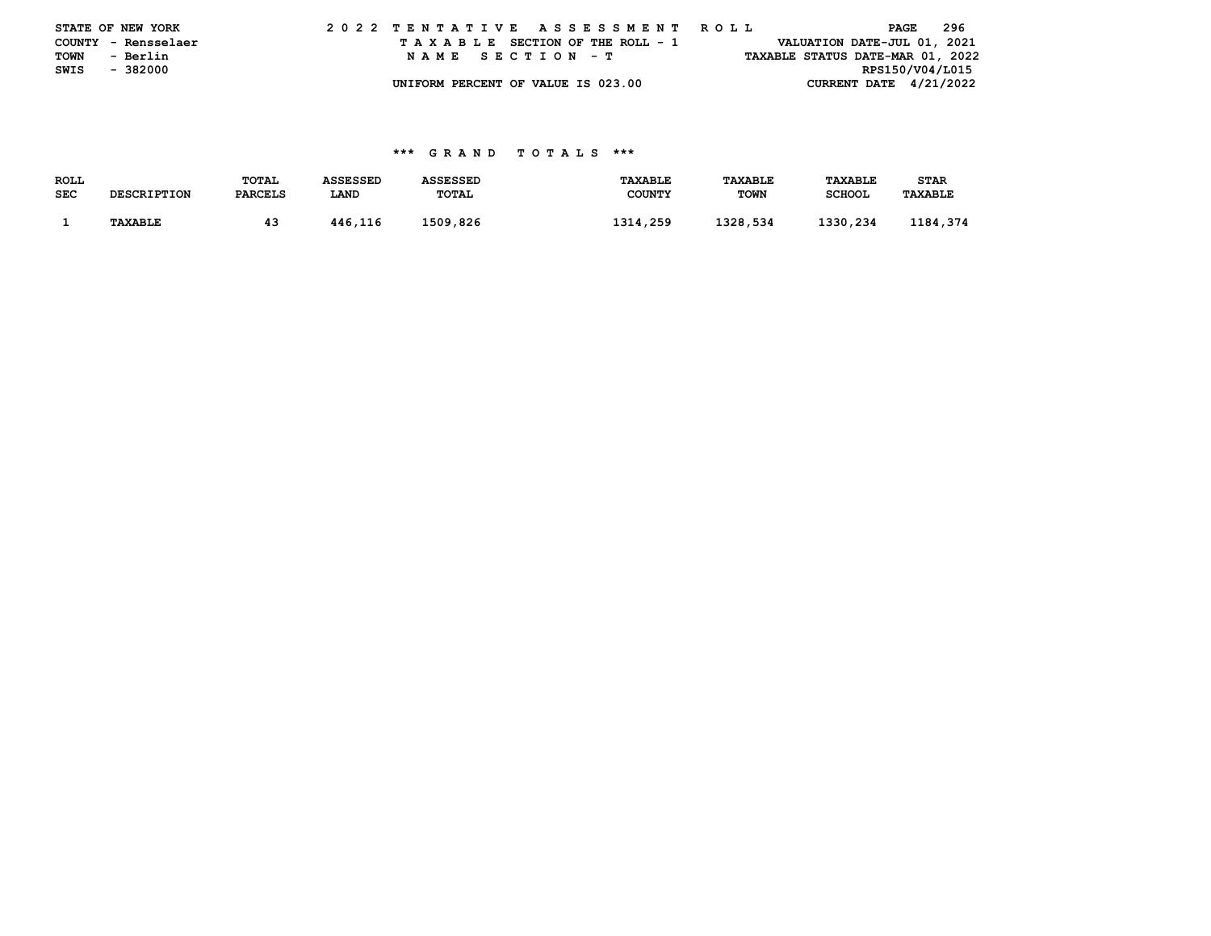STATE OF NEW YORK
COUNTY - Rensselaer
TOWN - Berlin
SWIS - 382000

2 0 2 2 T E N T A T I V E A S S E S S M E N T R O L L
T A X A B L E SECTION OF THE ROLL - 1
N A M E S E C T I O N - T
UNIFORM PERCENT OF VALUE IS 023.00

VALUATION DATE-JUL 01, 2021
TAXABLE STATUS DATE-MAR 01, 2022
RPS150/V04/L015
CURRENT DATE 4/21/2022

### *** G R A N D T O T A L S ***

| ROLL SEC | DESCRIPTION | TOTAL PARCELS | ASSESSED LAND | ASSESSED TOTAL | TAXABLE COUNTY | TAXABLE TOWN | TAXABLE SCHOOL | STAR TAXABLE |
|---|---|---|---|---|---|---|---|---|
| 1 | TAXABLE | 43 | 446,116 | 1509,826 | 1314,259 | 1328,534 | 1330,234 | 1184,374 |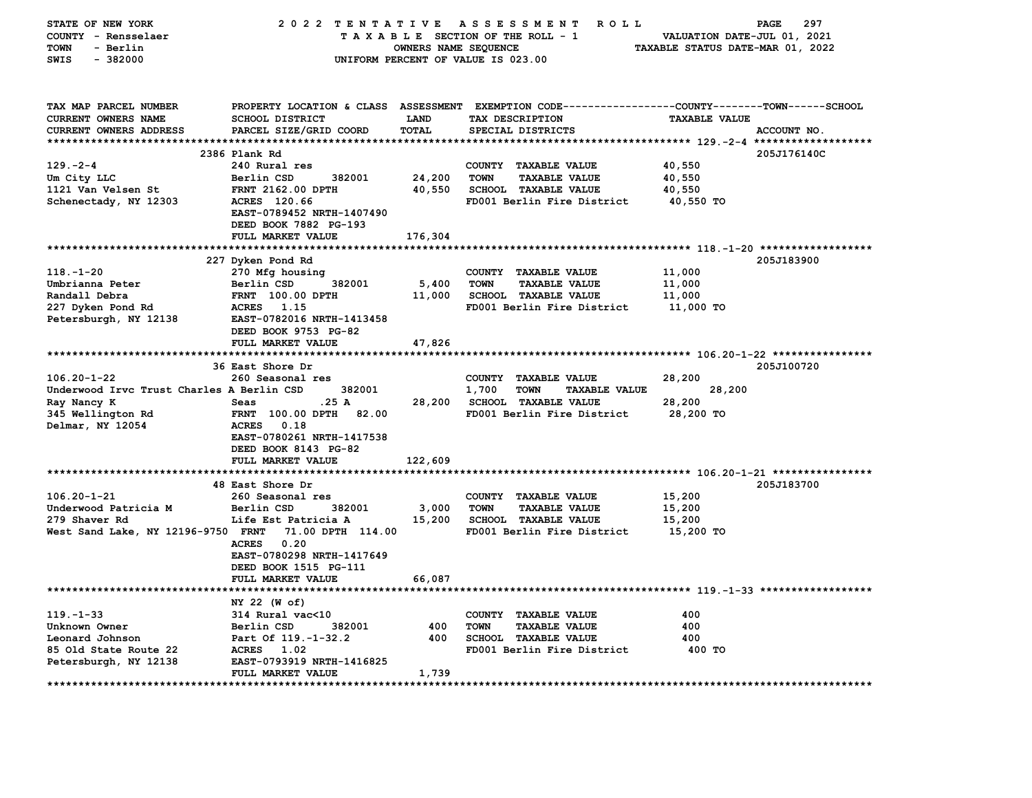STATE OF NEW YORK — COUNTY - Rensselaer — TOWN - Berlin — SWIS - 382000

**2022 TENTATIVE ASSESSMENT ROLL**
TAXABLE SECTION OF THE ROLL - 1
OWNERS NAME SEQUENCE
UNIFORM PERCENT OF VALUE IS 023.00

VALUATION DATE-JUL 01, 2021
TAXABLE STATUS DATE-MAR 01, 2022

| TAX MAP PARCEL NUMBER / CURRENT OWNERS NAME / CURRENT OWNERS ADDRESS | PROPERTY LOCATION & CLASS / SCHOOL DISTRICT / PARCEL SIZE/GRID COORD | ASSESSMENT LAND | TOTAL | EXEMPTION CODE / TAX DESCRIPTION / SPECIAL DISTRICTS | TAXABLE VALUE (COUNTY--TOWN--SCHOOL) | ACCOUNT NO. |
|---|---|---|---|---|---|---|
| 129.-2-4 | 2386 Plank Rd | | | | | 205J176140C |
| 129.-2-4 | 240 Rural res | | | COUNTY TAXABLE VALUE | 40,550 | |
| Um City LLC | Berlin CSD 382001 | 24,200 | | TOWN TAXABLE VALUE | 40,550 | |
| 1121 Van Velsen St | FRNT 2162.00 DPTH | | 40,550 | SCHOOL TAXABLE VALUE | 40,550 | |
| Schenectady, NY 12303 | ACRES 120.66 | | | FD001 Berlin Fire District | 40,550 TO | |
| | EAST-0789452 NRTH-1407490 | | | | | |
| | DEED BOOK 7882 PG-193 | | | | | |
| | FULL MARKET VALUE | | 176,304 | | | |
| 118.-1-20 | 227 Dyken Pond Rd | | | | | 205J183900 |
| 118.-1-20 | 270 Mfg housing | | | COUNTY TAXABLE VALUE | 11,000 | |
| Umbrianna Peter | Berlin CSD 382001 | 5,400 | | TOWN TAXABLE VALUE | 11,000 | |
| Randall Debra | FRNT 100.00 DPTH | | 11,000 | SCHOOL TAXABLE VALUE | 11,000 | |
| 227 Dyken Pond Rd | ACRES 1.15 | | | FD001 Berlin Fire District | 11,000 TO | |
| Petersburgh, NY 12138 | EAST-0782016 NRTH-1413458 | | | | | |
| | DEED BOOK 9753 PG-82 | | | | | |
| | FULL MARKET VALUE | | 47,826 | | | |
| 106.20-1-22 | 36 East Shore Dr | | | | | 205J100720 |
| 106.20-1-22 | 260 Seasonal res | | | COUNTY TAXABLE VALUE | 28,200 | |
| Underwood Irvc Trust Charles A | Berlin CSD 382001 | 1,700 | | TOWN TAXABLE VALUE | 28,200 | |
| Ray Nancy K | Seas .25 A | | 28,200 | SCHOOL TAXABLE VALUE | 28,200 | |
| 345 Wellington Rd | FRNT 100.00 DPTH 82.00 | | | FD001 Berlin Fire District | 28,200 TO | |
| Delmar, NY 12054 | ACRES 0.18 | | | | | |
| | EAST-0780261 NRTH-1417538 | | | | | |
| | DEED BOOK 8143 PG-82 | | | | | |
| | FULL MARKET VALUE | | 122,609 | | | |
| 106.20-1-21 | 48 East Shore Dr | | | | | 205J183700 |
| 106.20-1-21 | 260 Seasonal res | | | COUNTY TAXABLE VALUE | 15,200 | |
| Underwood Patricia M | Berlin CSD 382001 | 3,000 | | TOWN TAXABLE VALUE | 15,200 | |
| 279 Shaver Rd | Life Est Patricia A | | 15,200 | SCHOOL TAXABLE VALUE | 15,200 | |
| West Sand Lake, NY 12196-9750 | FRNT 71.00 DPTH 114.00 | | | FD001 Berlin Fire District | 15,200 TO | |
| | ACRES 0.20 | | | | | |
| | EAST-0780298 NRTH-1417649 | | | | | |
| | DEED BOOK 1515 PG-111 | | | | | |
| | FULL MARKET VALUE | | 66,087 | | | |
| 119.-1-33 | NY 22 (W of) | | | | | |
| 119.-1-33 | 314 Rural vac<10 | | | COUNTY TAXABLE VALUE | 400 | |
| Unknown Owner | Berlin CSD 382001 | 400 | | TOWN TAXABLE VALUE | 400 | |
| Leonard Johnson | Part Of 119.-1-32.2 | | 400 | SCHOOL TAXABLE VALUE | 400 | |
| 85 Old State Route 22 | ACRES 1.02 | | | FD001 Berlin Fire District | 400 TO | |
| Petersburgh, NY 12138 | EAST-0793919 NRTH-1416825 | | | | | |
| | FULL MARKET VALUE | | 1,739 | | | |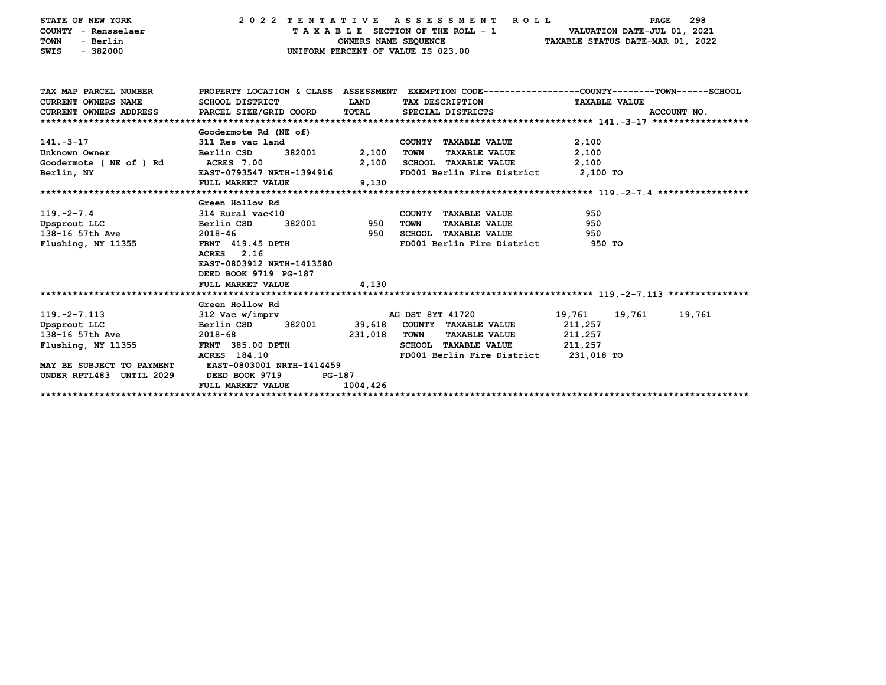STATE OF NEW YORK — 2022 TENTATIVE ASSESSMENT ROLL
COUNTY - Rensselaer — TAXABLE SECTION OF THE ROLL - 1 — VALUATION DATE-JUL 01, 2021
TOWN - Berlin — OWNERS NAME SEQUENCE — TAXABLE STATUS DATE-MAR 01, 2022
SWIS - 382000 — UNIFORM PERCENT OF VALUE IS 023.00

| TAX MAP PARCEL NUMBER / CURRENT OWNERS NAME / CURRENT OWNERS ADDRESS | PROPERTY LOCATION & CLASS / SCHOOL DISTRICT / PARCEL SIZE/GRID COORD | ASSESSMENT LAND / TOTAL | EXEMPTION CODE / TAX DESCRIPTION / SPECIAL DISTRICTS | COUNTY TAXABLE VALUE | TOWN | SCHOOL / ACCOUNT NO. |
|---|---|---|---|---|---|---|
| **141.-3-17** | Goodermote Rd (NE of) | | | | | |
| 141.-3-17 | 311 Res vac land | | COUNTY TAXABLE VALUE | 2,100 | | |
| Unknown Owner | Berlin CSD 382001 | 2,100 | TOWN TAXABLE VALUE | 2,100 | | |
| Goodermote ( NE of ) Rd | ACRES 7.00 | 2,100 | SCHOOL TAXABLE VALUE | 2,100 | | |
| Berlin, NY | EAST-0793547 NRTH-1394916 | | FD001 Berlin Fire District | 2,100 TO | | |
| | FULL MARKET VALUE | 9,130 | | | | |
| **119.-2-7.4** | Green Hollow Rd | | | | | |
| 119.-2-7.4 | 314 Rural vac<10 | | COUNTY TAXABLE VALUE | 950 | | |
| Upsprout LLC | Berlin CSD 382001 | 950 | TOWN TAXABLE VALUE | 950 | | |
| 138-16 57th Ave | 2018-46 | 950 | SCHOOL TAXABLE VALUE | 950 | | |
| Flushing, NY 11355 | FRNT 419.45 DPTH | | FD001 Berlin Fire District | 950 TO | | |
| | ACRES 2.16 | | | | | |
| | EAST-0803912 NRTH-1413580 | | | | | |
| | DEED BOOK 9719 PG-187 | | | | | |
| | FULL MARKET VALUE | 4,130 | | | | |
| **119.-2-7.113** | Green Hollow Rd | | | | | |
| 119.-2-7.113 | 312 Vac w/imprv | | AG DST 8YT 41720 | 19,761 | 19,761 | 19,761 |
| Upsprout LLC | Berlin CSD 382001 | 39,618 | COUNTY TAXABLE VALUE | 211,257 | | |
| 138-16 57th Ave | 2018-68 | 231,018 | TOWN TAXABLE VALUE | 211,257 | | |
| Flushing, NY 11355 | FRNT 385.00 DPTH | | SCHOOL TAXABLE VALUE | 211,257 | | |
| | ACRES 184.10 | | FD001 Berlin Fire District | 231,018 TO | | |
| MAY BE SUBJECT TO PAYMENT | EAST-0803001 NRTH-1414459 | | | | | |
| UNDER RPTL483 UNTIL 2029 | DEED BOOK 9719 PG-187 | | | | | |
| | FULL MARKET VALUE | 1004,426 | | | | |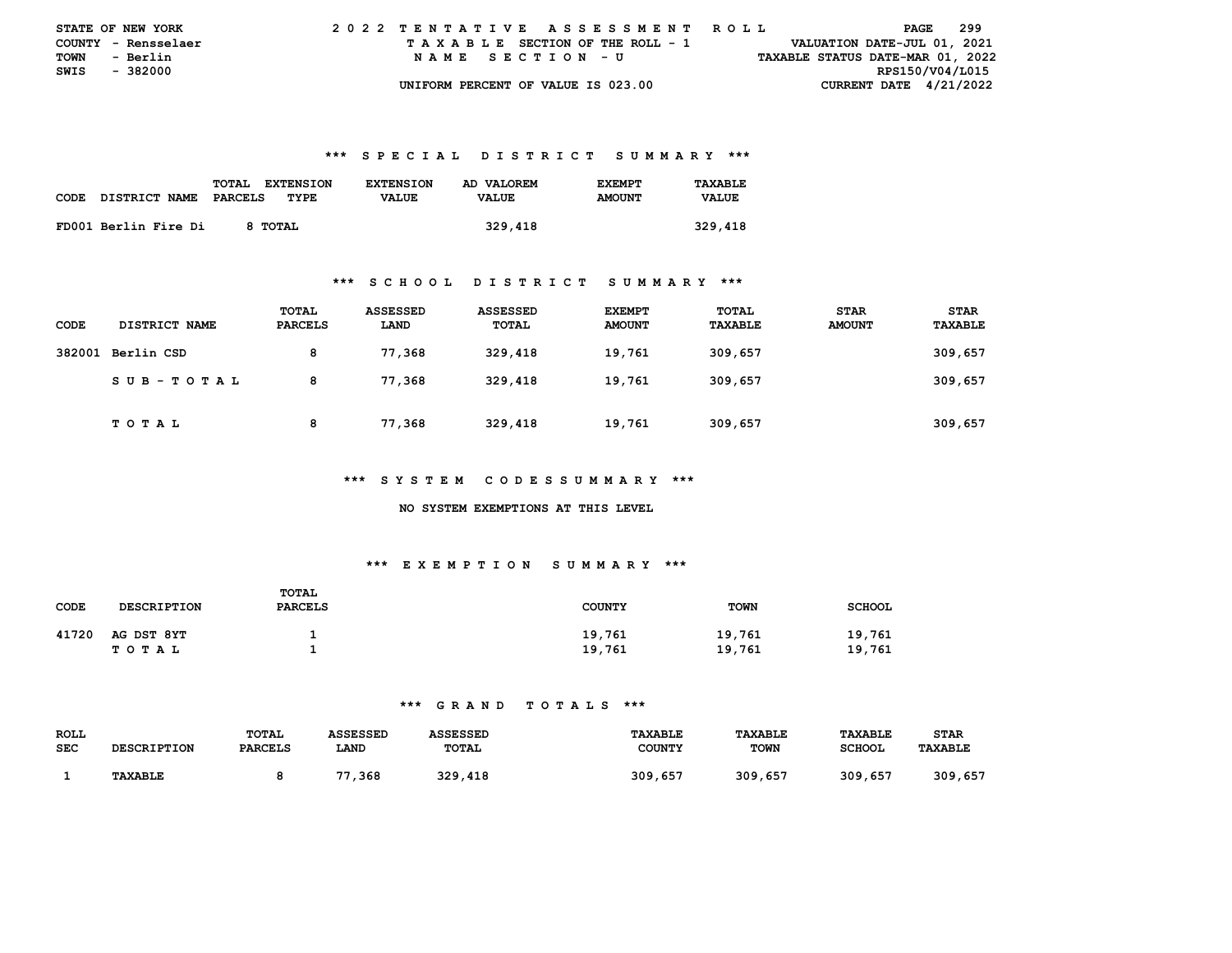STATE OF NEW YORK
COUNTY - Rensselaer
TOWN - Berlin
SWIS - 382000

2022 TENTATIVE ASSESSMENT ROLL
TAXABLE SECTION OF THE ROLL - 1
NAME SECTION - U
UNIFORM PERCENT OF VALUE IS 023.00

VALUATION DATE-JUL 01, 2021
TAXABLE STATUS DATE-MAR 01, 2022
RPS150/V04/L015
CURRENT DATE 4/21/2022

### *** SPECIAL DISTRICT SUMMARY ***

| CODE | DISTRICT NAME | TOTAL PARCELS | EXTENSION TYPE | EXTENSION VALUE | AD VALOREM VALUE | EXEMPT AMOUNT | TAXABLE VALUE |
|---|---|---|---|---|---|---|---|
| FD001 | Berlin Fire Di | 8 | TOTAL | | 329,418 | | 329,418 |

### *** SCHOOL DISTRICT SUMMARY ***

| CODE | DISTRICT NAME | TOTAL PARCELS | ASSESSED LAND | ASSESSED TOTAL | EXEMPT AMOUNT | TOTAL TAXABLE | STAR AMOUNT | STAR TAXABLE |
|---|---|---|---|---|---|---|---|---|
| 382001 | Berlin CSD | 8 | 77,368 | 329,418 | 19,761 | 309,657 | | 309,657 |
| | SUB-TOTAL | 8 | 77,368 | 329,418 | 19,761 | 309,657 | | 309,657 |
| | TOTAL | 8 | 77,368 | 329,418 | 19,761 | 309,657 | | 309,657 |

### *** SYSTEM CODESSUMMARY ***

NO SYSTEM EXEMPTIONS AT THIS LEVEL

### *** EXEMPTION SUMMARY ***

| CODE | DESCRIPTION | TOTAL PARCELS | COUNTY | TOWN | SCHOOL |
|---|---|---|---|---|---|
| 41720 | AG DST 8YT | 1 | 19,761 | 19,761 | 19,761 |
| | TOTAL | 1 | 19,761 | 19,761 | 19,761 |

### *** GRAND TOTALS ***

| ROLL SEC | DESCRIPTION | TOTAL PARCELS | ASSESSED LAND | ASSESSED TOTAL | TAXABLE COUNTY | TAXABLE TOWN | TAXABLE SCHOOL | STAR TAXABLE |
|---|---|---|---|---|---|---|---|---|
| 1 | TAXABLE | 8 | 77,368 | 329,418 | 309,657 | 309,657 | 309,657 | 309,657 |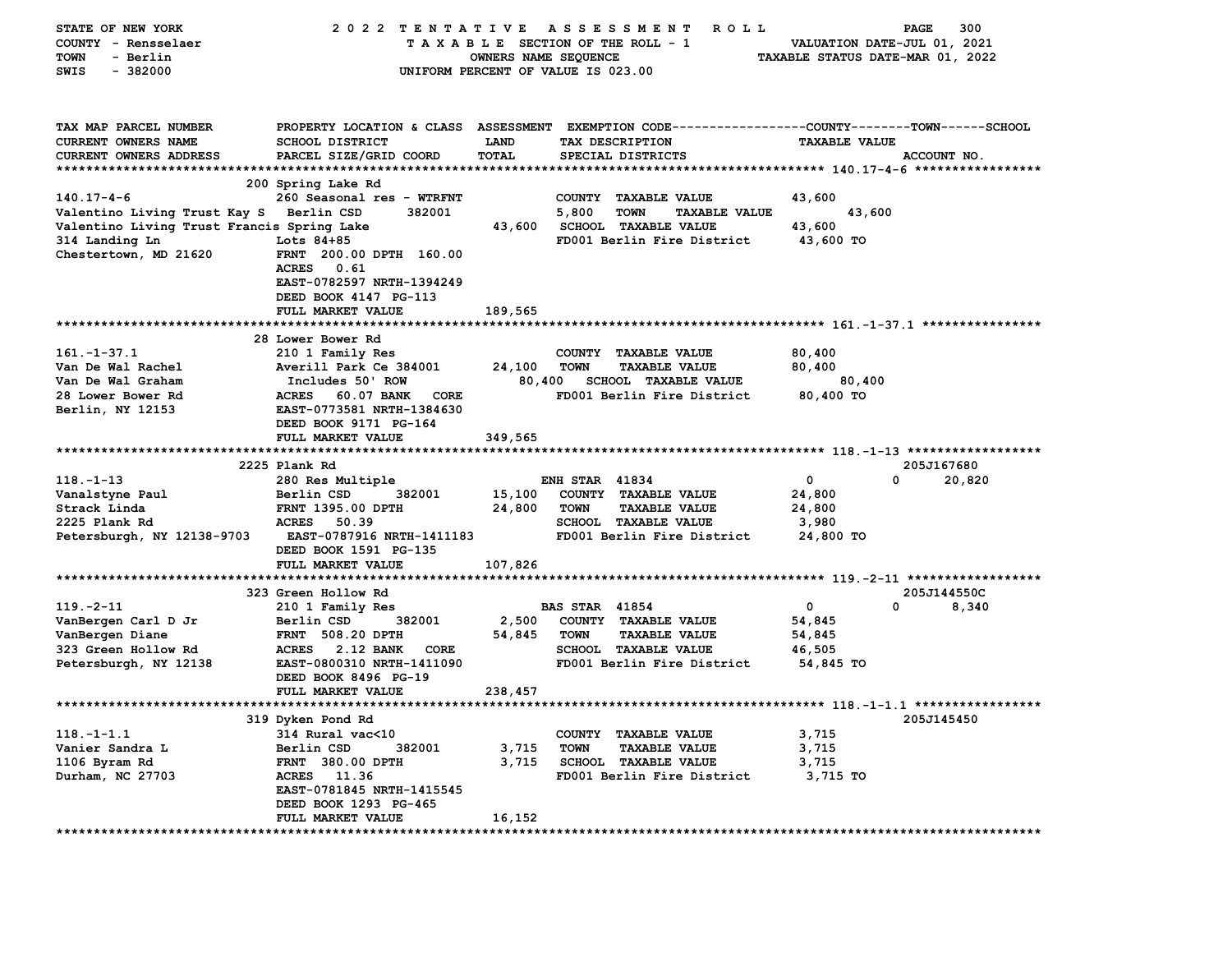STATE OF NEW YORK — 2022 TENTATIVE ASSESSMENT ROLL
COUNTY - Rensselaer — TAXABLE SECTION OF THE ROLL - 1 — VALUATION DATE-JUL 01, 2021
TOWN - Berlin — OWNERS NAME SEQUENCE — TAXABLE STATUS DATE-MAR 01, 2022
SWIS - 382000 — UNIFORM PERCENT OF VALUE IS 023.00

| TAX MAP PARCEL NUMBER / CURRENT OWNERS NAME / CURRENT OWNERS ADDRESS | PROPERTY LOCATION & CLASS / SCHOOL DISTRICT / PARCEL SIZE/GRID COORD | ASSESSMENT LAND / TOTAL | EXEMPTION CODE / TAX DESCRIPTION / SPECIAL DISTRICTS | COUNTY / TOWN / SCHOOL TAXABLE VALUE | ACCOUNT NO. |
|---|---|---|---|---|---|
| **140.17-4-6** | 200 Spring Lake Rd | | | | |
| 140.17-4-6 | 260 Seasonal res - WTRFNT | | COUNTY TAXABLE VALUE | 43,600 | |
| Valentino Living Trust Kay S | Berlin CSD 382001 | 5,800 | TOWN TAXABLE VALUE | 43,600 | |
| Valentino Living Trust Francis | Spring Lake | 43,600 | SCHOOL TAXABLE VALUE | 43,600 | |
| 314 Landing Ln | Lots 84+85 | | FD001 Berlin Fire District | 43,600 TO | |
| Chestertown, MD 21620 | FRNT 200.00 DPTH 160.00 | | | | |
| | ACRES 0.61 | | | | |
| | EAST-0782597 NRTH-1394249 | | | | |
| | DEED BOOK 4147 PG-113 | | | | |
| | FULL MARKET VALUE | 189,565 | | | |
| **161.-1-37.1** | 28 Lower Bower Rd | | | | |
| 161.-1-37.1 | 210 1 Family Res | | COUNTY TAXABLE VALUE | 80,400 | |
| Van De Wal Rachel | Averill Park Ce 384001 | 24,100 | TOWN TAXABLE VALUE | 80,400 | |
| Van De Wal Graham | Includes 50' ROW | 80,400 | SCHOOL TAXABLE VALUE | 80,400 | |
| 28 Lower Bower Rd | ACRES 60.07 BANK CORE | | FD001 Berlin Fire District | 80,400 TO | |
| Berlin, NY 12153 | EAST-0773581 NRTH-1384630 | | | | |
| | DEED BOOK 9171 PG-164 | | | | |
| | FULL MARKET VALUE | 349,565 | | | |
| **118.-1-13** | 2225 Plank Rd | | | | 205J167680 |
| 118.-1-13 | 280 Res Multiple | | ENH STAR 41834 | 0 / 0 / 20,820 | |
| Vanalstyne Paul | Berlin CSD 382001 | 15,100 | COUNTY TAXABLE VALUE | 24,800 | |
| Strack Linda | FRNT 1395.00 DPTH | 24,800 | TOWN TAXABLE VALUE | 24,800 | |
| 2225 Plank Rd | ACRES 50.39 | | SCHOOL TAXABLE VALUE | 3,980 | |
| Petersburgh, NY 12138-9703 | EAST-0787916 NRTH-1411183 | | FD001 Berlin Fire District | 24,800 TO | |
| | DEED BOOK 1591 PG-135 | | | | |
| | FULL MARKET VALUE | 107,826 | | | |
| **119.-2-11** | 323 Green Hollow Rd | | | | 205J144550C |
| 119.-2-11 | 210 1 Family Res | | BAS STAR 41854 | 0 / 0 / 8,340 | |
| VanBergen Carl D Jr | Berlin CSD 382001 | 2,500 | COUNTY TAXABLE VALUE | 54,845 | |
| VanBergen Diane | FRNT 508.20 DPTH | 54,845 | TOWN TAXABLE VALUE | 54,845 | |
| 323 Green Hollow Rd | ACRES 2.12 BANK CORE | | SCHOOL TAXABLE VALUE | 46,505 | |
| Petersburgh, NY 12138 | EAST-0800310 NRTH-1411090 | | FD001 Berlin Fire District | 54,845 TO | |
| | DEED BOOK 8496 PG-19 | | | | |
| | FULL MARKET VALUE | 238,457 | | | |
| **118.-1-1.1** | 319 Dyken Pond Rd | | | | 205J145450 |
| 118.-1-1.1 | 314 Rural vac<10 | | COUNTY TAXABLE VALUE | 3,715 | |
| Vanier Sandra L | Berlin CSD 382001 | 3,715 | TOWN TAXABLE VALUE | 3,715 | |
| 1106 Byram Rd | FRNT 380.00 DPTH | 3,715 | SCHOOL TAXABLE VALUE | 3,715 | |
| Durham, NC 27703 | ACRES 11.36 | | FD001 Berlin Fire District | 3,715 TO | |
| | EAST-0781845 NRTH-1415545 | | | | |
| | DEED BOOK 1293 PG-465 | | | | |
| | FULL MARKET VALUE | 16,152 | | | |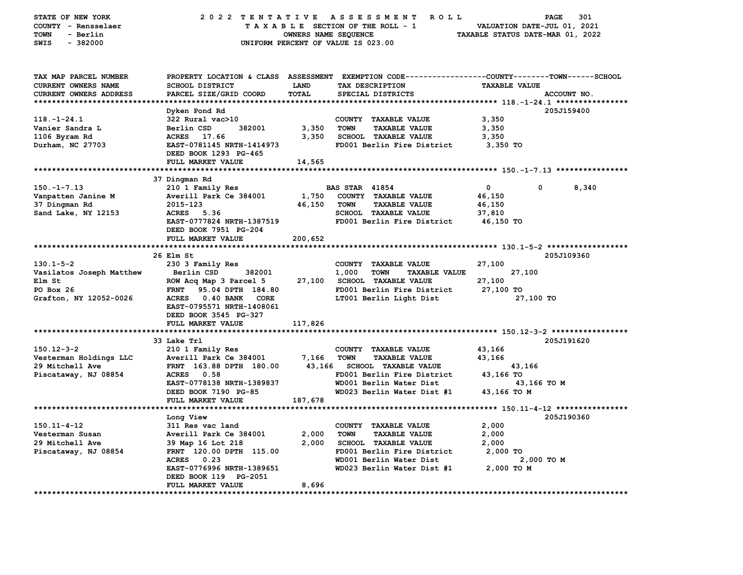STATE OF NEW YORK — 2022 TENTATIVE ASSESSMENT ROLL
COUNTY - Rensselaer — TAXABLE SECTION OF THE ROLL - 1 — VALUATION DATE-JUL 01, 2021
TOWN - Berlin — OWNERS NAME SEQUENCE — TAXABLE STATUS DATE-MAR 01, 2022
SWIS - 382000 — UNIFORM PERCENT OF VALUE IS 023.00

| TAX MAP PARCEL NUMBER / CURRENT OWNERS NAME / CURRENT OWNERS ADDRESS | PROPERTY LOCATION & CLASS / SCHOOL DISTRICT / PARCEL SIZE/GRID COORD | ASSESSMENT LAND / TOTAL | EXEMPTION CODE / TAX DESCRIPTION / SPECIAL DISTRICTS | COUNTY / TOWN / SCHOOL TAXABLE VALUE | ACCOUNT NO. |
|---|---|---|---|---|---|
| **118.-1-24.1** | Dyken Pond Rd | | | | 205J159400 |
| 118.-1-24.1 | 322 Rural vac>10 | | COUNTY TAXABLE VALUE | 3,350 | |
| Vanier Sandra L | Berlin CSD 382001 | 3,350 | TOWN TAXABLE VALUE | 3,350 | |
| 1106 Byram Rd | ACRES 17.66 | 3,350 | SCHOOL TAXABLE VALUE | 3,350 | |
| Durham, NC 27703 | EAST-0781145 NRTH-1414973 | | FD001 Berlin Fire District | 3,350 TO | |
| | DEED BOOK 1293 PG-465 | | | | |
| | FULL MARKET VALUE | 14,565 | | | |
| **150.-1-7.13** | 37 Dingman Rd | | | | |
| 150.-1-7.13 | 210 1 Family Res | | BAS STAR 41854 | 0 / 0 / 8,340 | |
| Vanpatten Janine M | Averill Park Ce 384001 | 1,750 | COUNTY TAXABLE VALUE | 46,150 | |
| 37 Dingman Rd | 2015-123 | 46,150 | TOWN TAXABLE VALUE | 46,150 | |
| Sand Lake, NY 12153 | ACRES 5.36 | | SCHOOL TAXABLE VALUE | 37,810 | |
| | EAST-0777824 NRTH-1387519 | | FD001 Berlin Fire District | 46,150 TO | |
| | DEED BOOK 7951 PG-204 | | | | |
| | FULL MARKET VALUE | 200,652 | | | |
| **130.1-5-2** | 26 Elm St | | | | 205J109360 |
| 130.1-5-2 | 230 3 Family Res | | COUNTY TAXABLE VALUE | 27,100 | |
| Vasilatos Joseph Matthew | Berlin CSD 382001 | 1,000 | TOWN TAXABLE VALUE | 27,100 | |
| Elm St | ROW Acq Map 3 Parcel 5 | 27,100 | SCHOOL TAXABLE VALUE | 27,100 | |
| PO Box 26 | FRNT 95.04 DPTH 184.80 | | FD001 Berlin Fire District | 27,100 TO | |
| Grafton, NY 12052-0026 | ACRES 0.40 BANK CORE | | LT001 Berlin Light Dist | 27,100 TO | |
| | EAST-0795571 NRTH-1408061 | | | | |
| | DEED BOOK 3545 PG-327 | | | | |
| | FULL MARKET VALUE | 117,826 | | | |
| **150.12-3-2** | 33 Lake Trl | | | | 205J191620 |
| 150.12-3-2 | 210 1 Family Res | | COUNTY TAXABLE VALUE | 43,166 | |
| Vesterman Holdings LLC | Averill Park Ce 384001 | 7,166 | TOWN TAXABLE VALUE | 43,166 | |
| 29 Mitchell Ave | FRNT 163.88 DPTH 180.00 | 43,166 | SCHOOL TAXABLE VALUE | 43,166 | |
| Piscataway, NJ 08854 | ACRES 0.58 | | FD001 Berlin Fire District | 43,166 TO | |
| | EAST-0778138 NRTH-1389837 | | WD001 Berlin Water Dist | 43,166 TO M | |
| | DEED BOOK 7190 PG-85 | | WD023 Berlin Water Dist #1 | 43,166 TO M | |
| | FULL MARKET VALUE | 187,678 | | | |
| **150.11-4-12** | Long View | | | | 205J190360 |
| 150.11-4-12 | 311 Res vac land | | COUNTY TAXABLE VALUE | 2,000 | |
| Vesterman Susan | Averill Park Ce 384001 | 2,000 | TOWN TAXABLE VALUE | 2,000 | |
| 29 Mitchell Ave | 39 Map 16 Lot 218 | 2,000 | SCHOOL TAXABLE VALUE | 2,000 | |
| Piscataway, NJ 08854 | FRNT 120.00 DPTH 115.00 | | FD001 Berlin Fire District | 2,000 TO | |
| | ACRES 0.23 | | WD001 Berlin Water Dist | 2,000 TO M | |
| | EAST-0776996 NRTH-1389651 | | WD023 Berlin Water Dist #1 | 2,000 TO M | |
| | DEED BOOK 119 PG-2051 | | | | |
| | FULL MARKET VALUE | 8,696 | | | |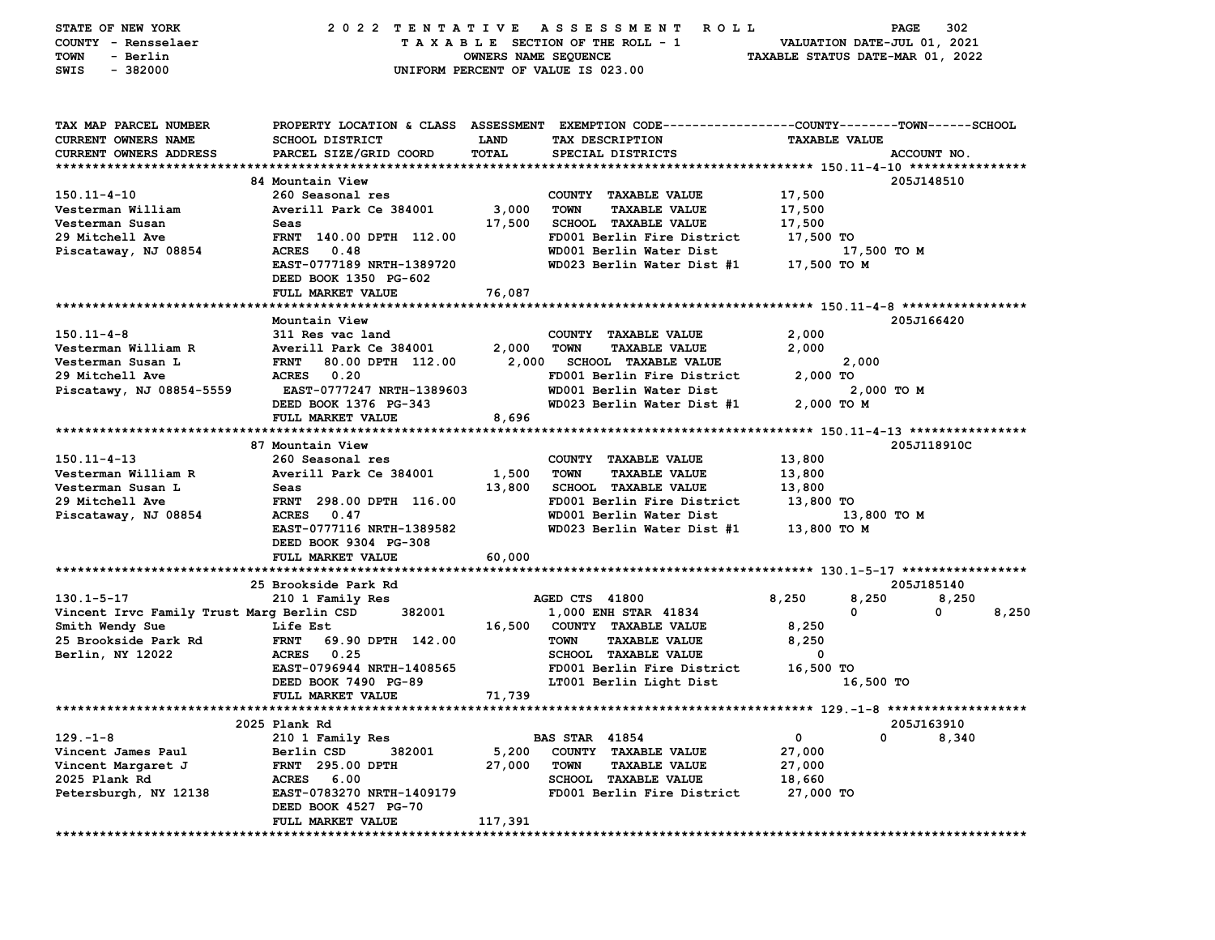STATE OF NEW YORK — 2022 TENTATIVE ASSESSMENT ROLL
COUNTY - Rensselaer — TAXABLE SECTION OF THE ROLL - 1 — VALUATION DATE-JUL 01, 2021
TOWN - Berlin — OWNERS NAME SEQUENCE — TAXABLE STATUS DATE-MAR 01, 2022
SWIS - 382000 — UNIFORM PERCENT OF VALUE IS 023.00

```
TAX MAP PARCEL NUMBER        PROPERTY LOCATION & CLASS  ASSESSMENT  EXEMPTION CODE-----------------COUNTY--------TOWN------SCHOOL
CURRENT OWNERS NAME          SCHOOL DISTRICT             LAND       TAX DESCRIPTION                    TAXABLE VALUE
CURRENT OWNERS ADDRESS       PARCEL SIZE/GRID COORD      TOTAL      SPECIAL DISTRICTS                                     ACCOUNT NO.
******************************************************************************************************* 150.11-4-10 ****************
                             84 Mountain View                                                                          205J148510
150.11-4-10                  260 Seasonal res                       COUNTY  TAXABLE VALUE            17,500
Vesterman William            Averill Park Ce 384001       3,000     TOWN    TAXABLE VALUE            17,500
Vesterman Susan              Seas                        17,500     SCHOOL  TAXABLE VALUE            17,500
29 Mitchell Ave              FRNT  140.00 DPTH  112.00              FD001 Berlin Fire District       17,500 TO
Piscataway, NJ 08854         ACRES    0.48                          WD001 Berlin Water Dist               17,500 TO M
                             EAST-0777189 NRTH-1389720              WD023 Berlin Water Dist #1       17,500 TO M
                             DEED BOOK 1350  PG-602
                             FULL MARKET VALUE           76,087
******************************************************************************************************* 150.11-4-8 *****************
                             Mountain View                                                                             205J166420
150.11-4-8                   311 Res vac land                       COUNTY  TAXABLE VALUE             2,000
Vesterman William R          Averill Park Ce 384001       2,000     TOWN    TAXABLE VALUE             2,000
Vesterman Susan L            FRNT   80.00 DPTH  112.00    2,000     SCHOOL  TAXABLE VALUE             2,000
29 Mitchell Ave              ACRES    0.20                          FD001 Berlin Fire District        2,000 TO
Piscatawy, NJ 08854-5559     EAST-0777247 NRTH-1389603              WD001 Berlin Water Dist                2,000 TO M
                             DEED BOOK 1376  PG-343                 WD023 Berlin Water Dist #1        2,000 TO M
                             FULL MARKET VALUE            8,696
******************************************************************************************************* 150.11-4-13 ****************
                             87 Mountain View                                                                          205J118910C
150.11-4-13                  260 Seasonal res                       COUNTY  TAXABLE VALUE            13,800
Vesterman William R          Averill Park Ce 384001       1,500     TOWN    TAXABLE VALUE            13,800
Vesterman Susan L            Seas                        13,800     SCHOOL  TAXABLE VALUE            13,800
29 Mitchell Ave              FRNT  298.00 DPTH  116.00              FD001 Berlin Fire District       13,800 TO
Piscataway, NJ 08854         ACRES    0.47                          WD001 Berlin Water Dist               13,800 TO M
                             EAST-0777116 NRTH-1389582              WD023 Berlin Water Dist #1       13,800 TO M
                             DEED BOOK 9304  PG-308
                             FULL MARKET VALUE           60,000
******************************************************************************************************* 130.1-5-17 *****************
                             25 Brookside Park Rd                                                                      205J185140
130.1-5-17                   210 1 Family Res                       AGED CTS  41800                   8,250       8,250       8,250
Vincent Irvc Family Trust Marg Berlin CSD     382001       1,000    ENH STAR  41834                       0           0       8,250
Smith Wendy Sue              Life Est                    16,500     COUNTY  TAXABLE VALUE             8,250
25 Brookside Park Rd         FRNT   69.90 DPTH  142.00              TOWN    TAXABLE VALUE             8,250
Berlin, NY 12022             ACRES    0.25                          SCHOOL  TAXABLE VALUE                 0
                             EAST-0796944 NRTH-1408565              FD001 Berlin Fire District       16,500 TO
                             DEED BOOK 7490  PG-89                  LT001 Berlin Light Dist               16,500 TO
                             FULL MARKET VALUE           71,739
******************************************************************************************************* 129.-1-8 *******************
                             2025 Plank Rd                                                                             205J163910
129.-1-8                     210 1 Family Res                       BAS STAR  41854                       0           0       8,340
Vincent James Paul           Berlin CSD      382001       5,200     COUNTY  TAXABLE VALUE            27,000
Vincent Margaret J           FRNT  295.00 DPTH           27,000     TOWN    TAXABLE VALUE            27,000
2025 Plank Rd                ACRES    6.00                          SCHOOL  TAXABLE VALUE            18,660
Petersburgh, NY 12138        EAST-0783270 NRTH-1409179              FD001 Berlin Fire District       27,000 TO
                             DEED BOOK 4527  PG-70
                             FULL MARKET VALUE          117,391
************************************************************************************************************************************
```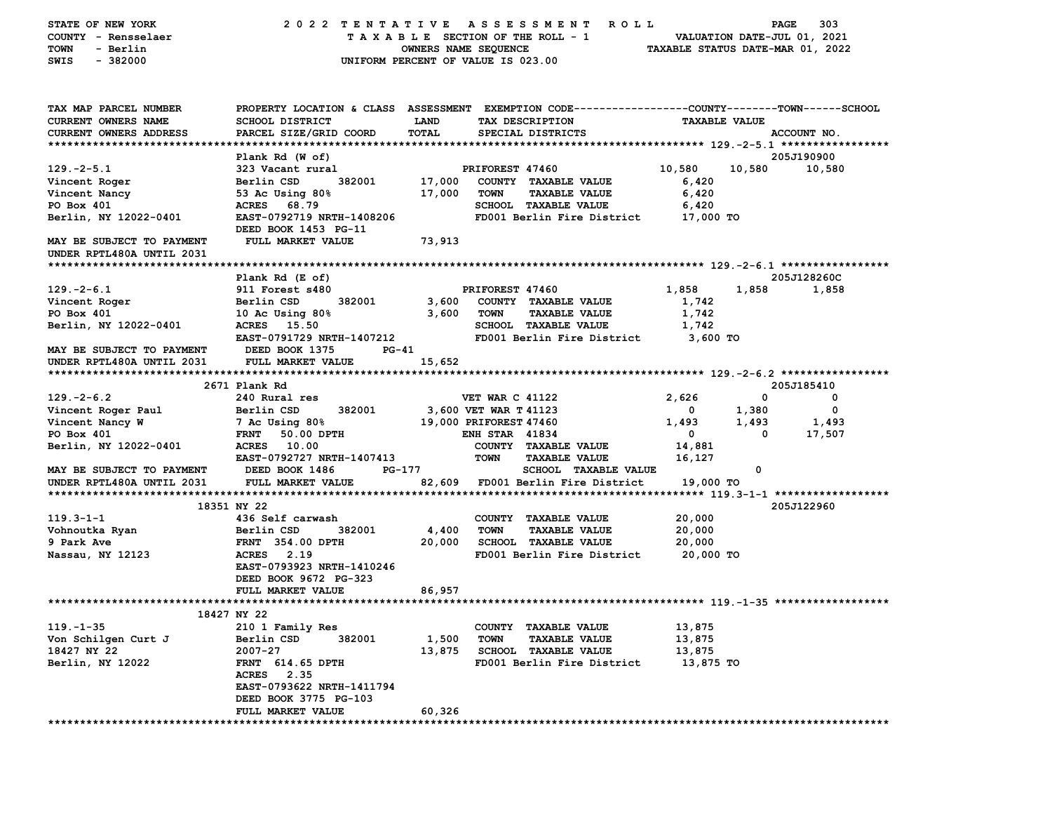STATE OF NEW YORK — 2022 TENTATIVE ASSESSMENT ROLL
COUNTY - Rensselaer — TAXABLE SECTION OF THE ROLL - 1 — VALUATION DATE-JUL 01, 2021
TOWN - Berlin — OWNERS NAME SEQUENCE — TAXABLE STATUS DATE-MAR 01, 2022
SWIS - 382000 — UNIFORM PERCENT OF VALUE IS 023.00

| TAX MAP PARCEL NUMBER / CURRENT OWNERS NAME / CURRENT OWNERS ADDRESS | PROPERTY LOCATION & CLASS / SCHOOL DISTRICT / PARCEL SIZE/GRID COORD | ASSESSMENT LAND | TOTAL | EXEMPTION CODE / TAX DESCRIPTION / SPECIAL DISTRICTS | COUNTY TAXABLE VALUE | TOWN | SCHOOL / ACCOUNT NO. |
|---|---|---|---|---|---|---|---|
| **129.-2-5.1** | Plank Rd (W of) | | | | | | 205J190900 |
| 129.-2-5.1 | 323 Vacant rural | | | PRIFOREST 47460 | 10,580 | 10,580 | 10,580 |
| Vincent Roger | Berlin CSD 382001 | 17,000 | | COUNTY TAXABLE VALUE | 6,420 | | |
| Vincent Nancy | 53 Ac Using 80% | | 17,000 | TOWN TAXABLE VALUE | 6,420 | | |
| PO Box 401 | ACRES 68.79 | | | SCHOOL TAXABLE VALUE | 6,420 | | |
| Berlin, NY 12022-0401 | EAST-0792719 NRTH-1408206 | | | FD001 Berlin Fire District | 17,000 TO | | |
| | DEED BOOK 1453 PG-11 | | | | | | |
| MAY BE SUBJECT TO PAYMENT | FULL MARKET VALUE | | 73,913 | | | | |
| UNDER RPTL480A UNTIL 2031 | | | | | | | |
| **129.-2-6.1** | Plank Rd (E of) | | | | | | 205J128260C |
| 129.-2-6.1 | 911 Forest s480 | | | PRIFOREST 47460 | 1,858 | 1,858 | 1,858 |
| Vincent Roger | Berlin CSD 382001 | 3,600 | | COUNTY TAXABLE VALUE | 1,742 | | |
| PO Box 401 | 10 Ac Using 80% | | 3,600 | TOWN TAXABLE VALUE | 1,742 | | |
| Berlin, NY 12022-0401 | ACRES 15.50 | | | SCHOOL TAXABLE VALUE | 1,742 | | |
| | EAST-0791729 NRTH-1407212 | | | FD001 Berlin Fire District | 3,600 TO | | |
| MAY BE SUBJECT TO PAYMENT | DEED BOOK 1375 PG-41 | | | | | | |
| UNDER RPTL480A UNTIL 2031 | FULL MARKET VALUE | | 15,652 | | | | |
| **129.-2-6.2** | 2671 Plank Rd | | | | | | 205J185410 |
| 129.-2-6.2 | 240 Rural res | | | VET WAR C 41122 | 2,626 | 0 | 0 |
| Vincent Roger Paul | Berlin CSD 382001 | 3,600 | | VET WAR T 41123 | 0 | 1,380 | 0 |
| Vincent Nancy W | 7 Ac Using 80% | | 19,000 | PRIFOREST 47460 | 1,493 | 1,493 | 1,493 |
| PO Box 401 | FRNT 50.00 DPTH | | | ENH STAR 41834 | 0 | 0 | 17,507 |
| Berlin, NY 12022-0401 | ACRES 10.00 | | | COUNTY TAXABLE VALUE | 14,881 | | |
| | EAST-0792727 NRTH-1407413 | | | TOWN TAXABLE VALUE | 16,127 | | |
| MAY BE SUBJECT TO PAYMENT | DEED BOOK 1486 PG-177 | | | SCHOOL TAXABLE VALUE | 0 | | |
| UNDER RPTL480A UNTIL 2031 | FULL MARKET VALUE | | 82,609 | FD001 Berlin Fire District | 19,000 TO | | |
| **119.3-1-1** | 18351 NY 22 | | | | | | 205J122960 |
| 119.3-1-1 | 436 Self carwash | | | COUNTY TAXABLE VALUE | 20,000 | | |
| Vohnoutka Ryan | Berlin CSD 382001 | 4,400 | | TOWN TAXABLE VALUE | 20,000 | | |
| 9 Park Ave | FRNT 354.00 DPTH | | 20,000 | SCHOOL TAXABLE VALUE | 20,000 | | |
| Nassau, NY 12123 | ACRES 2.19 | | | FD001 Berlin Fire District | 20,000 TO | | |
| | EAST-0793923 NRTH-1410246 | | | | | | |
| | DEED BOOK 9672 PG-323 | | | | | | |
| | FULL MARKET VALUE | | 86,957 | | | | |
| **119.-1-35** | 18427 NY 22 | | | | | | |
| 119.-1-35 | 210 1 Family Res | | | COUNTY TAXABLE VALUE | 13,875 | | |
| Von Schilgen Curt J | Berlin CSD 382001 | 1,500 | | TOWN TAXABLE VALUE | 13,875 | | |
| 18427 NY 22 | 2007-27 | | 13,875 | SCHOOL TAXABLE VALUE | 13,875 | | |
| Berlin, NY 12022 | FRNT 614.65 DPTH | | | FD001 Berlin Fire District | 13,875 TO | | |
| | ACRES 2.35 | | | | | | |
| | EAST-0793622 NRTH-1411794 | | | | | | |
| | DEED BOOK 3775 PG-103 | | | | | | |
| | FULL MARKET VALUE | | 60,326 | | | | |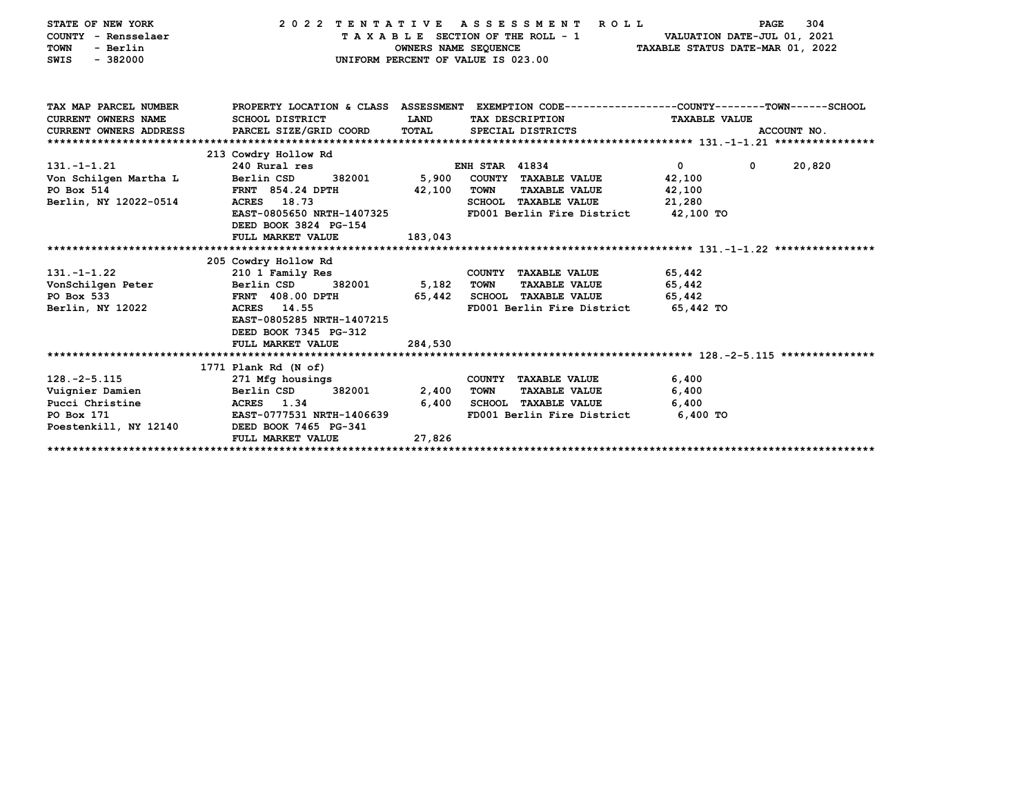STATE OF NEW YORK — 2022 TENTATIVE ASSESSMENT ROLL
COUNTY - Rensselaer — TAXABLE SECTION OF THE ROLL - 1 — VALUATION DATE-JUL 01, 2021
TOWN - Berlin — OWNERS NAME SEQUENCE — TAXABLE STATUS DATE-MAR 01, 2022
SWIS - 382000 — UNIFORM PERCENT OF VALUE IS 023.00

| TAX MAP PARCEL NUMBER / CURRENT OWNERS NAME / CURRENT OWNERS ADDRESS | PROPERTY LOCATION & CLASS / SCHOOL DISTRICT / PARCEL SIZE/GRID COORD | ASSESSMENT LAND / TOTAL | EXEMPTION CODE / TAX DESCRIPTION / SPECIAL DISTRICTS | COUNTY TAXABLE VALUE | TOWN | SCHOOL / ACCOUNT NO. |
|---|---|---|---|---|---|---|
| **131.-1-1.21** | 213 Cowdry Hollow Rd | | | | | |
| 131.-1-1.21 | 240 Rural res | | ENH STAR 41834 | 0 | 0 | 20,820 |
| Von Schilgen Martha L | Berlin CSD 382001 | 5,900 | COUNTY TAXABLE VALUE | 42,100 | | |
| PO Box 514 | FRNT 854.24 DPTH | 42,100 | TOWN TAXABLE VALUE | 42,100 | | |
| Berlin, NY 12022-0514 | ACRES 18.73 | | SCHOOL TAXABLE VALUE | 21,280 | | |
| | EAST-0805650 NRTH-1407325 | | FD001 Berlin Fire District | 42,100 TO | | |
| | DEED BOOK 3824 PG-154 | | | | | |
| | FULL MARKET VALUE | 183,043 | | | | |
| **131.-1-1.22** | 205 Cowdry Hollow Rd | | | | | |
| 131.-1-1.22 | 210 1 Family Res | | COUNTY TAXABLE VALUE | 65,442 | | |
| VonSchilgen Peter | Berlin CSD 382001 | 5,182 | TOWN TAXABLE VALUE | 65,442 | | |
| PO Box 533 | FRNT 408.00 DPTH | 65,442 | SCHOOL TAXABLE VALUE | 65,442 | | |
| Berlin, NY 12022 | ACRES 14.55 | | FD001 Berlin Fire District | 65,442 TO | | |
| | EAST-0805285 NRTH-1407215 | | | | | |
| | DEED BOOK 7345 PG-312 | | | | | |
| | FULL MARKET VALUE | 284,530 | | | | |
| **128.-2-5.115** | 1771 Plank Rd (N of) | | | | | |
| 128.-2-5.115 | 271 Mfg housings | | COUNTY TAXABLE VALUE | 6,400 | | |
| Vuignier Damien | Berlin CSD 382001 | 2,400 | TOWN TAXABLE VALUE | 6,400 | | |
| Pucci Christine | ACRES 1.34 | 6,400 | SCHOOL TAXABLE VALUE | 6,400 | | |
| PO Box 171 | EAST-0777531 NRTH-1406639 | | FD001 Berlin Fire District | 6,400 TO | | |
| Poestenkill, NY 12140 | DEED BOOK 7465 PG-341 | | | | | |
| | FULL MARKET VALUE | 27,826 | | | | |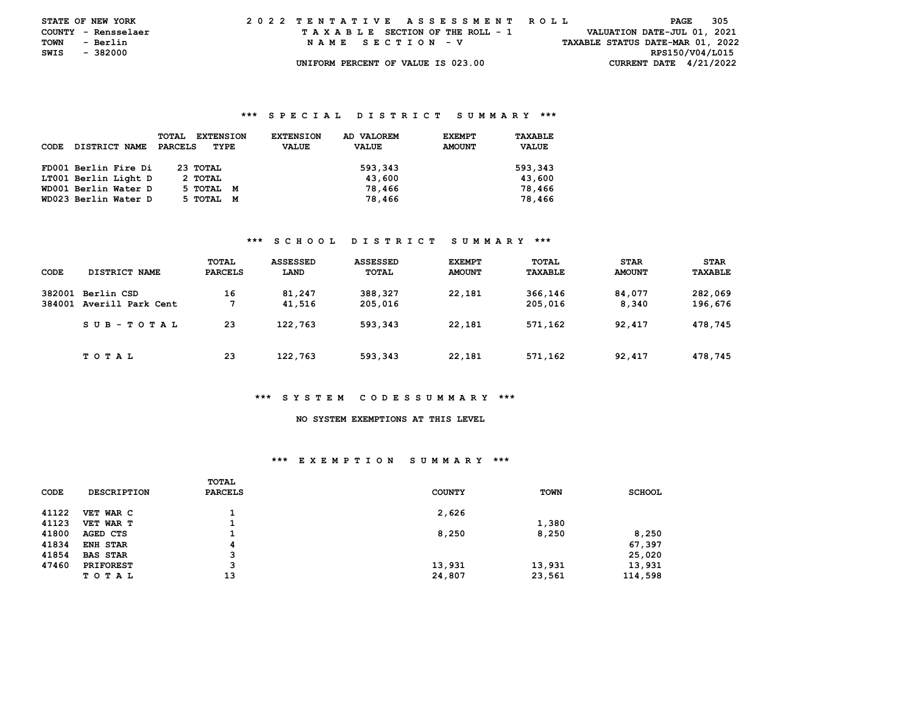STATE OF NEW YORK
COUNTY - Rensselaer
TOWN - Berlin
SWIS - 382000

2022 TENTATIVE ASSESSMENT ROLL
TAXABLE SECTION OF THE ROLL - 1
NAME SECTION - V
UNIFORM PERCENT OF VALUE IS 023.00

VALUATION DATE-JUL 01, 2021
TAXABLE STATUS DATE-MAR 01, 2022
RPS150/V04/L015
CURRENT DATE 4/21/2022

### *** SPECIAL DISTRICT SUMMARY ***

| CODE | DISTRICT NAME | TOTAL PARCELS | EXTENSION TYPE | EXTENSION VALUE | AD VALOREM VALUE | EXEMPT AMOUNT | TAXABLE VALUE |
|---|---|---|---|---|---|---|---|
| FD001 | Berlin Fire Di | 23 | TOTAL | | 593,343 | | 593,343 |
| LT001 | Berlin Light D | 2 | TOTAL | | 43,600 | | 43,600 |
| WD001 | Berlin Water D | 5 | TOTAL M | | 78,466 | | 78,466 |
| WD023 | Berlin Water D | 5 | TOTAL M | | 78,466 | | 78,466 |

### *** SCHOOL DISTRICT SUMMARY ***

| CODE | DISTRICT NAME | TOTAL PARCELS | ASSESSED LAND | ASSESSED TOTAL | EXEMPT AMOUNT | TOTAL TAXABLE | STAR AMOUNT | STAR TAXABLE |
|---|---|---|---|---|---|---|---|---|
| 382001 | Berlin CSD | 16 | 81,247 | 388,327 | 22,181 | 366,146 | 84,077 | 282,069 |
| 384001 | Averill Park Cent | 7 | 41,516 | 205,016 | | 205,016 | 8,340 | 196,676 |
| | SUB-TOTAL | 23 | 122,763 | 593,343 | 22,181 | 571,162 | 92,417 | 478,745 |
| | TOTAL | 23 | 122,763 | 593,343 | 22,181 | 571,162 | 92,417 | 478,745 |

### *** SYSTEM CODESSUMMARY ***

NO SYSTEM EXEMPTIONS AT THIS LEVEL

### *** EXEMPTION SUMMARY ***

| CODE | DESCRIPTION | TOTAL PARCELS | COUNTY | TOWN | SCHOOL |
|---|---|---|---|---|---|
| 41122 | VET WAR C | 1 | 2,626 | | |
| 41123 | VET WAR T | 1 | | 1,380 | |
| 41800 | AGED CTS | 1 | 8,250 | 8,250 | 8,250 |
| 41834 | ENH STAR | 4 | | | 67,397 |
| 41854 | BAS STAR | 3 | | | 25,020 |
| 47460 | PRIFOREST | 3 | 13,931 | 13,931 | 13,931 |
| | TOTAL | 13 | 24,807 | 23,561 | 114,598 |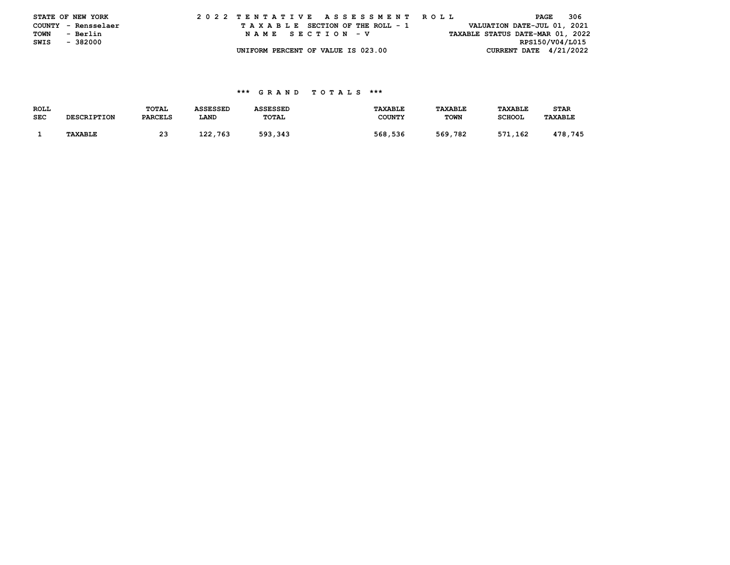STATE OF NEW YORK
COUNTY - Rensselaer
TOWN - Berlin
SWIS - 382000

2 0 2 2 T E N T A T I V E A S S E S S M E N T R O L L
T A X A B L E SECTION OF THE ROLL - 1
N A M E S E C T I O N - V
UNIFORM PERCENT OF VALUE IS 023.00

VALUATION DATE-JUL 01, 2021
TAXABLE STATUS DATE-MAR 01, 2022
RPS150/V04/L015
CURRENT DATE 4/21/2022

### *** G R A N D T O T A L S ***

| ROLL SEC | DESCRIPTION | TOTAL PARCELS | ASSESSED LAND | ASSESSED TOTAL | TAXABLE COUNTY | TAXABLE TOWN | TAXABLE SCHOOL | STAR TAXABLE |
|---|---|---|---|---|---|---|---|---|
| 1 | TAXABLE | 23 | 122,763 | 593,343 | 568,536 | 569,782 | 571,162 | 478,745 |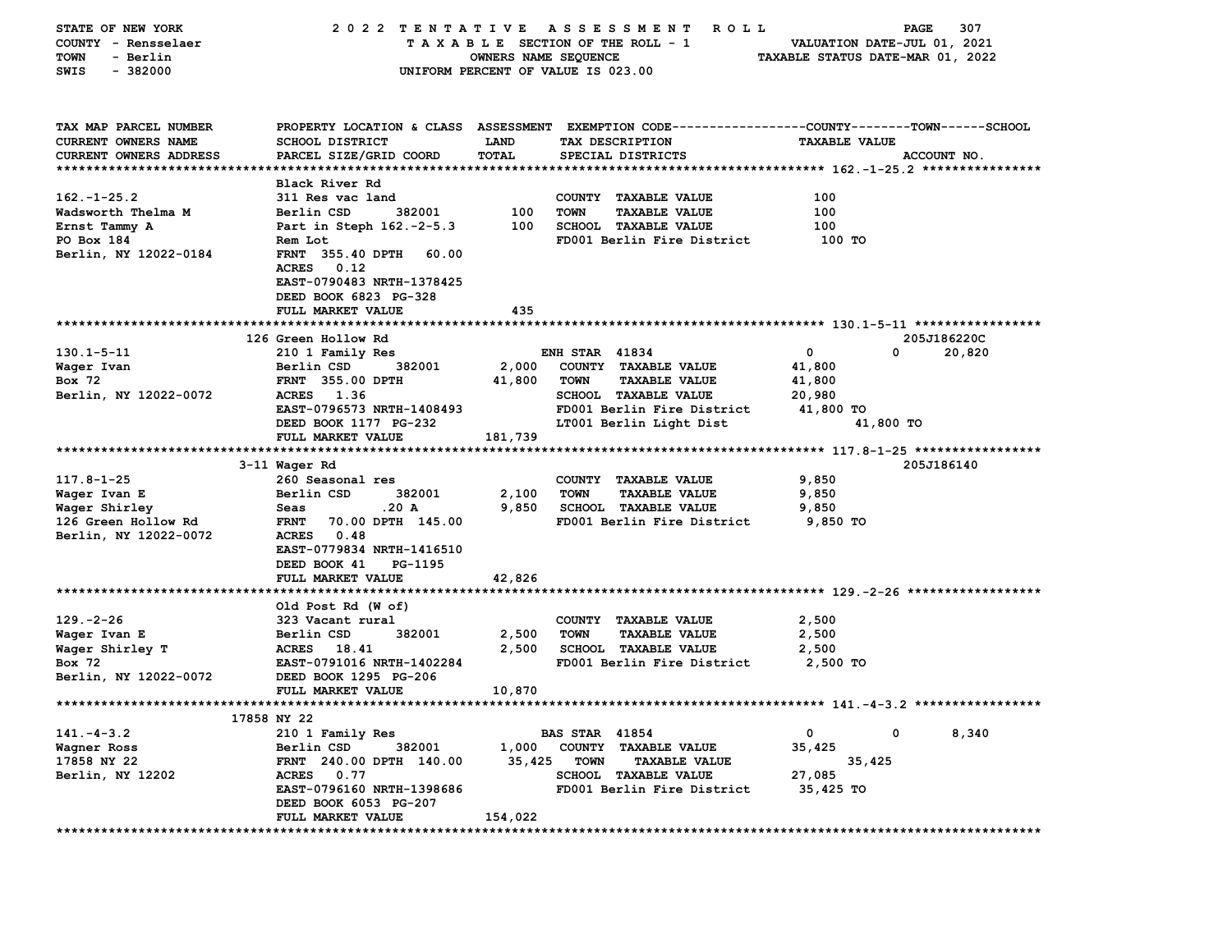STATE OF NEW YORK — 2022 TENTATIVE ASSESSMENT ROLL
COUNTY - Rensselaer — TAXABLE SECTION OF THE ROLL - 1 — VALUATION DATE-JUL 01, 2021
TOWN - Berlin — OWNERS NAME SEQUENCE — TAXABLE STATUS DATE-MAR 01, 2022
SWIS - 382000 — UNIFORM PERCENT OF VALUE IS 023.00

| TAX MAP PARCEL NUMBER / CURRENT OWNERS NAME / CURRENT OWNERS ADDRESS | PROPERTY LOCATION & CLASS / SCHOOL DISTRICT / PARCEL SIZE/GRID COORD | ASSESSMENT LAND / TOTAL | EXEMPTION CODE / TAX DESCRIPTION / SPECIAL DISTRICTS | COUNTY | TOWN | SCHOOL / TAXABLE VALUE / ACCOUNT NO. |
|---|---|---|---|---|---|---|
| **162.-1-25.2** | Black River Rd | | | | | |
| 162.-1-25.2 | 311 Res vac land | | COUNTY TAXABLE VALUE | 100 | | |
| Wadsworth Thelma M | Berlin CSD 382001 | 100 | TOWN TAXABLE VALUE | | 100 | |
| Ernst Tammy A | Part in Steph 162.-2-5.3 | 100 | SCHOOL TAXABLE VALUE | | | 100 |
| PO Box 184 | Rem Lot | | FD001 Berlin Fire District | 100 TO | | |
| Berlin, NY 12022-0184 | FRNT 355.40 DPTH 60.00 | | | | | |
| | ACRES 0.12 | | | | | |
| | EAST-0790483 NRTH-1378425 | | | | | |
| | DEED BOOK 6823 PG-328 | | | | | |
| | FULL MARKET VALUE | 435 | | | | |
| **130.1-5-11** | 126 Green Hollow Rd | | | | | 205J186220C |
| 130.1-5-11 | 210 1 Family Res | | ENH STAR 41834 | 0 | 0 | 20,820 |
| Wager Ivan | Berlin CSD 382001 | 2,000 | COUNTY TAXABLE VALUE | 41,800 | | |
| Box 72 | FRNT 355.00 DPTH | 41,800 | TOWN TAXABLE VALUE | | 41,800 | |
| Berlin, NY 12022-0072 | ACRES 1.36 | | SCHOOL TAXABLE VALUE | | | 20,980 |
| | EAST-0796573 NRTH-1408493 | | FD001 Berlin Fire District | 41,800 TO | | |
| | DEED BOOK 1177 PG-232 | | LT001 Berlin Light Dist | | 41,800 TO | |
| | FULL MARKET VALUE | 181,739 | | | | |
| **117.8-1-25** | 3-11 Wager Rd | | | | | 205J186140 |
| 117.8-1-25 | 260 Seasonal res | | COUNTY TAXABLE VALUE | 9,850 | | |
| Wager Ivan E | Berlin CSD 382001 | 2,100 | TOWN TAXABLE VALUE | | 9,850 | |
| Wager Shirley | Seas .20 A | 9,850 | SCHOOL TAXABLE VALUE | | | 9,850 |
| 126 Green Hollow Rd | FRNT 70.00 DPTH 145.00 | | FD001 Berlin Fire District | 9,850 TO | | |
| Berlin, NY 12022-0072 | ACRES 0.48 | | | | | |
| | EAST-0779834 NRTH-1416510 | | | | | |
| | DEED BOOK 41 PG-1195 | | | | | |
| | FULL MARKET VALUE | 42,826 | | | | |
| **129.-2-26** | Old Post Rd (W of) | | | | | |
| 129.-2-26 | 323 Vacant rural | | COUNTY TAXABLE VALUE | 2,500 | | |
| Wager Ivan E | Berlin CSD 382001 | 2,500 | TOWN TAXABLE VALUE | | 2,500 | |
| Wager Shirley T | ACRES 18.41 | 2,500 | SCHOOL TAXABLE VALUE | | | 2,500 |
| Box 72 | EAST-0791016 NRTH-1402284 | | FD001 Berlin Fire District | 2,500 TO | | |
| Berlin, NY 12022-0072 | DEED BOOK 1295 PG-206 | | | | | |
| | FULL MARKET VALUE | 10,870 | | | | |
| **141.-4-3.2** | 17858 NY 22 | | | | | |
| 141.-4-3.2 | 210 1 Family Res | | BAS STAR 41854 | 0 | 0 | 8,340 |
| Wagner Ross | Berlin CSD 382001 | 1,000 | COUNTY TAXABLE VALUE | 35,425 | | |
| 17858 NY 22 | FRNT 240.00 DPTH 140.00 | 35,425 | TOWN TAXABLE VALUE | | 35,425 | |
| Berlin, NY 12202 | ACRES 0.77 | | SCHOOL TAXABLE VALUE | | | 27,085 |
| | EAST-0796160 NRTH-1398686 | | FD001 Berlin Fire District | 35,425 TO | | |
| | DEED BOOK 6053 PG-207 | | | | | |
| | FULL MARKET VALUE | 154,022 | | | | |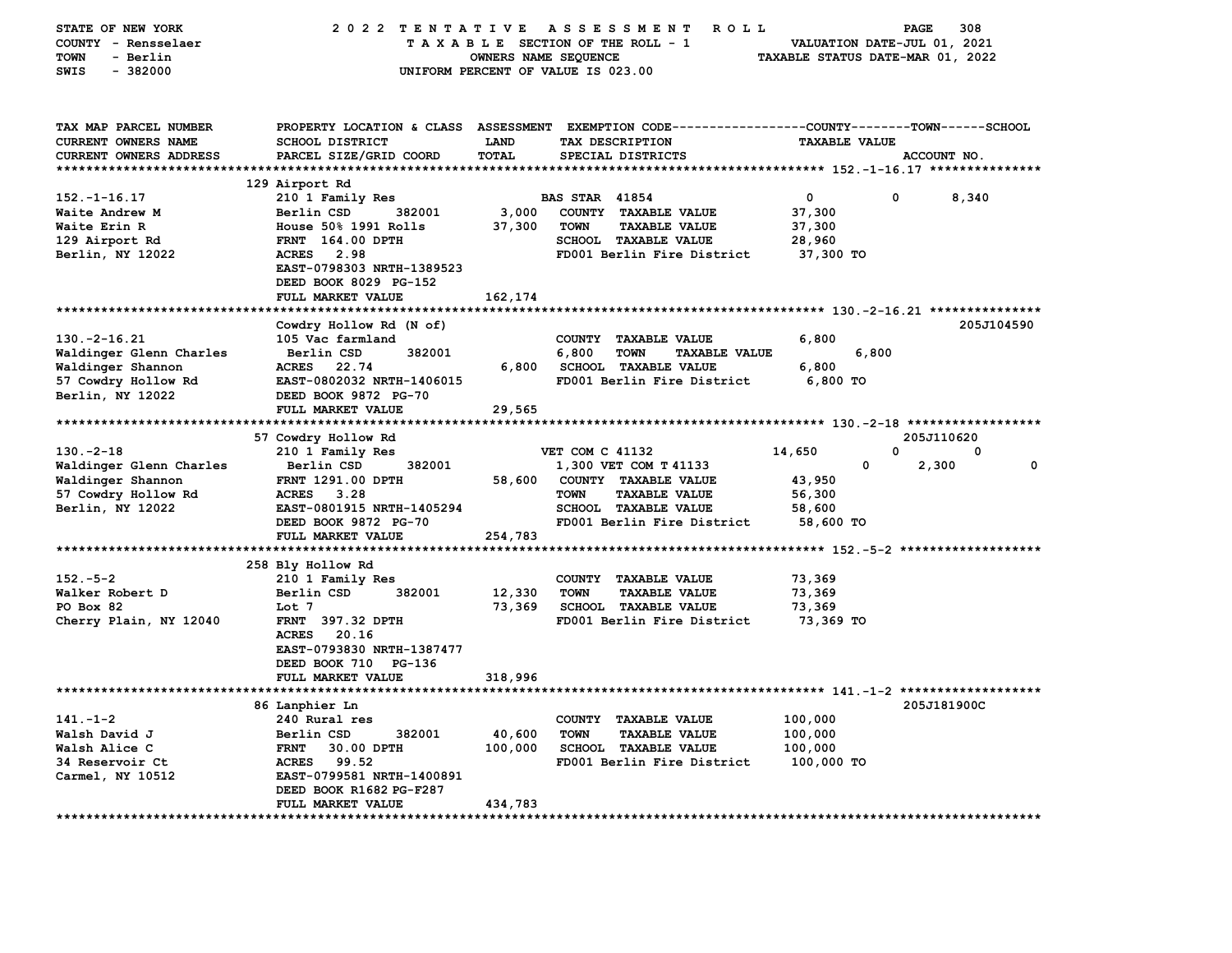STATE OF NEW YORK — 2022 TENTATIVE ASSESSMENT ROLL
COUNTY - Rensselaer — TAXABLE SECTION OF THE ROLL - 1 — VALUATION DATE-JUL 01, 2021
TOWN - Berlin — OWNERS NAME SEQUENCE — TAXABLE STATUS DATE-MAR 01, 2022
SWIS - 382000 — UNIFORM PERCENT OF VALUE IS 023.00

| TAX MAP PARCEL NUMBER / CURRENT OWNERS NAME / CURRENT OWNERS ADDRESS | PROPERTY LOCATION & CLASS / SCHOOL DISTRICT / PARCEL SIZE/GRID COORD | ASSESSMENT LAND / TOTAL | EXEMPTION CODE / TAX DESCRIPTION / SPECIAL DISTRICTS | COUNTY | TOWN | SCHOOL / ACCOUNT NO. |
|---|---|---|---|---|---|---|
| **152.-1-16.17** | 129 Airport Rd | | | | | |
| 152.-1-16.17 | 210 1 Family Res | | BAS STAR 41854 | 0 | 0 | 8,340 |
| Waite Andrew M | Berlin CSD 382001 | 3,000 | COUNTY TAXABLE VALUE | 37,300 | | |
| Waite Erin R | House 50% 1991 Rolls | 37,300 | TOWN TAXABLE VALUE | 37,300 | | |
| 129 Airport Rd | FRNT 164.00 DPTH | | SCHOOL TAXABLE VALUE | 28,960 | | |
| Berlin, NY 12022 | ACRES 2.98 | | FD001 Berlin Fire District | 37,300 TO | | |
| | EAST-0798303 NRTH-1389523 | | | | | |
| | DEED BOOK 8029 PG-152 | | | | | |
| | FULL MARKET VALUE | 162,174 | | | | |
| **130.-2-16.21** | Cowdry Hollow Rd (N of) | | | | | 205J104590 |
| 130.-2-16.21 | 105 Vac farmland | | COUNTY TAXABLE VALUE | 6,800 | | |
| Waldinger Glenn Charles | Berlin CSD 382001 | 6,800 | TOWN TAXABLE VALUE | | 6,800 | |
| Waldinger Shannon | ACRES 22.74 | 6,800 | SCHOOL TAXABLE VALUE | 6,800 | | |
| 57 Cowdry Hollow Rd | EAST-0802032 NRTH-1406015 | | FD001 Berlin Fire District | 6,800 TO | | |
| Berlin, NY 12022 | DEED BOOK 9872 PG-70 | | | | | |
| | FULL MARKET VALUE | 29,565 | | | | |
| **130.-2-18** | 57 Cowdry Hollow Rd | | | | | 205J110620 |
| 130.-2-18 | 210 1 Family Res | | VET COM C 41132 | 14,650 | 0 | 0 |
| Waldinger Glenn Charles | Berlin CSD 382001 | 1,300 | VET COM T 41133 | 0 | 2,300 | 0 |
| Waldinger Shannon | FRNT 1291.00 DPTH | 58,600 | COUNTY TAXABLE VALUE | 43,950 | | |
| 57 Cowdry Hollow Rd | ACRES 3.28 | | TOWN TAXABLE VALUE | 56,300 | | |
| Berlin, NY 12022 | EAST-0801915 NRTH-1405294 | | SCHOOL TAXABLE VALUE | 58,600 | | |
| | DEED BOOK 9872 PG-70 | | FD001 Berlin Fire District | 58,600 TO | | |
| | FULL MARKET VALUE | 254,783 | | | | |
| **152.-5-2** | 258 Bly Hollow Rd | | | | | |
| 152.-5-2 | 210 1 Family Res | | COUNTY TAXABLE VALUE | 73,369 | | |
| Walker Robert D | Berlin CSD 382001 | 12,330 | TOWN TAXABLE VALUE | 73,369 | | |
| PO Box 82 | Lot 7 | 73,369 | SCHOOL TAXABLE VALUE | 73,369 | | |
| Cherry Plain, NY 12040 | FRNT 397.32 DPTH | | FD001 Berlin Fire District | 73,369 TO | | |
| | ACRES 20.16 | | | | | |
| | EAST-0793830 NRTH-1387477 | | | | | |
| | DEED BOOK 710 PG-136 | | | | | |
| | FULL MARKET VALUE | 318,996 | | | | |
| **141.-1-2** | 86 Lanphier Ln | | | | | 205J181900C |
| 141.-1-2 | 240 Rural res | | COUNTY TAXABLE VALUE | 100,000 | | |
| Walsh David J | Berlin CSD 382001 | 40,600 | TOWN TAXABLE VALUE | 100,000 | | |
| Walsh Alice C | FRNT 30.00 DPTH | 100,000 | SCHOOL TAXABLE VALUE | 100,000 | | |
| 34 Reservoir Ct | ACRES 99.52 | | FD001 Berlin Fire District | 100,000 TO | | |
| Carmel, NY 10512 | EAST-0799581 NRTH-1400891 | | | | | |
| | DEED BOOK R1682 PG-F287 | | | | | |
| | FULL MARKET VALUE | 434,783 | | | | |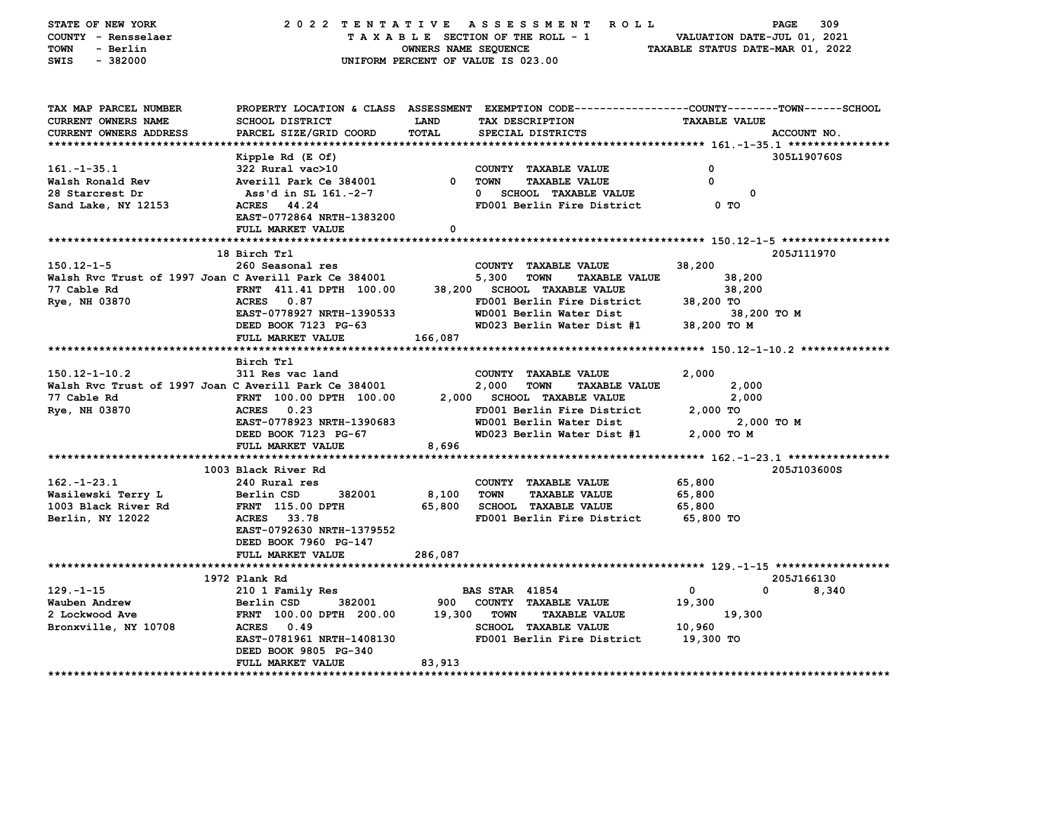STATE OF NEW YORK — COUNTY - Rensselaer — TOWN - Berlin — SWIS - 382000

**2022 TENTATIVE ASSESSMENT ROLL**
TAXABLE SECTION OF THE ROLL - 1
OWNERS NAME SEQUENCE
UNIFORM PERCENT OF VALUE IS 023.00

VALUATION DATE-JUL 01, 2021
TAXABLE STATUS DATE-MAR 01, 2022

| TAX MAP PARCEL NUMBER / CURRENT OWNERS NAME / CURRENT OWNERS ADDRESS | PROPERTY LOCATION & CLASS / SCHOOL DISTRICT / PARCEL SIZE/GRID COORD | ASSESSMENT LAND / TOTAL | EXEMPTION CODE / TAX DESCRIPTION / SPECIAL DISTRICTS | COUNTY TAXABLE VALUE | TOWN | SCHOOL / ACCOUNT NO. |
|---|---|---|---|---|---|---|
| **161.-1-35.1** | Kipple Rd (E Of) | | | | | 305L190760S |
| 161.-1-35.1 | 322 Rural vac>10 | | COUNTY TAXABLE VALUE | 0 | | |
| Walsh Ronald Rev | Averill Park Ce 384001 | 0 | TOWN TAXABLE VALUE | | 0 | |
| 28 Starcrest Dr | Ass'd in SL 161.-2-7 | 0 | SCHOOL TAXABLE VALUE | | | 0 |
| Sand Lake, NY 12153 | ACRES 44.24 | | FD001 Berlin Fire District | 0 TO | | |
| | EAST-0772864 NRTH-1383200 | | | | | |
| | FULL MARKET VALUE | 0 | | | | |
| **150.12-1-5** | 18 Birch Trl | | | | | 205J111970 |
| 150.12-1-5 | 260 Seasonal res | | COUNTY TAXABLE VALUE | 38,200 | | |
| Walsh Rvc Trust of 1997 Joan C | Averill Park Ce 384001 | 5,300 | TOWN TAXABLE VALUE | | 38,200 | |
| 77 Cable Rd | FRNT 411.41 DPTH 100.00 | 38,200 | SCHOOL TAXABLE VALUE | | | 38,200 |
| Rye, NH 03870 | ACRES 0.87 | | FD001 Berlin Fire District | 38,200 TO | | |
| | EAST-0778927 NRTH-1390533 | | WD001 Berlin Water Dist | 38,200 TO M | | |
| | DEED BOOK 7123 PG-63 | | WD023 Berlin Water Dist #1 | 38,200 TO M | | |
| | FULL MARKET VALUE | 166,087 | | | | |
| **150.12-1-10.2** | Birch Trl | | | | | |
| 150.12-1-10.2 | 311 Res vac land | | COUNTY TAXABLE VALUE | 2,000 | | |
| Walsh Rvc Trust of 1997 Joan C | Averill Park Ce 384001 | 2,000 | TOWN TAXABLE VALUE | | 2,000 | |
| 77 Cable Rd | FRNT 100.00 DPTH 100.00 | 2,000 | SCHOOL TAXABLE VALUE | | | 2,000 |
| Rye, NH 03870 | ACRES 0.23 | | FD001 Berlin Fire District | 2,000 TO | | |
| | EAST-0778923 NRTH-1390683 | | WD001 Berlin Water Dist | 2,000 TO M | | |
| | DEED BOOK 7123 PG-67 | | WD023 Berlin Water Dist #1 | 2,000 TO M | | |
| | FULL MARKET VALUE | 8,696 | | | | |
| **162.-1-23.1** | 1003 Black River Rd | | | | | 205J103600S |
| 162.-1-23.1 | 240 Rural res | | COUNTY TAXABLE VALUE | 65,800 | | |
| Wasilewski Terry L | Berlin CSD 382001 | 8,100 | TOWN TAXABLE VALUE | | 65,800 | |
| 1003 Black River Rd | FRNT 115.00 DPTH | 65,800 | SCHOOL TAXABLE VALUE | | | 65,800 |
| Berlin, NY 12022 | ACRES 33.78 | | FD001 Berlin Fire District | 65,800 TO | | |
| | EAST-0792630 NRTH-1379552 | | | | | |
| | DEED BOOK 7960 PG-147 | | | | | |
| | FULL MARKET VALUE | 286,087 | | | | |
| **129.-1-15** | 1972 Plank Rd | | | | | 205J166130 |
| 129.-1-15 | 210 1 Family Res | | BAS STAR 41854 | 0 | 0 | 8,340 |
| Wauben Andrew | Berlin CSD 382001 | 900 | COUNTY TAXABLE VALUE | 19,300 | | |
| 2 Lockwood Ave | FRNT 100.00 DPTH 200.00 | 19,300 | TOWN TAXABLE VALUE | | 19,300 | |
| Bronxville, NY 10708 | ACRES 0.49 | | SCHOOL TAXABLE VALUE | | | 10,960 |
| | EAST-0781961 NRTH-1408130 | | FD001 Berlin Fire District | 19,300 TO | | |
| | DEED BOOK 9805 PG-340 | | | | | |
| | FULL MARKET VALUE | 83,913 | | | | |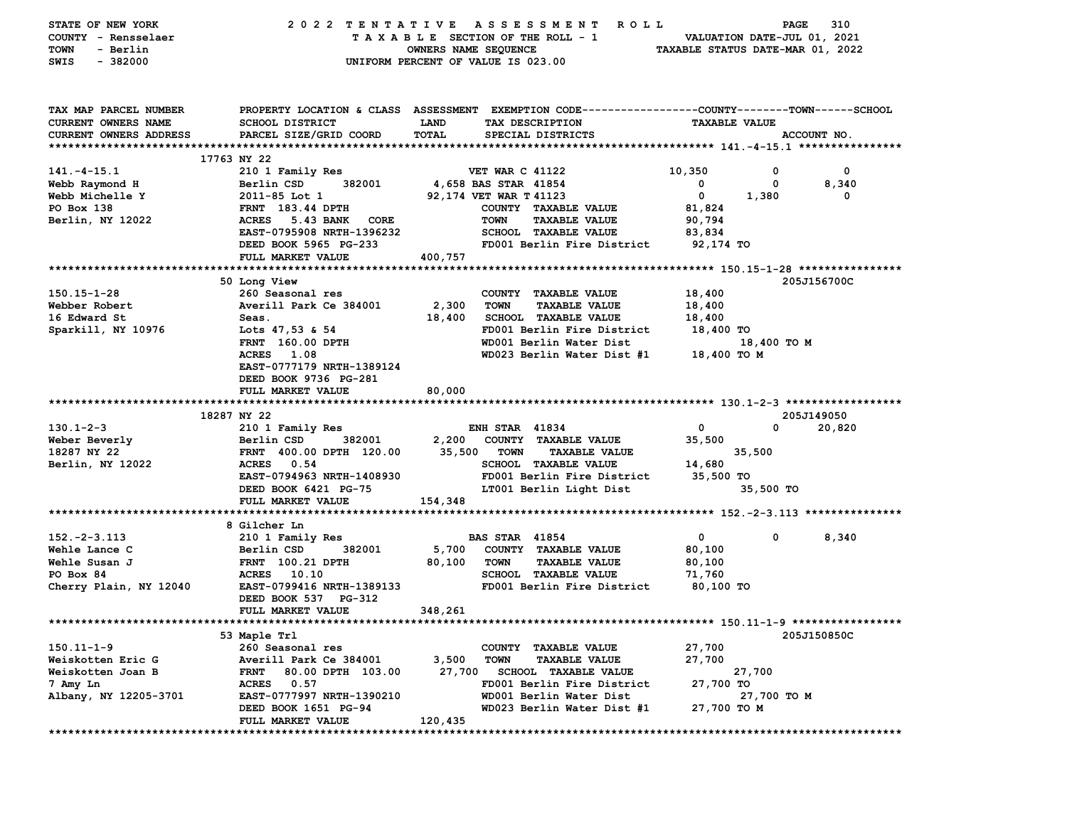STATE OF NEW YORK
COUNTY - Rensselaer
TOWN - Berlin
SWIS - 382000

2022 TENTATIVE ASSESSMENT ROLL
TAXABLE SECTION OF THE ROLL - 1
OWNERS NAME SEQUENCE
UNIFORM PERCENT OF VALUE IS 023.00

VALUATION DATE-JUL 01, 2021
TAXABLE STATUS DATE-MAR 01, 2022

```
TAX MAP PARCEL NUMBER        PROPERTY LOCATION & CLASS  ASSESSMENT  EXEMPTION CODE-----------------COUNTY--------TOWN------SCHOOL
CURRENT OWNERS NAME          SCHOOL DISTRICT            LAND        TAX DESCRIPTION                  TAXABLE VALUE
CURRENT OWNERS ADDRESS       PARCEL SIZE/GRID COORD     TOTAL       SPECIAL DISTRICTS                                   ACCOUNT NO.
******************************************************************************************************* 141.-4-15.1 ****************
                    17763 NY 22
141.-4-15.1                  210 1 Family Res                  VET WAR C 41122          10,350          0            0
Webb Raymond H               Berlin CSD      382001      4,658 BAS STAR 41854                0          0        8,340
Webb Michelle Y              2011-85 Lot 1              92,174 VET WAR T 41123               0      1,380            0
PO Box 138                   FRNT 183.44 DPTH                  COUNTY  TAXABLE VALUE       81,824
Berlin, NY 12022             ACRES   5.43 BANK   CORE          TOWN    TAXABLE VALUE       90,794
                             EAST-0795908 NRTH-1396232         SCHOOL  TAXABLE VALUE       83,834
                             DEED BOOK 5965 PG-233             FD001 Berlin Fire District    92,174 TO
                             FULL MARKET VALUE          400,757
******************************************************************************************************* 150.15-1-28 ****************
                    50 Long View                                                                                205J156700C
150.15-1-28                  260 Seasonal res                  COUNTY  TAXABLE VALUE       18,400
Webber Robert                Averill Park Ce 384001      2,300 TOWN    TAXABLE VALUE       18,400
16 Edward St                 Seas.                      18,400 SCHOOL  TAXABLE VALUE       18,400
Sparkill, NY 10976           Lots 47,53 & 54                   FD001 Berlin Fire District    18,400 TO
                             FRNT 160.00 DPTH                  WD001 Berlin Water Dist           18,400 TO M
                             ACRES   1.08                      WD023 Berlin Water Dist #1    18,400 TO M
                             EAST-0777179 NRTH-1389124
                             DEED BOOK 9736 PG-281
                             FULL MARKET VALUE           80,000
******************************************************************************************************* 130.1-2-3 ******************
                    18287 NY 22                                                                                 205J149050
130.1-2-3                    210 1 Family Res                  ENH STAR  41834               0          0       20,820
Weber Beverly                Berlin CSD      382001      2,200 COUNTY  TAXABLE VALUE       35,500
18287 NY 22                  FRNT 400.00 DPTH 120.00    35,500 TOWN    TAXABLE VALUE            35,500
Berlin, NY 12022             ACRES   0.54                      SCHOOL  TAXABLE VALUE       14,680
                             EAST-0794963 NRTH-1408930         FD001 Berlin Fire District    35,500 TO
                             DEED BOOK 6421 PG-75              LT001 Berlin Light Dist             35,500 TO
                             FULL MARKET VALUE          154,348
******************************************************************************************************* 152.-2-3.113 ***************
                    8 Gilcher Ln
152.-2-3.113                 210 1 Family Res                  BAS STAR  41854               0          0        8,340
Wehle Lance C                Berlin CSD      382001      5,700 COUNTY  TAXABLE VALUE       80,100
Wehle Susan J                FRNT 100.21 DPTH           80,100 TOWN    TAXABLE VALUE       80,100
PO Box 84                    ACRES  10.10                      SCHOOL  TAXABLE VALUE       71,760
Cherry Plain, NY 12040       EAST-0799416 NRTH-1389133         FD001 Berlin Fire District    80,100 TO
                             DEED BOOK 537   PG-312
                             FULL MARKET VALUE          348,261
******************************************************************************************************* 150.11-1-9 *****************
                    53 Maple Trl                                                                                205J150850C
150.11-1-9                   260 Seasonal res                  COUNTY  TAXABLE VALUE       27,700
Weiskotten Eric G            Averill Park Ce 384001      3,500 TOWN    TAXABLE VALUE       27,700
Weiskotten Joan B            FRNT  80.00 DPTH 103.00    27,700 SCHOOL  TAXABLE VALUE            27,700
7 Amy Ln                     ACRES   0.57                      FD001 Berlin Fire District    27,700 TO
Albany, NY 12205-3701        EAST-0777997 NRTH-1390210         WD001 Berlin Water Dist           27,700 TO M
                             DEED BOOK 1651 PG-94              WD023 Berlin Water Dist #1    27,700 TO M
                             FULL MARKET VALUE          120,435
************************************************************************************************************************************
```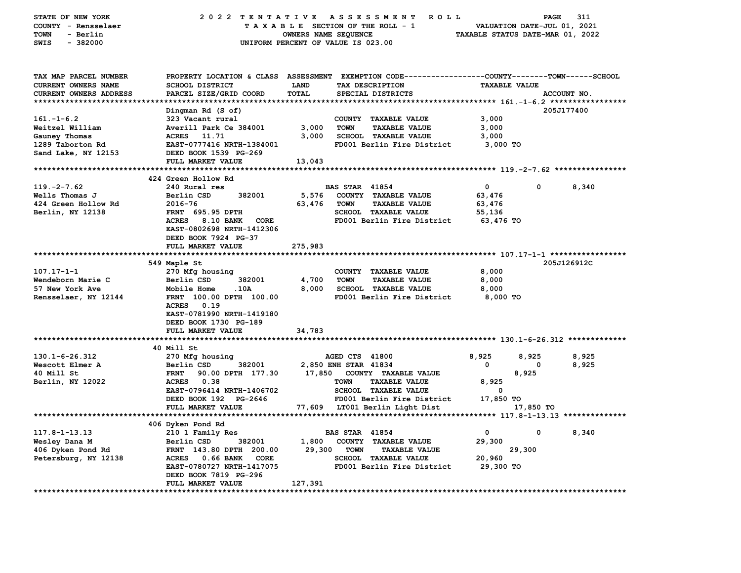STATE OF NEW YORK — 2022 TENTATIVE ASSESSMENT ROLL
COUNTY - Rensselaer — TAXABLE SECTION OF THE ROLL - 1 — VALUATION DATE-JUL 01, 2021
TOWN - Berlin — OWNERS NAME SEQUENCE — TAXABLE STATUS DATE-MAR 01, 2022
SWIS - 382000 — UNIFORM PERCENT OF VALUE IS 023.00

| TAX MAP PARCEL NUMBER / CURRENT OWNERS NAME / CURRENT OWNERS ADDRESS | PROPERTY LOCATION & CLASS / SCHOOL DISTRICT / PARCEL SIZE/GRID COORD | ASSESSMENT LAND / TOTAL | EXEMPTION CODE / TAX DESCRIPTION / SPECIAL DISTRICTS | COUNTY TAXABLE VALUE | TOWN | SCHOOL / ACCOUNT NO. |
|---|---|---|---|---|---|---|
| **161.-1-6.2** | Dingman Rd (S of) | | | | | 205J177400 |
| 161.-1-6.2 | 323 Vacant rural | | COUNTY TAXABLE VALUE | 3,000 | | |
| Weitzel William | Averill Park Ce 384001 | 3,000 | TOWN TAXABLE VALUE | 3,000 | | |
| Gauney Thomas | ACRES 11.71 | 3,000 | SCHOOL TAXABLE VALUE | 3,000 | | |
| 1289 Taborton Rd | EAST-0777416 NRTH-1384001 | | FD001 Berlin Fire District | 3,000 TO | | |
| Sand Lake, NY 12153 | DEED BOOK 1539 PG-269 | | | | | |
| | FULL MARKET VALUE | 13,043 | | | | |
| **119.-2-7.62** | 424 Green Hollow Rd | | | | | |
| 119.-2-7.62 | 240 Rural res | | BAS STAR 41854 | 0 | 0 | 8,340 |
| Wells Thomas J | Berlin CSD 382001 | 5,576 | COUNTY TAXABLE VALUE | 63,476 | | |
| 424 Green Hollow Rd | 2016-76 | 63,476 | TOWN TAXABLE VALUE | 63,476 | | |
| Berlin, NY 12138 | FRNT 695.95 DPTH | | SCHOOL TAXABLE VALUE | 55,136 | | |
| | ACRES 8.10 BANK CORE | | FD001 Berlin Fire District | 63,476 TO | | |
| | EAST-0802698 NRTH-1412306 | | | | | |
| | DEED BOOK 7924 PG-37 | | | | | |
| | FULL MARKET VALUE | 275,983 | | | | |
| **107.17-1-1** | 549 Maple St | | | | | 205J126912C |
| 107.17-1-1 | 270 Mfg housing | | COUNTY TAXABLE VALUE | 8,000 | | |
| Wendeborn Marie C | Berlin CSD 382001 | 4,700 | TOWN TAXABLE VALUE | 8,000 | | |
| 57 New York Ave | Mobile Home .10A | 8,000 | SCHOOL TAXABLE VALUE | 8,000 | | |
| Rensselaer, NY 12144 | FRNT 100.00 DPTH 100.00 | | FD001 Berlin Fire District | 8,000 TO | | |
| | ACRES 0.19 | | | | | |
| | EAST-0781990 NRTH-1419180 | | | | | |
| | DEED BOOK 1730 PG-189 | | | | | |
| | FULL MARKET VALUE | 34,783 | | | | |
| **130.1-6-26.312** | 40 Mill St | | | | | |
| 130.1-6-26.312 | 270 Mfg housing | | AGED CTS 41800 | 8,925 | 8,925 | 8,925 |
| Wescott Elmer A | Berlin CSD 382001 | 2,850 | ENH STAR 41834 | 0 | 0 | 8,925 |
| 40 Mill St | FRNT 90.00 DPTH 177.30 | 17,850 | COUNTY TAXABLE VALUE | 8,925 | | |
| Berlin, NY 12022 | ACRES 0.38 | | TOWN TAXABLE VALUE | 8,925 | | |
| | EAST-0796414 NRTH-1406702 | | SCHOOL TAXABLE VALUE | 0 | | |
| | DEED BOOK 192 PG-2646 | | FD001 Berlin Fire District | 17,850 TO | | |
| | FULL MARKET VALUE | 77,609 | LT001 Berlin Light Dist | 17,850 TO | | |
| **117.8-1-13.13** | 406 Dyken Pond Rd | | | | | |
| 117.8-1-13.13 | 210 1 Family Res | | BAS STAR 41854 | 0 | 0 | 8,340 |
| Wesley Dana M | Berlin CSD 382001 | 1,800 | COUNTY TAXABLE VALUE | 29,300 | | |
| 406 Dyken Pond Rd | FRNT 143.80 DPTH 200.00 | 29,300 | TOWN TAXABLE VALUE | 29,300 | | |
| Petersburg, NY 12138 | ACRES 0.66 BANK CORE | | SCHOOL TAXABLE VALUE | 20,960 | | |
| | EAST-0780727 NRTH-1417075 | | FD001 Berlin Fire District | 29,300 TO | | |
| | DEED BOOK 7819 PG-296 | | | | | |
| | FULL MARKET VALUE | 127,391 | | | | |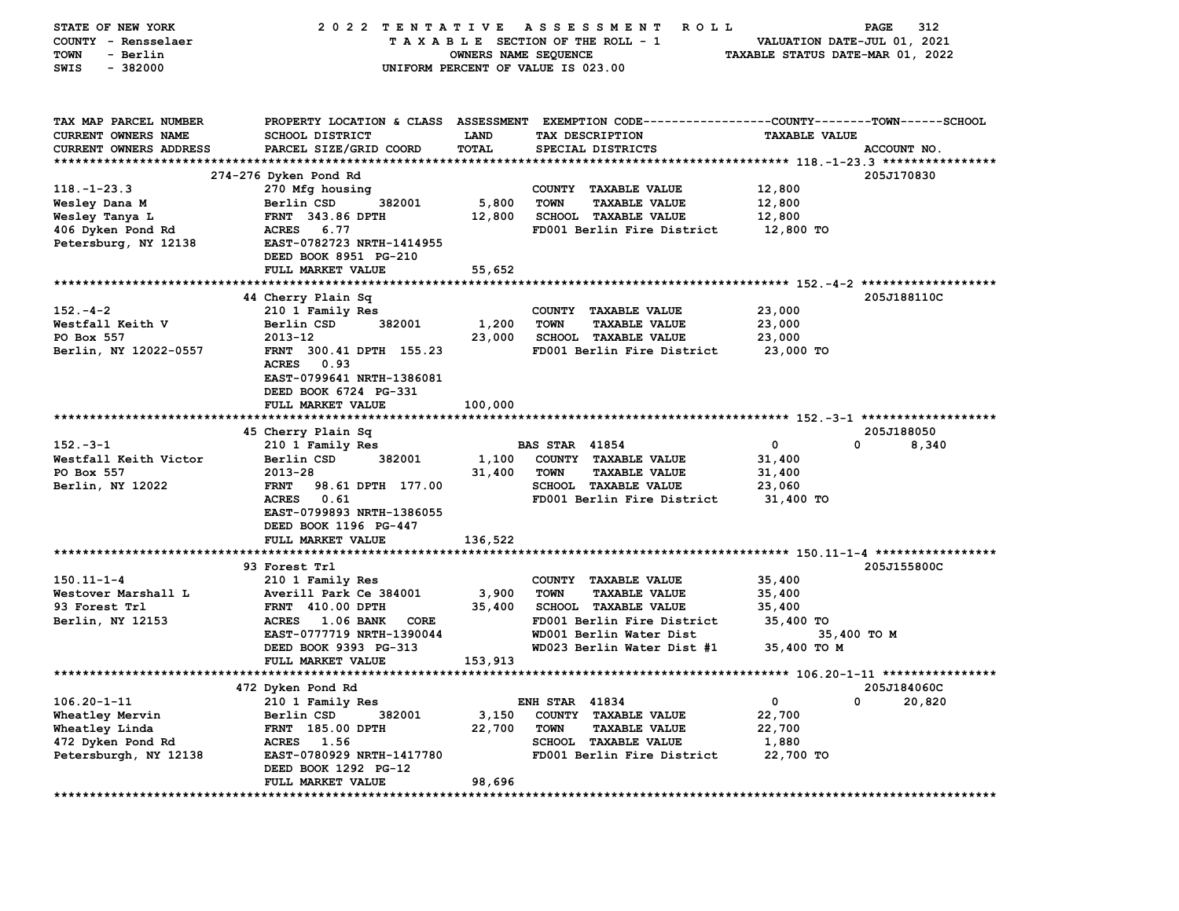STATE OF NEW YORK | COUNTY - Rensselaer | TOWN - Berlin | SWIS - 382000

# 2022 TENTATIVE ASSESSMENT ROLL

TAXABLE SECTION OF THE ROLL - 1
OWNERS NAME SEQUENCE
UNIFORM PERCENT OF VALUE IS 023.00

VALUATION DATE-JUL 01, 2021
TAXABLE STATUS DATE-MAR 01, 2022

| TAX MAP PARCEL NUMBER / CURRENT OWNERS NAME / CURRENT OWNERS ADDRESS | PROPERTY LOCATION & CLASS / SCHOOL DISTRICT / PARCEL SIZE/GRID COORD | ASSESSMENT LAND | ASSESSMENT TOTAL | EXEMPTION CODE / TAX DESCRIPTION / SPECIAL DISTRICTS | COUNTY TAXABLE VALUE | TOWN | SCHOOL | ACCOUNT NO. |
|---|---|---|---|---|---|---|---|---|
| **118.-1-23.3** | 274-276 Dyken Pond Rd | | | | | | | 205J170830 |
| 118.-1-23.3 | 270 Mfg housing | | | COUNTY TAXABLE VALUE | 12,800 | | | |
| Wesley Dana M | Berlin CSD 382001 | 5,800 | | TOWN TAXABLE VALUE | 12,800 | | | |
| Wesley Tanya L | FRNT 343.86 DPTH | | 12,800 | SCHOOL TAXABLE VALUE | 12,800 | | | |
| 406 Dyken Pond Rd | ACRES 6.77 | | | FD001 Berlin Fire District | 12,800 TO | | | |
| Petersburg, NY 12138 | EAST-0782723 NRTH-1414955 | | | | | | | |
| | DEED BOOK 8951 PG-210 | | | | | | | |
| | FULL MARKET VALUE | | 55,652 | | | | | |
| **152.-4-2** | 44 Cherry Plain Sq | | | | | | | 205J188110C |
| 152.-4-2 | 210 1 Family Res | | | COUNTY TAXABLE VALUE | 23,000 | | | |
| Westfall Keith V | Berlin CSD 382001 | 1,200 | | TOWN TAXABLE VALUE | 23,000 | | | |
| PO Box 557 | 2013-12 | | 23,000 | SCHOOL TAXABLE VALUE | 23,000 | | | |
| Berlin, NY 12022-0557 | FRNT 300.41 DPTH 155.23 | | | FD001 Berlin Fire District | 23,000 TO | | | |
| | ACRES 0.93 | | | | | | | |
| | EAST-0799641 NRTH-1386081 | | | | | | | |
| | DEED BOOK 6724 PG-331 | | | | | | | |
| | FULL MARKET VALUE | | 100,000 | | | | | |
| **152.-3-1** | 45 Cherry Plain Sq | | | | | | | 205J188050 |
| 152.-3-1 | 210 1 Family Res | | | BAS STAR 41854 | 0 | 0 | 8,340 | |
| Westfall Keith Victor | Berlin CSD 382001 | 1,100 | | COUNTY TAXABLE VALUE | 31,400 | | | |
| PO Box 557 | 2013-28 | | 31,400 | TOWN TAXABLE VALUE | 31,400 | | | |
| Berlin, NY 12022 | FRNT 98.61 DPTH 177.00 | | | SCHOOL TAXABLE VALUE | 23,060 | | | |
| | ACRES 0.61 | | | FD001 Berlin Fire District | 31,400 TO | | | |
| | EAST-0799893 NRTH-1386055 | | | | | | | |
| | DEED BOOK 1196 PG-447 | | | | | | | |
| | FULL MARKET VALUE | | 136,522 | | | | | |
| **150.11-1-4** | 93 Forest Trl | | | | | | | 205J155800C |
| 150.11-1-4 | 210 1 Family Res | | | COUNTY TAXABLE VALUE | 35,400 | | | |
| Westover Marshall L | Averill Park Ce 384001 | 3,900 | | TOWN TAXABLE VALUE | 35,400 | | | |
| 93 Forest Trl | FRNT 410.00 DPTH | | 35,400 | SCHOOL TAXABLE VALUE | 35,400 | | | |
| Berlin, NY 12153 | ACRES 1.06 BANK CORE | | | FD001 Berlin Fire District | 35,400 TO | | | |
| | EAST-0777719 NRTH-1390044 | | | WD001 Berlin Water Dist | 35,400 TO M | | | |
| | DEED BOOK 9393 PG-313 | | | WD023 Berlin Water Dist #1 | 35,400 TO M | | | |
| | FULL MARKET VALUE | | 153,913 | | | | | |
| **106.20-1-11** | 472 Dyken Pond Rd | | | | | | | 205J184060C |
| 106.20-1-11 | 210 1 Family Res | | | ENH STAR 41834 | 0 | 0 | 20,820 | |
| Wheatley Mervin | Berlin CSD 382001 | 3,150 | | COUNTY TAXABLE VALUE | 22,700 | | | |
| Wheatley Linda | FRNT 185.00 DPTH | | 22,700 | TOWN TAXABLE VALUE | 22,700 | | | |
| 472 Dyken Pond Rd | ACRES 1.56 | | | SCHOOL TAXABLE VALUE | 1,880 | | | |
| Petersburgh, NY 12138 | EAST-0780929 NRTH-1417780 | | | FD001 Berlin Fire District | 22,700 TO | | | |
| | DEED BOOK 1292 PG-12 | | | | | | | |
| | FULL MARKET VALUE | | 98,696 | | | | | |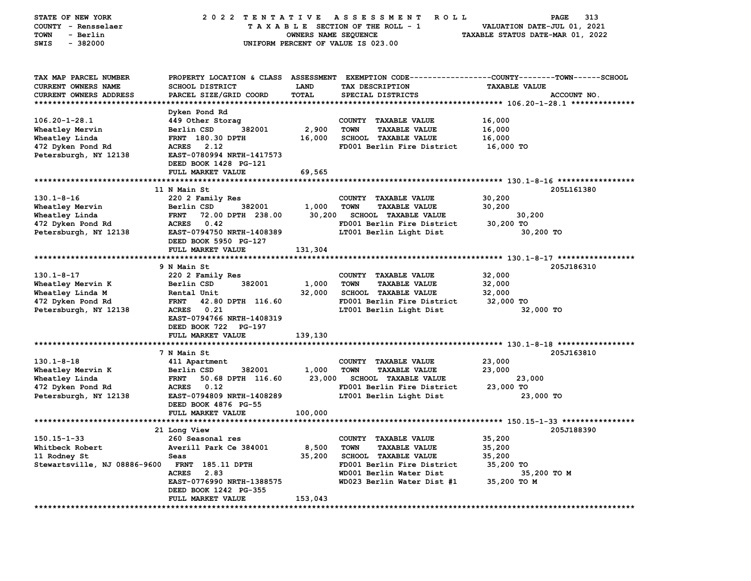STATE OF NEW YORK — 2022 TENTATIVE ASSESSMENT ROLL
COUNTY - Rensselaer — TAXABLE SECTION OF THE ROLL - 1 — VALUATION DATE-JUL 01, 2021
TOWN - Berlin — OWNERS NAME SEQUENCE — TAXABLE STATUS DATE-MAR 01, 2022
SWIS - 382000 — UNIFORM PERCENT OF VALUE IS 023.00

| TAX MAP PARCEL NUMBER / CURRENT OWNERS NAME / CURRENT OWNERS ADDRESS | PROPERTY LOCATION & CLASS / SCHOOL DISTRICT / PARCEL SIZE/GRID COORD | ASSESSMENT LAND | TOTAL | EXEMPTION CODE / TAX DESCRIPTION / SPECIAL DISTRICTS | TAXABLE VALUE (COUNTY--TOWN--SCHOOL) | ACCOUNT NO. |
|---|---|---|---|---|---|---|
| **106.20-1-28.1** | Dyken Pond Rd | | | | | |
| 106.20-1-28.1 | 449 Other Storag | | | COUNTY TAXABLE VALUE | 16,000 | |
| Wheatley Mervin | Berlin CSD 382001 | 2,900 | | TOWN TAXABLE VALUE | 16,000 | |
| Wheatley Linda | FRNT 180.30 DPTH | | 16,000 | SCHOOL TAXABLE VALUE | 16,000 | |
| 472 Dyken Pond Rd | ACRES 2.12 | | | FD001 Berlin Fire District | 16,000 TO | |
| Petersburgh, NY 12138 | EAST-0780994 NRTH-1417573 | | | | | |
| | DEED BOOK 1428 PG-121 | | | | | |
| | FULL MARKET VALUE | | 69,565 | | | |
| **130.1-8-16** | 11 N Main St | | | | | 205L161380 |
| 130.1-8-16 | 220 2 Family Res | | | COUNTY TAXABLE VALUE | 30,200 | |
| Wheatley Mervin | Berlin CSD 382001 | 1,000 | | TOWN TAXABLE VALUE | 30,200 | |
| Wheatley Linda | FRNT 72.00 DPTH 238.00 | | 30,200 | SCHOOL TAXABLE VALUE | 30,200 | |
| 472 Dyken Pond Rd | ACRES 0.42 | | | FD001 Berlin Fire District | 30,200 TO | |
| Petersburgh, NY 12138 | EAST-0794750 NRTH-1408389 | | | LT001 Berlin Light Dist | 30,200 TO | |
| | DEED BOOK 5950 PG-127 | | | | | |
| | FULL MARKET VALUE | | 131,304 | | | |
| **130.1-8-17** | 9 N Main St | | | | | 205J186310 |
| 130.1-8-17 | 220 2 Family Res | | | COUNTY TAXABLE VALUE | 32,000 | |
| Wheatley Mervin K | Berlin CSD 382001 | 1,000 | | TOWN TAXABLE VALUE | 32,000 | |
| Wheatley Linda M | Rental Unit | | 32,000 | SCHOOL TAXABLE VALUE | 32,000 | |
| 472 Dyken Pond Rd | FRNT 42.80 DPTH 116.60 | | | FD001 Berlin Fire District | 32,000 TO | |
| Petersburgh, NY 12138 | ACRES 0.21 | | | LT001 Berlin Light Dist | 32,000 TO | |
| | EAST-0794766 NRTH-1408319 | | | | | |
| | DEED BOOK 722 PG-197 | | | | | |
| | FULL MARKET VALUE | | 139,130 | | | |
| **130.1-8-18** | 7 N Main St | | | | | 205J163810 |
| 130.1-8-18 | 411 Apartment | | | COUNTY TAXABLE VALUE | 23,000 | |
| Wheatley Mervin K | Berlin CSD 382001 | 1,000 | | TOWN TAXABLE VALUE | 23,000 | |
| Wheatley Linda | FRNT 50.68 DPTH 116.60 | | 23,000 | SCHOOL TAXABLE VALUE | 23,000 | |
| 472 Dyken Pond Rd | ACRES 0.12 | | | FD001 Berlin Fire District | 23,000 TO | |
| Petersburgh, NY 12138 | EAST-0794809 NRTH-1408289 | | | LT001 Berlin Light Dist | 23,000 TO | |
| | DEED BOOK 4876 PG-55 | | | | | |
| | FULL MARKET VALUE | | 100,000 | | | |
| **150.15-1-33** | 21 Long View | | | | | 205J188390 |
| 150.15-1-33 | 260 Seasonal res | | | COUNTY TAXABLE VALUE | 35,200 | |
| Whitbeck Robert | Averill Park Ce 384001 | 8,500 | | TOWN TAXABLE VALUE | 35,200 | |
| 11 Rodney St | Seas | | 35,200 | SCHOOL TAXABLE VALUE | 35,200 | |
| Stewartsville, NJ 08886-9600 | FRNT 185.11 DPTH | | | FD001 Berlin Fire District | 35,200 TO | |
| | ACRES 2.83 | | | WD001 Berlin Water Dist | 35,200 TO M | |
| | EAST-0776990 NRTH-1388575 | | | WD023 Berlin Water Dist #1 | 35,200 TO M | |
| | DEED BOOK 1242 PG-355 | | | | | |
| | FULL MARKET VALUE | | 153,043 | | | |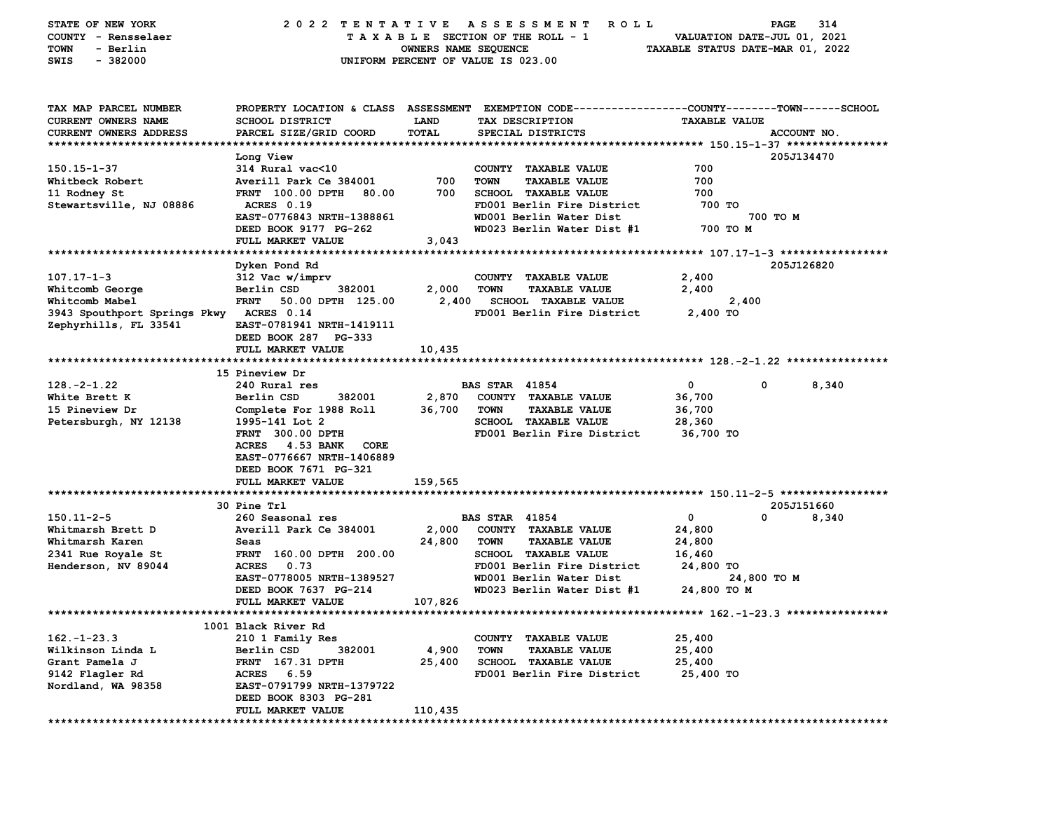STATE OF NEW YORK — 2022 TENTATIVE ASSESSMENT ROLL
COUNTY - Rensselaer — TAXABLE SECTION OF THE ROLL - 1 — VALUATION DATE-JUL 01, 2021
TOWN - Berlin — OWNERS NAME SEQUENCE — TAXABLE STATUS DATE-MAR 01, 2022
SWIS - 382000 — UNIFORM PERCENT OF VALUE IS 023.00

| TAX MAP PARCEL NUMBER / CURRENT OWNERS NAME / CURRENT OWNERS ADDRESS | PROPERTY LOCATION & CLASS / SCHOOL DISTRICT / PARCEL SIZE/GRID COORD | ASSESSMENT LAND | TOTAL | EXEMPTION CODE / TAX DESCRIPTION / SPECIAL DISTRICTS | COUNTY | TOWN | SCHOOL | TAXABLE VALUE | ACCOUNT NO. |
|---|---|---|---|---|---|---|---|---|---|
| 150.15-1-37 | Long View | | | | | | | | 205J134470 |
| | 314 Rural vac<10 | | | COUNTY TAXABLE VALUE | | | | 700 | |
| Whitbeck Robert | Averill Park Ce 384001 | 700 | | TOWN TAXABLE VALUE | | | | 700 | |
| 11 Rodney St | FRNT 100.00 DPTH 80.00 | | 700 | SCHOOL TAXABLE VALUE | | | | 700 | |
| Stewartsville, NJ 08886 | ACRES 0.19 | | | FD001 Berlin Fire District | | | | 700 TO | |
| | EAST-0776843 NRTH-1388861 | | | WD001 Berlin Water Dist | | | | 700 TO M | |
| | DEED BOOK 9177 PG-262 | | | WD023 Berlin Water Dist #1 | | | | 700 TO M | |
| | FULL MARKET VALUE | | 3,043 | | | | | | |
| 107.17-1-3 | Dyken Pond Rd | | | | | | | | 205J126820 |
| | 312 Vac w/imprv | | | COUNTY TAXABLE VALUE | | | | 2,400 | |
| Whitcomb George | Berlin CSD 382001 | 2,000 | | TOWN TAXABLE VALUE | | | | 2,400 | |
| Whitcomb Mabel | FRNT 50.00 DPTH 125.00 | | 2,400 | SCHOOL TAXABLE VALUE | | | | 2,400 | |
| 3943 Spouthport Springs Pkwy | ACRES 0.14 | | | FD001 Berlin Fire District | | | | 2,400 TO | |
| Zephyrhills, FL 33541 | EAST-0781941 NRTH-1419111 | | | | | | | | |
| | DEED BOOK 287 PG-333 | | | | | | | | |
| | FULL MARKET VALUE | | 10,435 | | | | | | |
| 128.-2-1.22 | 15 Pineview Dr | | | | | | | | |
| | 240 Rural res | | | BAS STAR 41854 | 0 | 0 | 8,340 | | |
| White Brett K | Berlin CSD 382001 | 2,870 | | COUNTY TAXABLE VALUE | | | | 36,700 | |
| 15 Pineview Dr | Complete For 1988 Roll | | 36,700 | TOWN TAXABLE VALUE | | | | 36,700 | |
| Petersburgh, NY 12138 | 1995-141 Lot 2 | | | SCHOOL TAXABLE VALUE | | | | 28,360 | |
| | FRNT 300.00 DPTH | | | FD001 Berlin Fire District | | | | 36,700 TO | |
| | ACRES 4.53 BANK CORE | | | | | | | | |
| | EAST-0776667 NRTH-1406889 | | | | | | | | |
| | DEED BOOK 7671 PG-321 | | | | | | | | |
| | FULL MARKET VALUE | | 159,565 | | | | | | |
| 150.11-2-5 | 30 Pine Trl | | | | | | | | 205J151660 |
| | 260 Seasonal res | | | BAS STAR 41854 | 0 | 0 | 8,340 | | |
| Whitmarsh Brett D | Averill Park Ce 384001 | 2,000 | | COUNTY TAXABLE VALUE | | | | 24,800 | |
| Whitmarsh Karen | Seas | | 24,800 | TOWN TAXABLE VALUE | | | | 24,800 | |
| 2341 Rue Royale St | FRNT 160.00 DPTH 200.00 | | | SCHOOL TAXABLE VALUE | | | | 16,460 | |
| Henderson, NV 89044 | ACRES 0.73 | | | FD001 Berlin Fire District | | | | 24,800 TO | |
| | EAST-0778005 NRTH-1389527 | | | WD001 Berlin Water Dist | | | | 24,800 TO M | |
| | DEED BOOK 7637 PG-214 | | | WD023 Berlin Water Dist #1 | | | | 24,800 TO M | |
| | FULL MARKET VALUE | | 107,826 | | | | | | |
| 162.-1-23.3 | 1001 Black River Rd | | | | | | | | |
| | 210 1 Family Res | | | COUNTY TAXABLE VALUE | | | | 25,400 | |
| Wilkinson Linda L | Berlin CSD 382001 | 4,900 | | TOWN TAXABLE VALUE | | | | 25,400 | |
| Grant Pamela J | FRNT 167.31 DPTH | | 25,400 | SCHOOL TAXABLE VALUE | | | | 25,400 | |
| 9142 Flagler Rd | ACRES 6.59 | | | FD001 Berlin Fire District | | | | 25,400 TO | |
| Nordland, WA 98358 | EAST-0791799 NRTH-1379722 | | | | | | | | |
| | DEED BOOK 8303 PG-281 | | | | | | | | |
| | FULL MARKET VALUE | | 110,435 | | | | | | |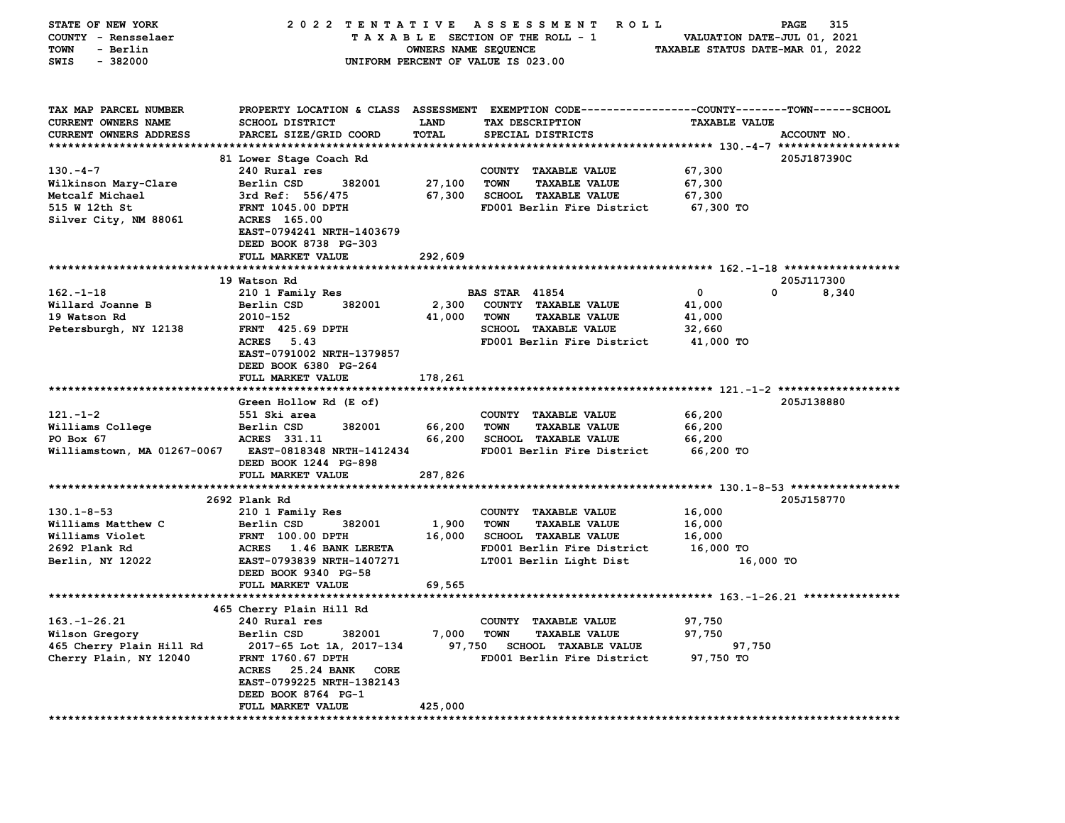STATE OF NEW YORK — 2022 TENTATIVE ASSESSMENT ROLL
COUNTY - Rensselaer — TAXABLE SECTION OF THE ROLL - 1 — VALUATION DATE-JUL 01, 2021
TOWN - Berlin — OWNERS NAME SEQUENCE — TAXABLE STATUS DATE-MAR 01, 2022
SWIS - 382000 — UNIFORM PERCENT OF VALUE IS 023.00

| TAX MAP PARCEL NUMBER / CURRENT OWNERS NAME / CURRENT OWNERS ADDRESS | PROPERTY LOCATION & CLASS / SCHOOL DISTRICT / PARCEL SIZE/GRID COORD | ASSESSMENT LAND / TOTAL | EXEMPTION CODE / TAX DESCRIPTION / SPECIAL DISTRICTS | COUNTY / TOWN / SCHOOL TAXABLE VALUE | ACCOUNT NO. |
|---|---|---|---|---|---|
| **130.-4-7** | 81 Lower Stage Coach Rd | | | | 205J187390C |
| 130.-4-7 | 240 Rural res | | COUNTY TAXABLE VALUE | 67,300 | |
| Wilkinson Mary-Clare | Berlin CSD 382001 | 27,100 | TOWN TAXABLE VALUE | 67,300 | |
| Metcalf Michael | 3rd Ref: 556/475 | 67,300 | SCHOOL TAXABLE VALUE | 67,300 | |
| 515 W 12th St | FRNT 1045.00 DPTH | | FD001 Berlin Fire District | 67,300 TO | |
| Silver City, NM 88061 | ACRES 165.00 | | | | |
| | EAST-0794241 NRTH-1403679 | | | | |
| | DEED BOOK 8738 PG-303 | | | | |
| | FULL MARKET VALUE | 292,609 | | | |
| **162.-1-18** | 19 Watson Rd | | | | 205J117300 |
| 162.-1-18 | 210 1 Family Res | | BAS STAR 41854 | 0 0 8,340 | |
| Willard Joanne B | Berlin CSD 382001 | 2,300 | COUNTY TAXABLE VALUE | 41,000 | |
| 19 Watson Rd | 2010-152 | 41,000 | TOWN TAXABLE VALUE | 41,000 | |
| Petersburgh, NY 12138 | FRNT 425.69 DPTH | | SCHOOL TAXABLE VALUE | 32,660 | |
| | ACRES 5.43 | | FD001 Berlin Fire District | 41,000 TO | |
| | EAST-0791002 NRTH-1379857 | | | | |
| | DEED BOOK 6380 PG-264 | | | | |
| | FULL MARKET VALUE | 178,261 | | | |
| **121.-1-2** | Green Hollow Rd (E of) | | | | 205J138880 |
| 121.-1-2 | 551 Ski area | | COUNTY TAXABLE VALUE | 66,200 | |
| Williams College | Berlin CSD 382001 | 66,200 | TOWN TAXABLE VALUE | 66,200 | |
| PO Box 67 | ACRES 331.11 | 66,200 | SCHOOL TAXABLE VALUE | 66,200 | |
| Williamstown, MA 01267-0067 | EAST-0818348 NRTH-1412434 | | FD001 Berlin Fire District | 66,200 TO | |
| | DEED BOOK 1244 PG-898 | | | | |
| | FULL MARKET VALUE | 287,826 | | | |
| **130.1-8-53** | 2692 Plank Rd | | | | 205J158770 |
| 130.1-8-53 | 210 1 Family Res | | COUNTY TAXABLE VALUE | 16,000 | |
| Williams Matthew C | Berlin CSD 382001 | 1,900 | TOWN TAXABLE VALUE | 16,000 | |
| Williams Violet | FRNT 100.00 DPTH | 16,000 | SCHOOL TAXABLE VALUE | 16,000 | |
| 2692 Plank Rd | ACRES 1.46 BANK LERETA | | FD001 Berlin Fire District | 16,000 TO | |
| Berlin, NY 12022 | EAST-0793839 NRTH-1407271 | | LT001 Berlin Light Dist | 16,000 TO | |
| | DEED BOOK 9340 PG-58 | | | | |
| | FULL MARKET VALUE | 69,565 | | | |
| **163.-1-26.21** | 465 Cherry Plain Hill Rd | | | | |
| 163.-1-26.21 | 240 Rural res | | COUNTY TAXABLE VALUE | 97,750 | |
| Wilson Gregory | Berlin CSD 382001 | 7,000 | TOWN TAXABLE VALUE | 97,750 | |
| 465 Cherry Plain Hill Rd | 2017-65 Lot 1A, 2017-134 | 97,750 | SCHOOL TAXABLE VALUE | 97,750 | |
| Cherry Plain, NY 12040 | FRNT 1760.67 DPTH | | FD001 Berlin Fire District | 97,750 TO | |
| | ACRES 25.24 BANK CORE | | | | |
| | EAST-0799225 NRTH-1382143 | | | | |
| | DEED BOOK 8764 PG-1 | | | | |
| | FULL MARKET VALUE | 425,000 | | | |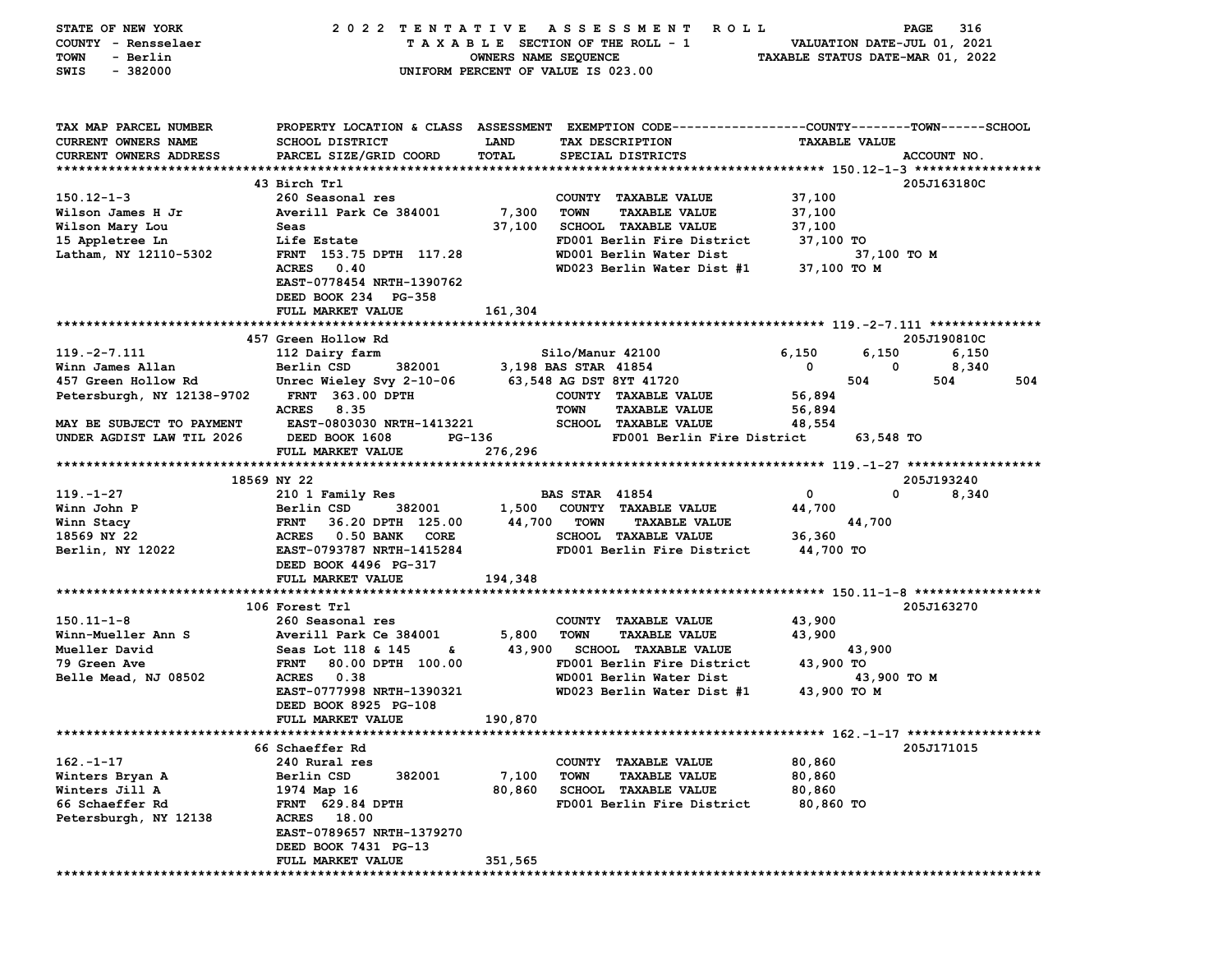STATE OF NEW YORK — 2022 TENTATIVE ASSESSMENT ROLL
COUNTY - Rensselaer — TAXABLE SECTION OF THE ROLL - 1 — VALUATION DATE-JUL 01, 2021
TOWN - Berlin — OWNERS NAME SEQUENCE — TAXABLE STATUS DATE-MAR 01, 2022
SWIS - 382000 — UNIFORM PERCENT OF VALUE IS 023.00

```
TAX MAP PARCEL NUMBER        PROPERTY LOCATION & CLASS  ASSESSMENT  EXEMPTION CODE------------------COUNTY--------TOWN------SCHOOL
CURRENT OWNERS NAME          SCHOOL DISTRICT             LAND       TAX DESCRIPTION                  TAXABLE VALUE
CURRENT OWNERS ADDRESS       PARCEL SIZE/GRID COORD      TOTAL      SPECIAL DISTRICTS                                   ACCOUNT NO.
****************************************************************************************************** 150.12-1-3 *****************
                             43 Birch Trl                                                                             205J163180C
150.12-1-3                   260 Seasonal res                       COUNTY  TAXABLE VALUE            37,100
Wilson James H Jr            Averill Park Ce 384001       7,300     TOWN    TAXABLE VALUE            37,100
Wilson Mary Lou              Seas                        37,100     SCHOOL  TAXABLE VALUE            37,100
15 Appletree Ln              Life Estate                            FD001 Berlin Fire District       37,100 TO
Latham, NY 12110-5302        FRNT 153.75 DPTH 117.28                WD001 Berlin Water Dist              37,100 TO M
                             ACRES   0.40                           WD023 Berlin Water Dist #1       37,100 TO M
                             EAST-0778454 NRTH-1390762
                             DEED BOOK 234   PG-358
                             FULL MARKET VALUE           161,304
****************************************************************************************************** 119.-2-7.111 ***************
                             457 Green Hollow Rd                                                                      205J190810C
119.-2-7.111                 112 Dairy farm                         Silo/Manur 42100                 6,150      6,150      6,150
Winn James Allan             Berlin CSD      382001       3,198 BAS STAR 41854                       0          0          8,340
457 Green Hollow Rd          Unrec Wieley Svy 2-10-06    63,548 AG DST 8YT 41720                       504        504        504
Petersburgh, NY 12138-9702   FRNT 363.00 DPTH                       COUNTY  TAXABLE VALUE            56,894
                             ACRES   8.35                           TOWN    TAXABLE VALUE            56,894
MAY BE SUBJECT TO PAYMENT    EAST-0803030 NRTH-1413221              SCHOOL  TAXABLE VALUE            48,554
UNDER AGDIST LAW TIL 2026    DEED BOOK 1608      PG-136             FD001 Berlin Fire District       63,548 TO
                             FULL MARKET VALUE           276,296
****************************************************************************************************** 119.-1-27 ******************
                             18569 NY 22                                                                              205J193240
119.-1-27                    210 1 Family Res                       BAS STAR  41854                  0          0          8,340
Winn John P                  Berlin CSD      382001       1,500     COUNTY  TAXABLE VALUE            44,700
Winn Stacy                   FRNT  36.20 DPTH 125.00     44,700     TOWN    TAXABLE VALUE                44,700
18569 NY 22                  ACRES   0.50 BANK   CORE               SCHOOL  TAXABLE VALUE            36,360
Berlin, NY 12022             EAST-0793787 NRTH-1415284              FD001 Berlin Fire District       44,700 TO
                             DEED BOOK 4496 PG-317
                             FULL MARKET VALUE           194,348
****************************************************************************************************** 150.11-1-8 *****************
                             106 Forest Trl                                                                           205J163270
150.11-1-8                   260 Seasonal res                       COUNTY  TAXABLE VALUE            43,900
Winn-Mueller Ann S           Averill Park Ce 384001       5,800     TOWN    TAXABLE VALUE            43,900
Mueller David                Seas Lot 118 & 145     &    43,900     SCHOOL  TAXABLE VALUE                43,900
79 Green Ave                 FRNT  80.00 DPTH 100.00                FD001 Berlin Fire District       43,900 TO
Belle Mead, NJ 08502         ACRES   0.38                           WD001 Berlin Water Dist              43,900 TO M
                             EAST-0777998 NRTH-1390321              WD023 Berlin Water Dist #1       43,900 TO M
                             DEED BOOK 8925 PG-108
                             FULL MARKET VALUE           190,870
****************************************************************************************************** 162.-1-17 ******************
                             66 Schaeffer Rd                                                                          205J171015
162.-1-17                    240 Rural res                          COUNTY  TAXABLE VALUE            80,860
Winters Bryan A              Berlin CSD      382001       7,100     TOWN    TAXABLE VALUE            80,860
Winters Jill A               1974 Map 16                 80,860     SCHOOL  TAXABLE VALUE            80,860
66 Schaeffer Rd              FRNT 629.84 DPTH                       FD001 Berlin Fire District       80,860 TO
Petersburgh, NY 12138        ACRES  18.00
                             EAST-0789657 NRTH-1379270
                             DEED BOOK 7431 PG-13
                             FULL MARKET VALUE           351,565
************************************************************************************************************************************
```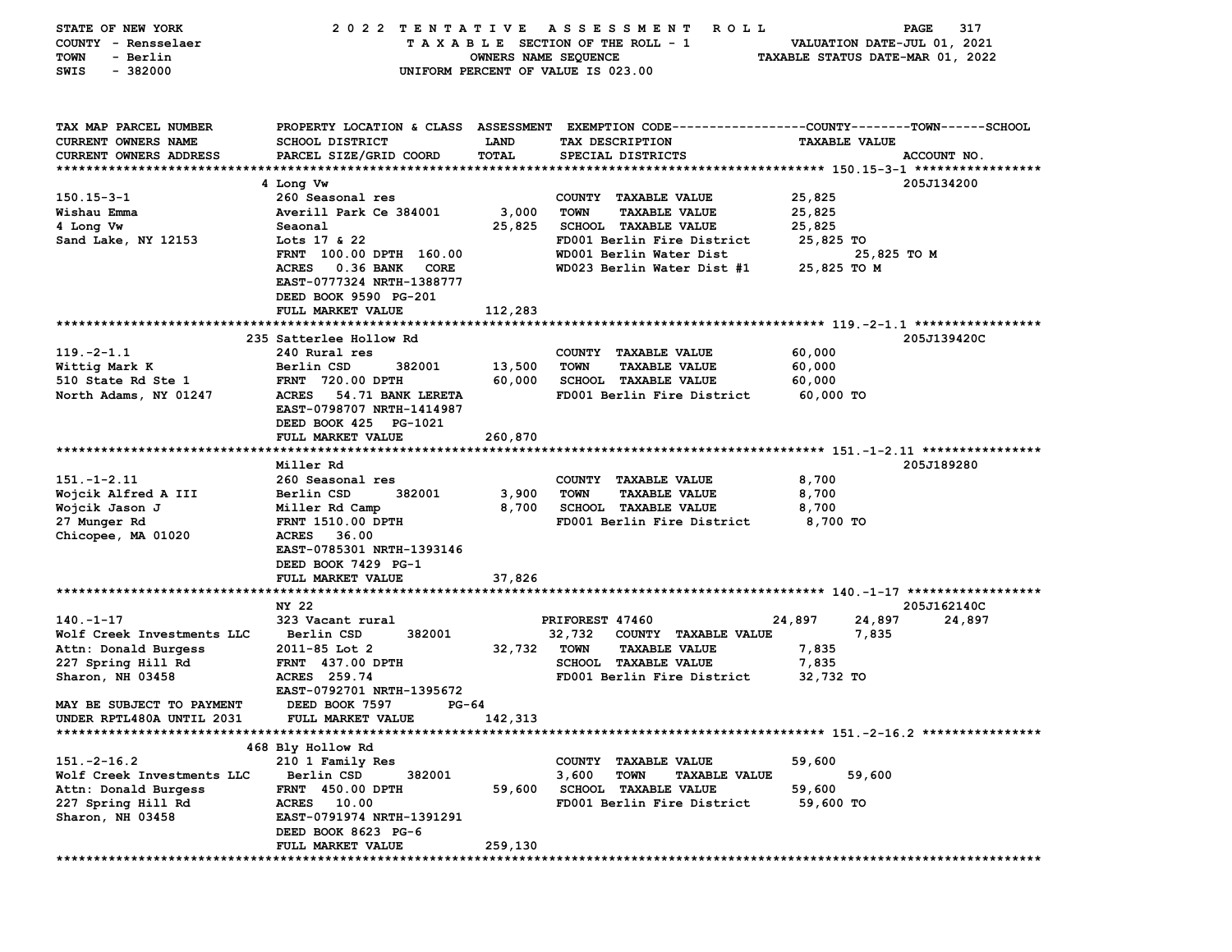STATE OF NEW YORK — 2022 TENTATIVE ASSESSMENT ROLL
COUNTY - Rensselaer — TAXABLE SECTION OF THE ROLL - 1 — VALUATION DATE-JUL 01, 2021
TOWN - Berlin — OWNERS NAME SEQUENCE — TAXABLE STATUS DATE-MAR 01, 2022
SWIS - 382000 — UNIFORM PERCENT OF VALUE IS 023.00

| TAX MAP PARCEL NUMBER / CURRENT OWNERS NAME / CURRENT OWNERS ADDRESS | PROPERTY LOCATION & CLASS / SCHOOL DISTRICT / PARCEL SIZE/GRID COORD | ASSESSMENT LAND / TOTAL | EXEMPTION CODE / TAX DESCRIPTION / SPECIAL DISTRICTS | COUNTY / TOWN / SCHOOL TAXABLE VALUE | ACCOUNT NO. |
|---|---|---|---|---|---|
| 150.15-3-1 | 4 Long Vw | | | | 205J134200 |
| | 260 Seasonal res | | COUNTY TAXABLE VALUE | 25,825 | |
| Wishau Emma | Averill Park Ce 384001 | 3,000 | TOWN TAXABLE VALUE | 25,825 | |
| 4 Long Vw | Seaonal | 25,825 | SCHOOL TAXABLE VALUE | 25,825 | |
| Sand Lake, NY 12153 | Lots 17 & 22 | | FD001 Berlin Fire District | 25,825 TO | |
| | FRNT 100.00 DPTH 160.00 | | WD001 Berlin Water Dist | 25,825 TO M | |
| | ACRES 0.36 BANK CORE | | WD023 Berlin Water Dist #1 | 25,825 TO M | |
| | EAST-0777324 NRTH-1388777 | | | | |
| | DEED BOOK 9590 PG-201 | | | | |
| | FULL MARKET VALUE | 112,283 | | | |
| 119.-2-1.1 | 235 Satterlee Hollow Rd | | | | 205J139420C |
| | 240 Rural res | | COUNTY TAXABLE VALUE | 60,000 | |
| Wittig Mark K | Berlin CSD 382001 | 13,500 | TOWN TAXABLE VALUE | 60,000 | |
| 510 State Rd Ste 1 | FRNT 720.00 DPTH | 60,000 | SCHOOL TAXABLE VALUE | 60,000 | |
| North Adams, NY 01247 | ACRES 54.71 BANK LERETA | | FD001 Berlin Fire District | 60,000 TO | |
| | EAST-0798707 NRTH-1414987 | | | | |
| | DEED BOOK 425 PG-1021 | | | | |
| | FULL MARKET VALUE | 260,870 | | | |
| 151.-1-2.11 | Miller Rd | | | | 205J189280 |
| | 260 Seasonal res | | COUNTY TAXABLE VALUE | 8,700 | |
| Wojcik Alfred A III | Berlin CSD 382001 | 3,900 | TOWN TAXABLE VALUE | 8,700 | |
| Wojcik Jason J | Miller Rd Camp | 8,700 | SCHOOL TAXABLE VALUE | 8,700 | |
| 27 Munger Rd | FRNT 1510.00 DPTH | | FD001 Berlin Fire District | 8,700 TO | |
| Chicopee, MA 01020 | ACRES 36.00 | | | | |
| | EAST-0785301 NRTH-1393146 | | | | |
| | DEED BOOK 7429 PG-1 | | | | |
| | FULL MARKET VALUE | 37,826 | | | |
| 140.-1-17 | NY 22 | | | | 205J162140C |
| | 323 Vacant rural | | PRIFOREST 47460 | 24,897 24,897 24,897 | |
| Wolf Creek Investments LLC | Berlin CSD 382001 | 32,732 | COUNTY TAXABLE VALUE | 7,835 | |
| Attn: Donald Burgess | 2011-85 Lot 2 | 32,732 | TOWN TAXABLE VALUE | 7,835 | |
| 227 Spring Hill Rd | FRNT 437.00 DPTH | | SCHOOL TAXABLE VALUE | 7,835 | |
| Sharon, NH 03458 | ACRES 259.74 | | FD001 Berlin Fire District | 32,732 TO | |
| | EAST-0792701 NRTH-1395672 | | | | |
| MAY BE SUBJECT TO PAYMENT | DEED BOOK 7597 PG-64 | | | | |
| UNDER RPTL480A UNTIL 2031 | FULL MARKET VALUE | 142,313 | | | |
| 151.-2-16.2 | 468 Bly Hollow Rd | | | | |
| | 210 1 Family Res | | COUNTY TAXABLE VALUE | 59,600 | |
| Wolf Creek Investments LLC | Berlin CSD 382001 | 3,600 | TOWN TAXABLE VALUE | 59,600 | |
| Attn: Donald Burgess | FRNT 450.00 DPTH | 59,600 | SCHOOL TAXABLE VALUE | 59,600 | |
| 227 Spring Hill Rd | ACRES 10.00 | | FD001 Berlin Fire District | 59,600 TO | |
| Sharon, NH 03458 | EAST-0791974 NRTH-1391291 | | | | |
| | DEED BOOK 8623 PG-6 | | | | |
| | FULL MARKET VALUE | 259,130 | | | |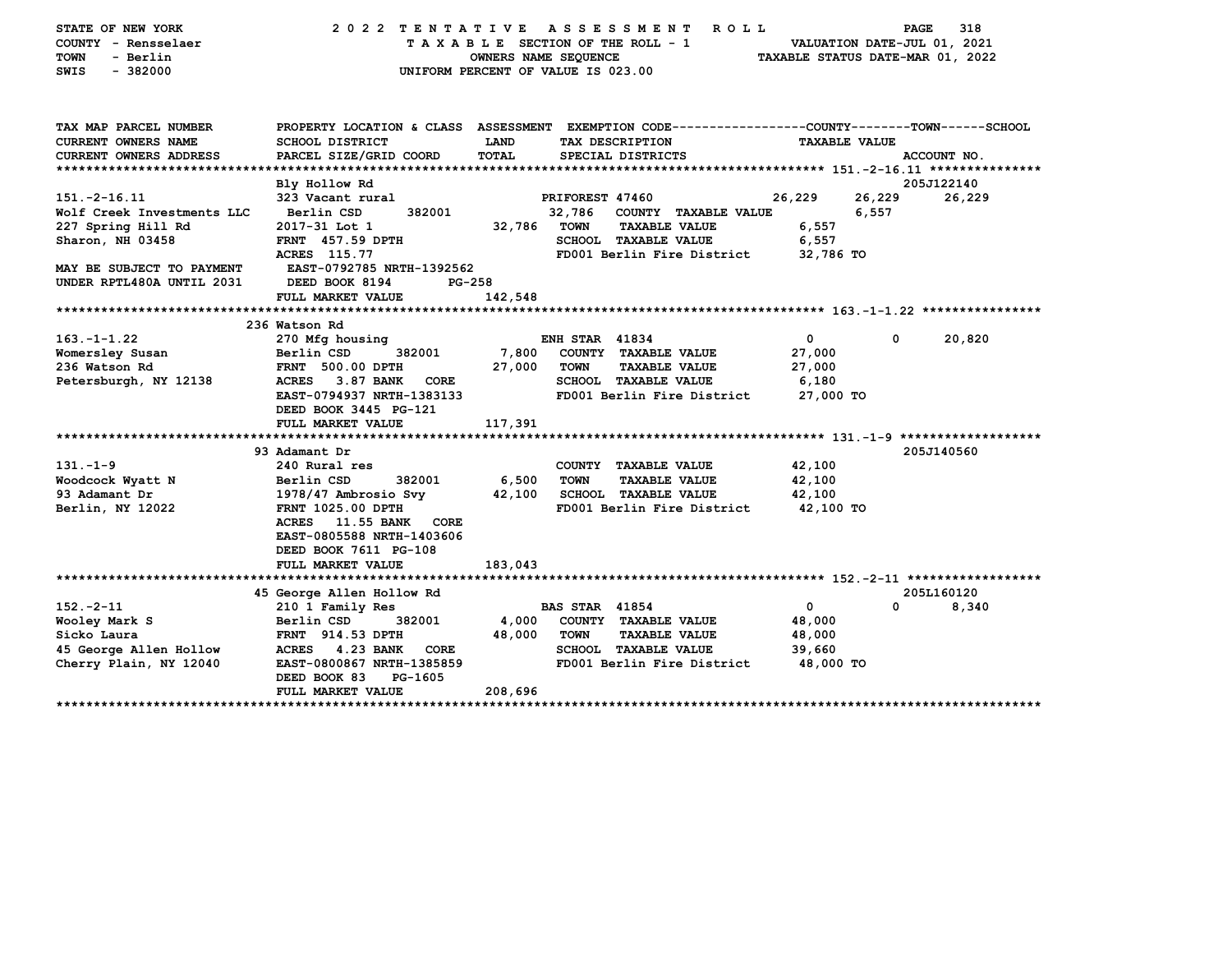STATE OF NEW YORK — 2022 TENTATIVE ASSESSMENT ROLL
COUNTY - Rensselaer — TAXABLE SECTION OF THE ROLL - 1 — VALUATION DATE-JUL 01, 2021
TOWN - Berlin — OWNERS NAME SEQUENCE — TAXABLE STATUS DATE-MAR 01, 2022
SWIS - 382000 — UNIFORM PERCENT OF VALUE IS 023.00

| TAX MAP PARCEL NUMBER / CURRENT OWNERS NAME / CURRENT OWNERS ADDRESS | PROPERTY LOCATION & CLASS / SCHOOL DISTRICT / PARCEL SIZE/GRID COORD | ASSESSMENT LAND | TOTAL | EXEMPTION CODE / TAX DESCRIPTION / SPECIAL DISTRICTS | COUNTY | TOWN | SCHOOL / ACCOUNT NO. |
|---|---|---|---|---|---|---|---|
| **151.-2-16.11** | Bly Hollow Rd | | | | | | 205J122140 |
| | 323 Vacant rural | | | PRIFOREST 47460 | 26,229 | 26,229 | 26,229 |
| Wolf Creek Investments LLC | Berlin CSD 382001 | 32,786 | | COUNTY TAXABLE VALUE | 6,557 | | |
| 227 Spring Hill Rd | 2017-31 Lot 1 | | 32,786 | TOWN TAXABLE VALUE | | 6,557 | |
| Sharon, NH 03458 | FRNT 457.59 DPTH | | | SCHOOL TAXABLE VALUE | | | 6,557 |
| | ACRES 115.77 | | | FD001 Berlin Fire District | 32,786 TO | | |
| MAY BE SUBJECT TO PAYMENT | EAST-0792785 NRTH-1392562 | | | | | | |
| UNDER RPTL480A UNTIL 2031 | DEED BOOK 8194 PG-258 | | | | | | |
| | FULL MARKET VALUE | | 142,548 | | | | |
| **163.-1-1.22** | 236 Watson Rd | | | | | | |
| | 270 Mfg housing | | | ENH STAR 41834 | 0 | 0 | 20,820 |
| Womersley Susan | Berlin CSD 382001 | 7,800 | | COUNTY TAXABLE VALUE | 27,000 | | |
| 236 Watson Rd | FRNT 500.00 DPTH | | 27,000 | TOWN TAXABLE VALUE | | 27,000 | |
| Petersburgh, NY 12138 | ACRES 3.87 BANK CORE | | | SCHOOL TAXABLE VALUE | | | 6,180 |
| | EAST-0794937 NRTH-1383133 | | | FD001 Berlin Fire District | 27,000 TO | | |
| | DEED BOOK 3445 PG-121 | | | | | | |
| | FULL MARKET VALUE | | 117,391 | | | | |
| **131.-1-9** | 93 Adamant Dr | | | | | | 205J140560 |
| | 240 Rural res | | | COUNTY TAXABLE VALUE | 42,100 | | |
| Woodcock Wyatt N | Berlin CSD 382001 | 6,500 | | TOWN TAXABLE VALUE | | 42,100 | |
| 93 Adamant Dr | 1978/47 Ambrosio Svy | | 42,100 | SCHOOL TAXABLE VALUE | | | 42,100 |
| Berlin, NY 12022 | FRNT 1025.00 DPTH | | | FD001 Berlin Fire District | 42,100 TO | | |
| | ACRES 11.55 BANK CORE | | | | | | |
| | EAST-0805588 NRTH-1403606 | | | | | | |
| | DEED BOOK 7611 PG-108 | | | | | | |
| | FULL MARKET VALUE | | 183,043 | | | | |
| **152.-2-11** | 45 George Allen Hollow Rd | | | | | | 205L160120 |
| | 210 1 Family Res | | | BAS STAR 41854 | 0 | 0 | 8,340 |
| Wooley Mark S | Berlin CSD 382001 | 4,000 | | COUNTY TAXABLE VALUE | 48,000 | | |
| Sicko Laura | FRNT 914.53 DPTH | | 48,000 | TOWN TAXABLE VALUE | | 48,000 | |
| 45 George Allen Hollow | ACRES 4.23 BANK CORE | | | SCHOOL TAXABLE VALUE | | | 39,660 |
| Cherry Plain, NY 12040 | EAST-0800867 NRTH-1385859 | | | FD001 Berlin Fire District | 48,000 TO | | |
| | DEED BOOK 83 PG-1605 | | | | | | |
| | FULL MARKET VALUE | | 208,696 | | | | |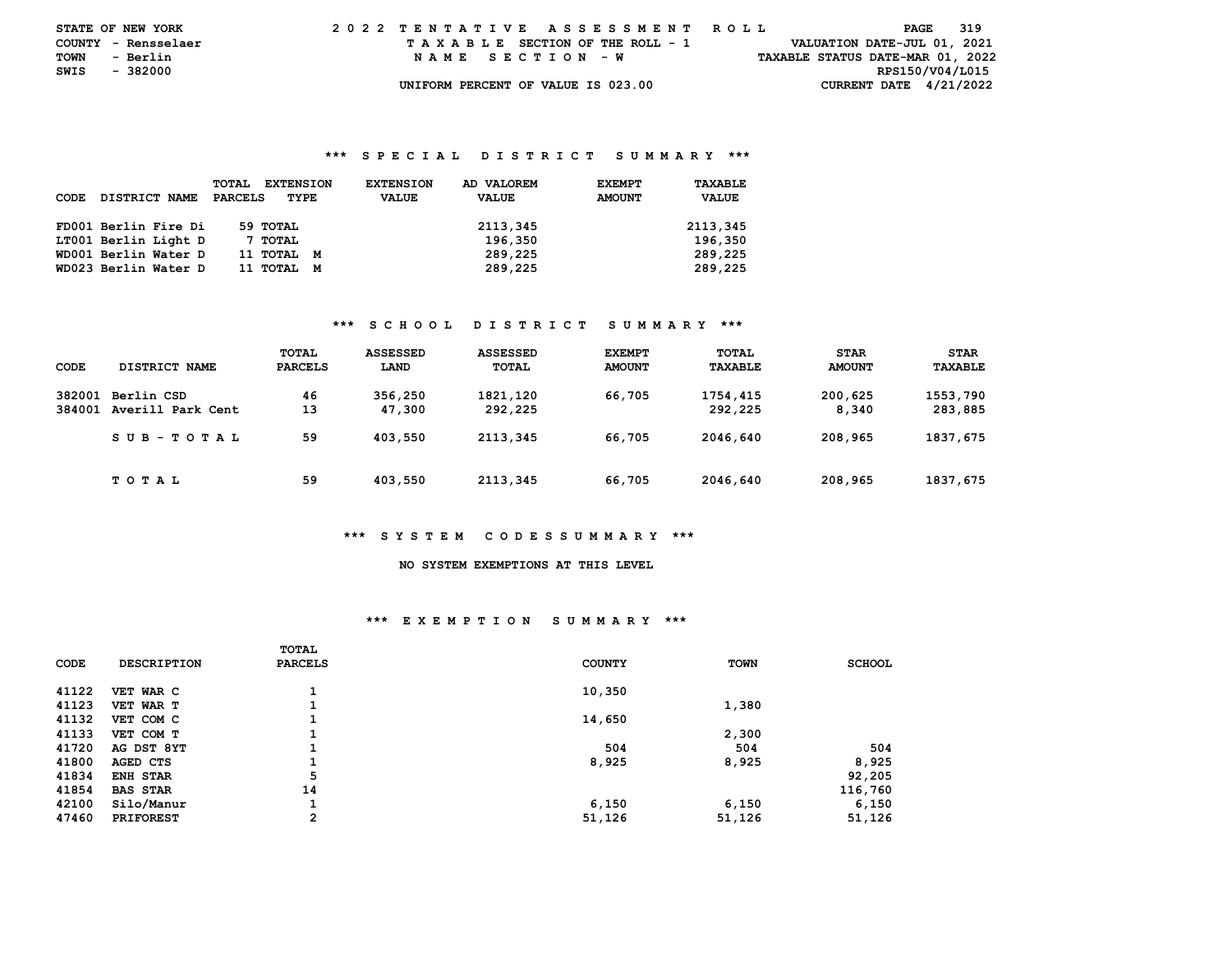STATE OF NEW YORK
COUNTY - Rensselaer
TOWN - Berlin
SWIS - 382000

2022 TENTATIVE ASSESSMENT ROLL
TAXABLE SECTION OF THE ROLL - 1
NAME SECTION - W
UNIFORM PERCENT OF VALUE IS 023.00

VALUATION DATE-JUL 01, 2021
TAXABLE STATUS DATE-MAR 01, 2022
RPS150/V04/L015
CURRENT DATE 4/21/2022

### *** SPECIAL DISTRICT SUMMARY ***

| CODE | DISTRICT NAME | TOTAL PARCELS | EXTENSION TYPE | EXTENSION VALUE | AD VALOREM VALUE | EXEMPT AMOUNT | TAXABLE VALUE |
|---|---|---|---|---|---|---|---|
| FD001 | Berlin Fire Di | 59 | TOTAL | | 2113,345 | | 2113,345 |
| LT001 | Berlin Light D | 7 | TOTAL | | 196,350 | | 196,350 |
| WD001 | Berlin Water D | 11 | TOTAL M | | 289,225 | | 289,225 |
| WD023 | Berlin Water D | 11 | TOTAL M | | 289,225 | | 289,225 |

### *** SCHOOL DISTRICT SUMMARY ***

| CODE | DISTRICT NAME | TOTAL PARCELS | ASSESSED LAND | ASSESSED TOTAL | EXEMPT AMOUNT | TOTAL TAXABLE | STAR AMOUNT | STAR TAXABLE |
|---|---|---|---|---|---|---|---|---|
| 382001 | Berlin CSD | 46 | 356,250 | 1821,120 | 66,705 | 1754,415 | 200,625 | 1553,790 |
| 384001 | Averill Park Cent | 13 | 47,300 | 292,225 | | 292,225 | 8,340 | 283,885 |
| | SUB-TOTAL | 59 | 403,550 | 2113,345 | 66,705 | 2046,640 | 208,965 | 1837,675 |
| | TOTAL | 59 | 403,550 | 2113,345 | 66,705 | 2046,640 | 208,965 | 1837,675 |

### *** SYSTEM CODES SUMMARY ***

NO SYSTEM EXEMPTIONS AT THIS LEVEL

### *** EXEMPTION SUMMARY ***

| CODE | DESCRIPTION | TOTAL PARCELS | COUNTY | TOWN | SCHOOL |
|---|---|---|---|---|---|
| 41122 | VET WAR C | 1 | 10,350 | | |
| 41123 | VET WAR T | 1 | | 1,380 | |
| 41132 | VET COM C | 1 | 14,650 | | |
| 41133 | VET COM T | 1 | | 2,300 | |
| 41720 | AG DST 8YT | 1 | 504 | 504 | 504 |
| 41800 | AGED CTS | 1 | 8,925 | 8,925 | 8,925 |
| 41834 | ENH STAR | 5 | | | 92,205 |
| 41854 | BAS STAR | 14 | | | 116,760 |
| 42100 | Silo/Manur | 1 | 6,150 | 6,150 | 6,150 |
| 47460 | PRIFOREST | 2 | 51,126 | 51,126 | 51,126 |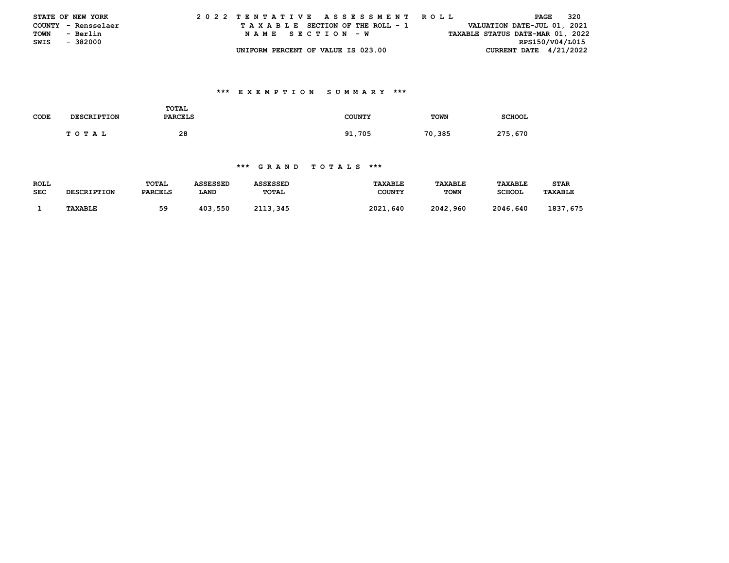STATE OF NEW YORK — 2022 TENTATIVE ASSESSMENT ROLL
COUNTY - Rensselaer — TAXABLE SECTION OF THE ROLL - 1 — VALUATION DATE-JUL 01, 2021
TOWN - Berlin — NAME SECTION - W — TAXABLE STATUS DATE-MAR 01, 2022
SWIS - 382000 — RPS150/V04/L015
UNIFORM PERCENT OF VALUE IS 023.00 — CURRENT DATE 4/21/2022

### *** EXEMPTION SUMMARY ***

| CODE | DESCRIPTION | TOTAL PARCELS | COUNTY | TOWN | SCHOOL |
|---|---|---|---|---|---|
| | TOTAL | 28 | 91,705 | 70,385 | 275,670 |

### *** GRAND TOTALS ***

| ROLL SEC | DESCRIPTION | TOTAL PARCELS | ASSESSED LAND | ASSESSED TOTAL | TAXABLE COUNTY | TAXABLE TOWN | TAXABLE SCHOOL | STAR TAXABLE |
|---|---|---|---|---|---|---|---|---|
| 1 | TAXABLE | 59 | 403,550 | 2113,345 | 2021,640 | 2042,960 | 2046,640 | 1837,675 |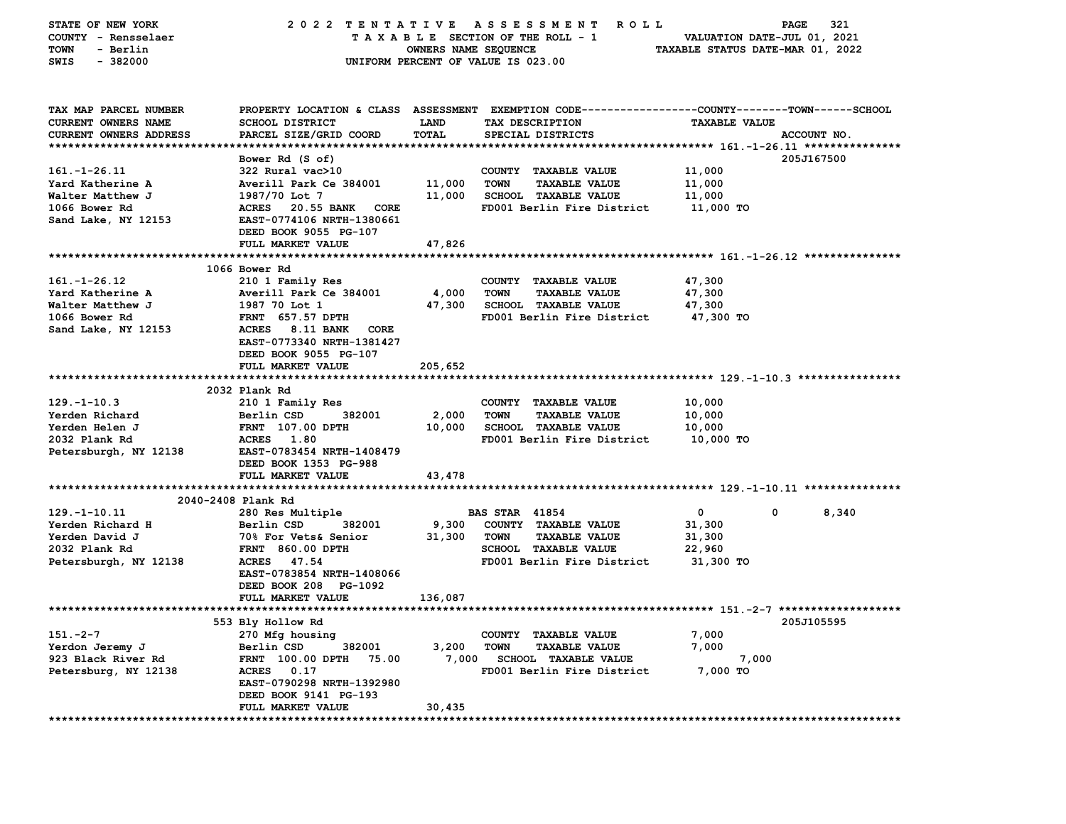STATE OF NEW YORK — 2022 TENTATIVE ASSESSMENT ROLL
COUNTY - Rensselaer — TAXABLE SECTION OF THE ROLL - 1 — VALUATION DATE-JUL 01, 2021
TOWN - Berlin — OWNERS NAME SEQUENCE — TAXABLE STATUS DATE-MAR 01, 2022
SWIS - 382000 — UNIFORM PERCENT OF VALUE IS 023.00

| TAX MAP PARCEL NUMBER / CURRENT OWNERS NAME / CURRENT OWNERS ADDRESS | PROPERTY LOCATION & CLASS / SCHOOL DISTRICT / PARCEL SIZE/GRID COORD | ASSESSMENT LAND / TOTAL | EXEMPTION CODE / TAX DESCRIPTION / SPECIAL DISTRICTS | COUNTY / TAXABLE VALUE | TOWN | SCHOOL / ACCOUNT NO. |
|---|---|---|---|---|---|---|
| **161.-1-26.11** | Bower Rd (S of) | | | | | 205J167500 |
| 161.-1-26.11 | 322 Rural vac>10 | | COUNTY TAXABLE VALUE | 11,000 | | |
| Yard Katherine A | Averill Park Ce 384001 | 11,000 | TOWN TAXABLE VALUE | 11,000 | | |
| Walter Matthew J | 1987/70 Lot 7 | 11,000 | SCHOOL TAXABLE VALUE | 11,000 | | |
| 1066 Bower Rd | ACRES 20.55 BANK CORE | | FD001 Berlin Fire District | 11,000 TO | | |
| Sand Lake, NY 12153 | EAST-0774106 NRTH-1380661 | | | | | |
| | DEED BOOK 9055 PG-107 | | | | | |
| | FULL MARKET VALUE | 47,826 | | | | |
| **161.-1-26.12** | 1066 Bower Rd | | | | | |
| 161.-1-26.12 | 210 1 Family Res | | COUNTY TAXABLE VALUE | 47,300 | | |
| Yard Katherine A | Averill Park Ce 384001 | 4,000 | TOWN TAXABLE VALUE | 47,300 | | |
| Walter Matthew J | 1987 70 Lot 1 | 47,300 | SCHOOL TAXABLE VALUE | 47,300 | | |
| 1066 Bower Rd | FRNT 657.57 DPTH | | FD001 Berlin Fire District | 47,300 TO | | |
| Sand Lake, NY 12153 | ACRES 8.11 BANK CORE | | | | | |
| | EAST-0773340 NRTH-1381427 | | | | | |
| | DEED BOOK 9055 PG-107 | | | | | |
| | FULL MARKET VALUE | 205,652 | | | | |
| **129.-1-10.3** | 2032 Plank Rd | | | | | |
| 129.-1-10.3 | 210 1 Family Res | | COUNTY TAXABLE VALUE | 10,000 | | |
| Yerden Richard | Berlin CSD 382001 | 2,000 | TOWN TAXABLE VALUE | 10,000 | | |
| Yerden Helen J | FRNT 107.00 DPTH | 10,000 | SCHOOL TAXABLE VALUE | 10,000 | | |
| 2032 Plank Rd | ACRES 1.80 | | FD001 Berlin Fire District | 10,000 TO | | |
| Petersburgh, NY 12138 | EAST-0783454 NRTH-1408479 | | | | | |
| | DEED BOOK 1353 PG-988 | | | | | |
| | FULL MARKET VALUE | 43,478 | | | | |
| **129.-1-10.11** | 2040-2408 Plank Rd | | | | | |
| 129.-1-10.11 | 280 Res Multiple | | BAS STAR 41854 | 0 | 0 | 8,340 |
| Yerden Richard H | Berlin CSD 382001 | 9,300 | COUNTY TAXABLE VALUE | 31,300 | | |
| Yerden David J | 70% For Vets& Senior | 31,300 | TOWN TAXABLE VALUE | 31,300 | | |
| 2032 Plank Rd | FRNT 860.00 DPTH | | SCHOOL TAXABLE VALUE | 22,960 | | |
| Petersburgh, NY 12138 | ACRES 47.54 | | FD001 Berlin Fire District | 31,300 TO | | |
| | EAST-0783854 NRTH-1408066 | | | | | |
| | DEED BOOK 208 PG-1092 | | | | | |
| | FULL MARKET VALUE | 136,087 | | | | |
| **151.-2-7** | 553 Bly Hollow Rd | | | | | 205J105595 |
| 151.-2-7 | 270 Mfg housing | | COUNTY TAXABLE VALUE | 7,000 | | |
| Yerdon Jeremy J | Berlin CSD 382001 | 3,200 | TOWN TAXABLE VALUE | 7,000 | | |
| 923 Black River Rd | FRNT 100.00 DPTH 75.00 | 7,000 | SCHOOL TAXABLE VALUE | 7,000 | | |
| Petersburg, NY 12138 | ACRES 0.17 | | FD001 Berlin Fire District | 7,000 TO | | |
| | EAST-0790298 NRTH-1392980 | | | | | |
| | DEED BOOK 9141 PG-193 | | | | | |
| | FULL MARKET VALUE | 30,435 | | | | |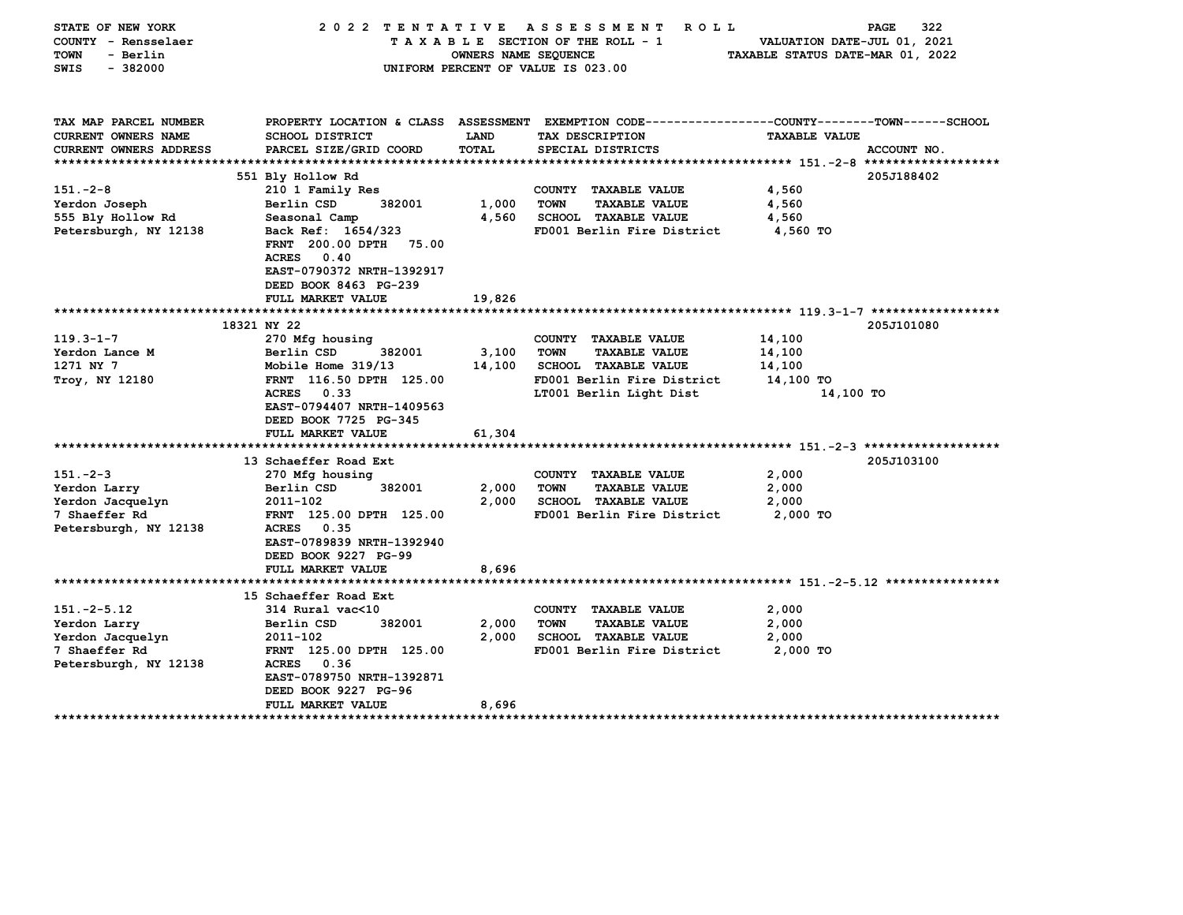STATE OF NEW YORK
COUNTY - Rensselaer
TOWN - Berlin
SWIS - 382000

2 0 2 2 T E N T A T I V E A S S E S S M E N T R O L L
T A X A B L E SECTION OF THE ROLL - 1
OWNERS NAME SEQUENCE
UNIFORM PERCENT OF VALUE IS 023.00

VALUATION DATE-JUL 01, 2021
TAXABLE STATUS DATE-MAR 01, 2022

| TAX MAP PARCEL NUMBER / CURRENT OWNERS NAME / CURRENT OWNERS ADDRESS | PROPERTY LOCATION & CLASS / SCHOOL DISTRICT / PARCEL SIZE/GRID COORD | ASSESSMENT LAND / TOTAL | EXEMPTION CODE / TAX DESCRIPTION / SPECIAL DISTRICTS | TAXABLE VALUE (COUNTY--TOWN--SCHOOL) | ACCOUNT NO. |
|---|---|---|---|---|---|
| **151.-2-8** | 551 Bly Hollow Rd | | | | 205J188402 |
| 151.-2-8 | 210 1 Family Res | | COUNTY TAXABLE VALUE | 4,560 | |
| Yerdon Joseph | Berlin CSD 382001 | 1,000 | TOWN TAXABLE VALUE | 4,560 | |
| 555 Bly Hollow Rd | Seasonal Camp | 4,560 | SCHOOL TAXABLE VALUE | 4,560 | |
| Petersburgh, NY 12138 | Back Ref: 1654/323 | | FD001 Berlin Fire District | 4,560 TO | |
| | FRNT 200.00 DPTH 75.00 | | | | |
| | ACRES 0.40 | | | | |
| | EAST-0790372 NRTH-1392917 | | | | |
| | DEED BOOK 8463 PG-239 | | | | |
| | FULL MARKET VALUE | 19,826 | | | |
| **119.3-1-7** | 18321 NY 22 | | | | 205J101080 |
| 119.3-1-7 | 270 Mfg housing | | COUNTY TAXABLE VALUE | 14,100 | |
| Yerdon Lance M | Berlin CSD 382001 | 3,100 | TOWN TAXABLE VALUE | 14,100 | |
| 1271 NY 7 | Mobile Home 319/13 | 14,100 | SCHOOL TAXABLE VALUE | 14,100 | |
| Troy, NY 12180 | FRNT 116.50 DPTH 125.00 | | FD001 Berlin Fire District | 14,100 TO | |
| | ACRES 0.33 | | LT001 Berlin Light Dist | 14,100 TO | |
| | EAST-0794407 NRTH-1409563 | | | | |
| | DEED BOOK 7725 PG-345 | | | | |
| | FULL MARKET VALUE | 61,304 | | | |
| **151.-2-3** | 13 Schaeffer Road Ext | | | | 205J103100 |
| 151.-2-3 | 270 Mfg housing | | COUNTY TAXABLE VALUE | 2,000 | |
| Yerdon Larry | Berlin CSD 382001 | 2,000 | TOWN TAXABLE VALUE | 2,000 | |
| Yerdon Jacquelyn | 2011-102 | 2,000 | SCHOOL TAXABLE VALUE | 2,000 | |
| 7 Shaeffer Rd | FRNT 125.00 DPTH 125.00 | | FD001 Berlin Fire District | 2,000 TO | |
| Petersburgh, NY 12138 | ACRES 0.35 | | | | |
| | EAST-0789839 NRTH-1392940 | | | | |
| | DEED BOOK 9227 PG-99 | | | | |
| | FULL MARKET VALUE | 8,696 | | | |
| **151.-2-5.12** | 15 Schaeffer Road Ext | | | | |
| 151.-2-5.12 | 314 Rural vac<10 | | COUNTY TAXABLE VALUE | 2,000 | |
| Yerdon Larry | Berlin CSD 382001 | 2,000 | TOWN TAXABLE VALUE | 2,000 | |
| Yerdon Jacquelyn | 2011-102 | 2,000 | SCHOOL TAXABLE VALUE | 2,000 | |
| 7 Shaeffer Rd | FRNT 125.00 DPTH 125.00 | | FD001 Berlin Fire District | 2,000 TO | |
| Petersburgh, NY 12138 | ACRES 0.36 | | | | |
| | EAST-0789750 NRTH-1392871 | | | | |
| | DEED BOOK 9227 PG-96 | | | | |
| | FULL MARKET VALUE | 8,696 | | | |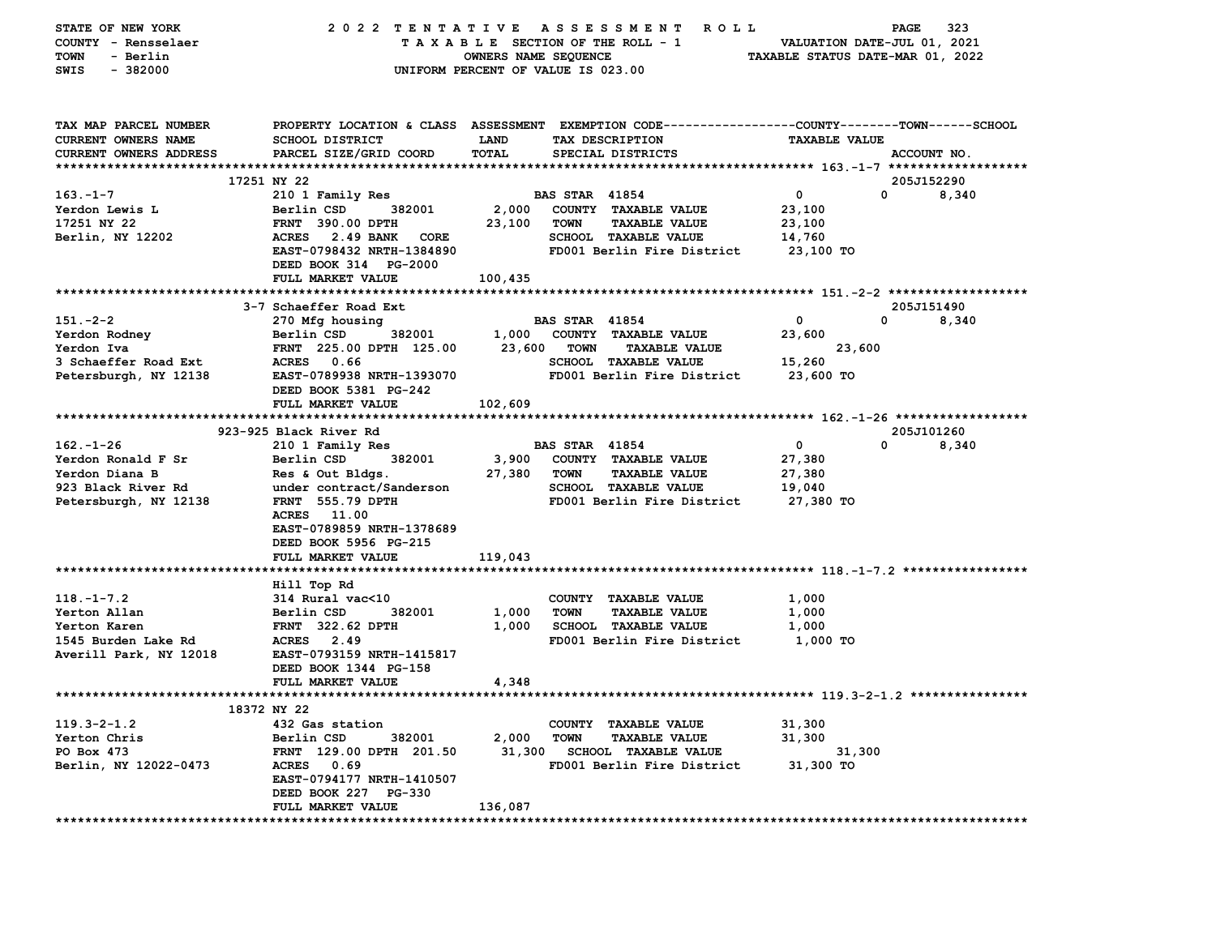STATE OF NEW YORK — 2022 TENTATIVE ASSESSMENT ROLL
COUNTY - Rensselaer — TAXABLE SECTION OF THE ROLL - 1 — VALUATION DATE-JUL 01, 2021
TOWN - Berlin — OWNERS NAME SEQUENCE — TAXABLE STATUS DATE-MAR 01, 2022
SWIS - 382000 — UNIFORM PERCENT OF VALUE IS 023.00

| TAX MAP PARCEL NUMBER / CURRENT OWNERS NAME / CURRENT OWNERS ADDRESS | PROPERTY LOCATION & CLASS / SCHOOL DISTRICT / PARCEL SIZE/GRID COORD | ASSESSMENT LAND / TOTAL | EXEMPTION CODE / TAX DESCRIPTION / SPECIAL DISTRICTS | COUNTY | TOWN | SCHOOL / ACCOUNT NO. |
|---|---|---|---|---|---|---|
| **163.-1-7** | 17251 NY 22 | | | | | 205J152290 |
| 163.-1-7 | 210 1 Family Res | | BAS STAR 41854 | 0 | 0 | 8,340 |
| Yerdon Lewis L | Berlin CSD 382001 | 2,000 | COUNTY TAXABLE VALUE | 23,100 | | |
| 17251 NY 22 | FRNT 390.00 DPTH | 23,100 | TOWN TAXABLE VALUE | 23,100 | | |
| Berlin, NY 12202 | ACRES 2.49 BANK CORE | | SCHOOL TAXABLE VALUE | 14,760 | | |
| | EAST-0798432 NRTH-1384890 | | FD001 Berlin Fire District | 23,100 TO | | |
| | DEED BOOK 314 PG-2000 | | | | | |
| | FULL MARKET VALUE | 100,435 | | | | |
| **151.-2-2** | 3-7 Schaeffer Road Ext | | | | | 205J151490 |
| 151.-2-2 | 270 Mfg housing | | BAS STAR 41854 | 0 | 0 | 8,340 |
| Yerdon Rodney | Berlin CSD 382001 | 1,000 | COUNTY TAXABLE VALUE | 23,600 | | |
| Yerdon Iva | FRNT 225.00 DPTH 125.00 | 23,600 | TOWN TAXABLE VALUE | 23,600 | | |
| 3 Schaeffer Road Ext | ACRES 0.66 | | SCHOOL TAXABLE VALUE | 15,260 | | |
| Petersburgh, NY 12138 | EAST-0789938 NRTH-1393070 | | FD001 Berlin Fire District | 23,600 TO | | |
| | DEED BOOK 5381 PG-242 | | | | | |
| | FULL MARKET VALUE | 102,609 | | | | |
| **162.-1-26** | 923-925 Black River Rd | | | | | 205J101260 |
| 162.-1-26 | 210 1 Family Res | | BAS STAR 41854 | 0 | 0 | 8,340 |
| Yerdon Ronald F Sr | Berlin CSD 382001 | 3,900 | COUNTY TAXABLE VALUE | 27,380 | | |
| Yerdon Diana B | Res & Out Bldgs. | 27,380 | TOWN TAXABLE VALUE | 27,380 | | |
| 923 Black River Rd | under contract/Sanderson | | SCHOOL TAXABLE VALUE | 19,040 | | |
| Petersburgh, NY 12138 | FRNT 555.79 DPTH | | FD001 Berlin Fire District | 27,380 TO | | |
| | ACRES 11.00 | | | | | |
| | EAST-0789859 NRTH-1378689 | | | | | |
| | DEED BOOK 5956 PG-215 | | | | | |
| | FULL MARKET VALUE | 119,043 | | | | |
| **118.-1-7.2** | Hill Top Rd | | | | | |
| 118.-1-7.2 | 314 Rural vac<10 | | COUNTY TAXABLE VALUE | 1,000 | | |
| Yerton Allan | Berlin CSD 382001 | 1,000 | TOWN TAXABLE VALUE | 1,000 | | |
| Yerton Karen | FRNT 322.62 DPTH | 1,000 | SCHOOL TAXABLE VALUE | 1,000 | | |
| 1545 Burden Lake Rd | ACRES 2.49 | | FD001 Berlin Fire District | 1,000 TO | | |
| Averill Park, NY 12018 | EAST-0793159 NRTH-1415817 | | | | | |
| | DEED BOOK 1344 PG-158 | | | | | |
| | FULL MARKET VALUE | 4,348 | | | | |
| **119.3-2-1.2** | 18372 NY 22 | | | | | |
| 119.3-2-1.2 | 432 Gas station | | COUNTY TAXABLE VALUE | 31,300 | | |
| Yerton Chris | Berlin CSD 382001 | 2,000 | TOWN TAXABLE VALUE | 31,300 | | |
| PO Box 473 | FRNT 129.00 DPTH 201.50 | 31,300 | SCHOOL TAXABLE VALUE | 31,300 | | |
| Berlin, NY 12022-0473 | ACRES 0.69 | | FD001 Berlin Fire District | 31,300 TO | | |
| | EAST-0794177 NRTH-1410507 | | | | | |
| | DEED BOOK 227 PG-330 | | | | | |
| | FULL MARKET VALUE | 136,087 | | | | |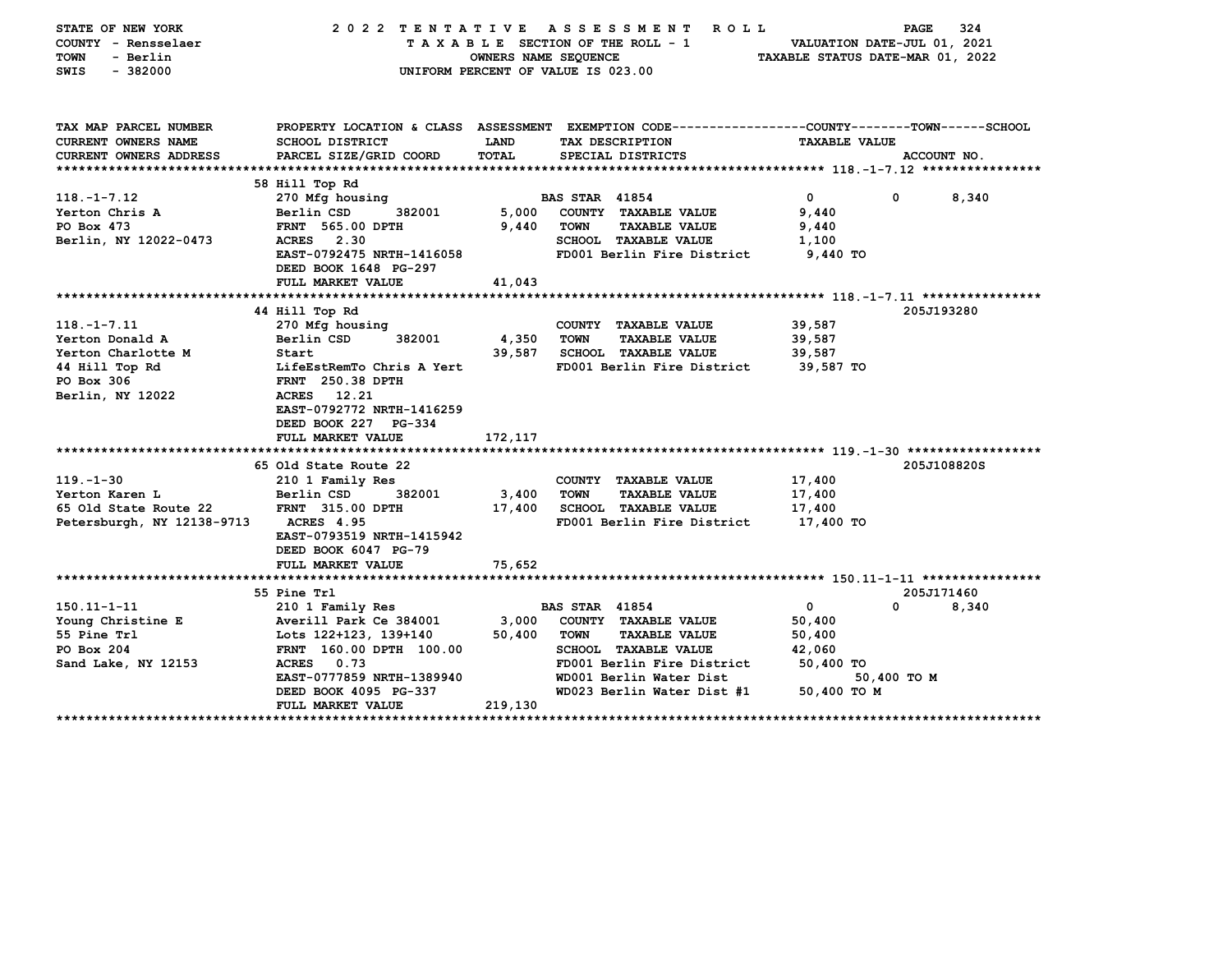STATE OF NEW YORK — 2022 TENTATIVE ASSESSMENT ROLL
COUNTY - Rensselaer — TAXABLE SECTION OF THE ROLL - 1 — VALUATION DATE-JUL 01, 2021
TOWN - Berlin — OWNERS NAME SEQUENCE — TAXABLE STATUS DATE-MAR 01, 2022
SWIS - 382000 — UNIFORM PERCENT OF VALUE IS 023.00

| TAX MAP PARCEL NUMBER / CURRENT OWNERS NAME / CURRENT OWNERS ADDRESS | PROPERTY LOCATION & CLASS / SCHOOL DISTRICT / PARCEL SIZE/GRID COORD | ASSESSMENT LAND / TOTAL | EXEMPTION CODE / TAX DESCRIPTION / SPECIAL DISTRICTS | COUNTY TAXABLE VALUE | TOWN | SCHOOL / ACCOUNT NO. |
|---|---|---|---|---|---|---|
| | 58 Hill Top Rd | | | | | |
| 118.-1-7.12 | 270 Mfg housing | | BAS STAR 41854 | 0 | 0 | 8,340 |
| Yerton Chris A | Berlin CSD 382001 | 5,000 | COUNTY TAXABLE VALUE | 9,440 | | |
| PO Box 473 | FRNT 565.00 DPTH | 9,440 | TOWN TAXABLE VALUE | 9,440 | | |
| Berlin, NY 12022-0473 | ACRES 2.30 | | SCHOOL TAXABLE VALUE | 1,100 | | |
| | EAST-0792475 NRTH-1416058 | | FD001 Berlin Fire District | 9,440 TO | | |
| | DEED BOOK 1648 PG-297 | | | | | |
| | FULL MARKET VALUE | 41,043 | | | | |
| | 44 Hill Top Rd | | | | | 205J193280 |
| 118.-1-7.11 | 270 Mfg housing | | COUNTY TAXABLE VALUE | 39,587 | | |
| Yerton Donald A | Berlin CSD 382001 | 4,350 | TOWN TAXABLE VALUE | 39,587 | | |
| Yerton Charlotte M | Start | 39,587 | SCHOOL TAXABLE VALUE | 39,587 | | |
| 44 Hill Top Rd | LifeEstRemTo Chris A Yert | | FD001 Berlin Fire District | 39,587 TO | | |
| PO Box 306 | FRNT 250.38 DPTH | | | | | |
| Berlin, NY 12022 | ACRES 12.21 | | | | | |
| | EAST-0792772 NRTH-1416259 | | | | | |
| | DEED BOOK 227 PG-334 | | | | | |
| | FULL MARKET VALUE | 172,117 | | | | |
| | 65 Old State Route 22 | | | | | 205J108820S |
| 119.-1-30 | 210 1 Family Res | | COUNTY TAXABLE VALUE | 17,400 | | |
| Yerton Karen L | Berlin CSD 382001 | 3,400 | TOWN TAXABLE VALUE | 17,400 | | |
| 65 Old State Route 22 | FRNT 315.00 DPTH | 17,400 | SCHOOL TAXABLE VALUE | 17,400 | | |
| Petersburgh, NY 12138-9713 | ACRES 4.95 | | FD001 Berlin Fire District | 17,400 TO | | |
| | EAST-0793519 NRTH-1415942 | | | | | |
| | DEED BOOK 6047 PG-79 | | | | | |
| | FULL MARKET VALUE | 75,652 | | | | |
| | 55 Pine Trl | | | | | 205J171460 |
| 150.11-1-11 | 210 1 Family Res | | BAS STAR 41854 | 0 | 0 | 8,340 |
| Young Christine E | Averill Park Ce 384001 | 3,000 | COUNTY TAXABLE VALUE | 50,400 | | |
| 55 Pine Trl | Lots 122+123, 139+140 | 50,400 | TOWN TAXABLE VALUE | 50,400 | | |
| PO Box 204 | FRNT 160.00 DPTH 100.00 | | SCHOOL TAXABLE VALUE | 42,060 | | |
| Sand Lake, NY 12153 | ACRES 0.73 | | FD001 Berlin Fire District | 50,400 TO | | |
| | EAST-0777859 NRTH-1389940 | | WD001 Berlin Water Dist | 50,400 TO M | | |
| | DEED BOOK 4095 PG-337 | | WD023 Berlin Water Dist #1 | 50,400 TO M | | |
| | FULL MARKET VALUE | 219,130 | | | | |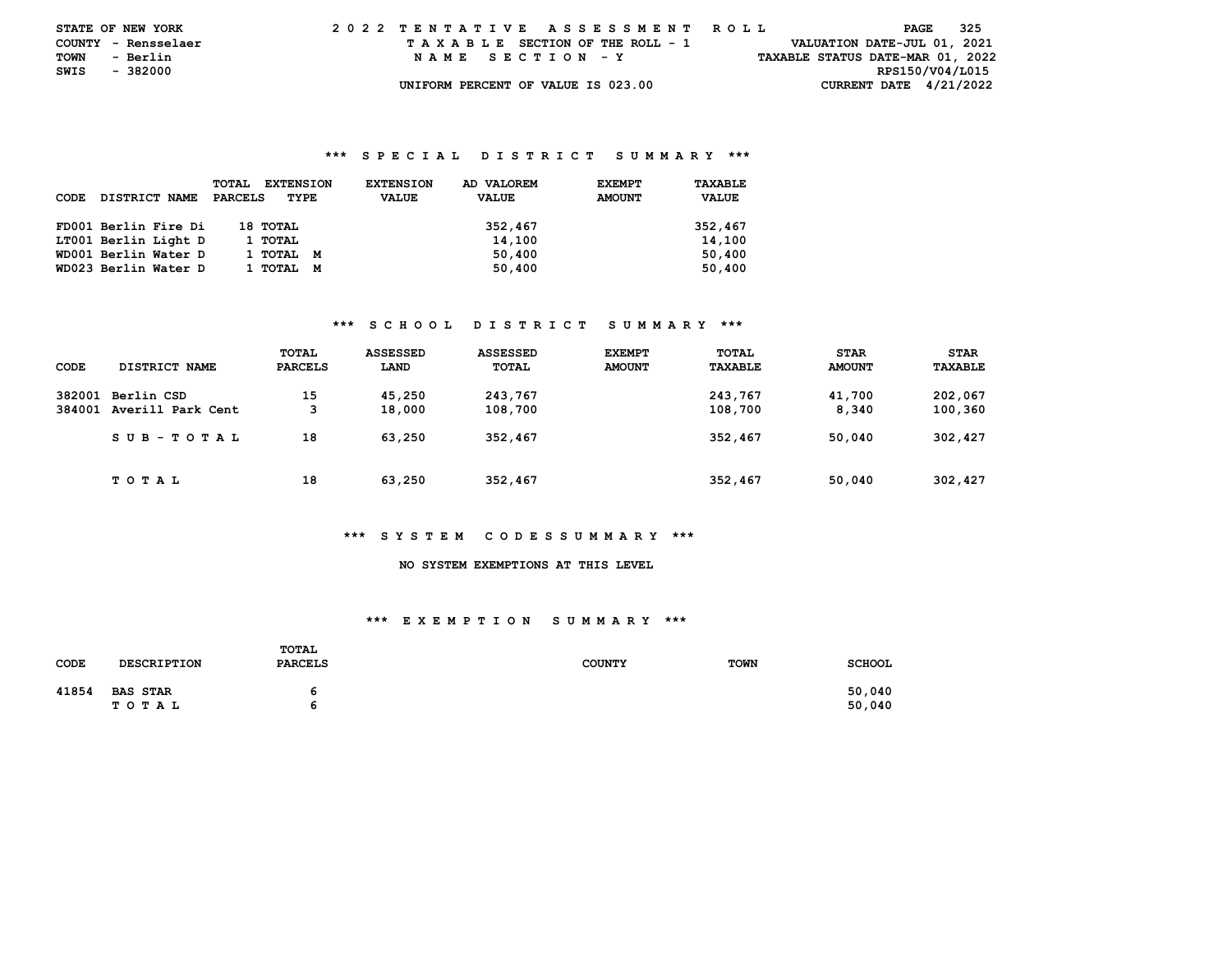STATE OF NEW YORK
COUNTY - Rensselaer
TOWN - Berlin
SWIS - 382000

# 2022 TENTATIVE ASSESSMENT ROLL

TAXABLE SECTION OF THE ROLL - 1
NAME SECTION - Y
UNIFORM PERCENT OF VALUE IS 023.00

VALUATION DATE-JUL 01, 2021
TAXABLE STATUS DATE-MAR 01, 2022
RPS150/V04/L015
CURRENT DATE 4/21/2022

## *** SPECIAL DISTRICT SUMMARY ***

| CODE | DISTRICT NAME | TOTAL PARCELS | EXTENSION TYPE | EXTENSION VALUE | AD VALOREM VALUE | EXEMPT AMOUNT | TAXABLE VALUE |
|---|---|---|---|---|---|---|---|
| FD001 | Berlin Fire Di | 18 | TOTAL | | 352,467 | | 352,467 |
| LT001 | Berlin Light D | 1 | TOTAL | | 14,100 | | 14,100 |
| WD001 | Berlin Water D | 1 | TOTAL M | | 50,400 | | 50,400 |
| WD023 | Berlin Water D | 1 | TOTAL M | | 50,400 | | 50,400 |

## *** SCHOOL DISTRICT SUMMARY ***

| CODE | DISTRICT NAME | TOTAL PARCELS | ASSESSED LAND | ASSESSED TOTAL | EXEMPT AMOUNT | TOTAL TAXABLE | STAR AMOUNT | STAR TAXABLE |
|---|---|---|---|---|---|---|---|---|
| 382001 | Berlin CSD | 15 | 45,250 | 243,767 | | 243,767 | 41,700 | 202,067 |
| 384001 | Averill Park Cent | 3 | 18,000 | 108,700 | | 108,700 | 8,340 | 100,360 |
| | SUB-TOTAL | 18 | 63,250 | 352,467 | | 352,467 | 50,040 | 302,427 |
| | TOTAL | 18 | 63,250 | 352,467 | | 352,467 | 50,040 | 302,427 |

## *** SYSTEM CODES SUMMARY ***

NO SYSTEM EXEMPTIONS AT THIS LEVEL

## *** EXEMPTION SUMMARY ***

| CODE | DESCRIPTION | TOTAL PARCELS | COUNTY | TOWN | SCHOOL |
|---|---|---|---|---|---|
| 41854 | BAS STAR | 6 | | | 50,040 |
| | TOTAL | 6 | | | 50,040 |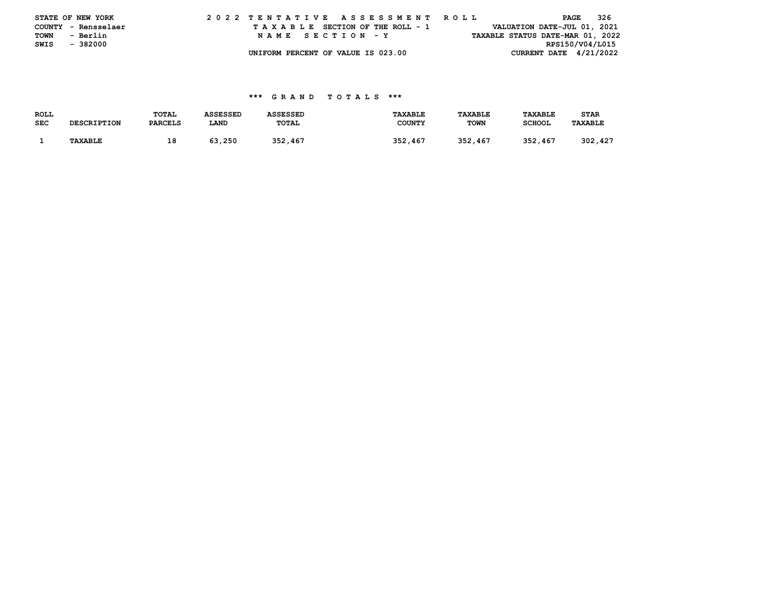STATE OF NEW YORK
COUNTY - Rensselaer
TOWN - Berlin
SWIS - 382000

2022 TENTATIVE ASSESSMENT ROLL
TAXABLE SECTION OF THE ROLL - 1
NAME SECTION - Y
UNIFORM PERCENT OF VALUE IS 023.00

VALUATION DATE-JUL 01, 2021
TAXABLE STATUS DATE-MAR 01, 2022
RPS150/V04/L015
CURRENT DATE 4/21/2022

### *** GRAND TOTALS ***

| ROLL SEC | DESCRIPTION | TOTAL PARCELS | ASSESSED LAND | ASSESSED TOTAL | TAXABLE COUNTY | TAXABLE TOWN | TAXABLE SCHOOL | STAR TAXABLE |
|---|---|---|---|---|---|---|---|---|
| 1 | TAXABLE | 18 | 63,250 | 352,467 | 352,467 | 352,467 | 352,467 | 302,427 |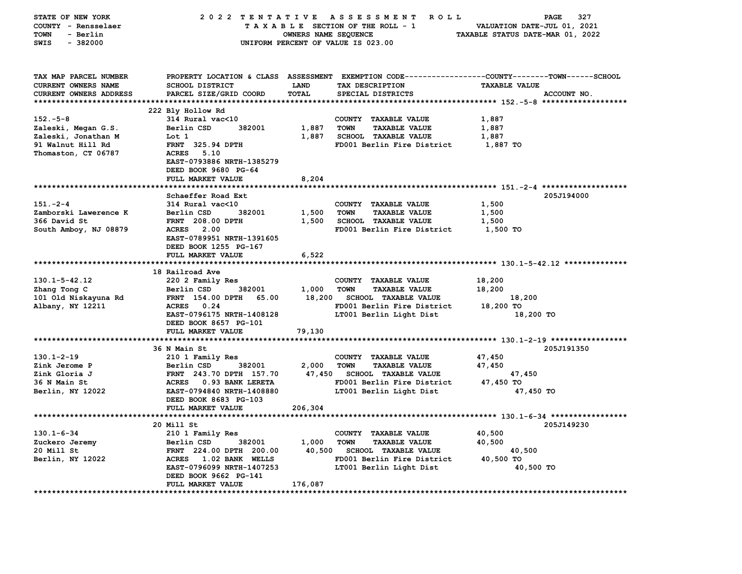STATE OF NEW YORK — 2022 TENTATIVE ASSESSMENT ROLL
COUNTY - Rensselaer — TAXABLE SECTION OF THE ROLL - 1 — VALUATION DATE-JUL 01, 2021
TOWN - Berlin — OWNERS NAME SEQUENCE — TAXABLE STATUS DATE-MAR 01, 2022
SWIS - 382000 — UNIFORM PERCENT OF VALUE IS 023.00

| TAX MAP PARCEL NUMBER / CURRENT OWNERS NAME / CURRENT OWNERS ADDRESS | PROPERTY LOCATION & CLASS / SCHOOL DISTRICT / PARCEL SIZE/GRID COORD | ASSESSMENT LAND | TOTAL | EXEMPTION CODE / TAX DESCRIPTION / SPECIAL DISTRICTS | COUNTY--------TOWN------SCHOOL TAXABLE VALUE | ACCOUNT NO. |
|---|---|---|---|---|---|---|
| **152.-5-8** | 222 Bly Hollow Rd | | | | | |
| 152.-5-8 | 314 Rural vac<10 | | | COUNTY TAXABLE VALUE | 1,887 | |
| Zaleski, Megan G.S. | Berlin CSD 382001 | 1,887 | | TOWN TAXABLE VALUE | 1,887 | |
| Zaleski, Jonathan M | Lot 1 | | 1,887 | SCHOOL TAXABLE VALUE | 1,887 | |
| 91 Walnut Hill Rd | FRNT 325.94 DPTH | | | FD001 Berlin Fire District | 1,887 TO | |
| Thomaston, CT 06787 | ACRES 5.10 | | | | | |
| | EAST-0793886 NRTH-1385279 | | | | | |
| | DEED BOOK 9680 PG-64 | | | | | |
| | FULL MARKET VALUE | | 8,204 | | | |
| **151.-2-4** | Schaeffer Road Ext | | | | | 205J194000 |
| 151.-2-4 | 314 Rural vac<10 | | | COUNTY TAXABLE VALUE | 1,500 | |
| Zamborski Lawerence K | Berlin CSD 382001 | 1,500 | | TOWN TAXABLE VALUE | 1,500 | |
| 366 David St | FRNT 208.00 DPTH | | 1,500 | SCHOOL TAXABLE VALUE | 1,500 | |
| South Amboy, NJ 08879 | ACRES 2.00 | | | FD001 Berlin Fire District | 1,500 TO | |
| | EAST-0789951 NRTH-1391605 | | | | | |
| | DEED BOOK 1255 PG-167 | | | | | |
| | FULL MARKET VALUE | | 6,522 | | | |
| **130.1-5-42.12** | 18 Railroad Ave | | | | | |
| 130.1-5-42.12 | 220 2 Family Res | | | COUNTY TAXABLE VALUE | 18,200 | |
| Zhang Tong C | Berlin CSD 382001 | 1,000 | | TOWN TAXABLE VALUE | 18,200 | |
| 101 Old Niskayuna Rd | FRNT 154.00 DPTH 65.00 | | 18,200 | SCHOOL TAXABLE VALUE | 18,200 | |
| Albany, NY 12211 | ACRES 0.24 | | | FD001 Berlin Fire District | 18,200 TO | |
| | EAST-0796175 NRTH-1408128 | | | LT001 Berlin Light Dist | 18,200 TO | |
| | DEED BOOK 8657 PG-101 | | | | | |
| | FULL MARKET VALUE | | 79,130 | | | |
| **130.1-2-19** | 36 N Main St | | | | | 205J191350 |
| 130.1-2-19 | 210 1 Family Res | | | COUNTY TAXABLE VALUE | 47,450 | |
| Zink Jerome P | Berlin CSD 382001 | 2,000 | | TOWN TAXABLE VALUE | 47,450 | |
| Zink Gloria J | FRNT 243.70 DPTH 157.70 | | 47,450 | SCHOOL TAXABLE VALUE | 47,450 | |
| 36 N Main St | ACRES 0.93 BANK LERETA | | | FD001 Berlin Fire District | 47,450 TO | |
| Berlin, NY 12022 | EAST-0794840 NRTH-1408880 | | | LT001 Berlin Light Dist | 47,450 TO | |
| | DEED BOOK 8683 PG-103 | | | | | |
| | FULL MARKET VALUE | | 206,304 | | | |
| **130.1-6-34** | 20 Mill St | | | | | 205J149230 |
| 130.1-6-34 | 210 1 Family Res | | | COUNTY TAXABLE VALUE | 40,500 | |
| Zuckero Jeremy | Berlin CSD 382001 | 1,000 | | TOWN TAXABLE VALUE | 40,500 | |
| 20 Mill St | FRNT 224.00 DPTH 200.00 | | 40,500 | SCHOOL TAXABLE VALUE | 40,500 | |
| Berlin, NY 12022 | ACRES 1.02 BANK WELLS | | | FD001 Berlin Fire District | 40,500 TO | |
| | EAST-0796099 NRTH-1407253 | | | LT001 Berlin Light Dist | 40,500 TO | |
| | DEED BOOK 9662 PG-141 | | | | | |
| | FULL MARKET VALUE | | 176,087 | | | |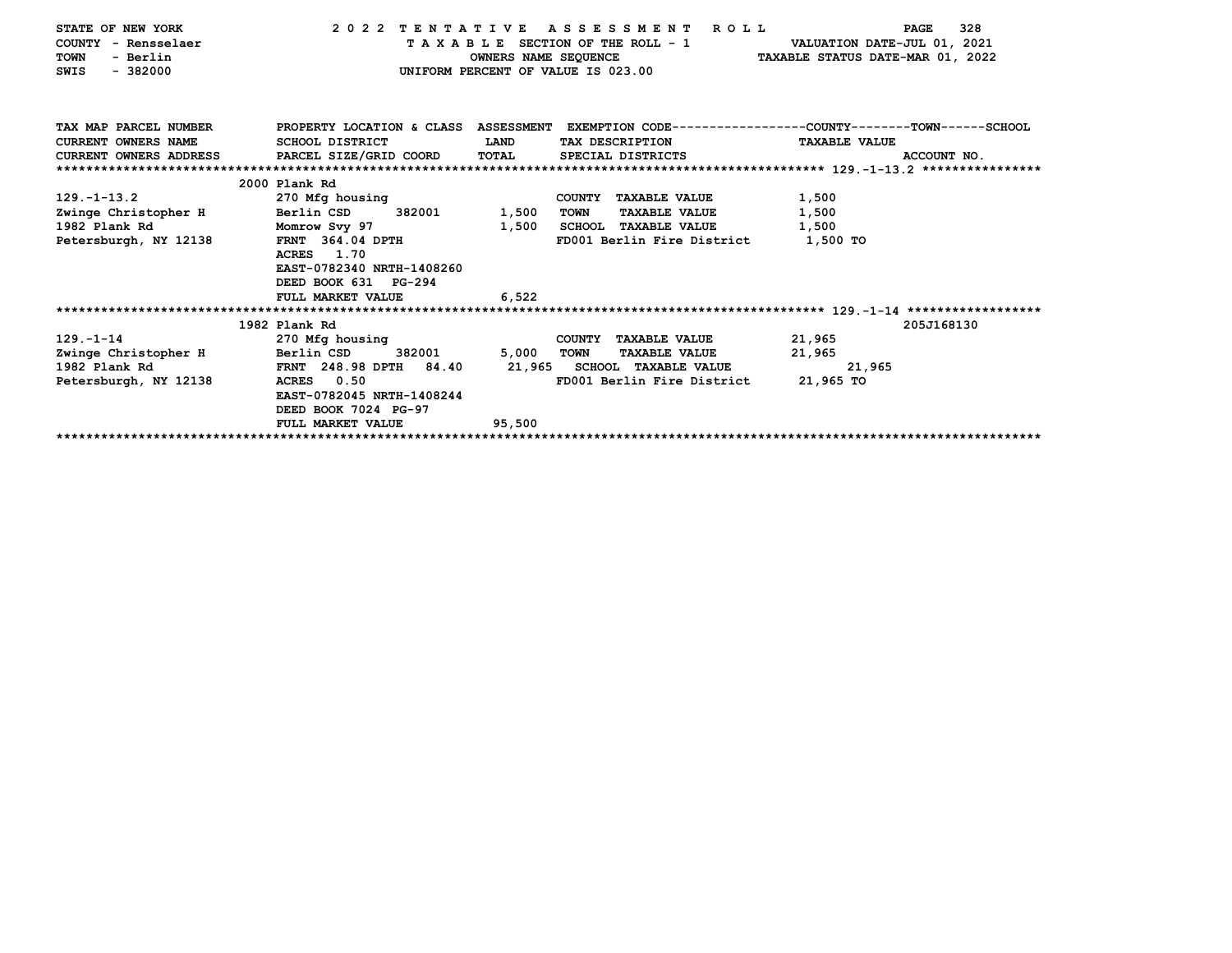STATE OF NEW YORK — 2022 TENTATIVE ASSESSMENT ROLL
COUNTY - Rensselaer — TAXABLE SECTION OF THE ROLL - 1 — VALUATION DATE-JUL 01, 2021
TOWN - Berlin — OWNERS NAME SEQUENCE — TAXABLE STATUS DATE-MAR 01, 2022
SWIS - 382000 — UNIFORM PERCENT OF VALUE IS 023.00

| TAX MAP PARCEL NUMBER / CURRENT OWNERS NAME / CURRENT OWNERS ADDRESS | PROPERTY LOCATION & CLASS / SCHOOL DISTRICT / PARCEL SIZE/GRID COORD | ASSESSMENT LAND / TOTAL | EXEMPTION CODE / TAX DESCRIPTION / SPECIAL DISTRICTS | TAXABLE VALUE (COUNTY / TOWN / SCHOOL) | ACCOUNT NO. |
|---|---|---|---|---|---|
| **129.-1-13.2** | 2000 Plank Rd | | | | |
| 129.-1-13.2 | 270 Mfg housing | | COUNTY TAXABLE VALUE | 1,500 | |
| Zwinge Christopher H | Berlin CSD 382001 | 1,500 | TOWN TAXABLE VALUE | 1,500 | |
| 1982 Plank Rd | Momrow Svy 97 | 1,500 | SCHOOL TAXABLE VALUE | 1,500 | |
| Petersburgh, NY 12138 | FRNT 364.04 DPTH | | FD001 Berlin Fire District | 1,500 TO | |
| | ACRES 1.70 | | | | |
| | EAST-0782340 NRTH-1408260 | | | | |
| | DEED BOOK 631 PG-294 | | | | |
| | FULL MARKET VALUE | 6,522 | | | |
| **129.-1-14** | 1982 Plank Rd | | | | 205J168130 |
| 129.-1-14 | 270 Mfg housing | | COUNTY TAXABLE VALUE | 21,965 | |
| Zwinge Christopher H | Berlin CSD 382001 | 5,000 | TOWN TAXABLE VALUE | 21,965 | |
| 1982 Plank Rd | FRNT 248.98 DPTH 84.40 | 21,965 | SCHOOL TAXABLE VALUE | 21,965 | |
| Petersburgh, NY 12138 | ACRES 0.50 | | FD001 Berlin Fire District | 21,965 TO | |
| | EAST-0782045 NRTH-1408244 | | | | |
| | DEED BOOK 7024 PG-97 | | | | |
| | FULL MARKET VALUE | 95,500 | | | |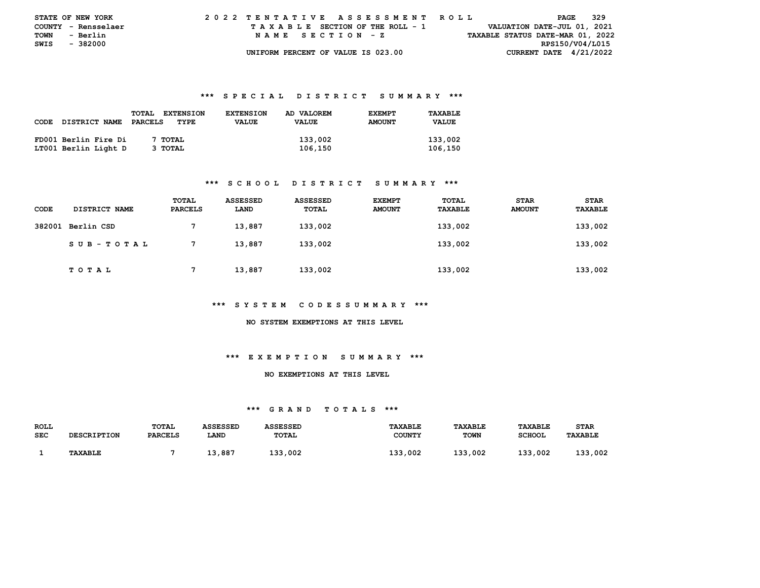STATE OF NEW YORK | 2022 TENTATIVE ASSESSMENT ROLL | VALUATION DATE-JUL 01, 2021
COUNTY - Rensselaer | TAXABLE SECTION OF THE ROLL - 1 | TAXABLE STATUS DATE-MAR 01, 2022
TOWN - Berlin | NAME SECTION - Z | RPS150/V04/L015
SWIS - 382000 | UNIFORM PERCENT OF VALUE IS 023.00 | CURRENT DATE 4/21/2022

### *** SPECIAL DISTRICT SUMMARY ***

| CODE | DISTRICT NAME | TOTAL PARCELS | EXTENSION TYPE | EXTENSION VALUE | AD VALOREM VALUE | EXEMPT AMOUNT | TAXABLE VALUE |
|---|---|---|---|---|---|---|---|
| FD001 | Berlin Fire Di | 7 | TOTAL | | 133,002 | | 133,002 |
| LT001 | Berlin Light D | 3 | TOTAL | | 106,150 | | 106,150 |

### *** SCHOOL DISTRICT SUMMARY ***

| CODE | DISTRICT NAME | TOTAL PARCELS | ASSESSED LAND | ASSESSED TOTAL | EXEMPT AMOUNT | TOTAL TAXABLE | STAR AMOUNT | STAR TAXABLE |
|---|---|---|---|---|---|---|---|---|
| 382001 | Berlin CSD | 7 | 13,887 | 133,002 | | 133,002 | | 133,002 |
| | SUB-TOTAL | 7 | 13,887 | 133,002 | | 133,002 | | 133,002 |
| | TOTAL | 7 | 13,887 | 133,002 | | 133,002 | | 133,002 |

### *** SYSTEM CODES SUMMARY ***

NO SYSTEM EXEMPTIONS AT THIS LEVEL

### *** EXEMPTION SUMMARY ***

NO EXEMPTIONS AT THIS LEVEL

### *** GRAND TOTALS ***

| ROLL SEC | DESCRIPTION | TOTAL PARCELS | ASSESSED LAND | ASSESSED TOTAL | TAXABLE COUNTY | TAXABLE TOWN | TAXABLE SCHOOL | STAR TAXABLE |
|---|---|---|---|---|---|---|---|---|
| 1 | TAXABLE | 7 | 13,887 | 133,002 | 133,002 | 133,002 | 133,002 | 133,002 |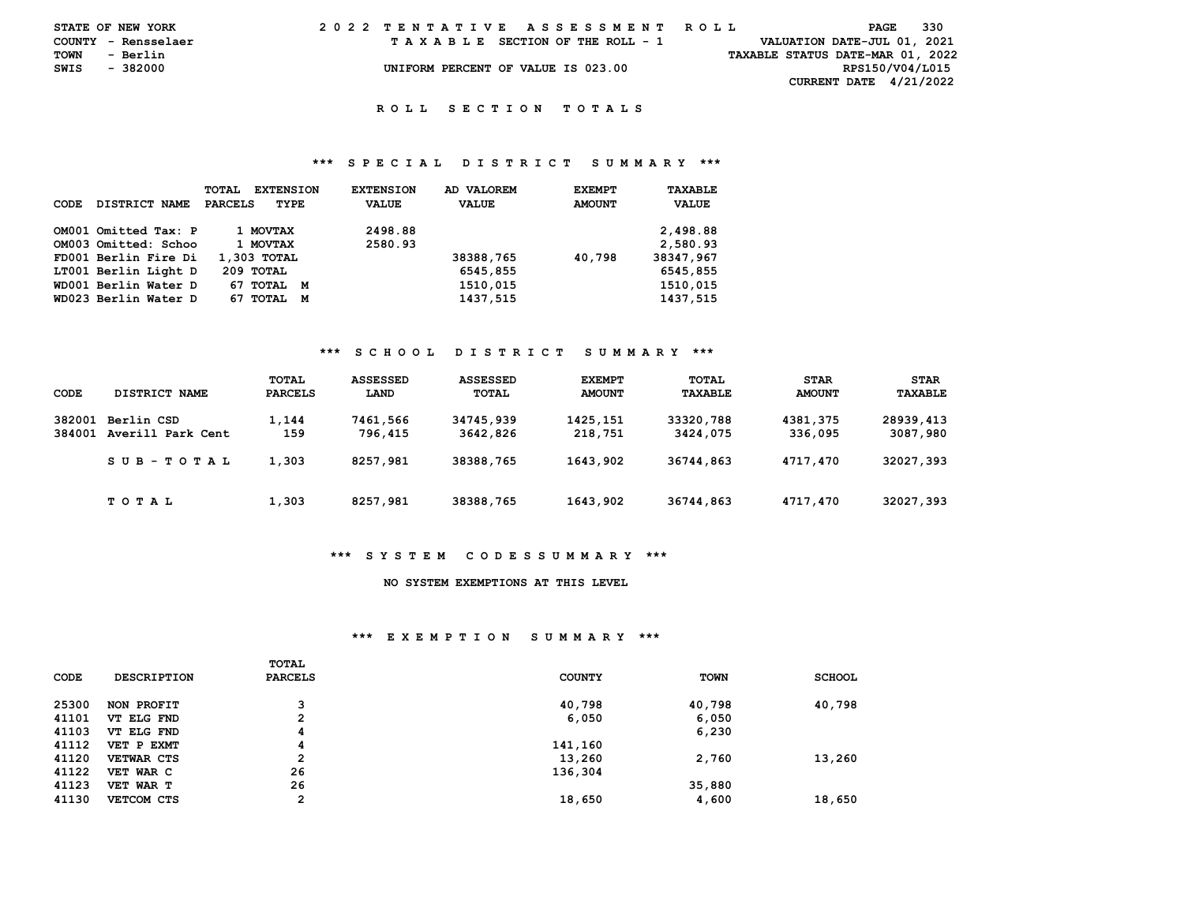STATE OF NEW YORK
COUNTY - Rensselaer
TOWN - Berlin
SWIS - 382000

# 2022 TENTATIVE ASSESSMENT ROLL

TAXABLE SECTION OF THE ROLL - 1

UNIFORM PERCENT OF VALUE IS 023.00

VALUATION DATE-JUL 01, 2021
TAXABLE STATUS DATE-MAR 01, 2022
RPS150/V04/L015
CURRENT DATE 4/21/2022

## ROLL SECTION TOTALS

### *** SPECIAL DISTRICT SUMMARY ***

| CODE | DISTRICT NAME | TOTAL PARCELS | EXTENSION TYPE | EXTENSION VALUE | AD VALOREM VALUE | EXEMPT AMOUNT | TAXABLE VALUE |
|---|---|---|---|---|---|---|---|
| OM001 | Omitted Tax: P | 1 | MOVTAX | 2498.88 | | | 2,498.88 |
| OM003 | Omitted: Schoo | 1 | MOVTAX | 2580.93 | | | 2,580.93 |
| FD001 | Berlin Fire Di | 1,303 | TOTAL | | 38388,765 | 40,798 | 38347,967 |
| LT001 | Berlin Light D | 209 | TOTAL | | 6545,855 | | 6545,855 |
| WD001 | Berlin Water D | 67 | TOTAL M | | 1510,015 | | 1510,015 |
| WD023 | Berlin Water D | 67 | TOTAL M | | 1437,515 | | 1437,515 |

### *** SCHOOL DISTRICT SUMMARY ***

| CODE | DISTRICT NAME | TOTAL PARCELS | ASSESSED LAND | ASSESSED TOTAL | EXEMPT AMOUNT | TOTAL TAXABLE | STAR AMOUNT | STAR TAXABLE |
|---|---|---|---|---|---|---|---|---|
| 382001 | Berlin CSD | 1,144 | 7461,566 | 34745,939 | 1425,151 | 33320,788 | 4381,375 | 28939,413 |
| 384001 | Averill Park Cent | 159 | 796,415 | 3642,826 | 218,751 | 3424,075 | 336,095 | 3087,980 |
| | SUB-TOTAL | 1,303 | 8257,981 | 38388,765 | 1643,902 | 36744,863 | 4717,470 | 32027,393 |
| | TOTAL | 1,303 | 8257,981 | 38388,765 | 1643,902 | 36744,863 | 4717,470 | 32027,393 |

### *** SYSTEM CODESSUMMARY ***

NO SYSTEM EXEMPTIONS AT THIS LEVEL

### *** EXEMPTION SUMMARY ***

| CODE | DESCRIPTION | TOTAL PARCELS | COUNTY | TOWN | SCHOOL |
|---|---|---|---|---|---|
| 25300 | NON PROFIT | 3 | 40,798 | 40,798 | 40,798 |
| 41101 | VT ELG FND | 2 | 6,050 | 6,050 | |
| 41103 | VT ELG FND | 4 | | 6,230 | |
| 41112 | VET P EXMT | 4 | 141,160 | | |
| 41120 | VETWAR CTS | 2 | 13,260 | 2,760 | 13,260 |
| 41122 | VET WAR C | 26 | 136,304 | | |
| 41123 | VET WAR T | 26 | | 35,880 | |
| 41130 | VETCOM CTS | 2 | 18,650 | 4,600 | 18,650 |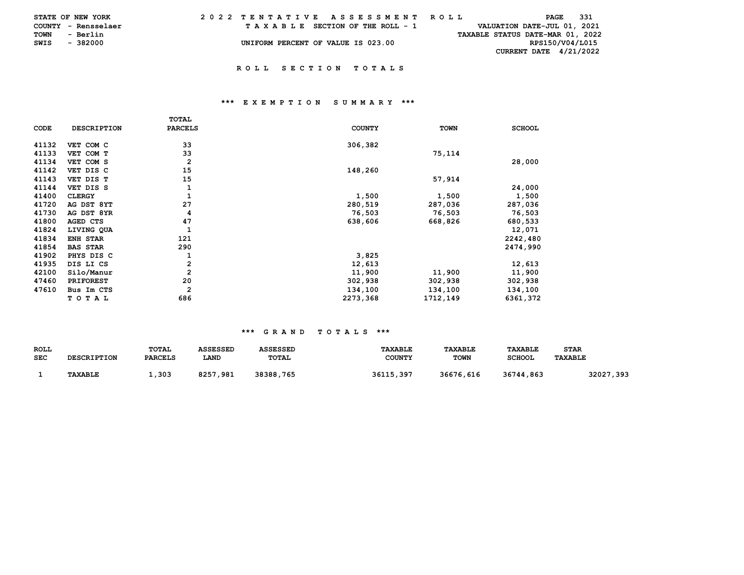STATE OF NEW YORK — 2022 TENTATIVE ASSESSMENT ROLL

COUNTY - Rensselaer — TAXABLE SECTION OF THE ROLL - 1 — VALUATION DATE-JUL 01, 2021

TOWN - Berlin — TAXABLE STATUS DATE-MAR 01, 2022

SWIS - 382000 — UNIFORM PERCENT OF VALUE IS 023.00 — RPS150/V04/L015

CURRENT DATE 4/21/2022

## ROLL SECTION TOTALS

### *** EXEMPTION SUMMARY ***

| CODE | DESCRIPTION | TOTAL PARCELS | COUNTY | TOWN | SCHOOL |
|---|---|---|---|---|---|
| 41132 | VET COM C | 33 | 306,382 | | |
| 41133 | VET COM T | 33 | | 75,114 | |
| 41134 | VET COM S | 2 | | | 28,000 |
| 41142 | VET DIS C | 15 | 148,260 | | |
| 41143 | VET DIS T | 15 | | 57,914 | |
| 41144 | VET DIS S | 1 | | | 24,000 |
| 41400 | CLERGY | 1 | 1,500 | 1,500 | 1,500 |
| 41720 | AG DST 8YT | 27 | 280,519 | 287,036 | 287,036 |
| 41730 | AG DST 8YR | 4 | 76,503 | 76,503 | 76,503 |
| 41800 | AGED CTS | 47 | 638,606 | 668,826 | 680,533 |
| 41824 | LIVING QUA | 1 | | | 12,071 |
| 41834 | ENH STAR | 121 | | | 2242,480 |
| 41854 | BAS STAR | 290 | | | 2474,990 |
| 41902 | PHYS DIS C | 1 | 3,825 | | |
| 41935 | DIS LI CS | 2 | 12,613 | | 12,613 |
| 42100 | Silo/Manur | 2 | 11,900 | 11,900 | 11,900 |
| 47460 | PRIFOREST | 20 | 302,938 | 302,938 | 302,938 |
| 47610 | Bus Im CTS | 2 | 134,100 | 134,100 | 134,100 |
| | T O T A L | 686 | 2273,368 | 1712,149 | 6361,372 |

### *** GRAND TOTALS ***

| ROLL SEC | DESCRIPTION | TOTAL PARCELS | ASSESSED LAND | ASSESSED TOTAL | TAXABLE COUNTY | TAXABLE TOWN | TAXABLE SCHOOL | STAR TAXABLE |
|---|---|---|---|---|---|---|---|---|
| 1 | TAXABLE | 1,303 | 8257,981 | 38388,765 | 36115,397 | 36676,616 | 36744,863 | 32027,393 |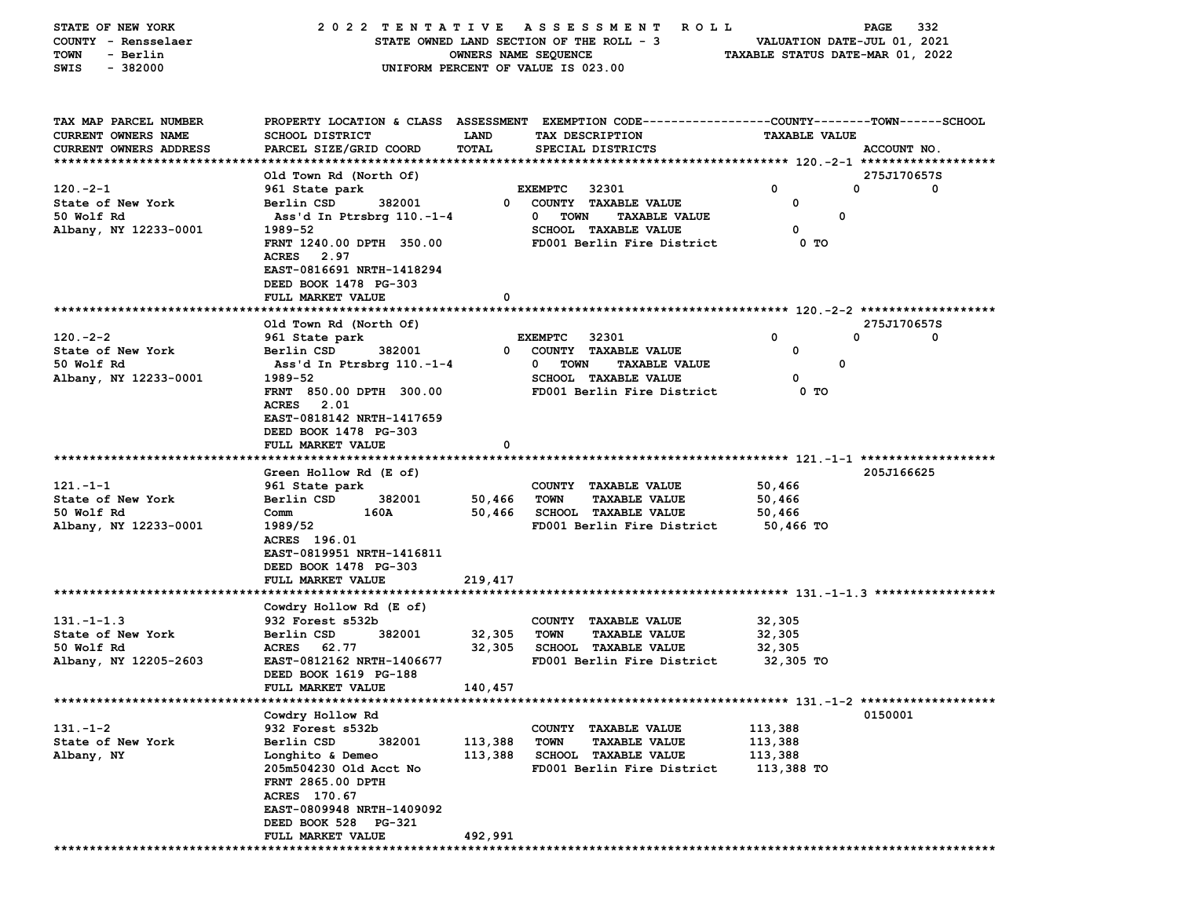STATE OF NEW YORK — 2022 TENTATIVE ASSESSMENT ROLL
COUNTY - Rensselaer — STATE OWNED LAND SECTION OF THE ROLL - 3 — VALUATION DATE-JUL 01, 2021
TOWN - Berlin — OWNERS NAME SEQUENCE — TAXABLE STATUS DATE-MAR 01, 2022
SWIS - 382000 — UNIFORM PERCENT OF VALUE IS 023.00

| TAX MAP PARCEL NUMBER / CURRENT OWNERS NAME / CURRENT OWNERS ADDRESS | PROPERTY LOCATION & CLASS / SCHOOL DISTRICT / PARCEL SIZE/GRID COORD | ASSESSMENT LAND / TOTAL | EXEMPTION CODE / TAX DESCRIPTION / SPECIAL DISTRICTS | COUNTY / TOWN / SCHOOL TAXABLE VALUE | ACCOUNT NO. |
|---|---|---|---|---|---|
| **120.-2-1** | Old Town Rd (North Of) | | | | 275J170657S |
| 120.-2-1 | 961 State park | | EXEMPTC 32301 | 0 0 0 | |
| State of New York | Berlin CSD 382001 | 0 | COUNTY TAXABLE VALUE | 0 | |
| 50 Wolf Rd | Ass'd In Ptrsbrg 110.-1-4 | 0 | TOWN TAXABLE VALUE | 0 | |
| Albany, NY 12233-0001 | 1989-52 | | SCHOOL TAXABLE VALUE | 0 | |
| | FRNT 1240.00 DPTH 350.00 | | FD001 Berlin Fire District | 0 TO | |
| | ACRES 2.97 | | | | |
| | EAST-0816691 NRTH-1418294 | | | | |
| | DEED BOOK 1478 PG-303 | | | | |
| | FULL MARKET VALUE | 0 | | | |
| **120.-2-2** | Old Town Rd (North Of) | | | | 275J170657S |
| 120.-2-2 | 961 State park | | EXEMPTC 32301 | 0 0 0 | |
| State of New York | Berlin CSD 382001 | 0 | COUNTY TAXABLE VALUE | 0 | |
| 50 Wolf Rd | Ass'd In Ptrsbrg 110.-1-4 | 0 | TOWN TAXABLE VALUE | 0 | |
| Albany, NY 12233-0001 | 1989-52 | | SCHOOL TAXABLE VALUE | 0 | |
| | FRNT 850.00 DPTH 300.00 | | FD001 Berlin Fire District | 0 TO | |
| | ACRES 2.01 | | | | |
| | EAST-0818142 NRTH-1417659 | | | | |
| | DEED BOOK 1478 PG-303 | | | | |
| | FULL MARKET VALUE | 0 | | | |
| **121.-1-1** | Green Hollow Rd (E of) | | | | 205J166625 |
| 121.-1-1 | 961 State park | | COUNTY TAXABLE VALUE | 50,466 | |
| State of New York | Berlin CSD 382001 | 50,466 | TOWN TAXABLE VALUE | 50,466 | |
| 50 Wolf Rd | Comm 160A | 50,466 | SCHOOL TAXABLE VALUE | 50,466 | |
| Albany, NY 12233-0001 | 1989/52 | | FD001 Berlin Fire District | 50,466 TO | |
| | ACRES 196.01 | | | | |
| | EAST-0819951 NRTH-1416811 | | | | |
| | DEED BOOK 1478 PG-303 | | | | |
| | FULL MARKET VALUE | 219,417 | | | |
| **131.-1-1.3** | Cowdry Hollow Rd (E of) | | | | |
| 131.-1-1.3 | 932 Forest s532b | | COUNTY TAXABLE VALUE | 32,305 | |
| State of New York | Berlin CSD 382001 | 32,305 | TOWN TAXABLE VALUE | 32,305 | |
| 50 Wolf Rd | ACRES 62.77 | 32,305 | SCHOOL TAXABLE VALUE | 32,305 | |
| Albany, NY 12205-2603 | EAST-0812162 NRTH-1406677 | | FD001 Berlin Fire District | 32,305 TO | |
| | DEED BOOK 1619 PG-188 | | | | |
| | FULL MARKET VALUE | 140,457 | | | |
| **131.-1-2** | Cowdry Hollow Rd | | | | 0150001 |
| 131.-1-2 | 932 Forest s532b | | COUNTY TAXABLE VALUE | 113,388 | |
| State of New York | Berlin CSD 382001 | 113,388 | TOWN TAXABLE VALUE | 113,388 | |
| Albany, NY | Longhito & Demeo | 113,388 | SCHOOL TAXABLE VALUE | 113,388 | |
| | 205m504230 Old Acct No | | FD001 Berlin Fire District | 113,388 TO | |
| | FRNT 2865.00 DPTH | | | | |
| | ACRES 170.67 | | | | |
| | EAST-0809948 NRTH-1409092 | | | | |
| | DEED BOOK 528 PG-321 | | | | |
| | FULL MARKET VALUE | 492,991 | | | |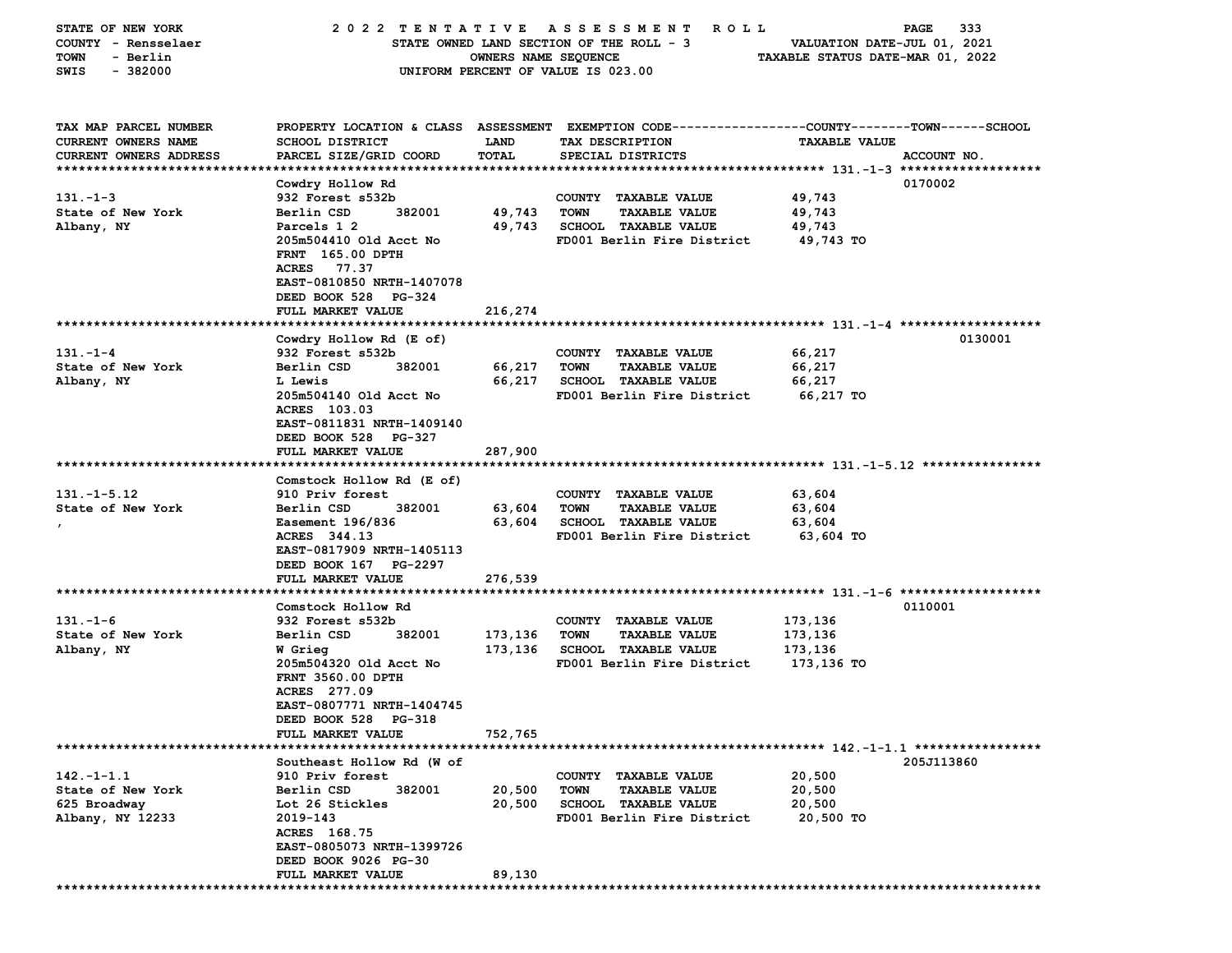STATE OF NEW YORK — 2022 TENTATIVE ASSESSMENT ROLL
COUNTY - Rensselaer — STATE OWNED LAND SECTION OF THE ROLL - 3 — VALUATION DATE-JUL 01, 2021
TOWN - Berlin — OWNERS NAME SEQUENCE — TAXABLE STATUS DATE-MAR 01, 2022
SWIS - 382000 — UNIFORM PERCENT OF VALUE IS 023.00

| TAX MAP PARCEL NUMBER / CURRENT OWNERS NAME / CURRENT OWNERS ADDRESS | PROPERTY LOCATION & CLASS / SCHOOL DISTRICT / PARCEL SIZE/GRID COORD | ASSESSMENT LAND / TOTAL | EXEMPTION CODE / TAX DESCRIPTION / SPECIAL DISTRICTS | TAXABLE VALUE (COUNTY--TOWN--SCHOOL) | ACCOUNT NO. |
|---|---|---|---|---|---|
| 131.-1-3 | Cowdry Hollow Rd | | | | 0170002 |
| State of New York | 932 Forest s532b | | COUNTY TAXABLE VALUE | 49,743 | |
| Albany, NY | Berlin CSD 382001 | 49,743 | TOWN TAXABLE VALUE | 49,743 | |
| | Parcels 1 2 | 49,743 | SCHOOL TAXABLE VALUE | 49,743 | |
| | 205m504410 Old Acct No | | FD001 Berlin Fire District | 49,743 TO | |
| | FRNT 165.00 DPTH | | | | |
| | ACRES 77.37 | | | | |
| | EAST-0810850 NRTH-1407078 | | | | |
| | DEED BOOK 528 PG-324 | | | | |
| | FULL MARKET VALUE | 216,274 | | | |
| 131.-1-4 | Cowdry Hollow Rd (E of) | | | | 0130001 |
| State of New York | 932 Forest s532b | | COUNTY TAXABLE VALUE | 66,217 | |
| Albany, NY | Berlin CSD 382001 | 66,217 | TOWN TAXABLE VALUE | 66,217 | |
| | L Lewis | 66,217 | SCHOOL TAXABLE VALUE | 66,217 | |
| | 205m504140 Old Acct No | | FD001 Berlin Fire District | 66,217 TO | |
| | ACRES 103.03 | | | | |
| | EAST-0811831 NRTH-1409140 | | | | |
| | DEED BOOK 528 PG-327 | | | | |
| | FULL MARKET VALUE | 287,900 | | | |
| 131.-1-5.12 | Comstock Hollow Rd (E of) | | | | |
| State of New York | 910 Priv forest | | COUNTY TAXABLE VALUE | 63,604 | |
| , | Berlin CSD 382001 | 63,604 | TOWN TAXABLE VALUE | 63,604 | |
| | Easement 196/836 | 63,604 | SCHOOL TAXABLE VALUE | 63,604 | |
| | ACRES 344.13 | | FD001 Berlin Fire District | 63,604 TO | |
| | EAST-0817909 NRTH-1405113 | | | | |
| | DEED BOOK 167 PG-2297 | | | | |
| | FULL MARKET VALUE | 276,539 | | | |
| 131.-1-6 | Comstock Hollow Rd | | | | 0110001 |
| State of New York | 932 Forest s532b | | COUNTY TAXABLE VALUE | 173,136 | |
| Albany, NY | Berlin CSD 382001 | 173,136 | TOWN TAXABLE VALUE | 173,136 | |
| | W Grieg | 173,136 | SCHOOL TAXABLE VALUE | 173,136 | |
| | 205m504320 Old Acct No | | FD001 Berlin Fire District | 173,136 TO | |
| | FRNT 3560.00 DPTH | | | | |
| | ACRES 277.09 | | | | |
| | EAST-0807771 NRTH-1404745 | | | | |
| | DEED BOOK 528 PG-318 | | | | |
| | FULL MARKET VALUE | 752,765 | | | |
| 142.-1-1.1 | Southeast Hollow Rd (W of | | | | 205J113860 |
| State of New York | 910 Priv forest | | COUNTY TAXABLE VALUE | 20,500 | |
| 625 Broadway | Berlin CSD 382001 | 20,500 | TOWN TAXABLE VALUE | 20,500 | |
| Albany, NY 12233 | Lot 26 Stickles | 20,500 | SCHOOL TAXABLE VALUE | 20,500 | |
| | 2019-143 | | FD001 Berlin Fire District | 20,500 TO | |
| | ACRES 168.75 | | | | |
| | EAST-0805073 NRTH-1399726 | | | | |
| | DEED BOOK 9026 PG-30 | | | | |
| | FULL MARKET VALUE | 89,130 | | | |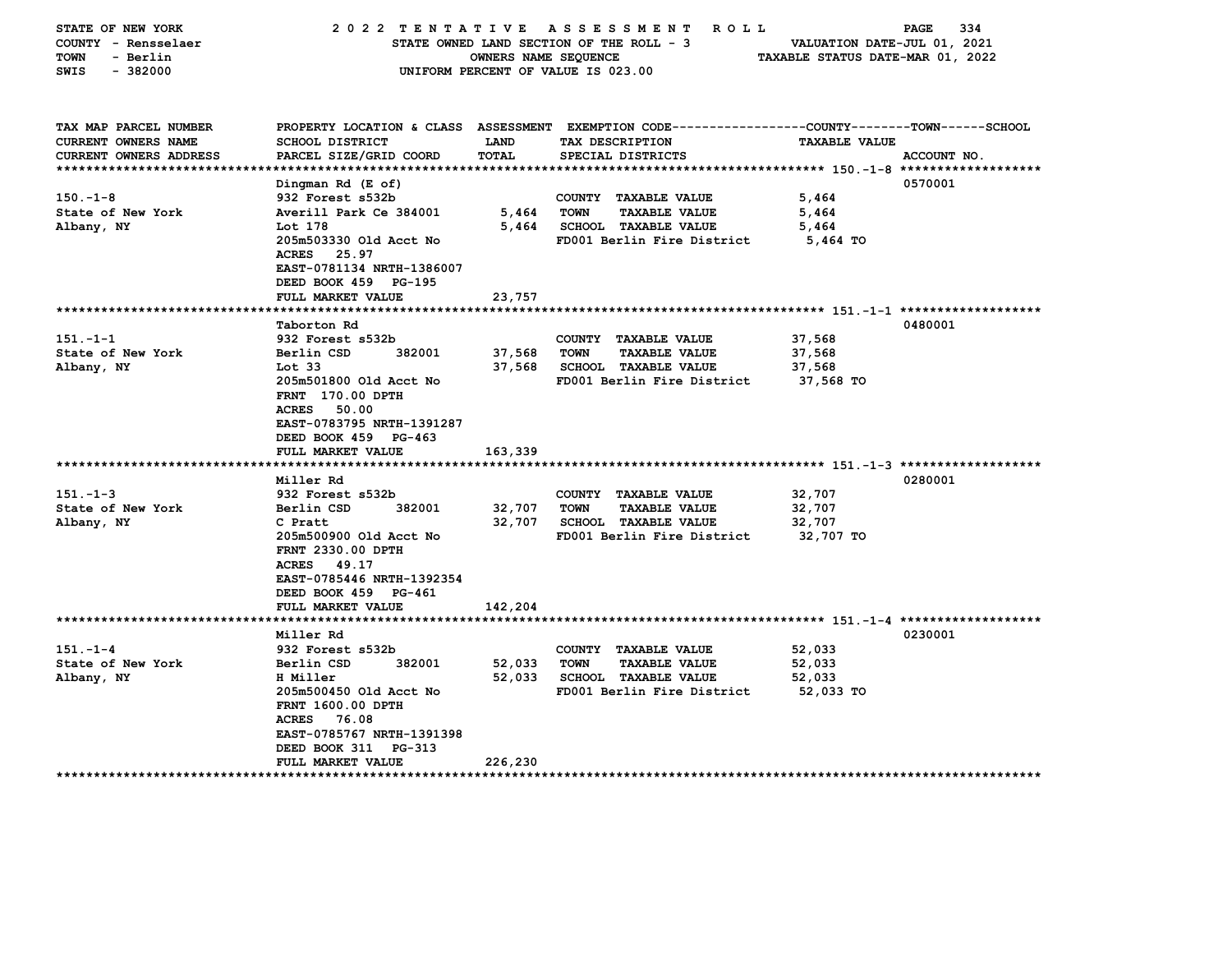STATE OF NEW YORK — 2022 TENTATIVE ASSESSMENT ROLL
COUNTY - Rensselaer — STATE OWNED LAND SECTION OF THE ROLL - 3 — VALUATION DATE-JUL 01, 2021
TOWN - Berlin — OWNERS NAME SEQUENCE — TAXABLE STATUS DATE-MAR 01, 2022
SWIS - 382000 — UNIFORM PERCENT OF VALUE IS 023.00

| TAX MAP PARCEL NUMBER / CURRENT OWNERS NAME / CURRENT OWNERS ADDRESS | PROPERTY LOCATION & CLASS / SCHOOL DISTRICT / PARCEL SIZE/GRID COORD | ASSESSMENT LAND / TOTAL | EXEMPTION CODE / TAX DESCRIPTION / SPECIAL DISTRICTS | COUNTY--------TOWN------SCHOOL TAXABLE VALUE | ACCOUNT NO. |
|---|---|---|---|---|---|
| **150.-1-8** | Dingman Rd (E of) | | | | 0570001 |
| 150.-1-8 | 932 Forest s532b | | COUNTY TAXABLE VALUE | 5,464 | |
| State of New York | Averill Park Ce 384001 | 5,464 | TOWN TAXABLE VALUE | 5,464 | |
| Albany, NY | Lot 178 | 5,464 | SCHOOL TAXABLE VALUE | 5,464 | |
| | 205m503330 Old Acct No | | FD001 Berlin Fire District | 5,464 TO | |
| | ACRES 25.97 | | | | |
| | EAST-0781134 NRTH-1386007 | | | | |
| | DEED BOOK 459 PG-195 | | | | |
| | FULL MARKET VALUE | 23,757 | | | |
| **151.-1-1** | Taborton Rd | | | | 0480001 |
| 151.-1-1 | 932 Forest s532b | | COUNTY TAXABLE VALUE | 37,568 | |
| State of New York | Berlin CSD 382001 | 37,568 | TOWN TAXABLE VALUE | 37,568 | |
| Albany, NY | Lot 33 | 37,568 | SCHOOL TAXABLE VALUE | 37,568 | |
| | 205m501800 Old Acct No | | FD001 Berlin Fire District | 37,568 TO | |
| | FRNT 170.00 DPTH | | | | |
| | ACRES 50.00 | | | | |
| | EAST-0783795 NRTH-1391287 | | | | |
| | DEED BOOK 459 PG-463 | | | | |
| | FULL MARKET VALUE | 163,339 | | | |
| **151.-1-3** | Miller Rd | | | | 0280001 |
| 151.-1-3 | 932 Forest s532b | | COUNTY TAXABLE VALUE | 32,707 | |
| State of New York | Berlin CSD 382001 | 32,707 | TOWN TAXABLE VALUE | 32,707 | |
| Albany, NY | C Pratt | 32,707 | SCHOOL TAXABLE VALUE | 32,707 | |
| | 205m500900 Old Acct No | | FD001 Berlin Fire District | 32,707 TO | |
| | FRNT 2330.00 DPTH | | | | |
| | ACRES 49.17 | | | | |
| | EAST-0785446 NRTH-1392354 | | | | |
| | DEED BOOK 459 PG-461 | | | | |
| | FULL MARKET VALUE | 142,204 | | | |
| **151.-1-4** | Miller Rd | | | | 0230001 |
| 151.-1-4 | 932 Forest s532b | | COUNTY TAXABLE VALUE | 52,033 | |
| State of New York | Berlin CSD 382001 | 52,033 | TOWN TAXABLE VALUE | 52,033 | |
| Albany, NY | H Miller | 52,033 | SCHOOL TAXABLE VALUE | 52,033 | |
| | 205m500450 Old Acct No | | FD001 Berlin Fire District | 52,033 TO | |
| | FRNT 1600.00 DPTH | | | | |
| | ACRES 76.08 | | | | |
| | EAST-0785767 NRTH-1391398 | | | | |
| | DEED BOOK 311 PG-313 | | | | |
| | FULL MARKET VALUE | 226,230 | | | |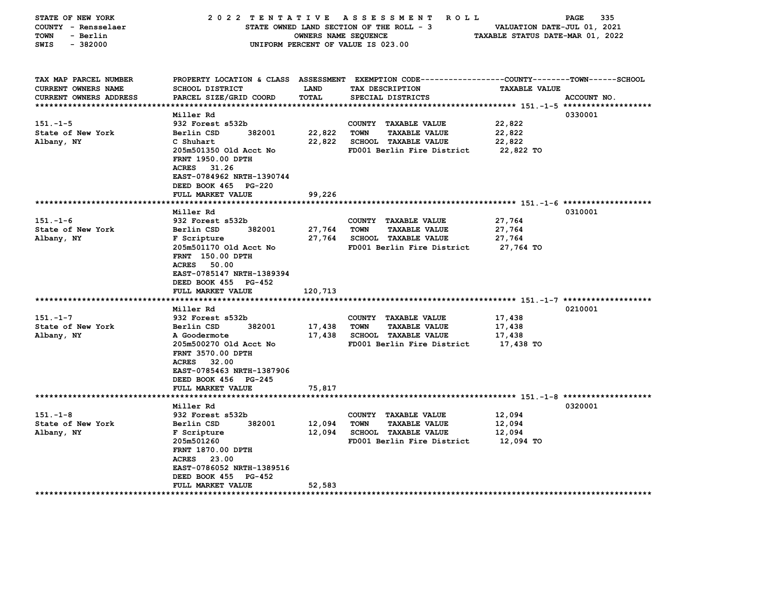STATE OF NEW YORK
COUNTY - Rensselaer
TOWN - Berlin
SWIS - 382000

2022 TENTATIVE ASSESSMENT ROLL
STATE OWNED LAND SECTION OF THE ROLL - 3
OWNERS NAME SEQUENCE
UNIFORM PERCENT OF VALUE IS 023.00

VALUATION DATE-JUL 01, 2021
TAXABLE STATUS DATE-MAR 01, 2022

| TAX MAP PARCEL NUMBER / CURRENT OWNERS NAME / CURRENT OWNERS ADDRESS | PROPERTY LOCATION & CLASS / SCHOOL DISTRICT / PARCEL SIZE/GRID COORD | ASSESSMENT LAND / TOTAL | EXEMPTION CODE / TAX DESCRIPTION / SPECIAL DISTRICTS | COUNTY--TOWN--SCHOOL TAXABLE VALUE | ACCOUNT NO. |
|---|---|---|---|---|---|
| **151.-1-5** | Miller Rd | | | | 0330001 |
| 151.-1-5 | 932 Forest s532b | | COUNTY TAXABLE VALUE | 22,822 | |
| State of New York | Berlin CSD 382001 | 22,822 | TOWN TAXABLE VALUE | 22,822 | |
| Albany, NY | C Shuhart | 22,822 | SCHOOL TAXABLE VALUE | 22,822 | |
| | 205m501350 Old Acct No | | FD001 Berlin Fire District | 22,822 TO | |
| | FRNT 1950.00 DPTH | | | | |
| | ACRES 31.26 | | | | |
| | EAST-0784962 NRTH-1390744 | | | | |
| | DEED BOOK 465 PG-220 | | | | |
| | FULL MARKET VALUE | 99,226 | | | |
| **151.-1-6** | Miller Rd | | | | 0310001 |
| 151.-1-6 | 932 Forest s532b | | COUNTY TAXABLE VALUE | 27,764 | |
| State of New York | Berlin CSD 382001 | 27,764 | TOWN TAXABLE VALUE | 27,764 | |
| Albany, NY | F Scripture | 27,764 | SCHOOL TAXABLE VALUE | 27,764 | |
| | 205m501170 Old Acct No | | FD001 Berlin Fire District | 27,764 TO | |
| | FRNT 150.00 DPTH | | | | |
| | ACRES 50.00 | | | | |
| | EAST-0785147 NRTH-1389394 | | | | |
| | DEED BOOK 455 PG-452 | | | | |
| | FULL MARKET VALUE | 120,713 | | | |
| **151.-1-7** | Miller Rd | | | | 0210001 |
| 151.-1-7 | 932 Forest s532b | | COUNTY TAXABLE VALUE | 17,438 | |
| State of New York | Berlin CSD 382001 | 17,438 | TOWN TAXABLE VALUE | 17,438 | |
| Albany, NY | A Goodermote | 17,438 | SCHOOL TAXABLE VALUE | 17,438 | |
| | 205m500270 Old Acct No | | FD001 Berlin Fire District | 17,438 TO | |
| | FRNT 3570.00 DPTH | | | | |
| | ACRES 32.00 | | | | |
| | EAST-0785463 NRTH-1387906 | | | | |
| | DEED BOOK 456 PG-245 | | | | |
| | FULL MARKET VALUE | 75,817 | | | |
| **151.-1-8** | Miller Rd | | | | 0320001 |
| 151.-1-8 | 932 Forest s532b | | COUNTY TAXABLE VALUE | 12,094 | |
| State of New York | Berlin CSD 382001 | 12,094 | TOWN TAXABLE VALUE | 12,094 | |
| Albany, NY | F Scripture | 12,094 | SCHOOL TAXABLE VALUE | 12,094 | |
| | 205m501260 | | FD001 Berlin Fire District | 12,094 TO | |
| | FRNT 1870.00 DPTH | | | | |
| | ACRES 23.00 | | | | |
| | EAST-0786052 NRTH-1389516 | | | | |
| | DEED BOOK 455 PG-452 | | | | |
| | FULL MARKET VALUE | 52,583 | | | |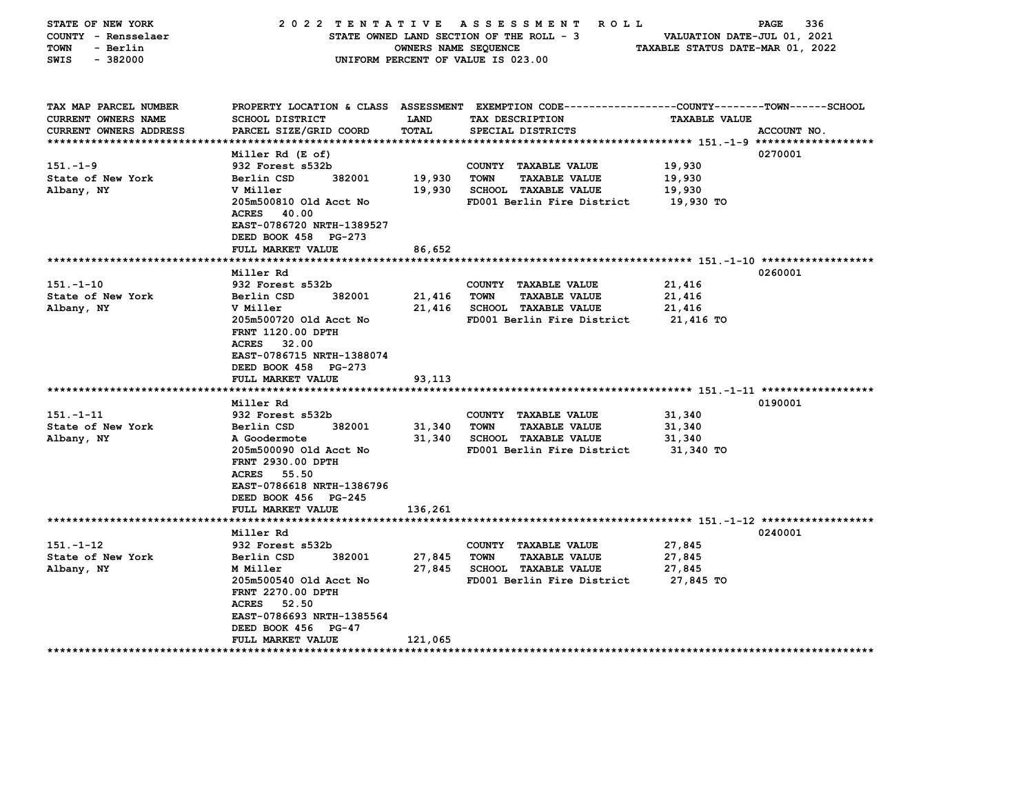STATE OF NEW YORK — 2022 TENTATIVE ASSESSMENT ROLL
COUNTY - Rensselaer — STATE OWNED LAND SECTION OF THE ROLL - 3 — VALUATION DATE-JUL 01, 2021
TOWN - Berlin — OWNERS NAME SEQUENCE — TAXABLE STATUS DATE-MAR 01, 2022
SWIS - 382000 — UNIFORM PERCENT OF VALUE IS 023.00

| TAX MAP PARCEL NUMBER / CURRENT OWNERS NAME / CURRENT OWNERS ADDRESS | PROPERTY LOCATION & CLASS / SCHOOL DISTRICT / PARCEL SIZE/GRID COORD | ASSESSMENT LAND | TOTAL | EXEMPTION CODE / TAX DESCRIPTION / SPECIAL DISTRICTS | COUNTY--TOWN--SCHOOL TAXABLE VALUE | ACCOUNT NO. |
|---|---|---|---|---|---|---|
| 151.-1-9 | Miller Rd (E of) | | | | | 0270001 |
| | 932 Forest s532b | | | COUNTY TAXABLE VALUE | 19,930 | |
| State of New York | Berlin CSD 382001 | 19,930 | | TOWN TAXABLE VALUE | 19,930 | |
| Albany, NY | V Miller | | 19,930 | SCHOOL TAXABLE VALUE | 19,930 | |
| | 205m500810 Old Acct No | | | FD001 Berlin Fire District | 19,930 TO | |
| | ACRES 40.00 | | | | | |
| | EAST-0786720 NRTH-1389527 | | | | | |
| | DEED BOOK 458 PG-273 | | | | | |
| | FULL MARKET VALUE | | 86,652 | | | |
| 151.-1-10 | Miller Rd | | | | | 0260001 |
| | 932 Forest s532b | | | COUNTY TAXABLE VALUE | 21,416 | |
| State of New York | Berlin CSD 382001 | 21,416 | | TOWN TAXABLE VALUE | 21,416 | |
| Albany, NY | V Miller | | 21,416 | SCHOOL TAXABLE VALUE | 21,416 | |
| | 205m500720 Old Acct No | | | FD001 Berlin Fire District | 21,416 TO | |
| | FRNT 1120.00 DPTH | | | | | |
| | ACRES 32.00 | | | | | |
| | EAST-0786715 NRTH-1388074 | | | | | |
| | DEED BOOK 458 PG-273 | | | | | |
| | FULL MARKET VALUE | | 93,113 | | | |
| 151.-1-11 | Miller Rd | | | | | 0190001 |
| | 932 Forest s532b | | | COUNTY TAXABLE VALUE | 31,340 | |
| State of New York | Berlin CSD 382001 | 31,340 | | TOWN TAXABLE VALUE | 31,340 | |
| Albany, NY | A Goodermote | | 31,340 | SCHOOL TAXABLE VALUE | 31,340 | |
| | 205m500090 Old Acct No | | | FD001 Berlin Fire District | 31,340 TO | |
| | FRNT 2930.00 DPTH | | | | | |
| | ACRES 55.50 | | | | | |
| | EAST-0786618 NRTH-1386796 | | | | | |
| | DEED BOOK 456 PG-245 | | | | | |
| | FULL MARKET VALUE | | 136,261 | | | |
| 151.-1-12 | Miller Rd | | | | | 0240001 |
| | 932 Forest s532b | | | COUNTY TAXABLE VALUE | 27,845 | |
| State of New York | Berlin CSD 382001 | 27,845 | | TOWN TAXABLE VALUE | 27,845 | |
| Albany, NY | M Miller | | 27,845 | SCHOOL TAXABLE VALUE | 27,845 | |
| | 205m500540 Old Acct No | | | FD001 Berlin Fire District | 27,845 TO | |
| | FRNT 2270.00 DPTH | | | | | |
| | ACRES 52.50 | | | | | |
| | EAST-0786693 NRTH-1385564 | | | | | |
| | DEED BOOK 456 PG-47 | | | | | |
| | FULL MARKET VALUE | | 121,065 | | | |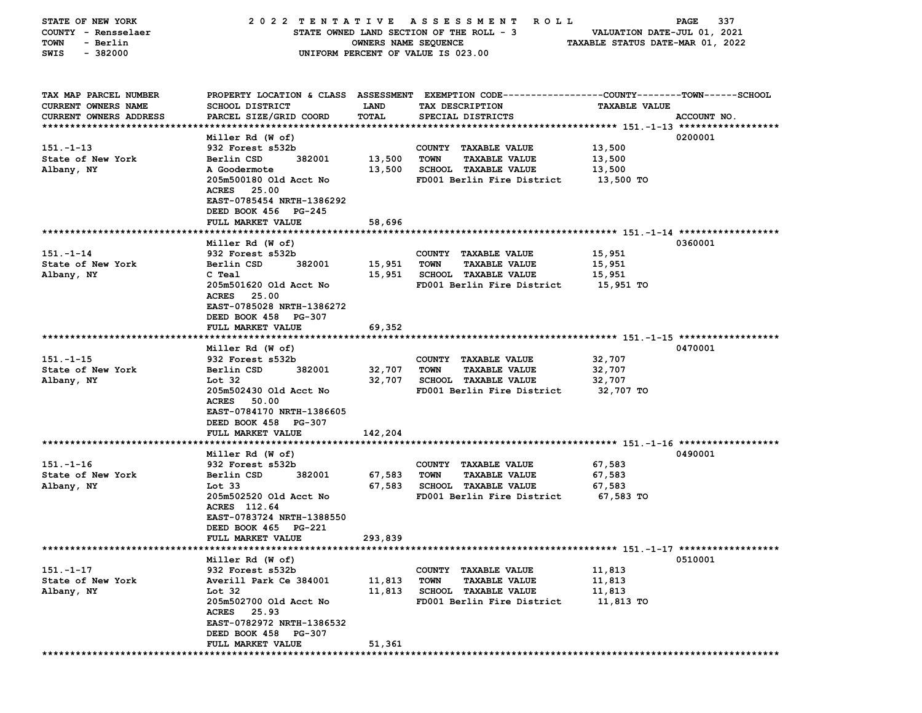STATE OF NEW YORK — 2022 TENTATIVE ASSESSMENT ROLL
COUNTY - Rensselaer — STATE OWNED LAND SECTION OF THE ROLL - 3 — VALUATION DATE-JUL 01, 2021
TOWN - Berlin — OWNERS NAME SEQUENCE — TAXABLE STATUS DATE-MAR 01, 2022
SWIS - 382000 — UNIFORM PERCENT OF VALUE IS 023.00

| TAX MAP PARCEL NUMBER / CURRENT OWNERS NAME / CURRENT OWNERS ADDRESS | PROPERTY LOCATION & CLASS / SCHOOL DISTRICT / PARCEL SIZE/GRID COORD | ASSESSMENT LAND / TOTAL | EXEMPTION CODE / TAX DESCRIPTION / SPECIAL DISTRICTS | COUNTY--TOWN--SCHOOL TAXABLE VALUE | ACCOUNT NO. |
|---|---|---|---|---|---|
| **151.-1-13** | Miller Rd (W of) | | | | 0200001 |
| 151.-1-13 | 932 Forest s532b | | COUNTY TAXABLE VALUE | 13,500 | |
| State of New York | Berlin CSD 382001 | 13,500 | TOWN TAXABLE VALUE | 13,500 | |
| Albany, NY | A Goodermote | 13,500 | SCHOOL TAXABLE VALUE | 13,500 | |
| | 205m500180 Old Acct No | | FD001 Berlin Fire District | 13,500 TO | |
| | ACRES 25.00 | | | | |
| | EAST-0785454 NRTH-1386292 | | | | |
| | DEED BOOK 456 PG-245 | | | | |
| | FULL MARKET VALUE | 58,696 | | | |
| **151.-1-14** | Miller Rd (W of) | | | | 0360001 |
| 151.-1-14 | 932 Forest s532b | | COUNTY TAXABLE VALUE | 15,951 | |
| State of New York | Berlin CSD 382001 | 15,951 | TOWN TAXABLE VALUE | 15,951 | |
| Albany, NY | C Teal | 15,951 | SCHOOL TAXABLE VALUE | 15,951 | |
| | 205m501620 Old Acct No | | FD001 Berlin Fire District | 15,951 TO | |
| | ACRES 25.00 | | | | |
| | EAST-0785028 NRTH-1386272 | | | | |
| | DEED BOOK 458 PG-307 | | | | |
| | FULL MARKET VALUE | 69,352 | | | |
| **151.-1-15** | Miller Rd (W of) | | | | 0470001 |
| 151.-1-15 | 932 Forest s532b | | COUNTY TAXABLE VALUE | 32,707 | |
| State of New York | Berlin CSD 382001 | 32,707 | TOWN TAXABLE VALUE | 32,707 | |
| Albany, NY | Lot 32 | 32,707 | SCHOOL TAXABLE VALUE | 32,707 | |
| | 205m502430 Old Acct No | | FD001 Berlin Fire District | 32,707 TO | |
| | ACRES 50.00 | | | | |
| | EAST-0784170 NRTH-1386605 | | | | |
| | DEED BOOK 458 PG-307 | | | | |
| | FULL MARKET VALUE | 142,204 | | | |
| **151.-1-16** | Miller Rd (W of) | | | | 0490001 |
| 151.-1-16 | 932 Forest s532b | | COUNTY TAXABLE VALUE | 67,583 | |
| State of New York | Berlin CSD 382001 | 67,583 | TOWN TAXABLE VALUE | 67,583 | |
| Albany, NY | Lot 33 | 67,583 | SCHOOL TAXABLE VALUE | 67,583 | |
| | 205m502520 Old Acct No | | FD001 Berlin Fire District | 67,583 TO | |
| | ACRES 112.64 | | | | |
| | EAST-0783724 NRTH-1388550 | | | | |
| | DEED BOOK 465 PG-221 | | | | |
| | FULL MARKET VALUE | 293,839 | | | |
| **151.-1-17** | Miller Rd (W of) | | | | 0510001 |
| 151.-1-17 | 932 Forest s532b | | COUNTY TAXABLE VALUE | 11,813 | |
| State of New York | Averill Park Ce 384001 | 11,813 | TOWN TAXABLE VALUE | 11,813 | |
| Albany, NY | Lot 32 | 11,813 | SCHOOL TAXABLE VALUE | 11,813 | |
| | 205m502700 Old Acct No | | FD001 Berlin Fire District | 11,813 TO | |
| | ACRES 25.93 | | | | |
| | EAST-0782972 NRTH-1386532 | | | | |
| | DEED BOOK 458 PG-307 | | | | |
| | FULL MARKET VALUE | 51,361 | | | |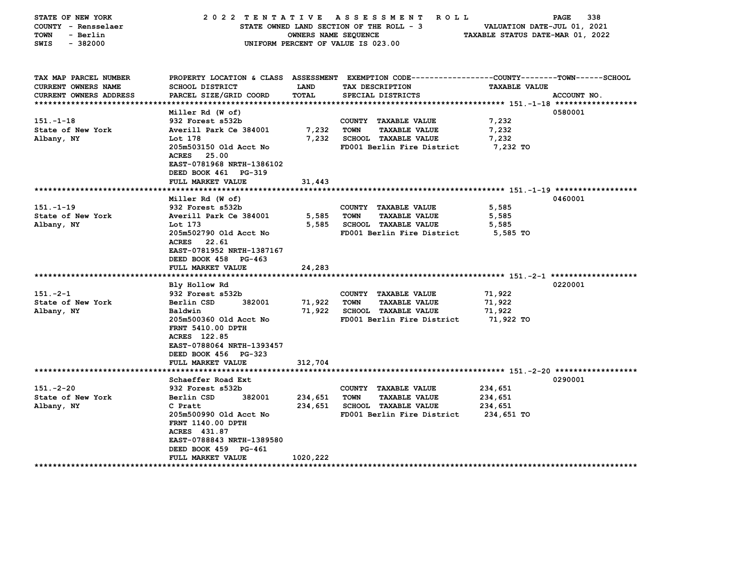STATE OF NEW YORK — 2022 TENTATIVE ASSESSMENT ROLL
COUNTY - Rensselaer — STATE OWNED LAND SECTION OF THE ROLL - 3 — VALUATION DATE-JUL 01, 2021
TOWN - Berlin — OWNERS NAME SEQUENCE — TAXABLE STATUS DATE-MAR 01, 2022
SWIS - 382000 — UNIFORM PERCENT OF VALUE IS 023.00

| TAX MAP PARCEL NUMBER / CURRENT OWNERS NAME / CURRENT OWNERS ADDRESS | PROPERTY LOCATION & CLASS / SCHOOL DISTRICT / PARCEL SIZE/GRID COORD | ASSESSMENT LAND / TOTAL | EXEMPTION CODE / TAX DESCRIPTION / SPECIAL DISTRICTS | TAXABLE VALUE (COUNTY--------TOWN------SCHOOL) | ACCOUNT NO. |
|---|---|---|---|---|---|
| **151.-1-18** | Miller Rd (W of) | | | | 0580001 |
| 151.-1-18 | 932 Forest s532b | | COUNTY TAXABLE VALUE | 7,232 | |
| State of New York | Averill Park Ce 384001 | 7,232 | TOWN TAXABLE VALUE | 7,232 | |
| Albany, NY | Lot 178 | 7,232 | SCHOOL TAXABLE VALUE | 7,232 | |
| | 205m503150 Old Acct No | | FD001 Berlin Fire District | 7,232 TO | |
| | ACRES 25.00 | | | | |
| | EAST-0781968 NRTH-1386102 | | | | |
| | DEED BOOK 461 PG-319 | | | | |
| | FULL MARKET VALUE | 31,443 | | | |
| **151.-1-19** | Miller Rd (W of) | | | | 0460001 |
| 151.-1-19 | 932 Forest s532b | | COUNTY TAXABLE VALUE | 5,585 | |
| State of New York | Averill Park Ce 384001 | 5,585 | TOWN TAXABLE VALUE | 5,585 | |
| Albany, NY | Lot 173 | 5,585 | SCHOOL TAXABLE VALUE | 5,585 | |
| | 205m502790 Old Acct No | | FD001 Berlin Fire District | 5,585 TO | |
| | ACRES 22.61 | | | | |
| | EAST-0781952 NRTH-1387167 | | | | |
| | DEED BOOK 458 PG-463 | | | | |
| | FULL MARKET VALUE | 24,283 | | | |
| **151.-2-1** | Bly Hollow Rd | | | | 0220001 |
| 151.-2-1 | 932 Forest s532b | | COUNTY TAXABLE VALUE | 71,922 | |
| State of New York | Berlin CSD 382001 | 71,922 | TOWN TAXABLE VALUE | 71,922 | |
| Albany, NY | Baldwin | 71,922 | SCHOOL TAXABLE VALUE | 71,922 | |
| | 205m500360 Old Acct No | | FD001 Berlin Fire District | 71,922 TO | |
| | FRNT 5410.00 DPTH | | | | |
| | ACRES 122.85 | | | | |
| | EAST-0788064 NRTH-1393457 | | | | |
| | DEED BOOK 456 PG-323 | | | | |
| | FULL MARKET VALUE | 312,704 | | | |
| **151.-2-20** | Schaeffer Road Ext | | | | 0290001 |
| 151.-2-20 | 932 Forest s532b | | COUNTY TAXABLE VALUE | 234,651 | |
| State of New York | Berlin CSD 382001 | 234,651 | TOWN TAXABLE VALUE | 234,651 | |
| Albany, NY | C Pratt | 234,651 | SCHOOL TAXABLE VALUE | 234,651 | |
| | 205m500990 Old Acct No | | FD001 Berlin Fire District | 234,651 TO | |
| | FRNT 1140.00 DPTH | | | | |
| | ACRES 431.87 | | | | |
| | EAST-0788843 NRTH-1389580 | | | | |
| | DEED BOOK 459 PG-461 | | | | |
| | FULL MARKET VALUE | 1020,222 | | | |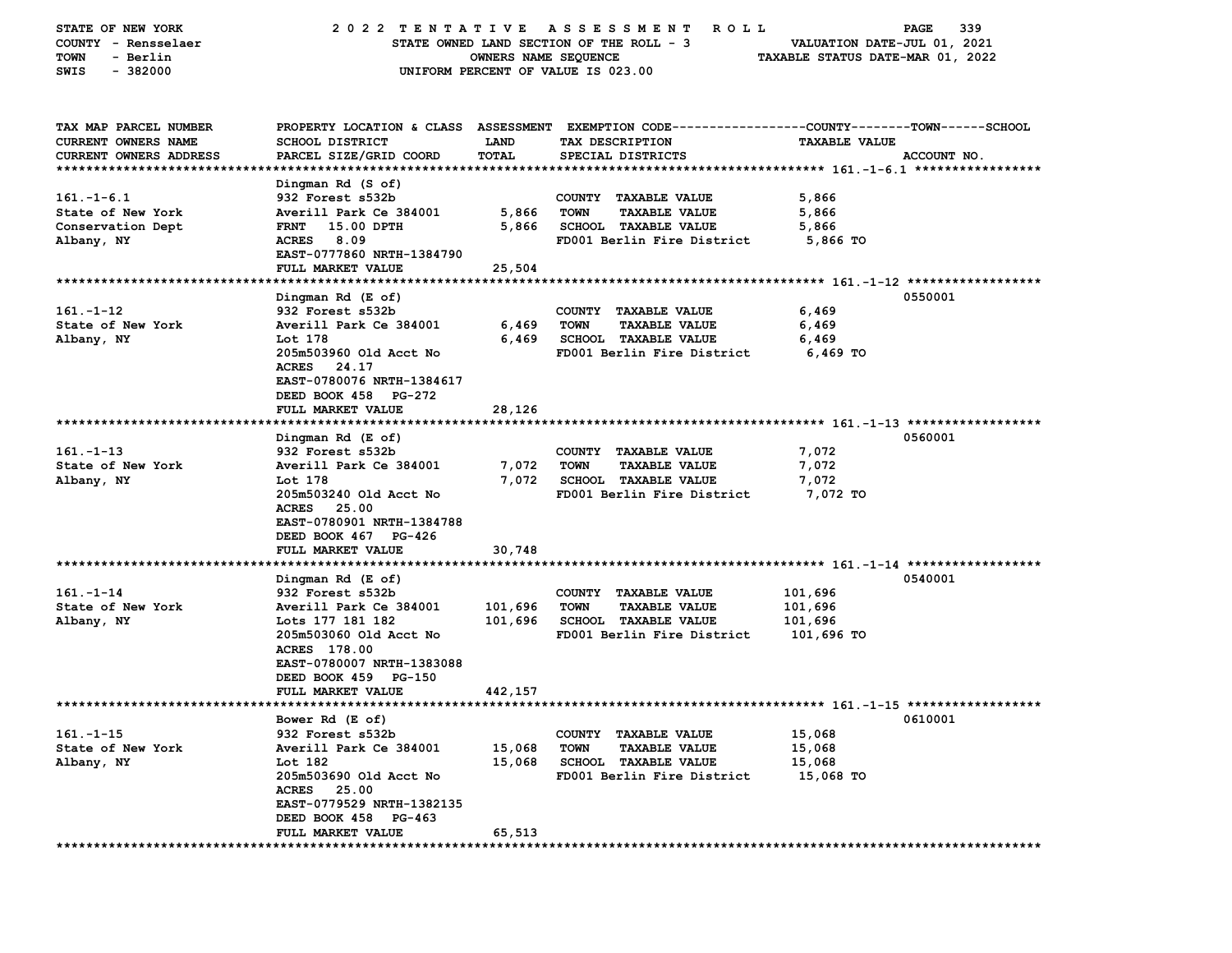STATE OF NEW YORK — 2022 TENTATIVE ASSESSMENT ROLL
COUNTY - Rensselaer — STATE OWNED LAND SECTION OF THE ROLL - 3 — VALUATION DATE-JUL 01, 2021
TOWN - Berlin — OWNERS NAME SEQUENCE — TAXABLE STATUS DATE-MAR 01, 2022
SWIS - 382000 — UNIFORM PERCENT OF VALUE IS 023.00

| TAX MAP PARCEL NUMBER / CURRENT OWNERS NAME / CURRENT OWNERS ADDRESS | PROPERTY LOCATION & CLASS / SCHOOL DISTRICT / PARCEL SIZE/GRID COORD | ASSESSMENT LAND / TOTAL | EXEMPTION CODE / TAX DESCRIPTION / SPECIAL DISTRICTS | COUNTY--TOWN--SCHOOL TAXABLE VALUE | ACCOUNT NO. |
|---|---|---|---|---|---|
| **161.-1-6.1** | Dingman Rd (S of) | | | | |
| 161.-1-6.1 | 932 Forest s532b | | COUNTY TAXABLE VALUE | 5,866 | |
| State of New York | Averill Park Ce 384001 | 5,866 | TOWN TAXABLE VALUE | 5,866 | |
| Conservation Dept | FRNT 15.00 DPTH | 5,866 | SCHOOL TAXABLE VALUE | 5,866 | |
| Albany, NY | ACRES 8.09 | | FD001 Berlin Fire District | 5,866 TO | |
| | EAST-0777860 NRTH-1384790 | | | | |
| | FULL MARKET VALUE | 25,504 | | | |
| **161.-1-12** | Dingman Rd (E of) | | | | 0550001 |
| 161.-1-12 | 932 Forest s532b | | COUNTY TAXABLE VALUE | 6,469 | |
| State of New York | Averill Park Ce 384001 | 6,469 | TOWN TAXABLE VALUE | 6,469 | |
| Albany, NY | Lot 178 | 6,469 | SCHOOL TAXABLE VALUE | 6,469 | |
| | 205m503960 Old Acct No | | FD001 Berlin Fire District | 6,469 TO | |
| | ACRES 24.17 | | | | |
| | EAST-0780076 NRTH-1384617 | | | | |
| | DEED BOOK 458 PG-272 | | | | |
| | FULL MARKET VALUE | 28,126 | | | |
| **161.-1-13** | Dingman Rd (E of) | | | | 0560001 |
| 161.-1-13 | 932 Forest s532b | | COUNTY TAXABLE VALUE | 7,072 | |
| State of New York | Averill Park Ce 384001 | 7,072 | TOWN TAXABLE VALUE | 7,072 | |
| Albany, NY | Lot 178 | 7,072 | SCHOOL TAXABLE VALUE | 7,072 | |
| | 205m503240 Old Acct No | | FD001 Berlin Fire District | 7,072 TO | |
| | ACRES 25.00 | | | | |
| | EAST-0780901 NRTH-1384788 | | | | |
| | DEED BOOK 467 PG-426 | | | | |
| | FULL MARKET VALUE | 30,748 | | | |
| **161.-1-14** | Dingman Rd (E of) | | | | 0540001 |
| 161.-1-14 | 932 Forest s532b | | COUNTY TAXABLE VALUE | 101,696 | |
| State of New York | Averill Park Ce 384001 | 101,696 | TOWN TAXABLE VALUE | 101,696 | |
| Albany, NY | Lots 177 181 182 | 101,696 | SCHOOL TAXABLE VALUE | 101,696 | |
| | 205m503060 Old Acct No | | FD001 Berlin Fire District | 101,696 TO | |
| | ACRES 178.00 | | | | |
| | EAST-0780007 NRTH-1383088 | | | | |
| | DEED BOOK 459 PG-150 | | | | |
| | FULL MARKET VALUE | 442,157 | | | |
| **161.-1-15** | Bower Rd (E of) | | | | 0610001 |
| 161.-1-15 | 932 Forest s532b | | COUNTY TAXABLE VALUE | 15,068 | |
| State of New York | Averill Park Ce 384001 | 15,068 | TOWN TAXABLE VALUE | 15,068 | |
| Albany, NY | Lot 182 | 15,068 | SCHOOL TAXABLE VALUE | 15,068 | |
| | 205m503690 Old Acct No | | FD001 Berlin Fire District | 15,068 TO | |
| | ACRES 25.00 | | | | |
| | EAST-0779529 NRTH-1382135 | | | | |
| | DEED BOOK 458 PG-463 | | | | |
| | FULL MARKET VALUE | 65,513 | | | |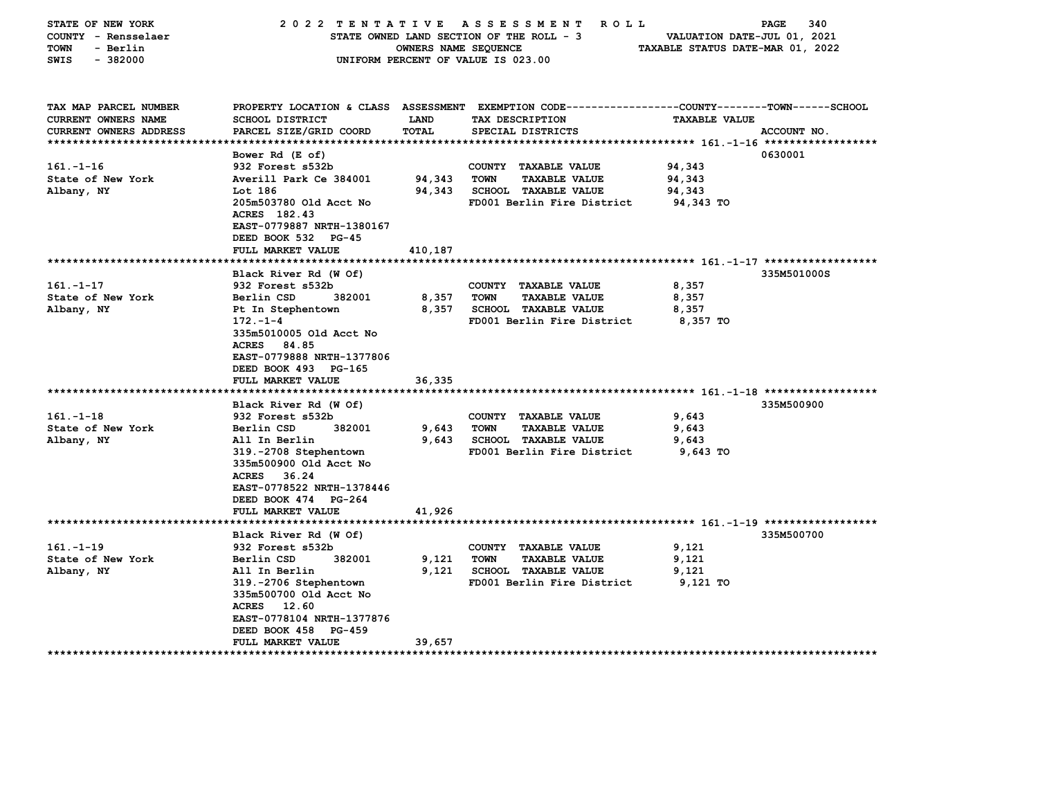STATE OF NEW YORK — 2022 TENTATIVE ASSESSMENT ROLL
COUNTY - Rensselaer — STATE OWNED LAND SECTION OF THE ROLL - 3 — VALUATION DATE-JUL 01, 2021
TOWN - Berlin — OWNERS NAME SEQUENCE — TAXABLE STATUS DATE-MAR 01, 2022
SWIS - 382000 — UNIFORM PERCENT OF VALUE IS 023.00

| TAX MAP PARCEL NUMBER / CURRENT OWNERS NAME / CURRENT OWNERS ADDRESS | PROPERTY LOCATION & CLASS / SCHOOL DISTRICT / PARCEL SIZE/GRID COORD | ASSESSMENT LAND / TOTAL | EXEMPTION CODE / TAX DESCRIPTION / SPECIAL DISTRICTS | TAXABLE VALUE (COUNTY / TOWN / SCHOOL) | ACCOUNT NO. |
|---|---|---|---|---|---|
| **161.-1-16** | Bower Rd (E of) | | | | 0630001 |
| | 932 Forest s532b | | COUNTY TAXABLE VALUE | 94,343 | |
| State of New York | Averill Park Ce 384001 | 94,343 | TOWN TAXABLE VALUE | 94,343 | |
| Albany, NY | Lot 186 | 94,343 | SCHOOL TAXABLE VALUE | 94,343 | |
| | 205m503780 Old Acct No | | FD001 Berlin Fire District | 94,343 TO | |
| | ACRES 182.43 | | | | |
| | EAST-0779887 NRTH-1380167 | | | | |
| | DEED BOOK 532 PG-45 | | | | |
| | FULL MARKET VALUE | 410,187 | | | |
| **161.-1-17** | Black River Rd (W Of) | | | | 335M501000S |
| | 932 Forest s532b | | COUNTY TAXABLE VALUE | 8,357 | |
| State of New York | Berlin CSD 382001 | 8,357 | TOWN TAXABLE VALUE | 8,357 | |
| Albany, NY | Pt In Stephentown | 8,357 | SCHOOL TAXABLE VALUE | 8,357 | |
| | 172.-1-4 | | FD001 Berlin Fire District | 8,357 TO | |
| | 335m5010005 Old Acct No | | | | |
| | ACRES 84.85 | | | | |
| | EAST-0779888 NRTH-1377806 | | | | |
| | DEED BOOK 493 PG-165 | | | | |
| | FULL MARKET VALUE | 36,335 | | | |
| **161.-1-18** | Black River Rd (W Of) | | | | 335M500900 |
| | 932 Forest s532b | | COUNTY TAXABLE VALUE | 9,643 | |
| State of New York | Berlin CSD 382001 | 9,643 | TOWN TAXABLE VALUE | 9,643 | |
| Albany, NY | All In Berlin | 9,643 | SCHOOL TAXABLE VALUE | 9,643 | |
| | 319.-2708 Stephentown | | FD001 Berlin Fire District | 9,643 TO | |
| | 335m500900 Old Acct No | | | | |
| | ACRES 36.24 | | | | |
| | EAST-0778522 NRTH-1378446 | | | | |
| | DEED BOOK 474 PG-264 | | | | |
| | FULL MARKET VALUE | 41,926 | | | |
| **161.-1-19** | Black River Rd (W Of) | | | | 335M500700 |
| | 932 Forest s532b | | COUNTY TAXABLE VALUE | 9,121 | |
| State of New York | Berlin CSD 382001 | 9,121 | TOWN TAXABLE VALUE | 9,121 | |
| Albany, NY | All In Berlin | 9,121 | SCHOOL TAXABLE VALUE | 9,121 | |
| | 319.-2706 Stephentown | | FD001 Berlin Fire District | 9,121 TO | |
| | 335m500700 Old Acct No | | | | |
| | ACRES 12.60 | | | | |
| | EAST-0778104 NRTH-1377876 | | | | |
| | DEED BOOK 458 PG-459 | | | | |
| | FULL MARKET VALUE | 39,657 | | | |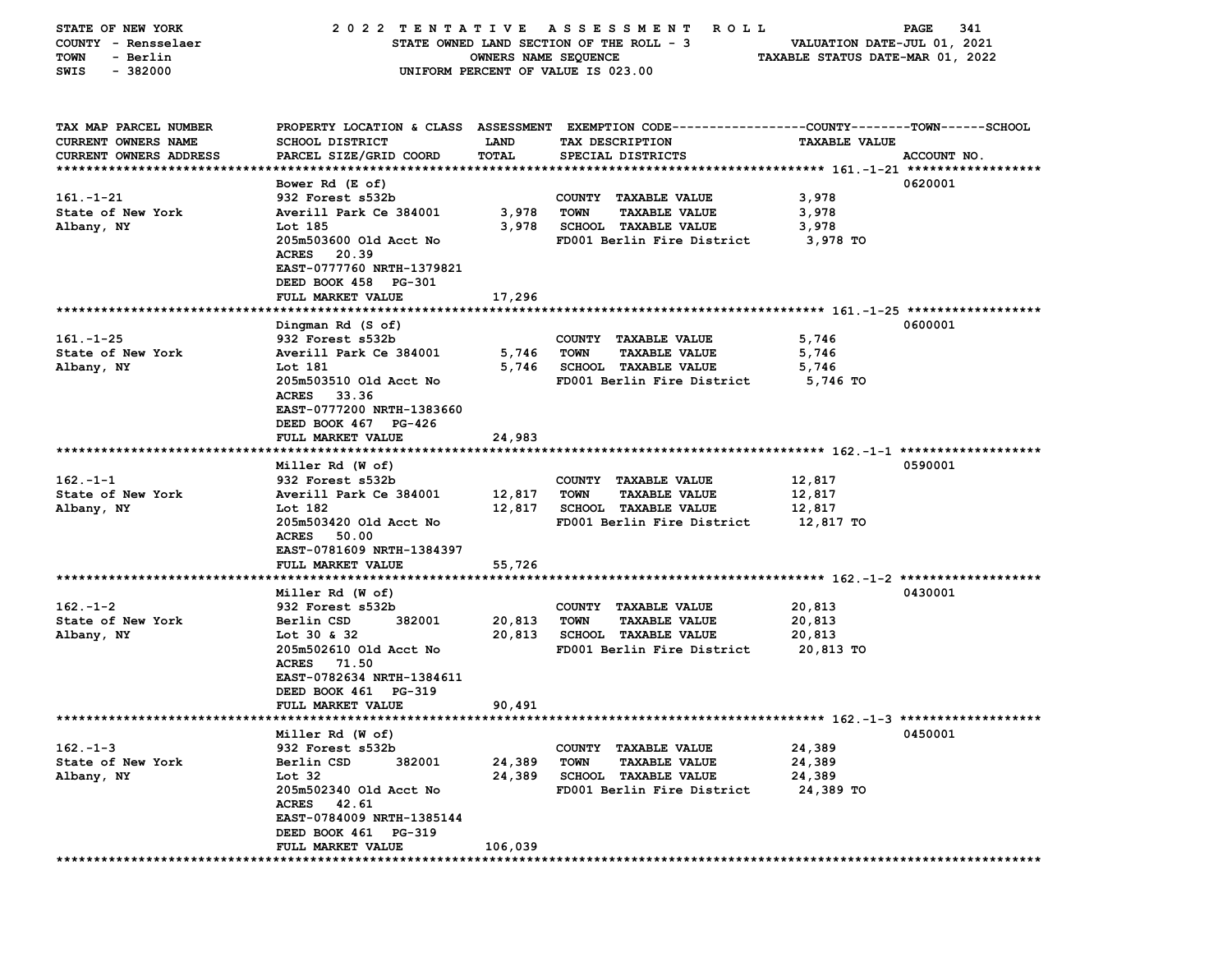STATE OF NEW YORK — 2022 TENTATIVE ASSESSMENT ROLL
COUNTY - Rensselaer — STATE OWNED LAND SECTION OF THE ROLL - 3 — VALUATION DATE-JUL 01, 2021
TOWN - Berlin — OWNERS NAME SEQUENCE — TAXABLE STATUS DATE-MAR 01, 2022
SWIS - 382000 — UNIFORM PERCENT OF VALUE IS 023.00

| TAX MAP PARCEL NUMBER / CURRENT OWNERS NAME / CURRENT OWNERS ADDRESS | PROPERTY LOCATION & CLASS / SCHOOL DISTRICT / PARCEL SIZE/GRID COORD | ASSESSMENT LAND / TOTAL | EXEMPTION CODE / TAX DESCRIPTION / SPECIAL DISTRICTS | TAXABLE VALUE (COUNTY / TOWN / SCHOOL) | ACCOUNT NO. |
|---|---|---|---|---|---|
| 161.-1-21 | Bower Rd (E of) | | | | 0620001 |
| 161.-1-21 | 932 Forest s532b | | COUNTY TAXABLE VALUE | 3,978 | |
| State of New York | Averill Park Ce 384001 | 3,978 | TOWN TAXABLE VALUE | 3,978 | |
| Albany, NY | Lot 185 | 3,978 | SCHOOL TAXABLE VALUE | 3,978 | |
| | 205m503600 Old Acct No | | FD001 Berlin Fire District | 3,978 TO | |
| | ACRES 20.39 | | | | |
| | EAST-0777760 NRTH-1379821 | | | | |
| | DEED BOOK 458 PG-301 | | | | |
| | FULL MARKET VALUE | 17,296 | | | |
| 161.-1-25 | Dingman Rd (S of) | | | | 0600001 |
| 161.-1-25 | 932 Forest s532b | | COUNTY TAXABLE VALUE | 5,746 | |
| State of New York | Averill Park Ce 384001 | 5,746 | TOWN TAXABLE VALUE | 5,746 | |
| Albany, NY | Lot 181 | 5,746 | SCHOOL TAXABLE VALUE | 5,746 | |
| | 205m503510 Old Acct No | | FD001 Berlin Fire District | 5,746 TO | |
| | ACRES 33.36 | | | | |
| | EAST-0777200 NRTH-1383660 | | | | |
| | DEED BOOK 467 PG-426 | | | | |
| | FULL MARKET VALUE | 24,983 | | | |
| 162.-1-1 | Miller Rd (W of) | | | | 0590001 |
| 162.-1-1 | 932 Forest s532b | | COUNTY TAXABLE VALUE | 12,817 | |
| State of New York | Averill Park Ce 384001 | 12,817 | TOWN TAXABLE VALUE | 12,817 | |
| Albany, NY | Lot 182 | 12,817 | SCHOOL TAXABLE VALUE | 12,817 | |
| | 205m503420 Old Acct No | | FD001 Berlin Fire District | 12,817 TO | |
| | ACRES 50.00 | | | | |
| | EAST-0781609 NRTH-1384397 | | | | |
| | FULL MARKET VALUE | 55,726 | | | |
| 162.-1-2 | Miller Rd (W of) | | | | 0430001 |
| 162.-1-2 | 932 Forest s532b | | COUNTY TAXABLE VALUE | 20,813 | |
| State of New York | Berlin CSD 382001 | 20,813 | TOWN TAXABLE VALUE | 20,813 | |
| Albany, NY | Lot 30 & 32 | 20,813 | SCHOOL TAXABLE VALUE | 20,813 | |
| | 205m502610 Old Acct No | | FD001 Berlin Fire District | 20,813 TO | |
| | ACRES 71.50 | | | | |
| | EAST-0782634 NRTH-1384611 | | | | |
| | DEED BOOK 461 PG-319 | | | | |
| | FULL MARKET VALUE | 90,491 | | | |
| 162.-1-3 | Miller Rd (W of) | | | | 0450001 |
| 162.-1-3 | 932 Forest s532b | | COUNTY TAXABLE VALUE | 24,389 | |
| State of New York | Berlin CSD 382001 | 24,389 | TOWN TAXABLE VALUE | 24,389 | |
| Albany, NY | Lot 32 | 24,389 | SCHOOL TAXABLE VALUE | 24,389 | |
| | 205m502340 Old Acct No | | FD001 Berlin Fire District | 24,389 TO | |
| | ACRES 42.61 | | | | |
| | EAST-0784009 NRTH-1385144 | | | | |
| | DEED BOOK 461 PG-319 | | | | |
| | FULL MARKET VALUE | 106,039 | | | |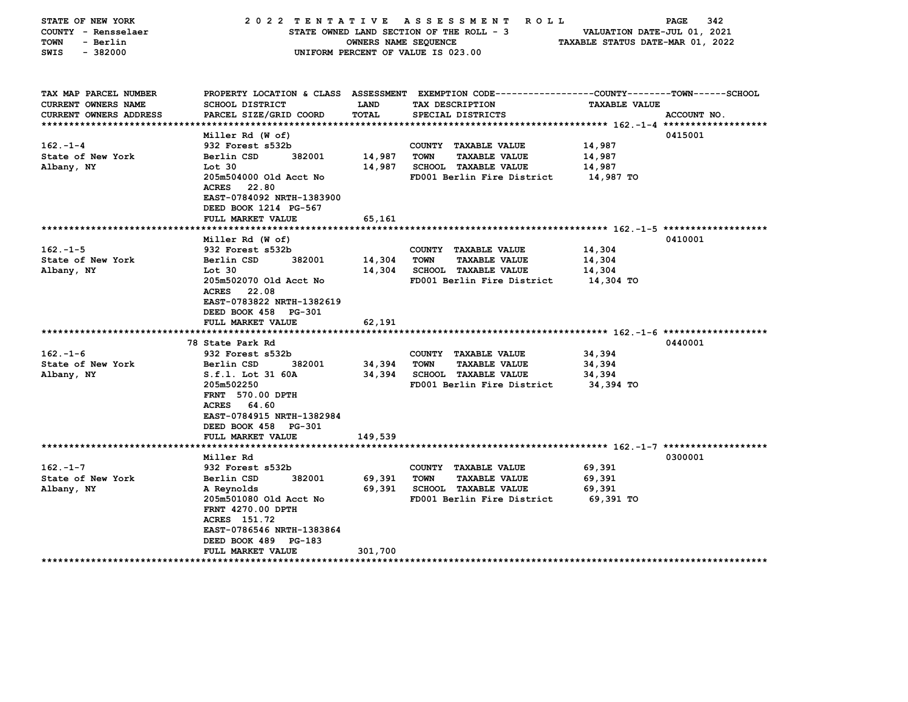STATE OF NEW YORK
COUNTY - Rensselaer
TOWN - Berlin
SWIS - 382000

2022 TENTATIVE ASSESSMENT ROLL
STATE OWNED LAND SECTION OF THE ROLL - 3
OWNERS NAME SEQUENCE
UNIFORM PERCENT OF VALUE IS 023.00

VALUATION DATE-JUL 01, 2021
TAXABLE STATUS DATE-MAR 01, 2022

| TAX MAP PARCEL NUMBER / CURRENT OWNERS NAME / CURRENT OWNERS ADDRESS | PROPERTY LOCATION & CLASS / SCHOOL DISTRICT / PARCEL SIZE/GRID COORD | ASSESSMENT LAND / TOTAL | EXEMPTION CODE / TAX DESCRIPTION / SPECIAL DISTRICTS | TAXABLE VALUE (COUNTY / TOWN / SCHOOL) | ACCOUNT NO. |
|---|---|---|---|---|---|
| 162.-1-4 | Miller Rd (W of) | | | | 0415001 |
| | 932 Forest s532b | | COUNTY TAXABLE VALUE | 14,987 | |
| State of New York | Berlin CSD 382001 | 14,987 | TOWN TAXABLE VALUE | 14,987 | |
| Albany, NY | Lot 30 | 14,987 | SCHOOL TAXABLE VALUE | 14,987 | |
| | 205m504000 Old Acct No | | FD001 Berlin Fire District | 14,987 TO | |
| | ACRES 22.80 | | | | |
| | EAST-0784092 NRTH-1383900 | | | | |
| | DEED BOOK 1214 PG-567 | | | | |
| | FULL MARKET VALUE | 65,161 | | | |
| 162.-1-5 | Miller Rd (W of) | | | | 0410001 |
| | 932 Forest s532b | | COUNTY TAXABLE VALUE | 14,304 | |
| State of New York | Berlin CSD 382001 | 14,304 | TOWN TAXABLE VALUE | 14,304 | |
| Albany, NY | Lot 30 | 14,304 | SCHOOL TAXABLE VALUE | 14,304 | |
| | 205m502070 Old Acct No | | FD001 Berlin Fire District | 14,304 TO | |
| | ACRES 22.08 | | | | |
| | EAST-0783822 NRTH-1382619 | | | | |
| | DEED BOOK 458 PG-301 | | | | |
| | FULL MARKET VALUE | 62,191 | | | |
| 162.-1-6 | 78 State Park Rd | | | | 0440001 |
| | 932 Forest s532b | | COUNTY TAXABLE VALUE | 34,394 | |
| State of New York | Berlin CSD 382001 | 34,394 | TOWN TAXABLE VALUE | 34,394 | |
| Albany, NY | S.f.l. Lot 31 60A | 34,394 | SCHOOL TAXABLE VALUE | 34,394 | |
| | 205m502250 | | FD001 Berlin Fire District | 34,394 TO | |
| | FRNT 570.00 DPTH | | | | |
| | ACRES 64.60 | | | | |
| | EAST-0784915 NRTH-1382984 | | | | |
| | DEED BOOK 458 PG-301 | | | | |
| | FULL MARKET VALUE | 149,539 | | | |
| 162.-1-7 | Miller Rd | | | | 0300001 |
| | 932 Forest s532b | | COUNTY TAXABLE VALUE | 69,391 | |
| State of New York | Berlin CSD 382001 | 69,391 | TOWN TAXABLE VALUE | 69,391 | |
| Albany, NY | A Reynolds | 69,391 | SCHOOL TAXABLE VALUE | 69,391 | |
| | 205m501080 Old Acct No | | FD001 Berlin Fire District | 69,391 TO | |
| | FRNT 4270.00 DPTH | | | | |
| | ACRES 151.72 | | | | |
| | EAST-0786546 NRTH-1383864 | | | | |
| | DEED BOOK 489 PG-183 | | | | |
| | FULL MARKET VALUE | 301,700 | | | |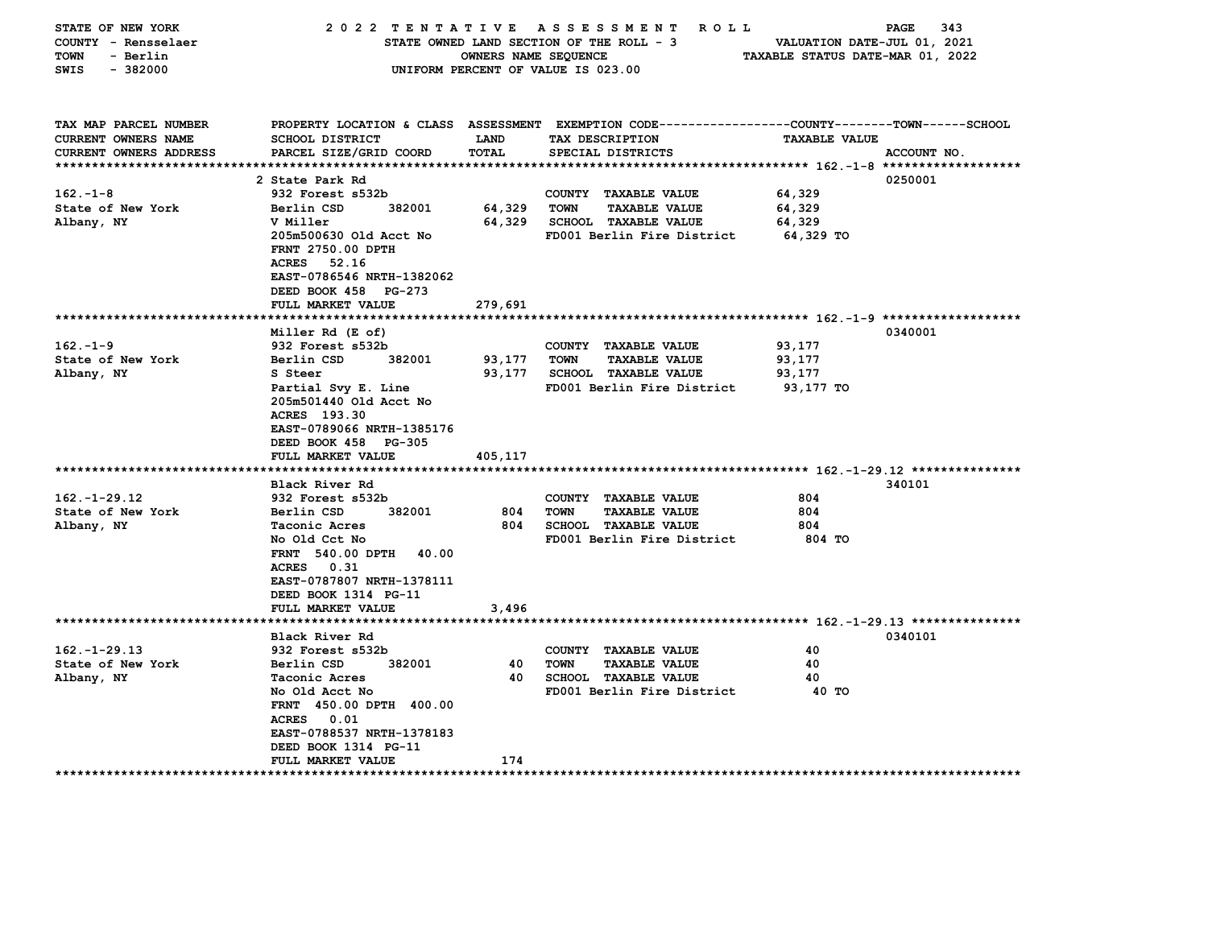STATE OF NEW YORK — 2022 TENTATIVE ASSESSMENT ROLL — PAGE 343
COUNTY - Rensselaer — STATE OWNED LAND SECTION OF THE ROLL - 3 — VALUATION DATE-JUL 01, 2021
TOWN - Berlin — OWNERS NAME SEQUENCE — TAXABLE STATUS DATE-MAR 01, 2022
SWIS - 382000 — UNIFORM PERCENT OF VALUE IS 023.00

| TAX MAP PARCEL NUMBER / CURRENT OWNERS NAME / CURRENT OWNERS ADDRESS | PROPERTY LOCATION & CLASS / SCHOOL DISTRICT / PARCEL SIZE/GRID COORD | ASSESSMENT LAND / TOTAL | EXEMPTION CODE / TAX DESCRIPTION / SPECIAL DISTRICTS | TAXABLE VALUE (COUNTY / TOWN / SCHOOL) | ACCOUNT NO. |
|---|---|---|---|---|---|
| 162.-1-8 | 2 State Park Rd | | | | 0250001 |
| | 932 Forest s532b | | COUNTY TAXABLE VALUE | 64,329 | |
| State of New York | Berlin CSD 382001 | 64,329 | TOWN TAXABLE VALUE | 64,329 | |
| Albany, NY | V Miller | 64,329 | SCHOOL TAXABLE VALUE | 64,329 | |
| | 205m500630 Old Acct No | | FD001 Berlin Fire District | 64,329 TO | |
| | FRNT 2750.00 DPTH | | | | |
| | ACRES 52.16 | | | | |
| | EAST-0786546 NRTH-1382062 | | | | |
| | DEED BOOK 458 PG-273 | | | | |
| | FULL MARKET VALUE | 279,691 | | | |
| 162.-1-9 | Miller Rd (E of) | | | | 0340001 |
| | 932 Forest s532b | | COUNTY TAXABLE VALUE | 93,177 | |
| State of New York | Berlin CSD 382001 | 93,177 | TOWN TAXABLE VALUE | 93,177 | |
| Albany, NY | S Steer | 93,177 | SCHOOL TAXABLE VALUE | 93,177 | |
| | Partial Svy E. Line | | FD001 Berlin Fire District | 93,177 TO | |
| | 205m501440 Old Acct No | | | | |
| | ACRES 193.30 | | | | |
| | EAST-0789066 NRTH-1385176 | | | | |
| | DEED BOOK 458 PG-305 | | | | |
| | FULL MARKET VALUE | 405,117 | | | |
| 162.-1-29.12 | Black River Rd | | | | 340101 |
| | 932 Forest s532b | | COUNTY TAXABLE VALUE | 804 | |
| State of New York | Berlin CSD 382001 | 804 | TOWN TAXABLE VALUE | 804 | |
| Albany, NY | Taconic Acres | 804 | SCHOOL TAXABLE VALUE | 804 | |
| | No Old Cct No | | FD001 Berlin Fire District | 804 TO | |
| | FRNT 540.00 DPTH 40.00 | | | | |
| | ACRES 0.31 | | | | |
| | EAST-0787807 NRTH-1378111 | | | | |
| | DEED BOOK 1314 PG-11 | | | | |
| | FULL MARKET VALUE | 3,496 | | | |
| 162.-1-29.13 | Black River Rd | | | | 0340101 |
| | 932 Forest s532b | | COUNTY TAXABLE VALUE | 40 | |
| State of New York | Berlin CSD 382001 | 40 | TOWN TAXABLE VALUE | 40 | |
| Albany, NY | Taconic Acres | 40 | SCHOOL TAXABLE VALUE | 40 | |
| | No Old Acct No | | FD001 Berlin Fire District | 40 TO | |
| | FRNT 450.00 DPTH 400.00 | | | | |
| | ACRES 0.01 | | | | |
| | EAST-0788537 NRTH-1378183 | | | | |
| | DEED BOOK 1314 PG-11 | | | | |
| | FULL MARKET VALUE | 174 | | | |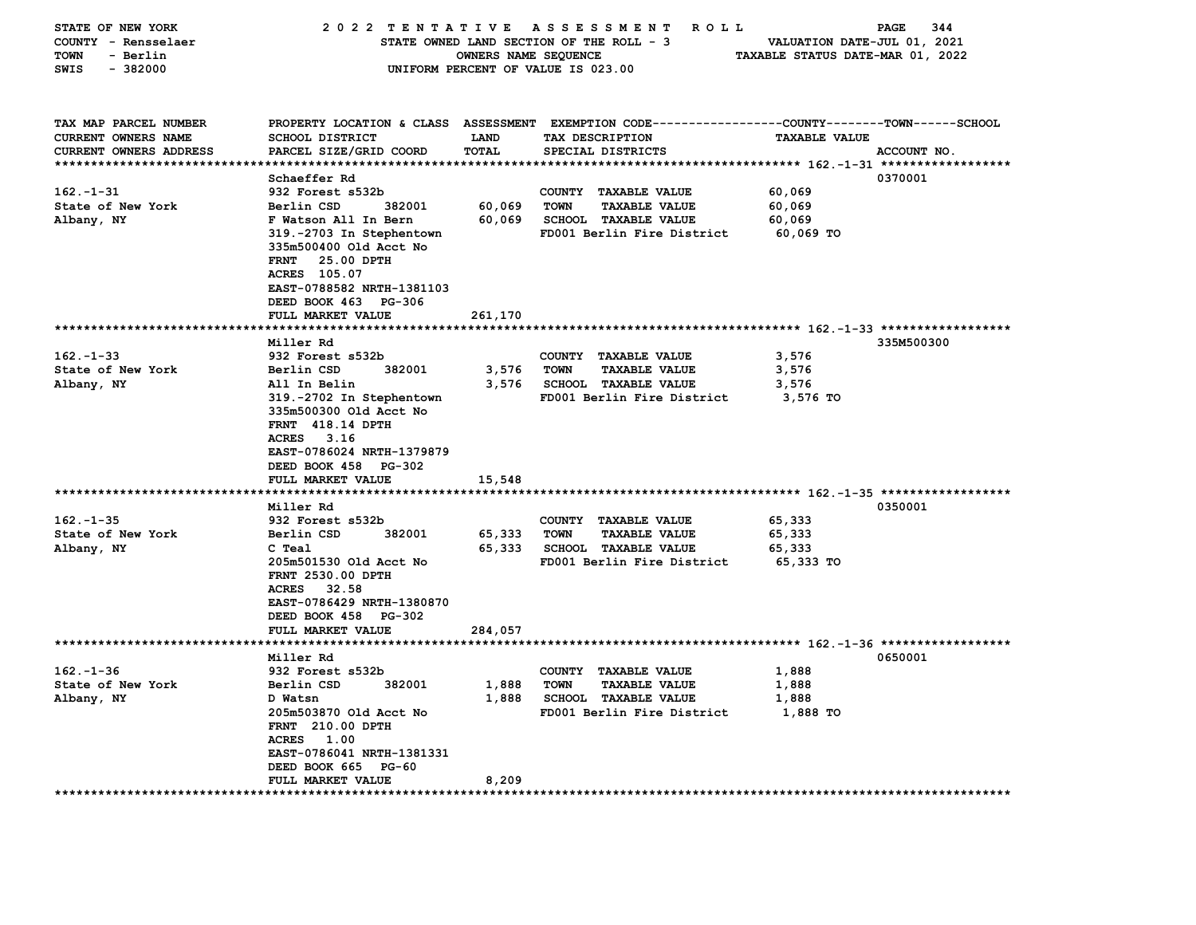STATE OF NEW YORK — COUNTY - Rensselaer — TOWN - Berlin — SWIS - 382000

**2022 TENTATIVE ASSESSMENT ROLL**
STATE OWNED LAND SECTION OF THE ROLL - 3
OWNERS NAME SEQUENCE
UNIFORM PERCENT OF VALUE IS 023.00

VALUATION DATE-JUL 01, 2021
TAXABLE STATUS DATE-MAR 01, 2022

| TAX MAP PARCEL NUMBER / CURRENT OWNERS NAME / CURRENT OWNERS ADDRESS | PROPERTY LOCATION & CLASS / SCHOOL DISTRICT / PARCEL SIZE/GRID COORD | ASSESSMENT LAND | ASSESSMENT TOTAL | EXEMPTION CODE / TAX DESCRIPTION / SPECIAL DISTRICTS | TAXABLE VALUE (COUNTY / TOWN / SCHOOL) | ACCOUNT NO. |
|---|---|---|---|---|---|---|
| 162.-1-31 | Schaeffer Rd | | | | | 0370001 |
| State of New York | 932 Forest s532b | | | COUNTY TAXABLE VALUE | 60,069 | |
| Albany, NY | Berlin CSD 382001 | 60,069 | | TOWN TAXABLE VALUE | 60,069 | |
| | F Watson All In Bern | | 60,069 | SCHOOL TAXABLE VALUE | 60,069 | |
| | 319.-2703 In Stephentown | | | FD001 Berlin Fire District | 60,069 TO | |
| | 335m500400 Old Acct No | | | | | |
| | FRNT 25.00 DPTH | | | | | |
| | ACRES 105.07 | | | | | |
| | EAST-0788582 NRTH-1381103 | | | | | |
| | DEED BOOK 463 PG-306 | | | | | |
| | FULL MARKET VALUE | | 261,170 | | | |
| 162.-1-33 | Miller Rd | | | | | 335M500300 |
| State of New York | 932 Forest s532b | | | COUNTY TAXABLE VALUE | 3,576 | |
| Albany, NY | Berlin CSD 382001 | 3,576 | | TOWN TAXABLE VALUE | 3,576 | |
| | All In Belin | | 3,576 | SCHOOL TAXABLE VALUE | 3,576 | |
| | 319.-2702 In Stephentown | | | FD001 Berlin Fire District | 3,576 TO | |
| | 335m500300 Old Acct No | | | | | |
| | FRNT 418.14 DPTH | | | | | |
| | ACRES 3.16 | | | | | |
| | EAST-0786024 NRTH-1379879 | | | | | |
| | DEED BOOK 458 PG-302 | | | | | |
| | FULL MARKET VALUE | | 15,548 | | | |
| 162.-1-35 | Miller Rd | | | | | 0350001 |
| State of New York | 932 Forest s532b | | | COUNTY TAXABLE VALUE | 65,333 | |
| Albany, NY | Berlin CSD 382001 | 65,333 | | TOWN TAXABLE VALUE | 65,333 | |
| | C Teal | | 65,333 | SCHOOL TAXABLE VALUE | 65,333 | |
| | 205m501530 Old Acct No | | | FD001 Berlin Fire District | 65,333 TO | |
| | FRNT 2530.00 DPTH | | | | | |
| | ACRES 32.58 | | | | | |
| | EAST-0786429 NRTH-1380870 | | | | | |
| | DEED BOOK 458 PG-302 | | | | | |
| | FULL MARKET VALUE | | 284,057 | | | |
| 162.-1-36 | Miller Rd | | | | | 0650001 |
| State of New York | 932 Forest s532b | | | COUNTY TAXABLE VALUE | 1,888 | |
| Albany, NY | Berlin CSD 382001 | 1,888 | | TOWN TAXABLE VALUE | 1,888 | |
| | D Watsn | | 1,888 | SCHOOL TAXABLE VALUE | 1,888 | |
| | 205m503870 Old Acct No | | | FD001 Berlin Fire District | 1,888 TO | |
| | FRNT 210.00 DPTH | | | | | |
| | ACRES 1.00 | | | | | |
| | EAST-0786041 NRTH-1381331 | | | | | |
| | DEED BOOK 665 PG-60 | | | | | |
| | FULL MARKET VALUE | | 8,209 | | | |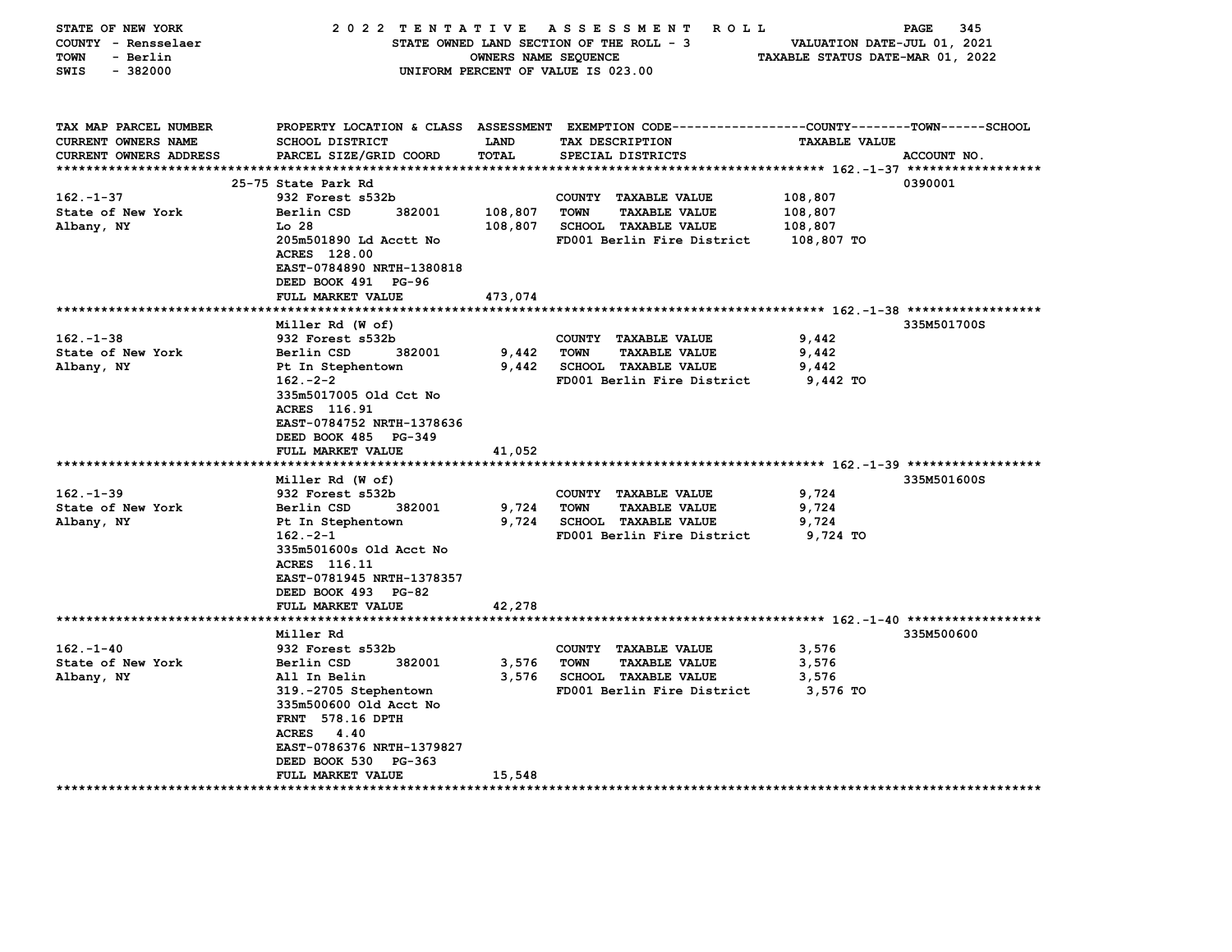STATE OF NEW YORK — 2022 TENTATIVE ASSESSMENT ROLL

COUNTY - Rensselaer — STATE OWNED LAND SECTION OF THE ROLL - 3 — VALUATION DATE-JUL 01, 2021

TOWN - Berlin — OWNERS NAME SEQUENCE — TAXABLE STATUS DATE-MAR 01, 2022

SWIS - 382000 — UNIFORM PERCENT OF VALUE IS 023.00

| TAX MAP PARCEL NUMBER / CURRENT OWNERS NAME / CURRENT OWNERS ADDRESS | PROPERTY LOCATION & CLASS / SCHOOL DISTRICT / PARCEL SIZE/GRID COORD | ASSESSMENT LAND / TOTAL | EXEMPTION CODE / TAX DESCRIPTION / SPECIAL DISTRICTS | TAXABLE VALUE (COUNTY / TOWN / SCHOOL) | ACCOUNT NO. |
|---|---|---|---|---|---|
| **162.-1-37** | 25-75 State Park Rd | | | | 0390001 |
| 162.-1-37 | 932 Forest s532b | | COUNTY TAXABLE VALUE | 108,807 | |
| State of New York | Berlin CSD 382001 | 108,807 | TOWN TAXABLE VALUE | 108,807 | |
| Albany, NY | Lo 28 | 108,807 | SCHOOL TAXABLE VALUE | 108,807 | |
| | 205m501890 Ld Acctt No | | FD001 Berlin Fire District | 108,807 TO | |
| | ACRES 128.00 | | | | |
| | EAST-0784890 NRTH-1380818 | | | | |
| | DEED BOOK 491 PG-96 | | | | |
| | FULL MARKET VALUE | 473,074 | | | |
| **162.-1-38** | Miller Rd (W of) | | | | 335M501700S |
| 162.-1-38 | 932 Forest s532b | | COUNTY TAXABLE VALUE | 9,442 | |
| State of New York | Berlin CSD 382001 | 9,442 | TOWN TAXABLE VALUE | 9,442 | |
| Albany, NY | Pt In Stephentown | 9,442 | SCHOOL TAXABLE VALUE | 9,442 | |
| | 162.-2-2 | | FD001 Berlin Fire District | 9,442 TO | |
| | 335m5017005 Old Cct No | | | | |
| | ACRES 116.91 | | | | |
| | EAST-0784752 NRTH-1378636 | | | | |
| | DEED BOOK 485 PG-349 | | | | |
| | FULL MARKET VALUE | 41,052 | | | |
| **162.-1-39** | Miller Rd (W of) | | | | 335M501600S |
| 162.-1-39 | 932 Forest s532b | | COUNTY TAXABLE VALUE | 9,724 | |
| State of New York | Berlin CSD 382001 | 9,724 | TOWN TAXABLE VALUE | 9,724 | |
| Albany, NY | Pt In Stephentown | 9,724 | SCHOOL TAXABLE VALUE | 9,724 | |
| | 162.-2-1 | | FD001 Berlin Fire District | 9,724 TO | |
| | 335m501600s Old Acct No | | | | |
| | ACRES 116.11 | | | | |
| | EAST-0781945 NRTH-1378357 | | | | |
| | DEED BOOK 493 PG-82 | | | | |
| | FULL MARKET VALUE | 42,278 | | | |
| **162.-1-40** | Miller Rd | | | | 335M500600 |
| 162.-1-40 | 932 Forest s532b | | COUNTY TAXABLE VALUE | 3,576 | |
| State of New York | Berlin CSD 382001 | 3,576 | TOWN TAXABLE VALUE | 3,576 | |
| Albany, NY | All In Belin | 3,576 | SCHOOL TAXABLE VALUE | 3,576 | |
| | 319.-2705 Stephentown | | FD001 Berlin Fire District | 3,576 TO | |
| | 335m500600 Old Acct No | | | | |
| | FRNT 578.16 DPTH | | | | |
| | ACRES 4.40 | | | | |
| | EAST-0786376 NRTH-1379827 | | | | |
| | DEED BOOK 530 PG-363 | | | | |
| | FULL MARKET VALUE | 15,548 | | | |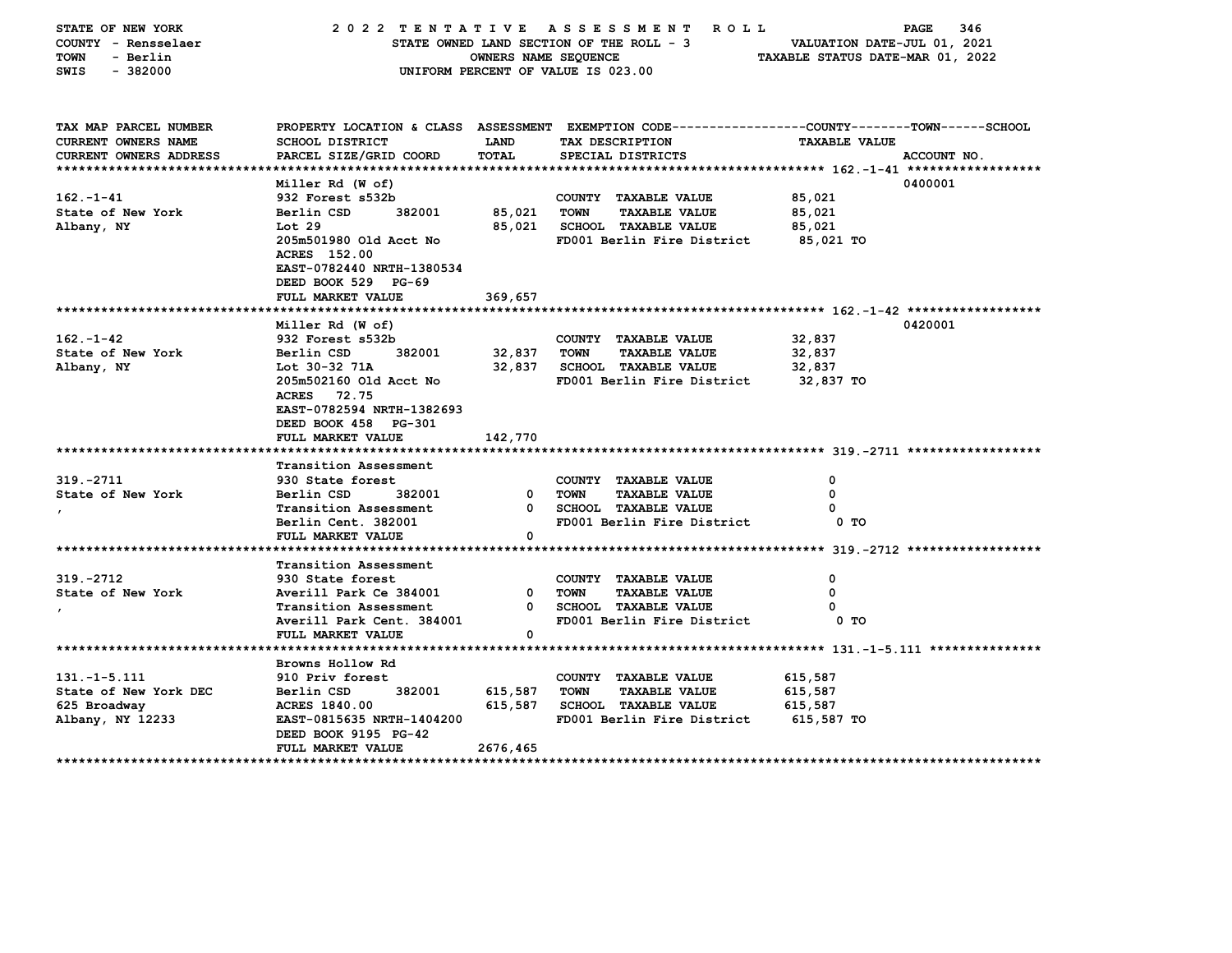STATE OF NEW YORK — 2022 TENTATIVE ASSESSMENT ROLL
COUNTY - Rensselaer — STATE OWNED LAND SECTION OF THE ROLL - 3 — VALUATION DATE-JUL 01, 2021
TOWN - Berlin — OWNERS NAME SEQUENCE — TAXABLE STATUS DATE-MAR 01, 2022
SWIS - 382000 — UNIFORM PERCENT OF VALUE IS 023.00

| TAX MAP PARCEL NUMBER / CURRENT OWNERS NAME / CURRENT OWNERS ADDRESS | PROPERTY LOCATION & CLASS / SCHOOL DISTRICT / PARCEL SIZE/GRID COORD | ASSESSMENT LAND / TOTAL | EXEMPTION CODE / TAX DESCRIPTION / SPECIAL DISTRICTS | TAXABLE VALUE (COUNTY / TOWN / SCHOOL) | ACCOUNT NO. |
|---|---|---|---|---|---|
| **162.-1-41** | Miller Rd (W of) | | | | 0400001 |
| 162.-1-41 | 932 Forest s532b | | COUNTY TAXABLE VALUE | 85,021 | |
| State of New York | Berlin CSD 382001 | 85,021 | TOWN TAXABLE VALUE | 85,021 | |
| Albany, NY | Lot 29 | 85,021 | SCHOOL TAXABLE VALUE | 85,021 | |
| | 205m501980 Old Acct No | | FD001 Berlin Fire District | 85,021 TO | |
| | ACRES 152.00 | | | | |
| | EAST-0782440 NRTH-1380534 | | | | |
| | DEED BOOK 529 PG-69 | | | | |
| | FULL MARKET VALUE | 369,657 | | | |
| **162.-1-42** | Miller Rd (W of) | | | | 0420001 |
| 162.-1-42 | 932 Forest s532b | | COUNTY TAXABLE VALUE | 32,837 | |
| State of New York | Berlin CSD 382001 | 32,837 | TOWN TAXABLE VALUE | 32,837 | |
| Albany, NY | Lot 30-32 71A | 32,837 | SCHOOL TAXABLE VALUE | 32,837 | |
| | 205m502160 Old Acct No | | FD001 Berlin Fire District | 32,837 TO | |
| | ACRES 72.75 | | | | |
| | EAST-0782594 NRTH-1382693 | | | | |
| | DEED BOOK 458 PG-301 | | | | |
| | FULL MARKET VALUE | 142,770 | | | |
| **319.-2711** | Transition Assessment | | | | |
| 319.-2711 | 930 State forest | | COUNTY TAXABLE VALUE | 0 | |
| State of New York | Berlin CSD 382001 | 0 | TOWN TAXABLE VALUE | 0 | |
| , | Transition Assessment | 0 | SCHOOL TAXABLE VALUE | 0 | |
| | Berlin Cent. 382001 | | FD001 Berlin Fire District | 0 TO | |
| | FULL MARKET VALUE | 0 | | | |
| **319.-2712** | Transition Assessment | | | | |
| 319.-2712 | 930 State forest | | COUNTY TAXABLE VALUE | 0 | |
| State of New York | Averill Park Ce 384001 | 0 | TOWN TAXABLE VALUE | 0 | |
| , | Transition Assessment | 0 | SCHOOL TAXABLE VALUE | 0 | |
| | Averill Park Cent. 384001 | | FD001 Berlin Fire District | 0 TO | |
| | FULL MARKET VALUE | 0 | | | |
| **131.-1-5.111** | Browns Hollow Rd | | | | |
| 131.-1-5.111 | 910 Priv forest | | COUNTY TAXABLE VALUE | 615,587 | |
| State of New York DEC | Berlin CSD 382001 | 615,587 | TOWN TAXABLE VALUE | 615,587 | |
| 625 Broadway | ACRES 1840.00 | 615,587 | SCHOOL TAXABLE VALUE | 615,587 | |
| Albany, NY 12233 | EAST-0815635 NRTH-1404200 | | FD001 Berlin Fire District | 615,587 TO | |
| | DEED BOOK 9195 PG-42 | | | | |
| | FULL MARKET VALUE | 2676,465 | | | |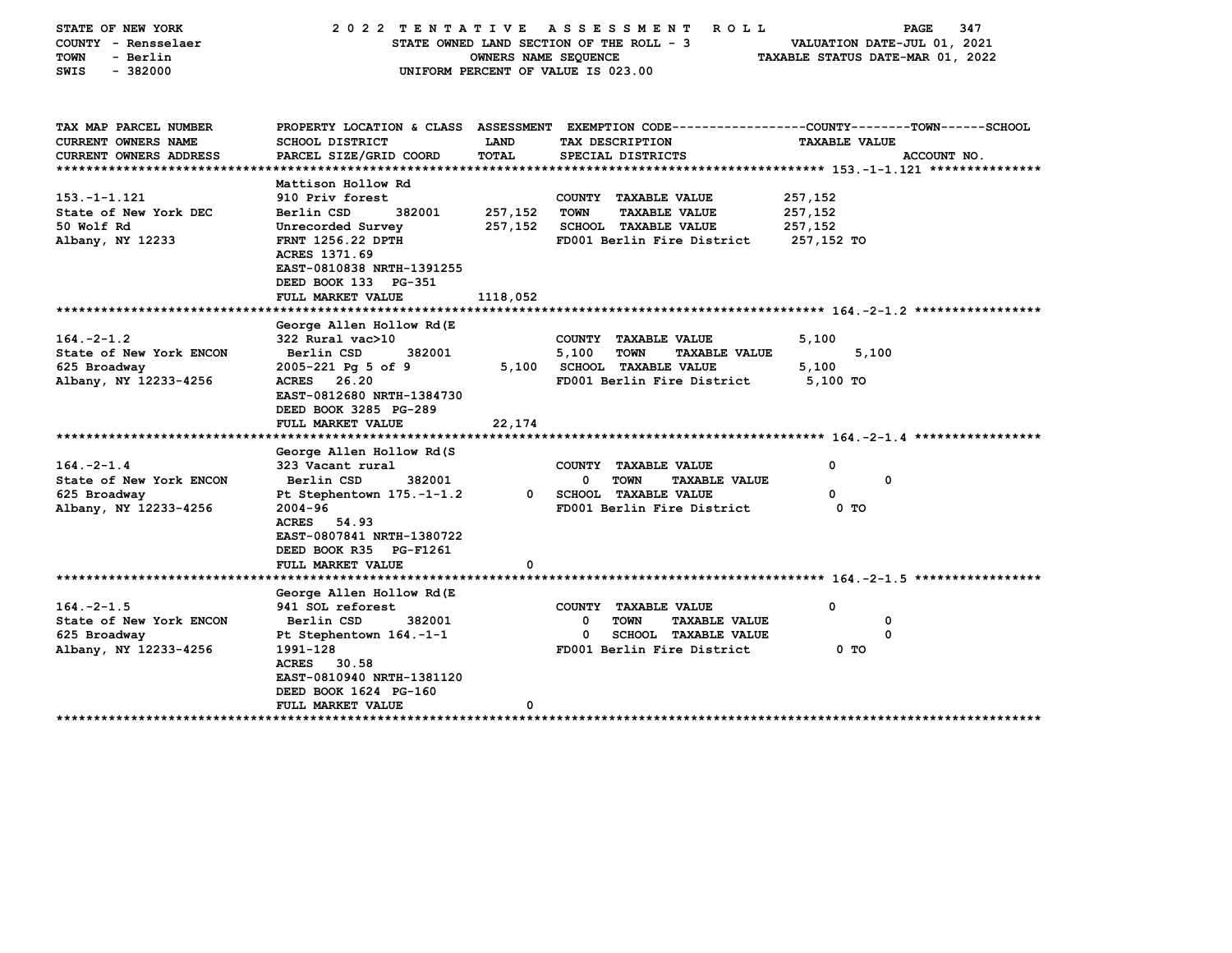STATE OF NEW YORK — 2022 TENTATIVE ASSESSMENT ROLL

COUNTY - Rensselaer — STATE OWNED LAND SECTION OF THE ROLL - 3 — VALUATION DATE-JUL 01, 2021

TOWN - Berlin — OWNERS NAME SEQUENCE — TAXABLE STATUS DATE-MAR 01, 2022

SWIS - 382000 — UNIFORM PERCENT OF VALUE IS 023.00

| TAX MAP PARCEL NUMBER / CURRENT OWNERS NAME / CURRENT OWNERS ADDRESS | PROPERTY LOCATION & CLASS / SCHOOL DISTRICT / PARCEL SIZE/GRID COORD | ASSESSMENT LAND / TOTAL | EXEMPTION CODE / TAX DESCRIPTION / SPECIAL DISTRICTS | TAXABLE VALUE (COUNTY / TOWN / SCHOOL) | ACCOUNT NO. |
|---|---|---|---|---|---|
| **153.-1-1.121** | Mattison Hollow Rd | | | | |
| 153.-1-1.121 | 910 Priv forest | | COUNTY TAXABLE VALUE | 257,152 | |
| State of New York DEC | Berlin CSD 382001 | 257,152 | TOWN TAXABLE VALUE | 257,152 | |
| 50 Wolf Rd | Unrecorded Survey | 257,152 | SCHOOL TAXABLE VALUE | 257,152 | |
| Albany, NY 12233 | FRNT 1256.22 DPTH | | FD001 Berlin Fire District | 257,152 TO | |
| | ACRES 1371.69 | | | | |
| | EAST-0810838 NRTH-1391255 | | | | |
| | DEED BOOK 133 PG-351 | | | | |
| | FULL MARKET VALUE | 1118,052 | | | |
| **164.-2-1.2** | George Allen Hollow Rd(E | | | | |
| 164.-2-1.2 | 322 Rural vac>10 | | COUNTY TAXABLE VALUE | 5,100 | |
| State of New York ENCON | Berlin CSD 382001 | 5,100 | TOWN TAXABLE VALUE | 5,100 | |
| 625 Broadway | 2005-221 Pg 5 of 9 | 5,100 | SCHOOL TAXABLE VALUE | 5,100 | |
| Albany, NY 12233-4256 | ACRES 26.20 | | FD001 Berlin Fire District | 5,100 TO | |
| | EAST-0812680 NRTH-1384730 | | | | |
| | DEED BOOK 3285 PG-289 | | | | |
| | FULL MARKET VALUE | 22,174 | | | |
| **164.-2-1.4** | George Allen Hollow Rd(S | | | | |
| 164.-2-1.4 | 323 Vacant rural | | COUNTY TAXABLE VALUE | 0 | |
| State of New York ENCON | Berlin CSD 382001 | 0 | TOWN TAXABLE VALUE | 0 | |
| 625 Broadway | Pt Stephentown 175.-1-1.2 | 0 | SCHOOL TAXABLE VALUE | 0 | |
| Albany, NY 12233-4256 | 2004-96 | | FD001 Berlin Fire District | 0 TO | |
| | ACRES 54.93 | | | | |
| | EAST-0807841 NRTH-1380722 | | | | |
| | DEED BOOK R35 PG-F1261 | | | | |
| | FULL MARKET VALUE | 0 | | | |
| **164.-2-1.5** | George Allen Hollow Rd(E | | | | |
| 164.-2-1.5 | 941 SOL reforest | | COUNTY TAXABLE VALUE | 0 | |
| State of New York ENCON | Berlin CSD 382001 | 0 | TOWN TAXABLE VALUE | 0 | |
| 625 Broadway | Pt Stephentown 164.-1-1 | 0 | SCHOOL TAXABLE VALUE | 0 | |
| Albany, NY 12233-4256 | 1991-128 | | FD001 Berlin Fire District | 0 TO | |
| | ACRES 30.58 | | | | |
| | EAST-0810940 NRTH-1381120 | | | | |
| | DEED BOOK 1624 PG-160 | | | | |
| | FULL MARKET VALUE | 0 | | | |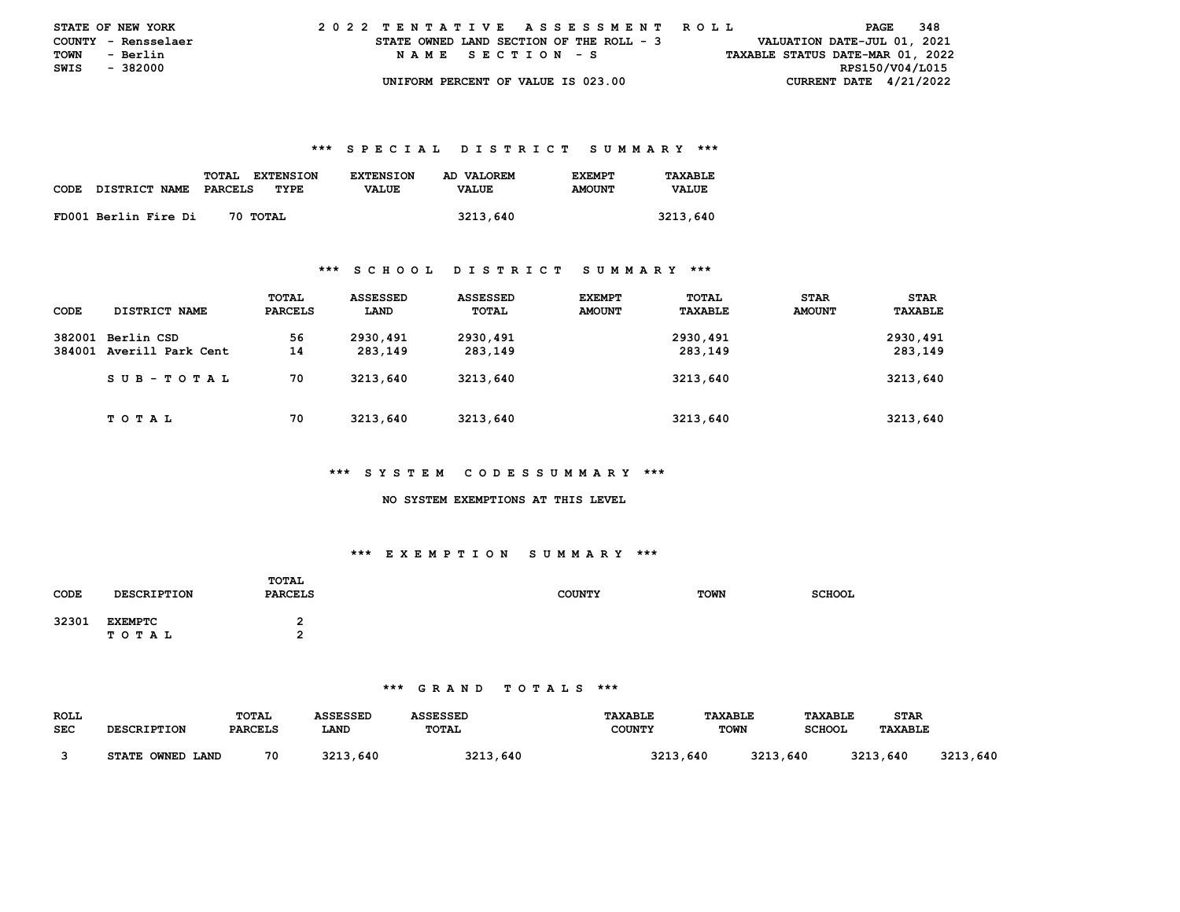STATE OF NEW YORK
COUNTY - Rensselaer
TOWN - Berlin
SWIS - 382000

# 2022 TENTATIVE ASSESSMENT ROLL

STATE OWNED LAND SECTION OF THE ROLL - 3
NAME SECTION - S
UNIFORM PERCENT OF VALUE IS 023.00

VALUATION DATE-JUL 01, 2021
TAXABLE STATUS DATE-MAR 01, 2022
RPS150/V04/L015
CURRENT DATE 4/21/2022

## *** SPECIAL DISTRICT SUMMARY ***

| CODE | DISTRICT NAME | TOTAL PARCELS | EXTENSION TYPE | EXTENSION VALUE | AD VALOREM VALUE | EXEMPT AMOUNT | TAXABLE VALUE |
|---|---|---|---|---|---|---|---|
| FD001 | Berlin Fire Di | 70 | TOTAL | | 3213,640 | | 3213,640 |

## *** SCHOOL DISTRICT SUMMARY ***

| CODE | DISTRICT NAME | TOTAL PARCELS | ASSESSED LAND | ASSESSED TOTAL | EXEMPT AMOUNT | TOTAL TAXABLE | STAR AMOUNT | STAR TAXABLE |
|---|---|---|---|---|---|---|---|---|
| 382001 | Berlin CSD | 56 | 2930,491 | 2930,491 | | 2930,491 | | 2930,491 |
| 384001 | Averill Park Cent | 14 | 283,149 | 283,149 | | 283,149 | | 283,149 |
| | SUB-TOTAL | 70 | 3213,640 | 3213,640 | | 3213,640 | | 3213,640 |
| | TOTAL | 70 | 3213,640 | 3213,640 | | 3213,640 | | 3213,640 |

## *** SYSTEM CODES SUMMARY ***

NO SYSTEM EXEMPTIONS AT THIS LEVEL

## *** EXEMPTION SUMMARY ***

| CODE | DESCRIPTION | TOTAL PARCELS | COUNTY | TOWN | SCHOOL |
|---|---|---|---|---|---|
| 32301 | EXEMPTC | 2 | | | |
| | TOTAL | 2 | | | |

## *** GRAND TOTALS ***

| ROLL SEC | DESCRIPTION | TOTAL PARCELS | ASSESSED LAND | ASSESSED TOTAL | TAXABLE COUNTY | TAXABLE TOWN | TAXABLE SCHOOL | STAR TAXABLE |
|---|---|---|---|---|---|---|---|---|
| 3 | STATE OWNED LAND | 70 | 3213,640 | 3213,640 | 3213,640 | 3213,640 | 3213,640 | 3213,640 |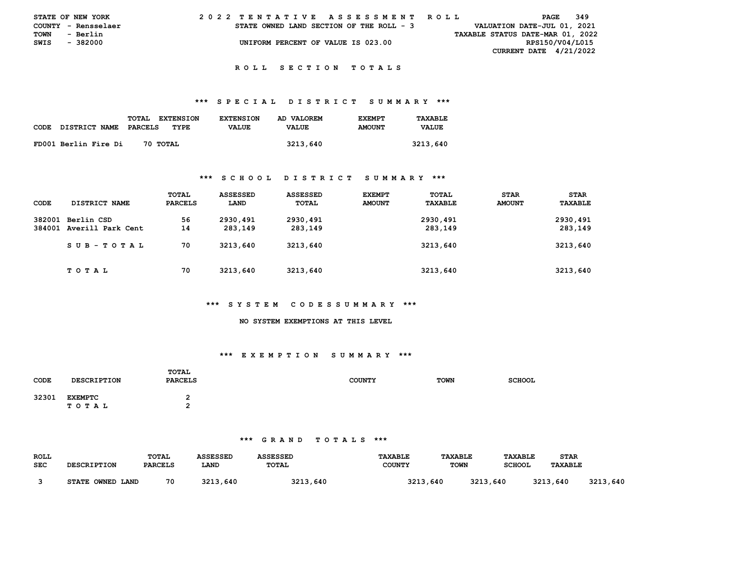STATE OF NEW YORK
COUNTY - Rensselaer
TOWN - Berlin
SWIS - 382000

# 2022 TENTATIVE ASSESSMENT ROLL

STATE OWNED LAND SECTION OF THE ROLL - 3

UNIFORM PERCENT OF VALUE IS 023.00

VALUATION DATE-JUL 01, 2021
TAXABLE STATUS DATE-MAR 01, 2022
RPS150/V04/L015
CURRENT DATE 4/21/2022

## ROLL SECTION TOTALS

### *** SPECIAL DISTRICT SUMMARY ***

| CODE | DISTRICT NAME | TOTAL PARCELS | EXTENSION TYPE | EXTENSION VALUE | AD VALOREM VALUE | EXEMPT AMOUNT | TAXABLE VALUE |
|---|---|---|---|---|---|---|---|
| FD001 | Berlin Fire Di | 70 | TOTAL | | 3213,640 | | 3213,640 |

### *** SCHOOL DISTRICT SUMMARY ***

| CODE | DISTRICT NAME | TOTAL PARCELS | ASSESSED LAND | ASSESSED TOTAL | EXEMPT AMOUNT | TOTAL TAXABLE | STAR AMOUNT | STAR TAXABLE |
|---|---|---|---|---|---|---|---|---|
| 382001 | Berlin CSD | 56 | 2930,491 | 2930,491 | | 2930,491 | | 2930,491 |
| 384001 | Averill Park Cent | 14 | 283,149 | 283,149 | | 283,149 | | 283,149 |
| | SUB-TOTAL | 70 | 3213,640 | 3213,640 | | 3213,640 | | 3213,640 |
| | TOTAL | 70 | 3213,640 | 3213,640 | | 3213,640 | | 3213,640 |

### *** SYSTEM CODES SUMMARY ***

NO SYSTEM EXEMPTIONS AT THIS LEVEL

### *** EXEMPTION SUMMARY ***

| CODE | DESCRIPTION | TOTAL PARCELS | COUNTY | TOWN | SCHOOL |
|---|---|---|---|---|---|
| 32301 | EXEMPTC | 2 | | | |
| | TOTAL | 2 | | | |

### *** GRAND TOTALS ***

| ROLL SEC | DESCRIPTION | TOTAL PARCELS | ASSESSED LAND | ASSESSED TOTAL | TAXABLE COUNTY | TAXABLE TOWN | TAXABLE SCHOOL | STAR TAXABLE |
|---|---|---|---|---|---|---|---|---|
| 3 | STATE OWNED LAND | 70 | 3213,640 | 3213,640 | 3213,640 | 3213,640 | 3213,640 | 3213,640 |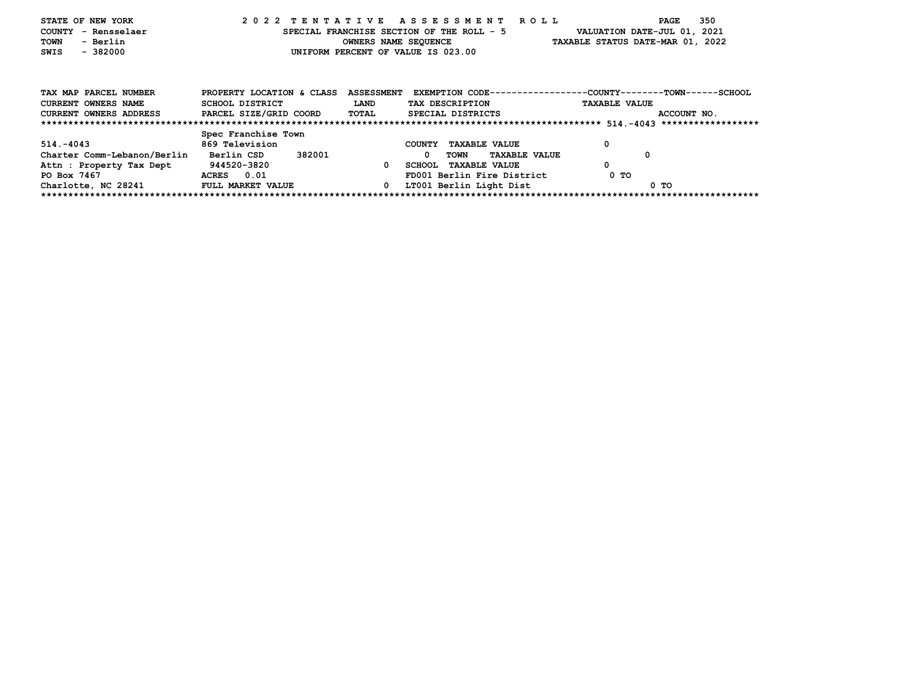STATE OF NEW YORK — 2022 TENTATIVE ASSESSMENT ROLL
COUNTY - Rensselaer — SPECIAL FRANCHISE SECTION OF THE ROLL - 5 — VALUATION DATE-JUL 01, 2021
TOWN - Berlin — OWNERS NAME SEQUENCE — TAXABLE STATUS DATE-MAR 01, 2022
SWIS - 382000 — UNIFORM PERCENT OF VALUE IS 023.00

| TAX MAP PARCEL NUMBER / CURRENT OWNERS NAME / CURRENT OWNERS ADDRESS | PROPERTY LOCATION & CLASS / SCHOOL DISTRICT / PARCEL SIZE/GRID COORD | ASSESSMENT LAND / TOTAL | EXEMPTION CODE / TAX DESCRIPTION / SPECIAL DISTRICTS | COUNTY TAXABLE VALUE | TOWN | SCHOOL / ACCOUNT NO. |
|---|---|---|---|---|---|---|
| | | | | | | 514.-4043 |
| | Spec Franchise Town | | | | | |
| 514.-4043 | 869 Television | | COUNTY TAXABLE VALUE | 0 | | |
| Charter Comm-Lebanon/Berlin | Berlin CSD 382001 | 0 | TOWN TAXABLE VALUE | | 0 | |
| Attn : Property Tax Dept | 944520-3820 | 0 | SCHOOL TAXABLE VALUE | 0 | | |
| PO Box 7467 | ACRES 0.01 | | FD001 Berlin Fire District | 0 TO | | |
| Charlotte, NC 28241 | FULL MARKET VALUE | 0 | LT001 Berlin Light Dist | | 0 TO | |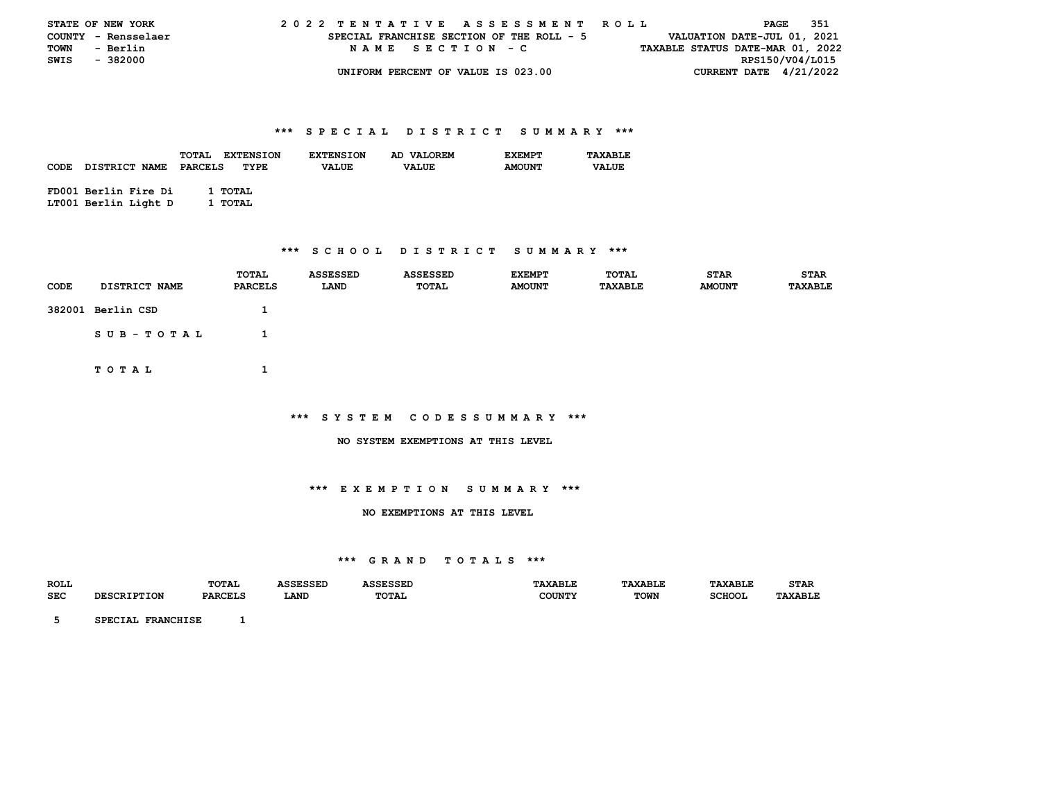STATE OF NEW YORK
COUNTY - Rensselaer
TOWN - Berlin
SWIS - 382000

2 0 2 2 T E N T A T I V E A S S E S S M E N T R O L L
SPECIAL FRANCHISE SECTION OF THE ROLL - 5
N A M E S E C T I O N - C
UNIFORM PERCENT OF VALUE IS 023.00

VALUATION DATE-JUL 01, 2021
TAXABLE STATUS DATE-MAR 01, 2022
RPS150/V04/L015
CURRENT DATE 4/21/2022

## *** S P E C I A L D I S T R I C T S U M M A R Y ***

| CODE | DISTRICT NAME | TOTAL PARCELS | EXTENSION TYPE | EXTENSION VALUE | AD VALOREM VALUE | EXEMPT AMOUNT | TAXABLE VALUE |
|---|---|---|---|---|---|---|---|
| FD001 | Berlin Fire Di | 1 | TOTAL | | | | |
| LT001 | Berlin Light D | 1 | TOTAL | | | | |

## *** S C H O O L D I S T R I C T S U M M A R Y ***

| CODE | DISTRICT NAME | TOTAL PARCELS | ASSESSED LAND | ASSESSED TOTAL | EXEMPT AMOUNT | TOTAL TAXABLE | STAR AMOUNT | STAR TAXABLE |
|---|---|---|---|---|---|---|---|---|
| 382001 | Berlin CSD | 1 | | | | | | |
| | S U B - T O T A L | 1 | | | | | | |
| | T O T A L | 1 | | | | | | |

## *** S Y S T E M C O D E S S U M M A R Y ***

NO SYSTEM EXEMPTIONS AT THIS LEVEL

## *** E X E M P T I O N S U M M A R Y ***

NO EXEMPTIONS AT THIS LEVEL

## *** G R A N D T O T A L S ***

| ROLL SEC | DESCRIPTION | TOTAL PARCELS | ASSESSED LAND | ASSESSED TOTAL | TAXABLE COUNTY | TAXABLE TOWN | TAXABLE SCHOOL | STAR TAXABLE |
|---|---|---|---|---|---|---|---|---|
| 5 | SPECIAL FRANCHISE | 1 | | | | | | |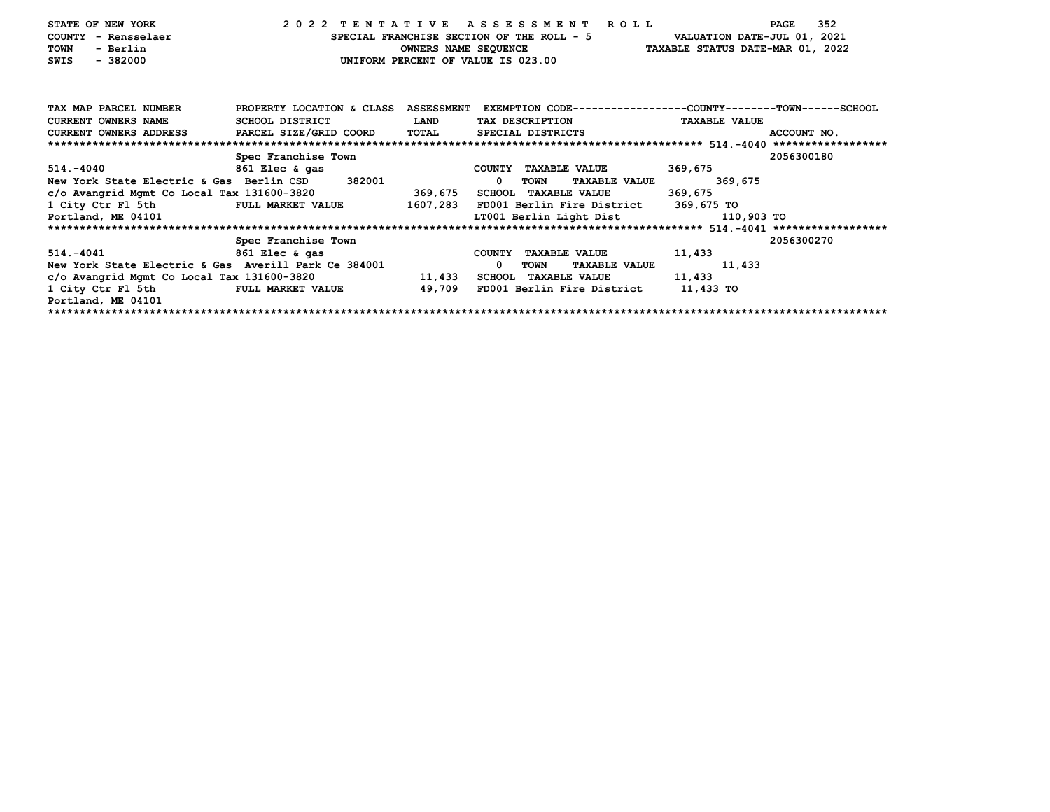STATE OF NEW YORK — 2022 TENTATIVE ASSESSMENT ROLL
COUNTY - Rensselaer — SPECIAL FRANCHISE SECTION OF THE ROLL - 5 — VALUATION DATE-JUL 01, 2021
TOWN - Berlin — OWNERS NAME SEQUENCE — TAXABLE STATUS DATE-MAR 01, 2022
SWIS - 382000 — UNIFORM PERCENT OF VALUE IS 023.00

| TAX MAP PARCEL NUMBER / CURRENT OWNERS NAME / CURRENT OWNERS ADDRESS | PROPERTY LOCATION & CLASS / SCHOOL DISTRICT / PARCEL SIZE/GRID COORD | ASSESSMENT LAND / TOTAL | EXEMPTION CODE / TAX DESCRIPTION / SPECIAL DISTRICTS | COUNTY / TOWN / SCHOOL TAXABLE VALUE | ACCOUNT NO. |
|---|---|---|---|---|---|
| ******** 514.-4040 ******** | | | | | |
| | Spec Franchise Town | | | | 2056300180 |
| 514.-4040 | 861 Elec & gas | | COUNTY TAXABLE VALUE | 369,675 | |
| New York State Electric & Gas | Berlin CSD 382001 | 0 | TOWN TAXABLE VALUE | 369,675 | |
| c/o Avangrid Mgmt Co Local Tax | 131600-3820 | 369,675 | SCHOOL TAXABLE VALUE | 369,675 | |
| 1 City Ctr Fl 5th | FULL MARKET VALUE | 1607,283 | FD001 Berlin Fire District | 369,675 TO | |
| Portland, ME 04101 | | | LT001 Berlin Light Dist | 110,903 TO | |
| ******** 514.-4041 ******** | | | | | |
| | Spec Franchise Town | | | | 2056300270 |
| 514.-4041 | 861 Elec & gas | | COUNTY TAXABLE VALUE | 11,433 | |
| New York State Electric & Gas | Averill Park Ce 384001 | 0 | TOWN TAXABLE VALUE | 11,433 | |
| c/o Avangrid Mgmt Co Local Tax | 131600-3820 | 11,433 | SCHOOL TAXABLE VALUE | 11,433 | |
| 1 City Ctr Fl 5th | FULL MARKET VALUE | 49,709 | FD001 Berlin Fire District | 11,433 TO | |
| Portland, ME 04101 | | | | | |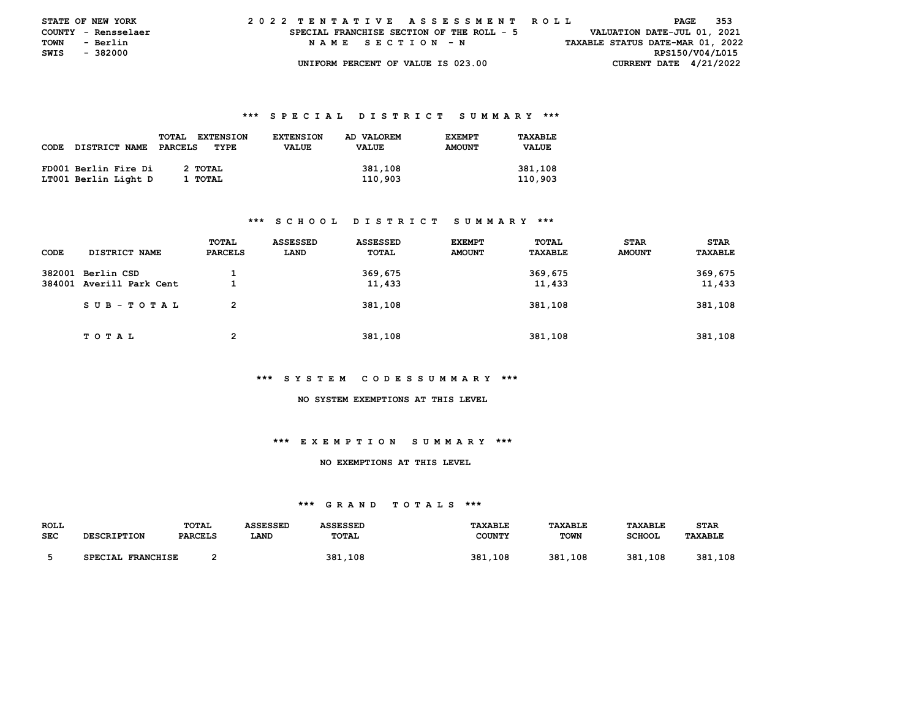STATE OF NEW YORK
COUNTY - Rensselaer
TOWN - Berlin
SWIS - 382000

2022 TENTATIVE ASSESSMENT ROLL
SPECIAL FRANCHISE SECTION OF THE ROLL - 5
NAME SECTION - N
UNIFORM PERCENT OF VALUE IS 023.00

VALUATION DATE-JUL 01, 2021
TAXABLE STATUS DATE-MAR 01, 2022
RPS150/V04/L015
CURRENT DATE 4/21/2022

### *** SPECIAL DISTRICT SUMMARY ***

| CODE | DISTRICT NAME | TOTAL PARCELS | EXTENSION TYPE | EXTENSION VALUE | AD VALOREM VALUE | EXEMPT AMOUNT | TAXABLE VALUE |
|---|---|---|---|---|---|---|---|
| FD001 | Berlin Fire Di | 2 | TOTAL | | 381,108 | | 381,108 |
| LT001 | Berlin Light D | 1 | TOTAL | | 110,903 | | 110,903 |

### *** SCHOOL DISTRICT SUMMARY ***

| CODE | DISTRICT NAME | TOTAL PARCELS | ASSESSED LAND | ASSESSED TOTAL | EXEMPT AMOUNT | TOTAL TAXABLE | STAR AMOUNT | STAR TAXABLE |
|---|---|---|---|---|---|---|---|---|
| 382001 | Berlin CSD | 1 | | 369,675 | | 369,675 | | 369,675 |
| 384001 | Averill Park Cent | 1 | | 11,433 | | 11,433 | | 11,433 |
| | SUB-TOTAL | 2 | | 381,108 | | 381,108 | | 381,108 |
| | TOTAL | 2 | | 381,108 | | 381,108 | | 381,108 |

### *** SYSTEM CODES SUMMARY ***

NO SYSTEM EXEMPTIONS AT THIS LEVEL

### *** EXEMPTION SUMMARY ***

NO EXEMPTIONS AT THIS LEVEL

### *** GRAND TOTALS ***

| ROLL SEC | DESCRIPTION | TOTAL PARCELS | ASSESSED LAND | ASSESSED TOTAL | TAXABLE COUNTY | TAXABLE TOWN | TAXABLE SCHOOL | STAR TAXABLE |
|---|---|---|---|---|---|---|---|---|
| 5 | SPECIAL FRANCHISE | 2 | | 381,108 | 381,108 | 381,108 | 381,108 | 381,108 |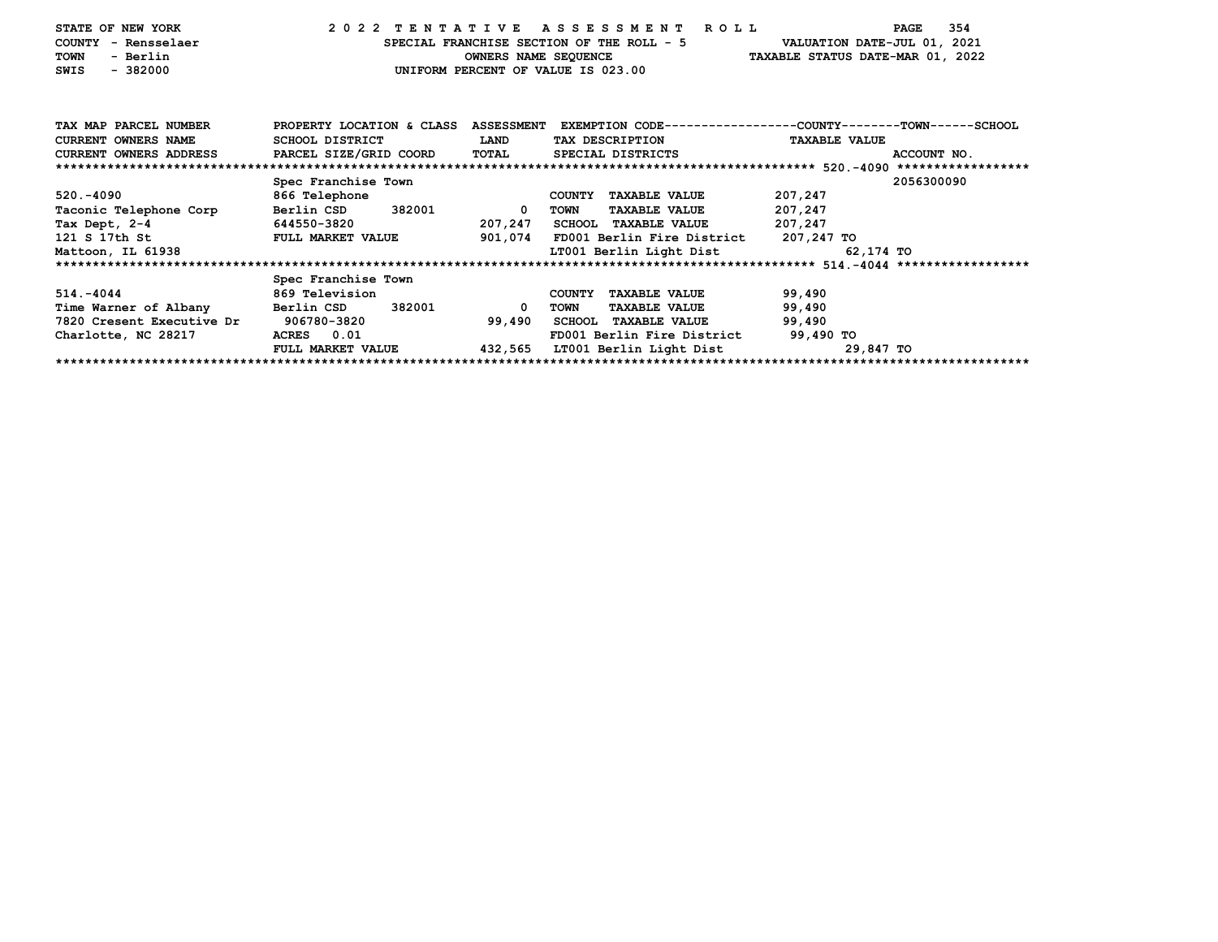STATE OF NEW YORK
COUNTY - Rensselaer
TOWN - Berlin
SWIS - 382000

2 0 2 2 T E N T A T I V E A S S E S S M E N T R O L L

SPECIAL FRANCHISE SECTION OF THE ROLL - 5

OWNERS NAME SEQUENCE

UNIFORM PERCENT OF VALUE IS 023.00

VALUATION DATE-JUL 01, 2021
TAXABLE STATUS DATE-MAR 01, 2022

| TAX MAP PARCEL NUMBER<br>CURRENT OWNERS NAME<br>CURRENT OWNERS ADDRESS | PROPERTY LOCATION & CLASS<br>SCHOOL DISTRICT<br>PARCEL SIZE/GRID COORD | ASSESSMENT<br>LAND<br>TOTAL | EXEMPTION CODE------COUNTY--------TOWN------SCHOOL<br>TAX DESCRIPTION<br>SPECIAL DISTRICTS | TAXABLE VALUE | ACCOUNT NO. |
|---|---|---|---|---|---|
| ******** 520.-4090 ******** | | | | | |
| | Spec Franchise Town | | | | 2056300090 |
| 520.-4090 | 866 Telephone | | COUNTY TAXABLE VALUE | 207,247 | |
| Taconic Telephone Corp | Berlin CSD 382001 | 0 | TOWN TAXABLE VALUE | 207,247 | |
| Tax Dept, 2-4 | 644550-3820 | 207,247 | SCHOOL TAXABLE VALUE | 207,247 | |
| 121 S 17th St | FULL MARKET VALUE | 901,074 | FD001 Berlin Fire District | 207,247 TO | |
| Mattoon, IL 61938 | | | LT001 Berlin Light Dist | 62,174 TO | |
| ******** 514.-4044 ******** | | | | | |
| | Spec Franchise Town | | | | |
| 514.-4044 | 869 Television | | COUNTY TAXABLE VALUE | 99,490 | |
| Time Warner of Albany | Berlin CSD 382001 | 0 | TOWN TAXABLE VALUE | 99,490 | |
| 7820 Cresent Executive Dr | 906780-3820 | 99,490 | SCHOOL TAXABLE VALUE | 99,490 | |
| Charlotte, NC 28217 | ACRES 0.01 | | FD001 Berlin Fire District | 99,490 TO | |
| | FULL MARKET VALUE | 432,565 | LT001 Berlin Light Dist | 29,847 TO | |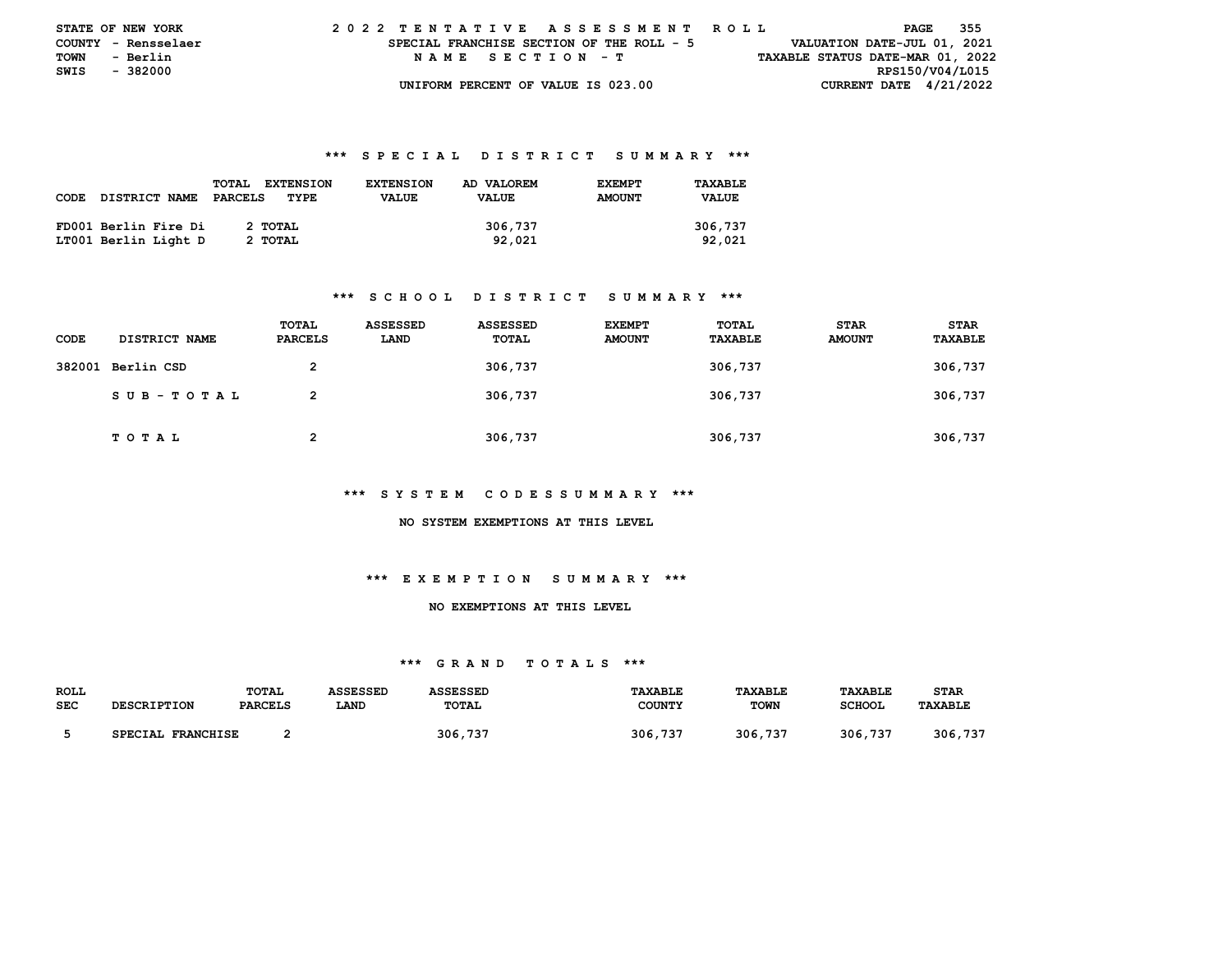STATE OF NEW YORK — 2022 TENTATIVE ASSESSMENT ROLL
COUNTY - Rensselaer — SPECIAL FRANCHISE SECTION OF THE ROLL - 5 — VALUATION DATE-JUL 01, 2021
TOWN - Berlin — NAME SECTION - T — TAXABLE STATUS DATE-MAR 01, 2022
SWIS - 382000 — RPS150/V04/L015
UNIFORM PERCENT OF VALUE IS 023.00 — CURRENT DATE 4/21/2022

### *** SPECIAL DISTRICT SUMMARY ***

| CODE | DISTRICT NAME | TOTAL PARCELS | EXTENSION TYPE | EXTENSION VALUE | AD VALOREM VALUE | EXEMPT AMOUNT | TAXABLE VALUE |
|---|---|---|---|---|---|---|---|
| FD001 | Berlin Fire Di | 2 | TOTAL | | 306,737 | | 306,737 |
| LT001 | Berlin Light D | 2 | TOTAL | | 92,021 | | 92,021 |

### *** SCHOOL DISTRICT SUMMARY ***

| CODE | DISTRICT NAME | TOTAL PARCELS | ASSESSED LAND | ASSESSED TOTAL | EXEMPT AMOUNT | TOTAL TAXABLE | STAR AMOUNT | STAR TAXABLE |
|---|---|---|---|---|---|---|---|---|
| 382001 | Berlin CSD | 2 | | 306,737 | | 306,737 | | 306,737 |
| | SUB-TOTAL | 2 | | 306,737 | | 306,737 | | 306,737 |
| | TOTAL | 2 | | 306,737 | | 306,737 | | 306,737 |

### *** SYSTEM CODES SUMMARY ***

NO SYSTEM EXEMPTIONS AT THIS LEVEL

### *** EXEMPTION SUMMARY ***

NO EXEMPTIONS AT THIS LEVEL

### *** GRAND TOTALS ***

| ROLL SEC | DESCRIPTION | TOTAL PARCELS | ASSESSED LAND | ASSESSED TOTAL | TAXABLE COUNTY | TAXABLE TOWN | TAXABLE SCHOOL | STAR TAXABLE |
|---|---|---|---|---|---|---|---|---|
| 5 | SPECIAL FRANCHISE | 2 | | 306,737 | 306,737 | 306,737 | 306,737 | 306,737 |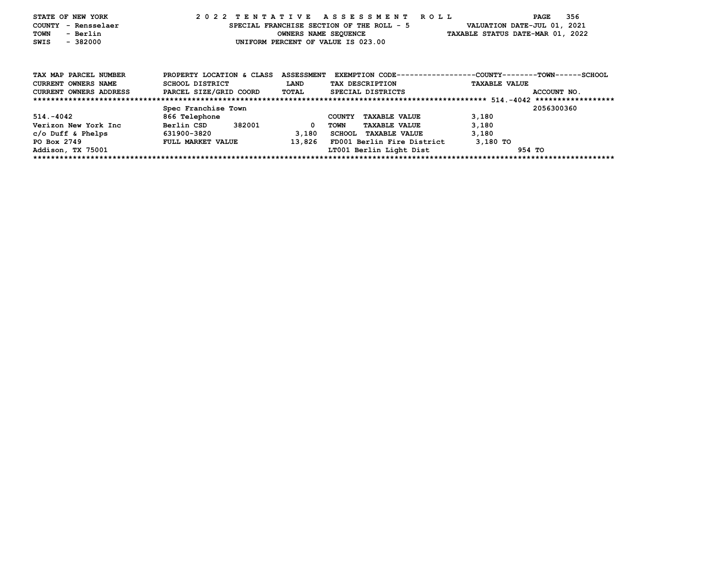STATE OF NEW YORK
COUNTY - Rensselaer
TOWN - Berlin
SWIS - 382000

2022 TENTATIVE ASSESSMENT ROLL
SPECIAL FRANCHISE SECTION OF THE ROLL - 5
OWNERS NAME SEQUENCE
UNIFORM PERCENT OF VALUE IS 023.00

VALUATION DATE-JUL 01, 2021
TAXABLE STATUS DATE-MAR 01, 2022

| TAX MAP PARCEL NUMBER / CURRENT OWNERS NAME / CURRENT OWNERS ADDRESS | PROPERTY LOCATION & CLASS / SCHOOL DISTRICT / PARCEL SIZE/GRID COORD | ASSESSMENT LAND / TOTAL | EXEMPTION CODE / TAX DESCRIPTION / SPECIAL DISTRICTS | TAXABLE VALUE (COUNTY / TOWN / SCHOOL) | ACCOUNT NO. |
|---|---|---|---|---|---|
| ****** 514.-4042 ****** | | | | | |
| | Spec Franchise Town | | | | 2056300360 |
| 514.-4042 | 866 Telephone | | COUNTY TAXABLE VALUE | 3,180 | |
| Verizon New York Inc | Berlin CSD 382001 | 0 | TOWN TAXABLE VALUE | 3,180 | |
| c/o Duff & Phelps | 631900-3820 | 3,180 | SCHOOL TAXABLE VALUE | 3,180 | |
| PO Box 2749 | FULL MARKET VALUE | 13,826 | FD001 Berlin Fire District | 3,180 TO | |
| Addison, TX 75001 | | | LT001 Berlin Light Dist | 954 TO | |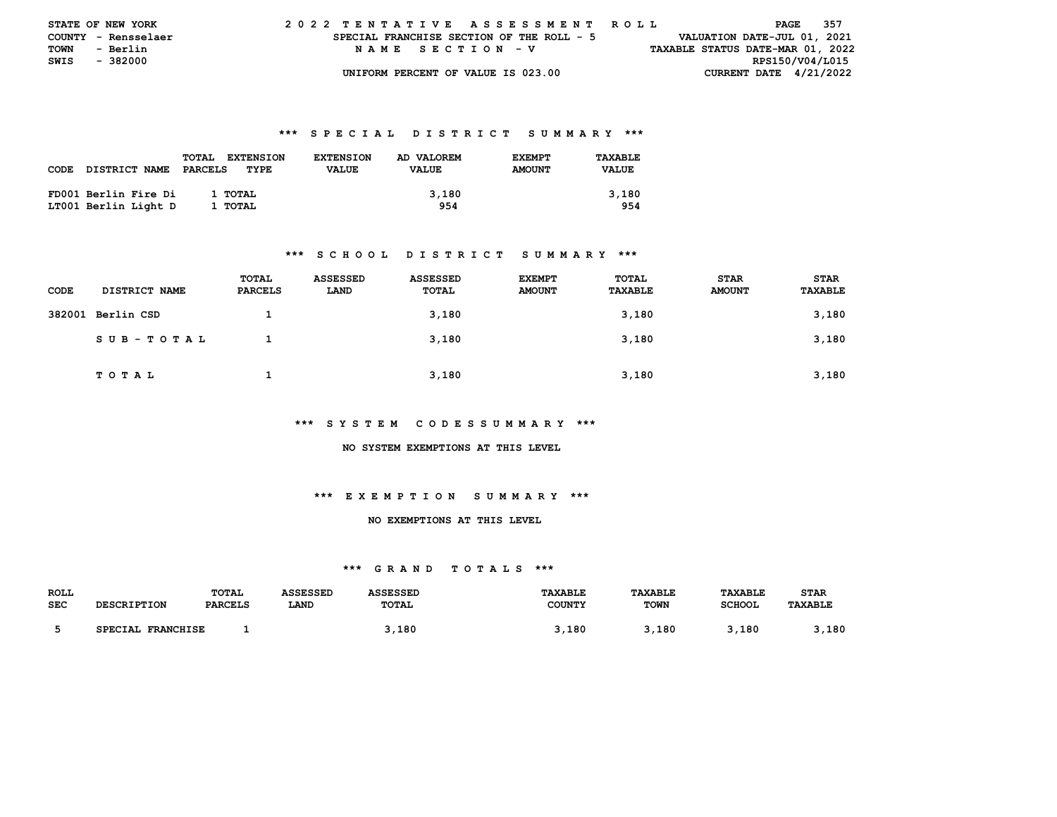STATE OF NEW YORK
COUNTY - Rensselaer
TOWN - Berlin
SWIS - 382000

2 0 2 2 T E N T A T I V E A S S E S S M E N T R O L L
SPECIAL FRANCHISE SECTION OF THE ROLL - 5
N A M E S E C T I O N - V
UNIFORM PERCENT OF VALUE IS 023.00

VALUATION DATE-JUL 01, 2021
TAXABLE STATUS DATE-MAR 01, 2022
RPS150/V04/L015
CURRENT DATE 4/21/2022

### *** S P E C I A L D I S T R I C T S U M M A R Y ***

| CODE | DISTRICT NAME | TOTAL PARCELS | EXTENSION TYPE | EXTENSION VALUE | AD VALOREM VALUE | EXEMPT AMOUNT | TAXABLE VALUE |
|---|---|---|---|---|---|---|---|
| FD001 | Berlin Fire Di | 1 | TOTAL | | 3,180 | | 3,180 |
| LT001 | Berlin Light D | 1 | TOTAL | | 954 | | 954 |

### *** S C H O O L D I S T R I C T S U M M A R Y ***

| CODE | DISTRICT NAME | TOTAL PARCELS | ASSESSED LAND | ASSESSED TOTAL | EXEMPT AMOUNT | TOTAL TAXABLE | STAR AMOUNT | STAR TAXABLE |
|---|---|---|---|---|---|---|---|---|
| 382001 | Berlin CSD | 1 | | 3,180 | | 3,180 | | 3,180 |
| | S U B - T O T A L | 1 | | 3,180 | | 3,180 | | 3,180 |
| | T O T A L | 1 | | 3,180 | | 3,180 | | 3,180 |

### *** S Y S T E M C O D E S S U M M A R Y ***

NO SYSTEM EXEMPTIONS AT THIS LEVEL

### *** E X E M P T I O N S U M M A R Y ***

NO EXEMPTIONS AT THIS LEVEL

### *** G R A N D T O T A L S ***

| ROLL SEC | DESCRIPTION | TOTAL PARCELS | ASSESSED LAND | ASSESSED TOTAL | TAXABLE COUNTY | TAXABLE TOWN | TAXABLE SCHOOL | STAR TAXABLE |
|---|---|---|---|---|---|---|---|---|
| 5 | SPECIAL FRANCHISE | 1 | | 3,180 | 3,180 | 3,180 | 3,180 | 3,180 |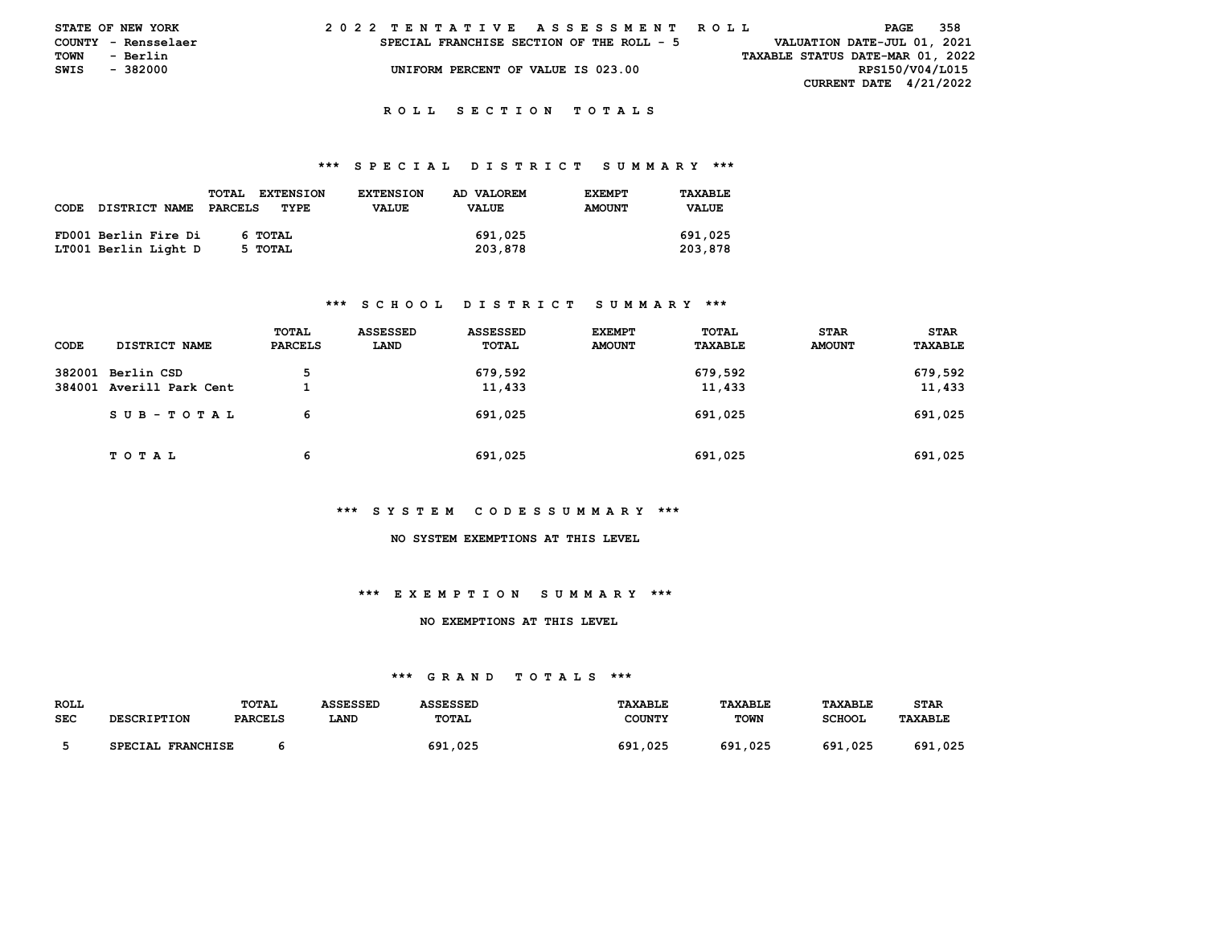STATE OF NEW YORK — COUNTY - Rensselaer — TOWN - Berlin — SWIS - 382000

2022 TENTATIVE ASSESSMENT ROLL

SPECIAL FRANCHISE SECTION OF THE ROLL - 5

UNIFORM PERCENT OF VALUE IS 023.00

VALUATION DATE-JUL 01, 2021
TAXABLE STATUS DATE-MAR 01, 2022
RPS150/V04/L015
CURRENT DATE 4/21/2022

## ROLL SECTION TOTALS

### *** SPECIAL DISTRICT SUMMARY ***

| CODE DISTRICT NAME | TOTAL PARCELS | EXTENSION TYPE | EXTENSION VALUE | AD VALOREM VALUE | EXEMPT AMOUNT | TAXABLE VALUE |
|---|---|---|---|---|---|---|
| FD001 Berlin Fire Di | 6 | TOTAL | | 691,025 | | 691,025 |
| LT001 Berlin Light D | 5 | TOTAL | | 203,878 | | 203,878 |

### *** SCHOOL DISTRICT SUMMARY ***

| CODE | DISTRICT NAME | TOTAL PARCELS | ASSESSED LAND | ASSESSED TOTAL | EXEMPT AMOUNT | TOTAL TAXABLE | STAR AMOUNT | STAR TAXABLE |
|---|---|---|---|---|---|---|---|---|
| 382001 | Berlin CSD | 5 | | 679,592 | | 679,592 | | 679,592 |
| 384001 | Averill Park Cent | 1 | | 11,433 | | 11,433 | | 11,433 |
| | SUB-TOTAL | 6 | | 691,025 | | 691,025 | | 691,025 |
| | TOTAL | 6 | | 691,025 | | 691,025 | | 691,025 |

### *** SYSTEM CODES SUMMARY ***

NO SYSTEM EXEMPTIONS AT THIS LEVEL

### *** EXEMPTION SUMMARY ***

NO EXEMPTIONS AT THIS LEVEL

### *** GRAND TOTALS ***

| ROLL SEC | DESCRIPTION | TOTAL PARCELS | ASSESSED LAND | ASSESSED TOTAL | TAXABLE COUNTY | TAXABLE TOWN | TAXABLE SCHOOL | STAR TAXABLE |
|---|---|---|---|---|---|---|---|---|
| 5 | SPECIAL FRANCHISE | 6 | | 691,025 | 691,025 | 691,025 | 691,025 | 691,025 |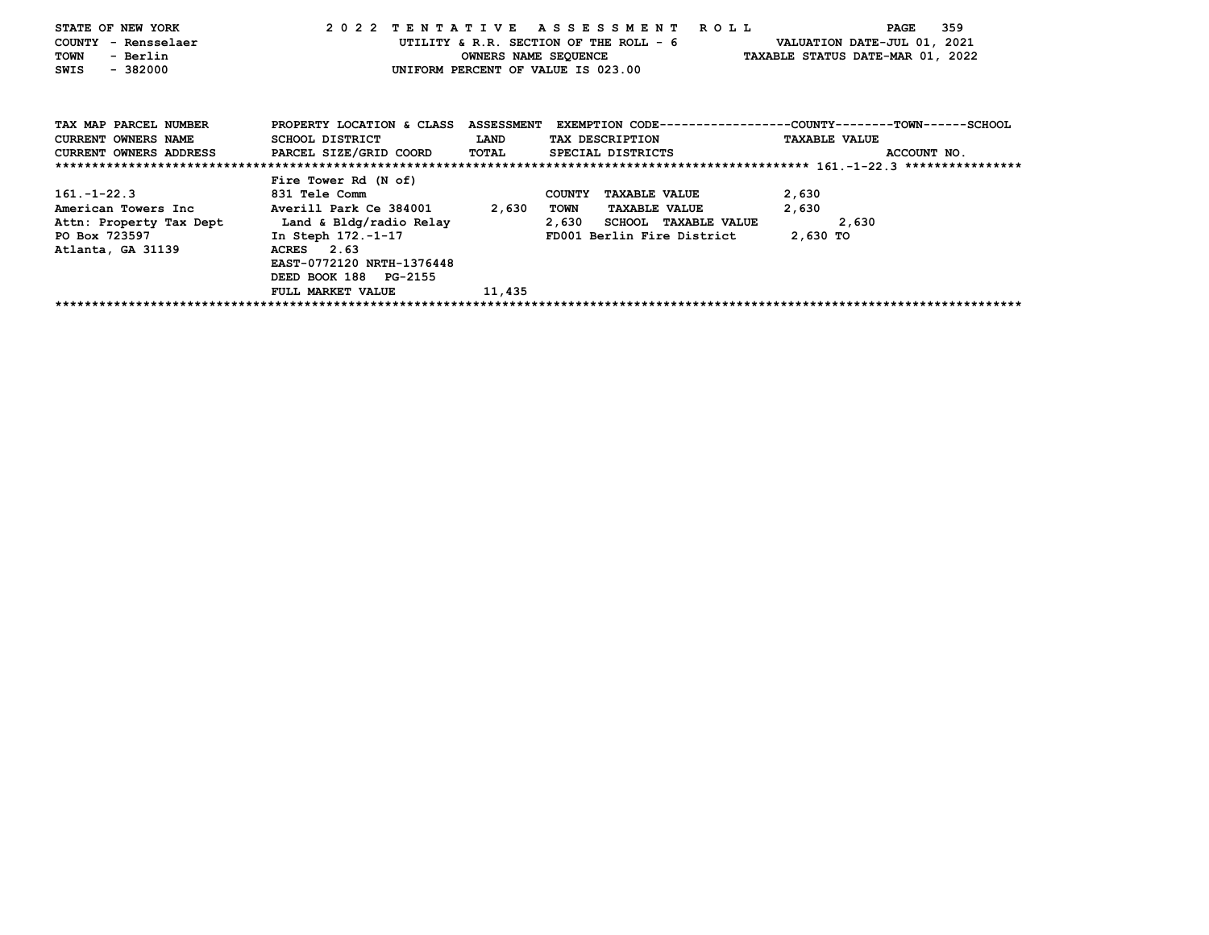STATE OF NEW YORK
COUNTY - Rensselaer
TOWN - Berlin
SWIS - 382000

# 2022 TENTATIVE ASSESSMENT ROLL

UTILITY & R.R. SECTION OF THE ROLL - 6
OWNERS NAME SEQUENCE
UNIFORM PERCENT OF VALUE IS 023.00

VALUATION DATE-JUL 01, 2021
TAXABLE STATUS DATE-MAR 01, 2022

| TAX MAP PARCEL NUMBER / CURRENT OWNERS NAME / CURRENT OWNERS ADDRESS | PROPERTY LOCATION & CLASS / SCHOOL DISTRICT / PARCEL SIZE/GRID COORD | ASSESSMENT LAND / TOTAL | EXEMPTION CODE / TAX DESCRIPTION / SPECIAL DISTRICTS | TAXABLE VALUE (COUNTY / TOWN / SCHOOL) / ACCOUNT NO. |
|---|---|---|---|---|
| 161.-1-22.3 | Fire Tower Rd (N of) | | | |
| 161.-1-22.3 | 831 Tele Comm | | COUNTY TAXABLE VALUE | 2,630 |
| American Towers Inc | Averill Park Ce 384001 | 2,630 | TOWN TAXABLE VALUE | 2,630 |
| Attn: Property Tax Dept | Land & Bldg/radio Relay | 2,630 | SCHOOL TAXABLE VALUE | 2,630 |
| PO Box 723597 | In Steph 172.-1-17 | | FD001 Berlin Fire District | 2,630 TO |
| Atlanta, GA 31139 | ACRES 2.63 | | | |
| | EAST-0772120 NRTH-1376448 | | | |
| | DEED BOOK 188 PG-2155 | | | |
| | FULL MARKET VALUE | 11,435 | | |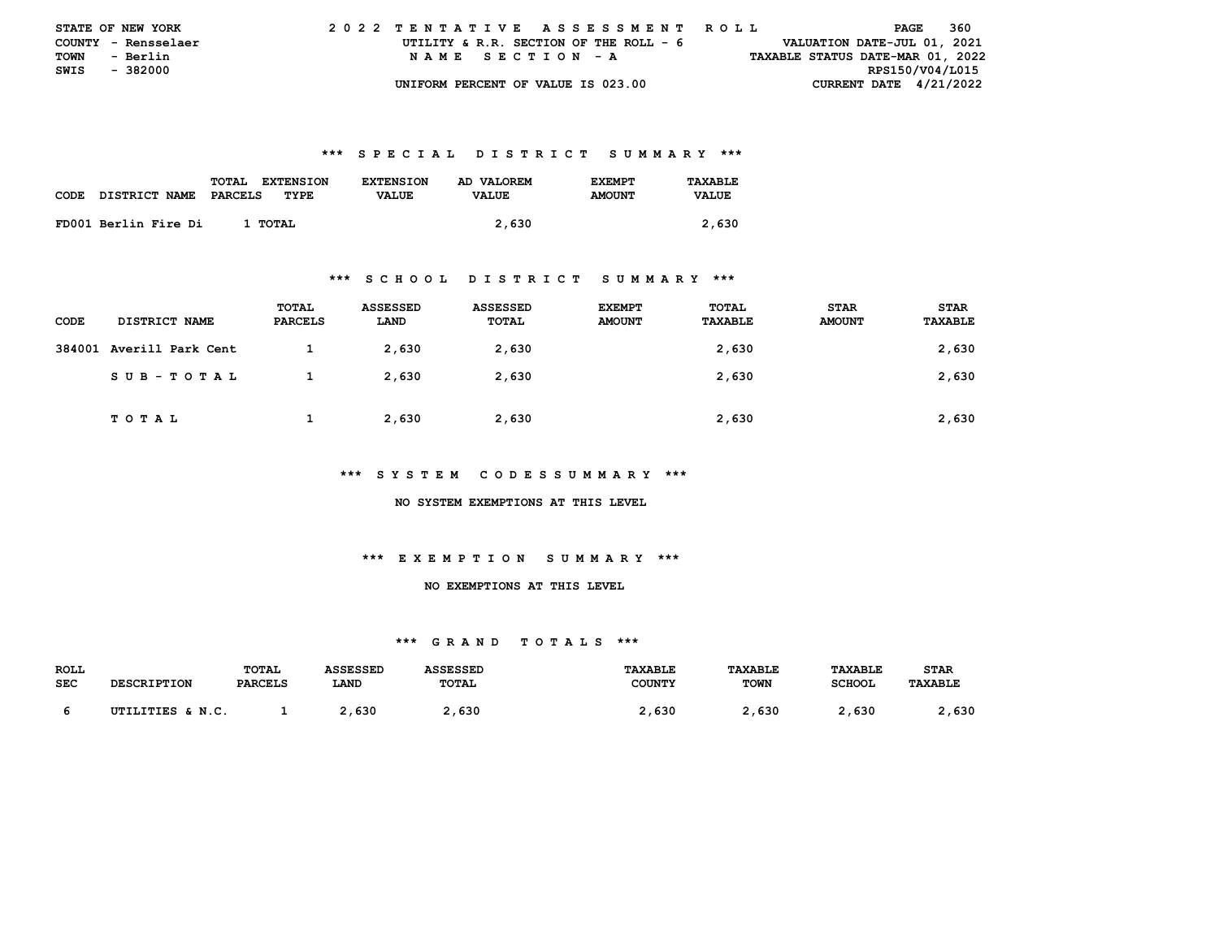STATE OF NEW YORK
COUNTY - Rensselaer
TOWN - Berlin
SWIS - 382000

2022 TENTATIVE ASSESSMENT ROLL
UTILITY & R.R. SECTION OF THE ROLL - 6
NAME SECTION - A
UNIFORM PERCENT OF VALUE IS 023.00

VALUATION DATE-JUL 01, 2021
TAXABLE STATUS DATE-MAR 01, 2022
RPS150/V04/L015
CURRENT DATE 4/21/2022

### *** SPECIAL DISTRICT SUMMARY ***

| CODE | DISTRICT NAME | TOTAL PARCELS | EXTENSION TYPE | EXTENSION VALUE | AD VALOREM VALUE | EXEMPT AMOUNT | TAXABLE VALUE |
|---|---|---|---|---|---|---|---|
| FD001 | Berlin Fire Di | 1 | TOTAL | | 2,630 | | 2,630 |

### *** SCHOOL DISTRICT SUMMARY ***

| CODE | DISTRICT NAME | TOTAL PARCELS | ASSESSED LAND | ASSESSED TOTAL | EXEMPT AMOUNT | TOTAL TAXABLE | STAR AMOUNT | STAR TAXABLE |
|---|---|---|---|---|---|---|---|---|
| 384001 | Averill Park Cent | 1 | 2,630 | 2,630 | | 2,630 | | 2,630 |
| | SUB-TOTAL | 1 | 2,630 | 2,630 | | 2,630 | | 2,630 |
| | TOTAL | 1 | 2,630 | 2,630 | | 2,630 | | 2,630 |

### *** SYSTEM CODES SUMMARY ***

NO SYSTEM EXEMPTIONS AT THIS LEVEL

### *** EXEMPTION SUMMARY ***

NO EXEMPTIONS AT THIS LEVEL

### *** GRAND TOTALS ***

| ROLL SEC | DESCRIPTION | TOTAL PARCELS | ASSESSED LAND | ASSESSED TOTAL | TAXABLE COUNTY | TAXABLE TOWN | TAXABLE SCHOOL | STAR TAXABLE |
|---|---|---|---|---|---|---|---|---|
| 6 | UTILITIES & N.C. | 1 | 2,630 | 2,630 | 2,630 | 2,630 | 2,630 | 2,630 |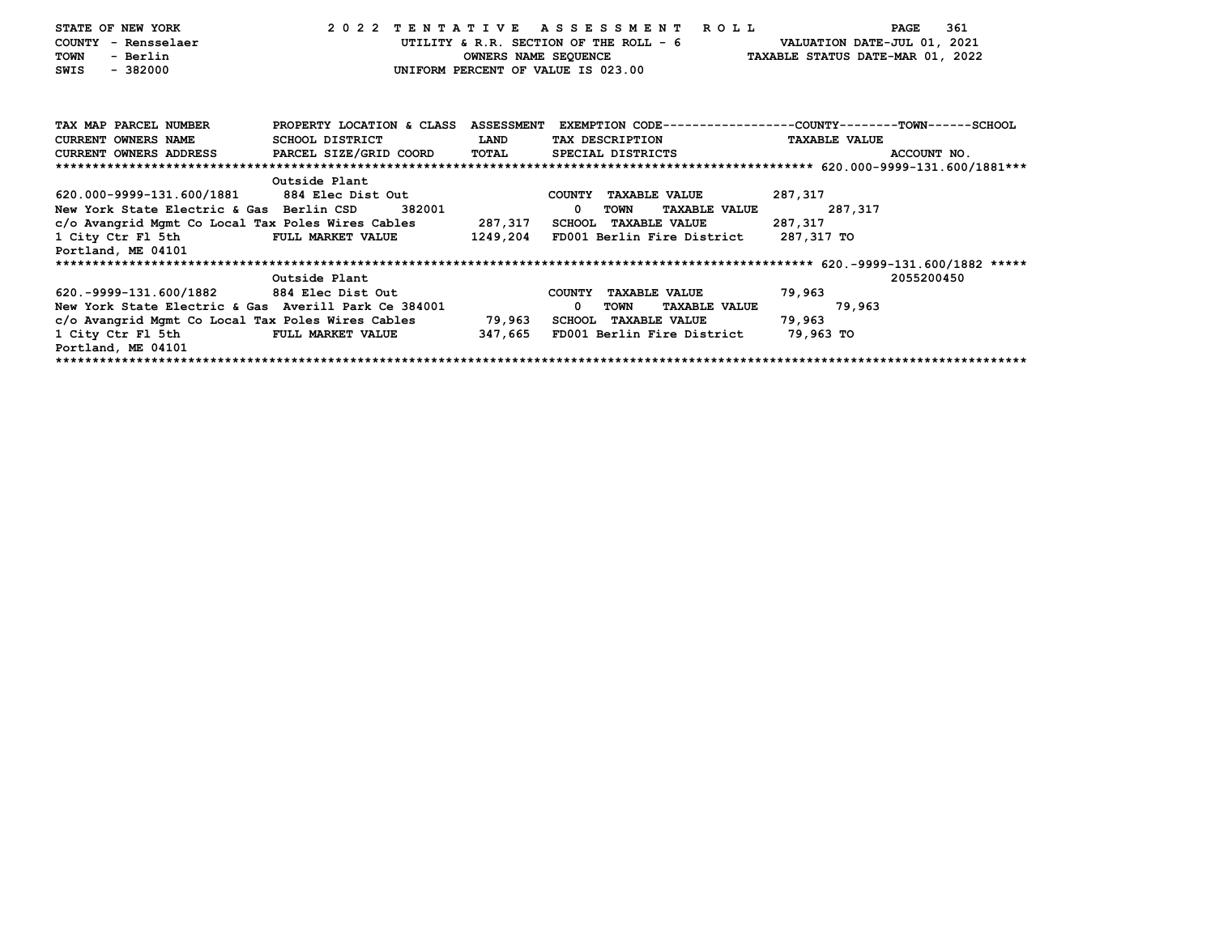STATE OF NEW YORK — 2022 TENTATIVE ASSESSMENT ROLL
COUNTY - Rensselaer — UTILITY & R.R. SECTION OF THE ROLL - 6 — VALUATION DATE-JUL 01, 2021
TOWN - Berlin — OWNERS NAME SEQUENCE — TAXABLE STATUS DATE-MAR 01, 2022
SWIS - 382000 — UNIFORM PERCENT OF VALUE IS 023.00

| TAX MAP PARCEL NUMBER / CURRENT OWNERS NAME / CURRENT OWNERS ADDRESS | PROPERTY LOCATION & CLASS / SCHOOL DISTRICT / PARCEL SIZE/GRID COORD | ASSESSMENT LAND / TOTAL | EXEMPTION CODE / TAX DESCRIPTION / SPECIAL DISTRICTS | COUNTY TAXABLE VALUE | TOWN | SCHOOL / ACCOUNT NO. |
|---|---|---|---|---|---|---|
| **620.000-9999-131.600/1881** | Outside Plant | | | | | |
| 620.000-9999-131.600/1881 | 884 Elec Dist Out | | COUNTY TAXABLE VALUE | 287,317 | | |
| New York State Electric & Gas | Berlin CSD 382001 | 0 | TOWN TAXABLE VALUE | | 287,317 | |
| c/o Avangrid Mgmt Co Local Tax | Poles Wires Cables | 287,317 | SCHOOL TAXABLE VALUE | 287,317 | | |
| 1 City Ctr Fl 5th | FULL MARKET VALUE | 1249,204 | FD001 Berlin Fire District | 287,317 TO | | |
| Portland, ME 04101 | | | | | | |
| **620.-9999-131.600/1882** | Outside Plant | | | | | 2055200450 |
| 620.-9999-131.600/1882 | 884 Elec Dist Out | | COUNTY TAXABLE VALUE | 79,963 | | |
| New York State Electric & Gas | Averill Park Ce 384001 | 0 | TOWN TAXABLE VALUE | | 79,963 | |
| c/o Avangrid Mgmt Co Local Tax | Poles Wires Cables | 79,963 | SCHOOL TAXABLE VALUE | 79,963 | | |
| 1 City Ctr Fl 5th | FULL MARKET VALUE | 347,665 | FD001 Berlin Fire District | 79,963 TO | | |
| Portland, ME 04101 | | | | | | |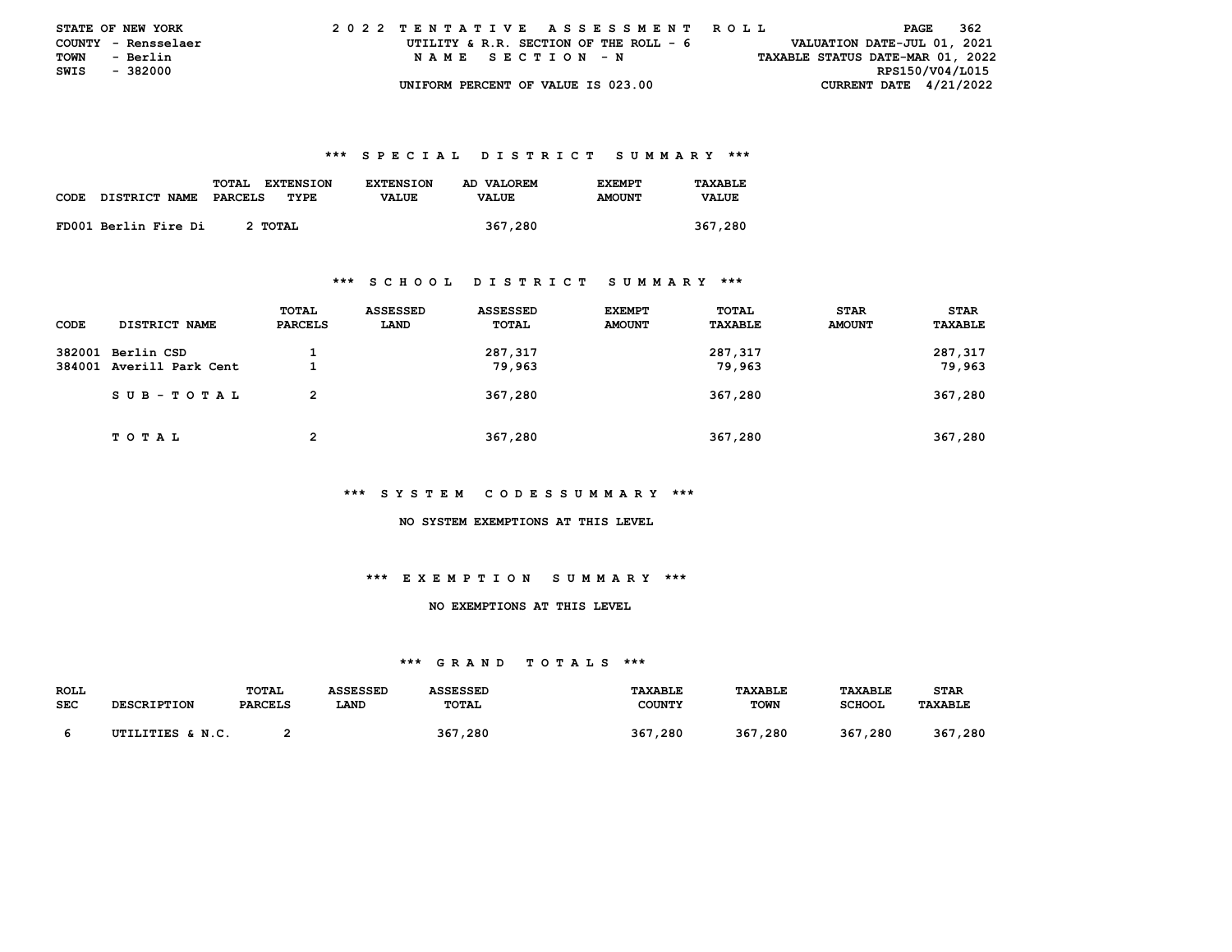STATE OF NEW YORK
COUNTY - Rensselaer
TOWN - Berlin
SWIS - 382000

2022 TENTATIVE ASSESSMENT ROLL
UTILITY & R.R. SECTION OF THE ROLL - 6
NAME SECTION - N
UNIFORM PERCENT OF VALUE IS 023.00

VALUATION DATE-JUL 01, 2021
TAXABLE STATUS DATE-MAR 01, 2022
RPS150/V04/L015
CURRENT DATE 4/21/2022

### *** SPECIAL DISTRICT SUMMARY ***

| CODE | DISTRICT NAME | TOTAL PARCELS | EXTENSION TYPE | EXTENSION VALUE | AD VALOREM VALUE | EXEMPT AMOUNT | TAXABLE VALUE |
|---|---|---|---|---|---|---|---|
| FD001 | Berlin Fire Di | 2 | TOTAL | | 367,280 | | 367,280 |

### *** SCHOOL DISTRICT SUMMARY ***

| CODE | DISTRICT NAME | TOTAL PARCELS | ASSESSED LAND | ASSESSED TOTAL | EXEMPT AMOUNT | TOTAL TAXABLE | STAR AMOUNT | STAR TAXABLE |
|---|---|---|---|---|---|---|---|---|
| 382001 | Berlin CSD | 1 | | 287,317 | | 287,317 | | 287,317 |
| 384001 | Averill Park Cent | 1 | | 79,963 | | 79,963 | | 79,963 |
| | SUB-TOTAL | 2 | | 367,280 | | 367,280 | | 367,280 |
| | TOTAL | 2 | | 367,280 | | 367,280 | | 367,280 |

### *** SYSTEM CODES SUMMARY ***

NO SYSTEM EXEMPTIONS AT THIS LEVEL

### *** EXEMPTION SUMMARY ***

NO EXEMPTIONS AT THIS LEVEL

### *** GRAND TOTALS ***

| ROLL SEC | DESCRIPTION | TOTAL PARCELS | ASSESSED LAND | ASSESSED TOTAL | TAXABLE COUNTY | TAXABLE TOWN | TAXABLE SCHOOL | STAR TAXABLE |
|---|---|---|---|---|---|---|---|---|
| 6 | UTILITIES & N.C. | 2 | | 367,280 | 367,280 | 367,280 | 367,280 | 367,280 |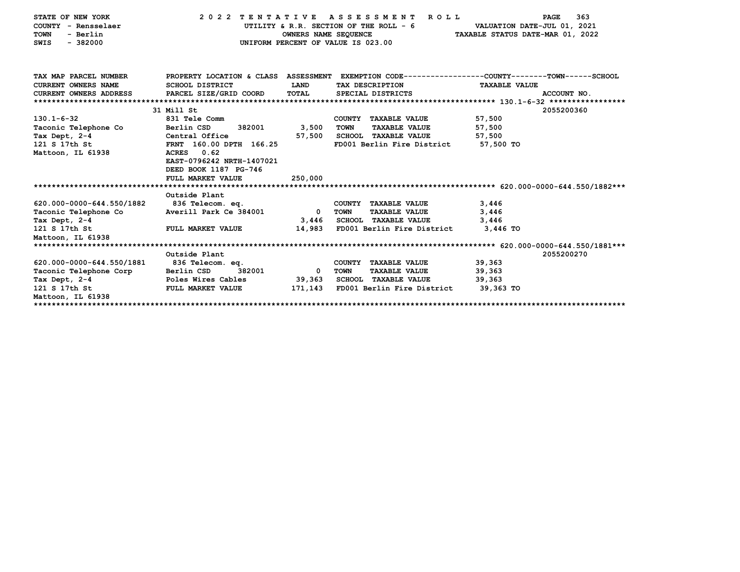STATE OF NEW YORK
COUNTY - Rensselaer
TOWN - Berlin
SWIS - 382000

2022 TENTATIVE ASSESSMENT ROLL
UTILITY & R.R. SECTION OF THE ROLL - 6
OWNERS NAME SEQUENCE
UNIFORM PERCENT OF VALUE IS 023.00

VALUATION DATE-JUL 01, 2021
TAXABLE STATUS DATE-MAR 01, 2022

| TAX MAP PARCEL NUMBER / CURRENT OWNERS NAME / CURRENT OWNERS ADDRESS | PROPERTY LOCATION & CLASS / SCHOOL DISTRICT / PARCEL SIZE/GRID COORD | ASSESSMENT LAND | ASSESSMENT TOTAL | EXEMPTION CODE / TAX DESCRIPTION / SPECIAL DISTRICTS | COUNTY--------TOWN------SCHOOL TAXABLE VALUE | ACCOUNT NO. |
|---|---|---|---|---|---|---|
| ******** 130.1-6-32 ******** | 31 Mill St | | | | | 2055200360 |
| 130.1-6-32 | 831 Tele Comm | | | COUNTY TAXABLE VALUE | 57,500 | |
| Taconic Telephone Co | Berlin CSD 382001 | 3,500 | | TOWN TAXABLE VALUE | 57,500 | |
| Tax Dept, 2-4 | Central Office | | 57,500 | SCHOOL TAXABLE VALUE | 57,500 | |
| 121 S 17th St | FRNT 160.00 DPTH 166.25 | | | FD001 Berlin Fire District | 57,500 TO | |
| Mattoon, IL 61938 | ACRES 0.62 | | | | | |
| | EAST-0796242 NRTH-1407021 | | | | | |
| | DEED BOOK 1187 PG-746 | | | | | |
| | FULL MARKET VALUE | | 250,000 | | | |
| ******** 620.000-0000-644.550/1882 ******** | Outside Plant | | | | | |
| 620.000-0000-644.550/1882 | 836 Telecom. eq. | | | COUNTY TAXABLE VALUE | 3,446 | |
| Taconic Telephone Co | Averill Park Ce 384001 | 0 | | TOWN TAXABLE VALUE | 3,446 | |
| Tax Dept, 2-4 | | | 3,446 | SCHOOL TAXABLE VALUE | 3,446 | |
| 121 S 17th St | FULL MARKET VALUE | | 14,983 | FD001 Berlin Fire District | 3,446 TO | |
| Mattoon, IL 61938 | | | | | | |
| ******** 620.000-0000-644.550/1881 ******** | Outside Plant | | | | | 2055200270 |
| 620.000-0000-644.550/1881 | 836 Telecom. eq. | | | COUNTY TAXABLE VALUE | 39,363 | |
| Taconic Telephone Corp | Berlin CSD 382001 | 0 | | TOWN TAXABLE VALUE | 39,363 | |
| Tax Dept, 2-4 | Poles Wires Cables | | 39,363 | SCHOOL TAXABLE VALUE | 39,363 | |
| 121 S 17th St | FULL MARKET VALUE | | 171,143 | FD001 Berlin Fire District | 39,363 TO | |
| Mattoon, IL 61938 | | | | | | |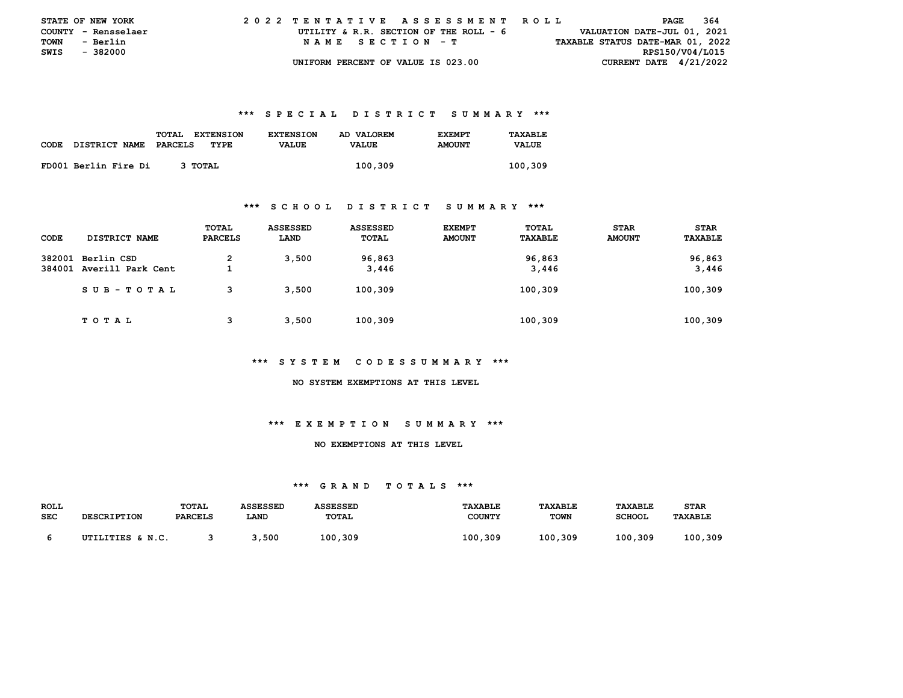STATE OF NEW YORK | 2022 TENTATIVE ASSESSMENT ROLL
COUNTY - Rensselaer | UTILITY & R.R. SECTION OF THE ROLL - 6 | VALUATION DATE-JUL 01, 2021
TOWN - Berlin | NAME SECTION - T | TAXABLE STATUS DATE-MAR 01, 2022
SWIS - 382000 | RPS150/V04/L015
UNIFORM PERCENT OF VALUE IS 023.00 | CURRENT DATE 4/21/2022

## *** SPECIAL DISTRICT SUMMARY ***

| CODE DISTRICT NAME | TOTAL PARCELS | EXTENSION TYPE | EXTENSION VALUE | AD VALOREM VALUE | EXEMPT AMOUNT | TAXABLE VALUE |
|---|---|---|---|---|---|---|
| FD001 Berlin Fire Di | 3 | TOTAL | | 100,309 | | 100,309 |

## *** SCHOOL DISTRICT SUMMARY ***

| CODE | DISTRICT NAME | TOTAL PARCELS | ASSESSED LAND | ASSESSED TOTAL | EXEMPT AMOUNT | TOTAL TAXABLE | STAR AMOUNT | STAR TAXABLE |
|---|---|---|---|---|---|---|---|---|
| 382001 | Berlin CSD | 2 | 3,500 | 96,863 | | 96,863 | | 96,863 |
| 384001 | Averill Park Cent | 1 | | 3,446 | | 3,446 | | 3,446 |
| | SUB-TOTAL | 3 | 3,500 | 100,309 | | 100,309 | | 100,309 |
| | TOTAL | 3 | 3,500 | 100,309 | | 100,309 | | 100,309 |

## *** SYSTEM CODES SUMMARY ***

NO SYSTEM EXEMPTIONS AT THIS LEVEL

## *** EXEMPTION SUMMARY ***

NO EXEMPTIONS AT THIS LEVEL

## *** GRAND TOTALS ***

| ROLL SEC | DESCRIPTION | TOTAL PARCELS | ASSESSED LAND | ASSESSED TOTAL | TAXABLE COUNTY | TAXABLE TOWN | TAXABLE SCHOOL | STAR TAXABLE |
|---|---|---|---|---|---|---|---|---|
| 6 | UTILITIES & N.C. | 3 | 3,500 | 100,309 | 100,309 | 100,309 | 100,309 | 100,309 |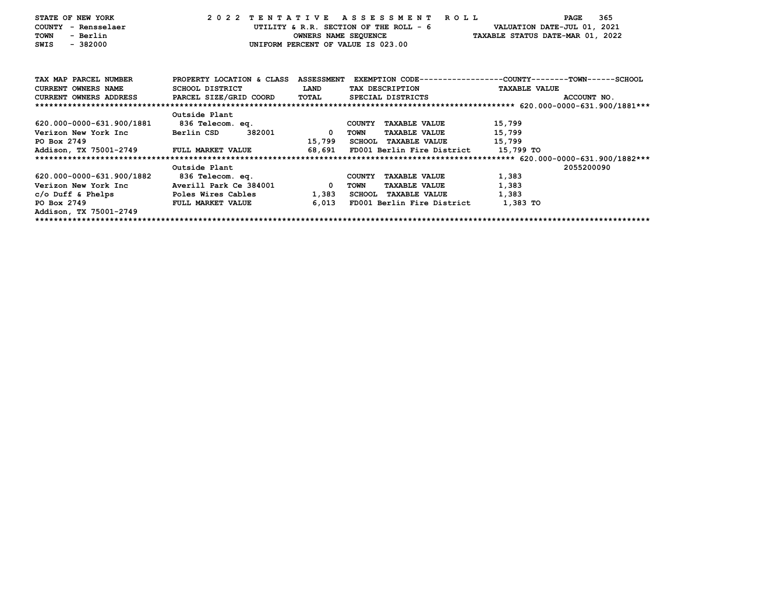STATE OF NEW YORK
COUNTY - Rensselaer
TOWN - Berlin
SWIS - 382000

**2022 TENTATIVE ASSESSMENT ROLL**
UTILITY & R.R. SECTION OF THE ROLL - 6
OWNERS NAME SEQUENCE
UNIFORM PERCENT OF VALUE IS 023.00

VALUATION DATE-JUL 01, 2021
TAXABLE STATUS DATE-MAR 01, 2022

| TAX MAP PARCEL NUMBER / CURRENT OWNERS NAME / CURRENT OWNERS ADDRESS | PROPERTY LOCATION & CLASS / SCHOOL DISTRICT / PARCEL SIZE/GRID COORD | ASSESSMENT LAND / TOTAL | EXEMPTION CODE / TAX DESCRIPTION / SPECIAL DISTRICTS | TAXABLE VALUE (COUNTY / TOWN / SCHOOL) | ACCOUNT NO. |
|---|---|---|---|---|---|
| ***620.000-0000-631.900/1881*** | Outside Plant | | | | |
| 620.000-0000-631.900/1881 | 836 Telecom. eq. | | COUNTY TAXABLE VALUE | 15,799 | |
| Verizon New York Inc | Berlin CSD 382001 | 0 | TOWN TAXABLE VALUE | 15,799 | |
| PO Box 2749 | | 15,799 | SCHOOL TAXABLE VALUE | 15,799 | |
| Addison, TX 75001-2749 | FULL MARKET VALUE | 68,691 | FD001 Berlin Fire District | 15,799 TO | |
| ***620.000-0000-631.900/1882*** | Outside Plant | | | | 2055200090 |
| 620.000-0000-631.900/1882 | 836 Telecom. eq. | | COUNTY TAXABLE VALUE | 1,383 | |
| Verizon New York Inc | Averill Park Ce 384001 | 0 | TOWN TAXABLE VALUE | 1,383 | |
| c/o Duff & Phelps | Poles Wires Cables | 1,383 | SCHOOL TAXABLE VALUE | 1,383 | |
| PO Box 2749 | FULL MARKET VALUE | 6,013 | FD001 Berlin Fire District | 1,383 TO | |
| Addison, TX 75001-2749 | | | | | |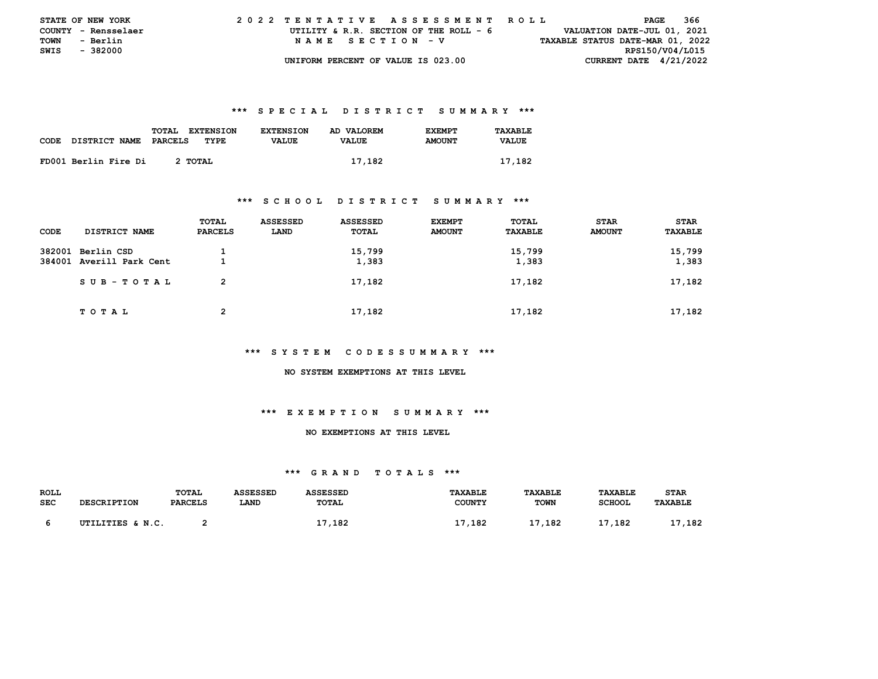STATE OF NEW YORK | 2022 TENTATIVE ASSESSMENT ROLL
COUNTY - Rensselaer | UTILITY & R.R. SECTION OF THE ROLL - 6 | VALUATION DATE-JUL 01, 2021
TOWN - Berlin | NAME SECTION - V | TAXABLE STATUS DATE-MAR 01, 2022
SWIS - 382000 | RPS150/V04/L015
UNIFORM PERCENT OF VALUE IS 023.00 | CURRENT DATE 4/21/2022

### *** SPECIAL DISTRICT SUMMARY ***

| CODE | DISTRICT NAME | TOTAL PARCELS | EXTENSION TYPE | EXTENSION VALUE | AD VALOREM VALUE | EXEMPT AMOUNT | TAXABLE VALUE |
|---|---|---|---|---|---|---|---|
| FD001 | Berlin Fire Di | 2 | TOTAL | | 17,182 | | 17,182 |

### *** SCHOOL DISTRICT SUMMARY ***

| CODE | DISTRICT NAME | TOTAL PARCELS | ASSESSED LAND | ASSESSED TOTAL | EXEMPT AMOUNT | TOTAL TAXABLE | STAR AMOUNT | STAR TAXABLE |
|---|---|---|---|---|---|---|---|---|
| 382001 | Berlin CSD | 1 | | 15,799 | | 15,799 | | 15,799 |
| 384001 | Averill Park Cent | 1 | | 1,383 | | 1,383 | | 1,383 |
| | SUB-TOTAL | 2 | | 17,182 | | 17,182 | | 17,182 |
| | TOTAL | 2 | | 17,182 | | 17,182 | | 17,182 |

### *** SYSTEM CODES SUMMARY ***

NO SYSTEM EXEMPTIONS AT THIS LEVEL

### *** EXEMPTION SUMMARY ***

NO EXEMPTIONS AT THIS LEVEL

### *** GRAND TOTALS ***

| ROLL SEC | DESCRIPTION | TOTAL PARCELS | ASSESSED LAND | ASSESSED TOTAL | TAXABLE COUNTY | TAXABLE TOWN | TAXABLE SCHOOL | STAR TAXABLE |
|---|---|---|---|---|---|---|---|---|
| 6 | UTILITIES & N.C. | 2 | | 17,182 | 17,182 | 17,182 | 17,182 | 17,182 |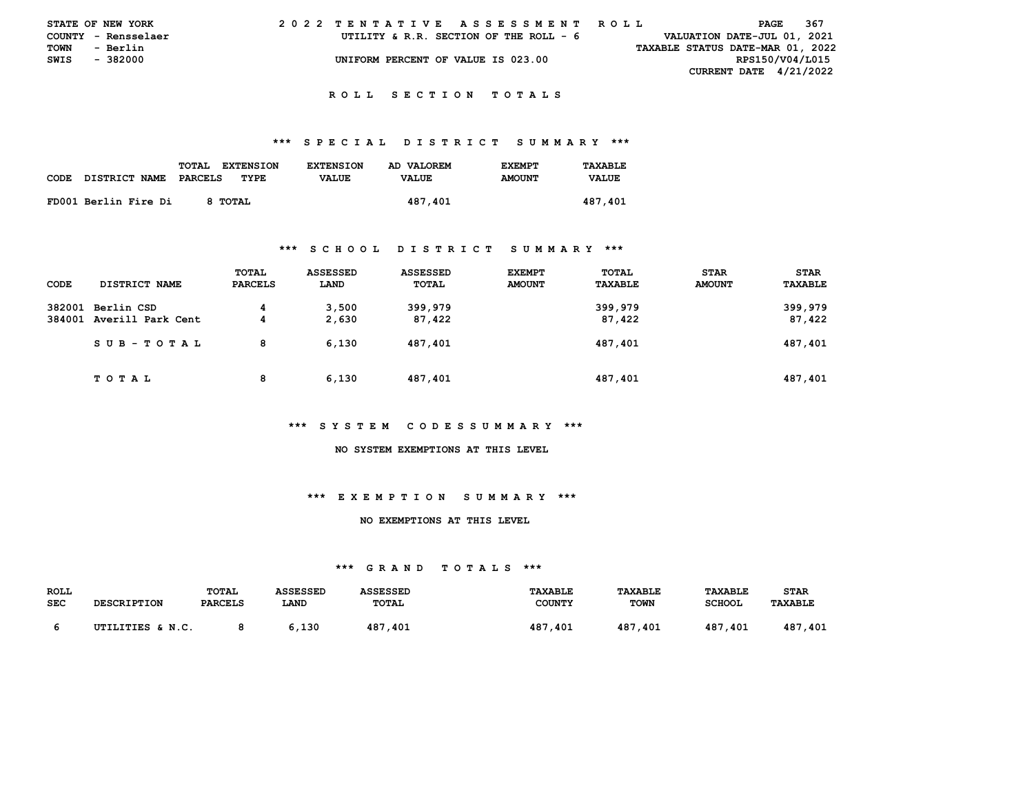STATE OF NEW YORK
COUNTY - Rensselaer
TOWN - Berlin
SWIS - 382000

2022 TENTATIVE ASSESSMENT ROLL
UTILITY & R.R. SECTION OF THE ROLL - 6
UNIFORM PERCENT OF VALUE IS 023.00

VALUATION DATE-JUL 01, 2021
TAXABLE STATUS DATE-MAR 01, 2022
RPS150/V04/L015
CURRENT DATE 4/21/2022

# ROLL SECTION TOTALS

## *** SPECIAL DISTRICT SUMMARY ***

| CODE | DISTRICT NAME | TOTAL PARCELS | EXTENSION TYPE | EXTENSION VALUE | AD VALOREM VALUE | EXEMPT AMOUNT | TAXABLE VALUE |
|---|---|---|---|---|---|---|---|
| FD001 | Berlin Fire Di | 8 | TOTAL | | 487,401 | | 487,401 |

## *** SCHOOL DISTRICT SUMMARY ***

| CODE | DISTRICT NAME | TOTAL PARCELS | ASSESSED LAND | ASSESSED TOTAL | EXEMPT AMOUNT | TOTAL TAXABLE | STAR AMOUNT | STAR TAXABLE |
|---|---|---|---|---|---|---|---|---|
| 382001 | Berlin CSD | 4 | 3,500 | 399,979 | | 399,979 | | 399,979 |
| 384001 | Averill Park Cent | 4 | 2,630 | 87,422 | | 87,422 | | 87,422 |
| | SUB-TOTAL | 8 | 6,130 | 487,401 | | 487,401 | | 487,401 |
| | TOTAL | 8 | 6,130 | 487,401 | | 487,401 | | 487,401 |

## *** SYSTEM CODESSUMMARY ***

NO SYSTEM EXEMPTIONS AT THIS LEVEL

## *** EXEMPTION SUMMARY ***

NO EXEMPTIONS AT THIS LEVEL

## *** GRAND TOTALS ***

| ROLL SEC | DESCRIPTION | TOTAL PARCELS | ASSESSED LAND | ASSESSED TOTAL | TAXABLE COUNTY | TAXABLE TOWN | TAXABLE SCHOOL | STAR TAXABLE |
|---|---|---|---|---|---|---|---|---|
| 6 | UTILITIES & N.C. | 8 | 6,130 | 487,401 | 487,401 | 487,401 | 487,401 | 487,401 |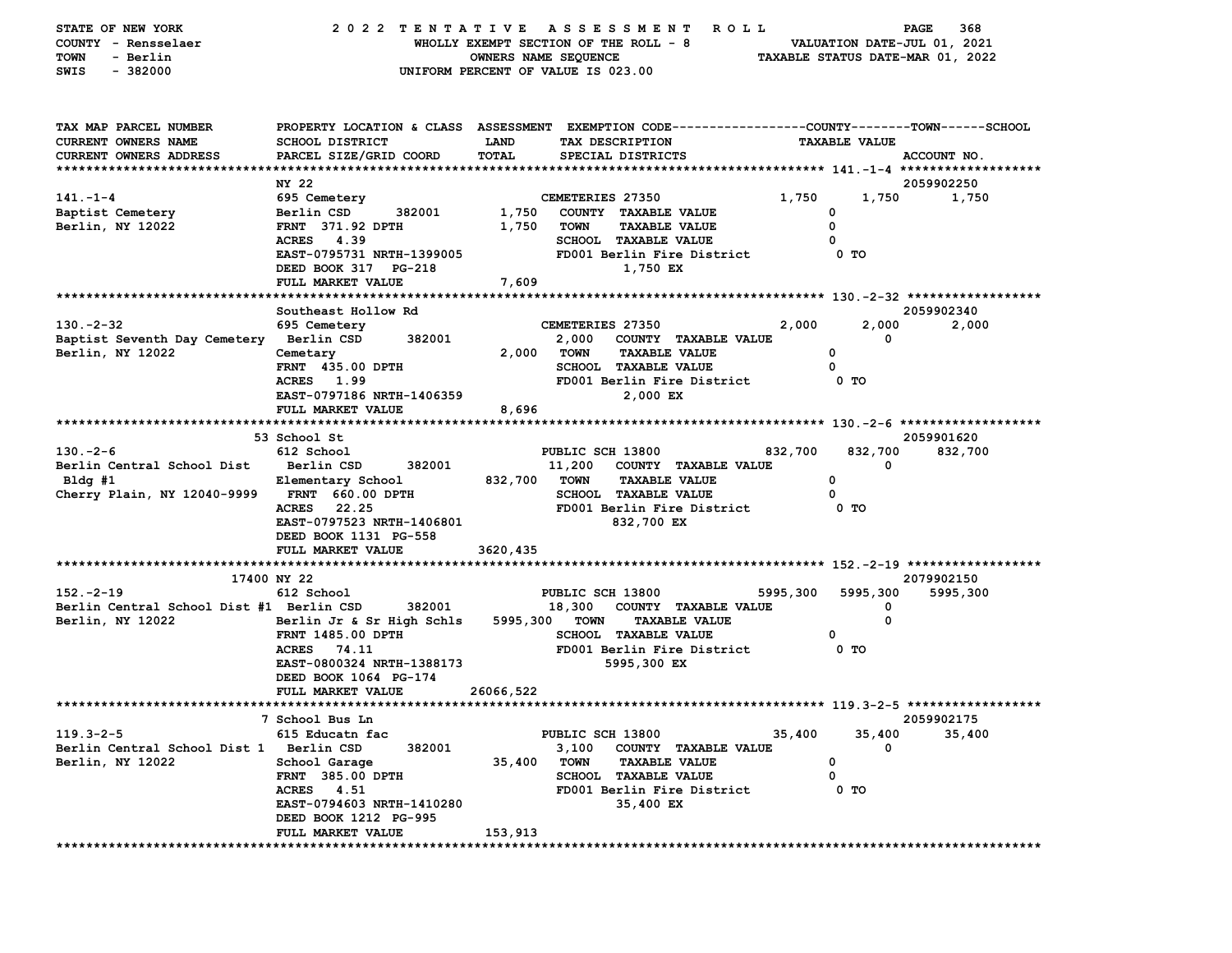STATE OF NEW YORK — 2022 TENTATIVE ASSESSMENT ROLL
COUNTY - Rensselaer — WHOLLY EXEMPT SECTION OF THE ROLL - 8 — VALUATION DATE-JUL 01, 2021
TOWN - Berlin — OWNERS NAME SEQUENCE — TAXABLE STATUS DATE-MAR 01, 2022
SWIS - 382000 — UNIFORM PERCENT OF VALUE IS 023.00

| TAX MAP PARCEL NUMBER / CURRENT OWNERS NAME / CURRENT OWNERS ADDRESS | PROPERTY LOCATION & CLASS / SCHOOL DISTRICT / PARCEL SIZE/GRID COORD | ASSESSMENT LAND / TOTAL | EXEMPTION CODE / TAX DESCRIPTION / SPECIAL DISTRICTS | COUNTY | TOWN | SCHOOL | ACCOUNT NO. |
|---|---|---|---|---|---|---|---|
| **141.-1-4** | NY 22 | | | | | | 2059902250 |
| 141.-1-4 | 695 Cemetery | | CEMETERIES 27350 | 1,750 | 1,750 | 1,750 | |
| Baptist Cemetery | Berlin CSD 382001 | 1,750 | COUNTY TAXABLE VALUE | 0 | | | |
| Berlin, NY 12022 | FRNT 371.92 DPTH | 1,750 | TOWN TAXABLE VALUE | | 0 | | |
| | ACRES 4.39 | | SCHOOL TAXABLE VALUE | | | 0 | |
| | EAST-0795731 NRTH-1399005 | | FD001 Berlin Fire District 1,750 EX | 0 TO | | | |
| | DEED BOOK 317 PG-218 | | | | | | |
| | FULL MARKET VALUE | 7,609 | | | | | |
| **130.-2-32** | Southeast Hollow Rd | | | | | | 2059902340 |
| 130.-2-32 | 695 Cemetery | | CEMETERIES 27350 | 2,000 | 2,000 | 2,000 | |
| Baptist Seventh Day Cemetery | Berlin CSD 382001 | 2,000 | COUNTY TAXABLE VALUE | 0 | | | |
| Berlin, NY 12022 | Cemetary | 2,000 | TOWN TAXABLE VALUE | | 0 | | |
| | FRNT 435.00 DPTH | | SCHOOL TAXABLE VALUE | | | 0 | |
| | ACRES 1.99 | | FD001 Berlin Fire District 2,000 EX | 0 TO | | | |
| | EAST-0797186 NRTH-1406359 | | | | | | |
| | FULL MARKET VALUE | 8,696 | | | | | |
| **130.-2-6** | 53 School St | | | | | | 2059901620 |
| 130.-2-6 | 612 School | | PUBLIC SCH 13800 | 832,700 | 832,700 | 832,700 | |
| Berlin Central School Dist | Berlin CSD 382001 | 11,200 | COUNTY TAXABLE VALUE | 0 | | | |
| Bldg #1 | Elementary School | 832,700 | TOWN TAXABLE VALUE | | 0 | | |
| Cherry Plain, NY 12040-9999 | FRNT 660.00 DPTH | | SCHOOL TAXABLE VALUE | | | 0 | |
| | ACRES 22.25 | | FD001 Berlin Fire District 832,700 EX | 0 TO | | | |
| | EAST-0797523 NRTH-1406801 | | | | | | |
| | DEED BOOK 1131 PG-558 | | | | | | |
| | FULL MARKET VALUE | 3620,435 | | | | | |
| **152.-2-19** | 17400 NY 22 | | | | | | 2079902150 |
| 152.-2-19 | 612 School | | PUBLIC SCH 13800 | 5995,300 | 5995,300 | 5995,300 | |
| Berlin Central School Dist #1 | Berlin CSD 382001 | 18,300 | COUNTY TAXABLE VALUE | 0 | | | |
| Berlin, NY 12022 | Berlin Jr & Sr High Schls | 5995,300 | TOWN TAXABLE VALUE | | 0 | | |
| | FRNT 1485.00 DPTH | | SCHOOL TAXABLE VALUE | | | 0 | |
| | ACRES 74.11 | | FD001 Berlin Fire District 5995,300 EX | 0 TO | | | |
| | EAST-0800324 NRTH-1388173 | | | | | | |
| | DEED BOOK 1064 PG-174 | | | | | | |
| | FULL MARKET VALUE | 26066,522 | | | | | |
| **119.3-2-5** | 7 School Bus Ln | | | | | | 2059902175 |
| 119.3-2-5 | 615 Educatn fac | | PUBLIC SCH 13800 | 35,400 | 35,400 | 35,400 | |
| Berlin Central School Dist 1 | Berlin CSD 382001 | 3,100 | COUNTY TAXABLE VALUE | 0 | | | |
| Berlin, NY 12022 | School Garage | 35,400 | TOWN TAXABLE VALUE | | 0 | | |
| | FRNT 385.00 DPTH | | SCHOOL TAXABLE VALUE | | | 0 | |
| | ACRES 4.51 | | FD001 Berlin Fire District 35,400 EX | 0 TO | | | |
| | EAST-0794603 NRTH-1410280 | | | | | | |
| | DEED BOOK 1212 PG-995 | | | | | | |
| | FULL MARKET VALUE | 153,913 | | | | | |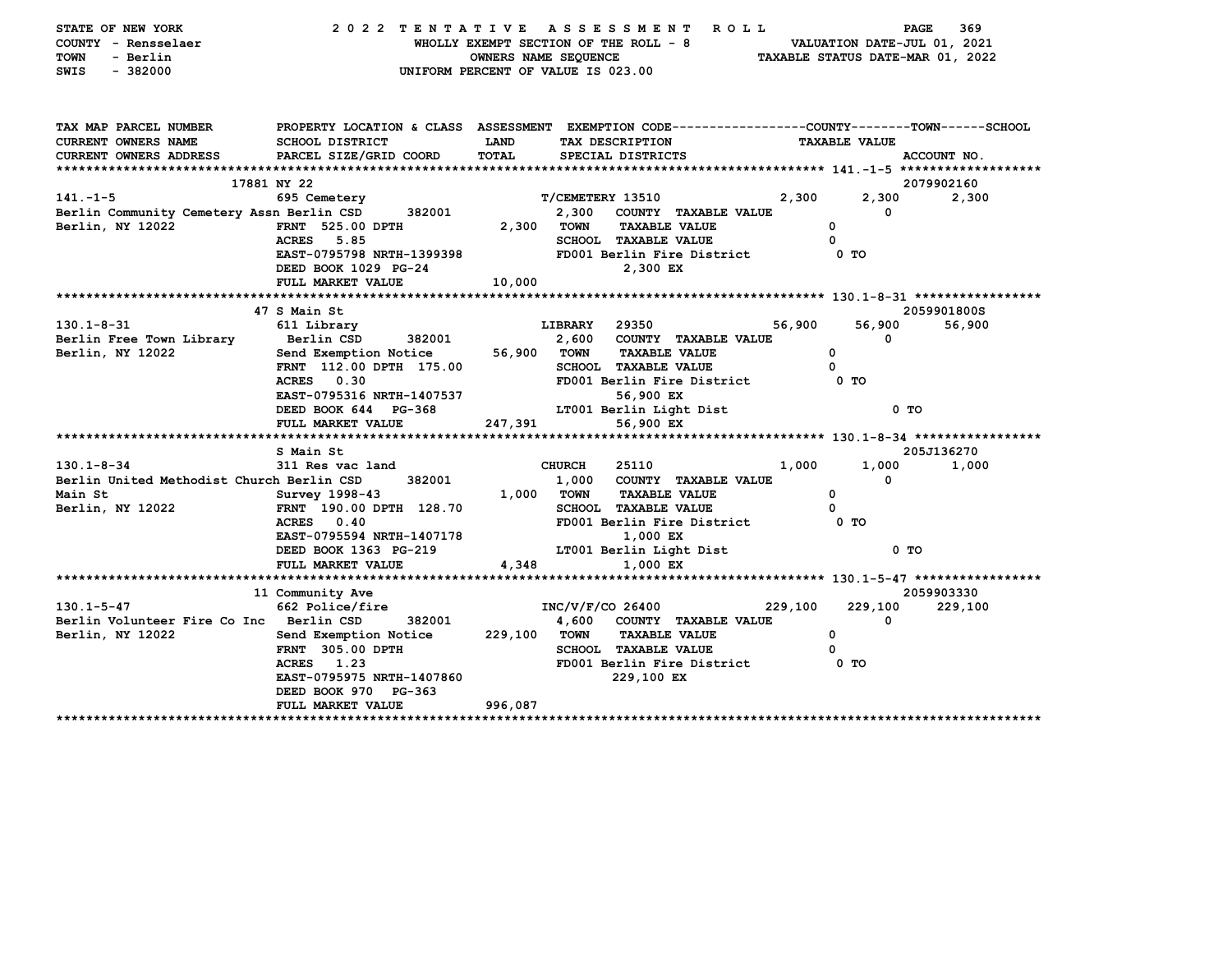STATE OF NEW YORK — 2022 TENTATIVE ASSESSMENT ROLL
COUNTY - Rensselaer — WHOLLY EXEMPT SECTION OF THE ROLL - 8 — VALUATION DATE-JUL 01, 2021
TOWN - Berlin — OWNERS NAME SEQUENCE — TAXABLE STATUS DATE-MAR 01, 2022
SWIS - 382000 — UNIFORM PERCENT OF VALUE IS 023.00

| TAX MAP PARCEL NUMBER / CURRENT OWNERS NAME / CURRENT OWNERS ADDRESS | PROPERTY LOCATION & CLASS / SCHOOL DISTRICT / PARCEL SIZE/GRID COORD | ASSESSMENT LAND / TOTAL | EXEMPTION CODE / TAX DESCRIPTION / SPECIAL DISTRICTS | COUNTY | TOWN | SCHOOL / TAXABLE VALUE / ACCOUNT NO. |
|---|---|---|---|---|---|---|
| **141.-1-5** | 17881 NY 22 | | | | | 2079902160 |
| 141.-1-5 | 695 Cemetery | | T/CEMETERY 13510 | 2,300 | 2,300 | 2,300 |
| Berlin Community Cemetery Assn | Berlin CSD 382001 | 2,300 | COUNTY TAXABLE VALUE | | 0 | |
| Berlin, NY 12022 | FRNT 525.00 DPTH | 2,300 | TOWN TAXABLE VALUE | 0 | | |
| | ACRES 5.85 | | SCHOOL TAXABLE VALUE | 0 | | |
| | EAST-0795798 NRTH-1399398 | | FD001 Berlin Fire District 2,300 EX | 0 TO | | |
| | DEED BOOK 1029 PG-24 | | | | | |
| | FULL MARKET VALUE | 10,000 | | | | |
| **130.1-8-31** | 47 S Main St | | | | | 2059901800S |
| 130.1-8-31 | 611 Library | | LIBRARY 29350 | 56,900 | 56,900 | 56,900 |
| Berlin Free Town Library | Berlin CSD 382001 | 2,600 | COUNTY TAXABLE VALUE | | 0 | |
| Berlin, NY 12022 | Send Exemption Notice | 56,900 | TOWN TAXABLE VALUE | 0 | | |
| | FRNT 112.00 DPTH 175.00 | | SCHOOL TAXABLE VALUE | 0 | | |
| | ACRES 0.30 | | FD001 Berlin Fire District 56,900 EX | 0 TO | | |
| | EAST-0795316 NRTH-1407537 | | | | | |
| | DEED BOOK 644 PG-368 | | LT001 Berlin Light Dist 56,900 EX | | 0 TO | |
| | FULL MARKET VALUE | 247,391 | | | | |
| **130.1-8-34** | S Main St | | | | | 205J136270 |
| 130.1-8-34 | 311 Res vac land | | CHURCH 25110 | 1,000 | 1,000 | 1,000 |
| Berlin United Methodist Church | Berlin CSD 382001 | 1,000 | COUNTY TAXABLE VALUE | | 0 | |
| Main St | Survey 1998-43 | 1,000 | TOWN TAXABLE VALUE | 0 | | |
| Berlin, NY 12022 | FRNT 190.00 DPTH 128.70 | | SCHOOL TAXABLE VALUE | 0 | | |
| | ACRES 0.40 | | FD001 Berlin Fire District 1,000 EX | 0 TO | | |
| | EAST-0795594 NRTH-1407178 | | | | | |
| | DEED BOOK 1363 PG-219 | | LT001 Berlin Light Dist 1,000 EX | | 0 TO | |
| | FULL MARKET VALUE | 4,348 | | | | |
| **130.1-5-47** | 11 Community Ave | | | | | 2059903330 |
| 130.1-5-47 | 662 Police/fire | | INC/V/F/CO 26400 | 229,100 | 229,100 | 229,100 |
| Berlin Volunteer Fire Co Inc | Berlin CSD 382001 | 4,600 | COUNTY TAXABLE VALUE | | 0 | |
| Berlin, NY 12022 | Send Exemption Notice | 229,100 | TOWN TAXABLE VALUE | 0 | | |
| | FRNT 305.00 DPTH | | SCHOOL TAXABLE VALUE | 0 | | |
| | ACRES 1.23 | | FD001 Berlin Fire District 229,100 EX | 0 TO | | |
| | EAST-0795975 NRTH-1407860 | | | | | |
| | DEED BOOK 970 PG-363 | | | | | |
| | FULL MARKET VALUE | 996,087 | | | | |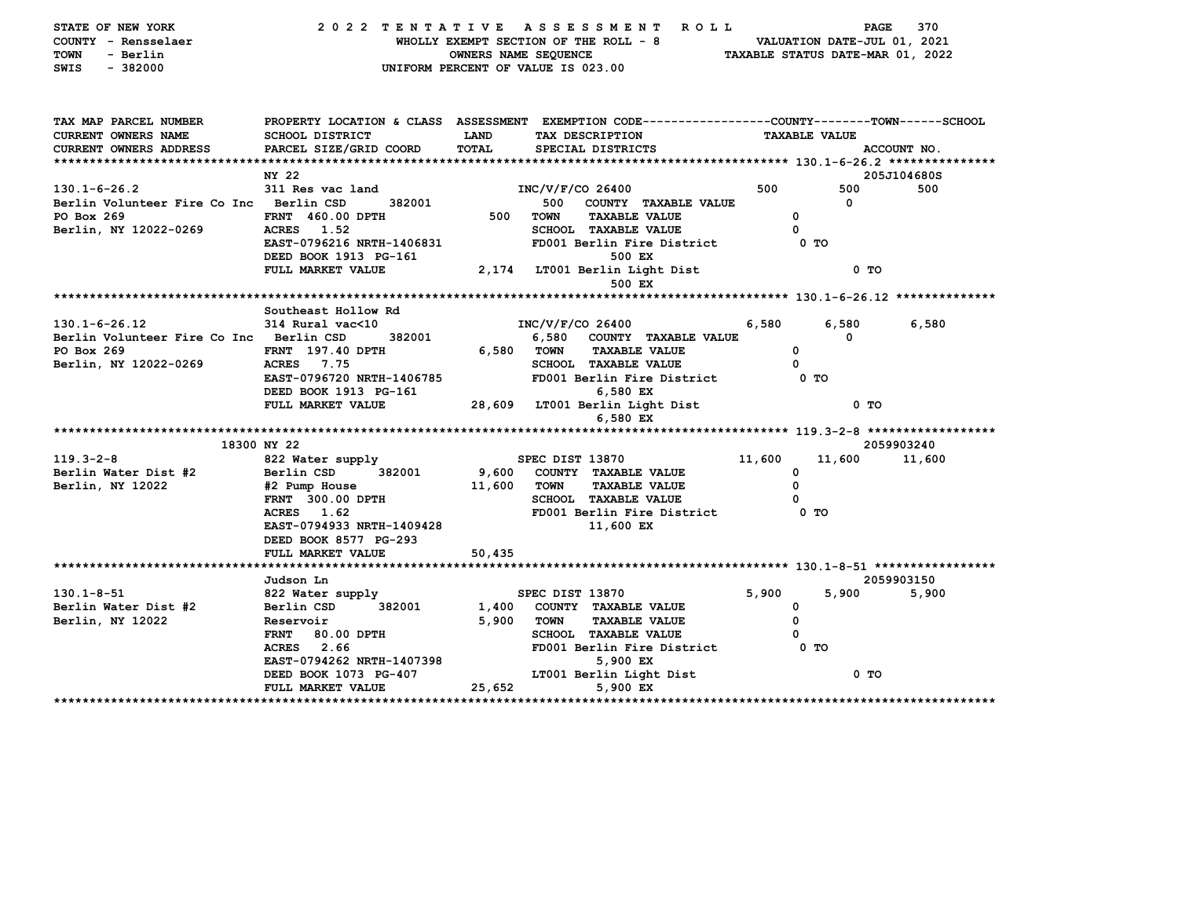STATE OF NEW YORK — 2022 TENTATIVE ASSESSMENT ROLL
COUNTY - Rensselaer — WHOLLY EXEMPT SECTION OF THE ROLL - 8 — VALUATION DATE-JUL 01, 2021
TOWN - Berlin — OWNERS NAME SEQUENCE — TAXABLE STATUS DATE-MAR 01, 2022
SWIS - 382000 — UNIFORM PERCENT OF VALUE IS 023.00

| TAX MAP PARCEL NUMBER / CURRENT OWNERS NAME / CURRENT OWNERS ADDRESS | PROPERTY LOCATION & CLASS / SCHOOL DISTRICT / PARCEL SIZE/GRID COORD | ASSESSMENT LAND / TOTAL | EXEMPTION CODE / TAX DESCRIPTION / SPECIAL DISTRICTS | COUNTY | TOWN | SCHOOL |
|---|---|---|---|---|---|---|
| **130.1-6-26.2** (ACCOUNT NO. 205J104680S) | NY 22 | | | | | |
| 130.1-6-26.2 | 311 Res vac land | | INC/V/F/CO 26400 | 500 | 500 | 500 |
| Berlin Volunteer Fire Co Inc | Berlin CSD 382001 | 500 | COUNTY TAXABLE VALUE | 0 | | |
| PO Box 269 | FRNT 460.00 DPTH | 500 | TOWN TAXABLE VALUE | | 0 | |
| Berlin, NY 12022-0269 | ACRES 1.52 | | SCHOOL TAXABLE VALUE | | | 0 |
| | EAST-0796216 NRTH-1406831 | | FD001 Berlin Fire District 500 EX | 0 TO | | |
| | DEED BOOK 1913 PG-161 | | | | | |
| | FULL MARKET VALUE | 2,174 | LT001 Berlin Light Dist 500 EX | | 0 TO | |
| **130.1-6-26.12** | Southeast Hollow Rd | | | | | |
| 130.1-6-26.12 | 314 Rural vac<10 | | INC/V/F/CO 26400 | 6,580 | 6,580 | 6,580 |
| Berlin Volunteer Fire Co Inc | Berlin CSD 382001 | 6,580 | COUNTY TAXABLE VALUE | 0 | | |
| PO Box 269 | FRNT 197.40 DPTH | 6,580 | TOWN TAXABLE VALUE | | 0 | |
| Berlin, NY 12022-0269 | ACRES 7.75 | | SCHOOL TAXABLE VALUE | | | 0 |
| | EAST-0796720 NRTH-1406785 | | FD001 Berlin Fire District 6,580 EX | 0 TO | | |
| | DEED BOOK 1913 PG-161 | | | | | |
| | FULL MARKET VALUE | 28,609 | LT001 Berlin Light Dist 6,580 EX | | 0 TO | |
| **119.3-2-8** (ACCOUNT NO. 2059903240) | 18300 NY 22 | | | | | |
| 119.3-2-8 | 822 Water supply | | SPEC DIST 13870 | 11,600 | 11,600 | 11,600 |
| Berlin Water Dist #2 | Berlin CSD 382001 | 9,600 | COUNTY TAXABLE VALUE | 0 | | |
| Berlin, NY 12022 | #2 Pump House | 11,600 | TOWN TAXABLE VALUE | | 0 | |
| | FRNT 300.00 DPTH | | SCHOOL TAXABLE VALUE | | | 0 |
| | ACRES 1.62 | | FD001 Berlin Fire District 11,600 EX | 0 TO | | |
| | EAST-0794933 NRTH-1409428 | | | | | |
| | DEED BOOK 8577 PG-293 | | | | | |
| | FULL MARKET VALUE | 50,435 | | | | |
| **130.1-8-51** (ACCOUNT NO. 2059903150) | Judson Ln | | | | | |
| 130.1-8-51 | 822 Water supply | | SPEC DIST 13870 | 5,900 | 5,900 | 5,900 |
| Berlin Water Dist #2 | Berlin CSD 382001 | 1,400 | COUNTY TAXABLE VALUE | 0 | | |
| Berlin, NY 12022 | Reservoir | 5,900 | TOWN TAXABLE VALUE | | 0 | |
| | FRNT 80.00 DPTH | | SCHOOL TAXABLE VALUE | | | 0 |
| | ACRES 2.66 | | FD001 Berlin Fire District 5,900 EX | 0 TO | | |
| | EAST-0794262 NRTH-1407398 | | | | | |
| | DEED BOOK 1073 PG-407 | | LT001 Berlin Light Dist 5,900 EX | | 0 TO | |
| | FULL MARKET VALUE | 25,652 | | | | |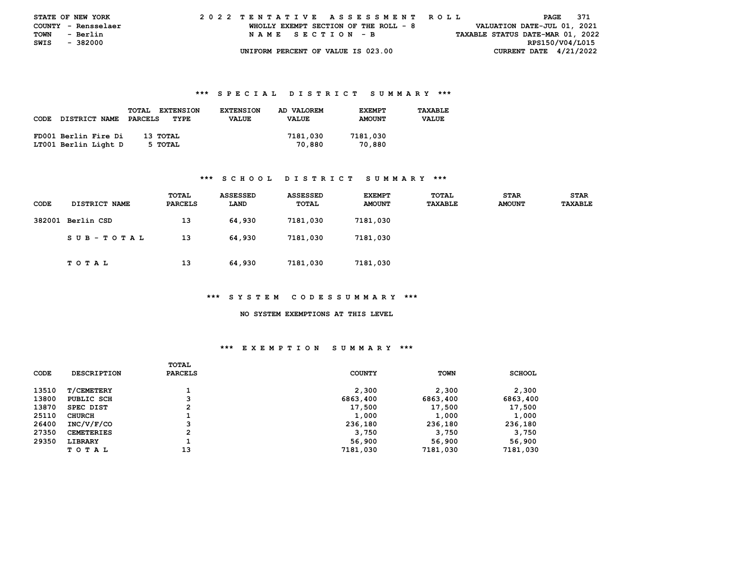STATE OF NEW YORK
COUNTY - Rensselaer
TOWN - Berlin
SWIS - 382000

2022 TENTATIVE ASSESSMENT ROLL
WHOLLY EXEMPT SECTION OF THE ROLL - 8
NAME SECTION - B
UNIFORM PERCENT OF VALUE IS 023.00

VALUATION DATE-JUL 01, 2021
TAXABLE STATUS DATE-MAR 01, 2022
RPS150/V04/L015
CURRENT DATE 4/21/2022

### *** SPECIAL DISTRICT SUMMARY ***

| CODE | DISTRICT NAME | TOTAL PARCELS | EXTENSION TYPE | EXTENSION VALUE | AD VALOREM VALUE | EXEMPT AMOUNT | TAXABLE VALUE |
|---|---|---|---|---|---|---|---|
| FD001 | Berlin Fire Di | 13 | TOTAL | | 7181,030 | 7181,030 | |
| LT001 | Berlin Light D | 5 | TOTAL | | 70,880 | 70,880 | |

### *** SCHOOL DISTRICT SUMMARY ***

| CODE | DISTRICT NAME | TOTAL PARCELS | ASSESSED LAND | ASSESSED TOTAL | EXEMPT AMOUNT | TOTAL TAXABLE | STAR AMOUNT | STAR TAXABLE |
|---|---|---|---|---|---|---|---|---|
| 382001 | Berlin CSD | 13 | 64,930 | 7181,030 | 7181,030 | | | |
| | SUB-TOTAL | 13 | 64,930 | 7181,030 | 7181,030 | | | |
| | TOTAL | 13 | 64,930 | 7181,030 | 7181,030 | | | |

### *** SYSTEM CODES SUMMARY ***

NO SYSTEM EXEMPTIONS AT THIS LEVEL

### *** EXEMPTION SUMMARY ***

| CODE | DESCRIPTION | TOTAL PARCELS | COUNTY | TOWN | SCHOOL |
|---|---|---|---|---|---|
| 13510 | T/CEMETERY | 1 | 2,300 | 2,300 | 2,300 |
| 13800 | PUBLIC SCH | 3 | 6863,400 | 6863,400 | 6863,400 |
| 13870 | SPEC DIST | 2 | 17,500 | 17,500 | 17,500 |
| 25110 | CHURCH | 1 | 1,000 | 1,000 | 1,000 |
| 26400 | INC/V/F/CO | 3 | 236,180 | 236,180 | 236,180 |
| 27350 | CEMETERIES | 2 | 3,750 | 3,750 | 3,750 |
| 29350 | LIBRARY | 1 | 56,900 | 56,900 | 56,900 |
| | TOTAL | 13 | 7181,030 | 7181,030 | 7181,030 |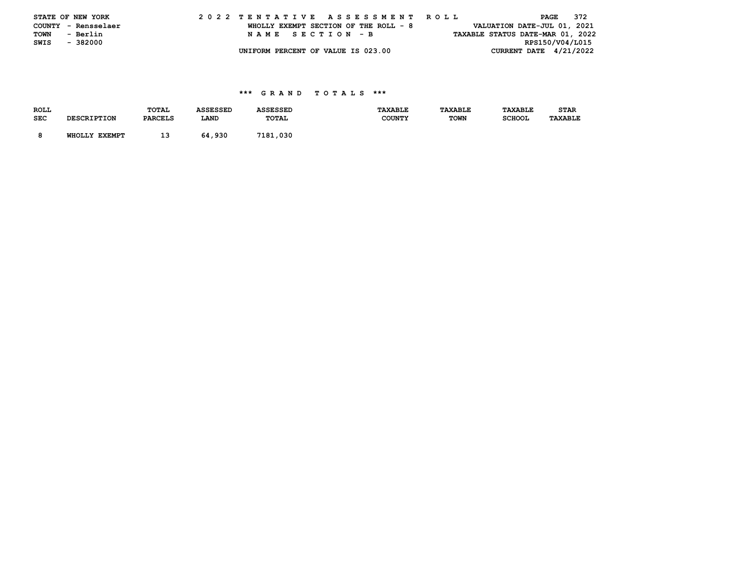STATE OF NEW YORK
COUNTY - Rensselaer
TOWN - Berlin
SWIS - 382000

2022 TENTATIVE ASSESSMENT ROLL
WHOLLY EXEMPT SECTION OF THE ROLL - 8
NAME SECTION - B
UNIFORM PERCENT OF VALUE IS 023.00

VALUATION DATE-JUL 01, 2021
TAXABLE STATUS DATE-MAR 01, 2022
RPS150/V04/L015
CURRENT DATE 4/21/2022

### *** GRAND TOTALS ***

| ROLL SEC | DESCRIPTION | TOTAL PARCELS | ASSESSED LAND | ASSESSED TOTAL | TAXABLE COUNTY | TAXABLE TOWN | TAXABLE SCHOOL | STAR TAXABLE |
|---|---|---|---|---|---|---|---|---|
| 8 | WHOLLY EXEMPT | 13 | 64,930 | 7181,030 | | | | |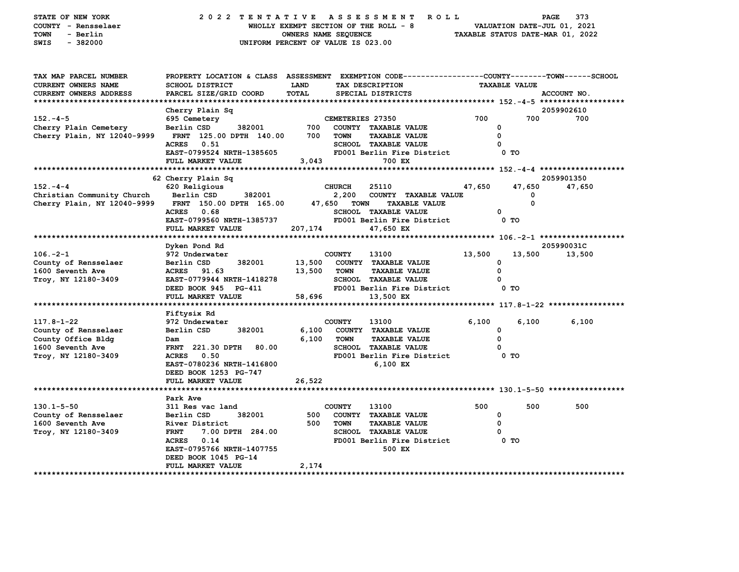STATE OF NEW YORK
COUNTY - Rensselaer
TOWN - Berlin
SWIS - 382000

2022 TENTATIVE ASSESSMENT ROLL
WHOLLY EXEMPT SECTION OF THE ROLL - 8
OWNERS NAME SEQUENCE
UNIFORM PERCENT OF VALUE IS 023.00

VALUATION DATE-JUL 01, 2021
TAXABLE STATUS DATE-MAR 01, 2022

| TAX MAP PARCEL NUMBER<br>CURRENT OWNERS NAME<br>CURRENT OWNERS ADDRESS | PROPERTY LOCATION & CLASS<br>SCHOOL DISTRICT<br>PARCEL SIZE/GRID COORD | ASSESSMENT<br>LAND<br>TOTAL | EXEMPTION CODE<br>TAX DESCRIPTION<br>SPECIAL DISTRICTS | COUNTY<br>TAXABLE VALUE | TOWN | SCHOOL<br>ACCOUNT NO. |
|---|---|---|---|---|---|---|
| **152.-4-5** | Cherry Plain Sq | | | | | 2059902610 |
| 152.-4-5 | 695 Cemetery | | CEMETERIES 27350 | 700 | 700 | 700 |
| Cherry Plain Cemetery | Berlin CSD 382001 | 700 | COUNTY TAXABLE VALUE | 0 | | |
| Cherry Plain, NY 12040-9999 | FRNT 125.00 DPTH 140.00 | 700 | TOWN TAXABLE VALUE | 0 | | |
| | ACRES 0.51 | | SCHOOL TAXABLE VALUE | 0 | | |
| | EAST-0799524 NRTH-1385605 | | FD001 Berlin Fire District | 0 TO | | |
| | FULL MARKET VALUE | 3,043 | 700 EX | | | |
| **152.-4-4** | 62 Cherry Plain Sq | | | | | 2059901350 |
| 152.-4-4 | 620 Religious | | CHURCH 25110 | 47,650 | 47,650 | 47,650 |
| Christian Community Church | Berlin CSD 382001 | 2,200 | COUNTY TAXABLE VALUE | 0 | | |
| Cherry Plain, NY 12040-9999 | FRNT 150.00 DPTH 165.00 | 47,650 | TOWN TAXABLE VALUE | 0 | | |
| | ACRES 0.68 | | SCHOOL TAXABLE VALUE | 0 | | |
| | EAST-0799560 NRTH-1385737 | | FD001 Berlin Fire District | 0 TO | | |
| | FULL MARKET VALUE | 207,174 | 47,650 EX | | | |
| **106.-2-1** | Dyken Pond Rd | | | | | 205990031C |
| 106.-2-1 | 972 Underwater | | COUNTY 13100 | 13,500 | 13,500 | 13,500 |
| County of Rensselaer | Berlin CSD 382001 | 13,500 | COUNTY TAXABLE VALUE | 0 | | |
| 1600 Seventh Ave | ACRES 91.63 | 13,500 | TOWN TAXABLE VALUE | 0 | | |
| Troy, NY 12180-3409 | EAST-0779944 NRTH-1418278 | | SCHOOL TAXABLE VALUE | 0 | | |
| | DEED BOOK 945 PG-411 | | FD001 Berlin Fire District | 0 TO | | |
| | FULL MARKET VALUE | 58,696 | 13,500 EX | | | |
| **117.8-1-22** | Fiftysix Rd | | | | | |
| 117.8-1-22 | 972 Underwater | | COUNTY 13100 | 6,100 | 6,100 | 6,100 |
| County of Rensselaer | Berlin CSD 382001 | 6,100 | COUNTY TAXABLE VALUE | 0 | | |
| County Office Bldg | Dam | 6,100 | TOWN TAXABLE VALUE | 0 | | |
| 1600 Seventh Ave | FRNT 221.30 DPTH 80.00 | | SCHOOL TAXABLE VALUE | 0 | | |
| Troy, NY 12180-3409 | ACRES 0.50 | | FD001 Berlin Fire District | 0 TO | | |
| | EAST-0780236 NRTH-1416800 | | 6,100 EX | | | |
| | DEED BOOK 1253 PG-747 | | | | | |
| | FULL MARKET VALUE | 26,522 | | | | |
| **130.1-5-50** | Park Ave | | | | | |
| 130.1-5-50 | 311 Res vac land | | COUNTY 13100 | 500 | 500 | 500 |
| County of Rensselaer | Berlin CSD 382001 | 500 | COUNTY TAXABLE VALUE | 0 | | |
| 1600 Seventh Ave | River District | 500 | TOWN TAXABLE VALUE | 0 | | |
| Troy, NY 12180-3409 | FRNT 7.00 DPTH 284.00 | | SCHOOL TAXABLE VALUE | 0 | | |
| | ACRES 0.14 | | FD001 Berlin Fire District | 0 TO | | |
| | EAST-0795766 NRTH-1407755 | | 500 EX | | | |
| | DEED BOOK 1045 PG-14 | | | | | |
| | FULL MARKET VALUE | 2,174 | | | | |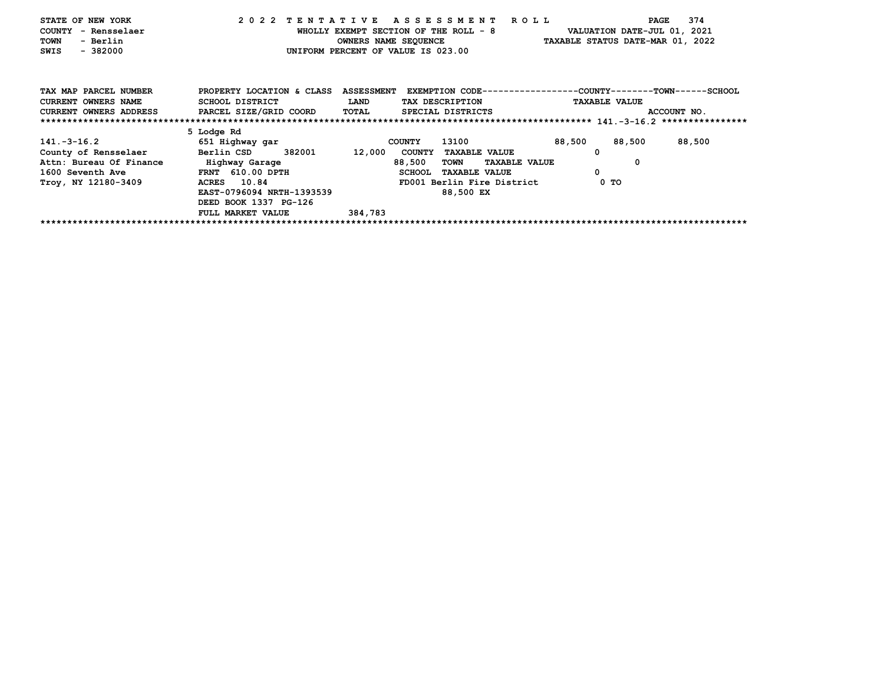STATE OF NEW YORK
COUNTY - Rensselaer
TOWN - Berlin
SWIS - 382000

2022 TENTATIVE ASSESSMENT ROLL
WHOLLY EXEMPT SECTION OF THE ROLL - 8
OWNERS NAME SEQUENCE
UNIFORM PERCENT OF VALUE IS 023.00

VALUATION DATE-JUL 01, 2021
TAXABLE STATUS DATE-MAR 01, 2022

| TAX MAP PARCEL NUMBER / CURRENT OWNERS NAME / CURRENT OWNERS ADDRESS | PROPERTY LOCATION & CLASS / SCHOOL DISTRICT / PARCEL SIZE/GRID COORD | ASSESSMENT LAND / TOTAL | EXEMPTION CODE / TAX DESCRIPTION / SPECIAL DISTRICTS | COUNTY | TOWN | SCHOOL |
|---|---|---|---|---|---|---|
| | 5 Lodge Rd | | | | | 141.-3-16.2 |
| 141.-3-16.2 | 651 Highway gar | | COUNTY 13100 | 88,500 | 88,500 | 88,500 |
| County of Rensselaer | Berlin CSD 382001 | 12,000 | COUNTY TAXABLE VALUE | 0 | | |
| Attn: Bureau Of Finance | Highway Garage | 88,500 | TOWN TAXABLE VALUE | | 0 | |
| 1600 Seventh Ave | FRNT 610.00 DPTH | | SCHOOL TAXABLE VALUE | | | 0 |
| Troy, NY 12180-3409 | ACRES 10.84 | | FD001 Berlin Fire District | 0 TO | | |
| | EAST-0796094 NRTH-1393539 | | 88,500 EX | | | |
| | DEED BOOK 1337 PG-126 | | | | | |
| | FULL MARKET VALUE | 384,783 | | | | |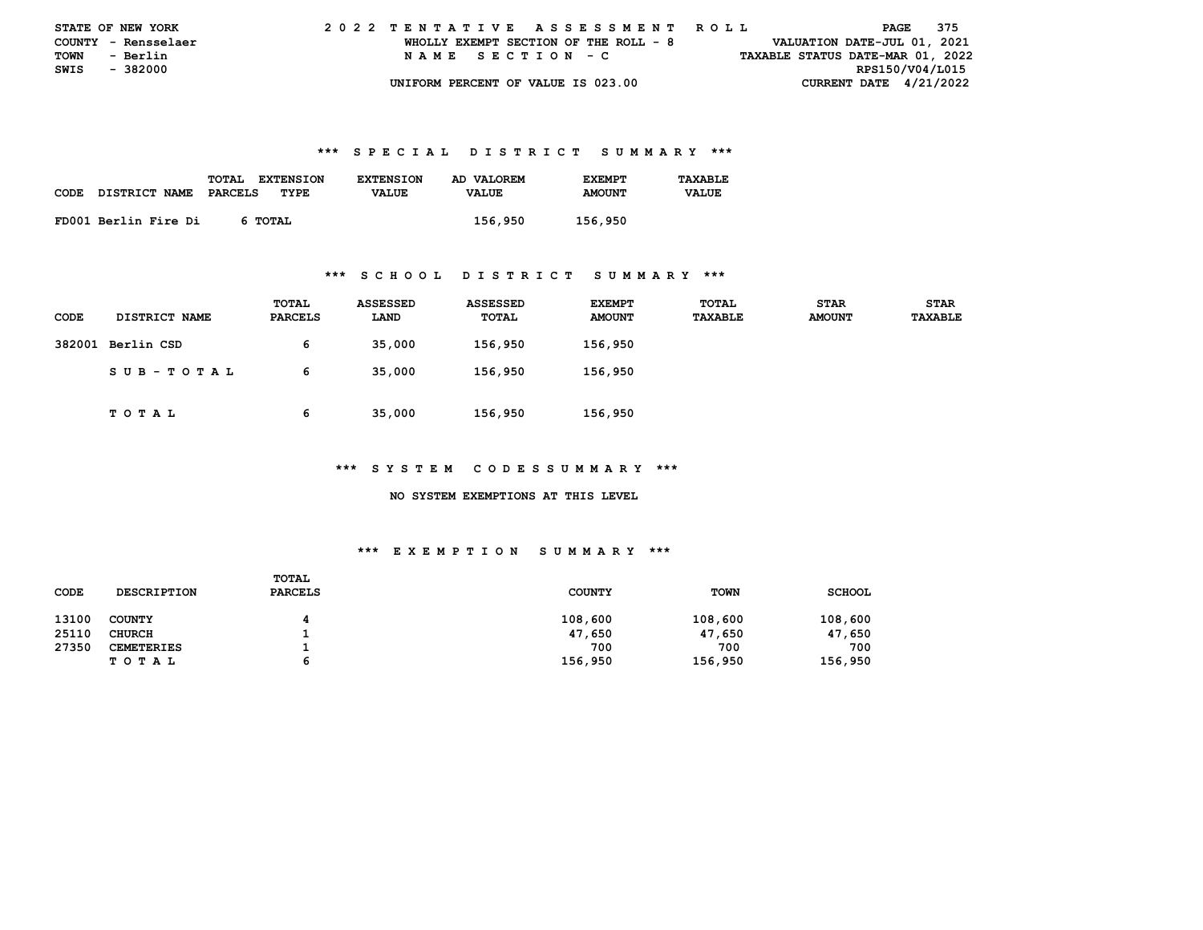STATE OF NEW YORK
COUNTY - Rensselaer
TOWN - Berlin
SWIS - 382000

2022 TENTATIVE ASSESSMENT ROLL
WHOLLY EXEMPT SECTION OF THE ROLL - 8
NAME SECTION - C
UNIFORM PERCENT OF VALUE IS 023.00

VALUATION DATE-JUL 01, 2021
TAXABLE STATUS DATE-MAR 01, 2022
RPS150/V04/L015
CURRENT DATE 4/21/2022

### *** SPECIAL DISTRICT SUMMARY ***

| CODE | DISTRICT NAME | TOTAL PARCELS | EXTENSION TYPE | EXTENSION VALUE | AD VALOREM VALUE | EXEMPT AMOUNT | TAXABLE VALUE |
|---|---|---|---|---|---|---|---|
| FD001 | Berlin Fire Di | 6 | TOTAL | | 156,950 | 156,950 | |

### *** SCHOOL DISTRICT SUMMARY ***

| CODE | DISTRICT NAME | TOTAL PARCELS | ASSESSED LAND | ASSESSED TOTAL | EXEMPT AMOUNT | TOTAL TAXABLE | STAR AMOUNT | STAR TAXABLE |
|---|---|---|---|---|---|---|---|---|
| 382001 | Berlin CSD | 6 | 35,000 | 156,950 | 156,950 | | | |
| | SUB-TOTAL | 6 | 35,000 | 156,950 | 156,950 | | | |
| | TOTAL | 6 | 35,000 | 156,950 | 156,950 | | | |

### *** SYSTEM CODES SUMMARY ***

NO SYSTEM EXEMPTIONS AT THIS LEVEL

### *** EXEMPTION SUMMARY ***

| CODE | DESCRIPTION | TOTAL PARCELS | COUNTY | TOWN | SCHOOL |
|---|---|---|---|---|---|
| 13100 | COUNTY | 4 | 108,600 | 108,600 | 108,600 |
| 25110 | CHURCH | 1 | 47,650 | 47,650 | 47,650 |
| 27350 | CEMETERIES | 1 | 700 | 700 | 700 |
| | TOTAL | 6 | 156,950 | 156,950 | 156,950 |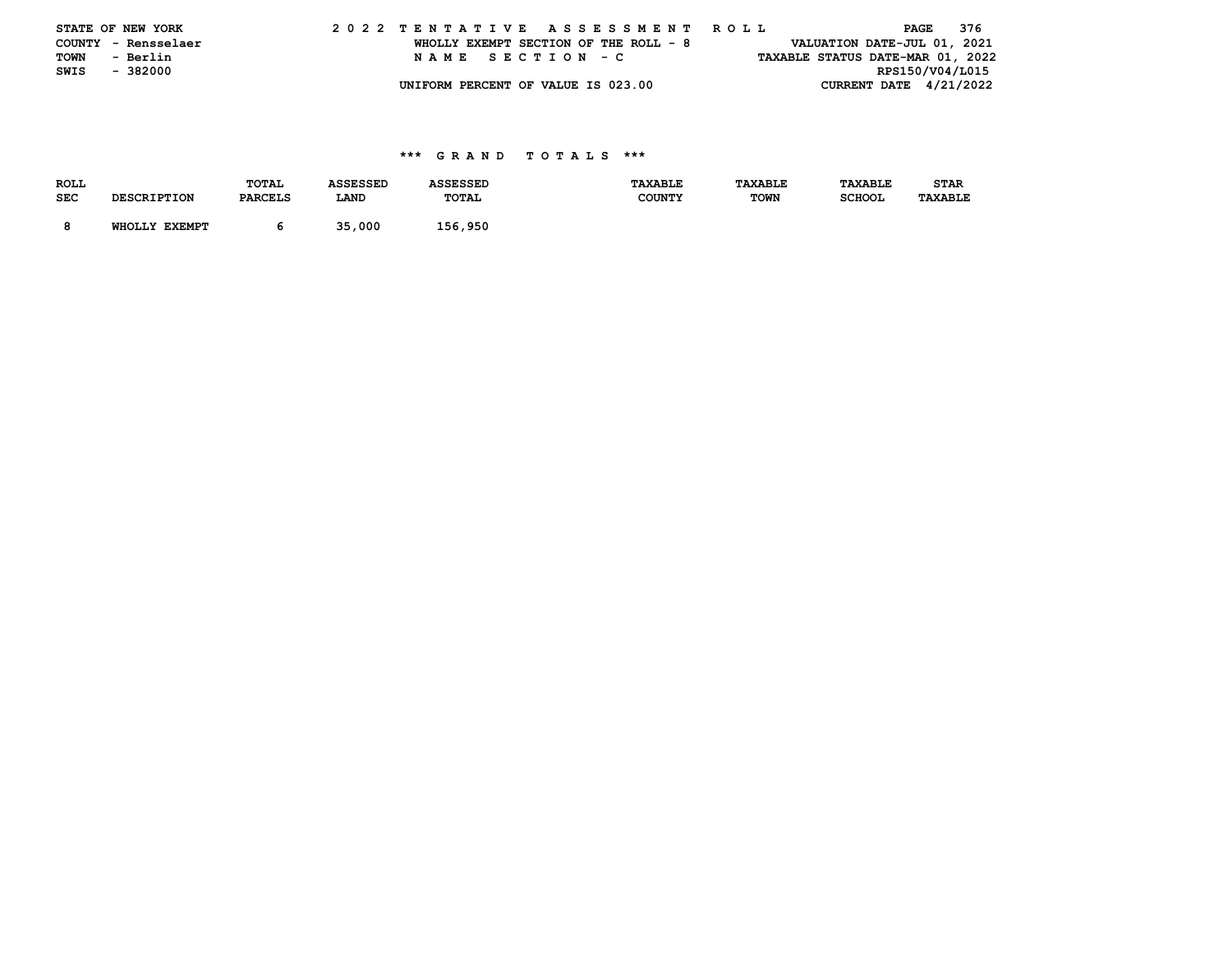STATE OF NEW YORK
COUNTY - Rensselaer
TOWN - Berlin
SWIS - 382000

2 0 2 2 T E N T A T I V E A S S E S S M E N T R O L L

WHOLLY EXEMPT SECTION OF THE ROLL - 8

N A M E S E C T I O N - C

UNIFORM PERCENT OF VALUE IS 023.00

VALUATION DATE-JUL 01, 2021
TAXABLE STATUS DATE-MAR 01, 2022
RPS150/V04/L015
CURRENT DATE 4/21/2022

### \*\*\* G R A N D T O T A L S \*\*\*

| ROLL SEC | DESCRIPTION | TOTAL PARCELS | ASSESSED LAND | ASSESSED TOTAL | TAXABLE COUNTY | TAXABLE TOWN | TAXABLE SCHOOL | STAR TAXABLE |
|---|---|---|---|---|---|---|---|---|
| 8 | WHOLLY EXEMPT | 6 | 35,000 | 156,950 | | | | |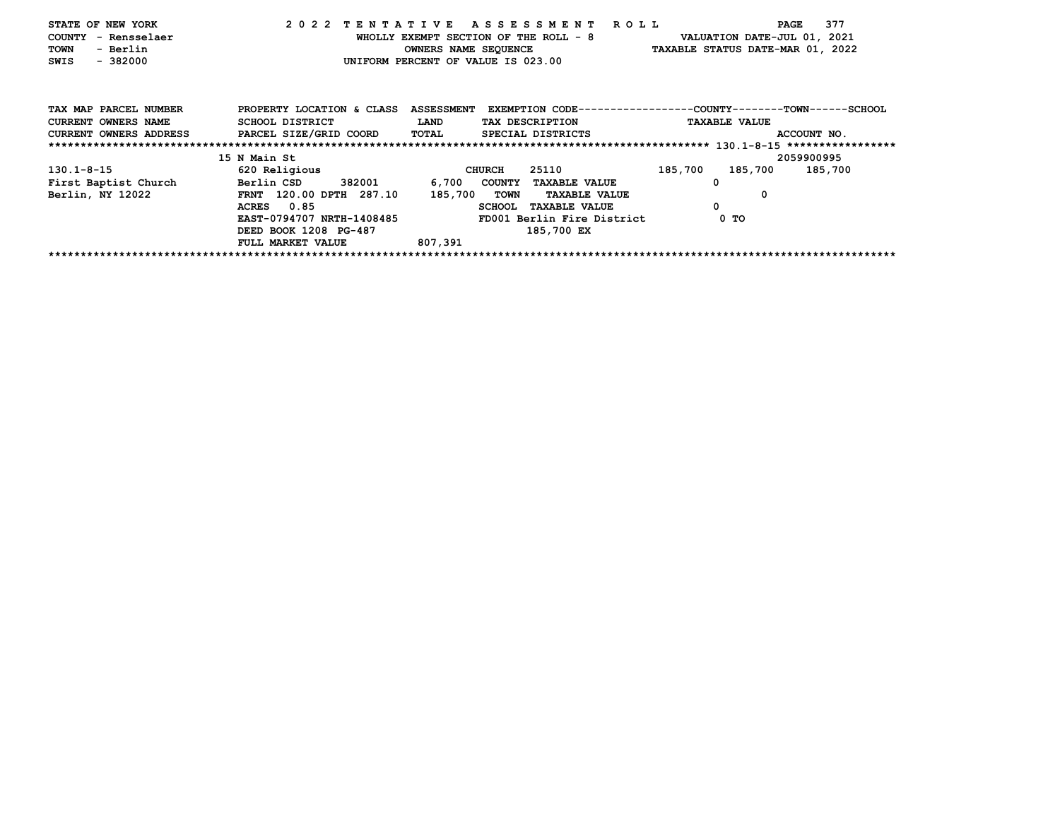STATE OF NEW YORK — 2022 TENTATIVE ASSESSMENT ROLL — PAGE 377
COUNTY - Rensselaer — WHOLLY EXEMPT SECTION OF THE ROLL - 8 — VALUATION DATE-JUL 01, 2021
TOWN - Berlin — OWNERS NAME SEQUENCE — TAXABLE STATUS DATE-MAR 01, 2022
SWIS - 382000 — UNIFORM PERCENT OF VALUE IS 023.00

| TAX MAP PARCEL NUMBER / CURRENT OWNERS NAME / CURRENT OWNERS ADDRESS | PROPERTY LOCATION & CLASS / SCHOOL DISTRICT / PARCEL SIZE/GRID COORD | ASSESSMENT LAND / TOTAL | EXEMPTION CODE / TAX DESCRIPTION / SPECIAL DISTRICTS | COUNTY | TOWN | SCHOOL | ACCOUNT NO. |
|---|---|---|---|---|---|---|---|
| | 15 N Main St | | | | | | 2059900995 |
| 130.1-8-15 | 620 Religious | | CHURCH 25110 | 185,700 | 185,700 | 185,700 | |
| First Baptist Church | Berlin CSD 382001 | 6,700 | COUNTY TAXABLE VALUE | 0 | | | |
| Berlin, NY 12022 | FRNT 120.00 DPTH 287.10 | 185,700 | TOWN TAXABLE VALUE | | 0 | | |
| | ACRES 0.85 | | SCHOOL TAXABLE VALUE | | | 0 | |
| | EAST-0794707 NRTH-1408485 | | FD001 Berlin Fire District | 0 TO | | | |
| | DEED BOOK 1208 PG-487 | | 185,700 EX | | | | |
| | FULL MARKET VALUE | 807,391 | | | | | |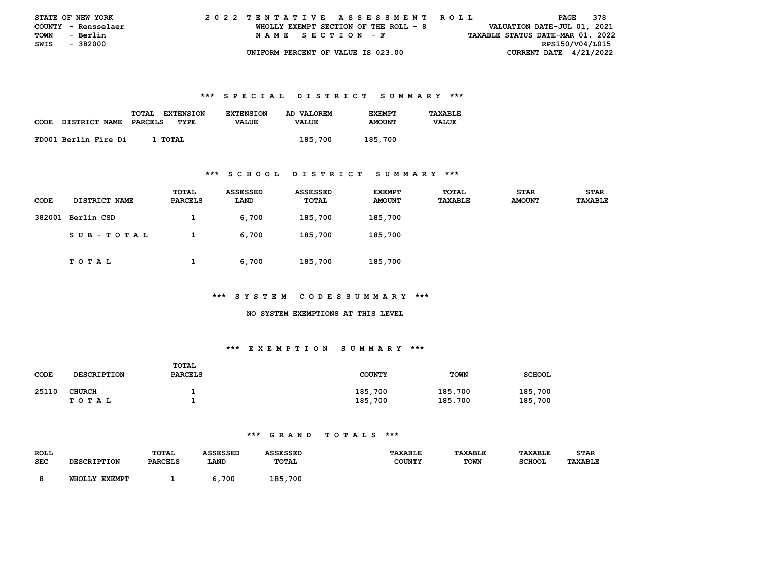STATE OF NEW YORK — 2022 TENTATIVE ASSESSMENT ROLL
COUNTY - Rensselaer — WHOLLY EXEMPT SECTION OF THE ROLL - 8 — VALUATION DATE-JUL 01, 2021
TOWN - Berlin — NAME SECTION - F — TAXABLE STATUS DATE-MAR 01, 2022
SWIS - 382000 — RPS150/V04/L015
UNIFORM PERCENT OF VALUE IS 023.00 — CURRENT DATE 4/21/2022

### *** SPECIAL DISTRICT SUMMARY ***

| CODE | DISTRICT NAME | TOTAL PARCELS | EXTENSION TYPE | EXTENSION VALUE | AD VALOREM VALUE | EXEMPT AMOUNT | TAXABLE VALUE |
|---|---|---|---|---|---|---|---|
| FD001 | Berlin Fire Di | 1 | TOTAL | | 185,700 | 185,700 | |

### *** SCHOOL DISTRICT SUMMARY ***

| CODE | DISTRICT NAME | TOTAL PARCELS | ASSESSED LAND | ASSESSED TOTAL | EXEMPT AMOUNT | TOTAL TAXABLE | STAR AMOUNT | STAR TAXABLE |
|---|---|---|---|---|---|---|---|---|
| 382001 | Berlin CSD | 1 | 6,700 | 185,700 | 185,700 | | | |
| | SUB-TOTAL | 1 | 6,700 | 185,700 | 185,700 | | | |
| | TOTAL | 1 | 6,700 | 185,700 | 185,700 | | | |

### *** SYSTEM CODES SUMMARY ***

NO SYSTEM EXEMPTIONS AT THIS LEVEL

### *** EXEMPTION SUMMARY ***

| CODE | DESCRIPTION | TOTAL PARCELS | COUNTY | TOWN | SCHOOL |
|---|---|---|---|---|---|
| 25110 | CHURCH | 1 | 185,700 | 185,700 | 185,700 |
| | TOTAL | 1 | 185,700 | 185,700 | 185,700 |

### *** GRAND TOTALS ***

| ROLL SEC | DESCRIPTION | TOTAL PARCELS | ASSESSED LAND | ASSESSED TOTAL | TAXABLE COUNTY | TAXABLE TOWN | TAXABLE SCHOOL | STAR TAXABLE |
|---|---|---|---|---|---|---|---|---|
| 8 | WHOLLY EXEMPT | 1 | 6,700 | 185,700 | | | | |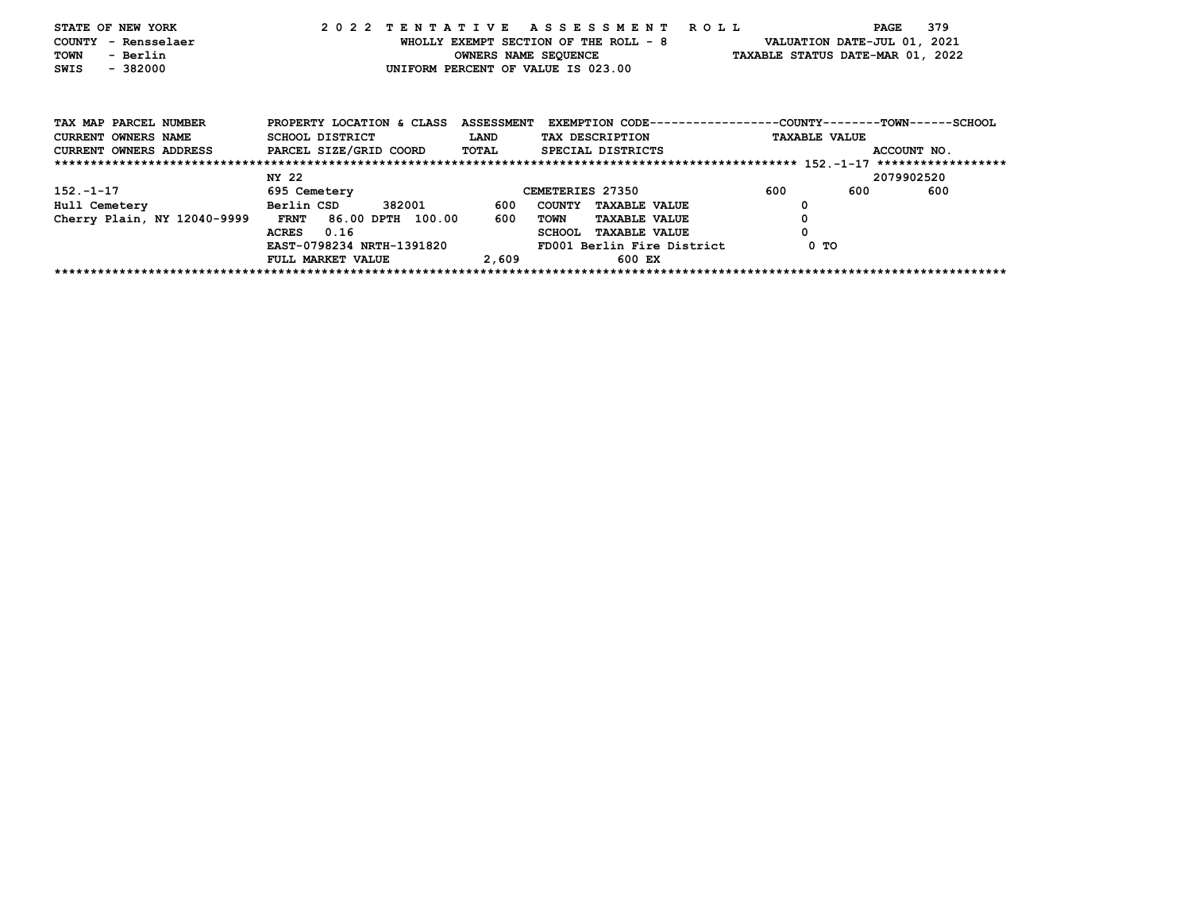STATE OF NEW YORK
COUNTY - Rensselaer
TOWN - Berlin
SWIS - 382000

# 2022 TENTATIVE ASSESSMENT ROLL

WHOLLY EXEMPT SECTION OF THE ROLL - 8
OWNERS NAME SEQUENCE
UNIFORM PERCENT OF VALUE IS 023.00

VALUATION DATE-JUL 01, 2021
TAXABLE STATUS DATE-MAR 01, 2022

```
TAX MAP PARCEL NUMBER        PROPERTY LOCATION & CLASS  ASSESSMENT  EXEMPTION CODE------------------COUNTY--------TOWN------SCHOOL
CURRENT OWNERS NAME          SCHOOL DISTRICT            LAND        TAX DESCRIPTION                    TAXABLE VALUE
CURRENT OWNERS ADDRESS       PARCEL SIZE/GRID COORD     TOTAL       SPECIAL DISTRICTS                                    ACCOUNT NO.
******************************************************************************************** 152.-1-17 ******************
                             NY 22                                                                                   2079902520
152.-1-17                    695 Cemetery                          CEMETERIES 27350             600        600        600
Hull Cemetery                Berlin CSD      382001        600      COUNTY  TAXABLE VALUE            0
Cherry Plain, NY 12040-9999   FRNT   86.00 DPTH  100.00    600      TOWN    TAXABLE VALUE            0
                             ACRES    0.16                          SCHOOL  TAXABLE VALUE            0
                             EAST-0798234 NRTH-1391820              FD001 Berlin Fire District        0 TO
                             FULL MARKET VALUE           2,609               600 EX
*****************************************************************************************************************************
```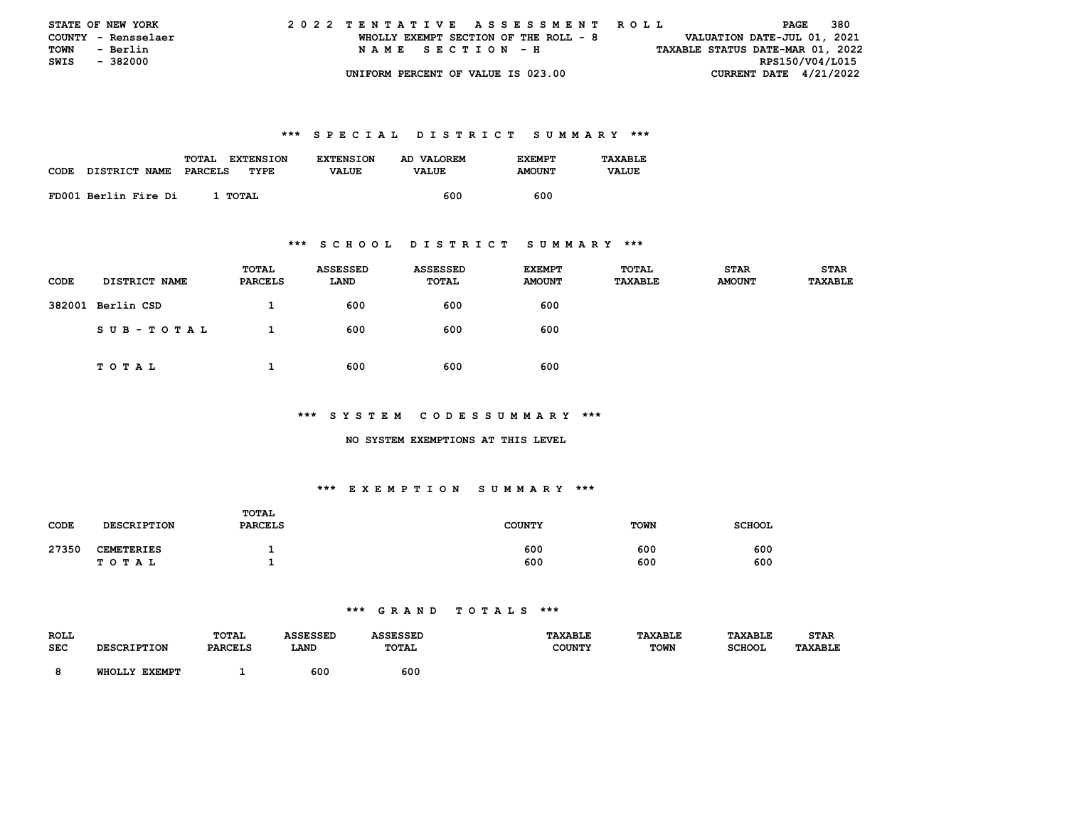STATE OF NEW YORK
COUNTY - Rensselaer
TOWN - Berlin
SWIS - 382000

2 0 2 2 T E N T A T I V E A S S E S S M E N T R O L L
WHOLLY EXEMPT SECTION OF THE ROLL - 8
N A M E S E C T I O N - H
UNIFORM PERCENT OF VALUE IS 023.00

VALUATION DATE-JUL 01, 2021
TAXABLE STATUS DATE-MAR 01, 2022
RPS150/V04/L015
CURRENT DATE 4/21/2022

### *** S P E C I A L D I S T R I C T S U M M A R Y ***

| CODE | DISTRICT NAME | TOTAL PARCELS | EXTENSION TYPE | EXTENSION VALUE | AD VALOREM VALUE | EXEMPT AMOUNT | TAXABLE VALUE |
|---|---|---|---|---|---|---|---|
| FD001 | Berlin Fire Di | 1 | TOTAL | | 600 | 600 | |

### *** S C H O O L D I S T R I C T S U M M A R Y ***

| CODE | DISTRICT NAME | TOTAL PARCELS | ASSESSED LAND | ASSESSED TOTAL | EXEMPT AMOUNT | TOTAL TAXABLE | STAR AMOUNT | STAR TAXABLE |
|---|---|---|---|---|---|---|---|---|
| 382001 | Berlin CSD | 1 | 600 | 600 | 600 | | | |
| | S U B - T O T A L | 1 | 600 | 600 | 600 | | | |
| | T O T A L | 1 | 600 | 600 | 600 | | | |

### *** S Y S T E M C O D E S S U M M A R Y ***

NO SYSTEM EXEMPTIONS AT THIS LEVEL

### *** E X E M P T I O N S U M M A R Y ***

| CODE | DESCRIPTION | TOTAL PARCELS | COUNTY | TOWN | SCHOOL |
|---|---|---|---|---|---|
| 27350 | CEMETERIES | 1 | 600 | 600 | 600 |
| | T O T A L | 1 | 600 | 600 | 600 |

### *** G R A N D T O T A L S ***

| ROLL SEC | DESCRIPTION | TOTAL PARCELS | ASSESSED LAND | ASSESSED TOTAL | TAXABLE COUNTY | TAXABLE TOWN | TAXABLE SCHOOL | STAR TAXABLE |
|---|---|---|---|---|---|---|---|---|
| 8 | WHOLLY EXEMPT | 1 | 600 | 600 | | | | |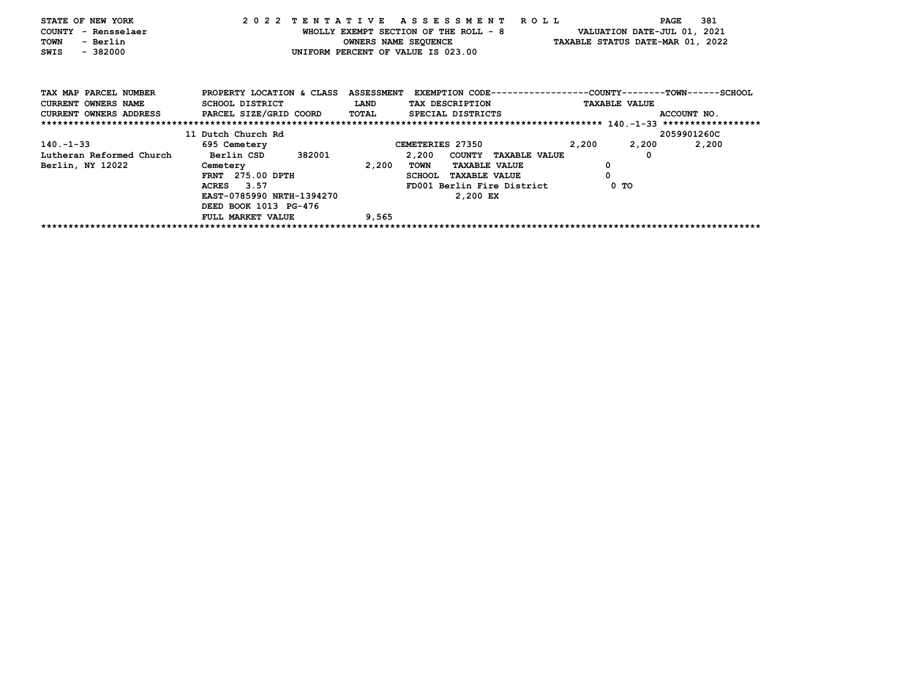STATE OF NEW YORK
COUNTY - Rensselaer
TOWN - Berlin
SWIS - 382000

2022 TENTATIVE ASSESSMENT ROLL
WHOLLY EXEMPT SECTION OF THE ROLL - 8
OWNERS NAME SEQUENCE
UNIFORM PERCENT OF VALUE IS 023.00

VALUATION DATE-JUL 01, 2021
TAXABLE STATUS DATE-MAR 01, 2022

| TAX MAP PARCEL NUMBER / CURRENT OWNERS NAME / CURRENT OWNERS ADDRESS | PROPERTY LOCATION & CLASS / SCHOOL DISTRICT / PARCEL SIZE/GRID COORD | ASSESSMENT LAND / TOTAL | EXEMPTION CODE / TAX DESCRIPTION / SPECIAL DISTRICTS | COUNTY | TOWN | SCHOOL |
|---|---|---|---|---|---|---|
| ******* 140.-1-33 ******* | | | | | | ACCOUNT NO. |
| | 11 Dutch Church Rd | | | | | 2059901260C |
| 140.-1-33 | 695 Cemetery | | CEMETERIES 27350 | 2,200 | 2,200 | 2,200 |
| Lutheran Reformed Church | Berlin CSD 382001 | 2,200 | COUNTY TAXABLE VALUE | 0 | | |
| Berlin, NY 12022 | Cemetery | 2,200 | TOWN TAXABLE VALUE | 0 | | |
| | FRNT 275.00 DPTH | | SCHOOL TAXABLE VALUE | 0 | | |
| | ACRES 3.57 | | FD001 Berlin Fire District | 0 TO | | |
| | EAST-0785990 NRTH-1394270 | | 2,200 EX | | | |
| | DEED BOOK 1013 PG-476 | | | | | |
| | FULL MARKET VALUE | 9,565 | | | | |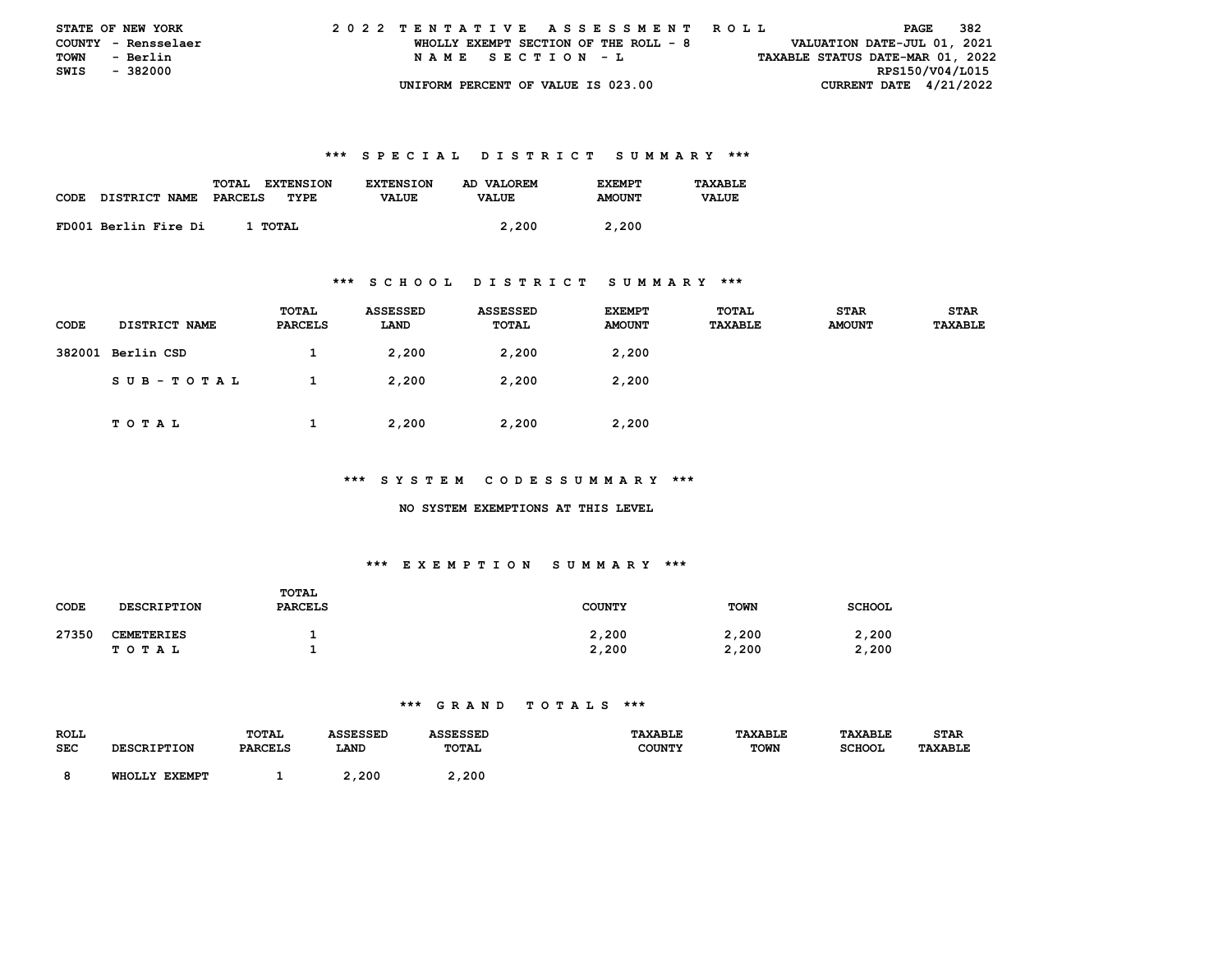STATE OF NEW YORK
COUNTY - Rensselaer
TOWN - Berlin
SWIS - 382000

2022 TENTATIVE ASSESSMENT ROLL
WHOLLY EXEMPT SECTION OF THE ROLL - 8
NAME SECTION - L
UNIFORM PERCENT OF VALUE IS 023.00

VALUATION DATE-JUL 01, 2021
TAXABLE STATUS DATE-MAR 01, 2022
RPS150/V04/L015
CURRENT DATE 4/21/2022

### *** SPECIAL DISTRICT SUMMARY ***

| CODE | DISTRICT NAME | TOTAL PARCELS | EXTENSION TYPE | EXTENSION VALUE | AD VALOREM VALUE | EXEMPT AMOUNT | TAXABLE VALUE |
|---|---|---|---|---|---|---|---|
| FD001 | Berlin Fire Di | 1 | TOTAL | | 2,200 | 2,200 | |

### *** SCHOOL DISTRICT SUMMARY ***

| CODE | DISTRICT NAME | TOTAL PARCELS | ASSESSED LAND | ASSESSED TOTAL | EXEMPT AMOUNT | TOTAL TAXABLE | STAR AMOUNT | STAR TAXABLE |
|---|---|---|---|---|---|---|---|---|
| 382001 | Berlin CSD | 1 | 2,200 | 2,200 | 2,200 | | | |
| | SUB-TOTAL | 1 | 2,200 | 2,200 | 2,200 | | | |
| | TOTAL | 1 | 2,200 | 2,200 | 2,200 | | | |

### *** SYSTEM CODES SUMMARY ***

NO SYSTEM EXEMPTIONS AT THIS LEVEL

### *** EXEMPTION SUMMARY ***

| CODE | DESCRIPTION | TOTAL PARCELS | COUNTY | TOWN | SCHOOL |
|---|---|---|---|---|---|
| 27350 | CEMETERIES | 1 | 2,200 | 2,200 | 2,200 |
| | TOTAL | 1 | 2,200 | 2,200 | 2,200 |

### *** GRAND TOTALS ***

| ROLL SEC | DESCRIPTION | TOTAL PARCELS | ASSESSED LAND | ASSESSED TOTAL | TAXABLE COUNTY | TAXABLE TOWN | TAXABLE SCHOOL | STAR TAXABLE |
|---|---|---|---|---|---|---|---|---|
| 8 | WHOLLY EXEMPT | 1 | 2,200 | 2,200 | | | | |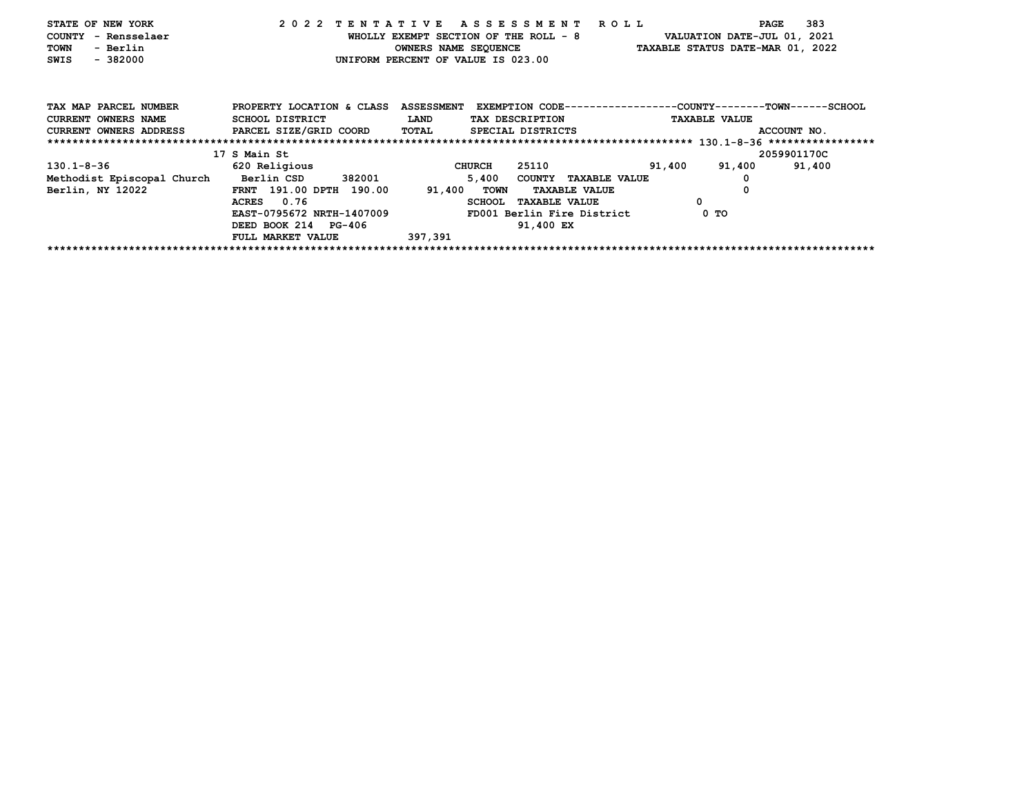STATE OF NEW YORK
COUNTY - Rensselaer
TOWN - Berlin
SWIS - 382000

# 2022 TENTATIVE ASSESSMENT ROLL

WHOLLY EXEMPT SECTION OF THE ROLL - 8
OWNERS NAME SEQUENCE
UNIFORM PERCENT OF VALUE IS 023.00

VALUATION DATE-JUL 01, 2021
TAXABLE STATUS DATE-MAR 01, 2022

| TAX MAP PARCEL NUMBER / CURRENT OWNERS NAME / CURRENT OWNERS ADDRESS | PROPERTY LOCATION & CLASS / SCHOOL DISTRICT / PARCEL SIZE/GRID COORD | ASSESSMENT LAND / TOTAL | EXEMPTION CODE / TAX DESCRIPTION / SPECIAL DISTRICTS | COUNTY | TOWN | SCHOOL | ACCOUNT NO. |
|---|---|---|---|---|---|---|---|
| 130.1-8-36 | 17 S Main St | | | | | | 2059901170C |
| Methodist Episcopal Church | 620 Religious | | CHURCH 25110 | 91,400 | 91,400 | 91,400 | |
| Berlin, NY 12022 | Berlin CSD 382001 | 5,400 | COUNTY TAXABLE VALUE | 0 | | | |
| | FRNT 191.00 DPTH 190.00 | 91,400 | TOWN TAXABLE VALUE | 0 | | | |
| | ACRES 0.76 | | SCHOOL TAXABLE VALUE | 0 | | | |
| | EAST-0795672 NRTH-1407009 | | FD001 Berlin Fire District | 0 TO | | | |
| | DEED BOOK 214 PG-406 | | 91,400 EX | | | | |
| | FULL MARKET VALUE | 397,391 | | | | | |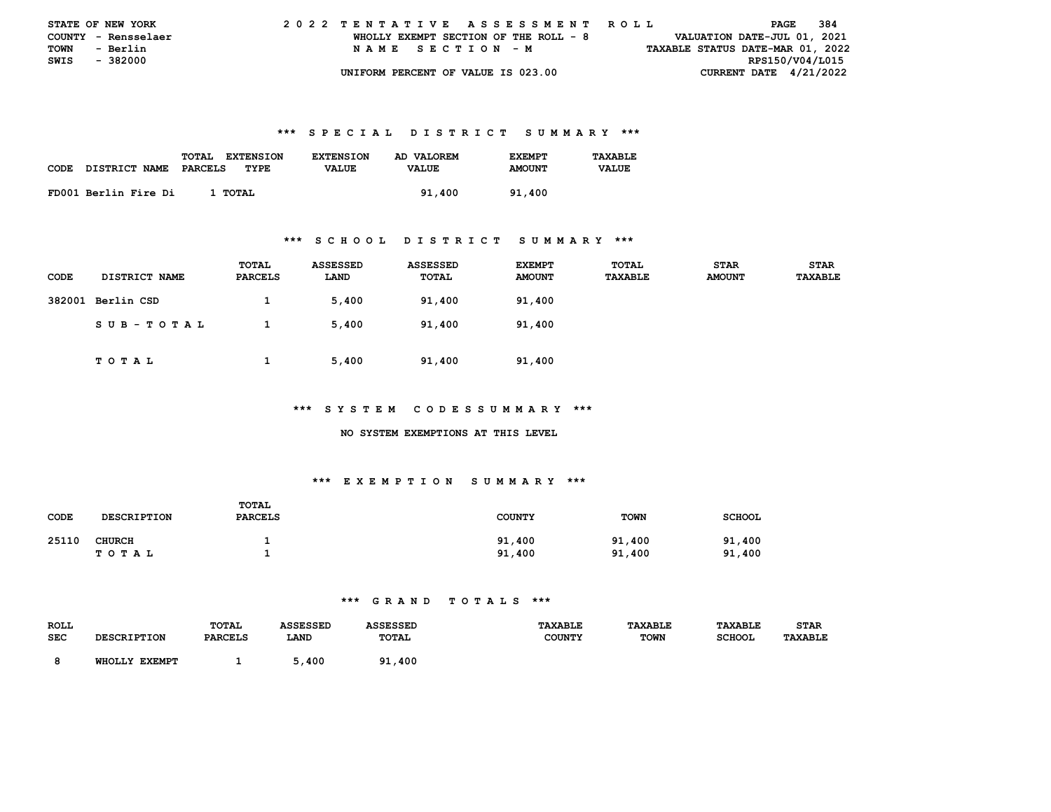STATE OF NEW YORK
COUNTY - Rensselaer
TOWN - Berlin
SWIS - 382000

2 0 2 2 T E N T A T I V E A S S E S S M E N T R O L L
WHOLLY EXEMPT SECTION OF THE ROLL - 8
N A M E S E C T I O N - M
UNIFORM PERCENT OF VALUE IS 023.00

VALUATION DATE-JUL 01, 2021
TAXABLE STATUS DATE-MAR 01, 2022
RPS150/V04/L015
CURRENT DATE 4/21/2022

### *** S P E C I A L D I S T R I C T S U M M A R Y ***

| CODE | DISTRICT NAME | TOTAL PARCELS | EXTENSION TYPE | EXTENSION VALUE | AD VALOREM VALUE | EXEMPT AMOUNT | TAXABLE VALUE |
|---|---|---|---|---|---|---|---|
| FD001 | Berlin Fire Di | 1 | TOTAL | | 91,400 | 91,400 | |

### *** S C H O O L D I S T R I C T S U M M A R Y ***

| CODE | DISTRICT NAME | TOTAL PARCELS | ASSESSED LAND | ASSESSED TOTAL | EXEMPT AMOUNT | TOTAL TAXABLE | STAR AMOUNT | STAR TAXABLE |
|---|---|---|---|---|---|---|---|---|
| 382001 | Berlin CSD | 1 | 5,400 | 91,400 | 91,400 | | | |
| | S U B - T O T A L | 1 | 5,400 | 91,400 | 91,400 | | | |
| | T O T A L | 1 | 5,400 | 91,400 | 91,400 | | | |

### *** S Y S T E M C O D E S S U M M A R Y ***

NO SYSTEM EXEMPTIONS AT THIS LEVEL

### *** E X E M P T I O N S U M M A R Y ***

| CODE | DESCRIPTION | TOTAL PARCELS | COUNTY | TOWN | SCHOOL |
|---|---|---|---|---|---|
| 25110 | CHURCH | 1 | 91,400 | 91,400 | 91,400 |
| | T O T A L | 1 | 91,400 | 91,400 | 91,400 |

### *** G R A N D T O T A L S ***

| ROLL SEC | DESCRIPTION | TOTAL PARCELS | ASSESSED LAND | ASSESSED TOTAL | TAXABLE COUNTY | TAXABLE TOWN | TAXABLE SCHOOL | STAR TAXABLE |
|---|---|---|---|---|---|---|---|---|
| 8 | WHOLLY EXEMPT | 1 | 5,400 | 91,400 | | | | |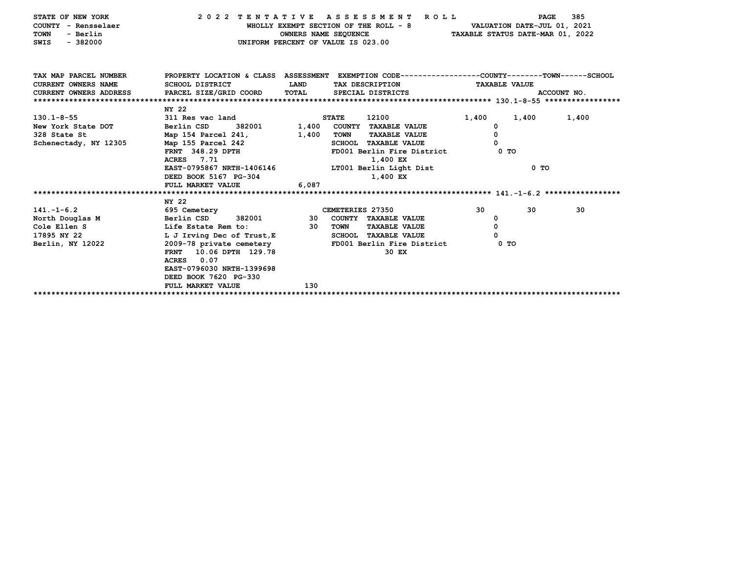STATE OF NEW YORK — 2022 TENTATIVE ASSESSMENT ROLL
COUNTY - Rensselaer — WHOLLY EXEMPT SECTION OF THE ROLL - 8 — VALUATION DATE-JUL 01, 2021
TOWN - Berlin — OWNERS NAME SEQUENCE — TAXABLE STATUS DATE-MAR 01, 2022
SWIS - 382000 — UNIFORM PERCENT OF VALUE IS 023.00

| TAX MAP PARCEL NUMBER / CURRENT OWNERS NAME / CURRENT OWNERS ADDRESS | PROPERTY LOCATION & CLASS / SCHOOL DISTRICT / PARCEL SIZE/GRID COORD | ASSESSMENT LAND / TOTAL | EXEMPTION CODE / TAX DESCRIPTION / SPECIAL DISTRICTS | COUNTY | TOWN | SCHOOL |
|---|---|---|---|---|---|---|
| **130.1-8-55** | NY 22 | | | | | |
| 130.1-8-55 | 311 Res vac land | | STATE 12100 | 1,400 | 1,400 | 1,400 |
| New York State DOT | Berlin CSD 382001 | 1,400 | COUNTY TAXABLE VALUE | 0 | | |
| 328 State St | Map 154 Parcel 241, | 1,400 | TOWN TAXABLE VALUE | 0 | | |
| Schenectady, NY 12305 | Map 155 Parcel 242 | | SCHOOL TAXABLE VALUE | 0 | | |
| | FRNT 348.29 DPTH | | FD001 Berlin Fire District | 0 TO | | |
| | ACRES 7.71 | | 1,400 EX | | | |
| | EAST-0795867 NRTH-1406146 | | LT001 Berlin Light Dist | | 0 TO | |
| | DEED BOOK 5167 PG-304 | | 1,400 EX | | | |
| | FULL MARKET VALUE | 6,087 | | | | |
| **141.-1-6.2** | NY 22 | | | | | |
| 141.-1-6.2 | 695 Cemetery | | CEMETERIES 27350 | 30 | 30 | 30 |
| North Douglas M | Berlin CSD 382001 | 30 | COUNTY TAXABLE VALUE | 0 | | |
| Cole Ellen S | Life Estate Rem to: | 30 | TOWN TAXABLE VALUE | 0 | | |
| 17895 NY 22 | L J Irving Dec of Trust,E | | SCHOOL TAXABLE VALUE | 0 | | |
| Berlin, NY 12022 | 2009-78 private cemetery | | FD001 Berlin Fire District | 0 TO | | |
| | FRNT 10.06 DPTH 129.78 | | 30 EX | | | |
| | ACRES 0.07 | | | | | |
| | EAST-0796030 NRTH-1399698 | | | | | |
| | DEED BOOK 7620 PG-330 | | | | | |
| | FULL MARKET VALUE | 130 | | | | |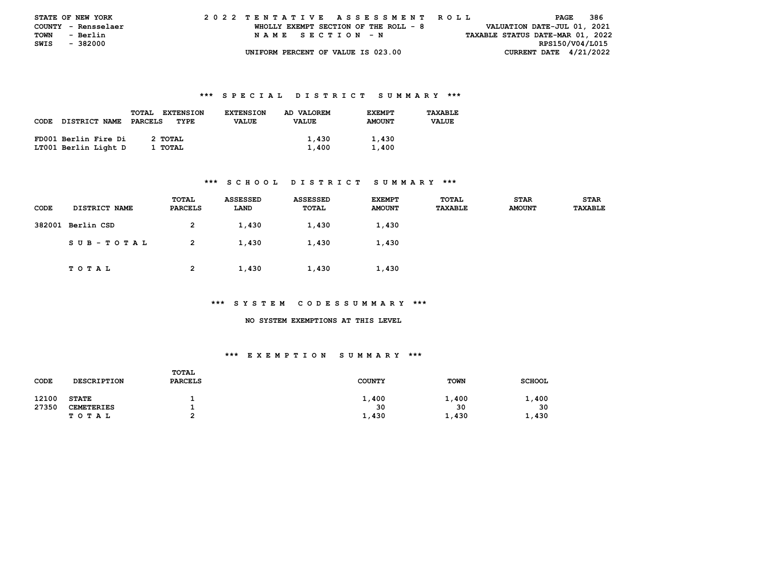STATE OF NEW YORK
COUNTY - Rensselaer
TOWN - Berlin
SWIS - 382000

2 0 2 2 T E N T A T I V E A S S E S S M E N T R O L L
WHOLLY EXEMPT SECTION OF THE ROLL - 8
N A M E S E C T I O N - N
UNIFORM PERCENT OF VALUE IS 023.00

VALUATION DATE-JUL 01, 2021
TAXABLE STATUS DATE-MAR 01, 2022
RPS150/V04/L015
CURRENT DATE 4/21/2022

### *** S P E C I A L D I S T R I C T S U M M A R Y ***

| CODE | DISTRICT NAME | TOTAL PARCELS | EXTENSION TYPE | EXTENSION VALUE | AD VALOREM VALUE | EXEMPT AMOUNT | TAXABLE VALUE |
|---|---|---|---|---|---|---|---|
| FD001 | Berlin Fire Di | 2 | TOTAL | | 1,430 | 1,430 | |
| LT001 | Berlin Light D | 1 | TOTAL | | 1,400 | 1,400 | |

### *** S C H O O L D I S T R I C T S U M M A R Y ***

| CODE | DISTRICT NAME | TOTAL PARCELS | ASSESSED LAND | ASSESSED TOTAL | EXEMPT AMOUNT | TOTAL TAXABLE | STAR AMOUNT | STAR TAXABLE |
|---|---|---|---|---|---|---|---|---|
| 382001 | Berlin CSD | 2 | 1,430 | 1,430 | 1,430 | | | |
| | S U B - T O T A L | 2 | 1,430 | 1,430 | 1,430 | | | |
| | T O T A L | 2 | 1,430 | 1,430 | 1,430 | | | |

### *** S Y S T E M C O D E S S U M M A R Y ***

NO SYSTEM EXEMPTIONS AT THIS LEVEL

### *** E X E M P T I O N S U M M A R Y ***

| CODE | DESCRIPTION | TOTAL PARCELS | COUNTY | TOWN | SCHOOL |
|---|---|---|---|---|---|
| 12100 | STATE | 1 | 1,400 | 1,400 | 1,400 |
| 27350 | CEMETERIES | 1 | 30 | 30 | 30 |
| | T O T A L | 2 | 1,430 | 1,430 | 1,430 |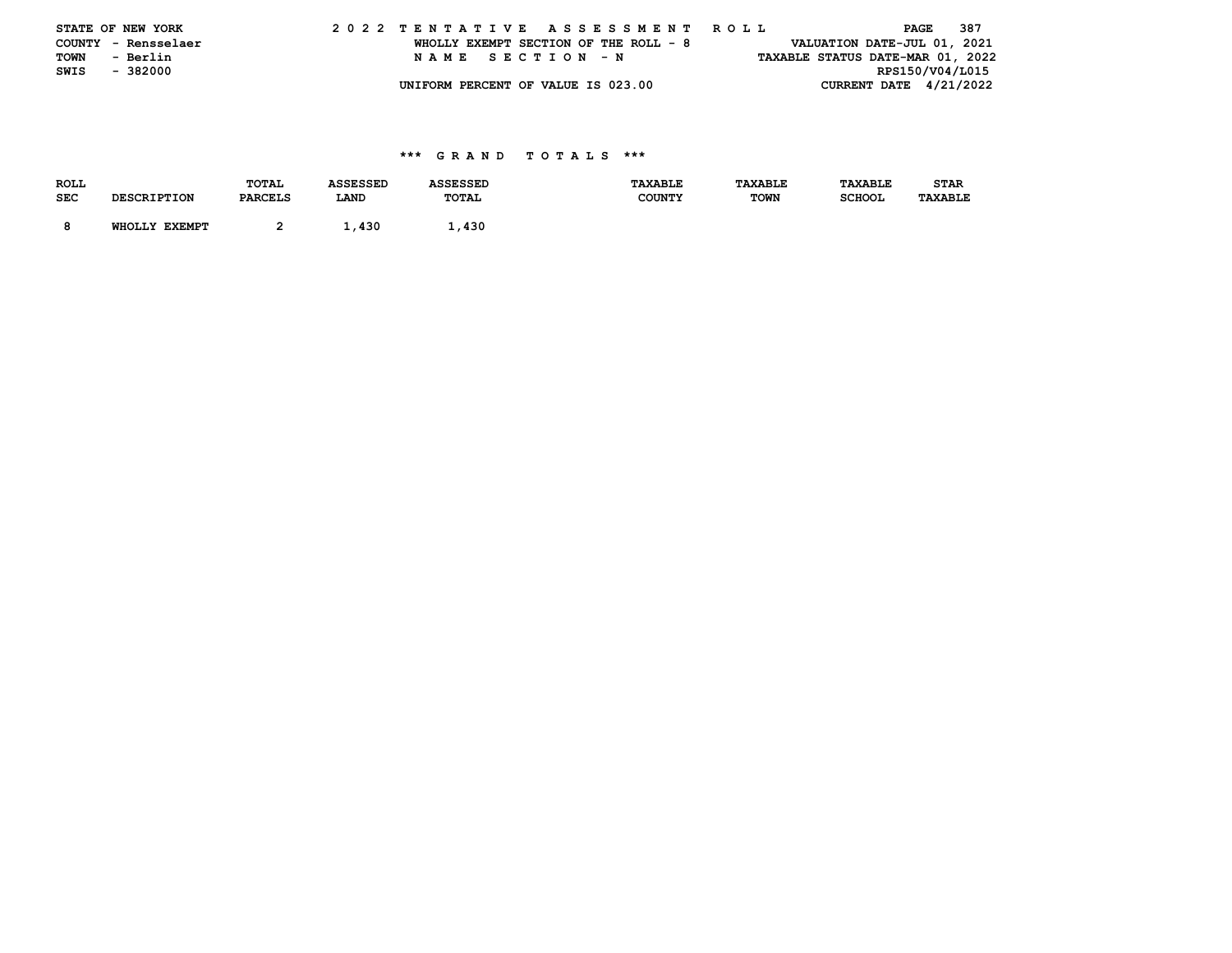STATE OF NEW YORK
COUNTY - Rensselaer
TOWN - Berlin
SWIS - 382000

2 0 2 2 T E N T A T I V E A S S E S S M E N T R O L L
WHOLLY EXEMPT SECTION OF THE ROLL - 8
N A M E S E C T I O N - N
UNIFORM PERCENT OF VALUE IS 023.00

VALUATION DATE-JUL 01, 2021
TAXABLE STATUS DATE-MAR 01, 2022
RPS150/V04/L015
CURRENT DATE 4/21/2022

### *** G R A N D T O T A L S ***

| ROLL SEC | DESCRIPTION | TOTAL PARCELS | ASSESSED LAND | ASSESSED TOTAL | TAXABLE COUNTY | TAXABLE TOWN | TAXABLE SCHOOL | STAR TAXABLE |
|---|---|---|---|---|---|---|---|---|
| 8 | WHOLLY EXEMPT | 2 | 1,430 | 1,430 | | | | |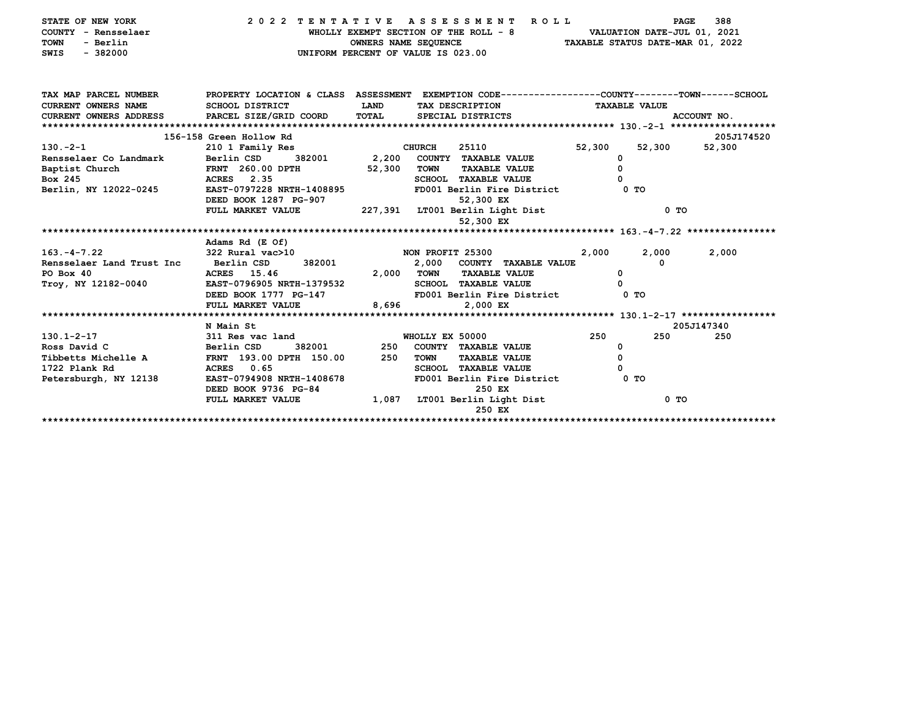STATE OF NEW YORK — 2022 TENTATIVE ASSESSMENT ROLL
COUNTY - Rensselaer — WHOLLY EXEMPT SECTION OF THE ROLL - 8 — VALUATION DATE-JUL 01, 2021
TOWN - Berlin — OWNERS NAME SEQUENCE — TAXABLE STATUS DATE-MAR 01, 2022
SWIS - 382000 — UNIFORM PERCENT OF VALUE IS 023.00

| TAX MAP PARCEL NUMBER / CURRENT OWNERS NAME / CURRENT OWNERS ADDRESS | PROPERTY LOCATION & CLASS / SCHOOL DISTRICT / PARCEL SIZE/GRID COORD | ASSESSMENT LAND / TOTAL | EXEMPTION CODE / TAX DESCRIPTION / SPECIAL DISTRICTS | COUNTY | TOWN | SCHOOL |
|---|---|---|---|---|---|---|
| **130.-2-1** (ACCOUNT NO. 205J174520) | 156-158 Green Hollow Rd | | | | | |
| 130.-2-1 | 210 1 Family Res | | CHURCH 25110 | 52,300 | 52,300 | 52,300 |
| Rensselaer Co Landmark | Berlin CSD 382001 | 2,200 | COUNTY TAXABLE VALUE | 0 | | |
| Baptist Church | FRNT 260.00 DPTH | 52,300 | TOWN TAXABLE VALUE | | 0 | |
| Box 245 | ACRES 2.35 | | SCHOOL TAXABLE VALUE | | | 0 |
| Berlin, NY 12022-0245 | EAST-0797228 NRTH-1408895 | | FD001 Berlin Fire District 52,300 EX | 0 TO | | |
| | DEED BOOK 1287 PG-907 | | | | | |
| | FULL MARKET VALUE | 227,391 | LT001 Berlin Light Dist 52,300 EX | 0 TO | | |
| **163.-4-7.22** | Adams Rd (E Of) | | | | | |
| 163.-4-7.22 | 322 Rural vac>10 | | NON PROFIT 25300 | 2,000 | 2,000 | 2,000 |
| Rensselaer Land Trust Inc | Berlin CSD 382001 | 2,000 | COUNTY TAXABLE VALUE | 0 | | |
| PO Box 40 | ACRES 15.46 | 2,000 | TOWN TAXABLE VALUE | | 0 | |
| Troy, NY 12182-0040 | EAST-0796905 NRTH-1379532 | | SCHOOL TAXABLE VALUE | | | 0 |
| | DEED BOOK 1777 PG-147 | | FD001 Berlin Fire District 2,000 EX | 0 TO | | |
| | FULL MARKET VALUE | 8,696 | | | | |
| **130.1-2-17** (ACCOUNT NO. 205J147340) | N Main St | | | | | |
| 130.1-2-17 | 311 Res vac land | | WHOLLY EX 50000 | 250 | 250 | 250 |
| Ross David C | Berlin CSD 382001 | 250 | COUNTY TAXABLE VALUE | 0 | | |
| Tibbetts Michelle A | FRNT 193.00 DPTH 150.00 | 250 | TOWN TAXABLE VALUE | | 0 | |
| 1722 Plank Rd | ACRES 0.65 | | SCHOOL TAXABLE VALUE | | | 0 |
| Petersburgh, NY 12138 | EAST-0794908 NRTH-1408678 | | FD001 Berlin Fire District 250 EX | 0 TO | | |
| | DEED BOOK 9736 PG-84 | | | | | |
| | FULL MARKET VALUE | 1,087 | LT001 Berlin Light Dist 250 EX | 0 TO | | |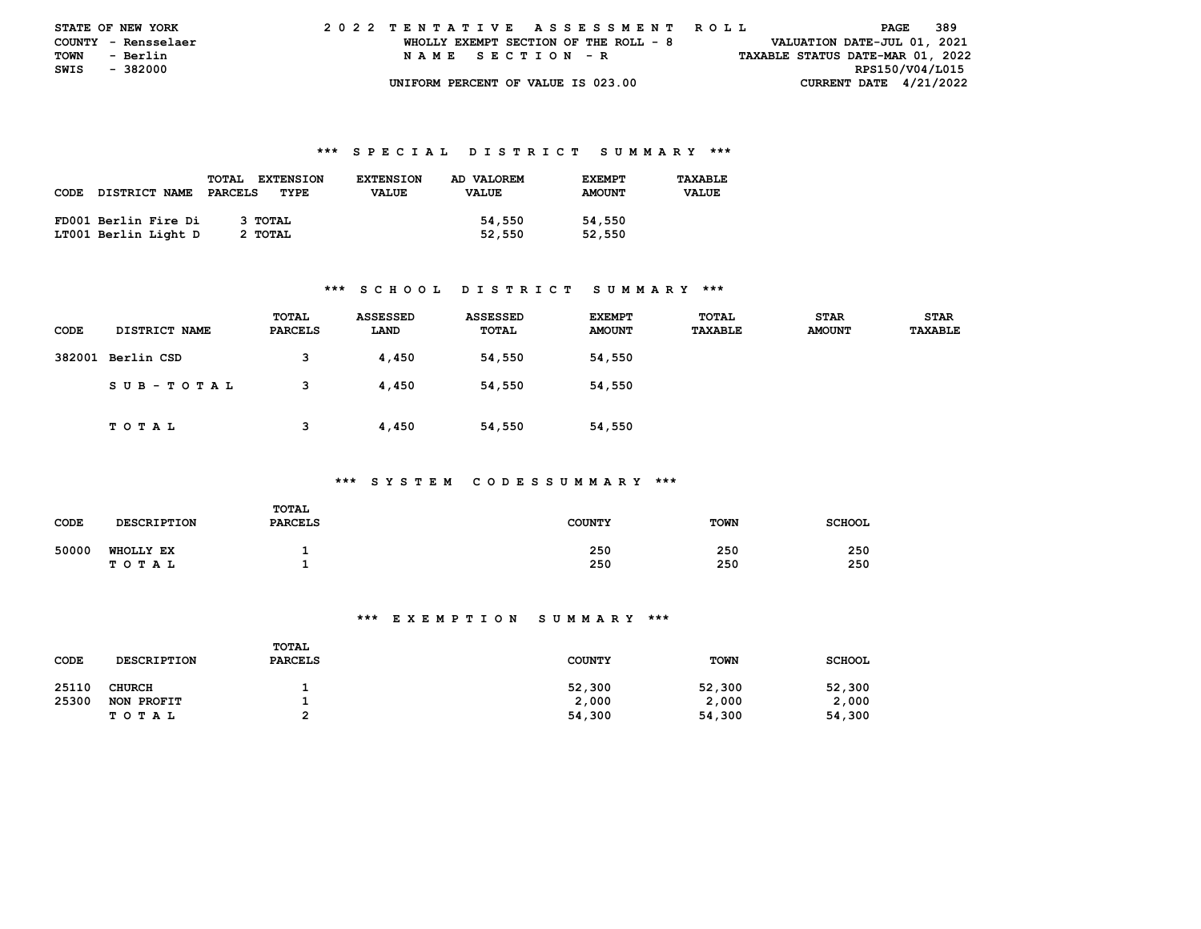STATE OF NEW YORK
COUNTY - Rensselaer
TOWN - Berlin
SWIS - 382000

2022 TENTATIVE ASSESSMENT ROLL
WHOLLY EXEMPT SECTION OF THE ROLL - 8
NAME SECTION - R
UNIFORM PERCENT OF VALUE IS 023.00

VALUATION DATE-JUL 01, 2021
TAXABLE STATUS DATE-MAR 01, 2022
RPS150/V04/L015
CURRENT DATE 4/21/2022

## *** SPECIAL DISTRICT SUMMARY ***

| CODE DISTRICT NAME | TOTAL PARCELS | EXTENSION TYPE | EXTENSION VALUE | AD VALOREM VALUE | EXEMPT AMOUNT | TAXABLE VALUE |
|---|---|---|---|---|---|---|
| FD001 Berlin Fire Di | 3 | TOTAL | | 54,550 | 54,550 | |
| LT001 Berlin Light D | 2 | TOTAL | | 52,550 | 52,550 | |

## *** SCHOOL DISTRICT SUMMARY ***

| CODE | DISTRICT NAME | TOTAL PARCELS | ASSESSED LAND | ASSESSED TOTAL | EXEMPT AMOUNT | TOTAL TAXABLE | STAR AMOUNT | STAR TAXABLE |
|---|---|---|---|---|---|---|---|---|
| 382001 | Berlin CSD | 3 | 4,450 | 54,550 | 54,550 | | | |
| | SUB-TOTAL | 3 | 4,450 | 54,550 | 54,550 | | | |
| | TOTAL | 3 | 4,450 | 54,550 | 54,550 | | | |

## *** SYSTEM CODES SUMMARY ***

| CODE | DESCRIPTION | TOTAL PARCELS | COUNTY | TOWN | SCHOOL |
|---|---|---|---|---|---|
| 50000 | WHOLLY EX | 1 | 250 | 250 | 250 |
| | TOTAL | 1 | 250 | 250 | 250 |

## *** EXEMPTION SUMMARY ***

| CODE | DESCRIPTION | TOTAL PARCELS | COUNTY | TOWN | SCHOOL |
|---|---|---|---|---|---|
| 25110 | CHURCH | 1 | 52,300 | 52,300 | 52,300 |
| 25300 | NON PROFIT | 1 | 2,000 | 2,000 | 2,000 |
| | TOTAL | 2 | 54,300 | 54,300 | 54,300 |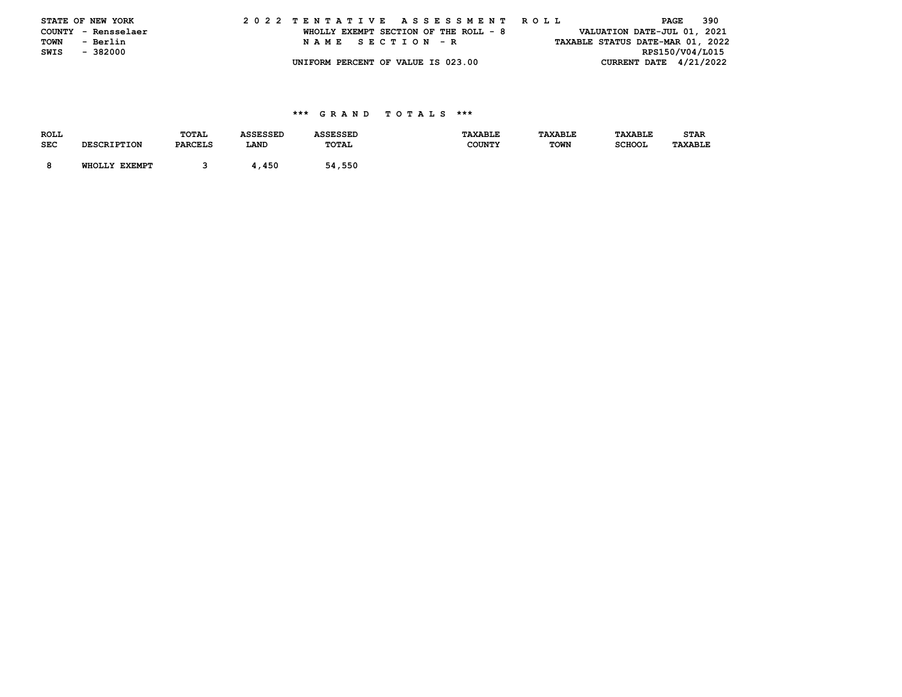STATE OF NEW YORK
COUNTY - Rensselaer
TOWN - Berlin
SWIS - 382000

2022 TENTATIVE ASSESSMENT ROLL
WHOLLY EXEMPT SECTION OF THE ROLL - 8
NAME SECTION - R
UNIFORM PERCENT OF VALUE IS 023.00

VALUATION DATE-JUL 01, 2021
TAXABLE STATUS DATE-MAR 01, 2022
RPS150/V04/L015
CURRENT DATE 4/21/2022

### *** GRAND TOTALS ***

| ROLL SEC | DESCRIPTION | TOTAL PARCELS | ASSESSED LAND | ASSESSED TOTAL | TAXABLE COUNTY | TAXABLE TOWN | TAXABLE SCHOOL | STAR TAXABLE |
|---|---|---|---|---|---|---|---|---|
| 8 | WHOLLY EXEMPT | 3 | 4,450 | 54,550 | | | | |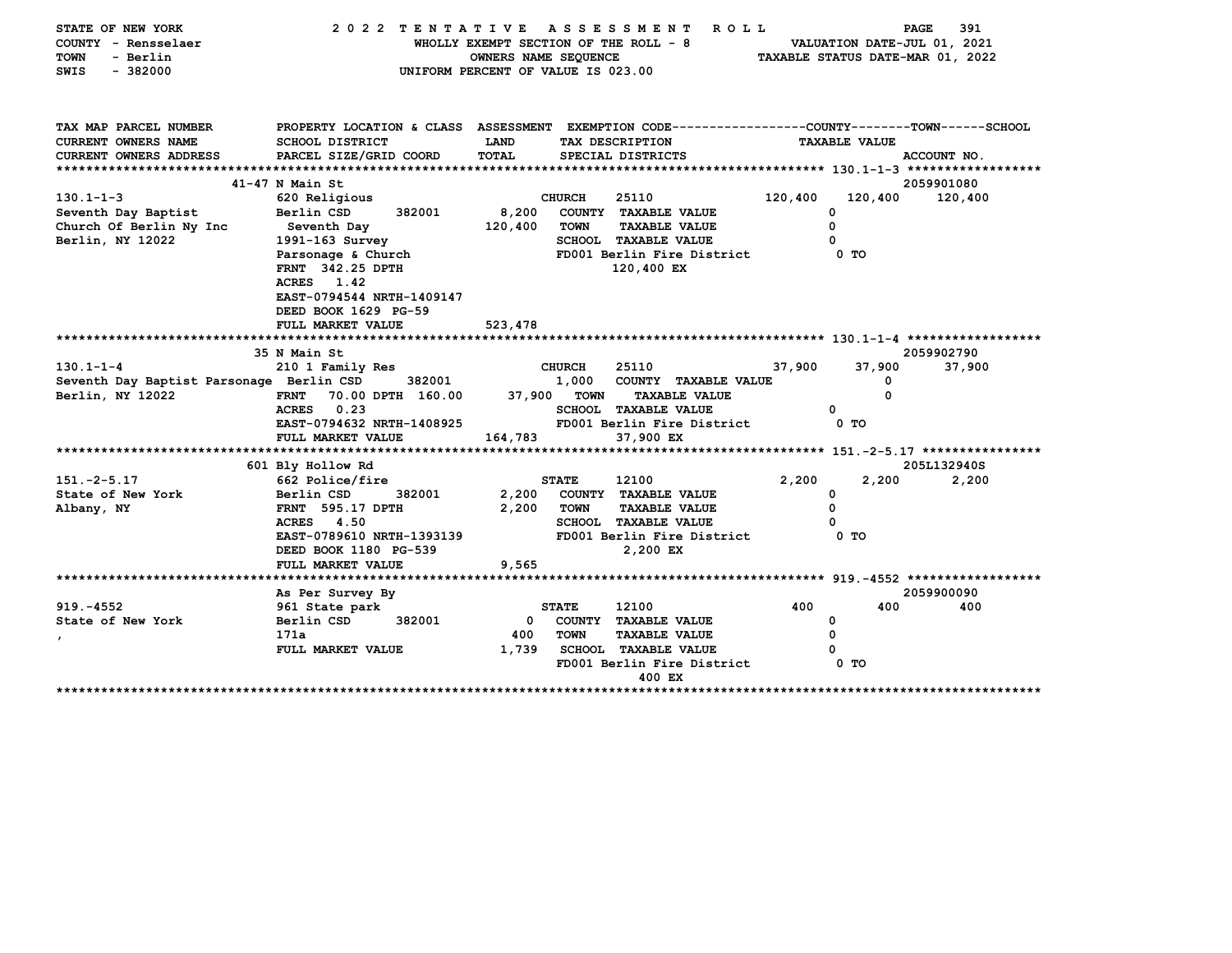STATE OF NEW YORK
COUNTY - Rensselaer
TOWN - Berlin
SWIS - 382000

# 2022 TENTATIVE ASSESSMENT ROLL

WHOLLY EXEMPT SECTION OF THE ROLL - 8
OWNERS NAME SEQUENCE
UNIFORM PERCENT OF VALUE IS 023.00

VALUATION DATE-JUL 01, 2021
TAXABLE STATUS DATE-MAR 01, 2022

```
TAX MAP PARCEL NUMBER        PROPERTY LOCATION & CLASS  ASSESSMENT  EXEMPTION CODE------------------COUNTY--------TOWN------SCHOOL
CURRENT OWNERS NAME          SCHOOL DISTRICT             LAND        TAX DESCRIPTION                   TAXABLE VALUE
CURRENT OWNERS ADDRESS       PARCEL SIZE/GRID COORD      TOTAL       SPECIAL DISTRICTS                                      ACCOUNT NO.
******************************************************************************************************* 130.1-1-3 ******************
                        41-47 N Main St                                                                                  2059901080
130.1-1-3                    620 Religious                       CHURCH    25110                 120,400    120,400     120,400
Seventh Day Baptist          Berlin CSD      382001      8,200   COUNTY  TAXABLE VALUE                 0
Church Of Berlin Ny Inc       Seventh Day               120,400  TOWN    TAXABLE VALUE                 0
Berlin, NY 12022             1991-163 Survey                     SCHOOL  TAXABLE VALUE                 0
                             Parsonage & Church                  FD001 Berlin Fire District            0 TO
                             FRNT 342.25 DPTH                              120,400 EX
                             ACRES   1.42
                             EAST-0794544 NRTH-1409147
                             DEED BOOK 1629 PG-59
                             FULL MARKET VALUE           523,478
******************************************************************************************************* 130.1-1-4 ******************
                        35 N Main St                                                                                     2059902790
130.1-1-4                    210 1 Family Res                    CHURCH    25110                  37,900     37,900      37,900
Seventh Day Baptist Parsonage Berlin CSD     382001      1,000   COUNTY  TAXABLE VALUE                 0
Berlin, NY 12022             FRNT  70.00 DPTH 160.00    37,900   TOWN    TAXABLE VALUE                 0
                             ACRES   0.23                        SCHOOL  TAXABLE VALUE                 0
                             EAST-0794632 NRTH-1408925           FD001 Berlin Fire District            0 TO
                             FULL MARKET VALUE           164,783           37,900 EX
******************************************************************************************************* 151.-2-5.17 ****************
                        601 Bly Hollow Rd                                                                                205L132940S
151.-2-5.17                  662 Police/fire                     STATE     12100                   2,200      2,200       2,200
State of New York            Berlin CSD      382001      2,200   COUNTY  TAXABLE VALUE                 0
Albany, NY                   FRNT 595.17 DPTH            2,200   TOWN    TAXABLE VALUE                 0
                             ACRES   4.50                        SCHOOL  TAXABLE VALUE                 0
                             EAST-0789610 NRTH-1393139           FD001 Berlin Fire District            0 TO
                             DEED BOOK 1180 PG-539                         2,200 EX
                             FULL MARKET VALUE             9,565
******************************************************************************************************* 919.-4552 ******************
                        As Per Survey By                                                                                 2059900090
919.-4552                    961 State park                      STATE     12100                     400        400         400
State of New York            Berlin CSD      382001          0   COUNTY  TAXABLE VALUE                 0
,                            171a                          400   TOWN    TAXABLE VALUE                 0
                             FULL MARKET VALUE             1,739 SCHOOL  TAXABLE VALUE                 0
                                                                 FD001 Berlin Fire District            0 TO
                                                                           400 EX
************************************************************************************************************************************
```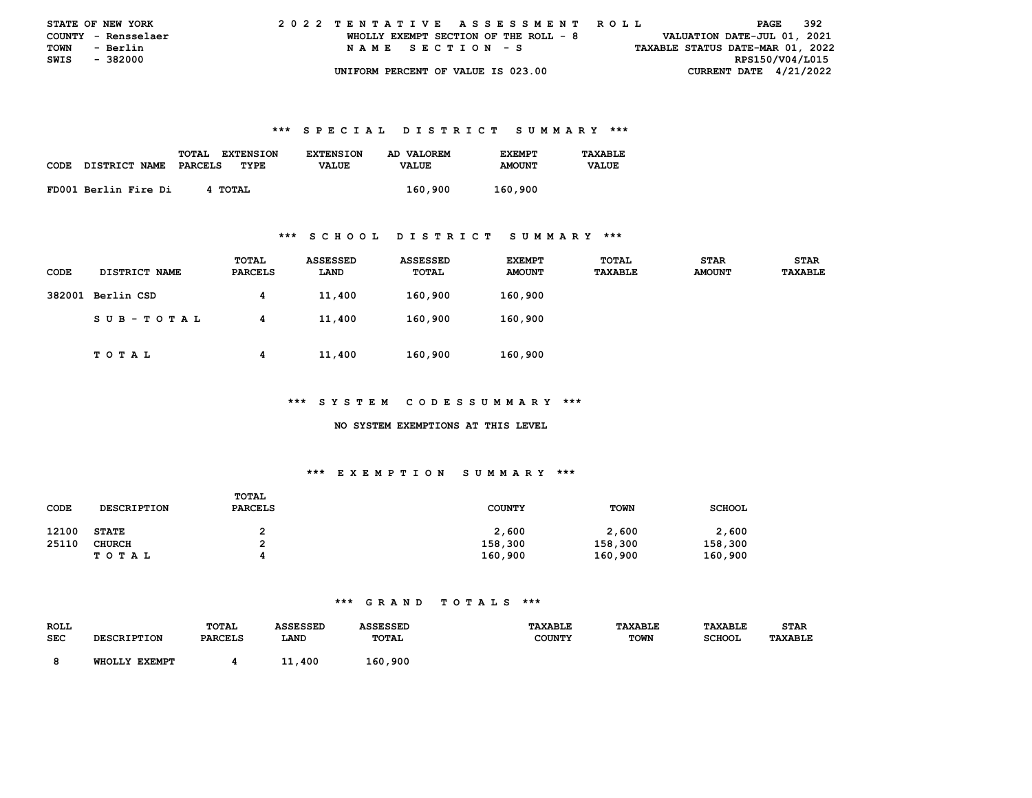STATE OF NEW YORK
COUNTY - Rensselaer
TOWN - Berlin
SWIS - 382000

2022 TENTATIVE ASSESSMENT ROLL
WHOLLY EXEMPT SECTION OF THE ROLL - 8
NAME SECTION - S
UNIFORM PERCENT OF VALUE IS 023.00

VALUATION DATE-JUL 01, 2021
TAXABLE STATUS DATE-MAR 01, 2022
RPS150/V04/L015
CURRENT DATE 4/21/2022

## *** SPECIAL DISTRICT SUMMARY ***

| CODE | DISTRICT NAME | TOTAL PARCELS | EXTENSION TYPE | EXTENSION VALUE | AD VALOREM VALUE | EXEMPT AMOUNT | TAXABLE VALUE |
|---|---|---|---|---|---|---|---|
| FD001 | Berlin Fire Di | 4 | TOTAL | | 160,900 | 160,900 | |

## *** SCHOOL DISTRICT SUMMARY ***

| CODE | DISTRICT NAME | TOTAL PARCELS | ASSESSED LAND | ASSESSED TOTAL | EXEMPT AMOUNT | TOTAL TAXABLE | STAR AMOUNT | STAR TAXABLE |
|---|---|---|---|---|---|---|---|---|
| 382001 | Berlin CSD | 4 | 11,400 | 160,900 | 160,900 | | | |
| | SUB-TOTAL | 4 | 11,400 | 160,900 | 160,900 | | | |
| | TOTAL | 4 | 11,400 | 160,900 | 160,900 | | | |

## *** SYSTEM CODES SUMMARY ***

NO SYSTEM EXEMPTIONS AT THIS LEVEL

## *** EXEMPTION SUMMARY ***

| CODE | DESCRIPTION | TOTAL PARCELS | COUNTY | TOWN | SCHOOL |
|---|---|---|---|---|---|
| 12100 | STATE | 2 | 2,600 | 2,600 | 2,600 |
| 25110 | CHURCH | 2 | 158,300 | 158,300 | 158,300 |
| | TOTAL | 4 | 160,900 | 160,900 | 160,900 |

## *** GRAND TOTALS ***

| ROLL SEC | DESCRIPTION | TOTAL PARCELS | ASSESSED LAND | ASSESSED TOTAL | TAXABLE COUNTY | TAXABLE TOWN | TAXABLE SCHOOL | STAR TAXABLE |
|---|---|---|---|---|---|---|---|---|
| 8 | WHOLLY EXEMPT | 4 | 11,400 | 160,900 | | | | |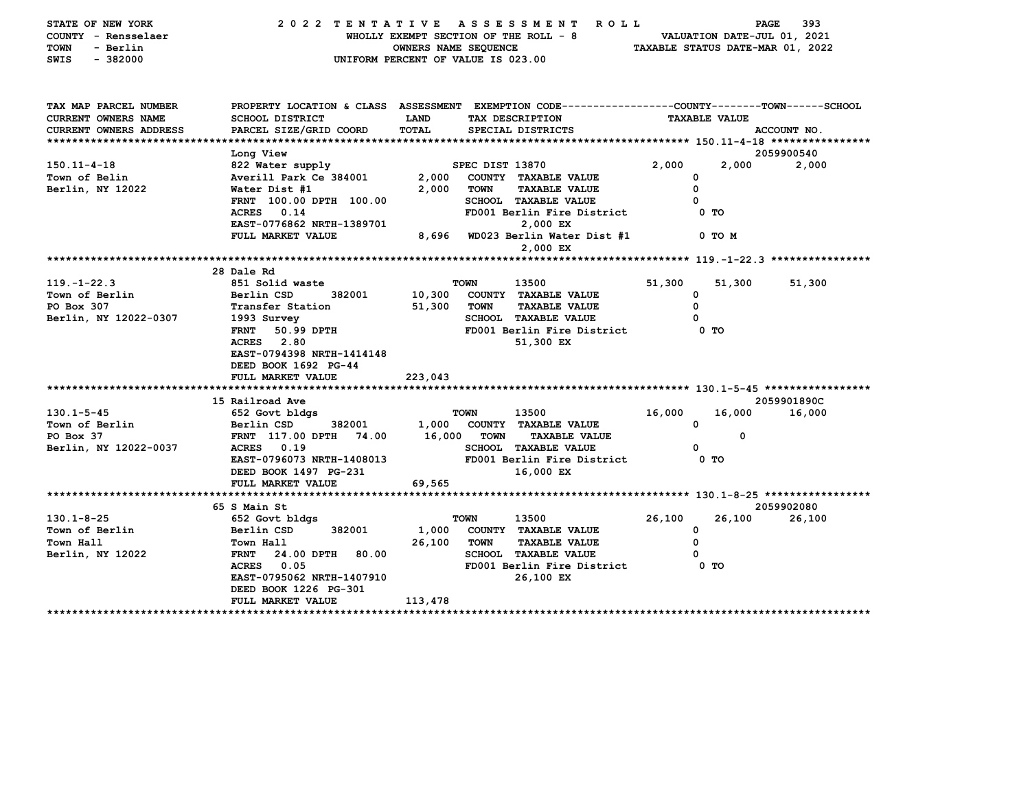STATE OF NEW YORK — 2022 TENTATIVE ASSESSMENT ROLL
COUNTY - Rensselaer — WHOLLY EXEMPT SECTION OF THE ROLL - 8 — VALUATION DATE-JUL 01, 2021
TOWN - Berlin — OWNERS NAME SEQUENCE — TAXABLE STATUS DATE-MAR 01, 2022
SWIS - 382000 — UNIFORM PERCENT OF VALUE IS 023.00

| TAX MAP PARCEL NUMBER / CURRENT OWNERS NAME / CURRENT OWNERS ADDRESS | PROPERTY LOCATION & CLASS / SCHOOL DISTRICT / PARCEL SIZE/GRID COORD | ASSESSMENT LAND / TOTAL | EXEMPTION CODE / TAX DESCRIPTION / SPECIAL DISTRICTS | COUNTY | TOWN | SCHOOL | ACCOUNT NO. |
|---|---|---|---|---|---|---|---|
| 150.11-4-18 | Long View | | | | | | 2059900540 |
| | 822 Water supply | | SPEC DIST 13870 | 2,000 | 2,000 | 2,000 | |
| Town of Belin | Averill Park Ce 384001 | 2,000 | COUNTY TAXABLE VALUE | 0 | | | |
| Berlin, NY 12022 | Water Dist #1 | 2,000 | TOWN TAXABLE VALUE | | 0 | | |
| | FRNT 100.00 DPTH 100.00 | | SCHOOL TAXABLE VALUE | | | 0 | |
| | ACRES 0.14 | | FD001 Berlin Fire District | 0 TO | | | |
| | EAST-0776862 NRTH-1389701 | | 2,000 EX | | | | |
| | FULL MARKET VALUE | 8,696 | WD023 Berlin Water Dist #1 | 0 TO M | | | |
| | | | 2,000 EX | | | | |
| 119.-1-22.3 | 28 Dale Rd | | | | | | |
| | 851 Solid waste | | TOWN 13500 | 51,300 | 51,300 | 51,300 | |
| Town of Berlin | Berlin CSD 382001 | 10,300 | COUNTY TAXABLE VALUE | 0 | | | |
| PO Box 307 | Transfer Station | 51,300 | TOWN TAXABLE VALUE | | 0 | | |
| Berlin, NY 12022-0307 | 1993 Survey | | SCHOOL TAXABLE VALUE | | | 0 | |
| | FRNT 50.99 DPTH | | FD001 Berlin Fire District | 0 TO | | | |
| | ACRES 2.80 | | 51,300 EX | | | | |
| | EAST-0794398 NRTH-1414148 | | | | | | |
| | DEED BOOK 1692 PG-44 | | | | | | |
| | FULL MARKET VALUE | 223,043 | | | | | |
| 130.1-5-45 | 15 Railroad Ave | | | | | | 2059901890C |
| | 652 Govt bldgs | | TOWN 13500 | 16,000 | 16,000 | 16,000 | |
| Town of Berlin | Berlin CSD 382001 | 1,000 | COUNTY TAXABLE VALUE | 0 | | | |
| PO Box 37 | FRNT 117.00 DPTH 74.00 | 16,000 | TOWN TAXABLE VALUE | | 0 | | |
| Berlin, NY 12022-0037 | ACRES 0.19 | | SCHOOL TAXABLE VALUE | | | 0 | |
| | EAST-0796073 NRTH-1408013 | | FD001 Berlin Fire District | 0 TO | | | |
| | DEED BOOK 1497 PG-231 | | 16,000 EX | | | | |
| | FULL MARKET VALUE | 69,565 | | | | | |
| 130.1-8-25 | 65 S Main St | | | | | | 2059902080 |
| | 652 Govt bldgs | | TOWN 13500 | 26,100 | 26,100 | 26,100 | |
| Town of Berlin | Berlin CSD 382001 | 1,000 | COUNTY TAXABLE VALUE | 0 | | | |
| Town Hall | Town Hall | 26,100 | TOWN TAXABLE VALUE | | 0 | | |
| Berlin, NY 12022 | FRNT 24.00 DPTH 80.00 | | SCHOOL TAXABLE VALUE | | | 0 | |
| | ACRES 0.05 | | FD001 Berlin Fire District | 0 TO | | | |
| | EAST-0795062 NRTH-1407910 | | 26,100 EX | | | | |
| | DEED BOOK 1226 PG-301 | | | | | | |
| | FULL MARKET VALUE | 113,478 | | | | | |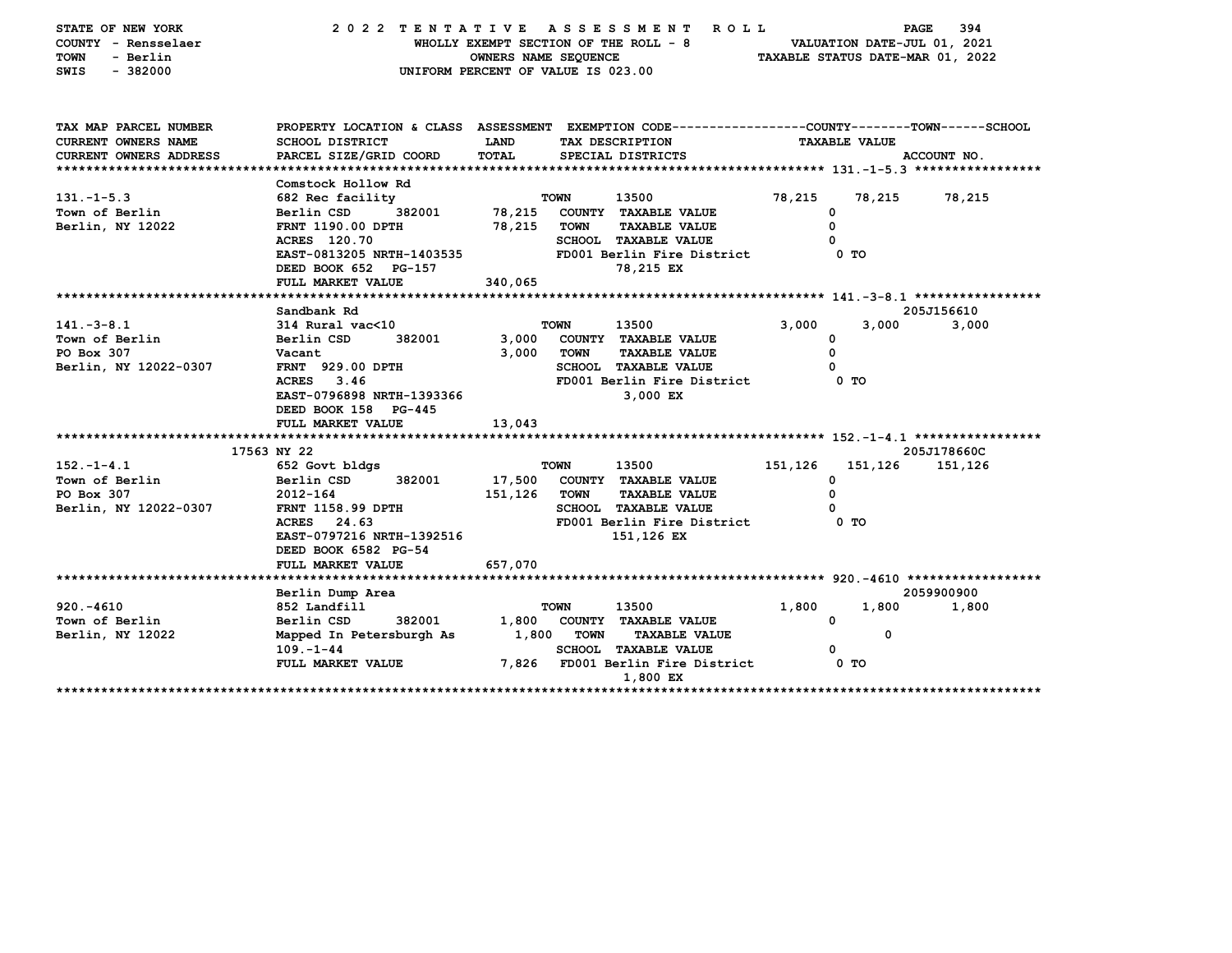STATE OF NEW YORK — 2 0 2 2 T E N T A T I V E A S S E S S M E N T R O L L
COUNTY - Rensselaer — WHOLLY EXEMPT SECTION OF THE ROLL - 8 — VALUATION DATE-JUL 01, 2021
TOWN - Berlin — OWNERS NAME SEQUENCE — TAXABLE STATUS DATE-MAR 01, 2022
SWIS - 382000 — UNIFORM PERCENT OF VALUE IS 023.00

| TAX MAP PARCEL NUMBER / CURRENT OWNERS NAME / CURRENT OWNERS ADDRESS | PROPERTY LOCATION & CLASS / SCHOOL DISTRICT / PARCEL SIZE/GRID COORD | ASSESSMENT LAND / TOTAL | EXEMPTION CODE / TAX DESCRIPTION / SPECIAL DISTRICTS | COUNTY | TOWN | SCHOOL / ACCOUNT NO. |
|---|---|---|---|---|---|---|
| **131.-1-5.3** | Comstock Hollow Rd | | | | | |
| 131.-1-5.3 | 682 Rec facility | | TOWN 13500 | 78,215 | 78,215 | 78,215 |
| Town of Berlin | Berlin CSD 382001 | 78,215 | COUNTY TAXABLE VALUE | 0 | | |
| Berlin, NY 12022 | FRNT 1190.00 DPTH | 78,215 | TOWN TAXABLE VALUE | | 0 | |
| | ACRES 120.70 | | SCHOOL TAXABLE VALUE | | | 0 |
| | EAST-0813205 NRTH-1403535 | | FD001 Berlin Fire District | 0 TO | | |
| | DEED BOOK 652 PG-157 | | 78,215 EX | | | |
| | FULL MARKET VALUE | 340,065 | | | | |
| **141.-3-8.1** | Sandbank Rd | | | | | 205J156610 |
| 141.-3-8.1 | 314 Rural vac<10 | | TOWN 13500 | 3,000 | 3,000 | 3,000 |
| Town of Berlin | Berlin CSD 382001 | 3,000 | COUNTY TAXABLE VALUE | 0 | | |
| PO Box 307 | Vacant | 3,000 | TOWN TAXABLE VALUE | | 0 | |
| Berlin, NY 12022-0307 | FRNT 929.00 DPTH | | SCHOOL TAXABLE VALUE | | | 0 |
| | ACRES 3.46 | | FD001 Berlin Fire District | 0 TO | | |
| | EAST-0796898 NRTH-1393366 | | 3,000 EX | | | |
| | DEED BOOK 158 PG-445 | | | | | |
| | FULL MARKET VALUE | 13,043 | | | | |
| **152.-1-4.1** | 17563 NY 22 | | | | | 205J178660C |
| 152.-1-4.1 | 652 Govt bldgs | | TOWN 13500 | 151,126 | 151,126 | 151,126 |
| Town of Berlin | Berlin CSD 382001 | 17,500 | COUNTY TAXABLE VALUE | 0 | | |
| PO Box 307 | 2012-164 | 151,126 | TOWN TAXABLE VALUE | | 0 | |
| Berlin, NY 12022-0307 | FRNT 1158.99 DPTH | | SCHOOL TAXABLE VALUE | | | 0 |
| | ACRES 24.63 | | FD001 Berlin Fire District | 0 TO | | |
| | EAST-0797216 NRTH-1392516 | | 151,126 EX | | | |
| | DEED BOOK 6582 PG-54 | | | | | |
| | FULL MARKET VALUE | 657,070 | | | | |
| **920.-4610** | Berlin Dump Area | | | | | 2059900900 |
| 920.-4610 | 852 Landfill | | TOWN 13500 | 1,800 | 1,800 | 1,800 |
| Town of Berlin | Berlin CSD 382001 | 1,800 | COUNTY TAXABLE VALUE | 0 | | |
| Berlin, NY 12022 | Mapped In Petersburgh As | 1,800 | TOWN TAXABLE VALUE | | 0 | |
| | 109.-1-44 | | SCHOOL TAXABLE VALUE | | | 0 |
| | FULL MARKET VALUE | 7,826 | FD001 Berlin Fire District | 0 TO | | |
| | | | 1,800 EX | | | |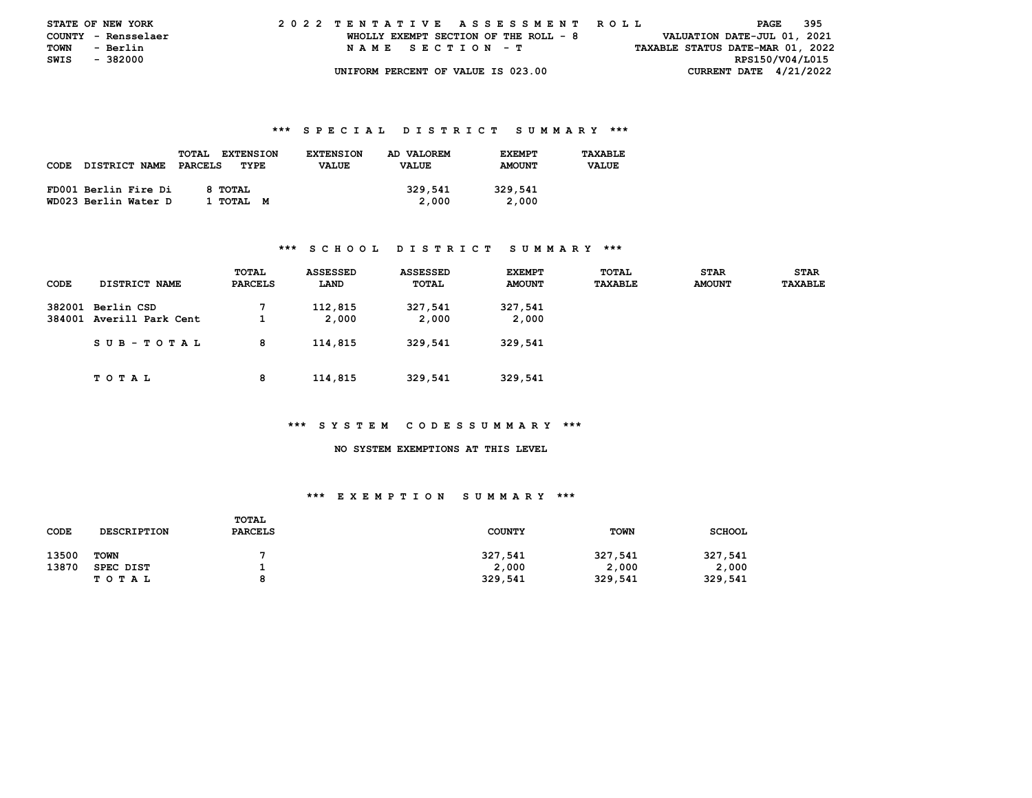STATE OF NEW YORK
COUNTY - Rensselaer
TOWN - Berlin
SWIS - 382000

2022 TENTATIVE ASSESSMENT ROLL
WHOLLY EXEMPT SECTION OF THE ROLL - 8
NAME SECTION - T
UNIFORM PERCENT OF VALUE IS 023.00

VALUATION DATE-JUL 01, 2021
TAXABLE STATUS DATE-MAR 01, 2022
RPS150/V04/L015
CURRENT DATE 4/21/2022

### *** SPECIAL DISTRICT SUMMARY ***

| CODE | DISTRICT NAME | TOTAL PARCELS | EXTENSION TYPE | EXTENSION VALUE | AD VALOREM VALUE | EXEMPT AMOUNT | TAXABLE VALUE |
|---|---|---|---|---|---|---|---|
| FD001 | Berlin Fire Di | 8 | TOTAL | | 329,541 | 329,541 | |
| WD023 | Berlin Water D | 1 | TOTAL M | | 2,000 | 2,000 | |

### *** SCHOOL DISTRICT SUMMARY ***

| CODE | DISTRICT NAME | TOTAL PARCELS | ASSESSED LAND | ASSESSED TOTAL | EXEMPT AMOUNT | TOTAL TAXABLE | STAR AMOUNT | STAR TAXABLE |
|---|---|---|---|---|---|---|---|---|
| 382001 | Berlin CSD | 7 | 112,815 | 327,541 | 327,541 | | | |
| 384001 | Averill Park Cent | 1 | 2,000 | 2,000 | 2,000 | | | |
| | SUB-TOTAL | 8 | 114,815 | 329,541 | 329,541 | | | |
| | TOTAL | 8 | 114,815 | 329,541 | 329,541 | | | |

### *** SYSTEM CODES SUMMARY ***

NO SYSTEM EXEMPTIONS AT THIS LEVEL

### *** EXEMPTION SUMMARY ***

| CODE | DESCRIPTION | TOTAL PARCELS | COUNTY | TOWN | SCHOOL |
|---|---|---|---|---|---|
| 13500 | TOWN | 7 | 327,541 | 327,541 | 327,541 |
| 13870 | SPEC DIST | 1 | 2,000 | 2,000 | 2,000 |
| | TOTAL | 8 | 329,541 | 329,541 | 329,541 |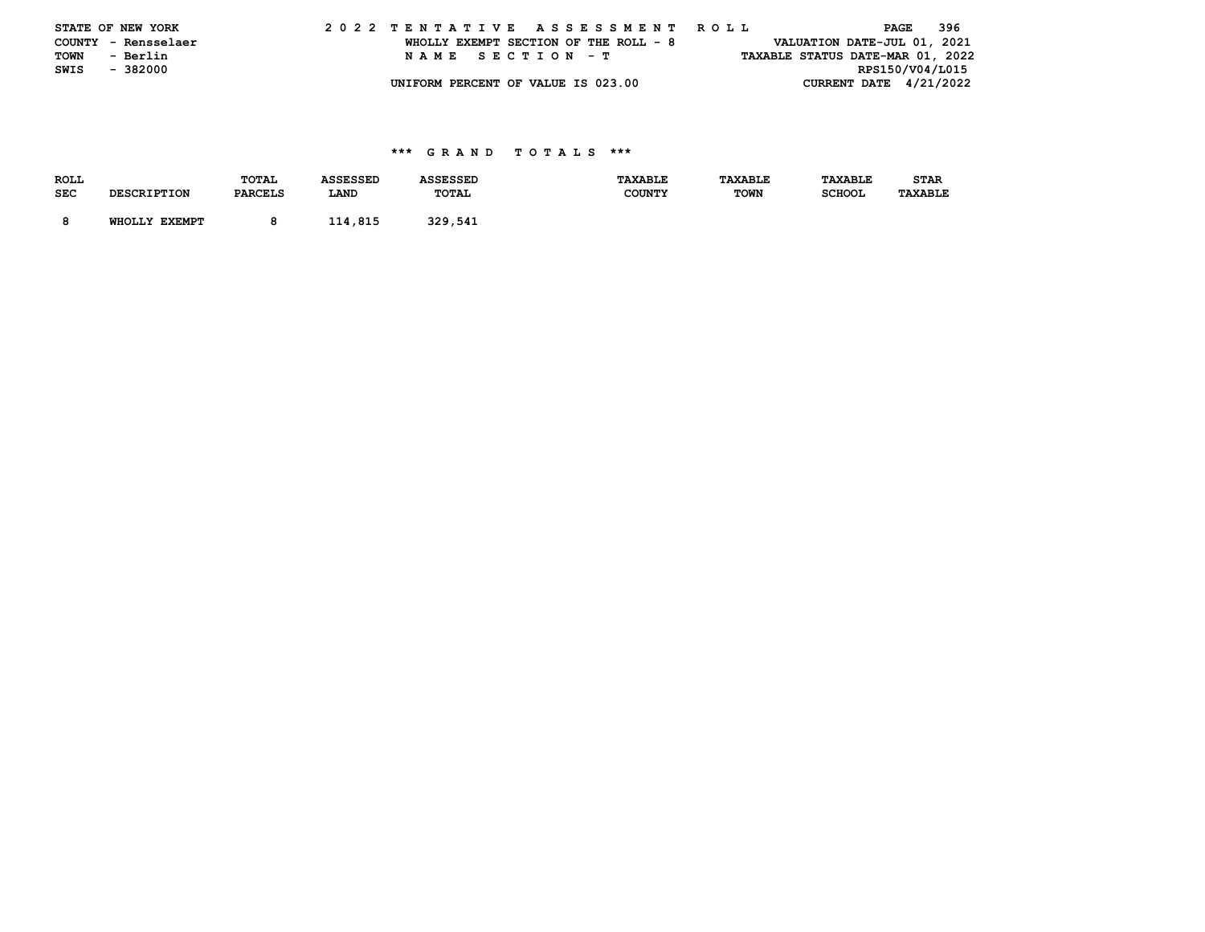STATE OF NEW YORK
COUNTY - Rensselaer
TOWN - Berlin
SWIS - 382000

2 0 2 2 T E N T A T I V E A S S E S S M E N T R O L L
WHOLLY EXEMPT SECTION OF THE ROLL - 8
N A M E S E C T I O N - T
UNIFORM PERCENT OF VALUE IS 023.00

VALUATION DATE-JUL 01, 2021
TAXABLE STATUS DATE-MAR 01, 2022
RPS150/V04/L015
CURRENT DATE 4/21/2022

### *** G R A N D T O T A L S ***

| ROLL SEC | DESCRIPTION | TOTAL PARCELS | ASSESSED LAND | ASSESSED TOTAL | TAXABLE COUNTY | TAXABLE TOWN | TAXABLE SCHOOL | STAR TAXABLE |
|---|---|---|---|---|---|---|---|---|
| 8 | WHOLLY EXEMPT | 8 | 114,815 | 329,541 | | | | |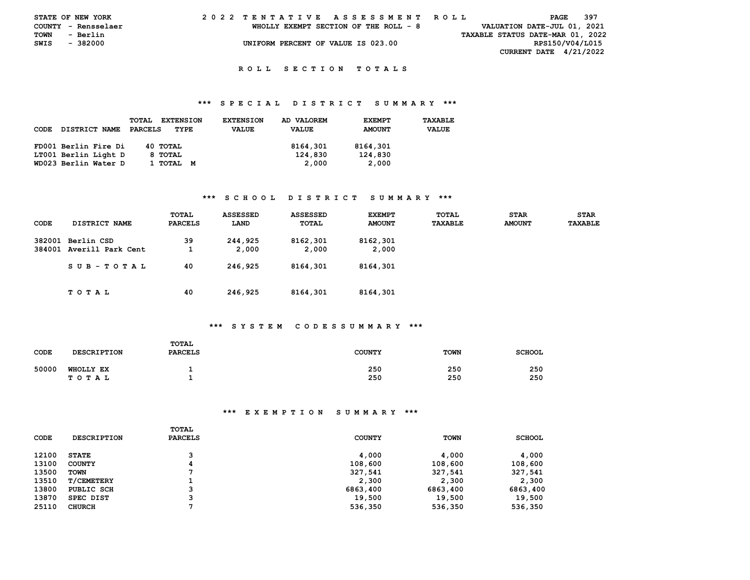STATE OF NEW YORK
COUNTY - Rensselaer
TOWN - Berlin
SWIS - 382000

# 2022 TENTATIVE ASSESSMENT ROLL

WHOLLY EXEMPT SECTION OF THE ROLL - 8

UNIFORM PERCENT OF VALUE IS 023.00

VALUATION DATE-JUL 01, 2021
TAXABLE STATUS DATE-MAR 01, 2022
RPS150/V04/L015
CURRENT DATE 4/21/2022

## ROLL SECTION TOTALS

### *** SPECIAL DISTRICT SUMMARY ***

| CODE | DISTRICT NAME | TOTAL PARCELS | EXTENSION TYPE | EXTENSION VALUE | AD VALOREM VALUE | EXEMPT AMOUNT | TAXABLE VALUE |
|---|---|---|---|---|---|---|---|
| FD001 | Berlin Fire Di | 40 | TOTAL | | 8164,301 | 8164,301 | |
| LT001 | Berlin Light D | 8 | TOTAL | | 124,830 | 124,830 | |
| WD023 | Berlin Water D | 1 | TOTAL M | | 2,000 | 2,000 | |

### *** SCHOOL DISTRICT SUMMARY ***

| CODE | DISTRICT NAME | TOTAL PARCELS | ASSESSED LAND | ASSESSED TOTAL | EXEMPT AMOUNT | TOTAL TAXABLE | STAR AMOUNT | STAR TAXABLE |
|---|---|---|---|---|---|---|---|---|
| 382001 | Berlin CSD | 39 | 244,925 | 8162,301 | 8162,301 | | | |
| 384001 | Averill Park Cent | 1 | 2,000 | 2,000 | 2,000 | | | |
| | SUB-TOTAL | 40 | 246,925 | 8164,301 | 8164,301 | | | |
| | TOTAL | 40 | 246,925 | 8164,301 | 8164,301 | | | |

### *** SYSTEM CODESSUMMARY ***

| CODE | DESCRIPTION | TOTAL PARCELS | COUNTY | TOWN | SCHOOL |
|---|---|---|---|---|---|
| 50000 | WHOLLY EX | 1 | 250 | 250 | 250 |
| | TOTAL | 1 | 250 | 250 | 250 |

### *** EXEMPTION SUMMARY ***

| CODE | DESCRIPTION | TOTAL PARCELS | COUNTY | TOWN | SCHOOL |
|---|---|---|---|---|---|
| 12100 | STATE | 3 | 4,000 | 4,000 | 4,000 |
| 13100 | COUNTY | 4 | 108,600 | 108,600 | 108,600 |
| 13500 | TOWN | 7 | 327,541 | 327,541 | 327,541 |
| 13510 | T/CEMETERY | 1 | 2,300 | 2,300 | 2,300 |
| 13800 | PUBLIC SCH | 3 | 6863,400 | 6863,400 | 6863,400 |
| 13870 | SPEC DIST | 3 | 19,500 | 19,500 | 19,500 |
| 25110 | CHURCH | 7 | 536,350 | 536,350 | 536,350 |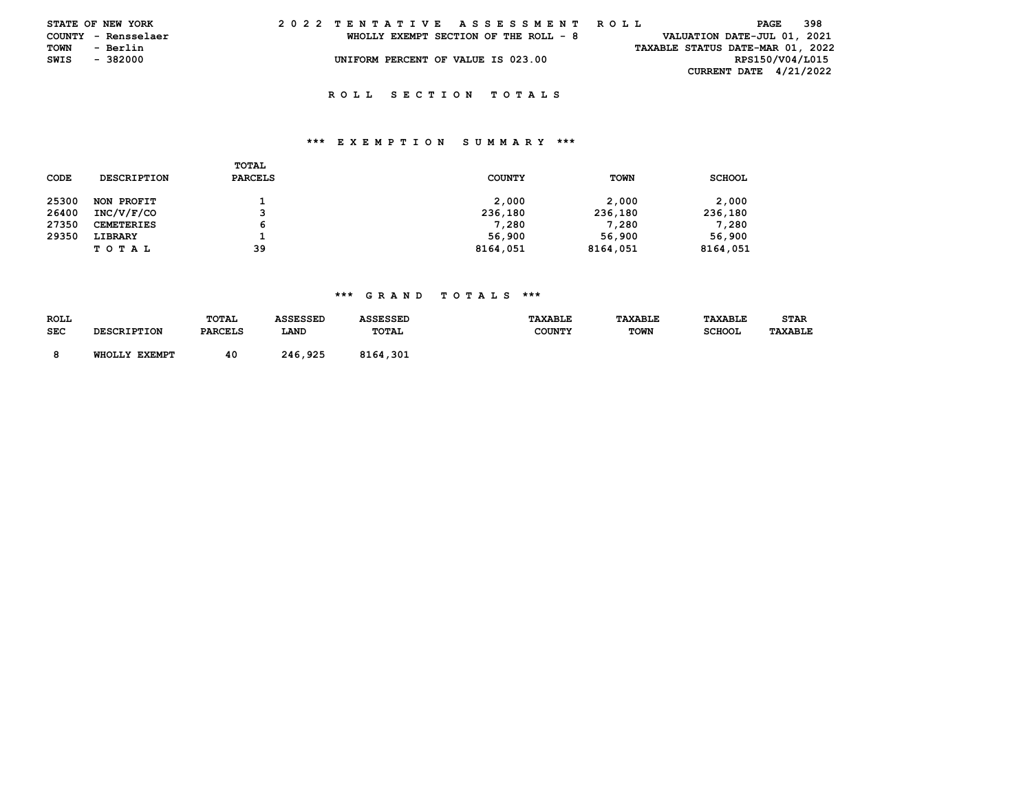STATE OF NEW YORK
COUNTY - Rensselaer
TOWN - Berlin
SWIS - 382000

2 0 2 2 T E N T A T I V E A S S E S S M E N T R O L L

WHOLLY EXEMPT SECTION OF THE ROLL - 8

UNIFORM PERCENT OF VALUE IS 023.00

VALUATION DATE-JUL 01, 2021
TAXABLE STATUS DATE-MAR 01, 2022
RPS150/V04/L015
CURRENT DATE 4/21/2022

## R O L L S E C T I O N T O T A L S

### *** E X E M P T I O N S U M M A R Y ***

| CODE | DESCRIPTION | TOTAL PARCELS | COUNTY | TOWN | SCHOOL |
|---|---|---|---|---|---|
| 25300 | NON PROFIT | 1 | 2,000 | 2,000 | 2,000 |
| 26400 | INC/V/F/CO | 3 | 236,180 | 236,180 | 236,180 |
| 27350 | CEMETERIES | 6 | 7,280 | 7,280 | 7,280 |
| 29350 | LIBRARY | 1 | 56,900 | 56,900 | 56,900 |
| | T O T A L | 39 | 8164,051 | 8164,051 | 8164,051 |

### *** G R A N D T O T A L S ***

| ROLL SEC | DESCRIPTION | TOTAL PARCELS | ASSESSED LAND | ASSESSED TOTAL | TAXABLE COUNTY | TAXABLE TOWN | TAXABLE SCHOOL | STAR TAXABLE |
|---|---|---|---|---|---|---|---|---|
| 8 | WHOLLY EXEMPT | 40 | 246,925 | 8164,301 | | | | |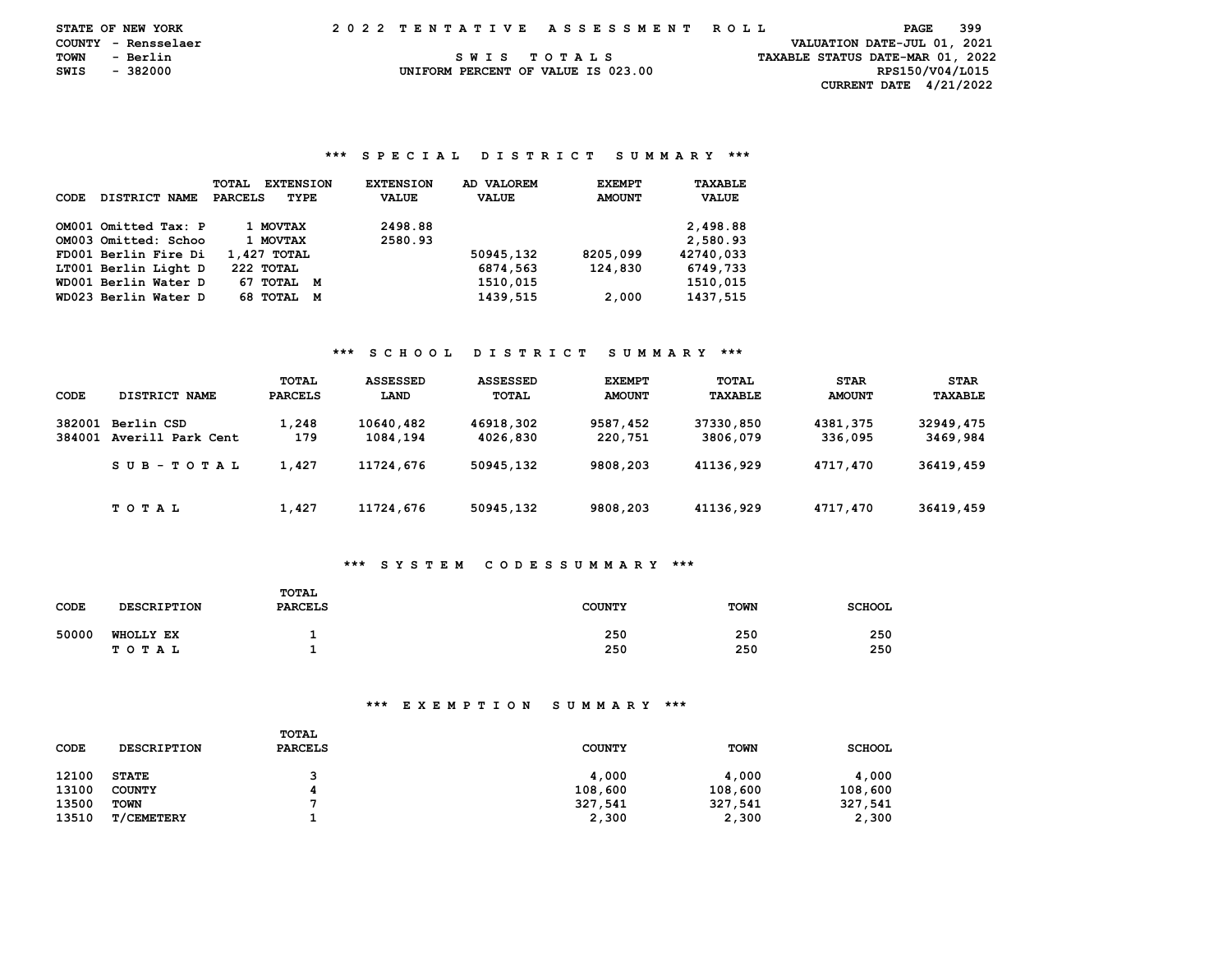STATE OF NEW YORK — 2 0 2 2 T E N T A T I V E A S S E S S M E N T R O L L

COUNTY - Rensselaer
TOWN - Berlin
SWIS - 382000

S W I S T O T A L S
UNIFORM PERCENT OF VALUE IS 023.00

VALUATION DATE-JUL 01, 2021
TAXABLE STATUS DATE-MAR 01, 2022
RPS150/V04/L015
CURRENT DATE 4/21/2022

## *** S P E C I A L D I S T R I C T S U M M A R Y ***

| CODE | DISTRICT NAME | TOTAL PARCELS | EXTENSION TYPE | EXTENSION VALUE | AD VALOREM VALUE | EXEMPT AMOUNT | TAXABLE VALUE |
|---|---|---|---|---|---|---|---|
| OM001 | Omitted Tax: P | 1 | MOVTAX | 2498.88 | | | 2,498.88 |
| OM003 | Omitted: Schoo | 1 | MOVTAX | 2580.93 | | | 2,580.93 |
| FD001 | Berlin Fire Di | 1,427 | TOTAL | | 50945,132 | 8205,099 | 42740,033 |
| LT001 | Berlin Light D | 222 | TOTAL | | 6874,563 | 124,830 | 6749,733 |
| WD001 | Berlin Water D | 67 | TOTAL M | | 1510,015 | | 1510,015 |
| WD023 | Berlin Water D | 68 | TOTAL M | | 1439,515 | 2,000 | 1437,515 |

## *** S C H O O L D I S T R I C T S U M M A R Y ***

| CODE | DISTRICT NAME | TOTAL PARCELS | ASSESSED LAND | ASSESSED TOTAL | EXEMPT AMOUNT | TOTAL TAXABLE | STAR AMOUNT | STAR TAXABLE |
|---|---|---|---|---|---|---|---|---|
| 382001 | Berlin CSD | 1,248 | 10640,482 | 46918,302 | 9587,452 | 37330,850 | 4381,375 | 32949,475 |
| 384001 | Averill Park Cent | 179 | 1084,194 | 4026,830 | 220,751 | 3806,079 | 336,095 | 3469,984 |
| | S U B - T O T A L | 1,427 | 11724,676 | 50945,132 | 9808,203 | 41136,929 | 4717,470 | 36419,459 |
| | T O T A L | 1,427 | 11724,676 | 50945,132 | 9808,203 | 41136,929 | 4717,470 | 36419,459 |

## *** S Y S T E M C O D E S S U M M A R Y ***

| CODE | DESCRIPTION | TOTAL PARCELS | COUNTY | TOWN | SCHOOL |
|---|---|---|---|---|---|
| 50000 | WHOLLY EX | 1 | 250 | 250 | 250 |
| | T O T A L | 1 | 250 | 250 | 250 |

## *** E X E M P T I O N S U M M A R Y ***

| CODE | DESCRIPTION | TOTAL PARCELS | COUNTY | TOWN | SCHOOL |
|---|---|---|---|---|---|
| 12100 | STATE | 3 | 4,000 | 4,000 | 4,000 |
| 13100 | COUNTY | 4 | 108,600 | 108,600 | 108,600 |
| 13500 | TOWN | 7 | 327,541 | 327,541 | 327,541 |
| 13510 | T/CEMETERY | 1 | 2,300 | 2,300 | 2,300 |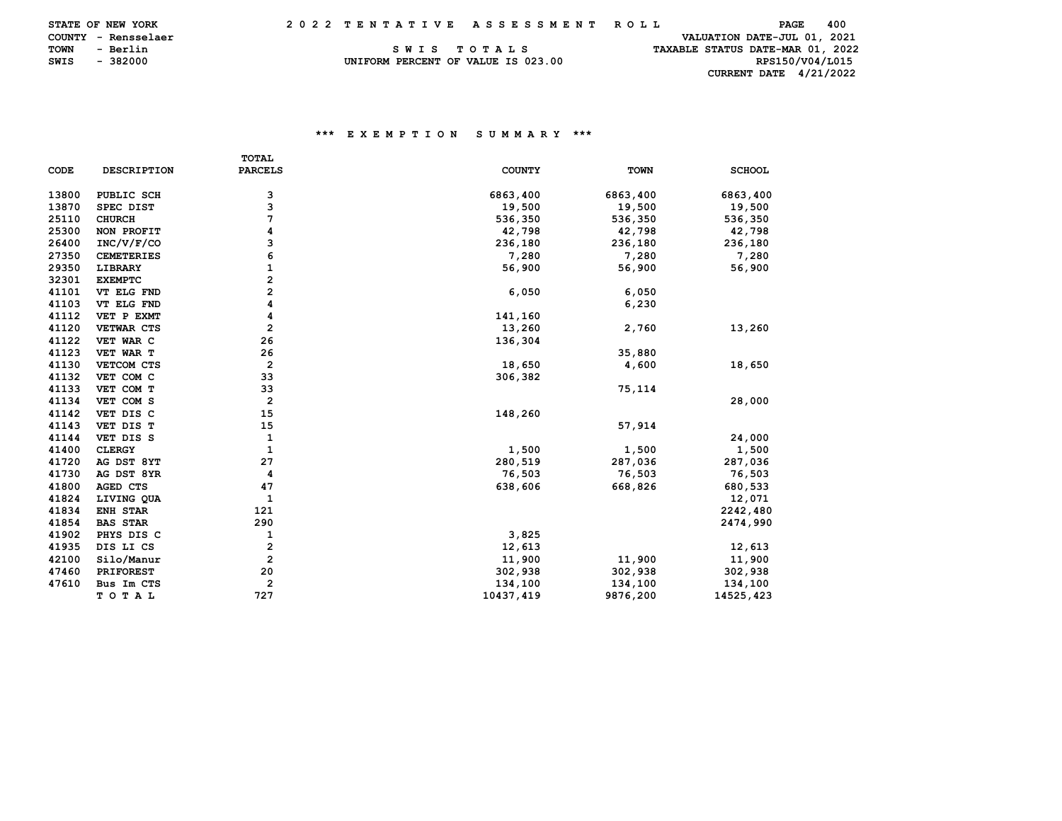STATE OF NEW YORK | 2022 TENTATIVE ASSESSMENT ROLL
COUNTY - Rensselaer
TOWN - Berlin
SWIS - 382000

SWIS TOTALS
UNIFORM PERCENT OF VALUE IS 023.00

VALUATION DATE-JUL 01, 2021
TAXABLE STATUS DATE-MAR 01, 2022
RPS150/V04/L015
CURRENT DATE 4/21/2022

### *** EXEMPTION SUMMARY ***

| CODE | DESCRIPTION | TOTAL PARCELS | COUNTY | TOWN | SCHOOL |
|---|---|---|---|---|---|
| 13800 | PUBLIC SCH | 3 | 6863,400 | 6863,400 | 6863,400 |
| 13870 | SPEC DIST | 3 | 19,500 | 19,500 | 19,500 |
| 25110 | CHURCH | 7 | 536,350 | 536,350 | 536,350 |
| 25300 | NON PROFIT | 4 | 42,798 | 42,798 | 42,798 |
| 26400 | INC/V/F/CO | 3 | 236,180 | 236,180 | 236,180 |
| 27350 | CEMETERIES | 6 | 7,280 | 7,280 | 7,280 |
| 29350 | LIBRARY | 1 | 56,900 | 56,900 | 56,900 |
| 32301 | EXEMPTC | 2 | | | |
| 41101 | VT ELG FND | 2 | 6,050 | 6,050 | |
| 41103 | VT ELG FND | 4 | | 6,230 | |
| 41112 | VET P EXMT | 4 | 141,160 | | |
| 41120 | VETWAR CTS | 2 | 13,260 | 2,760 | 13,260 |
| 41122 | VET WAR C | 26 | 136,304 | | |
| 41123 | VET WAR T | 26 | | 35,880 | |
| 41130 | VETCOM CTS | 2 | 18,650 | 4,600 | 18,650 |
| 41132 | VET COM C | 33 | 306,382 | | |
| 41133 | VET COM T | 33 | | 75,114 | |
| 41134 | VET COM S | 2 | | | 28,000 |
| 41142 | VET DIS C | 15 | 148,260 | | |
| 41143 | VET DIS T | 15 | | 57,914 | |
| 41144 | VET DIS S | 1 | | | 24,000 |
| 41400 | CLERGY | 1 | 1,500 | 1,500 | 1,500 |
| 41720 | AG DST 8YT | 27 | 280,519 | 287,036 | 287,036 |
| 41730 | AG DST 8YR | 4 | 76,503 | 76,503 | 76,503 |
| 41800 | AGED CTS | 47 | 638,606 | 668,826 | 680,533 |
| 41824 | LIVING QUA | 1 | | | 12,071 |
| 41834 | ENH STAR | 121 | | | 2242,480 |
| 41854 | BAS STAR | 290 | | | 2474,990 |
| 41902 | PHYS DIS C | 1 | 3,825 | | |
| 41935 | DIS LI CS | 2 | 12,613 | | 12,613 |
| 42100 | Silo/Manur | 2 | 11,900 | 11,900 | 11,900 |
| 47460 | PRIFOREST | 20 | 302,938 | 302,938 | 302,938 |
| 47610 | Bus Im CTS | 2 | 134,100 | 134,100 | 134,100 |
| | T O T A L | 727 | 10437,419 | 9876,200 | 14525,423 |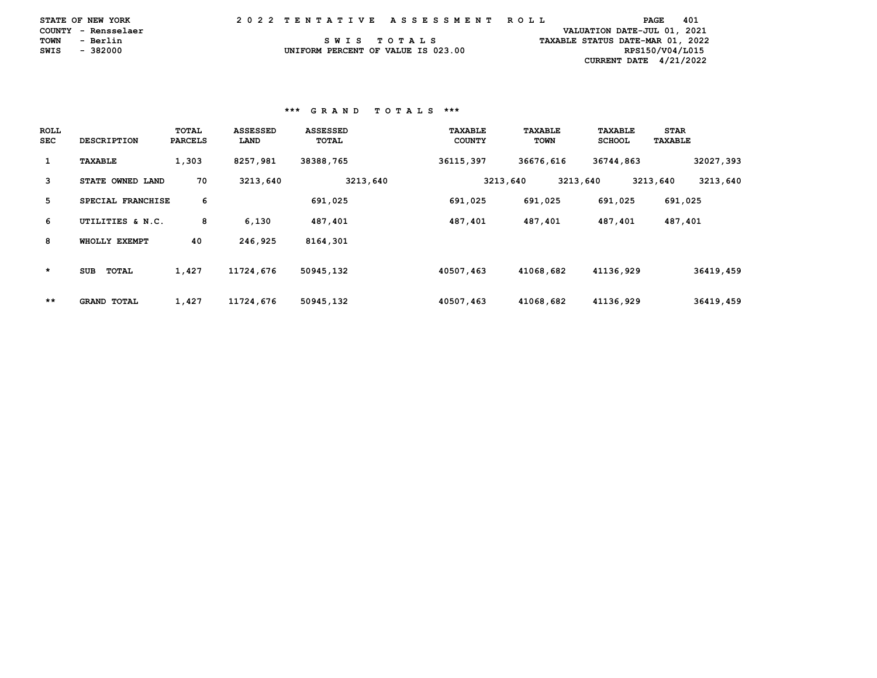STATE OF NEW YORK — 2022 TENTATIVE ASSESSMENT ROLL
COUNTY - Rensselaer
TOWN - Berlin
SWIS - 382000

SWIS TOTALS

UNIFORM PERCENT OF VALUE IS 023.00

VALUATION DATE-JUL 01, 2021
TAXABLE STATUS DATE-MAR 01, 2022
RPS150/V04/L015
CURRENT DATE 4/21/2022

### *** GRAND TOTALS ***

| ROLL SEC | DESCRIPTION | TOTAL PARCELS | ASSESSED LAND | ASSESSED TOTAL | TAXABLE COUNTY | TAXABLE TOWN | TAXABLE SCHOOL | STAR TAXABLE |
|---|---|---|---|---|---|---|---|---|
| 1 | TAXABLE | 1,303 | 8257,981 | 38388,765 | 36115,397 | 36676,616 | 36744,863 | 32027,393 |
| 3 | STATE OWNED LAND | 70 | 3213,640 | 3213,640 | 3213,640 | 3213,640 | 3213,640 | 3213,640 |
| 5 | SPECIAL FRANCHISE | 6 | | 691,025 | 691,025 | 691,025 | 691,025 | 691,025 |
| 6 | UTILITIES & N.C. | 8 | 6,130 | 487,401 | 487,401 | 487,401 | 487,401 | 487,401 |
| 8 | WHOLLY EXEMPT | 40 | 246,925 | 8164,301 | | | | |
| * | SUB TOTAL | 1,427 | 11724,676 | 50945,132 | 40507,463 | 41068,682 | 41136,929 | 36419,459 |
| ** | GRAND TOTAL | 1,427 | 11724,676 | 50945,132 | 40507,463 | 41068,682 | 41136,929 | 36419,459 |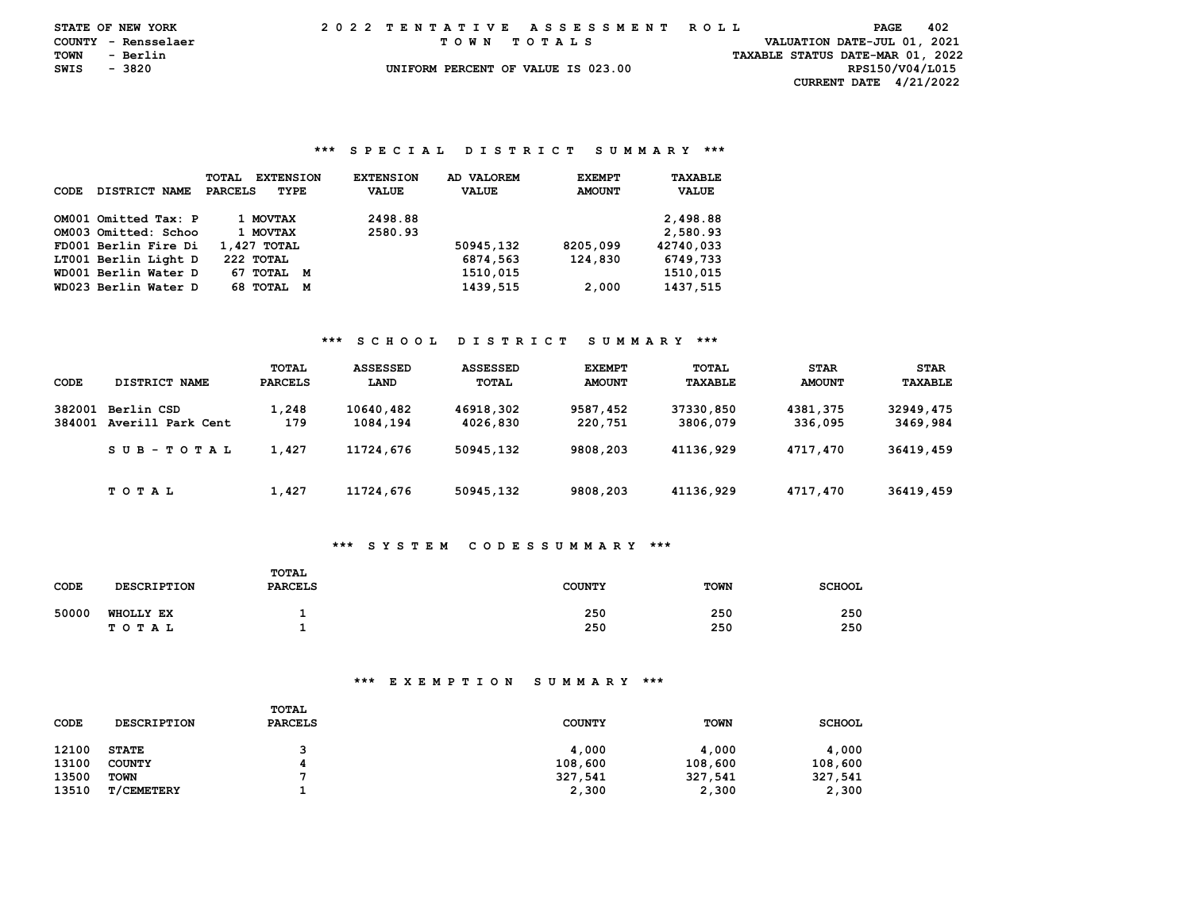STATE OF NEW YORK
COUNTY - Rensselaer
TOWN - Berlin
SWIS - 3820

# 2022 TENTATIVE ASSESSMENT ROLL

TOWN TOTALS

UNIFORM PERCENT OF VALUE IS 023.00

VALUATION DATE-JUL 01, 2021
TAXABLE STATUS DATE-MAR 01, 2022
RPS150/V04/L015
CURRENT DATE 4/21/2022

## *** SPECIAL DISTRICT SUMMARY ***

| CODE | DISTRICT NAME | TOTAL PARCELS | EXTENSION TYPE | EXTENSION VALUE | AD VALOREM VALUE | EXEMPT AMOUNT | TAXABLE VALUE |
|---|---|---|---|---|---|---|---|
| OM001 | Omitted Tax: P | 1 | MOVTAX | 2498.88 | | | 2,498.88 |
| OM003 | Omitted: Schoo | 1 | MOVTAX | 2580.93 | | | 2,580.93 |
| FD001 | Berlin Fire Di | 1,427 | TOTAL | | 50945,132 | 8205,099 | 42740,033 |
| LT001 | Berlin Light D | 222 | TOTAL | | 6874,563 | 124,830 | 6749,733 |
| WD001 | Berlin Water D | 67 | TOTAL M | | 1510,015 | | 1510,015 |
| WD023 | Berlin Water D | 68 | TOTAL M | | 1439,515 | 2,000 | 1437,515 |

## *** SCHOOL DISTRICT SUMMARY ***

| CODE | DISTRICT NAME | TOTAL PARCELS | ASSESSED LAND | ASSESSED TOTAL | EXEMPT AMOUNT | TOTAL TAXABLE | STAR AMOUNT | STAR TAXABLE |
|---|---|---|---|---|---|---|---|---|
| 382001 | Berlin CSD | 1,248 | 10640,482 | 46918,302 | 9587,452 | 37330,850 | 4381,375 | 32949,475 |
| 384001 | Averill Park Cent | 179 | 1084,194 | 4026,830 | 220,751 | 3806,079 | 336,095 | 3469,984 |
| | SUB-TOTAL | 1,427 | 11724,676 | 50945,132 | 9808,203 | 41136,929 | 4717,470 | 36419,459 |
| | TOTAL | 1,427 | 11724,676 | 50945,132 | 9808,203 | 41136,929 | 4717,470 | 36419,459 |

## *** SYSTEM CODES SUMMARY ***

| CODE | DESCRIPTION | TOTAL PARCELS | COUNTY | TOWN | SCHOOL |
|---|---|---|---|---|---|
| 50000 | WHOLLY EX | 1 | 250 | 250 | 250 |
| | TOTAL | 1 | 250 | 250 | 250 |

## *** EXEMPTION SUMMARY ***

| CODE | DESCRIPTION | TOTAL PARCELS | COUNTY | TOWN | SCHOOL |
|---|---|---|---|---|---|
| 12100 | STATE | 3 | 4,000 | 4,000 | 4,000 |
| 13100 | COUNTY | 4 | 108,600 | 108,600 | 108,600 |
| 13500 | TOWN | 7 | 327,541 | 327,541 | 327,541 |
| 13510 | T/CEMETERY | 1 | 2,300 | 2,300 | 2,300 |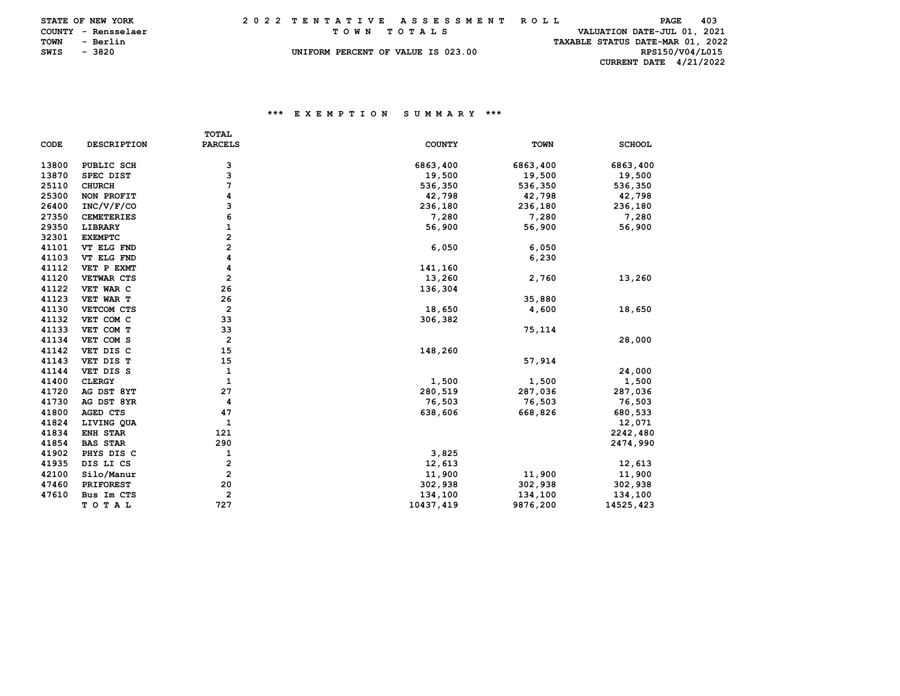STATE OF NEW YORK
COUNTY - Rensselaer
TOWN - Berlin
SWIS - 3820

# 2022 TENTATIVE ASSESSMENT ROLL

TOWN TOTALS

UNIFORM PERCENT OF VALUE IS 023.00

VALUATION DATE-JUL 01, 2021
TAXABLE STATUS DATE-MAR 01, 2022
RPS150/V04/L015
CURRENT DATE 4/21/2022

## *** EXEMPTION SUMMARY ***

| CODE | DESCRIPTION | TOTAL PARCELS | COUNTY | TOWN | SCHOOL |
|---|---|---|---|---|---|
| 13800 | PUBLIC SCH | 3 | 6863,400 | 6863,400 | 6863,400 |
| 13870 | SPEC DIST | 3 | 19,500 | 19,500 | 19,500 |
| 25110 | CHURCH | 7 | 536,350 | 536,350 | 536,350 |
| 25300 | NON PROFIT | 4 | 42,798 | 42,798 | 42,798 |
| 26400 | INC/V/F/CO | 3 | 236,180 | 236,180 | 236,180 |
| 27350 | CEMETERIES | 6 | 7,280 | 7,280 | 7,280 |
| 29350 | LIBRARY | 1 | 56,900 | 56,900 | 56,900 |
| 32301 | EXEMPTC | 2 | | | |
| 41101 | VT ELG FND | 2 | 6,050 | 6,050 | |
| 41103 | VT ELG FND | 4 | | 6,230 | |
| 41112 | VET P EXMT | 4 | 141,160 | | |
| 41120 | VETWAR CTS | 2 | 13,260 | 2,760 | 13,260 |
| 41122 | VET WAR C | 26 | 136,304 | | |
| 41123 | VET WAR T | 26 | | 35,880 | |
| 41130 | VETCOM CTS | 2 | 18,650 | 4,600 | 18,650 |
| 41132 | VET COM C | 33 | 306,382 | | |
| 41133 | VET COM T | 33 | | 75,114 | |
| 41134 | VET COM S | 2 | | | 28,000 |
| 41142 | VET DIS C | 15 | 148,260 | | |
| 41143 | VET DIS T | 15 | | 57,914 | |
| 41144 | VET DIS S | 1 | | | 24,000 |
| 41400 | CLERGY | 1 | 1,500 | 1,500 | 1,500 |
| 41720 | AG DST 8YT | 27 | 280,519 | 287,036 | 287,036 |
| 41730 | AG DST 8YR | 4 | 76,503 | 76,503 | 76,503 |
| 41800 | AGED CTS | 47 | 638,606 | 668,826 | 680,533 |
| 41824 | LIVING QUA | 1 | | | 12,071 |
| 41834 | ENH STAR | 121 | | | 2242,480 |
| 41854 | BAS STAR | 290 | | | 2474,990 |
| 41902 | PHYS DIS C | 1 | 3,825 | | |
| 41935 | DIS LI CS | 2 | 12,613 | | 12,613 |
| 42100 | Silo/Manur | 2 | 11,900 | 11,900 | 11,900 |
| 47460 | PRIFOREST | 20 | 302,938 | 302,938 | 302,938 |
| 47610 | Bus Im CTS | 2 | 134,100 | 134,100 | 134,100 |
| | TOTAL | 727 | 10437,419 | 9876,200 | 14525,423 |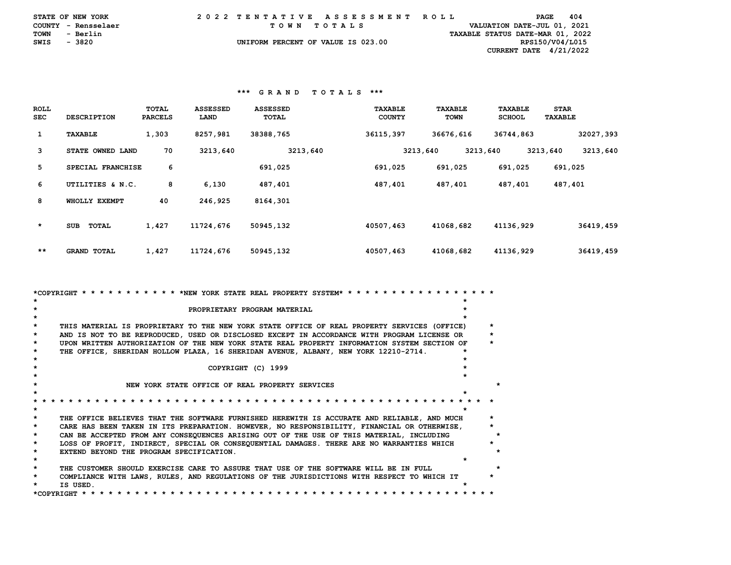STATE OF NEW YORK — 2022 TENTATIVE ASSESSMENT ROLL
COUNTY - Rensselaer — TOWN TOTALS — VALUATION DATE-JUL 01, 2021
TOWN - Berlin — TAXABLE STATUS DATE-MAR 01, 2022
SWIS - 3820 — UNIFORM PERCENT OF VALUE IS 023.00 — RPS150/V04/L015
CURRENT DATE 4/21/2022

### *** GRAND TOTALS ***

| ROLL SEC | DESCRIPTION | TOTAL PARCELS | ASSESSED LAND | ASSESSED TOTAL | TAXABLE COUNTY | TAXABLE TOWN | TAXABLE SCHOOL | STAR TAXABLE |
|---|---|---|---|---|---|---|---|---|
| 1 | TAXABLE | 1,303 | 8257,981 | 38388,765 | 36115,397 | 36676,616 | 36744,863 | 32027,393 |
| 3 | STATE OWNED LAND | 70 | 3213,640 | 3213,640 | 3213,640 | 3213,640 | 3213,640 | 3213,640 |
| 5 | SPECIAL FRANCHISE | 6 | | 691,025 | 691,025 | 691,025 | 691,025 | 691,025 |
| 6 | UTILITIES & N.C. | 8 | 6,130 | 487,401 | 487,401 | 487,401 | 487,401 | 487,401 |
| 8 | WHOLLY EXEMPT | 40 | 246,925 | 8164,301 | | | | |
| * | SUB TOTAL | 1,427 | 11724,676 | 50945,132 | 40507,463 | 41068,682 | 41136,929 | 36419,459 |
| ** | GRAND TOTAL | 1,427 | 11724,676 | 50945,132 | 40507,463 | 41068,682 | 41136,929 | 36419,459 |

*COPYRIGHT * * * * * * * * * * * *NEW YORK STATE REAL PROPERTY SYSTEM* * * * * * * * * * * * * * * * * *

PROPRIETARY PROGRAM MATERIAL

THIS MATERIAL IS PROPRIETARY TO THE NEW YORK STATE OFFICE OF REAL PROPERTY SERVICES (OFFICE) AND IS NOT TO BE REPRODUCED, USED OR DISCLOSED EXCEPT IN ACCORDANCE WITH PROGRAM LICENSE OR UPON WRITTEN AUTHORIZATION OF THE NEW YORK STATE REAL PROPERTY INFORMATION SYSTEM SECTION OF THE OFFICE, SHERIDAN HOLLOW PLAZA, 16 SHERIDAN AVENUE, ALBANY, NEW YORK 12210-2714.

COPYRIGHT (C) 1999

NEW YORK STATE OFFICE OF REAL PROPERTY SERVICES

THE OFFICE BELIEVES THAT THE SOFTWARE FURNISHED HEREWITH IS ACCURATE AND RELIABLE, AND MUCH CARE HAS BEEN TAKEN IN ITS PREPARATION. HOWEVER, NO RESPONSIBILITY, FINANCIAL OR OTHERWISE, CAN BE ACCEPTED FROM ANY CONSEQUENCES ARISING OUT OF THE USE OF THIS MATERIAL, INCLUDING LOSS OF PROFIT, INDIRECT, SPECIAL OR CONSEQUENTIAL DAMAGES. THERE ARE NO WARRANTIES WHICH EXTEND BEYOND THE PROGRAM SPECIFICATION.

THE CUSTOMER SHOULD EXERCISE CARE TO ASSURE THAT USE OF THE SOFTWARE WILL BE IN FULL COMPLIANCE WITH LAWS, RULES, AND REGULATIONS OF THE JURISDICTIONS WITH RESPECT TO WHICH IT IS USED.

*COPYRIGHT * * * * * * * * * * * * * * * * * * * * * * * * * * * * * * * * * * * * * * * * * * * * * * *